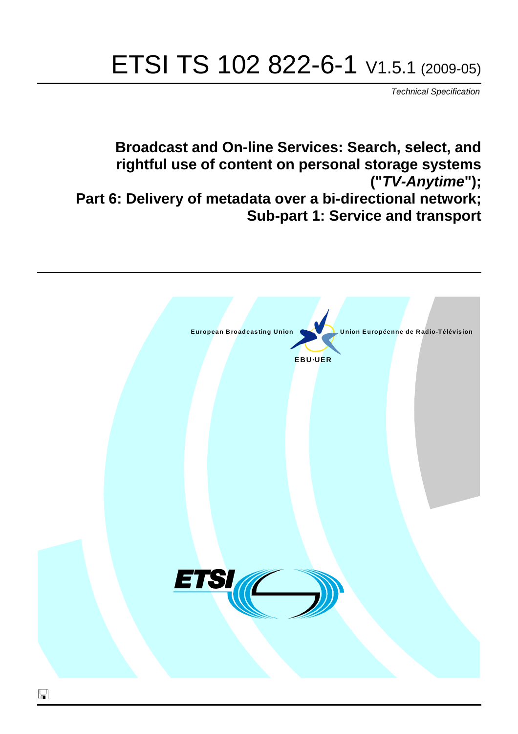# ETSI TS 102 822-6-1 V1.5.1 (2009-05)

*Technical Specification*

**Broadcast and On-line Services: Search, select, and rightful use of content on personal storage systems ("*TV-Anytime*"); Part 6: Delivery of metadata over a bi-directional network; Sub-part 1: Service and transport**

European Broadcasting Union    Union Européenne de Radio-Télévision

EBU·UER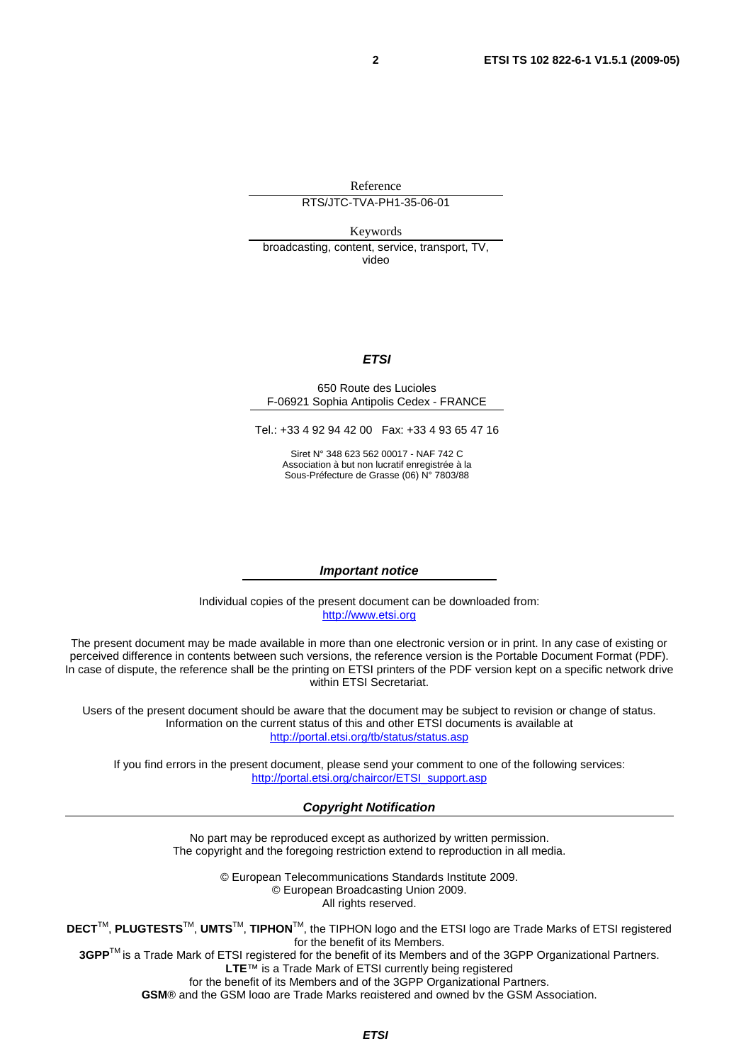Reference

RTS/JTC-TVA-PH1-35-06-01

Keywords

broadcasting, content, service, transport, TV, video

***ETSI***

650 Route des Lucioles
F-06921 Sophia Antipolis Cedex - FRANCE

Tel.: +33 4 92 94 42 00   Fax: +33 4 93 65 47 16

Siret N° 348 623 562 00017 - NAF 742 C
Association à but non lucratif enregistrée à la
Sous-Préfecture de Grasse (06) N° 7803/88

***Important notice***

Individual copies of the present document can be downloaded from:
http://www.etsi.org

The present document may be made available in more than one electronic version or in print. In any case of existing or perceived difference in contents between such versions, the reference version is the Portable Document Format (PDF). In case of dispute, the reference shall be the printing on ETSI printers of the PDF version kept on a specific network drive within ETSI Secretariat.

Users of the present document should be aware that the document may be subject to revision or change of status. Information on the current status of this and other ETSI documents is available at
http://portal.etsi.org/tb/status/status.asp

If you find errors in the present document, please send your comment to one of the following services:
http://portal.etsi.org/chaircor/ETSI_support.asp

***Copyright Notification***

No part may be reproduced except as authorized by written permission.
The copyright and the foregoing restriction extend to reproduction in all media.

© European Telecommunications Standards Institute 2009.
© European Broadcasting Union 2009.
All rights reserved.

**DECT**TM, **PLUGTESTS**TM, **UMTS**TM, **TIPHON**TM, the TIPHON logo and the ETSI logo are Trade Marks of ETSI registered for the benefit of its Members.
**3GPP**TM is a Trade Mark of ETSI registered for the benefit of its Members and of the 3GPP Organizational Partners.
**LTE**™ is a Trade Mark of ETSI currently being registered
for the benefit of its Members and of the 3GPP Organizational Partners.
**GSM**® and the GSM logo are Trade Marks registered and owned by the GSM Association.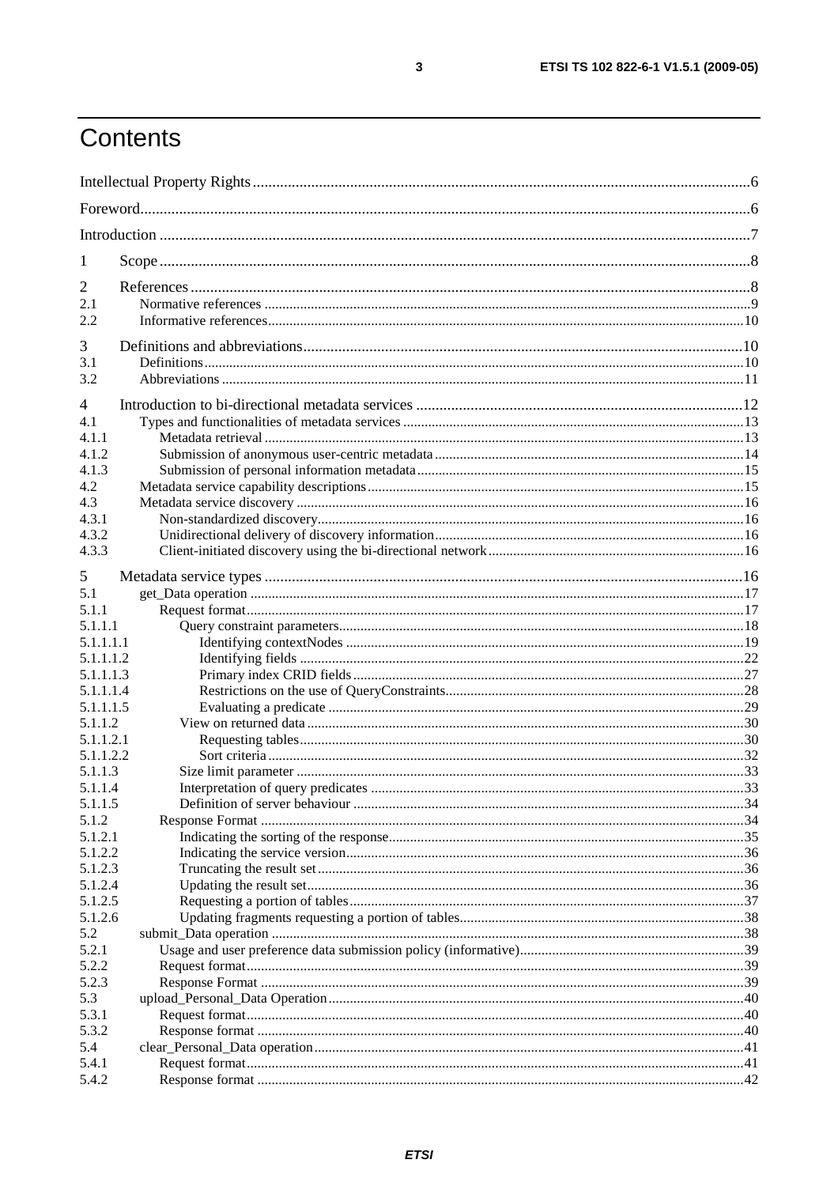# Contents

Intellectual Property Rights ....................................................................................................................................6

Foreword................................................................................................................................................................6

Introduction ............................................................................................................................................................7

1 Scope ..................................................................................................................................................................8

2 References ..........................................................................................................................................................8

2.1 Normative references ......................................................................................................................................9

2.2 Informative references....................................................................................................................................10

3 Definitions and abbreviations..........................................................................................................................10

3.1 Definitions......................................................................................................................................................10

3.2 Abbreviations .................................................................................................................................................11

4 Introduction to bi-directional metadata services .............................................................................................12

4.1 Types and functionalities of metadata services ..............................................................................................13

4.1.1 Metadata retrieval .....................................................................................................................................13

4.1.2 Submission of anonymous user-centric metadata......................................................................................14

4.1.3 Submission of personal information metadata...........................................................................................15

4.2 Metadata service capability descriptions........................................................................................................15

4.3 Metadata service discovery ............................................................................................................................16

4.3.1 Non-standardized discovery.......................................................................................................................16

4.3.2 Unidirectional delivery of discovery information......................................................................................16

4.3.3 Client-initiated discovery using the bi-directional network.......................................................................16

5 Metadata service types ....................................................................................................................................16

5.1 get_Data operation .........................................................................................................................................17

5.1.1 Request format...........................................................................................................................................17

5.1.1.1 Query constraint parameters.................................................................................................................18

5.1.1.1.1 Identifying contextNodes ...............................................................................................................19

5.1.1.1.2 Identifying fields ............................................................................................................................22

5.1.1.1.3 Primary index CRID fields.............................................................................................................27

5.1.1.1.4 Restrictions on the use of QueryConstraints...................................................................................28

5.1.1.1.5 Evaluating a predicate ....................................................................................................................29

5.1.1.2 View on returned data ..........................................................................................................................30

5.1.1.2.1 Requesting tables............................................................................................................................30

5.1.1.2.2 Sort criteria.....................................................................................................................................32

5.1.1.3 Size limit parameter .............................................................................................................................33

5.1.1.4 Interpretation of query predicates ........................................................................................................33

5.1.1.5 Definition of server behaviour .............................................................................................................34

5.1.2 Response Format .......................................................................................................................................34

5.1.2.1 Indicating the sorting of the response...................................................................................................35

5.1.2.2 Indicating the service version...............................................................................................................36

5.1.2.3 Truncating the result set.......................................................................................................................36

5.1.2.4 Updating the result set.........................................................................................................................36

5.1.2.5 Requesting a portion of tables..............................................................................................................37

5.1.2.6 Updating fragments requesting a portion of tables...............................................................................38

5.2 submit_Data operation ...................................................................................................................................38

5.2.1 Usage and user preference data submission policy (informative)..............................................................39

5.2.2 Request format...........................................................................................................................................39

5.2.3 Response Format .......................................................................................................................................39

5.3 upload_Personal_Data Operation...................................................................................................................40

5.3.1 Request format...........................................................................................................................................40

5.3.2 Response format ........................................................................................................................................40

5.4 clear_Personal_Data operation.......................................................................................................................41

5.4.1 Request format...........................................................................................................................................41

5.4.2 Response format ........................................................................................................................................42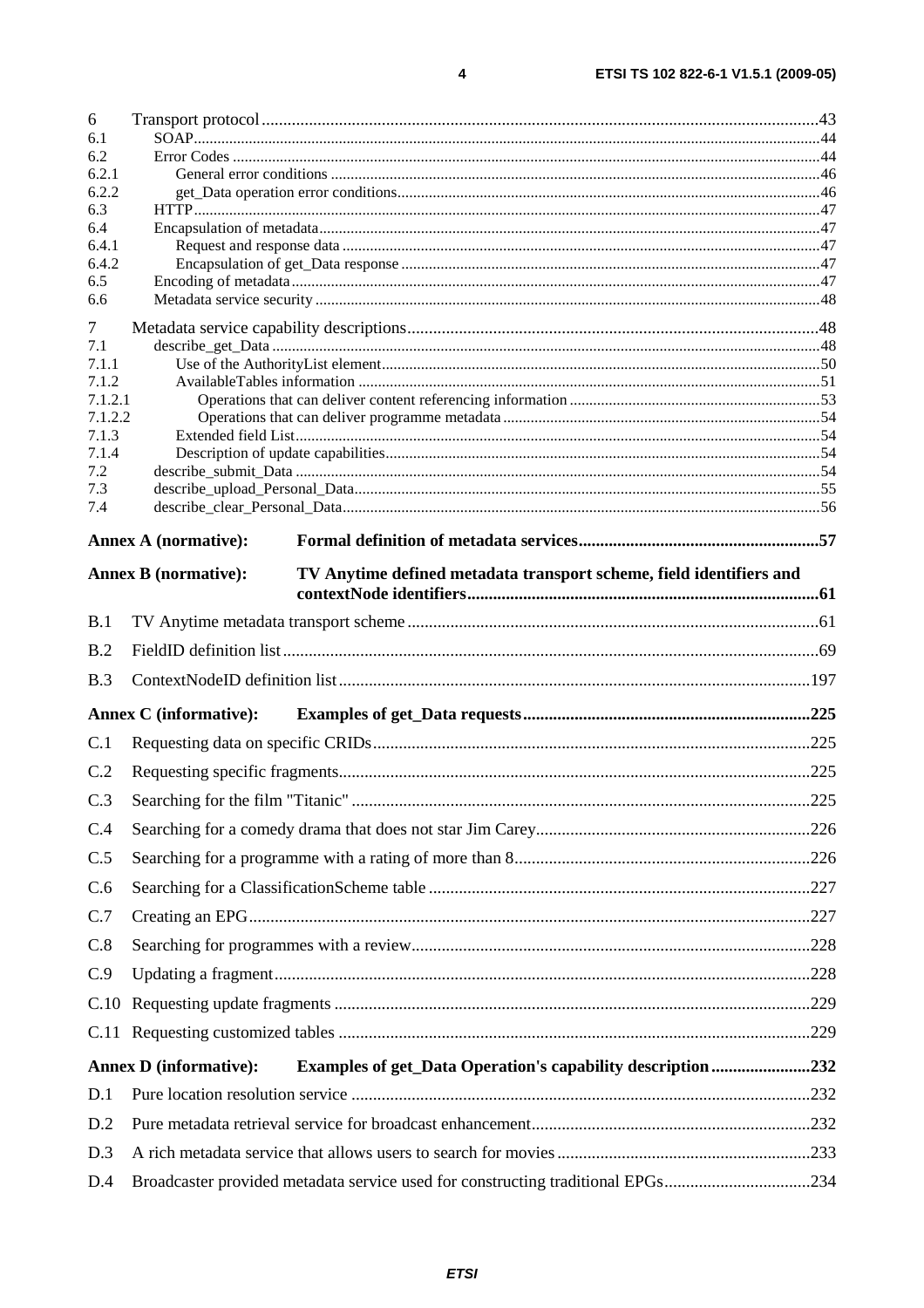6 Transport protocol .......................................................................................................................................43
6.1 SOAP.............................................................................................................................................................44
6.2 Error Codes ...................................................................................................................................................44
6.2.1 General error conditions ..........................................................................................................................46
6.2.2 get_Data operation error conditions.........................................................................................................46
6.3 HTTP.............................................................................................................................................................47
6.4 Encapsulation of metadata.............................................................................................................................47
6.4.1 Request and response data .......................................................................................................................47
6.4.2 Encapsulation of get_Data response ........................................................................................................47
6.5 Encoding of metadata....................................................................................................................................47
6.6 Metadata service security ..............................................................................................................................48

7 Metadata service capability descriptions.....................................................................................................48
7.1 describe_get_Data .........................................................................................................................................48
7.1.1 Use of the AuthorityList element.............................................................................................................50
7.1.2 AvailableTables information ...................................................................................................................51
7.1.2.1 Operations that can deliver content referencing information ..............................................................53
7.1.2.2 Operations that can deliver programme metadata ...............................................................................54
7.1.3 Extended field List....................................................................................................................................54
7.1.4 Description of update capabilities............................................................................................................54
7.2 describe_submit_Data ...................................................................................................................................54
7.3 describe_upload_Personal_Data....................................................................................................................55
7.4 describe_clear_Personal_Data.......................................................................................................................56

**Annex A (normative): Formal definition of metadata services.......................................................57**

**Annex B (normative): TV Anytime defined metadata transport scheme, field identifiers and contextNode identifiers...................................................................................61**

B.1 TV Anytime metadata transport scheme ..............................................................................................61

B.2 FieldID definition list ...........................................................................................................................69

B.3 ContextNodeID definition list ............................................................................................................197

**Annex C (informative): Examples of get_Data requests..................................................................225**

C.1 Requesting data on specific CRIDs....................................................................................................225

C.2 Requesting specific fragments............................................................................................................225

C.3 Searching for the film "Titanic" .........................................................................................................225

C.4 Searching for a comedy drama that does not star Jim Carey...............................................................226

C.5 Searching for a programme with a rating of more than 8....................................................................226

C.6 Searching for a ClassificationScheme table .......................................................................................227

C.7 Creating an EPG.................................................................................................................................227

C.8 Searching for programmes with a review............................................................................................228

C.9 Updating a fragment...........................................................................................................................228

C.10 Requesting update fragments .............................................................................................................229

C.11 Requesting customized tables ............................................................................................................229

**Annex D (informative): Examples of get_Data Operation's capability description.......................232**

D.1 Pure location resolution service .........................................................................................................232

D.2 Pure metadata retrieval service for broadcast enhancement................................................................232

D.3 A rich metadata service that allows users to search for movies ..........................................................233

D.4 Broadcaster provided metadata service used for constructing traditional EPGs.................................234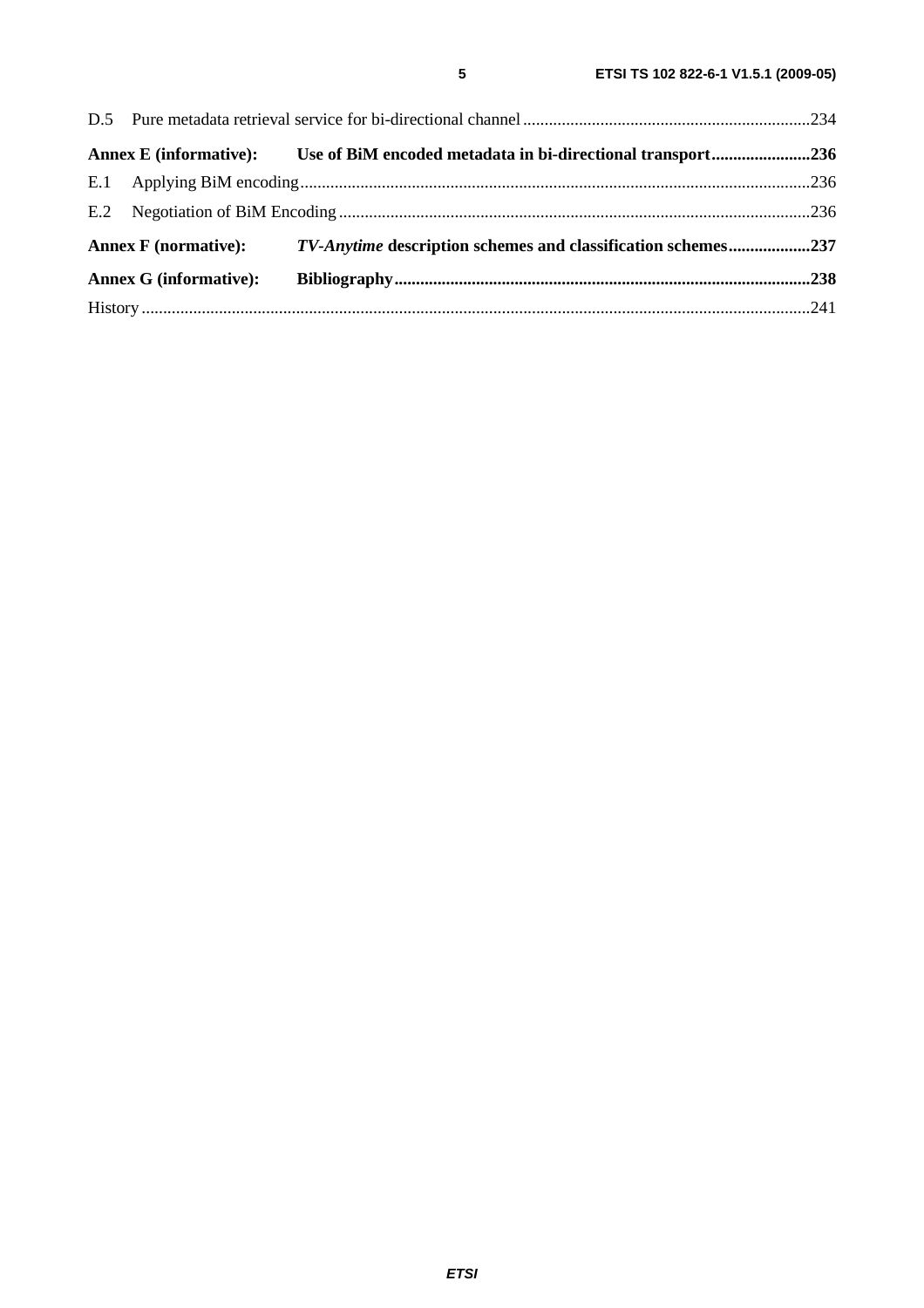D.5 Pure metadata retrieval service for bi-directional channel ....................................................................234

**Annex E (informative): Use of BiM encoded metadata in bi-directional transport.......................236**

E.1 Applying BiM encoding......................................................................................................................236

E.2 Negotiation of BiM Encoding .............................................................................................................236

**Annex F (normative): *TV-Anytime* description schemes and classification schemes...................237**

**Annex G (informative): Bibliography.................................................................................................238**

History ..........................................................................................................................................................241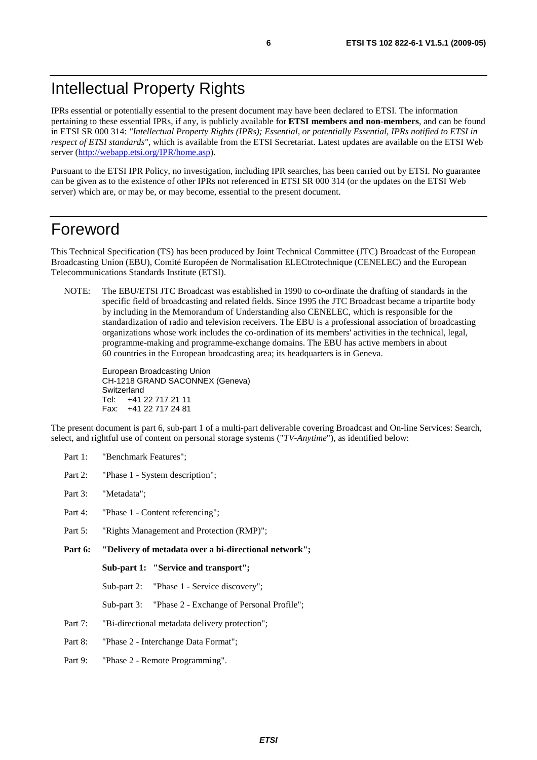# Intellectual Property Rights

IPRs essential or potentially essential to the present document may have been declared to ETSI. The information pertaining to these essential IPRs, if any, is publicly available for **ETSI members and non-members**, and can be found in ETSI SR 000 314: *"Intellectual Property Rights (IPRs); Essential, or potentially Essential, IPRs notified to ETSI in respect of ETSI standards"*, which is available from the ETSI Secretariat. Latest updates are available on the ETSI Web server (http://webapp.etsi.org/IPR/home.asp).

Pursuant to the ETSI IPR Policy, no investigation, including IPR searches, has been carried out by ETSI. No guarantee can be given as to the existence of other IPRs not referenced in ETSI SR 000 314 (or the updates on the ETSI Web server) which are, or may be, or may become, essential to the present document.

# Foreword

This Technical Specification (TS) has been produced by Joint Technical Committee (JTC) Broadcast of the European Broadcasting Union (EBU), Comité Européen de Normalisation ELECtrotechnique (CENELEC) and the European Telecommunications Standards Institute (ETSI).

NOTE: The EBU/ETSI JTC Broadcast was established in 1990 to co-ordinate the drafting of standards in the specific field of broadcasting and related fields. Since 1995 the JTC Broadcast became a tripartite body by including in the Memorandum of Understanding also CENELEC, which is responsible for the standardization of radio and television receivers. The EBU is a professional association of broadcasting organizations whose work includes the co-ordination of its members' activities in the technical, legal, programme-making and programme-exchange domains. The EBU has active members in about 60 countries in the European broadcasting area; its headquarters is in Geneva.

European Broadcasting Union
CH-1218 GRAND SACONNEX (Geneva)
Switzerland
Tel: +41 22 717 21 11
Fax: +41 22 717 24 81

The present document is part 6, sub-part 1 of a multi-part deliverable covering Broadcast and On-line Services: Search, select, and rightful use of content on personal storage systems ("*TV-Anytime*"), as identified below:

Part 1: "Benchmark Features";

Part 2: "Phase 1 - System description";

Part 3: "Metadata";

Part 4: "Phase 1 - Content referencing";

Part 5: "Rights Management and Protection (RMP)";

**Part 6: "Delivery of metadata over a bi-directional network";**

**Sub-part 1: "Service and transport";**

Sub-part 2: "Phase 1 - Service discovery";

Sub-part 3: "Phase 2 - Exchange of Personal Profile";

Part 7: "Bi-directional metadata delivery protection";

Part 8: "Phase 2 - Interchange Data Format";

Part 9: "Phase 2 - Remote Programming".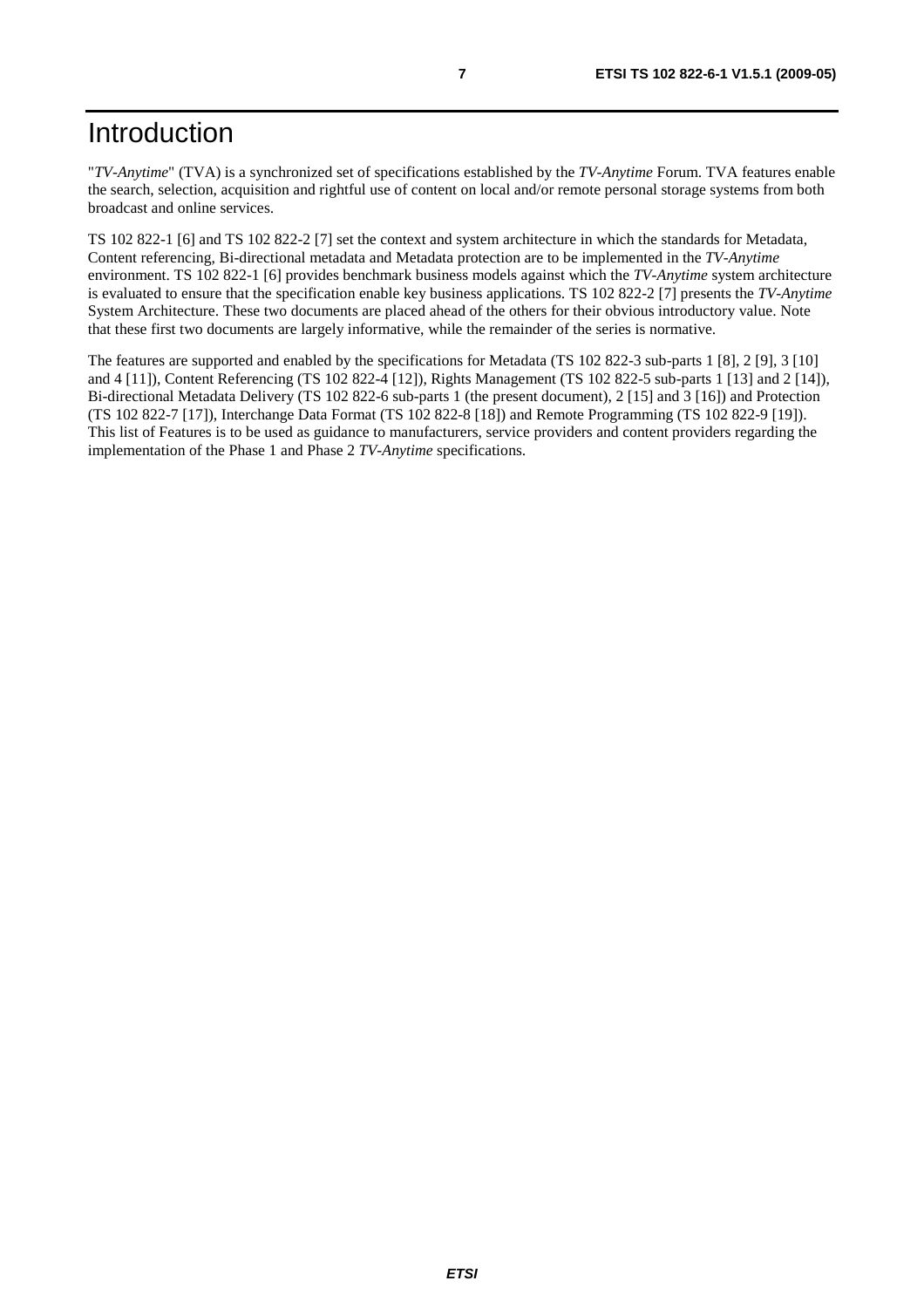# Introduction

"*TV-Anytime*" (TVA) is a synchronized set of specifications established by the *TV-Anytime* Forum. TVA features enable the search, selection, acquisition and rightful use of content on local and/or remote personal storage systems from both broadcast and online services.

TS 102 822-1 [6] and TS 102 822-2 [7] set the context and system architecture in which the standards for Metadata, Content referencing, Bi-directional metadata and Metadata protection are to be implemented in the *TV-Anytime* environment. TS 102 822-1 [6] provides benchmark business models against which the *TV-Anytime* system architecture is evaluated to ensure that the specification enable key business applications. TS 102 822-2 [7] presents the *TV-Anytime* System Architecture. These two documents are placed ahead of the others for their obvious introductory value. Note that these first two documents are largely informative, while the remainder of the series is normative.

The features are supported and enabled by the specifications for Metadata (TS 102 822-3 sub-parts 1 [8], 2 [9], 3 [10] and 4 [11]), Content Referencing (TS 102 822-4 [12]), Rights Management (TS 102 822-5 sub-parts 1 [13] and 2 [14]), Bi-directional Metadata Delivery (TS 102 822-6 sub-parts 1 (the present document), 2 [15] and 3 [16]) and Protection (TS 102 822-7 [17]), Interchange Data Format (TS 102 822-8 [18]) and Remote Programming (TS 102 822-9 [19]). This list of Features is to be used as guidance to manufacturers, service providers and content providers regarding the implementation of the Phase 1 and Phase 2 *TV-Anytime* specifications.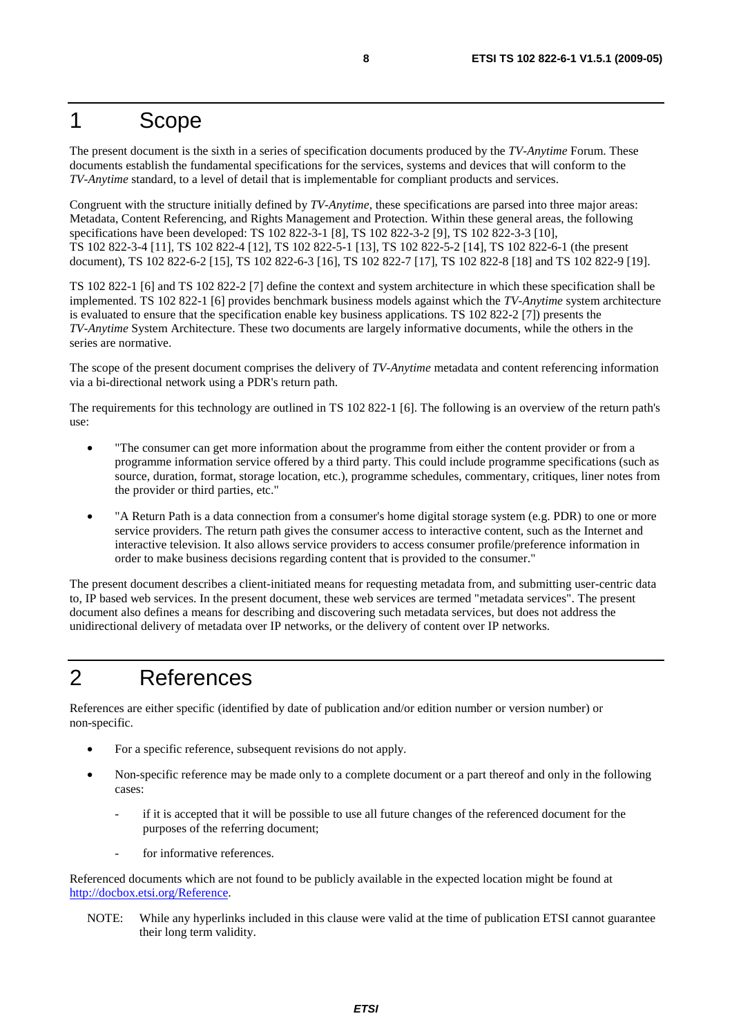# 1 Scope

The present document is the sixth in a series of specification documents produced by the *TV-Anytime* Forum. These documents establish the fundamental specifications for the services, systems and devices that will conform to the *TV-Anytime* standard, to a level of detail that is implementable for compliant products and services.

Congruent with the structure initially defined by *TV-Anytime*, these specifications are parsed into three major areas: Metadata, Content Referencing, and Rights Management and Protection. Within these general areas, the following specifications have been developed: TS 102 822-3-1 [8], TS 102 822-3-2 [9], TS 102 822-3-3 [10], TS 102 822-3-4 [11], TS 102 822-4 [12], TS 102 822-5-1 [13], TS 102 822-5-2 [14], TS 102 822-6-1 (the present document), TS 102 822-6-2 [15], TS 102 822-6-3 [16], TS 102 822-7 [17], TS 102 822-8 [18] and TS 102 822-9 [19].

TS 102 822-1 [6] and TS 102 822-2 [7] define the context and system architecture in which these specification shall be implemented. TS 102 822-1 [6] provides benchmark business models against which the *TV-Anytime* system architecture is evaluated to ensure that the specification enable key business applications. TS 102 822-2 [7]) presents the *TV-Anytime* System Architecture. These two documents are largely informative documents, while the others in the series are normative.

The scope of the present document comprises the delivery of *TV-Anytime* metadata and content referencing information via a bi-directional network using a PDR's return path.

The requirements for this technology are outlined in TS 102 822-1 [6]. The following is an overview of the return path's use:

- "The consumer can get more information about the programme from either the content provider or from a programme information service offered by a third party. This could include programme specifications (such as source, duration, format, storage location, etc.), programme schedules, commentary, critiques, liner notes from the provider or third parties, etc."
- "A Return Path is a data connection from a consumer's home digital storage system (e.g. PDR) to one or more service providers. The return path gives the consumer access to interactive content, such as the Internet and interactive television. It also allows service providers to access consumer profile/preference information in order to make business decisions regarding content that is provided to the consumer."

The present document describes a client-initiated means for requesting metadata from, and submitting user-centric data to, IP based web services. In the present document, these web services are termed "metadata services". The present document also defines a means for describing and discovering such metadata services, but does not address the unidirectional delivery of metadata over IP networks, or the delivery of content over IP networks.

# 2 References

References are either specific (identified by date of publication and/or edition number or version number) or non-specific.

- For a specific reference, subsequent revisions do not apply.
- Non-specific reference may be made only to a complete document or a part thereof and only in the following cases:
  - if it is accepted that it will be possible to use all future changes of the referenced document for the purposes of the referring document;
  - for informative references.

Referenced documents which are not found to be publicly available in the expected location might be found at http://docbox.etsi.org/Reference.

NOTE: While any hyperlinks included in this clause were valid at the time of publication ETSI cannot guarantee their long term validity.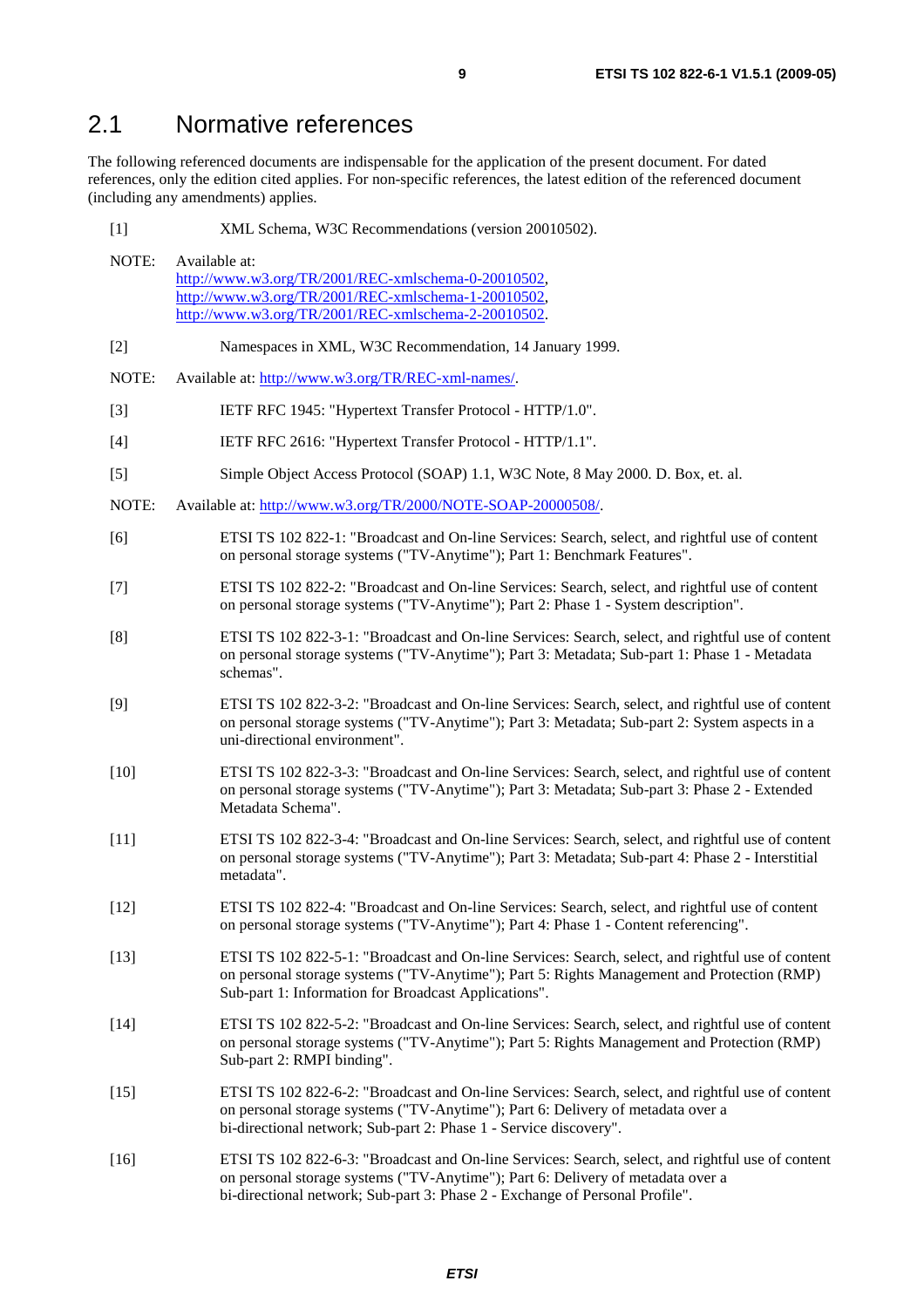## 2.1 Normative references

The following referenced documents are indispensable for the application of the present document. For dated references, only the edition cited applies. For non-specific references, the latest edition of the referenced document (including any amendments) applies.

[1] XML Schema, W3C Recommendations (version 20010502).

NOTE: Available at:
http://www.w3.org/TR/2001/REC-xmlschema-0-20010502,
http://www.w3.org/TR/2001/REC-xmlschema-1-20010502,
http://www.w3.org/TR/2001/REC-xmlschema-2-20010502.

[2] Namespaces in XML, W3C Recommendation, 14 January 1999.

NOTE: Available at: http://www.w3.org/TR/REC-xml-names/.

[3] IETF RFC 1945: "Hypertext Transfer Protocol - HTTP/1.0".

[4] IETF RFC 2616: "Hypertext Transfer Protocol - HTTP/1.1".

[5] Simple Object Access Protocol (SOAP) 1.1, W3C Note, 8 May 2000. D. Box, et. al.

NOTE: Available at: http://www.w3.org/TR/2000/NOTE-SOAP-20000508/.

[6] ETSI TS 102 822-1: "Broadcast and On-line Services: Search, select, and rightful use of content on personal storage systems ("TV-Anytime"); Part 1: Benchmark Features".

[7] ETSI TS 102 822-2: "Broadcast and On-line Services: Search, select, and rightful use of content on personal storage systems ("TV-Anytime"); Part 2: Phase 1 - System description".

[8] ETSI TS 102 822-3-1: "Broadcast and On-line Services: Search, select, and rightful use of content on personal storage systems ("TV-Anytime"); Part 3: Metadata; Sub-part 1: Phase 1 - Metadata schemas".

[9] ETSI TS 102 822-3-2: "Broadcast and On-line Services: Search, select, and rightful use of content on personal storage systems ("TV-Anytime"); Part 3: Metadata; Sub-part 2: System aspects in a uni-directional environment".

[10] ETSI TS 102 822-3-3: "Broadcast and On-line Services: Search, select, and rightful use of content on personal storage systems ("TV-Anytime"); Part 3: Metadata; Sub-part 3: Phase 2 - Extended Metadata Schema".

[11] ETSI TS 102 822-3-4: "Broadcast and On-line Services: Search, select, and rightful use of content on personal storage systems ("TV-Anytime"); Part 3: Metadata; Sub-part 4: Phase 2 - Interstitial metadata".

[12] ETSI TS 102 822-4: "Broadcast and On-line Services: Search, select, and rightful use of content on personal storage systems ("TV-Anytime"); Part 4: Phase 1 - Content referencing".

[13] ETSI TS 102 822-5-1: "Broadcast and On-line Services: Search, select, and rightful use of content on personal storage systems ("TV-Anytime"); Part 5: Rights Management and Protection (RMP) Sub-part 1: Information for Broadcast Applications".

[14] ETSI TS 102 822-5-2: "Broadcast and On-line Services: Search, select, and rightful use of content on personal storage systems ("TV-Anytime"); Part 5: Rights Management and Protection (RMP) Sub-part 2: RMPI binding".

[15] ETSI TS 102 822-6-2: "Broadcast and On-line Services: Search, select, and rightful use of content on personal storage systems ("TV-Anytime"); Part 6: Delivery of metadata over a bi-directional network; Sub-part 2: Phase 1 - Service discovery".

[16] ETSI TS 102 822-6-3: "Broadcast and On-line Services: Search, select, and rightful use of content on personal storage systems ("TV-Anytime"); Part 6: Delivery of metadata over a bi-directional network; Sub-part 3: Phase 2 - Exchange of Personal Profile".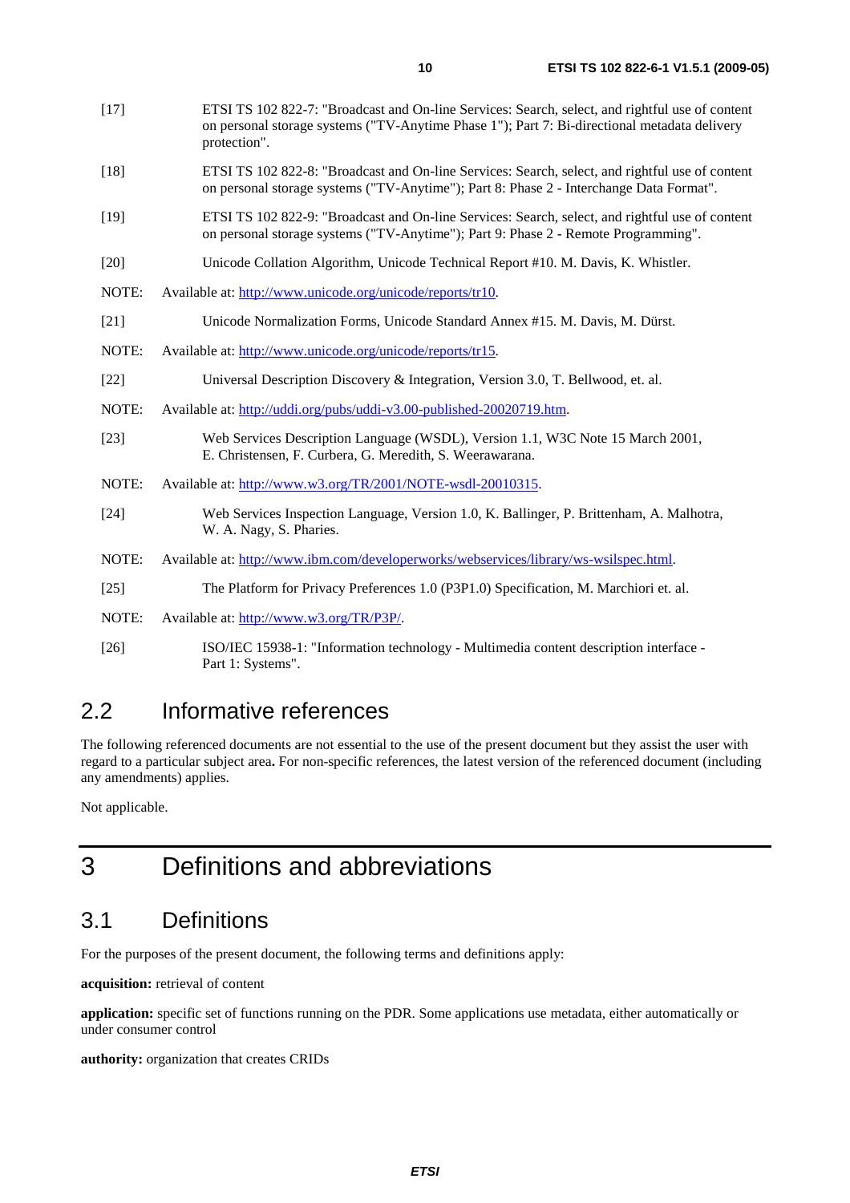[17] ETSI TS 102 822-7: "Broadcast and On-line Services: Search, select, and rightful use of content on personal storage systems ("TV-Anytime Phase 1"); Part 7: Bi-directional metadata delivery protection".

[18] ETSI TS 102 822-8: "Broadcast and On-line Services: Search, select, and rightful use of content on personal storage systems ("TV-Anytime"); Part 8: Phase 2 - Interchange Data Format".

[19] ETSI TS 102 822-9: "Broadcast and On-line Services: Search, select, and rightful use of content on personal storage systems ("TV-Anytime"); Part 9: Phase 2 - Remote Programming".

[20] Unicode Collation Algorithm, Unicode Technical Report #10. M. Davis, K. Whistler.

NOTE: Available at: http://www.unicode.org/unicode/reports/tr10.

[21] Unicode Normalization Forms, Unicode Standard Annex #15. M. Davis, M. Dürst.

NOTE: Available at: http://www.unicode.org/unicode/reports/tr15.

[22] Universal Description Discovery & Integration, Version 3.0, T. Bellwood, et. al.

NOTE: Available at: http://uddi.org/pubs/uddi-v3.00-published-20020719.htm.

[23] Web Services Description Language (WSDL), Version 1.1, W3C Note 15 March 2001, E. Christensen, F. Curbera, G. Meredith, S. Weerawarana.

NOTE: Available at: http://www.w3.org/TR/2001/NOTE-wsdl-20010315.

[24] Web Services Inspection Language, Version 1.0, K. Ballinger, P. Brittenham, A. Malhotra, W. A. Nagy, S. Pharies.

NOTE: Available at: http://www.ibm.com/developerworks/webservices/library/ws-wsilspec.html.

[25] The Platform for Privacy Preferences 1.0 (P3P1.0) Specification, M. Marchiori et. al.

NOTE: Available at: http://www.w3.org/TR/P3P/.

[26] ISO/IEC 15938-1: "Information technology - Multimedia content description interface - Part 1: Systems".

## 2.2 Informative references

The following referenced documents are not essential to the use of the present document but they assist the user with regard to a particular subject area**.** For non-specific references, the latest version of the referenced document (including any amendments) applies.

Not applicable.

# 3 Definitions and abbreviations

## 3.1 Definitions

For the purposes of the present document, the following terms and definitions apply:

**acquisition:** retrieval of content

**application:** specific set of functions running on the PDR. Some applications use metadata, either automatically or under consumer control

**authority:** organization that creates CRIDs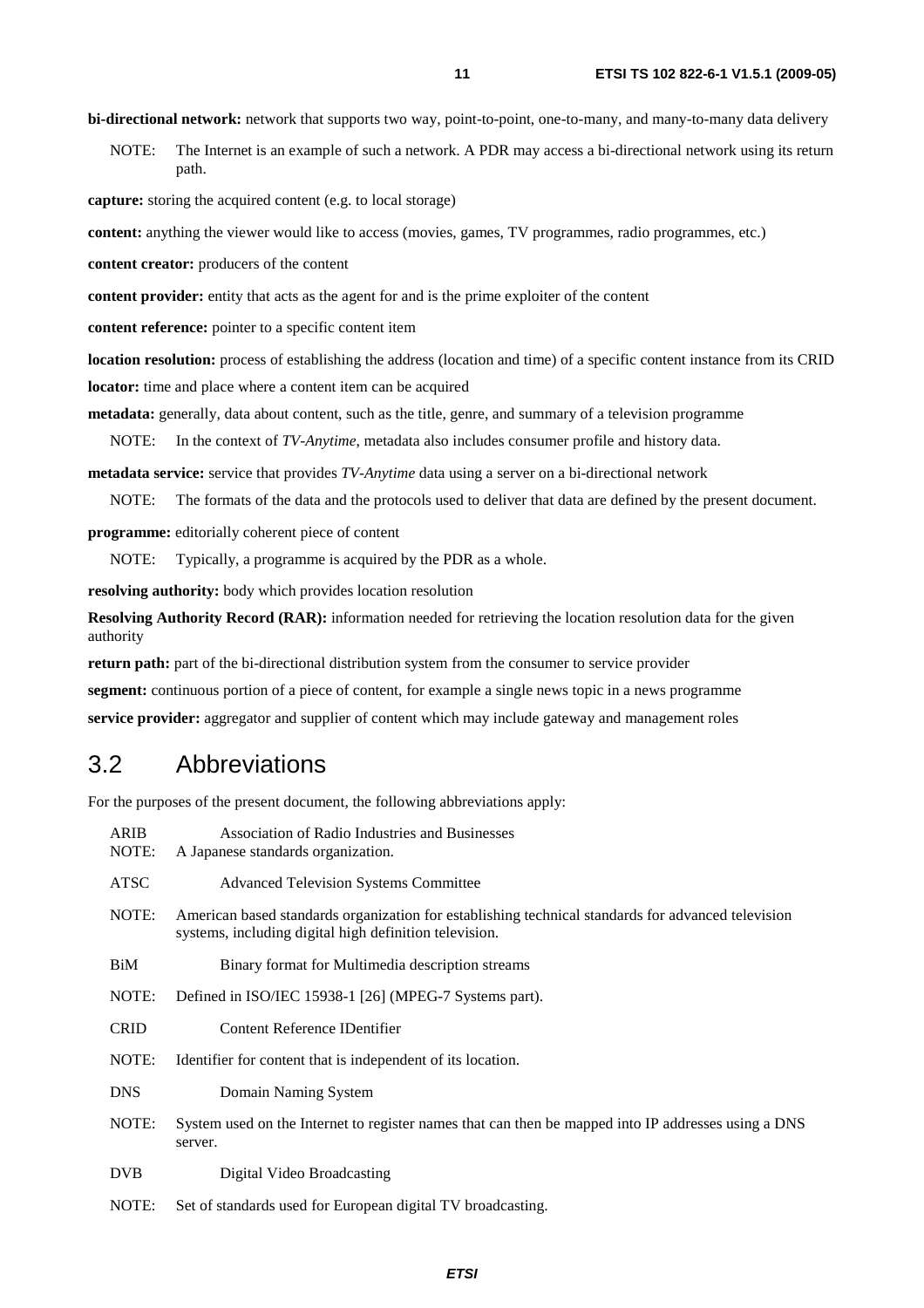**bi-directional network:** network that supports two way, point-to-point, one-to-many, and many-to-many data delivery

NOTE: The Internet is an example of such a network. A PDR may access a bi-directional network using its return path.

**capture:** storing the acquired content (e.g. to local storage)

**content:** anything the viewer would like to access (movies, games, TV programmes, radio programmes, etc.)

**content creator:** producers of the content

**content provider:** entity that acts as the agent for and is the prime exploiter of the content

**content reference:** pointer to a specific content item

**location resolution:** process of establishing the address (location and time) of a specific content instance from its CRID

**locator:** time and place where a content item can be acquired

**metadata:** generally, data about content, such as the title, genre, and summary of a television programme

NOTE: In the context of *TV-Anytime*, metadata also includes consumer profile and history data.

**metadata service:** service that provides *TV-Anytime* data using a server on a bi-directional network

NOTE: The formats of the data and the protocols used to deliver that data are defined by the present document.

**programme:** editorially coherent piece of content

NOTE: Typically, a programme is acquired by the PDR as a whole.

**resolving authority:** body which provides location resolution

**Resolving Authority Record (RAR):** information needed for retrieving the location resolution data for the given authority

**return path:** part of the bi-directional distribution system from the consumer to service provider

**segment:** continuous portion of a piece of content, for example a single news topic in a news programme

**service provider:** aggregator and supplier of content which may include gateway and management roles

## 3.2 Abbreviations

For the purposes of the present document, the following abbreviations apply:

ARIB Association of Radio Industries and Businesses
NOTE: A Japanese standards organization.

ATSC Advanced Television Systems Committee

NOTE: American based standards organization for establishing technical standards for advanced television systems, including digital high definition television.

BiM Binary format for Multimedia description streams

NOTE: Defined in ISO/IEC 15938-1 [26] (MPEG-7 Systems part).

CRID Content Reference IDentifier

NOTE: Identifier for content that is independent of its location.

DNS Domain Naming System

NOTE: System used on the Internet to register names that can then be mapped into IP addresses using a DNS server.

DVB Digital Video Broadcasting

NOTE: Set of standards used for European digital TV broadcasting.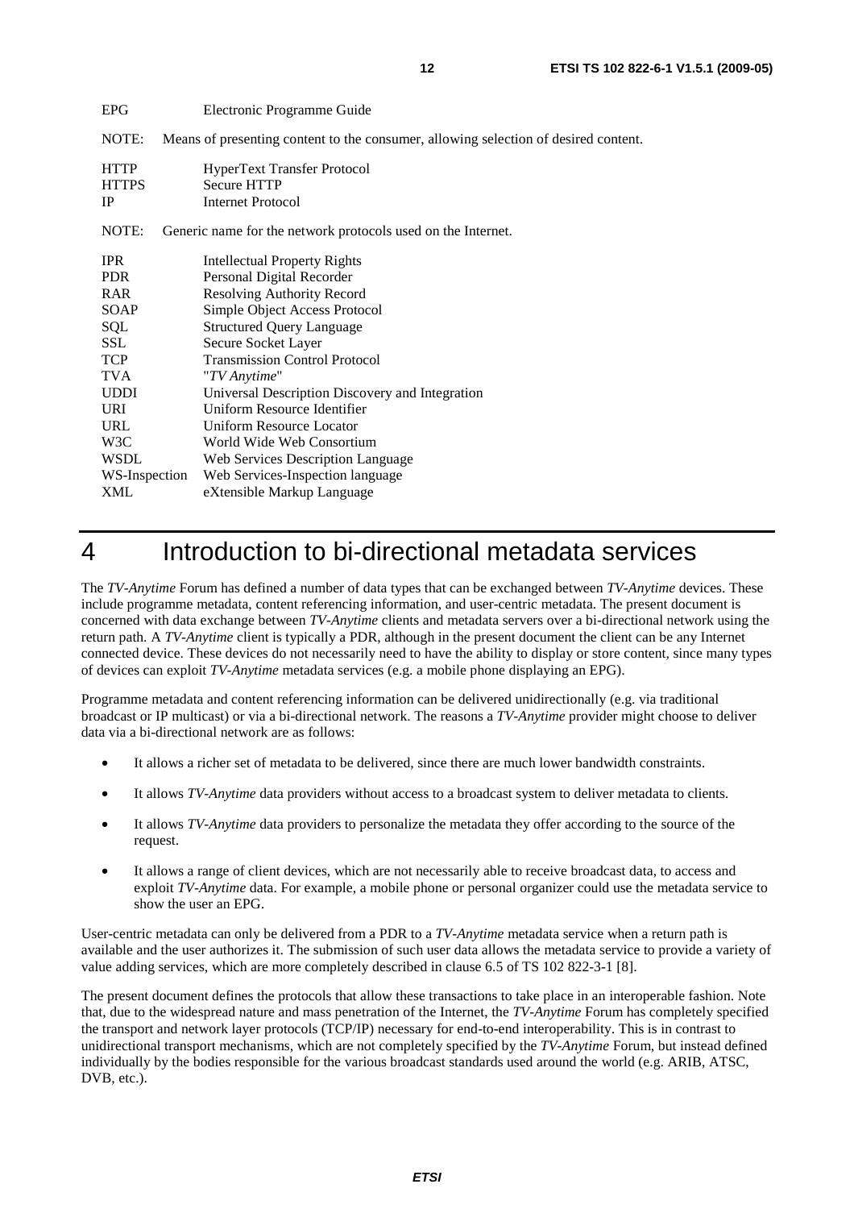EPG Electronic Programme Guide

NOTE: Means of presenting content to the consumer, allowing selection of desired content.

HTTP HyperText Transfer Protocol
HTTPS Secure HTTP
IP Internet Protocol

NOTE: Generic name for the network protocols used on the Internet.

IPR Intellectual Property Rights
PDR Personal Digital Recorder
RAR Resolving Authority Record
SOAP Simple Object Access Protocol
SQL Structured Query Language
SSL Secure Socket Layer
TCP Transmission Control Protocol
TVA "*TV Anytime*"
UDDI Universal Description Discovery and Integration
URI Uniform Resource Identifier
URL Uniform Resource Locator
W3C World Wide Web Consortium
WSDL Web Services Description Language
WS-Inspection Web Services-Inspection language
XML eXtensible Markup Language

# 4 Introduction to bi-directional metadata services

The *TV-Anytime* Forum has defined a number of data types that can be exchanged between *TV-Anytime* devices. These include programme metadata, content referencing information, and user-centric metadata. The present document is concerned with data exchange between *TV-Anytime* clients and metadata servers over a bi-directional network using the return path. A *TV-Anytime* client is typically a PDR, although in the present document the client can be any Internet connected device. These devices do not necessarily need to have the ability to display or store content, since many types of devices can exploit *TV-Anytime* metadata services (e.g. a mobile phone displaying an EPG).

Programme metadata and content referencing information can be delivered unidirectionally (e.g. via traditional broadcast or IP multicast) or via a bi-directional network. The reasons a *TV-Anytime* provider might choose to deliver data via a bi-directional network are as follows:

- It allows a richer set of metadata to be delivered, since there are much lower bandwidth constraints.
- It allows *TV-Anytime* data providers without access to a broadcast system to deliver metadata to clients.
- It allows *TV-Anytime* data providers to personalize the metadata they offer according to the source of the request.
- It allows a range of client devices, which are not necessarily able to receive broadcast data, to access and exploit *TV-Anytime* data. For example, a mobile phone or personal organizer could use the metadata service to show the user an EPG.

User-centric metadata can only be delivered from a PDR to a *TV-Anytime* metadata service when a return path is available and the user authorizes it. The submission of such user data allows the metadata service to provide a variety of value adding services, which are more completely described in clause 6.5 of TS 102 822-3-1 [8].

The present document defines the protocols that allow these transactions to take place in an interoperable fashion. Note that, due to the widespread nature and mass penetration of the Internet, the *TV-Anytime* Forum has completely specified the transport and network layer protocols (TCP/IP) necessary for end-to-end interoperability. This is in contrast to unidirectional transport mechanisms, which are not completely specified by the *TV-Anytime* Forum, but instead defined individually by the bodies responsible for the various broadcast standards used around the world (e.g. ARIB, ATSC, DVB, etc.).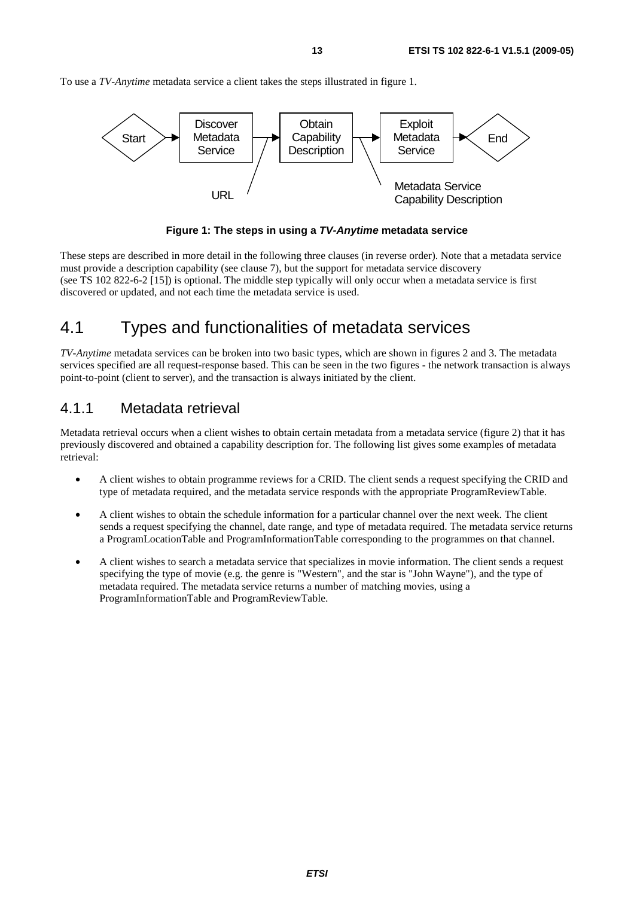To use a *TV-Anytime* metadata service a client takes the steps illustrated in figure 1.

**Figure 1: The steps in using a *TV-Anytime* metadata service**

These steps are described in more detail in the following three clauses (in reverse order). Note that a metadata service must provide a description capability (see clause 7), but the support for metadata service discovery (see TS 102 822-6-2 [15]) is optional. The middle step typically will only occur when a metadata service is first discovered or updated, and not each time the metadata service is used.

# 4.1 Types and functionalities of metadata services

*TV-Anytime* metadata services can be broken into two basic types, which are shown in figures 2 and 3. The metadata services specified are all request-response based. This can be seen in the two figures - the network transaction is always point-to-point (client to server), and the transaction is always initiated by the client.

## 4.1.1 Metadata retrieval

Metadata retrieval occurs when a client wishes to obtain certain metadata from a metadata service (figure 2) that it has previously discovered and obtained a capability description for. The following list gives some examples of metadata retrieval:

- A client wishes to obtain programme reviews for a CRID. The client sends a request specifying the CRID and type of metadata required, and the metadata service responds with the appropriate ProgramReviewTable.
- A client wishes to obtain the schedule information for a particular channel over the next week. The client sends a request specifying the channel, date range, and type of metadata required. The metadata service returns a ProgramLocationTable and ProgramInformationTable corresponding to the programmes on that channel.
- A client wishes to search a metadata service that specializes in movie information. The client sends a request specifying the type of movie (e.g. the genre is "Western", and the star is "John Wayne"), and the type of metadata required. The metadata service returns a number of matching movies, using a ProgramInformationTable and ProgramReviewTable.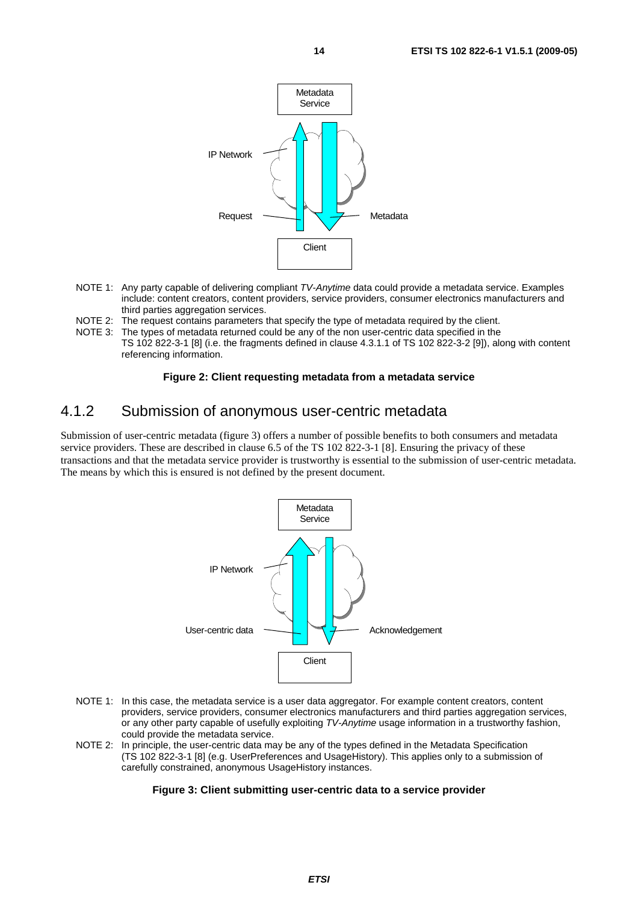NOTE 1: Any party capable of delivering compliant *TV-Anytime* data could provide a metadata service. Examples include: content creators, content providers, service providers, consumer electronics manufacturers and third parties aggregation services.

NOTE 2: The request contains parameters that specify the type of metadata required by the client.

NOTE 3: The types of metadata returned could be any of the non user-centric data specified in the TS 102 822-3-1 [8] (i.e. the fragments defined in clause 4.3.1.1 of TS 102 822-3-2 [9]), along with content referencing information.

**Figure 2: Client requesting metadata from a metadata service**

### 4.1.2 Submission of anonymous user-centric metadata

Submission of user-centric metadata (figure 3) offers a number of possible benefits to both consumers and metadata service providers. These are described in clause 6.5 of the TS 102 822-3-1 [8]. Ensuring the privacy of these transactions and that the metadata service provider is trustworthy is essential to the submission of user-centric metadata. The means by which this is ensured is not defined by the present document.

NOTE 1: In this case, the metadata service is a user data aggregator. For example content creators, content providers, service providers, consumer electronics manufacturers and third parties aggregation services, or any other party capable of usefully exploiting *TV-Anytime* usage information in a trustworthy fashion, could provide the metadata service.

NOTE 2: In principle, the user-centric data may be any of the types defined in the Metadata Specification (TS 102 822-3-1 [8] (e.g. UserPreferences and UsageHistory). This applies only to a submission of carefully constrained, anonymous UsageHistory instances.

**Figure 3: Client submitting user-centric data to a service provider**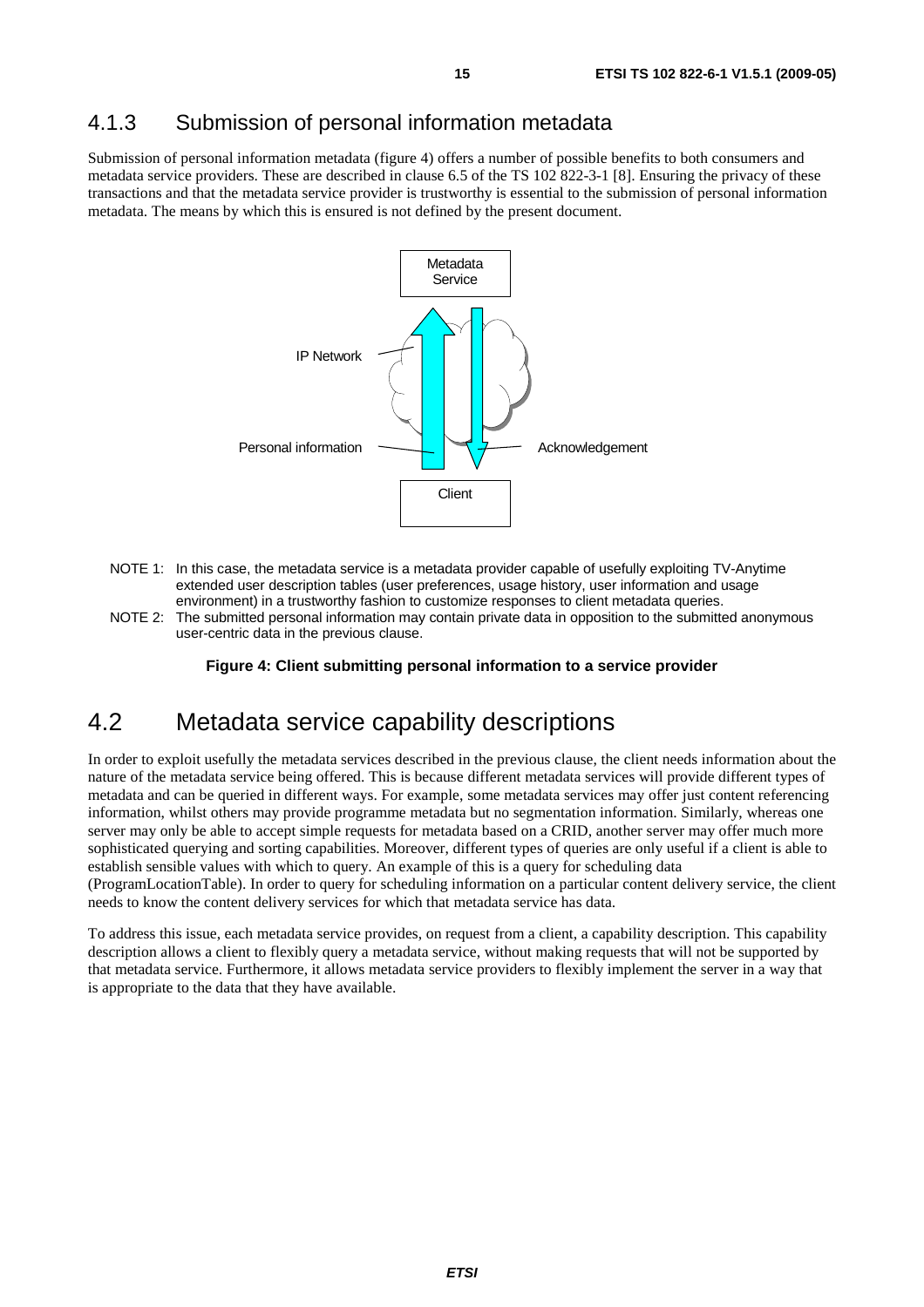### 4.1.3 Submission of personal information metadata

Submission of personal information metadata (figure 4) offers a number of possible benefits to both consumers and metadata service providers. These are described in clause 6.5 of the TS 102 822-3-1 [8]. Ensuring the privacy of these transactions and that the metadata service provider is trustworthy is essential to the submission of personal information metadata. The means by which this is ensured is not defined by the present document.

Metadata Service

IP Network

Personal information

Acknowledgement

Client

NOTE 1: In this case, the metadata service is a metadata provider capable of usefully exploiting TV-Anytime extended user description tables (user preferences, usage history, user information and usage environment) in a trustworthy fashion to customize responses to client metadata queries.

NOTE 2: The submitted personal information may contain private data in opposition to the submitted anonymous user-centric data in the previous clause.

**Figure 4: Client submitting personal information to a service provider**

## 4.2 Metadata service capability descriptions

In order to exploit usefully the metadata services described in the previous clause, the client needs information about the nature of the metadata service being offered. This is because different metadata services will provide different types of metadata and can be queried in different ways. For example, some metadata services may offer just content referencing information, whilst others may provide programme metadata but no segmentation information. Similarly, whereas one server may only be able to accept simple requests for metadata based on a CRID, another server may offer much more sophisticated querying and sorting capabilities. Moreover, different types of queries are only useful if a client is able to establish sensible values with which to query. An example of this is a query for scheduling data (ProgramLocationTable). In order to query for scheduling information on a particular content delivery service, the client needs to know the content delivery services for which that metadata service has data.

To address this issue, each metadata service provides, on request from a client, a capability description. This capability description allows a client to flexibly query a metadata service, without making requests that will not be supported by that metadata service. Furthermore, it allows metadata service providers to flexibly implement the server in a way that is appropriate to the data that they have available.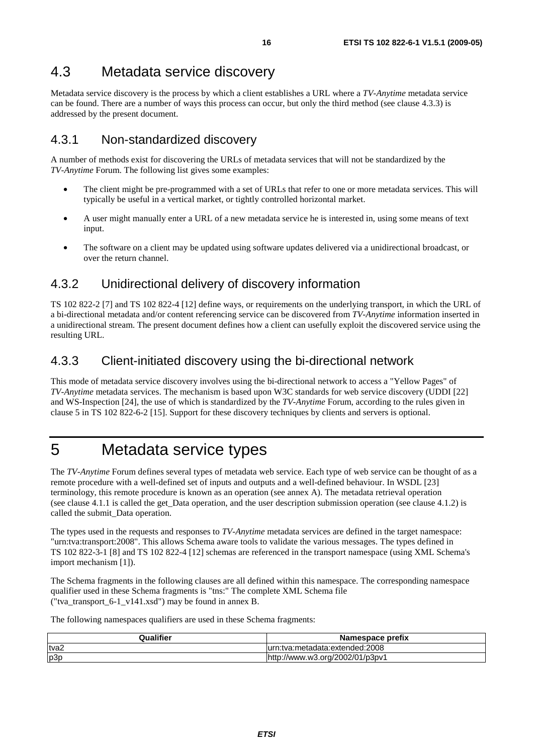## 4.3 Metadata service discovery

Metadata service discovery is the process by which a client establishes a URL where a *TV-Anytime* metadata service can be found. There are a number of ways this process can occur, but only the third method (see clause 4.3.3) is addressed by the present document.

### 4.3.1 Non-standardized discovery

A number of methods exist for discovering the URLs of metadata services that will not be standardized by the *TV-Anytime* Forum. The following list gives some examples:

- The client might be pre-programmed with a set of URLs that refer to one or more metadata services. This will typically be useful in a vertical market, or tightly controlled horizontal market.
- A user might manually enter a URL of a new metadata service he is interested in, using some means of text input.
- The software on a client may be updated using software updates delivered via a unidirectional broadcast, or over the return channel.

### 4.3.2 Unidirectional delivery of discovery information

TS 102 822-2 [7] and TS 102 822-4 [12] define ways, or requirements on the underlying transport, in which the URL of a bi-directional metadata and/or content referencing service can be discovered from *TV-Anytime* information inserted in a unidirectional stream. The present document defines how a client can usefully exploit the discovered service using the resulting URL.

### 4.3.3 Client-initiated discovery using the bi-directional network

This mode of metadata service discovery involves using the bi-directional network to access a "Yellow Pages" of *TV-Anytime* metadata services. The mechanism is based upon W3C standards for web service discovery (UDDI [22] and WS-Inspection [24], the use of which is standardized by the *TV-Anytime* Forum, according to the rules given in clause 5 in TS 102 822-6-2 [15]. Support for these discovery techniques by clients and servers is optional.

# 5 Metadata service types

The *TV-Anytime* Forum defines several types of metadata web service. Each type of web service can be thought of as a remote procedure with a well-defined set of inputs and outputs and a well-defined behaviour. In WSDL [23] terminology, this remote procedure is known as an operation (see annex A). The metadata retrieval operation (see clause 4.1.1 is called the get_Data operation, and the user description submission operation (see clause 4.1.2) is called the submit_Data operation.

The types used in the requests and responses to *TV-Anytime* metadata services are defined in the target namespace: "urn:tva:transport:2008". This allows Schema aware tools to validate the various messages. The types defined in TS 102 822-3-1 [8] and TS 102 822-4 [12] schemas are referenced in the transport namespace (using XML Schema's import mechanism [1]).

The Schema fragments in the following clauses are all defined within this namespace. The corresponding namespace qualifier used in these Schema fragments is "tns:" The complete XML Schema file ("tva_transport_6-1_v141.xsd") may be found in annex B.

The following namespaces qualifiers are used in these Schema fragments:

| Qualifier | Namespace prefix |
|---|---|
| tva2 | urn:tva:metadata:extended:2008 |
| p3p | http://www.w3.org/2002/01/p3pv1 |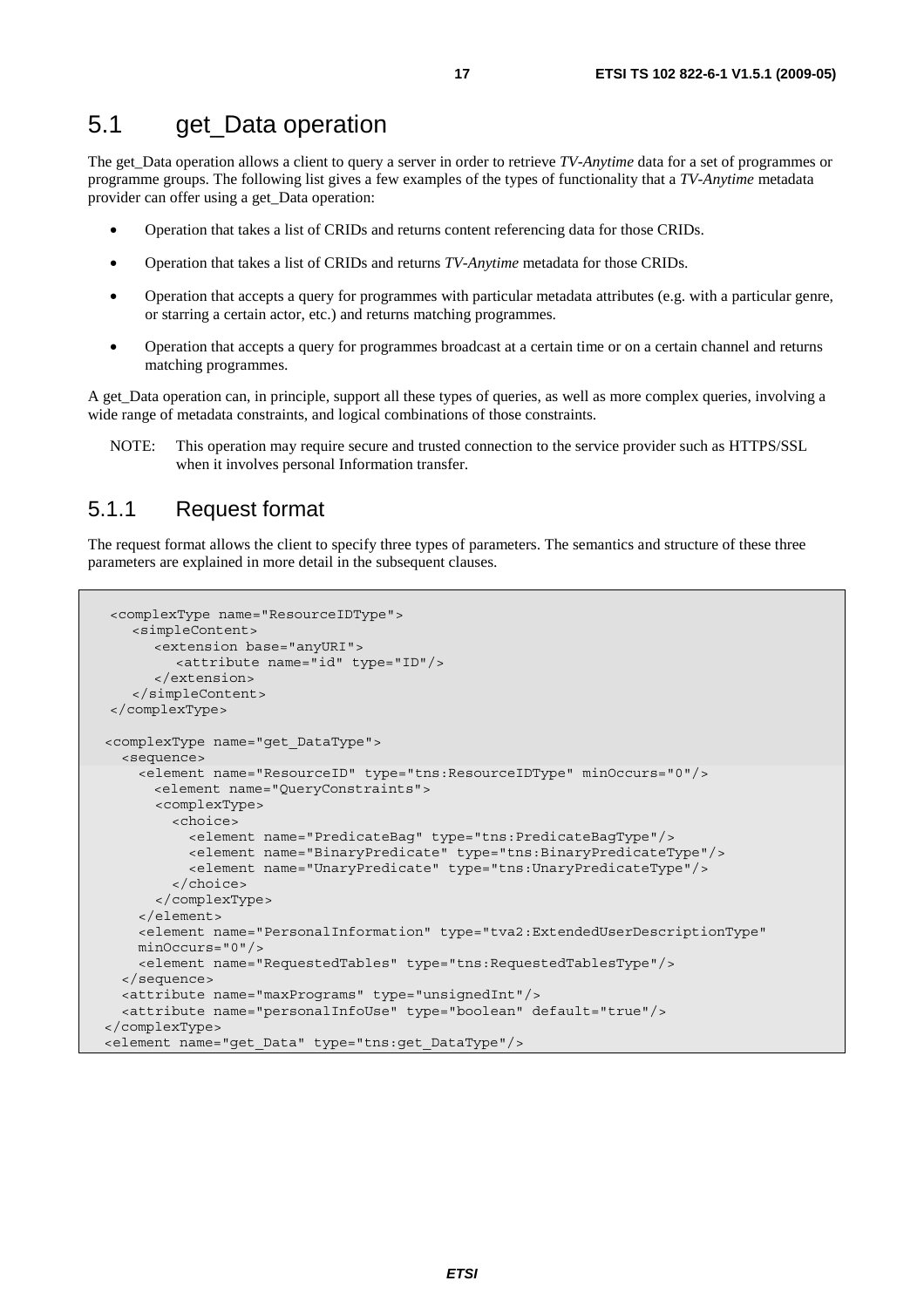## 5.1 get_Data operation

The get_Data operation allows a client to query a server in order to retrieve *TV-Anytime* data for a set of programmes or programme groups. The following list gives a few examples of the types of functionality that a *TV-Anytime* metadata provider can offer using a get_Data operation:

- Operation that takes a list of CRIDs and returns content referencing data for those CRIDs.
- Operation that takes a list of CRIDs and returns *TV-Anytime* metadata for those CRIDs.
- Operation that accepts a query for programmes with particular metadata attributes (e.g. with a particular genre, or starring a certain actor, etc.) and returns matching programmes.
- Operation that accepts a query for programmes broadcast at a certain time or on a certain channel and returns matching programmes.

A get_Data operation can, in principle, support all these types of queries, as well as more complex queries, involving a wide range of metadata constraints, and logical combinations of those constraints.

NOTE: This operation may require secure and trusted connection to the service provider such as HTTPS/SSL when it involves personal Information transfer.

### 5.1.1 Request format

The request format allows the client to specify three types of parameters. The semantics and structure of these three parameters are explained in more detail in the subsequent clauses.

```
 <complexType name="ResourceIDType">
    <simpleContent>
       <extension base="anyURI">
          <attribute name="id" type="ID"/>
       </extension>
    </simpleContent>
 </complexType>

<complexType name="get_DataType">
  <sequence>
    <element name="ResourceID" type="tns:ResourceIDType" minOccurs="0"/>
      <element name="QueryConstraints">
      <complexType>
        <choice>
          <element name="PredicateBag" type="tns:PredicateBagType"/>
          <element name="BinaryPredicate" type="tns:BinaryPredicateType"/>
          <element name="UnaryPredicate" type="tns:UnaryPredicateType"/>
        </choice>
      </complexType>
    </element>
    <element name="PersonalInformation" type="tva2:ExtendedUserDescriptionType"
    minOccurs="0"/>
    <element name="RequestedTables" type="tns:RequestedTablesType"/>
  </sequence>
  <attribute name="maxPrograms" type="unsignedInt"/>
  <attribute name="personalInfoUse" type="boolean" default="true"/>
</complexType>
<element name="get_Data" type="tns:get_DataType"/>
```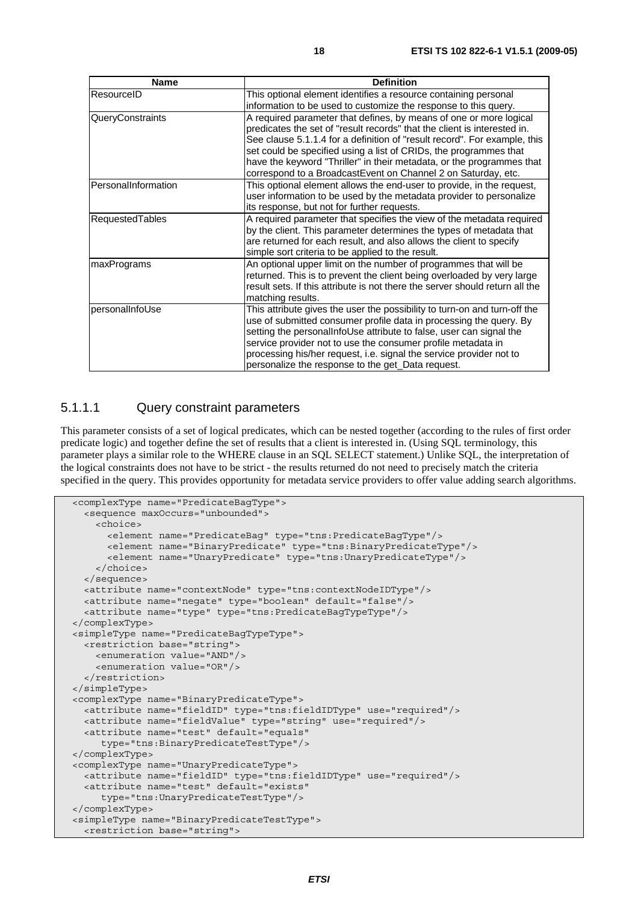| Name | Definition |
| --- | --- |
| ResourceID | This optional element identifies a resource containing personal information to be used to customize the response to this query. |
| QueryConstraints | A required parameter that defines, by means of one or more logical predicates the set of "result records" that the client is interested in. See clause 5.1.1.4 for a definition of "result record". For example, this set could be specified using a list of CRIDs, the programmes that have the keyword "Thriller" in their metadata, or the programmes that correspond to a BroadcastEvent on Channel 2 on Saturday, etc. |
| PersonalInformation | This optional element allows the end-user to provide, in the request, user information to be used by the metadata provider to personalize its response, but not for further requests. |
| RequestedTables | A required parameter that specifies the view of the metadata required by the client. This parameter determines the types of metadata that are returned for each result, and also allows the client to specify simple sort criteria to be applied to the result. |
| maxPrograms | An optional upper limit on the number of programmes that will be returned. This is to prevent the client being overloaded by very large result sets. If this attribute is not there the server should return all the matching results. |
| personalInfoUse | This attribute gives the user the possibility to turn-on and turn-off the use of submitted consumer profile data in processing the query. By setting the personalInfoUse attribute to false, user can signal the service provider not to use the consumer profile metadata in processing his/her request, i.e. signal the service provider not to personalize the response to the get_Data request. |

#### 5.1.1.1 Query constraint parameters

This parameter consists of a set of logical predicates, which can be nested together (according to the rules of first order predicate logic) and together define the set of results that a client is interested in. (Using SQL terminology, this parameter plays a similar role to the WHERE clause in an SQL SELECT statement.) Unlike SQL, the interpretation of the logical constraints does not have to be strict - the results returned do not need to precisely match the criteria specified in the query. This provides opportunity for metadata service providers to offer value adding search algorithms.

```
<complexType name="PredicateBagType">
  <sequence maxOccurs="unbounded">
    <choice>
      <element name="PredicateBag" type="tns:PredicateBagType"/>
      <element name="BinaryPredicate" type="tns:BinaryPredicateType"/>
      <element name="UnaryPredicate" type="tns:UnaryPredicateType"/>
    </choice>
  </sequence>
  <attribute name="contextNode" type="tns:contextNodeIDType"/>
  <attribute name="negate" type="boolean" default="false"/>
  <attribute name="type" type="tns:PredicateBagTypeType"/>
</complexType>
<simpleType name="PredicateBagTypeType">
  <restriction base="string">
    <enumeration value="AND"/>
    <enumeration value="OR"/>
  </restriction>
</simpleType>
<complexType name="BinaryPredicateType">
  <attribute name="fieldID" type="tns:fieldIDType" use="required"/>
  <attribute name="fieldValue" type="string" use="required"/>
  <attribute name="test" default="equals"
     type="tns:BinaryPredicateTestType"/>
</complexType>
<complexType name="UnaryPredicateType">
  <attribute name="fieldID" type="tns:fieldIDType" use="required"/>
  <attribute name="test" default="exists"
     type="tns:UnaryPredicateTestType"/>
</complexType>
<simpleType name="BinaryPredicateTestType">
  <restriction base="string">
```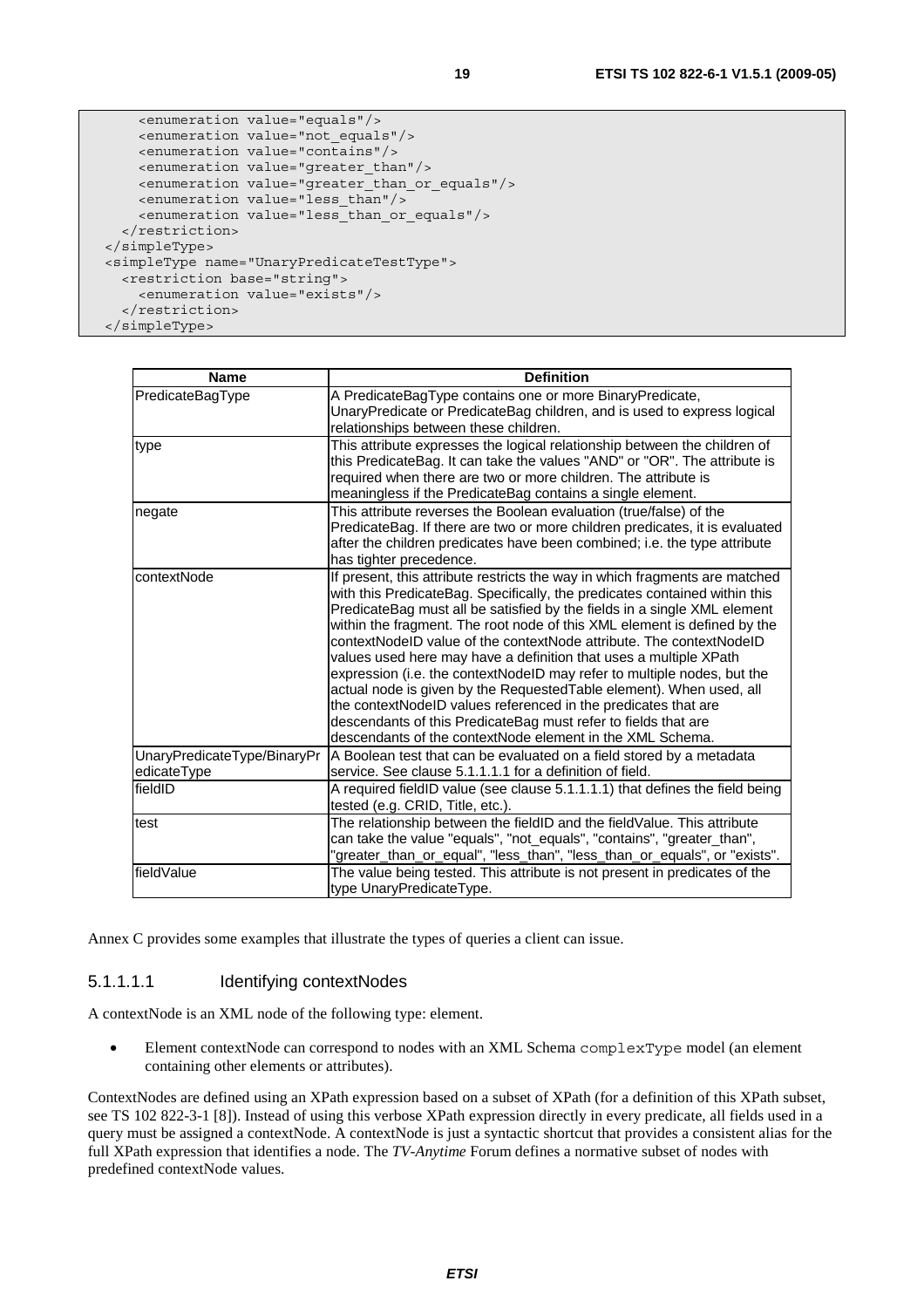```
      <enumeration value="equals"/>
      <enumeration value="not_equals"/>
      <enumeration value="contains"/>
      <enumeration value="greater_than"/>
      <enumeration value="greater_than_or_equals"/>
      <enumeration value="less_than"/>
      <enumeration value="less_than_or_equals"/>
    </restriction>
  </simpleType>
  <simpleType name="UnaryPredicateTestType">
    <restriction base="string">
      <enumeration value="exists"/>
    </restriction>
  </simpleType>
```

| Name | Definition |
| --- | --- |
| PredicateBagType | A PredicateBagType contains one or more BinaryPredicate, UnaryPredicate or PredicateBag children, and is used to express logical relationships between these children. |
| type | This attribute expresses the logical relationship between the children of this PredicateBag. It can take the values "AND" or "OR". The attribute is required when there are two or more children. The attribute is meaningless if the PredicateBag contains a single element. |
| negate | This attribute reverses the Boolean evaluation (true/false) of the PredicateBag. If there are two or more children predicates, it is evaluated after the children predicates have been combined; i.e. the type attribute has tighter precedence. |
| contextNode | If present, this attribute restricts the way in which fragments are matched with this PredicateBag. Specifically, the predicates contained within this PredicateBag must all be satisfied by the fields in a single XML element within the fragment. The root node of this XML element is defined by the contextNodeID value of the contextNode attribute. The contextNodeID values used here may have a definition that uses a multiple XPath expression (i.e. the contextNodeID may refer to multiple nodes, but the actual node is given by the RequestedTable element). When used, all the contextNodeID values referenced in the predicates that are descendants of this PredicateBag must refer to fields that are descendants of the contextNode element in the XML Schema. |
| UnaryPredicateType/BinaryPredicateType | A Boolean test that can be evaluated on a field stored by a metadata service. See clause 5.1.1.1.1 for a definition of field. |
| fieldID | A required fieldID value (see clause 5.1.1.1.1) that defines the field being tested (e.g. CRID, Title, etc.). |
| test | The relationship between the fieldID and the fieldValue. This attribute can take the value "equals", "not_equals", "contains", "greater_than", "greater_than_or_equal", "less_than", "less_than_or_equals", or "exists". |
| fieldValue | The value being tested. This attribute is not present in predicates of the type UnaryPredicateType. |

Annex C provides some examples that illustrate the types of queries a client can issue.

##### 5.1.1.1.1 Identifying contextNodes

A contextNode is an XML node of the following type: element.

- Element contextNode can correspond to nodes with an XML Schema `complexType` model (an element containing other elements or attributes).

ContextNodes are defined using an XPath expression based on a subset of XPath (for a definition of this XPath subset, see TS 102 822-3-1 [8]). Instead of using this verbose XPath expression directly in every predicate, all fields used in a query must be assigned a contextNode. A contextNode is just a syntactic shortcut that provides a consistent alias for the full XPath expression that identifies a node. The *TV-Anytime* Forum defines a normative subset of nodes with predefined contextNode values.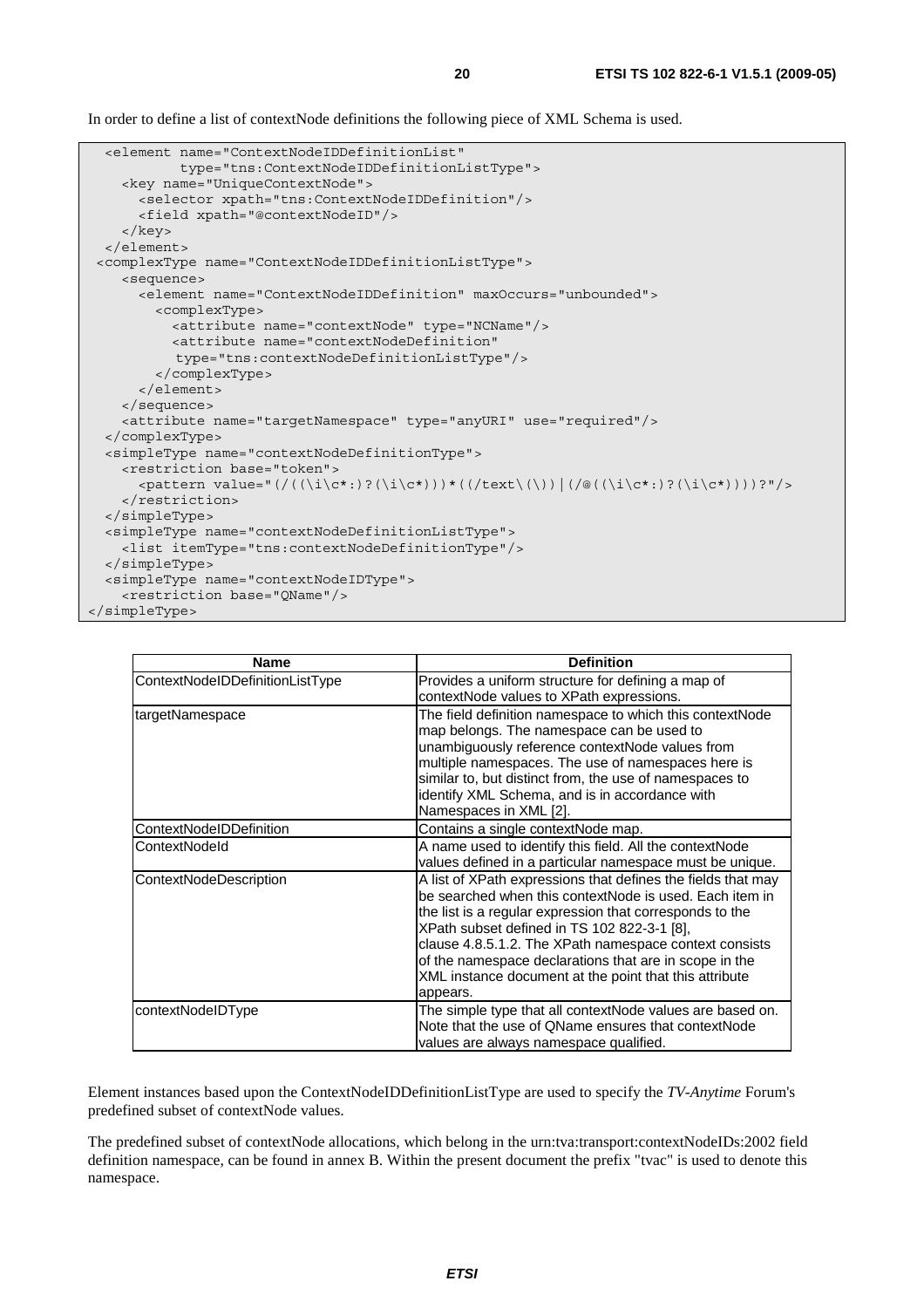In order to define a list of contextNode definitions the following piece of XML Schema is used.

```
  <element name="ContextNodeIDDefinitionList"
           type="tns:ContextNodeIDDefinitionListType">
    <key name="UniqueContextNode">
      <selector xpath="tns:ContextNodeIDDefinition"/>
      <field xpath="@contextNodeID"/>
    </key>
  </element>
 <complexType name="ContextNodeIDDefinitionListType">
    <sequence>
      <element name="ContextNodeIDDefinition" maxOccurs="unbounded">
        <complexType>
          <attribute name="contextNode" type="NCName"/>
          <attribute name="contextNodeDefinition"
           type="tns:contextNodeDefinitionListType"/>
        </complexType>
      </element>
    </sequence>
    <attribute name="targetNamespace" type="anyURI" use="required"/>
  </complexType>
  <simpleType name="contextNodeDefinitionType">
    <restriction base="token">
      <pattern value="(/((\i\c*:)?(\i\c*)))*((/text\(\))|(/@((\i\c*:)?(\i\c*))))?"/>
    </restriction>
  </simpleType>
  <simpleType name="contextNodeDefinitionListType">
    <list itemType="tns:contextNodeDefinitionType"/>
  </simpleType>
  <simpleType name="contextNodeIDType">
    <restriction base="QName"/>
</simpleType>
```

| Name | Definition |
|---|---|
| ContextNodeIDDefinitionListType | Provides a uniform structure for defining a map of contextNode values to XPath expressions. |
| targetNamespace | The field definition namespace to which this contextNode map belongs. The namespace can be used to unambiguously reference contextNode values from multiple namespaces. The use of namespaces here is similar to, but distinct from, the use of namespaces to identify XML Schema, and is in accordance with Namespaces in XML [2]. |
| ContextNodeIDDefinition | Contains a single contextNode map. |
| ContextNodeId | A name used to identify this field. All the contextNode values defined in a particular namespace must be unique. |
| ContextNodeDescription | A list of XPath expressions that defines the fields that may be searched when this contextNode is used. Each item in the list is a regular expression that corresponds to the XPath subset defined in TS 102 822-3-1 [8], clause 4.8.5.1.2. The XPath namespace context consists of the namespace declarations that are in scope in the XML instance document at the point that this attribute appears. |
| contextNodeIDType | The simple type that all contextNode values are based on. Note that the use of QName ensures that contextNode values are always namespace qualified. |

Element instances based upon the ContextNodeIDDefinitionListType are used to specify the *TV-Anytime* Forum's predefined subset of contextNode values.

The predefined subset of contextNode allocations, which belong in the urn:tva:transport:contextNodeIDs:2002 field definition namespace, can be found in annex B. Within the present document the prefix "tvac" is used to denote this namespace.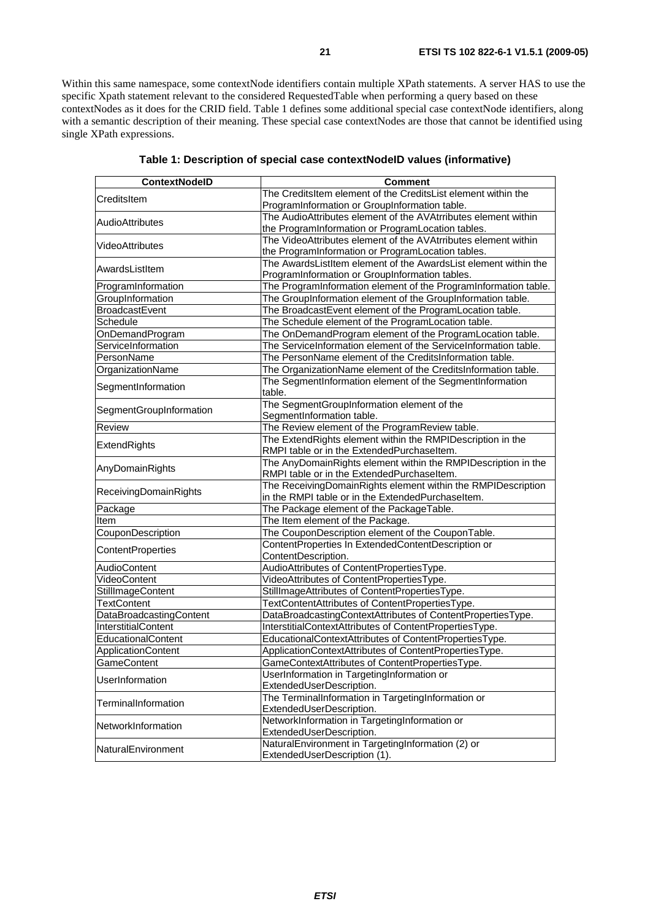Within this same namespace, some contextNode identifiers contain multiple XPath statements. A server HAS to use the specific Xpath statement relevant to the considered RequestedTable when performing a query based on these contextNodes as it does for the CRID field. Table 1 defines some additional special case contextNode identifiers, along with a semantic description of their meaning. These special case contextNodes are those that cannot be identified using single XPath expressions.

**Table 1: Description of special case contextNodeID values (informative)**

| ContextNodeID | Comment |
|---|---|
| CreditsItem | The CreditsItem element of the CreditsList element within the ProgramInformation or GroupInformation table. |
| AudioAttributes | The AudioAttributes element of the AVAtrributes element within the ProgramInformation or ProgramLocation tables. |
| VideoAttributes | The VideoAttributes element of the AVAtrributes element within the ProgramInformation or ProgramLocation tables. |
| AwardsListItem | The AwardsListItem element of the AwardsList element within the ProgramInformation or GroupInformation tables. |
| ProgramInformation | The ProgramInformation element of the ProgramInformation table. |
| GroupInformation | The GroupInformation element of the GroupInformation table. |
| BroadcastEvent | The BroadcastEvent element of the ProgramLocation table. |
| Schedule | The Schedule element of the ProgramLocation table. |
| OnDemandProgram | The OnDemandProgram element of the ProgramLocation table. |
| ServiceInformation | The ServiceInformation element of the ServiceInformation table. |
| PersonName | The PersonName element of the CreditsInformation table. |
| OrganizationName | The OrganizationName element of the CreditsInformation table. |
| SegmentInformation | The SegmentInformation element of the SegmentInformation table. |
| SegmentGroupInformation | The SegmentGroupInformation element of the SegmentInformation table. |
| Review | The Review element of the ProgramReview table. |
| ExtendRights | The ExtendRights element within the RMPIDescription in the RMPI table or in the ExtendedPurchaseItem. |
| AnyDomainRights | The AnyDomainRights element within the RMPIDescription in the RMPI table or in the ExtendedPurchaseItem. |
| ReceivingDomainRights | The ReceivingDomainRights element within the RMPIDescription in the RMPI table or in the ExtendedPurchaseItem. |
| Package | The Package element of the PackageTable. |
| Item | The Item element of the Package. |
| CouponDescription | The CouponDescription element of the CouponTable. |
| ContentProperties | ContentProperties In ExtendedContentDescription or ContentDescription. |
| AudioContent | AudioAttributes of ContentPropertiesType. |
| VideoContent | VideoAttributes of ContentPropertiesType. |
| StillImageContent | StillImageAttributes of ContentPropertiesType. |
| TextContent | TextContentAttributes of ContentPropertiesType. |
| DataBroadcastingContent | DataBroadcastingContextAttributes of ContentPropertiesType. |
| InterstitialContent | InterstitialContextAttributes of ContentPropertiesType. |
| EducationalContent | EducationalContextAttributes of ContentPropertiesType. |
| ApplicationContent | ApplicationContextAttributes of ContentPropertiesType. |
| GameContent | GameContextAttributes of ContentPropertiesType. |
| UserInformation | UserInformation in TargetingInformation or ExtendedUserDescription. |
| TerminalInformation | The TerminalInformation in TargetingInformation or ExtendedUserDescription. |
| NetworkInformation | NetworkInformation in TargetingInformation or ExtendedUserDescription. |
| NaturalEnvironment | NaturalEnvironment in TargetingInformation (2) or ExtendedUserDescription (1). |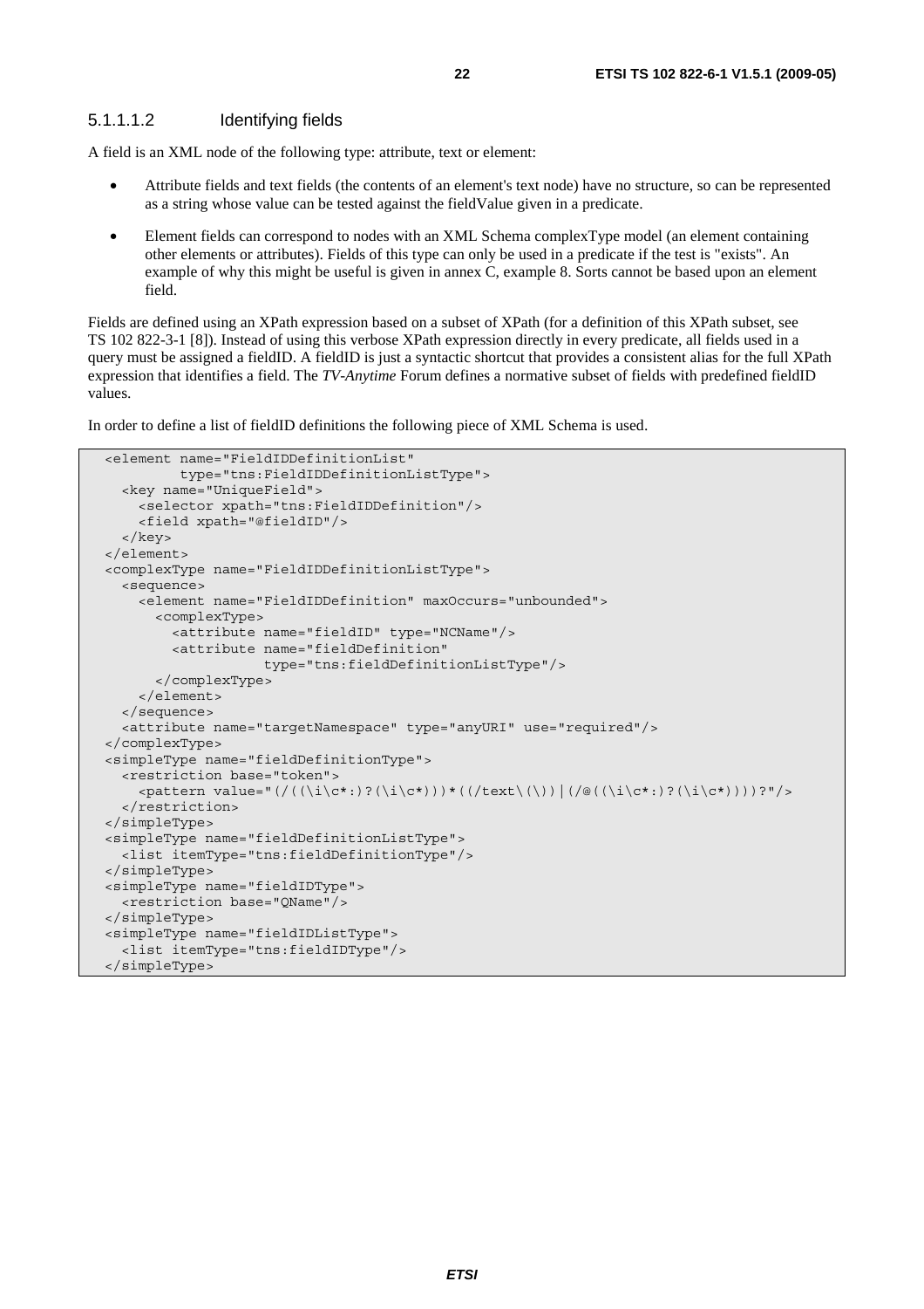#### 5.1.1.1.2 Identifying fields

A field is an XML node of the following type: attribute, text or element:

- Attribute fields and text fields (the contents of an element's text node) have no structure, so can be represented as a string whose value can be tested against the fieldValue given in a predicate.
- Element fields can correspond to nodes with an XML Schema complexType model (an element containing other elements or attributes). Fields of this type can only be used in a predicate if the test is "exists". An example of why this might be useful is given in annex C, example 8. Sorts cannot be based upon an element field.

Fields are defined using an XPath expression based on a subset of XPath (for a definition of this XPath subset, see TS 102 822-3-1 [8]). Instead of using this verbose XPath expression directly in every predicate, all fields used in a query must be assigned a fieldID. A fieldID is just a syntactic shortcut that provides a consistent alias for the full XPath expression that identifies a field. The *TV-Anytime* Forum defines a normative subset of fields with predefined fieldID values.

In order to define a list of fieldID definitions the following piece of XML Schema is used.

```
<element name="FieldIDDefinitionList"
         type="tns:FieldIDDefinitionListType">
  <key name="UniqueField">
    <selector xpath="tns:FieldIDDefinition"/>
    <field xpath="@fieldID"/>
  </key>
</element>
<complexType name="FieldIDDefinitionListType">
  <sequence>
    <element name="FieldIDDefinition" maxOccurs="unbounded">
      <complexType>
        <attribute name="fieldID" type="NCName"/>
        <attribute name="fieldDefinition"
                   type="tns:fieldDefinitionListType"/>
      </complexType>
    </element>
  </sequence>
  <attribute name="targetNamespace" type="anyURI" use="required"/>
</complexType>
<simpleType name="fieldDefinitionType">
  <restriction base="token">
    <pattern value="(/((\i\c*:)?(\i\c*)))*((/text\(\))|(/@((\i\c*:)?(\i\c*))))?"/>
  </restriction>
</simpleType>
<simpleType name="fieldDefinitionListType">
  <list itemType="tns:fieldDefinitionType"/>
</simpleType>
<simpleType name="fieldIDType">
  <restriction base="QName"/>
</simpleType>
<simpleType name="fieldIDListType">
  <list itemType="tns:fieldIDType"/>
</simpleType>
```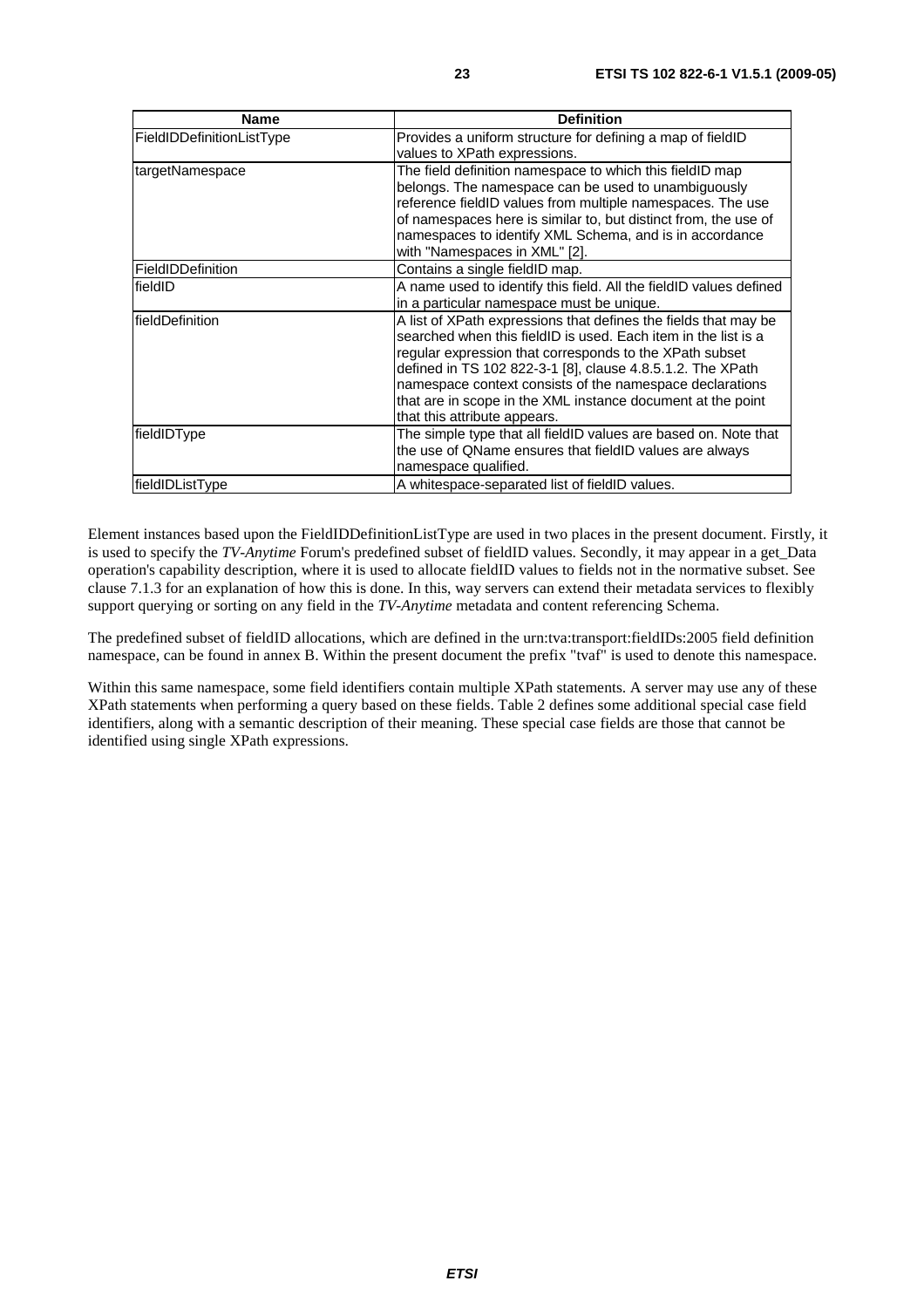| Name | Definition |
| --- | --- |
| FieldIDDefinitionListType | Provides a uniform structure for defining a map of fieldID values to XPath expressions. |
| targetNamespace | The field definition namespace to which this fieldID map belongs. The namespace can be used to unambiguously reference fieldID values from multiple namespaces. The use of namespaces here is similar to, but distinct from, the use of namespaces to identify XML Schema, and is in accordance with "Namespaces in XML" [2]. |
| FieldIDDefinition | Contains a single fieldID map. |
| fieldID | A name used to identify this field. All the fieldID values defined in a particular namespace must be unique. |
| fieldDefinition | A list of XPath expressions that defines the fields that may be searched when this fieldID is used. Each item in the list is a regular expression that corresponds to the XPath subset defined in TS 102 822-3-1 [8], clause 4.8.5.1.2. The XPath namespace context consists of the namespace declarations that are in scope in the XML instance document at the point that this attribute appears. |
| fieldIDType | The simple type that all fieldID values are based on. Note that the use of QName ensures that fieldID values are always namespace qualified. |
| fieldIDListType | A whitespace-separated list of fieldID values. |

Element instances based upon the FieldIDDefinitionListType are used in two places in the present document. Firstly, it is used to specify the *TV-Anytime* Forum's predefined subset of fieldID values. Secondly, it may appear in a get_Data operation's capability description, where it is used to allocate fieldID values to fields not in the normative subset. See clause 7.1.3 for an explanation of how this is done. In this, way servers can extend their metadata services to flexibly support querying or sorting on any field in the *TV-Anytime* metadata and content referencing Schema.

The predefined subset of fieldID allocations, which are defined in the urn:tva:transport:fieldIDs:2005 field definition namespace, can be found in annex B. Within the present document the prefix "tvaf" is used to denote this namespace.

Within this same namespace, some field identifiers contain multiple XPath statements. A server may use any of these XPath statements when performing a query based on these fields. Table 2 defines some additional special case field identifiers, along with a semantic description of their meaning. These special case fields are those that cannot be identified using single XPath expressions.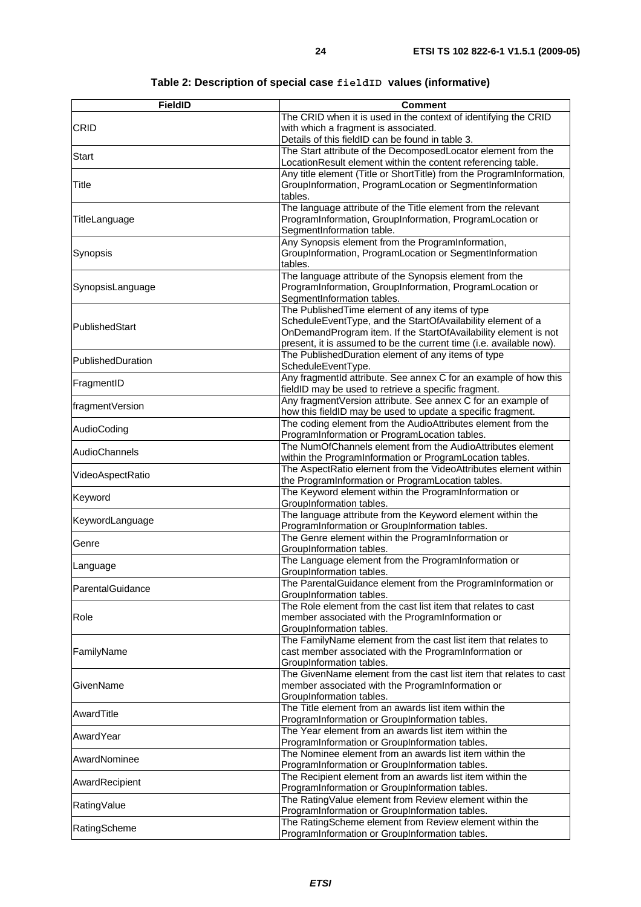**Table 2: Description of special case `fieldID` values (informative)**

| FieldID | Comment |
|---|---|
| CRID | The CRID when it is used in the context of identifying the CRID with which a fragment is associated. Details of this fieldID can be found in table 3. |
| Start | The Start attribute of the DecomposedLocator element from the LocationResult element within the content referencing table. |
| Title | Any title element (Title or ShortTitle) from the ProgramInformation, GroupInformation, ProgramLocation or SegmentInformation tables. |
| TitleLanguage | The language attribute of the Title element from the relevant ProgramInformation, GroupInformation, ProgramLocation or SegmentInformation table. |
| Synopsis | Any Synopsis element from the ProgramInformation, GroupInformation, ProgramLocation or SegmentInformation tables. |
| SynopsisLanguage | The language attribute of the Synopsis element from the ProgramInformation, GroupInformation, ProgramLocation or SegmentInformation tables. |
| PublishedStart | The PublishedTime element of any items of type ScheduleEventType, and the StartOfAvailability element of a OnDemandProgram item. If the StartOfAvailability element is not present, it is assumed to be the current time (i.e. available now). |
| PublishedDuration | The PublishedDuration element of any items of type ScheduleEventType. |
| FragmentID | Any fragmentId attribute. See annex C for an example of how this fieldID may be used to retrieve a specific fragment. |
| fragmentVersion | Any fragmentVersion attribute. See annex C for an example of how this fieldID may be used to update a specific fragment. |
| AudioCoding | The coding element from the AudioAttributes element from the ProgramInformation or ProgramLocation tables. |
| AudioChannels | The NumOfChannels element from the AudioAttributes element within the ProgramInformation or ProgramLocation tables. |
| VideoAspectRatio | The AspectRatio element from the VideoAttributes element within the ProgramInformation or ProgramLocation tables. |
| Keyword | The Keyword element within the ProgramInformation or GroupInformation tables. |
| KeywordLanguage | The language attribute from the Keyword element within the ProgramInformation or GroupInformation tables. |
| Genre | The Genre element within the ProgramInformation or GroupInformation tables. |
| Language | The Language element from the ProgramInformation or GroupInformation tables. |
| ParentalGuidance | The ParentalGuidance element from the ProgramInformation or GroupInformation tables. |
| Role | The Role element from the cast list item that relates to cast member associated with the ProgramInformation or GroupInformation tables. |
| FamilyName | The FamilyName element from the cast list item that relates to cast member associated with the ProgramInformation or GroupInformation tables. |
| GivenName | The GivenName element from the cast list item that relates to cast member associated with the ProgramInformation or GroupInformation tables. |
| AwardTitle | The Title element from an awards list item within the ProgramInformation or GroupInformation tables. |
| AwardYear | The Year element from an awards list item within the ProgramInformation or GroupInformation tables. |
| AwardNominee | The Nominee element from an awards list item within the ProgramInformation or GroupInformation tables. |
| AwardRecipient | The Recipient element from an awards list item within the ProgramInformation or GroupInformation tables. |
| RatingValue | The RatingValue element from Review element within the ProgramInformation or GroupInformation tables. |
| RatingScheme | The RatingScheme element from Review element within the ProgramInformation or GroupInformation tables. |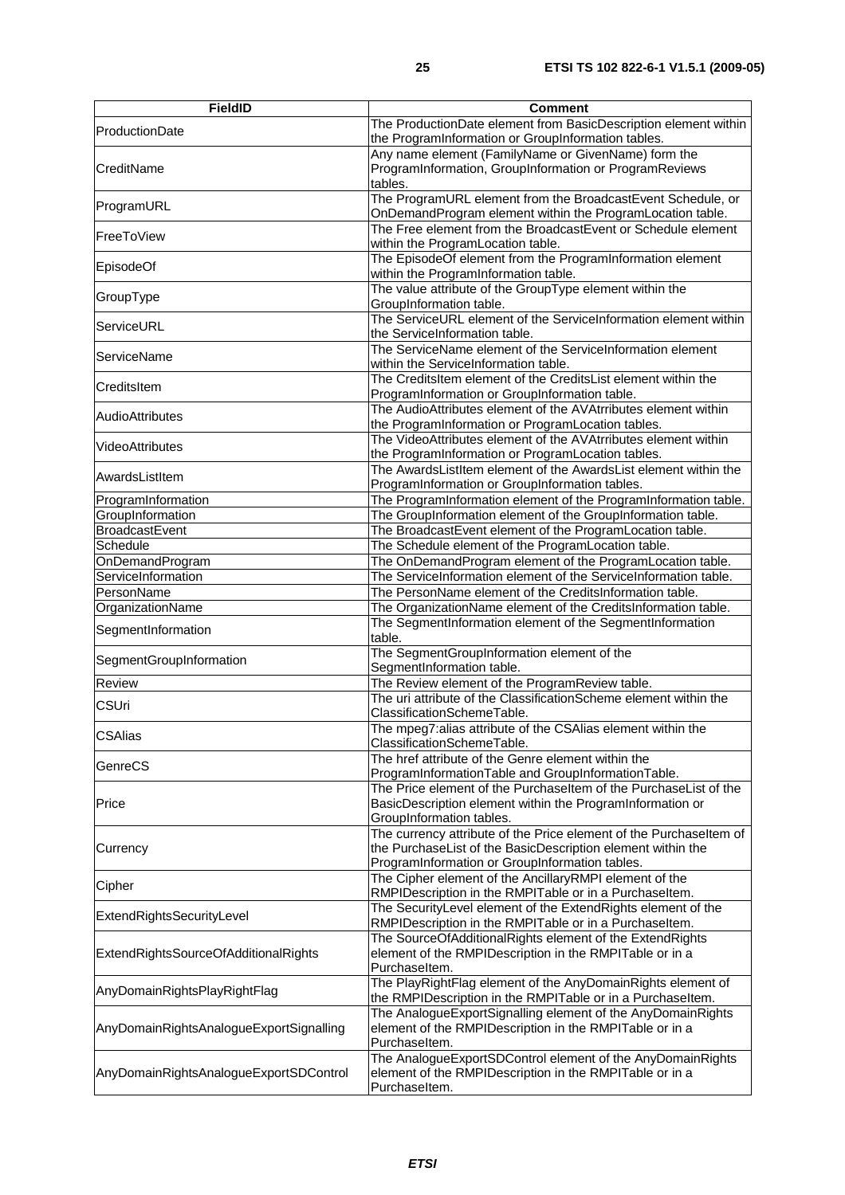| FieldID | Comment |
|---|---|
| ProductionDate | The ProductionDate element from BasicDescription element within the ProgramInformation or GroupInformation tables. |
| CreditName | Any name element (FamilyName or GivenName) form the ProgramInformation, GroupInformation or ProgramReviews tables. |
| ProgramURL | The ProgramURL element from the BroadcastEvent Schedule, or OnDemandProgram element within the ProgramLocation table. |
| FreeToView | The Free element from the BroadcastEvent or Schedule element within the ProgramLocation table. |
| EpisodeOf | The EpisodeOf element from the ProgramInformation element within the ProgramInformation table. |
| GroupType | The value attribute of the GroupType element within the GroupInformation table. |
| ServiceURL | The ServiceURL element of the ServiceInformation element within the ServiceInformation table. |
| ServiceName | The ServiceName element of the ServiceInformation element within the ServiceInformation table. |
| CreditsItem | The CreditsItem element of the CreditsList element within the ProgramInformation or GroupInformation table. |
| AudioAttributes | The AudioAttributes element of the AVAtrributes element within the ProgramInformation or ProgramLocation tables. |
| VideoAttributes | The VideoAttributes element of the AVAtrributes element within the ProgramInformation or ProgramLocation tables. |
| AwardsListItem | The AwardsListItem element of the AwardsList element within the ProgramInformation or GroupInformation tables. |
| ProgramInformation | The ProgramInformation element of the ProgramInformation table. |
| GroupInformation | The GroupInformation element of the GroupInformation table. |
| BroadcastEvent | The BroadcastEvent element of the ProgramLocation table. |
| Schedule | The Schedule element of the ProgramLocation table. |
| OnDemandProgram | The OnDemandProgram element of the ProgramLocation table. |
| ServiceInformation | The ServiceInformation element of the ServiceInformation table. |
| PersonName | The PersonName element of the CreditsInformation table. |
| OrganizationName | The OrganizationName element of the CreditsInformation table. |
| SegmentInformation | The SegmentInformation element of the SegmentInformation table. |
| SegmentGroupInformation | The SegmentGroupInformation element of the SegmentInformation table. |
| Review | The Review element of the ProgramReview table. |
| CSUri | The uri attribute of the ClassificationScheme element within the ClassificationSchemeTable. |
| CSAlias | The mpeg7:alias attribute of the CSAlias element within the ClassificationSchemeTable. |
| GenreCS | The href attribute of the Genre element within the ProgramInformationTable and GroupInformationTable. |
| Price | The Price element of the PurchaseItem of the PurchaseList of the BasicDescription element within the ProgramInformation or GroupInformation tables. |
| Currency | The currency attribute of the Price element of the PurchaseItem of the PurchaseList of the BasicDescription element within the ProgramInformation or GroupInformation tables. |
| Cipher | The Cipher element of the AncillaryRMPI element of the RMPIDescription in the RMPITable or in a PurchaseItem. |
| ExtendRightsSecurityLevel | The SecurityLevel element of the ExtendRights element of the RMPIDescription in the RMPITable or in a PurchaseItem. |
| ExtendRightsSourceOfAdditionalRights | The SourceOfAdditionalRights element of the ExtendRights element of the RMPIDescription in the RMPITable or in a PurchaseItem. |
| AnyDomainRightsPlayRightFlag | The PlayRightFlag element of the AnyDomainRights element of the RMPIDescription in the RMPITable or in a PurchaseItem. |
| AnyDomainRightsAnalogueExportSignalling | The AnalogueExportSignalling element of the AnyDomainRights element of the RMPIDescription in the RMPITable or in a PurchaseItem. |
| AnyDomainRightsAnalogueExportSDControl | The AnalogueExportSDControl element of the AnyDomainRights element of the RMPIDescription in the RMPITable or in a PurchaseItem. |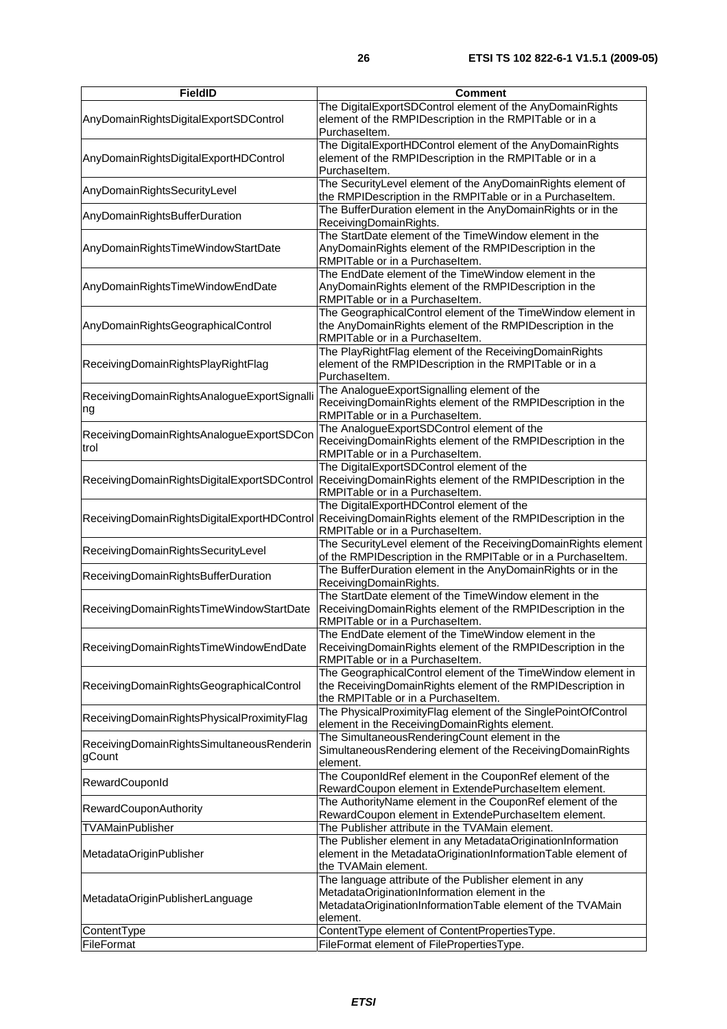| FieldID | Comment |
|---|---|
| AnyDomainRightsDigitalExportSDControl | The DigitalExportSDControl element of the AnyDomainRights element of the RMPIDescription in the RMPITable or in a PurchaseItem. |
| AnyDomainRightsDigitalExportHDControl | The DigitalExportHDControl element of the AnyDomainRights element of the RMPIDescription in the RMPITable or in a PurchaseItem. |
| AnyDomainRightsSecurityLevel | The SecurityLevel element of the AnyDomainRights element of the RMPIDescription in the RMPITable or in a PurchaseItem. |
| AnyDomainRightsBufferDuration | The BufferDuration element in the AnyDomainRights or in the ReceivingDomainRights. |
| AnyDomainRightsTimeWindowStartDate | The StartDate element of the TimeWindow element in the AnyDomainRights element of the RMPIDescription in the RMPITable or in a PurchaseItem. |
| AnyDomainRightsTimeWindowEndDate | The EndDate element of the TimeWindow element in the AnyDomainRights element of the RMPIDescription in the RMPITable or in a PurchaseItem. |
| AnyDomainRightsGeographicalControl | The GeographicalControl element of the TimeWindow element in the AnyDomainRights element of the RMPIDescription in the RMPITable or in a PurchaseItem. |
| ReceivingDomainRightsPlayRightFlag | The PlayRightFlag element of the ReceivingDomainRights element of the RMPIDescription in the RMPITable or in a PurchaseItem. |
| ReceivingDomainRightsAnalogueExportSignalling | The AnalogueExportSignalling element of the ReceivingDomainRights element of the RMPIDescription in the RMPITable or in a PurchaseItem. |
| ReceivingDomainRightsAnalogueExportSDControl | The AnalogueExportSDControl element of the ReceivingDomainRights element of the RMPIDescription in the RMPITable or in a PurchaseItem. |
| ReceivingDomainRightsDigitalExportSDControl | The DigitalExportSDControl element of the ReceivingDomainRights element of the RMPIDescription in the RMPITable or in a PurchaseItem. |
| ReceivingDomainRightsDigitalExportHDControl | The DigitalExportHDControl element of the ReceivingDomainRights element of the RMPIDescription in the RMPITable or in a PurchaseItem. |
| ReceivingDomainRightsSecurityLevel | The SecurityLevel element of the ReceivingDomainRights element of the RMPIDescription in the RMPITable or in a PurchaseItem. |
| ReceivingDomainRightsBufferDuration | The BufferDuration element in the AnyDomainRights or in the ReceivingDomainRights. |
| ReceivingDomainRightsTimeWindowStartDate | The StartDate element of the TimeWindow element in the ReceivingDomainRights element of the RMPIDescription in the RMPITable or in a PurchaseItem. |
| ReceivingDomainRightsTimeWindowEndDate | The EndDate element of the TimeWindow element in the ReceivingDomainRights element of the RMPIDescription in the RMPITable or in a PurchaseItem. |
| ReceivingDomainRightsGeographicalControl | The GeographicalControl element of the TimeWindow element in the ReceivingDomainRights element of the RMPIDescription in the RMPITable or in a PurchaseItem. |
| ReceivingDomainRightsPhysicalProximityFlag | The PhysicalProximityFlag element of the SinglePointOfControl element in the ReceivingDomainRights element. |
| ReceivingDomainRightsSimultaneousRenderingCount | The SimultaneousRenderingCount element in the SimultaneousRendering element of the ReceivingDomainRights element. |
| RewardCouponId | The CouponIdRef element in the CouponRef element of the RewardCoupon element in ExtendePurchaseItem element. |
| RewardCouponAuthority | The AuthorityName element in the CouponRef element of the RewardCoupon element in ExtendePurchaseItem element. |
| TVAMainPublisher | The Publisher attribute in the TVAMain element. |
| MetadataOriginPublisher | The Publisher element in any MetadataOriginationInformation element in the MetadataOriginationInformationTable element of the TVAMain element. |
| MetadataOriginPublisherLanguage | The language attribute of the Publisher element in any MetadataOriginationInformation element in the MetadataOriginationInformationTable element of the TVAMain element. |
| ContentType | ContentType element of ContentPropertiesType. |
| FileFormat | FileFormat element of FilePropertiesType. |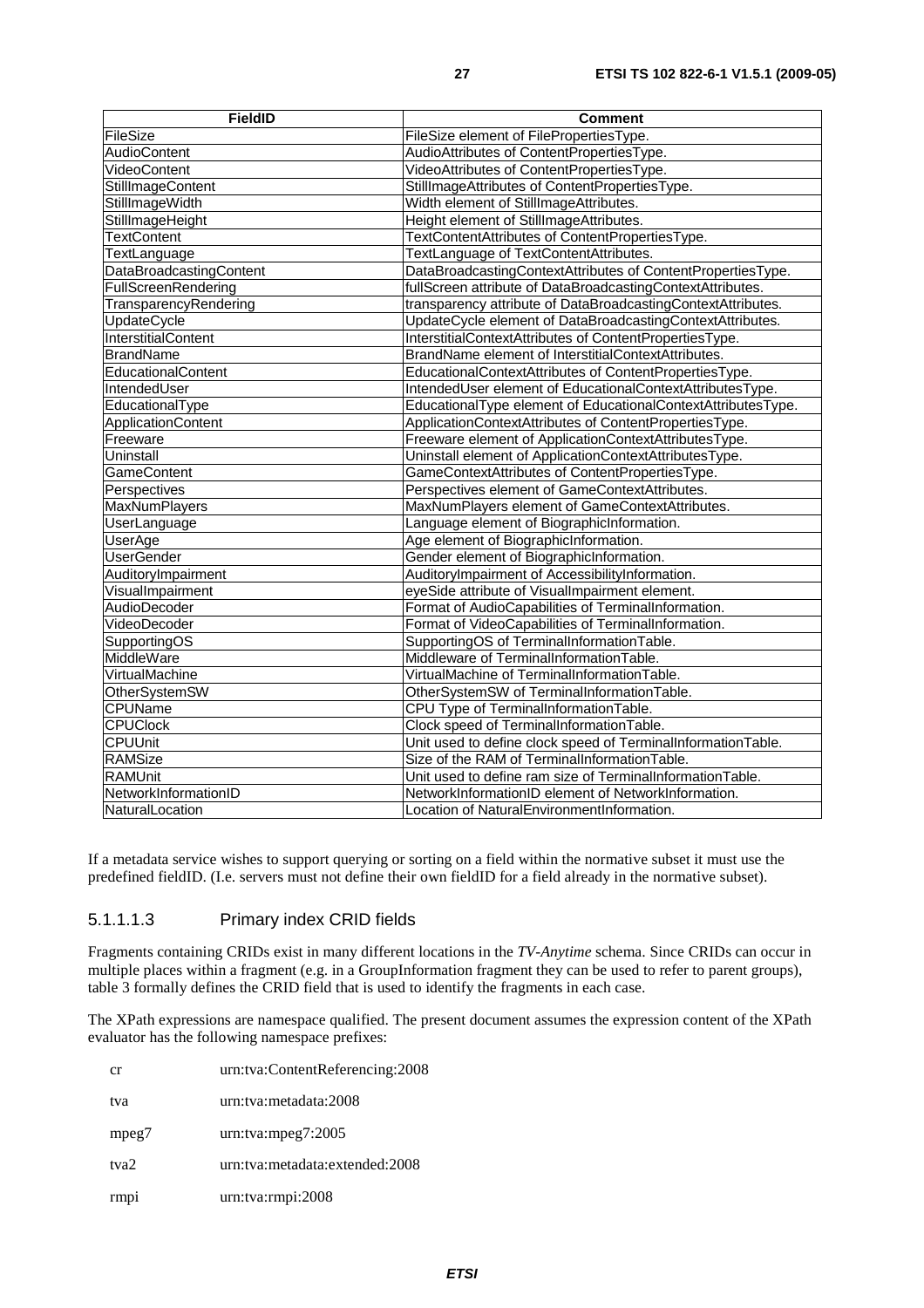| FieldID | Comment |
|---|---|
| FileSize | FileSize element of FilePropertiesType. |
| AudioContent | AudioAttributes of ContentPropertiesType. |
| VideoContent | VideoAttributes of ContentPropertiesType. |
| StillImageContent | StillImageAttributes of ContentPropertiesType. |
| StillImageWidth | Width element of StillImageAttributes. |
| StillImageHeight | Height element of StillImageAttributes. |
| TextContent | TextContentAttributes of ContentPropertiesType. |
| TextLanguage | TextLanguage of TextContentAttributes. |
| DataBroadcastingContent | DataBroadcastingContextAttributes of ContentPropertiesType. |
| FullScreenRendering | fullScreen attribute of DataBroadcastingContextAttributes. |
| TransparencyRendering | transparency attribute of DataBroadcastingContextAttributes. |
| UpdateCycle | UpdateCycle element of DataBroadcastingContextAttributes. |
| InterstitialContent | InterstitialContextAttributes of ContentPropertiesType. |
| BrandName | BrandName element of InterstitialContextAttributes. |
| EducationalContent | EducationalContextAttributes of ContentPropertiesType. |
| IntendedUser | IntendedUser element of EducationalContextAttributesType. |
| EducationalType | EducationalType element of EducationalContextAttributesType. |
| ApplicationContent | ApplicationContextAttributes of ContentPropertiesType. |
| Freeware | Freeware element of ApplicationContextAttributesType. |
| Uninstall | Uninstall element of ApplicationContextAttributesType. |
| GameContent | GameContextAttributes of ContentPropertiesType. |
| Perspectives | Perspectives element of GameContextAttributes. |
| MaxNumPlayers | MaxNumPlayers element of GameContextAttributes. |
| UserLanguage | Language element of BiographicInformation. |
| UserAge | Age element of BiographicInformation. |
| UserGender | Gender element of BiographicInformation. |
| AuditoryImpairment | AuditoryImpairment of AccessibilityInformation. |
| VisualImpairment | eyeSide attribute of VisualImpairment element. |
| AudioDecoder | Format of AudioCapabilities of TerminalInformation. |
| VideoDecoder | Format of VideoCapabilities of TerminalInformation. |
| SupportingOS | SupportingOS of TerminalInformationTable. |
| MiddleWare | Middleware of TerminalInformationTable. |
| VirtualMachine | VirtualMachine of TerminalInformationTable. |
| OtherSystemSW | OtherSystemSW of TerminalInformationTable. |
| CPUName | CPU Type of TerminalInformationTable. |
| CPUClock | Clock speed of TerminalInformationTable. |
| CPUUnit | Unit used to define clock speed of TerminalInformationTable. |
| RAMSize | Size of the RAM of TerminalInformationTable. |
| RAMUnit | Unit used to define ram size of TerminalInformationTable. |
| NetworkInformationID | NetworkInformationID element of NetworkInformation. |
| NaturalLocation | Location of NaturalEnvironmentInformation. |

If a metadata service wishes to support querying or sorting on a field within the normative subset it must use the predefined fieldID. (I.e. servers must not define their own fieldID for a field already in the normative subset).

#### 5.1.1.1.3 Primary index CRID fields

Fragments containing CRIDs exist in many different locations in the *TV-Anytime* schema. Since CRIDs can occur in multiple places within a fragment (e.g. in a GroupInformation fragment they can be used to refer to parent groups), table 3 formally defines the CRID field that is used to identify the fragments in each case.

The XPath expressions are namespace qualified. The present document assumes the expression content of the XPath evaluator has the following namespace prefixes:

| | |
|---|---|
| cr | urn:tva:ContentReferencing:2008 |
| tva | urn:tva:metadata:2008 |
| mpeg7 | urn:tva:mpeg7:2005 |
| tva2 | urn:tva:metadata:extended:2008 |
| rmpi | urn:tva:rmpi:2008 |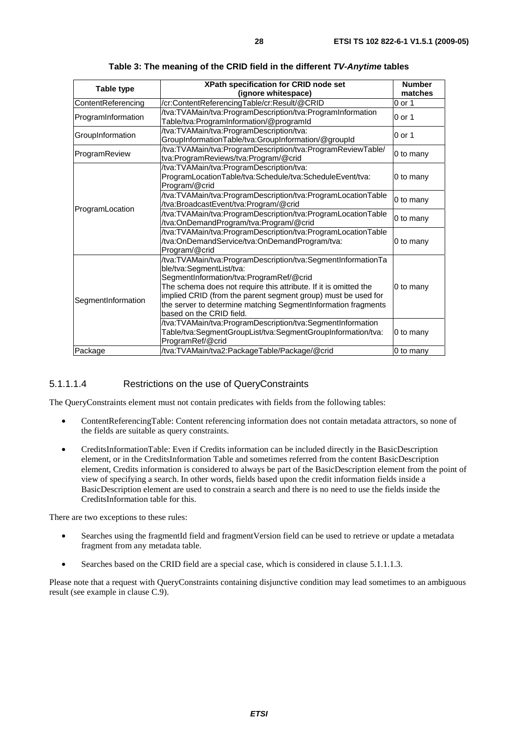**Table 3: The meaning of the CRID field in the different *TV-Anytime* tables**

| Table type | XPath specification for CRID node set (ignore whitespace) | Number matches |
|---|---|---|
| ContentReferencing | /cr:ContentReferencingTable/cr:Result/@CRID | 0 or 1 |
| ProgramInformation | /tva:TVAMain/tva:ProgramDescription/tva:ProgramInformation Table/tva:ProgramInformation/@programId | 0 or 1 |
| GroupInformation | /tva:TVAMain/tva:ProgramDescription/tva: GroupInformationTable/tva:GroupInformation/@groupId | 0 or 1 |
| ProgramReview | /tva:TVAMain/tva:ProgramDescription/tva:ProgramReviewTable/ tva:ProgramReviews/tva:Program/@crid | 0 to many |
| ProgramLocation | /tva:TVAMain/tva:ProgramDescription/tva: ProgramLocationTable/tva:Schedule/tva:ScheduleEvent/tva: Program/@crid | 0 to many |
| | /tva:TVAMain/tva:ProgramDescription/tva:ProgramLocationTable /tva:BroadcastEvent/tva:Program/@crid | 0 to many |
| | /tva:TVAMain/tva:ProgramDescription/tva:ProgramLocationTable /tva:OnDemandProgram/tva:Program/@crid | 0 to many |
| | /tva:TVAMain/tva:ProgramDescription/tva:ProgramLocationTable /tva:OnDemandService/tva:OnDemandProgram/tva: Program/@crid | 0 to many |
| SegmentInformation | /tva:TVAMain/tva:ProgramDescription/tva:SegmentInformationTa ble/tva:SegmentList/tva: SegmentInformation/tva:ProgramRef/@crid The schema does not require this attribute. If it is omitted the implied CRID (from the parent segment group) must be used for the server to determine matching SegmentInformation fragments based on the CRID field. | 0 to many |
| | /tva:TVAMain/tva:ProgramDescription/tva:SegmentInformation Table/tva:SegmentGroupList/tva:SegmentGroupInformation/tva: ProgramRef/@crid | 0 to many |
| Package | /tva:TVAMain/tva2:PackageTable/Package/@crid | 0 to many |

#### 5.1.1.1.4 Restrictions on the use of QueryConstraints

The QueryConstraints element must not contain predicates with fields from the following tables:

- ContentReferencingTable: Content referencing information does not contain metadata attractors, so none of the fields are suitable as query constraints.
- CreditsInformationTable: Even if Credits information can be included directly in the BasicDescription element, or in the CreditsInformation Table and sometimes referred from the content BasicDescription element, Credits information is considered to always be part of the BasicDescription element from the point of view of specifying a search. In other words, fields based upon the credit information fields inside a BasicDescription element are used to constrain a search and there is no need to use the fields inside the CreditsInformation table for this.

There are two exceptions to these rules:

- Searches using the fragmentId field and fragmentVersion field can be used to retrieve or update a metadata fragment from any metadata table.
- Searches based on the CRID field are a special case, which is considered in clause 5.1.1.1.3.

Please note that a request with QueryConstraints containing disjunctive condition may lead sometimes to an ambiguous result (see example in clause C.9).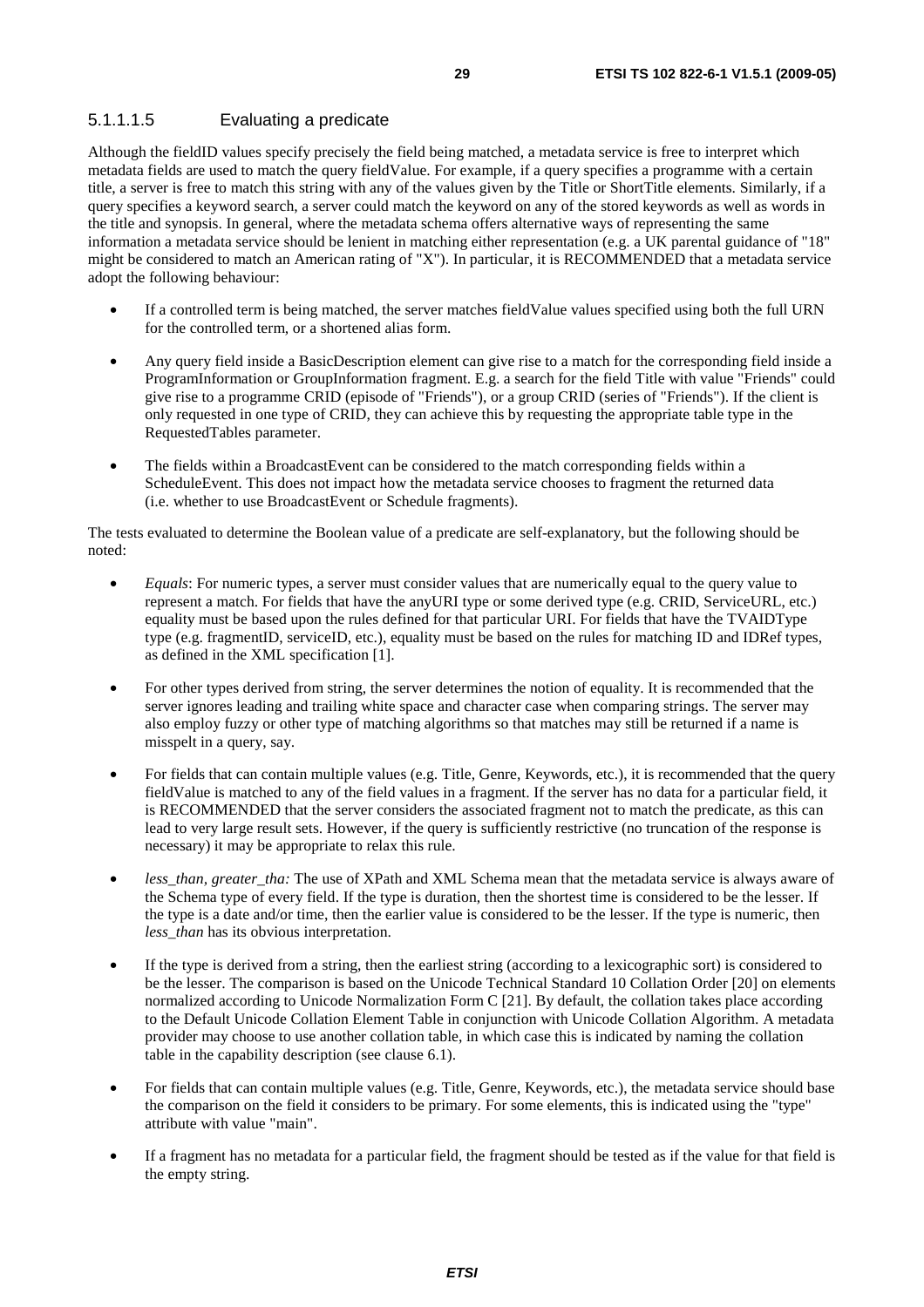#### 5.1.1.1.5 Evaluating a predicate

Although the fieldID values specify precisely the field being matched, a metadata service is free to interpret which metadata fields are used to match the query fieldValue. For example, if a query specifies a programme with a certain title, a server is free to match this string with any of the values given by the Title or ShortTitle elements. Similarly, if a query specifies a keyword search, a server could match the keyword on any of the stored keywords as well as words in the title and synopsis. In general, where the metadata schema offers alternative ways of representing the same information a metadata service should be lenient in matching either representation (e.g. a UK parental guidance of "18" might be considered to match an American rating of "X"). In particular, it is RECOMMENDED that a metadata service adopt the following behaviour:

- If a controlled term is being matched, the server matches fieldValue values specified using both the full URN for the controlled term, or a shortened alias form.
- Any query field inside a BasicDescription element can give rise to a match for the corresponding field inside a ProgramInformation or GroupInformation fragment. E.g. a search for the field Title with value "Friends" could give rise to a programme CRID (episode of "Friends"), or a group CRID (series of "Friends"). If the client is only requested in one type of CRID, they can achieve this by requesting the appropriate table type in the RequestedTables parameter.
- The fields within a BroadcastEvent can be considered to the match corresponding fields within a ScheduleEvent. This does not impact how the metadata service chooses to fragment the returned data (i.e. whether to use BroadcastEvent or Schedule fragments).

The tests evaluated to determine the Boolean value of a predicate are self-explanatory, but the following should be noted:

- *Equals*: For numeric types, a server must consider values that are numerically equal to the query value to represent a match. For fields that have the anyURI type or some derived type (e.g. CRID, ServiceURL, etc.) equality must be based upon the rules defined for that particular URI. For fields that have the TVAIDType type (e.g. fragmentID, serviceID, etc.), equality must be based on the rules for matching ID and IDRef types, as defined in the XML specification [1].
- For other types derived from string, the server determines the notion of equality. It is recommended that the server ignores leading and trailing white space and character case when comparing strings. The server may also employ fuzzy or other type of matching algorithms so that matches may still be returned if a name is misspelt in a query, say.
- For fields that can contain multiple values (e.g. Title, Genre, Keywords, etc.), it is recommended that the query fieldValue is matched to any of the field values in a fragment. If the server has no data for a particular field, it is RECOMMENDED that the server considers the associated fragment not to match the predicate, as this can lead to very large result sets. However, if the query is sufficiently restrictive (no truncation of the response is necessary) it may be appropriate to relax this rule.
- *less_than, greater_tha:* The use of XPath and XML Schema mean that the metadata service is always aware of the Schema type of every field. If the type is duration, then the shortest time is considered to be the lesser. If the type is a date and/or time, then the earlier value is considered to be the lesser. If the type is numeric, then *less_than* has its obvious interpretation.
- If the type is derived from a string, then the earliest string (according to a lexicographic sort) is considered to be the lesser. The comparison is based on the Unicode Technical Standard 10 Collation Order [20] on elements normalized according to Unicode Normalization Form C [21]. By default, the collation takes place according to the Default Unicode Collation Element Table in conjunction with Unicode Collation Algorithm. A metadata provider may choose to use another collation table, in which case this is indicated by naming the collation table in the capability description (see clause 6.1).
- For fields that can contain multiple values (e.g. Title, Genre, Keywords, etc.), the metadata service should base the comparison on the field it considers to be primary. For some elements, this is indicated using the "type" attribute with value "main".
- If a fragment has no metadata for a particular field, the fragment should be tested as if the value for that field is the empty string.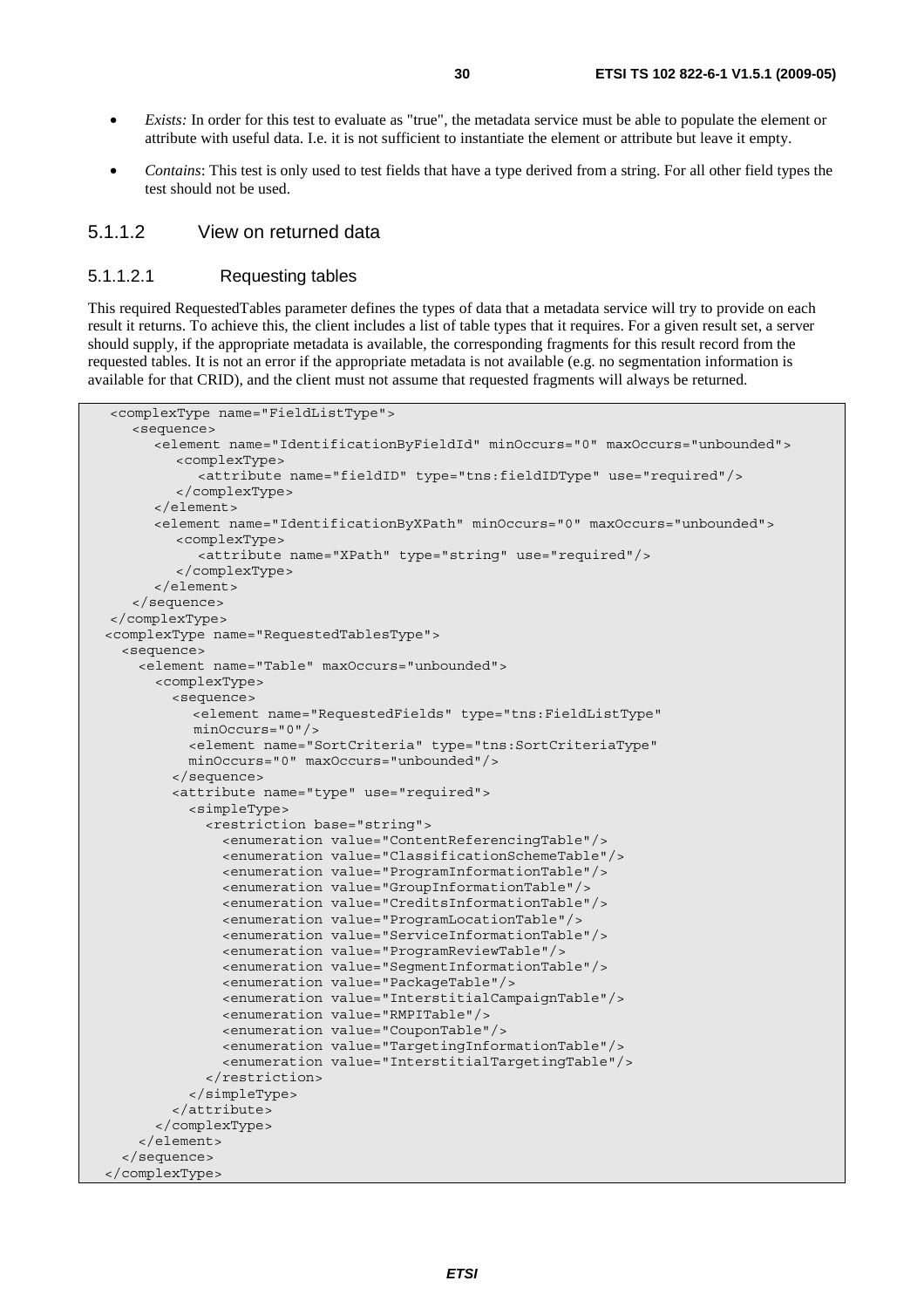- *Exists:* In order for this test to evaluate as "true", the metadata service must be able to populate the element or attribute with useful data. I.e. it is not sufficient to instantiate the element or attribute but leave it empty.
- *Contains*: This test is only used to test fields that have a type derived from a string. For all other field types the test should not be used.

#### 5.1.1.2 View on returned data

##### 5.1.1.2.1 Requesting tables

This required RequestedTables parameter defines the types of data that a metadata service will try to provide on each result it returns. To achieve this, the client includes a list of table types that it requires. For a given result set, a server should supply, if the appropriate metadata is available, the corresponding fragments for this result record from the requested tables. It is not an error if the appropriate metadata is not available (e.g. no segmentation information is available for that CRID), and the client must not assume that requested fragments will always be returned.

```
  <complexType name="FieldListType">
     <sequence>
        <element name="IdentificationByFieldId" minOccurs="0" maxOccurs="unbounded">
           <complexType>
              <attribute name="fieldID" type="tns:fieldIDType" use="required"/>
           </complexType>
        </element>
        <element name="IdentificationByXPath" minOccurs="0" maxOccurs="unbounded">
           <complexType>
              <attribute name="XPath" type="string" use="required"/>
           </complexType>
        </element>
     </sequence>
  </complexType>
 <complexType name="RequestedTablesType">
   <sequence>
     <element name="Table" maxOccurs="unbounded">
        <complexType>
          <sequence>
             <element name="RequestedFields" type="tns:FieldListType"
             minOccurs="0"/>
            <element name="SortCriteria" type="tns:SortCriteriaType"
            minOccurs="0" maxOccurs="unbounded"/>
          </sequence>
          <attribute name="type" use="required">
            <simpleType>
              <restriction base="string">
                <enumeration value="ContentReferencingTable"/>
                <enumeration value="ClassificationSchemeTable"/>
                <enumeration value="ProgramInformationTable"/>
                <enumeration value="GroupInformationTable"/>
                <enumeration value="CreditsInformationTable"/>
                <enumeration value="ProgramLocationTable"/>
                <enumeration value="ServiceInformationTable"/>
                <enumeration value="ProgramReviewTable"/>
                <enumeration value="SegmentInformationTable"/>
                <enumeration value="PackageTable"/>
                <enumeration value="InterstitialCampaignTable"/>
                <enumeration value="RMPITable"/>
                <enumeration value="CouponTable"/>
                <enumeration value="TargetingInformationTable"/>
                <enumeration value="InterstitialTargetingTable"/>
              </restriction>
            </simpleType>
          </attribute>
        </complexType>
     </element>
   </sequence>
 </complexType>
```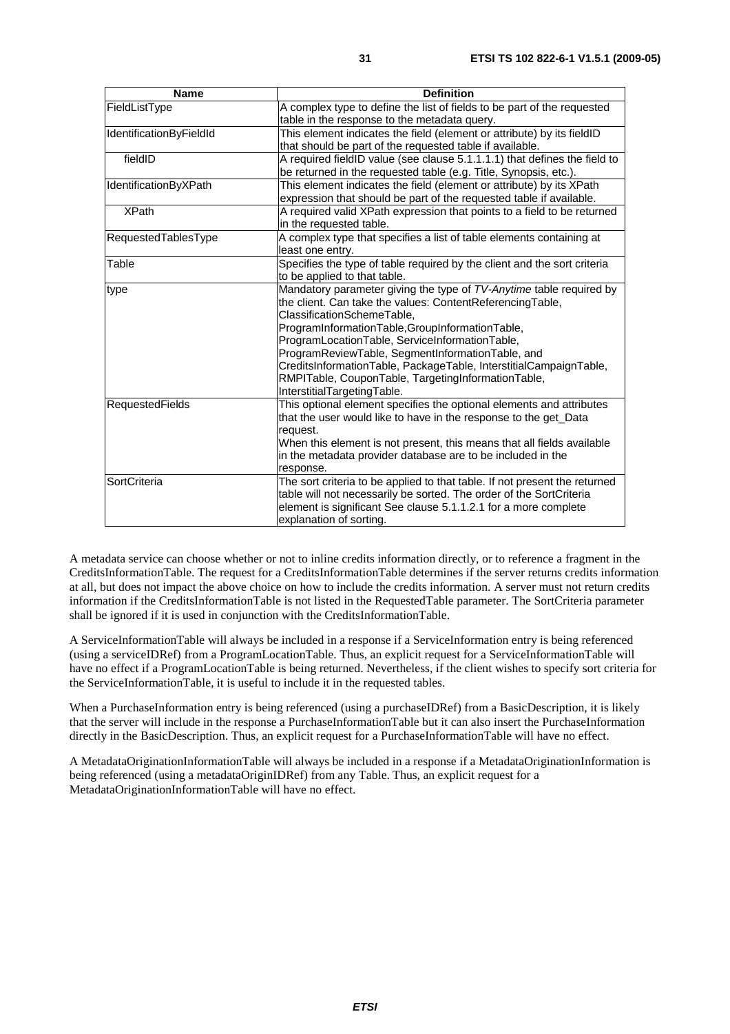| Name | Definition |
| --- | --- |
| FieldListType | A complex type to define the list of fields to be part of the requested table in the response to the metadata query. |
| IdentificationByFieldId | This element indicates the field (element or attribute) by its fieldID that should be part of the requested table if available. |
| fieldID | A required fieldID value (see clause 5.1.1.1.1) that defines the field to be returned in the requested table (e.g. Title, Synopsis, etc.). |
| IdentificationByXPath | This element indicates the field (element or attribute) by its XPath expression that should be part of the requested table if available. |
| XPath | A required valid XPath expression that points to a field to be returned in the requested table. |
| RequestedTablesType | A complex type that specifies a list of table elements containing at least one entry. |
| Table | Specifies the type of table required by the client and the sort criteria to be applied to that table. |
| type | Mandatory parameter giving the type of *TV-Anytime* table required by the client. Can take the values: ContentReferencingTable, ClassificationSchemeTable, ProgramInformationTable,GroupInformationTable, ProgramLocationTable, ServiceInformationTable, ProgramReviewTable, SegmentInformationTable, and CreditsInformationTable, PackageTable, InterstitialCampaignTable, RMPITable, CouponTable, TargetingInformationTable, InterstitialTargetingTable. |
| RequestedFields | This optional element specifies the optional elements and attributes that the user would like to have in the response to the get_Data request.<br>When this element is not present, this means that all fields available in the metadata provider database are to be included in the response. |
| SortCriteria | The sort criteria to be applied to that table. If not present the returned table will not necessarily be sorted. The order of the SortCriteria element is significant See clause 5.1.1.2.1 for a more complete explanation of sorting. |

A metadata service can choose whether or not to inline credits information directly, or to reference a fragment in the CreditsInformationTable. The request for a CreditsInformationTable determines if the server returns credits information at all, but does not impact the above choice on how to include the credits information. A server must not return credits information if the CreditsInformationTable is not listed in the RequestedTable parameter. The SortCriteria parameter shall be ignored if it is used in conjunction with the CreditsInformationTable.

A ServiceInformationTable will always be included in a response if a ServiceInformation entry is being referenced (using a serviceIDRef) from a ProgramLocationTable. Thus, an explicit request for a ServiceInformationTable will have no effect if a ProgramLocationTable is being returned. Nevertheless, if the client wishes to specify sort criteria for the ServiceInformationTable, it is useful to include it in the requested tables.

When a PurchaseInformation entry is being referenced (using a purchaseIDRef) from a BasicDescription, it is likely that the server will include in the response a PurchaseInformationTable but it can also insert the PurchaseInformation directly in the BasicDescription. Thus, an explicit request for a PurchaseInformationTable will have no effect.

A MetadataOriginationInformationTable will always be included in a response if a MetadataOriginationInformation is being referenced (using a metadataOriginIDRef) from any Table. Thus, an explicit request for a MetadataOriginationInformationTable will have no effect.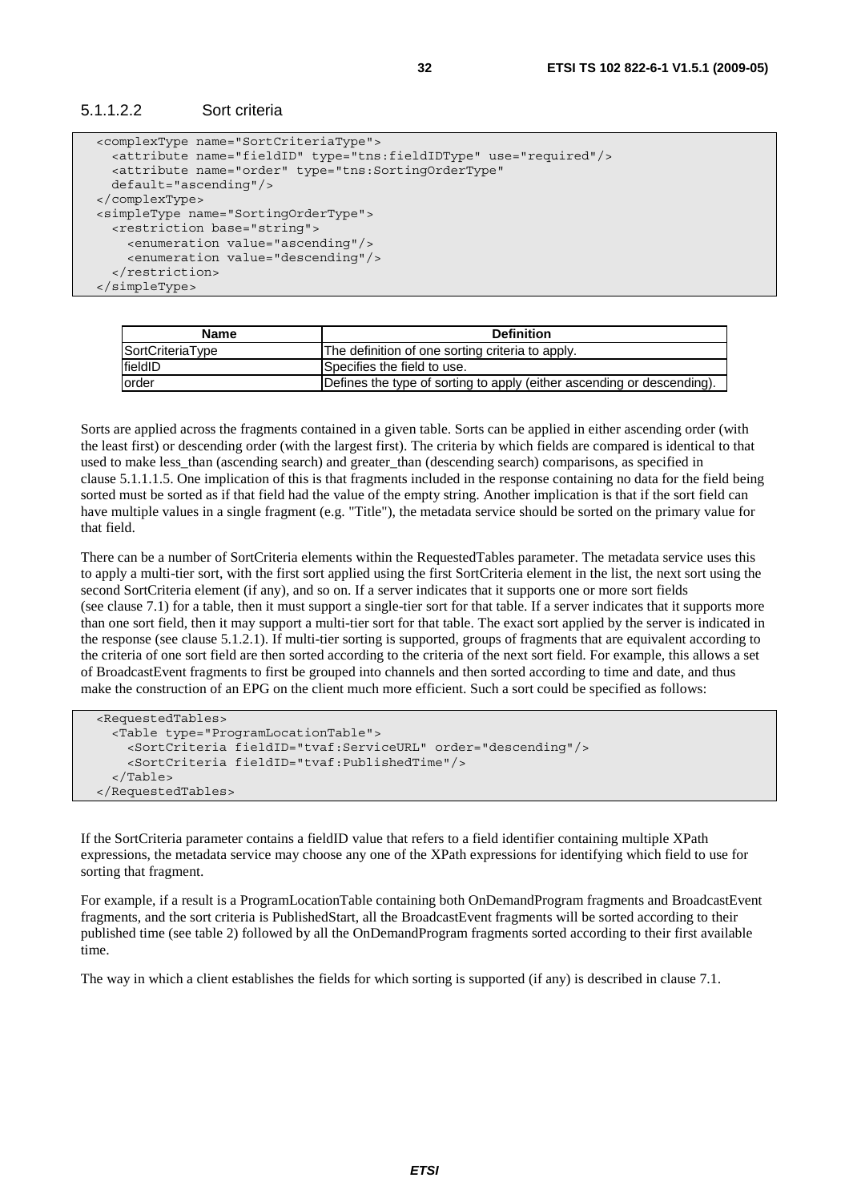#### 5.1.1.2.2 Sort criteria

```
<complexType name="SortCriteriaType">
  <attribute name="fieldID" type="tns:fieldIDType" use="required"/>
  <attribute name="order" type="tns:SortingOrderType"
  default="ascending"/>
</complexType>
<simpleType name="SortingOrderType">
  <restriction base="string">
    <enumeration value="ascending"/>
    <enumeration value="descending"/>
  </restriction>
</simpleType>
```

| Name | Definition |
| --- | --- |
| SortCriteriaType | The definition of one sorting criteria to apply. |
| fieldID | Specifies the field to use. |
| order | Defines the type of sorting to apply (either ascending or descending). |

Sorts are applied across the fragments contained in a given table. Sorts can be applied in either ascending order (with the least first) or descending order (with the largest first). The criteria by which fields are compared is identical to that used to make less_than (ascending search) and greater_than (descending search) comparisons, as specified in clause 5.1.1.1.5. One implication of this is that fragments included in the response containing no data for the field being sorted must be sorted as if that field had the value of the empty string. Another implication is that if the sort field can have multiple values in a single fragment (e.g. "Title"), the metadata service should be sorted on the primary value for that field.

There can be a number of SortCriteria elements within the RequestedTables parameter. The metadata service uses this to apply a multi-tier sort, with the first sort applied using the first SortCriteria element in the list, the next sort using the second SortCriteria element (if any), and so on. If a server indicates that it supports one or more sort fields (see clause 7.1) for a table, then it must support a single-tier sort for that table. If a server indicates that it supports more than one sort field, then it may support a multi-tier sort for that table. The exact sort applied by the server is indicated in the response (see clause 5.1.2.1). If multi-tier sorting is supported, groups of fragments that are equivalent according to the criteria of one sort field are then sorted according to the criteria of the next sort field. For example, this allows a set of BroadcastEvent fragments to first be grouped into channels and then sorted according to time and date, and thus make the construction of an EPG on the client much more efficient. Such a sort could be specified as follows:

```
<RequestedTables>
  <Table type="ProgramLocationTable">
    <SortCriteria fieldID="tvaf:ServiceURL" order="descending"/>
    <SortCriteria fieldID="tvaf:PublishedTime"/>
  </Table>
</RequestedTables>
```

If the SortCriteria parameter contains a fieldID value that refers to a field identifier containing multiple XPath expressions, the metadata service may choose any one of the XPath expressions for identifying which field to use for sorting that fragment.

For example, if a result is a ProgramLocationTable containing both OnDemandProgram fragments and BroadcastEvent fragments, and the sort criteria is PublishedStart, all the BroadcastEvent fragments will be sorted according to their published time (see table 2) followed by all the OnDemandProgram fragments sorted according to their first available time.

The way in which a client establishes the fields for which sorting is supported (if any) is described in clause 7.1.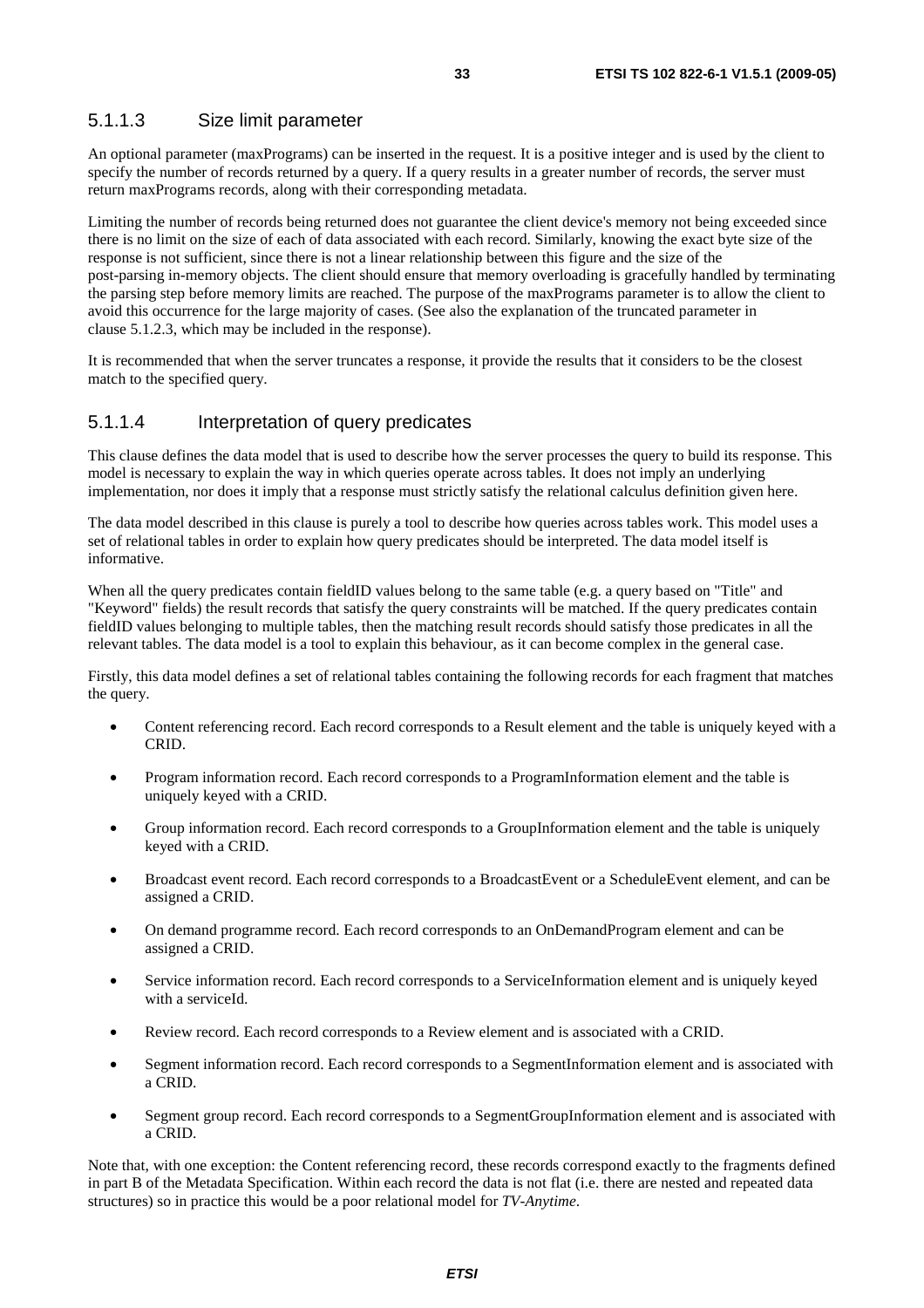#### 5.1.1.3 Size limit parameter

An optional parameter (maxPrograms) can be inserted in the request. It is a positive integer and is used by the client to specify the number of records returned by a query. If a query results in a greater number of records, the server must return maxPrograms records, along with their corresponding metadata.

Limiting the number of records being returned does not guarantee the client device's memory not being exceeded since there is no limit on the size of each of data associated with each record. Similarly, knowing the exact byte size of the response is not sufficient, since there is not a linear relationship between this figure and the size of the post-parsing in-memory objects. The client should ensure that memory overloading is gracefully handled by terminating the parsing step before memory limits are reached. The purpose of the maxPrograms parameter is to allow the client to avoid this occurrence for the large majority of cases. (See also the explanation of the truncated parameter in clause 5.1.2.3, which may be included in the response).

It is recommended that when the server truncates a response, it provide the results that it considers to be the closest match to the specified query.

#### 5.1.1.4 Interpretation of query predicates

This clause defines the data model that is used to describe how the server processes the query to build its response. This model is necessary to explain the way in which queries operate across tables. It does not imply an underlying implementation, nor does it imply that a response must strictly satisfy the relational calculus definition given here.

The data model described in this clause is purely a tool to describe how queries across tables work. This model uses a set of relational tables in order to explain how query predicates should be interpreted. The data model itself is informative.

When all the query predicates contain fieldID values belong to the same table (e.g. a query based on "Title" and "Keyword" fields) the result records that satisfy the query constraints will be matched. If the query predicates contain fieldID values belonging to multiple tables, then the matching result records should satisfy those predicates in all the relevant tables. The data model is a tool to explain this behaviour, as it can become complex in the general case.

Firstly, this data model defines a set of relational tables containing the following records for each fragment that matches the query.

- Content referencing record. Each record corresponds to a Result element and the table is uniquely keyed with a CRID.
- Program information record. Each record corresponds to a ProgramInformation element and the table is uniquely keyed with a CRID.
- Group information record. Each record corresponds to a GroupInformation element and the table is uniquely keyed with a CRID.
- Broadcast event record. Each record corresponds to a BroadcastEvent or a ScheduleEvent element, and can be assigned a CRID.
- On demand programme record. Each record corresponds to an OnDemandProgram element and can be assigned a CRID.
- Service information record. Each record corresponds to a ServiceInformation element and is uniquely keyed with a serviceId.
- Review record. Each record corresponds to a Review element and is associated with a CRID.
- Segment information record. Each record corresponds to a SegmentInformation element and is associated with a CRID.
- Segment group record. Each record corresponds to a SegmentGroupInformation element and is associated with a CRID.

Note that, with one exception: the Content referencing record, these records correspond exactly to the fragments defined in part B of the Metadata Specification. Within each record the data is not flat (i.e. there are nested and repeated data structures) so in practice this would be a poor relational model for *TV-Anytime*.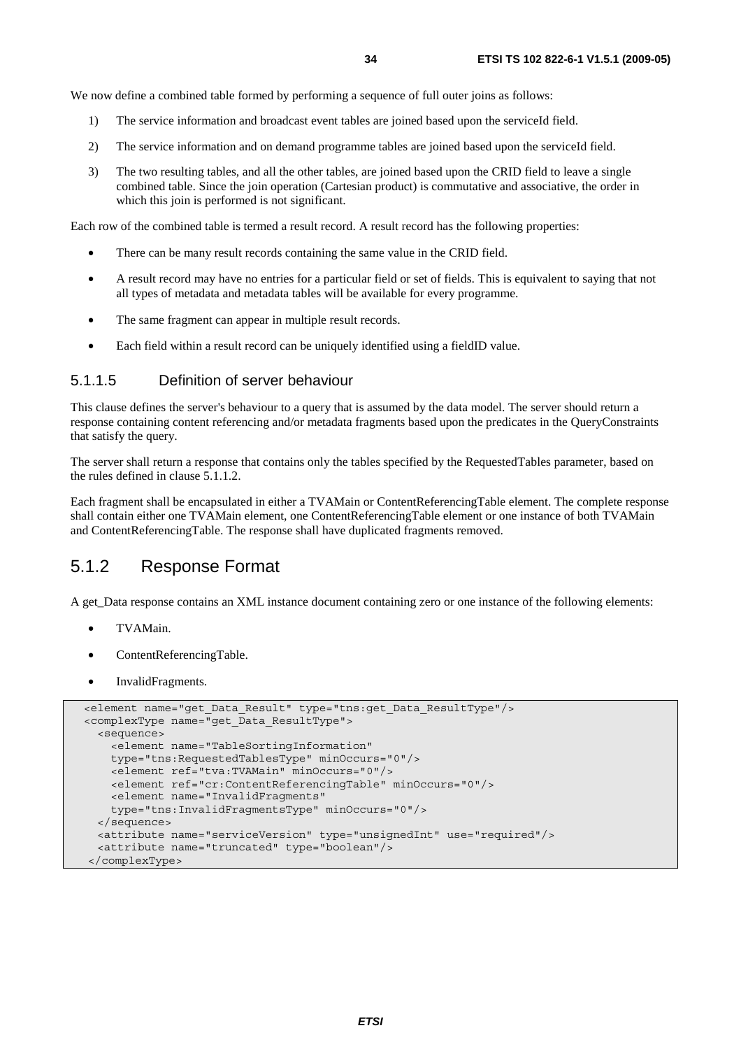We now define a combined table formed by performing a sequence of full outer joins as follows:

1) The service information and broadcast event tables are joined based upon the serviceId field.
2) The service information and on demand programme tables are joined based upon the serviceId field.
3) The two resulting tables, and all the other tables, are joined based upon the CRID field to leave a single combined table. Since the join operation (Cartesian product) is commutative and associative, the order in which this join is performed is not significant.

Each row of the combined table is termed a result record. A result record has the following properties:

- There can be many result records containing the same value in the CRID field.
- A result record may have no entries for a particular field or set of fields. This is equivalent to saying that not all types of metadata and metadata tables will be available for every programme.
- The same fragment can appear in multiple result records.
- Each field within a result record can be uniquely identified using a fieldID value.

#### 5.1.1.5 Definition of server behaviour

This clause defines the server's behaviour to a query that is assumed by the data model. The server should return a response containing content referencing and/or metadata fragments based upon the predicates in the QueryConstraints that satisfy the query.

The server shall return a response that contains only the tables specified by the RequestedTables parameter, based on the rules defined in clause 5.1.1.2.

Each fragment shall be encapsulated in either a TVAMain or ContentReferencingTable element. The complete response shall contain either one TVAMain element, one ContentReferencingTable element or one instance of both TVAMain and ContentReferencingTable. The response shall have duplicated fragments removed.

### 5.1.2 Response Format

A get_Data response contains an XML instance document containing zero or one instance of the following elements:

- TVAMain.
- ContentReferencingTable.
- InvalidFragments.

```
<element name="get_Data_Result" type="tns:get_Data_ResultType"/>
<complexType name="get_Data_ResultType">
  <sequence>
    <element name="TableSortingInformation"
    type="tns:RequestedTablesType" minOccurs="0"/>
    <element ref="tva:TVAMain" minOccurs="0"/>
    <element ref="cr:ContentReferencingTable" minOccurs="0"/>
    <element name="InvalidFragments"
    type="tns:InvalidFragmentsType" minOccurs="0"/>
  </sequence>
  <attribute name="serviceVersion" type="unsignedInt" use="required"/>
  <attribute name="truncated" type="boolean"/>
</complexType>
```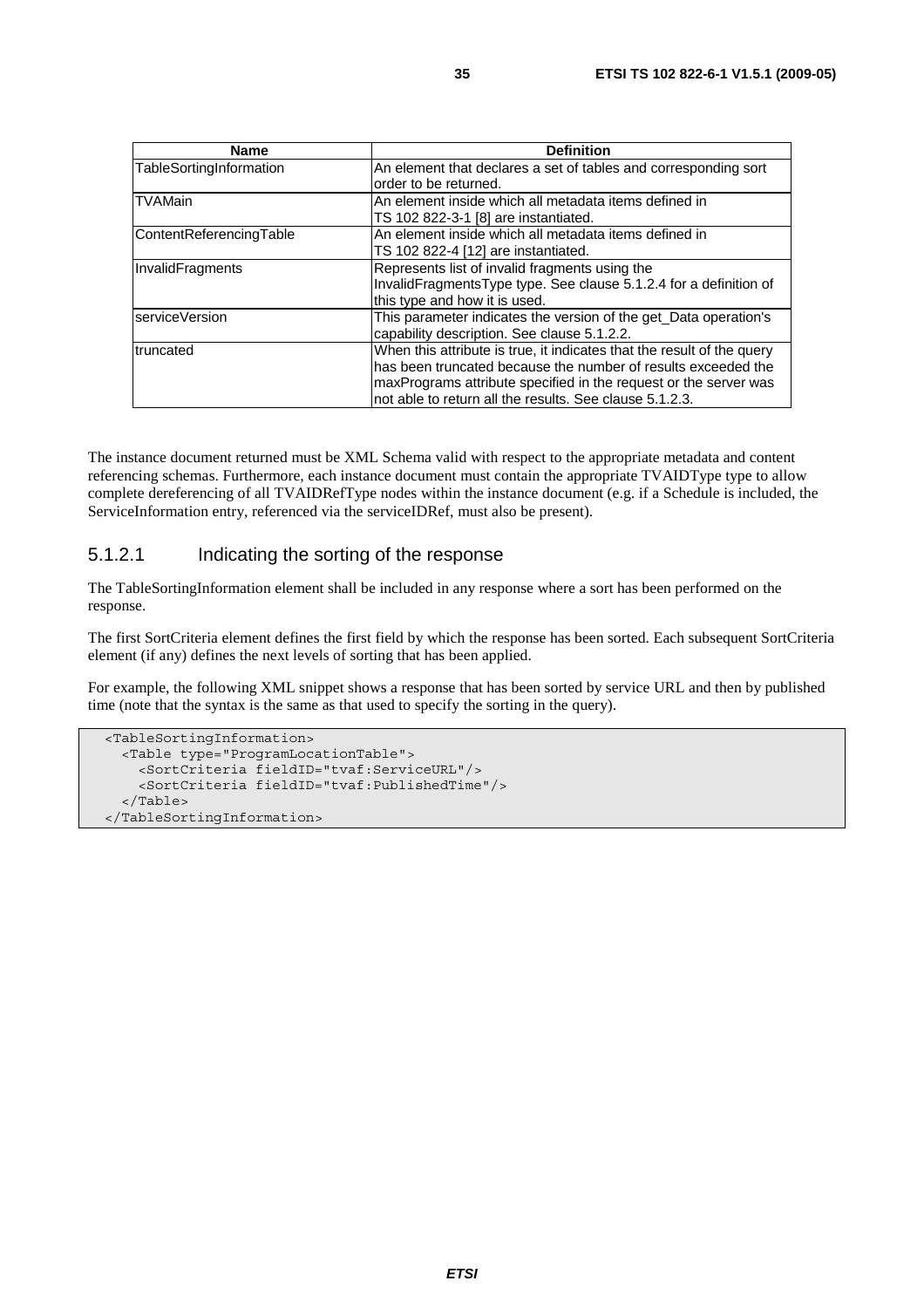| Name | Definition |
| --- | --- |
| TableSortingInformation | An element that declares a set of tables and corresponding sort order to be returned. |
| TVAMain | An element inside which all metadata items defined in TS 102 822-3-1 [8] are instantiated. |
| ContentReferencingTable | An element inside which all metadata items defined in TS 102 822-4 [12] are instantiated. |
| InvalidFragments | Represents list of invalid fragments using the InvalidFragmentsType type. See clause 5.1.2.4 for a definition of this type and how it is used. |
| serviceVersion | This parameter indicates the version of the get_Data operation's capability description. See clause 5.1.2.2. |
| truncated | When this attribute is true, it indicates that the result of the query has been truncated because the number of results exceeded the maxPrograms attribute specified in the request or the server was not able to return all the results. See clause 5.1.2.3. |

The instance document returned must be XML Schema valid with respect to the appropriate metadata and content referencing schemas. Furthermore, each instance document must contain the appropriate TVAIDType type to allow complete dereferencing of all TVAIDRefType nodes within the instance document (e.g. if a Schedule is included, the ServiceInformation entry, referenced via the serviceIDRef, must also be present).

### 5.1.2.1 Indicating the sorting of the response

The TableSortingInformation element shall be included in any response where a sort has been performed on the response.

The first SortCriteria element defines the first field by which the response has been sorted. Each subsequent SortCriteria element (if any) defines the next levels of sorting that has been applied.

For example, the following XML snippet shows a response that has been sorted by service URL and then by published time (note that the syntax is the same as that used to specify the sorting in the query).

```
<TableSortingInformation>
  <Table type="ProgramLocationTable">
    <SortCriteria fieldID="tvaf:ServiceURL"/>
    <SortCriteria fieldID="tvaf:PublishedTime"/>
  </Table>
</TableSortingInformation>
```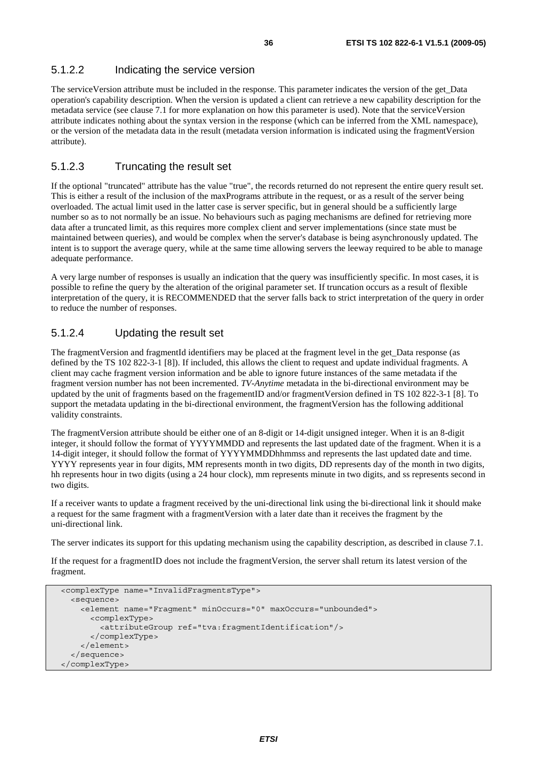#### 5.1.2.2 Indicating the service version

The serviceVersion attribute must be included in the response. This parameter indicates the version of the get_Data operation's capability description. When the version is updated a client can retrieve a new capability description for the metadata service (see clause 7.1 for more explanation on how this parameter is used). Note that the serviceVersion attribute indicates nothing about the syntax version in the response (which can be inferred from the XML namespace), or the version of the metadata data in the result (metadata version information is indicated using the fragmentVersion attribute).

#### 5.1.2.3 Truncating the result set

If the optional "truncated" attribute has the value "true", the records returned do not represent the entire query result set. This is either a result of the inclusion of the maxPrograms attribute in the request, or as a result of the server being overloaded. The actual limit used in the latter case is server specific, but in general should be a sufficiently large number so as to not normally be an issue. No behaviours such as paging mechanisms are defined for retrieving more data after a truncated limit, as this requires more complex client and server implementations (since state must be maintained between queries), and would be complex when the server's database is being asynchronously updated. The intent is to support the average query, while at the same time allowing servers the leeway required to be able to manage adequate performance.

A very large number of responses is usually an indication that the query was insufficiently specific. In most cases, it is possible to refine the query by the alteration of the original parameter set. If truncation occurs as a result of flexible interpretation of the query, it is RECOMMENDED that the server falls back to strict interpretation of the query in order to reduce the number of responses.

#### 5.1.2.4 Updating the result set

The fragmentVersion and fragmentId identifiers may be placed at the fragment level in the get_Data response (as defined by the TS 102 822-3-1 [8]). If included, this allows the client to request and update individual fragments. A client may cache fragment version information and be able to ignore future instances of the same metadata if the fragment version number has not been incremented. *TV-Anytime* metadata in the bi-directional environment may be updated by the unit of fragments based on the fragementID and/or fragmentVersion defined in TS 102 822-3-1 [8]. To support the metadata updating in the bi-directional environment, the fragmentVersion has the following additional validity constraints.

The fragmentVersion attribute should be either one of an 8-digit or 14-digit unsigned integer. When it is an 8-digit integer, it should follow the format of YYYYMMDD and represents the last updated date of the fragment. When it is a 14-digit integer, it should follow the format of YYYYMMDDhhmmss and represents the last updated date and time. YYYY represents year in four digits, MM represents month in two digits, DD represents day of the month in two digits, hh represents hour in two digits (using a 24 hour clock), mm represents minute in two digits, and ss represents second in two digits.

If a receiver wants to update a fragment received by the uni-directional link using the bi-directional link it should make a request for the same fragment with a fragmentVersion with a later date than it receives the fragment by the uni-directional link.

The server indicates its support for this updating mechanism using the capability description, as described in clause 7.1.

If the request for a fragmentID does not include the fragmentVersion, the server shall return its latest version of the fragment.

```
<complexType name="InvalidFragmentsType">
  <sequence>
    <element name="Fragment" minOccurs="0" maxOccurs="unbounded">
      <complexType>
        <attributeGroup ref="tva:fragmentIdentification"/>
      </complexType>
    </element>
  </sequence>
</complexType>
```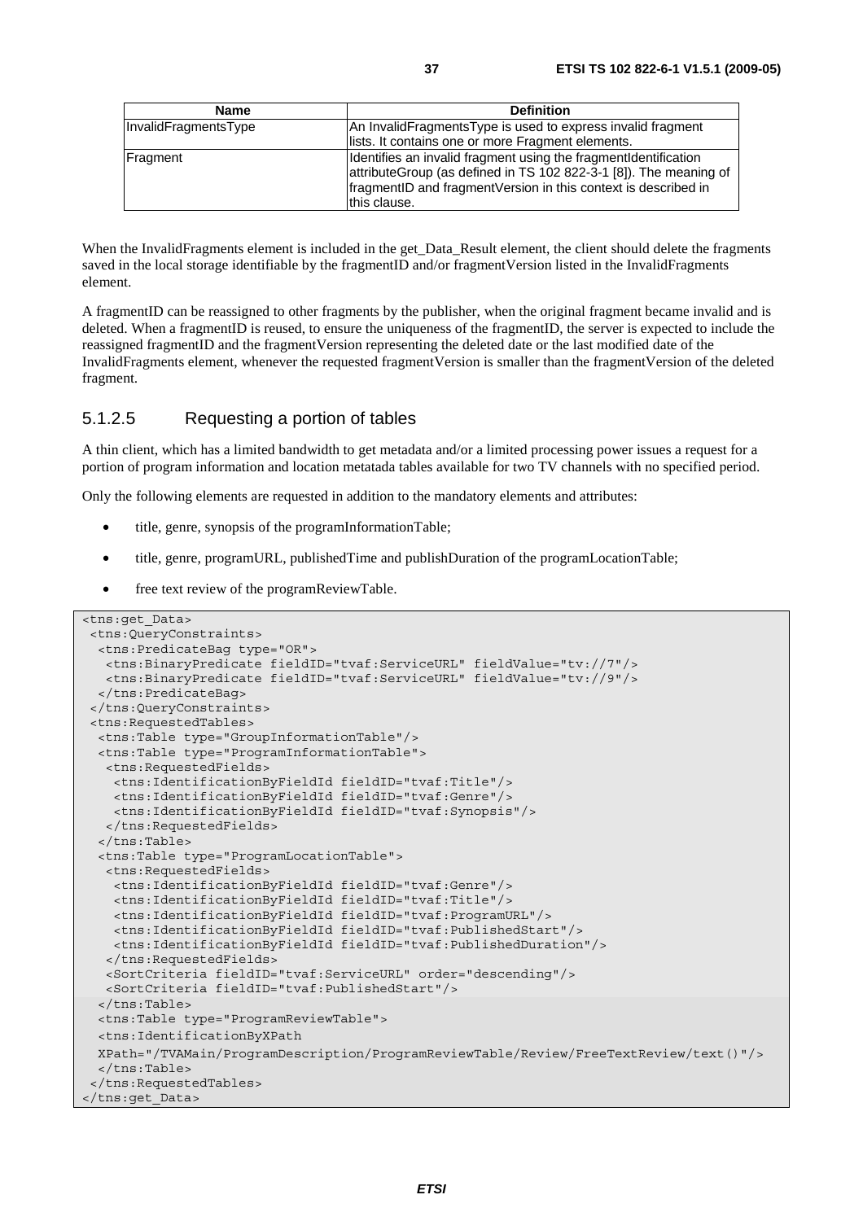| Name | Definition |
| --- | --- |
| InvalidFragmentsType | An InvalidFragmentsType is used to express invalid fragment lists. It contains one or more Fragment elements. |
| Fragment | Identifies an invalid fragment using the fragmentIdentification attributeGroup (as defined in TS 102 822-3-1 [8]). The meaning of fragmentID and fragmentVersion in this context is described in this clause. |

When the InvalidFragments element is included in the get_Data_Result element, the client should delete the fragments saved in the local storage identifiable by the fragmentID and/or fragmentVersion listed in the InvalidFragments element.

A fragmentID can be reassigned to other fragments by the publisher, when the original fragment became invalid and is deleted. When a fragmentID is reused, to ensure the uniqueness of the fragmentID, the server is expected to include the reassigned fragmentID and the fragmentVersion representing the deleted date or the last modified date of the InvalidFragments element, whenever the requested fragmentVersion is smaller than the fragmentVersion of the deleted fragment.

### 5.1.2.5 Requesting a portion of tables

A thin client, which has a limited bandwidth to get metadata and/or a limited processing power issues a request for a portion of program information and location metatada tables available for two TV channels with no specified period.

Only the following elements are requested in addition to the mandatory elements and attributes:

- title, genre, synopsis of the programInformationTable;
- title, genre, programURL, publishedTime and publishDuration of the programLocationTable;
- free text review of the programReviewTable.

```
<tns:get_Data>
 <tns:QueryConstraints>
  <tns:PredicateBag type="OR">
   <tns:BinaryPredicate fieldID="tvaf:ServiceURL" fieldValue="tv://7"/>
   <tns:BinaryPredicate fieldID="tvaf:ServiceURL" fieldValue="tv://9"/>
  </tns:PredicateBag>
 </tns:QueryConstraints>
 <tns:RequestedTables>
  <tns:Table type="GroupInformationTable"/>
  <tns:Table type="ProgramInformationTable">
   <tns:RequestedFields>
    <tns:IdentificationByFieldId fieldID="tvaf:Title"/>
    <tns:IdentificationByFieldId fieldID="tvaf:Genre"/>
    <tns:IdentificationByFieldId fieldID="tvaf:Synopsis"/>
   </tns:RequestedFields>
  </tns:Table>
  <tns:Table type="ProgramLocationTable">
   <tns:RequestedFields>
    <tns:IdentificationByFieldId fieldID="tvaf:Genre"/>
    <tns:IdentificationByFieldId fieldID="tvaf:Title"/>
    <tns:IdentificationByFieldId fieldID="tvaf:ProgramURL"/>
    <tns:IdentificationByFieldId fieldID="tvaf:PublishedStart"/>
    <tns:IdentificationByFieldId fieldID="tvaf:PublishedDuration"/>
   </tns:RequestedFields>
   <SortCriteria fieldID="tvaf:ServiceURL" order="descending"/>
   <SortCriteria fieldID="tvaf:PublishedStart"/>
  </tns:Table>
  <tns:Table type="ProgramReviewTable">
  <tns:IdentificationByXPath
  XPath="/TVAMain/ProgramDescription/ProgramReviewTable/Review/FreeTextReview/text()"/>
  </tns:Table>
 </tns:RequestedTables>
</tns:get_Data>
```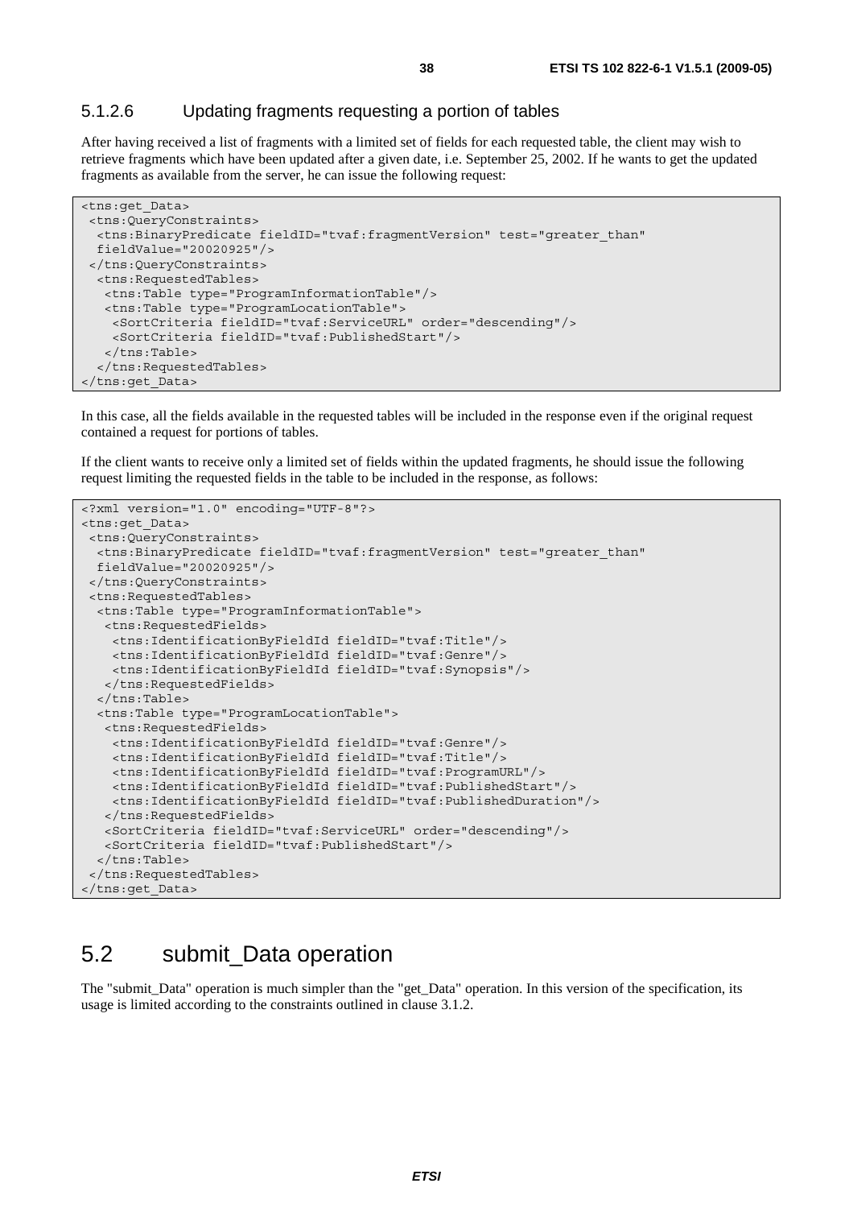#### 5.1.2.6 Updating fragments requesting a portion of tables

After having received a list of fragments with a limited set of fields for each requested table, the client may wish to retrieve fragments which have been updated after a given date, i.e. September 25, 2002. If he wants to get the updated fragments as available from the server, he can issue the following request:

```
<tns:get_Data>
 <tns:QueryConstraints>
  <tns:BinaryPredicate fieldID="tvaf:fragmentVersion" test="greater_than"
  fieldValue="20020925"/>
 </tns:QueryConstraints>
  <tns:RequestedTables>
   <tns:Table type="ProgramInformationTable"/>
   <tns:Table type="ProgramLocationTable">
    <SortCriteria fieldID="tvaf:ServiceURL" order="descending"/>
    <SortCriteria fieldID="tvaf:PublishedStart"/>
   </tns:Table>
  </tns:RequestedTables>
</tns:get_Data>
```

In this case, all the fields available in the requested tables will be included in the response even if the original request contained a request for portions of tables.

If the client wants to receive only a limited set of fields within the updated fragments, he should issue the following request limiting the requested fields in the table to be included in the response, as follows:

```
<?xml version="1.0" encoding="UTF-8"?>
<tns:get_Data>
 <tns:QueryConstraints>
  <tns:BinaryPredicate fieldID="tvaf:fragmentVersion" test="greater_than"
  fieldValue="20020925"/>
 </tns:QueryConstraints>
 <tns:RequestedTables>
  <tns:Table type="ProgramInformationTable">
   <tns:RequestedFields>
    <tns:IdentificationByFieldId fieldID="tvaf:Title"/>
    <tns:IdentificationByFieldId fieldID="tvaf:Genre"/>
    <tns:IdentificationByFieldId fieldID="tvaf:Synopsis"/>
   </tns:RequestedFields>
  </tns:Table>
  <tns:Table type="ProgramLocationTable">
   <tns:RequestedFields>
    <tns:IdentificationByFieldId fieldID="tvaf:Genre"/>
    <tns:IdentificationByFieldId fieldID="tvaf:Title"/>
    <tns:IdentificationByFieldId fieldID="tvaf:ProgramURL"/>
    <tns:IdentificationByFieldId fieldID="tvaf:PublishedStart"/>
    <tns:IdentificationByFieldId fieldID="tvaf:PublishedDuration"/>
   </tns:RequestedFields>
   <SortCriteria fieldID="tvaf:ServiceURL" order="descending"/>
   <SortCriteria fieldID="tvaf:PublishedStart"/>
  </tns:Table>
 </tns:RequestedTables>
</tns:get_Data>
```

## 5.2 submit_Data operation

The "submit_Data" operation is much simpler than the "get_Data" operation. In this version of the specification, its usage is limited according to the constraints outlined in clause 3.1.2.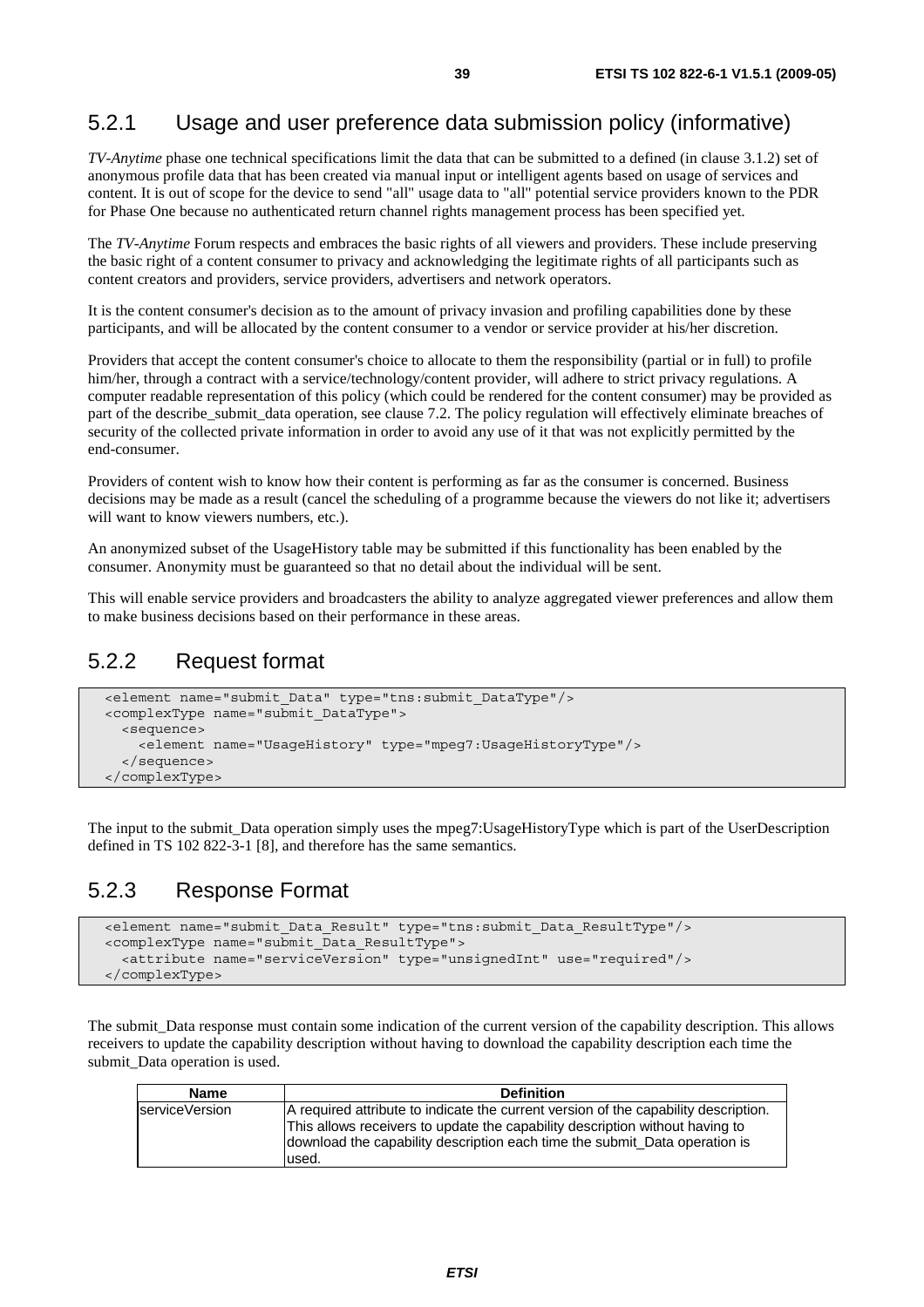### 5.2.1 Usage and user preference data submission policy (informative)

*TV-Anytime* phase one technical specifications limit the data that can be submitted to a defined (in clause 3.1.2) set of anonymous profile data that has been created via manual input or intelligent agents based on usage of services and content. It is out of scope for the device to send "all" usage data to "all" potential service providers known to the PDR for Phase One because no authenticated return channel rights management process has been specified yet.

The *TV-Anytime* Forum respects and embraces the basic rights of all viewers and providers. These include preserving the basic right of a content consumer to privacy and acknowledging the legitimate rights of all participants such as content creators and providers, service providers, advertisers and network operators.

It is the content consumer's decision as to the amount of privacy invasion and profiling capabilities done by these participants, and will be allocated by the content consumer to a vendor or service provider at his/her discretion.

Providers that accept the content consumer's choice to allocate to them the responsibility (partial or in full) to profile him/her, through a contract with a service/technology/content provider, will adhere to strict privacy regulations. A computer readable representation of this policy (which could be rendered for the content consumer) may be provided as part of the describe_submit_data operation, see clause 7.2. The policy regulation will effectively eliminate breaches of security of the collected private information in order to avoid any use of it that was not explicitly permitted by the end-consumer.

Providers of content wish to know how their content is performing as far as the consumer is concerned. Business decisions may be made as a result (cancel the scheduling of a programme because the viewers do not like it; advertisers will want to know viewers numbers, etc.).

An anonymized subset of the UsageHistory table may be submitted if this functionality has been enabled by the consumer. Anonymity must be guaranteed so that no detail about the individual will be sent.

This will enable service providers and broadcasters the ability to analyze aggregated viewer preferences and allow them to make business decisions based on their performance in these areas.

### 5.2.2 Request format

```
<element name="submit_Data" type="tns:submit_DataType"/>
<complexType name="submit_DataType">
  <sequence>
    <element name="UsageHistory" type="mpeg7:UsageHistoryType"/>
  </sequence>
</complexType>
```

The input to the submit_Data operation simply uses the mpeg7:UsageHistoryType which is part of the UserDescription defined in TS 102 822-3-1 [8], and therefore has the same semantics.

### 5.2.3 Response Format

```
<element name="submit_Data_Result" type="tns:submit_Data_ResultType"/>
<complexType name="submit_Data_ResultType">
  <attribute name="serviceVersion" type="unsignedInt" use="required"/>
</complexType>
```

The submit_Data response must contain some indication of the current version of the capability description. This allows receivers to update the capability description without having to download the capability description each time the submit_Data operation is used.

| Name | Definition |
|---|---|
| serviceVersion | A required attribute to indicate the current version of the capability description. This allows receivers to update the capability description without having to download the capability description each time the submit_Data operation is used. |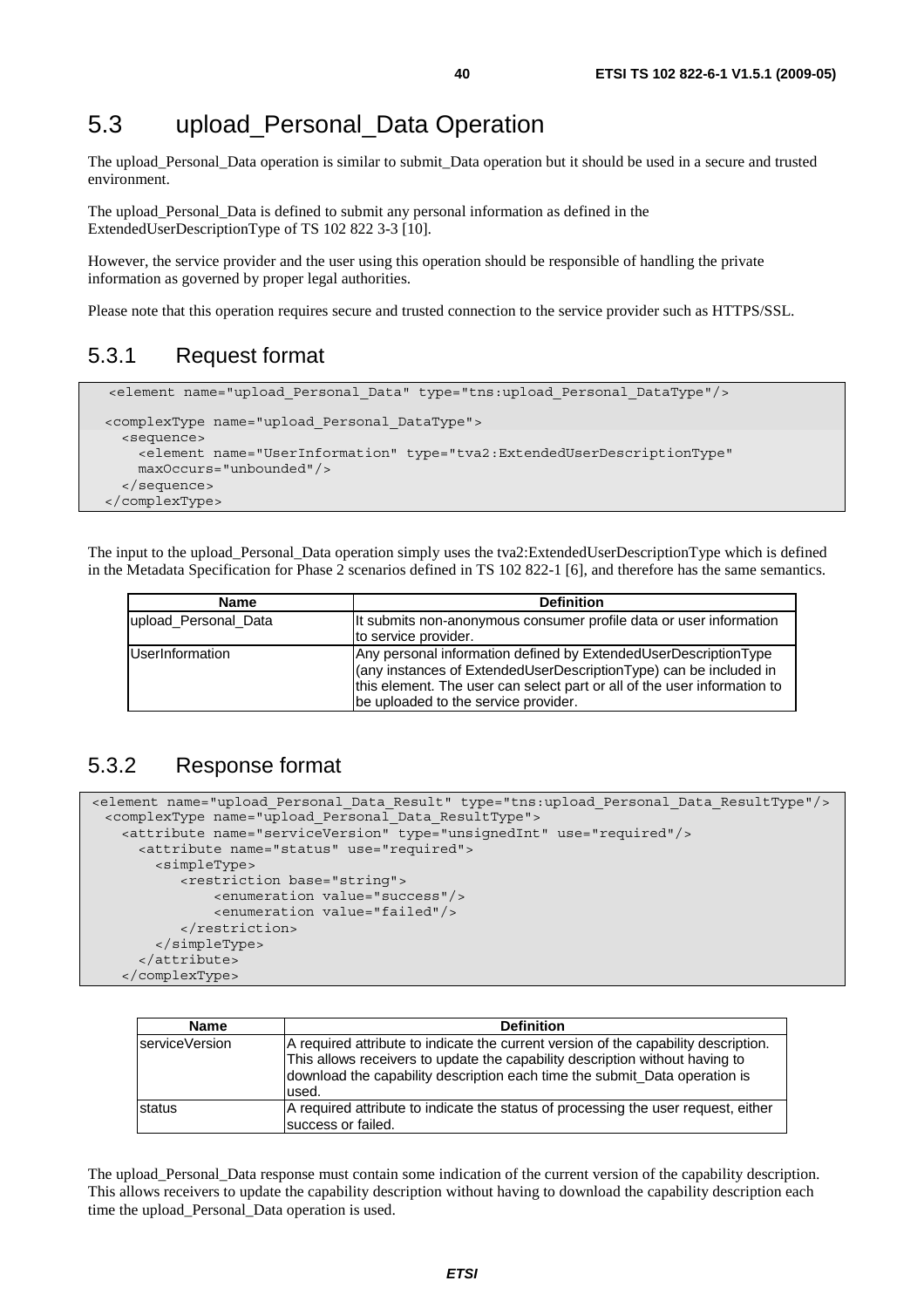## 5.3 upload_Personal_Data Operation

The upload_Personal_Data operation is similar to submit_Data operation but it should be used in a secure and trusted environment.

The upload_Personal_Data is defined to submit any personal information as defined in the ExtendedUserDescriptionType of TS 102 822 3-3 [10].

However, the service provider and the user using this operation should be responsible of handling the private information as governed by proper legal authorities.

Please note that this operation requires secure and trusted connection to the service provider such as HTTPS/SSL.

### 5.3.1 Request format

```
<element name="upload_Personal_Data" type="tns:upload_Personal_DataType"/>

<complexType name="upload_Personal_DataType">
  <sequence>
    <element name="UserInformation" type="tva2:ExtendedUserDescriptionType"
    maxOccurs="unbounded"/>
  </sequence>
</complexType>
```

The input to the upload_Personal_Data operation simply uses the tva2:ExtendedUserDescriptionType which is defined in the Metadata Specification for Phase 2 scenarios defined in TS 102 822-1 [6], and therefore has the same semantics.

| Name | Definition |
|---|---|
| upload_Personal_Data | It submits non-anonymous consumer profile data or user information to service provider. |
| UserInformation | Any personal information defined by ExtendedUserDescriptionType (any instances of ExtendedUserDescriptionType) can be included in this element. The user can select part or all of the user information to be uploaded to the service provider. |

### 5.3.2 Response format

```
<element name="upload_Personal_Data_Result" type="tns:upload_Personal_Data_ResultType"/>
  <complexType name="upload_Personal_Data_ResultType">
    <attribute name="serviceVersion" type="unsignedInt" use="required"/>
      <attribute name="status" use="required">
        <simpleType>
          <restriction base="string">
              <enumeration value="success"/>
              <enumeration value="failed"/>
          </restriction>
        </simpleType>
      </attribute>
    </complexType>
```

| Name | Definition |
|---|---|
| serviceVersion | A required attribute to indicate the current version of the capability description. This allows receivers to update the capability description without having to download the capability description each time the submit_Data operation is used. |
| status | A required attribute to indicate the status of processing the user request, either success or failed. |

The upload_Personal_Data response must contain some indication of the current version of the capability description. This allows receivers to update the capability description without having to download the capability description each time the upload_Personal_Data operation is used.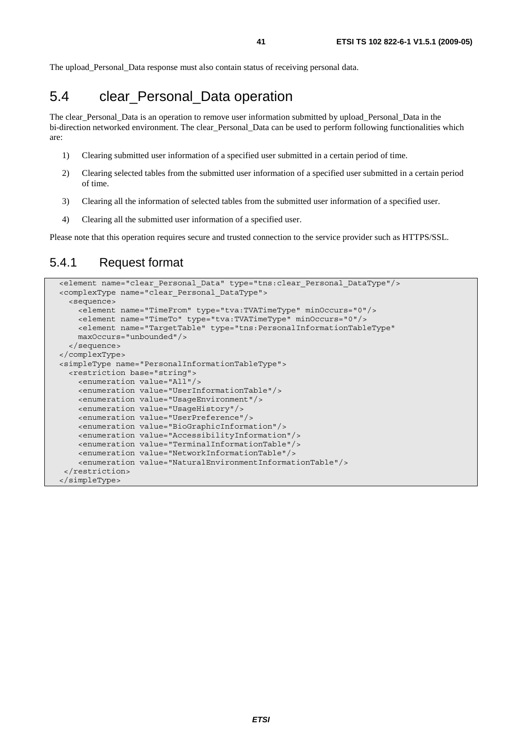The upload_Personal_Data response must also contain status of receiving personal data.

## 5.4 clear_Personal_Data operation

The clear_Personal_Data is an operation to remove user information submitted by upload_Personal_Data in the bi-direction networked environment. The clear_Personal_Data can be used to perform following functionalities which are:

1) Clearing submitted user information of a specified user submitted in a certain period of time.

2) Clearing selected tables from the submitted user information of a specified user submitted in a certain period of time.

3) Clearing all the information of selected tables from the submitted user information of a specified user.

4) Clearing all the submitted user information of a specified user.

Please note that this operation requires secure and trusted connection to the service provider such as HTTPS/SSL.

### 5.4.1 Request format

```
<element name="clear_Personal_Data" type="tns:clear_Personal_DataType"/>
<complexType name="clear_Personal_DataType">
  <sequence>
    <element name="TimeFrom" type="tva:TVATimeType" minOccurs="0"/>
    <element name="TimeTo" type="tva:TVATimeType" minOccurs="0"/>
    <element name="TargetTable" type="tns:PersonalInformationTableType"
    maxOccurs="unbounded"/>
  </sequence>
</complexType>
<simpleType name="PersonalInformationTableType">
  <restriction base="string">
    <enumeration value="All"/>
    <enumeration value="UserInformationTable"/>
    <enumeration value="UsageEnvironment"/>
    <enumeration value="UsageHistory"/>
    <enumeration value="UserPreference"/>
    <enumeration value="BioGraphicInformation"/>
    <enumeration value="AccessibilityInformation"/>
    <enumeration value="TerminalInformationTable"/>
    <enumeration value="NetworkInformationTable"/>
    <enumeration value="NaturalEnvironmentInformationTable"/>
 </restriction>
</simpleType>
```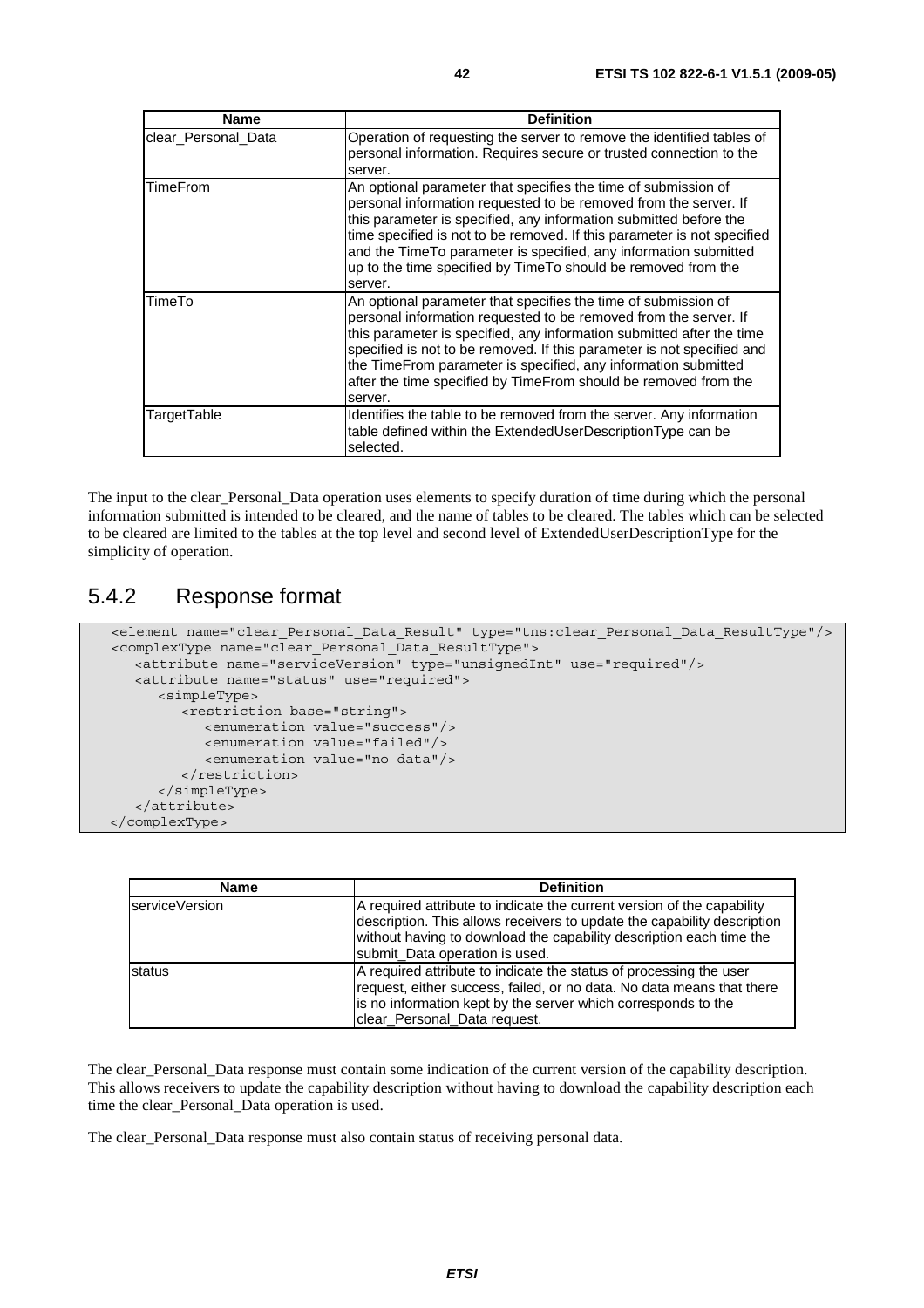| Name | Definition |
| --- | --- |
| clear_Personal_Data | Operation of requesting the server to remove the identified tables of personal information. Requires secure or trusted connection to the server. |
| TimeFrom | An optional parameter that specifies the time of submission of personal information requested to be removed from the server. If this parameter is specified, any information submitted before the time specified is not to be removed. If this parameter is not specified and the TimeTo parameter is specified, any information submitted up to the time specified by TimeTo should be removed from the server. |
| TimeTo | An optional parameter that specifies the time of submission of personal information requested to be removed from the server. If this parameter is specified, any information submitted after the time specified is not to be removed. If this parameter is not specified and the TimeFrom parameter is specified, any information submitted after the time specified by TimeFrom should be removed from the server. |
| TargetTable | Identifies the table to be removed from the server. Any information table defined within the ExtendedUserDescriptionType can be selected. |

The input to the clear_Personal_Data operation uses elements to specify duration of time during which the personal information submitted is intended to be cleared, and the name of tables to be cleared. The tables which can be selected to be cleared are limited to the tables at the top level and second level of ExtendedUserDescriptionType for the simplicity of operation.

## 5.4.2 Response format

```
<element name="clear_Personal_Data_Result" type="tns:clear_Personal_Data_ResultType"/>
<complexType name="clear_Personal_Data_ResultType">
   <attribute name="serviceVersion" type="unsignedInt" use="required"/>
   <attribute name="status" use="required">
      <simpleType>
         <restriction base="string">
            <enumeration value="success"/>
            <enumeration value="failed"/>
            <enumeration value="no data"/>
         </restriction>
      </simpleType>
   </attribute>
</complexType>
```

| Name | Definition |
| --- | --- |
| serviceVersion | A required attribute to indicate the current version of the capability description. This allows receivers to update the capability description without having to download the capability description each time the submit_Data operation is used. |
| status | A required attribute to indicate the status of processing the user request, either success, failed, or no data. No data means that there is no information kept by the server which corresponds to the clear_Personal_Data request. |

The clear_Personal_Data response must contain some indication of the current version of the capability description. This allows receivers to update the capability description without having to download the capability description each time the clear_Personal_Data operation is used.

The clear_Personal_Data response must also contain status of receiving personal data.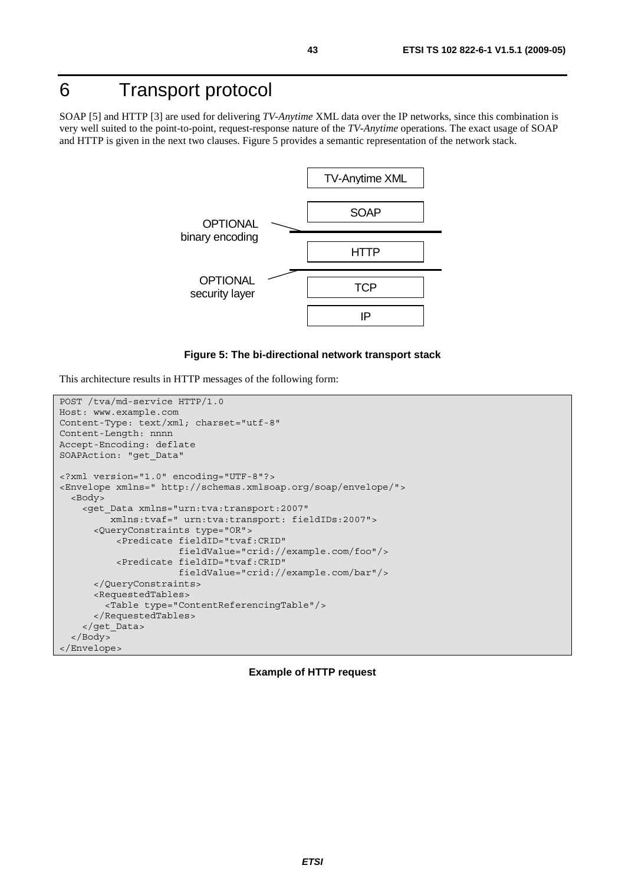# 6 Transport protocol

SOAP [5] and HTTP [3] are used for delivering *TV-Anytime* XML data over the IP networks, since this combination is very well suited to the point-to-point, request-response nature of the *TV-Anytime* operations. The exact usage of SOAP and HTTP is given in the next two clauses. Figure 5 provides a semantic representation of the network stack.

```
                                TV-Anytime XML

                                SOAP
OPTIONAL binary encoding  ----------------------

                                HTTP
OPTIONAL security layer   ----------------------
                                TCP

                                IP
```

**Figure 5: The bi-directional network transport stack**

This architecture results in HTTP messages of the following form:

```
POST /tva/md-service HTTP/1.0
Host: www.example.com
Content-Type: text/xml; charset="utf-8"
Content-Length: nnnn
Accept-Encoding: deflate
SOAPAction: "get_Data"

<?xml version="1.0" encoding="UTF-8"?>
<Envelope xmlns=" http://schemas.xmlsoap.org/soap/envelope/">
  <Body>
    <get_Data xmlns="urn:tva:transport:2007"
         xmlns:tvaf=" urn:tva:transport: fieldIDs:2007">
      <QueryConstraints type="OR">
          <Predicate fieldID="tvaf:CRID"
                     fieldValue="crid://example.com/foo"/>
          <Predicate fieldID="tvaf:CRID"
                     fieldValue="crid://example.com/bar"/>
      </QueryConstraints>
      <RequestedTables>
        <Table type="ContentReferencingTable"/>
      </RequestedTables>
    </get_Data>
  </Body>
</Envelope>
```

**Example of HTTP request**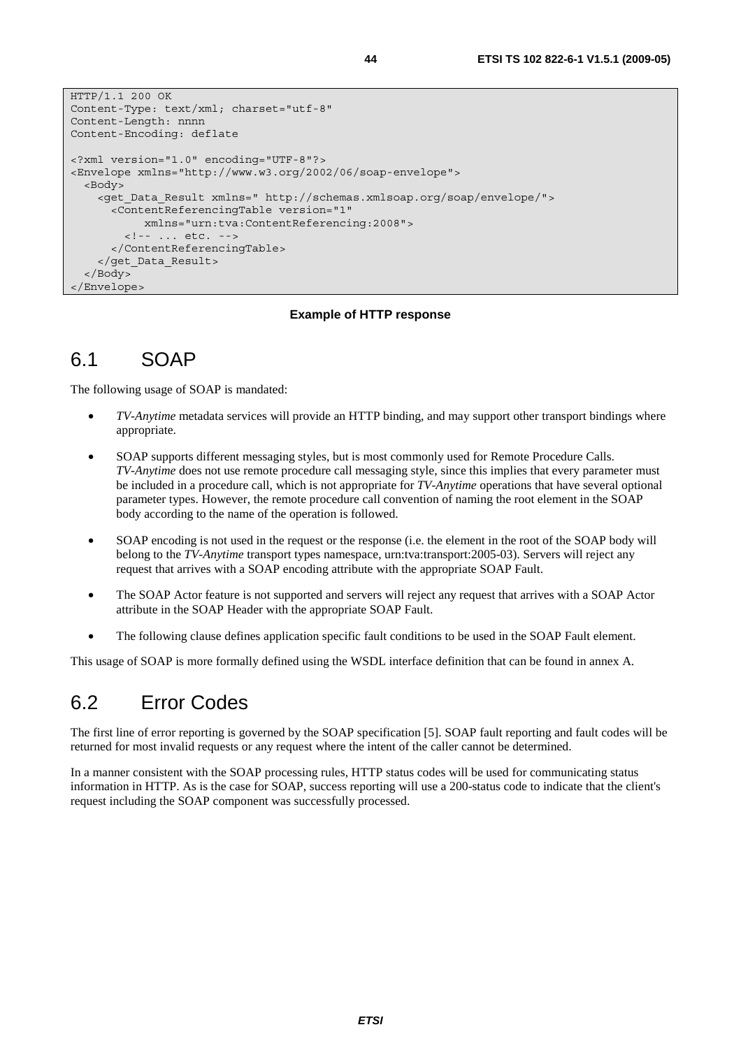```
HTTP/1.1 200 OK
Content-Type: text/xml; charset="utf-8"
Content-Length: nnnn
Content-Encoding: deflate

<?xml version="1.0" encoding="UTF-8"?>
<Envelope xmlns="http://www.w3.org/2002/06/soap-envelope">
  <Body>
    <get_Data_Result xmlns=" http://schemas.xmlsoap.org/soap/envelope/">
      <ContentReferencingTable version="1"
           xmlns="urn:tva:ContentReferencing:2008">
        <!-- ... etc. -->
      </ContentReferencingTable>
    </get_Data_Result>
  </Body>
</Envelope>
```

**Example of HTTP response**

## 6.1 SOAP

The following usage of SOAP is mandated:

- *TV-Anytime* metadata services will provide an HTTP binding, and may support other transport bindings where appropriate.
- SOAP supports different messaging styles, but is most commonly used for Remote Procedure Calls. *TV-Anytime* does not use remote procedure call messaging style, since this implies that every parameter must be included in a procedure call, which is not appropriate for *TV-Anytime* operations that have several optional parameter types. However, the remote procedure call convention of naming the root element in the SOAP body according to the name of the operation is followed.
- SOAP encoding is not used in the request or the response (i.e. the element in the root of the SOAP body will belong to the *TV-Anytime* transport types namespace, urn:tva:transport:2005-03). Servers will reject any request that arrives with a SOAP encoding attribute with the appropriate SOAP Fault.
- The SOAP Actor feature is not supported and servers will reject any request that arrives with a SOAP Actor attribute in the SOAP Header with the appropriate SOAP Fault.
- The following clause defines application specific fault conditions to be used in the SOAP Fault element.

This usage of SOAP is more formally defined using the WSDL interface definition that can be found in annex A.

## 6.2 Error Codes

The first line of error reporting is governed by the SOAP specification [5]. SOAP fault reporting and fault codes will be returned for most invalid requests or any request where the intent of the caller cannot be determined.

In a manner consistent with the SOAP processing rules, HTTP status codes will be used for communicating status information in HTTP. As is the case for SOAP, success reporting will use a 200-status code to indicate that the client's request including the SOAP component was successfully processed.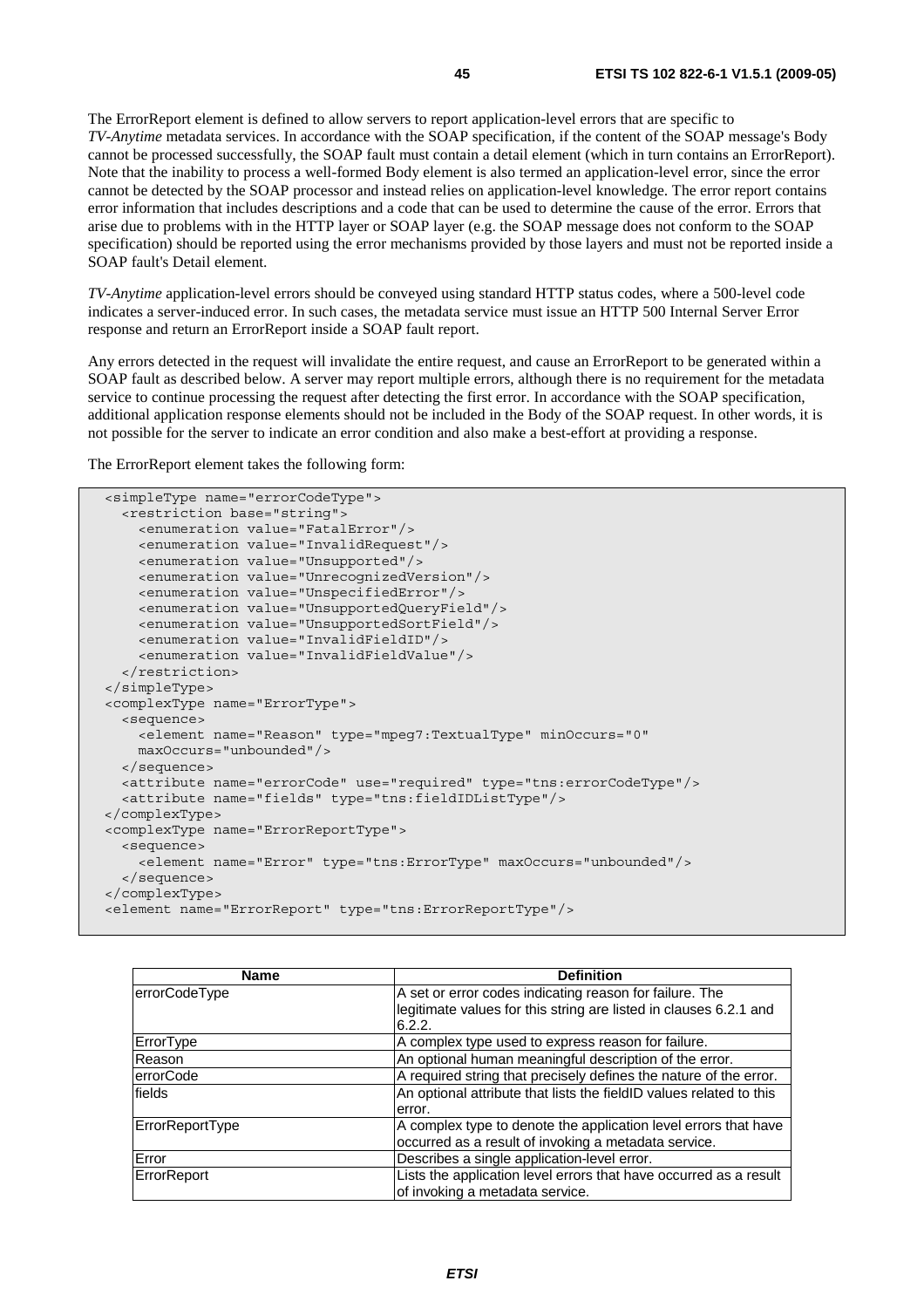The ErrorReport element is defined to allow servers to report application-level errors that are specific to *TV-Anytime* metadata services. In accordance with the SOAP specification, if the content of the SOAP message's Body cannot be processed successfully, the SOAP fault must contain a detail element (which in turn contains an ErrorReport). Note that the inability to process a well-formed Body element is also termed an application-level error, since the error cannot be detected by the SOAP processor and instead relies on application-level knowledge. The error report contains error information that includes descriptions and a code that can be used to determine the cause of the error. Errors that arise due to problems with in the HTTP layer or SOAP layer (e.g. the SOAP message does not conform to the SOAP specification) should be reported using the error mechanisms provided by those layers and must not be reported inside a SOAP fault's Detail element.

*TV-Anytime* application-level errors should be conveyed using standard HTTP status codes, where a 500-level code indicates a server-induced error. In such cases, the metadata service must issue an HTTP 500 Internal Server Error response and return an ErrorReport inside a SOAP fault report.

Any errors detected in the request will invalidate the entire request, and cause an ErrorReport to be generated within a SOAP fault as described below. A server may report multiple errors, although there is no requirement for the metadata service to continue processing the request after detecting the first error. In accordance with the SOAP specification, additional application response elements should not be included in the Body of the SOAP request. In other words, it is not possible for the server to indicate an error condition and also make a best-effort at providing a response.

The ErrorReport element takes the following form:

```
<simpleType name="errorCodeType">
  <restriction base="string">
    <enumeration value="FatalError"/>
    <enumeration value="InvalidRequest"/>
    <enumeration value="Unsupported"/>
    <enumeration value="UnrecognizedVersion"/>
    <enumeration value="UnspecifiedError"/>
    <enumeration value="UnsupportedQueryField"/>
    <enumeration value="UnsupportedSortField"/>
    <enumeration value="InvalidFieldID"/>
    <enumeration value="InvalidFieldValue"/>
  </restriction>
</simpleType>
<complexType name="ErrorType">
  <sequence>
    <element name="Reason" type="mpeg7:TextualType" minOccurs="0"
    maxOccurs="unbounded"/>
  </sequence>
  <attribute name="errorCode" use="required" type="tns:errorCodeType"/>
  <attribute name="fields" type="tns:fieldIDListType"/>
</complexType>
<complexType name="ErrorReportType">
  <sequence>
    <element name="Error" type="tns:ErrorType" maxOccurs="unbounded"/>
  </sequence>
</complexType>
<element name="ErrorReport" type="tns:ErrorReportType"/>
```

| Name | Definition |
|---|---|
| errorCodeType | A set or error codes indicating reason for failure. The legitimate values for this string are listed in clauses 6.2.1 and 6.2.2. |
| ErrorType | A complex type used to express reason for failure. |
| Reason | An optional human meaningful description of the error. |
| errorCode | A required string that precisely defines the nature of the error. |
| fields | An optional attribute that lists the fieldID values related to this error. |
| ErrorReportType | A complex type to denote the application level errors that have occurred as a result of invoking a metadata service. |
| Error | Describes a single application-level error. |
| ErrorReport | Lists the application level errors that have occurred as a result of invoking a metadata service. |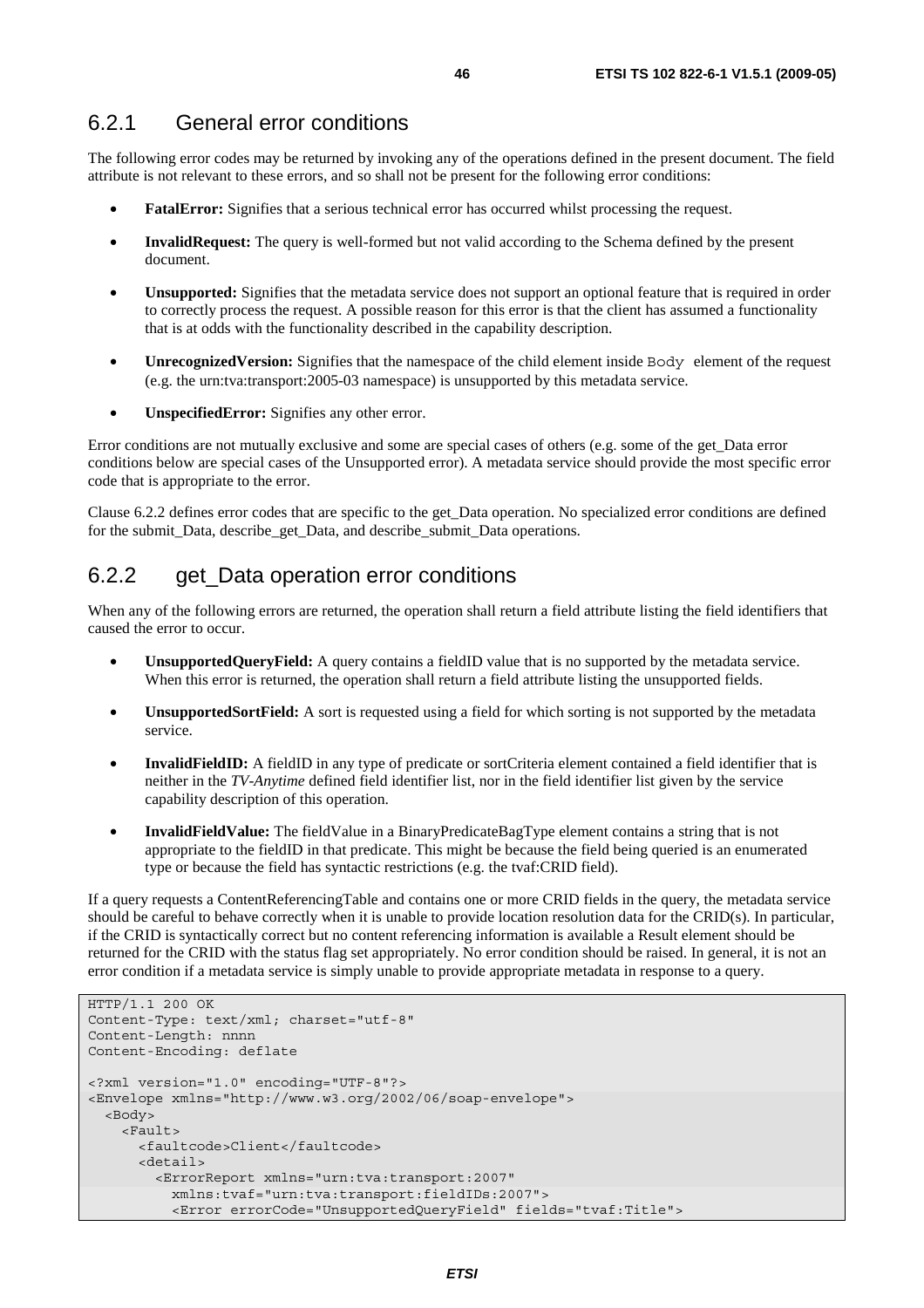### 6.2.1 General error conditions

The following error codes may be returned by invoking any of the operations defined in the present document. The field attribute is not relevant to these errors, and so shall not be present for the following error conditions:

- **FatalError:** Signifies that a serious technical error has occurred whilst processing the request.
- **InvalidRequest:** The query is well-formed but not valid according to the Schema defined by the present document.
- **Unsupported:** Signifies that the metadata service does not support an optional feature that is required in order to correctly process the request. A possible reason for this error is that the client has assumed a functionality that is at odds with the functionality described in the capability description.
- **UnrecognizedVersion:** Signifies that the namespace of the child element inside `Body` element of the request (e.g. the urn:tva:transport:2005-03 namespace) is unsupported by this metadata service.
- **UnspecifiedError:** Signifies any other error.

Error conditions are not mutually exclusive and some are special cases of others (e.g. some of the get_Data error conditions below are special cases of the Unsupported error). A metadata service should provide the most specific error code that is appropriate to the error.

Clause 6.2.2 defines error codes that are specific to the get_Data operation. No specialized error conditions are defined for the submit_Data, describe_get_Data, and describe_submit_Data operations.

### 6.2.2 get_Data operation error conditions

When any of the following errors are returned, the operation shall return a field attribute listing the field identifiers that caused the error to occur.

- **UnsupportedQueryField:** A query contains a fieldID value that is no supported by the metadata service. When this error is returned, the operation shall return a field attribute listing the unsupported fields.
- **UnsupportedSortField:** A sort is requested using a field for which sorting is not supported by the metadata service.
- **InvalidFieldID:** A fieldID in any type of predicate or sortCriteria element contained a field identifier that is neither in the *TV-Anytime* defined field identifier list, nor in the field identifier list given by the service capability description of this operation.
- **InvalidFieldValue:** The fieldValue in a BinaryPredicateBagType element contains a string that is not appropriate to the fieldID in that predicate. This might be because the field being queried is an enumerated type or because the field has syntactic restrictions (e.g. the tvaf:CRID field).

If a query requests a ContentReferencingTable and contains one or more CRID fields in the query, the metadata service should be careful to behave correctly when it is unable to provide location resolution data for the CRID(s). In particular, if the CRID is syntactically correct but no content referencing information is available a Result element should be returned for the CRID with the status flag set appropriately. No error condition should be raised. In general, it is not an error condition if a metadata service is simply unable to provide appropriate metadata in response to a query.

```
HTTP/1.1 200 OK
Content-Type: text/xml; charset="utf-8"
Content-Length: nnnn
Content-Encoding: deflate

<?xml version="1.0" encoding="UTF-8"?>
<Envelope xmlns="http://www.w3.org/2002/06/soap-envelope">
  <Body>
    <Fault>
      <faultcode>Client</faultcode>
      <detail>
        <ErrorReport xmlns="urn:tva:transport:2007"
          xmlns:tvaf="urn:tva:transport:fieldIDs:2007">
          <Error errorCode="UnsupportedQueryField" fields="tvaf:Title">
```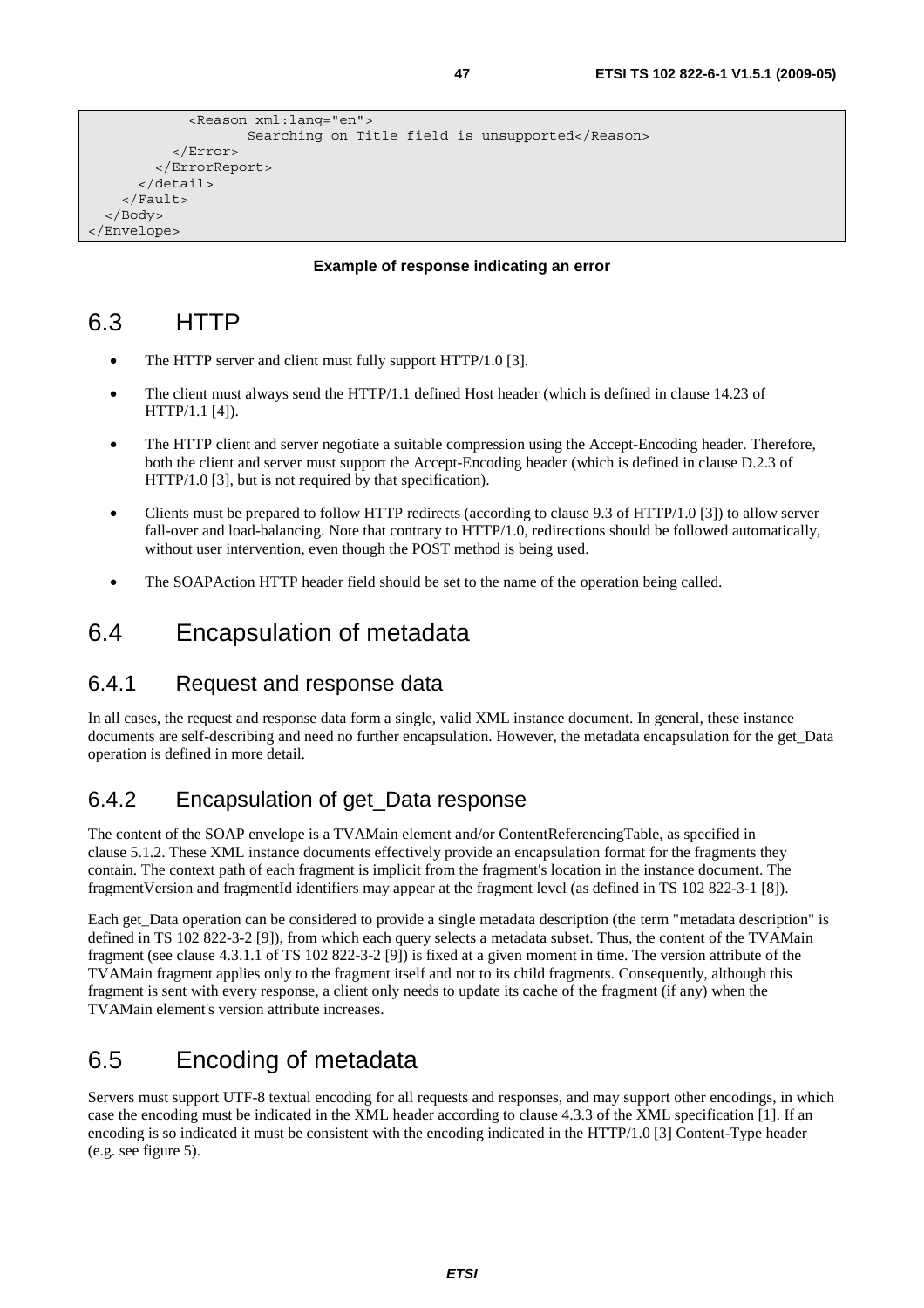```
            <Reason xml:lang="en">
                    Searching on Title field is unsupported</Reason>
          </Error>
        </ErrorReport>
      </detail>
    </Fault>
  </Body>
</Envelope>
```

**Example of response indicating an error**

# 6.3 HTTP

- The HTTP server and client must fully support HTTP/1.0 [3].
- The client must always send the HTTP/1.1 defined Host header (which is defined in clause 14.23 of HTTP/1.1 [4]).
- The HTTP client and server negotiate a suitable compression using the Accept-Encoding header. Therefore, both the client and server must support the Accept-Encoding header (which is defined in clause D.2.3 of HTTP/1.0 [3], but is not required by that specification).
- Clients must be prepared to follow HTTP redirects (according to clause 9.3 of HTTP/1.0 [3]) to allow server fall-over and load-balancing. Note that contrary to HTTP/1.0, redirections should be followed automatically, without user intervention, even though the POST method is being used.
- The SOAPAction HTTP header field should be set to the name of the operation being called.

# 6.4 Encapsulation of metadata

## 6.4.1 Request and response data

In all cases, the request and response data form a single, valid XML instance document. In general, these instance documents are self-describing and need no further encapsulation. However, the metadata encapsulation for the get_Data operation is defined in more detail.

## 6.4.2 Encapsulation of get_Data response

The content of the SOAP envelope is a TVAMain element and/or ContentReferencingTable, as specified in clause 5.1.2. These XML instance documents effectively provide an encapsulation format for the fragments they contain. The context path of each fragment is implicit from the fragment's location in the instance document. The fragmentVersion and fragmentId identifiers may appear at the fragment level (as defined in TS 102 822-3-1 [8]).

Each get_Data operation can be considered to provide a single metadata description (the term "metadata description" is defined in TS 102 822-3-2 [9]), from which each query selects a metadata subset. Thus, the content of the TVAMain fragment (see clause 4.3.1.1 of TS 102 822-3-2 [9]) is fixed at a given moment in time. The version attribute of the TVAMain fragment applies only to the fragment itself and not to its child fragments. Consequently, although this fragment is sent with every response, a client only needs to update its cache of the fragment (if any) when the TVAMain element's version attribute increases.

# 6.5 Encoding of metadata

Servers must support UTF-8 textual encoding for all requests and responses, and may support other encodings, in which case the encoding must be indicated in the XML header according to clause 4.3.3 of the XML specification [1]. If an encoding is so indicated it must be consistent with the encoding indicated in the HTTP/1.0 [3] Content-Type header (e.g. see figure 5).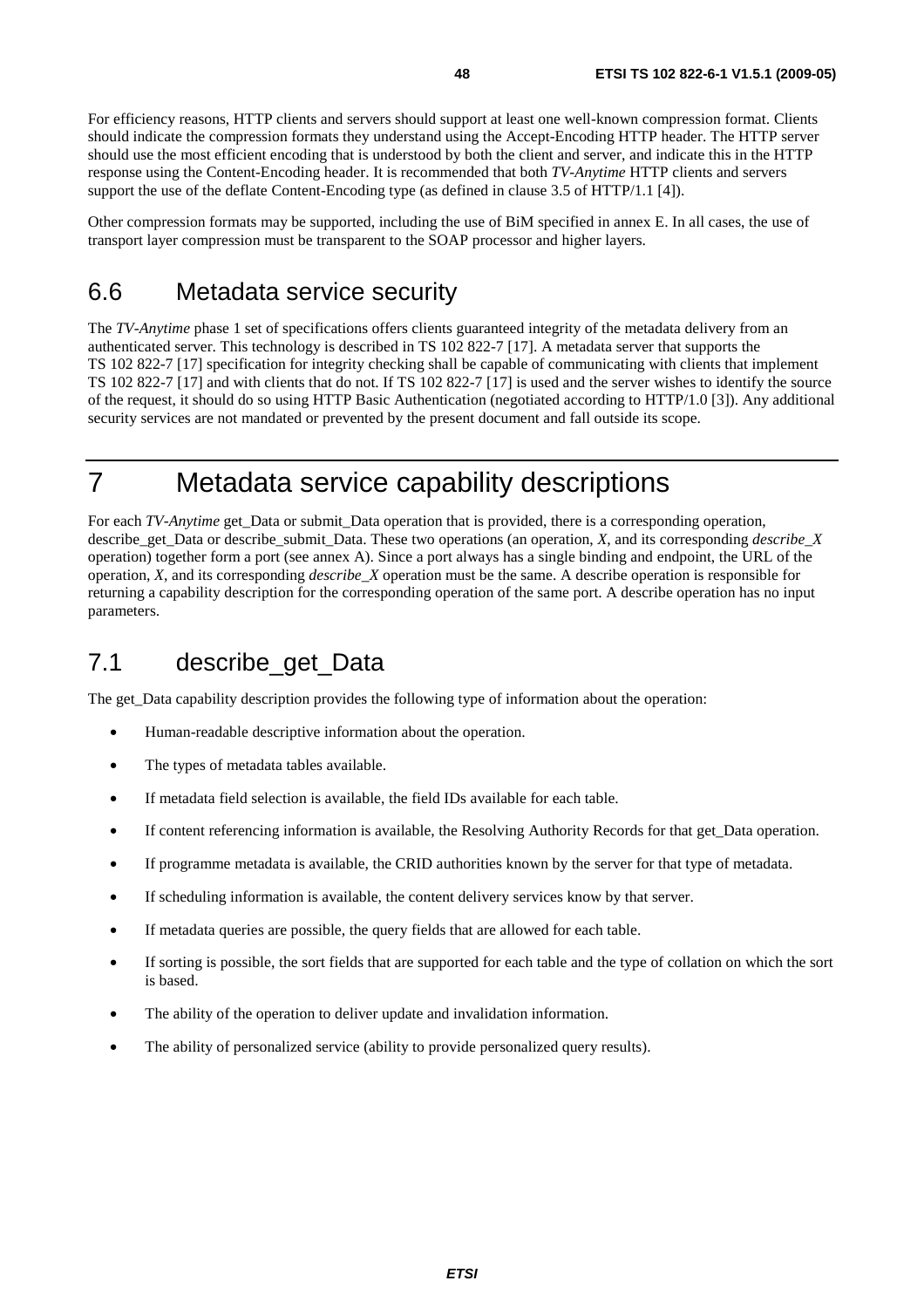For efficiency reasons, HTTP clients and servers should support at least one well-known compression format. Clients should indicate the compression formats they understand using the Accept-Encoding HTTP header. The HTTP server should use the most efficient encoding that is understood by both the client and server, and indicate this in the HTTP response using the Content-Encoding header. It is recommended that both *TV-Anytime* HTTP clients and servers support the use of the deflate Content-Encoding type (as defined in clause 3.5 of HTTP/1.1 [4]).

Other compression formats may be supported, including the use of BiM specified in annex E. In all cases, the use of transport layer compression must be transparent to the SOAP processor and higher layers.

## 6.6 Metadata service security

The *TV-Anytime* phase 1 set of specifications offers clients guaranteed integrity of the metadata delivery from an authenticated server. This technology is described in TS 102 822-7 [17]. A metadata server that supports the TS 102 822-7 [17] specification for integrity checking shall be capable of communicating with clients that implement TS 102 822-7 [17] and with clients that do not. If TS 102 822-7 [17] is used and the server wishes to identify the source of the request, it should do so using HTTP Basic Authentication (negotiated according to HTTP/1.0 [3]). Any additional security services are not mandated or prevented by the present document and fall outside its scope.

# 7 Metadata service capability descriptions

For each *TV-Anytime* get_Data or submit_Data operation that is provided, there is a corresponding operation, describe_get_Data or describe_submit_Data. These two operations (an operation, *X*, and its corresponding *describe_X* operation) together form a port (see annex A). Since a port always has a single binding and endpoint, the URL of the operation, *X*, and its corresponding *describe_X* operation must be the same. A describe operation is responsible for returning a capability description for the corresponding operation of the same port. A describe operation has no input parameters.

## 7.1 describe_get_Data

The get_Data capability description provides the following type of information about the operation:

- Human-readable descriptive information about the operation.
- The types of metadata tables available.
- If metadata field selection is available, the field IDs available for each table.
- If content referencing information is available, the Resolving Authority Records for that get_Data operation.
- If programme metadata is available, the CRID authorities known by the server for that type of metadata.
- If scheduling information is available, the content delivery services know by that server.
- If metadata queries are possible, the query fields that are allowed for each table.
- If sorting is possible, the sort fields that are supported for each table and the type of collation on which the sort is based.
- The ability of the operation to deliver update and invalidation information.
- The ability of personalized service (ability to provide personalized query results).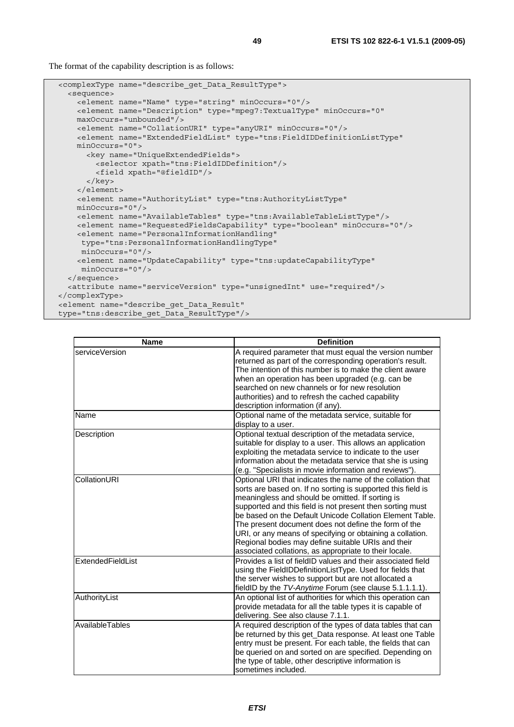The format of the capability description is as follows:

```
<complexType name="describe_get_Data_ResultType">
  <sequence>
    <element name="Name" type="string" minOccurs="0"/>
    <element name="Description" type="mpeg7:TextualType" minOccurs="0"
    maxOccurs="unbounded"/>
    <element name="CollationURI" type="anyURI" minOccurs="0"/>
    <element name="ExtendedFieldList" type="tns:FieldIDDefinitionListType"
    minOccurs="0">
      <key name="UniqueExtendedFields">
        <selector xpath="tns:FieldIDDefinition"/>
        <field xpath="@fieldID"/>
      </key>
    </element>
    <element name="AuthorityList" type="tns:AuthorityListType"
    minOccurs="0"/>
    <element name="AvailableTables" type="tns:AvailableTableListType"/>
    <element name="RequestedFieldsCapability" type="boolean" minOccurs="0"/>
    <element name="PersonalInformationHandling"
     type="tns:PersonalInformationHandlingType"
     minOccurs="0"/>
    <element name="UpdateCapability" type="tns:updateCapabilityType"
     minOccurs="0"/>
  </sequence>
  <attribute name="serviceVersion" type="unsignedInt" use="required"/>
</complexType>
<element name="describe_get_Data_Result"
type="tns:describe_get_Data_ResultType"/>
```

| Name | Definition |
|---|---|
| serviceVersion | A required parameter that must equal the version number returned as part of the corresponding operation's result. The intention of this number is to make the client aware when an operation has been upgraded (e.g. can be searched on new channels or for new resolution authorities) and to refresh the cached capability description information (if any). |
| Name | Optional name of the metadata service, suitable for display to a user. |
| Description | Optional textual description of the metadata service, suitable for display to a user. This allows an application exploiting the metadata service to indicate to the user information about the metadata service that she is using (e.g. "Specialists in movie information and reviews"). |
| CollationURI | Optional URI that indicates the name of the collation that sorts are based on. If no sorting is supported this field is meaningless and should be omitted. If sorting is supported and this field is not present then sorting must be based on the Default Unicode Collation Element Table. The present document does not define the form of the URI, or any means of specifying or obtaining a collation. Regional bodies may define suitable URIs and their associated collations, as appropriate to their locale. |
| ExtendedFieldList | Provides a list of fieldID values and their associated field using the FieldIDDefinitionListType. Used for fields that the server wishes to support but are not allocated a fieldID by the *TV-Anytime* Forum (see clause 5.1.1.1.1). |
| AuthorityList | An optional list of authorities for which this operation can provide metadata for all the table types it is capable of delivering. See also clause 7.1.1. |
| AvailableTables | A required description of the types of data tables that can be returned by this get_Data response. At least one Table entry must be present. For each table, the fields that can be queried on and sorted on are specified. Depending on the type of table, other descriptive information is sometimes included. |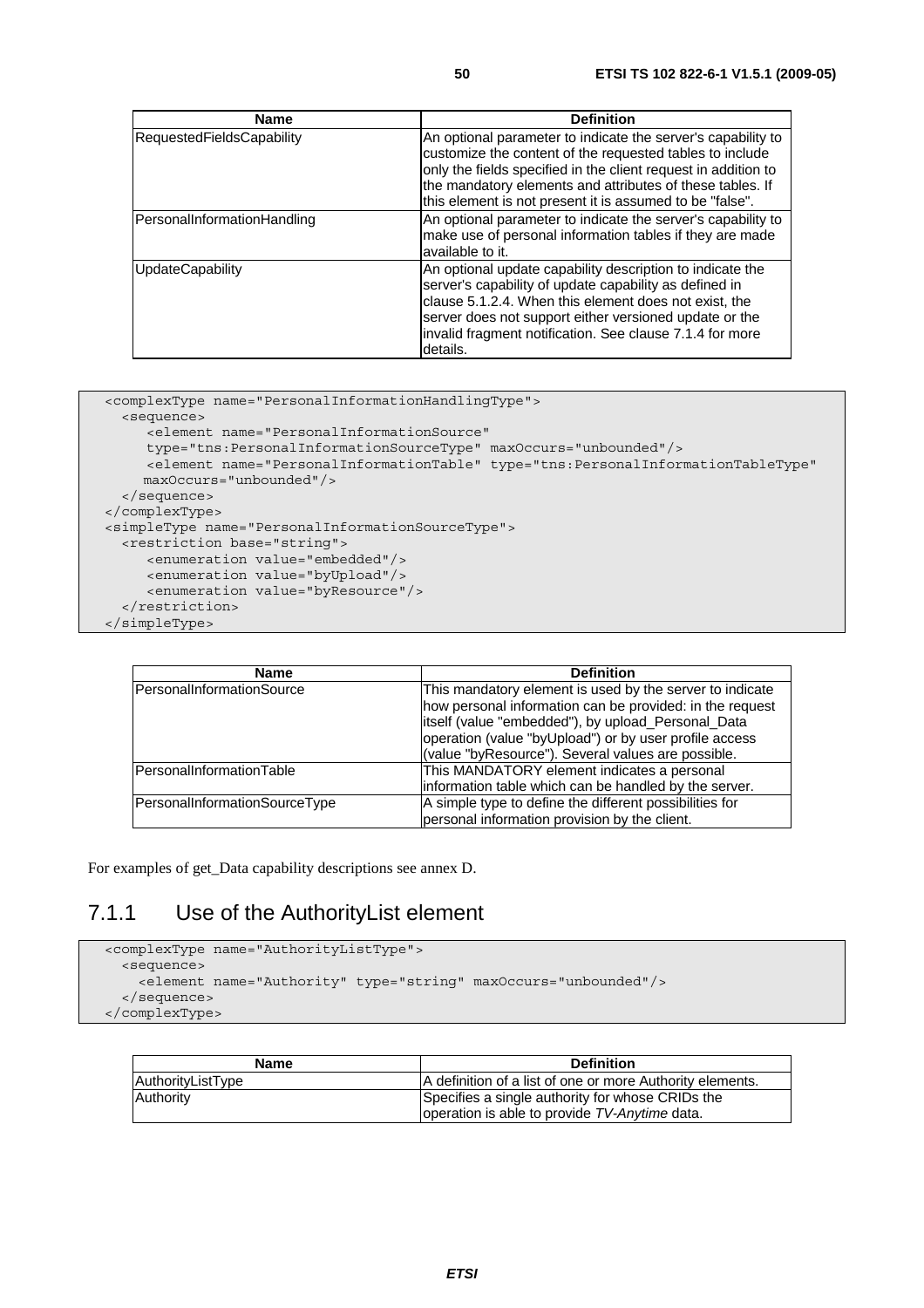| Name | Definition |
| --- | --- |
| RequestedFieldsCapability | An optional parameter to indicate the server's capability to customize the content of the requested tables to include only the fields specified in the client request in addition to the mandatory elements and attributes of these tables. If this element is not present it is assumed to be "false". |
| PersonalInformationHandling | An optional parameter to indicate the server's capability to make use of personal information tables if they are made available to it. |
| UpdateCapability | An optional update capability description to indicate the server's capability of update capability as defined in clause 5.1.2.4. When this element does not exist, the server does not support either versioned update or the invalid fragment notification. See clause 7.1.4 for more details. |

```
<complexType name="PersonalInformationHandlingType">
  <sequence>
     <element name="PersonalInformationSource"
     type="tns:PersonalInformationSourceType" maxOccurs="unbounded"/>
     <element name="PersonalInformationTable" type="tns:PersonalInformationTableType"
     maxOccurs="unbounded"/>
  </sequence>
</complexType>
<simpleType name="PersonalInformationSourceType">
  <restriction base="string">
     <enumeration value="embedded"/>
     <enumeration value="byUpload"/>
     <enumeration value="byResource"/>
  </restriction>
</simpleType>
```

| Name | Definition |
| --- | --- |
| PersonalInformationSource | This mandatory element is used by the server to indicate how personal information can be provided: in the request itself (value "embedded"), by upload_Personal_Data operation (value "byUpload") or by user profile access (value "byResource"). Several values are possible. |
| PersonalInformationTable | This MANDATORY element indicates a personal information table which can be handled by the server. |
| PersonalInformationSourceType | A simple type to define the different possibilities for personal information provision by the client. |

For examples of get_Data capability descriptions see annex D.

### 7.1.1 Use of the AuthorityList element

```
<complexType name="AuthorityListType">
  <sequence>
    <element name="Authority" type="string" maxOccurs="unbounded"/>
  </sequence>
</complexType>
```

| Name | Definition |
| --- | --- |
| AuthorityListType | A definition of a list of one or more Authority elements. |
| Authority | Specifies a single authority for whose CRIDs the operation is able to provide *TV-Anytime* data. |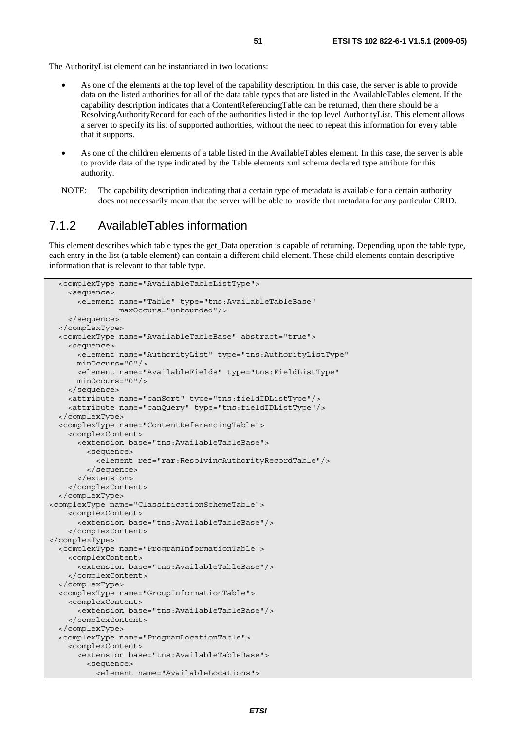The AuthorityList element can be instantiated in two locations:

- As one of the elements at the top level of the capability description. In this case, the server is able to provide data on the listed authorities for all of the data table types that are listed in the AvailableTables element. If the capability description indicates that a ContentReferencingTable can be returned, then there should be a ResolvingAuthorityRecord for each of the authorities listed in the top level AuthorityList. This element allows a server to specify its list of supported authorities, without the need to repeat this information for every table that it supports.
- As one of the children elements of a table listed in the AvailableTables element. In this case, the server is able to provide data of the type indicated by the Table elements xml schema declared type attribute for this authority.

NOTE: The capability description indicating that a certain type of metadata is available for a certain authority does not necessarily mean that the server will be able to provide that metadata for any particular CRID.

### 7.1.2 AvailableTables information

This element describes which table types the get_Data operation is capable of returning. Depending upon the table type, each entry in the list (a table element) can contain a different child element. These child elements contain descriptive information that is relevant to that table type.

```
  <complexType name="AvailableTableListType">
    <sequence>
      <element name="Table" type="tns:AvailableTableBase"
               maxOccurs="unbounded"/>
    </sequence>
  </complexType>
  <complexType name="AvailableTableBase" abstract="true">
    <sequence>
      <element name="AuthorityList" type="tns:AuthorityListType"
      minOccurs="0"/>
      <element name="AvailableFields" type="tns:FieldListType"
      minOccurs="0"/>
    </sequence>
    <attribute name="canSort" type="tns:fieldIDListType"/>
    <attribute name="canQuery" type="tns:fieldIDListType"/>
  </complexType>
  <complexType name="ContentReferencingTable">
    <complexContent>
      <extension base="tns:AvailableTableBase">
        <sequence>
          <element ref="rar:ResolvingAuthorityRecordTable"/>
        </sequence>
      </extension>
    </complexContent>
  </complexType>
<complexType name="ClassificationSchemeTable">
    <complexContent>
      <extension base="tns:AvailableTableBase"/>
    </complexContent>
</complexType>
  <complexType name="ProgramInformationTable">
    <complexContent>
      <extension base="tns:AvailableTableBase"/>
    </complexContent>
  </complexType>
  <complexType name="GroupInformationTable">
    <complexContent>
      <extension base="tns:AvailableTableBase"/>
    </complexContent>
  </complexType>
  <complexType name="ProgramLocationTable">
    <complexContent>
      <extension base="tns:AvailableTableBase">
        <sequence>
          <element name="AvailableLocations">
```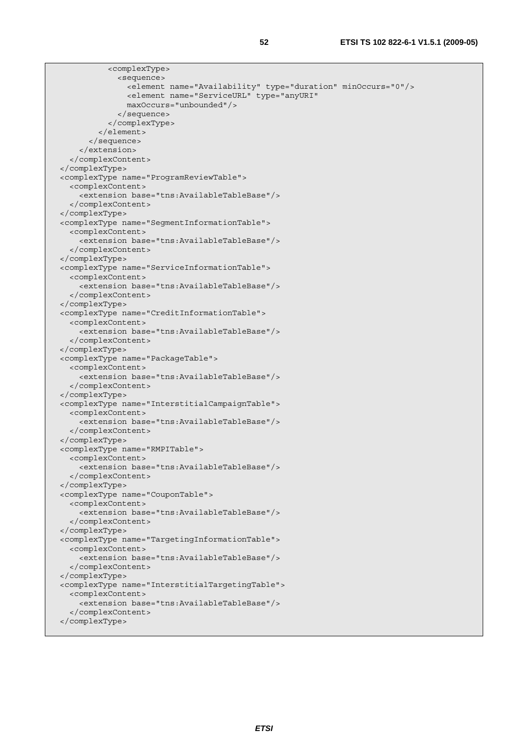```
          <complexType>
            <sequence>
              <element name="Availability" type="duration" minOccurs="0"/>
              <element name="ServiceURL" type="anyURI"
              maxOccurs="unbounded"/>
            </sequence>
          </complexType>
        </element>
      </sequence>
    </extension>
  </complexContent>
</complexType>
<complexType name="ProgramReviewTable">
  <complexContent>
    <extension base="tns:AvailableTableBase"/>
  </complexContent>
</complexType>
<complexType name="SegmentInformationTable">
  <complexContent>
    <extension base="tns:AvailableTableBase"/>
  </complexContent>
</complexType>
<complexType name="ServiceInformationTable">
  <complexContent>
    <extension base="tns:AvailableTableBase"/>
  </complexContent>
</complexType>
<complexType name="CreditInformationTable">
  <complexContent>
    <extension base="tns:AvailableTableBase"/>
  </complexContent>
</complexType>
<complexType name="PackageTable">
  <complexContent>
    <extension base="tns:AvailableTableBase"/>
  </complexContent>
</complexType>
<complexType name="InterstitialCampaignTable">
  <complexContent>
    <extension base="tns:AvailableTableBase"/>
  </complexContent>
</complexType>
<complexType name="RMPITable">
  <complexContent>
    <extension base="tns:AvailableTableBase"/>
  </complexContent>
</complexType>
<complexType name="CouponTable">
  <complexContent>
    <extension base="tns:AvailableTableBase"/>
  </complexContent>
</complexType>
<complexType name="TargetingInformationTable">
  <complexContent>
    <extension base="tns:AvailableTableBase"/>
  </complexContent>
</complexType>
<complexType name="InterstitialTargetingTable">
  <complexContent>
    <extension base="tns:AvailableTableBase"/>
  </complexContent>
</complexType>
```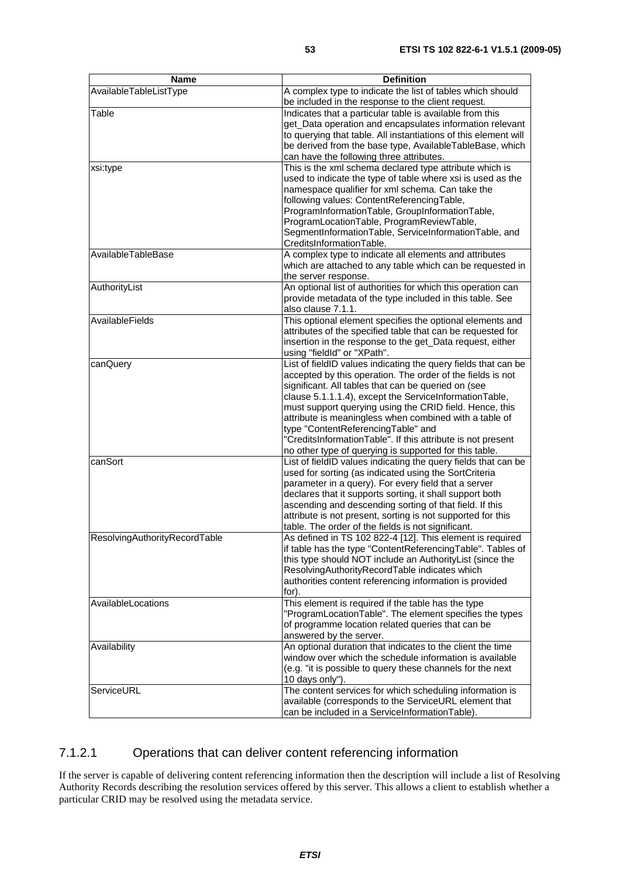| Name | Definition |
|---|---|
| AvailableTableListType | A complex type to indicate the list of tables which should be included in the response to the client request. |
| Table | Indicates that a particular table is available from this get_Data operation and encapsulates information relevant to querying that table. All instantiations of this element will be derived from the base type, AvailableTableBase, which can have the following three attributes. |
| xsi:type | This is the xml schema declared type attribute which is used to indicate the type of table where xsi is used as the namespace qualifier for xml schema. Can take the following values: ContentReferencingTable, ProgramInformationTable, GroupInformationTable, ProgramLocationTable, ProgramReviewTable, SegmentInformationTable, ServiceInformationTable, and CreditsInformationTable. |
| AvailableTableBase | A complex type to indicate all elements and attributes which are attached to any table which can be requested in the server response. |
| AuthorityList | An optional list of authorities for which this operation can provide metadata of the type included in this table. See also clause 7.1.1. |
| AvailableFields | This optional element specifies the optional elements and attributes of the specified table that can be requested for insertion in the response to the get_Data request, either using "fieldId" or "XPath". |
| canQuery | List of fieldID values indicating the query fields that can be accepted by this operation. The order of the fields is not significant. All tables that can be queried on (see clause 5.1.1.1.4), except the ServiceInformationTable, must support querying using the CRID field. Hence, this attribute is meaningless when combined with a table of type "ContentReferencingTable" and "CreditsInformationTable". If this attribute is not present no other type of querying is supported for this table. |
| canSort | List of fieldID values indicating the query fields that can be used for sorting (as indicated using the SortCriteria parameter in a query). For every field that a server declares that it supports sorting, it shall support both ascending and descending sorting of that field. If this attribute is not present, sorting is not supported for this table. The order of the fields is not significant. |
| ResolvingAuthorityRecordTable | As defined in TS 102 822-4 [12]. This element is required if table has the type "ContentReferencingTable". Tables of this type should NOT include an AuthorityList (since the ResolvingAuthorityRecordTable indicates which authorities content referencing information is provided for). |
| AvailableLocations | This element is required if the table has the type "ProgramLocationTable". The element specifies the types of programme location related queries that can be answered by the server. |
| Availability | An optional duration that indicates to the client the time window over which the schedule information is available (e.g. "it is possible to query these channels for the next 10 days only"). |
| ServiceURL | The content services for which scheduling information is available (corresponds to the ServiceURL element that can be included in a ServiceInformationTable). |

#### 7.1.2.1 Operations that can deliver content referencing information

If the server is capable of delivering content referencing information then the description will include a list of Resolving Authority Records describing the resolution services offered by this server. This allows a client to establish whether a particular CRID may be resolved using the metadata service.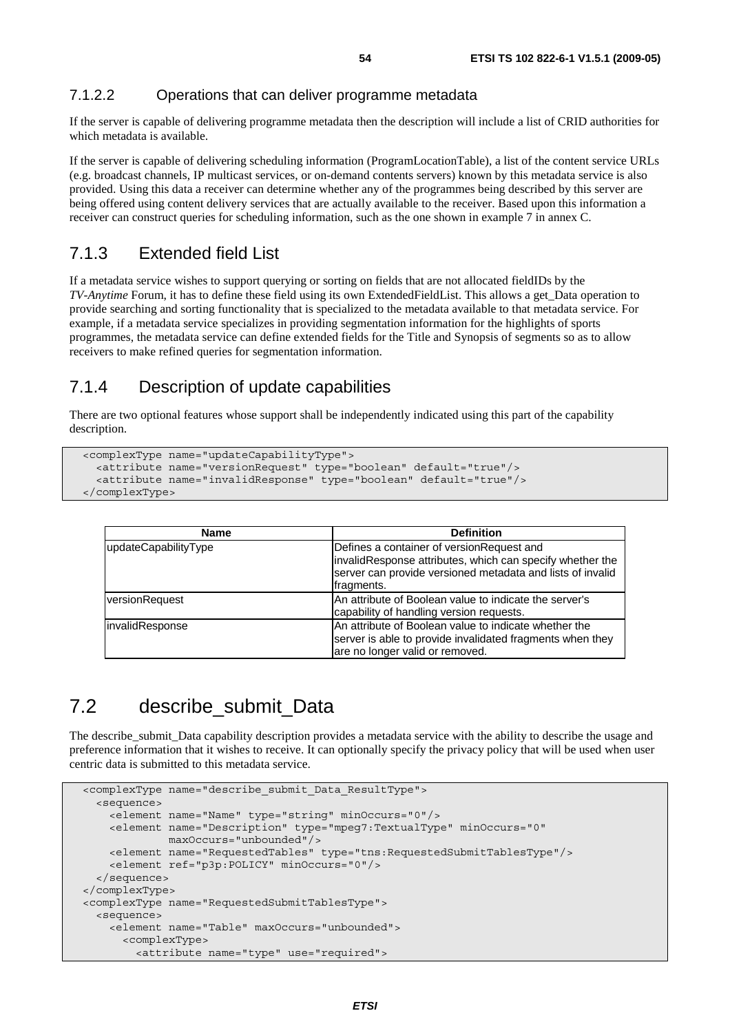#### 7.1.2.2 Operations that can deliver programme metadata

If the server is capable of delivering programme metadata then the description will include a list of CRID authorities for which metadata is available.

If the server is capable of delivering scheduling information (ProgramLocationTable), a list of the content service URLs (e.g. broadcast channels, IP multicast services, or on-demand contents servers) known by this metadata service is also provided. Using this data a receiver can determine whether any of the programmes being described by this server are being offered using content delivery services that are actually available to the receiver. Based upon this information a receiver can construct queries for scheduling information, such as the one shown in example 7 in annex C.

### 7.1.3 Extended field List

If a metadata service wishes to support querying or sorting on fields that are not allocated fieldIDs by the *TV-Anytime* Forum, it has to define these field using its own ExtendedFieldList. This allows a get_Data operation to provide searching and sorting functionality that is specialized to the metadata available to that metadata service. For example, if a metadata service specializes in providing segmentation information for the highlights of sports programmes, the metadata service can define extended fields for the Title and Synopsis of segments so as to allow receivers to make refined queries for segmentation information.

### 7.1.4 Description of update capabilities

There are two optional features whose support shall be independently indicated using this part of the capability description.

```
<complexType name="updateCapabilityType">
  <attribute name="versionRequest" type="boolean" default="true"/>
  <attribute name="invalidResponse" type="boolean" default="true"/>
</complexType>
```

| Name | Definition |
|---|---|
| updateCapabilityType | Defines a container of versionRequest and invalidResponse attributes, which can specify whether the server can provide versioned metadata and lists of invalid fragments. |
| versionRequest | An attribute of Boolean value to indicate the server's capability of handling version requests. |
| invalidResponse | An attribute of Boolean value to indicate whether the server is able to provide invalidated fragments when they are no longer valid or removed. |

## 7.2 describe_submit_Data

The describe_submit_Data capability description provides a metadata service with the ability to describe the usage and preference information that it wishes to receive. It can optionally specify the privacy policy that will be used when user centric data is submitted to this metadata service.

```
<complexType name="describe_submit_Data_ResultType">
  <sequence>
    <element name="Name" type="string" minOccurs="0"/>
    <element name="Description" type="mpeg7:TextualType" minOccurs="0"
             maxOccurs="unbounded"/>
    <element name="RequestedTables" type="tns:RequestedSubmitTablesType"/>
    <element ref="p3p:POLICY" minOccurs="0"/>
  </sequence>
</complexType>
<complexType name="RequestedSubmitTablesType">
  <sequence>
    <element name="Table" maxOccurs="unbounded">
      <complexType>
        <attribute name="type" use="required">
```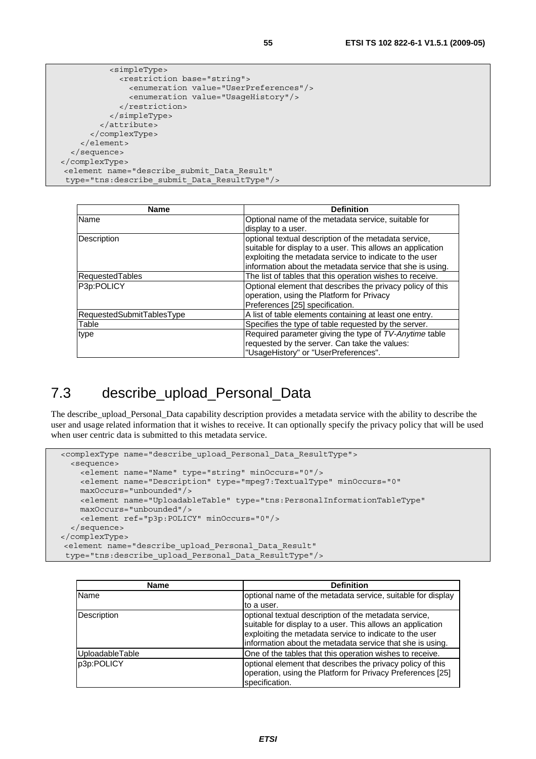```
          <simpleType>
            <restriction base="string">
              <enumeration value="UserPreferences"/>
              <enumeration value="UsageHistory"/>
            </restriction>
          </simpleType>
        </attribute>
      </complexType>
    </element>
  </sequence>
</complexType>
 <element name="describe_submit_Data_Result"
  type="tns:describe_submit_Data_ResultType"/>
```

| Name | Definition |
|---|---|
| Name | Optional name of the metadata service, suitable for display to a user. |
| Description | optional textual description of the metadata service, suitable for display to a user. This allows an application exploiting the metadata service to indicate to the user information about the metadata service that she is using. |
| RequestedTables | The list of tables that this operation wishes to receive. |
| P3p:POLICY | Optional element that describes the privacy policy of this operation, using the Platform for Privacy Preferences [25] specification. |
| RequestedSubmitTablesType | A list of table elements containing at least one entry. |
| Table | Specifies the type of table requested by the server. |
| type | Required parameter giving the type of *TV-Anytime* table requested by the server. Can take the values: "UsageHistory" or "UserPreferences". |

# 7.3 describe_upload_Personal_Data

The describe_upload_Personal_Data capability description provides a metadata service with the ability to describe the user and usage related information that it wishes to receive. It can optionally specify the privacy policy that will be used when user centric data is submitted to this metadata service.

```
<complexType name="describe_upload_Personal_Data_ResultType">
  <sequence>
    <element name="Name" type="string" minOccurs="0"/>
    <element name="Description" type="mpeg7:TextualType" minOccurs="0"
    maxOccurs="unbounded"/>
    <element name="UploadableTable" type="tns:PersonalInformationTableType"
    maxOccurs="unbounded"/>
    <element ref="p3p:POLICY" minOccurs="0"/>
  </sequence>
</complexType>
 <element name="describe_upload_Personal_Data_Result"
  type="tns:describe_upload_Personal_Data_ResultType"/>
```

| Name | Definition |
|---|---|
| Name | optional name of the metadata service, suitable for display to a user. |
| Description | optional textual description of the metadata service, suitable for display to a user. This allows an application exploiting the metadata service to indicate to the user information about the metadata service that she is using. |
| UploadableTable | One of the tables that this operation wishes to receive. |
| p3p:POLICY | optional element that describes the privacy policy of this operation, using the Platform for Privacy Preferences [25] specification. |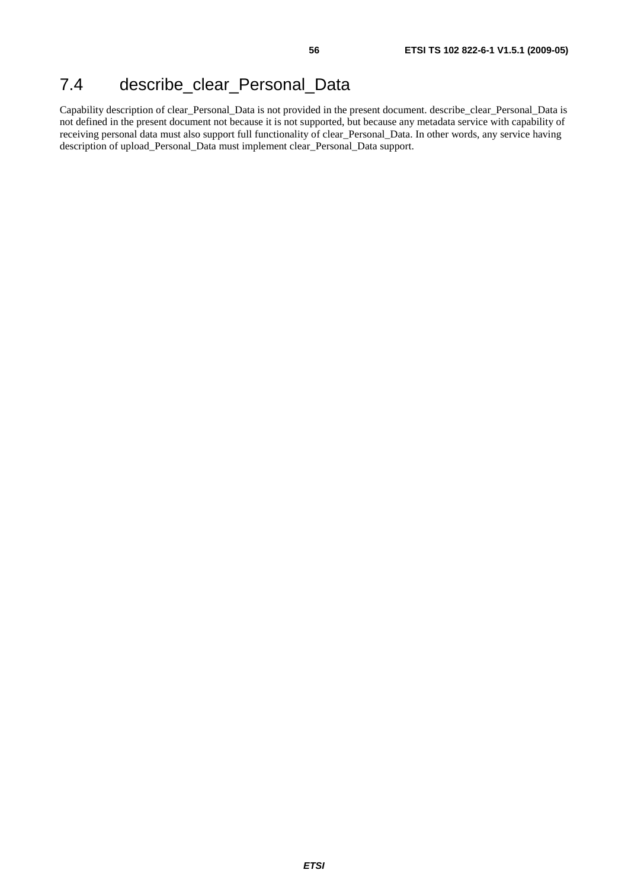## 7.4 describe_clear_Personal_Data

Capability description of clear_Personal_Data is not provided in the present document. describe_clear_Personal_Data is not defined in the present document not because it is not supported, but because any metadata service with capability of receiving personal data must also support full functionality of clear_Personal_Data. In other words, any service having description of upload_Personal_Data must implement clear_Personal_Data support.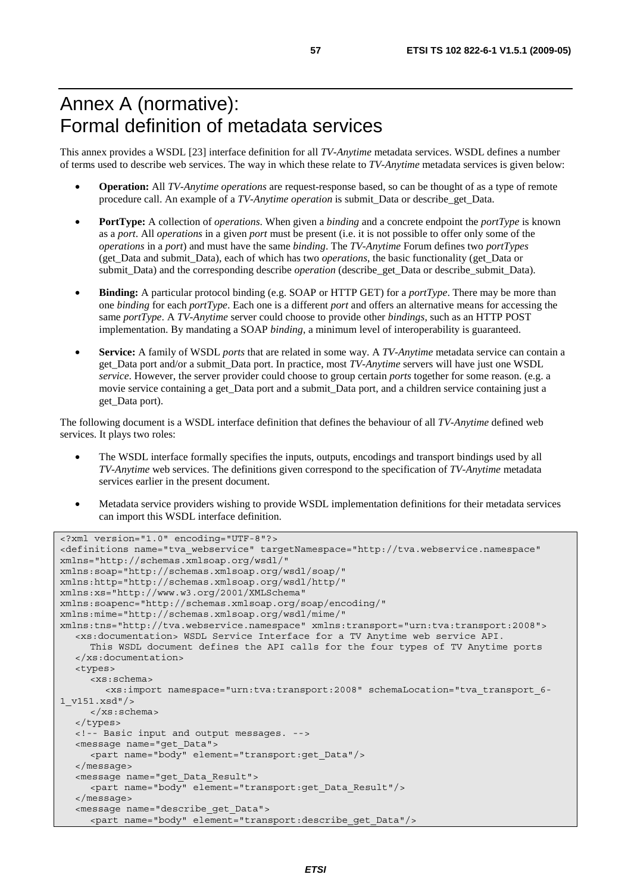# Annex A (normative): Formal definition of metadata services

This annex provides a WSDL [23] interface definition for all *TV-Anytime* metadata services. WSDL defines a number of terms used to describe web services. The way in which these relate to *TV-Anytime* metadata services is given below:

- **Operation:** All *TV-Anytime operations* are request-response based, so can be thought of as a type of remote procedure call. An example of a *TV-Anytime operation* is submit_Data or describe_get_Data.
- **PortType:** A collection of *operations*. When given a *binding* and a concrete endpoint the *portType* is known as a *port*. All *operations* in a given *port* must be present (i.e. it is not possible to offer only some of the *operations* in a *port*) and must have the same *binding*. The *TV-Anytime* Forum defines two *portTypes* (get_Data and submit_Data), each of which has two *operations*, the basic functionality (get_Data or submit_Data) and the corresponding describe *operation* (describe_get_Data or describe_submit_Data).
- **Binding:** A particular protocol binding (e.g. SOAP or HTTP GET) for a *portType*. There may be more than one *binding* for each *portType*. Each one is a different *port* and offers an alternative means for accessing the same *portType*. A *TV-Anytime* server could choose to provide other *bindings*, such as an HTTP POST implementation. By mandating a SOAP *binding*, a minimum level of interoperability is guaranteed.
- **Service:** A family of WSDL *ports* that are related in some way. A *TV-Anytime* metadata service can contain a get_Data port and/or a submit_Data port. In practice, most *TV-Anytime* servers will have just one WSDL *service*. However, the server provider could choose to group certain *ports* together for some reason. (e.g. a movie service containing a get_Data port and a submit_Data port, and a children service containing just a get_Data port).

The following document is a WSDL interface definition that defines the behaviour of all *TV-Anytime* defined web services. It plays two roles:

- The WSDL interface formally specifies the inputs, outputs, encodings and transport bindings used by all *TV-Anytime* web services. The definitions given correspond to the specification of *TV-Anytime* metadata services earlier in the present document.
- Metadata service providers wishing to provide WSDL implementation definitions for their metadata services can import this WSDL interface definition.

```
<?xml version="1.0" encoding="UTF-8"?>
<definitions name="tva_webservice" targetNamespace="http://tva.webservice.namespace"
xmlns="http://schemas.xmlsoap.org/wsdl/"
xmlns:soap="http://schemas.xmlsoap.org/wsdl/soap/"
xmlns:http="http://schemas.xmlsoap.org/wsdl/http/"
xmlns:xs="http://www.w3.org/2001/XMLSchema"
xmlns:soapenc="http://schemas.xmlsoap.org/soap/encoding/"
xmlns:mime="http://schemas.xmlsoap.org/wsdl/mime/"
xmlns:tns="http://tva.webservice.namespace" xmlns:transport="urn:tva:transport:2008">
   <xs:documentation> WSDL Service Interface for a TV Anytime web service API.
      This WSDL document defines the API calls for the four types of TV Anytime ports
   </xs:documentation>
   <types>
      <xs:schema>
         <xs:import namespace="urn:tva:transport:2008" schemaLocation="tva_transport_6-
1_v151.xsd"/>
      </xs:schema>
   </types>
   <!-- Basic input and output messages. -->
   <message name="get_Data">
      <part name="body" element="transport:get_Data"/>
   </message>
   <message name="get_Data_Result">
      <part name="body" element="transport:get_Data_Result"/>
   </message>
   <message name="describe_get_Data">
      <part name="body" element="transport:describe_get_Data"/>
```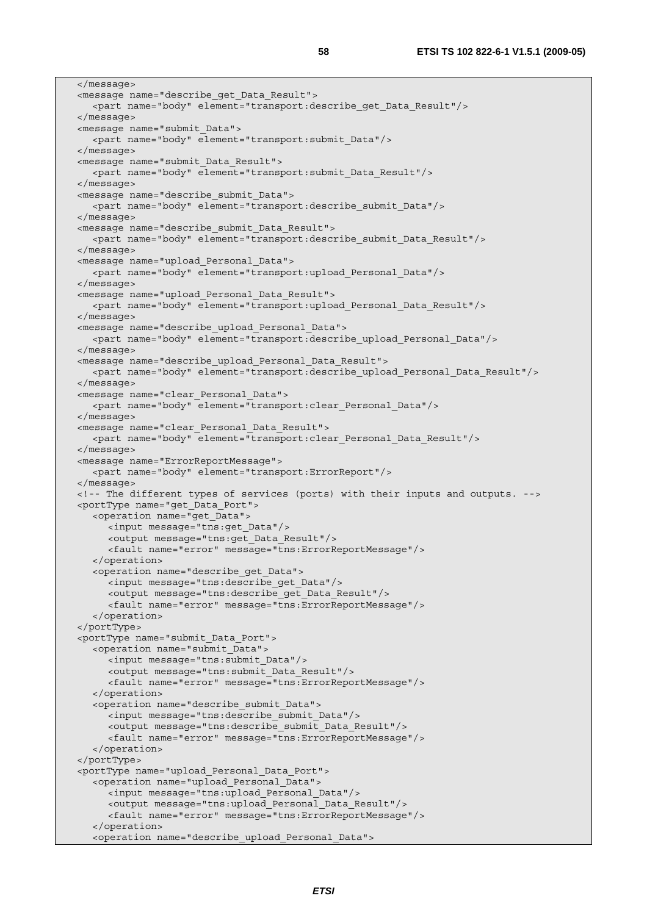```
   </message>
   <message name="describe_get_Data_Result">
      <part name="body" element="transport:describe_get_Data_Result"/>
   </message>
   <message name="submit_Data">
      <part name="body" element="transport:submit_Data"/>
   </message>
   <message name="submit_Data_Result">
      <part name="body" element="transport:submit_Data_Result"/>
   </message>
   <message name="describe_submit_Data">
      <part name="body" element="transport:describe_submit_Data"/>
   </message>
   <message name="describe_submit_Data_Result">
      <part name="body" element="transport:describe_submit_Data_Result"/>
   </message>
   <message name="upload_Personal_Data">
      <part name="body" element="transport:upload_Personal_Data"/>
   </message>
   <message name="upload_Personal_Data_Result">
      <part name="body" element="transport:upload_Personal_Data_Result"/>
   </message>
   <message name="describe_upload_Personal_Data">
      <part name="body" element="transport:describe_upload_Personal_Data"/>
   </message>
   <message name="describe_upload_Personal_Data_Result">
      <part name="body" element="transport:describe_upload_Personal_Data_Result"/>
   </message>
   <message name="clear_Personal_Data">
      <part name="body" element="transport:clear_Personal_Data"/>
   </message>
   <message name="clear_Personal_Data_Result">
      <part name="body" element="transport:clear_Personal_Data_Result"/>
   </message>
   <message name="ErrorReportMessage">
      <part name="body" element="transport:ErrorReport"/>
   </message>
   <!-- The different types of services (ports) with their inputs and outputs. -->
   <portType name="get_Data_Port">
      <operation name="get_Data">
         <input message="tns:get_Data"/>
         <output message="tns:get_Data_Result"/>
         <fault name="error" message="tns:ErrorReportMessage"/>
      </operation>
      <operation name="describe_get_Data">
         <input message="tns:describe_get_Data"/>
         <output message="tns:describe_get_Data_Result"/>
         <fault name="error" message="tns:ErrorReportMessage"/>
      </operation>
   </portType>
   <portType name="submit_Data_Port">
      <operation name="submit_Data">
         <input message="tns:submit_Data"/>
         <output message="tns:submit_Data_Result"/>
         <fault name="error" message="tns:ErrorReportMessage"/>
      </operation>
      <operation name="describe_submit_Data">
         <input message="tns:describe_submit_Data"/>
         <output message="tns:describe_submit_Data_Result"/>
         <fault name="error" message="tns:ErrorReportMessage"/>
      </operation>
   </portType>
   <portType name="upload_Personal_Data_Port">
      <operation name="upload_Personal_Data">
         <input message="tns:upload_Personal_Data"/>
         <output message="tns:upload_Personal_Data_Result"/>
         <fault name="error" message="tns:ErrorReportMessage"/>
      </operation>
      <operation name="describe_upload_Personal_Data">
```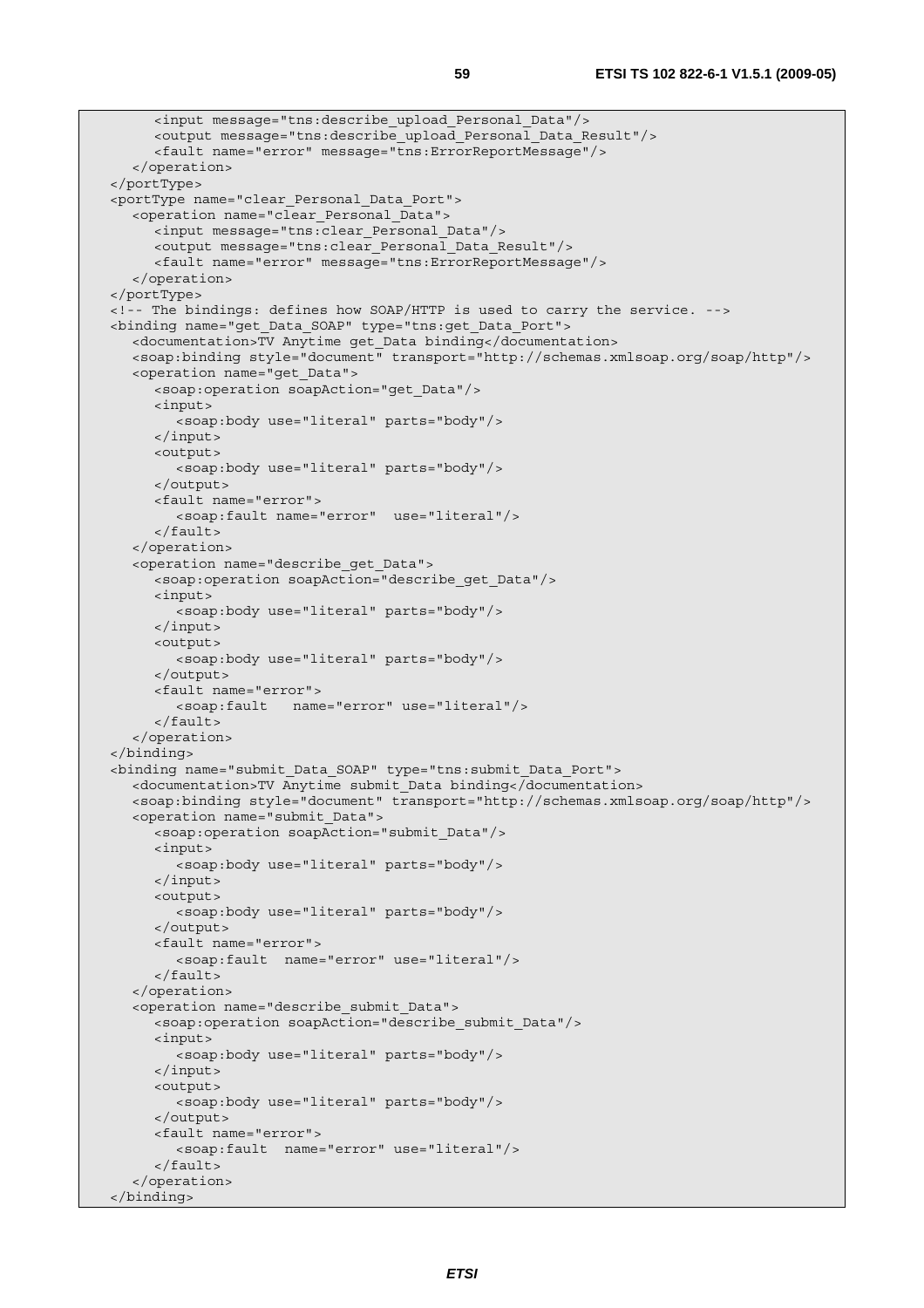```
      <input message="tns:describe_upload_Personal_Data"/>
      <output message="tns:describe_upload_Personal_Data_Result"/>
      <fault name="error" message="tns:ErrorReportMessage"/>
    </operation>
  </portType>
  <portType name="clear_Personal_Data_Port">
    <operation name="clear_Personal_Data">
      <input message="tns:clear_Personal_Data"/>
      <output message="tns:clear_Personal_Data_Result"/>
      <fault name="error" message="tns:ErrorReportMessage"/>
    </operation>
  </portType>
  <!-- The bindings: defines how SOAP/HTTP is used to carry the service. -->
  <binding name="get_Data_SOAP" type="tns:get_Data_Port">
    <documentation>TV Anytime get_Data binding</documentation>
    <soap:binding style="document" transport="http://schemas.xmlsoap.org/soap/http"/>
    <operation name="get_Data">
      <soap:operation soapAction="get_Data"/>
      <input>
        <soap:body use="literal" parts="body"/>
      </input>
      <output>
        <soap:body use="literal" parts="body"/>
      </output>
      <fault name="error">
        <soap:fault name="error"  use="literal"/>
      </fault>
    </operation>
    <operation name="describe_get_Data">
      <soap:operation soapAction="describe_get_Data"/>
      <input>
        <soap:body use="literal" parts="body"/>
      </input>
      <output>
        <soap:body use="literal" parts="body"/>
      </output>
      <fault name="error">
        <soap:fault   name="error" use="literal"/>
      </fault>
    </operation>
  </binding>
  <binding name="submit_Data_SOAP" type="tns:submit_Data_Port">
    <documentation>TV Anytime submit_Data binding</documentation>
    <soap:binding style="document" transport="http://schemas.xmlsoap.org/soap/http"/>
    <operation name="submit_Data">
      <soap:operation soapAction="submit_Data"/>
      <input>
        <soap:body use="literal" parts="body"/>
      </input>
      <output>
        <soap:body use="literal" parts="body"/>
      </output>
      <fault name="error">
        <soap:fault  name="error" use="literal"/>
      </fault>
    </operation>
    <operation name="describe_submit_Data">
      <soap:operation soapAction="describe_submit_Data"/>
      <input>
        <soap:body use="literal" parts="body"/>
      </input>
      <output>
        <soap:body use="literal" parts="body"/>
      </output>
      <fault name="error">
        <soap:fault  name="error" use="literal"/>
      </fault>
    </operation>
  </binding>
```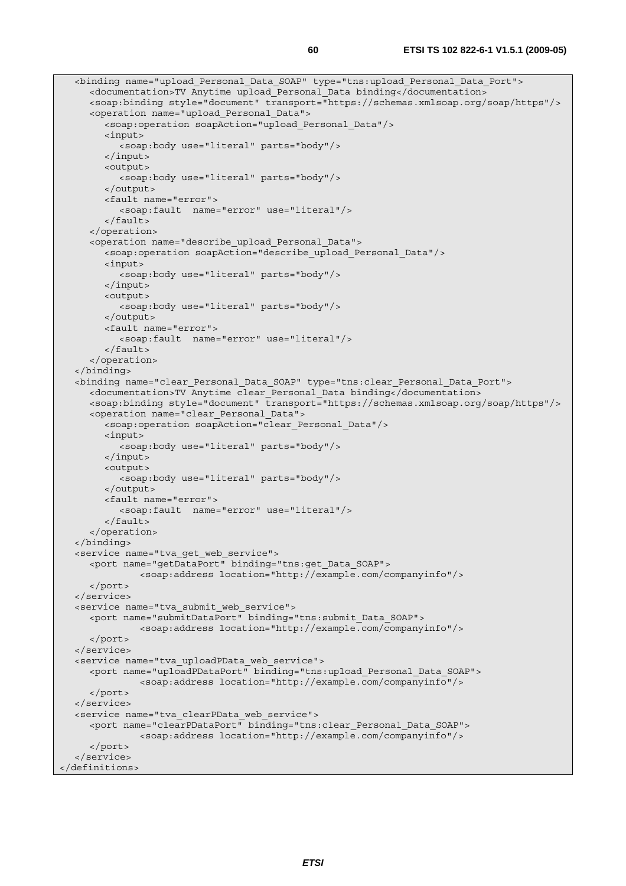```
   <binding name="upload_Personal_Data_SOAP" type="tns:upload_Personal_Data_Port">
      <documentation>TV Anytime upload_Personal_Data binding</documentation>
      <soap:binding style="document" transport="https://schemas.xmlsoap.org/soap/https"/>
      <operation name="upload_Personal_Data">
         <soap:operation soapAction="upload_Personal_Data"/>
         <input>
            <soap:body use="literal" parts="body"/>
         </input>
         <output>
            <soap:body use="literal" parts="body"/>
         </output>
         <fault name="error">
            <soap:fault  name="error" use="literal"/>
         </fault>
      </operation>
      <operation name="describe_upload_Personal_Data">
         <soap:operation soapAction="describe_upload_Personal_Data"/>
         <input>
            <soap:body use="literal" parts="body"/>
         </input>
         <output>
            <soap:body use="literal" parts="body"/>
         </output>
         <fault name="error">
            <soap:fault  name="error" use="literal"/>
         </fault>
      </operation>
   </binding>
   <binding name="clear_Personal_Data_SOAP" type="tns:clear_Personal_Data_Port">
      <documentation>TV Anytime clear_Personal_Data binding</documentation>
      <soap:binding style="document" transport="https://schemas.xmlsoap.org/soap/https"/>
      <operation name="clear_Personal_Data">
         <soap:operation soapAction="clear_Personal_Data"/>
         <input>
            <soap:body use="literal" parts="body"/>
         </input>
         <output>
            <soap:body use="literal" parts="body"/>
         </output>
         <fault name="error">
            <soap:fault  name="error" use="literal"/>
         </fault>
      </operation>
   </binding>
   <service name="tva_get_web_service">
      <port name="getDataPort" binding="tns:get_Data_SOAP">
            <soap:address location="http://example.com/companyinfo"/>
      </port>
   </service>
   <service name="tva_submit_web_service">
      <port name="submitDataPort" binding="tns:submit_Data_SOAP">
            <soap:address location="http://example.com/companyinfo"/>
      </port>
   </service>
   <service name="tva_uploadPData_web_service">
      <port name="uploadPDataPort" binding="tns:upload_Personal_Data_SOAP">
            <soap:address location="http://example.com/companyinfo"/>
      </port>
   </service>
   <service name="tva_clearPData_web_service">
      <port name="clearPDataPort" binding="tns:clear_Personal_Data_SOAP">
            <soap:address location="http://example.com/companyinfo"/>
      </port>
   </service>
</definitions>
```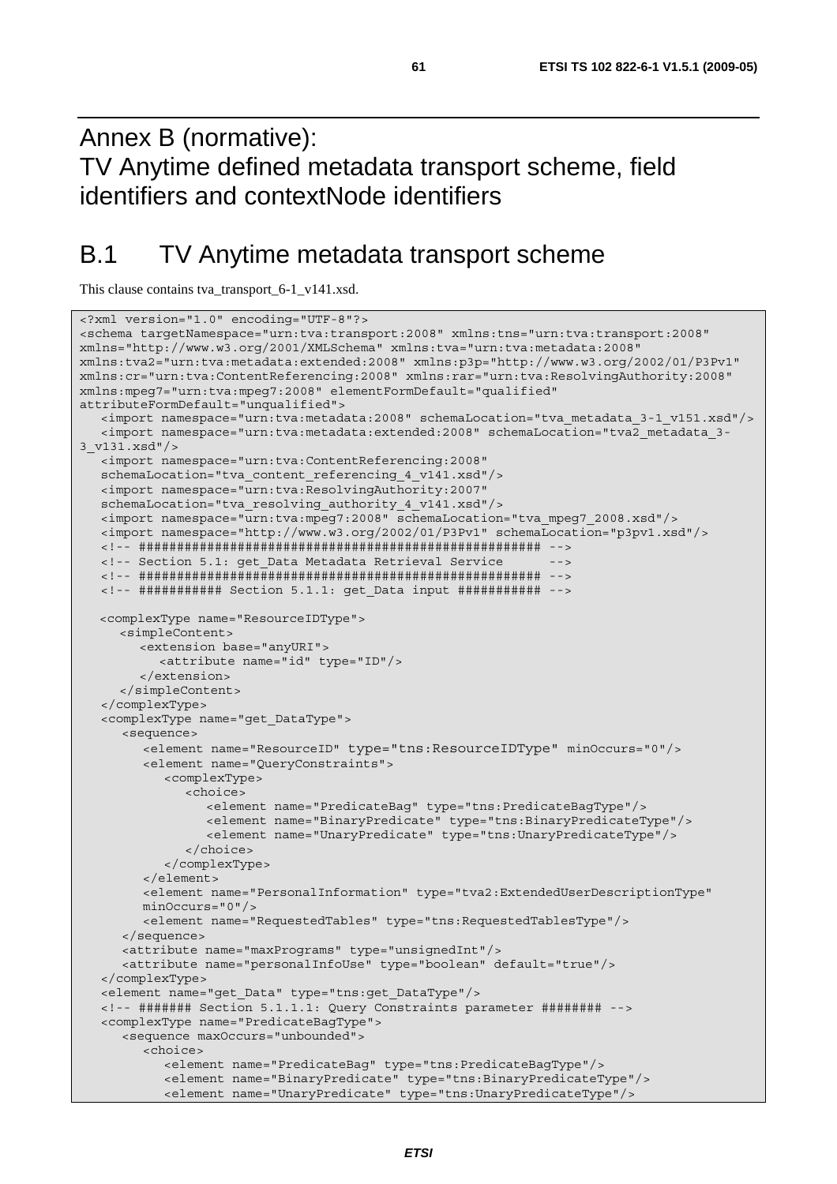# Annex B (normative): TV Anytime defined metadata transport scheme, field identifiers and contextNode identifiers

## B.1 TV Anytime metadata transport scheme

This clause contains tva_transport_6-1_v141.xsd.

```
<?xml version="1.0" encoding="UTF-8"?>
<schema targetNamespace="urn:tva:transport:2008" xmlns:tns="urn:tva:transport:2008"
xmlns="http://www.w3.org/2001/XMLSchema" xmlns:tva="urn:tva:metadata:2008"
xmlns:tva2="urn:tva:metadata:extended:2008" xmlns:p3p="http://www.w3.org/2002/01/P3Pv1"
xmlns:cr="urn:tva:ContentReferencing:2008" xmlns:rar="urn:tva:ResolvingAuthority:2008"
xmlns:mpeg7="urn:tva:mpeg7:2008" elementFormDefault="qualified"
attributeFormDefault="unqualified">
   <import namespace="urn:tva:metadata:2008" schemaLocation="tva_metadata_3-1_v151.xsd"/>
   <import namespace="urn:tva:metadata:extended:2008" schemaLocation="tva2_metadata_3-
3_v131.xsd"/>
   <import namespace="urn:tva:ContentReferencing:2008"
   schemaLocation="tva_content_referencing_4_v141.xsd"/>
   <import namespace="urn:tva:ResolvingAuthority:2007"
   schemaLocation="tva_resolving_authority_4_v141.xsd"/>
   <import namespace="urn:tva:mpeg7:2008" schemaLocation="tva_mpeg7_2008.xsd"/>
   <import namespace="http://www.w3.org/2002/01/P3Pv1" schemaLocation="p3pv1.xsd"/>
   <!-- ##################################################### -->
   <!-- Section 5.1: get_Data Metadata Retrieval Service      -->
   <!-- ##################################################### -->
   <!-- ########### Section 5.1.1: get_Data input ########### -->

   <complexType name="ResourceIDType">
      <simpleContent>
         <extension base="anyURI">
            <attribute name="id" type="ID"/>
         </extension>
      </simpleContent>
   </complexType>
   <complexType name="get_DataType">
      <sequence>
         <element name="ResourceID" type="tns:ResourceIDType" minOccurs="0"/>
         <element name="QueryConstraints">
            <complexType>
               <choice>
                  <element name="PredicateBag" type="tns:PredicateBagType"/>
                  <element name="BinaryPredicate" type="tns:BinaryPredicateType"/>
                  <element name="UnaryPredicate" type="tns:UnaryPredicateType"/>
               </choice>
            </complexType>
         </element>
         <element name="PersonalInformation" type="tva2:ExtendedUserDescriptionType"
         minOccurs="0"/>
         <element name="RequestedTables" type="tns:RequestedTablesType"/>
      </sequence>
      <attribute name="maxPrograms" type="unsignedInt"/>
      <attribute name="personalInfoUse" type="boolean" default="true"/>
   </complexType>
   <element name="get_Data" type="tns:get_DataType"/>
   <!-- ####### Section 5.1.1.1: Query Constraints parameter ######## -->
   <complexType name="PredicateBagType">
      <sequence maxOccurs="unbounded">
         <choice>
            <element name="PredicateBag" type="tns:PredicateBagType"/>
            <element name="BinaryPredicate" type="tns:BinaryPredicateType"/>
            <element name="UnaryPredicate" type="tns:UnaryPredicateType"/>
```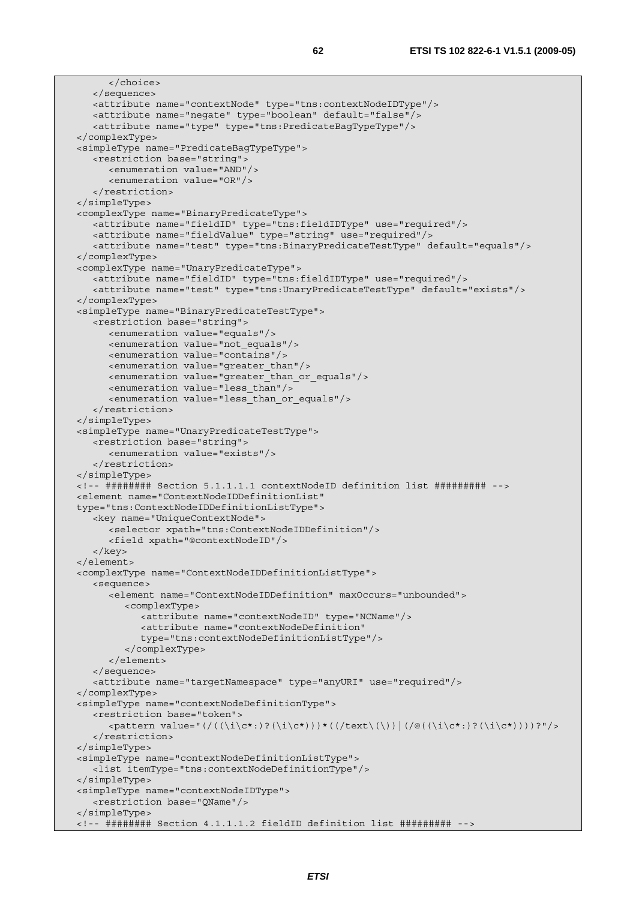```
         </choice>
      </sequence>
      <attribute name="contextNode" type="tns:contextNodeIDType"/>
      <attribute name="negate" type="boolean" default="false"/>
      <attribute name="type" type="tns:PredicateBagTypeType"/>
   </complexType>
   <simpleType name="PredicateBagTypeType">
      <restriction base="string">
         <enumeration value="AND"/>
         <enumeration value="OR"/>
      </restriction>
   </simpleType>
   <complexType name="BinaryPredicateType">
      <attribute name="fieldID" type="tns:fieldIDType" use="required"/>
      <attribute name="fieldValue" type="string" use="required"/>
      <attribute name="test" type="tns:BinaryPredicateTestType" default="equals"/>
   </complexType>
   <complexType name="UnaryPredicateType">
      <attribute name="fieldID" type="tns:fieldIDType" use="required"/>
      <attribute name="test" type="tns:UnaryPredicateTestType" default="exists"/>
   </complexType>
   <simpleType name="BinaryPredicateTestType">
      <restriction base="string">
         <enumeration value="equals"/>
         <enumeration value="not_equals"/>
         <enumeration value="contains"/>
         <enumeration value="greater_than"/>
         <enumeration value="greater_than_or_equals"/>
         <enumeration value="less_than"/>
         <enumeration value="less_than_or_equals"/>
      </restriction>
   </simpleType>
   <simpleType name="UnaryPredicateTestType">
      <restriction base="string">
         <enumeration value="exists"/>
      </restriction>
   </simpleType>
   <!-- ######## Section 5.1.1.1.1 contextNodeID definition list ######### -->
   <element name="ContextNodeIDDefinitionList"
   type="tns:ContextNodeIDDefinitionListType">
      <key name="UniqueContextNode">
         <selector xpath="tns:ContextNodeIDDefinition"/>
         <field xpath="@contextNodeID"/>
      </key>
   </element>
   <complexType name="ContextNodeIDDefinitionListType">
      <sequence>
         <element name="ContextNodeIDDefinition" maxOccurs="unbounded">
            <complexType>
               <attribute name="contextNodeID" type="NCName"/>
               <attribute name="contextNodeDefinition"
               type="tns:contextNodeDefinitionListType"/>
            </complexType>
         </element>
      </sequence>
      <attribute name="targetNamespace" type="anyURI" use="required"/>
   </complexType>
   <simpleType name="contextNodeDefinitionType">
      <restriction base="token">
         <pattern value="(/((\i\c*:)?(\i\c*)))*((/text\(\))|(/@((\i\c*:)?(\i\c*))))?"/>
      </restriction>
   </simpleType>
   <simpleType name="contextNodeDefinitionListType">
      <list itemType="tns:contextNodeDefinitionType"/>
   </simpleType>
   <simpleType name="contextNodeIDType">
      <restriction base="QName"/>
   </simpleType>
   <!-- ######## Section 4.1.1.1.2 fieldID definition list ######### -->
```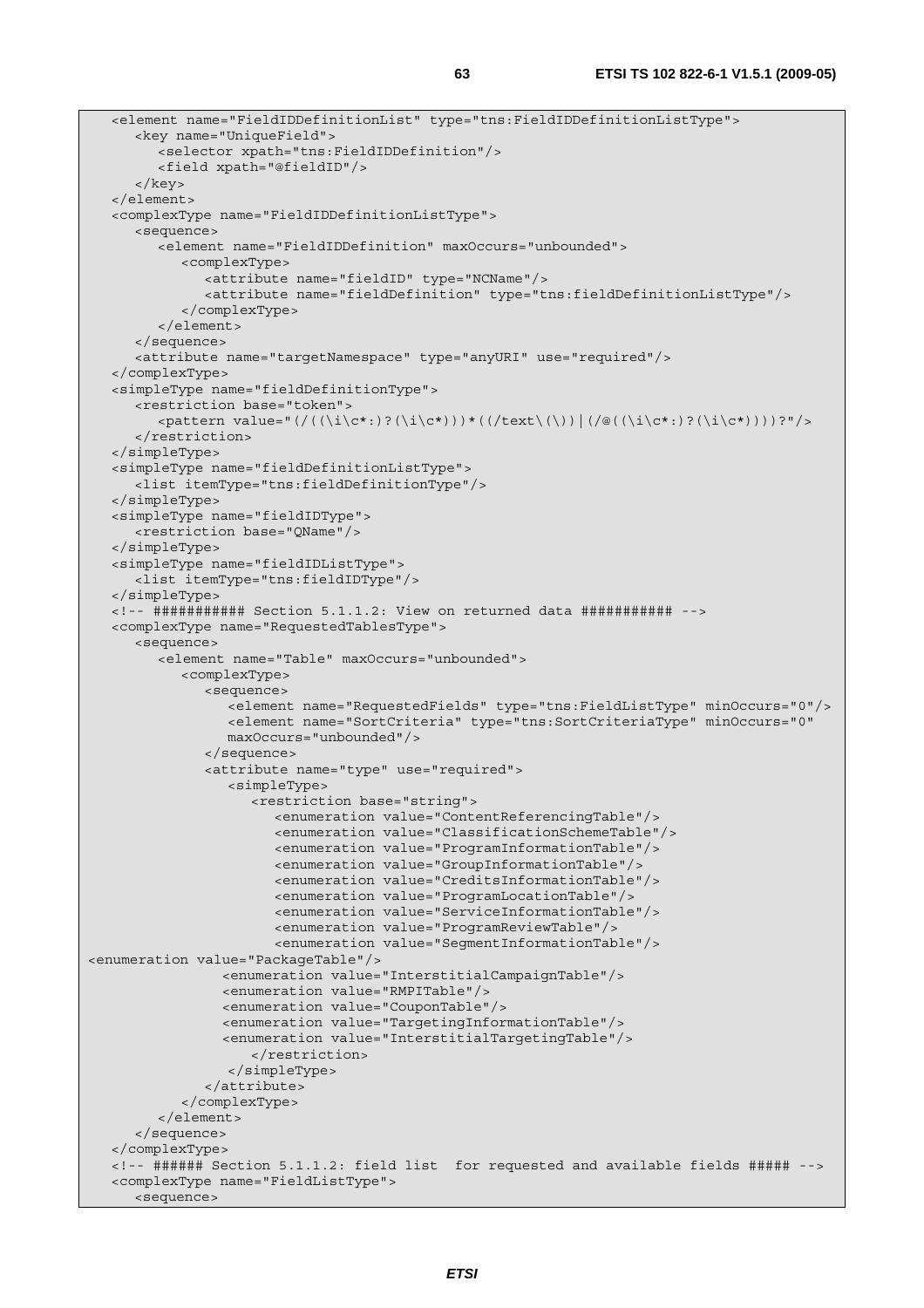```
   <element name="FieldIDDefinitionList" type="tns:FieldIDDefinitionListType">
      <key name="UniqueField">
         <selector xpath="tns:FieldIDDefinition"/>
         <field xpath="@fieldID"/>
      </key>
   </element>
   <complexType name="FieldIDDefinitionListType">
      <sequence>
         <element name="FieldIDDefinition" maxOccurs="unbounded">
            <complexType>
               <attribute name="fieldID" type="NCName"/>
               <attribute name="fieldDefinition" type="tns:fieldDefinitionListType"/>
            </complexType>
         </element>
      </sequence>
      <attribute name="targetNamespace" type="anyURI" use="required"/>
   </complexType>
   <simpleType name="fieldDefinitionType">
      <restriction base="token">
         <pattern value="(/((\i\c*:)?(\i\c*)))*((/text\(\))|(/@((\i\c*:)?(\i\c*))))?"/>
      </restriction>
   </simpleType>
   <simpleType name="fieldDefinitionListType">
      <list itemType="tns:fieldDefinitionType"/>
   </simpleType>
   <simpleType name="fieldIDType">
      <restriction base="QName"/>
   </simpleType>
   <simpleType name="fieldIDListType">
      <list itemType="tns:fieldIDType"/>
   </simpleType>
   <!-- ########### Section 5.1.1.2: View on returned data ########### -->
   <complexType name="RequestedTablesType">
      <sequence>
         <element name="Table" maxOccurs="unbounded">
            <complexType>
               <sequence>
                  <element name="RequestedFields" type="tns:FieldListType" minOccurs="0"/>
                  <element name="SortCriteria" type="tns:SortCriteriaType" minOccurs="0"
                  maxOccurs="unbounded"/>
               </sequence>
               <attribute name="type" use="required">
                  <simpleType>
                     <restriction base="string">
                        <enumeration value="ContentReferencingTable"/>
                        <enumeration value="ClassificationSchemeTable"/>
                        <enumeration value="ProgramInformationTable"/>
                        <enumeration value="GroupInformationTable"/>
                        <enumeration value="CreditsInformationTable"/>
                        <enumeration value="ProgramLocationTable"/>
                        <enumeration value="ServiceInformationTable"/>
                        <enumeration value="ProgramReviewTable"/>
                        <enumeration value="SegmentInformationTable"/>
<enumeration value="PackageTable"/>
                  <enumeration value="InterstitialCampaignTable"/>
                  <enumeration value="RMPITable"/>
                  <enumeration value="CouponTable"/>
                  <enumeration value="TargetingInformationTable"/>
                  <enumeration value="InterstitialTargetingTable"/>
                     </restriction>
                  </simpleType>
               </attribute>
            </complexType>
         </element>
      </sequence>
   </complexType>
   <!-- ###### Section 5.1.1.2: field list  for requested and available fields ##### -->
   <complexType name="FieldListType">
      <sequence>
```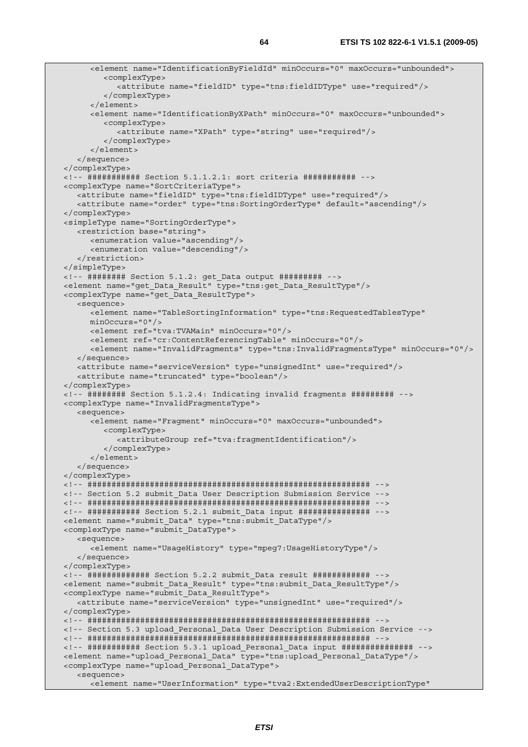```
      <element name="IdentificationByFieldId" minOccurs="0" maxOccurs="unbounded">
         <complexType>
            <attribute name="fieldID" type="tns:fieldIDType" use="required"/>
         </complexType>
      </element>
      <element name="IdentificationByXPath" minOccurs="0" maxOccurs="unbounded">
         <complexType>
            <attribute name="XPath" type="string" use="required"/>
         </complexType>
      </element>
   </sequence>
</complexType>
<!-- ########### Section 5.1.1.2.1: sort criteria ########### -->
<complexType name="SortCriteriaType">
   <attribute name="fieldID" type="tns:fieldIDType" use="required"/>
   <attribute name="order" type="tns:SortingOrderType" default="ascending"/>
</complexType>
<simpleType name="SortingOrderType">
   <restriction base="string">
      <enumeration value="ascending"/>
      <enumeration value="descending"/>
   </restriction>
</simpleType>
<!-- ######## Section 5.1.2: get_Data output ######### -->
<element name="get_Data_Result" type="tns:get_Data_ResultType"/>
<complexType name="get_Data_ResultType">
   <sequence>
      <element name="TableSortingInformation" type="tns:RequestedTablesType"
      minOccurs="0"/>
      <element ref="tva:TVAMain" minOccurs="0"/>
      <element ref="cr:ContentReferencingTable" minOccurs="0"/>
      <element name="InvalidFragments" type="tns:InvalidFragmentsType" minOccurs="0"/>
   </sequence>
   <attribute name="serviceVersion" type="unsignedInt" use="required"/>
   <attribute name="truncated" type="boolean"/>
</complexType>
<!-- ######## Section 5.1.2.4: Indicating invalid fragments ######### -->
<complexType name="InvalidFragmentsType">
   <sequence>
      <element name="Fragment" minOccurs="0" maxOccurs="unbounded">
         <complexType>
            <attributeGroup ref="tva:fragmentIdentification"/>
         </complexType>
      </element>
   </sequence>
</complexType>
<!-- ########################################################## -->
<!-- Section 5.2 submit_Data User Description Submission Service -->
<!-- ########################################################## -->
<!-- ########### Section 5.2.1 submit_Data input ############### -->
<element name="submit_Data" type="tns:submit_DataType"/>
<complexType name="submit_DataType">
   <sequence>
      <element name="UsageHistory" type="mpeg7:UsageHistoryType"/>
   </sequence>
</complexType>
<!-- ############# Section 5.2.2 submit_Data result ############ -->
<element name="submit_Data_Result" type="tns:submit_Data_ResultType"/>
<complexType name="submit_Data_ResultType">
   <attribute name="serviceVersion" type="unsignedInt" use="required"/>
</complexType>
<!-- ########################################################## -->
<!-- Section 5.3 upload_Personal_Data User Description Submission Service -->
<!-- ########################################################## -->
<!-- ########### Section 5.3.1 upload_Personal_Data input ############### -->
<element name="upload_Personal_Data" type="tns:upload_Personal_DataType"/>
<complexType name="upload_Personal_DataType">
   <sequence>
      <element name="UserInformation" type="tva2:ExtendedUserDescriptionType"
```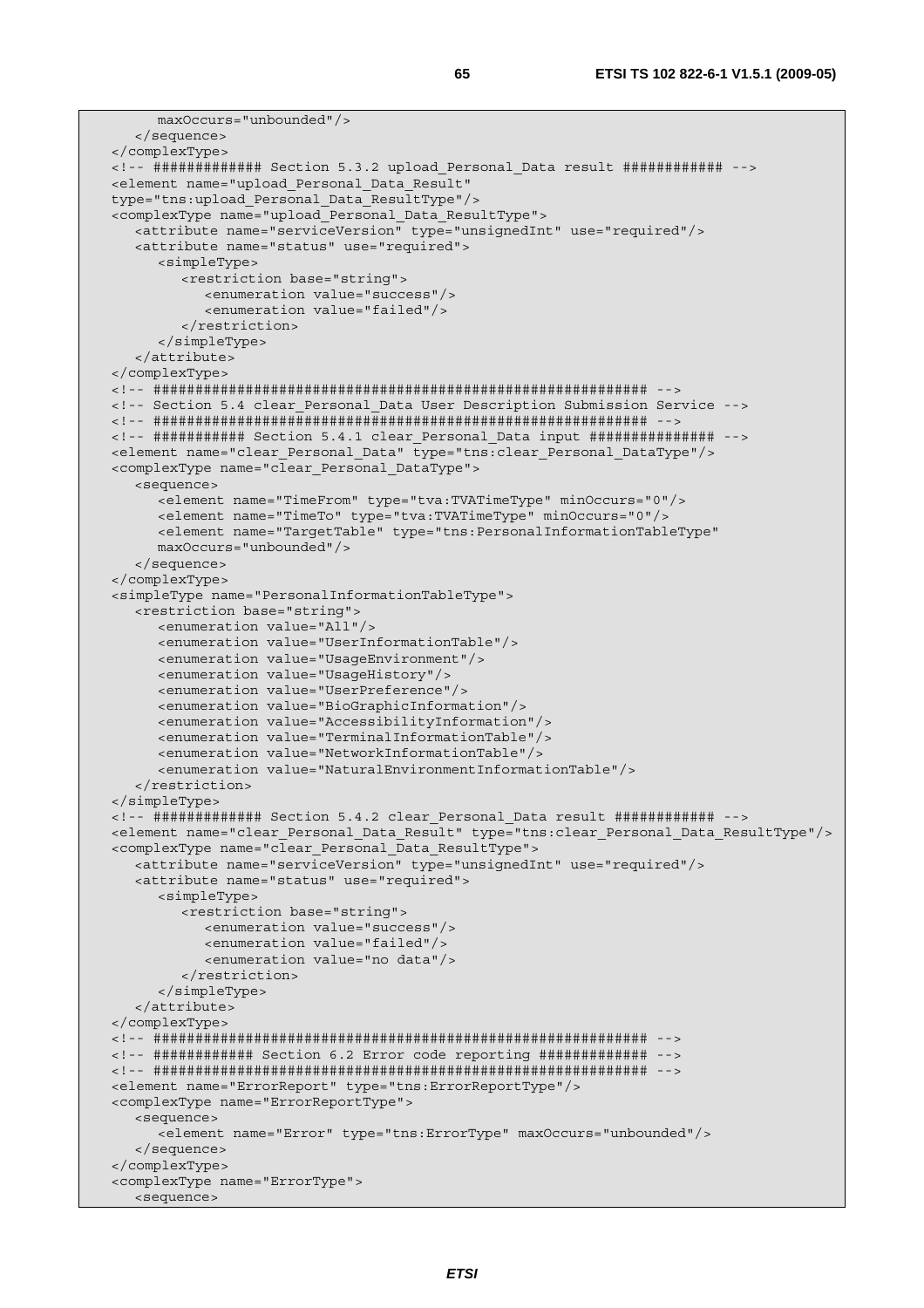```
            maxOccurs="unbounded"/>
      </sequence>
   </complexType>
   <!-- ############ Section 5.3.2 upload_Personal_Data result ########### -->
   <element name="upload_Personal_Data_Result"
   type="tns:upload_Personal_Data_ResultType"/>
   <complexType name="upload_Personal_Data_ResultType">
      <attribute name="serviceVersion" type="unsignedInt" use="required"/>
      <attribute name="status" use="required">
         <simpleType>
            <restriction base="string">
               <enumeration value="success"/>
               <enumeration value="failed"/>
            </restriction>
         </simpleType>
      </attribute>
   </complexType>
   <!-- ######################################################### -->
   <!-- Section 5.4 clear_Personal_Data User Description Submission Service -->
   <!-- ######################################################### -->
   <!-- ########### Section 5.4.1 clear_Personal_Data input ############## -->
   <element name="clear_Personal_Data" type="tns:clear_Personal_DataType"/>
   <complexType name="clear_Personal_DataType">
      <sequence>
         <element name="TimeFrom" type="tva:TVATimeType" minOccurs="0"/>
         <element name="TimeTo" type="tva:TVATimeType" minOccurs="0"/>
         <element name="TargetTable" type="tns:PersonalInformationTableType"
         maxOccurs="unbounded"/>
      </sequence>
   </complexType>
   <simpleType name="PersonalInformationTableType">
      <restriction base="string">
         <enumeration value="All"/>
         <enumeration value="UserInformationTable"/>
         <enumeration value="UsageEnvironment"/>
         <enumeration value="UsageHistory"/>
         <enumeration value="UserPreference"/>
         <enumeration value="BioGraphicInformation"/>
         <enumeration value="AccessibilityInformation"/>
         <enumeration value="TerminalInformationTable"/>
         <enumeration value="NetworkInformationTable"/>
         <enumeration value="NaturalEnvironmentInformationTable"/>
      </restriction>
   </simpleType>
   <!-- ############ Section 5.4.2 clear_Personal_Data result ########### -->
   <element name="clear_Personal_Data_Result" type="tns:clear_Personal_Data_ResultType"/>
   <complexType name="clear_Personal_Data_ResultType">
      <attribute name="serviceVersion" type="unsignedInt" use="required"/>
      <attribute name="status" use="required">
         <simpleType>
            <restriction base="string">
               <enumeration value="success"/>
               <enumeration value="failed"/>
               <enumeration value="no data"/>
            </restriction>
         </simpleType>
      </attribute>
   </complexType>
   <!-- ######################################################### -->
   <!-- ########### Section 6.2 Error code reporting ############ -->
   <!-- ######################################################### -->
   <element name="ErrorReport" type="tns:ErrorReportType"/>
   <complexType name="ErrorReportType">
      <sequence>
         <element name="Error" type="tns:ErrorType" maxOccurs="unbounded"/>
      </sequence>
   </complexType>
   <complexType name="ErrorType">
      <sequence>
```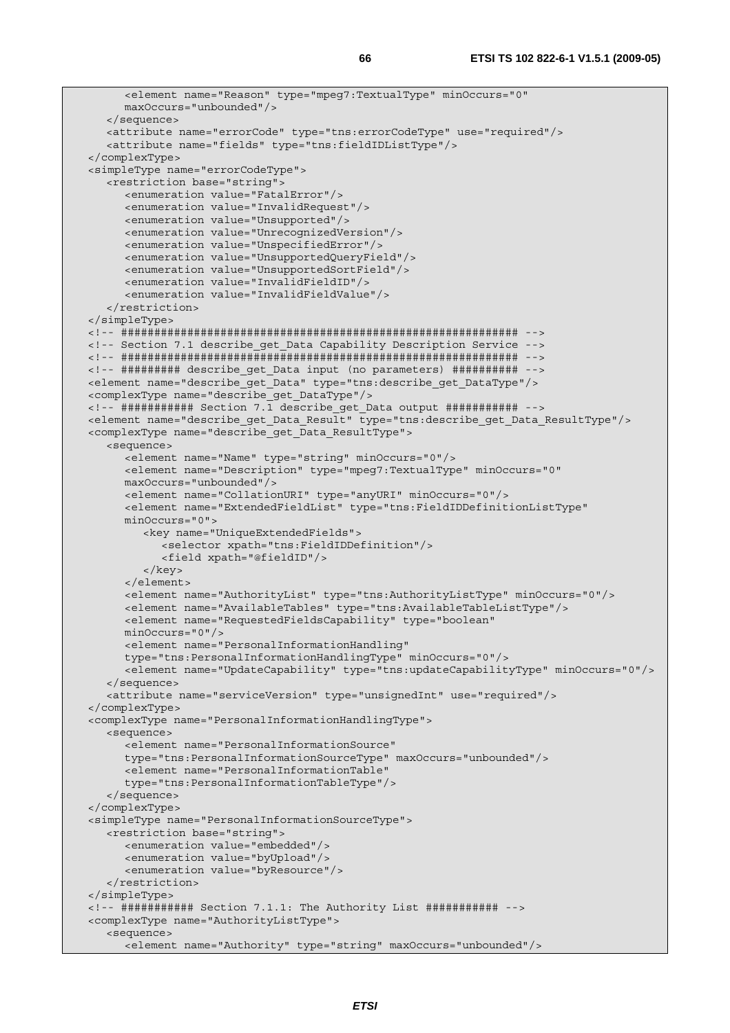```
         <element name="Reason" type="mpeg7:TextualType" minOccurs="0"
         maxOccurs="unbounded"/>
      </sequence>
      <attribute name="errorCode" type="tns:errorCodeType" use="required"/>
      <attribute name="fields" type="tns:fieldIDListType"/>
   </complexType>
   <simpleType name="errorCodeType">
      <restriction base="string">
         <enumeration value="FatalError"/>
         <enumeration value="InvalidRequest"/>
         <enumeration value="Unsupported"/>
         <enumeration value="UnrecognizedVersion"/>
         <enumeration value="UnspecifiedError"/>
         <enumeration value="UnsupportedQueryField"/>
         <enumeration value="UnsupportedSortField"/>
         <enumeration value="InvalidFieldID"/>
         <enumeration value="InvalidFieldValue"/>
      </restriction>
   </simpleType>
   <!-- ########################################################## -->
   <!-- Section 7.1 describe_get_Data Capability Description Service -->
   <!-- ########################################################## -->
   <!-- ######### describe_get_Data input (no parameters) ########## -->
   <element name="describe_get_Data" type="tns:describe_get_DataType"/>
   <complexType name="describe_get_DataType"/>
   <!-- ########### Section 7.1 describe_get_Data output ########### -->
   <element name="describe_get_Data_Result" type="tns:describe_get_Data_ResultType"/>
   <complexType name="describe_get_Data_ResultType">
      <sequence>
         <element name="Name" type="string" minOccurs="0"/>
         <element name="Description" type="mpeg7:TextualType" minOccurs="0"
         maxOccurs="unbounded"/>
         <element name="CollationURI" type="anyURI" minOccurs="0"/>
         <element name="ExtendedFieldList" type="tns:FieldIDDefinitionListType"
         minOccurs="0">
            <key name="UniqueExtendedFields">
               <selector xpath="tns:FieldIDDefinition"/>
               <field xpath="@fieldID"/>
            </key>
         </element>
         <element name="AuthorityList" type="tns:AuthorityListType" minOccurs="0"/>
         <element name="AvailableTables" type="tns:AvailableTableListType"/>
         <element name="RequestedFieldsCapability" type="boolean"
         minOccurs="0"/>
         <element name="PersonalInformationHandling"
         type="tns:PersonalInformationHandlingType" minOccurs="0"/>
         <element name="UpdateCapability" type="tns:updateCapabilityType" minOccurs="0"/>
      </sequence>
      <attribute name="serviceVersion" type="unsignedInt" use="required"/>
   </complexType>
   <complexType name="PersonalInformationHandlingType">
      <sequence>
         <element name="PersonalInformationSource"
         type="tns:PersonalInformationSourceType" maxOccurs="unbounded"/>
         <element name="PersonalInformationTable"
         type="tns:PersonalInformationTableType"/>
      </sequence>
   </complexType>
   <simpleType name="PersonalInformationSourceType">
      <restriction base="string">
         <enumeration value="embedded"/>
         <enumeration value="byUpload"/>
         <enumeration value="byResource"/>
      </restriction>
   </simpleType>
   <!-- ########### Section 7.1.1: The Authority List ########### -->
   <complexType name="AuthorityListType">
      <sequence>
         <element name="Authority" type="string" maxOccurs="unbounded"/>
```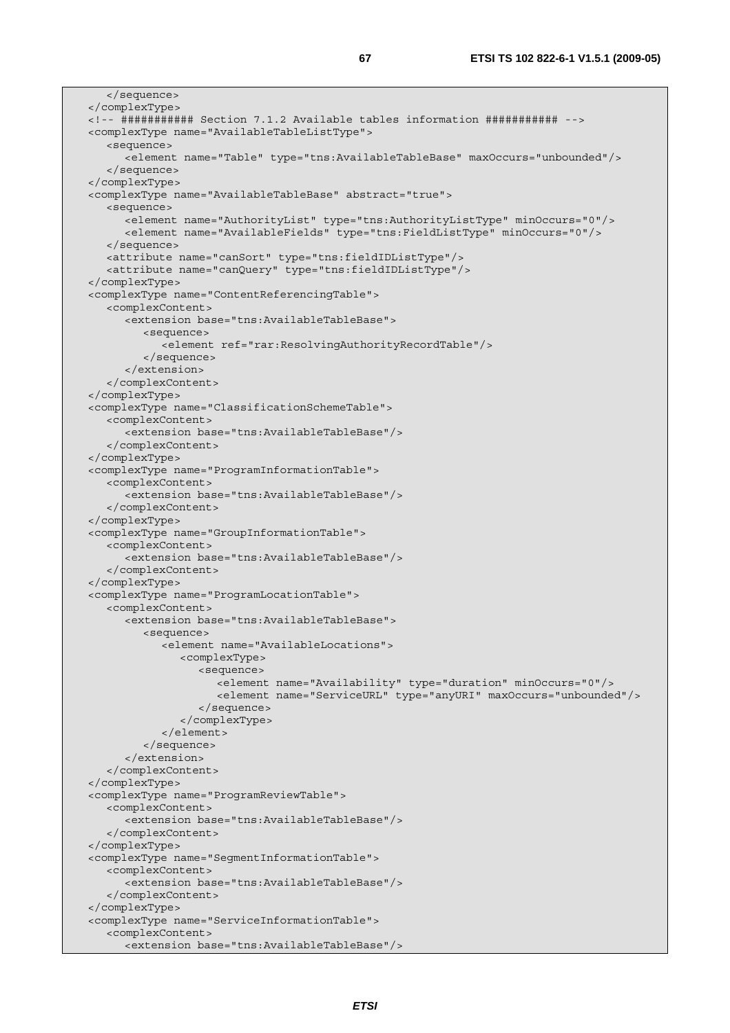```
      </sequence>
   </complexType>
   <!-- ########### Section 7.1.2 Available tables information ########### -->
   <complexType name="AvailableTableListType">
      <sequence>
         <element name="Table" type="tns:AvailableTableBase" maxOccurs="unbounded"/>
      </sequence>
   </complexType>
   <complexType name="AvailableTableBase" abstract="true">
      <sequence>
         <element name="AuthorityList" type="tns:AuthorityListType" minOccurs="0"/>
         <element name="AvailableFields" type="tns:FieldListType" minOccurs="0"/>
      </sequence>
      <attribute name="canSort" type="tns:fieldIDListType"/>
      <attribute name="canQuery" type="tns:fieldIDListType"/>
   </complexType>
   <complexType name="ContentReferencingTable">
      <complexContent>
         <extension base="tns:AvailableTableBase">
            <sequence>
               <element ref="rar:ResolvingAuthorityRecordTable"/>
            </sequence>
         </extension>
      </complexContent>
   </complexType>
   <complexType name="ClassificationSchemeTable">
      <complexContent>
         <extension base="tns:AvailableTableBase"/>
      </complexContent>
   </complexType>
   <complexType name="ProgramInformationTable">
      <complexContent>
         <extension base="tns:AvailableTableBase"/>
      </complexContent>
   </complexType>
   <complexType name="GroupInformationTable">
      <complexContent>
         <extension base="tns:AvailableTableBase"/>
      </complexContent>
   </complexType>
   <complexType name="ProgramLocationTable">
      <complexContent>
         <extension base="tns:AvailableTableBase">
            <sequence>
               <element name="AvailableLocations">
                  <complexType>
                     <sequence>
                        <element name="Availability" type="duration" minOccurs="0"/>
                        <element name="ServiceURL" type="anyURI" maxOccurs="unbounded"/>
                     </sequence>
                  </complexType>
               </element>
            </sequence>
         </extension>
      </complexContent>
   </complexType>
   <complexType name="ProgramReviewTable">
      <complexContent>
         <extension base="tns:AvailableTableBase"/>
      </complexContent>
   </complexType>
   <complexType name="SegmentInformationTable">
      <complexContent>
         <extension base="tns:AvailableTableBase"/>
      </complexContent>
   </complexType>
   <complexType name="ServiceInformationTable">
      <complexContent>
         <extension base="tns:AvailableTableBase"/>
```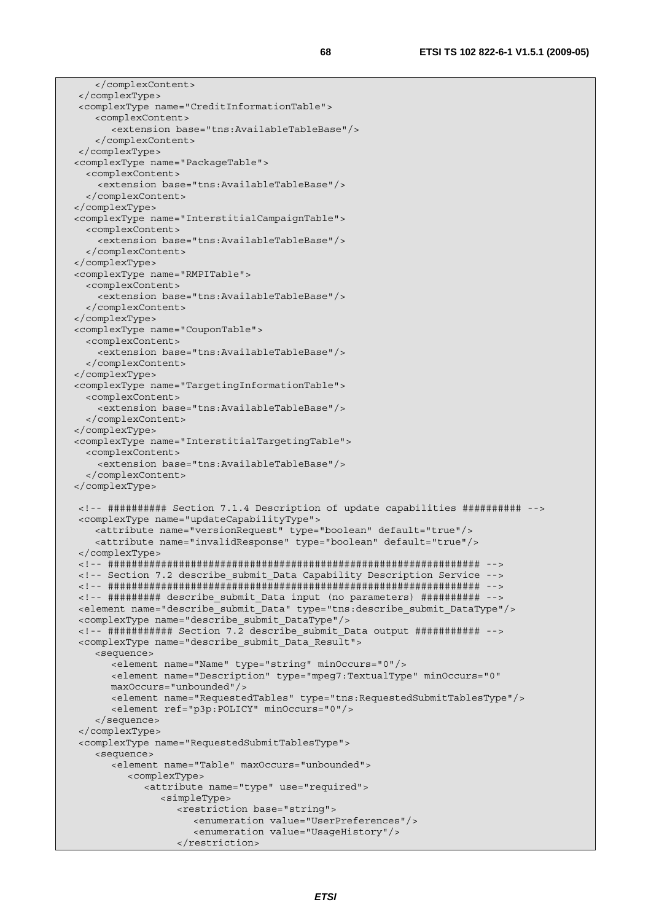```
      </complexContent>
   </complexType>
   <complexType name="CreditInformationTable">
      <complexContent>
         <extension base="tns:AvailableTableBase"/>
      </complexContent>
   </complexType>
  <complexType name="PackageTable">
    <complexContent>
      <extension base="tns:AvailableTableBase"/>
    </complexContent>
  </complexType>
  <complexType name="InterstitialCampaignTable">
    <complexContent>
      <extension base="tns:AvailableTableBase"/>
    </complexContent>
  </complexType>
  <complexType name="RMPITable">
    <complexContent>
      <extension base="tns:AvailableTableBase"/>
    </complexContent>
  </complexType>
  <complexType name="CouponTable">
    <complexContent>
      <extension base="tns:AvailableTableBase"/>
    </complexContent>
  </complexType>
  <complexType name="TargetingInformationTable">
    <complexContent>
      <extension base="tns:AvailableTableBase"/>
    </complexContent>
  </complexType>
  <complexType name="InterstitialTargetingTable">
    <complexContent>
      <extension base="tns:AvailableTableBase"/>
    </complexContent>
  </complexType>

   <!-- ########## Section 7.1.4 Description of update capabilities ########## -->
   <complexType name="updateCapabilityType">
      <attribute name="versionRequest" type="boolean" default="true"/>
      <attribute name="invalidResponse" type="boolean" default="true"/>
   </complexType>
   <!-- ################################################################ -->
   <!-- Section 7.2 describe_submit_Data Capability Description Service -->
   <!-- ################################################################ -->
   <!-- ######### describe_submit_Data input (no parameters) ########## -->
   <element name="describe_submit_Data" type="tns:describe_submit_DataType"/>
   <complexType name="describe_submit_DataType"/>
   <!-- ########### Section 7.2 describe_submit_Data output ########### -->
   <complexType name="describe_submit_Data_Result">
      <sequence>
         <element name="Name" type="string" minOccurs="0"/>
         <element name="Description" type="mpeg7:TextualType" minOccurs="0"
         maxOccurs="unbounded"/>
         <element name="RequestedTables" type="tns:RequestedSubmitTablesType"/>
         <element ref="p3p:POLICY" minOccurs="0"/>
      </sequence>
   </complexType>
   <complexType name="RequestedSubmitTablesType">
      <sequence>
         <element name="Table" maxOccurs="unbounded">
            <complexType>
               <attribute name="type" use="required">
                  <simpleType>
                     <restriction base="string">
                        <enumeration value="UserPreferences"/>
                        <enumeration value="UsageHistory"/>
                     </restriction>
```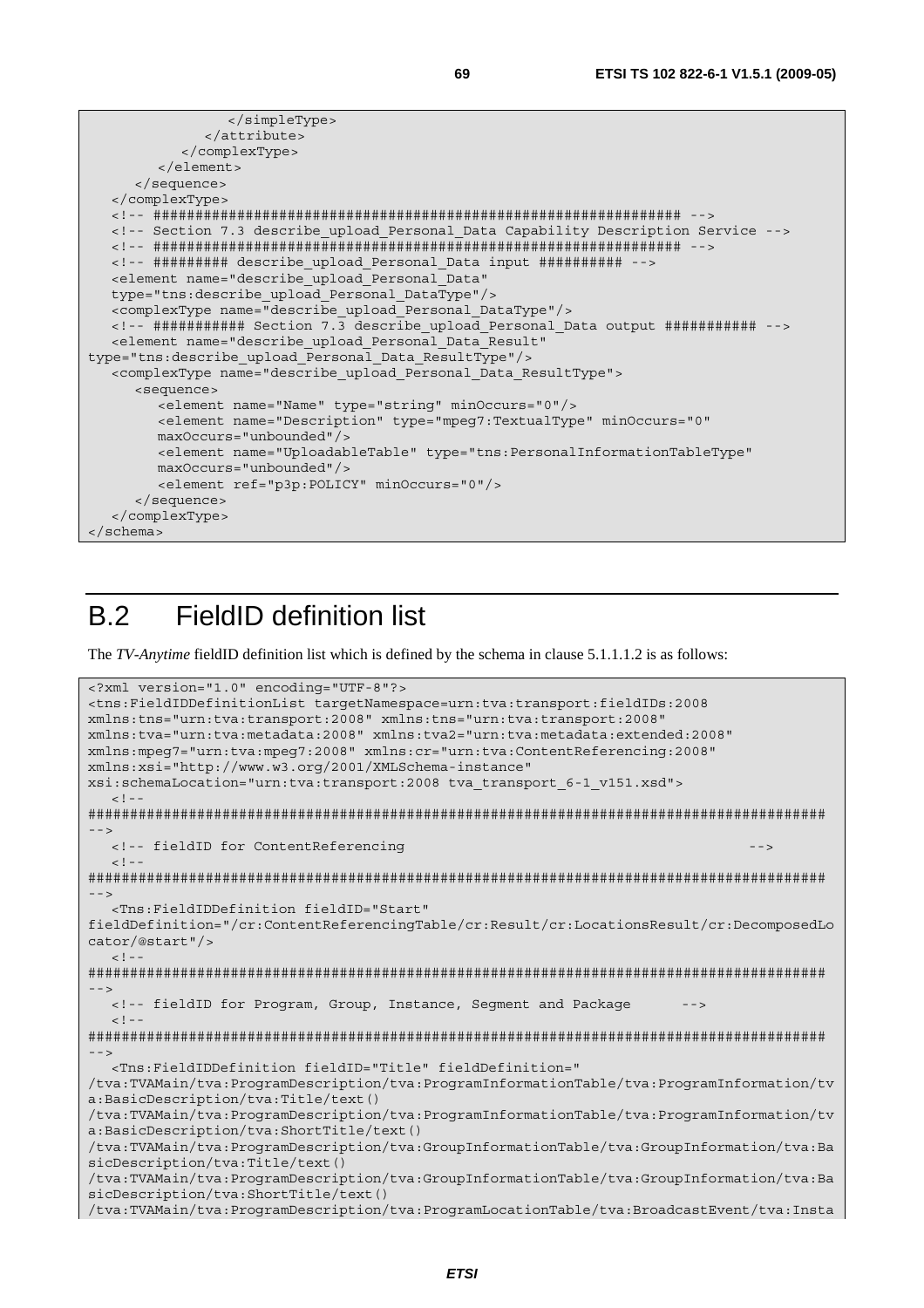```
                </simpleType>
             </attribute>
          </complexType>
       </element>
    </sequence>
  </complexType>
  <!-- ############################################################### -->
  <!-- Section 7.3 describe_upload_Personal_Data Capability Description Service -->
  <!-- ############################################################### -->
  <!-- ######### describe_upload_Personal_Data input ########## -->
  <element name="describe_upload_Personal_Data"
  type="tns:describe_upload_Personal_DataType"/>
  <complexType name="describe_upload_Personal_DataType"/>
  <!-- ########### Section 7.3 describe_upload_Personal_Data output ########### -->
  <element name="describe_upload_Personal_Data_Result"
type="tns:describe_upload_Personal_Data_ResultType"/>
  <complexType name="describe_upload_Personal_Data_ResultType">
     <sequence>
        <element name="Name" type="string" minOccurs="0"/>
        <element name="Description" type="mpeg7:TextualType" minOccurs="0"
        maxOccurs="unbounded"/>
        <element name="UploadableTable" type="tns:PersonalInformationTableType"
        maxOccurs="unbounded"/>
        <element ref="p3p:POLICY" minOccurs="0"/>
     </sequence>
  </complexType>
</schema>
```

# B.2 FieldID definition list

The *TV-Anytime* fieldID definition list which is defined by the schema in clause 5.1.1.1.2 is as follows:

```
<?xml version="1.0" encoding="UTF-8"?>
<tns:FieldIDDefinitionList targetNamespace=urn:tva:transport:fieldIDs:2008
xmlns:tns="urn:tva:transport:2008" xmlns:tns="urn:tva:transport:2008"
xmlns:tva="urn:tva:metadata:2008" xmlns:tva2="urn:tva:metadata:extended:2008"
xmlns:mpeg7="urn:tva:mpeg7:2008" xmlns:cr="urn:tva:ContentReferencing:2008"
xmlns:xsi="http://www.w3.org/2001/XMLSchema-instance"
xsi:schemaLocation="urn:tva:transport:2008 tva_transport_6-1_v151.xsd">
  <!--
#####################################################################################
-->
  <!-- fieldID for ContentReferencing                                            -->
  <!--
#####################################################################################
-->
  <Tns:FieldIDDefinition fieldID="Start"
fieldDefinition="/cr:ContentReferencingTable/cr:Result/cr:LocationsResult/cr:DecomposedLo
cator/@start"/>
  <!--
#####################################################################################
-->
  <!-- fieldID for Program, Group, Instance, Segment and Package      -->
  <!--
#####################################################################################
-->
  <Tns:FieldIDDefinition fieldID="Title" fieldDefinition="
/tva:TVAMain/tva:ProgramDescription/tva:ProgramInformationTable/tva:ProgramInformation/tv
a:BasicDescription/tva:Title/text()
/tva:TVAMain/tva:ProgramDescription/tva:ProgramInformationTable/tva:ProgramInformation/tv
a:BasicDescription/tva:ShortTitle/text()
/tva:TVAMain/tva:ProgramDescription/tva:GroupInformationTable/tva:GroupInformation/tva:Ba
sicDescription/tva:Title/text()
/tva:TVAMain/tva:ProgramDescription/tva:GroupInformationTable/tva:GroupInformation/tva:Ba
sicDescription/tva:ShortTitle/text()
/tva:TVAMain/tva:ProgramDescription/tva:ProgramLocationTable/tva:BroadcastEvent/tva:Insta
```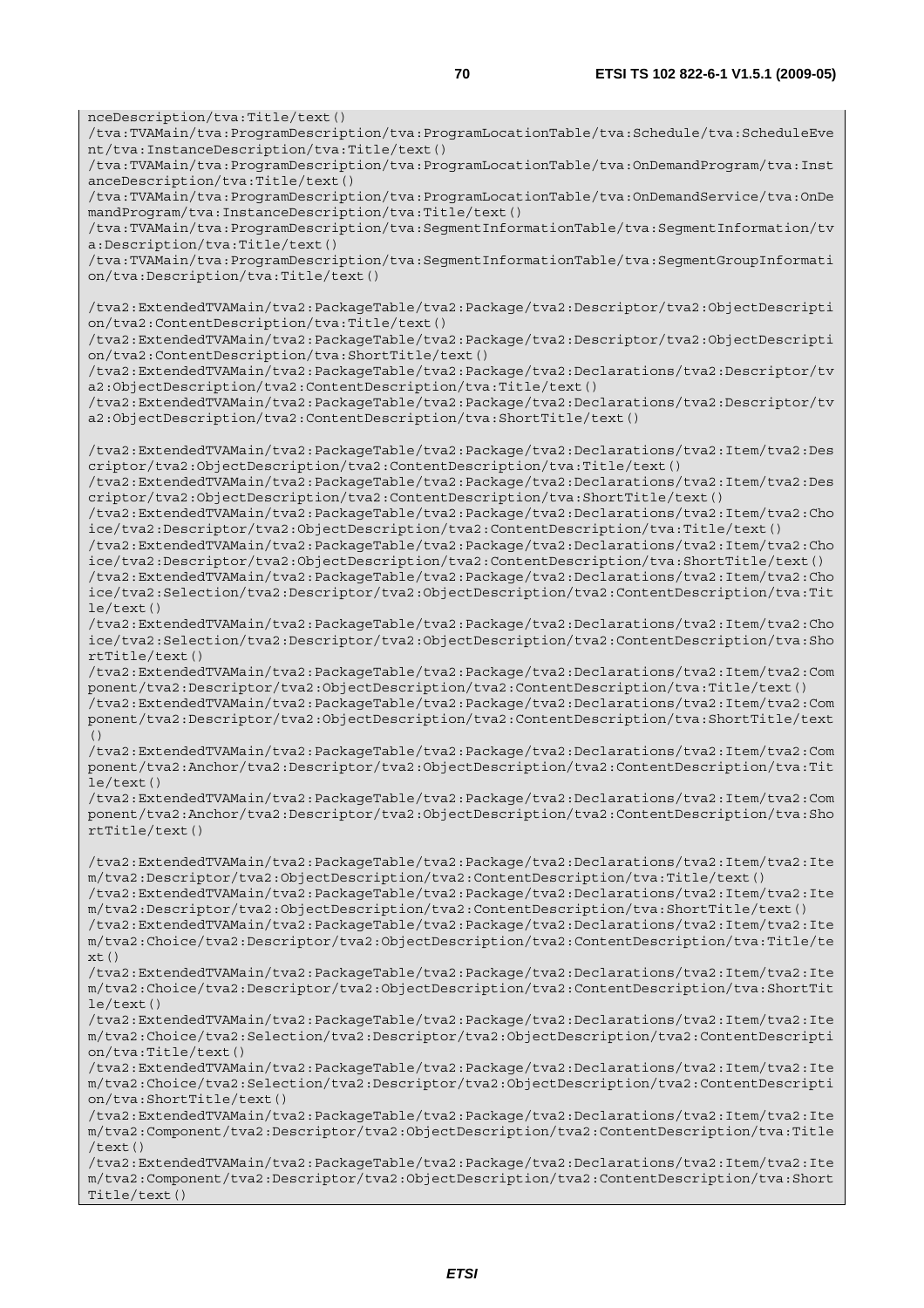```
nceDescription/tva:Title/text()
/tva:TVAMain/tva:ProgramDescription/tva:ProgramLocationTable/tva:Schedule/tva:ScheduleEvent/tva:InstanceDescription/tva:Title/text()
/tva:TVAMain/tva:ProgramDescription/tva:ProgramLocationTable/tva:OnDemandProgram/tva:InstanceDescription/tva:Title/text()
/tva:TVAMain/tva:ProgramDescription/tva:ProgramLocationTable/tva:OnDemandService/tva:OnDemandProgram/tva:InstanceDescription/tva:Title/text()
/tva:TVAMain/tva:ProgramDescription/tva:SegmentInformationTable/tva:SegmentInformation/tva:Description/tva:Title/text()
/tva:TVAMain/tva:ProgramDescription/tva:SegmentInformationTable/tva:SegmentGroupInformation/tva:Description/tva:Title/text()

/tva2:ExtendedTVAMain/tva2:PackageTable/tva2:Package/tva2:Descriptor/tva2:ObjectDescription/tva2:ContentDescription/tva:Title/text()
/tva2:ExtendedTVAMain/tva2:PackageTable/tva2:Package/tva2:Descriptor/tva2:ObjectDescription/tva2:ContentDescription/tva:ShortTitle/text()
/tva2:ExtendedTVAMain/tva2:PackageTable/tva2:Package/tva2:Declarations/tva2:Descriptor/tva2:ObjectDescription/tva2:ContentDescription/tva:Title/text()
/tva2:ExtendedTVAMain/tva2:PackageTable/tva2:Package/tva2:Declarations/tva2:Descriptor/tva2:ObjectDescription/tva2:ContentDescription/tva:ShortTitle/text()

/tva2:ExtendedTVAMain/tva2:PackageTable/tva2:Package/tva2:Declarations/tva2:Item/tva2:Descriptor/tva2:ObjectDescription/tva2:ContentDescription/tva:Title/text()
/tva2:ExtendedTVAMain/tva2:PackageTable/tva2:Package/tva2:Declarations/tva2:Item/tva2:Descriptor/tva2:ObjectDescription/tva2:ContentDescription/tva:ShortTitle/text()
/tva2:ExtendedTVAMain/tva2:PackageTable/tva2:Package/tva2:Declarations/tva2:Item/tva2:Choice/tva2:Descriptor/tva2:ObjectDescription/tva2:ContentDescription/tva:Title/text()
/tva2:ExtendedTVAMain/tva2:PackageTable/tva2:Package/tva2:Declarations/tva2:Item/tva2:Choice/tva2:Descriptor/tva2:ObjectDescription/tva2:ContentDescription/tva:ShortTitle/text()
/tva2:ExtendedTVAMain/tva2:PackageTable/tva2:Package/tva2:Declarations/tva2:Item/tva2:Choice/tva2:Selection/tva2:Descriptor/tva2:ObjectDescription/tva2:ContentDescription/tva:Title/text()
/tva2:ExtendedTVAMain/tva2:PackageTable/tva2:Package/tva2:Declarations/tva2:Item/tva2:Choice/tva2:Selection/tva2:Descriptor/tva2:ObjectDescription/tva2:ContentDescription/tva:ShortTitle/text()
/tva2:ExtendedTVAMain/tva2:PackageTable/tva2:Package/tva2:Declarations/tva2:Item/tva2:Component/tva2:Descriptor/tva2:ObjectDescription/tva2:ContentDescription/tva:Title/text()
/tva2:ExtendedTVAMain/tva2:PackageTable/tva2:Package/tva2:Declarations/tva2:Item/tva2:Component/tva2:Descriptor/tva2:ObjectDescription/tva2:ContentDescription/tva:ShortTitle/text()
/tva2:ExtendedTVAMain/tva2:PackageTable/tva2:Package/tva2:Declarations/tva2:Item/tva2:Component/tva2:Anchor/tva2:Descriptor/tva2:ObjectDescription/tva2:ContentDescription/tva:Title/text()
/tva2:ExtendedTVAMain/tva2:PackageTable/tva2:Package/tva2:Declarations/tva2:Item/tva2:Component/tva2:Anchor/tva2:Descriptor/tva2:ObjectDescription/tva2:ContentDescription/tva:ShortTitle/text()

/tva2:ExtendedTVAMain/tva2:PackageTable/tva2:Package/tva2:Declarations/tva2:Item/tva2:Item/tva2:Descriptor/tva2:ObjectDescription/tva2:ContentDescription/tva:Title/text()
/tva2:ExtendedTVAMain/tva2:PackageTable/tva2:Package/tva2:Declarations/tva2:Item/tva2:Item/tva2:Descriptor/tva2:ObjectDescription/tva2:ContentDescription/tva:ShortTitle/text()
/tva2:ExtendedTVAMain/tva2:PackageTable/tva2:Package/tva2:Declarations/tva2:Item/tva2:Item/tva2:Choice/tva2:Descriptor/tva2:ObjectDescription/tva2:ContentDescription/tva:Title/text()
/tva2:ExtendedTVAMain/tva2:PackageTable/tva2:Package/tva2:Declarations/tva2:Item/tva2:Item/tva2:Choice/tva2:Descriptor/tva2:ObjectDescription/tva2:ContentDescription/tva:ShortTitle/text()
/tva2:ExtendedTVAMain/tva2:PackageTable/tva2:Package/tva2:Declarations/tva2:Item/tva2:Item/tva2:Choice/tva2:Selection/tva2:Descriptor/tva2:ObjectDescription/tva2:ContentDescription/tva:Title/text()
/tva2:ExtendedTVAMain/tva2:PackageTable/tva2:Package/tva2:Declarations/tva2:Item/tva2:Item/tva2:Choice/tva2:Selection/tva2:Descriptor/tva2:ObjectDescription/tva2:ContentDescription/tva:ShortTitle/text()
/tva2:ExtendedTVAMain/tva2:PackageTable/tva2:Package/tva2:Declarations/tva2:Item/tva2:Item/tva2:Component/tva2:Descriptor/tva2:ObjectDescription/tva2:ContentDescription/tva:Title/text()
/tva2:ExtendedTVAMain/tva2:PackageTable/tva2:Package/tva2:Declarations/tva2:Item/tva2:Item/tva2:Component/tva2:Descriptor/tva2:ObjectDescription/tva2:ContentDescription/tva:ShortTitle/text()
```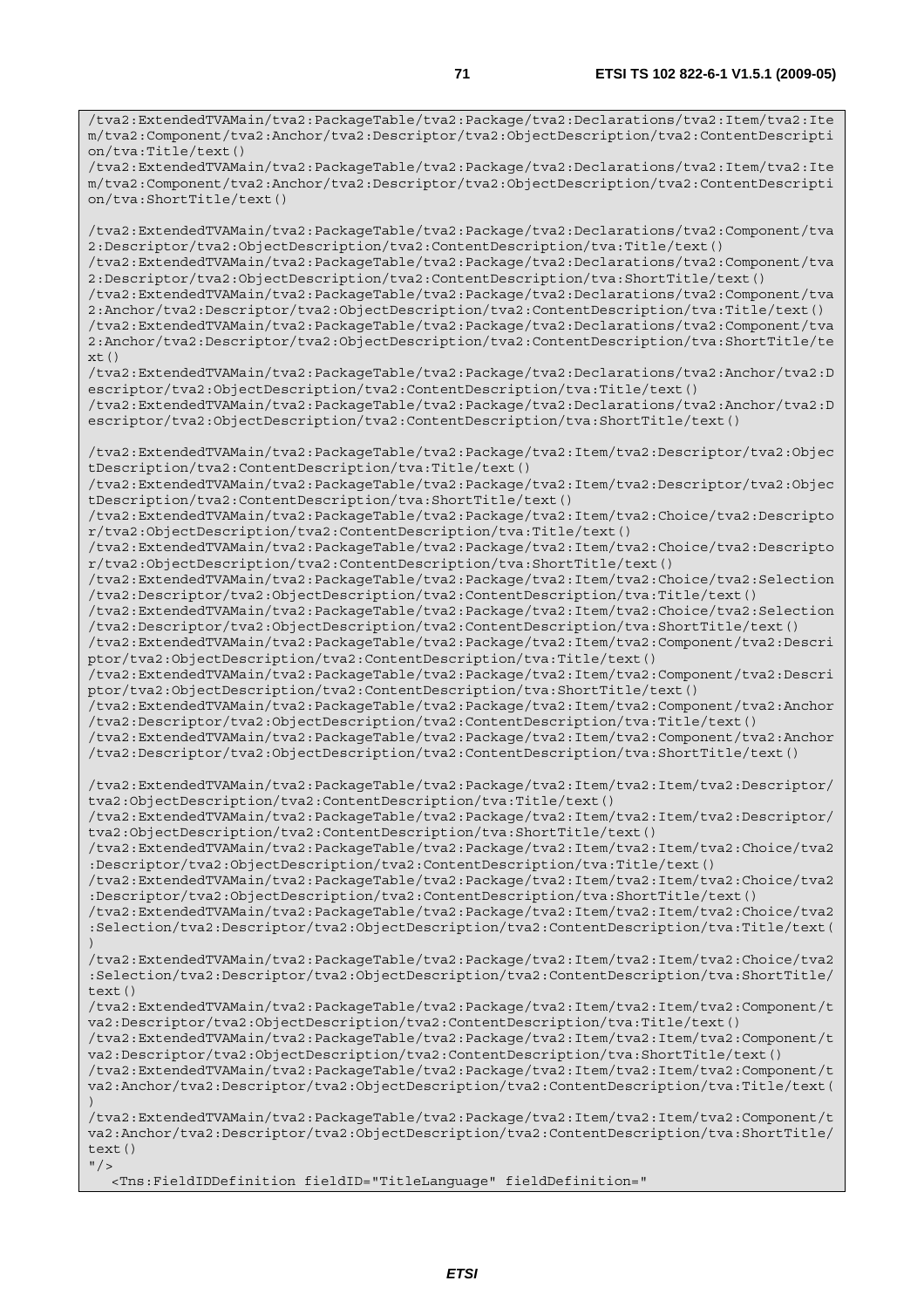```
/tva2:ExtendedTVAMain/tva2:PackageTable/tva2:Package/tva2:Declarations/tva2:Item/tva2:Ite
m/tva2:Component/tva2:Anchor/tva2:Descriptor/tva2:ObjectDescription/tva2:ContentDescripti
on/tva:Title/text()
/tva2:ExtendedTVAMain/tva2:PackageTable/tva2:Package/tva2:Declarations/tva2:Item/tva2:Ite
m/tva2:Component/tva2:Anchor/tva2:Descriptor/tva2:ObjectDescription/tva2:ContentDescripti
on/tva:ShortTitle/text()

/tva2:ExtendedTVAMain/tva2:PackageTable/tva2:Package/tva2:Declarations/tva2:Component/tva
2:Descriptor/tva2:ObjectDescription/tva2:ContentDescription/tva:Title/text()
/tva2:ExtendedTVAMain/tva2:PackageTable/tva2:Package/tva2:Declarations/tva2:Component/tva
2:Descriptor/tva2:ObjectDescription/tva2:ContentDescription/tva:ShortTitle/text()
/tva2:ExtendedTVAMain/tva2:PackageTable/tva2:Package/tva2:Declarations/tva2:Component/tva
2:Anchor/tva2:Descriptor/tva2:ObjectDescription/tva2:ContentDescription/tva:Title/text()
/tva2:ExtendedTVAMain/tva2:PackageTable/tva2:Package/tva2:Declarations/tva2:Component/tva
2:Anchor/tva2:Descriptor/tva2:ObjectDescription/tva2:ContentDescription/tva:ShortTitle/te
xt()
/tva2:ExtendedTVAMain/tva2:PackageTable/tva2:Package/tva2:Declarations/tva2:Anchor/tva2:D
escriptor/tva2:ObjectDescription/tva2:ContentDescription/tva:Title/text()
/tva2:ExtendedTVAMain/tva2:PackageTable/tva2:Package/tva2:Declarations/tva2:Anchor/tva2:D
escriptor/tva2:ObjectDescription/tva2:ContentDescription/tva:ShortTitle/text()

/tva2:ExtendedTVAMain/tva2:PackageTable/tva2:Package/tva2:Item/tva2:Descriptor/tva2:Objec
tDescription/tva2:ContentDescription/tva:Title/text()
/tva2:ExtendedTVAMain/tva2:PackageTable/tva2:Package/tva2:Item/tva2:Descriptor/tva2:Objec
tDescription/tva2:ContentDescription/tva:ShortTitle/text()
/tva2:ExtendedTVAMain/tva2:PackageTable/tva2:Package/tva2:Item/tva2:Choice/tva2:Descripto
r/tva2:ObjectDescription/tva2:ContentDescription/tva:Title/text()
/tva2:ExtendedTVAMain/tva2:PackageTable/tva2:Package/tva2:Item/tva2:Choice/tva2:Descripto
r/tva2:ObjectDescription/tva2:ContentDescription/tva:ShortTitle/text()
/tva2:ExtendedTVAMain/tva2:PackageTable/tva2:Package/tva2:Item/tva2:Choice/tva2:Selection
/tva2:Descriptor/tva2:ObjectDescription/tva2:ContentDescription/tva:Title/text()
/tva2:ExtendedTVAMain/tva2:PackageTable/tva2:Package/tva2:Item/tva2:Choice/tva2:Selection
/tva2:Descriptor/tva2:ObjectDescription/tva2:ContentDescription/tva:ShortTitle/text()
/tva2:ExtendedTVAMain/tva2:PackageTable/tva2:Package/tva2:Item/tva2:Component/tva2:Descri
ptor/tva2:ObjectDescription/tva2:ContentDescription/tva:Title/text()
/tva2:ExtendedTVAMain/tva2:PackageTable/tva2:Package/tva2:Item/tva2:Component/tva2:Descri
ptor/tva2:ObjectDescription/tva2:ContentDescription/tva:ShortTitle/text()
/tva2:ExtendedTVAMain/tva2:PackageTable/tva2:Package/tva2:Item/tva2:Component/tva2:Anchor
/tva2:Descriptor/tva2:ObjectDescription/tva2:ContentDescription/tva:Title/text()
/tva2:ExtendedTVAMain/tva2:PackageTable/tva2:Package/tva2:Item/tva2:Component/tva2:Anchor
/tva2:Descriptor/tva2:ObjectDescription/tva2:ContentDescription/tva:ShortTitle/text()

/tva2:ExtendedTVAMain/tva2:PackageTable/tva2:Package/tva2:Item/tva2:Item/tva2:Descriptor/
tva2:ObjectDescription/tva2:ContentDescription/tva:Title/text()
/tva2:ExtendedTVAMain/tva2:PackageTable/tva2:Package/tva2:Item/tva2:Item/tva2:Descriptor/
tva2:ObjectDescription/tva2:ContentDescription/tva:ShortTitle/text()
/tva2:ExtendedTVAMain/tva2:PackageTable/tva2:Package/tva2:Item/tva2:Item/tva2:Choice/tva2
:Descriptor/tva2:ObjectDescription/tva2:ContentDescription/tva:Title/text()
/tva2:ExtendedTVAMain/tva2:PackageTable/tva2:Package/tva2:Item/tva2:Item/tva2:Choice/tva2
:Descriptor/tva2:ObjectDescription/tva2:ContentDescription/tva:ShortTitle/text()
/tva2:ExtendedTVAMain/tva2:PackageTable/tva2:Package/tva2:Item/tva2:Item/tva2:Choice/tva2
:Selection/tva2:Descriptor/tva2:ObjectDescription/tva2:ContentDescription/tva:Title/text(
)
/tva2:ExtendedTVAMain/tva2:PackageTable/tva2:Package/tva2:Item/tva2:Item/tva2:Choice/tva2
:Selection/tva2:Descriptor/tva2:ObjectDescription/tva2:ContentDescription/tva:ShortTitle/
text()
/tva2:ExtendedTVAMain/tva2:PackageTable/tva2:Package/tva2:Item/tva2:Item/tva2:Component/t
va2:Descriptor/tva2:ObjectDescription/tva2:ContentDescription/tva:Title/text()
/tva2:ExtendedTVAMain/tva2:PackageTable/tva2:Package/tva2:Item/tva2:Item/tva2:Component/t
va2:Descriptor/tva2:ObjectDescription/tva2:ContentDescription/tva:ShortTitle/text()
/tva2:ExtendedTVAMain/tva2:PackageTable/tva2:Package/tva2:Item/tva2:Item/tva2:Component/t
va2:Anchor/tva2:Descriptor/tva2:ObjectDescription/tva2:ContentDescription/tva:Title/text(
)
/tva2:ExtendedTVAMain/tva2:PackageTable/tva2:Package/tva2:Item/tva2:Item/tva2:Component/t
va2:Anchor/tva2:Descriptor/tva2:ObjectDescription/tva2:ContentDescription/tva:ShortTitle/
text()
"/>
   <Tns:FieldIDDefinition fieldID="TitleLanguage" fieldDefinition="
```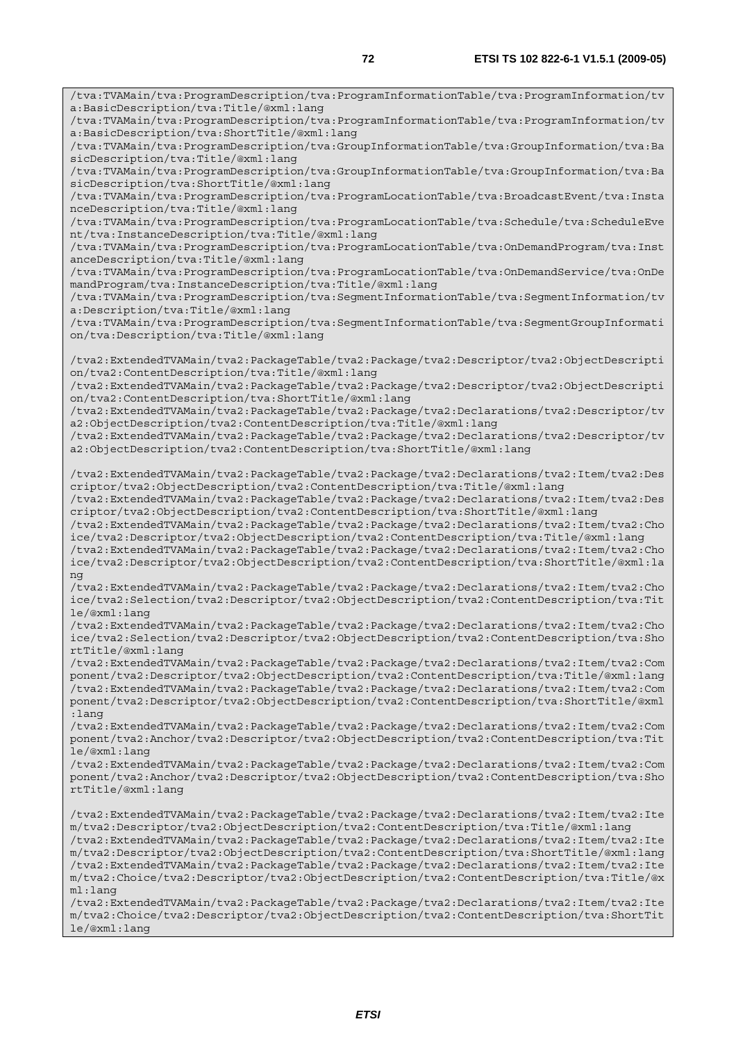```
/tva:TVAMain/tva:ProgramDescription/tva:ProgramInformationTable/tva:ProgramInformation/tva:BasicDescription/tva:Title/@xml:lang
/tva:TVAMain/tva:ProgramDescription/tva:ProgramInformationTable/tva:ProgramInformation/tva:BasicDescription/tva:ShortTitle/@xml:lang
/tva:TVAMain/tva:ProgramDescription/tva:GroupInformationTable/tva:GroupInformation/tva:BasicDescription/tva:Title/@xml:lang
/tva:TVAMain/tva:ProgramDescription/tva:GroupInformationTable/tva:GroupInformation/tva:BasicDescription/tva:ShortTitle/@xml:lang
/tva:TVAMain/tva:ProgramDescription/tva:ProgramLocationTable/tva:BroadcastEvent/tva:InstanceDescription/tva:Title/@xml:lang
/tva:TVAMain/tva:ProgramDescription/tva:ProgramLocationTable/tva:Schedule/tva:ScheduleEvent/tva:InstanceDescription/tva:Title/@xml:lang
/tva:TVAMain/tva:ProgramDescription/tva:ProgramLocationTable/tva:OnDemandProgram/tva:InstanceDescription/tva:Title/@xml:lang
/tva:TVAMain/tva:ProgramDescription/tva:ProgramLocationTable/tva:OnDemandService/tva:OnDemandProgram/tva:InstanceDescription/tva:Title/@xml:lang
/tva:TVAMain/tva:ProgramDescription/tva:SegmentInformationTable/tva:SegmentInformation/tva:Description/tva:Title/@xml:lang
/tva:TVAMain/tva:ProgramDescription/tva:SegmentInformationTable/tva:SegmentGroupInformation/tva:Description/tva:Title/@xml:lang

/tva2:ExtendedTVAMain/tva2:PackageTable/tva2:Package/tva2:Descriptor/tva2:ObjectDescription/tva2:ContentDescription/tva:Title/@xml:lang
/tva2:ExtendedTVAMain/tva2:PackageTable/tva2:Package/tva2:Descriptor/tva2:ObjectDescription/tva2:ContentDescription/tva:ShortTitle/@xml:lang
/tva2:ExtendedTVAMain/tva2:PackageTable/tva2:Package/tva2:Declarations/tva2:Descriptor/tva2:ObjectDescription/tva2:ContentDescription/tva:Title/@xml:lang
/tva2:ExtendedTVAMain/tva2:PackageTable/tva2:Package/tva2:Declarations/tva2:Descriptor/tva2:ObjectDescription/tva2:ContentDescription/tva:ShortTitle/@xml:lang

/tva2:ExtendedTVAMain/tva2:PackageTable/tva2:Package/tva2:Declarations/tva2:Item/tva2:Descriptor/tva2:ObjectDescription/tva2:ContentDescription/tva:Title/@xml:lang
/tva2:ExtendedTVAMain/tva2:PackageTable/tva2:Package/tva2:Declarations/tva2:Item/tva2:Descriptor/tva2:ObjectDescription/tva2:ContentDescription/tva:ShortTitle/@xml:lang
/tva2:ExtendedTVAMain/tva2:PackageTable/tva2:Package/tva2:Declarations/tva2:Item/tva2:Choice/tva2:Descriptor/tva2:ObjectDescription/tva2:ContentDescription/tva:Title/@xml:lang
/tva2:ExtendedTVAMain/tva2:PackageTable/tva2:Package/tva2:Declarations/tva2:Item/tva2:Choice/tva2:Descriptor/tva2:ObjectDescription/tva2:ContentDescription/tva:ShortTitle/@xml:lang
/tva2:ExtendedTVAMain/tva2:PackageTable/tva2:Package/tva2:Declarations/tva2:Item/tva2:Choice/tva2:Selection/tva2:Descriptor/tva2:ObjectDescription/tva2:ContentDescription/tva:Title/@xml:lang
/tva2:ExtendedTVAMain/tva2:PackageTable/tva2:Package/tva2:Declarations/tva2:Item/tva2:Choice/tva2:Selection/tva2:Descriptor/tva2:ObjectDescription/tva2:ContentDescription/tva:ShortTitle/@xml:lang
/tva2:ExtendedTVAMain/tva2:PackageTable/tva2:Package/tva2:Declarations/tva2:Item/tva2:Component/tva2:Descriptor/tva2:ObjectDescription/tva2:ContentDescription/tva:Title/@xml:lang
/tva2:ExtendedTVAMain/tva2:PackageTable/tva2:Package/tva2:Declarations/tva2:Item/tva2:Component/tva2:Descriptor/tva2:ObjectDescription/tva2:ContentDescription/tva:ShortTitle/@xml:lang
/tva2:ExtendedTVAMain/tva2:PackageTable/tva2:Package/tva2:Declarations/tva2:Item/tva2:Component/tva2:Anchor/tva2:Descriptor/tva2:ObjectDescription/tva2:ContentDescription/tva:Title/@xml:lang
/tva2:ExtendedTVAMain/tva2:PackageTable/tva2:Package/tva2:Declarations/tva2:Item/tva2:Component/tva2:Anchor/tva2:Descriptor/tva2:ObjectDescription/tva2:ContentDescription/tva:ShortTitle/@xml:lang

/tva2:ExtendedTVAMain/tva2:PackageTable/tva2:Package/tva2:Declarations/tva2:Item/tva2:Item/tva2:Descriptor/tva2:ObjectDescription/tva2:ContentDescription/tva:Title/@xml:lang
/tva2:ExtendedTVAMain/tva2:PackageTable/tva2:Package/tva2:Declarations/tva2:Item/tva2:Item/tva2:Descriptor/tva2:ObjectDescription/tva2:ContentDescription/tva:ShortTitle/@xml:lang
/tva2:ExtendedTVAMain/tva2:PackageTable/tva2:Package/tva2:Declarations/tva2:Item/tva2:Item/tva2:Choice/tva2:Descriptor/tva2:ObjectDescription/tva2:ContentDescription/tva:Title/@xml:lang
/tva2:ExtendedTVAMain/tva2:PackageTable/tva2:Package/tva2:Declarations/tva2:Item/tva2:Item/tva2:Choice/tva2:Descriptor/tva2:ObjectDescription/tva2:ContentDescription/tva:ShortTitle/@xml:lang
```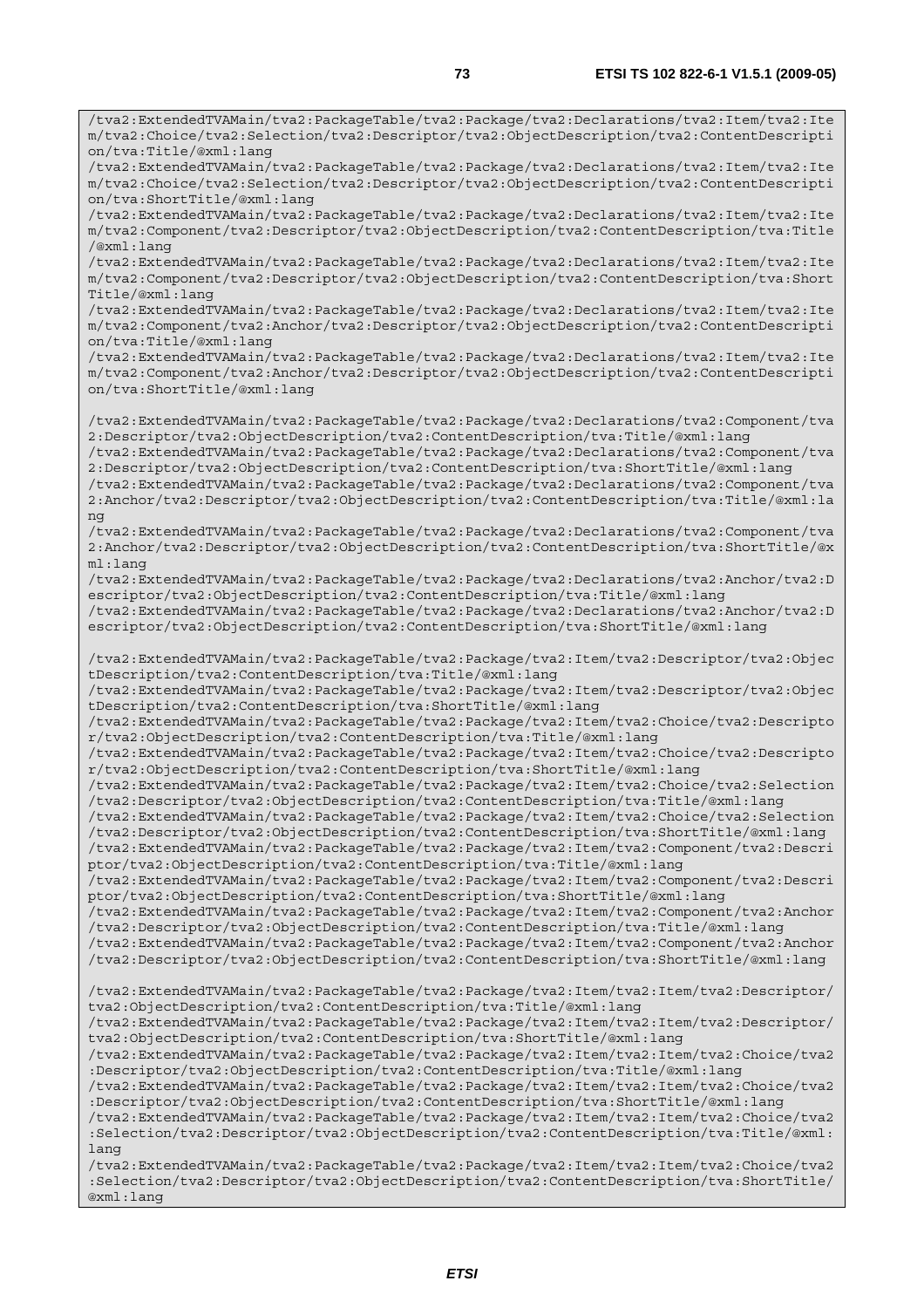```
/tva2:ExtendedTVAMain/tva2:PackageTable/tva2:Package/tva2:Declarations/tva2:Item/tva2:Item/tva2:Choice/tva2:Selection/tva2:Descriptor/tva2:ObjectDescription/tva2:ContentDescription/tva:Title/@xml:lang
/tva2:ExtendedTVAMain/tva2:PackageTable/tva2:Package/tva2:Declarations/tva2:Item/tva2:Item/tva2:Choice/tva2:Selection/tva2:Descriptor/tva2:ObjectDescription/tva2:ContentDescription/tva:ShortTitle/@xml:lang
/tva2:ExtendedTVAMain/tva2:PackageTable/tva2:Package/tva2:Declarations/tva2:Item/tva2:Item/tva2:Component/tva2:Descriptor/tva2:ObjectDescription/tva2:ContentDescription/tva:Title/@xml:lang
/tva2:ExtendedTVAMain/tva2:PackageTable/tva2:Package/tva2:Declarations/tva2:Item/tva2:Item/tva2:Component/tva2:Descriptor/tva2:ObjectDescription/tva2:ContentDescription/tva:ShortTitle/@xml:lang
/tva2:ExtendedTVAMain/tva2:PackageTable/tva2:Package/tva2:Declarations/tva2:Item/tva2:Item/tva2:Component/tva2:Anchor/tva2:Descriptor/tva2:ObjectDescription/tva2:ContentDescription/tva:Title/@xml:lang
/tva2:ExtendedTVAMain/tva2:PackageTable/tva2:Package/tva2:Declarations/tva2:Item/tva2:Item/tva2:Component/tva2:Anchor/tva2:Descriptor/tva2:ObjectDescription/tva2:ContentDescription/tva:ShortTitle/@xml:lang

/tva2:ExtendedTVAMain/tva2:PackageTable/tva2:Package/tva2:Declarations/tva2:Component/tva2:Descriptor/tva2:ObjectDescription/tva2:ContentDescription/tva:Title/@xml:lang
/tva2:ExtendedTVAMain/tva2:PackageTable/tva2:Package/tva2:Declarations/tva2:Component/tva2:Descriptor/tva2:ObjectDescription/tva2:ContentDescription/tva:ShortTitle/@xml:lang
/tva2:ExtendedTVAMain/tva2:PackageTable/tva2:Package/tva2:Declarations/tva2:Component/tva2:Anchor/tva2:Descriptor/tva2:ObjectDescription/tva2:ContentDescription/tva:Title/@xml:lang
/tva2:ExtendedTVAMain/tva2:PackageTable/tva2:Package/tva2:Declarations/tva2:Component/tva2:Anchor/tva2:Descriptor/tva2:ObjectDescription/tva2:ContentDescription/tva:ShortTitle/@xml:lang
/tva2:ExtendedTVAMain/tva2:PackageTable/tva2:Package/tva2:Declarations/tva2:Anchor/tva2:Descriptor/tva2:ObjectDescription/tva2:ContentDescription/tva:Title/@xml:lang
/tva2:ExtendedTVAMain/tva2:PackageTable/tva2:Package/tva2:Declarations/tva2:Anchor/tva2:Descriptor/tva2:ObjectDescription/tva2:ContentDescription/tva:ShortTitle/@xml:lang

/tva2:ExtendedTVAMain/tva2:PackageTable/tva2:Package/tva2:Item/tva2:Descriptor/tva2:ObjectDescription/tva2:ContentDescription/tva:Title/@xml:lang
/tva2:ExtendedTVAMain/tva2:PackageTable/tva2:Package/tva2:Item/tva2:Descriptor/tva2:ObjectDescription/tva2:ContentDescription/tva:ShortTitle/@xml:lang
/tva2:ExtendedTVAMain/tva2:PackageTable/tva2:Package/tva2:Item/tva2:Choice/tva2:Descriptor/tva2:ObjectDescription/tva2:ContentDescription/tva:Title/@xml:lang
/tva2:ExtendedTVAMain/tva2:PackageTable/tva2:Package/tva2:Item/tva2:Choice/tva2:Descriptor/tva2:ObjectDescription/tva2:ContentDescription/tva:ShortTitle/@xml:lang
/tva2:ExtendedTVAMain/tva2:PackageTable/tva2:Package/tva2:Item/tva2:Choice/tva2:Selection/tva2:Descriptor/tva2:ObjectDescription/tva2:ContentDescription/tva:Title/@xml:lang
/tva2:ExtendedTVAMain/tva2:PackageTable/tva2:Package/tva2:Item/tva2:Choice/tva2:Selection/tva2:Descriptor/tva2:ObjectDescription/tva2:ContentDescription/tva:ShortTitle/@xml:lang
/tva2:ExtendedTVAMain/tva2:PackageTable/tva2:Package/tva2:Item/tva2:Component/tva2:Descriptor/tva2:ObjectDescription/tva2:ContentDescription/tva:Title/@xml:lang
/tva2:ExtendedTVAMain/tva2:PackageTable/tva2:Package/tva2:Item/tva2:Component/tva2:Descriptor/tva2:ObjectDescription/tva2:ContentDescription/tva:ShortTitle/@xml:lang
/tva2:ExtendedTVAMain/tva2:PackageTable/tva2:Package/tva2:Item/tva2:Component/tva2:Anchor/tva2:Descriptor/tva2:ObjectDescription/tva2:ContentDescription/tva:Title/@xml:lang
/tva2:ExtendedTVAMain/tva2:PackageTable/tva2:Package/tva2:Item/tva2:Component/tva2:Anchor/tva2:Descriptor/tva2:ObjectDescription/tva2:ContentDescription/tva:ShortTitle/@xml:lang

/tva2:ExtendedTVAMain/tva2:PackageTable/tva2:Package/tva2:Item/tva2:Item/tva2:Descriptor/tva2:ObjectDescription/tva2:ContentDescription/tva:Title/@xml:lang
/tva2:ExtendedTVAMain/tva2:PackageTable/tva2:Package/tva2:Item/tva2:Item/tva2:Descriptor/tva2:ObjectDescription/tva2:ContentDescription/tva:ShortTitle/@xml:lang
/tva2:ExtendedTVAMain/tva2:PackageTable/tva2:Package/tva2:Item/tva2:Item/tva2:Choice/tva2:Descriptor/tva2:ObjectDescription/tva2:ContentDescription/tva:Title/@xml:lang
/tva2:ExtendedTVAMain/tva2:PackageTable/tva2:Package/tva2:Item/tva2:Item/tva2:Choice/tva2:Descriptor/tva2:ObjectDescription/tva2:ContentDescription/tva:ShortTitle/@xml:lang
/tva2:ExtendedTVAMain/tva2:PackageTable/tva2:Package/tva2:Item/tva2:Item/tva2:Choice/tva2:Selection/tva2:Descriptor/tva2:ObjectDescription/tva2:ContentDescription/tva:Title/@xml:lang
/tva2:ExtendedTVAMain/tva2:PackageTable/tva2:Package/tva2:Item/tva2:Item/tva2:Choice/tva2:Selection/tva2:Descriptor/tva2:ObjectDescription/tva2:ContentDescription/tva:ShortTitle/@xml:lang
```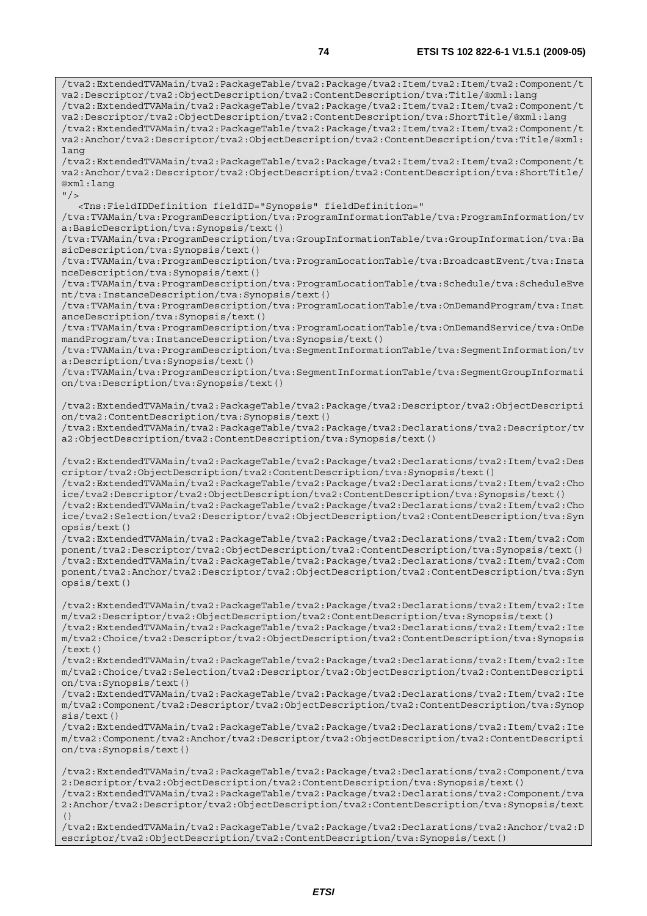```
/tva2:ExtendedTVAMain/tva2:PackageTable/tva2:Package/tva2:Item/tva2:Item/tva2:Component/t
va2:Descriptor/tva2:ObjectDescription/tva2:ContentDescription/tva:Title/@xml:lang
/tva2:ExtendedTVAMain/tva2:PackageTable/tva2:Package/tva2:Item/tva2:Item/tva2:Component/t
va2:Descriptor/tva2:ObjectDescription/tva2:ContentDescription/tva:ShortTitle/@xml:lang
/tva2:ExtendedTVAMain/tva2:PackageTable/tva2:Package/tva2:Item/tva2:Item/tva2:Component/t
va2:Anchor/tva2:Descriptor/tva2:ObjectDescription/tva2:ContentDescription/tva:Title/@xml:
lang
/tva2:ExtendedTVAMain/tva2:PackageTable/tva2:Package/tva2:Item/tva2:Item/tva2:Component/t
va2:Anchor/tva2:Descriptor/tva2:ObjectDescription/tva2:ContentDescription/tva:ShortTitle/
@xml:lang
"/>
   <Tns:FieldIDDefinition fieldID="Synopsis" fieldDefinition="
/tva:TVAMain/tva:ProgramDescription/tva:ProgramInformationTable/tva:ProgramInformation/tv
a:BasicDescription/tva:Synopsis/text()
/tva:TVAMain/tva:ProgramDescription/tva:GroupInformationTable/tva:GroupInformation/tva:Ba
sicDescription/tva:Synopsis/text()
/tva:TVAMain/tva:ProgramDescription/tva:ProgramLocationTable/tva:BroadcastEvent/tva:Insta
nceDescription/tva:Synopsis/text()
/tva:TVAMain/tva:ProgramDescription/tva:ProgramLocationTable/tva:Schedule/tva:ScheduleEve
nt/tva:InstanceDescription/tva:Synopsis/text()
/tva:TVAMain/tva:ProgramDescription/tva:ProgramLocationTable/tva:OnDemandProgram/tva:Inst
anceDescription/tva:Synopsis/text()
/tva:TVAMain/tva:ProgramDescription/tva:ProgramLocationTable/tva:OnDemandService/tva:OnDe
mandProgram/tva:InstanceDescription/tva:Synopsis/text()
/tva:TVAMain/tva:ProgramDescription/tva:SegmentInformationTable/tva:SegmentInformation/tv
a:Description/tva:Synopsis/text()
/tva:TVAMain/tva:ProgramDescription/tva:SegmentInformationTable/tva:SegmentGroupInformati
on/tva:Description/tva:Synopsis/text()

/tva2:ExtendedTVAMain/tva2:PackageTable/tva2:Package/tva2:Descriptor/tva2:ObjectDescripti
on/tva2:ContentDescription/tva:Synopsis/text()
/tva2:ExtendedTVAMain/tva2:PackageTable/tva2:Package/tva2:Declarations/tva2:Descriptor/tv
a2:ObjectDescription/tva2:ContentDescription/tva:Synopsis/text()

/tva2:ExtendedTVAMain/tva2:PackageTable/tva2:Package/tva2:Declarations/tva2:Item/tva2:Des
criptor/tva2:ObjectDescription/tva2:ContentDescription/tva:Synopsis/text()
/tva2:ExtendedTVAMain/tva2:PackageTable/tva2:Package/tva2:Declarations/tva2:Item/tva2:Cho
ice/tva2:Descriptor/tva2:ObjectDescription/tva2:ContentDescription/tva:Synopsis/text()
/tva2:ExtendedTVAMain/tva2:PackageTable/tva2:Package/tva2:Declarations/tva2:Item/tva2:Cho
ice/tva2:Selection/tva2:Descriptor/tva2:ObjectDescription/tva2:ContentDescription/tva:Syn
opsis/text()
/tva2:ExtendedTVAMain/tva2:PackageTable/tva2:Package/tva2:Declarations/tva2:Item/tva2:Com
ponent/tva2:Descriptor/tva2:ObjectDescription/tva2:ContentDescription/tva:Synopsis/text()
/tva2:ExtendedTVAMain/tva2:PackageTable/tva2:Package/tva2:Declarations/tva2:Item/tva2:Com
ponent/tva2:Anchor/tva2:Descriptor/tva2:ObjectDescription/tva2:ContentDescription/tva:Syn
opsis/text()

/tva2:ExtendedTVAMain/tva2:PackageTable/tva2:Package/tva2:Declarations/tva2:Item/tva2:Ite
m/tva2:Descriptor/tva2:ObjectDescription/tva2:ContentDescription/tva:Synopsis/text()
/tva2:ExtendedTVAMain/tva2:PackageTable/tva2:Package/tva2:Declarations/tva2:Item/tva2:Ite
m/tva2:Choice/tva2:Descriptor/tva2:ObjectDescription/tva2:ContentDescription/tva:Synopsis
/text()
/tva2:ExtendedTVAMain/tva2:PackageTable/tva2:Package/tva2:Declarations/tva2:Item/tva2:Ite
m/tva2:Choice/tva2:Selection/tva2:Descriptor/tva2:ObjectDescription/tva2:ContentDescripti
on/tva:Synopsis/text()
/tva2:ExtendedTVAMain/tva2:PackageTable/tva2:Package/tva2:Declarations/tva2:Item/tva2:Ite
m/tva2:Component/tva2:Descriptor/tva2:ObjectDescription/tva2:ContentDescription/tva:Synop
sis/text()
/tva2:ExtendedTVAMain/tva2:PackageTable/tva2:Package/tva2:Declarations/tva2:Item/tva2:Ite
m/tva2:Component/tva2:Anchor/tva2:Descriptor/tva2:ObjectDescription/tva2:ContentDescripti
on/tva:Synopsis/text()

/tva2:ExtendedTVAMain/tva2:PackageTable/tva2:Package/tva2:Declarations/tva2:Component/tva
2:Descriptor/tva2:ObjectDescription/tva2:ContentDescription/tva:Synopsis/text()
/tva2:ExtendedTVAMain/tva2:PackageTable/tva2:Package/tva2:Declarations/tva2:Component/tva
2:Anchor/tva2:Descriptor/tva2:ObjectDescription/tva2:ContentDescription/tva:Synopsis/text
()
/tva2:ExtendedTVAMain/tva2:PackageTable/tva2:Package/tva2:Declarations/tva2:Anchor/tva2:D
escriptor/tva2:ObjectDescription/tva2:ContentDescription/tva:Synopsis/text()
```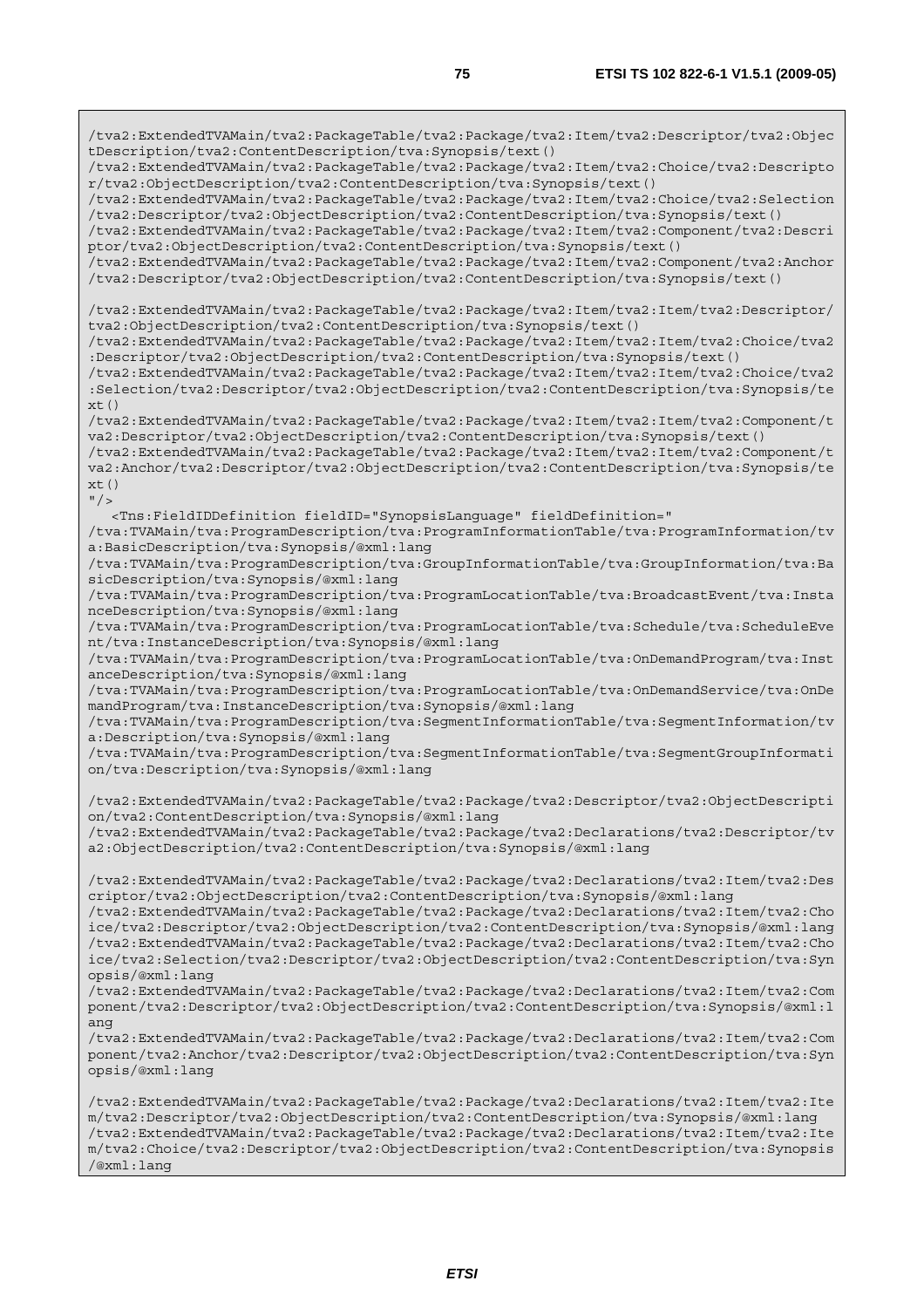```
/tva2:ExtendedTVAMain/tva2:PackageTable/tva2:Package/tva2:Item/tva2:Descriptor/tva2:ObjectDescription/tva2:ContentDescription/tva:Synopsis/text()
/tva2:ExtendedTVAMain/tva2:PackageTable/tva2:Package/tva2:Item/tva2:Choice/tva2:Descriptor/tva2:ObjectDescription/tva2:ContentDescription/tva:Synopsis/text()
/tva2:ExtendedTVAMain/tva2:PackageTable/tva2:Package/tva2:Item/tva2:Choice/tva2:Selection/tva2:Descriptor/tva2:ObjectDescription/tva2:ContentDescription/tva:Synopsis/text()
/tva2:ExtendedTVAMain/tva2:PackageTable/tva2:Package/tva2:Item/tva2:Component/tva2:Descriptor/tva2:ObjectDescription/tva2:ContentDescription/tva:Synopsis/text()
/tva2:ExtendedTVAMain/tva2:PackageTable/tva2:Package/tva2:Item/tva2:Component/tva2:Anchor/tva2:Descriptor/tva2:ObjectDescription/tva2:ContentDescription/tva:Synopsis/text()

/tva2:ExtendedTVAMain/tva2:PackageTable/tva2:Package/tva2:Item/tva2:Item/tva2:Descriptor/tva2:ObjectDescription/tva2:ContentDescription/tva:Synopsis/text()
/tva2:ExtendedTVAMain/tva2:PackageTable/tva2:Package/tva2:Item/tva2:Item/tva2:Choice/tva2:Descriptor/tva2:ObjectDescription/tva2:ContentDescription/tva:Synopsis/text()
/tva2:ExtendedTVAMain/tva2:PackageTable/tva2:Package/tva2:Item/tva2:Item/tva2:Choice/tva2:Selection/tva2:Descriptor/tva2:ObjectDescription/tva2:ContentDescription/tva:Synopsis/text()
/tva2:ExtendedTVAMain/tva2:PackageTable/tva2:Package/tva2:Item/tva2:Item/tva2:Component/tva2:Descriptor/tva2:ObjectDescription/tva2:ContentDescription/tva:Synopsis/text()
/tva2:ExtendedTVAMain/tva2:PackageTable/tva2:Package/tva2:Item/tva2:Item/tva2:Component/tva2:Anchor/tva2:Descriptor/tva2:ObjectDescription/tva2:ContentDescription/tva:Synopsis/text()
"/>
   <Tns:FieldIDDefinition fieldID="SynopsisLanguage" fieldDefinition="
/tva:TVAMain/tva:ProgramDescription/tva:ProgramInformationTable/tva:ProgramInformation/tva:BasicDescription/tva:Synopsis/@xml:lang
/tva:TVAMain/tva:ProgramDescription/tva:GroupInformationTable/tva:GroupInformation/tva:BasicDescription/tva:Synopsis/@xml:lang
/tva:TVAMain/tva:ProgramDescription/tva:ProgramLocationTable/tva:BroadcastEvent/tva:InstanceDescription/tva:Synopsis/@xml:lang
/tva:TVAMain/tva:ProgramDescription/tva:ProgramLocationTable/tva:Schedule/tva:ScheduleEvent/tva:InstanceDescription/tva:Synopsis/@xml:lang
/tva:TVAMain/tva:ProgramDescription/tva:ProgramLocationTable/tva:OnDemandProgram/tva:InstanceDescription/tva:Synopsis/@xml:lang
/tva:TVAMain/tva:ProgramDescription/tva:ProgramLocationTable/tva:OnDemandService/tva:OnDemandProgram/tva:InstanceDescription/tva:Synopsis/@xml:lang
/tva:TVAMain/tva:ProgramDescription/tva:SegmentInformationTable/tva:SegmentInformation/tva:Description/tva:Synopsis/@xml:lang
/tva:TVAMain/tva:ProgramDescription/tva:SegmentInformationTable/tva:SegmentGroupInformation/tva:Description/tva:Synopsis/@xml:lang

/tva2:ExtendedTVAMain/tva2:PackageTable/tva2:Package/tva2:Descriptor/tva2:ObjectDescription/tva2:ContentDescription/tva:Synopsis/@xml:lang
/tva2:ExtendedTVAMain/tva2:PackageTable/tva2:Package/tva2:Declarations/tva2:Descriptor/tva2:ObjectDescription/tva2:ContentDescription/tva:Synopsis/@xml:lang

/tva2:ExtendedTVAMain/tva2:PackageTable/tva2:Package/tva2:Declarations/tva2:Item/tva2:Descriptor/tva2:ObjectDescription/tva2:ContentDescription/tva:Synopsis/@xml:lang
/tva2:ExtendedTVAMain/tva2:PackageTable/tva2:Package/tva2:Declarations/tva2:Item/tva2:Choice/tva2:Descriptor/tva2:ObjectDescription/tva2:ContentDescription/tva:Synopsis/@xml:lang
/tva2:ExtendedTVAMain/tva2:PackageTable/tva2:Package/tva2:Declarations/tva2:Item/tva2:Choice/tva2:Selection/tva2:Descriptor/tva2:ObjectDescription/tva2:ContentDescription/tva:Synopsis/@xml:lang
/tva2:ExtendedTVAMain/tva2:PackageTable/tva2:Package/tva2:Declarations/tva2:Item/tva2:Component/tva2:Descriptor/tva2:ObjectDescription/tva2:ContentDescription/tva:Synopsis/@xml:lang
/tva2:ExtendedTVAMain/tva2:PackageTable/tva2:Package/tva2:Declarations/tva2:Item/tva2:Component/tva2:Anchor/tva2:Descriptor/tva2:ObjectDescription/tva2:ContentDescription/tva:Synopsis/@xml:lang

/tva2:ExtendedTVAMain/tva2:PackageTable/tva2:Package/tva2:Declarations/tva2:Item/tva2:Item/tva2:Descriptor/tva2:ObjectDescription/tva2:ContentDescription/tva:Synopsis/@xml:lang
/tva2:ExtendedTVAMain/tva2:PackageTable/tva2:Package/tva2:Declarations/tva2:Item/tva2:Item/tva2:Choice/tva2:Descriptor/tva2:ObjectDescription/tva2:ContentDescription/tva:Synopsis/@xml:lang
```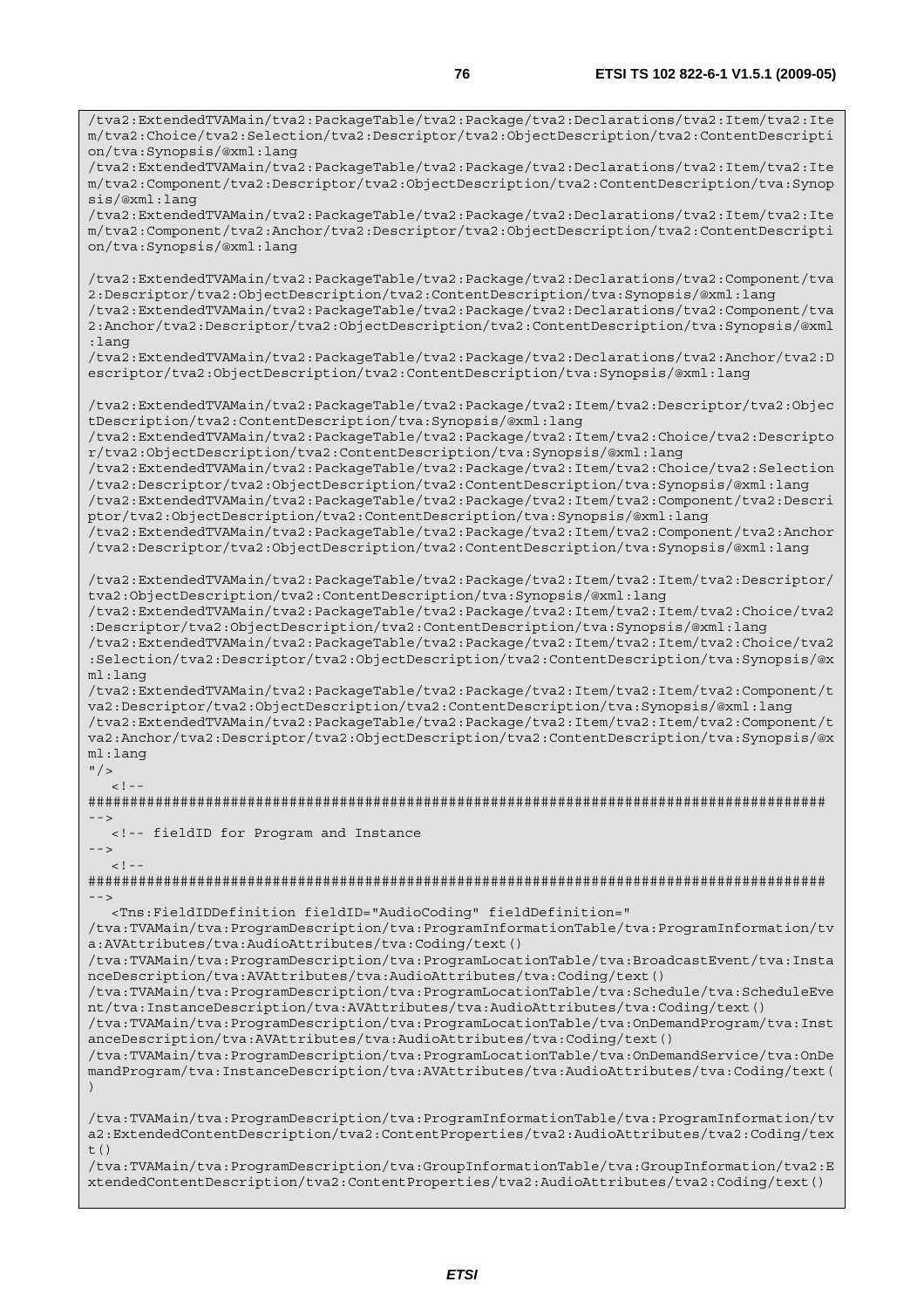```
/tva2:ExtendedTVAMain/tva2:PackageTable/tva2:Package/tva2:Declarations/tva2:Item/tva2:Ite
m/tva2:Choice/tva2:Selection/tva2:Descriptor/tva2:ObjectDescription/tva2:ContentDescripti
on/tva:Synopsis/@xml:lang
/tva2:ExtendedTVAMain/tva2:PackageTable/tva2:Package/tva2:Declarations/tva2:Item/tva2:Ite
m/tva2:Component/tva2:Descriptor/tva2:ObjectDescription/tva2:ContentDescription/tva:Synop
sis/@xml:lang
/tva2:ExtendedTVAMain/tva2:PackageTable/tva2:Package/tva2:Declarations/tva2:Item/tva2:Ite
m/tva2:Component/tva2:Anchor/tva2:Descriptor/tva2:ObjectDescription/tva2:ContentDescripti
on/tva:Synopsis/@xml:lang

/tva2:ExtendedTVAMain/tva2:PackageTable/tva2:Package/tva2:Declarations/tva2:Component/tva
2:Descriptor/tva2:ObjectDescription/tva2:ContentDescription/tva:Synopsis/@xml:lang
/tva2:ExtendedTVAMain/tva2:PackageTable/tva2:Package/tva2:Declarations/tva2:Component/tva
2:Anchor/tva2:Descriptor/tva2:ObjectDescription/tva2:ContentDescription/tva:Synopsis/@xml
:lang
/tva2:ExtendedTVAMain/tva2:PackageTable/tva2:Package/tva2:Declarations/tva2:Anchor/tva2:D
escriptor/tva2:ObjectDescription/tva2:ContentDescription/tva:Synopsis/@xml:lang

/tva2:ExtendedTVAMain/tva2:PackageTable/tva2:Package/tva2:Item/tva2:Descriptor/tva2:Objec
tDescription/tva2:ContentDescription/tva:Synopsis/@xml:lang
/tva2:ExtendedTVAMain/tva2:PackageTable/tva2:Package/tva2:Item/tva2:Choice/tva2:Descripto
r/tva2:ObjectDescription/tva2:ContentDescription/tva:Synopsis/@xml:lang
/tva2:ExtendedTVAMain/tva2:PackageTable/tva2:Package/tva2:Item/tva2:Choice/tva2:Selection
/tva2:Descriptor/tva2:ObjectDescription/tva2:ContentDescription/tva:Synopsis/@xml:lang
/tva2:ExtendedTVAMain/tva2:PackageTable/tva2:Package/tva2:Item/tva2:Component/tva2:Descri
ptor/tva2:ObjectDescription/tva2:ContentDescription/tva:Synopsis/@xml:lang
/tva2:ExtendedTVAMain/tva2:PackageTable/tva2:Package/tva2:Item/tva2:Component/tva2:Anchor
/tva2:Descriptor/tva2:ObjectDescription/tva2:ContentDescription/tva:Synopsis/@xml:lang

/tva2:ExtendedTVAMain/tva2:PackageTable/tva2:Package/tva2:Item/tva2:Item/tva2:Descriptor/
tva2:ObjectDescription/tva2:ContentDescription/tva:Synopsis/@xml:lang
/tva2:ExtendedTVAMain/tva2:PackageTable/tva2:Package/tva2:Item/tva2:Item/tva2:Choice/tva2
:Descriptor/tva2:ObjectDescription/tva2:ContentDescription/tva:Synopsis/@xml:lang
/tva2:ExtendedTVAMain/tva2:PackageTable/tva2:Package/tva2:Item/tva2:Item/tva2:Choice/tva2
:Selection/tva2:Descriptor/tva2:ObjectDescription/tva2:ContentDescription/tva:Synopsis/@x
ml:lang
/tva2:ExtendedTVAMain/tva2:PackageTable/tva2:Package/tva2:Item/tva2:Item/tva2:Component/t
va2:Descriptor/tva2:ObjectDescription/tva2:ContentDescription/tva:Synopsis/@xml:lang
/tva2:ExtendedTVAMain/tva2:PackageTable/tva2:Package/tva2:Item/tva2:Item/tva2:Component/t
va2:Anchor/tva2:Descriptor/tva2:ObjectDescription/tva2:ContentDescription/tva:Synopsis/@x
ml:lang
"/>
   <!--
########################################################################################
-->
   <!-- fieldID for Program and Instance
-->
   <!--
########################################################################################
-->
   <Tns:FieldIDDefinition fieldID="AudioCoding" fieldDefinition="
/tva:TVAMain/tva:ProgramDescription/tva:ProgramInformationTable/tva:ProgramInformation/tv
a:AVAttributes/tva:AudioAttributes/tva:Coding/text()
/tva:TVAMain/tva:ProgramDescription/tva:ProgramLocationTable/tva:BroadcastEvent/tva:Insta
nceDescription/tva:AVAttributes/tva:AudioAttributes/tva:Coding/text()
/tva:TVAMain/tva:ProgramDescription/tva:ProgramLocationTable/tva:Schedule/tva:ScheduleEve
nt/tva:InstanceDescription/tva:AVAttributes/tva:AudioAttributes/tva:Coding/text()
/tva:TVAMain/tva:ProgramDescription/tva:ProgramLocationTable/tva:OnDemandProgram/tva:Inst
anceDescription/tva:AVAttributes/tva:AudioAttributes/tva:Coding/text()
/tva:TVAMain/tva:ProgramDescription/tva:ProgramLocationTable/tva:OnDemandService/tva:OnDe
mandProgram/tva:InstanceDescription/tva:AVAttributes/tva:AudioAttributes/tva:Coding/text(
)

/tva:TVAMain/tva:ProgramDescription/tva:ProgramInformationTable/tva:ProgramInformation/tv
a2:ExtendedContentDescription/tva2:ContentProperties/tva2:AudioAttributes/tva2:Coding/tex
t()
/tva:TVAMain/tva:ProgramDescription/tva:GroupInformationTable/tva:GroupInformation/tva2:E
xtendedContentDescription/tva2:ContentProperties/tva2:AudioAttributes/tva2:Coding/text()
```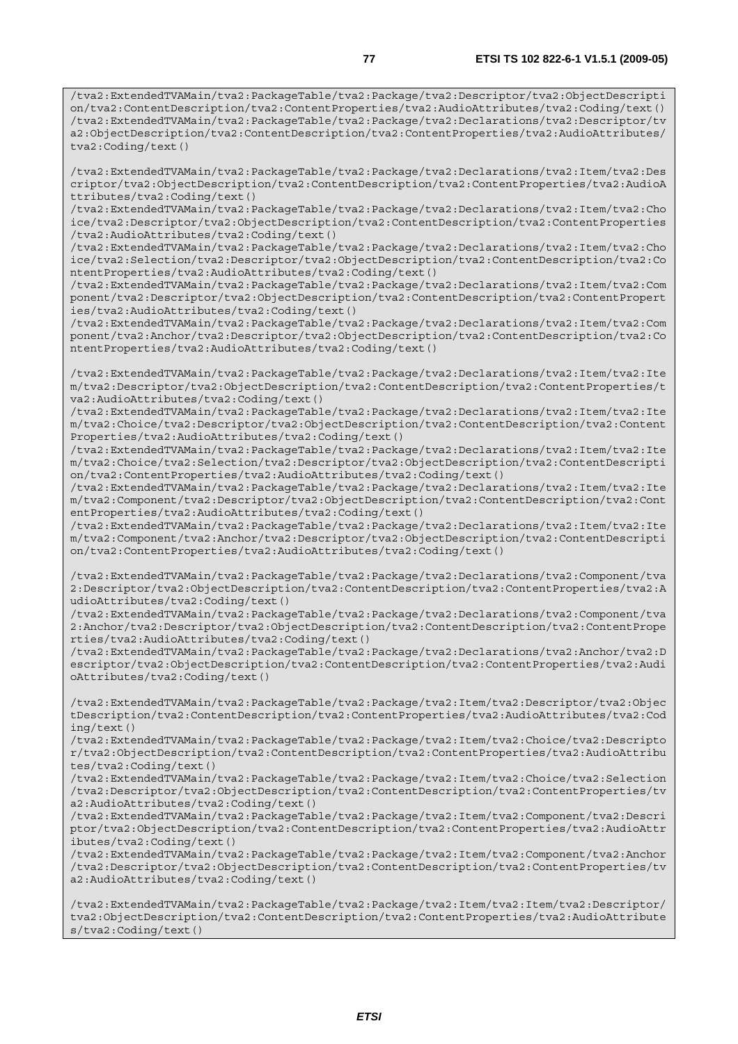```
/tva2:ExtendedTVAMain/tva2:PackageTable/tva2:Package/tva2:Descriptor/tva2:ObjectDescription/tva2:ContentDescription/tva2:ContentProperties/tva2:AudioAttributes/tva2:Coding/text()
/tva2:ExtendedTVAMain/tva2:PackageTable/tva2:Package/tva2:Declarations/tva2:Descriptor/tva2:ObjectDescription/tva2:ContentDescription/tva2:ContentProperties/tva2:AudioAttributes/tva2:Coding/text()

/tva2:ExtendedTVAMain/tva2:PackageTable/tva2:Package/tva2:Declarations/tva2:Item/tva2:Descriptor/tva2:ObjectDescription/tva2:ContentDescription/tva2:ContentProperties/tva2:AudioAttributes/tva2:Coding/text()
/tva2:ExtendedTVAMain/tva2:PackageTable/tva2:Package/tva2:Declarations/tva2:Item/tva2:Choice/tva2:Descriptor/tva2:ObjectDescription/tva2:ContentDescription/tva2:ContentProperties/tva2:AudioAttributes/tva2:Coding/text()
/tva2:ExtendedTVAMain/tva2:PackageTable/tva2:Package/tva2:Declarations/tva2:Item/tva2:Choice/tva2:Selection/tva2:Descriptor/tva2:ObjectDescription/tva2:ContentDescription/tva2:ContentProperties/tva2:AudioAttributes/tva2:Coding/text()
/tva2:ExtendedTVAMain/tva2:PackageTable/tva2:Package/tva2:Declarations/tva2:Item/tva2:Component/tva2:Descriptor/tva2:ObjectDescription/tva2:ContentDescription/tva2:ContentProperties/tva2:AudioAttributes/tva2:Coding/text()
/tva2:ExtendedTVAMain/tva2:PackageTable/tva2:Package/tva2:Declarations/tva2:Item/tva2:Component/tva2:Anchor/tva2:Descriptor/tva2:ObjectDescription/tva2:ContentDescription/tva2:ContentProperties/tva2:AudioAttributes/tva2:Coding/text()

/tva2:ExtendedTVAMain/tva2:PackageTable/tva2:Package/tva2:Declarations/tva2:Item/tva2:Item/tva2:Descriptor/tva2:ObjectDescription/tva2:ContentDescription/tva2:ContentProperties/tva2:AudioAttributes/tva2:Coding/text()
/tva2:ExtendedTVAMain/tva2:PackageTable/tva2:Package/tva2:Declarations/tva2:Item/tva2:Item/tva2:Choice/tva2:Descriptor/tva2:ObjectDescription/tva2:ContentDescription/tva2:ContentProperties/tva2:AudioAttributes/tva2:Coding/text()
/tva2:ExtendedTVAMain/tva2:PackageTable/tva2:Package/tva2:Declarations/tva2:Item/tva2:Item/tva2:Choice/tva2:Selection/tva2:Descriptor/tva2:ObjectDescription/tva2:ContentDescription/tva2:ContentProperties/tva2:AudioAttributes/tva2:Coding/text()
/tva2:ExtendedTVAMain/tva2:PackageTable/tva2:Package/tva2:Declarations/tva2:Item/tva2:Item/tva2:Component/tva2:Descriptor/tva2:ObjectDescription/tva2:ContentDescription/tva2:ContentProperties/tva2:AudioAttributes/tva2:Coding/text()
/tva2:ExtendedTVAMain/tva2:PackageTable/tva2:Package/tva2:Declarations/tva2:Item/tva2:Item/tva2:Component/tva2:Anchor/tva2:Descriptor/tva2:ObjectDescription/tva2:ContentDescription/tva2:ContentProperties/tva2:AudioAttributes/tva2:Coding/text()

/tva2:ExtendedTVAMain/tva2:PackageTable/tva2:Package/tva2:Declarations/tva2:Component/tva2:Descriptor/tva2:ObjectDescription/tva2:ContentDescription/tva2:ContentProperties/tva2:AudioAttributes/tva2:Coding/text()
/tva2:ExtendedTVAMain/tva2:PackageTable/tva2:Package/tva2:Declarations/tva2:Component/tva2:Anchor/tva2:Descriptor/tva2:ObjectDescription/tva2:ContentDescription/tva2:ContentProperties/tva2:AudioAttributes/tva2:Coding/text()
/tva2:ExtendedTVAMain/tva2:PackageTable/tva2:Package/tva2:Declarations/tva2:Anchor/tva2:Descriptor/tva2:ObjectDescription/tva2:ContentDescription/tva2:ContentProperties/tva2:AudioAttributes/tva2:Coding/text()

/tva2:ExtendedTVAMain/tva2:PackageTable/tva2:Package/tva2:Item/tva2:Descriptor/tva2:ObjectDescription/tva2:ContentDescription/tva2:ContentProperties/tva2:AudioAttributes/tva2:Coding/text()
/tva2:ExtendedTVAMain/tva2:PackageTable/tva2:Package/tva2:Item/tva2:Choice/tva2:Descriptor/tva2:ObjectDescription/tva2:ContentDescription/tva2:ContentProperties/tva2:AudioAttributes/tva2:Coding/text()
/tva2:ExtendedTVAMain/tva2:PackageTable/tva2:Package/tva2:Item/tva2:Choice/tva2:Selection/tva2:Descriptor/tva2:ObjectDescription/tva2:ContentDescription/tva2:ContentProperties/tva2:AudioAttributes/tva2:Coding/text()
/tva2:ExtendedTVAMain/tva2:PackageTable/tva2:Package/tva2:Item/tva2:Component/tva2:Descriptor/tva2:ObjectDescription/tva2:ContentDescription/tva2:ContentProperties/tva2:AudioAttributes/tva2:Coding/text()
/tva2:ExtendedTVAMain/tva2:PackageTable/tva2:Package/tva2:Item/tva2:Component/tva2:Anchor/tva2:Descriptor/tva2:ObjectDescription/tva2:ContentDescription/tva2:ContentProperties/tva2:AudioAttributes/tva2:Coding/text()

/tva2:ExtendedTVAMain/tva2:PackageTable/tva2:Package/tva2:Item/tva2:Item/tva2:Descriptor/tva2:ObjectDescription/tva2:ContentDescription/tva2:ContentProperties/tva2:AudioAttributes/tva2:Coding/text()
```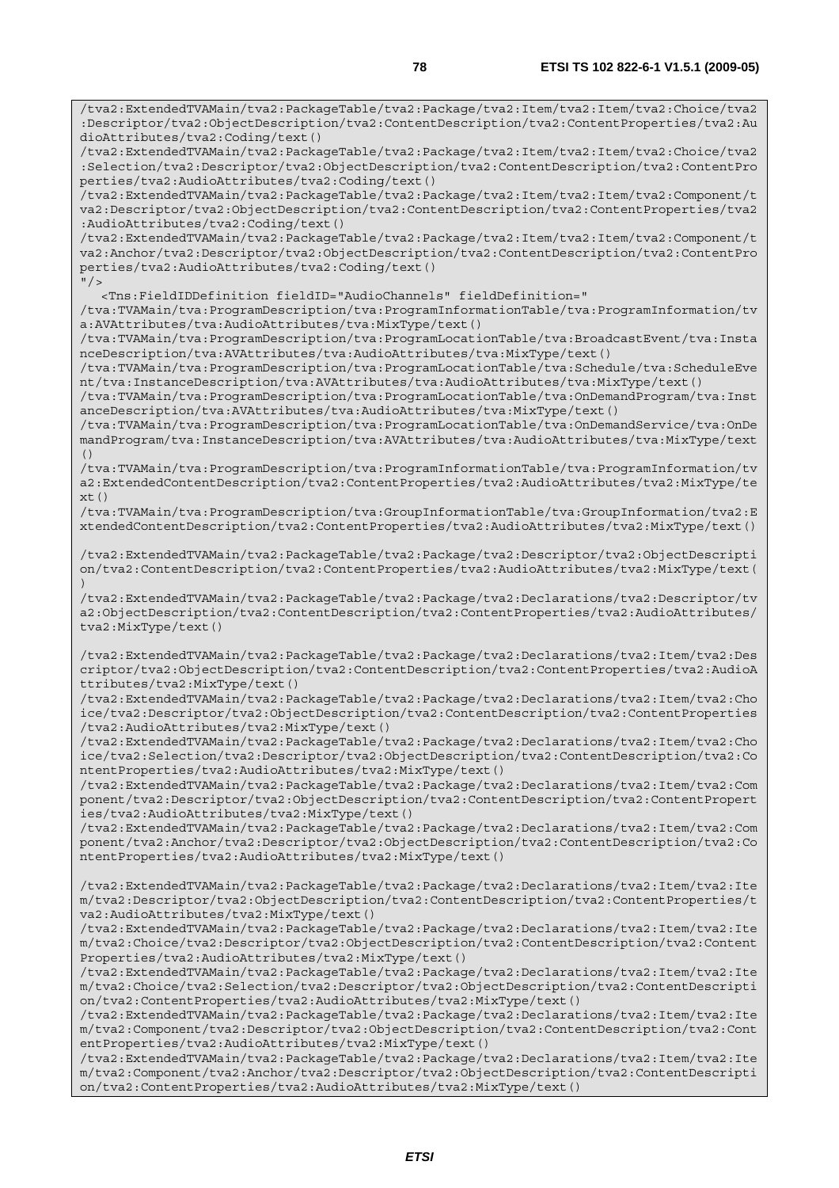```
/tva2:ExtendedTVAMain/tva2:PackageTable/tva2:Package/tva2:Item/tva2:Item/tva2:Choice/tva2:Descriptor/tva2:ObjectDescription/tva2:ContentDescription/tva2:ContentProperties/tva2:AudioAttributes/tva2:Coding/text()
/tva2:ExtendedTVAMain/tva2:PackageTable/tva2:Package/tva2:Item/tva2:Item/tva2:Choice/tva2:Selection/tva2:Descriptor/tva2:ObjectDescription/tva2:ContentDescription/tva2:ContentProperties/tva2:AudioAttributes/tva2:Coding/text()
/tva2:ExtendedTVAMain/tva2:PackageTable/tva2:Package/tva2:Item/tva2:Item/tva2:Component/tva2:Descriptor/tva2:ObjectDescription/tva2:ContentDescription/tva2:ContentProperties/tva2:AudioAttributes/tva2:Coding/text()
/tva2:ExtendedTVAMain/tva2:PackageTable/tva2:Package/tva2:Item/tva2:Item/tva2:Component/tva2:Anchor/tva2:Descriptor/tva2:ObjectDescription/tva2:ContentDescription/tva2:ContentProperties/tva2:AudioAttributes/tva2:Coding/text()
"/>
   <Tns:FieldIDDefinition fieldID="AudioChannels" fieldDefinition="
/tva:TVAMain/tva:ProgramDescription/tva:ProgramInformationTable/tva:ProgramInformation/tva:AVAttributes/tva:AudioAttributes/tva:MixType/text()
/tva:TVAMain/tva:ProgramDescription/tva:ProgramLocationTable/tva:BroadcastEvent/tva:InstanceDescription/tva:AVAttributes/tva:AudioAttributes/tva:MixType/text()
/tva:TVAMain/tva:ProgramDescription/tva:ProgramLocationTable/tva:Schedule/tva:ScheduleEvent/tva:InstanceDescription/tva:AVAttributes/tva:AudioAttributes/tva:MixType/text()
/tva:TVAMain/tva:ProgramDescription/tva:ProgramLocationTable/tva:OnDemandProgram/tva:InstanceDescription/tva:AVAttributes/tva:AudioAttributes/tva:MixType/text()
/tva:TVAMain/tva:ProgramDescription/tva:ProgramLocationTable/tva:OnDemandService/tva:OnDemandProgram/tva:InstanceDescription/tva:AVAttributes/tva:AudioAttributes/tva:MixType/text()
/tva:TVAMain/tva:ProgramDescription/tva:ProgramInformationTable/tva:ProgramInformation/tva2:ExtendedContentDescription/tva2:ContentProperties/tva2:AudioAttributes/tva2:MixType/text()
/tva:TVAMain/tva:ProgramDescription/tva:GroupInformationTable/tva:GroupInformation/tva2:ExtendedContentDescription/tva2:ContentProperties/tva2:AudioAttributes/tva2:MixType/text()

/tva2:ExtendedTVAMain/tva2:PackageTable/tva2:Package/tva2:Descriptor/tva2:ObjectDescription/tva2:ContentDescription/tva2:ContentProperties/tva2:AudioAttributes/tva2:MixType/text()
/tva2:ExtendedTVAMain/tva2:PackageTable/tva2:Package/tva2:Declarations/tva2:Descriptor/tva2:ObjectDescription/tva2:ContentDescription/tva2:ContentProperties/tva2:AudioAttributes/tva2:MixType/text()

/tva2:ExtendedTVAMain/tva2:PackageTable/tva2:Package/tva2:Declarations/tva2:Item/tva2:Descriptor/tva2:ObjectDescription/tva2:ContentDescription/tva2:ContentProperties/tva2:AudioAttributes/tva2:MixType/text()
/tva2:ExtendedTVAMain/tva2:PackageTable/tva2:Package/tva2:Declarations/tva2:Item/tva2:Choice/tva2:Descriptor/tva2:ObjectDescription/tva2:ContentDescription/tva2:ContentProperties/tva2:AudioAttributes/tva2:MixType/text()
/tva2:ExtendedTVAMain/tva2:PackageTable/tva2:Package/tva2:Declarations/tva2:Item/tva2:Choice/tva2:Selection/tva2:Descriptor/tva2:ObjectDescription/tva2:ContentDescription/tva2:ContentProperties/tva2:AudioAttributes/tva2:MixType/text()
/tva2:ExtendedTVAMain/tva2:PackageTable/tva2:Package/tva2:Declarations/tva2:Item/tva2:Component/tva2:Descriptor/tva2:ObjectDescription/tva2:ContentDescription/tva2:ContentProperties/tva2:AudioAttributes/tva2:MixType/text()
/tva2:ExtendedTVAMain/tva2:PackageTable/tva2:Package/tva2:Declarations/tva2:Item/tva2:Component/tva2:Anchor/tva2:Descriptor/tva2:ObjectDescription/tva2:ContentDescription/tva2:ContentProperties/tva2:AudioAttributes/tva2:MixType/text()

/tva2:ExtendedTVAMain/tva2:PackageTable/tva2:Package/tva2:Declarations/tva2:Item/tva2:Item/tva2:Descriptor/tva2:ObjectDescription/tva2:ContentDescription/tva2:ContentProperties/tva2:AudioAttributes/tva2:MixType/text()
/tva2:ExtendedTVAMain/tva2:PackageTable/tva2:Package/tva2:Declarations/tva2:Item/tva2:Item/tva2:Choice/tva2:Descriptor/tva2:ObjectDescription/tva2:ContentDescription/tva2:ContentProperties/tva2:AudioAttributes/tva2:MixType/text()
/tva2:ExtendedTVAMain/tva2:PackageTable/tva2:Package/tva2:Declarations/tva2:Item/tva2:Item/tva2:Choice/tva2:Selection/tva2:Descriptor/tva2:ObjectDescription/tva2:ContentDescription/tva2:ContentProperties/tva2:AudioAttributes/tva2:MixType/text()
/tva2:ExtendedTVAMain/tva2:PackageTable/tva2:Package/tva2:Declarations/tva2:Item/tva2:Item/tva2:Component/tva2:Descriptor/tva2:ObjectDescription/tva2:ContentDescription/tva2:ContentProperties/tva2:AudioAttributes/tva2:MixType/text()
/tva2:ExtendedTVAMain/tva2:PackageTable/tva2:Package/tva2:Declarations/tva2:Item/tva2:Item/tva2:Component/tva2:Anchor/tva2:Descriptor/tva2:ObjectDescription/tva2:ContentDescription/tva2:ContentProperties/tva2:AudioAttributes/tva2:MixType/text()
```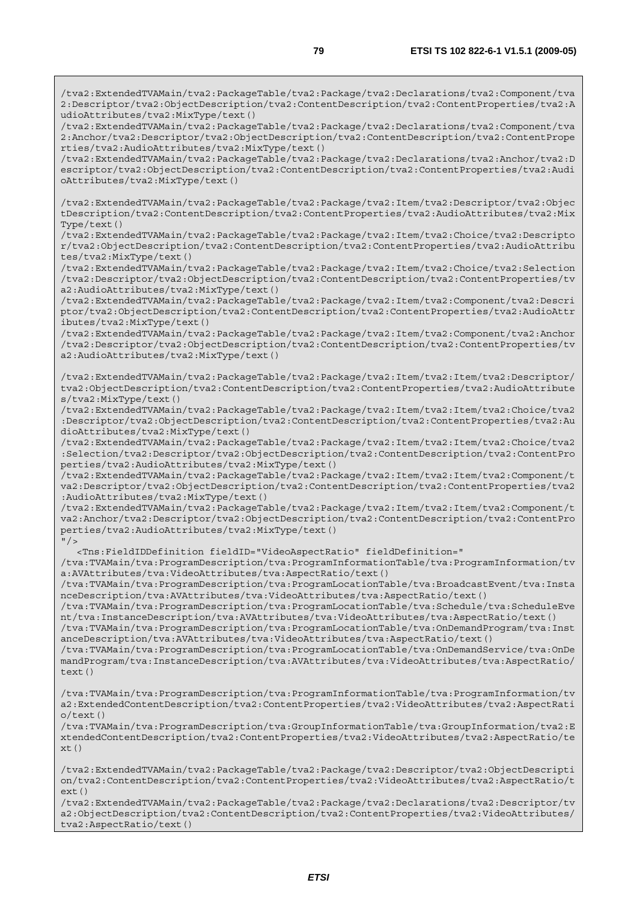```
/tva2:ExtendedTVAMain/tva2:PackageTable/tva2:Package/tva2:Declarations/tva2:Component/tva2:Descriptor/tva2:ObjectDescription/tva2:ContentDescription/tva2:ContentProperties/tva2:AudioAttributes/tva2:MixType/text()
/tva2:ExtendedTVAMain/tva2:PackageTable/tva2:Package/tva2:Declarations/tva2:Component/tva2:Anchor/tva2:Descriptor/tva2:ObjectDescription/tva2:ContentDescription/tva2:ContentProperties/tva2:AudioAttributes/tva2:MixType/text()
/tva2:ExtendedTVAMain/tva2:PackageTable/tva2:Package/tva2:Declarations/tva2:Anchor/tva2:Descriptor/tva2:ObjectDescription/tva2:ContentDescription/tva2:ContentProperties/tva2:AudioAttributes/tva2:MixType/text()

/tva2:ExtendedTVAMain/tva2:PackageTable/tva2:Package/tva2:Item/tva2:Descriptor/tva2:ObjectDescription/tva2:ContentDescription/tva2:ContentProperties/tva2:AudioAttributes/tva2:MixType/text()
/tva2:ExtendedTVAMain/tva2:PackageTable/tva2:Package/tva2:Item/tva2:Choice/tva2:Descriptor/tva2:ObjectDescription/tva2:ContentDescription/tva2:ContentProperties/tva2:AudioAttributes/tva2:MixType/text()
/tva2:ExtendedTVAMain/tva2:PackageTable/tva2:Package/tva2:Item/tva2:Choice/tva2:Selection/tva2:Descriptor/tva2:ObjectDescription/tva2:ContentDescription/tva2:ContentProperties/tva2:AudioAttributes/tva2:MixType/text()
/tva2:ExtendedTVAMain/tva2:PackageTable/tva2:Package/tva2:Item/tva2:Component/tva2:Descriptor/tva2:ObjectDescription/tva2:ContentDescription/tva2:ContentProperties/tva2:AudioAttributes/tva2:MixType/text()
/tva2:ExtendedTVAMain/tva2:PackageTable/tva2:Package/tva2:Item/tva2:Component/tva2:Anchor/tva2:Descriptor/tva2:ObjectDescription/tva2:ContentDescription/tva2:ContentProperties/tva2:AudioAttributes/tva2:MixType/text()

/tva2:ExtendedTVAMain/tva2:PackageTable/tva2:Package/tva2:Item/tva2:Item/tva2:Descriptor/tva2:ObjectDescription/tva2:ContentDescription/tva2:ContentProperties/tva2:AudioAttributes/tva2:MixType/text()
/tva2:ExtendedTVAMain/tva2:PackageTable/tva2:Package/tva2:Item/tva2:Item/tva2:Choice/tva2:Descriptor/tva2:ObjectDescription/tva2:ContentDescription/tva2:ContentProperties/tva2:AudioAttributes/tva2:MixType/text()
/tva2:ExtendedTVAMain/tva2:PackageTable/tva2:Package/tva2:Item/tva2:Item/tva2:Choice/tva2:Selection/tva2:Descriptor/tva2:ObjectDescription/tva2:ContentDescription/tva2:ContentProperties/tva2:AudioAttributes/tva2:MixType/text()
/tva2:ExtendedTVAMain/tva2:PackageTable/tva2:Package/tva2:Item/tva2:Item/tva2:Component/tva2:Descriptor/tva2:ObjectDescription/tva2:ContentDescription/tva2:ContentProperties/tva2:AudioAttributes/tva2:MixType/text()
/tva2:ExtendedTVAMain/tva2:PackageTable/tva2:Package/tva2:Item/tva2:Item/tva2:Component/tva2:Anchor/tva2:Descriptor/tva2:ObjectDescription/tva2:ContentDescription/tva2:ContentProperties/tva2:AudioAttributes/tva2:MixType/text()
"/>
   <Tns:FieldIDDefinition fieldID="VideoAspectRatio" fieldDefinition="
/tva:TVAMain/tva:ProgramDescription/tva:ProgramInformationTable/tva:ProgramInformation/tva:AVAttributes/tva:VideoAttributes/tva:AspectRatio/text()
/tva:TVAMain/tva:ProgramDescription/tva:ProgramLocationTable/tva:BroadcastEvent/tva:InstanceDescription/tva:AVAttributes/tva:VideoAttributes/tva:AspectRatio/text()
/tva:TVAMain/tva:ProgramDescription/tva:ProgramLocationTable/tva:Schedule/tva:ScheduleEvent/tva:InstanceDescription/tva:AVAttributes/tva:VideoAttributes/tva:AspectRatio/text()
/tva:TVAMain/tva:ProgramDescription/tva:ProgramLocationTable/tva:OnDemandProgram/tva:InstanceDescription/tva:AVAttributes/tva:VideoAttributes/tva:AspectRatio/text()
/tva:TVAMain/tva:ProgramDescription/tva:ProgramLocationTable/tva:OnDemandService/tva:OnDemandProgram/tva:InstanceDescription/tva:AVAttributes/tva:VideoAttributes/tva:AspectRatio/text()

/tva:TVAMain/tva:ProgramDescription/tva:ProgramInformationTable/tva:ProgramInformation/tva2:ExtendedContentDescription/tva2:ContentProperties/tva2:VideoAttributes/tva2:AspectRatio/text()
/tva:TVAMain/tva:ProgramDescription/tva:GroupInformationTable/tva:GroupInformation/tva2:ExtendedContentDescription/tva2:ContentProperties/tva2:VideoAttributes/tva2:AspectRatio/text()

/tva2:ExtendedTVAMain/tva2:PackageTable/tva2:Package/tva2:Descriptor/tva2:ObjectDescription/tva2:ContentDescription/tva2:ContentProperties/tva2:VideoAttributes/tva2:AspectRatio/text()
/tva2:ExtendedTVAMain/tva2:PackageTable/tva2:Package/tva2:Declarations/tva2:Descriptor/tva2:ObjectDescription/tva2:ContentDescription/tva2:ContentProperties/tva2:VideoAttributes/tva2:AspectRatio/text()
```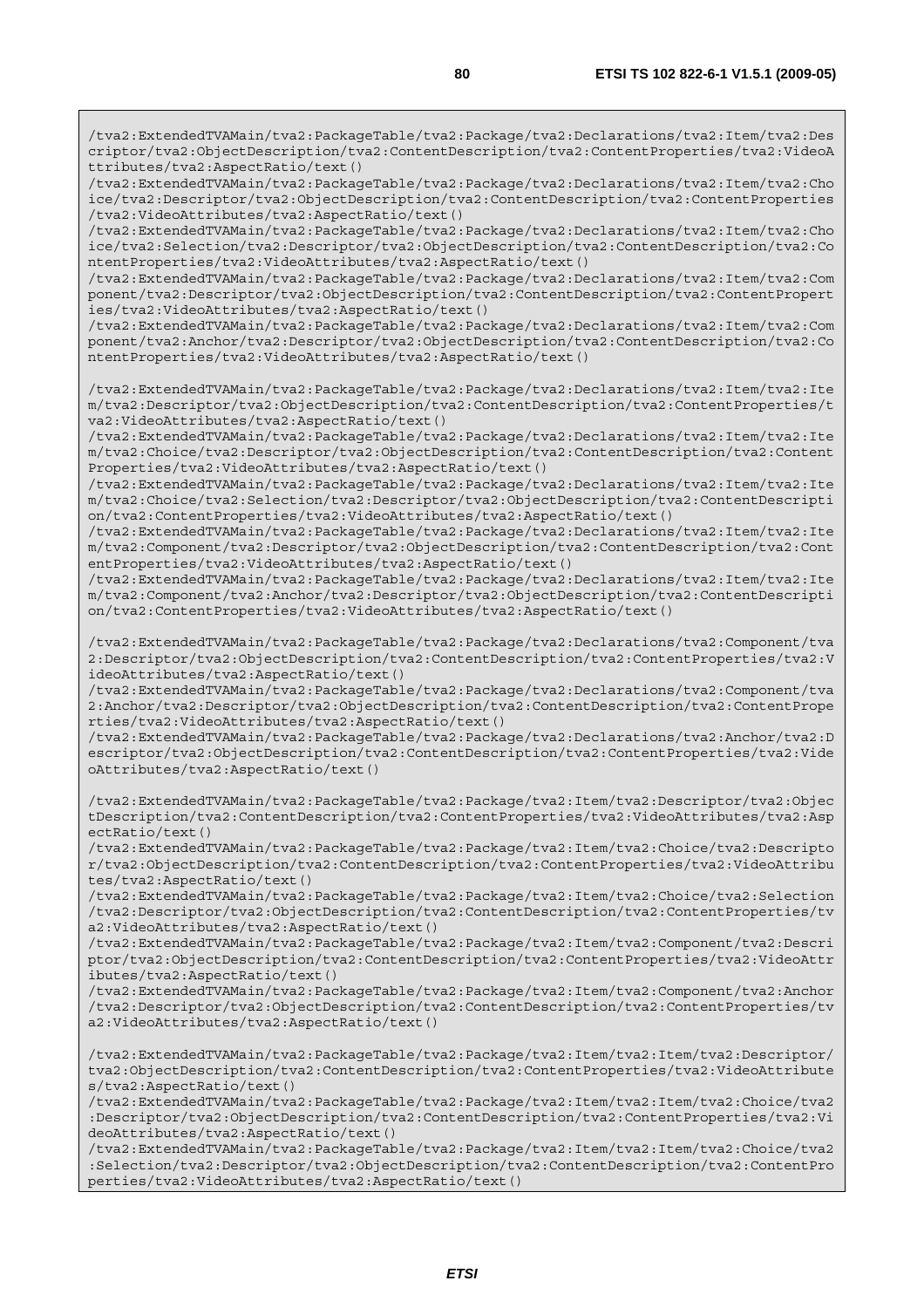```
/tva2:ExtendedTVAMain/tva2:PackageTable/tva2:Package/tva2:Declarations/tva2:Item/tva2:Descriptor/tva2:ObjectDescription/tva2:ContentDescription/tva2:ContentProperties/tva2:VideoAttributes/tva2:AspectRatio/text()
/tva2:ExtendedTVAMain/tva2:PackageTable/tva2:Package/tva2:Declarations/tva2:Item/tva2:Choice/tva2:Descriptor/tva2:ObjectDescription/tva2:ContentDescription/tva2:ContentProperties/tva2:VideoAttributes/tva2:AspectRatio/text()
/tva2:ExtendedTVAMain/tva2:PackageTable/tva2:Package/tva2:Declarations/tva2:Item/tva2:Choice/tva2:Selection/tva2:Descriptor/tva2:ObjectDescription/tva2:ContentDescription/tva2:ContentProperties/tva2:VideoAttributes/tva2:AspectRatio/text()
/tva2:ExtendedTVAMain/tva2:PackageTable/tva2:Package/tva2:Declarations/tva2:Item/tva2:Component/tva2:Descriptor/tva2:ObjectDescription/tva2:ContentDescription/tva2:ContentProperties/tva2:VideoAttributes/tva2:AspectRatio/text()
/tva2:ExtendedTVAMain/tva2:PackageTable/tva2:Package/tva2:Declarations/tva2:Item/tva2:Component/tva2:Anchor/tva2:Descriptor/tva2:ObjectDescription/tva2:ContentDescription/tva2:ContentProperties/tva2:VideoAttributes/tva2:AspectRatio/text()

/tva2:ExtendedTVAMain/tva2:PackageTable/tva2:Package/tva2:Declarations/tva2:Item/tva2:Item/tva2:Descriptor/tva2:ObjectDescription/tva2:ContentDescription/tva2:ContentProperties/tva2:VideoAttributes/tva2:AspectRatio/text()
/tva2:ExtendedTVAMain/tva2:PackageTable/tva2:Package/tva2:Declarations/tva2:Item/tva2:Item/tva2:Choice/tva2:Descriptor/tva2:ObjectDescription/tva2:ContentDescription/tva2:ContentProperties/tva2:VideoAttributes/tva2:AspectRatio/text()
/tva2:ExtendedTVAMain/tva2:PackageTable/tva2:Package/tva2:Declarations/tva2:Item/tva2:Item/tva2:Choice/tva2:Selection/tva2:Descriptor/tva2:ObjectDescription/tva2:ContentDescription/tva2:ContentProperties/tva2:VideoAttributes/tva2:AspectRatio/text()
/tva2:ExtendedTVAMain/tva2:PackageTable/tva2:Package/tva2:Declarations/tva2:Item/tva2:Item/tva2:Component/tva2:Descriptor/tva2:ObjectDescription/tva2:ContentDescription/tva2:ContentProperties/tva2:VideoAttributes/tva2:AspectRatio/text()
/tva2:ExtendedTVAMain/tva2:PackageTable/tva2:Package/tva2:Declarations/tva2:Item/tva2:Item/tva2:Component/tva2:Anchor/tva2:Descriptor/tva2:ObjectDescription/tva2:ContentDescription/tva2:ContentProperties/tva2:VideoAttributes/tva2:AspectRatio/text()

/tva2:ExtendedTVAMain/tva2:PackageTable/tva2:Package/tva2:Declarations/tva2:Component/tva2:Descriptor/tva2:ObjectDescription/tva2:ContentDescription/tva2:ContentProperties/tva2:VideoAttributes/tva2:AspectRatio/text()
/tva2:ExtendedTVAMain/tva2:PackageTable/tva2:Package/tva2:Declarations/tva2:Component/tva2:Anchor/tva2:Descriptor/tva2:ObjectDescription/tva2:ContentDescription/tva2:ContentProperties/tva2:VideoAttributes/tva2:AspectRatio/text()
/tva2:ExtendedTVAMain/tva2:PackageTable/tva2:Package/tva2:Declarations/tva2:Anchor/tva2:Descriptor/tva2:ObjectDescription/tva2:ContentDescription/tva2:ContentProperties/tva2:VideoAttributes/tva2:AspectRatio/text()

/tva2:ExtendedTVAMain/tva2:PackageTable/tva2:Package/tva2:Item/tva2:Descriptor/tva2:ObjectDescription/tva2:ContentDescription/tva2:ContentProperties/tva2:VideoAttributes/tva2:AspectRatio/text()
/tva2:ExtendedTVAMain/tva2:PackageTable/tva2:Package/tva2:Item/tva2:Choice/tva2:Descriptor/tva2:ObjectDescription/tva2:ContentDescription/tva2:ContentProperties/tva2:VideoAttributes/tva2:AspectRatio/text()
/tva2:ExtendedTVAMain/tva2:PackageTable/tva2:Package/tva2:Item/tva2:Choice/tva2:Selection/tva2:Descriptor/tva2:ObjectDescription/tva2:ContentDescription/tva2:ContentProperties/tva2:VideoAttributes/tva2:AspectRatio/text()
/tva2:ExtendedTVAMain/tva2:PackageTable/tva2:Package/tva2:Item/tva2:Component/tva2:Descriptor/tva2:ObjectDescription/tva2:ContentDescription/tva2:ContentProperties/tva2:VideoAttributes/tva2:AspectRatio/text()
/tva2:ExtendedTVAMain/tva2:PackageTable/tva2:Package/tva2:Item/tva2:Component/tva2:Anchor/tva2:Descriptor/tva2:ObjectDescription/tva2:ContentDescription/tva2:ContentProperties/tva2:VideoAttributes/tva2:AspectRatio/text()

/tva2:ExtendedTVAMain/tva2:PackageTable/tva2:Package/tva2:Item/tva2:Item/tva2:Descriptor/tva2:ObjectDescription/tva2:ContentDescription/tva2:ContentProperties/tva2:VideoAttributes/tva2:AspectRatio/text()
/tva2:ExtendedTVAMain/tva2:PackageTable/tva2:Package/tva2:Item/tva2:Item/tva2:Choice/tva2:Descriptor/tva2:ObjectDescription/tva2:ContentDescription/tva2:ContentProperties/tva2:VideoAttributes/tva2:AspectRatio/text()
/tva2:ExtendedTVAMain/tva2:PackageTable/tva2:Package/tva2:Item/tva2:Item/tva2:Choice/tva2:Selection/tva2:Descriptor/tva2:ObjectDescription/tva2:ContentDescription/tva2:ContentProperties/tva2:VideoAttributes/tva2:AspectRatio/text()
```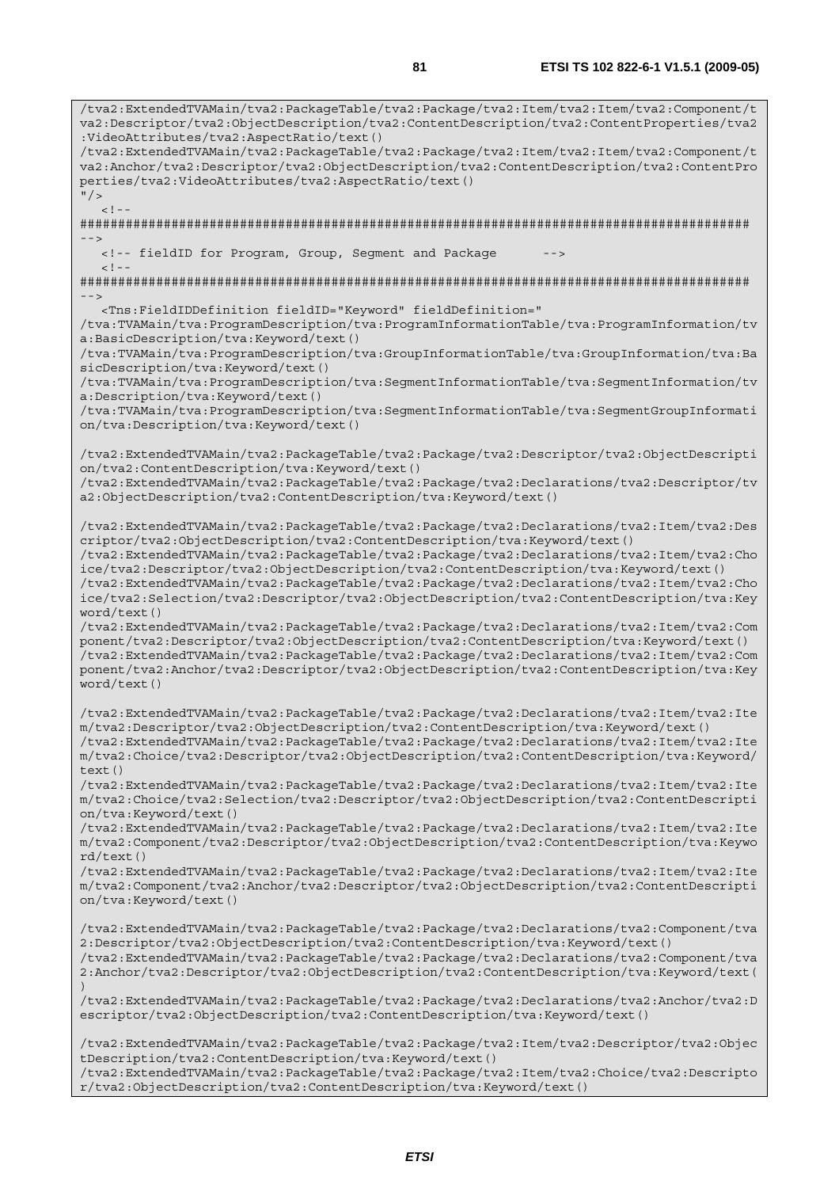```
/tva2:ExtendedTVAMain/tva2:PackageTable/tva2:Package/tva2:Item/tva2:Item/tva2:Component/t
va2:Descriptor/tva2:ObjectDescription/tva2:ContentDescription/tva2:ContentProperties/tva2
:VideoAttributes/tva2:AspectRatio/text()
/tva2:ExtendedTVAMain/tva2:PackageTable/tva2:Package/tva2:Item/tva2:Item/tva2:Component/t
va2:Anchor/tva2:Descriptor/tva2:ObjectDescription/tva2:ContentDescription/tva2:ContentPro
perties/tva2:VideoAttributes/tva2:AspectRatio/text()
"/>
   <!--
######################################################################################
-->
   <!-- fieldID for Program, Group, Segment and Package      -->
   <!--
######################################################################################
-->
   <Tns:FieldIDDefinition fieldID="Keyword" fieldDefinition="
/tva:TVAMain/tva:ProgramDescription/tva:ProgramInformationTable/tva:ProgramInformation/tv
a:BasicDescription/tva:Keyword/text()
/tva:TVAMain/tva:ProgramDescription/tva:GroupInformationTable/tva:GroupInformation/tva:Ba
sicDescription/tva:Keyword/text()
/tva:TVAMain/tva:ProgramDescription/tva:SegmentInformationTable/tva:SegmentInformation/tv
a:Description/tva:Keyword/text()
/tva:TVAMain/tva:ProgramDescription/tva:SegmentInformationTable/tva:SegmentGroupInformati
on/tva:Description/tva:Keyword/text()

/tva2:ExtendedTVAMain/tva2:PackageTable/tva2:Package/tva2:Descriptor/tva2:ObjectDescripti
on/tva2:ContentDescription/tva:Keyword/text()
/tva2:ExtendedTVAMain/tva2:PackageTable/tva2:Package/tva2:Declarations/tva2:Descriptor/tv
a2:ObjectDescription/tva2:ContentDescription/tva:Keyword/text()

/tva2:ExtendedTVAMain/tva2:PackageTable/tva2:Package/tva2:Declarations/tva2:Item/tva2:Des
criptor/tva2:ObjectDescription/tva2:ContentDescription/tva:Keyword/text()
/tva2:ExtendedTVAMain/tva2:PackageTable/tva2:Package/tva2:Declarations/tva2:Item/tva2:Cho
ice/tva2:Descriptor/tva2:ObjectDescription/tva2:ContentDescription/tva:Keyword/text()
/tva2:ExtendedTVAMain/tva2:PackageTable/tva2:Package/tva2:Declarations/tva2:Item/tva2:Cho
ice/tva2:Selection/tva2:Descriptor/tva2:ObjectDescription/tva2:ContentDescription/tva:Key
word/text()
/tva2:ExtendedTVAMain/tva2:PackageTable/tva2:Package/tva2:Declarations/tva2:Item/tva2:Com
ponent/tva2:Descriptor/tva2:ObjectDescription/tva2:ContentDescription/tva:Keyword/text()
/tva2:ExtendedTVAMain/tva2:PackageTable/tva2:Package/tva2:Declarations/tva2:Item/tva2:Com
ponent/tva2:Anchor/tva2:Descriptor/tva2:ObjectDescription/tva2:ContentDescription/tva:Key
word/text()

/tva2:ExtendedTVAMain/tva2:PackageTable/tva2:Package/tva2:Declarations/tva2:Item/tva2:Ite
m/tva2:Descriptor/tva2:ObjectDescription/tva2:ContentDescription/tva:Keyword/text()
/tva2:ExtendedTVAMain/tva2:PackageTable/tva2:Package/tva2:Declarations/tva2:Item/tva2:Ite
m/tva2:Choice/tva2:Descriptor/tva2:ObjectDescription/tva2:ContentDescription/tva:Keyword/
text()
/tva2:ExtendedTVAMain/tva2:PackageTable/tva2:Package/tva2:Declarations/tva2:Item/tva2:Ite
m/tva2:Choice/tva2:Selection/tva2:Descriptor/tva2:ObjectDescription/tva2:ContentDescripti
on/tva:Keyword/text()
/tva2:ExtendedTVAMain/tva2:PackageTable/tva2:Package/tva2:Declarations/tva2:Item/tva2:Ite
m/tva2:Component/tva2:Descriptor/tva2:ObjectDescription/tva2:ContentDescription/tva:Keywo
rd/text()
/tva2:ExtendedTVAMain/tva2:PackageTable/tva2:Package/tva2:Declarations/tva2:Item/tva2:Ite
m/tva2:Component/tva2:Anchor/tva2:Descriptor/tva2:ObjectDescription/tva2:ContentDescripti
on/tva:Keyword/text()

/tva2:ExtendedTVAMain/tva2:PackageTable/tva2:Package/tva2:Declarations/tva2:Component/tva
2:Descriptor/tva2:ObjectDescription/tva2:ContentDescription/tva:Keyword/text()
/tva2:ExtendedTVAMain/tva2:PackageTable/tva2:Package/tva2:Declarations/tva2:Component/tva
2:Anchor/tva2:Descriptor/tva2:ObjectDescription/tva2:ContentDescription/tva:Keyword/text(
)
/tva2:ExtendedTVAMain/tva2:PackageTable/tva2:Package/tva2:Declarations/tva2:Anchor/tva2:D
escriptor/tva2:ObjectDescription/tva2:ContentDescription/tva:Keyword/text()

/tva2:ExtendedTVAMain/tva2:PackageTable/tva2:Package/tva2:Item/tva2:Descriptor/tva2:Objec
tDescription/tva2:ContentDescription/tva:Keyword/text()
/tva2:ExtendedTVAMain/tva2:PackageTable/tva2:Package/tva2:Item/tva2:Choice/tva2:Descripto
r/tva2:ObjectDescription/tva2:ContentDescription/tva:Keyword/text()
```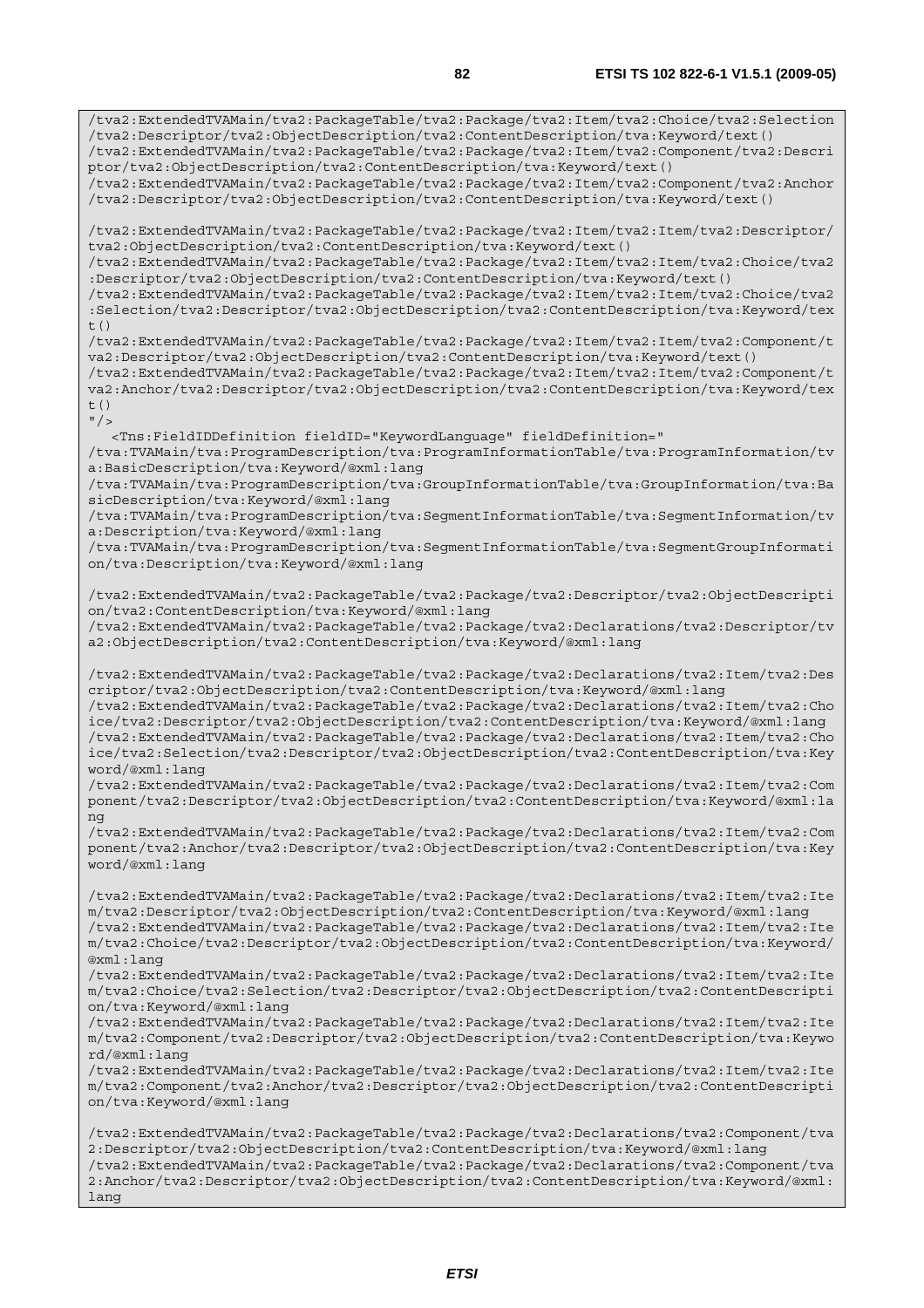```
/tva2:ExtendedTVAMain/tva2:PackageTable/tva2:Package/tva2:Item/tva2:Choice/tva2:Selection
/tva2:Descriptor/tva2:ObjectDescription/tva2:ContentDescription/tva:Keyword/text()
/tva2:ExtendedTVAMain/tva2:PackageTable/tva2:Package/tva2:Item/tva2:Component/tva2:Descri
ptor/tva2:ObjectDescription/tva2:ContentDescription/tva:Keyword/text()
/tva2:ExtendedTVAMain/tva2:PackageTable/tva2:Package/tva2:Item/tva2:Component/tva2:Anchor
/tva2:Descriptor/tva2:ObjectDescription/tva2:ContentDescription/tva:Keyword/text()

/tva2:ExtendedTVAMain/tva2:PackageTable/tva2:Package/tva2:Item/tva2:Item/tva2:Descriptor/
tva2:ObjectDescription/tva2:ContentDescription/tva:Keyword/text()
/tva2:ExtendedTVAMain/tva2:PackageTable/tva2:Package/tva2:Item/tva2:Item/tva2:Choice/tva2
:Descriptor/tva2:ObjectDescription/tva2:ContentDescription/tva:Keyword/text()
/tva2:ExtendedTVAMain/tva2:PackageTable/tva2:Package/tva2:Item/tva2:Item/tva2:Choice/tva2
:Selection/tva2:Descriptor/tva2:ObjectDescription/tva2:ContentDescription/tva:Keyword/tex
t()
/tva2:ExtendedTVAMain/tva2:PackageTable/tva2:Package/tva2:Item/tva2:Item/tva2:Component/t
va2:Descriptor/tva2:ObjectDescription/tva2:ContentDescription/tva:Keyword/text()
/tva2:ExtendedTVAMain/tva2:PackageTable/tva2:Package/tva2:Item/tva2:Item/tva2:Component/t
va2:Anchor/tva2:Descriptor/tva2:ObjectDescription/tva2:ContentDescription/tva:Keyword/tex
t()
"/>
   <Tns:FieldIDDefinition fieldID="KeywordLanguage" fieldDefinition="
/tva:TVAMain/tva:ProgramDescription/tva:ProgramInformationTable/tva:ProgramInformation/tv
a:BasicDescription/tva:Keyword/@xml:lang
/tva:TVAMain/tva:ProgramDescription/tva:GroupInformationTable/tva:GroupInformation/tva:Ba
sicDescription/tva:Keyword/@xml:lang
/tva:TVAMain/tva:ProgramDescription/tva:SegmentInformationTable/tva:SegmentInformation/tv
a:Description/tva:Keyword/@xml:lang
/tva:TVAMain/tva:ProgramDescription/tva:SegmentInformationTable/tva:SegmentGroupInformati
on/tva:Description/tva:Keyword/@xml:lang

/tva2:ExtendedTVAMain/tva2:PackageTable/tva2:Package/tva2:Descriptor/tva2:ObjectDescripti
on/tva2:ContentDescription/tva:Keyword/@xml:lang
/tva2:ExtendedTVAMain/tva2:PackageTable/tva2:Package/tva2:Declarations/tva2:Descriptor/tv
a2:ObjectDescription/tva2:ContentDescription/tva:Keyword/@xml:lang

/tva2:ExtendedTVAMain/tva2:PackageTable/tva2:Package/tva2:Declarations/tva2:Item/tva2:Des
criptor/tva2:ObjectDescription/tva2:ContentDescription/tva:Keyword/@xml:lang
/tva2:ExtendedTVAMain/tva2:PackageTable/tva2:Package/tva2:Declarations/tva2:Item/tva2:Cho
ice/tva2:Descriptor/tva2:ObjectDescription/tva2:ContentDescription/tva:Keyword/@xml:lang
/tva2:ExtendedTVAMain/tva2:PackageTable/tva2:Package/tva2:Declarations/tva2:Item/tva2:Cho
ice/tva2:Selection/tva2:Descriptor/tva2:ObjectDescription/tva2:ContentDescription/tva:Key
word/@xml:lang
/tva2:ExtendedTVAMain/tva2:PackageTable/tva2:Package/tva2:Declarations/tva2:Item/tva2:Com
ponent/tva2:Descriptor/tva2:ObjectDescription/tva2:ContentDescription/tva:Keyword/@xml:la
ng
/tva2:ExtendedTVAMain/tva2:PackageTable/tva2:Package/tva2:Declarations/tva2:Item/tva2:Com
ponent/tva2:Anchor/tva2:Descriptor/tva2:ObjectDescription/tva2:ContentDescription/tva:Key
word/@xml:lang

/tva2:ExtendedTVAMain/tva2:PackageTable/tva2:Package/tva2:Declarations/tva2:Item/tva2:Ite
m/tva2:Descriptor/tva2:ObjectDescription/tva2:ContentDescription/tva:Keyword/@xml:lang
/tva2:ExtendedTVAMain/tva2:PackageTable/tva2:Package/tva2:Declarations/tva2:Item/tva2:Ite
m/tva2:Choice/tva2:Descriptor/tva2:ObjectDescription/tva2:ContentDescription/tva:Keyword/
@xml:lang
/tva2:ExtendedTVAMain/tva2:PackageTable/tva2:Package/tva2:Declarations/tva2:Item/tva2:Ite
m/tva2:Choice/tva2:Selection/tva2:Descriptor/tva2:ObjectDescription/tva2:ContentDescripti
on/tva:Keyword/@xml:lang
/tva2:ExtendedTVAMain/tva2:PackageTable/tva2:Package/tva2:Declarations/tva2:Item/tva2:Ite
m/tva2:Component/tva2:Descriptor/tva2:ObjectDescription/tva2:ContentDescription/tva:Keywo
rd/@xml:lang
/tva2:ExtendedTVAMain/tva2:PackageTable/tva2:Package/tva2:Declarations/tva2:Item/tva2:Ite
m/tva2:Component/tva2:Anchor/tva2:Descriptor/tva2:ObjectDescription/tva2:ContentDescripti
on/tva:Keyword/@xml:lang

/tva2:ExtendedTVAMain/tva2:PackageTable/tva2:Package/tva2:Declarations/tva2:Component/tva
2:Descriptor/tva2:ObjectDescription/tva2:ContentDescription/tva:Keyword/@xml:lang
/tva2:ExtendedTVAMain/tva2:PackageTable/tva2:Package/tva2:Declarations/tva2:Component/tva
2:Anchor/tva2:Descriptor/tva2:ObjectDescription/tva2:ContentDescription/tva:Keyword/@xml:
lang
```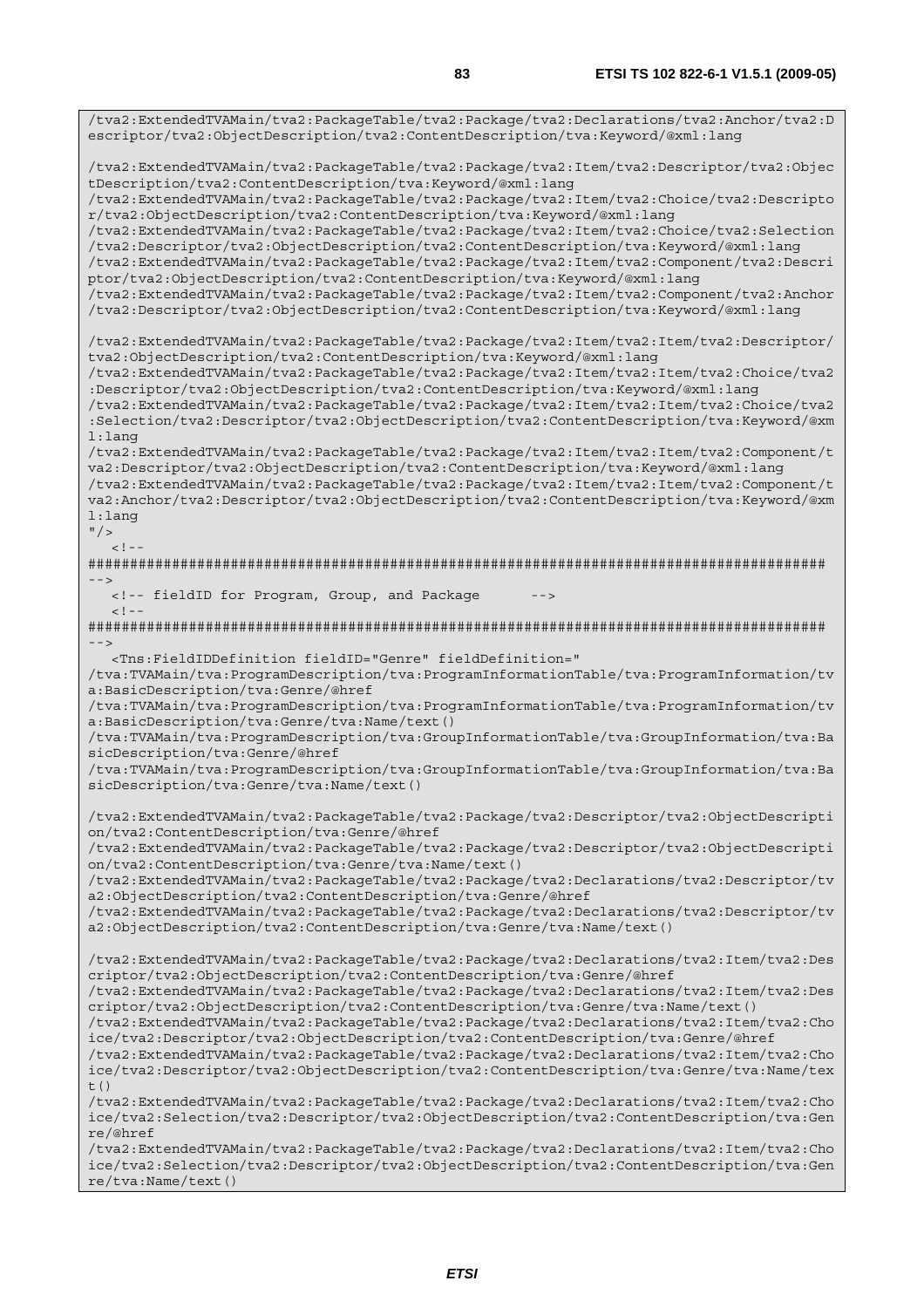```
/tva2:ExtendedTVAMain/tva2:PackageTable/tva2:Package/tva2:Declarations/tva2:Anchor/tva2:D
escriptor/tva2:ObjectDescription/tva2:ContentDescription/tva:Keyword/@xml:lang

/tva2:ExtendedTVAMain/tva2:PackageTable/tva2:Package/tva2:Item/tva2:Descriptor/tva2:Objec
tDescription/tva2:ContentDescription/tva:Keyword/@xml:lang
/tva2:ExtendedTVAMain/tva2:PackageTable/tva2:Package/tva2:Item/tva2:Choice/tva2:Descripto
r/tva2:ObjectDescription/tva2:ContentDescription/tva:Keyword/@xml:lang
/tva2:ExtendedTVAMain/tva2:PackageTable/tva2:Package/tva2:Item/tva2:Choice/tva2:Selection
/tva2:Descriptor/tva2:ObjectDescription/tva2:ContentDescription/tva:Keyword/@xml:lang
/tva2:ExtendedTVAMain/tva2:PackageTable/tva2:Package/tva2:Item/tva2:Component/tva2:Descri
ptor/tva2:ObjectDescription/tva2:ContentDescription/tva:Keyword/@xml:lang
/tva2:ExtendedTVAMain/tva2:PackageTable/tva2:Package/tva2:Item/tva2:Component/tva2:Anchor
/tva2:Descriptor/tva2:ObjectDescription/tva2:ContentDescription/tva:Keyword/@xml:lang

/tva2:ExtendedTVAMain/tva2:PackageTable/tva2:Package/tva2:Item/tva2:Item/tva2:Descriptor/
tva2:ObjectDescription/tva2:ContentDescription/tva:Keyword/@xml:lang
/tva2:ExtendedTVAMain/tva2:PackageTable/tva2:Package/tva2:Item/tva2:Item/tva2:Choice/tva2
:Descriptor/tva2:ObjectDescription/tva2:ContentDescription/tva:Keyword/@xml:lang
/tva2:ExtendedTVAMain/tva2:PackageTable/tva2:Package/tva2:Item/tva2:Item/tva2:Choice/tva2
:Selection/tva2:Descriptor/tva2:ObjectDescription/tva2:ContentDescription/tva:Keyword/@xm
l:lang
/tva2:ExtendedTVAMain/tva2:PackageTable/tva2:Package/tva2:Item/tva2:Item/tva2:Component/t
va2:Descriptor/tva2:ObjectDescription/tva2:ContentDescription/tva:Keyword/@xml:lang
/tva2:ExtendedTVAMain/tva2:PackageTable/tva2:Package/tva2:Item/tva2:Item/tva2:Component/t
va2:Anchor/tva2:Descriptor/tva2:ObjectDescription/tva2:ContentDescription/tva:Keyword/@xm
l:lang
"/>
   <!--
########################################################################################
-->
   <!-- fieldID for Program, Group, and Package      -->
   <!--
########################################################################################
-->
   <Tns:FieldIDDefinition fieldID="Genre" fieldDefinition="
/tva:TVAMain/tva:ProgramDescription/tva:ProgramInformationTable/tva:ProgramInformation/tv
a:BasicDescription/tva:Genre/@href
/tva:TVAMain/tva:ProgramDescription/tva:ProgramInformationTable/tva:ProgramInformation/tv
a:BasicDescription/tva:Genre/tva:Name/text()
/tva:TVAMain/tva:ProgramDescription/tva:GroupInformationTable/tva:GroupInformation/tva:Ba
sicDescription/tva:Genre/@href
/tva:TVAMain/tva:ProgramDescription/tva:GroupInformationTable/tva:GroupInformation/tva:Ba
sicDescription/tva:Genre/tva:Name/text()

/tva2:ExtendedTVAMain/tva2:PackageTable/tva2:Package/tva2:Descriptor/tva2:ObjectDescripti
on/tva2:ContentDescription/tva:Genre/@href
/tva2:ExtendedTVAMain/tva2:PackageTable/tva2:Package/tva2:Descriptor/tva2:ObjectDescripti
on/tva2:ContentDescription/tva:Genre/tva:Name/text()
/tva2:ExtendedTVAMain/tva2:PackageTable/tva2:Package/tva2:Declarations/tva2:Descriptor/tv
a2:ObjectDescription/tva2:ContentDescription/tva:Genre/@href
/tva2:ExtendedTVAMain/tva2:PackageTable/tva2:Package/tva2:Declarations/tva2:Descriptor/tv
a2:ObjectDescription/tva2:ContentDescription/tva:Genre/tva:Name/text()

/tva2:ExtendedTVAMain/tva2:PackageTable/tva2:Package/tva2:Declarations/tva2:Item/tva2:Des
criptor/tva2:ObjectDescription/tva2:ContentDescription/tva:Genre/@href
/tva2:ExtendedTVAMain/tva2:PackageTable/tva2:Package/tva2:Declarations/tva2:Item/tva2:Des
criptor/tva2:ObjectDescription/tva2:ContentDescription/tva:Genre/tva:Name/text()
/tva2:ExtendedTVAMain/tva2:PackageTable/tva2:Package/tva2:Declarations/tva2:Item/tva2:Cho
ice/tva2:Descriptor/tva2:ObjectDescription/tva2:ContentDescription/tva:Genre/@href
/tva2:ExtendedTVAMain/tva2:PackageTable/tva2:Package/tva2:Declarations/tva2:Item/tva2:Cho
ice/tva2:Descriptor/tva2:ObjectDescription/tva2:ContentDescription/tva:Genre/tva:Name/tex
t()
/tva2:ExtendedTVAMain/tva2:PackageTable/tva2:Package/tva2:Declarations/tva2:Item/tva2:Cho
ice/tva2:Selection/tva2:Descriptor/tva2:ObjectDescription/tva2:ContentDescription/tva:Gen
re/@href
/tva2:ExtendedTVAMain/tva2:PackageTable/tva2:Package/tva2:Declarations/tva2:Item/tva2:Cho
ice/tva2:Selection/tva2:Descriptor/tva2:ObjectDescription/tva2:ContentDescription/tva:Gen
re/tva:Name/text()
```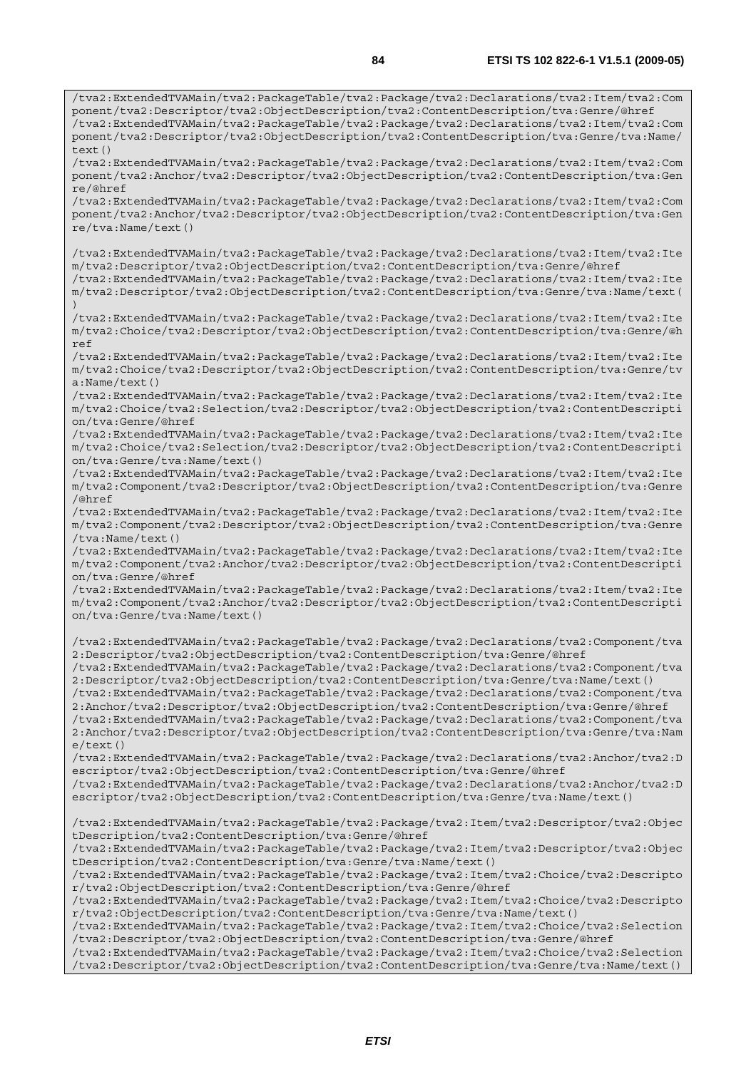```
/tva2:ExtendedTVAMain/tva2:PackageTable/tva2:Package/tva2:Declarations/tva2:Item/tva2:Component/tva2:Descriptor/tva2:ObjectDescription/tva2:ContentDescription/tva:Genre/@href
/tva2:ExtendedTVAMain/tva2:PackageTable/tva2:Package/tva2:Declarations/tva2:Item/tva2:Component/tva2:Descriptor/tva2:ObjectDescription/tva2:ContentDescription/tva:Genre/tva:Name/text()
/tva2:ExtendedTVAMain/tva2:PackageTable/tva2:Package/tva2:Declarations/tva2:Item/tva2:Component/tva2:Anchor/tva2:Descriptor/tva2:ObjectDescription/tva2:ContentDescription/tva:Genre/@href
/tva2:ExtendedTVAMain/tva2:PackageTable/tva2:Package/tva2:Declarations/tva2:Item/tva2:Component/tva2:Anchor/tva2:Descriptor/tva2:ObjectDescription/tva2:ContentDescription/tva:Genre/tva:Name/text()

/tva2:ExtendedTVAMain/tva2:PackageTable/tva2:Package/tva2:Declarations/tva2:Item/tva2:Item/tva2:Descriptor/tva2:ObjectDescription/tva2:ContentDescription/tva:Genre/@href
/tva2:ExtendedTVAMain/tva2:PackageTable/tva2:Package/tva2:Declarations/tva2:Item/tva2:Item/tva2:Descriptor/tva2:ObjectDescription/tva2:ContentDescription/tva:Genre/tva:Name/text()
/tva2:ExtendedTVAMain/tva2:PackageTable/tva2:Package/tva2:Declarations/tva2:Item/tva2:Item/tva2:Choice/tva2:Descriptor/tva2:ObjectDescription/tva2:ContentDescription/tva:Genre/@href
/tva2:ExtendedTVAMain/tva2:PackageTable/tva2:Package/tva2:Declarations/tva2:Item/tva2:Item/tva2:Choice/tva2:Descriptor/tva2:ObjectDescription/tva2:ContentDescription/tva:Genre/tva:Name/text()
/tva2:ExtendedTVAMain/tva2:PackageTable/tva2:Package/tva2:Declarations/tva2:Item/tva2:Item/tva2:Choice/tva2:Selection/tva2:Descriptor/tva2:ObjectDescription/tva2:ContentDescription/tva:Genre/@href
/tva2:ExtendedTVAMain/tva2:PackageTable/tva2:Package/tva2:Declarations/tva2:Item/tva2:Item/tva2:Choice/tva2:Selection/tva2:Descriptor/tva2:ObjectDescription/tva2:ContentDescription/tva:Genre/tva:Name/text()
/tva2:ExtendedTVAMain/tva2:PackageTable/tva2:Package/tva2:Declarations/tva2:Item/tva2:Item/tva2:Component/tva2:Descriptor/tva2:ObjectDescription/tva2:ContentDescription/tva:Genre/@href
/tva2:ExtendedTVAMain/tva2:PackageTable/tva2:Package/tva2:Declarations/tva2:Item/tva2:Item/tva2:Component/tva2:Descriptor/tva2:ObjectDescription/tva2:ContentDescription/tva:Genre/tva:Name/text()
/tva2:ExtendedTVAMain/tva2:PackageTable/tva2:Package/tva2:Declarations/tva2:Item/tva2:Item/tva2:Component/tva2:Anchor/tva2:Descriptor/tva2:ObjectDescription/tva2:ContentDescription/tva:Genre/@href
/tva2:ExtendedTVAMain/tva2:PackageTable/tva2:Package/tva2:Declarations/tva2:Item/tva2:Item/tva2:Component/tva2:Anchor/tva2:Descriptor/tva2:ObjectDescription/tva2:ContentDescription/tva:Genre/tva:Name/text()

/tva2:ExtendedTVAMain/tva2:PackageTable/tva2:Package/tva2:Declarations/tva2:Component/tva2:Descriptor/tva2:ObjectDescription/tva2:ContentDescription/tva:Genre/@href
/tva2:ExtendedTVAMain/tva2:PackageTable/tva2:Package/tva2:Declarations/tva2:Component/tva2:Descriptor/tva2:ObjectDescription/tva2:ContentDescription/tva:Genre/tva:Name/text()
/tva2:ExtendedTVAMain/tva2:PackageTable/tva2:Package/tva2:Declarations/tva2:Component/tva2:Anchor/tva2:Descriptor/tva2:ObjectDescription/tva2:ContentDescription/tva:Genre/@href
/tva2:ExtendedTVAMain/tva2:PackageTable/tva2:Package/tva2:Declarations/tva2:Component/tva2:Anchor/tva2:Descriptor/tva2:ObjectDescription/tva2:ContentDescription/tva:Genre/tva:Name/text()
/tva2:ExtendedTVAMain/tva2:PackageTable/tva2:Package/tva2:Declarations/tva2:Anchor/tva2:Descriptor/tva2:ObjectDescription/tva2:ContentDescription/tva:Genre/@href
/tva2:ExtendedTVAMain/tva2:PackageTable/tva2:Package/tva2:Declarations/tva2:Anchor/tva2:Descriptor/tva2:ObjectDescription/tva2:ContentDescription/tva:Genre/tva:Name/text()

/tva2:ExtendedTVAMain/tva2:PackageTable/tva2:Package/tva2:Item/tva2:Descriptor/tva2:ObjectDescription/tva2:ContentDescription/tva:Genre/@href
/tva2:ExtendedTVAMain/tva2:PackageTable/tva2:Package/tva2:Item/tva2:Descriptor/tva2:ObjectDescription/tva2:ContentDescription/tva:Genre/tva:Name/text()
/tva2:ExtendedTVAMain/tva2:PackageTable/tva2:Package/tva2:Item/tva2:Choice/tva2:Descriptor/tva2:ObjectDescription/tva2:ContentDescription/tva:Genre/@href
/tva2:ExtendedTVAMain/tva2:PackageTable/tva2:Package/tva2:Item/tva2:Choice/tva2:Descriptor/tva2:ObjectDescription/tva2:ContentDescription/tva:Genre/tva:Name/text()
/tva2:ExtendedTVAMain/tva2:PackageTable/tva2:Package/tva2:Item/tva2:Choice/tva2:Selection/tva2:Descriptor/tva2:ObjectDescription/tva2:ContentDescription/tva:Genre/@href
/tva2:ExtendedTVAMain/tva2:PackageTable/tva2:Package/tva2:Item/tva2:Choice/tva2:Selection/tva2:Descriptor/tva2:ObjectDescription/tva2:ContentDescription/tva:Genre/tva:Name/text()
```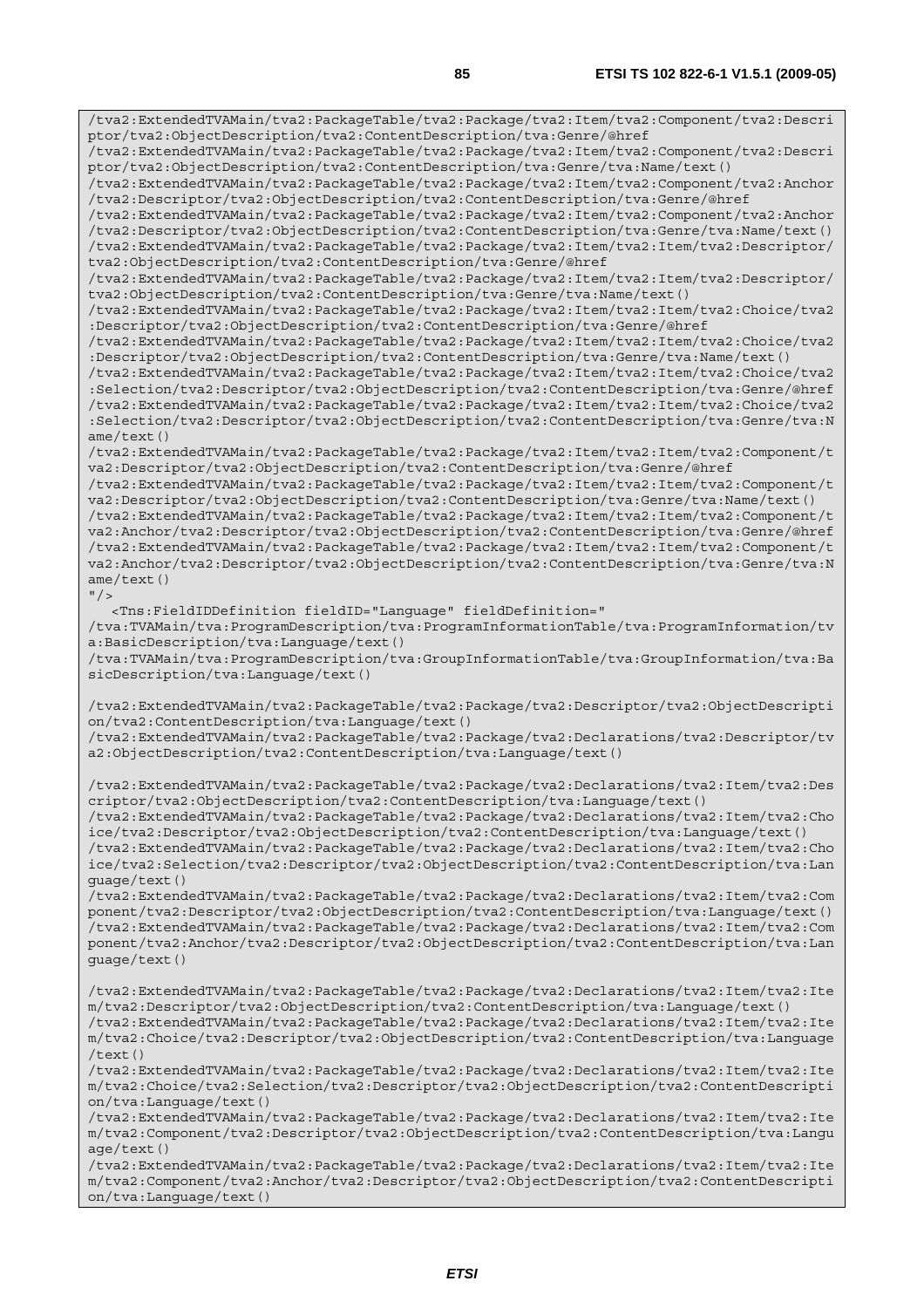```
/tva2:ExtendedTVAMain/tva2:PackageTable/tva2:Package/tva2:Item/tva2:Component/tva2:Descri
ptor/tva2:ObjectDescription/tva2:ContentDescription/tva:Genre/@href
/tva2:ExtendedTVAMain/tva2:PackageTable/tva2:Package/tva2:Item/tva2:Component/tva2:Descri
ptor/tva2:ObjectDescription/tva2:ContentDescription/tva:Genre/tva:Name/text()
/tva2:ExtendedTVAMain/tva2:PackageTable/tva2:Package/tva2:Item/tva2:Component/tva2:Anchor
/tva2:Descriptor/tva2:ObjectDescription/tva2:ContentDescription/tva:Genre/@href
/tva2:ExtendedTVAMain/tva2:PackageTable/tva2:Package/tva2:Item/tva2:Component/tva2:Anchor
/tva2:Descriptor/tva2:ObjectDescription/tva2:ContentDescription/tva:Genre/tva:Name/text()
/tva2:ExtendedTVAMain/tva2:PackageTable/tva2:Package/tva2:Item/tva2:Item/tva2:Descriptor/
tva2:ObjectDescription/tva2:ContentDescription/tva:Genre/@href
/tva2:ExtendedTVAMain/tva2:PackageTable/tva2:Package/tva2:Item/tva2:Item/tva2:Descriptor/
tva2:ObjectDescription/tva2:ContentDescription/tva:Genre/tva:Name/text()
/tva2:ExtendedTVAMain/tva2:PackageTable/tva2:Package/tva2:Item/tva2:Item/tva2:Choice/tva2
:Descriptor/tva2:ObjectDescription/tva2:ContentDescription/tva:Genre/@href
/tva2:ExtendedTVAMain/tva2:PackageTable/tva2:Package/tva2:Item/tva2:Item/tva2:Choice/tva2
:Descriptor/tva2:ObjectDescription/tva2:ContentDescription/tva:Genre/tva:Name/text()
/tva2:ExtendedTVAMain/tva2:PackageTable/tva2:Package/tva2:Item/tva2:Item/tva2:Choice/tva2
:Selection/tva2:Descriptor/tva2:ObjectDescription/tva2:ContentDescription/tva:Genre/@href
/tva2:ExtendedTVAMain/tva2:PackageTable/tva2:Package/tva2:Item/tva2:Item/tva2:Choice/tva2
:Selection/tva2:Descriptor/tva2:ObjectDescription/tva2:ContentDescription/tva:Genre/tva:N
ame/text()
/tva2:ExtendedTVAMain/tva2:PackageTable/tva2:Package/tva2:Item/tva2:Item/tva2:Component/t
va2:Descriptor/tva2:ObjectDescription/tva2:ContentDescription/tva:Genre/@href
/tva2:ExtendedTVAMain/tva2:PackageTable/tva2:Package/tva2:Item/tva2:Item/tva2:Component/t
va2:Descriptor/tva2:ObjectDescription/tva2:ContentDescription/tva:Genre/tva:Name/text()
/tva2:ExtendedTVAMain/tva2:PackageTable/tva2:Package/tva2:Item/tva2:Item/tva2:Component/t
va2:Anchor/tva2:Descriptor/tva2:ObjectDescription/tva2:ContentDescription/tva:Genre/@href
/tva2:ExtendedTVAMain/tva2:PackageTable/tva2:Package/tva2:Item/tva2:Item/tva2:Component/t
va2:Anchor/tva2:Descriptor/tva2:ObjectDescription/tva2:ContentDescription/tva:Genre/tva:N
ame/text()
"/>
   <Tns:FieldIDDefinition fieldID="Language" fieldDefinition="
/tva:TVAMain/tva:ProgramDescription/tva:ProgramInformationTable/tva:ProgramInformation/tv
a:BasicDescription/tva:Language/text()
/tva:TVAMain/tva:ProgramDescription/tva:GroupInformationTable/tva:GroupInformation/tva:Ba
sicDescription/tva:Language/text()

/tva2:ExtendedTVAMain/tva2:PackageTable/tva2:Package/tva2:Descriptor/tva2:ObjectDescripti
on/tva2:ContentDescription/tva:Language/text()
/tva2:ExtendedTVAMain/tva2:PackageTable/tva2:Package/tva2:Declarations/tva2:Descriptor/tv
a2:ObjectDescription/tva2:ContentDescription/tva:Language/text()

/tva2:ExtendedTVAMain/tva2:PackageTable/tva2:Package/tva2:Declarations/tva2:Item/tva2:Des
criptor/tva2:ObjectDescription/tva2:ContentDescription/tva:Language/text()
/tva2:ExtendedTVAMain/tva2:PackageTable/tva2:Package/tva2:Declarations/tva2:Item/tva2:Cho
ice/tva2:Descriptor/tva2:ObjectDescription/tva2:ContentDescription/tva:Language/text()
/tva2:ExtendedTVAMain/tva2:PackageTable/tva2:Package/tva2:Declarations/tva2:Item/tva2:Cho
ice/tva2:Selection/tva2:Descriptor/tva2:ObjectDescription/tva2:ContentDescription/tva:Lan
guage/text()
/tva2:ExtendedTVAMain/tva2:PackageTable/tva2:Package/tva2:Declarations/tva2:Item/tva2:Com
ponent/tva2:Descriptor/tva2:ObjectDescription/tva2:ContentDescription/tva:Language/text()
/tva2:ExtendedTVAMain/tva2:PackageTable/tva2:Package/tva2:Declarations/tva2:Item/tva2:Com
ponent/tva2:Anchor/tva2:Descriptor/tva2:ObjectDescription/tva2:ContentDescription/tva:Lan
guage/text()

/tva2:ExtendedTVAMain/tva2:PackageTable/tva2:Package/tva2:Declarations/tva2:Item/tva2:Ite
m/tva2:Descriptor/tva2:ObjectDescription/tva2:ContentDescription/tva:Language/text()
/tva2:ExtendedTVAMain/tva2:PackageTable/tva2:Package/tva2:Declarations/tva2:Item/tva2:Ite
m/tva2:Choice/tva2:Descriptor/tva2:ObjectDescription/tva2:ContentDescription/tva:Language
/text()
/tva2:ExtendedTVAMain/tva2:PackageTable/tva2:Package/tva2:Declarations/tva2:Item/tva2:Ite
m/tva2:Choice/tva2:Selection/tva2:Descriptor/tva2:ObjectDescription/tva2:ContentDescripti
on/tva:Language/text()
/tva2:ExtendedTVAMain/tva2:PackageTable/tva2:Package/tva2:Declarations/tva2:Item/tva2:Ite
m/tva2:Component/tva2:Descriptor/tva2:ObjectDescription/tva2:ContentDescription/tva:Langu
age/text()
/tva2:ExtendedTVAMain/tva2:PackageTable/tva2:Package/tva2:Declarations/tva2:Item/tva2:Ite
m/tva2:Component/tva2:Anchor/tva2:Descriptor/tva2:ObjectDescription/tva2:ContentDescripti
on/tva:Language/text()
```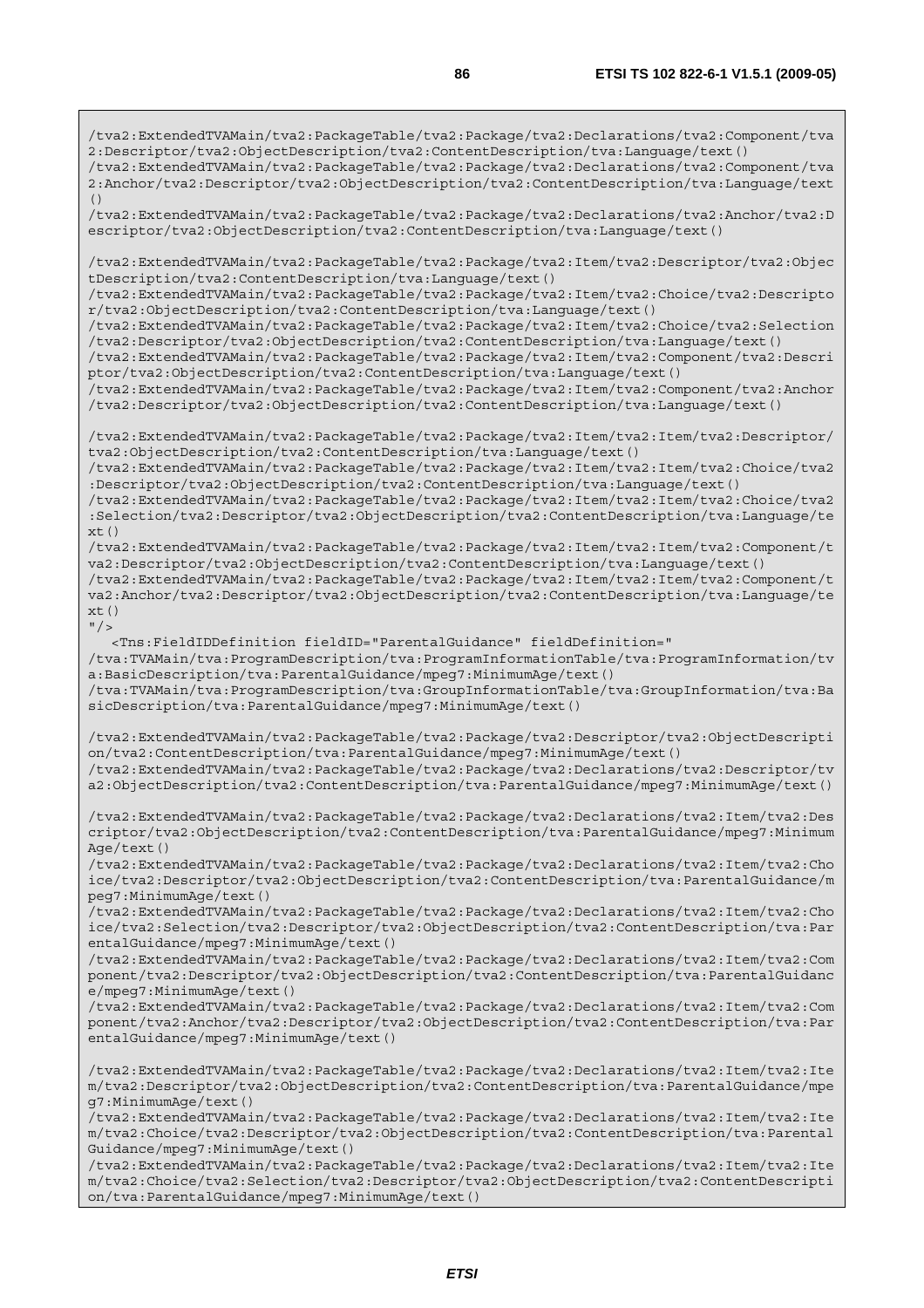```
/tva2:ExtendedTVAMain/tva2:PackageTable/tva2:Package/tva2:Declarations/tva2:Component/tva2:Descriptor/tva2:ObjectDescription/tva2:ContentDescription/tva:Language/text()
/tva2:ExtendedTVAMain/tva2:PackageTable/tva2:Package/tva2:Declarations/tva2:Component/tva2:Anchor/tva2:Descriptor/tva2:ObjectDescription/tva2:ContentDescription/tva:Language/text()
/tva2:ExtendedTVAMain/tva2:PackageTable/tva2:Package/tva2:Declarations/tva2:Anchor/tva2:Descriptor/tva2:ObjectDescription/tva2:ContentDescription/tva:Language/text()

/tva2:ExtendedTVAMain/tva2:PackageTable/tva2:Package/tva2:Item/tva2:Descriptor/tva2:ObjectDescription/tva2:ContentDescription/tva:Language/text()
/tva2:ExtendedTVAMain/tva2:PackageTable/tva2:Package/tva2:Item/tva2:Choice/tva2:Descriptor/tva2:ObjectDescription/tva2:ContentDescription/tva:Language/text()
/tva2:ExtendedTVAMain/tva2:PackageTable/tva2:Package/tva2:Item/tva2:Choice/tva2:Selection/tva2:Descriptor/tva2:ObjectDescription/tva2:ContentDescription/tva:Language/text()
/tva2:ExtendedTVAMain/tva2:PackageTable/tva2:Package/tva2:Item/tva2:Component/tva2:Descriptor/tva2:ObjectDescription/tva2:ContentDescription/tva:Language/text()
/tva2:ExtendedTVAMain/tva2:PackageTable/tva2:Package/tva2:Item/tva2:Component/tva2:Anchor/tva2:Descriptor/tva2:ObjectDescription/tva2:ContentDescription/tva:Language/text()

/tva2:ExtendedTVAMain/tva2:PackageTable/tva2:Package/tva2:Item/tva2:Item/tva2:Descriptor/tva2:ObjectDescription/tva2:ContentDescription/tva:Language/text()
/tva2:ExtendedTVAMain/tva2:PackageTable/tva2:Package/tva2:Item/tva2:Item/tva2:Choice/tva2:Descriptor/tva2:ObjectDescription/tva2:ContentDescription/tva:Language/text()
/tva2:ExtendedTVAMain/tva2:PackageTable/tva2:Package/tva2:Item/tva2:Item/tva2:Choice/tva2:Selection/tva2:Descriptor/tva2:ObjectDescription/tva2:ContentDescription/tva:Language/text()
/tva2:ExtendedTVAMain/tva2:PackageTable/tva2:Package/tva2:Item/tva2:Item/tva2:Component/tva2:Descriptor/tva2:ObjectDescription/tva2:ContentDescription/tva:Language/text()
/tva2:ExtendedTVAMain/tva2:PackageTable/tva2:Package/tva2:Item/tva2:Item/tva2:Component/tva2:Anchor/tva2:Descriptor/tva2:ObjectDescription/tva2:ContentDescription/tva:Language/text()
"/>
   <Tns:FieldIDDefinition fieldID="ParentalGuidance" fieldDefinition="
/tva:TVAMain/tva:ProgramDescription/tva:ProgramInformationTable/tva:ProgramInformation/tva:BasicDescription/tva:ParentalGuidance/mpeg7:MinimumAge/text()
/tva:TVAMain/tva:ProgramDescription/tva:GroupInformationTable/tva:GroupInformation/tva:BasicDescription/tva:ParentalGuidance/mpeg7:MinimumAge/text()

/tva2:ExtendedTVAMain/tva2:PackageTable/tva2:Package/tva2:Descriptor/tva2:ObjectDescription/tva2:ContentDescription/tva:ParentalGuidance/mpeg7:MinimumAge/text()
/tva2:ExtendedTVAMain/tva2:PackageTable/tva2:Package/tva2:Declarations/tva2:Descriptor/tva2:ObjectDescription/tva2:ContentDescription/tva:ParentalGuidance/mpeg7:MinimumAge/text()

/tva2:ExtendedTVAMain/tva2:PackageTable/tva2:Package/tva2:Declarations/tva2:Item/tva2:Descriptor/tva2:ObjectDescription/tva2:ContentDescription/tva:ParentalGuidance/mpeg7:MinimumAge/text()
/tva2:ExtendedTVAMain/tva2:PackageTable/tva2:Package/tva2:Declarations/tva2:Item/tva2:Choice/tva2:Descriptor/tva2:ObjectDescription/tva2:ContentDescription/tva:ParentalGuidance/mpeg7:MinimumAge/text()
/tva2:ExtendedTVAMain/tva2:PackageTable/tva2:Package/tva2:Declarations/tva2:Item/tva2:Choice/tva2:Selection/tva2:Descriptor/tva2:ObjectDescription/tva2:ContentDescription/tva:ParentalGuidance/mpeg7:MinimumAge/text()
/tva2:ExtendedTVAMain/tva2:PackageTable/tva2:Package/tva2:Declarations/tva2:Item/tva2:Component/tva2:Descriptor/tva2:ObjectDescription/tva2:ContentDescription/tva:ParentalGuidance/mpeg7:MinimumAge/text()
/tva2:ExtendedTVAMain/tva2:PackageTable/tva2:Package/tva2:Declarations/tva2:Item/tva2:Component/tva2:Anchor/tva2:Descriptor/tva2:ObjectDescription/tva2:ContentDescription/tva:ParentalGuidance/mpeg7:MinimumAge/text()

/tva2:ExtendedTVAMain/tva2:PackageTable/tva2:Package/tva2:Declarations/tva2:Item/tva2:Item/tva2:Descriptor/tva2:ObjectDescription/tva2:ContentDescription/tva:ParentalGuidance/mpeg7:MinimumAge/text()
/tva2:ExtendedTVAMain/tva2:PackageTable/tva2:Package/tva2:Declarations/tva2:Item/tva2:Item/tva2:Choice/tva2:Descriptor/tva2:ObjectDescription/tva2:ContentDescription/tva:ParentalGuidance/mpeg7:MinimumAge/text()
/tva2:ExtendedTVAMain/tva2:PackageTable/tva2:Package/tva2:Declarations/tva2:Item/tva2:Item/tva2:Choice/tva2:Selection/tva2:Descriptor/tva2:ObjectDescription/tva2:ContentDescription/tva:ParentalGuidance/mpeg7:MinimumAge/text()
```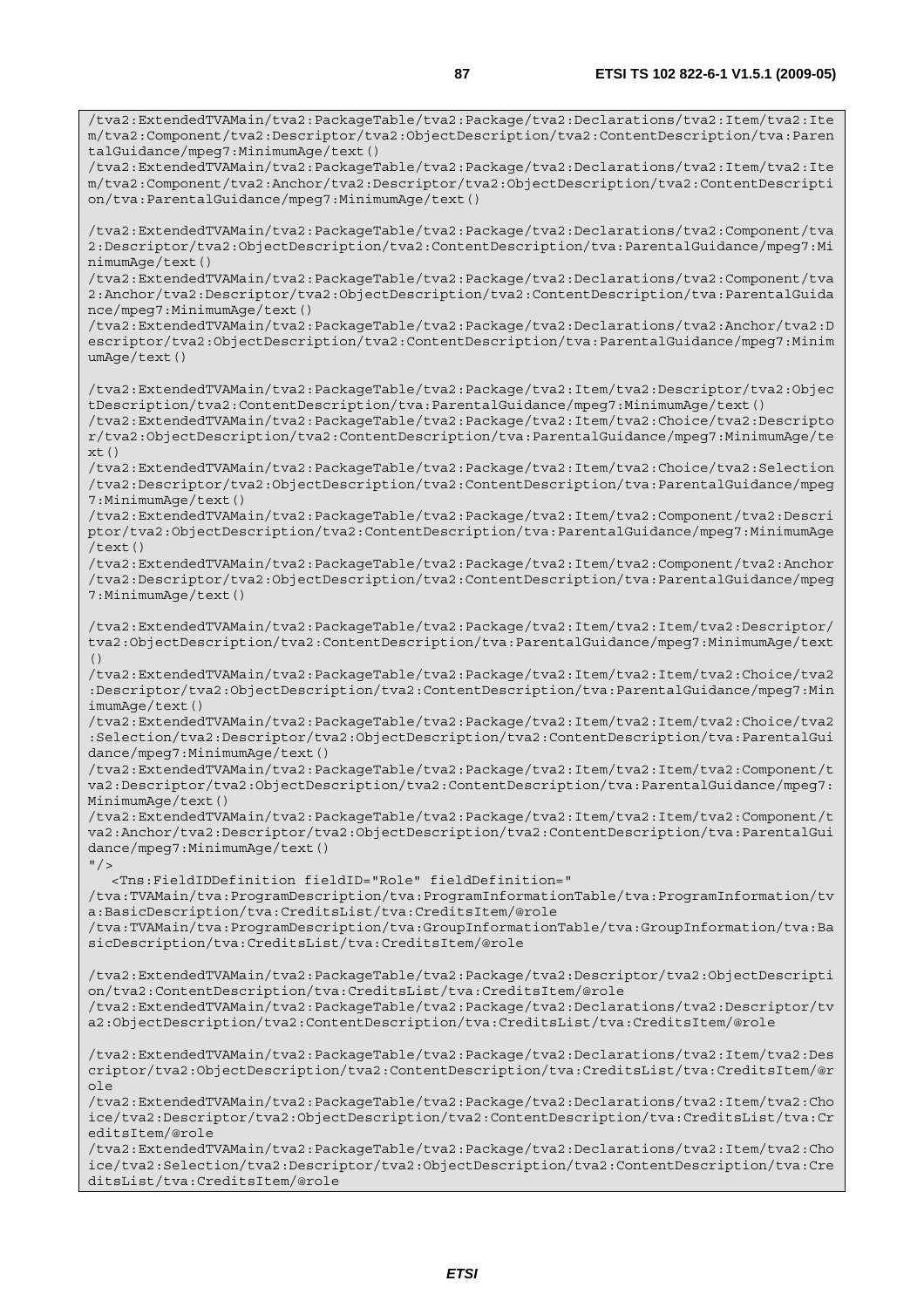```
/tva2:ExtendedTVAMain/tva2:PackageTable/tva2:Package/tva2:Declarations/tva2:Item/tva2:Item/tva2:Component/tva2:Descriptor/tva2:ObjectDescription/tva2:ContentDescription/tva:ParentalGuidance/mpeg7:MinimumAge/text()
/tva2:ExtendedTVAMain/tva2:PackageTable/tva2:Package/tva2:Declarations/tva2:Item/tva2:Item/tva2:Component/tva2:Anchor/tva2:Descriptor/tva2:ObjectDescription/tva2:ContentDescription/tva:ParentalGuidance/mpeg7:MinimumAge/text()

/tva2:ExtendedTVAMain/tva2:PackageTable/tva2:Package/tva2:Declarations/tva2:Component/tva2:Descriptor/tva2:ObjectDescription/tva2:ContentDescription/tva:ParentalGuidance/mpeg7:MinimumAge/text()
/tva2:ExtendedTVAMain/tva2:PackageTable/tva2:Package/tva2:Declarations/tva2:Component/tva2:Anchor/tva2:Descriptor/tva2:ObjectDescription/tva2:ContentDescription/tva:ParentalGuidance/mpeg7:MinimumAge/text()
/tva2:ExtendedTVAMain/tva2:PackageTable/tva2:Package/tva2:Declarations/tva2:Anchor/tva2:Descriptor/tva2:ObjectDescription/tva2:ContentDescription/tva:ParentalGuidance/mpeg7:MinimumAge/text()

/tva2:ExtendedTVAMain/tva2:PackageTable/tva2:Package/tva2:Item/tva2:Descriptor/tva2:ObjectDescription/tva2:ContentDescription/tva:ParentalGuidance/mpeg7:MinimumAge/text()
/tva2:ExtendedTVAMain/tva2:PackageTable/tva2:Package/tva2:Item/tva2:Choice/tva2:Descriptor/tva2:ObjectDescription/tva2:ContentDescription/tva:ParentalGuidance/mpeg7:MinimumAge/text()
/tva2:ExtendedTVAMain/tva2:PackageTable/tva2:Package/tva2:Item/tva2:Choice/tva2:Selection/tva2:Descriptor/tva2:ObjectDescription/tva2:ContentDescription/tva:ParentalGuidance/mpeg7:MinimumAge/text()
/tva2:ExtendedTVAMain/tva2:PackageTable/tva2:Package/tva2:Item/tva2:Component/tva2:Descriptor/tva2:ObjectDescription/tva2:ContentDescription/tva:ParentalGuidance/mpeg7:MinimumAge/text()
/tva2:ExtendedTVAMain/tva2:PackageTable/tva2:Package/tva2:Item/tva2:Component/tva2:Anchor/tva2:Descriptor/tva2:ObjectDescription/tva2:ContentDescription/tva:ParentalGuidance/mpeg7:MinimumAge/text()

/tva2:ExtendedTVAMain/tva2:PackageTable/tva2:Package/tva2:Item/tva2:Item/tva2:Descriptor/tva2:ObjectDescription/tva2:ContentDescription/tva:ParentalGuidance/mpeg7:MinimumAge/text()
/tva2:ExtendedTVAMain/tva2:PackageTable/tva2:Package/tva2:Item/tva2:Item/tva2:Choice/tva2:Descriptor/tva2:ObjectDescription/tva2:ContentDescription/tva:ParentalGuidance/mpeg7:MinimumAge/text()
/tva2:ExtendedTVAMain/tva2:PackageTable/tva2:Package/tva2:Item/tva2:Item/tva2:Choice/tva2:Selection/tva2:Descriptor/tva2:ObjectDescription/tva2:ContentDescription/tva:ParentalGuidance/mpeg7:MinimumAge/text()
/tva2:ExtendedTVAMain/tva2:PackageTable/tva2:Package/tva2:Item/tva2:Item/tva2:Component/tva2:Descriptor/tva2:ObjectDescription/tva2:ContentDescription/tva:ParentalGuidance/mpeg7:MinimumAge/text()
/tva2:ExtendedTVAMain/tva2:PackageTable/tva2:Package/tva2:Item/tva2:Item/tva2:Component/tva2:Anchor/tva2:Descriptor/tva2:ObjectDescription/tva2:ContentDescription/tva:ParentalGuidance/mpeg7:MinimumAge/text()
"/>
   <Tns:FieldIDDefinition fieldID="Role" fieldDefinition="
/tva:TVAMain/tva:ProgramDescription/tva:ProgramInformationTable/tva:ProgramInformation/tva:BasicDescription/tva:CreditsList/tva:CreditsItem/@role
/tva:TVAMain/tva:ProgramDescription/tva:GroupInformationTable/tva:GroupInformation/tva:BasicDescription/tva:CreditsList/tva:CreditsItem/@role

/tva2:ExtendedTVAMain/tva2:PackageTable/tva2:Package/tva2:Descriptor/tva2:ObjectDescription/tva2:ContentDescription/tva:CreditsList/tva:CreditsItem/@role
/tva2:ExtendedTVAMain/tva2:PackageTable/tva2:Package/tva2:Declarations/tva2:Descriptor/tva2:ObjectDescription/tva2:ContentDescription/tva:CreditsList/tva:CreditsItem/@role

/tva2:ExtendedTVAMain/tva2:PackageTable/tva2:Package/tva2:Declarations/tva2:Item/tva2:Descriptor/tva2:ObjectDescription/tva2:ContentDescription/tva:CreditsList/tva:CreditsItem/@role
/tva2:ExtendedTVAMain/tva2:PackageTable/tva2:Package/tva2:Declarations/tva2:Item/tva2:Choice/tva2:Descriptor/tva2:ObjectDescription/tva2:ContentDescription/tva:CreditsList/tva:CreditsItem/@role
/tva2:ExtendedTVAMain/tva2:PackageTable/tva2:Package/tva2:Declarations/tva2:Item/tva2:Choice/tva2:Selection/tva2:Descriptor/tva2:ObjectDescription/tva2:ContentDescription/tva:CreditsList/tva:CreditsItem/@role
```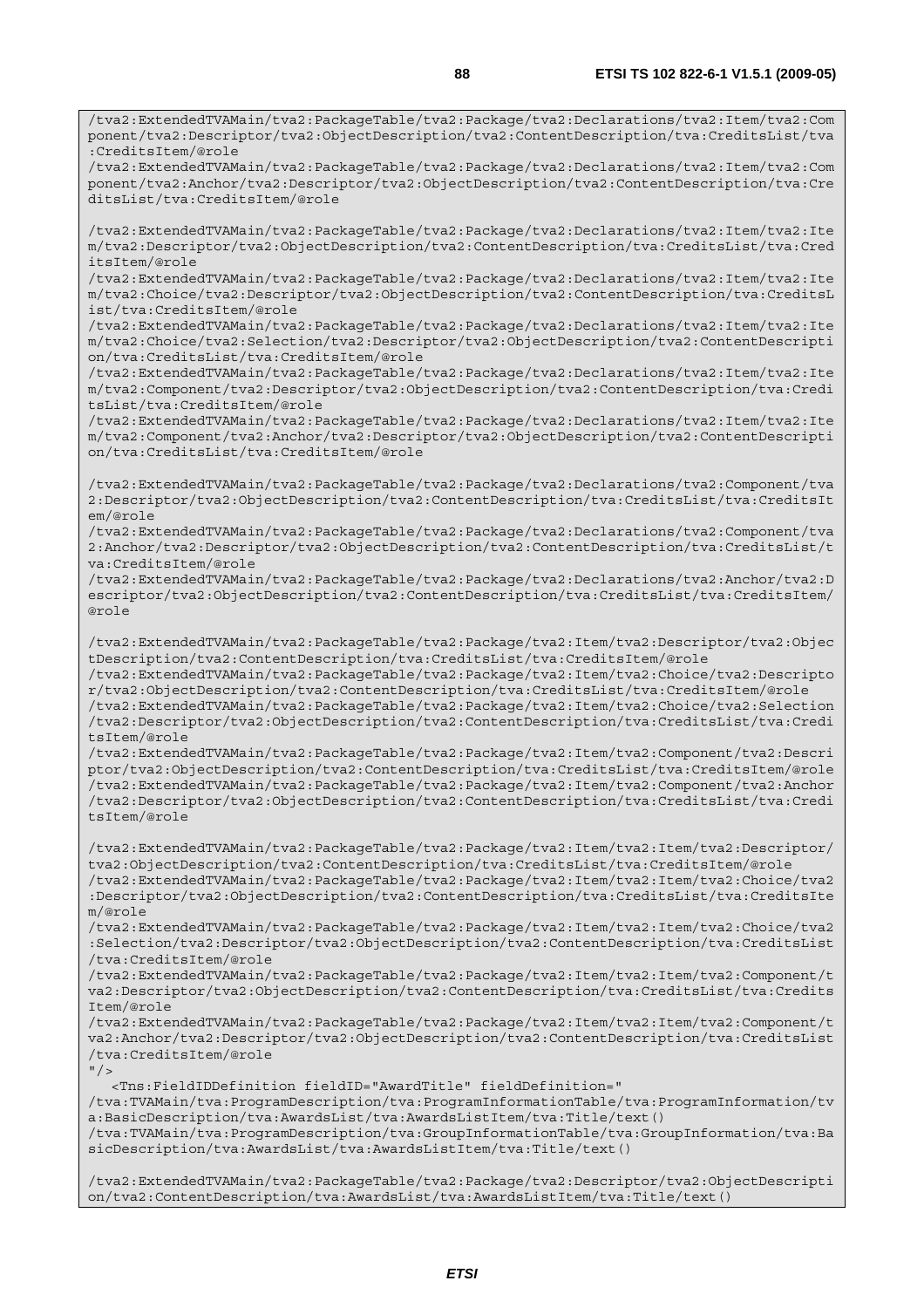```
/tva2:ExtendedTVAMain/tva2:PackageTable/tva2:Package/tva2:Declarations/tva2:Item/tva2:Component/tva2:Descriptor/tva2:ObjectDescription/tva2:ContentDescription/tva:CreditsList/tva:CreditsItem/@role
/tva2:ExtendedTVAMain/tva2:PackageTable/tva2:Package/tva2:Declarations/tva2:Item/tva2:Component/tva2:Anchor/tva2:Descriptor/tva2:ObjectDescription/tva2:ContentDescription/tva:CreditsList/tva:CreditsItem/@role

/tva2:ExtendedTVAMain/tva2:PackageTable/tva2:Package/tva2:Declarations/tva2:Item/tva2:Item/tva2:Descriptor/tva2:ObjectDescription/tva2:ContentDescription/tva:CreditsList/tva:CreditsItem/@role
/tva2:ExtendedTVAMain/tva2:PackageTable/tva2:Package/tva2:Declarations/tva2:Item/tva2:Item/tva2:Choice/tva2:Descriptor/tva2:ObjectDescription/tva2:ContentDescription/tva:CreditsList/tva:CreditsItem/@role
/tva2:ExtendedTVAMain/tva2:PackageTable/tva2:Package/tva2:Declarations/tva2:Item/tva2:Item/tva2:Choice/tva2:Selection/tva2:Descriptor/tva2:ObjectDescription/tva2:ContentDescription/tva:CreditsList/tva:CreditsItem/@role
/tva2:ExtendedTVAMain/tva2:PackageTable/tva2:Package/tva2:Declarations/tva2:Item/tva2:Item/tva2:Component/tva2:Descriptor/tva2:ObjectDescription/tva2:ContentDescription/tva:CreditsList/tva:CreditsItem/@role
/tva2:ExtendedTVAMain/tva2:PackageTable/tva2:Package/tva2:Declarations/tva2:Item/tva2:Item/tva2:Component/tva2:Anchor/tva2:Descriptor/tva2:ObjectDescription/tva2:ContentDescription/tva:CreditsList/tva:CreditsItem/@role

/tva2:ExtendedTVAMain/tva2:PackageTable/tva2:Package/tva2:Declarations/tva2:Component/tva2:Descriptor/tva2:ObjectDescription/tva2:ContentDescription/tva:CreditsList/tva:CreditsItem/@role
/tva2:ExtendedTVAMain/tva2:PackageTable/tva2:Package/tva2:Declarations/tva2:Component/tva2:Anchor/tva2:Descriptor/tva2:ObjectDescription/tva2:ContentDescription/tva:CreditsList/tva:CreditsItem/@role
/tva2:ExtendedTVAMain/tva2:PackageTable/tva2:Package/tva2:Declarations/tva2:Anchor/tva2:Descriptor/tva2:ObjectDescription/tva2:ContentDescription/tva:CreditsList/tva:CreditsItem/@role

/tva2:ExtendedTVAMain/tva2:PackageTable/tva2:Package/tva2:Item/tva2:Descriptor/tva2:ObjectDescription/tva2:ContentDescription/tva:CreditsList/tva:CreditsItem/@role
/tva2:ExtendedTVAMain/tva2:PackageTable/tva2:Package/tva2:Item/tva2:Choice/tva2:Descriptor/tva2:ObjectDescription/tva2:ContentDescription/tva:CreditsList/tva:CreditsItem/@role
/tva2:ExtendedTVAMain/tva2:PackageTable/tva2:Package/tva2:Item/tva2:Choice/tva2:Selection/tva2:Descriptor/tva2:ObjectDescription/tva2:ContentDescription/tva:CreditsList/tva:CreditsItem/@role
/tva2:ExtendedTVAMain/tva2:PackageTable/tva2:Package/tva2:Item/tva2:Component/tva2:Descriptor/tva2:ObjectDescription/tva2:ContentDescription/tva:CreditsList/tva:CreditsItem/@role
/tva2:ExtendedTVAMain/tva2:PackageTable/tva2:Package/tva2:Item/tva2:Component/tva2:Anchor/tva2:Descriptor/tva2:ObjectDescription/tva2:ContentDescription/tva:CreditsList/tva:CreditsItem/@role

/tva2:ExtendedTVAMain/tva2:PackageTable/tva2:Package/tva2:Item/tva2:Item/tva2:Descriptor/tva2:ObjectDescription/tva2:ContentDescription/tva:CreditsList/tva:CreditsItem/@role
/tva2:ExtendedTVAMain/tva2:PackageTable/tva2:Package/tva2:Item/tva2:Item/tva2:Choice/tva2:Descriptor/tva2:ObjectDescription/tva2:ContentDescription/tva:CreditsList/tva:CreditsItem/@role
/tva2:ExtendedTVAMain/tva2:PackageTable/tva2:Package/tva2:Item/tva2:Item/tva2:Choice/tva2:Selection/tva2:Descriptor/tva2:ObjectDescription/tva2:ContentDescription/tva:CreditsList/tva:CreditsItem/@role
/tva2:ExtendedTVAMain/tva2:PackageTable/tva2:Package/tva2:Item/tva2:Item/tva2:Component/tva2:Descriptor/tva2:ObjectDescription/tva2:ContentDescription/tva:CreditsList/tva:CreditsItem/@role
/tva2:ExtendedTVAMain/tva2:PackageTable/tva2:Package/tva2:Item/tva2:Item/tva2:Component/tva2:Anchor/tva2:Descriptor/tva2:ObjectDescription/tva2:ContentDescription/tva:CreditsList/tva:CreditsItem/@role
"/>
   <Tns:FieldIDDefinition fieldID="AwardTitle" fieldDefinition="
/tva:TVAMain/tva:ProgramDescription/tva:ProgramInformationTable/tva:ProgramInformation/tva:BasicDescription/tva:AwardsList/tva:AwardsListItem/tva:Title/text()
/tva:TVAMain/tva:ProgramDescription/tva:GroupInformationTable/tva:GroupInformation/tva:BasicDescription/tva:AwardsList/tva:AwardsListItem/tva:Title/text()

/tva2:ExtendedTVAMain/tva2:PackageTable/tva2:Package/tva2:Descriptor/tva2:ObjectDescription/tva2:ContentDescription/tva:AwardsList/tva:AwardsListItem/tva:Title/text()
```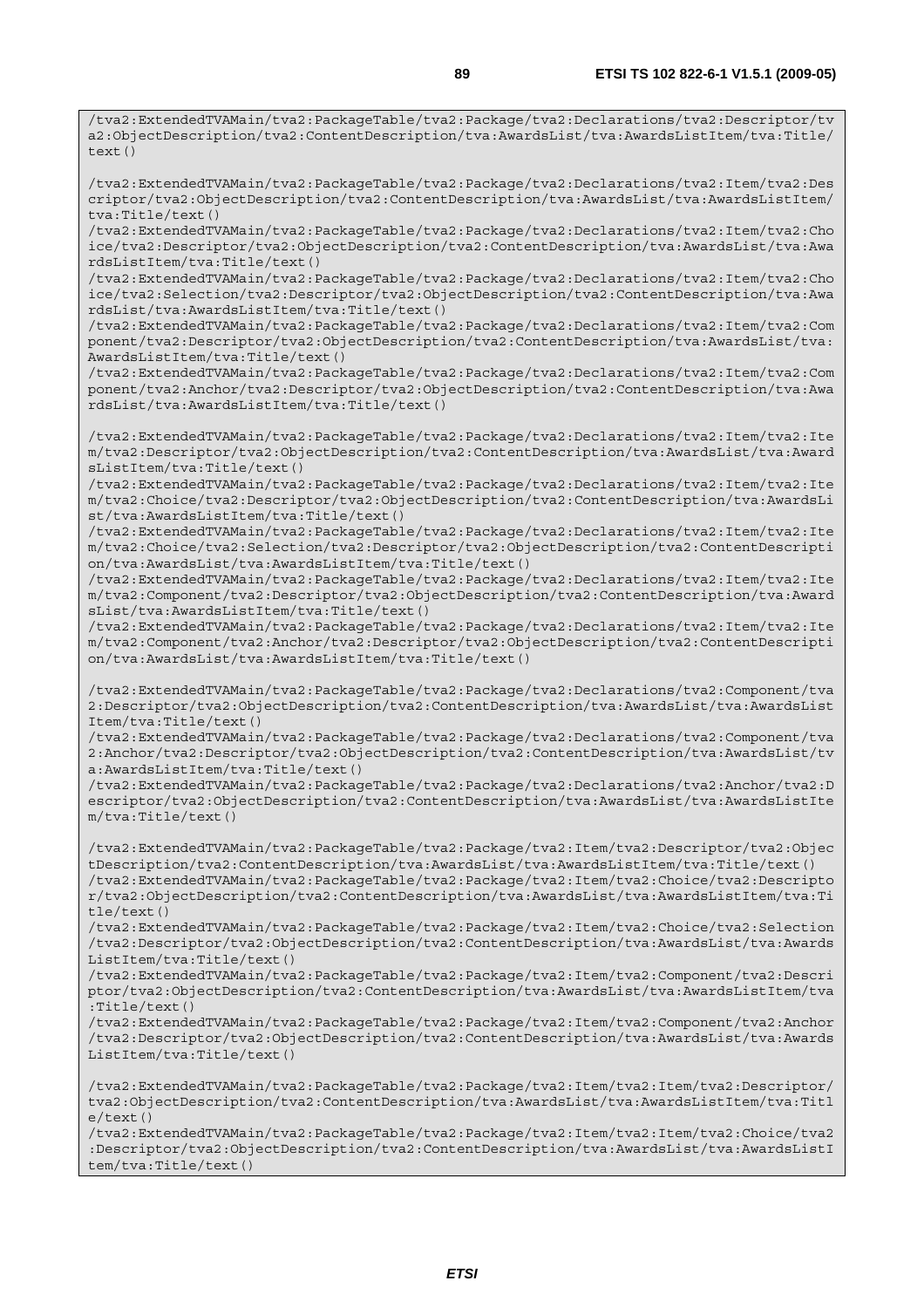```
/tva2:ExtendedTVAMain/tva2:PackageTable/tva2:Package/tva2:Declarations/tva2:Descriptor/tva2:ObjectDescription/tva2:ContentDescription/tva:AwardsList/tva:AwardsListItem/tva:Title/text()

/tva2:ExtendedTVAMain/tva2:PackageTable/tva2:Package/tva2:Declarations/tva2:Item/tva2:Descriptor/tva2:ObjectDescription/tva2:ContentDescription/tva:AwardsList/tva:AwardsListItem/tva:Title/text()
/tva2:ExtendedTVAMain/tva2:PackageTable/tva2:Package/tva2:Declarations/tva2:Item/tva2:Choice/tva2:Descriptor/tva2:ObjectDescription/tva2:ContentDescription/tva:AwardsList/tva:AwardsListItem/tva:Title/text()
/tva2:ExtendedTVAMain/tva2:PackageTable/tva2:Package/tva2:Declarations/tva2:Item/tva2:Choice/tva2:Selection/tva2:Descriptor/tva2:ObjectDescription/tva2:ContentDescription/tva:AwardsList/tva:AwardsListItem/tva:Title/text()
/tva2:ExtendedTVAMain/tva2:PackageTable/tva2:Package/tva2:Declarations/tva2:Item/tva2:Component/tva2:Descriptor/tva2:ObjectDescription/tva2:ContentDescription/tva:AwardsList/tva:AwardsListItem/tva:Title/text()
/tva2:ExtendedTVAMain/tva2:PackageTable/tva2:Package/tva2:Declarations/tva2:Item/tva2:Component/tva2:Anchor/tva2:Descriptor/tva2:ObjectDescription/tva2:ContentDescription/tva:AwardsList/tva:AwardsListItem/tva:Title/text()

/tva2:ExtendedTVAMain/tva2:PackageTable/tva2:Package/tva2:Declarations/tva2:Item/tva2:Item/tva2:Descriptor/tva2:ObjectDescription/tva2:ContentDescription/tva:AwardsList/tva:AwardsListItem/tva:Title/text()
/tva2:ExtendedTVAMain/tva2:PackageTable/tva2:Package/tva2:Declarations/tva2:Item/tva2:Item/tva2:Choice/tva2:Descriptor/tva2:ObjectDescription/tva2:ContentDescription/tva:AwardsList/tva:AwardsListItem/tva:Title/text()
/tva2:ExtendedTVAMain/tva2:PackageTable/tva2:Package/tva2:Declarations/tva2:Item/tva2:Item/tva2:Choice/tva2:Selection/tva2:Descriptor/tva2:ObjectDescription/tva2:ContentDescription/tva:AwardsList/tva:AwardsListItem/tva:Title/text()
/tva2:ExtendedTVAMain/tva2:PackageTable/tva2:Package/tva2:Declarations/tva2:Item/tva2:Item/tva2:Component/tva2:Descriptor/tva2:ObjectDescription/tva2:ContentDescription/tva:AwardsList/tva:AwardsListItem/tva:Title/text()
/tva2:ExtendedTVAMain/tva2:PackageTable/tva2:Package/tva2:Declarations/tva2:Item/tva2:Item/tva2:Component/tva2:Anchor/tva2:Descriptor/tva2:ObjectDescription/tva2:ContentDescription/tva:AwardsList/tva:AwardsListItem/tva:Title/text()

/tva2:ExtendedTVAMain/tva2:PackageTable/tva2:Package/tva2:Declarations/tva2:Component/tva2:Descriptor/tva2:ObjectDescription/tva2:ContentDescription/tva:AwardsList/tva:AwardsListItem/tva:Title/text()
/tva2:ExtendedTVAMain/tva2:PackageTable/tva2:Package/tva2:Declarations/tva2:Component/tva2:Anchor/tva2:Descriptor/tva2:ObjectDescription/tva2:ContentDescription/tva:AwardsList/tva:AwardsListItem/tva:Title/text()
/tva2:ExtendedTVAMain/tva2:PackageTable/tva2:Package/tva2:Declarations/tva2:Anchor/tva2:Descriptor/tva2:ObjectDescription/tva2:ContentDescription/tva:AwardsList/tva:AwardsListItem/tva:Title/text()

/tva2:ExtendedTVAMain/tva2:PackageTable/tva2:Package/tva2:Item/tva2:Descriptor/tva2:ObjectDescription/tva2:ContentDescription/tva:AwardsList/tva:AwardsListItem/tva:Title/text()
/tva2:ExtendedTVAMain/tva2:PackageTable/tva2:Package/tva2:Item/tva2:Choice/tva2:Descriptor/tva2:ObjectDescription/tva2:ContentDescription/tva:AwardsList/tva:AwardsListItem/tva:Title/text()
/tva2:ExtendedTVAMain/tva2:PackageTable/tva2:Package/tva2:Item/tva2:Choice/tva2:Selection/tva2:Descriptor/tva2:ObjectDescription/tva2:ContentDescription/tva:AwardsList/tva:AwardsListItem/tva:Title/text()
/tva2:ExtendedTVAMain/tva2:PackageTable/tva2:Package/tva2:Item/tva2:Component/tva2:Descriptor/tva2:ObjectDescription/tva2:ContentDescription/tva:AwardsList/tva:AwardsListItem/tva:Title/text()
/tva2:ExtendedTVAMain/tva2:PackageTable/tva2:Package/tva2:Item/tva2:Component/tva2:Anchor/tva2:Descriptor/tva2:ObjectDescription/tva2:ContentDescription/tva:AwardsList/tva:AwardsListItem/tva:Title/text()

/tva2:ExtendedTVAMain/tva2:PackageTable/tva2:Package/tva2:Item/tva2:Item/tva2:Descriptor/tva2:ObjectDescription/tva2:ContentDescription/tva:AwardsList/tva:AwardsListItem/tva:Title/text()
/tva2:ExtendedTVAMain/tva2:PackageTable/tva2:Package/tva2:Item/tva2:Item/tva2:Choice/tva2:Descriptor/tva2:ObjectDescription/tva2:ContentDescription/tva:AwardsList/tva:AwardsListItem/tva:Title/text()
```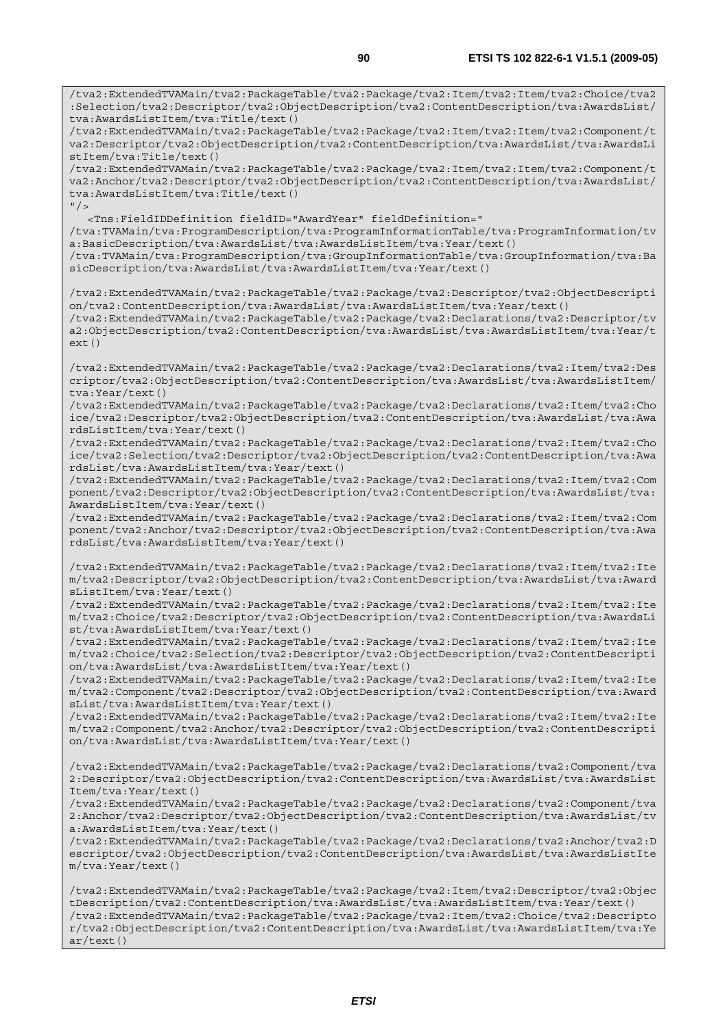```
/tva2:ExtendedTVAMain/tva2:PackageTable/tva2:Package/tva2:Item/tva2:Item/tva2:Choice/tva2
:Selection/tva2:Descriptor/tva2:ObjectDescription/tva2:ContentDescription/tva:AwardsList/
tva:AwardsListItem/tva:Title/text()
/tva2:ExtendedTVAMain/tva2:PackageTable/tva2:Package/tva2:Item/tva2:Item/tva2:Component/t
va2:Descriptor/tva2:ObjectDescription/tva2:ContentDescription/tva:AwardsList/tva:AwardsLi
stItem/tva:Title/text()
/tva2:ExtendedTVAMain/tva2:PackageTable/tva2:Package/tva2:Item/tva2:Item/tva2:Component/t
va2:Anchor/tva2:Descriptor/tva2:ObjectDescription/tva2:ContentDescription/tva:AwardsList/
tva:AwardsListItem/tva:Title/text()
"/>
   <Tns:FieldIDDefinition fieldID="AwardYear" fieldDefinition="
/tva:TVAMain/tva:ProgramDescription/tva:ProgramInformationTable/tva:ProgramInformation/tv
a:BasicDescription/tva:AwardsList/tva:AwardsListItem/tva:Year/text()
/tva:TVAMain/tva:ProgramDescription/tva:GroupInformationTable/tva:GroupInformation/tva:Ba
sicDescription/tva:AwardsList/tva:AwardsListItem/tva:Year/text()

/tva2:ExtendedTVAMain/tva2:PackageTable/tva2:Package/tva2:Descriptor/tva2:ObjectDescripti
on/tva2:ContentDescription/tva:AwardsList/tva:AwardsListItem/tva:Year/text()
/tva2:ExtendedTVAMain/tva2:PackageTable/tva2:Package/tva2:Declarations/tva2:Descriptor/tv
a2:ObjectDescription/tva2:ContentDescription/tva:AwardsList/tva:AwardsListItem/tva:Year/t
ext()

/tva2:ExtendedTVAMain/tva2:PackageTable/tva2:Package/tva2:Declarations/tva2:Item/tva2:Des
criptor/tva2:ObjectDescription/tva2:ContentDescription/tva:AwardsList/tva:AwardsListItem/
tva:Year/text()
/tva2:ExtendedTVAMain/tva2:PackageTable/tva2:Package/tva2:Declarations/tva2:Item/tva2:Cho
ice/tva2:Descriptor/tva2:ObjectDescription/tva2:ContentDescription/tva:AwardsList/tva:Awa
rdsListItem/tva:Year/text()
/tva2:ExtendedTVAMain/tva2:PackageTable/tva2:Package/tva2:Declarations/tva2:Item/tva2:Cho
ice/tva2:Selection/tva2:Descriptor/tva2:ObjectDescription/tva2:ContentDescription/tva:Awa
rdsList/tva:AwardsListItem/tva:Year/text()
/tva2:ExtendedTVAMain/tva2:PackageTable/tva2:Package/tva2:Declarations/tva2:Item/tva2:Com
ponent/tva2:Descriptor/tva2:ObjectDescription/tva2:ContentDescription/tva:AwardsList/tva:
AwardsListItem/tva:Year/text()
/tva2:ExtendedTVAMain/tva2:PackageTable/tva2:Package/tva2:Declarations/tva2:Item/tva2:Com
ponent/tva2:Anchor/tva2:Descriptor/tva2:ObjectDescription/tva2:ContentDescription/tva:Awa
rdsList/tva:AwardsListItem/tva:Year/text()

/tva2:ExtendedTVAMain/tva2:PackageTable/tva2:Package/tva2:Declarations/tva2:Item/tva2:Ite
m/tva2:Descriptor/tva2:ObjectDescription/tva2:ContentDescription/tva:AwardsList/tva:Award
sListItem/tva:Year/text()
/tva2:ExtendedTVAMain/tva2:PackageTable/tva2:Package/tva2:Declarations/tva2:Item/tva2:Ite
m/tva2:Choice/tva2:Descriptor/tva2:ObjectDescription/tva2:ContentDescription/tva:AwardsLi
st/tva:AwardsListItem/tva:Year/text()
/tva2:ExtendedTVAMain/tva2:PackageTable/tva2:Package/tva2:Declarations/tva2:Item/tva2:Ite
m/tva2:Choice/tva2:Selection/tva2:Descriptor/tva2:ObjectDescription/tva2:ContentDescripti
on/tva:AwardsList/tva:AwardsListItem/tva:Year/text()
/tva2:ExtendedTVAMain/tva2:PackageTable/tva2:Package/tva2:Declarations/tva2:Item/tva2:Ite
m/tva2:Component/tva2:Descriptor/tva2:ObjectDescription/tva2:ContentDescription/tva:Award
sList/tva:AwardsListItem/tva:Year/text()
/tva2:ExtendedTVAMain/tva2:PackageTable/tva2:Package/tva2:Declarations/tva2:Item/tva2:Ite
m/tva2:Component/tva2:Anchor/tva2:Descriptor/tva2:ObjectDescription/tva2:ContentDescripti
on/tva:AwardsList/tva:AwardsListItem/tva:Year/text()

/tva2:ExtendedTVAMain/tva2:PackageTable/tva2:Package/tva2:Declarations/tva2:Component/tva
2:Descriptor/tva2:ObjectDescription/tva2:ContentDescription/tva:AwardsList/tva:AwardsList
Item/tva:Year/text()
/tva2:ExtendedTVAMain/tva2:PackageTable/tva2:Package/tva2:Declarations/tva2:Component/tva
2:Anchor/tva2:Descriptor/tva2:ObjectDescription/tva2:ContentDescription/tva:AwardsList/tv
a:AwardsListItem/tva:Year/text()
/tva2:ExtendedTVAMain/tva2:PackageTable/tva2:Package/tva2:Declarations/tva2:Anchor/tva2:D
escriptor/tva2:ObjectDescription/tva2:ContentDescription/tva:AwardsList/tva:AwardsListIte
m/tva:Year/text()

/tva2:ExtendedTVAMain/tva2:PackageTable/tva2:Package/tva2:Item/tva2:Descriptor/tva2:Objec
tDescription/tva2:ContentDescription/tva:AwardsList/tva:AwardsListItem/tva:Year/text()
/tva2:ExtendedTVAMain/tva2:PackageTable/tva2:Package/tva2:Item/tva2:Choice/tva2:Descripto
r/tva2:ObjectDescription/tva2:ContentDescription/tva:AwardsList/tva:AwardsListItem/tva:Ye
ar/text()
```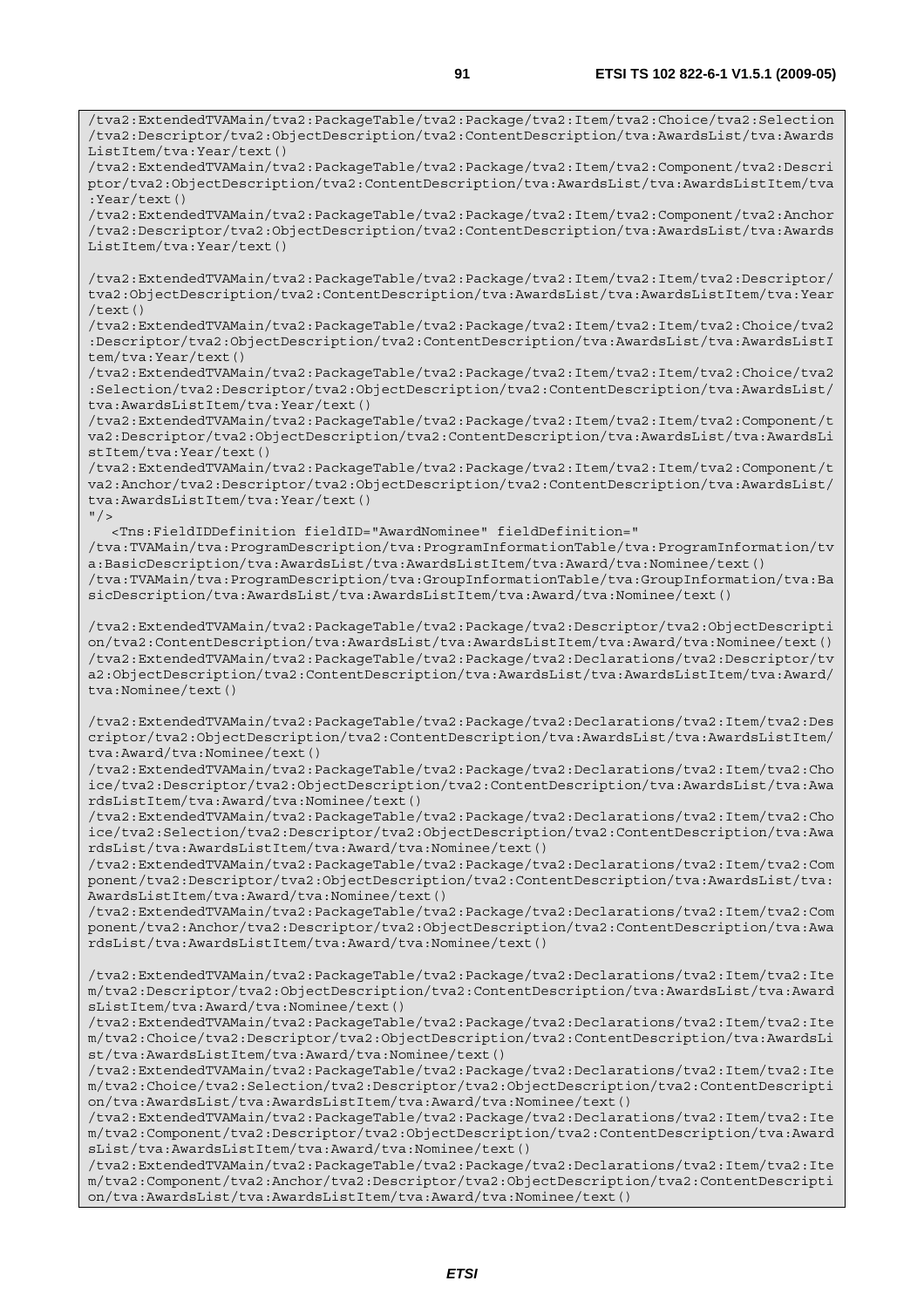```
/tva2:ExtendedTVAMain/tva2:PackageTable/tva2:Package/tva2:Item/tva2:Choice/tva2:Selection
/tva2:Descriptor/tva2:ObjectDescription/tva2:ContentDescription/tva:AwardsList/tva:Awards
ListItem/tva:Year/text()
/tva2:ExtendedTVAMain/tva2:PackageTable/tva2:Package/tva2:Item/tva2:Component/tva2:Descri
ptor/tva2:ObjectDescription/tva2:ContentDescription/tva:AwardsList/tva:AwardsListItem/tva
:Year/text()
/tva2:ExtendedTVAMain/tva2:PackageTable/tva2:Package/tva2:Item/tva2:Component/tva2:Anchor
/tva2:Descriptor/tva2:ObjectDescription/tva2:ContentDescription/tva:AwardsList/tva:Awards
ListItem/tva:Year/text()

/tva2:ExtendedTVAMain/tva2:PackageTable/tva2:Package/tva2:Item/tva2:Item/tva2:Descriptor/
tva2:ObjectDescription/tva2:ContentDescription/tva:AwardsList/tva:AwardsListItem/tva:Year
/text()
/tva2:ExtendedTVAMain/tva2:PackageTable/tva2:Package/tva2:Item/tva2:Item/tva2:Choice/tva2
:Descriptor/tva2:ObjectDescription/tva2:ContentDescription/tva:AwardsList/tva:AwardsListI
tem/tva:Year/text()
/tva2:ExtendedTVAMain/tva2:PackageTable/tva2:Package/tva2:Item/tva2:Item/tva2:Choice/tva2
:Selection/tva2:Descriptor/tva2:ObjectDescription/tva2:ContentDescription/tva:AwardsList/
tva:AwardsListItem/tva:Year/text()
/tva2:ExtendedTVAMain/tva2:PackageTable/tva2:Package/tva2:Item/tva2:Item/tva2:Component/t
va2:Descriptor/tva2:ObjectDescription/tva2:ContentDescription/tva:AwardsList/tva:AwardsLi
stItem/tva:Year/text()
/tva2:ExtendedTVAMain/tva2:PackageTable/tva2:Package/tva2:Item/tva2:Item/tva2:Component/t
va2:Anchor/tva2:Descriptor/tva2:ObjectDescription/tva2:ContentDescription/tva:AwardsList/
tva:AwardsListItem/tva:Year/text()
"/>
   <Tns:FieldIDDefinition fieldID="AwardNominee" fieldDefinition="
/tva:TVAMain/tva:ProgramDescription/tva:ProgramInformationTable/tva:ProgramInformation/tv
a:BasicDescription/tva:AwardsList/tva:AwardsListItem/tva:Award/tva:Nominee/text()
/tva:TVAMain/tva:ProgramDescription/tva:GroupInformationTable/tva:GroupInformation/tva:Ba
sicDescription/tva:AwardsList/tva:AwardsListItem/tva:Award/tva:Nominee/text()

/tva2:ExtendedTVAMain/tva2:PackageTable/tva2:Package/tva2:Descriptor/tva2:ObjectDescripti
on/tva2:ContentDescription/tva:AwardsList/tva:AwardsListItem/tva:Award/tva:Nominee/text()
/tva2:ExtendedTVAMain/tva2:PackageTable/tva2:Package/tva2:Declarations/tva2:Descriptor/tv
a2:ObjectDescription/tva2:ContentDescription/tva:AwardsList/tva:AwardsListItem/tva:Award/
tva:Nominee/text()

/tva2:ExtendedTVAMain/tva2:PackageTable/tva2:Package/tva2:Declarations/tva2:Item/tva2:Des
criptor/tva2:ObjectDescription/tva2:ContentDescription/tva:AwardsList/tva:AwardsListItem/
tva:Award/tva:Nominee/text()
/tva2:ExtendedTVAMain/tva2:PackageTable/tva2:Package/tva2:Declarations/tva2:Item/tva2:Cho
ice/tva2:Descriptor/tva2:ObjectDescription/tva2:ContentDescription/tva:AwardsList/tva:Awa
rdsListItem/tva:Award/tva:Nominee/text()
/tva2:ExtendedTVAMain/tva2:PackageTable/tva2:Package/tva2:Declarations/tva2:Item/tva2:Cho
ice/tva2:Selection/tva2:Descriptor/tva2:ObjectDescription/tva2:ContentDescription/tva:Awa
rdsList/tva:AwardsListItem/tva:Award/tva:Nominee/text()
/tva2:ExtendedTVAMain/tva2:PackageTable/tva2:Package/tva2:Declarations/tva2:Item/tva2:Com
ponent/tva2:Descriptor/tva2:ObjectDescription/tva2:ContentDescription/tva:AwardsList/tva:
AwardsListItem/tva:Award/tva:Nominee/text()
/tva2:ExtendedTVAMain/tva2:PackageTable/tva2:Package/tva2:Declarations/tva2:Item/tva2:Com
ponent/tva2:Anchor/tva2:Descriptor/tva2:ObjectDescription/tva2:ContentDescription/tva:Awa
rdsList/tva:AwardsListItem/tva:Award/tva:Nominee/text()

/tva2:ExtendedTVAMain/tva2:PackageTable/tva2:Package/tva2:Declarations/tva2:Item/tva2:Ite
m/tva2:Descriptor/tva2:ObjectDescription/tva2:ContentDescription/tva:AwardsList/tva:Award
sListItem/tva:Award/tva:Nominee/text()
/tva2:ExtendedTVAMain/tva2:PackageTable/tva2:Package/tva2:Declarations/tva2:Item/tva2:Ite
m/tva2:Choice/tva2:Descriptor/tva2:ObjectDescription/tva2:ContentDescription/tva:AwardsLi
st/tva:AwardsListItem/tva:Award/tva:Nominee/text()
/tva2:ExtendedTVAMain/tva2:PackageTable/tva2:Package/tva2:Declarations/tva2:Item/tva2:Ite
m/tva2:Choice/tva2:Selection/tva2:Descriptor/tva2:ObjectDescription/tva2:ContentDescripti
on/tva:AwardsList/tva:AwardsListItem/tva:Award/tva:Nominee/text()
/tva2:ExtendedTVAMain/tva2:PackageTable/tva2:Package/tva2:Declarations/tva2:Item/tva2:Ite
m/tva2:Component/tva2:Descriptor/tva2:ObjectDescription/tva2:ContentDescription/tva:Award
sList/tva:AwardsListItem/tva:Award/tva:Nominee/text()
/tva2:ExtendedTVAMain/tva2:PackageTable/tva2:Package/tva2:Declarations/tva2:Item/tva2:Ite
m/tva2:Component/tva2:Anchor/tva2:Descriptor/tva2:ObjectDescription/tva2:ContentDescripti
on/tva:AwardsList/tva:AwardsListItem/tva:Award/tva:Nominee/text()
```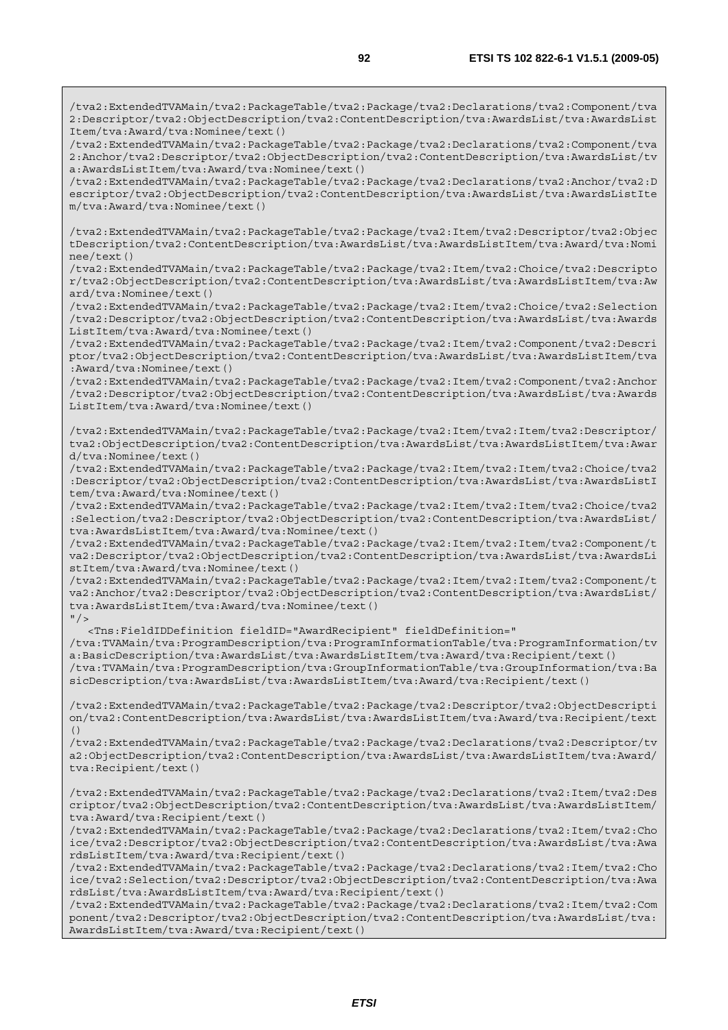```
/tva2:ExtendedTVAMain/tva2:PackageTable/tva2:Package/tva2:Declarations/tva2:Component/tva2:Descriptor/tva2:ObjectDescription/tva2:ContentDescription/tva:AwardsList/tva:AwardsListItem/tva:Award/tva:Nominee/text()
/tva2:ExtendedTVAMain/tva2:PackageTable/tva2:Package/tva2:Declarations/tva2:Component/tva2:Anchor/tva2:Descriptor/tva2:ObjectDescription/tva2:ContentDescription/tva:AwardsList/tva:AwardsListItem/tva:Award/tva:Nominee/text()
/tva2:ExtendedTVAMain/tva2:PackageTable/tva2:Package/tva2:Declarations/tva2:Anchor/tva2:Descriptor/tva2:ObjectDescription/tva2:ContentDescription/tva:AwardsList/tva:AwardsListItem/tva:Award/tva:Nominee/text()

/tva2:ExtendedTVAMain/tva2:PackageTable/tva2:Package/tva2:Item/tva2:Descriptor/tva2:ObjectDescription/tva2:ContentDescription/tva:AwardsList/tva:AwardsListItem/tva:Award/tva:Nominee/text()
/tva2:ExtendedTVAMain/tva2:PackageTable/tva2:Package/tva2:Item/tva2:Choice/tva2:Descriptor/tva2:ObjectDescription/tva2:ContentDescription/tva:AwardsList/tva:AwardsListItem/tva:Award/tva:Nominee/text()
/tva2:ExtendedTVAMain/tva2:PackageTable/tva2:Package/tva2:Item/tva2:Choice/tva2:Selection/tva2:Descriptor/tva2:ObjectDescription/tva2:ContentDescription/tva:AwardsList/tva:AwardsListItem/tva:Award/tva:Nominee/text()
/tva2:ExtendedTVAMain/tva2:PackageTable/tva2:Package/tva2:Item/tva2:Component/tva2:Descriptor/tva2:ObjectDescription/tva2:ContentDescription/tva:AwardsList/tva:AwardsListItem/tva:Award/tva:Nominee/text()
/tva2:ExtendedTVAMain/tva2:PackageTable/tva2:Package/tva2:Item/tva2:Component/tva2:Anchor/tva2:Descriptor/tva2:ObjectDescription/tva2:ContentDescription/tva:AwardsList/tva:AwardsListItem/tva:Award/tva:Nominee/text()

/tva2:ExtendedTVAMain/tva2:PackageTable/tva2:Package/tva2:Item/tva2:Item/tva2:Descriptor/tva2:ObjectDescription/tva2:ContentDescription/tva:AwardsList/tva:AwardsListItem/tva:Award/tva:Nominee/text()
/tva2:ExtendedTVAMain/tva2:PackageTable/tva2:Package/tva2:Item/tva2:Item/tva2:Choice/tva2:Descriptor/tva2:ObjectDescription/tva2:ContentDescription/tva:AwardsList/tva:AwardsListItem/tva:Award/tva:Nominee/text()
/tva2:ExtendedTVAMain/tva2:PackageTable/tva2:Package/tva2:Item/tva2:Item/tva2:Choice/tva2:Selection/tva2:Descriptor/tva2:ObjectDescription/tva2:ContentDescription/tva:AwardsList/tva:AwardsListItem/tva:Award/tva:Nominee/text()
/tva2:ExtendedTVAMain/tva2:PackageTable/tva2:Package/tva2:Item/tva2:Item/tva2:Component/tva2:Descriptor/tva2:ObjectDescription/tva2:ContentDescription/tva:AwardsList/tva:AwardsListItem/tva:Award/tva:Nominee/text()
/tva2:ExtendedTVAMain/tva2:PackageTable/tva2:Package/tva2:Item/tva2:Item/tva2:Component/tva2:Anchor/tva2:Descriptor/tva2:ObjectDescription/tva2:ContentDescription/tva:AwardsList/tva:AwardsListItem/tva:Award/tva:Nominee/text()
"/>
   <Tns:FieldIDDefinition fieldID="AwardRecipient" fieldDefinition="
/tva:TVAMain/tva:ProgramDescription/tva:ProgramInformationTable/tva:ProgramInformation/tva:BasicDescription/tva:AwardsList/tva:AwardsListItem/tva:Award/tva:Recipient/text()
/tva:TVAMain/tva:ProgramDescription/tva:GroupInformationTable/tva:GroupInformation/tva:BasicDescription/tva:AwardsList/tva:AwardsListItem/tva:Award/tva:Recipient/text()

/tva2:ExtendedTVAMain/tva2:PackageTable/tva2:Package/tva2:Descriptor/tva2:ObjectDescription/tva2:ContentDescription/tva:AwardsList/tva:AwardsListItem/tva:Award/tva:Recipient/text()
/tva2:ExtendedTVAMain/tva2:PackageTable/tva2:Package/tva2:Declarations/tva2:Descriptor/tva2:ObjectDescription/tva2:ContentDescription/tva:AwardsList/tva:AwardsListItem/tva:Award/tva:Recipient/text()

/tva2:ExtendedTVAMain/tva2:PackageTable/tva2:Package/tva2:Declarations/tva2:Item/tva2:Descriptor/tva2:ObjectDescription/tva2:ContentDescription/tva:AwardsList/tva:AwardsListItem/tva:Award/tva:Recipient/text()
/tva2:ExtendedTVAMain/tva2:PackageTable/tva2:Package/tva2:Declarations/tva2:Item/tva2:Choice/tva2:Descriptor/tva2:ObjectDescription/tva2:ContentDescription/tva:AwardsList/tva:AwardsListItem/tva:Award/tva:Recipient/text()
/tva2:ExtendedTVAMain/tva2:PackageTable/tva2:Package/tva2:Declarations/tva2:Item/tva2:Choice/tva2:Selection/tva2:Descriptor/tva2:ObjectDescription/tva2:ContentDescription/tva:AwardsList/tva:AwardsListItem/tva:Award/tva:Recipient/text()
/tva2:ExtendedTVAMain/tva2:PackageTable/tva2:Package/tva2:Declarations/tva2:Item/tva2:Component/tva2:Descriptor/tva2:ObjectDescription/tva2:ContentDescription/tva:AwardsList/tva:AwardsListItem/tva:Award/tva:Recipient/text()
```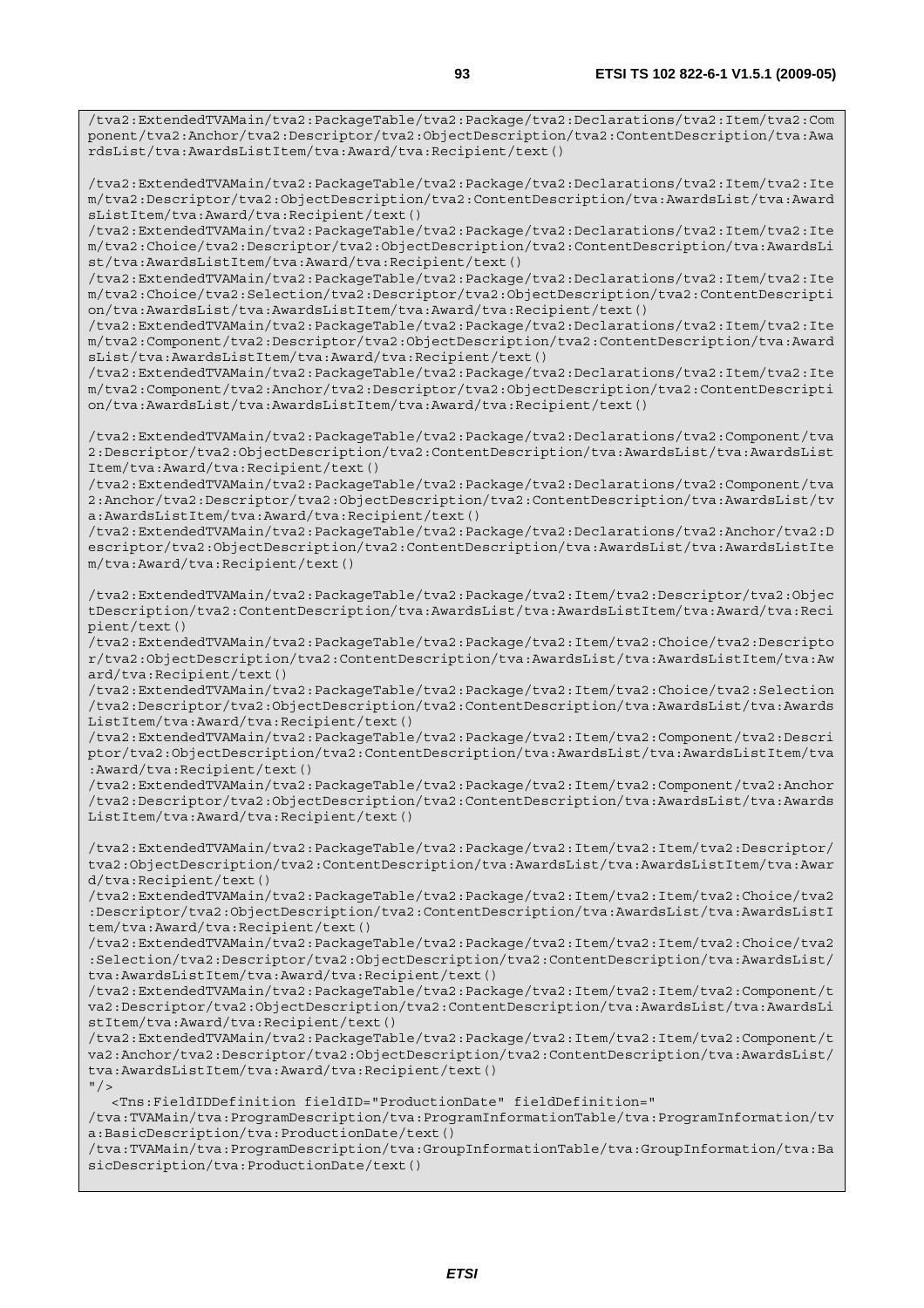```
/tva2:ExtendedTVAMain/tva2:PackageTable/tva2:Package/tva2:Declarations/tva2:Item/tva2:Com
ponent/tva2:Anchor/tva2:Descriptor/tva2:ObjectDescription/tva2:ContentDescription/tva:Awa
rdsList/tva:AwardsListItem/tva:Award/tva:Recipient/text()

/tva2:ExtendedTVAMain/tva2:PackageTable/tva2:Package/tva2:Declarations/tva2:Item/tva2:Ite
m/tva2:Descriptor/tva2:ObjectDescription/tva2:ContentDescription/tva:AwardsList/tva:Award
sListItem/tva:Award/tva:Recipient/text()
/tva2:ExtendedTVAMain/tva2:PackageTable/tva2:Package/tva2:Declarations/tva2:Item/tva2:Ite
m/tva2:Choice/tva2:Descriptor/tva2:ObjectDescription/tva2:ContentDescription/tva:AwardsLi
st/tva:AwardsListItem/tva:Award/tva:Recipient/text()
/tva2:ExtendedTVAMain/tva2:PackageTable/tva2:Package/tva2:Declarations/tva2:Item/tva2:Ite
m/tva2:Choice/tva2:Selection/tva2:Descriptor/tva2:ObjectDescription/tva2:ContentDescripti
on/tva:AwardsList/tva:AwardsListItem/tva:Award/tva:Recipient/text()
/tva2:ExtendedTVAMain/tva2:PackageTable/tva2:Package/tva2:Declarations/tva2:Item/tva2:Ite
m/tva2:Component/tva2:Descriptor/tva2:ObjectDescription/tva2:ContentDescription/tva:Award
sList/tva:AwardsListItem/tva:Award/tva:Recipient/text()
/tva2:ExtendedTVAMain/tva2:PackageTable/tva2:Package/tva2:Declarations/tva2:Item/tva2:Ite
m/tva2:Component/tva2:Anchor/tva2:Descriptor/tva2:ObjectDescription/tva2:ContentDescripti
on/tva:AwardsList/tva:AwardsListItem/tva:Award/tva:Recipient/text()

/tva2:ExtendedTVAMain/tva2:PackageTable/tva2:Package/tva2:Declarations/tva2:Component/tva
2:Descriptor/tva2:ObjectDescription/tva2:ContentDescription/tva:AwardsList/tva:AwardsList
Item/tva:Award/tva:Recipient/text()
/tva2:ExtendedTVAMain/tva2:PackageTable/tva2:Package/tva2:Declarations/tva2:Component/tva
2:Anchor/tva2:Descriptor/tva2:ObjectDescription/tva2:ContentDescription/tva:AwardsList/tv
a:AwardsListItem/tva:Award/tva:Recipient/text()
/tva2:ExtendedTVAMain/tva2:PackageTable/tva2:Package/tva2:Declarations/tva2:Anchor/tva2:D
escriptor/tva2:ObjectDescription/tva2:ContentDescription/tva:AwardsList/tva:AwardsListIte
m/tva:Award/tva:Recipient/text()

/tva2:ExtendedTVAMain/tva2:PackageTable/tva2:Package/tva2:Item/tva2:Descriptor/tva2:Objec
tDescription/tva2:ContentDescription/tva:AwardsList/tva:AwardsListItem/tva:Award/tva:Reci
pient/text()
/tva2:ExtendedTVAMain/tva2:PackageTable/tva2:Package/tva2:Item/tva2:Choice/tva2:Descripto
r/tva2:ObjectDescription/tva2:ContentDescription/tva:AwardsList/tva:AwardsListItem/tva:Aw
ard/tva:Recipient/text()
/tva2:ExtendedTVAMain/tva2:PackageTable/tva2:Package/tva2:Item/tva2:Choice/tva2:Selection
/tva2:Descriptor/tva2:ObjectDescription/tva2:ContentDescription/tva:AwardsList/tva:Awards
ListItem/tva:Award/tva:Recipient/text()
/tva2:ExtendedTVAMain/tva2:PackageTable/tva2:Package/tva2:Item/tva2:Component/tva2:Descri
ptor/tva2:ObjectDescription/tva2:ContentDescription/tva:AwardsList/tva:AwardsListItem/tva
:Award/tva:Recipient/text()
/tva2:ExtendedTVAMain/tva2:PackageTable/tva2:Package/tva2:Item/tva2:Component/tva2:Anchor
/tva2:Descriptor/tva2:ObjectDescription/tva2:ContentDescription/tva:AwardsList/tva:Awards
ListItem/tva:Award/tva:Recipient/text()

/tva2:ExtendedTVAMain/tva2:PackageTable/tva2:Package/tva2:Item/tva2:Item/tva2:Descriptor/
tva2:ObjectDescription/tva2:ContentDescription/tva:AwardsList/tva:AwardsListItem/tva:Awar
d/tva:Recipient/text()
/tva2:ExtendedTVAMain/tva2:PackageTable/tva2:Package/tva2:Item/tva2:Item/tva2:Choice/tva2
:Descriptor/tva2:ObjectDescription/tva2:ContentDescription/tva:AwardsList/tva:AwardsListI
tem/tva:Award/tva:Recipient/text()
/tva2:ExtendedTVAMain/tva2:PackageTable/tva2:Package/tva2:Item/tva2:Item/tva2:Choice/tva2
:Selection/tva2:Descriptor/tva2:ObjectDescription/tva2:ContentDescription/tva:AwardsList/
tva:AwardsListItem/tva:Award/tva:Recipient/text()
/tva2:ExtendedTVAMain/tva2:PackageTable/tva2:Package/tva2:Item/tva2:Item/tva2:Component/t
va2:Descriptor/tva2:ObjectDescription/tva2:ContentDescription/tva:AwardsList/tva:AwardsLi
stItem/tva:Award/tva:Recipient/text()
/tva2:ExtendedTVAMain/tva2:PackageTable/tva2:Package/tva2:Item/tva2:Item/tva2:Component/t
va2:Anchor/tva2:Descriptor/tva2:ObjectDescription/tva2:ContentDescription/tva:AwardsList/
tva:AwardsListItem/tva:Award/tva:Recipient/text()
"/>
   <Tns:FieldIDDefinition fieldID="ProductionDate" fieldDefinition="
/tva:TVAMain/tva:ProgramDescription/tva:ProgramInformationTable/tva:ProgramInformation/tv
a:BasicDescription/tva:ProductionDate/text()
/tva:TVAMain/tva:ProgramDescription/tva:GroupInformationTable/tva:GroupInformation/tva:Ba
sicDescription/tva:ProductionDate/text()
```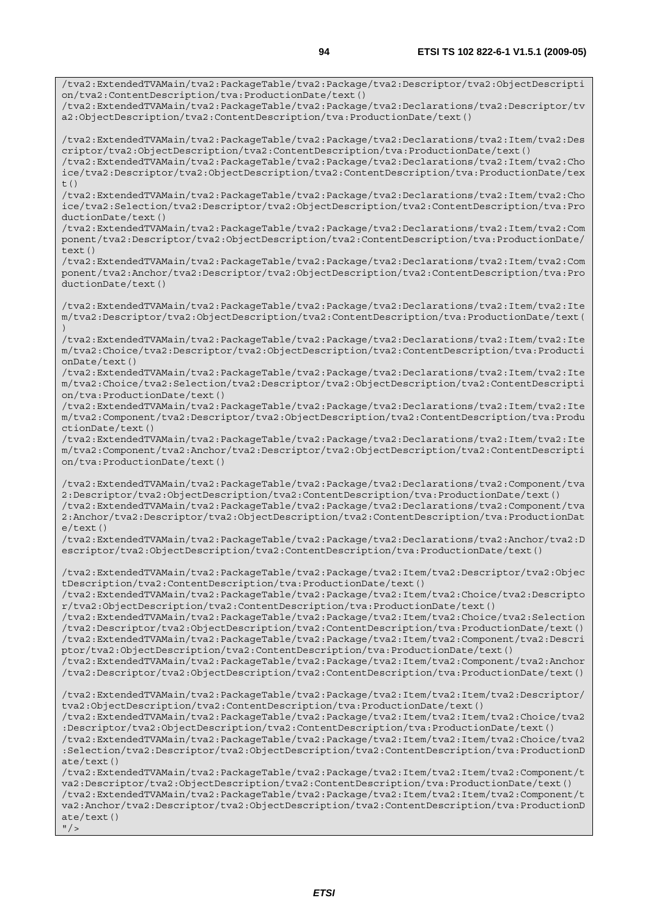```
/tva2:ExtendedTVAMain/tva2:PackageTable/tva2:Package/tva2:Descriptor/tva2:ObjectDescription/tva2:ContentDescription/tva:ProductionDate/text()
/tva2:ExtendedTVAMain/tva2:PackageTable/tva2:Package/tva2:Declarations/tva2:Descriptor/tva2:ObjectDescription/tva2:ContentDescription/tva:ProductionDate/text()

/tva2:ExtendedTVAMain/tva2:PackageTable/tva2:Package/tva2:Declarations/tva2:Item/tva2:Descriptor/tva2:ObjectDescription/tva2:ContentDescription/tva:ProductionDate/text()
/tva2:ExtendedTVAMain/tva2:PackageTable/tva2:Package/tva2:Declarations/tva2:Item/tva2:Choice/tva2:Descriptor/tva2:ObjectDescription/tva2:ContentDescription/tva:ProductionDate/text()
/tva2:ExtendedTVAMain/tva2:PackageTable/tva2:Package/tva2:Declarations/tva2:Item/tva2:Choice/tva2:Selection/tva2:Descriptor/tva2:ObjectDescription/tva2:ContentDescription/tva:ProductionDate/text()
/tva2:ExtendedTVAMain/tva2:PackageTable/tva2:Package/tva2:Declarations/tva2:Item/tva2:Component/tva2:Descriptor/tva2:ObjectDescription/tva2:ContentDescription/tva:ProductionDate/text()
/tva2:ExtendedTVAMain/tva2:PackageTable/tva2:Package/tva2:Declarations/tva2:Item/tva2:Component/tva2:Anchor/tva2:Descriptor/tva2:ObjectDescription/tva2:ContentDescription/tva:ProductionDate/text()

/tva2:ExtendedTVAMain/tva2:PackageTable/tva2:Package/tva2:Declarations/tva2:Item/tva2:Item/tva2:Descriptor/tva2:ObjectDescription/tva2:ContentDescription/tva:ProductionDate/text()
/tva2:ExtendedTVAMain/tva2:PackageTable/tva2:Package/tva2:Declarations/tva2:Item/tva2:Item/tva2:Choice/tva2:Descriptor/tva2:ObjectDescription/tva2:ContentDescription/tva:ProductionDate/text()
/tva2:ExtendedTVAMain/tva2:PackageTable/tva2:Package/tva2:Declarations/tva2:Item/tva2:Item/tva2:Choice/tva2:Selection/tva2:Descriptor/tva2:ObjectDescription/tva2:ContentDescription/tva:ProductionDate/text()
/tva2:ExtendedTVAMain/tva2:PackageTable/tva2:Package/tva2:Declarations/tva2:Item/tva2:Item/tva2:Component/tva2:Descriptor/tva2:ObjectDescription/tva2:ContentDescription/tva:ProductionDate/text()
/tva2:ExtendedTVAMain/tva2:PackageTable/tva2:Package/tva2:Declarations/tva2:Item/tva2:Item/tva2:Component/tva2:Anchor/tva2:Descriptor/tva2:ObjectDescription/tva2:ContentDescription/tva:ProductionDate/text()

/tva2:ExtendedTVAMain/tva2:PackageTable/tva2:Package/tva2:Declarations/tva2:Component/tva2:Descriptor/tva2:ObjectDescription/tva2:ContentDescription/tva:ProductionDate/text()
/tva2:ExtendedTVAMain/tva2:PackageTable/tva2:Package/tva2:Declarations/tva2:Component/tva2:Anchor/tva2:Descriptor/tva2:ObjectDescription/tva2:ContentDescription/tva:ProductionDate/text()
/tva2:ExtendedTVAMain/tva2:PackageTable/tva2:Package/tva2:Declarations/tva2:Anchor/tva2:Descriptor/tva2:ObjectDescription/tva2:ContentDescription/tva:ProductionDate/text()

/tva2:ExtendedTVAMain/tva2:PackageTable/tva2:Package/tva2:Item/tva2:Descriptor/tva2:ObjectDescription/tva2:ContentDescription/tva:ProductionDate/text()
/tva2:ExtendedTVAMain/tva2:PackageTable/tva2:Package/tva2:Item/tva2:Choice/tva2:Descriptor/tva2:ObjectDescription/tva2:ContentDescription/tva:ProductionDate/text()
/tva2:ExtendedTVAMain/tva2:PackageTable/tva2:Package/tva2:Item/tva2:Choice/tva2:Selection/tva2:Descriptor/tva2:ObjectDescription/tva2:ContentDescription/tva:ProductionDate/text()
/tva2:ExtendedTVAMain/tva2:PackageTable/tva2:Package/tva2:Item/tva2:Component/tva2:Descriptor/tva2:ObjectDescription/tva2:ContentDescription/tva:ProductionDate/text()
/tva2:ExtendedTVAMain/tva2:PackageTable/tva2:Package/tva2:Item/tva2:Component/tva2:Anchor/tva2:Descriptor/tva2:ObjectDescription/tva2:ContentDescription/tva:ProductionDate/text()

/tva2:ExtendedTVAMain/tva2:PackageTable/tva2:Package/tva2:Item/tva2:Item/tva2:Descriptor/tva2:ObjectDescription/tva2:ContentDescription/tva:ProductionDate/text()
/tva2:ExtendedTVAMain/tva2:PackageTable/tva2:Package/tva2:Item/tva2:Item/tva2:Choice/tva2:Descriptor/tva2:ObjectDescription/tva2:ContentDescription/tva:ProductionDate/text()
/tva2:ExtendedTVAMain/tva2:PackageTable/tva2:Package/tva2:Item/tva2:Item/tva2:Choice/tva2:Selection/tva2:Descriptor/tva2:ObjectDescription/tva2:ContentDescription/tva:ProductionDate/text()
/tva2:ExtendedTVAMain/tva2:PackageTable/tva2:Package/tva2:Item/tva2:Item/tva2:Component/tva2:Descriptor/tva2:ObjectDescription/tva2:ContentDescription/tva:ProductionDate/text()
/tva2:ExtendedTVAMain/tva2:PackageTable/tva2:Package/tva2:Item/tva2:Item/tva2:Component/tva2:Anchor/tva2:Descriptor/tva2:ObjectDescription/tva2:ContentDescription/tva:ProductionDate/text()
"/>
```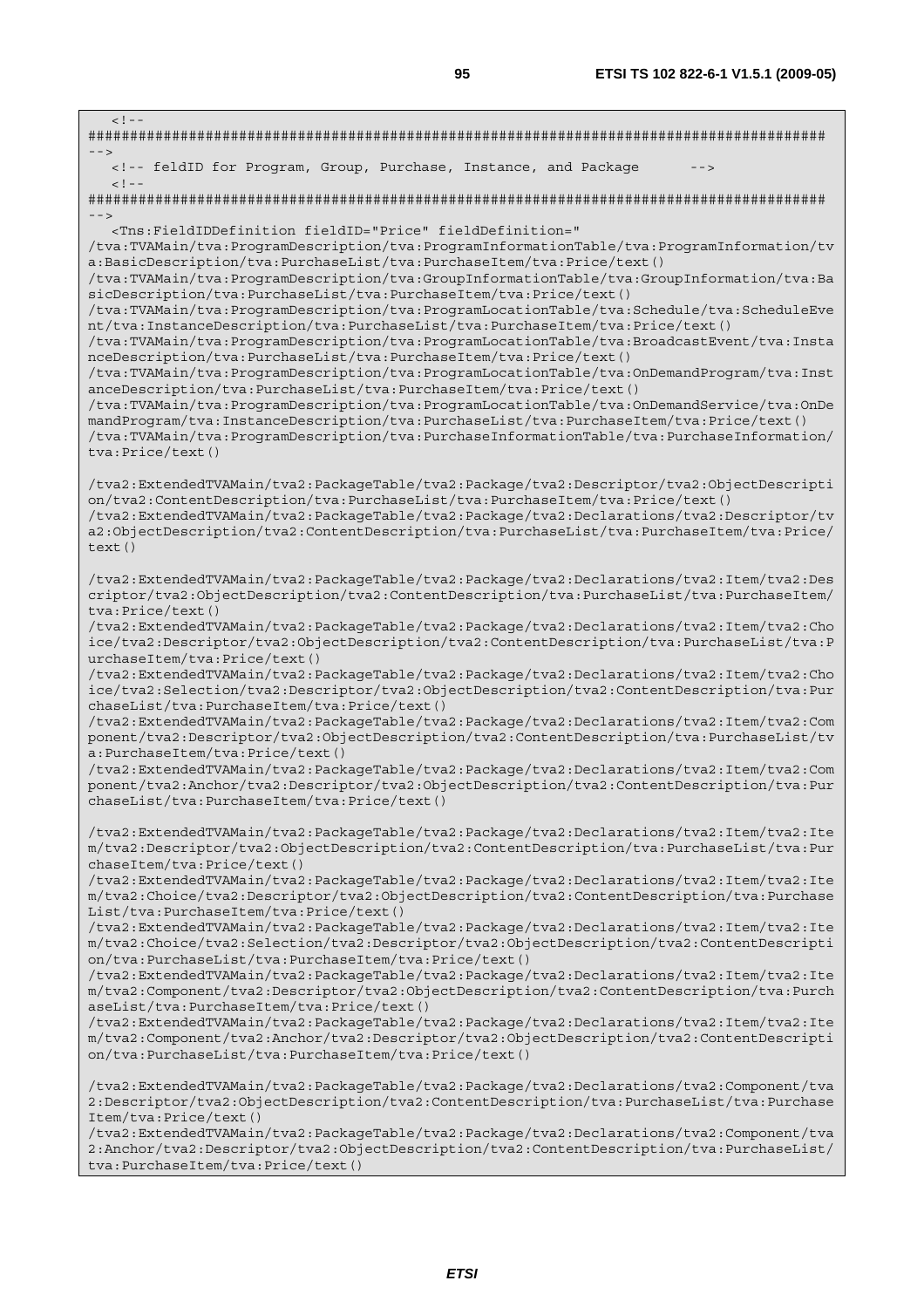```
   <!--
########################################################################################
-->
   <!-- feldID for Program, Group, Purchase, Instance, and Package      -->
   <!--
########################################################################################
-->
   <Tns:FieldIDDefinition fieldID="Price" fieldDefinition="
/tva:TVAMain/tva:ProgramDescription/tva:ProgramInformationTable/tva:ProgramInformation/tva:BasicDescription/tva:PurchaseList/tva:PurchaseItem/tva:Price/text()
/tva:TVAMain/tva:ProgramDescription/tva:GroupInformationTable/tva:GroupInformation/tva:BasicDescription/tva:PurchaseList/tva:PurchaseItem/tva:Price/text()
/tva:TVAMain/tva:ProgramDescription/tva:ProgramLocationTable/tva:Schedule/tva:ScheduleEvent/tva:InstanceDescription/tva:PurchaseList/tva:PurchaseItem/tva:Price/text()
/tva:TVAMain/tva:ProgramDescription/tva:ProgramLocationTable/tva:BroadcastEvent/tva:InstanceDescription/tva:PurchaseList/tva:PurchaseItem/tva:Price/text()
/tva:TVAMain/tva:ProgramDescription/tva:ProgramLocationTable/tva:OnDemandProgram/tva:InstanceDescription/tva:PurchaseList/tva:PurchaseItem/tva:Price/text()
/tva:TVAMain/tva:ProgramDescription/tva:ProgramLocationTable/tva:OnDemandService/tva:OnDemandProgram/tva:InstanceDescription/tva:PurchaseList/tva:PurchaseItem/tva:Price/text()
/tva:TVAMain/tva:ProgramDescription/tva:PurchaseInformationTable/tva:PurchaseInformation/tva:Price/text()

/tva2:ExtendedTVAMain/tva2:PackageTable/tva2:Package/tva2:Descriptor/tva2:ObjectDescription/tva2:ContentDescription/tva:PurchaseList/tva:PurchaseItem/tva:Price/text()
/tva2:ExtendedTVAMain/tva2:PackageTable/tva2:Package/tva2:Declarations/tva2:Descriptor/tva2:ObjectDescription/tva2:ContentDescription/tva:PurchaseList/tva:PurchaseItem/tva:Price/text()

/tva2:ExtendedTVAMain/tva2:PackageTable/tva2:Package/tva2:Declarations/tva2:Item/tva2:Descriptor/tva2:ObjectDescription/tva2:ContentDescription/tva:PurchaseList/tva:PurchaseItem/tva:Price/text()
/tva2:ExtendedTVAMain/tva2:PackageTable/tva2:Package/tva2:Declarations/tva2:Item/tva2:Choice/tva2:Descriptor/tva2:ObjectDescription/tva2:ContentDescription/tva:PurchaseList/tva:PurchaseItem/tva:Price/text()
/tva2:ExtendedTVAMain/tva2:PackageTable/tva2:Package/tva2:Declarations/tva2:Item/tva2:Choice/tva2:Selection/tva2:Descriptor/tva2:ObjectDescription/tva2:ContentDescription/tva:PurchaseList/tva:PurchaseItem/tva:Price/text()
/tva2:ExtendedTVAMain/tva2:PackageTable/tva2:Package/tva2:Declarations/tva2:Item/tva2:Component/tva2:Descriptor/tva2:ObjectDescription/tva2:ContentDescription/tva:PurchaseList/tva:PurchaseItem/tva:Price/text()
/tva2:ExtendedTVAMain/tva2:PackageTable/tva2:Package/tva2:Declarations/tva2:Item/tva2:Component/tva2:Anchor/tva2:Descriptor/tva2:ObjectDescription/tva2:ContentDescription/tva:PurchaseList/tva:PurchaseItem/tva:Price/text()

/tva2:ExtendedTVAMain/tva2:PackageTable/tva2:Package/tva2:Declarations/tva2:Item/tva2:Item/tva2:Descriptor/tva2:ObjectDescription/tva2:ContentDescription/tva:PurchaseList/tva:PurchaseItem/tva:Price/text()
/tva2:ExtendedTVAMain/tva2:PackageTable/tva2:Package/tva2:Declarations/tva2:Item/tva2:Item/tva2:Choice/tva2:Descriptor/tva2:ObjectDescription/tva2:ContentDescription/tva:PurchaseList/tva:PurchaseItem/tva:Price/text()
/tva2:ExtendedTVAMain/tva2:PackageTable/tva2:Package/tva2:Declarations/tva2:Item/tva2:Item/tva2:Choice/tva2:Selection/tva2:Descriptor/tva2:ObjectDescription/tva2:ContentDescription/tva:PurchaseList/tva:PurchaseItem/tva:Price/text()
/tva2:ExtendedTVAMain/tva2:PackageTable/tva2:Package/tva2:Declarations/tva2:Item/tva2:Item/tva2:Component/tva2:Descriptor/tva2:ObjectDescription/tva2:ContentDescription/tva:PurchaseList/tva:PurchaseItem/tva:Price/text()
/tva2:ExtendedTVAMain/tva2:PackageTable/tva2:Package/tva2:Declarations/tva2:Item/tva2:Item/tva2:Component/tva2:Anchor/tva2:Descriptor/tva2:ObjectDescription/tva2:ContentDescription/tva:PurchaseList/tva:PurchaseItem/tva:Price/text()

/tva2:ExtendedTVAMain/tva2:PackageTable/tva2:Package/tva2:Declarations/tva2:Component/tva2:Descriptor/tva2:ObjectDescription/tva2:ContentDescription/tva:PurchaseList/tva:PurchaseItem/tva:Price/text()
/tva2:ExtendedTVAMain/tva2:PackageTable/tva2:Package/tva2:Declarations/tva2:Component/tva2:Anchor/tva2:Descriptor/tva2:ObjectDescription/tva2:ContentDescription/tva:PurchaseList/tva:PurchaseItem/tva:Price/text()
```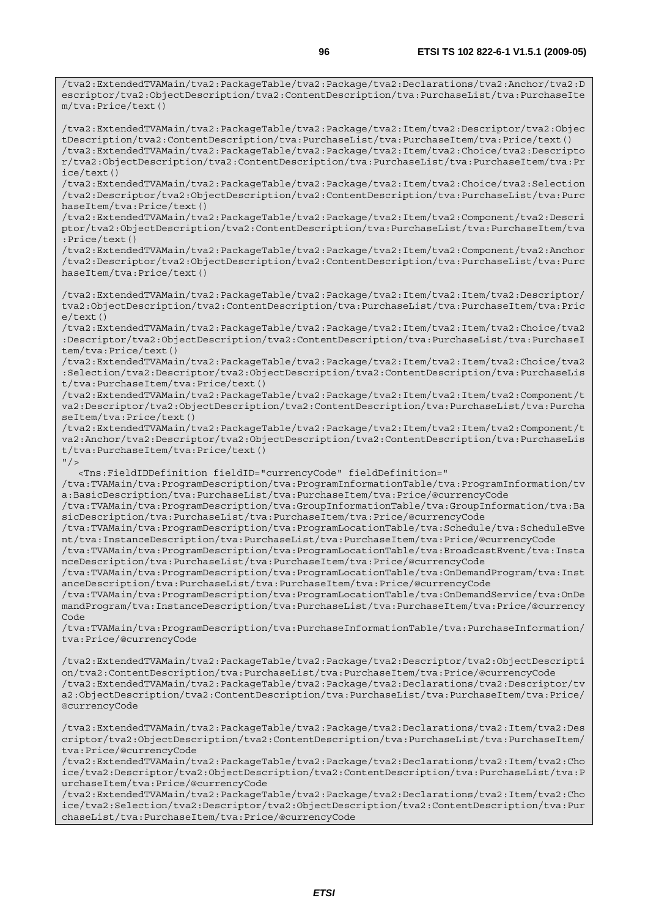```
/tva2:ExtendedTVAMain/tva2:PackageTable/tva2:Package/tva2:Declarations/tva2:Anchor/tva2:Descriptor/tva2:ObjectDescription/tva2:ContentDescription/tva:PurchaseList/tva:PurchaseItem/tva:Price/text()

/tva2:ExtendedTVAMain/tva2:PackageTable/tva2:Package/tva2:Item/tva2:Descriptor/tva2:ObjectDescription/tva2:ContentDescription/tva:PurchaseList/tva:PurchaseItem/tva:Price/text()
/tva2:ExtendedTVAMain/tva2:PackageTable/tva2:Package/tva2:Item/tva2:Choice/tva2:Descriptor/tva2:ObjectDescription/tva2:ContentDescription/tva:PurchaseList/tva:PurchaseItem/tva:Price/text()
/tva2:ExtendedTVAMain/tva2:PackageTable/tva2:Package/tva2:Item/tva2:Choice/tva2:Selection/tva2:Descriptor/tva2:ObjectDescription/tva2:ContentDescription/tva:PurchaseList/tva:PurchaseItem/tva:Price/text()
/tva2:ExtendedTVAMain/tva2:PackageTable/tva2:Package/tva2:Item/tva2:Component/tva2:Descriptor/tva2:ObjectDescription/tva2:ContentDescription/tva:PurchaseList/tva:PurchaseItem/tva:Price/text()
/tva2:ExtendedTVAMain/tva2:PackageTable/tva2:Package/tva2:Item/tva2:Component/tva2:Anchor/tva2:Descriptor/tva2:ObjectDescription/tva2:ContentDescription/tva:PurchaseList/tva:PurchaseItem/tva:Price/text()

/tva2:ExtendedTVAMain/tva2:PackageTable/tva2:Package/tva2:Item/tva2:Item/tva2:Descriptor/tva2:ObjectDescription/tva2:ContentDescription/tva:PurchaseList/tva:PurchaseItem/tva:Price/text()
/tva2:ExtendedTVAMain/tva2:PackageTable/tva2:Package/tva2:Item/tva2:Item/tva2:Choice/tva2:Descriptor/tva2:ObjectDescription/tva2:ContentDescription/tva:PurchaseList/tva:PurchaseItem/tva:Price/text()
/tva2:ExtendedTVAMain/tva2:PackageTable/tva2:Package/tva2:Item/tva2:Item/tva2:Choice/tva2:Selection/tva2:Descriptor/tva2:ObjectDescription/tva2:ContentDescription/tva:PurchaseList/tva:PurchaseItem/tva:Price/text()
/tva2:ExtendedTVAMain/tva2:PackageTable/tva2:Package/tva2:Item/tva2:Item/tva2:Component/tva2:Descriptor/tva2:ObjectDescription/tva2:ContentDescription/tva:PurchaseList/tva:PurchaseItem/tva:Price/text()
/tva2:ExtendedTVAMain/tva2:PackageTable/tva2:Package/tva2:Item/tva2:Item/tva2:Component/tva2:Anchor/tva2:Descriptor/tva2:ObjectDescription/tva2:ContentDescription/tva:PurchaseList/tva:PurchaseItem/tva:Price/text()
"/>
   <Tns:FieldIDDefinition fieldID="currencyCode" fieldDefinition="
/tva:TVAMain/tva:ProgramDescription/tva:ProgramInformationTable/tva:ProgramInformation/tva:BasicDescription/tva:PurchaseList/tva:PurchaseItem/tva:Price/@currencyCode
/tva:TVAMain/tva:ProgramDescription/tva:GroupInformationTable/tva:GroupInformation/tva:BasicDescription/tva:PurchaseList/tva:PurchaseItem/tva:Price/@currencyCode
/tva:TVAMain/tva:ProgramDescription/tva:ProgramLocationTable/tva:Schedule/tva:ScheduleEvent/tva:InstanceDescription/tva:PurchaseList/tva:PurchaseItem/tva:Price/@currencyCode
/tva:TVAMain/tva:ProgramDescription/tva:ProgramLocationTable/tva:BroadcastEvent/tva:InstanceDescription/tva:PurchaseList/tva:PurchaseItem/tva:Price/@currencyCode
/tva:TVAMain/tva:ProgramDescription/tva:ProgramLocationTable/tva:OnDemandProgram/tva:InstanceDescription/tva:PurchaseList/tva:PurchaseItem/tva:Price/@currencyCode
/tva:TVAMain/tva:ProgramDescription/tva:ProgramLocationTable/tva:OnDemandService/tva:OnDemandProgram/tva:InstanceDescription/tva:PurchaseList/tva:PurchaseItem/tva:Price/@currencyCode
/tva:TVAMain/tva:ProgramDescription/tva:PurchaseInformationTable/tva:PurchaseInformation/tva:Price/@currencyCode

/tva2:ExtendedTVAMain/tva2:PackageTable/tva2:Package/tva2:Descriptor/tva2:ObjectDescription/tva2:ContentDescription/tva:PurchaseList/tva:PurchaseItem/tva:Price/@currencyCode
/tva2:ExtendedTVAMain/tva2:PackageTable/tva2:Package/tva2:Declarations/tva2:Descriptor/tva2:ObjectDescription/tva2:ContentDescription/tva:PurchaseList/tva:PurchaseItem/tva:Price/@currencyCode

/tva2:ExtendedTVAMain/tva2:PackageTable/tva2:Package/tva2:Declarations/tva2:Item/tva2:Descriptor/tva2:ObjectDescription/tva2:ContentDescription/tva:PurchaseList/tva:PurchaseItem/tva:Price/@currencyCode
/tva2:ExtendedTVAMain/tva2:PackageTable/tva2:Package/tva2:Declarations/tva2:Item/tva2:Choice/tva2:Descriptor/tva2:ObjectDescription/tva2:ContentDescription/tva:PurchaseList/tva:PurchaseItem/tva:Price/@currencyCode
/tva2:ExtendedTVAMain/tva2:PackageTable/tva2:Package/tva2:Declarations/tva2:Item/tva2:Choice/tva2:Selection/tva2:Descriptor/tva2:ObjectDescription/tva2:ContentDescription/tva:PurchaseList/tva:PurchaseItem/tva:Price/@currencyCode
```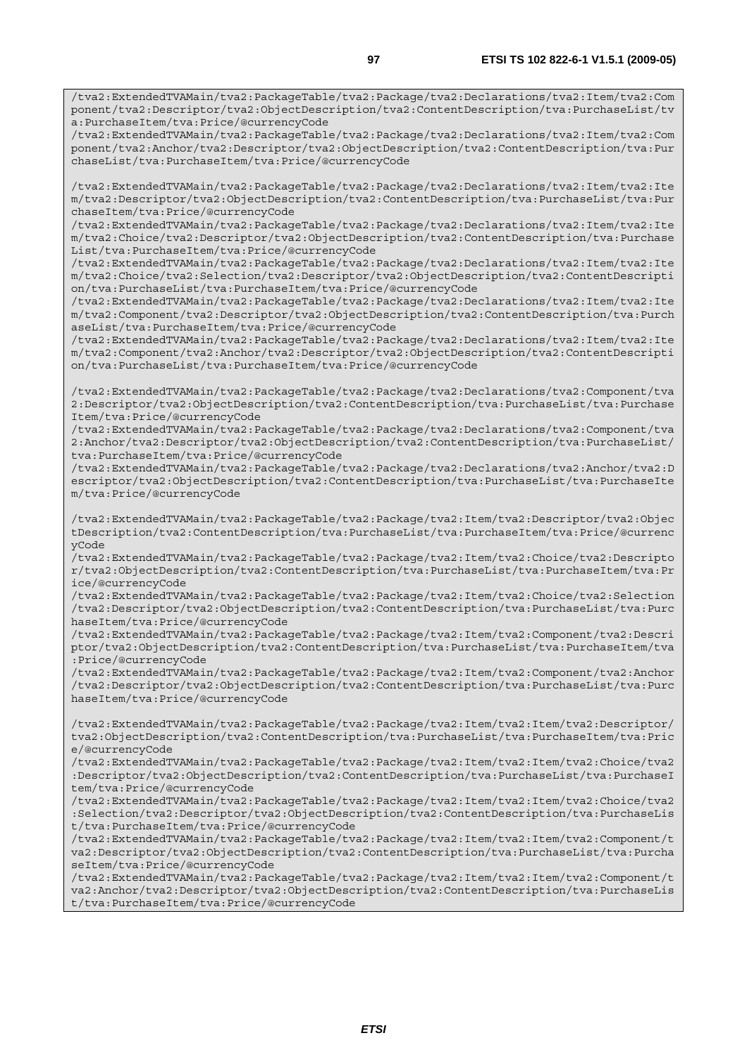```
/tva2:ExtendedTVAMain/tva2:PackageTable/tva2:Package/tva2:Declarations/tva2:Item/tva2:Component/tva2:Descriptor/tva2:ObjectDescription/tva2:ContentDescription/tva:PurchaseList/tva:PurchaseItem/tva:Price/@currencyCode
/tva2:ExtendedTVAMain/tva2:PackageTable/tva2:Package/tva2:Declarations/tva2:Item/tva2:Component/tva2:Anchor/tva2:Descriptor/tva2:ObjectDescription/tva2:ContentDescription/tva:PurchaseList/tva:PurchaseItem/tva:Price/@currencyCode

/tva2:ExtendedTVAMain/tva2:PackageTable/tva2:Package/tva2:Declarations/tva2:Item/tva2:Item/tva2:Descriptor/tva2:ObjectDescription/tva2:ContentDescription/tva:PurchaseList/tva:PurchaseItem/tva:Price/@currencyCode
/tva2:ExtendedTVAMain/tva2:PackageTable/tva2:Package/tva2:Declarations/tva2:Item/tva2:Item/tva2:Choice/tva2:Descriptor/tva2:ObjectDescription/tva2:ContentDescription/tva:PurchaseList/tva:PurchaseItem/tva:Price/@currencyCode
/tva2:ExtendedTVAMain/tva2:PackageTable/tva2:Package/tva2:Declarations/tva2:Item/tva2:Item/tva2:Choice/tva2:Selection/tva2:Descriptor/tva2:ObjectDescription/tva2:ContentDescription/tva:PurchaseList/tva:PurchaseItem/tva:Price/@currencyCode
/tva2:ExtendedTVAMain/tva2:PackageTable/tva2:Package/tva2:Declarations/tva2:Item/tva2:Item/tva2:Component/tva2:Descriptor/tva2:ObjectDescription/tva2:ContentDescription/tva:PurchaseList/tva:PurchaseItem/tva:Price/@currencyCode
/tva2:ExtendedTVAMain/tva2:PackageTable/tva2:Package/tva2:Declarations/tva2:Item/tva2:Item/tva2:Component/tva2:Anchor/tva2:Descriptor/tva2:ObjectDescription/tva2:ContentDescription/tva:PurchaseList/tva:PurchaseItem/tva:Price/@currencyCode

/tva2:ExtendedTVAMain/tva2:PackageTable/tva2:Package/tva2:Declarations/tva2:Component/tva2:Descriptor/tva2:ObjectDescription/tva2:ContentDescription/tva:PurchaseList/tva:PurchaseItem/tva:Price/@currencyCode
/tva2:ExtendedTVAMain/tva2:PackageTable/tva2:Package/tva2:Declarations/tva2:Component/tva2:Anchor/tva2:Descriptor/tva2:ObjectDescription/tva2:ContentDescription/tva:PurchaseList/tva:PurchaseItem/tva:Price/@currencyCode
/tva2:ExtendedTVAMain/tva2:PackageTable/tva2:Package/tva2:Declarations/tva2:Anchor/tva2:Descriptor/tva2:ObjectDescription/tva2:ContentDescription/tva:PurchaseList/tva:PurchaseItem/tva:Price/@currencyCode

/tva2:ExtendedTVAMain/tva2:PackageTable/tva2:Package/tva2:Item/tva2:Descriptor/tva2:ObjectDescription/tva2:ContentDescription/tva:PurchaseList/tva:PurchaseItem/tva:Price/@currencyCode
/tva2:ExtendedTVAMain/tva2:PackageTable/tva2:Package/tva2:Item/tva2:Choice/tva2:Descriptor/tva2:ObjectDescription/tva2:ContentDescription/tva:PurchaseList/tva:PurchaseItem/tva:Price/@currencyCode
/tva2:ExtendedTVAMain/tva2:PackageTable/tva2:Package/tva2:Item/tva2:Choice/tva2:Selection/tva2:Descriptor/tva2:ObjectDescription/tva2:ContentDescription/tva:PurchaseList/tva:PurchaseItem/tva:Price/@currencyCode
/tva2:ExtendedTVAMain/tva2:PackageTable/tva2:Package/tva2:Item/tva2:Component/tva2:Descriptor/tva2:ObjectDescription/tva2:ContentDescription/tva:PurchaseList/tva:PurchaseItem/tva:Price/@currencyCode
/tva2:ExtendedTVAMain/tva2:PackageTable/tva2:Package/tva2:Item/tva2:Component/tva2:Anchor/tva2:Descriptor/tva2:ObjectDescription/tva2:ContentDescription/tva:PurchaseList/tva:PurchaseItem/tva:Price/@currencyCode

/tva2:ExtendedTVAMain/tva2:PackageTable/tva2:Package/tva2:Item/tva2:Item/tva2:Descriptor/tva2:ObjectDescription/tva2:ContentDescription/tva:PurchaseList/tva:PurchaseItem/tva:Price/@currencyCode
/tva2:ExtendedTVAMain/tva2:PackageTable/tva2:Package/tva2:Item/tva2:Item/tva2:Choice/tva2:Descriptor/tva2:ObjectDescription/tva2:ContentDescription/tva:PurchaseList/tva:PurchaseItem/tva:Price/@currencyCode
/tva2:ExtendedTVAMain/tva2:PackageTable/tva2:Package/tva2:Item/tva2:Item/tva2:Choice/tva2:Selection/tva2:Descriptor/tva2:ObjectDescription/tva2:ContentDescription/tva:PurchaseList/tva:PurchaseItem/tva:Price/@currencyCode
/tva2:ExtendedTVAMain/tva2:PackageTable/tva2:Package/tva2:Item/tva2:Item/tva2:Component/tva2:Descriptor/tva2:ObjectDescription/tva2:ContentDescription/tva:PurchaseList/tva:PurchaseItem/tva:Price/@currencyCode
/tva2:ExtendedTVAMain/tva2:PackageTable/tva2:Package/tva2:Item/tva2:Item/tva2:Component/tva2:Anchor/tva2:Descriptor/tva2:ObjectDescription/tva2:ContentDescription/tva:PurchaseList/tva:PurchaseItem/tva:Price/@currencyCode
```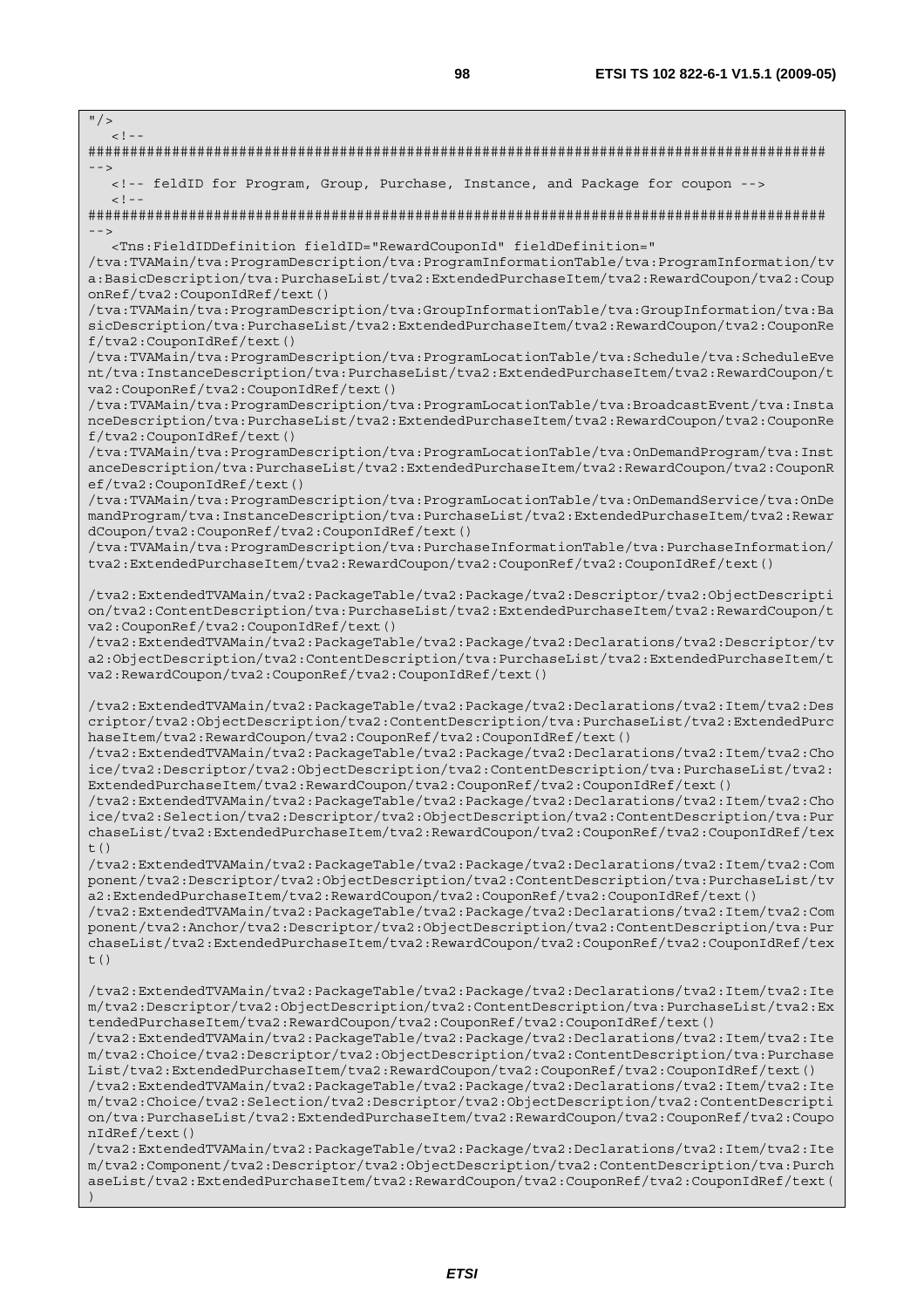```
"/>
   <!--
########################################################################################
-->
   <!-- feldID for Program, Group, Purchase, Instance, and Package for coupon -->
   <!--
########################################################################################
-->
   <Tns:FieldIDDefinition fieldID="RewardCouponId" fieldDefinition="
/tva:TVAMain/tva:ProgramDescription/tva:ProgramInformationTable/tva:ProgramInformation/tv
a:BasicDescription/tva:PurchaseList/tva2:ExtendedPurchaseItem/tva2:RewardCoupon/tva2:Coup
onRef/tva2:CouponIdRef/text()
/tva:TVAMain/tva:ProgramDescription/tva:GroupInformationTable/tva:GroupInformation/tva:Ba
sicDescription/tva:PurchaseList/tva2:ExtendedPurchaseItem/tva2:RewardCoupon/tva2:CouponRe
f/tva2:CouponIdRef/text()
/tva:TVAMain/tva:ProgramDescription/tva:ProgramLocationTable/tva:Schedule/tva:ScheduleEve
nt/tva:InstanceDescription/tva:PurchaseList/tva2:ExtendedPurchaseItem/tva2:RewardCoupon/t
va2:CouponRef/tva2:CouponIdRef/text()
/tva:TVAMain/tva:ProgramDescription/tva:ProgramLocationTable/tva:BroadcastEvent/tva:Insta
nceDescription/tva:PurchaseList/tva2:ExtendedPurchaseItem/tva2:RewardCoupon/tva2:CouponRe
f/tva2:CouponIdRef/text()
/tva:TVAMain/tva:ProgramDescription/tva:ProgramLocationTable/tva:OnDemandProgram/tva:Inst
anceDescription/tva:PurchaseList/tva2:ExtendedPurchaseItem/tva2:RewardCoupon/tva2:CouponR
ef/tva2:CouponIdRef/text()
/tva:TVAMain/tva:ProgramDescription/tva:ProgramLocationTable/tva:OnDemandService/tva:OnDe
mandProgram/tva:InstanceDescription/tva:PurchaseList/tva2:ExtendedPurchaseItem/tva2:Rewar
dCoupon/tva2:CouponRef/tva2:CouponIdRef/text()
/tva:TVAMain/tva:ProgramDescription/tva:PurchaseInformationTable/tva:PurchaseInformation/
tva2:ExtendedPurchaseItem/tva2:RewardCoupon/tva2:CouponRef/tva2:CouponIdRef/text()

/tva2:ExtendedTVAMain/tva2:PackageTable/tva2:Package/tva2:Descriptor/tva2:ObjectDescripti
on/tva2:ContentDescription/tva:PurchaseList/tva2:ExtendedPurchaseItem/tva2:RewardCoupon/t
va2:CouponRef/tva2:CouponIdRef/text()
/tva2:ExtendedTVAMain/tva2:PackageTable/tva2:Package/tva2:Declarations/tva2:Descriptor/tv
a2:ObjectDescription/tva2:ContentDescription/tva:PurchaseList/tva2:ExtendedPurchaseItem/t
va2:RewardCoupon/tva2:CouponRef/tva2:CouponIdRef/text()

/tva2:ExtendedTVAMain/tva2:PackageTable/tva2:Package/tva2:Declarations/tva2:Item/tva2:Des
criptor/tva2:ObjectDescription/tva2:ContentDescription/tva:PurchaseList/tva2:ExtendedPurc
haseItem/tva2:RewardCoupon/tva2:CouponRef/tva2:CouponIdRef/text()
/tva2:ExtendedTVAMain/tva2:PackageTable/tva2:Package/tva2:Declarations/tva2:Item/tva2:Cho
ice/tva2:Descriptor/tva2:ObjectDescription/tva2:ContentDescription/tva:PurchaseList/tva2:
ExtendedPurchaseItem/tva2:RewardCoupon/tva2:CouponRef/tva2:CouponIdRef/text()
/tva2:ExtendedTVAMain/tva2:PackageTable/tva2:Package/tva2:Declarations/tva2:Item/tva2:Cho
ice/tva2:Selection/tva2:Descriptor/tva2:ObjectDescription/tva2:ContentDescription/tva:Pur
chaseList/tva2:ExtendedPurchaseItem/tva2:RewardCoupon/tva2:CouponRef/tva2:CouponIdRef/tex
t()
/tva2:ExtendedTVAMain/tva2:PackageTable/tva2:Package/tva2:Declarations/tva2:Item/tva2:Com
ponent/tva2:Descriptor/tva2:ObjectDescription/tva2:ContentDescription/tva:PurchaseList/tv
a2:ExtendedPurchaseItem/tva2:RewardCoupon/tva2:CouponRef/tva2:CouponIdRef/text()
/tva2:ExtendedTVAMain/tva2:PackageTable/tva2:Package/tva2:Declarations/tva2:Item/tva2:Com
ponent/tva2:Anchor/tva2:Descriptor/tva2:ObjectDescription/tva2:ContentDescription/tva:Pur
chaseList/tva2:ExtendedPurchaseItem/tva2:RewardCoupon/tva2:CouponRef/tva2:CouponIdRef/tex
t()

/tva2:ExtendedTVAMain/tva2:PackageTable/tva2:Package/tva2:Declarations/tva2:Item/tva2:Ite
m/tva2:Descriptor/tva2:ObjectDescription/tva2:ContentDescription/tva:PurchaseList/tva2:Ex
tendedPurchaseItem/tva2:RewardCoupon/tva2:CouponRef/tva2:CouponIdRef/text()
/tva2:ExtendedTVAMain/tva2:PackageTable/tva2:Package/tva2:Declarations/tva2:Item/tva2:Ite
m/tva2:Choice/tva2:Descriptor/tva2:ObjectDescription/tva2:ContentDescription/tva:Purchase
List/tva2:ExtendedPurchaseItem/tva2:RewardCoupon/tva2:CouponRef/tva2:CouponIdRef/text()
/tva2:ExtendedTVAMain/tva2:PackageTable/tva2:Package/tva2:Declarations/tva2:Item/tva2:Ite
m/tva2:Choice/tva2:Selection/tva2:Descriptor/tva2:ObjectDescription/tva2:ContentDescripti
on/tva:PurchaseList/tva2:ExtendedPurchaseItem/tva2:RewardCoupon/tva2:CouponRef/tva2:Coupo
nIdRef/text()
/tva2:ExtendedTVAMain/tva2:PackageTable/tva2:Package/tva2:Declarations/tva2:Item/tva2:Ite
m/tva2:Component/tva2:Descriptor/tva2:ObjectDescription/tva2:ContentDescription/tva:Purch
aseList/tva2:ExtendedPurchaseItem/tva2:RewardCoupon/tva2:CouponRef/tva2:CouponIdRef/text(
)
```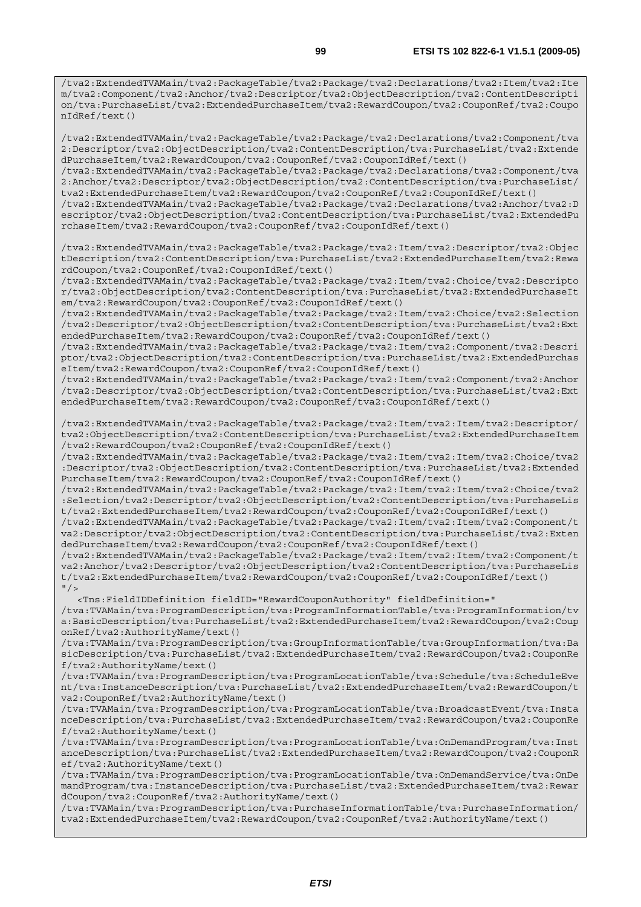```
/tva2:ExtendedTVAMain/tva2:PackageTable/tva2:Package/tva2:Declarations/tva2:Item/tva2:Item/tva2:Component/tva2:Anchor/tva2:Descriptor/tva2:ObjectDescription/tva2:ContentDescription/tva:PurchaseList/tva2:ExtendedPurchaseItem/tva2:RewardCoupon/tva2:CouponRef/tva2:CouponIdRef/text()

/tva2:ExtendedTVAMain/tva2:PackageTable/tva2:Package/tva2:Declarations/tva2:Component/tva2:Descriptor/tva2:ObjectDescription/tva2:ContentDescription/tva:PurchaseList/tva2:ExtendedPurchaseItem/tva2:RewardCoupon/tva2:CouponRef/tva2:CouponIdRef/text()
/tva2:ExtendedTVAMain/tva2:PackageTable/tva2:Package/tva2:Declarations/tva2:Component/tva2:Anchor/tva2:Descriptor/tva2:ObjectDescription/tva2:ContentDescription/tva:PurchaseList/tva2:ExtendedPurchaseItem/tva2:RewardCoupon/tva2:CouponRef/tva2:CouponIdRef/text()
/tva2:ExtendedTVAMain/tva2:PackageTable/tva2:Package/tva2:Declarations/tva2:Anchor/tva2:Descriptor/tva2:ObjectDescription/tva2:ContentDescription/tva:PurchaseList/tva2:ExtendedPurchaseItem/tva2:RewardCoupon/tva2:CouponRef/tva2:CouponIdRef/text()

/tva2:ExtendedTVAMain/tva2:PackageTable/tva2:Package/tva2:Item/tva2:Descriptor/tva2:ObjectDescription/tva2:ContentDescription/tva:PurchaseList/tva2:ExtendedPurchaseItem/tva2:RewardCoupon/tva2:CouponRef/tva2:CouponIdRef/text()
/tva2:ExtendedTVAMain/tva2:PackageTable/tva2:Package/tva2:Item/tva2:Choice/tva2:Descriptor/tva2:ObjectDescription/tva2:ContentDescription/tva:PurchaseList/tva2:ExtendedPurchaseItem/tva2:RewardCoupon/tva2:CouponRef/tva2:CouponIdRef/text()
/tva2:ExtendedTVAMain/tva2:PackageTable/tva2:Package/tva2:Item/tva2:Choice/tva2:Selection/tva2:Descriptor/tva2:ObjectDescription/tva2:ContentDescription/tva:PurchaseList/tva2:ExtendedPurchaseItem/tva2:RewardCoupon/tva2:CouponRef/tva2:CouponIdRef/text()
/tva2:ExtendedTVAMain/tva2:PackageTable/tva2:Package/tva2:Item/tva2:Component/tva2:Descriptor/tva2:ObjectDescription/tva2:ContentDescription/tva:PurchaseList/tva2:ExtendedPurchaseItem/tva2:RewardCoupon/tva2:CouponRef/tva2:CouponIdRef/text()
/tva2:ExtendedTVAMain/tva2:PackageTable/tva2:Package/tva2:Item/tva2:Component/tva2:Anchor/tva2:Descriptor/tva2:ObjectDescription/tva2:ContentDescription/tva:PurchaseList/tva2:ExtendedPurchaseItem/tva2:RewardCoupon/tva2:CouponRef/tva2:CouponIdRef/text()

/tva2:ExtendedTVAMain/tva2:PackageTable/tva2:Package/tva2:Item/tva2:Item/tva2:Descriptor/tva2:ObjectDescription/tva2:ContentDescription/tva:PurchaseList/tva2:ExtendedPurchaseItem/tva2:RewardCoupon/tva2:CouponRef/tva2:CouponIdRef/text()
/tva2:ExtendedTVAMain/tva2:PackageTable/tva2:Package/tva2:Item/tva2:Item/tva2:Choice/tva2:Descriptor/tva2:ObjectDescription/tva2:ContentDescription/tva:PurchaseList/tva2:ExtendedPurchaseItem/tva2:RewardCoupon/tva2:CouponRef/tva2:CouponIdRef/text()
/tva2:ExtendedTVAMain/tva2:PackageTable/tva2:Package/tva2:Item/tva2:Item/tva2:Choice/tva2:Selection/tva2:Descriptor/tva2:ObjectDescription/tva2:ContentDescription/tva:PurchaseList/tva2:ExtendedPurchaseItem/tva2:RewardCoupon/tva2:CouponRef/tva2:CouponIdRef/text()
/tva2:ExtendedTVAMain/tva2:PackageTable/tva2:Package/tva2:Item/tva2:Item/tva2:Component/tva2:Descriptor/tva2:ObjectDescription/tva2:ContentDescription/tva:PurchaseList/tva2:ExtendedPurchaseItem/tva2:RewardCoupon/tva2:CouponRef/tva2:CouponIdRef/text()
/tva2:ExtendedTVAMain/tva2:PackageTable/tva2:Package/tva2:Item/tva2:Item/tva2:Component/tva2:Anchor/tva2:Descriptor/tva2:ObjectDescription/tva2:ContentDescription/tva:PurchaseList/tva2:ExtendedPurchaseItem/tva2:RewardCoupon/tva2:CouponRef/tva2:CouponIdRef/text()
"/>
   <Tns:FieldIDDefinition fieldID="RewardCouponAuthority" fieldDefinition="
/tva:TVAMain/tva:ProgramDescription/tva:ProgramInformationTable/tva:ProgramInformation/tva:BasicDescription/tva:PurchaseList/tva2:ExtendedPurchaseItem/tva2:RewardCoupon/tva2:CouponRef/tva2:AuthorityName/text()
/tva:TVAMain/tva:ProgramDescription/tva:GroupInformationTable/tva:GroupInformation/tva:BasicDescription/tva:PurchaseList/tva2:ExtendedPurchaseItem/tva2:RewardCoupon/tva2:CouponRef/tva2:AuthorityName/text()
/tva:TVAMain/tva:ProgramDescription/tva:ProgramLocationTable/tva:Schedule/tva:ScheduleEvent/tva:InstanceDescription/tva:PurchaseList/tva2:ExtendedPurchaseItem/tva2:RewardCoupon/tva2:CouponRef/tva2:AuthorityName/text()
/tva:TVAMain/tva:ProgramDescription/tva:ProgramLocationTable/tva:BroadcastEvent/tva:InstanceDescription/tva:PurchaseList/tva2:ExtendedPurchaseItem/tva2:RewardCoupon/tva2:CouponRef/tva2:AuthorityName/text()
/tva:TVAMain/tva:ProgramDescription/tva:ProgramLocationTable/tva:OnDemandProgram/tva:InstanceDescription/tva:PurchaseList/tva2:ExtendedPurchaseItem/tva2:RewardCoupon/tva2:CouponRef/tva2:AuthorityName/text()
/tva:TVAMain/tva:ProgramDescription/tva:ProgramLocationTable/tva:OnDemandService/tva:OnDemandProgram/tva:InstanceDescription/tva:PurchaseList/tva2:ExtendedPurchaseItem/tva2:RewardCoupon/tva2:CouponRef/tva2:AuthorityName/text()
/tva:TVAMain/tva:ProgramDescription/tva:PurchaseInformationTable/tva:PurchaseInformation/tva2:ExtendedPurchaseItem/tva2:RewardCoupon/tva2:CouponRef/tva2:AuthorityName/text()
```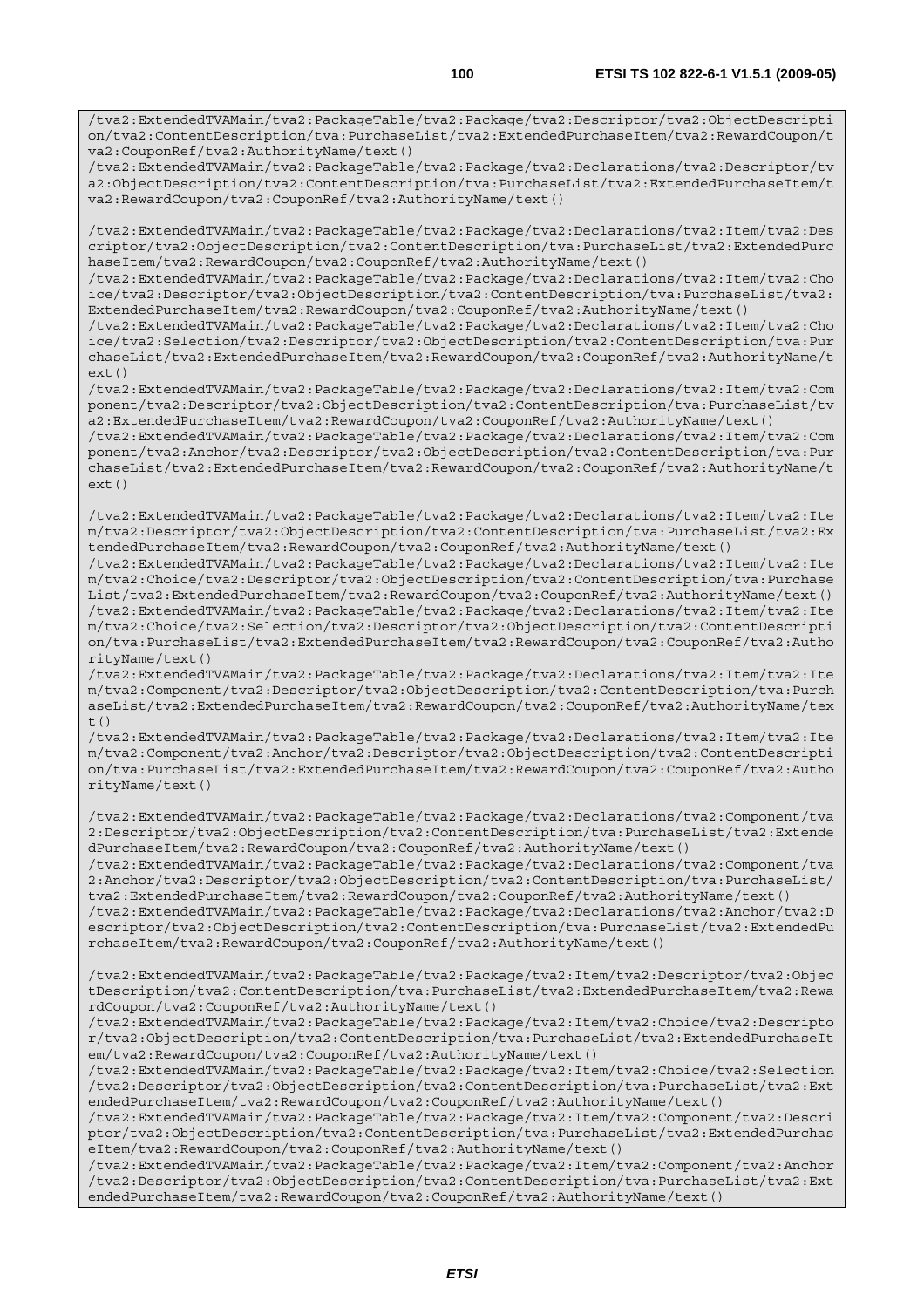```
/tva2:ExtendedTVAMain/tva2:PackageTable/tva2:Package/tva2:Descriptor/tva2:ObjectDescription/tva2:ContentDescription/tva:PurchaseList/tva2:ExtendedPurchaseItem/tva2:RewardCoupon/tva2:CouponRef/tva2:AuthorityName/text()
/tva2:ExtendedTVAMain/tva2:PackageTable/tva2:Package/tva2:Declarations/tva2:Descriptor/tva2:ObjectDescription/tva2:ContentDescription/tva:PurchaseList/tva2:ExtendedPurchaseItem/tva2:RewardCoupon/tva2:CouponRef/tva2:AuthorityName/text()

/tva2:ExtendedTVAMain/tva2:PackageTable/tva2:Package/tva2:Declarations/tva2:Item/tva2:Descriptor/tva2:ObjectDescription/tva2:ContentDescription/tva:PurchaseList/tva2:ExtendedPurchaseItem/tva2:RewardCoupon/tva2:CouponRef/tva2:AuthorityName/text()
/tva2:ExtendedTVAMain/tva2:PackageTable/tva2:Package/tva2:Declarations/tva2:Item/tva2:Choice/tva2:Descriptor/tva2:ObjectDescription/tva2:ContentDescription/tva:PurchaseList/tva2:ExtendedPurchaseItem/tva2:RewardCoupon/tva2:CouponRef/tva2:AuthorityName/text()
/tva2:ExtendedTVAMain/tva2:PackageTable/tva2:Package/tva2:Declarations/tva2:Item/tva2:Choice/tva2:Selection/tva2:Descriptor/tva2:ObjectDescription/tva2:ContentDescription/tva:PurchaseList/tva2:ExtendedPurchaseItem/tva2:RewardCoupon/tva2:CouponRef/tva2:AuthorityName/text()
/tva2:ExtendedTVAMain/tva2:PackageTable/tva2:Package/tva2:Declarations/tva2:Item/tva2:Component/tva2:Descriptor/tva2:ObjectDescription/tva2:ContentDescription/tva:PurchaseList/tva2:ExtendedPurchaseItem/tva2:RewardCoupon/tva2:CouponRef/tva2:AuthorityName/text()
/tva2:ExtendedTVAMain/tva2:PackageTable/tva2:Package/tva2:Declarations/tva2:Item/tva2:Component/tva2:Anchor/tva2:Descriptor/tva2:ObjectDescription/tva2:ContentDescription/tva:PurchaseList/tva2:ExtendedPurchaseItem/tva2:RewardCoupon/tva2:CouponRef/tva2:AuthorityName/text()

/tva2:ExtendedTVAMain/tva2:PackageTable/tva2:Package/tva2:Declarations/tva2:Item/tva2:Item/tva2:Descriptor/tva2:ObjectDescription/tva2:ContentDescription/tva:PurchaseList/tva2:ExtendedPurchaseItem/tva2:RewardCoupon/tva2:CouponRef/tva2:AuthorityName/text()
/tva2:ExtendedTVAMain/tva2:PackageTable/tva2:Package/tva2:Declarations/tva2:Item/tva2:Item/tva2:Choice/tva2:Descriptor/tva2:ObjectDescription/tva2:ContentDescription/tva:PurchaseList/tva2:ExtendedPurchaseItem/tva2:RewardCoupon/tva2:CouponRef/tva2:AuthorityName/text()
/tva2:ExtendedTVAMain/tva2:PackageTable/tva2:Package/tva2:Declarations/tva2:Item/tva2:Item/tva2:Choice/tva2:Selection/tva2:Descriptor/tva2:ObjectDescription/tva2:ContentDescription/tva:PurchaseList/tva2:ExtendedPurchaseItem/tva2:RewardCoupon/tva2:CouponRef/tva2:AuthorityName/text()
/tva2:ExtendedTVAMain/tva2:PackageTable/tva2:Package/tva2:Declarations/tva2:Item/tva2:Item/tva2:Component/tva2:Descriptor/tva2:ObjectDescription/tva2:ContentDescription/tva:PurchaseList/tva2:ExtendedPurchaseItem/tva2:RewardCoupon/tva2:CouponRef/tva2:AuthorityName/text()
/tva2:ExtendedTVAMain/tva2:PackageTable/tva2:Package/tva2:Declarations/tva2:Item/tva2:Item/tva2:Component/tva2:Anchor/tva2:Descriptor/tva2:ObjectDescription/tva2:ContentDescription/tva:PurchaseList/tva2:ExtendedPurchaseItem/tva2:RewardCoupon/tva2:CouponRef/tva2:AuthorityName/text()

/tva2:ExtendedTVAMain/tva2:PackageTable/tva2:Package/tva2:Declarations/tva2:Component/tva2:Descriptor/tva2:ObjectDescription/tva2:ContentDescription/tva:PurchaseList/tva2:ExtendedPurchaseItem/tva2:RewardCoupon/tva2:CouponRef/tva2:AuthorityName/text()
/tva2:ExtendedTVAMain/tva2:PackageTable/tva2:Package/tva2:Declarations/tva2:Component/tva2:Anchor/tva2:Descriptor/tva2:ObjectDescription/tva2:ContentDescription/tva:PurchaseList/tva2:ExtendedPurchaseItem/tva2:RewardCoupon/tva2:CouponRef/tva2:AuthorityName/text()
/tva2:ExtendedTVAMain/tva2:PackageTable/tva2:Package/tva2:Declarations/tva2:Anchor/tva2:Descriptor/tva2:ObjectDescription/tva2:ContentDescription/tva:PurchaseList/tva2:ExtendedPurchaseItem/tva2:RewardCoupon/tva2:CouponRef/tva2:AuthorityName/text()

/tva2:ExtendedTVAMain/tva2:PackageTable/tva2:Package/tva2:Item/tva2:Descriptor/tva2:ObjectDescription/tva2:ContentDescription/tva:PurchaseList/tva2:ExtendedPurchaseItem/tva2:RewardCoupon/tva2:CouponRef/tva2:AuthorityName/text()
/tva2:ExtendedTVAMain/tva2:PackageTable/tva2:Package/tva2:Item/tva2:Choice/tva2:Descriptor/tva2:ObjectDescription/tva2:ContentDescription/tva:PurchaseList/tva2:ExtendedPurchaseItem/tva2:RewardCoupon/tva2:CouponRef/tva2:AuthorityName/text()
/tva2:ExtendedTVAMain/tva2:PackageTable/tva2:Package/tva2:Item/tva2:Choice/tva2:Selection/tva2:Descriptor/tva2:ObjectDescription/tva2:ContentDescription/tva:PurchaseList/tva2:ExtendedPurchaseItem/tva2:RewardCoupon/tva2:CouponRef/tva2:AuthorityName/text()
/tva2:ExtendedTVAMain/tva2:PackageTable/tva2:Package/tva2:Item/tva2:Component/tva2:Descriptor/tva2:ObjectDescription/tva2:ContentDescription/tva:PurchaseList/tva2:ExtendedPurchaseItem/tva2:RewardCoupon/tva2:CouponRef/tva2:AuthorityName/text()
/tva2:ExtendedTVAMain/tva2:PackageTable/tva2:Package/tva2:Item/tva2:Component/tva2:Anchor/tva2:Descriptor/tva2:ObjectDescription/tva2:ContentDescription/tva:PurchaseList/tva2:ExtendedPurchaseItem/tva2:RewardCoupon/tva2:CouponRef/tva2:AuthorityName/text()
```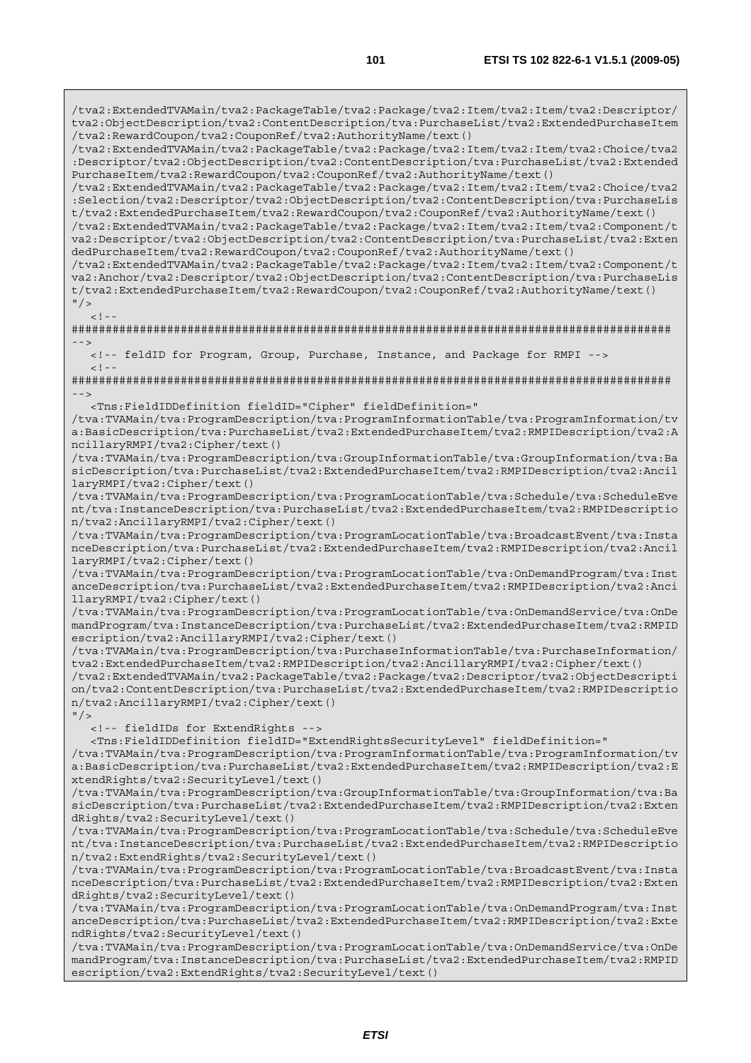```
/tva2:ExtendedTVAMain/tva2:PackageTable/tva2:Package/tva2:Item/tva2:Item/tva2:Descriptor/
tva2:ObjectDescription/tva2:ContentDescription/tva:PurchaseList/tva2:ExtendedPurchaseItem
/tva2:RewardCoupon/tva2:CouponRef/tva2:AuthorityName/text()
/tva2:ExtendedTVAMain/tva2:PackageTable/tva2:Package/tva2:Item/tva2:Item/tva2:Choice/tva2
:Descriptor/tva2:ObjectDescription/tva2:ContentDescription/tva:PurchaseList/tva2:Extended
PurchaseItem/tva2:RewardCoupon/tva2:CouponRef/tva2:AuthorityName/text()
/tva2:ExtendedTVAMain/tva2:PackageTable/tva2:Package/tva2:Item/tva2:Item/tva2:Choice/tva2
:Selection/tva2:Descriptor/tva2:ObjectDescription/tva2:ContentDescription/tva:PurchaseLis
t/tva2:ExtendedPurchaseItem/tva2:RewardCoupon/tva2:CouponRef/tva2:AuthorityName/text()
/tva2:ExtendedTVAMain/tva2:PackageTable/tva2:Package/tva2:Item/tva2:Item/tva2:Component/t
va2:Descriptor/tva2:ObjectDescription/tva2:ContentDescription/tva:PurchaseList/tva2:Exten
dedPurchaseItem/tva2:RewardCoupon/tva2:CouponRef/tva2:AuthorityName/text()
/tva2:ExtendedTVAMain/tva2:PackageTable/tva2:Package/tva2:Item/tva2:Item/tva2:Component/t
va2:Anchor/tva2:Descriptor/tva2:ObjectDescription/tva2:ContentDescription/tva:PurchaseLis
t/tva2:ExtendedPurchaseItem/tva2:RewardCoupon/tva2:CouponRef/tva2:AuthorityName/text()
"/>
   <!--
########################################################################################
-->
   <!-- feldID for Program, Group, Purchase, Instance, and Package for RMPI -->
   <!--
########################################################################################
-->
   <Tns:FieldIDDefinition fieldID="Cipher" fieldDefinition="
/tva:TVAMain/tva:ProgramDescription/tva:ProgramInformationTable/tva:ProgramInformation/tv
a:BasicDescription/tva:PurchaseList/tva2:ExtendedPurchaseItem/tva2:RMPIDescription/tva2:A
ncillaryRMPI/tva2:Cipher/text()
/tva:TVAMain/tva:ProgramDescription/tva:GroupInformationTable/tva:GroupInformation/tva:Ba
sicDescription/tva:PurchaseList/tva2:ExtendedPurchaseItem/tva2:RMPIDescription/tva2:Ancil
laryRMPI/tva2:Cipher/text()
/tva:TVAMain/tva:ProgramDescription/tva:ProgramLocationTable/tva:Schedule/tva:ScheduleEve
nt/tva:InstanceDescription/tva:PurchaseList/tva2:ExtendedPurchaseItem/tva2:RMPIDescriptio
n/tva2:AncillaryRMPI/tva2:Cipher/text()
/tva:TVAMain/tva:ProgramDescription/tva:ProgramLocationTable/tva:BroadcastEvent/tva:Insta
nceDescription/tva:PurchaseList/tva2:ExtendedPurchaseItem/tva2:RMPIDescription/tva2:Ancil
laryRMPI/tva2:Cipher/text()
/tva:TVAMain/tva:ProgramDescription/tva:ProgramLocationTable/tva:OnDemandProgram/tva:Inst
anceDescription/tva:PurchaseList/tva2:ExtendedPurchaseItem/tva2:RMPIDescription/tva2:Anci
llaryRMPI/tva2:Cipher/text()
/tva:TVAMain/tva:ProgramDescription/tva:ProgramLocationTable/tva:OnDemandService/tva:OnDe
mandProgram/tva:InstanceDescription/tva:PurchaseList/tva2:ExtendedPurchaseItem/tva2:RMPID
escription/tva2:AncillaryRMPI/tva2:Cipher/text()
/tva:TVAMain/tva:ProgramDescription/tva:PurchaseInformationTable/tva:PurchaseInformation/
tva2:ExtendedPurchaseItem/tva2:RMPIDescription/tva2:AncillaryRMPI/tva2:Cipher/text()
/tva2:ExtendedTVAMain/tva2:PackageTable/tva2:Package/tva2:Descriptor/tva2:ObjectDescripti
on/tva2:ContentDescription/tva:PurchaseList/tva2:ExtendedPurchaseItem/tva2:RMPIDescriptio
n/tva2:AncillaryRMPI/tva2:Cipher/text()
"/>
   <!-- fieldIDs for ExtendRights -->
   <Tns:FieldIDDefinition fieldID="ExtendRightsSecurityLevel" fieldDefinition="
/tva:TVAMain/tva:ProgramDescription/tva:ProgramInformationTable/tva:ProgramInformation/tv
a:BasicDescription/tva:PurchaseList/tva2:ExtendedPurchaseItem/tva2:RMPIDescription/tva2:E
xtendRights/tva2:SecurityLevel/text()
/tva:TVAMain/tva:ProgramDescription/tva:GroupInformationTable/tva:GroupInformation/tva:Ba
sicDescription/tva:PurchaseList/tva2:ExtendedPurchaseItem/tva2:RMPIDescription/tva2:Exten
dRights/tva2:SecurityLevel/text()
/tva:TVAMain/tva:ProgramDescription/tva:ProgramLocationTable/tva:Schedule/tva:ScheduleEve
nt/tva:InstanceDescription/tva:PurchaseList/tva2:ExtendedPurchaseItem/tva2:RMPIDescriptio
n/tva2:ExtendRights/tva2:SecurityLevel/text()
/tva:TVAMain/tva:ProgramDescription/tva:ProgramLocationTable/tva:BroadcastEvent/tva:Insta
nceDescription/tva:PurchaseList/tva2:ExtendedPurchaseItem/tva2:RMPIDescription/tva2:Exten
dRights/tva2:SecurityLevel/text()
/tva:TVAMain/tva:ProgramDescription/tva:ProgramLocationTable/tva:OnDemandProgram/tva:Inst
anceDescription/tva:PurchaseList/tva2:ExtendedPurchaseItem/tva2:RMPIDescription/tva2:Exte
ndRights/tva2:SecurityLevel/text()
/tva:TVAMain/tva:ProgramDescription/tva:ProgramLocationTable/tva:OnDemandService/tva:OnDe
mandProgram/tva:InstanceDescription/tva:PurchaseList/tva2:ExtendedPurchaseItem/tva2:RMPID
escription/tva2:ExtendRights/tva2:SecurityLevel/text()
```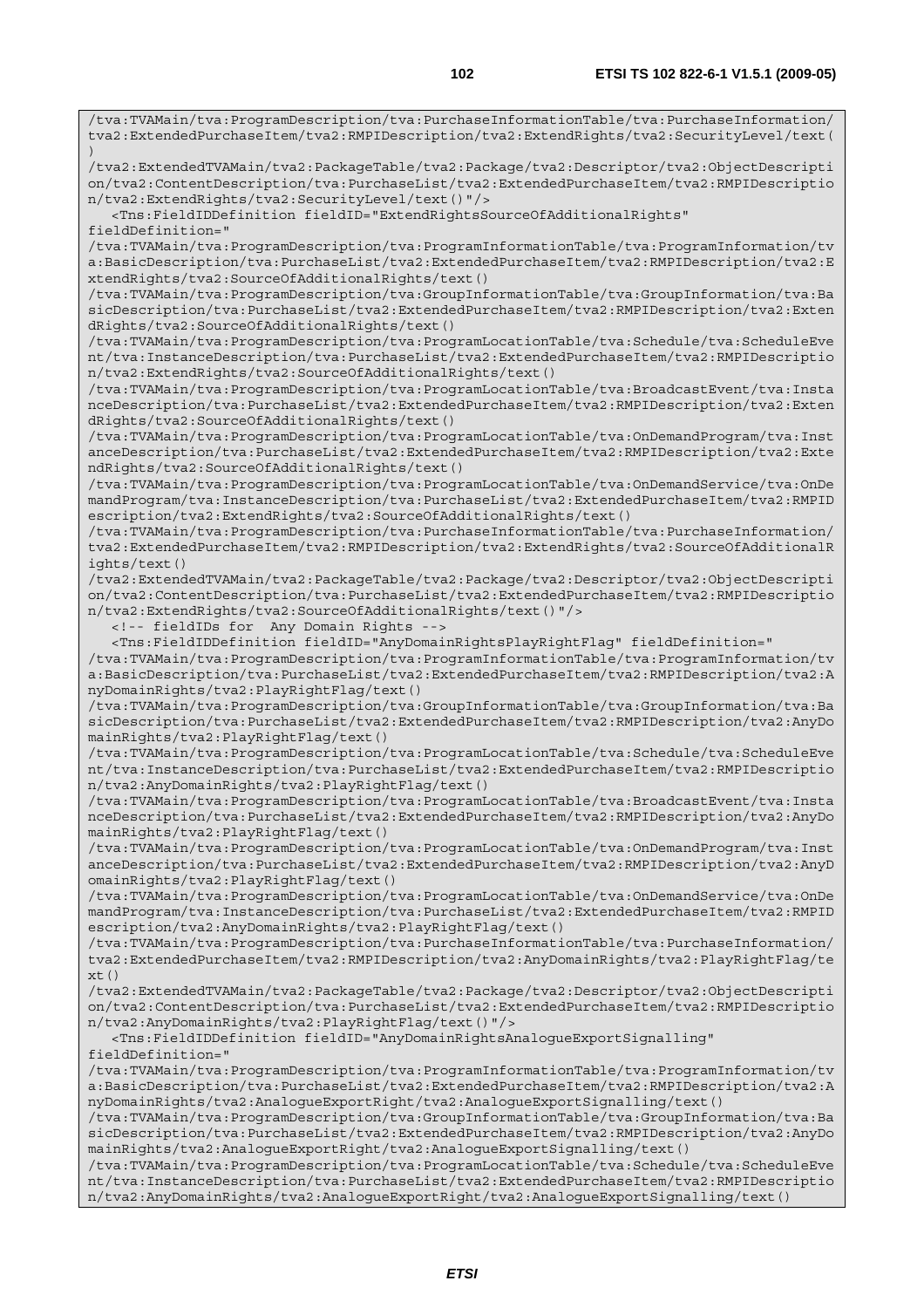```
/tva:TVAMain/tva:ProgramDescription/tva:PurchaseInformationTable/tva:PurchaseInformation/
tva2:ExtendedPurchaseItem/tva2:RMPIDescription/tva2:ExtendRights/tva2:SecurityLevel/text(
)
/tva2:ExtendedTVAMain/tva2:PackageTable/tva2:Package/tva2:Descriptor/tva2:ObjectDescripti
on/tva2:ContentDescription/tva:PurchaseList/tva2:ExtendedPurchaseItem/tva2:RMPIDescriptio
n/tva2:ExtendRights/tva2:SecurityLevel/text()"/>
   <Tns:FieldIDDefinition fieldID="ExtendRightsSourceOfAdditionalRights"
fieldDefinition="
/tva:TVAMain/tva:ProgramDescription/tva:ProgramInformationTable/tva:ProgramInformation/tv
a:BasicDescription/tva:PurchaseList/tva2:ExtendedPurchaseItem/tva2:RMPIDescription/tva2:E
xtendRights/tva2:SourceOfAdditionalRights/text()
/tva:TVAMain/tva:ProgramDescription/tva:GroupInformationTable/tva:GroupInformation/tva:Ba
sicDescription/tva:PurchaseList/tva2:ExtendedPurchaseItem/tva2:RMPIDescription/tva2:Exten
dRights/tva2:SourceOfAdditionalRights/text()
/tva:TVAMain/tva:ProgramDescription/tva:ProgramLocationTable/tva:Schedule/tva:ScheduleEve
nt/tva:InstanceDescription/tva:PurchaseList/tva2:ExtendedPurchaseItem/tva2:RMPIDescriptio
n/tva2:ExtendRights/tva2:SourceOfAdditionalRights/text()
/tva:TVAMain/tva:ProgramDescription/tva:ProgramLocationTable/tva:BroadcastEvent/tva:Insta
nceDescription/tva:PurchaseList/tva2:ExtendedPurchaseItem/tva2:RMPIDescription/tva2:Exten
dRights/tva2:SourceOfAdditionalRights/text()
/tva:TVAMain/tva:ProgramDescription/tva:ProgramLocationTable/tva:OnDemandProgram/tva:Inst
anceDescription/tva:PurchaseList/tva2:ExtendedPurchaseItem/tva2:RMPIDescription/tva2:Exte
ndRights/tva2:SourceOfAdditionalRights/text()
/tva:TVAMain/tva:ProgramDescription/tva:ProgramLocationTable/tva:OnDemandService/tva:OnDe
mandProgram/tva:InstanceDescription/tva:PurchaseList/tva2:ExtendedPurchaseItem/tva2:RMPID
escription/tva2:ExtendRights/tva2:SourceOfAdditionalRights/text()
/tva:TVAMain/tva:ProgramDescription/tva:PurchaseInformationTable/tva:PurchaseInformation/
tva2:ExtendedPurchaseItem/tva2:RMPIDescription/tva2:ExtendRights/tva2:SourceOfAdditionalR
ights/text()
/tva2:ExtendedTVAMain/tva2:PackageTable/tva2:Package/tva2:Descriptor/tva2:ObjectDescripti
on/tva2:ContentDescription/tva:PurchaseList/tva2:ExtendedPurchaseItem/tva2:RMPIDescriptio
n/tva2:ExtendRights/tva2:SourceOfAdditionalRights/text()"/>
   <!-- fieldIDs for  Any Domain Rights -->
   <Tns:FieldIDDefinition fieldID="AnyDomainRightsPlayRightFlag" fieldDefinition="
/tva:TVAMain/tva:ProgramDescription/tva:ProgramInformationTable/tva:ProgramInformation/tv
a:BasicDescription/tva:PurchaseList/tva2:ExtendedPurchaseItem/tva2:RMPIDescription/tva2:A
nyDomainRights/tva2:PlayRightFlag/text()
/tva:TVAMain/tva:ProgramDescription/tva:GroupInformationTable/tva:GroupInformation/tva:Ba
sicDescription/tva:PurchaseList/tva2:ExtendedPurchaseItem/tva2:RMPIDescription/tva2:AnyDo
mainRights/tva2:PlayRightFlag/text()
/tva:TVAMain/tva:ProgramDescription/tva:ProgramLocationTable/tva:Schedule/tva:ScheduleEve
nt/tva:InstanceDescription/tva:PurchaseList/tva2:ExtendedPurchaseItem/tva2:RMPIDescriptio
n/tva2:AnyDomainRights/tva2:PlayRightFlag/text()
/tva:TVAMain/tva:ProgramDescription/tva:ProgramLocationTable/tva:BroadcastEvent/tva:Insta
nceDescription/tva:PurchaseList/tva2:ExtendedPurchaseItem/tva2:RMPIDescription/tva2:AnyDo
mainRights/tva2:PlayRightFlag/text()
/tva:TVAMain/tva:ProgramDescription/tva:ProgramLocationTable/tva:OnDemandProgram/tva:Inst
anceDescription/tva:PurchaseList/tva2:ExtendedPurchaseItem/tva2:RMPIDescription/tva2:AnyD
omainRights/tva2:PlayRightFlag/text()
/tva:TVAMain/tva:ProgramDescription/tva:ProgramLocationTable/tva:OnDemandService/tva:OnDe
mandProgram/tva:InstanceDescription/tva:PurchaseList/tva2:ExtendedPurchaseItem/tva2:RMPID
escription/tva2:AnyDomainRights/tva2:PlayRightFlag/text()
/tva:TVAMain/tva:ProgramDescription/tva:PurchaseInformationTable/tva:PurchaseInformation/
tva2:ExtendedPurchaseItem/tva2:RMPIDescription/tva2:AnyDomainRights/tva2:PlayRightFlag/te
xt()
/tva2:ExtendedTVAMain/tva2:PackageTable/tva2:Package/tva2:Descriptor/tva2:ObjectDescripti
on/tva2:ContentDescription/tva:PurchaseList/tva2:ExtendedPurchaseItem/tva2:RMPIDescriptio
n/tva2:AnyDomainRights/tva2:PlayRightFlag/text()"/>
   <Tns:FieldIDDefinition fieldID="AnyDomainRightsAnalogueExportSignalling"
fieldDefinition="
/tva:TVAMain/tva:ProgramDescription/tva:ProgramInformationTable/tva:ProgramInformation/tv
a:BasicDescription/tva:PurchaseList/tva2:ExtendedPurchaseItem/tva2:RMPIDescription/tva2:A
nyDomainRights/tva2:AnalogueExportRight/tva2:AnalogueExportSignalling/text()
/tva:TVAMain/tva:ProgramDescription/tva:GroupInformationTable/tva:GroupInformation/tva:Ba
sicDescription/tva:PurchaseList/tva2:ExtendedPurchaseItem/tva2:RMPIDescription/tva2:AnyDo
mainRights/tva2:AnalogueExportRight/tva2:AnalogueExportSignalling/text()
/tva:TVAMain/tva:ProgramDescription/tva:ProgramLocationTable/tva:Schedule/tva:ScheduleEve
nt/tva:InstanceDescription/tva:PurchaseList/tva2:ExtendedPurchaseItem/tva2:RMPIDescriptio
n/tva2:AnyDomainRights/tva2:AnalogueExportRight/tva2:AnalogueExportSignalling/text()
```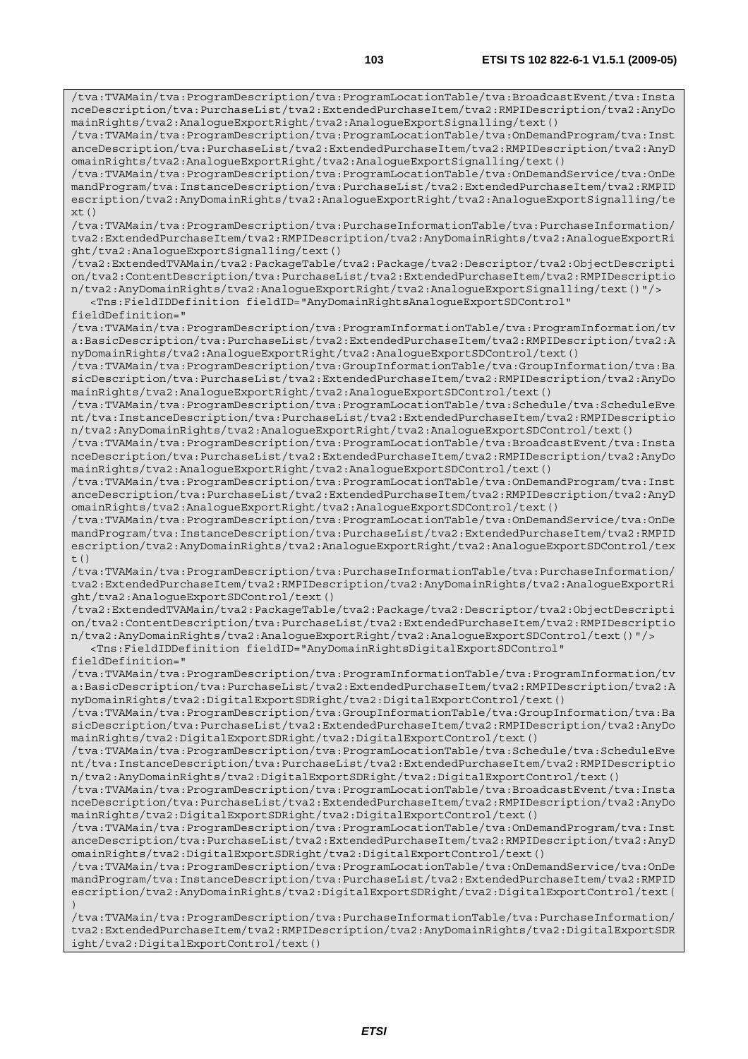```
/tva:TVAMain/tva:ProgramDescription/tva:ProgramLocationTable/tva:BroadcastEvent/tva:InstanceDescription/tva:PurchaseList/tva2:ExtendedPurchaseItem/tva2:RMPIDescription/tva2:AnyDomainRights/tva2:AnalogueExportRight/tva2:AnalogueExportSignalling/text()
/tva:TVAMain/tva:ProgramDescription/tva:ProgramLocationTable/tva:OnDemandProgram/tva:InstanceDescription/tva:PurchaseList/tva2:ExtendedPurchaseItem/tva2:RMPIDescription/tva2:AnyDomainRights/tva2:AnalogueExportRight/tva2:AnalogueExportSignalling/text()
/tva:TVAMain/tva:ProgramDescription/tva:ProgramLocationTable/tva:OnDemandService/tva:OnDemandProgram/tva:InstanceDescription/tva:PurchaseList/tva2:ExtendedPurchaseItem/tva2:RMPIDescription/tva2:AnyDomainRights/tva2:AnalogueExportRight/tva2:AnalogueExportSignalling/text()
/tva:TVAMain/tva:ProgramDescription/tva:PurchaseInformationTable/tva:PurchaseInformation/tva2:ExtendedPurchaseItem/tva2:RMPIDescription/tva2:AnyDomainRights/tva2:AnalogueExportRight/tva2:AnalogueExportSignalling/text()
/tva2:ExtendedTVAMain/tva2:PackageTable/tva2:Package/tva2:Descriptor/tva2:ObjectDescription/tva2:ContentDescription/tva:PurchaseList/tva2:ExtendedPurchaseItem/tva2:RMPIDescription/tva2:AnyDomainRights/tva2:AnalogueExportRight/tva2:AnalogueExportSignalling/text()"/>
   <Tns:FieldIDDefinition fieldID="AnyDomainRightsAnalogueExportSDControl"
fieldDefinition="
/tva:TVAMain/tva:ProgramDescription/tva:ProgramInformationTable/tva:ProgramInformation/tva:BasicDescription/tva:PurchaseList/tva2:ExtendedPurchaseItem/tva2:RMPIDescription/tva2:AnyDomainRights/tva2:AnalogueExportRight/tva2:AnalogueExportSDControl/text()
/tva:TVAMain/tva:ProgramDescription/tva:GroupInformationTable/tva:GroupInformation/tva:BasicDescription/tva:PurchaseList/tva2:ExtendedPurchaseItem/tva2:RMPIDescription/tva2:AnyDomainRights/tva2:AnalogueExportRight/tva2:AnalogueExportSDControl/text()
/tva:TVAMain/tva:ProgramDescription/tva:ProgramLocationTable/tva:Schedule/tva:ScheduleEvent/tva:InstanceDescription/tva:PurchaseList/tva2:ExtendedPurchaseItem/tva2:RMPIDescription/tva2:AnyDomainRights/tva2:AnalogueExportRight/tva2:AnalogueExportSDControl/text()
/tva:TVAMain/tva:ProgramDescription/tva:ProgramLocationTable/tva:BroadcastEvent/tva:InstanceDescription/tva:PurchaseList/tva2:ExtendedPurchaseItem/tva2:RMPIDescription/tva2:AnyDomainRights/tva2:AnalogueExportRight/tva2:AnalogueExportSDControl/text()
/tva:TVAMain/tva:ProgramDescription/tva:ProgramLocationTable/tva:OnDemandProgram/tva:InstanceDescription/tva:PurchaseList/tva2:ExtendedPurchaseItem/tva2:RMPIDescription/tva2:AnyDomainRights/tva2:AnalogueExportRight/tva2:AnalogueExportSDControl/text()
/tva:TVAMain/tva:ProgramDescription/tva:ProgramLocationTable/tva:OnDemandService/tva:OnDemandProgram/tva:InstanceDescription/tva:PurchaseList/tva2:ExtendedPurchaseItem/tva2:RMPIDescription/tva2:AnyDomainRights/tva2:AnalogueExportRight/tva2:AnalogueExportSDControl/text()
/tva:TVAMain/tva:ProgramDescription/tva:PurchaseInformationTable/tva:PurchaseInformation/tva2:ExtendedPurchaseItem/tva2:RMPIDescription/tva2:AnyDomainRights/tva2:AnalogueExportRight/tva2:AnalogueExportSDControl/text()
/tva2:ExtendedTVAMain/tva2:PackageTable/tva2:Package/tva2:Descriptor/tva2:ObjectDescription/tva2:ContentDescription/tva:PurchaseList/tva2:ExtendedPurchaseItem/tva2:RMPIDescription/tva2:AnyDomainRights/tva2:AnalogueExportRight/tva2:AnalogueExportSDControl/text()"/>
   <Tns:FieldIDDefinition fieldID="AnyDomainRightsDigitalExportSDControl"
fieldDefinition="
/tva:TVAMain/tva:ProgramDescription/tva:ProgramInformationTable/tva:ProgramInformation/tva:BasicDescription/tva:PurchaseList/tva2:ExtendedPurchaseItem/tva2:RMPIDescription/tva2:AnyDomainRights/tva2:DigitalExportSDRight/tva2:DigitalExportControl/text()
/tva:TVAMain/tva:ProgramDescription/tva:GroupInformationTable/tva:GroupInformation/tva:BasicDescription/tva:PurchaseList/tva2:ExtendedPurchaseItem/tva2:RMPIDescription/tva2:AnyDomainRights/tva2:DigitalExportSDRight/tva2:DigitalExportControl/text()
/tva:TVAMain/tva:ProgramDescription/tva:ProgramLocationTable/tva:Schedule/tva:ScheduleEvent/tva:InstanceDescription/tva:PurchaseList/tva2:ExtendedPurchaseItem/tva2:RMPIDescription/tva2:AnyDomainRights/tva2:DigitalExportSDRight/tva2:DigitalExportControl/text()
/tva:TVAMain/tva:ProgramDescription/tva:ProgramLocationTable/tva:BroadcastEvent/tva:InstanceDescription/tva:PurchaseList/tva2:ExtendedPurchaseItem/tva2:RMPIDescription/tva2:AnyDomainRights/tva2:DigitalExportSDRight/tva2:DigitalExportControl/text()
/tva:TVAMain/tva:ProgramDescription/tva:ProgramLocationTable/tva:OnDemandProgram/tva:InstanceDescription/tva:PurchaseList/tva2:ExtendedPurchaseItem/tva2:RMPIDescription/tva2:AnyDomainRights/tva2:DigitalExportSDRight/tva2:DigitalExportControl/text()
/tva:TVAMain/tva:ProgramDescription/tva:ProgramLocationTable/tva:OnDemandService/tva:OnDemandProgram/tva:InstanceDescription/tva:PurchaseList/tva2:ExtendedPurchaseItem/tva2:RMPIDescription/tva2:AnyDomainRights/tva2:DigitalExportSDRight/tva2:DigitalExportControl/text()
/tva:TVAMain/tva:ProgramDescription/tva:PurchaseInformationTable/tva:PurchaseInformation/tva2:ExtendedPurchaseItem/tva2:RMPIDescription/tva2:AnyDomainRights/tva2:DigitalExportSDRight/tva2:DigitalExportControl/text()
```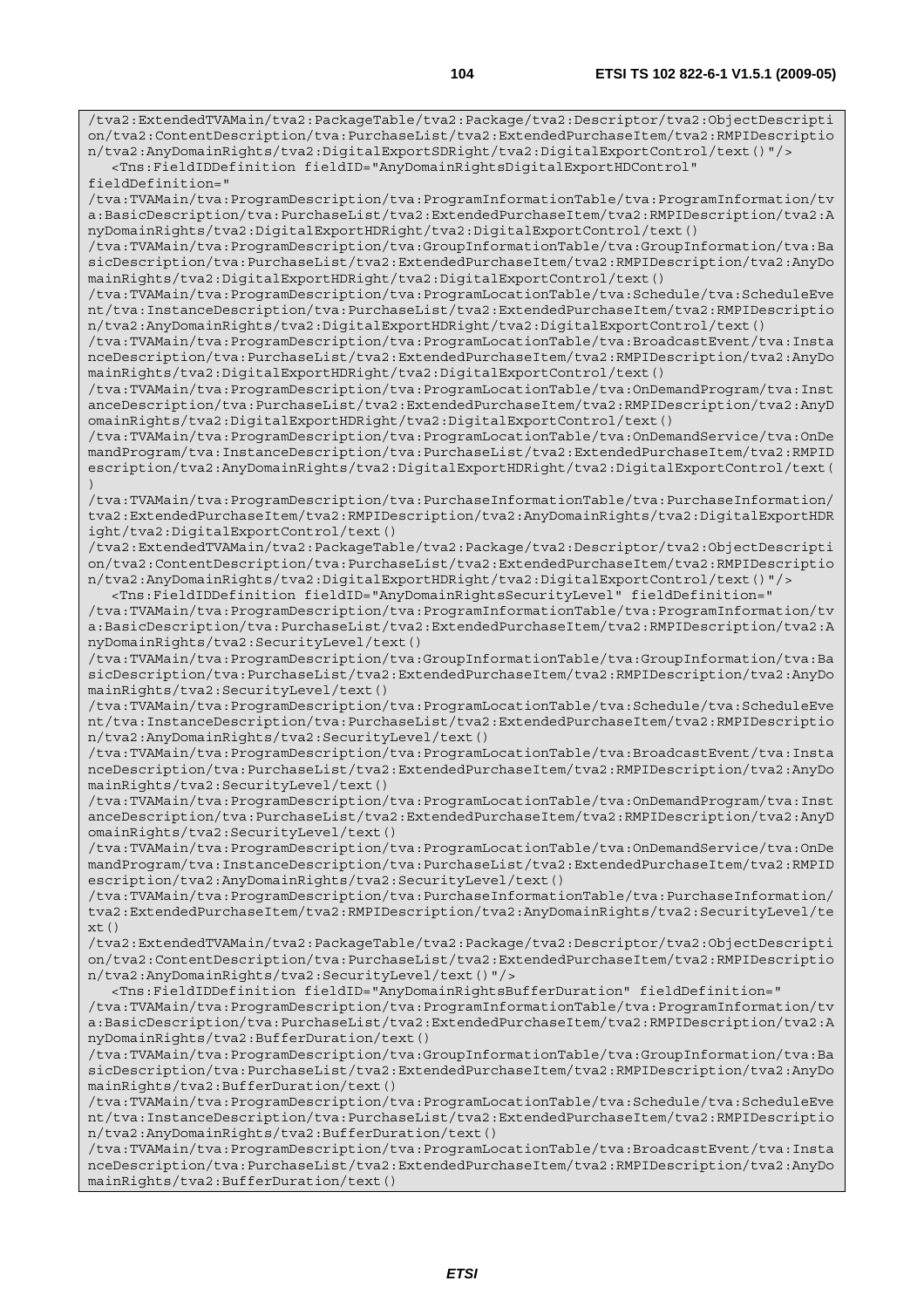```
/tva2:ExtendedTVAMain/tva2:PackageTable/tva2:Package/tva2:Descriptor/tva2:ObjectDescripti
on/tva2:ContentDescription/tva:PurchaseList/tva2:ExtendedPurchaseItem/tva2:RMPIDescriptio
n/tva2:AnyDomainRights/tva2:DigitalExportSDRight/tva2:DigitalExportControl/text()"/>
   <Tns:FieldIDDefinition fieldID="AnyDomainRightsDigitalExportHDControl" 
fieldDefinition="
/tva:TVAMain/tva:ProgramDescription/tva:ProgramInformationTable/tva:ProgramInformation/tv
a:BasicDescription/tva:PurchaseList/tva2:ExtendedPurchaseItem/tva2:RMPIDescription/tva2:A
nyDomainRights/tva2:DigitalExportHDRight/tva2:DigitalExportControl/text()
/tva:TVAMain/tva:ProgramDescription/tva:GroupInformationTable/tva:GroupInformation/tva:Ba
sicDescription/tva:PurchaseList/tva2:ExtendedPurchaseItem/tva2:RMPIDescription/tva2:AnyDo
mainRights/tva2:DigitalExportHDRight/tva2:DigitalExportControl/text()
/tva:TVAMain/tva:ProgramDescription/tva:ProgramLocationTable/tva:Schedule/tva:ScheduleEve
nt/tva:InstanceDescription/tva:PurchaseList/tva2:ExtendedPurchaseItem/tva2:RMPIDescriptio
n/tva2:AnyDomainRights/tva2:DigitalExportHDRight/tva2:DigitalExportControl/text()
/tva:TVAMain/tva:ProgramDescription/tva:ProgramLocationTable/tva:BroadcastEvent/tva:Insta
nceDescription/tva:PurchaseList/tva2:ExtendedPurchaseItem/tva2:RMPIDescription/tva2:AnyDo
mainRights/tva2:DigitalExportHDRight/tva2:DigitalExportControl/text()
/tva:TVAMain/tva:ProgramDescription/tva:ProgramLocationTable/tva:OnDemandProgram/tva:Inst
anceDescription/tva:PurchaseList/tva2:ExtendedPurchaseItem/tva2:RMPIDescription/tva2:AnyD
omainRights/tva2:DigitalExportHDRight/tva2:DigitalExportControl/text()
/tva:TVAMain/tva:ProgramDescription/tva:ProgramLocationTable/tva:OnDemandService/tva:OnDe
mandProgram/tva:InstanceDescription/tva:PurchaseList/tva2:ExtendedPurchaseItem/tva2:RMPID
escription/tva2:AnyDomainRights/tva2:DigitalExportHDRight/tva2:DigitalExportControl/text(
)
/tva:TVAMain/tva:ProgramDescription/tva:PurchaseInformationTable/tva:PurchaseInformation/
tva2:ExtendedPurchaseItem/tva2:RMPIDescription/tva2:AnyDomainRights/tva2:DigitalExportHDR
ight/tva2:DigitalExportControl/text()
/tva2:ExtendedTVAMain/tva2:PackageTable/tva2:Package/tva2:Descriptor/tva2:ObjectDescripti
on/tva2:ContentDescription/tva:PurchaseList/tva2:ExtendedPurchaseItem/tva2:RMPIDescriptio
n/tva2:AnyDomainRights/tva2:DigitalExportHDRight/tva2:DigitalExportControl/text()"/>
   <Tns:FieldIDDefinition fieldID="AnyDomainRightsSecurityLevel" fieldDefinition="
/tva:TVAMain/tva:ProgramDescription/tva:ProgramInformationTable/tva:ProgramInformation/tv
a:BasicDescription/tva:PurchaseList/tva2:ExtendedPurchaseItem/tva2:RMPIDescription/tva2:A
nyDomainRights/tva2:SecurityLevel/text()
/tva:TVAMain/tva:ProgramDescription/tva:GroupInformationTable/tva:GroupInformation/tva:Ba
sicDescription/tva:PurchaseList/tva2:ExtendedPurchaseItem/tva2:RMPIDescription/tva2:AnyDo
mainRights/tva2:SecurityLevel/text()
/tva:TVAMain/tva:ProgramDescription/tva:ProgramLocationTable/tva:Schedule/tva:ScheduleEve
nt/tva:InstanceDescription/tva:PurchaseList/tva2:ExtendedPurchaseItem/tva2:RMPIDescriptio
n/tva2:AnyDomainRights/tva2:SecurityLevel/text()
/tva:TVAMain/tva:ProgramDescription/tva:ProgramLocationTable/tva:BroadcastEvent/tva:Insta
nceDescription/tva:PurchaseList/tva2:ExtendedPurchaseItem/tva2:RMPIDescription/tva2:AnyDo
mainRights/tva2:SecurityLevel/text()
/tva:TVAMain/tva:ProgramDescription/tva:ProgramLocationTable/tva:OnDemandProgram/tva:Inst
anceDescription/tva:PurchaseList/tva2:ExtendedPurchaseItem/tva2:RMPIDescription/tva2:AnyD
omainRights/tva2:SecurityLevel/text()
/tva:TVAMain/tva:ProgramDescription/tva:ProgramLocationTable/tva:OnDemandService/tva:OnDe
mandProgram/tva:InstanceDescription/tva:PurchaseList/tva2:ExtendedPurchaseItem/tva2:RMPID
escription/tva2:AnyDomainRights/tva2:SecurityLevel/text()
/tva:TVAMain/tva:ProgramDescription/tva:PurchaseInformationTable/tva:PurchaseInformation/
tva2:ExtendedPurchaseItem/tva2:RMPIDescription/tva2:AnyDomainRights/tva2:SecurityLevel/te
xt()
/tva2:ExtendedTVAMain/tva2:PackageTable/tva2:Package/tva2:Descriptor/tva2:ObjectDescripti
on/tva2:ContentDescription/tva:PurchaseList/tva2:ExtendedPurchaseItem/tva2:RMPIDescriptio
n/tva2:AnyDomainRights/tva2:SecurityLevel/text()"/>
   <Tns:FieldIDDefinition fieldID="AnyDomainRightsBufferDuration" fieldDefinition="
/tva:TVAMain/tva:ProgramDescription/tva:ProgramInformationTable/tva:ProgramInformation/tv
a:BasicDescription/tva:PurchaseList/tva2:ExtendedPurchaseItem/tva2:RMPIDescription/tva2:A
nyDomainRights/tva2:BufferDuration/text()
/tva:TVAMain/tva:ProgramDescription/tva:GroupInformationTable/tva:GroupInformation/tva:Ba
sicDescription/tva:PurchaseList/tva2:ExtendedPurchaseItem/tva2:RMPIDescription/tva2:AnyDo
mainRights/tva2:BufferDuration/text()
/tva:TVAMain/tva:ProgramDescription/tva:ProgramLocationTable/tva:Schedule/tva:ScheduleEve
nt/tva:InstanceDescription/tva:PurchaseList/tva2:ExtendedPurchaseItem/tva2:RMPIDescriptio
n/tva2:AnyDomainRights/tva2:BufferDuration/text()
/tva:TVAMain/tva:ProgramDescription/tva:ProgramLocationTable/tva:BroadcastEvent/tva:Insta
nceDescription/tva:PurchaseList/tva2:ExtendedPurchaseItem/tva2:RMPIDescription/tva2:AnyDo
mainRights/tva2:BufferDuration/text()
```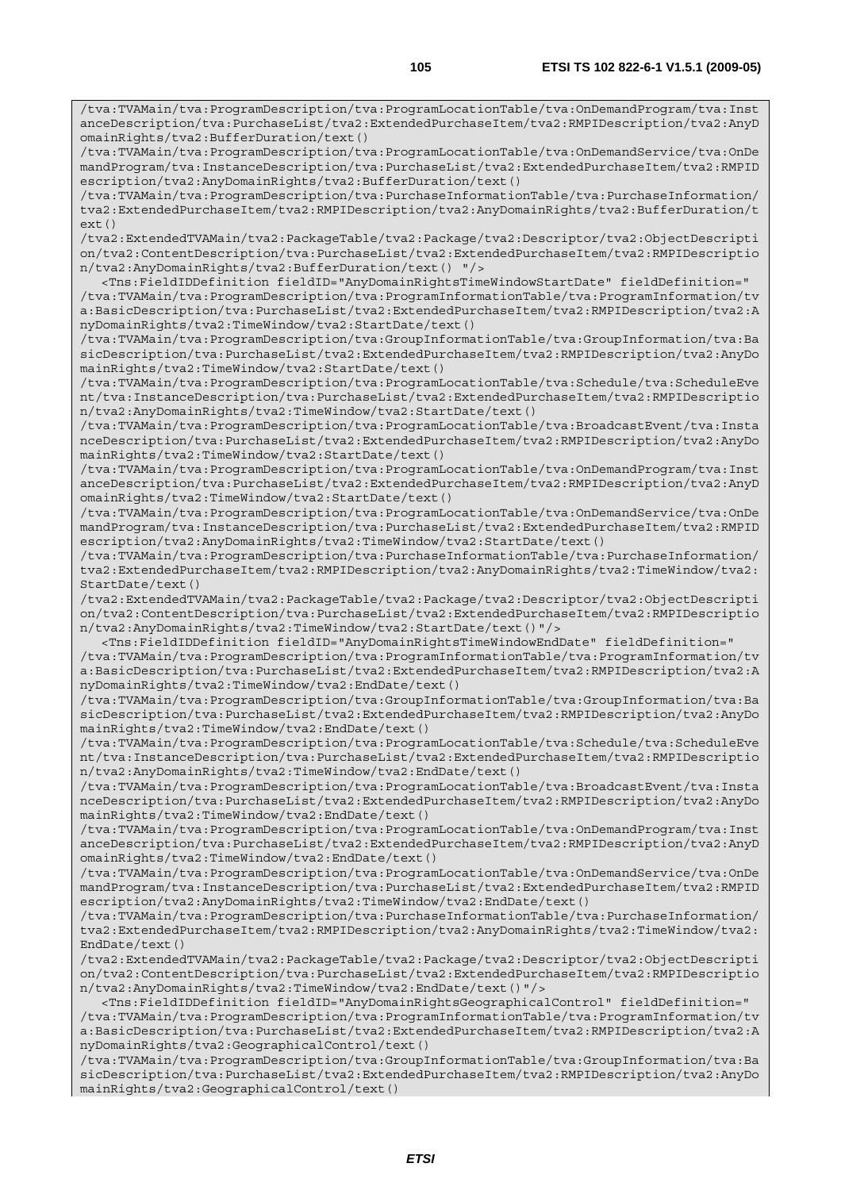```
/tva:TVAMain/tva:ProgramDescription/tva:ProgramLocationTable/tva:OnDemandProgram/tva:InstanceDescription/tva:PurchaseList/tva2:ExtendedPurchaseItem/tva2:RMPIDescription/tva2:AnyDomainRights/tva2:BufferDuration/text()
/tva:TVAMain/tva:ProgramDescription/tva:ProgramLocationTable/tva:OnDemandService/tva:OnDemandProgram/tva:InstanceDescription/tva:PurchaseList/tva2:ExtendedPurchaseItem/tva2:RMPIDescription/tva2:AnyDomainRights/tva2:BufferDuration/text()
/tva:TVAMain/tva:ProgramDescription/tva:PurchaseInformationTable/tva:PurchaseInformation/tva2:ExtendedPurchaseItem/tva2:RMPIDescription/tva2:AnyDomainRights/tva2:BufferDuration/text()
/tva2:ExtendedTVAMain/tva2:PackageTable/tva2:Package/tva2:Descriptor/tva2:ObjectDescription/tva2:ContentDescription/tva:PurchaseList/tva2:ExtendedPurchaseItem/tva2:RMPIDescription/tva2:AnyDomainRights/tva2:BufferDuration/text() "/>
   <Tns:FieldIDDefinition fieldID="AnyDomainRightsTimeWindowStartDate" fieldDefinition="
/tva:TVAMain/tva:ProgramDescription/tva:ProgramInformationTable/tva:ProgramInformation/tva:BasicDescription/tva:PurchaseList/tva2:ExtendedPurchaseItem/tva2:RMPIDescription/tva2:AnyDomainRights/tva2:TimeWindow/tva2:StartDate/text()
/tva:TVAMain/tva:ProgramDescription/tva:GroupInformationTable/tva:GroupInformation/tva:BasicDescription/tva:PurchaseList/tva2:ExtendedPurchaseItem/tva2:RMPIDescription/tva2:AnyDomainRights/tva2:TimeWindow/tva2:StartDate/text()
/tva:TVAMain/tva:ProgramDescription/tva:ProgramLocationTable/tva:Schedule/tva:ScheduleEvent/tva:InstanceDescription/tva:PurchaseList/tva2:ExtendedPurchaseItem/tva2:RMPIDescription/tva2:AnyDomainRights/tva2:TimeWindow/tva2:StartDate/text()
/tva:TVAMain/tva:ProgramDescription/tva:ProgramLocationTable/tva:BroadcastEvent/tva:InstanceDescription/tva:PurchaseList/tva2:ExtendedPurchaseItem/tva2:RMPIDescription/tva2:AnyDomainRights/tva2:TimeWindow/tva2:StartDate/text()
/tva:TVAMain/tva:ProgramDescription/tva:ProgramLocationTable/tva:OnDemandProgram/tva:InstanceDescription/tva:PurchaseList/tva2:ExtendedPurchaseItem/tva2:RMPIDescription/tva2:AnyDomainRights/tva2:TimeWindow/tva2:StartDate/text()
/tva:TVAMain/tva:ProgramDescription/tva:ProgramLocationTable/tva:OnDemandService/tva:OnDemandProgram/tva:InstanceDescription/tva:PurchaseList/tva2:ExtendedPurchaseItem/tva2:RMPIDescription/tva2:AnyDomainRights/tva2:TimeWindow/tva2:StartDate/text()
/tva:TVAMain/tva:ProgramDescription/tva:PurchaseInformationTable/tva:PurchaseInformation/tva2:ExtendedPurchaseItem/tva2:RMPIDescription/tva2:AnyDomainRights/tva2:TimeWindow/tva2:StartDate/text()
/tva2:ExtendedTVAMain/tva2:PackageTable/tva2:Package/tva2:Descriptor/tva2:ObjectDescription/tva2:ContentDescription/tva:PurchaseList/tva2:ExtendedPurchaseItem/tva2:RMPIDescription/tva2:AnyDomainRights/tva2:TimeWindow/tva2:StartDate/text()"/>
   <Tns:FieldIDDefinition fieldID="AnyDomainRightsTimeWindowEndDate" fieldDefinition="
/tva:TVAMain/tva:ProgramDescription/tva:ProgramInformationTable/tva:ProgramInformation/tva:BasicDescription/tva:PurchaseList/tva2:ExtendedPurchaseItem/tva2:RMPIDescription/tva2:AnyDomainRights/tva2:TimeWindow/tva2:EndDate/text()
/tva:TVAMain/tva:ProgramDescription/tva:GroupInformationTable/tva:GroupInformation/tva:BasicDescription/tva:PurchaseList/tva2:ExtendedPurchaseItem/tva2:RMPIDescription/tva2:AnyDomainRights/tva2:TimeWindow/tva2:EndDate/text()
/tva:TVAMain/tva:ProgramDescription/tva:ProgramLocationTable/tva:Schedule/tva:ScheduleEvent/tva:InstanceDescription/tva:PurchaseList/tva2:ExtendedPurchaseItem/tva2:RMPIDescription/tva2:AnyDomainRights/tva2:TimeWindow/tva2:EndDate/text()
/tva:TVAMain/tva:ProgramDescription/tva:ProgramLocationTable/tva:BroadcastEvent/tva:InstanceDescription/tva:PurchaseList/tva2:ExtendedPurchaseItem/tva2:RMPIDescription/tva2:AnyDomainRights/tva2:TimeWindow/tva2:EndDate/text()
/tva:TVAMain/tva:ProgramDescription/tva:ProgramLocationTable/tva:OnDemandProgram/tva:InstanceDescription/tva:PurchaseList/tva2:ExtendedPurchaseItem/tva2:RMPIDescription/tva2:AnyDomainRights/tva2:TimeWindow/tva2:EndDate/text()
/tva:TVAMain/tva:ProgramDescription/tva:ProgramLocationTable/tva:OnDemandService/tva:OnDemandProgram/tva:InstanceDescription/tva:PurchaseList/tva2:ExtendedPurchaseItem/tva2:RMPIDescription/tva2:AnyDomainRights/tva2:TimeWindow/tva2:EndDate/text()
/tva:TVAMain/tva:ProgramDescription/tva:PurchaseInformationTable/tva:PurchaseInformation/tva2:ExtendedPurchaseItem/tva2:RMPIDescription/tva2:AnyDomainRights/tva2:TimeWindow/tva2:EndDate/text()
/tva2:ExtendedTVAMain/tva2:PackageTable/tva2:Package/tva2:Descriptor/tva2:ObjectDescription/tva2:ContentDescription/tva:PurchaseList/tva2:ExtendedPurchaseItem/tva2:RMPIDescription/tva2:AnyDomainRights/tva2:TimeWindow/tva2:EndDate/text()"/>
   <Tns:FieldIDDefinition fieldID="AnyDomainRightsGeographicalControl" fieldDefinition="
/tva:TVAMain/tva:ProgramDescription/tva:ProgramInformationTable/tva:ProgramInformation/tva:BasicDescription/tva:PurchaseList/tva2:ExtendedPurchaseItem/tva2:RMPIDescription/tva2:AnyDomainRights/tva2:GeographicalControl/text()
/tva:TVAMain/tva:ProgramDescription/tva:GroupInformationTable/tva:GroupInformation/tva:BasicDescription/tva:PurchaseList/tva2:ExtendedPurchaseItem/tva2:RMPIDescription/tva2:AnyDomainRights/tva2:GeographicalControl/text()
```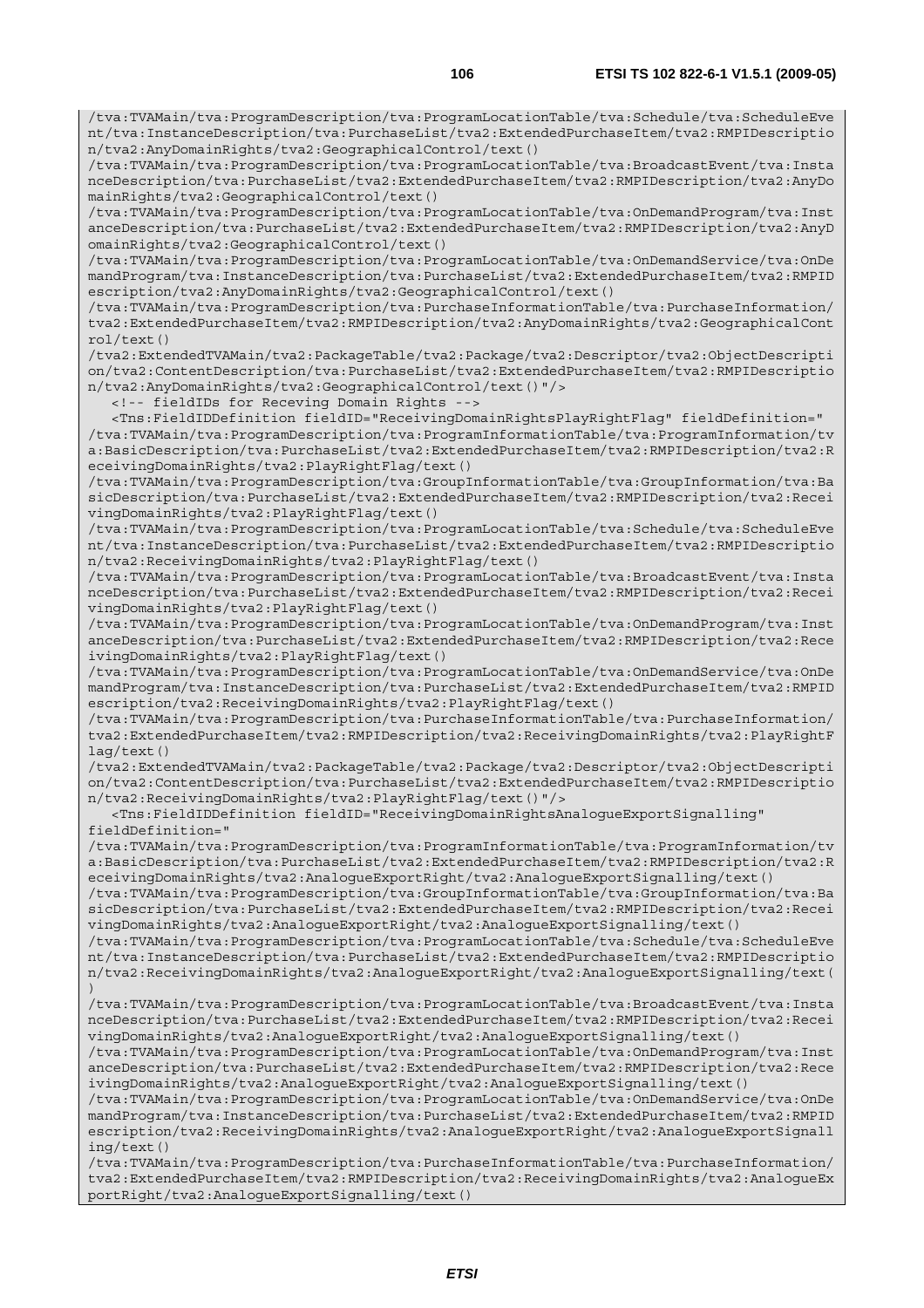```
/tva:TVAMain/tva:ProgramDescription/tva:ProgramLocationTable/tva:Schedule/tva:ScheduleEve
nt/tva:InstanceDescription/tva:PurchaseList/tva2:ExtendedPurchaseItem/tva2:RMPIDescriptio
n/tva2:AnyDomainRights/tva2:GeographicalControl/text()
/tva:TVAMain/tva:ProgramDescription/tva:ProgramLocationTable/tva:BroadcastEvent/tva:Insta
nceDescription/tva:PurchaseList/tva2:ExtendedPurchaseItem/tva2:RMPIDescription/tva2:AnyDo
mainRights/tva2:GeographicalControl/text()
/tva:TVAMain/tva:ProgramDescription/tva:ProgramLocationTable/tva:OnDemandProgram/tva:Inst
anceDescription/tva:PurchaseList/tva2:ExtendedPurchaseItem/tva2:RMPIDescription/tva2:AnyD
omainRights/tva2:GeographicalControl/text()
/tva:TVAMain/tva:ProgramDescription/tva:ProgramLocationTable/tva:OnDemandService/tva:OnDe
mandProgram/tva:InstanceDescription/tva:PurchaseList/tva2:ExtendedPurchaseItem/tva2:RMPID
escription/tva2:AnyDomainRights/tva2:GeographicalControl/text()
/tva:TVAMain/tva:ProgramDescription/tva:PurchaseInformationTable/tva:PurchaseInformation/
tva2:ExtendedPurchaseItem/tva2:RMPIDescription/tva2:AnyDomainRights/tva2:GeographicalCont
rol/text()
/tva2:ExtendedTVAMain/tva2:PackageTable/tva2:Package/tva2:Descriptor/tva2:ObjectDescripti
on/tva2:ContentDescription/tva:PurchaseList/tva2:ExtendedPurchaseItem/tva2:RMPIDescriptio
n/tva2:AnyDomainRights/tva2:GeographicalControl/text()"/>
   <!-- fieldIDs for Receving Domain Rights -->
   <Tns:FieldIDDefinition fieldID="ReceivingDomainRightsPlayRightFlag" fieldDefinition="
/tva:TVAMain/tva:ProgramDescription/tva:ProgramInformationTable/tva:ProgramInformation/tv
a:BasicDescription/tva:PurchaseList/tva2:ExtendedPurchaseItem/tva2:RMPIDescription/tva2:R
eceivingDomainRights/tva2:PlayRightFlag/text()
/tva:TVAMain/tva:ProgramDescription/tva:GroupInformationTable/tva:GroupInformation/tva:Ba
sicDescription/tva:PurchaseList/tva2:ExtendedPurchaseItem/tva2:RMPIDescription/tva2:Recei
vingDomainRights/tva2:PlayRightFlag/text()
/tva:TVAMain/tva:ProgramDescription/tva:ProgramLocationTable/tva:Schedule/tva:ScheduleEve
nt/tva:InstanceDescription/tva:PurchaseList/tva2:ExtendedPurchaseItem/tva2:RMPIDescriptio
n/tva2:ReceivingDomainRights/tva2:PlayRightFlag/text()
/tva:TVAMain/tva:ProgramDescription/tva:ProgramLocationTable/tva:BroadcastEvent/tva:Insta
nceDescription/tva:PurchaseList/tva2:ExtendedPurchaseItem/tva2:RMPIDescription/tva2:Recei
vingDomainRights/tva2:PlayRightFlag/text()
/tva:TVAMain/tva:ProgramDescription/tva:ProgramLocationTable/tva:OnDemandProgram/tva:Inst
anceDescription/tva:PurchaseList/tva2:ExtendedPurchaseItem/tva2:RMPIDescription/tva2:Rece
ivingDomainRights/tva2:PlayRightFlag/text()
/tva:TVAMain/tva:ProgramDescription/tva:ProgramLocationTable/tva:OnDemandService/tva:OnDe
mandProgram/tva:InstanceDescription/tva:PurchaseList/tva2:ExtendedPurchaseItem/tva2:RMPID
escription/tva2:ReceivingDomainRights/tva2:PlayRightFlag/text()
/tva:TVAMain/tva:ProgramDescription/tva:PurchaseInformationTable/tva:PurchaseInformation/
tva2:ExtendedPurchaseItem/tva2:RMPIDescription/tva2:ReceivingDomainRights/tva2:PlayRightF
lag/text()
/tva2:ExtendedTVAMain/tva2:PackageTable/tva2:Package/tva2:Descriptor/tva2:ObjectDescripti
on/tva2:ContentDescription/tva:PurchaseList/tva2:ExtendedPurchaseItem/tva2:RMPIDescriptio
n/tva2:ReceivingDomainRights/tva2:PlayRightFlag/text()"/>
   <Tns:FieldIDDefinition fieldID="ReceivingDomainRightsAnalogueExportSignalling"
fieldDefinition="
/tva:TVAMain/tva:ProgramDescription/tva:ProgramInformationTable/tva:ProgramInformation/tv
a:BasicDescription/tva:PurchaseList/tva2:ExtendedPurchaseItem/tva2:RMPIDescription/tva2:R
eceivingDomainRights/tva2:AnalogueExportRight/tva2:AnalogueExportSignalling/text()
/tva:TVAMain/tva:ProgramDescription/tva:GroupInformationTable/tva:GroupInformation/tva:Ba
sicDescription/tva:PurchaseList/tva2:ExtendedPurchaseItem/tva2:RMPIDescription/tva2:Recei
vingDomainRights/tva2:AnalogueExportRight/tva2:AnalogueExportSignalling/text()
/tva:TVAMain/tva:ProgramDescription/tva:ProgramLocationTable/tva:Schedule/tva:ScheduleEve
nt/tva:InstanceDescription/tva:PurchaseList/tva2:ExtendedPurchaseItem/tva2:RMPIDescriptio
n/tva2:ReceivingDomainRights/tva2:AnalogueExportRight/tva2:AnalogueExportSignalling/text(
)
/tva:TVAMain/tva:ProgramDescription/tva:ProgramLocationTable/tva:BroadcastEvent/tva:Insta
nceDescription/tva:PurchaseList/tva2:ExtendedPurchaseItem/tva2:RMPIDescription/tva2:Recei
vingDomainRights/tva2:AnalogueExportRight/tva2:AnalogueExportSignalling/text()
/tva:TVAMain/tva:ProgramDescription/tva:ProgramLocationTable/tva:OnDemandProgram/tva:Inst
anceDescription/tva:PurchaseList/tva2:ExtendedPurchaseItem/tva2:RMPIDescription/tva2:Rece
ivingDomainRights/tva2:AnalogueExportRight/tva2:AnalogueExportSignalling/text()
/tva:TVAMain/tva:ProgramDescription/tva:ProgramLocationTable/tva:OnDemandService/tva:OnDe
mandProgram/tva:InstanceDescription/tva:PurchaseList/tva2:ExtendedPurchaseItem/tva2:RMPID
escription/tva2:ReceivingDomainRights/tva2:AnalogueExportRight/tva2:AnalogueExportSignall
ing/text()
/tva:TVAMain/tva:ProgramDescription/tva:PurchaseInformationTable/tva:PurchaseInformation/
tva2:ExtendedPurchaseItem/tva2:RMPIDescription/tva2:ReceivingDomainRights/tva2:AnalogueEx
portRight/tva2:AnalogueExportSignalling/text()
```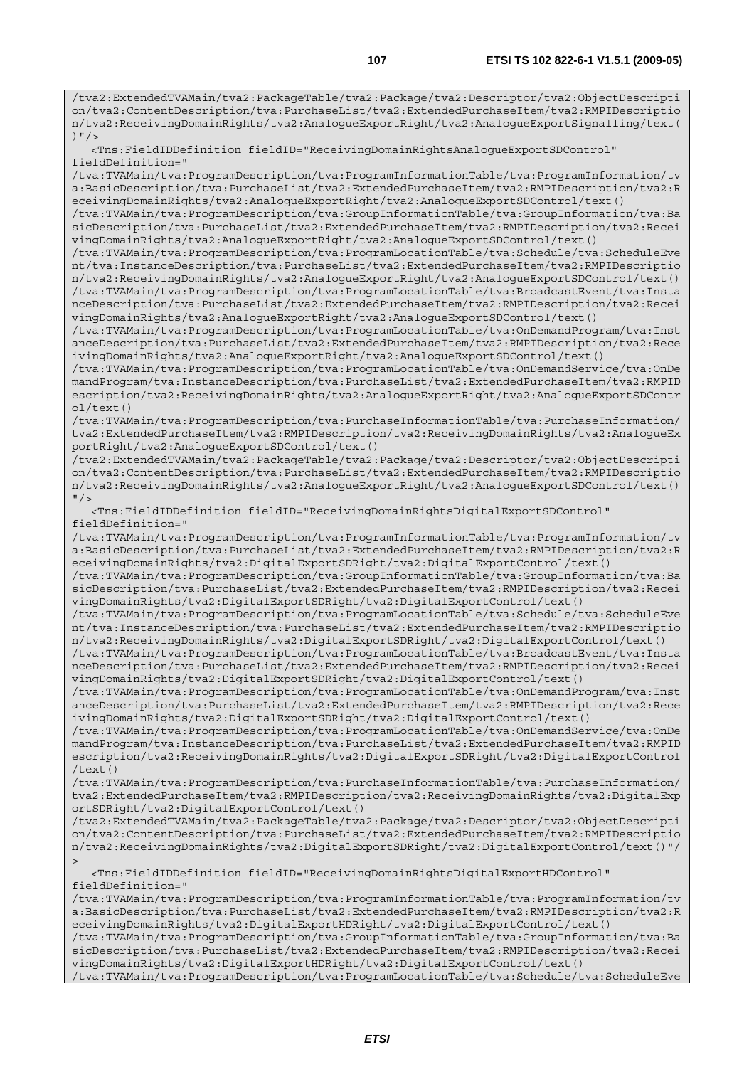```
/tva2:ExtendedTVAMain/tva2:PackageTable/tva2:Package/tva2:Descriptor/tva2:ObjectDescripti
on/tva2:ContentDescription/tva:PurchaseList/tva2:ExtendedPurchaseItem/tva2:RMPIDescriptio
n/tva2:ReceivingDomainRights/tva2:AnalogueExportRight/tva2:AnalogueExportSignalling/text(
)"/>
   <Tns:FieldIDDefinition fieldID="ReceivingDomainRightsAnalogueExportSDControl"
fieldDefinition="
/tva:TVAMain/tva:ProgramDescription/tva:ProgramInformationTable/tva:ProgramInformation/tv
a:BasicDescription/tva:PurchaseList/tva2:ExtendedPurchaseItem/tva2:RMPIDescription/tva2:R
eceivingDomainRights/tva2:AnalogueExportRight/tva2:AnalogueExportSDControl/text()
/tva:TVAMain/tva:ProgramDescription/tva:GroupInformationTable/tva:GroupInformation/tva:Ba
sicDescription/tva:PurchaseList/tva2:ExtendedPurchaseItem/tva2:RMPIDescription/tva2:Recei
vingDomainRights/tva2:AnalogueExportRight/tva2:AnalogueExportSDControl/text()
/tva:TVAMain/tva:ProgramDescription/tva:ProgramLocationTable/tva:Schedule/tva:ScheduleEve
nt/tva:InstanceDescription/tva:PurchaseList/tva2:ExtendedPurchaseItem/tva2:RMPIDescriptio
n/tva2:ReceivingDomainRights/tva2:AnalogueExportRight/tva2:AnalogueExportSDControl/text()
/tva:TVAMain/tva:ProgramDescription/tva:ProgramLocationTable/tva:BroadcastEvent/tva:Insta
nceDescription/tva:PurchaseList/tva2:ExtendedPurchaseItem/tva2:RMPIDescription/tva2:Recei
vingDomainRights/tva2:AnalogueExportRight/tva2:AnalogueExportSDControl/text()
/tva:TVAMain/tva:ProgramDescription/tva:ProgramLocationTable/tva:OnDemandProgram/tva:Inst
anceDescription/tva:PurchaseList/tva2:ExtendedPurchaseItem/tva2:RMPIDescription/tva2:Rece
ivingDomainRights/tva2:AnalogueExportRight/tva2:AnalogueExportSDControl/text()
/tva:TVAMain/tva:ProgramDescription/tva:ProgramLocationTable/tva:OnDemandService/tva:OnDe
mandProgram/tva:InstanceDescription/tva:PurchaseList/tva2:ExtendedPurchaseItem/tva2:RMPID
escription/tva2:ReceivingDomainRights/tva2:AnalogueExportRight/tva2:AnalogueExportSDContr
ol/text()
/tva:TVAMain/tva:ProgramDescription/tva:PurchaseInformationTable/tva:PurchaseInformation/
tva2:ExtendedPurchaseItem/tva2:RMPIDescription/tva2:ReceivingDomainRights/tva2:AnalogueEx
portRight/tva2:AnalogueExportSDControl/text()
/tva2:ExtendedTVAMain/tva2:PackageTable/tva2:Package/tva2:Descriptor/tva2:ObjectDescripti
on/tva2:ContentDescription/tva:PurchaseList/tva2:ExtendedPurchaseItem/tva2:RMPIDescriptio
n/tva2:ReceivingDomainRights/tva2:AnalogueExportRight/tva2:AnalogueExportSDControl/text()
"/>
   <Tns:FieldIDDefinition fieldID="ReceivingDomainRightsDigitalExportSDControl"
fieldDefinition="
/tva:TVAMain/tva:ProgramDescription/tva:ProgramInformationTable/tva:ProgramInformation/tv
a:BasicDescription/tva:PurchaseList/tva2:ExtendedPurchaseItem/tva2:RMPIDescription/tva2:R
eceivingDomainRights/tva2:DigitalExportSDRight/tva2:DigitalExportControl/text()
/tva:TVAMain/tva:ProgramDescription/tva:GroupInformationTable/tva:GroupInformation/tva:Ba
sicDescription/tva:PurchaseList/tva2:ExtendedPurchaseItem/tva2:RMPIDescription/tva2:Recei
vingDomainRights/tva2:DigitalExportSDRight/tva2:DigitalExportControl/text()
/tva:TVAMain/tva:ProgramDescription/tva:ProgramLocationTable/tva:Schedule/tva:ScheduleEve
nt/tva:InstanceDescription/tva:PurchaseList/tva2:ExtendedPurchaseItem/tva2:RMPIDescriptio
n/tva2:ReceivingDomainRights/tva2:DigitalExportSDRight/tva2:DigitalExportControl/text()
/tva:TVAMain/tva:ProgramDescription/tva:ProgramLocationTable/tva:BroadcastEvent/tva:Insta
nceDescription/tva:PurchaseList/tva2:ExtendedPurchaseItem/tva2:RMPIDescription/tva2:Recei
vingDomainRights/tva2:DigitalExportSDRight/tva2:DigitalExportControl/text()
/tva:TVAMain/tva:ProgramDescription/tva:ProgramLocationTable/tva:OnDemandProgram/tva:Inst
anceDescription/tva:PurchaseList/tva2:ExtendedPurchaseItem/tva2:RMPIDescription/tva2:Rece
ivingDomainRights/tva2:DigitalExportSDRight/tva2:DigitalExportControl/text()
/tva:TVAMain/tva:ProgramDescription/tva:ProgramLocationTable/tva:OnDemandService/tva:OnDe
mandProgram/tva:InstanceDescription/tva:PurchaseList/tva2:ExtendedPurchaseItem/tva2:RMPID
escription/tva2:ReceivingDomainRights/tva2:DigitalExportSDRight/tva2:DigitalExportControl
/text()
/tva:TVAMain/tva:ProgramDescription/tva:PurchaseInformationTable/tva:PurchaseInformation/
tva2:ExtendedPurchaseItem/tva2:RMPIDescription/tva2:ReceivingDomainRights/tva2:DigitalExp
ortSDRight/tva2:DigitalExportControl/text()
/tva2:ExtendedTVAMain/tva2:PackageTable/tva2:Package/tva2:Descriptor/tva2:ObjectDescripti
on/tva2:ContentDescription/tva:PurchaseList/tva2:ExtendedPurchaseItem/tva2:RMPIDescriptio
n/tva2:ReceivingDomainRights/tva2:DigitalExportSDRight/tva2:DigitalExportControl/text()"/
>
   <Tns:FieldIDDefinition fieldID="ReceivingDomainRightsDigitalExportHDControl"
fieldDefinition="
/tva:TVAMain/tva:ProgramDescription/tva:ProgramInformationTable/tva:ProgramInformation/tv
a:BasicDescription/tva:PurchaseList/tva2:ExtendedPurchaseItem/tva2:RMPIDescription/tva2:R
eceivingDomainRights/tva2:DigitalExportHDRight/tva2:DigitalExportControl/text()
/tva:TVAMain/tva:ProgramDescription/tva:GroupInformationTable/tva:GroupInformation/tva:Ba
sicDescription/tva:PurchaseList/tva2:ExtendedPurchaseItem/tva2:RMPIDescription/tva2:Recei
vingDomainRights/tva2:DigitalExportHDRight/tva2:DigitalExportControl/text()
/tva:TVAMain/tva:ProgramDescription/tva:ProgramLocationTable/tva:Schedule/tva:ScheduleEve
```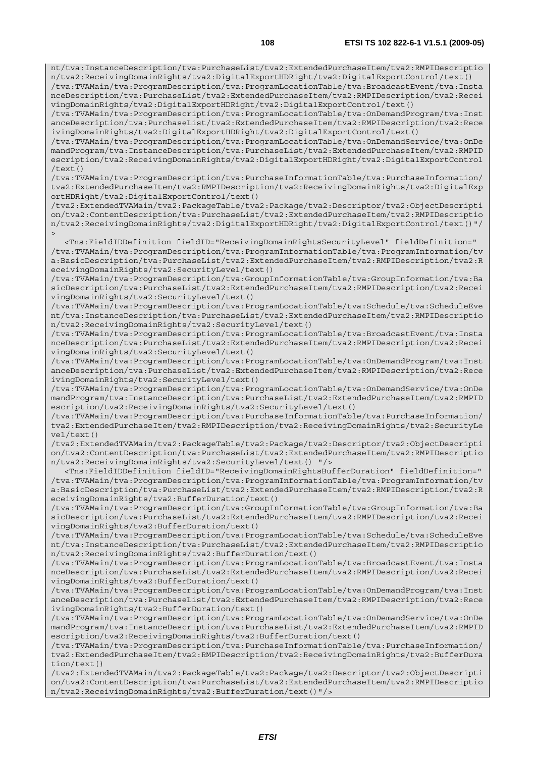```
nt/tva:InstanceDescription/tva:PurchaseList/tva2:ExtendedPurchaseItem/tva2:RMPIDescriptio
n/tva2:ReceivingDomainRights/tva2:DigitalExportHDRight/tva2:DigitalExportControl/text()
/tva:TVAMain/tva:ProgramDescription/tva:ProgramLocationTable/tva:BroadcastEvent/tva:Insta
nceDescription/tva:PurchaseList/tva2:ExtendedPurchaseItem/tva2:RMPIDescription/tva2:Recei
vingDomainRights/tva2:DigitalExportHDRight/tva2:DigitalExportControl/text()
/tva:TVAMain/tva:ProgramDescription/tva:ProgramLocationTable/tva:OnDemandProgram/tva:Inst
anceDescription/tva:PurchaseList/tva2:ExtendedPurchaseItem/tva2:RMPIDescription/tva2:Rece
ivingDomainRights/tva2:DigitalExportHDRight/tva2:DigitalExportControl/text()
/tva:TVAMain/tva:ProgramDescription/tva:ProgramLocationTable/tva:OnDemandService/tva:OnDe
mandProgram/tva:InstanceDescription/tva:PurchaseList/tva2:ExtendedPurchaseItem/tva2:RMPID
escription/tva2:ReceivingDomainRights/tva2:DigitalExportHDRight/tva2:DigitalExportControl
/text()
/tva:TVAMain/tva:ProgramDescription/tva:PurchaseInformationTable/tva:PurchaseInformation/
tva2:ExtendedPurchaseItem/tva2:RMPIDescription/tva2:ReceivingDomainRights/tva2:DigitalExp
ortHDRight/tva2:DigitalExportControl/text()
/tva2:ExtendedTVAMain/tva2:PackageTable/tva2:Package/tva2:Descriptor/tva2:ObjectDescripti
on/tva2:ContentDescription/tva:PurchaseList/tva2:ExtendedPurchaseItem/tva2:RMPIDescriptio
n/tva2:ReceivingDomainRights/tva2:DigitalExportHDRight/tva2:DigitalExportControl/text()"/
>
   <Tns:FieldIDDefinition fieldID="ReceivingDomainRightsSecurityLevel" fieldDefinition="
/tva:TVAMain/tva:ProgramDescription/tva:ProgramInformationTable/tva:ProgramInformation/tv
a:BasicDescription/tva:PurchaseList/tva2:ExtendedPurchaseItem/tva2:RMPIDescription/tva2:R
eceivingDomainRights/tva2:SecurityLevel/text()
/tva:TVAMain/tva:ProgramDescription/tva:GroupInformationTable/tva:GroupInformation/tva:Ba
sicDescription/tva:PurchaseList/tva2:ExtendedPurchaseItem/tva2:RMPIDescription/tva2:Recei
vingDomainRights/tva2:SecurityLevel/text()
/tva:TVAMain/tva:ProgramDescription/tva:ProgramLocationTable/tva:Schedule/tva:ScheduleEve
nt/tva:InstanceDescription/tva:PurchaseList/tva2:ExtendedPurchaseItem/tva2:RMPIDescriptio
n/tva2:ReceivingDomainRights/tva2:SecurityLevel/text()
/tva:TVAMain/tva:ProgramDescription/tva:ProgramLocationTable/tva:BroadcastEvent/tva:Insta
nceDescription/tva:PurchaseList/tva2:ExtendedPurchaseItem/tva2:RMPIDescription/tva2:Recei
vingDomainRights/tva2:SecurityLevel/text()
/tva:TVAMain/tva:ProgramDescription/tva:ProgramLocationTable/tva:OnDemandProgram/tva:Inst
anceDescription/tva:PurchaseList/tva2:ExtendedPurchaseItem/tva2:RMPIDescription/tva2:Rece
ivingDomainRights/tva2:SecurityLevel/text()
/tva:TVAMain/tva:ProgramDescription/tva:ProgramLocationTable/tva:OnDemandService/tva:OnDe
mandProgram/tva:InstanceDescription/tva:PurchaseList/tva2:ExtendedPurchaseItem/tva2:RMPID
escription/tva2:ReceivingDomainRights/tva2:SecurityLevel/text()
/tva:TVAMain/tva:ProgramDescription/tva:PurchaseInformationTable/tva:PurchaseInformation/
tva2:ExtendedPurchaseItem/tva2:RMPIDescription/tva2:ReceivingDomainRights/tva2:SecurityLe
vel/text()
/tva2:ExtendedTVAMain/tva2:PackageTable/tva2:Package/tva2:Descriptor/tva2:ObjectDescripti
on/tva2:ContentDescription/tva:PurchaseList/tva2:ExtendedPurchaseItem/tva2:RMPIDescriptio
n/tva2:ReceivingDomainRights/tva2:SecurityLevel/text() "/>
   <Tns:FieldIDDefinition fieldID="ReceivingDomainRightsBufferDuration" fieldDefinition="
/tva:TVAMain/tva:ProgramDescription/tva:ProgramInformationTable/tva:ProgramInformation/tv
a:BasicDescription/tva:PurchaseList/tva2:ExtendedPurchaseItem/tva2:RMPIDescription/tva2:R
eceivingDomainRights/tva2:BufferDuration/text()
/tva:TVAMain/tva:ProgramDescription/tva:GroupInformationTable/tva:GroupInformation/tva:Ba
sicDescription/tva:PurchaseList/tva2:ExtendedPurchaseItem/tva2:RMPIDescription/tva2:Recei
vingDomainRights/tva2:BufferDuration/text()
/tva:TVAMain/tva:ProgramDescription/tva:ProgramLocationTable/tva:Schedule/tva:ScheduleEve
nt/tva:InstanceDescription/tva:PurchaseList/tva2:ExtendedPurchaseItem/tva2:RMPIDescriptio
n/tva2:ReceivingDomainRights/tva2:BufferDuration/text()
/tva:TVAMain/tva:ProgramDescription/tva:ProgramLocationTable/tva:BroadcastEvent/tva:Insta
nceDescription/tva:PurchaseList/tva2:ExtendedPurchaseItem/tva2:RMPIDescription/tva2:Recei
vingDomainRights/tva2:BufferDuration/text()
/tva:TVAMain/tva:ProgramDescription/tva:ProgramLocationTable/tva:OnDemandProgram/tva:Inst
anceDescription/tva:PurchaseList/tva2:ExtendedPurchaseItem/tva2:RMPIDescription/tva2:Rece
ivingDomainRights/tva2:BufferDuration/text()
/tva:TVAMain/tva:ProgramDescription/tva:ProgramLocationTable/tva:OnDemandService/tva:OnDe
mandProgram/tva:InstanceDescription/tva:PurchaseList/tva2:ExtendedPurchaseItem/tva2:RMPID
escription/tva2:ReceivingDomainRights/tva2:BufferDuration/text()
/tva:TVAMain/tva:ProgramDescription/tva:PurchaseInformationTable/tva:PurchaseInformation/
tva2:ExtendedPurchaseItem/tva2:RMPIDescription/tva2:ReceivingDomainRights/tva2:BufferDura
tion/text()
/tva2:ExtendedTVAMain/tva2:PackageTable/tva2:Package/tva2:Descriptor/tva2:ObjectDescripti
on/tva2:ContentDescription/tva:PurchaseList/tva2:ExtendedPurchaseItem/tva2:RMPIDescriptio
n/tva2:ReceivingDomainRights/tva2:BufferDuration/text()"/>
```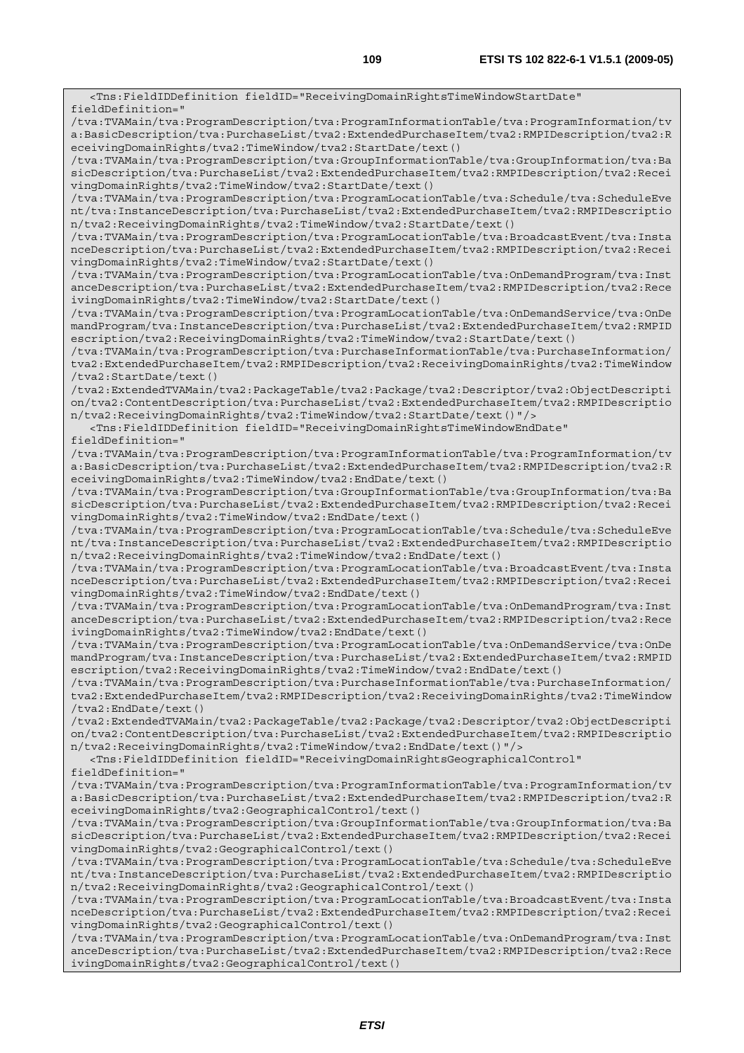```
   <Tns:FieldIDDefinition fieldID="ReceivingDomainRightsTimeWindowStartDate"
fieldDefinition="
/tva:TVAMain/tva:ProgramDescription/tva:ProgramInformationTable/tva:ProgramInformation/tv
a:BasicDescription/tva:PurchaseList/tva2:ExtendedPurchaseItem/tva2:RMPIDescription/tva2:R
eceivingDomainRights/tva2:TimeWindow/tva2:StartDate/text()
/tva:TVAMain/tva:ProgramDescription/tva:GroupInformationTable/tva:GroupInformation/tva:Ba
sicDescription/tva:PurchaseList/tva2:ExtendedPurchaseItem/tva2:RMPIDescription/tva2:Recei
vingDomainRights/tva2:TimeWindow/tva2:StartDate/text()
/tva:TVAMain/tva:ProgramDescription/tva:ProgramLocationTable/tva:Schedule/tva:ScheduleEve
nt/tva:InstanceDescription/tva:PurchaseList/tva2:ExtendedPurchaseItem/tva2:RMPIDescriptio
n/tva2:ReceivingDomainRights/tva2:TimeWindow/tva2:StartDate/text()
/tva:TVAMain/tva:ProgramDescription/tva:ProgramLocationTable/tva:BroadcastEvent/tva:Insta
nceDescription/tva:PurchaseList/tva2:ExtendedPurchaseItem/tva2:RMPIDescription/tva2:Recei
vingDomainRights/tva2:TimeWindow/tva2:StartDate/text()
/tva:TVAMain/tva:ProgramDescription/tva:ProgramLocationTable/tva:OnDemandProgram/tva:Inst
anceDescription/tva:PurchaseList/tva2:ExtendedPurchaseItem/tva2:RMPIDescription/tva2:Rece
ivingDomainRights/tva2:TimeWindow/tva2:StartDate/text()
/tva:TVAMain/tva:ProgramDescription/tva:ProgramLocationTable/tva:OnDemandService/tva:OnDe
mandProgram/tva:InstanceDescription/tva:PurchaseList/tva2:ExtendedPurchaseItem/tva2:RMPID
escription/tva2:ReceivingDomainRights/tva2:TimeWindow/tva2:StartDate/text()
/tva:TVAMain/tva:ProgramDescription/tva:PurchaseInformationTable/tva:PurchaseInformation/
tva2:ExtendedPurchaseItem/tva2:RMPIDescription/tva2:ReceivingDomainRights/tva2:TimeWindow
/tva2:StartDate/text()
/tva2:ExtendedTVAMain/tva2:PackageTable/tva2:Package/tva2:Descriptor/tva2:ObjectDescripti
on/tva2:ContentDescription/tva:PurchaseList/tva2:ExtendedPurchaseItem/tva2:RMPIDescriptio
n/tva2:ReceivingDomainRights/tva2:TimeWindow/tva2:StartDate/text()"/>
   <Tns:FieldIDDefinition fieldID="ReceivingDomainRightsTimeWindowEndDate"
fieldDefinition="
/tva:TVAMain/tva:ProgramDescription/tva:ProgramInformationTable/tva:ProgramInformation/tv
a:BasicDescription/tva:PurchaseList/tva2:ExtendedPurchaseItem/tva2:RMPIDescription/tva2:R
eceivingDomainRights/tva2:TimeWindow/tva2:EndDate/text()
/tva:TVAMain/tva:ProgramDescription/tva:GroupInformationTable/tva:GroupInformation/tva:Ba
sicDescription/tva:PurchaseList/tva2:ExtendedPurchaseItem/tva2:RMPIDescription/tva2:Recei
vingDomainRights/tva2:TimeWindow/tva2:EndDate/text()
/tva:TVAMain/tva:ProgramDescription/tva:ProgramLocationTable/tva:Schedule/tva:ScheduleEve
nt/tva:InstanceDescription/tva:PurchaseList/tva2:ExtendedPurchaseItem/tva2:RMPIDescriptio
n/tva2:ReceivingDomainRights/tva2:TimeWindow/tva2:EndDate/text()
/tva:TVAMain/tva:ProgramDescription/tva:ProgramLocationTable/tva:BroadcastEvent/tva:Insta
nceDescription/tva:PurchaseList/tva2:ExtendedPurchaseItem/tva2:RMPIDescription/tva2:Recei
vingDomainRights/tva2:TimeWindow/tva2:EndDate/text()
/tva:TVAMain/tva:ProgramDescription/tva:ProgramLocationTable/tva:OnDemandProgram/tva:Inst
anceDescription/tva:PurchaseList/tva2:ExtendedPurchaseItem/tva2:RMPIDescription/tva2:Rece
ivingDomainRights/tva2:TimeWindow/tva2:EndDate/text()
/tva:TVAMain/tva:ProgramDescription/tva:ProgramLocationTable/tva:OnDemandService/tva:OnDe
mandProgram/tva:InstanceDescription/tva:PurchaseList/tva2:ExtendedPurchaseItem/tva2:RMPID
escription/tva2:ReceivingDomainRights/tva2:TimeWindow/tva2:EndDate/text()
/tva:TVAMain/tva:ProgramDescription/tva:PurchaseInformationTable/tva:PurchaseInformation/
tva2:ExtendedPurchaseItem/tva2:RMPIDescription/tva2:ReceivingDomainRights/tva2:TimeWindow
/tva2:EndDate/text()
/tva2:ExtendedTVAMain/tva2:PackageTable/tva2:Package/tva2:Descriptor/tva2:ObjectDescripti
on/tva2:ContentDescription/tva:PurchaseList/tva2:ExtendedPurchaseItem/tva2:RMPIDescriptio
n/tva2:ReceivingDomainRights/tva2:TimeWindow/tva2:EndDate/text()"/>
   <Tns:FieldIDDefinition fieldID="ReceivingDomainRightsGeographicalControl"
fieldDefinition="
/tva:TVAMain/tva:ProgramDescription/tva:ProgramInformationTable/tva:ProgramInformation/tv
a:BasicDescription/tva:PurchaseList/tva2:ExtendedPurchaseItem/tva2:RMPIDescription/tva2:R
eceivingDomainRights/tva2:GeographicalControl/text()
/tva:TVAMain/tva:ProgramDescription/tva:GroupInformationTable/tva:GroupInformation/tva:Ba
sicDescription/tva:PurchaseList/tva2:ExtendedPurchaseItem/tva2:RMPIDescription/tva2:Recei
vingDomainRights/tva2:GeographicalControl/text()
/tva:TVAMain/tva:ProgramDescription/tva:ProgramLocationTable/tva:Schedule/tva:ScheduleEve
nt/tva:InstanceDescription/tva:PurchaseList/tva2:ExtendedPurchaseItem/tva2:RMPIDescriptio
n/tva2:ReceivingDomainRights/tva2:GeographicalControl/text()
/tva:TVAMain/tva:ProgramDescription/tva:ProgramLocationTable/tva:BroadcastEvent/tva:Insta
nceDescription/tva:PurchaseList/tva2:ExtendedPurchaseItem/tva2:RMPIDescription/tva2:Recei
vingDomainRights/tva2:GeographicalControl/text()
/tva:TVAMain/tva:ProgramDescription/tva:ProgramLocationTable/tva:OnDemandProgram/tva:Inst
anceDescription/tva:PurchaseList/tva2:ExtendedPurchaseItem/tva2:RMPIDescription/tva2:Rece
ivingDomainRights/tva2:GeographicalControl/text()
```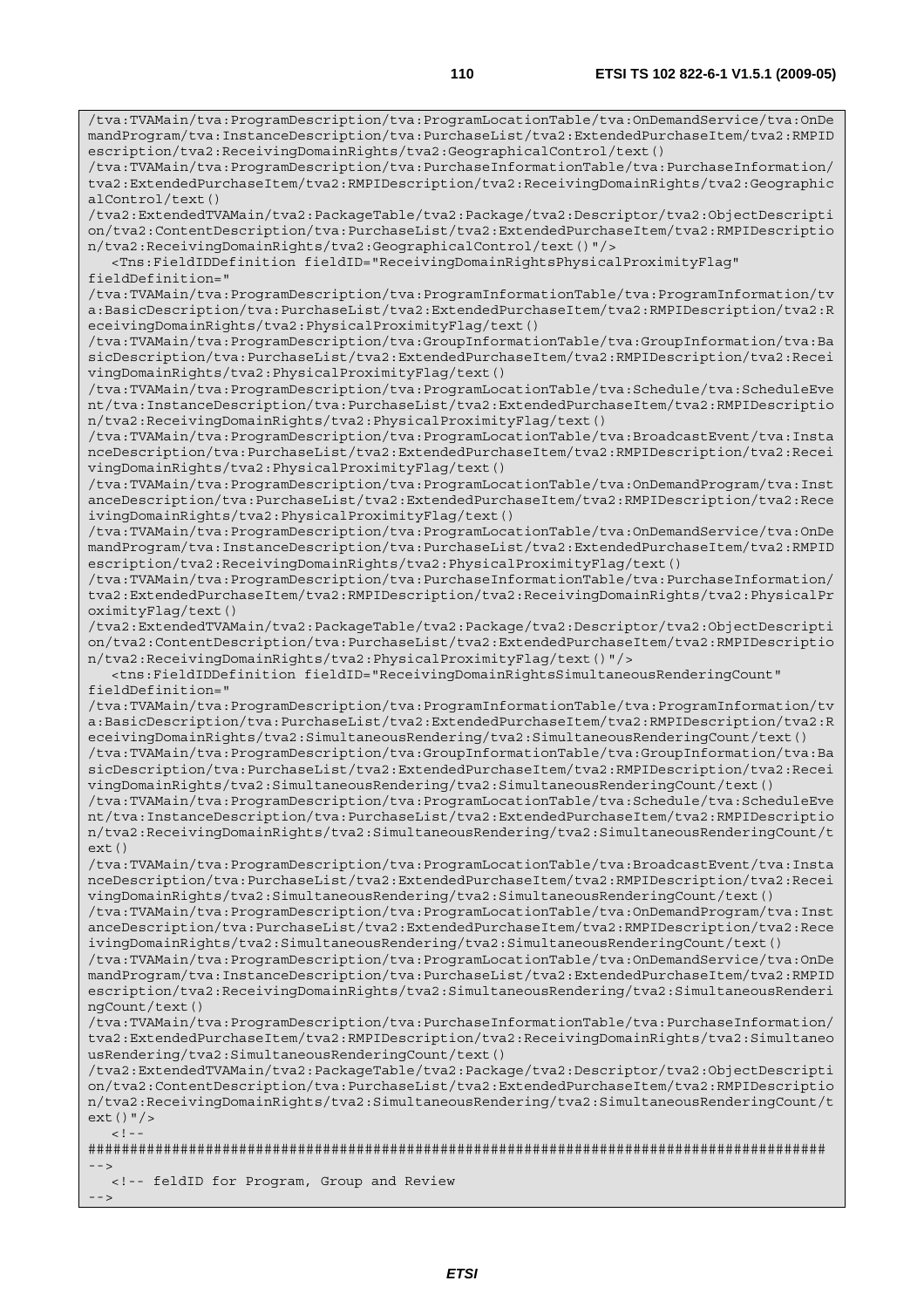```
/tva:TVAMain/tva:ProgramDescription/tva:ProgramLocationTable/tva:OnDemandService/tva:OnDemandProgram/tva:InstanceDescription/tva:PurchaseList/tva2:ExtendedPurchaseItem/tva2:RMPIDescription/tva2:ReceivingDomainRights/tva2:GeographicalControl/text()
/tva:TVAMain/tva:ProgramDescription/tva:PurchaseInformationTable/tva:PurchaseInformation/tva2:ExtendedPurchaseItem/tva2:RMPIDescription/tva2:ReceivingDomainRights/tva2:GeographicalControl/text()
/tva2:ExtendedTVAMain/tva2:PackageTable/tva2:Package/tva2:Descriptor/tva2:ObjectDescription/tva2:ContentDescription/tva:PurchaseList/tva2:ExtendedPurchaseItem/tva2:RMPIDescription/tva2:ReceivingDomainRights/tva2:GeographicalControl/text()"/>
   <Tns:FieldIDDefinition fieldID="ReceivingDomainRightsPhysicalProximityFlag" fieldDefinition="
/tva:TVAMain/tva:ProgramDescription/tva:ProgramInformationTable/tva:ProgramInformation/tva:BasicDescription/tva:PurchaseList/tva2:ExtendedPurchaseItem/tva2:RMPIDescription/tva2:ReceivingDomainRights/tva2:PhysicalProximityFlag/text()
/tva:TVAMain/tva:ProgramDescription/tva:GroupInformationTable/tva:GroupInformation/tva:BasicDescription/tva:PurchaseList/tva2:ExtendedPurchaseItem/tva2:RMPIDescription/tva2:ReceivingDomainRights/tva2:PhysicalProximityFlag/text()
/tva:TVAMain/tva:ProgramDescription/tva:ProgramLocationTable/tva:Schedule/tva:ScheduleEvent/tva:InstanceDescription/tva:PurchaseList/tva2:ExtendedPurchaseItem/tva2:RMPIDescription/tva2:ReceivingDomainRights/tva2:PhysicalProximityFlag/text()
/tva:TVAMain/tva:ProgramDescription/tva:ProgramLocationTable/tva:BroadcastEvent/tva:InstanceDescription/tva:PurchaseList/tva2:ExtendedPurchaseItem/tva2:RMPIDescription/tva2:ReceivingDomainRights/tva2:PhysicalProximityFlag/text()
/tva:TVAMain/tva:ProgramDescription/tva:ProgramLocationTable/tva:OnDemandProgram/tva:InstanceDescription/tva:PurchaseList/tva2:ExtendedPurchaseItem/tva2:RMPIDescription/tva2:ReceivingDomainRights/tva2:PhysicalProximityFlag/text()
/tva:TVAMain/tva:ProgramDescription/tva:ProgramLocationTable/tva:OnDemandService/tva:OnDemandProgram/tva:InstanceDescription/tva:PurchaseList/tva2:ExtendedPurchaseItem/tva2:RMPIDescription/tva2:ReceivingDomainRights/tva2:PhysicalProximityFlag/text()
/tva:TVAMain/tva:ProgramDescription/tva:PurchaseInformationTable/tva:PurchaseInformation/tva2:ExtendedPurchaseItem/tva2:RMPIDescription/tva2:ReceivingDomainRights/tva2:PhysicalProximityFlag/text()
/tva2:ExtendedTVAMain/tva2:PackageTable/tva2:Package/tva2:Descriptor/tva2:ObjectDescription/tva2:ContentDescription/tva:PurchaseList/tva2:ExtendedPurchaseItem/tva2:RMPIDescription/tva2:ReceivingDomainRights/tva2:PhysicalProximityFlag/text()"/>
   <tns:FieldIDDefinition fieldID="ReceivingDomainRightsSimultaneousRenderingCount" fieldDefinition="
/tva:TVAMain/tva:ProgramDescription/tva:ProgramInformationTable/tva:ProgramInformation/tva:BasicDescription/tva:PurchaseList/tva2:ExtendedPurchaseItem/tva2:RMPIDescription/tva2:ReceivingDomainRights/tva2:SimultaneousRendering/tva2:SimultaneousRenderingCount/text()
/tva:TVAMain/tva:ProgramDescription/tva:GroupInformationTable/tva:GroupInformation/tva:BasicDescription/tva:PurchaseList/tva2:ExtendedPurchaseItem/tva2:RMPIDescription/tva2:ReceivingDomainRights/tva2:SimultaneousRendering/tva2:SimultaneousRenderingCount/text()
/tva:TVAMain/tva:ProgramDescription/tva:ProgramLocationTable/tva:Schedule/tva:ScheduleEvent/tva:InstanceDescription/tva:PurchaseList/tva2:ExtendedPurchaseItem/tva2:RMPIDescription/tva2:ReceivingDomainRights/tva2:SimultaneousRendering/tva2:SimultaneousRenderingCount/text()
/tva:TVAMain/tva:ProgramDescription/tva:ProgramLocationTable/tva:BroadcastEvent/tva:InstanceDescription/tva:PurchaseList/tva2:ExtendedPurchaseItem/tva2:RMPIDescription/tva2:ReceivingDomainRights/tva2:SimultaneousRendering/tva2:SimultaneousRenderingCount/text()
/tva:TVAMain/tva:ProgramDescription/tva:ProgramLocationTable/tva:OnDemandProgram/tva:InstanceDescription/tva:PurchaseList/tva2:ExtendedPurchaseItem/tva2:RMPIDescription/tva2:ReceivingDomainRights/tva2:SimultaneousRendering/tva2:SimultaneousRenderingCount/text()
/tva:TVAMain/tva:ProgramDescription/tva:ProgramLocationTable/tva:OnDemandService/tva:OnDemandProgram/tva:InstanceDescription/tva:PurchaseList/tva2:ExtendedPurchaseItem/tva2:RMPIDescription/tva2:ReceivingDomainRights/tva2:SimultaneousRendering/tva2:SimultaneousRenderingCount/text()
/tva:TVAMain/tva:ProgramDescription/tva:PurchaseInformationTable/tva:PurchaseInformation/tva2:ExtendedPurchaseItem/tva2:RMPIDescription/tva2:ReceivingDomainRights/tva2:SimultaneousRendering/tva2:SimultaneousRenderingCount/text()
/tva2:ExtendedTVAMain/tva2:PackageTable/tva2:Package/tva2:Descriptor/tva2:ObjectDescription/tva2:ContentDescription/tva:PurchaseList/tva2:ExtendedPurchaseItem/tva2:RMPIDescription/tva2:ReceivingDomainRights/tva2:SimultaneousRendering/tva2:SimultaneousRenderingCount/text()"/>
   <!--
########################################################################################
-->
   <!-- feldID for Program, Group and Review
-->
```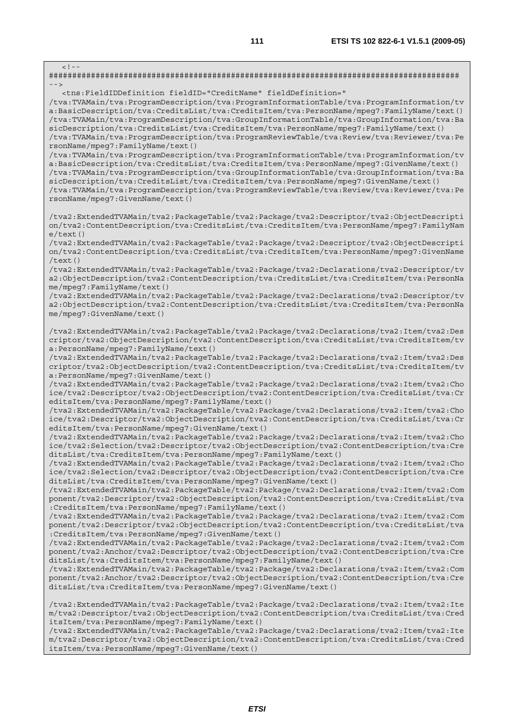```
<!--
########################################################################################
-->
   <tns:FieldIDDefinition fieldID="CreditName" fieldDefinition="
/tva:TVAMain/tva:ProgramDescription/tva:ProgramInformationTable/tva:ProgramInformation/tva:BasicDescription/tva:CreditsList/tva:CreditsItem/tva:PersonName/mpeg7:FamilyName/text()
/tva:TVAMain/tva:ProgramDescription/tva:GroupInformationTable/tva:GroupInformation/tva:BasicDescription/tva:CreditsList/tva:CreditsItem/tva:PersonName/mpeg7:FamilyName/text()
/tva:TVAMain/tva:ProgramDescription/tva:ProgramReviewTable/tva:Review/tva:Reviewer/tva:PersonName/mpeg7:FamilyName/text()
/tva:TVAMain/tva:ProgramDescription/tva:ProgramInformationTable/tva:ProgramInformation/tva:BasicDescription/tva:CreditsList/tva:CreditsItem/tva:PersonName/mpeg7:GivenName/text()
/tva:TVAMain/tva:ProgramDescription/tva:GroupInformationTable/tva:GroupInformation/tva:BasicDescription/tva:CreditsList/tva:CreditsItem/tva:PersonName/mpeg7:GivenName/text()
/tva:TVAMain/tva:ProgramDescription/tva:ProgramReviewTable/tva:Review/tva:Reviewer/tva:PersonName/mpeg7:GivenName/text()

/tva2:ExtendedTVAMain/tva2:PackageTable/tva2:Package/tva2:Descriptor/tva2:ObjectDescription/tva2:ContentDescription/tva:CreditsList/tva:CreditsItem/tva:PersonName/mpeg7:FamilyName/text()
/tva2:ExtendedTVAMain/tva2:PackageTable/tva2:Package/tva2:Descriptor/tva2:ObjectDescription/tva2:ContentDescription/tva:CreditsList/tva:CreditsItem/tva:PersonName/mpeg7:GivenName/text()
/tva2:ExtendedTVAMain/tva2:PackageTable/tva2:Package/tva2:Declarations/tva2:Descriptor/tva2:ObjectDescription/tva2:ContentDescription/tva:CreditsList/tva:CreditsItem/tva:PersonName/mpeg7:FamilyName/text()
/tva2:ExtendedTVAMain/tva2:PackageTable/tva2:Package/tva2:Declarations/tva2:Descriptor/tva2:ObjectDescription/tva2:ContentDescription/tva:CreditsList/tva:CreditsItem/tva:PersonName/mpeg7:GivenName/text()

/tva2:ExtendedTVAMain/tva2:PackageTable/tva2:Package/tva2:Declarations/tva2:Item/tva2:Descriptor/tva2:ObjectDescription/tva2:ContentDescription/tva:CreditsList/tva:CreditsItem/tva:PersonName/mpeg7:FamilyName/text()
/tva2:ExtendedTVAMain/tva2:PackageTable/tva2:Package/tva2:Declarations/tva2:Item/tva2:Descriptor/tva2:ObjectDescription/tva2:ContentDescription/tva:CreditsList/tva:CreditsItem/tva:PersonName/mpeg7:GivenName/text()
/tva2:ExtendedTVAMain/tva2:PackageTable/tva2:Package/tva2:Declarations/tva2:Item/tva2:Choice/tva2:Descriptor/tva2:ObjectDescription/tva2:ContentDescription/tva:CreditsList/tva:CreditsItem/tva:PersonName/mpeg7:FamilyName/text()
/tva2:ExtendedTVAMain/tva2:PackageTable/tva2:Package/tva2:Declarations/tva2:Item/tva2:Choice/tva2:Descriptor/tva2:ObjectDescription/tva2:ContentDescription/tva:CreditsList/tva:CreditsItem/tva:PersonName/mpeg7:GivenName/text()
/tva2:ExtendedTVAMain/tva2:PackageTable/tva2:Package/tva2:Declarations/tva2:Item/tva2:Choice/tva2:Selection/tva2:Descriptor/tva2:ObjectDescription/tva2:ContentDescription/tva:CreditsList/tva:CreditsItem/tva:PersonName/mpeg7:FamilyName/text()
/tva2:ExtendedTVAMain/tva2:PackageTable/tva2:Package/tva2:Declarations/tva2:Item/tva2:Choice/tva2:Selection/tva2:Descriptor/tva2:ObjectDescription/tva2:ContentDescription/tva:CreditsList/tva:CreditsItem/tva:PersonName/mpeg7:GivenName/text()
/tva2:ExtendedTVAMain/tva2:PackageTable/tva2:Package/tva2:Declarations/tva2:Item/tva2:Component/tva2:Descriptor/tva2:ObjectDescription/tva2:ContentDescription/tva:CreditsList/tva:CreditsItem/tva:PersonName/mpeg7:FamilyName/text()
/tva2:ExtendedTVAMain/tva2:PackageTable/tva2:Package/tva2:Declarations/tva2:Item/tva2:Component/tva2:Descriptor/tva2:ObjectDescription/tva2:ContentDescription/tva:CreditsList/tva:CreditsItem/tva:PersonName/mpeg7:GivenName/text()
/tva2:ExtendedTVAMain/tva2:PackageTable/tva2:Package/tva2:Declarations/tva2:Item/tva2:Component/tva2:Anchor/tva2:Descriptor/tva2:ObjectDescription/tva2:ContentDescription/tva:CreditsList/tva:CreditsItem/tva:PersonName/mpeg7:FamilyName/text()
/tva2:ExtendedTVAMain/tva2:PackageTable/tva2:Package/tva2:Declarations/tva2:Item/tva2:Component/tva2:Anchor/tva2:Descriptor/tva2:ObjectDescription/tva2:ContentDescription/tva:CreditsList/tva:CreditsItem/tva:PersonName/mpeg7:GivenName/text()

/tva2:ExtendedTVAMain/tva2:PackageTable/tva2:Package/tva2:Declarations/tva2:Item/tva2:Item/tva2:Descriptor/tva2:ObjectDescription/tva2:ContentDescription/tva:CreditsList/tva:CreditsItem/tva:PersonName/mpeg7:FamilyName/text()
/tva2:ExtendedTVAMain/tva2:PackageTable/tva2:Package/tva2:Declarations/tva2:Item/tva2:Item/tva2:Descriptor/tva2:ObjectDescription/tva2:ContentDescription/tva:CreditsList/tva:CreditsItem/tva:PersonName/mpeg7:GivenName/text()
```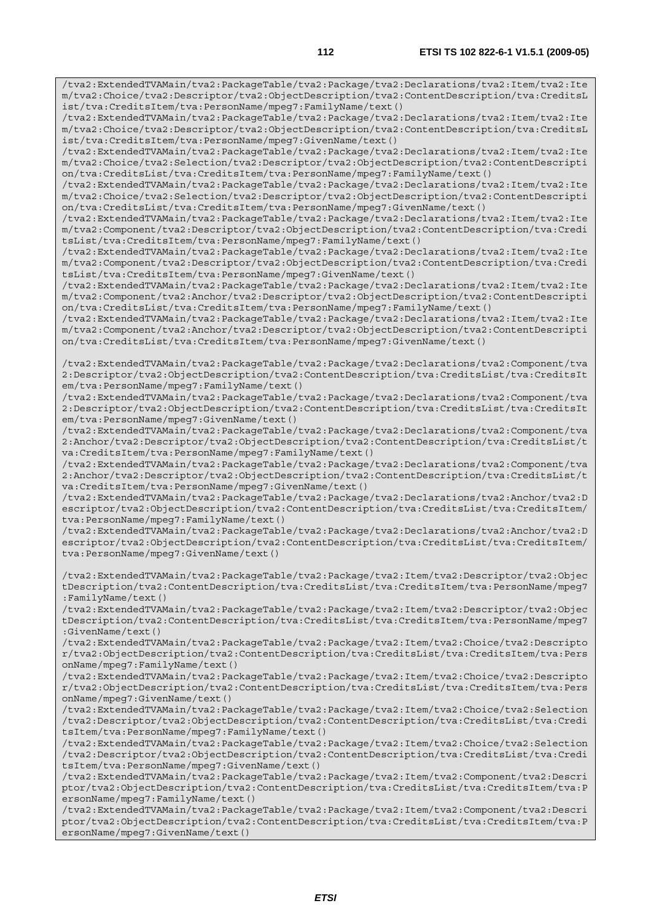```
/tva2:ExtendedTVAMain/tva2:PackageTable/tva2:Package/tva2:Declarations/tva2:Item/tva2:Item/tva2:Choice/tva2:Descriptor/tva2:ObjectDescription/tva2:ContentDescription/tva:CreditsList/tva:CreditsItem/tva:PersonName/mpeg7:FamilyName/text()
/tva2:ExtendedTVAMain/tva2:PackageTable/tva2:Package/tva2:Declarations/tva2:Item/tva2:Item/tva2:Choice/tva2:Descriptor/tva2:ObjectDescription/tva2:ContentDescription/tva:CreditsList/tva:CreditsItem/tva:PersonName/mpeg7:GivenName/text()
/tva2:ExtendedTVAMain/tva2:PackageTable/tva2:Package/tva2:Declarations/tva2:Item/tva2:Item/tva2:Choice/tva2:Selection/tva2:Descriptor/tva2:ObjectDescription/tva2:ContentDescription/tva:CreditsList/tva:CreditsItem/tva:PersonName/mpeg7:FamilyName/text()
/tva2:ExtendedTVAMain/tva2:PackageTable/tva2:Package/tva2:Declarations/tva2:Item/tva2:Item/tva2:Choice/tva2:Selection/tva2:Descriptor/tva2:ObjectDescription/tva2:ContentDescription/tva:CreditsList/tva:CreditsItem/tva:PersonName/mpeg7:GivenName/text()
/tva2:ExtendedTVAMain/tva2:PackageTable/tva2:Package/tva2:Declarations/tva2:Item/tva2:Item/tva2:Component/tva2:Descriptor/tva2:ObjectDescription/tva2:ContentDescription/tva:CreditsList/tva:CreditsItem/tva:PersonName/mpeg7:FamilyName/text()
/tva2:ExtendedTVAMain/tva2:PackageTable/tva2:Package/tva2:Declarations/tva2:Item/tva2:Item/tva2:Component/tva2:Descriptor/tva2:ObjectDescription/tva2:ContentDescription/tva:CreditsList/tva:CreditsItem/tva:PersonName/mpeg7:GivenName/text()
/tva2:ExtendedTVAMain/tva2:PackageTable/tva2:Package/tva2:Declarations/tva2:Item/tva2:Item/tva2:Component/tva2:Anchor/tva2:Descriptor/tva2:ObjectDescription/tva2:ContentDescription/tva:CreditsList/tva:CreditsItem/tva:PersonName/mpeg7:FamilyName/text()
/tva2:ExtendedTVAMain/tva2:PackageTable/tva2:Package/tva2:Declarations/tva2:Item/tva2:Item/tva2:Component/tva2:Anchor/tva2:Descriptor/tva2:ObjectDescription/tva2:ContentDescription/tva:CreditsList/tva:CreditsItem/tva:PersonName/mpeg7:GivenName/text()

/tva2:ExtendedTVAMain/tva2:PackageTable/tva2:Package/tva2:Declarations/tva2:Component/tva2:Descriptor/tva2:ObjectDescription/tva2:ContentDescription/tva:CreditsList/tva:CreditsItem/tva:PersonName/mpeg7:FamilyName/text()
/tva2:ExtendedTVAMain/tva2:PackageTable/tva2:Package/tva2:Declarations/tva2:Component/tva2:Descriptor/tva2:ObjectDescription/tva2:ContentDescription/tva:CreditsList/tva:CreditsItem/tva:PersonName/mpeg7:GivenName/text()
/tva2:ExtendedTVAMain/tva2:PackageTable/tva2:Package/tva2:Declarations/tva2:Component/tva2:Anchor/tva2:Descriptor/tva2:ObjectDescription/tva2:ContentDescription/tva:CreditsList/tva:CreditsItem/tva:PersonName/mpeg7:FamilyName/text()
/tva2:ExtendedTVAMain/tva2:PackageTable/tva2:Package/tva2:Declarations/tva2:Component/tva2:Anchor/tva2:Descriptor/tva2:ObjectDescription/tva2:ContentDescription/tva:CreditsList/tva:CreditsItem/tva:PersonName/mpeg7:GivenName/text()
/tva2:ExtendedTVAMain/tva2:PackageTable/tva2:Package/tva2:Declarations/tva2:Anchor/tva2:Descriptor/tva2:ObjectDescription/tva2:ContentDescription/tva:CreditsList/tva:CreditsItem/tva:PersonName/mpeg7:FamilyName/text()
/tva2:ExtendedTVAMain/tva2:PackageTable/tva2:Package/tva2:Declarations/tva2:Anchor/tva2:Descriptor/tva2:ObjectDescription/tva2:ContentDescription/tva:CreditsList/tva:CreditsItem/tva:PersonName/mpeg7:GivenName/text()

/tva2:ExtendedTVAMain/tva2:PackageTable/tva2:Package/tva2:Item/tva2:Descriptor/tva2:ObjectDescription/tva2:ContentDescription/tva:CreditsList/tva:CreditsItem/tva:PersonName/mpeg7:FamilyName/text()
/tva2:ExtendedTVAMain/tva2:PackageTable/tva2:Package/tva2:Item/tva2:Descriptor/tva2:ObjectDescription/tva2:ContentDescription/tva:CreditsList/tva:CreditsItem/tva:PersonName/mpeg7:GivenName/text()
/tva2:ExtendedTVAMain/tva2:PackageTable/tva2:Package/tva2:Item/tva2:Choice/tva2:Descriptor/tva2:ObjectDescription/tva2:ContentDescription/tva:CreditsList/tva:CreditsItem/tva:PersonName/mpeg7:FamilyName/text()
/tva2:ExtendedTVAMain/tva2:PackageTable/tva2:Package/tva2:Item/tva2:Choice/tva2:Descriptor/tva2:ObjectDescription/tva2:ContentDescription/tva:CreditsList/tva:CreditsItem/tva:PersonName/mpeg7:GivenName/text()
/tva2:ExtendedTVAMain/tva2:PackageTable/tva2:Package/tva2:Item/tva2:Choice/tva2:Selection/tva2:Descriptor/tva2:ObjectDescription/tva2:ContentDescription/tva:CreditsList/tva:CreditsItem/tva:PersonName/mpeg7:FamilyName/text()
/tva2:ExtendedTVAMain/tva2:PackageTable/tva2:Package/tva2:Item/tva2:Choice/tva2:Selection/tva2:Descriptor/tva2:ObjectDescription/tva2:ContentDescription/tva:CreditsList/tva:CreditsItem/tva:PersonName/mpeg7:GivenName/text()
/tva2:ExtendedTVAMain/tva2:PackageTable/tva2:Package/tva2:Item/tva2:Component/tva2:Descriptor/tva2:ObjectDescription/tva2:ContentDescription/tva:CreditsList/tva:CreditsItem/tva:PersonName/mpeg7:FamilyName/text()
/tva2:ExtendedTVAMain/tva2:PackageTable/tva2:Package/tva2:Item/tva2:Component/tva2:Descriptor/tva2:ObjectDescription/tva2:ContentDescription/tva:CreditsList/tva:CreditsItem/tva:PersonName/mpeg7:GivenName/text()
```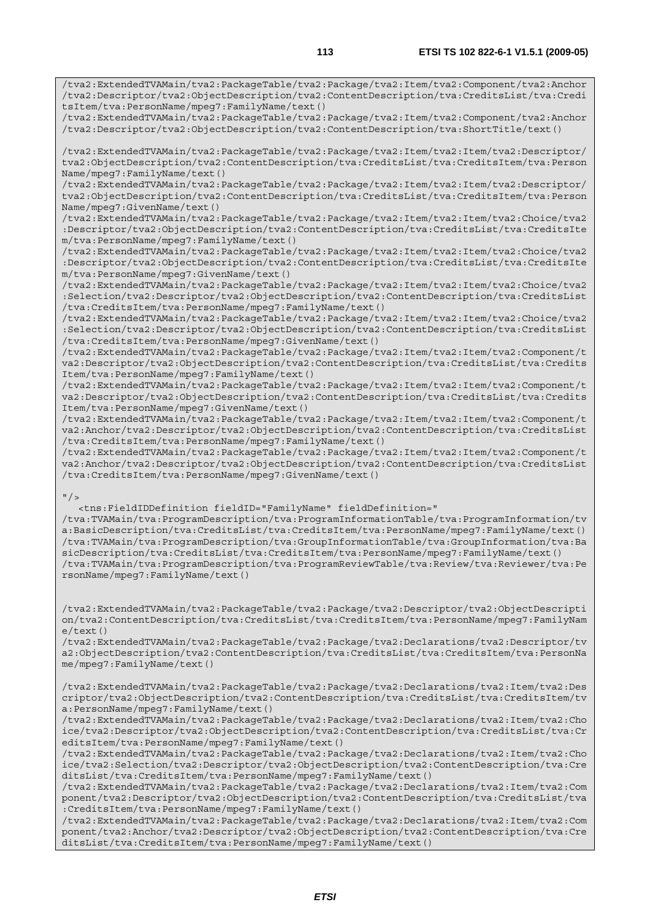```
/tva2:ExtendedTVAMain/tva2:PackageTable/tva2:Package/tva2:Item/tva2:Component/tva2:Anchor
/tva2:Descriptor/tva2:ObjectDescription/tva2:ContentDescription/tva:CreditsList/tva:Credi
tsItem/tva:PersonName/mpeg7:FamilyName/text()
/tva2:ExtendedTVAMain/tva2:PackageTable/tva2:Package/tva2:Item/tva2:Component/tva2:Anchor
/tva2:Descriptor/tva2:ObjectDescription/tva2:ContentDescription/tva:ShortTitle/text()

/tva2:ExtendedTVAMain/tva2:PackageTable/tva2:Package/tva2:Item/tva2:Item/tva2:Descriptor/
tva2:ObjectDescription/tva2:ContentDescription/tva:CreditsList/tva:CreditsItem/tva:Person
Name/mpeg7:FamilyName/text()
/tva2:ExtendedTVAMain/tva2:PackageTable/tva2:Package/tva2:Item/tva2:Item/tva2:Descriptor/
tva2:ObjectDescription/tva2:ContentDescription/tva:CreditsList/tva:CreditsItem/tva:Person
Name/mpeg7:GivenName/text()
/tva2:ExtendedTVAMain/tva2:PackageTable/tva2:Package/tva2:Item/tva2:Item/tva2:Choice/tva2
:Descriptor/tva2:ObjectDescription/tva2:ContentDescription/tva:CreditsList/tva:CreditsIte
m/tva:PersonName/mpeg7:FamilyName/text()
/tva2:ExtendedTVAMain/tva2:PackageTable/tva2:Package/tva2:Item/tva2:Item/tva2:Choice/tva2
:Descriptor/tva2:ObjectDescription/tva2:ContentDescription/tva:CreditsList/tva:CreditsIte
m/tva:PersonName/mpeg7:GivenName/text()
/tva2:ExtendedTVAMain/tva2:PackageTable/tva2:Package/tva2:Item/tva2:Item/tva2:Choice/tva2
:Selection/tva2:Descriptor/tva2:ObjectDescription/tva2:ContentDescription/tva:CreditsList
/tva:CreditsItem/tva:PersonName/mpeg7:FamilyName/text()
/tva2:ExtendedTVAMain/tva2:PackageTable/tva2:Package/tva2:Item/tva2:Item/tva2:Choice/tva2
:Selection/tva2:Descriptor/tva2:ObjectDescription/tva2:ContentDescription/tva:CreditsList
/tva:CreditsItem/tva:PersonName/mpeg7:GivenName/text()
/tva2:ExtendedTVAMain/tva2:PackageTable/tva2:Package/tva2:Item/tva2:Item/tva2:Component/t
va2:Descriptor/tva2:ObjectDescription/tva2:ContentDescription/tva:CreditsList/tva:Credits
Item/tva:PersonName/mpeg7:FamilyName/text()
/tva2:ExtendedTVAMain/tva2:PackageTable/tva2:Package/tva2:Item/tva2:Item/tva2:Component/t
va2:Descriptor/tva2:ObjectDescription/tva2:ContentDescription/tva:CreditsList/tva:Credits
Item/tva:PersonName/mpeg7:GivenName/text()
/tva2:ExtendedTVAMain/tva2:PackageTable/tva2:Package/tva2:Item/tva2:Item/tva2:Component/t
va2:Anchor/tva2:Descriptor/tva2:ObjectDescription/tva2:ContentDescription/tva:CreditsList
/tva:CreditsItem/tva:PersonName/mpeg7:FamilyName/text()
/tva2:ExtendedTVAMain/tva2:PackageTable/tva2:Package/tva2:Item/tva2:Item/tva2:Component/t
va2:Anchor/tva2:Descriptor/tva2:ObjectDescription/tva2:ContentDescription/tva:CreditsList
/tva:CreditsItem/tva:PersonName/mpeg7:GivenName/text()

"/>
   <tns:FieldIDDefinition fieldID="FamilyName" fieldDefinition="
/tva:TVAMain/tva:ProgramDescription/tva:ProgramInformationTable/tva:ProgramInformation/tv
a:BasicDescription/tva:CreditsList/tva:CreditsItem/tva:PersonName/mpeg7:FamilyName/text()
/tva:TVAMain/tva:ProgramDescription/tva:GroupInformationTable/tva:GroupInformation/tva:Ba
sicDescription/tva:CreditsList/tva:CreditsItem/tva:PersonName/mpeg7:FamilyName/text()
/tva:TVAMain/tva:ProgramDescription/tva:ProgramReviewTable/tva:Review/tva:Reviewer/tva:Pe
rsonName/mpeg7:FamilyName/text()


/tva2:ExtendedTVAMain/tva2:PackageTable/tva2:Package/tva2:Descriptor/tva2:ObjectDescripti
on/tva2:ContentDescription/tva:CreditsList/tva:CreditsItem/tva:PersonName/mpeg7:FamilyNam
e/text()
/tva2:ExtendedTVAMain/tva2:PackageTable/tva2:Package/tva2:Declarations/tva2:Descriptor/tv
a2:ObjectDescription/tva2:ContentDescription/tva:CreditsList/tva:CreditsItem/tva:PersonNa
me/mpeg7:FamilyName/text()

/tva2:ExtendedTVAMain/tva2:PackageTable/tva2:Package/tva2:Declarations/tva2:Item/tva2:Des
criptor/tva2:ObjectDescription/tva2:ContentDescription/tva:CreditsList/tva:CreditsItem/tv
a:PersonName/mpeg7:FamilyName/text()
/tva2:ExtendedTVAMain/tva2:PackageTable/tva2:Package/tva2:Declarations/tva2:Item/tva2:Cho
ice/tva2:Descriptor/tva2:ObjectDescription/tva2:ContentDescription/tva:CreditsList/tva:Cr
editsItem/tva:PersonName/mpeg7:FamilyName/text()
/tva2:ExtendedTVAMain/tva2:PackageTable/tva2:Package/tva2:Declarations/tva2:Item/tva2:Cho
ice/tva2:Selection/tva2:Descriptor/tva2:ObjectDescription/tva2:ContentDescription/tva:Cre
ditsList/tva:CreditsItem/tva:PersonName/mpeg7:FamilyName/text()
/tva2:ExtendedTVAMain/tva2:PackageTable/tva2:Package/tva2:Declarations/tva2:Item/tva2:Com
ponent/tva2:Descriptor/tva2:ObjectDescription/tva2:ContentDescription/tva:CreditsList/tva
:CreditsItem/tva:PersonName/mpeg7:FamilyName/text()
/tva2:ExtendedTVAMain/tva2:PackageTable/tva2:Package/tva2:Declarations/tva2:Item/tva2:Com
ponent/tva2:Anchor/tva2:Descriptor/tva2:ObjectDescription/tva2:ContentDescription/tva:Cre
ditsList/tva:CreditsItem/tva:PersonName/mpeg7:FamilyName/text()
```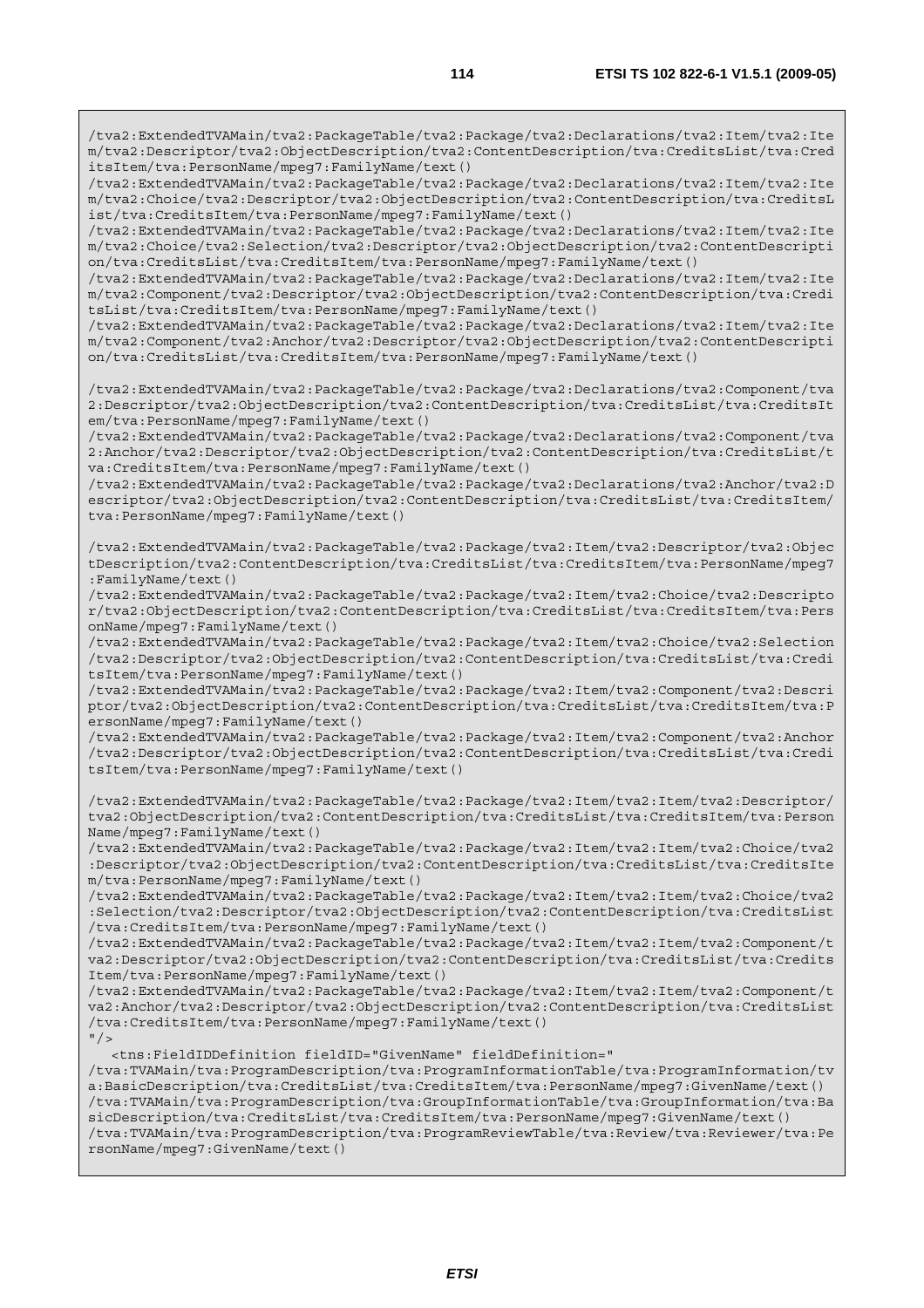```
/tva2:ExtendedTVAMain/tva2:PackageTable/tva2:Package/tva2:Declarations/tva2:Item/tva2:Item/tva2:Descriptor/tva2:ObjectDescription/tva2:ContentDescription/tva:CreditsList/tva:CreditsItem/tva:PersonName/mpeg7:FamilyName/text()
/tva2:ExtendedTVAMain/tva2:PackageTable/tva2:Package/tva2:Declarations/tva2:Item/tva2:Item/tva2:Choice/tva2:Descriptor/tva2:ObjectDescription/tva2:ContentDescription/tva:CreditsList/tva:CreditsItem/tva:PersonName/mpeg7:FamilyName/text()
/tva2:ExtendedTVAMain/tva2:PackageTable/tva2:Package/tva2:Declarations/tva2:Item/tva2:Item/tva2:Choice/tva2:Selection/tva2:Descriptor/tva2:ObjectDescription/tva2:ContentDescription/tva:CreditsList/tva:CreditsItem/tva:PersonName/mpeg7:FamilyName/text()
/tva2:ExtendedTVAMain/tva2:PackageTable/tva2:Package/tva2:Declarations/tva2:Item/tva2:Item/tva2:Component/tva2:Descriptor/tva2:ObjectDescription/tva2:ContentDescription/tva:CreditsList/tva:CreditsItem/tva:PersonName/mpeg7:FamilyName/text()
/tva2:ExtendedTVAMain/tva2:PackageTable/tva2:Package/tva2:Declarations/tva2:Item/tva2:Item/tva2:Component/tva2:Anchor/tva2:Descriptor/tva2:ObjectDescription/tva2:ContentDescription/tva:CreditsList/tva:CreditsItem/tva:PersonName/mpeg7:FamilyName/text()

/tva2:ExtendedTVAMain/tva2:PackageTable/tva2:Package/tva2:Declarations/tva2:Component/tva2:Descriptor/tva2:ObjectDescription/tva2:ContentDescription/tva:CreditsList/tva:CreditsItem/tva:PersonName/mpeg7:FamilyName/text()
/tva2:ExtendedTVAMain/tva2:PackageTable/tva2:Package/tva2:Declarations/tva2:Component/tva2:Anchor/tva2:Descriptor/tva2:ObjectDescription/tva2:ContentDescription/tva:CreditsList/tva:CreditsItem/tva:PersonName/mpeg7:FamilyName/text()
/tva2:ExtendedTVAMain/tva2:PackageTable/tva2:Package/tva2:Declarations/tva2:Anchor/tva2:Descriptor/tva2:ObjectDescription/tva2:ContentDescription/tva:CreditsList/tva:CreditsItem/tva:PersonName/mpeg7:FamilyName/text()

/tva2:ExtendedTVAMain/tva2:PackageTable/tva2:Package/tva2:Item/tva2:Descriptor/tva2:ObjectDescription/tva2:ContentDescription/tva:CreditsList/tva:CreditsItem/tva:PersonName/mpeg7:FamilyName/text()
/tva2:ExtendedTVAMain/tva2:PackageTable/tva2:Package/tva2:Item/tva2:Choice/tva2:Descriptor/tva2:ObjectDescription/tva2:ContentDescription/tva:CreditsList/tva:CreditsItem/tva:PersonName/mpeg7:FamilyName/text()
/tva2:ExtendedTVAMain/tva2:PackageTable/tva2:Package/tva2:Item/tva2:Choice/tva2:Selection/tva2:Descriptor/tva2:ObjectDescription/tva2:ContentDescription/tva:CreditsList/tva:CreditsItem/tva:PersonName/mpeg7:FamilyName/text()
/tva2:ExtendedTVAMain/tva2:PackageTable/tva2:Package/tva2:Item/tva2:Component/tva2:Descriptor/tva2:ObjectDescription/tva2:ContentDescription/tva:CreditsList/tva:CreditsItem/tva:PersonName/mpeg7:FamilyName/text()
/tva2:ExtendedTVAMain/tva2:PackageTable/tva2:Package/tva2:Item/tva2:Component/tva2:Anchor/tva2:Descriptor/tva2:ObjectDescription/tva2:ContentDescription/tva:CreditsList/tva:CreditsItem/tva:PersonName/mpeg7:FamilyName/text()

/tva2:ExtendedTVAMain/tva2:PackageTable/tva2:Package/tva2:Item/tva2:Item/tva2:Descriptor/tva2:ObjectDescription/tva2:ContentDescription/tva:CreditsList/tva:CreditsItem/tva:PersonName/mpeg7:FamilyName/text()
/tva2:ExtendedTVAMain/tva2:PackageTable/tva2:Package/tva2:Item/tva2:Item/tva2:Choice/tva2:Descriptor/tva2:ObjectDescription/tva2:ContentDescription/tva:CreditsList/tva:CreditsItem/tva:PersonName/mpeg7:FamilyName/text()
/tva2:ExtendedTVAMain/tva2:PackageTable/tva2:Package/tva2:Item/tva2:Item/tva2:Choice/tva2:Selection/tva2:Descriptor/tva2:ObjectDescription/tva2:ContentDescription/tva:CreditsList/tva:CreditsItem/tva:PersonName/mpeg7:FamilyName/text()
/tva2:ExtendedTVAMain/tva2:PackageTable/tva2:Package/tva2:Item/tva2:Item/tva2:Component/tva2:Descriptor/tva2:ObjectDescription/tva2:ContentDescription/tva:CreditsList/tva:CreditsItem/tva:PersonName/mpeg7:FamilyName/text()
/tva2:ExtendedTVAMain/tva2:PackageTable/tva2:Package/tva2:Item/tva2:Item/tva2:Component/tva2:Anchor/tva2:Descriptor/tva2:ObjectDescription/tva2:ContentDescription/tva:CreditsList/tva:CreditsItem/tva:PersonName/mpeg7:FamilyName/text()
"/>
   <tns:FieldIDDefinition fieldID="GivenName" fieldDefinition="
/tva:TVAMain/tva:ProgramDescription/tva:ProgramInformationTable/tva:ProgramInformation/tva:BasicDescription/tva:CreditsList/tva:CreditsItem/tva:PersonName/mpeg7:GivenName/text()
/tva:TVAMain/tva:ProgramDescription/tva:GroupInformationTable/tva:GroupInformation/tva:BasicDescription/tva:CreditsList/tva:CreditsItem/tva:PersonName/mpeg7:GivenName/text()
/tva:TVAMain/tva:ProgramDescription/tva:ProgramReviewTable/tva:Review/tva:Reviewer/tva:PersonName/mpeg7:GivenName/text()
```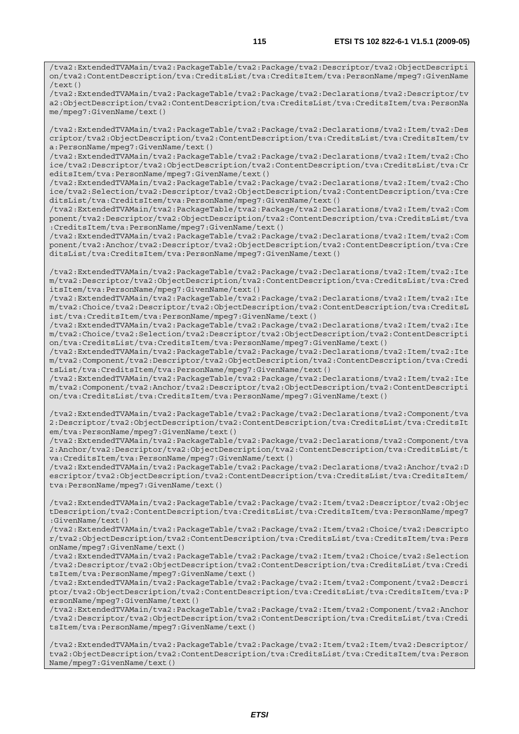```
/tva2:ExtendedTVAMain/tva2:PackageTable/tva2:Package/tva2:Descriptor/tva2:ObjectDescription/tva2:ContentDescription/tva:CreditsList/tva:CreditsItem/tva:PersonName/mpeg7:GivenName/text()
/tva2:ExtendedTVAMain/tva2:PackageTable/tva2:Package/tva2:Declarations/tva2:Descriptor/tva2:ObjectDescription/tva2:ContentDescription/tva:CreditsList/tva:CreditsItem/tva:PersonName/mpeg7:GivenName/text()

/tva2:ExtendedTVAMain/tva2:PackageTable/tva2:Package/tva2:Declarations/tva2:Item/tva2:Descriptor/tva2:ObjectDescription/tva2:ContentDescription/tva:CreditsList/tva:CreditsItem/tva:PersonName/mpeg7:GivenName/text()
/tva2:ExtendedTVAMain/tva2:PackageTable/tva2:Package/tva2:Declarations/tva2:Item/tva2:Choice/tva2:Descriptor/tva2:ObjectDescription/tva2:ContentDescription/tva:CreditsList/tva:CreditsItem/tva:PersonName/mpeg7:GivenName/text()
/tva2:ExtendedTVAMain/tva2:PackageTable/tva2:Package/tva2:Declarations/tva2:Item/tva2:Choice/tva2:Selection/tva2:Descriptor/tva2:ObjectDescription/tva2:ContentDescription/tva:CreditsList/tva:CreditsItem/tva:PersonName/mpeg7:GivenName/text()
/tva2:ExtendedTVAMain/tva2:PackageTable/tva2:Package/tva2:Declarations/tva2:Item/tva2:Component/tva2:Descriptor/tva2:ObjectDescription/tva2:ContentDescription/tva:CreditsList/tva:CreditsItem/tva:PersonName/mpeg7:GivenName/text()
/tva2:ExtendedTVAMain/tva2:PackageTable/tva2:Package/tva2:Declarations/tva2:Item/tva2:Component/tva2:Anchor/tva2:Descriptor/tva2:ObjectDescription/tva2:ContentDescription/tva:CreditsList/tva:CreditsItem/tva:PersonName/mpeg7:GivenName/text()

/tva2:ExtendedTVAMain/tva2:PackageTable/tva2:Package/tva2:Declarations/tva2:Item/tva2:Item/tva2:Descriptor/tva2:ObjectDescription/tva2:ContentDescription/tva:CreditsList/tva:CreditsItem/tva:PersonName/mpeg7:GivenName/text()
/tva2:ExtendedTVAMain/tva2:PackageTable/tva2:Package/tva2:Declarations/tva2:Item/tva2:Item/tva2:Choice/tva2:Descriptor/tva2:ObjectDescription/tva2:ContentDescription/tva:CreditsList/tva:CreditsItem/tva:PersonName/mpeg7:GivenName/text()
/tva2:ExtendedTVAMain/tva2:PackageTable/tva2:Package/tva2:Declarations/tva2:Item/tva2:Item/tva2:Choice/tva2:Selection/tva2:Descriptor/tva2:ObjectDescription/tva2:ContentDescription/tva:CreditsList/tva:CreditsItem/tva:PersonName/mpeg7:GivenName/text()
/tva2:ExtendedTVAMain/tva2:PackageTable/tva2:Package/tva2:Declarations/tva2:Item/tva2:Item/tva2:Component/tva2:Descriptor/tva2:ObjectDescription/tva2:ContentDescription/tva:CreditsList/tva:CreditsItem/tva:PersonName/mpeg7:GivenName/text()
/tva2:ExtendedTVAMain/tva2:PackageTable/tva2:Package/tva2:Declarations/tva2:Item/tva2:Item/tva2:Component/tva2:Anchor/tva2:Descriptor/tva2:ObjectDescription/tva2:ContentDescription/tva:CreditsList/tva:CreditsItem/tva:PersonName/mpeg7:GivenName/text()

/tva2:ExtendedTVAMain/tva2:PackageTable/tva2:Package/tva2:Declarations/tva2:Component/tva2:Descriptor/tva2:ObjectDescription/tva2:ContentDescription/tva:CreditsList/tva:CreditsItem/tva:PersonName/mpeg7:GivenName/text()
/tva2:ExtendedTVAMain/tva2:PackageTable/tva2:Package/tva2:Declarations/tva2:Component/tva2:Anchor/tva2:Descriptor/tva2:ObjectDescription/tva2:ContentDescription/tva:CreditsList/tva:CreditsItem/tva:PersonName/mpeg7:GivenName/text()
/tva2:ExtendedTVAMain/tva2:PackageTable/tva2:Package/tva2:Declarations/tva2:Anchor/tva2:Descriptor/tva2:ObjectDescription/tva2:ContentDescription/tva:CreditsList/tva:CreditsItem/tva:PersonName/mpeg7:GivenName/text()

/tva2:ExtendedTVAMain/tva2:PackageTable/tva2:Package/tva2:Item/tva2:Descriptor/tva2:ObjectDescription/tva2:ContentDescription/tva:CreditsList/tva:CreditsItem/tva:PersonName/mpeg7:GivenName/text()
/tva2:ExtendedTVAMain/tva2:PackageTable/tva2:Package/tva2:Item/tva2:Choice/tva2:Descriptor/tva2:ObjectDescription/tva2:ContentDescription/tva:CreditsList/tva:CreditsItem/tva:PersonName/mpeg7:GivenName/text()
/tva2:ExtendedTVAMain/tva2:PackageTable/tva2:Package/tva2:Item/tva2:Choice/tva2:Selection/tva2:Descriptor/tva2:ObjectDescription/tva2:ContentDescription/tva:CreditsList/tva:CreditsItem/tva:PersonName/mpeg7:GivenName/text()
/tva2:ExtendedTVAMain/tva2:PackageTable/tva2:Package/tva2:Item/tva2:Component/tva2:Descriptor/tva2:ObjectDescription/tva2:ContentDescription/tva:CreditsList/tva:CreditsItem/tva:PersonName/mpeg7:GivenName/text()
/tva2:ExtendedTVAMain/tva2:PackageTable/tva2:Package/tva2:Item/tva2:Component/tva2:Anchor/tva2:Descriptor/tva2:ObjectDescription/tva2:ContentDescription/tva:CreditsList/tva:CreditsItem/tva:PersonName/mpeg7:GivenName/text()

/tva2:ExtendedTVAMain/tva2:PackageTable/tva2:Package/tva2:Item/tva2:Item/tva2:Descriptor/tva2:ObjectDescription/tva2:ContentDescription/tva:CreditsList/tva:CreditsItem/tva:PersonName/mpeg7:GivenName/text()
```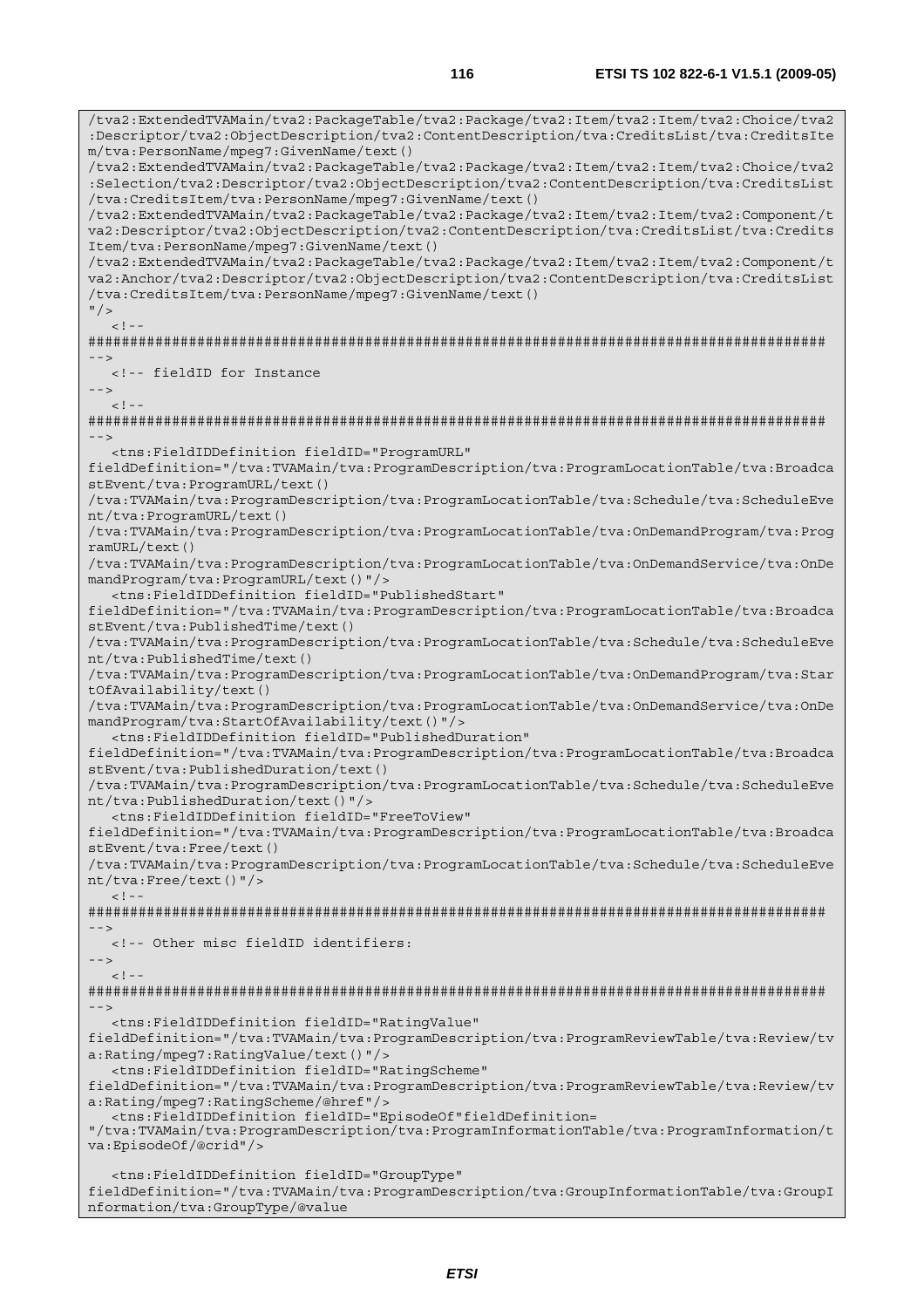```
/tva2:ExtendedTVAMain/tva2:PackageTable/tva2:Package/tva2:Item/tva2:Item/tva2:Choice/tva2
:Descriptor/tva2:ObjectDescription/tva2:ContentDescription/tva:CreditsList/tva:CreditsIte
m/tva:PersonName/mpeg7:GivenName/text()
/tva2:ExtendedTVAMain/tva2:PackageTable/tva2:Package/tva2:Item/tva2:Item/tva2:Choice/tva2
:Selection/tva2:Descriptor/tva2:ObjectDescription/tva2:ContentDescription/tva:CreditsList
/tva:CreditsItem/tva:PersonName/mpeg7:GivenName/text()
/tva2:ExtendedTVAMain/tva2:PackageTable/tva2:Package/tva2:Item/tva2:Item/tva2:Component/t
va2:Descriptor/tva2:ObjectDescription/tva2:ContentDescription/tva:CreditsList/tva:Credits
Item/tva:PersonName/mpeg7:GivenName/text()
/tva2:ExtendedTVAMain/tva2:PackageTable/tva2:Package/tva2:Item/tva2:Item/tva2:Component/t
va2:Anchor/tva2:Descriptor/tva2:ObjectDescription/tva2:ContentDescription/tva:CreditsList
/tva:CreditsItem/tva:PersonName/mpeg7:GivenName/text()
"/>
   <!--
########################################################################################
-->
   <!-- fieldID for Instance
-->
   <!--
########################################################################################
-->
   <tns:FieldIDDefinition fieldID="ProgramURL"
fieldDefinition="/tva:TVAMain/tva:ProgramDescription/tva:ProgramLocationTable/tva:Broadca
stEvent/tva:ProgramURL/text()
/tva:TVAMain/tva:ProgramDescription/tva:ProgramLocationTable/tva:Schedule/tva:ScheduleEve
nt/tva:ProgramURL/text()
/tva:TVAMain/tva:ProgramDescription/tva:ProgramLocationTable/tva:OnDemandProgram/tva:Prog
ramURL/text()
/tva:TVAMain/tva:ProgramDescription/tva:ProgramLocationTable/tva:OnDemandService/tva:OnDe
mandProgram/tva:ProgramURL/text()"/>
   <tns:FieldIDDefinition fieldID="PublishedStart"
fieldDefinition="/tva:TVAMain/tva:ProgramDescription/tva:ProgramLocationTable/tva:Broadca
stEvent/tva:PublishedTime/text()
/tva:TVAMain/tva:ProgramDescription/tva:ProgramLocationTable/tva:Schedule/tva:ScheduleEve
nt/tva:PublishedTime/text()
/tva:TVAMain/tva:ProgramDescription/tva:ProgramLocationTable/tva:OnDemandProgram/tva:Star
tOfAvailability/text()
/tva:TVAMain/tva:ProgramDescription/tva:ProgramLocationTable/tva:OnDemandService/tva:OnDe
mandProgram/tva:StartOfAvailability/text()"/>
   <tns:FieldIDDefinition fieldID="PublishedDuration"
fieldDefinition="/tva:TVAMain/tva:ProgramDescription/tva:ProgramLocationTable/tva:Broadca
stEvent/tva:PublishedDuration/text()
/tva:TVAMain/tva:ProgramDescription/tva:ProgramLocationTable/tva:Schedule/tva:ScheduleEve
nt/tva:PublishedDuration/text()"/>
   <tns:FieldIDDefinition fieldID="FreeToView"
fieldDefinition="/tva:TVAMain/tva:ProgramDescription/tva:ProgramLocationTable/tva:Broadca
stEvent/tva:Free/text()
/tva:TVAMain/tva:ProgramDescription/tva:ProgramLocationTable/tva:Schedule/tva:ScheduleEve
nt/tva:Free/text()"/>
   <!--
########################################################################################
-->
   <!-- Other misc fieldID identifiers:
-->
   <!--
########################################################################################
-->
   <tns:FieldIDDefinition fieldID="RatingValue"
fieldDefinition="/tva:TVAMain/tva:ProgramDescription/tva:ProgramReviewTable/tva:Review/tv
a:Rating/mpeg7:RatingValue/text()"/>
   <tns:FieldIDDefinition fieldID="RatingScheme"
fieldDefinition="/tva:TVAMain/tva:ProgramDescription/tva:ProgramReviewTable/tva:Review/tv
a:Rating/mpeg7:RatingScheme/@href"/>
   <tns:FieldIDDefinition fieldID="EpisodeOf"fieldDefinition=
"/tva:TVAMain/tva:ProgramDescription/tva:ProgramInformationTable/tva:ProgramInformation/t
va:EpisodeOf/@crid"/>

   <tns:FieldIDDefinition fieldID="GroupType"
fieldDefinition="/tva:TVAMain/tva:ProgramDescription/tva:GroupInformationTable/tva:GroupI
nformation/tva:GroupType/@value
```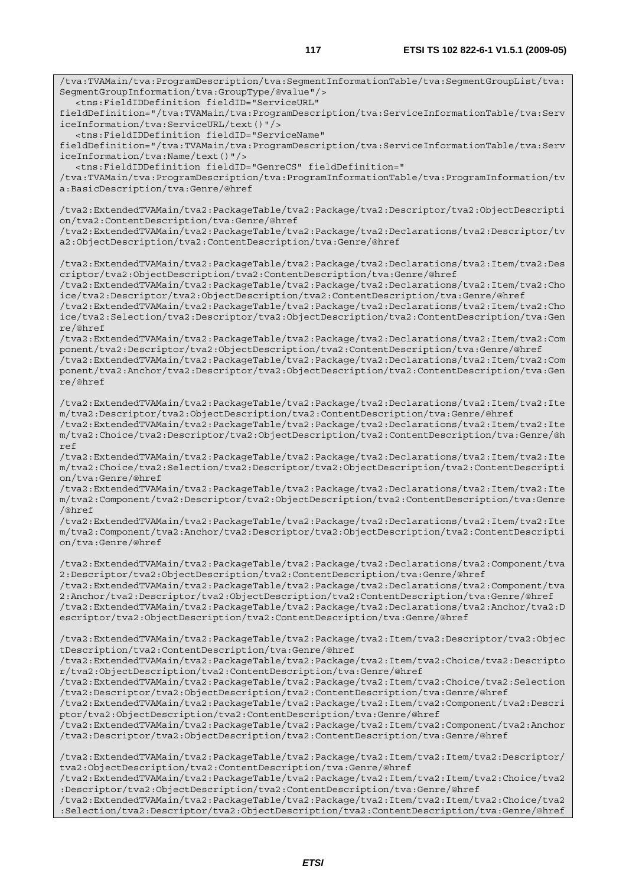```
/tva:TVAMain/tva:ProgramDescription/tva:SegmentInformationTable/tva:SegmentGroupList/tva:
SegmentGroupInformation/tva:GroupType/@value"/>
   <tns:FieldIDDefinition fieldID="ServiceURL"
fieldDefinition="/tva:TVAMain/tva:ProgramDescription/tva:ServiceInformationTable/tva:Serv
iceInformation/tva:ServiceURL/text()"/>
   <tns:FieldIDDefinition fieldID="ServiceName"
fieldDefinition="/tva:TVAMain/tva:ProgramDescription/tva:ServiceInformationTable/tva:Serv
iceInformation/tva:Name/text()"/>
   <tns:FieldIDDefinition fieldID="GenreCS" fieldDefinition="
/tva:TVAMain/tva:ProgramDescription/tva:ProgramInformationTable/tva:ProgramInformation/tv
a:BasicDescription/tva:Genre/@href

/tva2:ExtendedTVAMain/tva2:PackageTable/tva2:Package/tva2:Descriptor/tva2:ObjectDescripti
on/tva2:ContentDescription/tva:Genre/@href
/tva2:ExtendedTVAMain/tva2:PackageTable/tva2:Package/tva2:Declarations/tva2:Descriptor/tv
a2:ObjectDescription/tva2:ContentDescription/tva:Genre/@href

/tva2:ExtendedTVAMain/tva2:PackageTable/tva2:Package/tva2:Declarations/tva2:Item/tva2:Des
criptor/tva2:ObjectDescription/tva2:ContentDescription/tva:Genre/@href
/tva2:ExtendedTVAMain/tva2:PackageTable/tva2:Package/tva2:Declarations/tva2:Item/tva2:Cho
ice/tva2:Descriptor/tva2:ObjectDescription/tva2:ContentDescription/tva:Genre/@href
/tva2:ExtendedTVAMain/tva2:PackageTable/tva2:Package/tva2:Declarations/tva2:Item/tva2:Cho
ice/tva2:Selection/tva2:Descriptor/tva2:ObjectDescription/tva2:ContentDescription/tva:Gen
re/@href
/tva2:ExtendedTVAMain/tva2:PackageTable/tva2:Package/tva2:Declarations/tva2:Item/tva2:Com
ponent/tva2:Descriptor/tva2:ObjectDescription/tva2:ContentDescription/tva:Genre/@href
/tva2:ExtendedTVAMain/tva2:PackageTable/tva2:Package/tva2:Declarations/tva2:Item/tva2:Com
ponent/tva2:Anchor/tva2:Descriptor/tva2:ObjectDescription/tva2:ContentDescription/tva:Gen
re/@href

/tva2:ExtendedTVAMain/tva2:PackageTable/tva2:Package/tva2:Declarations/tva2:Item/tva2:Ite
m/tva2:Descriptor/tva2:ObjectDescription/tva2:ContentDescription/tva:Genre/@href
/tva2:ExtendedTVAMain/tva2:PackageTable/tva2:Package/tva2:Declarations/tva2:Item/tva2:Ite
m/tva2:Choice/tva2:Descriptor/tva2:ObjectDescription/tva2:ContentDescription/tva:Genre/@h
ref
/tva2:ExtendedTVAMain/tva2:PackageTable/tva2:Package/tva2:Declarations/tva2:Item/tva2:Ite
m/tva2:Choice/tva2:Selection/tva2:Descriptor/tva2:ObjectDescription/tva2:ContentDescripti
on/tva:Genre/@href
/tva2:ExtendedTVAMain/tva2:PackageTable/tva2:Package/tva2:Declarations/tva2:Item/tva2:Ite
m/tva2:Component/tva2:Descriptor/tva2:ObjectDescription/tva2:ContentDescription/tva:Genre
/@href
/tva2:ExtendedTVAMain/tva2:PackageTable/tva2:Package/tva2:Declarations/tva2:Item/tva2:Ite
m/tva2:Component/tva2:Anchor/tva2:Descriptor/tva2:ObjectDescription/tva2:ContentDescripti
on/tva:Genre/@href

/tva2:ExtendedTVAMain/tva2:PackageTable/tva2:Package/tva2:Declarations/tva2:Component/tva
2:Descriptor/tva2:ObjectDescription/tva2:ContentDescription/tva:Genre/@href
/tva2:ExtendedTVAMain/tva2:PackageTable/tva2:Package/tva2:Declarations/tva2:Component/tva
2:Anchor/tva2:Descriptor/tva2:ObjectDescription/tva2:ContentDescription/tva:Genre/@href
/tva2:ExtendedTVAMain/tva2:PackageTable/tva2:Package/tva2:Declarations/tva2:Anchor/tva2:D
escriptor/tva2:ObjectDescription/tva2:ContentDescription/tva:Genre/@href

/tva2:ExtendedTVAMain/tva2:PackageTable/tva2:Package/tva2:Item/tva2:Descriptor/tva2:Objec
tDescription/tva2:ContentDescription/tva:Genre/@href
/tva2:ExtendedTVAMain/tva2:PackageTable/tva2:Package/tva2:Item/tva2:Choice/tva2:Descripto
r/tva2:ObjectDescription/tva2:ContentDescription/tva:Genre/@href
/tva2:ExtendedTVAMain/tva2:PackageTable/tva2:Package/tva2:Item/tva2:Choice/tva2:Selection
/tva2:Descriptor/tva2:ObjectDescription/tva2:ContentDescription/tva:Genre/@href
/tva2:ExtendedTVAMain/tva2:PackageTable/tva2:Package/tva2:Item/tva2:Component/tva2:Descri
ptor/tva2:ObjectDescription/tva2:ContentDescription/tva:Genre/@href
/tva2:ExtendedTVAMain/tva2:PackageTable/tva2:Package/tva2:Item/tva2:Component/tva2:Anchor
/tva2:Descriptor/tva2:ObjectDescription/tva2:ContentDescription/tva:Genre/@href

/tva2:ExtendedTVAMain/tva2:PackageTable/tva2:Package/tva2:Item/tva2:Item/tva2:Descriptor/
tva2:ObjectDescription/tva2:ContentDescription/tva:Genre/@href
/tva2:ExtendedTVAMain/tva2:PackageTable/tva2:Package/tva2:Item/tva2:Item/tva2:Choice/tva2
:Descriptor/tva2:ObjectDescription/tva2:ContentDescription/tva:Genre/@href
/tva2:ExtendedTVAMain/tva2:PackageTable/tva2:Package/tva2:Item/tva2:Item/tva2:Choice/tva2
:Selection/tva2:Descriptor/tva2:ObjectDescription/tva2:ContentDescription/tva:Genre/@href
```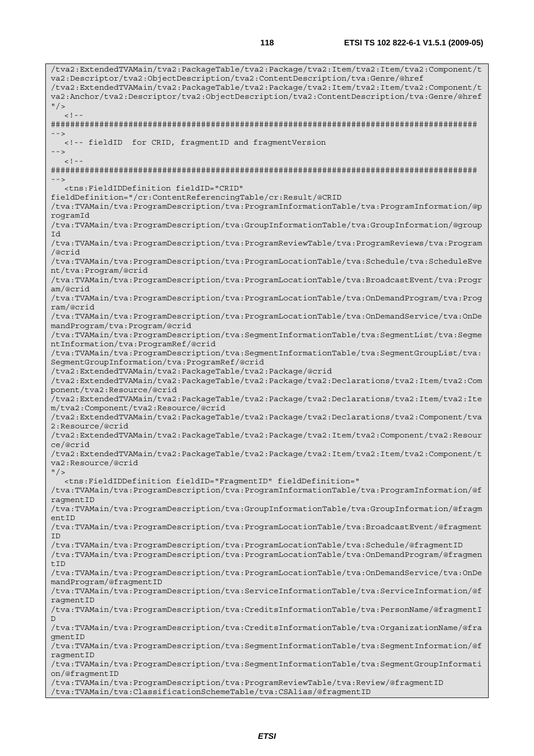```
/tva2:ExtendedTVAMain/tva2:PackageTable/tva2:Package/tva2:Item/tva2:Item/tva2:Component/t
va2:Descriptor/tva2:ObjectDescription/tva2:ContentDescription/tva:Genre/@href
/tva2:ExtendedTVAMain/tva2:PackageTable/tva2:Package/tva2:Item/tva2:Item/tva2:Component/t
va2:Anchor/tva2:Descriptor/tva2:ObjectDescription/tva2:ContentDescription/tva:Genre/@href
"/>
   <!--
########################################################################################
-->
   <!-- fieldID  for CRID, fragmentID and fragmentVersion
-->
   <!--
########################################################################################
-->
   <tns:FieldIDDefinition fieldID="CRID"
fieldDefinition="/cr:ContentReferencingTable/cr:Result/@CRID
/tva:TVAMain/tva:ProgramDescription/tva:ProgramInformationTable/tva:ProgramInformation/@p
rogramId
/tva:TVAMain/tva:ProgramDescription/tva:GroupInformationTable/tva:GroupInformation/@group
Id
/tva:TVAMain/tva:ProgramDescription/tva:ProgramReviewTable/tva:ProgramReviews/tva:Program
/@crid
/tva:TVAMain/tva:ProgramDescription/tva:ProgramLocationTable/tva:Schedule/tva:ScheduleEve
nt/tva:Program/@crid
/tva:TVAMain/tva:ProgramDescription/tva:ProgramLocationTable/tva:BroadcastEvent/tva:Progr
am/@crid
/tva:TVAMain/tva:ProgramDescription/tva:ProgramLocationTable/tva:OnDemandProgram/tva:Prog
ram/@crid
/tva:TVAMain/tva:ProgramDescription/tva:ProgramLocationTable/tva:OnDemandService/tva:OnDe
mandProgram/tva:Program/@crid
/tva:TVAMain/tva:ProgramDescription/tva:SegmentInformationTable/tva:SegmentList/tva:Segme
ntInformation/tva:ProgramRef/@crid
/tva:TVAMain/tva:ProgramDescription/tva:SegmentInformationTable/tva:SegmentGroupList/tva:
SegmentGroupInformation/tva:ProgramRef/@crid
/tva2:ExtendedTVAMain/tva2:PackageTable/tva2:Package/@crid
/tva2:ExtendedTVAMain/tva2:PackageTable/tva2:Package/tva2:Declarations/tva2:Item/tva2:Com
ponent/tva2:Resource/@crid
/tva2:ExtendedTVAMain/tva2:PackageTable/tva2:Package/tva2:Declarations/tva2:Item/tva2:Ite
m/tva2:Component/tva2:Resource/@crid
/tva2:ExtendedTVAMain/tva2:PackageTable/tva2:Package/tva2:Declarations/tva2:Component/tva
2:Resource/@crid
/tva2:ExtendedTVAMain/tva2:PackageTable/tva2:Package/tva2:Item/tva2:Component/tva2:Resour
ce/@crid
/tva2:ExtendedTVAMain/tva2:PackageTable/tva2:Package/tva2:Item/tva2:Item/tva2:Component/t
va2:Resource/@crid
"/>
   <tns:FieldIDDefinition fieldID="FragmentID" fieldDefinition="
/tva:TVAMain/tva:ProgramDescription/tva:ProgramInformationTable/tva:ProgramInformation/@f
ragmentID
/tva:TVAMain/tva:ProgramDescription/tva:GroupInformationTable/tva:GroupInformation/@fragm
entID
/tva:TVAMain/tva:ProgramDescription/tva:ProgramLocationTable/tva:BroadcastEvent/@fragment
ID
/tva:TVAMain/tva:ProgramDescription/tva:ProgramLocationTable/tva:Schedule/@fragmentID
/tva:TVAMain/tva:ProgramDescription/tva:ProgramLocationTable/tva:OnDemandProgram/@fragmen
tID
/tva:TVAMain/tva:ProgramDescription/tva:ProgramLocationTable/tva:OnDemandService/tva:OnDe
mandProgram/@fragmentID
/tva:TVAMain/tva:ProgramDescription/tva:ServiceInformationTable/tva:ServiceInformation/@f
ragmentID
/tva:TVAMain/tva:ProgramDescription/tva:CreditsInformationTable/tva:PersonName/@fragmentI
D
/tva:TVAMain/tva:ProgramDescription/tva:CreditsInformationTable/tva:OrganizationName/@fra
gmentID
/tva:TVAMain/tva:ProgramDescription/tva:SegmentInformationTable/tva:SegmentInformation/@f
ragmentID
/tva:TVAMain/tva:ProgramDescription/tva:SegmentInformationTable/tva:SegmentGroupInformati
on/@fragmentID
/tva:TVAMain/tva:ProgramDescription/tva:ProgramReviewTable/tva:Review/@fragmentID
/tva:TVAMain/tva:ClassificationSchemeTable/tva:CSAlias/@fragmentID
```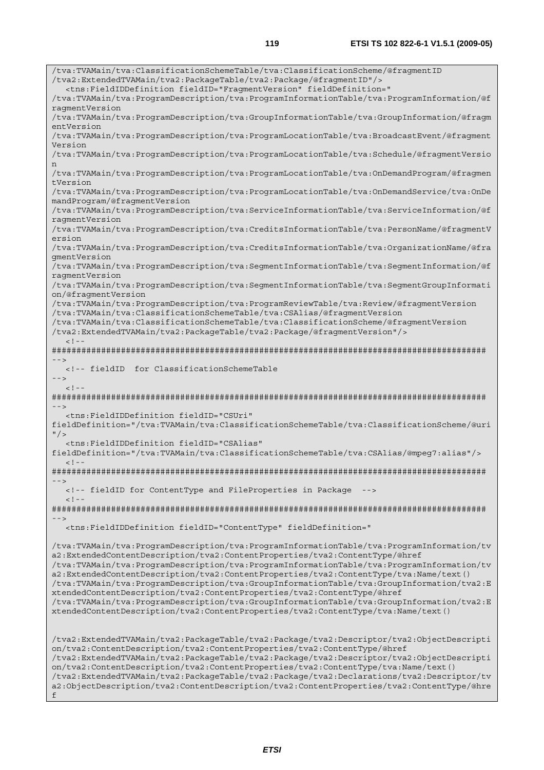```
/tva:TVAMain/tva:ClassificationSchemeTable/tva:ClassificationScheme/@fragmentID
/tva2:ExtendedTVAMain/tva2:PackageTable/tva2:Package/@fragmentID"/>
   <tns:FieldIDDefinition fieldID="FragmentVersion" fieldDefinition="
/tva:TVAMain/tva:ProgramDescription/tva:ProgramInformationTable/tva:ProgramInformation/@f
ragmentVersion
/tva:TVAMain/tva:ProgramDescription/tva:GroupInformationTable/tva:GroupInformation/@fragm
entVersion
/tva:TVAMain/tva:ProgramDescription/tva:ProgramLocationTable/tva:BroadcastEvent/@fragment
Version
/tva:TVAMain/tva:ProgramDescription/tva:ProgramLocationTable/tva:Schedule/@fragmentVersio
n
/tva:TVAMain/tva:ProgramDescription/tva:ProgramLocationTable/tva:OnDemandProgram/@fragmen
tVersion
/tva:TVAMain/tva:ProgramDescription/tva:ProgramLocationTable/tva:OnDemandService/tva:OnDe
mandProgram/@fragmentVersion
/tva:TVAMain/tva:ProgramDescription/tva:ServiceInformationTable/tva:ServiceInformation/@f
ragmentVersion
/tva:TVAMain/tva:ProgramDescription/tva:CreditsInformationTable/tva:PersonName/@fragmentV
ersion
/tva:TVAMain/tva:ProgramDescription/tva:CreditsInformationTable/tva:OrganizationName/@fra
gmentVersion
/tva:TVAMain/tva:ProgramDescription/tva:SegmentInformationTable/tva:SegmentInformation/@f
ragmentVersion
/tva:TVAMain/tva:ProgramDescription/tva:SegmentInformationTable/tva:SegmentGroupInformati
on/@fragmentVersion
/tva:TVAMain/tva:ProgramDescription/tva:ProgramReviewTable/tva:Review/@fragmentVersion
/tva:TVAMain/tva:ClassificationSchemeTable/tva:CSAlias/@fragmentVersion
/tva:TVAMain/tva:ClassificationSchemeTable/tva:ClassificationScheme/@fragmentVersion
/tva2:ExtendedTVAMain/tva2:PackageTable/tva2:Package/@fragmentVersion"/>
   <!--
#########################################################################################
-->
   <!-- fieldID  for ClassificationSchemeTable
-->
   <!--
#########################################################################################
-->
   <tns:FieldIDDefinition fieldID="CSUri"
fieldDefinition="/tva:TVAMain/tva:ClassificationSchemeTable/tva:ClassificationScheme/@uri
"/>
   <tns:FieldIDDefinition fieldID="CSAlias"
fieldDefinition="/tva:TVAMain/tva:ClassificationSchemeTable/tva:CSAlias/@mpeg7:alias"/>
   <!--
#########################################################################################
-->
   <!-- fieldID for ContentType and FileProperties in Package  -->
   <!--
#########################################################################################
-->
   <tns:FieldIDDefinition fieldID="ContentType" fieldDefinition="

/tva:TVAMain/tva:ProgramDescription/tva:ProgramInformationTable/tva:ProgramInformation/tv
a2:ExtendedContentDescription/tva2:ContentProperties/tva2:ContentType/@href
/tva:TVAMain/tva:ProgramDescription/tva:ProgramInformationTable/tva:ProgramInformation/tv
a2:ExtendedContentDescription/tva2:ContentProperties/tva2:ContentType/tva:Name/text()
/tva:TVAMain/tva:ProgramDescription/tva:GroupInformationTable/tva:GroupInformation/tva2:E
xtendedContentDescription/tva2:ContentProperties/tva2:ContentType/@href
/tva:TVAMain/tva:ProgramDescription/tva:GroupInformationTable/tva:GroupInformation/tva2:E
xtendedContentDescription/tva2:ContentProperties/tva2:ContentType/tva:Name/text()


/tva2:ExtendedTVAMain/tva2:PackageTable/tva2:Package/tva2:Descriptor/tva2:ObjectDescripti
on/tva2:ContentDescription/tva2:ContentProperties/tva2:ContentType/@href
/tva2:ExtendedTVAMain/tva2:PackageTable/tva2:Package/tva2:Descriptor/tva2:ObjectDescripti
on/tva2:ContentDescription/tva2:ContentProperties/tva2:ContentType/tva:Name/text()
/tva2:ExtendedTVAMain/tva2:PackageTable/tva2:Package/tva2:Declarations/tva2:Descriptor/tv
a2:ObjectDescription/tva2:ContentDescription/tva2:ContentProperties/tva2:ContentType/@hre
f
```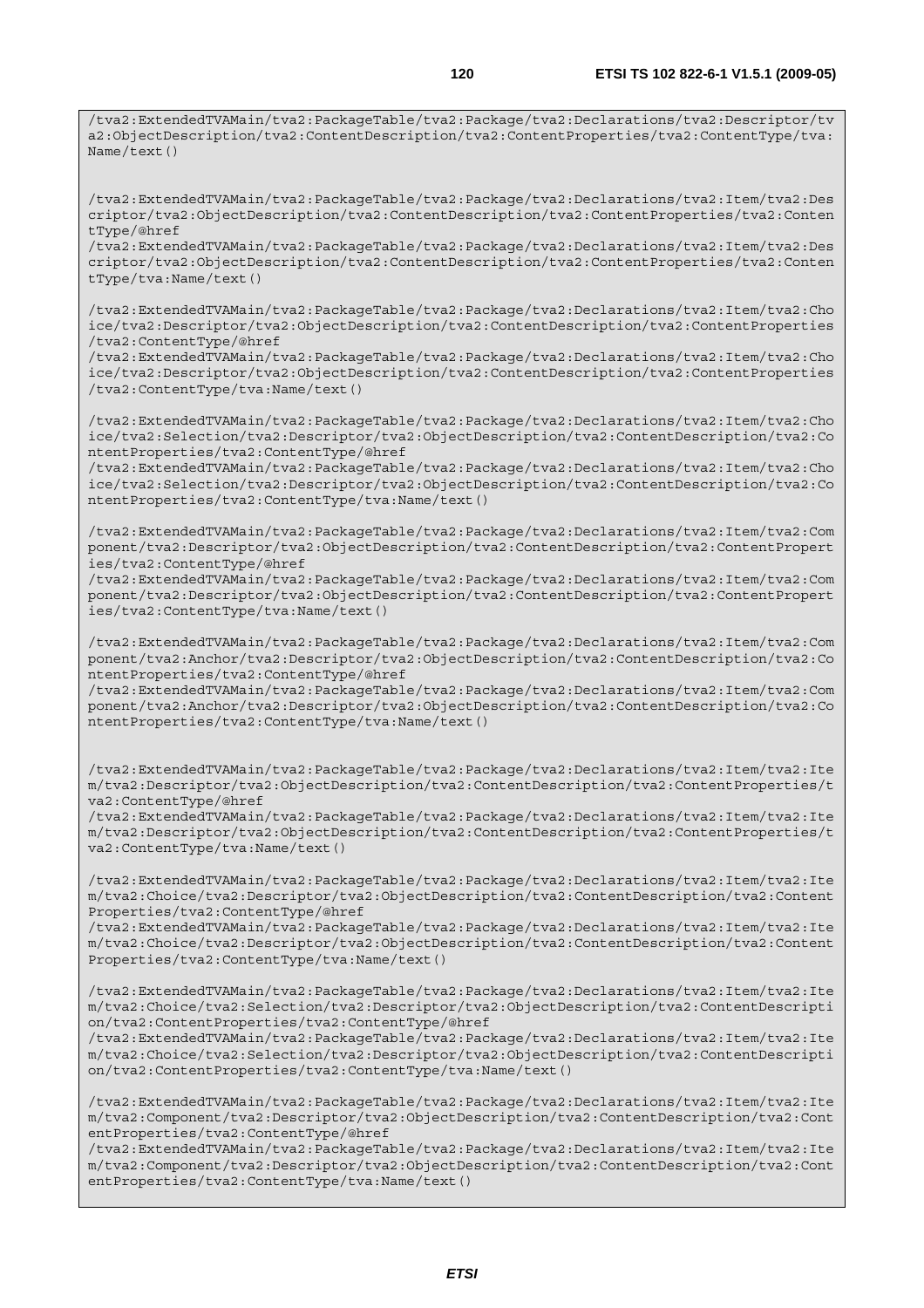```
/tva2:ExtendedTVAMain/tva2:PackageTable/tva2:Package/tva2:Declarations/tva2:Descriptor/tva2:ObjectDescription/tva2:ContentDescription/tva2:ContentProperties/tva2:ContentType/tva:Name/text()


/tva2:ExtendedTVAMain/tva2:PackageTable/tva2:Package/tva2:Declarations/tva2:Item/tva2:Descriptor/tva2:ObjectDescription/tva2:ContentDescription/tva2:ContentProperties/tva2:ContentType/@href
/tva2:ExtendedTVAMain/tva2:PackageTable/tva2:Package/tva2:Declarations/tva2:Item/tva2:Descriptor/tva2:ObjectDescription/tva2:ContentDescription/tva2:ContentProperties/tva2:ContentType/tva:Name/text()

/tva2:ExtendedTVAMain/tva2:PackageTable/tva2:Package/tva2:Declarations/tva2:Item/tva2:Choice/tva2:Descriptor/tva2:ObjectDescription/tva2:ContentDescription/tva2:ContentProperties/tva2:ContentType/@href
/tva2:ExtendedTVAMain/tva2:PackageTable/tva2:Package/tva2:Declarations/tva2:Item/tva2:Choice/tva2:Descriptor/tva2:ObjectDescription/tva2:ContentDescription/tva2:ContentProperties/tva2:ContentType/tva:Name/text()

/tva2:ExtendedTVAMain/tva2:PackageTable/tva2:Package/tva2:Declarations/tva2:Item/tva2:Choice/tva2:Selection/tva2:Descriptor/tva2:ObjectDescription/tva2:ContentDescription/tva2:ContentProperties/tva2:ContentType/@href
/tva2:ExtendedTVAMain/tva2:PackageTable/tva2:Package/tva2:Declarations/tva2:Item/tva2:Choice/tva2:Selection/tva2:Descriptor/tva2:ObjectDescription/tva2:ContentDescription/tva2:ContentProperties/tva2:ContentType/tva:Name/text()

/tva2:ExtendedTVAMain/tva2:PackageTable/tva2:Package/tva2:Declarations/tva2:Item/tva2:Component/tva2:Descriptor/tva2:ObjectDescription/tva2:ContentDescription/tva2:ContentProperties/tva2:ContentType/@href
/tva2:ExtendedTVAMain/tva2:PackageTable/tva2:Package/tva2:Declarations/tva2:Item/tva2:Component/tva2:Descriptor/tva2:ObjectDescription/tva2:ContentDescription/tva2:ContentProperties/tva2:ContentType/tva:Name/text()

/tva2:ExtendedTVAMain/tva2:PackageTable/tva2:Package/tva2:Declarations/tva2:Item/tva2:Component/tva2:Anchor/tva2:Descriptor/tva2:ObjectDescription/tva2:ContentDescription/tva2:ContentProperties/tva2:ContentType/@href
/tva2:ExtendedTVAMain/tva2:PackageTable/tva2:Package/tva2:Declarations/tva2:Item/tva2:Component/tva2:Anchor/tva2:Descriptor/tva2:ObjectDescription/tva2:ContentDescription/tva2:ContentProperties/tva2:ContentType/tva:Name/text()


/tva2:ExtendedTVAMain/tva2:PackageTable/tva2:Package/tva2:Declarations/tva2:Item/tva2:Item/tva2:Descriptor/tva2:ObjectDescription/tva2:ContentDescription/tva2:ContentProperties/tva2:ContentType/@href
/tva2:ExtendedTVAMain/tva2:PackageTable/tva2:Package/tva2:Declarations/tva2:Item/tva2:Item/tva2:Descriptor/tva2:ObjectDescription/tva2:ContentDescription/tva2:ContentProperties/tva2:ContentType/tva:Name/text()

/tva2:ExtendedTVAMain/tva2:PackageTable/tva2:Package/tva2:Declarations/tva2:Item/tva2:Item/tva2:Choice/tva2:Descriptor/tva2:ObjectDescription/tva2:ContentDescription/tva2:ContentProperties/tva2:ContentType/@href
/tva2:ExtendedTVAMain/tva2:PackageTable/tva2:Package/tva2:Declarations/tva2:Item/tva2:Item/tva2:Choice/tva2:Descriptor/tva2:ObjectDescription/tva2:ContentDescription/tva2:ContentProperties/tva2:ContentType/tva:Name/text()

/tva2:ExtendedTVAMain/tva2:PackageTable/tva2:Package/tva2:Declarations/tva2:Item/tva2:Item/tva2:Choice/tva2:Selection/tva2:Descriptor/tva2:ObjectDescription/tva2:ContentDescription/tva2:ContentProperties/tva2:ContentType/@href
/tva2:ExtendedTVAMain/tva2:PackageTable/tva2:Package/tva2:Declarations/tva2:Item/tva2:Item/tva2:Choice/tva2:Selection/tva2:Descriptor/tva2:ObjectDescription/tva2:ContentDescription/tva2:ContentProperties/tva2:ContentType/tva:Name/text()

/tva2:ExtendedTVAMain/tva2:PackageTable/tva2:Package/tva2:Declarations/tva2:Item/tva2:Item/tva2:Component/tva2:Descriptor/tva2:ObjectDescription/tva2:ContentDescription/tva2:ContentProperties/tva2:ContentType/@href
/tva2:ExtendedTVAMain/tva2:PackageTable/tva2:Package/tva2:Declarations/tva2:Item/tva2:Item/tva2:Component/tva2:Descriptor/tva2:ObjectDescription/tva2:ContentDescription/tva2:ContentProperties/tva2:ContentType/tva:Name/text()
```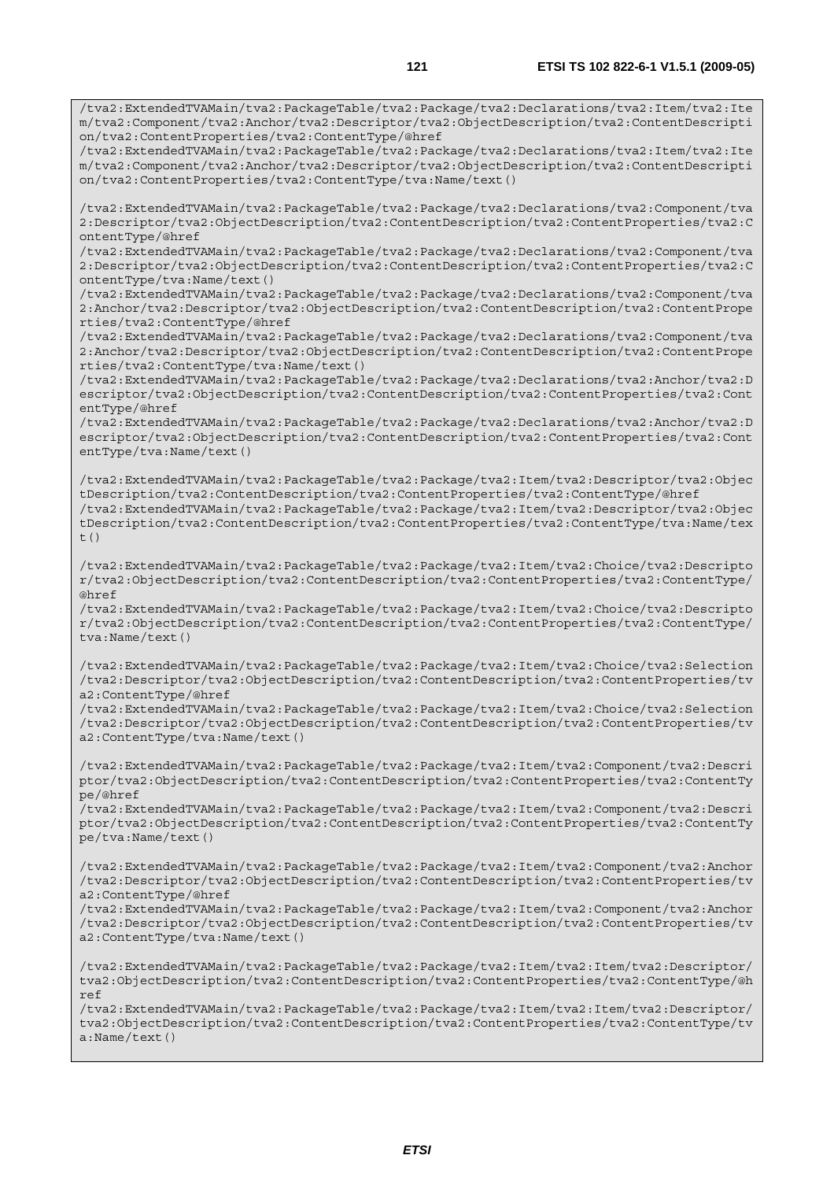```
/tva2:ExtendedTVAMain/tva2:PackageTable/tva2:Package/tva2:Declarations/tva2:Item/tva2:Item/tva2:Component/tva2:Anchor/tva2:Descriptor/tva2:ObjectDescription/tva2:ContentDescription/tva2:ContentProperties/tva2:ContentType/@href
/tva2:ExtendedTVAMain/tva2:PackageTable/tva2:Package/tva2:Declarations/tva2:Item/tva2:Item/tva2:Component/tva2:Anchor/tva2:Descriptor/tva2:ObjectDescription/tva2:ContentDescription/tva2:ContentProperties/tva2:ContentType/tva:Name/text()

/tva2:ExtendedTVAMain/tva2:PackageTable/tva2:Package/tva2:Declarations/tva2:Component/tva2:Descriptor/tva2:ObjectDescription/tva2:ContentDescription/tva2:ContentProperties/tva2:ContentType/@href
/tva2:ExtendedTVAMain/tva2:PackageTable/tva2:Package/tva2:Declarations/tva2:Component/tva2:Descriptor/tva2:ObjectDescription/tva2:ContentDescription/tva2:ContentProperties/tva2:ContentType/tva:Name/text()
/tva2:ExtendedTVAMain/tva2:PackageTable/tva2:Package/tva2:Declarations/tva2:Component/tva2:Anchor/tva2:Descriptor/tva2:ObjectDescription/tva2:ContentDescription/tva2:ContentProperties/tva2:ContentType/@href
/tva2:ExtendedTVAMain/tva2:PackageTable/tva2:Package/tva2:Declarations/tva2:Component/tva2:Anchor/tva2:Descriptor/tva2:ObjectDescription/tva2:ContentDescription/tva2:ContentProperties/tva2:ContentType/tva:Name/text()
/tva2:ExtendedTVAMain/tva2:PackageTable/tva2:Package/tva2:Declarations/tva2:Anchor/tva2:Descriptor/tva2:ObjectDescription/tva2:ContentDescription/tva2:ContentProperties/tva2:ContentType/@href
/tva2:ExtendedTVAMain/tva2:PackageTable/tva2:Package/tva2:Declarations/tva2:Anchor/tva2:Descriptor/tva2:ObjectDescription/tva2:ContentDescription/tva2:ContentProperties/tva2:ContentType/tva:Name/text()

/tva2:ExtendedTVAMain/tva2:PackageTable/tva2:Package/tva2:Item/tva2:Descriptor/tva2:ObjectDescription/tva2:ContentDescription/tva2:ContentProperties/tva2:ContentType/@href
/tva2:ExtendedTVAMain/tva2:PackageTable/tva2:Package/tva2:Item/tva2:Descriptor/tva2:ObjectDescription/tva2:ContentDescription/tva2:ContentProperties/tva2:ContentType/tva:Name/text()

/tva2:ExtendedTVAMain/tva2:PackageTable/tva2:Package/tva2:Item/tva2:Choice/tva2:Descriptor/tva2:ObjectDescription/tva2:ContentDescription/tva2:ContentProperties/tva2:ContentType/@href
/tva2:ExtendedTVAMain/tva2:PackageTable/tva2:Package/tva2:Item/tva2:Choice/tva2:Descriptor/tva2:ObjectDescription/tva2:ContentDescription/tva2:ContentProperties/tva2:ContentType/tva:Name/text()

/tva2:ExtendedTVAMain/tva2:PackageTable/tva2:Package/tva2:Item/tva2:Choice/tva2:Selection/tva2:Descriptor/tva2:ObjectDescription/tva2:ContentDescription/tva2:ContentProperties/tva2:ContentType/@href
/tva2:ExtendedTVAMain/tva2:PackageTable/tva2:Package/tva2:Item/tva2:Choice/tva2:Selection/tva2:Descriptor/tva2:ObjectDescription/tva2:ContentDescription/tva2:ContentProperties/tva2:ContentType/tva:Name/text()

/tva2:ExtendedTVAMain/tva2:PackageTable/tva2:Package/tva2:Item/tva2:Component/tva2:Descriptor/tva2:ObjectDescription/tva2:ContentDescription/tva2:ContentProperties/tva2:ContentType/@href
/tva2:ExtendedTVAMain/tva2:PackageTable/tva2:Package/tva2:Item/tva2:Component/tva2:Descriptor/tva2:ObjectDescription/tva2:ContentDescription/tva2:ContentProperties/tva2:ContentType/tva:Name/text()

/tva2:ExtendedTVAMain/tva2:PackageTable/tva2:Package/tva2:Item/tva2:Component/tva2:Anchor/tva2:Descriptor/tva2:ObjectDescription/tva2:ContentDescription/tva2:ContentProperties/tva2:ContentType/@href
/tva2:ExtendedTVAMain/tva2:PackageTable/tva2:Package/tva2:Item/tva2:Component/tva2:Anchor/tva2:Descriptor/tva2:ObjectDescription/tva2:ContentDescription/tva2:ContentProperties/tva2:ContentType/tva:Name/text()

/tva2:ExtendedTVAMain/tva2:PackageTable/tva2:Package/tva2:Item/tva2:Item/tva2:Descriptor/tva2:ObjectDescription/tva2:ContentDescription/tva2:ContentProperties/tva2:ContentType/@href
/tva2:ExtendedTVAMain/tva2:PackageTable/tva2:Package/tva2:Item/tva2:Item/tva2:Descriptor/tva2:ObjectDescription/tva2:ContentDescription/tva2:ContentProperties/tva2:ContentType/tva:Name/text()
```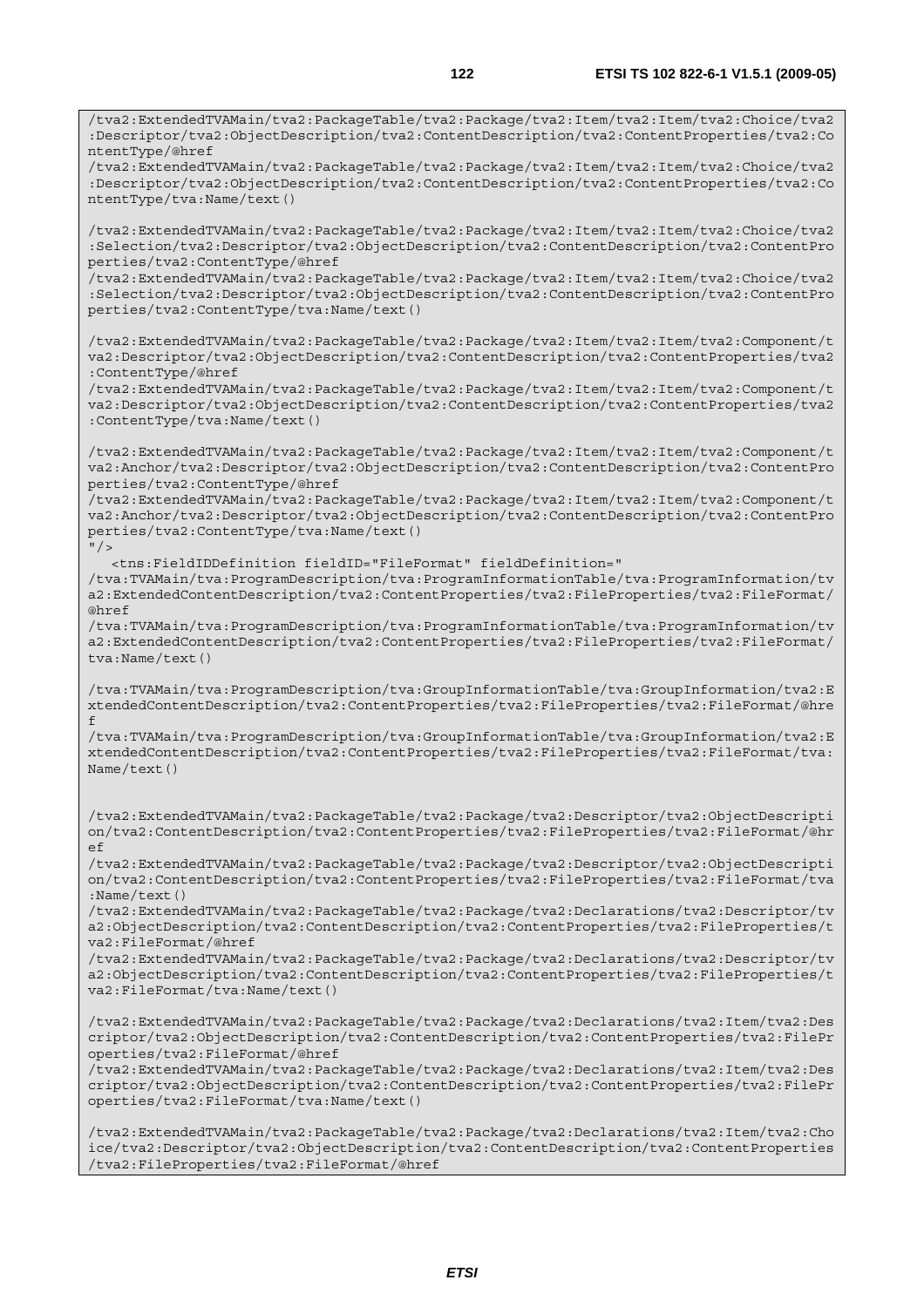```
/tva2:ExtendedTVAMain/tva2:PackageTable/tva2:Package/tva2:Item/tva2:Item/tva2:Choice/tva2
:Descriptor/tva2:ObjectDescription/tva2:ContentDescription/tva2:ContentProperties/tva2:Co
ntentType/@href
/tva2:ExtendedTVAMain/tva2:PackageTable/tva2:Package/tva2:Item/tva2:Item/tva2:Choice/tva2
:Descriptor/tva2:ObjectDescription/tva2:ContentDescription/tva2:ContentProperties/tva2:Co
ntentType/tva:Name/text()

/tva2:ExtendedTVAMain/tva2:PackageTable/tva2:Package/tva2:Item/tva2:Item/tva2:Choice/tva2
:Selection/tva2:Descriptor/tva2:ObjectDescription/tva2:ContentDescription/tva2:ContentPro
perties/tva2:ContentType/@href
/tva2:ExtendedTVAMain/tva2:PackageTable/tva2:Package/tva2:Item/tva2:Item/tva2:Choice/tva2
:Selection/tva2:Descriptor/tva2:ObjectDescription/tva2:ContentDescription/tva2:ContentPro
perties/tva2:ContentType/tva:Name/text()

/tva2:ExtendedTVAMain/tva2:PackageTable/tva2:Package/tva2:Item/tva2:Item/tva2:Component/t
va2:Descriptor/tva2:ObjectDescription/tva2:ContentDescription/tva2:ContentProperties/tva2
:ContentType/@href
/tva2:ExtendedTVAMain/tva2:PackageTable/tva2:Package/tva2:Item/tva2:Item/tva2:Component/t
va2:Descriptor/tva2:ObjectDescription/tva2:ContentDescription/tva2:ContentProperties/tva2
:ContentType/tva:Name/text()

/tva2:ExtendedTVAMain/tva2:PackageTable/tva2:Package/tva2:Item/tva2:Item/tva2:Component/t
va2:Anchor/tva2:Descriptor/tva2:ObjectDescription/tva2:ContentDescription/tva2:ContentPro
perties/tva2:ContentType/@href
/tva2:ExtendedTVAMain/tva2:PackageTable/tva2:Package/tva2:Item/tva2:Item/tva2:Component/t
va2:Anchor/tva2:Descriptor/tva2:ObjectDescription/tva2:ContentDescription/tva2:ContentPro
perties/tva2:ContentType/tva:Name/text()
"/>
   <tns:FieldIDDefinition fieldID="FileFormat" fieldDefinition="
/tva:TVAMain/tva:ProgramDescription/tva:ProgramInformationTable/tva:ProgramInformation/tv
a2:ExtendedContentDescription/tva2:ContentProperties/tva2:FileProperties/tva2:FileFormat/
@href
/tva:TVAMain/tva:ProgramDescription/tva:ProgramInformationTable/tva:ProgramInformation/tv
a2:ExtendedContentDescription/tva2:ContentProperties/tva2:FileProperties/tva2:FileFormat/
tva:Name/text()

/tva:TVAMain/tva:ProgramDescription/tva:GroupInformationTable/tva:GroupInformation/tva2:E
xtendedContentDescription/tva2:ContentProperties/tva2:FileProperties/tva2:FileFormat/@hre
f
/tva:TVAMain/tva:ProgramDescription/tva:GroupInformationTable/tva:GroupInformation/tva2:E
xtendedContentDescription/tva2:ContentProperties/tva2:FileProperties/tva2:FileFormat/tva:
Name/text()


/tva2:ExtendedTVAMain/tva2:PackageTable/tva2:Package/tva2:Descriptor/tva2:ObjectDescripti
on/tva2:ContentDescription/tva2:ContentProperties/tva2:FileProperties/tva2:FileFormat/@hr
ef
/tva2:ExtendedTVAMain/tva2:PackageTable/tva2:Package/tva2:Descriptor/tva2:ObjectDescripti
on/tva2:ContentDescription/tva2:ContentProperties/tva2:FileProperties/tva2:FileFormat/tva
:Name/text()
/tva2:ExtendedTVAMain/tva2:PackageTable/tva2:Package/tva2:Declarations/tva2:Descriptor/tv
a2:ObjectDescription/tva2:ContentDescription/tva2:ContentProperties/tva2:FileProperties/t
va2:FileFormat/@href
/tva2:ExtendedTVAMain/tva2:PackageTable/tva2:Package/tva2:Declarations/tva2:Descriptor/tv
a2:ObjectDescription/tva2:ContentDescription/tva2:ContentProperties/tva2:FileProperties/t
va2:FileFormat/tva:Name/text()

/tva2:ExtendedTVAMain/tva2:PackageTable/tva2:Package/tva2:Declarations/tva2:Item/tva2:Des
criptor/tva2:ObjectDescription/tva2:ContentDescription/tva2:ContentProperties/tva2:FilePr
operties/tva2:FileFormat/@href
/tva2:ExtendedTVAMain/tva2:PackageTable/tva2:Package/tva2:Declarations/tva2:Item/tva2:Des
criptor/tva2:ObjectDescription/tva2:ContentDescription/tva2:ContentProperties/tva2:FilePr
operties/tva2:FileFormat/tva:Name/text()

/tva2:ExtendedTVAMain/tva2:PackageTable/tva2:Package/tva2:Declarations/tva2:Item/tva2:Cho
ice/tva2:Descriptor/tva2:ObjectDescription/tva2:ContentDescription/tva2:ContentProperties
/tva2:FileProperties/tva2:FileFormat/@href
```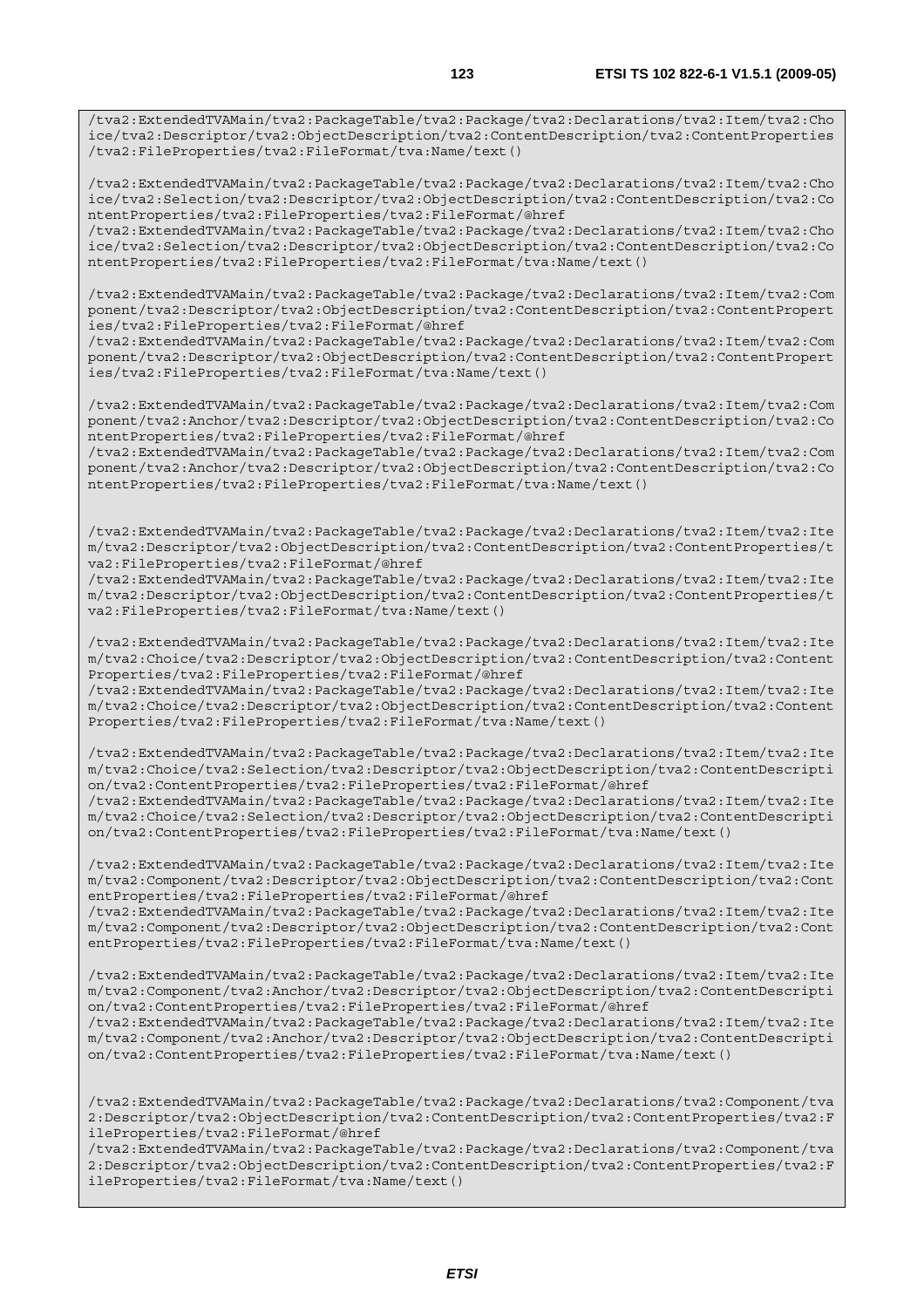```
/tva2:ExtendedTVAMain/tva2:PackageTable/tva2:Package/tva2:Declarations/tva2:Item/tva2:Choice/tva2:Descriptor/tva2:ObjectDescription/tva2:ContentDescription/tva2:ContentProperties/tva2:FileProperties/tva2:FileFormat/tva:Name/text()

/tva2:ExtendedTVAMain/tva2:PackageTable/tva2:Package/tva2:Declarations/tva2:Item/tva2:Choice/tva2:Selection/tva2:Descriptor/tva2:ObjectDescription/tva2:ContentDescription/tva2:ContentProperties/tva2:FileProperties/tva2:FileFormat/@href
/tva2:ExtendedTVAMain/tva2:PackageTable/tva2:Package/tva2:Declarations/tva2:Item/tva2:Choice/tva2:Selection/tva2:Descriptor/tva2:ObjectDescription/tva2:ContentDescription/tva2:ContentProperties/tva2:FileProperties/tva2:FileFormat/tva:Name/text()

/tva2:ExtendedTVAMain/tva2:PackageTable/tva2:Package/tva2:Declarations/tva2:Item/tva2:Component/tva2:Descriptor/tva2:ObjectDescription/tva2:ContentDescription/tva2:ContentProperties/tva2:FileProperties/tva2:FileFormat/@href
/tva2:ExtendedTVAMain/tva2:PackageTable/tva2:Package/tva2:Declarations/tva2:Item/tva2:Component/tva2:Descriptor/tva2:ObjectDescription/tva2:ContentDescription/tva2:ContentProperties/tva2:FileProperties/tva2:FileFormat/tva:Name/text()

/tva2:ExtendedTVAMain/tva2:PackageTable/tva2:Package/tva2:Declarations/tva2:Item/tva2:Component/tva2:Anchor/tva2:Descriptor/tva2:ObjectDescription/tva2:ContentDescription/tva2:ContentProperties/tva2:FileProperties/tva2:FileFormat/@href
/tva2:ExtendedTVAMain/tva2:PackageTable/tva2:Package/tva2:Declarations/tva2:Item/tva2:Component/tva2:Anchor/tva2:Descriptor/tva2:ObjectDescription/tva2:ContentDescription/tva2:ContentProperties/tva2:FileProperties/tva2:FileFormat/tva:Name/text()


/tva2:ExtendedTVAMain/tva2:PackageTable/tva2:Package/tva2:Declarations/tva2:Item/tva2:Item/tva2:Descriptor/tva2:ObjectDescription/tva2:ContentDescription/tva2:ContentProperties/tva2:FileProperties/tva2:FileFormat/@href
/tva2:ExtendedTVAMain/tva2:PackageTable/tva2:Package/tva2:Declarations/tva2:Item/tva2:Item/tva2:Descriptor/tva2:ObjectDescription/tva2:ContentDescription/tva2:ContentProperties/tva2:FileProperties/tva2:FileFormat/tva:Name/text()

/tva2:ExtendedTVAMain/tva2:PackageTable/tva2:Package/tva2:Declarations/tva2:Item/tva2:Item/tva2:Choice/tva2:Descriptor/tva2:ObjectDescription/tva2:ContentDescription/tva2:ContentProperties/tva2:FileProperties/tva2:FileFormat/@href
/tva2:ExtendedTVAMain/tva2:PackageTable/tva2:Package/tva2:Declarations/tva2:Item/tva2:Item/tva2:Choice/tva2:Descriptor/tva2:ObjectDescription/tva2:ContentDescription/tva2:ContentProperties/tva2:FileProperties/tva2:FileFormat/tva:Name/text()

/tva2:ExtendedTVAMain/tva2:PackageTable/tva2:Package/tva2:Declarations/tva2:Item/tva2:Item/tva2:Choice/tva2:Selection/tva2:Descriptor/tva2:ObjectDescription/tva2:ContentDescription/tva2:ContentProperties/tva2:FileProperties/tva2:FileFormat/@href
/tva2:ExtendedTVAMain/tva2:PackageTable/tva2:Package/tva2:Declarations/tva2:Item/tva2:Item/tva2:Choice/tva2:Selection/tva2:Descriptor/tva2:ObjectDescription/tva2:ContentDescription/tva2:ContentProperties/tva2:FileProperties/tva2:FileFormat/tva:Name/text()

/tva2:ExtendedTVAMain/tva2:PackageTable/tva2:Package/tva2:Declarations/tva2:Item/tva2:Item/tva2:Component/tva2:Descriptor/tva2:ObjectDescription/tva2:ContentDescription/tva2:ContentProperties/tva2:FileProperties/tva2:FileFormat/@href
/tva2:ExtendedTVAMain/tva2:PackageTable/tva2:Package/tva2:Declarations/tva2:Item/tva2:Item/tva2:Component/tva2:Descriptor/tva2:ObjectDescription/tva2:ContentDescription/tva2:ContentProperties/tva2:FileProperties/tva2:FileFormat/tva:Name/text()

/tva2:ExtendedTVAMain/tva2:PackageTable/tva2:Package/tva2:Declarations/tva2:Item/tva2:Item/tva2:Component/tva2:Anchor/tva2:Descriptor/tva2:ObjectDescription/tva2:ContentDescription/tva2:ContentProperties/tva2:FileProperties/tva2:FileFormat/@href
/tva2:ExtendedTVAMain/tva2:PackageTable/tva2:Package/tva2:Declarations/tva2:Item/tva2:Item/tva2:Component/tva2:Anchor/tva2:Descriptor/tva2:ObjectDescription/tva2:ContentDescription/tva2:ContentProperties/tva2:FileProperties/tva2:FileFormat/tva:Name/text()


/tva2:ExtendedTVAMain/tva2:PackageTable/tva2:Package/tva2:Declarations/tva2:Component/tva2:Descriptor/tva2:ObjectDescription/tva2:ContentDescription/tva2:ContentProperties/tva2:FileProperties/tva2:FileFormat/@href
/tva2:ExtendedTVAMain/tva2:PackageTable/tva2:Package/tva2:Declarations/tva2:Component/tva2:Descriptor/tva2:ObjectDescription/tva2:ContentDescription/tva2:ContentProperties/tva2:FileProperties/tva2:FileFormat/tva:Name/text()
```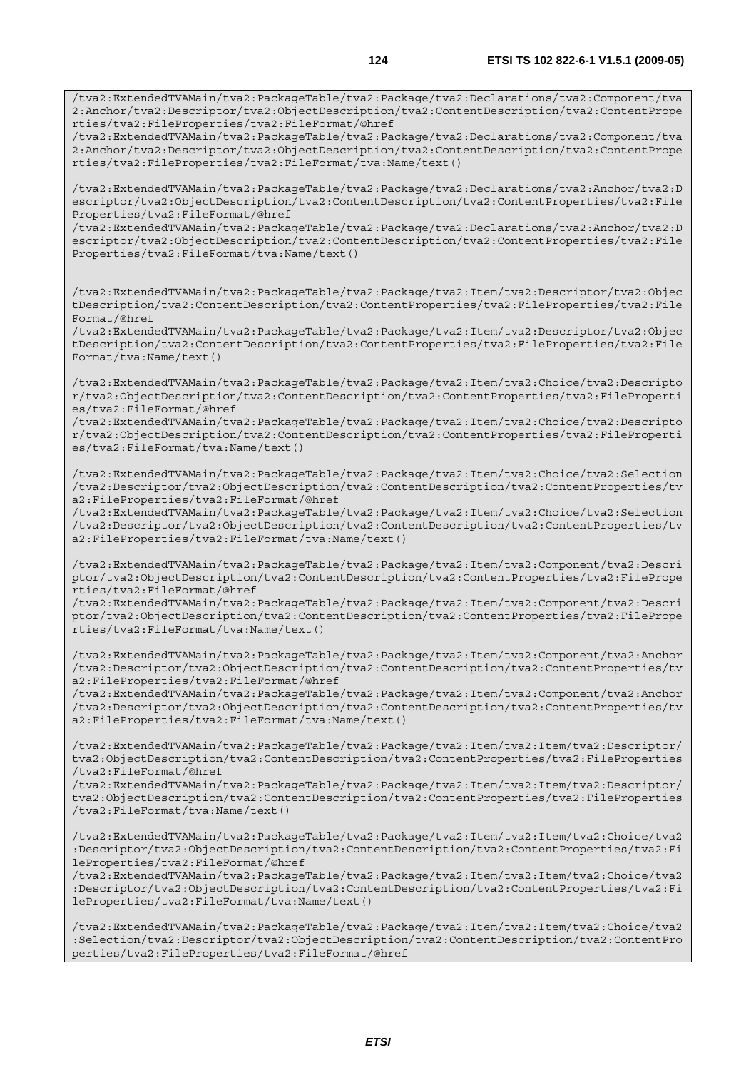```
/tva2:ExtendedTVAMain/tva2:PackageTable/tva2:Package/tva2:Declarations/tva2:Component/tva2:Anchor/tva2:Descriptor/tva2:ObjectDescription/tva2:ContentDescription/tva2:ContentProperties/tva2:FileProperties/tva2:FileFormat/@href
/tva2:ExtendedTVAMain/tva2:PackageTable/tva2:Package/tva2:Declarations/tva2:Component/tva2:Anchor/tva2:Descriptor/tva2:ObjectDescription/tva2:ContentDescription/tva2:ContentProperties/tva2:FileProperties/tva2:FileFormat/tva:Name/text()

/tva2:ExtendedTVAMain/tva2:PackageTable/tva2:Package/tva2:Declarations/tva2:Anchor/tva2:Descriptor/tva2:ObjectDescription/tva2:ContentDescription/tva2:ContentProperties/tva2:FileProperties/tva2:FileFormat/@href
/tva2:ExtendedTVAMain/tva2:PackageTable/tva2:Package/tva2:Declarations/tva2:Anchor/tva2:Descriptor/tva2:ObjectDescription/tva2:ContentDescription/tva2:ContentProperties/tva2:FileProperties/tva2:FileFormat/tva:Name/text()


/tva2:ExtendedTVAMain/tva2:PackageTable/tva2:Package/tva2:Item/tva2:Descriptor/tva2:ObjectDescription/tva2:ContentDescription/tva2:ContentProperties/tva2:FileProperties/tva2:FileFormat/@href
/tva2:ExtendedTVAMain/tva2:PackageTable/tva2:Package/tva2:Item/tva2:Descriptor/tva2:ObjectDescription/tva2:ContentDescription/tva2:ContentProperties/tva2:FileProperties/tva2:FileFormat/tva:Name/text()

/tva2:ExtendedTVAMain/tva2:PackageTable/tva2:Package/tva2:Item/tva2:Choice/tva2:Descriptor/tva2:ObjectDescription/tva2:ContentDescription/tva2:ContentProperties/tva2:FileProperties/tva2:FileFormat/@href
/tva2:ExtendedTVAMain/tva2:PackageTable/tva2:Package/tva2:Item/tva2:Choice/tva2:Descriptor/tva2:ObjectDescription/tva2:ContentDescription/tva2:ContentProperties/tva2:FileProperties/tva2:FileFormat/tva:Name/text()

/tva2:ExtendedTVAMain/tva2:PackageTable/tva2:Package/tva2:Item/tva2:Choice/tva2:Selection/tva2:Descriptor/tva2:ObjectDescription/tva2:ContentDescription/tva2:ContentProperties/tva2:FileProperties/tva2:FileFormat/@href
/tva2:ExtendedTVAMain/tva2:PackageTable/tva2:Package/tva2:Item/tva2:Choice/tva2:Selection/tva2:Descriptor/tva2:ObjectDescription/tva2:ContentDescription/tva2:ContentProperties/tva2:FileProperties/tva2:FileFormat/tva:Name/text()

/tva2:ExtendedTVAMain/tva2:PackageTable/tva2:Package/tva2:Item/tva2:Component/tva2:Descriptor/tva2:ObjectDescription/tva2:ContentDescription/tva2:ContentProperties/tva2:FileProperties/tva2:FileFormat/@href
/tva2:ExtendedTVAMain/tva2:PackageTable/tva2:Package/tva2:Item/tva2:Component/tva2:Descriptor/tva2:ObjectDescription/tva2:ContentDescription/tva2:ContentProperties/tva2:FileProperties/tva2:FileFormat/tva:Name/text()

/tva2:ExtendedTVAMain/tva2:PackageTable/tva2:Package/tva2:Item/tva2:Component/tva2:Anchor/tva2:Descriptor/tva2:ObjectDescription/tva2:ContentDescription/tva2:ContentProperties/tva2:FileProperties/tva2:FileFormat/@href
/tva2:ExtendedTVAMain/tva2:PackageTable/tva2:Package/tva2:Item/tva2:Component/tva2:Anchor/tva2:Descriptor/tva2:ObjectDescription/tva2:ContentDescription/tva2:ContentProperties/tva2:FileProperties/tva2:FileFormat/tva:Name/text()

/tva2:ExtendedTVAMain/tva2:PackageTable/tva2:Package/tva2:Item/tva2:Item/tva2:Descriptor/tva2:ObjectDescription/tva2:ContentDescription/tva2:ContentProperties/tva2:FileProperties/tva2:FileFormat/@href
/tva2:ExtendedTVAMain/tva2:PackageTable/tva2:Package/tva2:Item/tva2:Item/tva2:Descriptor/tva2:ObjectDescription/tva2:ContentDescription/tva2:ContentProperties/tva2:FileProperties/tva2:FileFormat/tva:Name/text()

/tva2:ExtendedTVAMain/tva2:PackageTable/tva2:Package/tva2:Item/tva2:Item/tva2:Choice/tva2:Descriptor/tva2:ObjectDescription/tva2:ContentDescription/tva2:ContentProperties/tva2:FileProperties/tva2:FileFormat/@href
/tva2:ExtendedTVAMain/tva2:PackageTable/tva2:Package/tva2:Item/tva2:Item/tva2:Choice/tva2:Descriptor/tva2:ObjectDescription/tva2:ContentDescription/tva2:ContentProperties/tva2:FileProperties/tva2:FileFormat/tva:Name/text()

/tva2:ExtendedTVAMain/tva2:PackageTable/tva2:Package/tva2:Item/tva2:Item/tva2:Choice/tva2:Selection/tva2:Descriptor/tva2:ObjectDescription/tva2:ContentDescription/tva2:ContentProperties/tva2:FileProperties/tva2:FileFormat/@href
```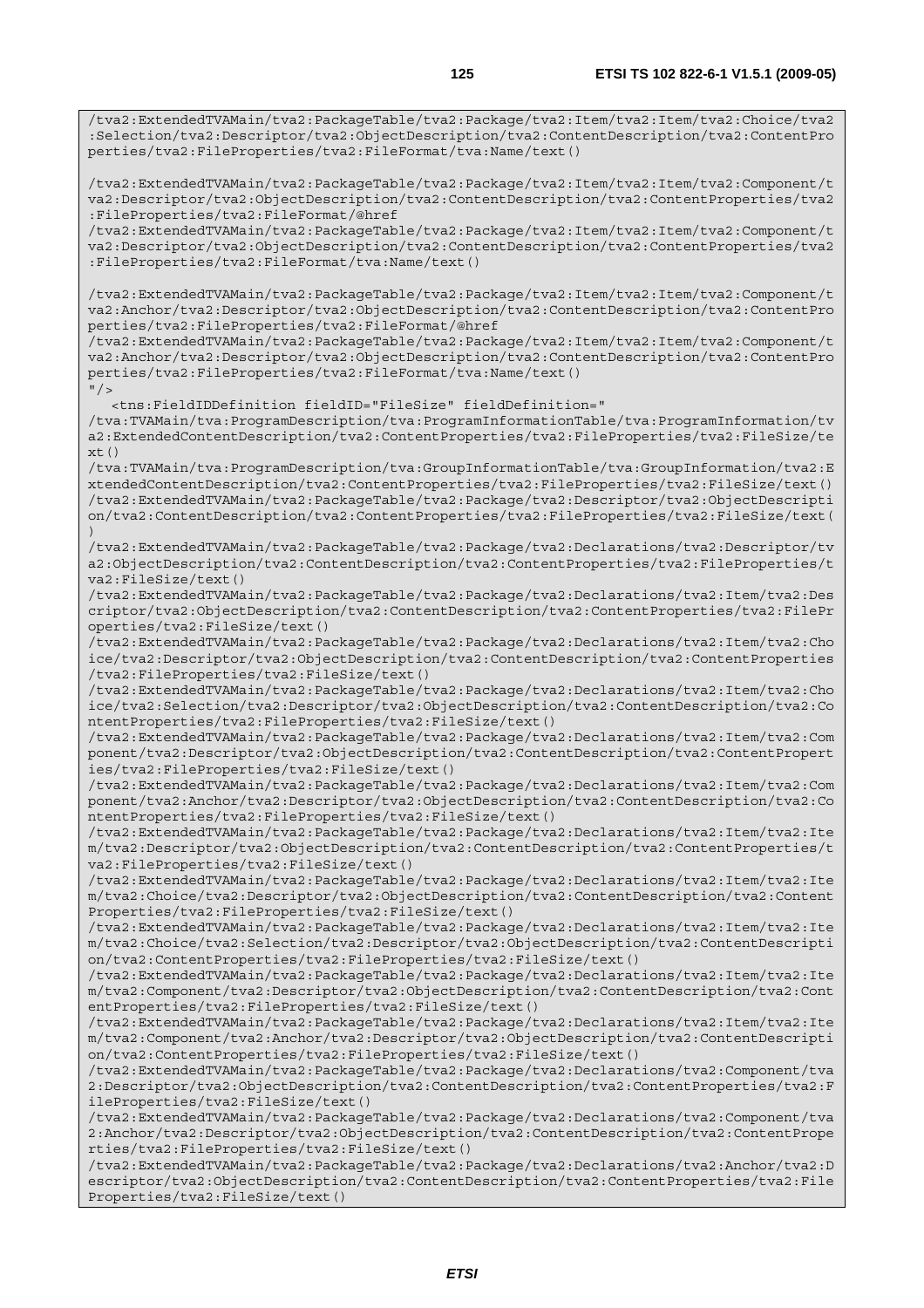```
/tva2:ExtendedTVAMain/tva2:PackageTable/tva2:Package/tva2:Item/tva2:Item/tva2:Choice/tva2
:Selection/tva2:Descriptor/tva2:ObjectDescription/tva2:ContentDescription/tva2:ContentPro
perties/tva2:FileProperties/tva2:FileFormat/tva:Name/text()

/tva2:ExtendedTVAMain/tva2:PackageTable/tva2:Package/tva2:Item/tva2:Item/tva2:Component/t
va2:Descriptor/tva2:ObjectDescription/tva2:ContentDescription/tva2:ContentProperties/tva2
:FileProperties/tva2:FileFormat/@href
/tva2:ExtendedTVAMain/tva2:PackageTable/tva2:Package/tva2:Item/tva2:Item/tva2:Component/t
va2:Descriptor/tva2:ObjectDescription/tva2:ContentDescription/tva2:ContentProperties/tva2
:FileProperties/tva2:FileFormat/tva:Name/text()

/tva2:ExtendedTVAMain/tva2:PackageTable/tva2:Package/tva2:Item/tva2:Item/tva2:Component/t
va2:Anchor/tva2:Descriptor/tva2:ObjectDescription/tva2:ContentDescription/tva2:ContentPro
perties/tva2:FileProperties/tva2:FileFormat/@href
/tva2:ExtendedTVAMain/tva2:PackageTable/tva2:Package/tva2:Item/tva2:Item/tva2:Component/t
va2:Anchor/tva2:Descriptor/tva2:ObjectDescription/tva2:ContentDescription/tva2:ContentPro
perties/tva2:FileProperties/tva2:FileFormat/tva:Name/text()
"/>
   <tns:FieldIDDefinition fieldID="FileSize" fieldDefinition="
/tva:TVAMain/tva:ProgramDescription/tva:ProgramInformationTable/tva:ProgramInformation/tv
a2:ExtendedContentDescription/tva2:ContentProperties/tva2:FileProperties/tva2:FileSize/te
xt()
/tva:TVAMain/tva:ProgramDescription/tva:GroupInformationTable/tva:GroupInformation/tva2:E
xtendedContentDescription/tva2:ContentProperties/tva2:FileProperties/tva2:FileSize/text()
/tva2:ExtendedTVAMain/tva2:PackageTable/tva2:Package/tva2:Descriptor/tva2:ObjectDescripti
on/tva2:ContentDescription/tva2:ContentProperties/tva2:FileProperties/tva2:FileSize/text(
)
/tva2:ExtendedTVAMain/tva2:PackageTable/tva2:Package/tva2:Declarations/tva2:Descriptor/tv
a2:ObjectDescription/tva2:ContentDescription/tva2:ContentProperties/tva2:FileProperties/t
va2:FileSize/text()
/tva2:ExtendedTVAMain/tva2:PackageTable/tva2:Package/tva2:Declarations/tva2:Item/tva2:Des
criptor/tva2:ObjectDescription/tva2:ContentDescription/tva2:ContentProperties/tva2:FilePr
operties/tva2:FileSize/text()
/tva2:ExtendedTVAMain/tva2:PackageTable/tva2:Package/tva2:Declarations/tva2:Item/tva2:Cho
ice/tva2:Descriptor/tva2:ObjectDescription/tva2:ContentDescription/tva2:ContentProperties
/tva2:FileProperties/tva2:FileSize/text()
/tva2:ExtendedTVAMain/tva2:PackageTable/tva2:Package/tva2:Declarations/tva2:Item/tva2:Cho
ice/tva2:Selection/tva2:Descriptor/tva2:ObjectDescription/tva2:ContentDescription/tva2:Co
ntentProperties/tva2:FileProperties/tva2:FileSize/text()
/tva2:ExtendedTVAMain/tva2:PackageTable/tva2:Package/tva2:Declarations/tva2:Item/tva2:Com
ponent/tva2:Descriptor/tva2:ObjectDescription/tva2:ContentDescription/tva2:ContentPropert
ies/tva2:FileProperties/tva2:FileSize/text()
/tva2:ExtendedTVAMain/tva2:PackageTable/tva2:Package/tva2:Declarations/tva2:Item/tva2:Com
ponent/tva2:Anchor/tva2:Descriptor/tva2:ObjectDescription/tva2:ContentDescription/tva2:Co
ntentProperties/tva2:FileProperties/tva2:FileSize/text()
/tva2:ExtendedTVAMain/tva2:PackageTable/tva2:Package/tva2:Declarations/tva2:Item/tva2:Ite
m/tva2:Descriptor/tva2:ObjectDescription/tva2:ContentDescription/tva2:ContentProperties/t
va2:FileProperties/tva2:FileSize/text()
/tva2:ExtendedTVAMain/tva2:PackageTable/tva2:Package/tva2:Declarations/tva2:Item/tva2:Ite
m/tva2:Choice/tva2:Descriptor/tva2:ObjectDescription/tva2:ContentDescription/tva2:Content
Properties/tva2:FileProperties/tva2:FileSize/text()
/tva2:ExtendedTVAMain/tva2:PackageTable/tva2:Package/tva2:Declarations/tva2:Item/tva2:Ite
m/tva2:Choice/tva2:Selection/tva2:Descriptor/tva2:ObjectDescription/tva2:ContentDescripti
on/tva2:ContentProperties/tva2:FileProperties/tva2:FileSize/text()
/tva2:ExtendedTVAMain/tva2:PackageTable/tva2:Package/tva2:Declarations/tva2:Item/tva2:Ite
m/tva2:Component/tva2:Descriptor/tva2:ObjectDescription/tva2:ContentDescription/tva2:Cont
entProperties/tva2:FileProperties/tva2:FileSize/text()
/tva2:ExtendedTVAMain/tva2:PackageTable/tva2:Package/tva2:Declarations/tva2:Item/tva2:Ite
m/tva2:Component/tva2:Anchor/tva2:Descriptor/tva2:ObjectDescription/tva2:ContentDescripti
on/tva2:ContentProperties/tva2:FileProperties/tva2:FileSize/text()
/tva2:ExtendedTVAMain/tva2:PackageTable/tva2:Package/tva2:Declarations/tva2:Component/tva
2:Descriptor/tva2:ObjectDescription/tva2:ContentDescription/tva2:ContentProperties/tva2:F
ileProperties/tva2:FileSize/text()
/tva2:ExtendedTVAMain/tva2:PackageTable/tva2:Package/tva2:Declarations/tva2:Component/tva
2:Anchor/tva2:Descriptor/tva2:ObjectDescription/tva2:ContentDescription/tva2:ContentPrope
rties/tva2:FileProperties/tva2:FileSize/text()
/tva2:ExtendedTVAMain/tva2:PackageTable/tva2:Package/tva2:Declarations/tva2:Anchor/tva2:D
escriptor/tva2:ObjectDescription/tva2:ContentDescription/tva2:ContentProperties/tva2:File
Properties/tva2:FileSize/text()
```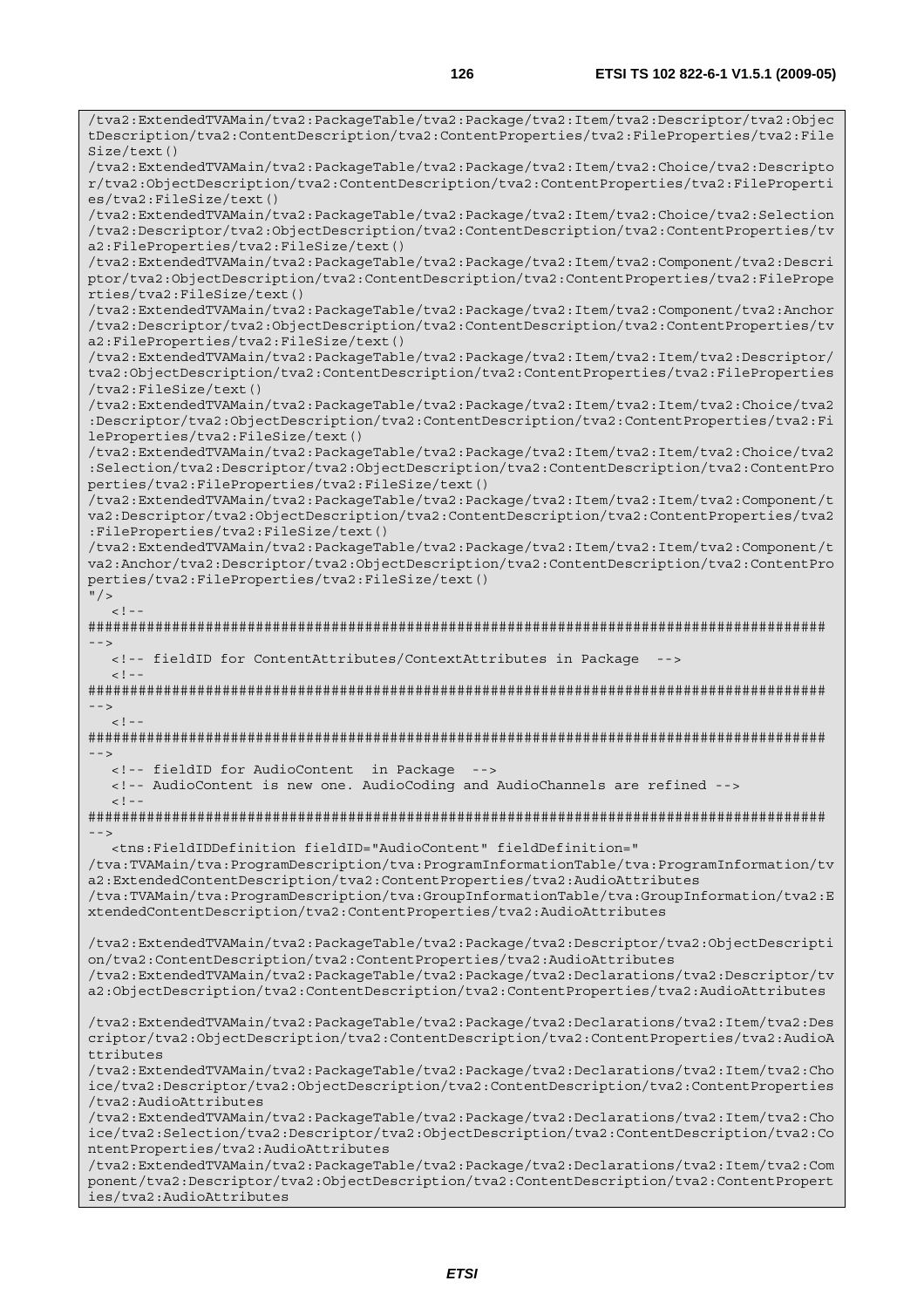```
/tva2:ExtendedTVAMain/tva2:PackageTable/tva2:Package/tva2:Item/tva2:Descriptor/tva2:ObjectDescription/tva2:ContentDescription/tva2:ContentProperties/tva2:FileProperties/tva2:FileSize/text()
/tva2:ExtendedTVAMain/tva2:PackageTable/tva2:Package/tva2:Item/tva2:Choice/tva2:Descriptor/tva2:ObjectDescription/tva2:ContentDescription/tva2:ContentProperties/tva2:FileProperties/tva2:FileSize/text()
/tva2:ExtendedTVAMain/tva2:PackageTable/tva2:Package/tva2:Item/tva2:Choice/tva2:Selection/tva2:Descriptor/tva2:ObjectDescription/tva2:ContentDescription/tva2:ContentProperties/tva2:FileProperties/tva2:FileSize/text()
/tva2:ExtendedTVAMain/tva2:PackageTable/tva2:Package/tva2:Item/tva2:Component/tva2:Descriptor/tva2:ObjectDescription/tva2:ContentDescription/tva2:ContentProperties/tva2:FileProperties/tva2:FileSize/text()
/tva2:ExtendedTVAMain/tva2:PackageTable/tva2:Package/tva2:Item/tva2:Component/tva2:Anchor/tva2:Descriptor/tva2:ObjectDescription/tva2:ContentDescription/tva2:ContentProperties/tva2:FileProperties/tva2:FileSize/text()
/tva2:ExtendedTVAMain/tva2:PackageTable/tva2:Package/tva2:Item/tva2:Item/tva2:Descriptor/tva2:ObjectDescription/tva2:ContentDescription/tva2:ContentProperties/tva2:FileProperties/tva2:FileSize/text()
/tva2:ExtendedTVAMain/tva2:PackageTable/tva2:Package/tva2:Item/tva2:Item/tva2:Choice/tva2:Descriptor/tva2:ObjectDescription/tva2:ContentDescription/tva2:ContentProperties/tva2:FileProperties/tva2:FileSize/text()
/tva2:ExtendedTVAMain/tva2:PackageTable/tva2:Package/tva2:Item/tva2:Item/tva2:Choice/tva2:Selection/tva2:Descriptor/tva2:ObjectDescription/tva2:ContentDescription/tva2:ContentProperties/tva2:FileProperties/tva2:FileSize/text()
/tva2:ExtendedTVAMain/tva2:PackageTable/tva2:Package/tva2:Item/tva2:Item/tva2:Component/tva2:Descriptor/tva2:ObjectDescription/tva2:ContentDescription/tva2:ContentProperties/tva2:FileProperties/tva2:FileSize/text()
/tva2:ExtendedTVAMain/tva2:PackageTable/tva2:Package/tva2:Item/tva2:Item/tva2:Component/tva2:Anchor/tva2:Descriptor/tva2:ObjectDescription/tva2:ContentDescription/tva2:ContentProperties/tva2:FileProperties/tva2:FileSize/text()
"/>
   <!--
#######################################################################################
-->
   <!-- fieldID for ContentAttributes/ContextAttributes in Package  -->
   <!--
#######################################################################################
-->
   <!--
#######################################################################################
-->
   <!-- fieldID for AudioContent  in Package  -->
   <!-- AudioContent is new one. AudioCoding and AudioChannels are refined -->
   <!--
#######################################################################################
-->
   <tns:FieldIDDefinition fieldID="AudioContent" fieldDefinition="
/tva:TVAMain/tva:ProgramDescription/tva:ProgramInformationTable/tva:ProgramInformation/tva2:ExtendedContentDescription/tva2:ContentProperties/tva2:AudioAttributes
/tva:TVAMain/tva:ProgramDescription/tva:GroupInformationTable/tva:GroupInformation/tva2:ExtendedContentDescription/tva2:ContentProperties/tva2:AudioAttributes

/tva2:ExtendedTVAMain/tva2:PackageTable/tva2:Package/tva2:Descriptor/tva2:ObjectDescription/tva2:ContentDescription/tva2:ContentProperties/tva2:AudioAttributes
/tva2:ExtendedTVAMain/tva2:PackageTable/tva2:Package/tva2:Declarations/tva2:Descriptor/tva2:ObjectDescription/tva2:ContentDescription/tva2:ContentProperties/tva2:AudioAttributes

/tva2:ExtendedTVAMain/tva2:PackageTable/tva2:Package/tva2:Declarations/tva2:Item/tva2:Descriptor/tva2:ObjectDescription/tva2:ContentDescription/tva2:ContentProperties/tva2:AudioAttributes
/tva2:ExtendedTVAMain/tva2:PackageTable/tva2:Package/tva2:Declarations/tva2:Item/tva2:Choice/tva2:Descriptor/tva2:ObjectDescription/tva2:ContentDescription/tva2:ContentProperties/tva2:AudioAttributes
/tva2:ExtendedTVAMain/tva2:PackageTable/tva2:Package/tva2:Declarations/tva2:Item/tva2:Choice/tva2:Selection/tva2:Descriptor/tva2:ObjectDescription/tva2:ContentDescription/tva2:ContentProperties/tva2:AudioAttributes
/tva2:ExtendedTVAMain/tva2:PackageTable/tva2:Package/tva2:Declarations/tva2:Item/tva2:Component/tva2:Descriptor/tva2:ObjectDescription/tva2:ContentDescription/tva2:ContentProperties/tva2:AudioAttributes
```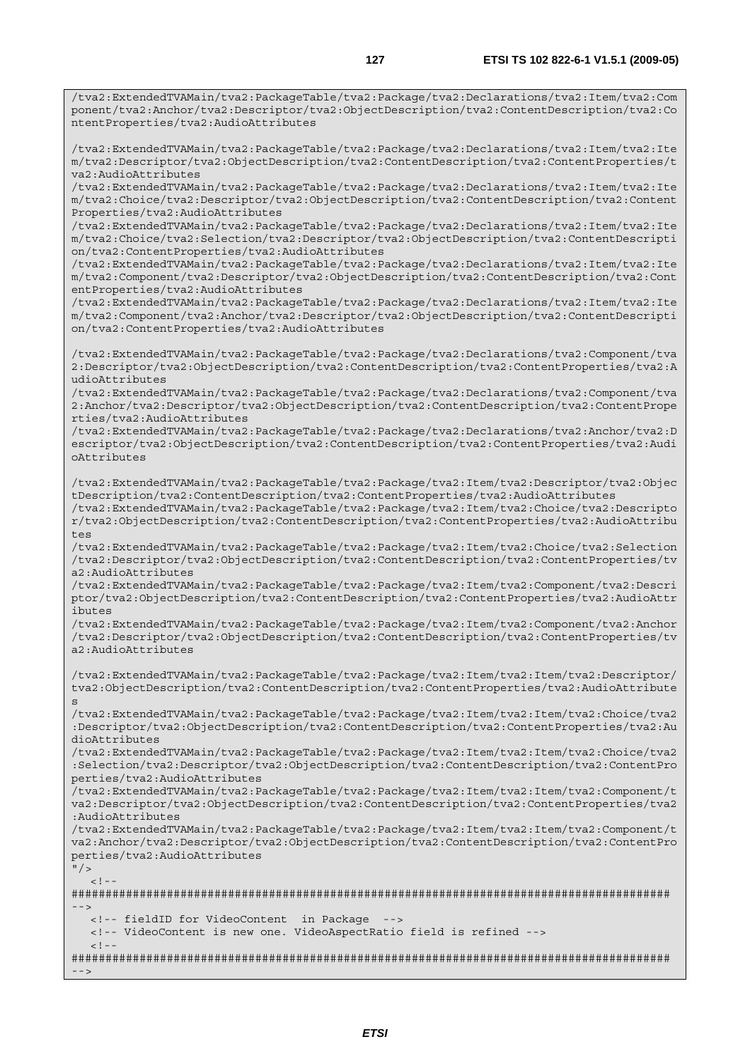```
/tva2:ExtendedTVAMain/tva2:PackageTable/tva2:Package/tva2:Declarations/tva2:Item/tva2:Component/tva2:Anchor/tva2:Descriptor/tva2:ObjectDescription/tva2:ContentDescription/tva2:ContentProperties/tva2:AudioAttributes

/tva2:ExtendedTVAMain/tva2:PackageTable/tva2:Package/tva2:Declarations/tva2:Item/tva2:Item/tva2:Descriptor/tva2:ObjectDescription/tva2:ContentDescription/tva2:ContentProperties/tva2:AudioAttributes
/tva2:ExtendedTVAMain/tva2:PackageTable/tva2:Package/tva2:Declarations/tva2:Item/tva2:Item/tva2:Choice/tva2:Descriptor/tva2:ObjectDescription/tva2:ContentDescription/tva2:ContentProperties/tva2:AudioAttributes
/tva2:ExtendedTVAMain/tva2:PackageTable/tva2:Package/tva2:Declarations/tva2:Item/tva2:Item/tva2:Choice/tva2:Selection/tva2:Descriptor/tva2:ObjectDescription/tva2:ContentDescription/tva2:ContentProperties/tva2:AudioAttributes
/tva2:ExtendedTVAMain/tva2:PackageTable/tva2:Package/tva2:Declarations/tva2:Item/tva2:Item/tva2:Component/tva2:Descriptor/tva2:ObjectDescription/tva2:ContentDescription/tva2:ContentProperties/tva2:AudioAttributes
/tva2:ExtendedTVAMain/tva2:PackageTable/tva2:Package/tva2:Declarations/tva2:Item/tva2:Item/tva2:Component/tva2:Anchor/tva2:Descriptor/tva2:ObjectDescription/tva2:ContentDescription/tva2:ContentProperties/tva2:AudioAttributes

/tva2:ExtendedTVAMain/tva2:PackageTable/tva2:Package/tva2:Declarations/tva2:Component/tva2:Descriptor/tva2:ObjectDescription/tva2:ContentDescription/tva2:ContentProperties/tva2:AudioAttributes
/tva2:ExtendedTVAMain/tva2:PackageTable/tva2:Package/tva2:Declarations/tva2:Component/tva2:Anchor/tva2:Descriptor/tva2:ObjectDescription/tva2:ContentDescription/tva2:ContentProperties/tva2:AudioAttributes
/tva2:ExtendedTVAMain/tva2:PackageTable/tva2:Package/tva2:Declarations/tva2:Anchor/tva2:Descriptor/tva2:ObjectDescription/tva2:ContentDescription/tva2:ContentProperties/tva2:AudioAttributes

/tva2:ExtendedTVAMain/tva2:PackageTable/tva2:Package/tva2:Item/tva2:Descriptor/tva2:ObjectDescription/tva2:ContentDescription/tva2:ContentProperties/tva2:AudioAttributes
/tva2:ExtendedTVAMain/tva2:PackageTable/tva2:Package/tva2:Item/tva2:Choice/tva2:Descriptor/tva2:ObjectDescription/tva2:ContentDescription/tva2:ContentProperties/tva2:AudioAttributes
/tva2:ExtendedTVAMain/tva2:PackageTable/tva2:Package/tva2:Item/tva2:Choice/tva2:Selection/tva2:Descriptor/tva2:ObjectDescription/tva2:ContentDescription/tva2:ContentProperties/tva2:AudioAttributes
/tva2:ExtendedTVAMain/tva2:PackageTable/tva2:Package/tva2:Item/tva2:Component/tva2:Descriptor/tva2:ObjectDescription/tva2:ContentDescription/tva2:ContentProperties/tva2:AudioAttributes
/tva2:ExtendedTVAMain/tva2:PackageTable/tva2:Package/tva2:Item/tva2:Component/tva2:Anchor/tva2:Descriptor/tva2:ObjectDescription/tva2:ContentDescription/tva2:ContentProperties/tva2:AudioAttributes

/tva2:ExtendedTVAMain/tva2:PackageTable/tva2:Package/tva2:Item/tva2:Item/tva2:Descriptor/tva2:ObjectDescription/tva2:ContentDescription/tva2:ContentProperties/tva2:AudioAttributes
/tva2:ExtendedTVAMain/tva2:PackageTable/tva2:Package/tva2:Item/tva2:Item/tva2:Choice/tva2:Descriptor/tva2:ObjectDescription/tva2:ContentDescription/tva2:ContentProperties/tva2:AudioAttributes
/tva2:ExtendedTVAMain/tva2:PackageTable/tva2:Package/tva2:Item/tva2:Item/tva2:Choice/tva2:Selection/tva2:Descriptor/tva2:ObjectDescription/tva2:ContentDescription/tva2:ContentProperties/tva2:AudioAttributes
/tva2:ExtendedTVAMain/tva2:PackageTable/tva2:Package/tva2:Item/tva2:Item/tva2:Component/tva2:Descriptor/tva2:ObjectDescription/tva2:ContentDescription/tva2:ContentProperties/tva2:AudioAttributes
/tva2:ExtendedTVAMain/tva2:PackageTable/tva2:Package/tva2:Item/tva2:Item/tva2:Component/tva2:Anchor/tva2:Descriptor/tva2:ObjectDescription/tva2:ContentDescription/tva2:ContentProperties/tva2:AudioAttributes
"/>
   <!--
#########################################################################################
-->
   <!-- fieldID for VideoContent  in Package  -->
   <!-- VideoContent is new one. VideoAspectRatio field is refined -->
   <!--
#########################################################################################
-->
```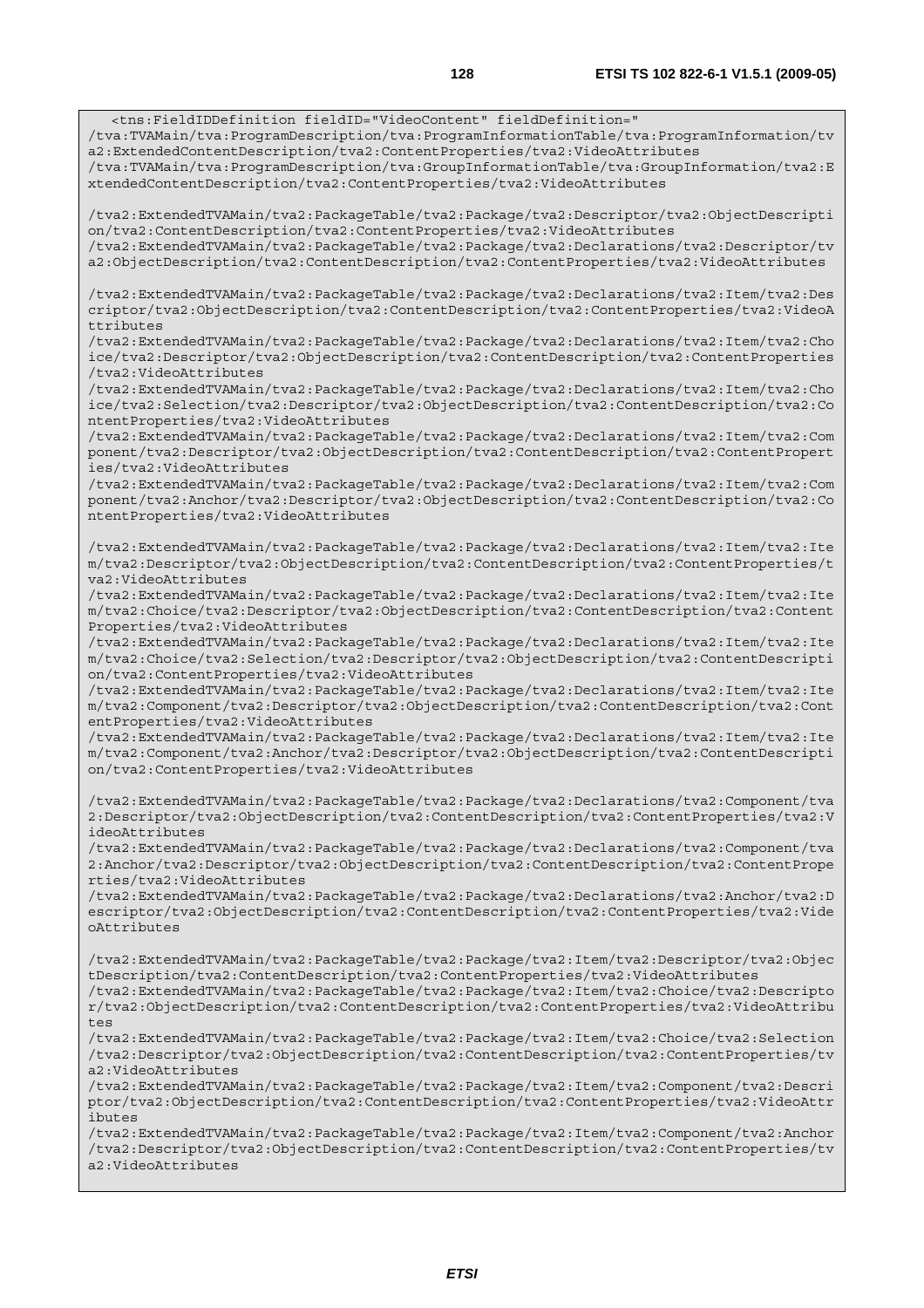```
    <tns:FieldIDDefinition fieldID="VideoContent" fieldDefinition="
/tva:TVAMain/tva:ProgramDescription/tva:ProgramInformationTable/tva:ProgramInformation/tva2:ExtendedContentDescription/tva2:ContentProperties/tva2:VideoAttributes
/tva:TVAMain/tva:ProgramDescription/tva:GroupInformationTable/tva:GroupInformation/tva2:ExtendedContentDescription/tva2:ContentProperties/tva2:VideoAttributes

/tva2:ExtendedTVAMain/tva2:PackageTable/tva2:Package/tva2:Descriptor/tva2:ObjectDescription/tva2:ContentDescription/tva2:ContentProperties/tva2:VideoAttributes
/tva2:ExtendedTVAMain/tva2:PackageTable/tva2:Package/tva2:Declarations/tva2:Descriptor/tva2:ObjectDescription/tva2:ContentDescription/tva2:ContentProperties/tva2:VideoAttributes

/tva2:ExtendedTVAMain/tva2:PackageTable/tva2:Package/tva2:Declarations/tva2:Item/tva2:Descriptor/tva2:ObjectDescription/tva2:ContentDescription/tva2:ContentProperties/tva2:VideoAttributes
/tva2:ExtendedTVAMain/tva2:PackageTable/tva2:Package/tva2:Declarations/tva2:Item/tva2:Choice/tva2:Descriptor/tva2:ObjectDescription/tva2:ContentDescription/tva2:ContentProperties/tva2:VideoAttributes
/tva2:ExtendedTVAMain/tva2:PackageTable/tva2:Package/tva2:Declarations/tva2:Item/tva2:Choice/tva2:Selection/tva2:Descriptor/tva2:ObjectDescription/tva2:ContentDescription/tva2:ContentProperties/tva2:VideoAttributes
/tva2:ExtendedTVAMain/tva2:PackageTable/tva2:Package/tva2:Declarations/tva2:Item/tva2:Component/tva2:Descriptor/tva2:ObjectDescription/tva2:ContentDescription/tva2:ContentProperties/tva2:VideoAttributes
/tva2:ExtendedTVAMain/tva2:PackageTable/tva2:Package/tva2:Declarations/tva2:Item/tva2:Component/tva2:Anchor/tva2:Descriptor/tva2:ObjectDescription/tva2:ContentDescription/tva2:ContentProperties/tva2:VideoAttributes

/tva2:ExtendedTVAMain/tva2:PackageTable/tva2:Package/tva2:Declarations/tva2:Item/tva2:Item/tva2:Descriptor/tva2:ObjectDescription/tva2:ContentDescription/tva2:ContentProperties/tva2:VideoAttributes
/tva2:ExtendedTVAMain/tva2:PackageTable/tva2:Package/tva2:Declarations/tva2:Item/tva2:Item/tva2:Choice/tva2:Descriptor/tva2:ObjectDescription/tva2:ContentDescription/tva2:ContentProperties/tva2:VideoAttributes
/tva2:ExtendedTVAMain/tva2:PackageTable/tva2:Package/tva2:Declarations/tva2:Item/tva2:Item/tva2:Choice/tva2:Selection/tva2:Descriptor/tva2:ObjectDescription/tva2:ContentDescription/tva2:ContentProperties/tva2:VideoAttributes
/tva2:ExtendedTVAMain/tva2:PackageTable/tva2:Package/tva2:Declarations/tva2:Item/tva2:Item/tva2:Component/tva2:Descriptor/tva2:ObjectDescription/tva2:ContentDescription/tva2:ContentProperties/tva2:VideoAttributes
/tva2:ExtendedTVAMain/tva2:PackageTable/tva2:Package/tva2:Declarations/tva2:Item/tva2:Item/tva2:Component/tva2:Anchor/tva2:Descriptor/tva2:ObjectDescription/tva2:ContentDescription/tva2:ContentProperties/tva2:VideoAttributes

/tva2:ExtendedTVAMain/tva2:PackageTable/tva2:Package/tva2:Declarations/tva2:Component/tva2:Descriptor/tva2:ObjectDescription/tva2:ContentDescription/tva2:ContentProperties/tva2:VideoAttributes
/tva2:ExtendedTVAMain/tva2:PackageTable/tva2:Package/tva2:Declarations/tva2:Component/tva2:Anchor/tva2:Descriptor/tva2:ObjectDescription/tva2:ContentDescription/tva2:ContentProperties/tva2:VideoAttributes
/tva2:ExtendedTVAMain/tva2:PackageTable/tva2:Package/tva2:Declarations/tva2:Anchor/tva2:Descriptor/tva2:ObjectDescription/tva2:ContentDescription/tva2:ContentProperties/tva2:VideoAttributes

/tva2:ExtendedTVAMain/tva2:PackageTable/tva2:Package/tva2:Item/tva2:Descriptor/tva2:ObjectDescription/tva2:ContentDescription/tva2:ContentProperties/tva2:VideoAttributes
/tva2:ExtendedTVAMain/tva2:PackageTable/tva2:Package/tva2:Item/tva2:Choice/tva2:Descriptor/tva2:ObjectDescription/tva2:ContentDescription/tva2:ContentProperties/tva2:VideoAttributes
/tva2:ExtendedTVAMain/tva2:PackageTable/tva2:Package/tva2:Item/tva2:Choice/tva2:Selection/tva2:Descriptor/tva2:ObjectDescription/tva2:ContentDescription/tva2:ContentProperties/tva2:VideoAttributes
/tva2:ExtendedTVAMain/tva2:PackageTable/tva2:Package/tva2:Item/tva2:Component/tva2:Descriptor/tva2:ObjectDescription/tva2:ContentDescription/tva2:ContentProperties/tva2:VideoAttributes
/tva2:ExtendedTVAMain/tva2:PackageTable/tva2:Package/tva2:Item/tva2:Component/tva2:Anchor/tva2:Descriptor/tva2:ObjectDescription/tva2:ContentDescription/tva2:ContentProperties/tva2:VideoAttributes
```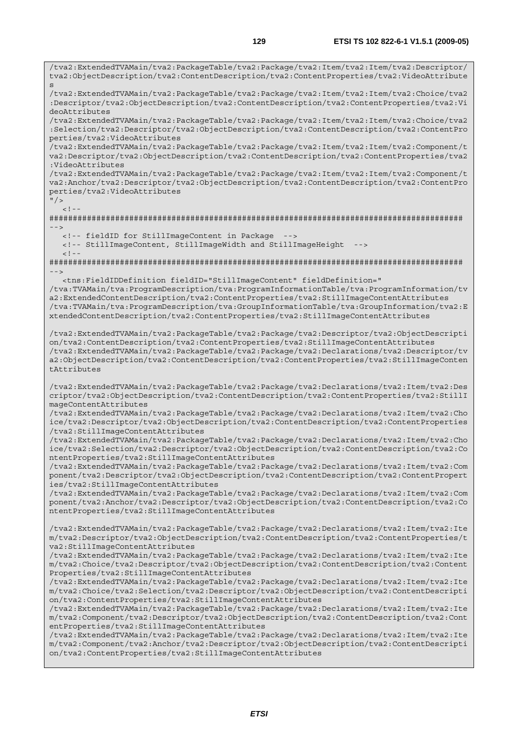```
/tva2:ExtendedTVAMain/tva2:PackageTable/tva2:Package/tva2:Item/tva2:Item/tva2:Descriptor/tva2:ObjectDescription/tva2:ContentDescription/tva2:ContentProperties/tva2:VideoAttributes
/tva2:ExtendedTVAMain/tva2:PackageTable/tva2:Package/tva2:Item/tva2:Item/tva2:Choice/tva2:Descriptor/tva2:ObjectDescription/tva2:ContentDescription/tva2:ContentProperties/tva2:VideoAttributes
/tva2:ExtendedTVAMain/tva2:PackageTable/tva2:Package/tva2:Item/tva2:Item/tva2:Choice/tva2:Selection/tva2:Descriptor/tva2:ObjectDescription/tva2:ContentDescription/tva2:ContentProperties/tva2:VideoAttributes
/tva2:ExtendedTVAMain/tva2:PackageTable/tva2:Package/tva2:Item/tva2:Item/tva2:Component/tva2:Descriptor/tva2:ObjectDescription/tva2:ContentDescription/tva2:ContentProperties/tva2:VideoAttributes
/tva2:ExtendedTVAMain/tva2:PackageTable/tva2:Package/tva2:Item/tva2:Item/tva2:Component/tva2:Anchor/tva2:Descriptor/tva2:ObjectDescription/tva2:ContentDescription/tva2:ContentProperties/tva2:VideoAttributes
"/>
   <!--
########################################################################################
-->
   <!-- fieldID for StillImageContent in Package  -->
   <!-- StillImageContent, StillImageWidth and StillImageHeight  -->
   <!--
########################################################################################
-->
   <tns:FieldIDDefinition fieldID="StillImageContent" fieldDefinition="
/tva:TVAMain/tva:ProgramDescription/tva:ProgramInformationTable/tva:ProgramInformation/tva2:ExtendedContentDescription/tva2:ContentProperties/tva2:StillImageContentAttributes
/tva:TVAMain/tva:ProgramDescription/tva:GroupInformationTable/tva:GroupInformation/tva2:ExtendedContentDescription/tva2:ContentProperties/tva2:StillImageContentAttributes

/tva2:ExtendedTVAMain/tva2:PackageTable/tva2:Package/tva2:Descriptor/tva2:ObjectDescription/tva2:ContentDescription/tva2:ContentProperties/tva2:StillImageContentAttributes
/tva2:ExtendedTVAMain/tva2:PackageTable/tva2:Package/tva2:Declarations/tva2:Descriptor/tva2:ObjectDescription/tva2:ContentDescription/tva2:ContentProperties/tva2:StillImageContentAttributes

/tva2:ExtendedTVAMain/tva2:PackageTable/tva2:Package/tva2:Declarations/tva2:Item/tva2:Descriptor/tva2:ObjectDescription/tva2:ContentDescription/tva2:ContentProperties/tva2:StillImageContentAttributes
/tva2:ExtendedTVAMain/tva2:PackageTable/tva2:Package/tva2:Declarations/tva2:Item/tva2:Choice/tva2:Descriptor/tva2:ObjectDescription/tva2:ContentDescription/tva2:ContentProperties/tva2:StillImageContentAttributes
/tva2:ExtendedTVAMain/tva2:PackageTable/tva2:Package/tva2:Declarations/tva2:Item/tva2:Choice/tva2:Selection/tva2:Descriptor/tva2:ObjectDescription/tva2:ContentDescription/tva2:ContentProperties/tva2:StillImageContentAttributes
/tva2:ExtendedTVAMain/tva2:PackageTable/tva2:Package/tva2:Declarations/tva2:Item/tva2:Component/tva2:Descriptor/tva2:ObjectDescription/tva2:ContentDescription/tva2:ContentProperties/tva2:StillImageContentAttributes
/tva2:ExtendedTVAMain/tva2:PackageTable/tva2:Package/tva2:Declarations/tva2:Item/tva2:Component/tva2:Anchor/tva2:Descriptor/tva2:ObjectDescription/tva2:ContentDescription/tva2:ContentProperties/tva2:StillImageContentAttributes

/tva2:ExtendedTVAMain/tva2:PackageTable/tva2:Package/tva2:Declarations/tva2:Item/tva2:Item/tva2:Descriptor/tva2:ObjectDescription/tva2:ContentDescription/tva2:ContentProperties/tva2:StillImageContentAttributes
/tva2:ExtendedTVAMain/tva2:PackageTable/tva2:Package/tva2:Declarations/tva2:Item/tva2:Item/tva2:Choice/tva2:Descriptor/tva2:ObjectDescription/tva2:ContentDescription/tva2:ContentProperties/tva2:StillImageContentAttributes
/tva2:ExtendedTVAMain/tva2:PackageTable/tva2:Package/tva2:Declarations/tva2:Item/tva2:Item/tva2:Choice/tva2:Selection/tva2:Descriptor/tva2:ObjectDescription/tva2:ContentDescription/tva2:ContentProperties/tva2:StillImageContentAttributes
/tva2:ExtendedTVAMain/tva2:PackageTable/tva2:Package/tva2:Declarations/tva2:Item/tva2:Item/tva2:Component/tva2:Descriptor/tva2:ObjectDescription/tva2:ContentDescription/tva2:ContentProperties/tva2:StillImageContentAttributes
/tva2:ExtendedTVAMain/tva2:PackageTable/tva2:Package/tva2:Declarations/tva2:Item/tva2:Item/tva2:Component/tva2:Anchor/tva2:Descriptor/tva2:ObjectDescription/tva2:ContentDescription/tva2:ContentProperties/tva2:StillImageContentAttributes
```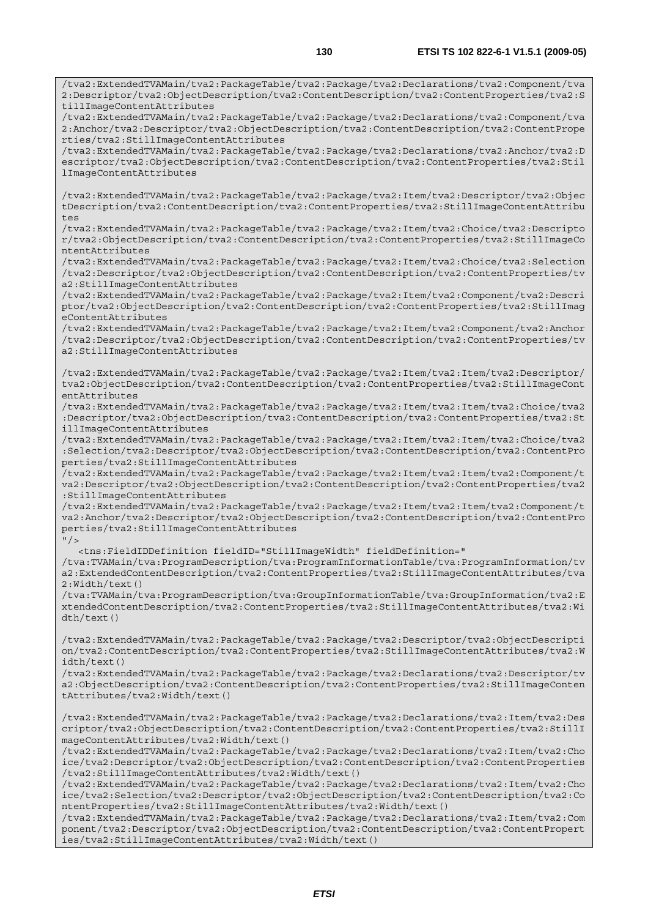```
/tva2:ExtendedTVAMain/tva2:PackageTable/tva2:Package/tva2:Declarations/tva2:Component/tva2:Descriptor/tva2:ObjectDescription/tva2:ContentDescription/tva2:ContentProperties/tva2:StillImageContentAttributes
/tva2:ExtendedTVAMain/tva2:PackageTable/tva2:Package/tva2:Declarations/tva2:Component/tva2:Anchor/tva2:Descriptor/tva2:ObjectDescription/tva2:ContentDescription/tva2:ContentProperties/tva2:StillImageContentAttributes
/tva2:ExtendedTVAMain/tva2:PackageTable/tva2:Package/tva2:Declarations/tva2:Anchor/tva2:Descriptor/tva2:ObjectDescription/tva2:ContentDescription/tva2:ContentProperties/tva2:StillImageContentAttributes

/tva2:ExtendedTVAMain/tva2:PackageTable/tva2:Package/tva2:Item/tva2:Descriptor/tva2:ObjectDescription/tva2:ContentDescription/tva2:ContentProperties/tva2:StillImageContentAttributes
/tva2:ExtendedTVAMain/tva2:PackageTable/tva2:Package/tva2:Item/tva2:Choice/tva2:Descriptor/tva2:ObjectDescription/tva2:ContentDescription/tva2:ContentProperties/tva2:StillImageContentAttributes
/tva2:ExtendedTVAMain/tva2:PackageTable/tva2:Package/tva2:Item/tva2:Choice/tva2:Selection/tva2:Descriptor/tva2:ObjectDescription/tva2:ContentDescription/tva2:ContentProperties/tva2:StillImageContentAttributes
/tva2:ExtendedTVAMain/tva2:PackageTable/tva2:Package/tva2:Item/tva2:Component/tva2:Descriptor/tva2:ObjectDescription/tva2:ContentDescription/tva2:ContentProperties/tva2:StillImageContentAttributes
/tva2:ExtendedTVAMain/tva2:PackageTable/tva2:Package/tva2:Item/tva2:Component/tva2:Anchor/tva2:Descriptor/tva2:ObjectDescription/tva2:ContentDescription/tva2:ContentProperties/tva2:StillImageContentAttributes

/tva2:ExtendedTVAMain/tva2:PackageTable/tva2:Package/tva2:Item/tva2:Item/tva2:Descriptor/tva2:ObjectDescription/tva2:ContentDescription/tva2:ContentProperties/tva2:StillImageContentAttributes
/tva2:ExtendedTVAMain/tva2:PackageTable/tva2:Package/tva2:Item/tva2:Item/tva2:Choice/tva2:Descriptor/tva2:ObjectDescription/tva2:ContentDescription/tva2:ContentProperties/tva2:StillImageContentAttributes
/tva2:ExtendedTVAMain/tva2:PackageTable/tva2:Package/tva2:Item/tva2:Item/tva2:Choice/tva2:Selection/tva2:Descriptor/tva2:ObjectDescription/tva2:ContentDescription/tva2:ContentProperties/tva2:StillImageContentAttributes
/tva2:ExtendedTVAMain/tva2:PackageTable/tva2:Package/tva2:Item/tva2:Item/tva2:Component/tva2:Descriptor/tva2:ObjectDescription/tva2:ContentDescription/tva2:ContentProperties/tva2:StillImageContentAttributes
/tva2:ExtendedTVAMain/tva2:PackageTable/tva2:Package/tva2:Item/tva2:Item/tva2:Component/tva2:Anchor/tva2:Descriptor/tva2:ObjectDescription/tva2:ContentDescription/tva2:ContentProperties/tva2:StillImageContentAttributes
"/>
   <tns:FieldIDDefinition fieldID="StillImageWidth" fieldDefinition="
/tva:TVAMain/tva:ProgramDescription/tva:ProgramInformationTable/tva:ProgramInformation/tva2:ExtendedContentDescription/tva2:ContentProperties/tva2:StillImageContentAttributes/tva2:Width/text()
/tva:TVAMain/tva:ProgramDescription/tva:GroupInformationTable/tva:GroupInformation/tva2:ExtendedContentDescription/tva2:ContentProperties/tva2:StillImageContentAttributes/tva2:Width/text()

/tva2:ExtendedTVAMain/tva2:PackageTable/tva2:Package/tva2:Descriptor/tva2:ObjectDescription/tva2:ContentDescription/tva2:ContentProperties/tva2:StillImageContentAttributes/tva2:Width/text()
/tva2:ExtendedTVAMain/tva2:PackageTable/tva2:Package/tva2:Declarations/tva2:Descriptor/tva2:ObjectDescription/tva2:ContentDescription/tva2:ContentProperties/tva2:StillImageContentAttributes/tva2:Width/text()

/tva2:ExtendedTVAMain/tva2:PackageTable/tva2:Package/tva2:Declarations/tva2:Item/tva2:Descriptor/tva2:ObjectDescription/tva2:ContentDescription/tva2:ContentProperties/tva2:StillImageContentAttributes/tva2:Width/text()
/tva2:ExtendedTVAMain/tva2:PackageTable/tva2:Package/tva2:Declarations/tva2:Item/tva2:Choice/tva2:Descriptor/tva2:ObjectDescription/tva2:ContentDescription/tva2:ContentProperties/tva2:StillImageContentAttributes/tva2:Width/text()
/tva2:ExtendedTVAMain/tva2:PackageTable/tva2:Package/tva2:Declarations/tva2:Item/tva2:Choice/tva2:Selection/tva2:Descriptor/tva2:ObjectDescription/tva2:ContentDescription/tva2:ContentProperties/tva2:StillImageContentAttributes/tva2:Width/text()
/tva2:ExtendedTVAMain/tva2:PackageTable/tva2:Package/tva2:Declarations/tva2:Item/tva2:Component/tva2:Descriptor/tva2:ObjectDescription/tva2:ContentDescription/tva2:ContentProperties/tva2:StillImageContentAttributes/tva2:Width/text()
```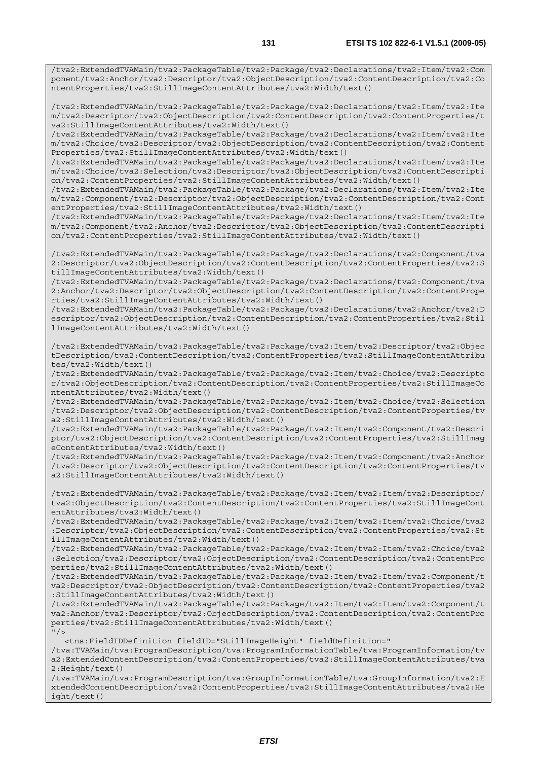```
/tva2:ExtendedTVAMain/tva2:PackageTable/tva2:Package/tva2:Declarations/tva2:Item/tva2:Component/tva2:Anchor/tva2:Descriptor/tva2:ObjectDescription/tva2:ContentDescription/tva2:ContentProperties/tva2:StillImageContentAttributes/tva2:Width/text()

/tva2:ExtendedTVAMain/tva2:PackageTable/tva2:Package/tva2:Declarations/tva2:Item/tva2:Item/tva2:Descriptor/tva2:ObjectDescription/tva2:ContentDescription/tva2:ContentProperties/tva2:StillImageContentAttributes/tva2:Width/text()
/tva2:ExtendedTVAMain/tva2:PackageTable/tva2:Package/tva2:Declarations/tva2:Item/tva2:Item/tva2:Choice/tva2:Descriptor/tva2:ObjectDescription/tva2:ContentDescription/tva2:ContentProperties/tva2:StillImageContentAttributes/tva2:Width/text()
/tva2:ExtendedTVAMain/tva2:PackageTable/tva2:Package/tva2:Declarations/tva2:Item/tva2:Item/tva2:Choice/tva2:Selection/tva2:Descriptor/tva2:ObjectDescription/tva2:ContentDescription/tva2:ContentProperties/tva2:StillImageContentAttributes/tva2:Width/text()
/tva2:ExtendedTVAMain/tva2:PackageTable/tva2:Package/tva2:Declarations/tva2:Item/tva2:Item/tva2:Component/tva2:Descriptor/tva2:ObjectDescription/tva2:ContentDescription/tva2:ContentProperties/tva2:StillImageContentAttributes/tva2:Width/text()
/tva2:ExtendedTVAMain/tva2:PackageTable/tva2:Package/tva2:Declarations/tva2:Item/tva2:Item/tva2:Component/tva2:Anchor/tva2:Descriptor/tva2:ObjectDescription/tva2:ContentDescription/tva2:ContentProperties/tva2:StillImageContentAttributes/tva2:Width/text()

/tva2:ExtendedTVAMain/tva2:PackageTable/tva2:Package/tva2:Declarations/tva2:Component/tva2:Descriptor/tva2:ObjectDescription/tva2:ContentDescription/tva2:ContentProperties/tva2:StillImageContentAttributes/tva2:Width/text()
/tva2:ExtendedTVAMain/tva2:PackageTable/tva2:Package/tva2:Declarations/tva2:Component/tva2:Anchor/tva2:Descriptor/tva2:ObjectDescription/tva2:ContentDescription/tva2:ContentProperties/tva2:StillImageContentAttributes/tva2:Width/text()
/tva2:ExtendedTVAMain/tva2:PackageTable/tva2:Package/tva2:Declarations/tva2:Anchor/tva2:Descriptor/tva2:ObjectDescription/tva2:ContentDescription/tva2:ContentProperties/tva2:StillImageContentAttributes/tva2:Width/text()

/tva2:ExtendedTVAMain/tva2:PackageTable/tva2:Package/tva2:Item/tva2:Descriptor/tva2:ObjectDescription/tva2:ContentDescription/tva2:ContentProperties/tva2:StillImageContentAttributes/tva2:Width/text()
/tva2:ExtendedTVAMain/tva2:PackageTable/tva2:Package/tva2:Item/tva2:Choice/tva2:Descriptor/tva2:ObjectDescription/tva2:ContentDescription/tva2:ContentProperties/tva2:StillImageContentAttributes/tva2:Width/text()
/tva2:ExtendedTVAMain/tva2:PackageTable/tva2:Package/tva2:Item/tva2:Choice/tva2:Selection/tva2:Descriptor/tva2:ObjectDescription/tva2:ContentDescription/tva2:ContentProperties/tva2:StillImageContentAttributes/tva2:Width/text()
/tva2:ExtendedTVAMain/tva2:PackageTable/tva2:Package/tva2:Item/tva2:Component/tva2:Descriptor/tva2:ObjectDescription/tva2:ContentDescription/tva2:ContentProperties/tva2:StillImageContentAttributes/tva2:Width/text()
/tva2:ExtendedTVAMain/tva2:PackageTable/tva2:Package/tva2:Item/tva2:Component/tva2:Anchor/tva2:Descriptor/tva2:ObjectDescription/tva2:ContentDescription/tva2:ContentProperties/tva2:StillImageContentAttributes/tva2:Width/text()

/tva2:ExtendedTVAMain/tva2:PackageTable/tva2:Package/tva2:Item/tva2:Item/tva2:Descriptor/tva2:ObjectDescription/tva2:ContentDescription/tva2:ContentProperties/tva2:StillImageContentAttributes/tva2:Width/text()
/tva2:ExtendedTVAMain/tva2:PackageTable/tva2:Package/tva2:Item/tva2:Item/tva2:Choice/tva2:Descriptor/tva2:ObjectDescription/tva2:ContentDescription/tva2:ContentProperties/tva2:StillImageContentAttributes/tva2:Width/text()
/tva2:ExtendedTVAMain/tva2:PackageTable/tva2:Package/tva2:Item/tva2:Item/tva2:Choice/tva2:Selection/tva2:Descriptor/tva2:ObjectDescription/tva2:ContentDescription/tva2:ContentProperties/tva2:StillImageContentAttributes/tva2:Width/text()
/tva2:ExtendedTVAMain/tva2:PackageTable/tva2:Package/tva2:Item/tva2:Item/tva2:Component/tva2:Descriptor/tva2:ObjectDescription/tva2:ContentDescription/tva2:ContentProperties/tva2:StillImageContentAttributes/tva2:Width/text()
/tva2:ExtendedTVAMain/tva2:PackageTable/tva2:Package/tva2:Item/tva2:Item/tva2:Component/tva2:Anchor/tva2:Descriptor/tva2:ObjectDescription/tva2:ContentDescription/tva2:ContentProperties/tva2:StillImageContentAttributes/tva2:Width/text()
"/>
   <tns:FieldIDDefinition fieldID="StillImageHeight" fieldDefinition="
/tva:TVAMain/tva:ProgramDescription/tva:ProgramInformationTable/tva:ProgramInformation/tva2:ExtendedContentDescription/tva2:ContentProperties/tva2:StillImageContentAttributes/tva2:Height/text()
/tva:TVAMain/tva:ProgramDescription/tva:GroupInformationTable/tva:GroupInformation/tva2:ExtendedContentDescription/tva2:ContentProperties/tva2:StillImageContentAttributes/tva2:Height/text()
```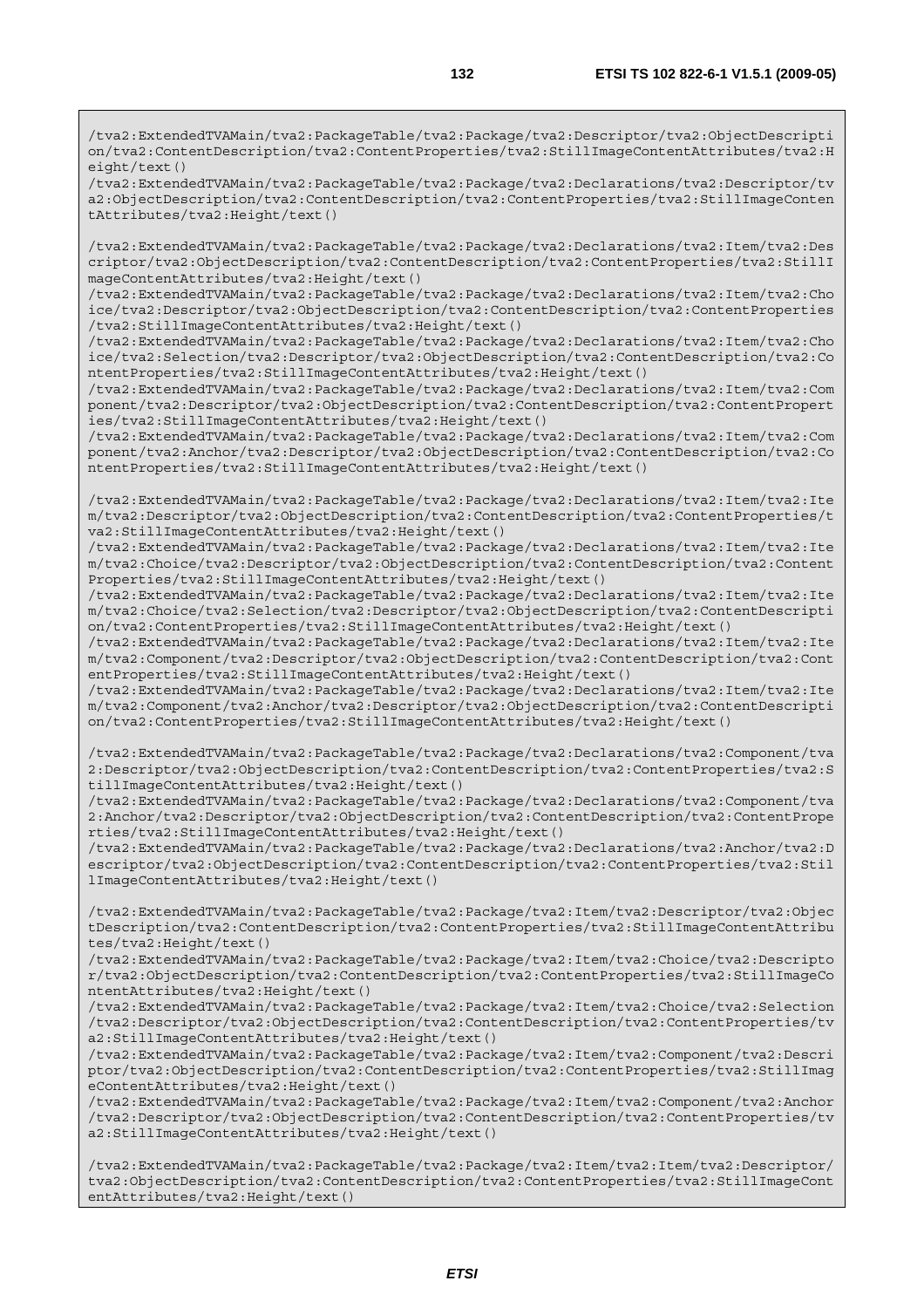```
/tva2:ExtendedTVAMain/tva2:PackageTable/tva2:Package/tva2:Descriptor/tva2:ObjectDescription/tva2:ContentDescription/tva2:ContentProperties/tva2:StillImageContentAttributes/tva2:Height/text()
/tva2:ExtendedTVAMain/tva2:PackageTable/tva2:Package/tva2:Declarations/tva2:Descriptor/tva2:ObjectDescription/tva2:ContentDescription/tva2:ContentProperties/tva2:StillImageContentAttributes/tva2:Height/text()

/tva2:ExtendedTVAMain/tva2:PackageTable/tva2:Package/tva2:Declarations/tva2:Item/tva2:Descriptor/tva2:ObjectDescription/tva2:ContentDescription/tva2:ContentProperties/tva2:StillImageContentAttributes/tva2:Height/text()
/tva2:ExtendedTVAMain/tva2:PackageTable/tva2:Package/tva2:Declarations/tva2:Item/tva2:Choice/tva2:Descriptor/tva2:ObjectDescription/tva2:ContentDescription/tva2:ContentProperties/tva2:StillImageContentAttributes/tva2:Height/text()
/tva2:ExtendedTVAMain/tva2:PackageTable/tva2:Package/tva2:Declarations/tva2:Item/tva2:Choice/tva2:Selection/tva2:Descriptor/tva2:ObjectDescription/tva2:ContentDescription/tva2:ContentProperties/tva2:StillImageContentAttributes/tva2:Height/text()
/tva2:ExtendedTVAMain/tva2:PackageTable/tva2:Package/tva2:Declarations/tva2:Item/tva2:Component/tva2:Descriptor/tva2:ObjectDescription/tva2:ContentDescription/tva2:ContentProperties/tva2:StillImageContentAttributes/tva2:Height/text()
/tva2:ExtendedTVAMain/tva2:PackageTable/tva2:Package/tva2:Declarations/tva2:Item/tva2:Component/tva2:Anchor/tva2:Descriptor/tva2:ObjectDescription/tva2:ContentDescription/tva2:ContentProperties/tva2:StillImageContentAttributes/tva2:Height/text()

/tva2:ExtendedTVAMain/tva2:PackageTable/tva2:Package/tva2:Declarations/tva2:Item/tva2:Item/tva2:Descriptor/tva2:ObjectDescription/tva2:ContentDescription/tva2:ContentProperties/tva2:StillImageContentAttributes/tva2:Height/text()
/tva2:ExtendedTVAMain/tva2:PackageTable/tva2:Package/tva2:Declarations/tva2:Item/tva2:Item/tva2:Choice/tva2:Descriptor/tva2:ObjectDescription/tva2:ContentDescription/tva2:ContentProperties/tva2:StillImageContentAttributes/tva2:Height/text()
/tva2:ExtendedTVAMain/tva2:PackageTable/tva2:Package/tva2:Declarations/tva2:Item/tva2:Item/tva2:Choice/tva2:Selection/tva2:Descriptor/tva2:ObjectDescription/tva2:ContentDescription/tva2:ContentProperties/tva2:StillImageContentAttributes/tva2:Height/text()
/tva2:ExtendedTVAMain/tva2:PackageTable/tva2:Package/tva2:Declarations/tva2:Item/tva2:Item/tva2:Component/tva2:Descriptor/tva2:ObjectDescription/tva2:ContentDescription/tva2:ContentProperties/tva2:StillImageContentAttributes/tva2:Height/text()
/tva2:ExtendedTVAMain/tva2:PackageTable/tva2:Package/tva2:Declarations/tva2:Item/tva2:Item/tva2:Component/tva2:Anchor/tva2:Descriptor/tva2:ObjectDescription/tva2:ContentDescription/tva2:ContentProperties/tva2:StillImageContentAttributes/tva2:Height/text()

/tva2:ExtendedTVAMain/tva2:PackageTable/tva2:Package/tva2:Declarations/tva2:Component/tva2:Descriptor/tva2:ObjectDescription/tva2:ContentDescription/tva2:ContentProperties/tva2:StillImageContentAttributes/tva2:Height/text()
/tva2:ExtendedTVAMain/tva2:PackageTable/tva2:Package/tva2:Declarations/tva2:Component/tva2:Anchor/tva2:Descriptor/tva2:ObjectDescription/tva2:ContentDescription/tva2:ContentProperties/tva2:StillImageContentAttributes/tva2:Height/text()
/tva2:ExtendedTVAMain/tva2:PackageTable/tva2:Package/tva2:Declarations/tva2:Anchor/tva2:Descriptor/tva2:ObjectDescription/tva2:ContentDescription/tva2:ContentProperties/tva2:StillImageContentAttributes/tva2:Height/text()

/tva2:ExtendedTVAMain/tva2:PackageTable/tva2:Package/tva2:Item/tva2:Descriptor/tva2:ObjectDescription/tva2:ContentDescription/tva2:ContentProperties/tva2:StillImageContentAttributes/tva2:Height/text()
/tva2:ExtendedTVAMain/tva2:PackageTable/tva2:Package/tva2:Item/tva2:Choice/tva2:Descriptor/tva2:ObjectDescription/tva2:ContentDescription/tva2:ContentProperties/tva2:StillImageContentAttributes/tva2:Height/text()
/tva2:ExtendedTVAMain/tva2:PackageTable/tva2:Package/tva2:Item/tva2:Choice/tva2:Selection/tva2:Descriptor/tva2:ObjectDescription/tva2:ContentDescription/tva2:ContentProperties/tva2:StillImageContentAttributes/tva2:Height/text()
/tva2:ExtendedTVAMain/tva2:PackageTable/tva2:Package/tva2:Item/tva2:Component/tva2:Descriptor/tva2:ObjectDescription/tva2:ContentDescription/tva2:ContentProperties/tva2:StillImageContentAttributes/tva2:Height/text()
/tva2:ExtendedTVAMain/tva2:PackageTable/tva2:Package/tva2:Item/tva2:Component/tva2:Anchor/tva2:Descriptor/tva2:ObjectDescription/tva2:ContentDescription/tva2:ContentProperties/tva2:StillImageContentAttributes/tva2:Height/text()

/tva2:ExtendedTVAMain/tva2:PackageTable/tva2:Package/tva2:Item/tva2:Item/tva2:Descriptor/tva2:ObjectDescription/tva2:ContentDescription/tva2:ContentProperties/tva2:StillImageContentAttributes/tva2:Height/text()
```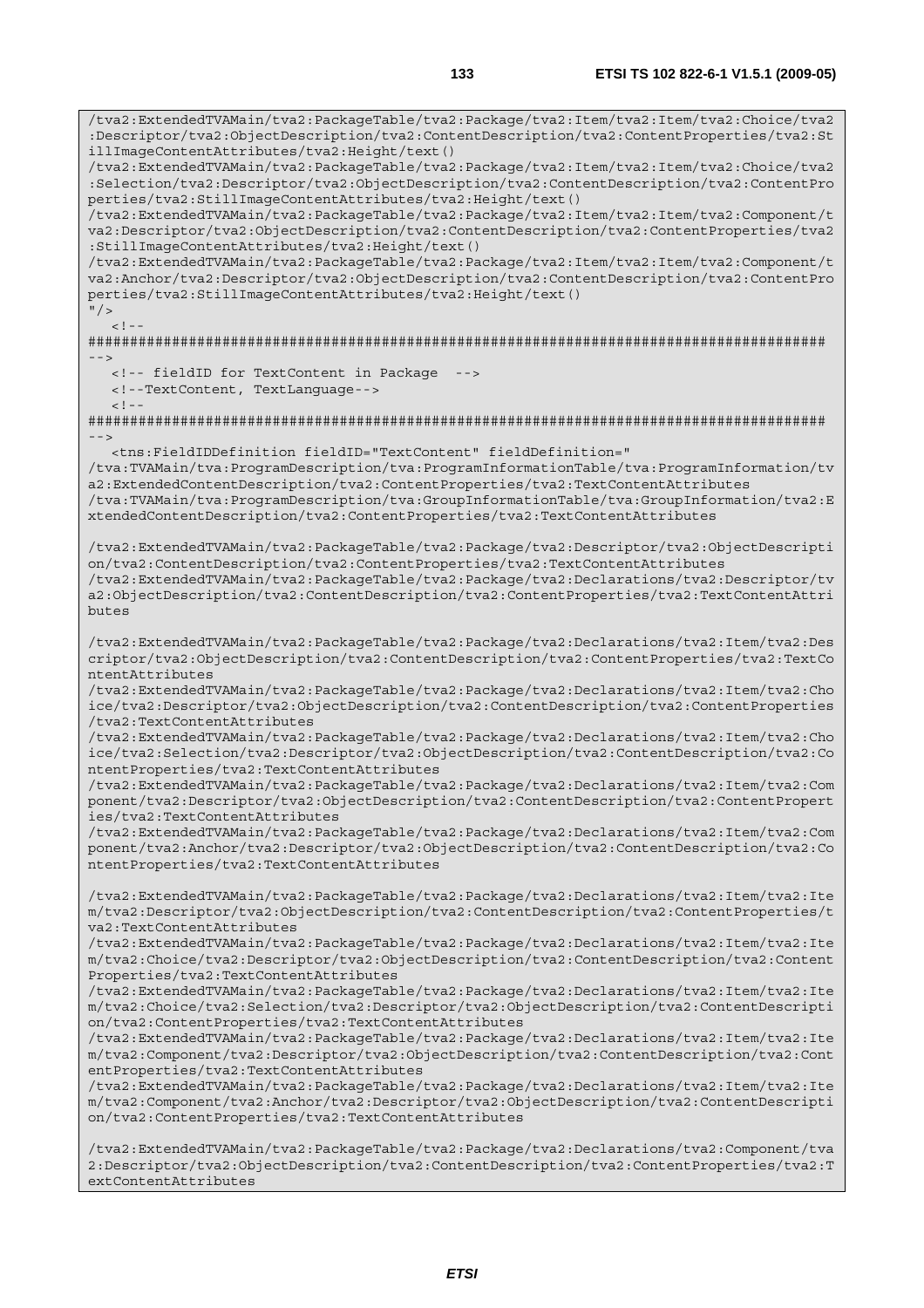```
/tva2:ExtendedTVAMain/tva2:PackageTable/tva2:Package/tva2:Item/tva2:Item/tva2:Choice/tva2
:Descriptor/tva2:ObjectDescription/tva2:ContentDescription/tva2:ContentProperties/tva2:St
illImageContentAttributes/tva2:Height/text()
/tva2:ExtendedTVAMain/tva2:PackageTable/tva2:Package/tva2:Item/tva2:Item/tva2:Choice/tva2
:Selection/tva2:Descriptor/tva2:ObjectDescription/tva2:ContentDescription/tva2:ContentPro
perties/tva2:StillImageContentAttributes/tva2:Height/text()
/tva2:ExtendedTVAMain/tva2:PackageTable/tva2:Package/tva2:Item/tva2:Item/tva2:Component/t
va2:Descriptor/tva2:ObjectDescription/tva2:ContentDescription/tva2:ContentProperties/tva2
:StillImageContentAttributes/tva2:Height/text()
/tva2:ExtendedTVAMain/tva2:PackageTable/tva2:Package/tva2:Item/tva2:Item/tva2:Component/t
va2:Anchor/tva2:Descriptor/tva2:ObjectDescription/tva2:ContentDescription/tva2:ContentPro
perties/tva2:StillImageContentAttributes/tva2:Height/text()
"/>
   <!--
########################################################################################
-->
   <!-- fieldID for TextContent in Package  -->
   <!--TextContent, TextLanguage-->
   <!--
########################################################################################
-->
   <tns:FieldIDDefinition fieldID="TextContent" fieldDefinition="
/tva:TVAMain/tva:ProgramDescription/tva:ProgramInformationTable/tva:ProgramInformation/tv
a2:ExtendedContentDescription/tva2:ContentProperties/tva2:TextContentAttributes
/tva:TVAMain/tva:ProgramDescription/tva:GroupInformationTable/tva:GroupInformation/tva2:E
xtendedContentDescription/tva2:ContentProperties/tva2:TextContentAttributes

/tva2:ExtendedTVAMain/tva2:PackageTable/tva2:Package/tva2:Descriptor/tva2:ObjectDescripti
on/tva2:ContentDescription/tva2:ContentProperties/tva2:TextContentAttributes
/tva2:ExtendedTVAMain/tva2:PackageTable/tva2:Package/tva2:Declarations/tva2:Descriptor/tv
a2:ObjectDescription/tva2:ContentDescription/tva2:ContentProperties/tva2:TextContentAttri
butes

/tva2:ExtendedTVAMain/tva2:PackageTable/tva2:Package/tva2:Declarations/tva2:Item/tva2:Des
criptor/tva2:ObjectDescription/tva2:ContentDescription/tva2:ContentProperties/tva2:TextCo
ntentAttributes
/tva2:ExtendedTVAMain/tva2:PackageTable/tva2:Package/tva2:Declarations/tva2:Item/tva2:Cho
ice/tva2:Descriptor/tva2:ObjectDescription/tva2:ContentDescription/tva2:ContentProperties
/tva2:TextContentAttributes
/tva2:ExtendedTVAMain/tva2:PackageTable/tva2:Package/tva2:Declarations/tva2:Item/tva2:Cho
ice/tva2:Selection/tva2:Descriptor/tva2:ObjectDescription/tva2:ContentDescription/tva2:Co
ntentProperties/tva2:TextContentAttributes
/tva2:ExtendedTVAMain/tva2:PackageTable/tva2:Package/tva2:Declarations/tva2:Item/tva2:Com
ponent/tva2:Descriptor/tva2:ObjectDescription/tva2:ContentDescription/tva2:ContentPropert
ies/tva2:TextContentAttributes
/tva2:ExtendedTVAMain/tva2:PackageTable/tva2:Package/tva2:Declarations/tva2:Item/tva2:Com
ponent/tva2:Anchor/tva2:Descriptor/tva2:ObjectDescription/tva2:ContentDescription/tva2:Co
ntentProperties/tva2:TextContentAttributes

/tva2:ExtendedTVAMain/tva2:PackageTable/tva2:Package/tva2:Declarations/tva2:Item/tva2:Ite
m/tva2:Descriptor/tva2:ObjectDescription/tva2:ContentDescription/tva2:ContentProperties/t
va2:TextContentAttributes
/tva2:ExtendedTVAMain/tva2:PackageTable/tva2:Package/tva2:Declarations/tva2:Item/tva2:Ite
m/tva2:Choice/tva2:Descriptor/tva2:ObjectDescription/tva2:ContentDescription/tva2:Content
Properties/tva2:TextContentAttributes
/tva2:ExtendedTVAMain/tva2:PackageTable/tva2:Package/tva2:Declarations/tva2:Item/tva2:Ite
m/tva2:Choice/tva2:Selection/tva2:Descriptor/tva2:ObjectDescription/tva2:ContentDescripti
on/tva2:ContentProperties/tva2:TextContentAttributes
/tva2:ExtendedTVAMain/tva2:PackageTable/tva2:Package/tva2:Declarations/tva2:Item/tva2:Ite
m/tva2:Component/tva2:Descriptor/tva2:ObjectDescription/tva2:ContentDescription/tva2:Cont
entProperties/tva2:TextContentAttributes
/tva2:ExtendedTVAMain/tva2:PackageTable/tva2:Package/tva2:Declarations/tva2:Item/tva2:Ite
m/tva2:Component/tva2:Anchor/tva2:Descriptor/tva2:ObjectDescription/tva2:ContentDescripti
on/tva2:ContentProperties/tva2:TextContentAttributes

/tva2:ExtendedTVAMain/tva2:PackageTable/tva2:Package/tva2:Declarations/tva2:Component/tva
2:Descriptor/tva2:ObjectDescription/tva2:ContentDescription/tva2:ContentProperties/tva2:T
extContentAttributes
```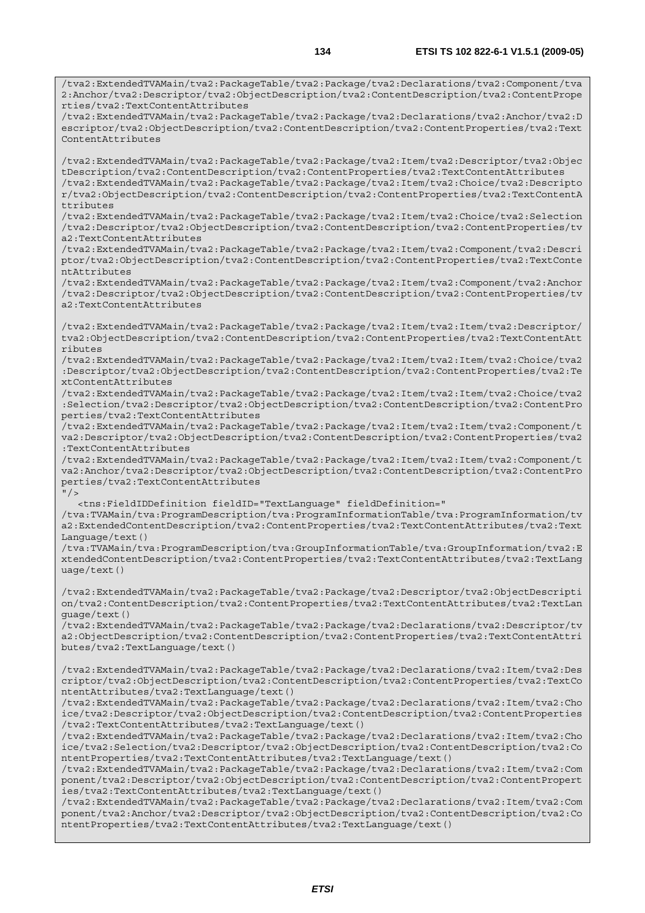```
/tva2:ExtendedTVAMain/tva2:PackageTable/tva2:Package/tva2:Declarations/tva2:Component/tva2:Anchor/tva2:Descriptor/tva2:ObjectDescription/tva2:ContentDescription/tva2:ContentProperties/tva2:TextContentAttributes
/tva2:ExtendedTVAMain/tva2:PackageTable/tva2:Package/tva2:Declarations/tva2:Anchor/tva2:Descriptor/tva2:ObjectDescription/tva2:ContentDescription/tva2:ContentProperties/tva2:TextContentAttributes

/tva2:ExtendedTVAMain/tva2:PackageTable/tva2:Package/tva2:Item/tva2:Descriptor/tva2:ObjectDescription/tva2:ContentDescription/tva2:ContentProperties/tva2:TextContentAttributes
/tva2:ExtendedTVAMain/tva2:PackageTable/tva2:Package/tva2:Item/tva2:Choice/tva2:Descriptor/tva2:ObjectDescription/tva2:ContentDescription/tva2:ContentProperties/tva2:TextContentAttributes
/tva2:ExtendedTVAMain/tva2:PackageTable/tva2:Package/tva2:Item/tva2:Choice/tva2:Selection/tva2:Descriptor/tva2:ObjectDescription/tva2:ContentDescription/tva2:ContentProperties/tva2:TextContentAttributes
/tva2:ExtendedTVAMain/tva2:PackageTable/tva2:Package/tva2:Item/tva2:Component/tva2:Descriptor/tva2:ObjectDescription/tva2:ContentDescription/tva2:ContentProperties/tva2:TextContentAttributes
/tva2:ExtendedTVAMain/tva2:PackageTable/tva2:Package/tva2:Item/tva2:Component/tva2:Anchor/tva2:Descriptor/tva2:ObjectDescription/tva2:ContentDescription/tva2:ContentProperties/tva2:TextContentAttributes

/tva2:ExtendedTVAMain/tva2:PackageTable/tva2:Package/tva2:Item/tva2:Item/tva2:Descriptor/tva2:ObjectDescription/tva2:ContentDescription/tva2:ContentProperties/tva2:TextContentAttributes
/tva2:ExtendedTVAMain/tva2:PackageTable/tva2:Package/tva2:Item/tva2:Item/tva2:Choice/tva2:Descriptor/tva2:ObjectDescription/tva2:ContentDescription/tva2:ContentProperties/tva2:TextContentAttributes
/tva2:ExtendedTVAMain/tva2:PackageTable/tva2:Package/tva2:Item/tva2:Item/tva2:Choice/tva2:Selection/tva2:Descriptor/tva2:ObjectDescription/tva2:ContentDescription/tva2:ContentProperties/tva2:TextContentAttributes
/tva2:ExtendedTVAMain/tva2:PackageTable/tva2:Package/tva2:Item/tva2:Item/tva2:Component/tva2:Descriptor/tva2:ObjectDescription/tva2:ContentDescription/tva2:ContentProperties/tva2:TextContentAttributes
/tva2:ExtendedTVAMain/tva2:PackageTable/tva2:Package/tva2:Item/tva2:Item/tva2:Component/tva2:Anchor/tva2:Descriptor/tva2:ObjectDescription/tva2:ContentDescription/tva2:ContentProperties/tva2:TextContentAttributes
"/>
   <tns:FieldIDDefinition fieldID="TextLanguage" fieldDefinition="
/tva:TVAMain/tva:ProgramDescription/tva:ProgramInformationTable/tva:ProgramInformation/tva2:ExtendedContentDescription/tva2:ContentProperties/tva2:TextContentAttributes/tva2:TextLanguage/text()
/tva:TVAMain/tva:ProgramDescription/tva:GroupInformationTable/tva:GroupInformation/tva2:ExtendedContentDescription/tva2:ContentProperties/tva2:TextContentAttributes/tva2:TextLanguage/text()

/tva2:ExtendedTVAMain/tva2:PackageTable/tva2:Package/tva2:Descriptor/tva2:ObjectDescription/tva2:ContentDescription/tva2:ContentProperties/tva2:TextContentAttributes/tva2:TextLanguage/text()
/tva2:ExtendedTVAMain/tva2:PackageTable/tva2:Package/tva2:Declarations/tva2:Descriptor/tva2:ObjectDescription/tva2:ContentDescription/tva2:ContentProperties/tva2:TextContentAttributes/tva2:TextLanguage/text()

/tva2:ExtendedTVAMain/tva2:PackageTable/tva2:Package/tva2:Declarations/tva2:Item/tva2:Descriptor/tva2:ObjectDescription/tva2:ContentDescription/tva2:ContentProperties/tva2:TextContentAttributes/tva2:TextLanguage/text()
/tva2:ExtendedTVAMain/tva2:PackageTable/tva2:Package/tva2:Declarations/tva2:Item/tva2:Choice/tva2:Descriptor/tva2:ObjectDescription/tva2:ContentDescription/tva2:ContentProperties/tva2:TextContentAttributes/tva2:TextLanguage/text()
/tva2:ExtendedTVAMain/tva2:PackageTable/tva2:Package/tva2:Declarations/tva2:Item/tva2:Choice/tva2:Selection/tva2:Descriptor/tva2:ObjectDescription/tva2:ContentDescription/tva2:ContentProperties/tva2:TextContentAttributes/tva2:TextLanguage/text()
/tva2:ExtendedTVAMain/tva2:PackageTable/tva2:Package/tva2:Declarations/tva2:Item/tva2:Component/tva2:Descriptor/tva2:ObjectDescription/tva2:ContentDescription/tva2:ContentProperties/tva2:TextContentAttributes/tva2:TextLanguage/text()
/tva2:ExtendedTVAMain/tva2:PackageTable/tva2:Package/tva2:Declarations/tva2:Item/tva2:Component/tva2:Anchor/tva2:Descriptor/tva2:ObjectDescription/tva2:ContentDescription/tva2:ContentProperties/tva2:TextContentAttributes/tva2:TextLanguage/text()
```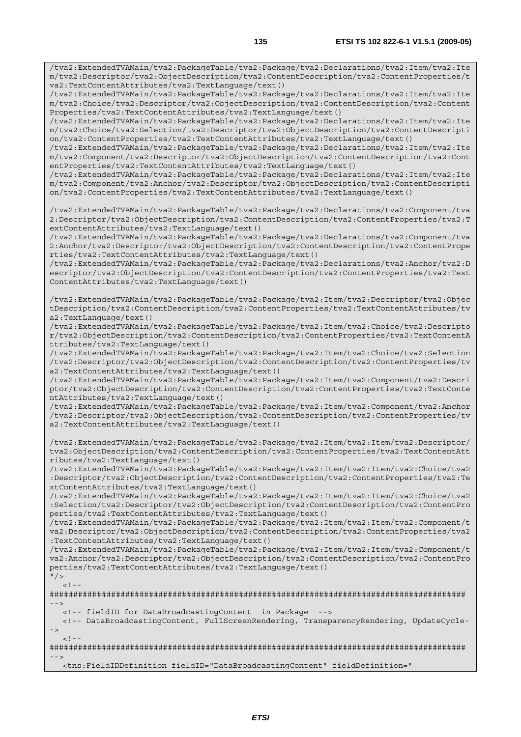```
/tva2:ExtendedTVAMain/tva2:PackageTable/tva2:Package/tva2:Declarations/tva2:Item/tva2:Item/tva2:Descriptor/tva2:ObjectDescription/tva2:ContentDescription/tva2:ContentProperties/tva2:TextContentAttributes/tva2:TextLanguage/text()
/tva2:ExtendedTVAMain/tva2:PackageTable/tva2:Package/tva2:Declarations/tva2:Item/tva2:Item/tva2:Choice/tva2:Descriptor/tva2:ObjectDescription/tva2:ContentDescription/tva2:ContentProperties/tva2:TextContentAttributes/tva2:TextLanguage/text()
/tva2:ExtendedTVAMain/tva2:PackageTable/tva2:Package/tva2:Declarations/tva2:Item/tva2:Item/tva2:Choice/tva2:Selection/tva2:Descriptor/tva2:ObjectDescription/tva2:ContentDescription/tva2:ContentProperties/tva2:TextContentAttributes/tva2:TextLanguage/text()
/tva2:ExtendedTVAMain/tva2:PackageTable/tva2:Package/tva2:Declarations/tva2:Item/tva2:Item/tva2:Component/tva2:Descriptor/tva2:ObjectDescription/tva2:ContentDescription/tva2:ContentProperties/tva2:TextContentAttributes/tva2:TextLanguage/text()
/tva2:ExtendedTVAMain/tva2:PackageTable/tva2:Package/tva2:Declarations/tva2:Item/tva2:Item/tva2:Component/tva2:Anchor/tva2:Descriptor/tva2:ObjectDescription/tva2:ContentDescription/tva2:ContentProperties/tva2:TextContentAttributes/tva2:TextLanguage/text()

/tva2:ExtendedTVAMain/tva2:PackageTable/tva2:Package/tva2:Declarations/tva2:Component/tva2:Descriptor/tva2:ObjectDescription/tva2:ContentDescription/tva2:ContentProperties/tva2:TextContentAttributes/tva2:TextLanguage/text()
/tva2:ExtendedTVAMain/tva2:PackageTable/tva2:Package/tva2:Declarations/tva2:Component/tva2:Anchor/tva2:Descriptor/tva2:ObjectDescription/tva2:ContentDescription/tva2:ContentProperties/tva2:TextContentAttributes/tva2:TextLanguage/text()
/tva2:ExtendedTVAMain/tva2:PackageTable/tva2:Package/tva2:Declarations/tva2:Anchor/tva2:Descriptor/tva2:ObjectDescription/tva2:ContentDescription/tva2:ContentProperties/tva2:TextContentAttributes/tva2:TextLanguage/text()

/tva2:ExtendedTVAMain/tva2:PackageTable/tva2:Package/tva2:Item/tva2:Descriptor/tva2:ObjectDescription/tva2:ContentDescription/tva2:ContentProperties/tva2:TextContentAttributes/tva2:TextLanguage/text()
/tva2:ExtendedTVAMain/tva2:PackageTable/tva2:Package/tva2:Item/tva2:Choice/tva2:Descriptor/tva2:ObjectDescription/tva2:ContentDescription/tva2:ContentProperties/tva2:TextContentAttributes/tva2:TextLanguage/text()
/tva2:ExtendedTVAMain/tva2:PackageTable/tva2:Package/tva2:Item/tva2:Choice/tva2:Selection/tva2:Descriptor/tva2:ObjectDescription/tva2:ContentDescription/tva2:ContentProperties/tva2:TextContentAttributes/tva2:TextLanguage/text()
/tva2:ExtendedTVAMain/tva2:PackageTable/tva2:Package/tva2:Item/tva2:Component/tva2:Descriptor/tva2:ObjectDescription/tva2:ContentDescription/tva2:ContentProperties/tva2:TextContentAttributes/tva2:TextLanguage/text()
/tva2:ExtendedTVAMain/tva2:PackageTable/tva2:Package/tva2:Item/tva2:Component/tva2:Anchor/tva2:Descriptor/tva2:ObjectDescription/tva2:ContentDescription/tva2:ContentProperties/tva2:TextContentAttributes/tva2:TextLanguage/text()

/tva2:ExtendedTVAMain/tva2:PackageTable/tva2:Package/tva2:Item/tva2:Item/tva2:Descriptor/tva2:ObjectDescription/tva2:ContentDescription/tva2:ContentProperties/tva2:TextContentAttributes/tva2:TextLanguage/text()
/tva2:ExtendedTVAMain/tva2:PackageTable/tva2:Package/tva2:Item/tva2:Item/tva2:Choice/tva2:Descriptor/tva2:ObjectDescription/tva2:ContentDescription/tva2:ContentProperties/tva2:TextContentAttributes/tva2:TextLanguage/text()
/tva2:ExtendedTVAMain/tva2:PackageTable/tva2:Package/tva2:Item/tva2:Item/tva2:Choice/tva2:Selection/tva2:Descriptor/tva2:ObjectDescription/tva2:ContentDescription/tva2:ContentProperties/tva2:TextContentAttributes/tva2:TextLanguage/text()
/tva2:ExtendedTVAMain/tva2:PackageTable/tva2:Package/tva2:Item/tva2:Item/tva2:Component/tva2:Descriptor/tva2:ObjectDescription/tva2:ContentDescription/tva2:ContentProperties/tva2:TextContentAttributes/tva2:TextLanguage/text()
/tva2:ExtendedTVAMain/tva2:PackageTable/tva2:Package/tva2:Item/tva2:Item/tva2:Component/tva2:Anchor/tva2:Descriptor/tva2:ObjectDescription/tva2:ContentDescription/tva2:ContentProperties/tva2:TextContentAttributes/tva2:TextLanguage/text()
"/>
   <!--
########################################################################################
-->
   <!-- fieldID for DataBroadcastingContent  in Package  -->
   <!-- DataBroadcastingContent, FullScreenRendering, TransparencyRendering, UpdateCycle-->
   <!--
########################################################################################
-->
   <tns:FieldIDDefinition fieldID="DataBroadcastingContent" fieldDefinition="
```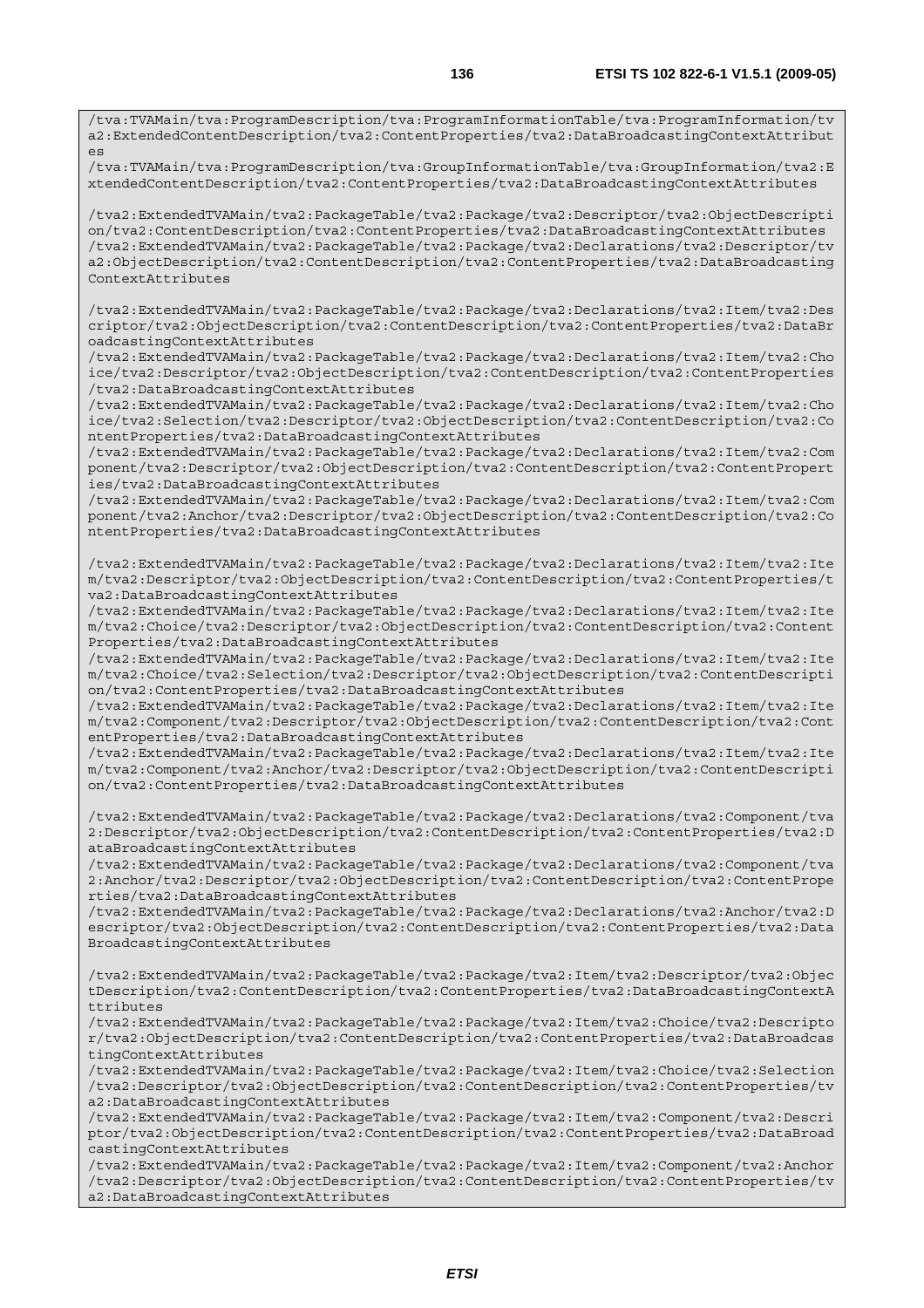```
/tva:TVAMain/tva:ProgramDescription/tva:ProgramInformationTable/tva:ProgramInformation/tva2:ExtendedContentDescription/tva2:ContentProperties/tva2:DataBroadcastingContextAttributes
/tva:TVAMain/tva:ProgramDescription/tva:GroupInformationTable/tva:GroupInformation/tva2:ExtendedContentDescription/tva2:ContentProperties/tva2:DataBroadcastingContextAttributes

/tva2:ExtendedTVAMain/tva2:PackageTable/tva2:Package/tva2:Descriptor/tva2:ObjectDescription/tva2:ContentDescription/tva2:ContentProperties/tva2:DataBroadcastingContextAttributes
/tva2:ExtendedTVAMain/tva2:PackageTable/tva2:Package/tva2:Declarations/tva2:Descriptor/tva2:ObjectDescription/tva2:ContentDescription/tva2:ContentProperties/tva2:DataBroadcastingContextAttributes

/tva2:ExtendedTVAMain/tva2:PackageTable/tva2:Package/tva2:Declarations/tva2:Item/tva2:Descriptor/tva2:ObjectDescription/tva2:ContentDescription/tva2:ContentProperties/tva2:DataBroadcastingContextAttributes
/tva2:ExtendedTVAMain/tva2:PackageTable/tva2:Package/tva2:Declarations/tva2:Item/tva2:Choice/tva2:Descriptor/tva2:ObjectDescription/tva2:ContentDescription/tva2:ContentProperties/tva2:DataBroadcastingContextAttributes
/tva2:ExtendedTVAMain/tva2:PackageTable/tva2:Package/tva2:Declarations/tva2:Item/tva2:Choice/tva2:Selection/tva2:Descriptor/tva2:ObjectDescription/tva2:ContentDescription/tva2:ContentProperties/tva2:DataBroadcastingContextAttributes
/tva2:ExtendedTVAMain/tva2:PackageTable/tva2:Package/tva2:Declarations/tva2:Item/tva2:Component/tva2:Descriptor/tva2:ObjectDescription/tva2:ContentDescription/tva2:ContentProperties/tva2:DataBroadcastingContextAttributes
/tva2:ExtendedTVAMain/tva2:PackageTable/tva2:Package/tva2:Declarations/tva2:Item/tva2:Component/tva2:Anchor/tva2:Descriptor/tva2:ObjectDescription/tva2:ContentDescription/tva2:ContentProperties/tva2:DataBroadcastingContextAttributes

/tva2:ExtendedTVAMain/tva2:PackageTable/tva2:Package/tva2:Declarations/tva2:Item/tva2:Item/tva2:Descriptor/tva2:ObjectDescription/tva2:ContentDescription/tva2:ContentProperties/tva2:DataBroadcastingContextAttributes
/tva2:ExtendedTVAMain/tva2:PackageTable/tva2:Package/tva2:Declarations/tva2:Item/tva2:Item/tva2:Choice/tva2:Descriptor/tva2:ObjectDescription/tva2:ContentDescription/tva2:ContentProperties/tva2:DataBroadcastingContextAttributes
/tva2:ExtendedTVAMain/tva2:PackageTable/tva2:Package/tva2:Declarations/tva2:Item/tva2:Item/tva2:Choice/tva2:Selection/tva2:Descriptor/tva2:ObjectDescription/tva2:ContentDescription/tva2:ContentProperties/tva2:DataBroadcastingContextAttributes
/tva2:ExtendedTVAMain/tva2:PackageTable/tva2:Package/tva2:Declarations/tva2:Item/tva2:Item/tva2:Component/tva2:Descriptor/tva2:ObjectDescription/tva2:ContentDescription/tva2:ContentProperties/tva2:DataBroadcastingContextAttributes
/tva2:ExtendedTVAMain/tva2:PackageTable/tva2:Package/tva2:Declarations/tva2:Item/tva2:Item/tva2:Component/tva2:Anchor/tva2:Descriptor/tva2:ObjectDescription/tva2:ContentDescription/tva2:ContentProperties/tva2:DataBroadcastingContextAttributes

/tva2:ExtendedTVAMain/tva2:PackageTable/tva2:Package/tva2:Declarations/tva2:Component/tva2:Descriptor/tva2:ObjectDescription/tva2:ContentDescription/tva2:ContentProperties/tva2:DataBroadcastingContextAttributes
/tva2:ExtendedTVAMain/tva2:PackageTable/tva2:Package/tva2:Declarations/tva2:Component/tva2:Anchor/tva2:Descriptor/tva2:ObjectDescription/tva2:ContentDescription/tva2:ContentProperties/tva2:DataBroadcastingContextAttributes
/tva2:ExtendedTVAMain/tva2:PackageTable/tva2:Package/tva2:Declarations/tva2:Anchor/tva2:Descriptor/tva2:ObjectDescription/tva2:ContentDescription/tva2:ContentProperties/tva2:DataBroadcastingContextAttributes

/tva2:ExtendedTVAMain/tva2:PackageTable/tva2:Package/tva2:Item/tva2:Descriptor/tva2:ObjectDescription/tva2:ContentDescription/tva2:ContentProperties/tva2:DataBroadcastingContextAttributes
/tva2:ExtendedTVAMain/tva2:PackageTable/tva2:Package/tva2:Item/tva2:Choice/tva2:Descriptor/tva2:ObjectDescription/tva2:ContentDescription/tva2:ContentProperties/tva2:DataBroadcastingContextAttributes
/tva2:ExtendedTVAMain/tva2:PackageTable/tva2:Package/tva2:Item/tva2:Choice/tva2:Selection/tva2:Descriptor/tva2:ObjectDescription/tva2:ContentDescription/tva2:ContentProperties/tva2:DataBroadcastingContextAttributes
/tva2:ExtendedTVAMain/tva2:PackageTable/tva2:Package/tva2:Item/tva2:Component/tva2:Descriptor/tva2:ObjectDescription/tva2:ContentDescription/tva2:ContentProperties/tva2:DataBroadcastingContextAttributes
/tva2:ExtendedTVAMain/tva2:PackageTable/tva2:Package/tva2:Item/tva2:Component/tva2:Anchor/tva2:Descriptor/tva2:ObjectDescription/tva2:ContentDescription/tva2:ContentProperties/tva2:DataBroadcastingContextAttributes
```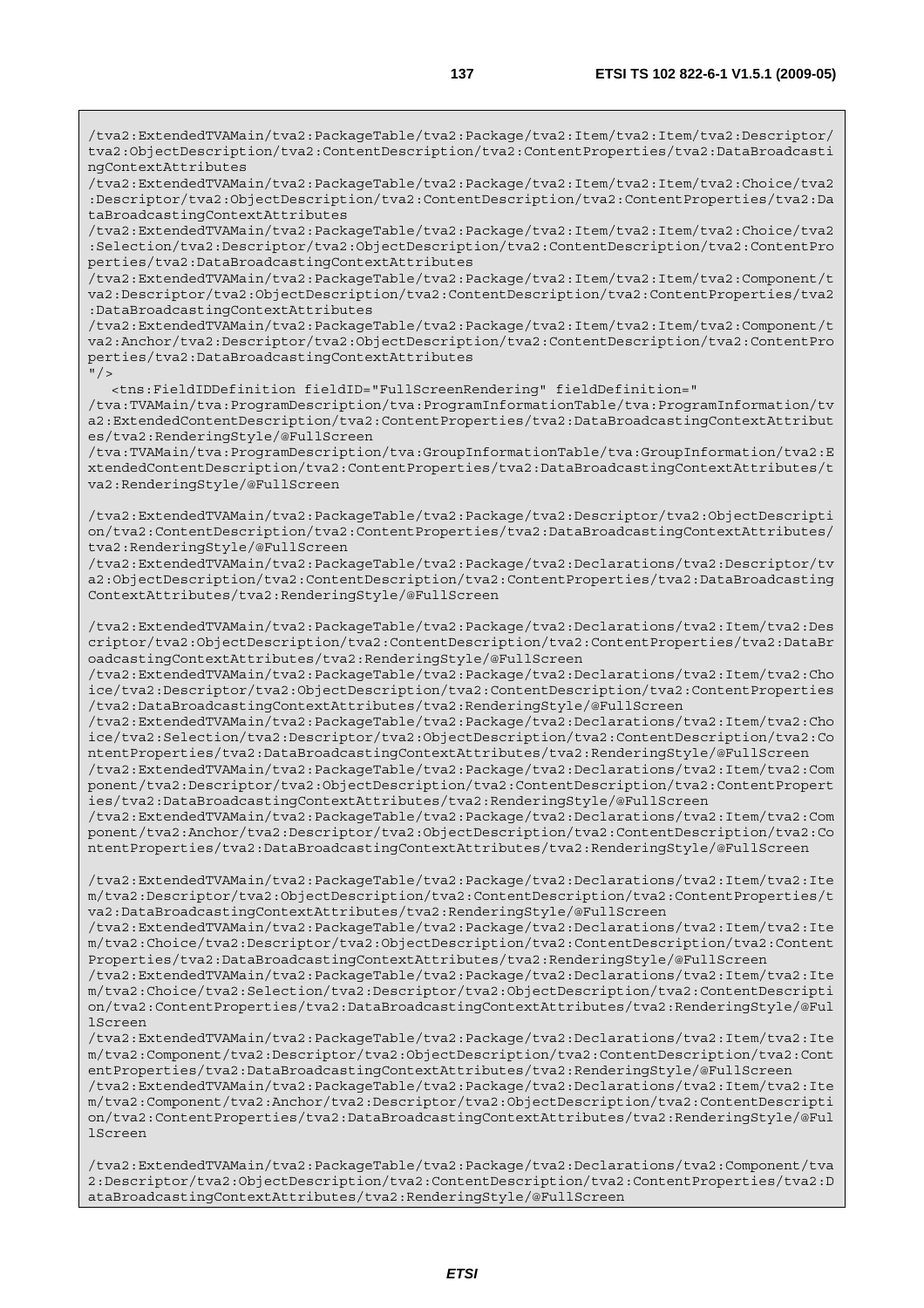```
/tva2:ExtendedTVAMain/tva2:PackageTable/tva2:Package/tva2:Item/tva2:Item/tva2:Descriptor/tva2:ObjectDescription/tva2:ContentDescription/tva2:ContentProperties/tva2:DataBroadcastingContextAttributes
/tva2:ExtendedTVAMain/tva2:PackageTable/tva2:Package/tva2:Item/tva2:Item/tva2:Choice/tva2:Descriptor/tva2:ObjectDescription/tva2:ContentDescription/tva2:ContentProperties/tva2:DataBroadcastingContextAttributes
/tva2:ExtendedTVAMain/tva2:PackageTable/tva2:Package/tva2:Item/tva2:Item/tva2:Choice/tva2:Selection/tva2:Descriptor/tva2:ObjectDescription/tva2:ContentDescription/tva2:ContentProperties/tva2:DataBroadcastingContextAttributes
/tva2:ExtendedTVAMain/tva2:PackageTable/tva2:Package/tva2:Item/tva2:Item/tva2:Component/tva2:Descriptor/tva2:ObjectDescription/tva2:ContentDescription/tva2:ContentProperties/tva2:DataBroadcastingContextAttributes
/tva2:ExtendedTVAMain/tva2:PackageTable/tva2:Package/tva2:Item/tva2:Item/tva2:Component/tva2:Anchor/tva2:Descriptor/tva2:ObjectDescription/tva2:ContentDescription/tva2:ContentProperties/tva2:DataBroadcastingContextAttributes
"/>
   <tns:FieldIDDefinition fieldID="FullScreenRendering" fieldDefinition="
/tva:TVAMain/tva:ProgramDescription/tva:ProgramInformationTable/tva:ProgramInformation/tva2:ExtendedContentDescription/tva2:ContentProperties/tva2:DataBroadcastingContextAttributes/tva2:RenderingStyle/@FullScreen
/tva:TVAMain/tva:ProgramDescription/tva:GroupInformationTable/tva:GroupInformation/tva2:ExtendedContentDescription/tva2:ContentProperties/tva2:DataBroadcastingContextAttributes/tva2:RenderingStyle/@FullScreen

/tva2:ExtendedTVAMain/tva2:PackageTable/tva2:Package/tva2:Descriptor/tva2:ObjectDescription/tva2:ContentDescription/tva2:ContentProperties/tva2:DataBroadcastingContextAttributes/tva2:RenderingStyle/@FullScreen
/tva2:ExtendedTVAMain/tva2:PackageTable/tva2:Package/tva2:Declarations/tva2:Descriptor/tva2:ObjectDescription/tva2:ContentDescription/tva2:ContentProperties/tva2:DataBroadcastingContextAttributes/tva2:RenderingStyle/@FullScreen

/tva2:ExtendedTVAMain/tva2:PackageTable/tva2:Package/tva2:Declarations/tva2:Item/tva2:Descriptor/tva2:ObjectDescription/tva2:ContentDescription/tva2:ContentProperties/tva2:DataBroadcastingContextAttributes/tva2:RenderingStyle/@FullScreen
/tva2:ExtendedTVAMain/tva2:PackageTable/tva2:Package/tva2:Declarations/tva2:Item/tva2:Choice/tva2:Descriptor/tva2:ObjectDescription/tva2:ContentDescription/tva2:ContentProperties/tva2:DataBroadcastingContextAttributes/tva2:RenderingStyle/@FullScreen
/tva2:ExtendedTVAMain/tva2:PackageTable/tva2:Package/tva2:Declarations/tva2:Item/tva2:Choice/tva2:Selection/tva2:Descriptor/tva2:ObjectDescription/tva2:ContentDescription/tva2:ContentProperties/tva2:DataBroadcastingContextAttributes/tva2:RenderingStyle/@FullScreen
/tva2:ExtendedTVAMain/tva2:PackageTable/tva2:Package/tva2:Declarations/tva2:Item/tva2:Component/tva2:Descriptor/tva2:ObjectDescription/tva2:ContentDescription/tva2:ContentProperties/tva2:DataBroadcastingContextAttributes/tva2:RenderingStyle/@FullScreen
/tva2:ExtendedTVAMain/tva2:PackageTable/tva2:Package/tva2:Declarations/tva2:Item/tva2:Component/tva2:Anchor/tva2:Descriptor/tva2:ObjectDescription/tva2:ContentDescription/tva2:ContentProperties/tva2:DataBroadcastingContextAttributes/tva2:RenderingStyle/@FullScreen

/tva2:ExtendedTVAMain/tva2:PackageTable/tva2:Package/tva2:Declarations/tva2:Item/tva2:Item/tva2:Descriptor/tva2:ObjectDescription/tva2:ContentDescription/tva2:ContentProperties/tva2:DataBroadcastingContextAttributes/tva2:RenderingStyle/@FullScreen
/tva2:ExtendedTVAMain/tva2:PackageTable/tva2:Package/tva2:Declarations/tva2:Item/tva2:Item/tva2:Choice/tva2:Descriptor/tva2:ObjectDescription/tva2:ContentDescription/tva2:ContentProperties/tva2:DataBroadcastingContextAttributes/tva2:RenderingStyle/@FullScreen
/tva2:ExtendedTVAMain/tva2:PackageTable/tva2:Package/tva2:Declarations/tva2:Item/tva2:Item/tva2:Choice/tva2:Selection/tva2:Descriptor/tva2:ObjectDescription/tva2:ContentDescription/tva2:ContentProperties/tva2:DataBroadcastingContextAttributes/tva2:RenderingStyle/@FullScreen
/tva2:ExtendedTVAMain/tva2:PackageTable/tva2:Package/tva2:Declarations/tva2:Item/tva2:Item/tva2:Component/tva2:Descriptor/tva2:ObjectDescription/tva2:ContentDescription/tva2:ContentProperties/tva2:DataBroadcastingContextAttributes/tva2:RenderingStyle/@FullScreen
/tva2:ExtendedTVAMain/tva2:PackageTable/tva2:Package/tva2:Declarations/tva2:Item/tva2:Item/tva2:Component/tva2:Anchor/tva2:Descriptor/tva2:ObjectDescription/tva2:ContentDescription/tva2:ContentProperties/tva2:DataBroadcastingContextAttributes/tva2:RenderingStyle/@FullScreen

/tva2:ExtendedTVAMain/tva2:PackageTable/tva2:Package/tva2:Declarations/tva2:Component/tva2:Descriptor/tva2:ObjectDescription/tva2:ContentDescription/tva2:ContentProperties/tva2:DataBroadcastingContextAttributes/tva2:RenderingStyle/@FullScreen
```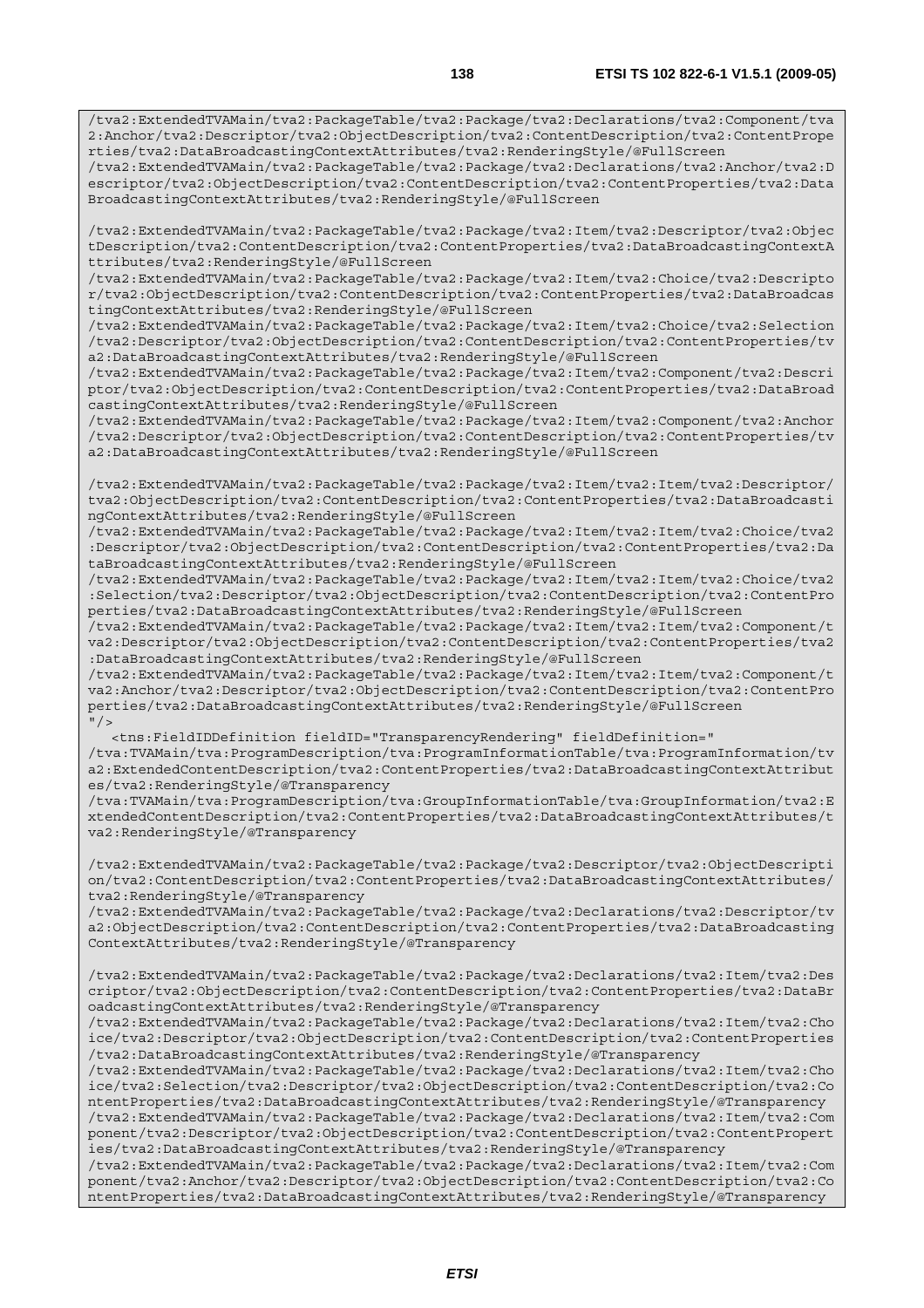```
/tva2:ExtendedTVAMain/tva2:PackageTable/tva2:Package/tva2:Declarations/tva2:Component/tva2:Anchor/tva2:Descriptor/tva2:ObjectDescription/tva2:ContentDescription/tva2:ContentProperties/tva2:DataBroadcastingContextAttributes/tva2:RenderingStyle/@FullScreen
/tva2:ExtendedTVAMain/tva2:PackageTable/tva2:Package/tva2:Declarations/tva2:Anchor/tva2:Descriptor/tva2:ObjectDescription/tva2:ContentDescription/tva2:ContentProperties/tva2:DataBroadcastingContextAttributes/tva2:RenderingStyle/@FullScreen

/tva2:ExtendedTVAMain/tva2:PackageTable/tva2:Package/tva2:Item/tva2:Descriptor/tva2:ObjectDescription/tva2:ContentDescription/tva2:ContentProperties/tva2:DataBroadcastingContextAttributes/tva2:RenderingStyle/@FullScreen
/tva2:ExtendedTVAMain/tva2:PackageTable/tva2:Package/tva2:Item/tva2:Choice/tva2:Descriptor/tva2:ObjectDescription/tva2:ContentDescription/tva2:ContentProperties/tva2:DataBroadcastingContextAttributes/tva2:RenderingStyle/@FullScreen
/tva2:ExtendedTVAMain/tva2:PackageTable/tva2:Package/tva2:Item/tva2:Choice/tva2:Selection/tva2:Descriptor/tva2:ObjectDescription/tva2:ContentDescription/tva2:ContentProperties/tva2:DataBroadcastingContextAttributes/tva2:RenderingStyle/@FullScreen
/tva2:ExtendedTVAMain/tva2:PackageTable/tva2:Package/tva2:Item/tva2:Component/tva2:Descriptor/tva2:ObjectDescription/tva2:ContentDescription/tva2:ContentProperties/tva2:DataBroadcastingContextAttributes/tva2:RenderingStyle/@FullScreen
/tva2:ExtendedTVAMain/tva2:PackageTable/tva2:Package/tva2:Item/tva2:Component/tva2:Anchor/tva2:Descriptor/tva2:ObjectDescription/tva2:ContentDescription/tva2:ContentProperties/tva2:DataBroadcastingContextAttributes/tva2:RenderingStyle/@FullScreen

/tva2:ExtendedTVAMain/tva2:PackageTable/tva2:Package/tva2:Item/tva2:Item/tva2:Descriptor/tva2:ObjectDescription/tva2:ContentDescription/tva2:ContentProperties/tva2:DataBroadcastingContextAttributes/tva2:RenderingStyle/@FullScreen
/tva2:ExtendedTVAMain/tva2:PackageTable/tva2:Package/tva2:Item/tva2:Item/tva2:Choice/tva2:Descriptor/tva2:ObjectDescription/tva2:ContentDescription/tva2:ContentProperties/tva2:DataBroadcastingContextAttributes/tva2:RenderingStyle/@FullScreen
/tva2:ExtendedTVAMain/tva2:PackageTable/tva2:Package/tva2:Item/tva2:Item/tva2:Choice/tva2:Selection/tva2:Descriptor/tva2:ObjectDescription/tva2:ContentDescription/tva2:ContentProperties/tva2:DataBroadcastingContextAttributes/tva2:RenderingStyle/@FullScreen
/tva2:ExtendedTVAMain/tva2:PackageTable/tva2:Package/tva2:Item/tva2:Item/tva2:Component/tva2:Descriptor/tva2:ObjectDescription/tva2:ContentDescription/tva2:ContentProperties/tva2:DataBroadcastingContextAttributes/tva2:RenderingStyle/@FullScreen
/tva2:ExtendedTVAMain/tva2:PackageTable/tva2:Package/tva2:Item/tva2:Item/tva2:Component/tva2:Anchor/tva2:Descriptor/tva2:ObjectDescription/tva2:ContentDescription/tva2:ContentProperties/tva2:DataBroadcastingContextAttributes/tva2:RenderingStyle/@FullScreen
"/>
   <tns:FieldIDDefinition fieldID="TransparencyRendering" fieldDefinition="
/tva:TVAMain/tva:ProgramDescription/tva:ProgramInformationTable/tva:ProgramInformation/tva2:ExtendedContentDescription/tva2:ContentProperties/tva2:DataBroadcastingContextAttributes/tva2:RenderingStyle/@Transparency
/tva:TVAMain/tva:ProgramDescription/tva:GroupInformationTable/tva:GroupInformation/tva2:ExtendedContentDescription/tva2:ContentProperties/tva2:DataBroadcastingContextAttributes/tva2:RenderingStyle/@Transparency

/tva2:ExtendedTVAMain/tva2:PackageTable/tva2:Package/tva2:Descriptor/tva2:ObjectDescription/tva2:ContentDescription/tva2:ContentProperties/tva2:DataBroadcastingContextAttributes/tva2:RenderingStyle/@Transparency
/tva2:ExtendedTVAMain/tva2:PackageTable/tva2:Package/tva2:Declarations/tva2:Descriptor/tva2:ObjectDescription/tva2:ContentDescription/tva2:ContentProperties/tva2:DataBroadcastingContextAttributes/tva2:RenderingStyle/@Transparency

/tva2:ExtendedTVAMain/tva2:PackageTable/tva2:Package/tva2:Declarations/tva2:Item/tva2:Descriptor/tva2:ObjectDescription/tva2:ContentDescription/tva2:ContentProperties/tva2:DataBroadcastingContextAttributes/tva2:RenderingStyle/@Transparency
/tva2:ExtendedTVAMain/tva2:PackageTable/tva2:Package/tva2:Declarations/tva2:Item/tva2:Choice/tva2:Descriptor/tva2:ObjectDescription/tva2:ContentDescription/tva2:ContentProperties/tva2:DataBroadcastingContextAttributes/tva2:RenderingStyle/@Transparency
/tva2:ExtendedTVAMain/tva2:PackageTable/tva2:Package/tva2:Declarations/tva2:Item/tva2:Choice/tva2:Selection/tva2:Descriptor/tva2:ObjectDescription/tva2:ContentDescription/tva2:ContentProperties/tva2:DataBroadcastingContextAttributes/tva2:RenderingStyle/@Transparency
/tva2:ExtendedTVAMain/tva2:PackageTable/tva2:Package/tva2:Declarations/tva2:Item/tva2:Component/tva2:Descriptor/tva2:ObjectDescription/tva2:ContentDescription/tva2:ContentProperties/tva2:DataBroadcastingContextAttributes/tva2:RenderingStyle/@Transparency
/tva2:ExtendedTVAMain/tva2:PackageTable/tva2:Package/tva2:Declarations/tva2:Item/tva2:Component/tva2:Anchor/tva2:Descriptor/tva2:ObjectDescription/tva2:ContentDescription/tva2:ContentProperties/tva2:DataBroadcastingContextAttributes/tva2:RenderingStyle/@Transparency
```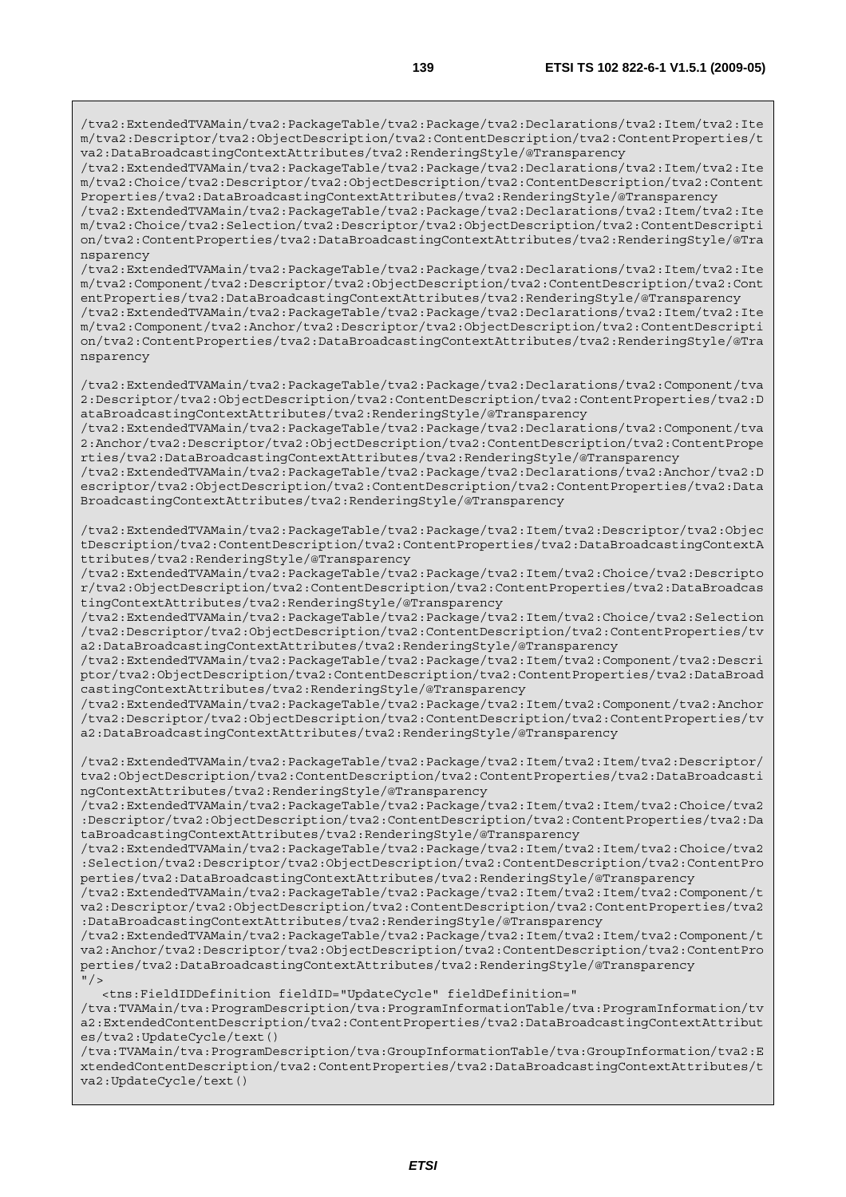```
/tva2:ExtendedTVAMain/tva2:PackageTable/tva2:Package/tva2:Declarations/tva2:Item/tva2:Item/tva2:Descriptor/tva2:ObjectDescription/tva2:ContentDescription/tva2:ContentProperties/tva2:DataBroadcastingContextAttributes/tva2:RenderingStyle/@Transparency
/tva2:ExtendedTVAMain/tva2:PackageTable/tva2:Package/tva2:Declarations/tva2:Item/tva2:Item/tva2:Choice/tva2:Descriptor/tva2:ObjectDescription/tva2:ContentDescription/tva2:ContentProperties/tva2:DataBroadcastingContextAttributes/tva2:RenderingStyle/@Transparency
/tva2:ExtendedTVAMain/tva2:PackageTable/tva2:Package/tva2:Declarations/tva2:Item/tva2:Item/tva2:Choice/tva2:Selection/tva2:Descriptor/tva2:ObjectDescription/tva2:ContentDescription/tva2:ContentProperties/tva2:DataBroadcastingContextAttributes/tva2:RenderingStyle/@Transparency
/tva2:ExtendedTVAMain/tva2:PackageTable/tva2:Package/tva2:Declarations/tva2:Item/tva2:Item/tva2:Component/tva2:Descriptor/tva2:ObjectDescription/tva2:ContentDescription/tva2:ContentProperties/tva2:DataBroadcastingContextAttributes/tva2:RenderingStyle/@Transparency
/tva2:ExtendedTVAMain/tva2:PackageTable/tva2:Package/tva2:Declarations/tva2:Item/tva2:Item/tva2:Component/tva2:Anchor/tva2:Descriptor/tva2:ObjectDescription/tva2:ContentDescription/tva2:ContentProperties/tva2:DataBroadcastingContextAttributes/tva2:RenderingStyle/@Transparency

/tva2:ExtendedTVAMain/tva2:PackageTable/tva2:Package/tva2:Declarations/tva2:Component/tva2:Descriptor/tva2:ObjectDescription/tva2:ContentDescription/tva2:ContentProperties/tva2:DataBroadcastingContextAttributes/tva2:RenderingStyle/@Transparency
/tva2:ExtendedTVAMain/tva2:PackageTable/tva2:Package/tva2:Declarations/tva2:Component/tva2:Anchor/tva2:Descriptor/tva2:ObjectDescription/tva2:ContentDescription/tva2:ContentProperties/tva2:DataBroadcastingContextAttributes/tva2:RenderingStyle/@Transparency
/tva2:ExtendedTVAMain/tva2:PackageTable/tva2:Package/tva2:Declarations/tva2:Anchor/tva2:Descriptor/tva2:ObjectDescription/tva2:ContentDescription/tva2:ContentProperties/tva2:DataBroadcastingContextAttributes/tva2:RenderingStyle/@Transparency

/tva2:ExtendedTVAMain/tva2:PackageTable/tva2:Package/tva2:Item/tva2:Descriptor/tva2:ObjectDescription/tva2:ContentDescription/tva2:ContentProperties/tva2:DataBroadcastingContextAttributes/tva2:RenderingStyle/@Transparency
/tva2:ExtendedTVAMain/tva2:PackageTable/tva2:Package/tva2:Item/tva2:Choice/tva2:Descriptor/tva2:ObjectDescription/tva2:ContentDescription/tva2:ContentProperties/tva2:DataBroadcastingContextAttributes/tva2:RenderingStyle/@Transparency
/tva2:ExtendedTVAMain/tva2:PackageTable/tva2:Package/tva2:Item/tva2:Choice/tva2:Selection/tva2:Descriptor/tva2:ObjectDescription/tva2:ContentDescription/tva2:ContentProperties/tva2:DataBroadcastingContextAttributes/tva2:RenderingStyle/@Transparency
/tva2:ExtendedTVAMain/tva2:PackageTable/tva2:Package/tva2:Item/tva2:Component/tva2:Descriptor/tva2:ObjectDescription/tva2:ContentDescription/tva2:ContentProperties/tva2:DataBroadcastingContextAttributes/tva2:RenderingStyle/@Transparency
/tva2:ExtendedTVAMain/tva2:PackageTable/tva2:Package/tva2:Item/tva2:Component/tva2:Anchor/tva2:Descriptor/tva2:ObjectDescription/tva2:ContentDescription/tva2:ContentProperties/tva2:DataBroadcastingContextAttributes/tva2:RenderingStyle/@Transparency

/tva2:ExtendedTVAMain/tva2:PackageTable/tva2:Package/tva2:Item/tva2:Item/tva2:Descriptor/tva2:ObjectDescription/tva2:ContentDescription/tva2:ContentProperties/tva2:DataBroadcastingContextAttributes/tva2:RenderingStyle/@Transparency
/tva2:ExtendedTVAMain/tva2:PackageTable/tva2:Package/tva2:Item/tva2:Item/tva2:Choice/tva2:Descriptor/tva2:ObjectDescription/tva2:ContentDescription/tva2:ContentProperties/tva2:DataBroadcastingContextAttributes/tva2:RenderingStyle/@Transparency
/tva2:ExtendedTVAMain/tva2:PackageTable/tva2:Package/tva2:Item/tva2:Item/tva2:Choice/tva2:Selection/tva2:Descriptor/tva2:ObjectDescription/tva2:ContentDescription/tva2:ContentProperties/tva2:DataBroadcastingContextAttributes/tva2:RenderingStyle/@Transparency
/tva2:ExtendedTVAMain/tva2:PackageTable/tva2:Package/tva2:Item/tva2:Item/tva2:Component/tva2:Descriptor/tva2:ObjectDescription/tva2:ContentDescription/tva2:ContentProperties/tva2:DataBroadcastingContextAttributes/tva2:RenderingStyle/@Transparency
/tva2:ExtendedTVAMain/tva2:PackageTable/tva2:Package/tva2:Item/tva2:Item/tva2:Component/tva2:Anchor/tva2:Descriptor/tva2:ObjectDescription/tva2:ContentDescription/tva2:ContentProperties/tva2:DataBroadcastingContextAttributes/tva2:RenderingStyle/@Transparency
"/>
   <tns:FieldIDDefinition fieldID="UpdateCycle" fieldDefinition="
/tva:TVAMain/tva:ProgramDescription/tva:ProgramInformationTable/tva:ProgramInformation/tva2:ExtendedContentDescription/tva2:ContentProperties/tva2:DataBroadcastingContextAttributes/tva2:UpdateCycle/text()
/tva:TVAMain/tva:ProgramDescription/tva:GroupInformationTable/tva:GroupInformation/tva2:ExtendedContentDescription/tva2:ContentProperties/tva2:DataBroadcastingContextAttributes/tva2:UpdateCycle/text()
```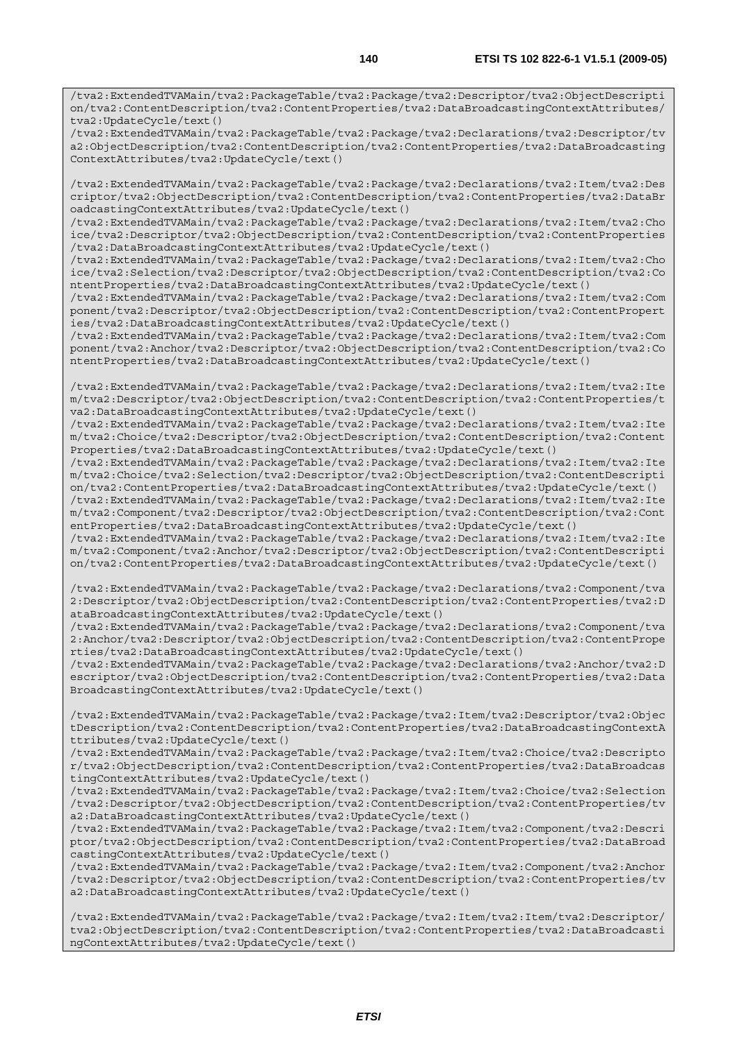```
/tva2:ExtendedTVAMain/tva2:PackageTable/tva2:Package/tva2:Descriptor/tva2:ObjectDescription/tva2:ContentDescription/tva2:ContentProperties/tva2:DataBroadcastingContextAttributes/tva2:UpdateCycle/text()
/tva2:ExtendedTVAMain/tva2:PackageTable/tva2:Package/tva2:Declarations/tva2:Descriptor/tva2:ObjectDescription/tva2:ContentDescription/tva2:ContentProperties/tva2:DataBroadcastingContextAttributes/tva2:UpdateCycle/text()

/tva2:ExtendedTVAMain/tva2:PackageTable/tva2:Package/tva2:Declarations/tva2:Item/tva2:Descriptor/tva2:ObjectDescription/tva2:ContentDescription/tva2:ContentProperties/tva2:DataBroadcastingContextAttributes/tva2:UpdateCycle/text()
/tva2:ExtendedTVAMain/tva2:PackageTable/tva2:Package/tva2:Declarations/tva2:Item/tva2:Choice/tva2:Descriptor/tva2:ObjectDescription/tva2:ContentDescription/tva2:ContentProperties/tva2:DataBroadcastingContextAttributes/tva2:UpdateCycle/text()
/tva2:ExtendedTVAMain/tva2:PackageTable/tva2:Package/tva2:Declarations/tva2:Item/tva2:Choice/tva2:Selection/tva2:Descriptor/tva2:ObjectDescription/tva2:ContentDescription/tva2:ContentProperties/tva2:DataBroadcastingContextAttributes/tva2:UpdateCycle/text()
/tva2:ExtendedTVAMain/tva2:PackageTable/tva2:Package/tva2:Declarations/tva2:Item/tva2:Component/tva2:Descriptor/tva2:ObjectDescription/tva2:ContentDescription/tva2:ContentProperties/tva2:DataBroadcastingContextAttributes/tva2:UpdateCycle/text()
/tva2:ExtendedTVAMain/tva2:PackageTable/tva2:Package/tva2:Declarations/tva2:Item/tva2:Component/tva2:Anchor/tva2:Descriptor/tva2:ObjectDescription/tva2:ContentDescription/tva2:ContentProperties/tva2:DataBroadcastingContextAttributes/tva2:UpdateCycle/text()

/tva2:ExtendedTVAMain/tva2:PackageTable/tva2:Package/tva2:Declarations/tva2:Item/tva2:Item/tva2:Descriptor/tva2:ObjectDescription/tva2:ContentDescription/tva2:ContentProperties/tva2:DataBroadcastingContextAttributes/tva2:UpdateCycle/text()
/tva2:ExtendedTVAMain/tva2:PackageTable/tva2:Package/tva2:Declarations/tva2:Item/tva2:Item/tva2:Choice/tva2:Descriptor/tva2:ObjectDescription/tva2:ContentDescription/tva2:ContentProperties/tva2:DataBroadcastingContextAttributes/tva2:UpdateCycle/text()
/tva2:ExtendedTVAMain/tva2:PackageTable/tva2:Package/tva2:Declarations/tva2:Item/tva2:Item/tva2:Choice/tva2:Selection/tva2:Descriptor/tva2:ObjectDescription/tva2:ContentDescription/tva2:ContentProperties/tva2:DataBroadcastingContextAttributes/tva2:UpdateCycle/text()
/tva2:ExtendedTVAMain/tva2:PackageTable/tva2:Package/tva2:Declarations/tva2:Item/tva2:Item/tva2:Component/tva2:Descriptor/tva2:ObjectDescription/tva2:ContentDescription/tva2:ContentProperties/tva2:DataBroadcastingContextAttributes/tva2:UpdateCycle/text()
/tva2:ExtendedTVAMain/tva2:PackageTable/tva2:Package/tva2:Declarations/tva2:Item/tva2:Item/tva2:Component/tva2:Anchor/tva2:Descriptor/tva2:ObjectDescription/tva2:ContentDescription/tva2:ContentProperties/tva2:DataBroadcastingContextAttributes/tva2:UpdateCycle/text()

/tva2:ExtendedTVAMain/tva2:PackageTable/tva2:Package/tva2:Declarations/tva2:Component/tva2:Descriptor/tva2:ObjectDescription/tva2:ContentDescription/tva2:ContentProperties/tva2:DataBroadcastingContextAttributes/tva2:UpdateCycle/text()
/tva2:ExtendedTVAMain/tva2:PackageTable/tva2:Package/tva2:Declarations/tva2:Component/tva2:Anchor/tva2:Descriptor/tva2:ObjectDescription/tva2:ContentDescription/tva2:ContentProperties/tva2:DataBroadcastingContextAttributes/tva2:UpdateCycle/text()
/tva2:ExtendedTVAMain/tva2:PackageTable/tva2:Package/tva2:Declarations/tva2:Anchor/tva2:Descriptor/tva2:ObjectDescription/tva2:ContentDescription/tva2:ContentProperties/tva2:DataBroadcastingContextAttributes/tva2:UpdateCycle/text()

/tva2:ExtendedTVAMain/tva2:PackageTable/tva2:Package/tva2:Item/tva2:Descriptor/tva2:ObjectDescription/tva2:ContentDescription/tva2:ContentProperties/tva2:DataBroadcastingContextAttributes/tva2:UpdateCycle/text()
/tva2:ExtendedTVAMain/tva2:PackageTable/tva2:Package/tva2:Item/tva2:Choice/tva2:Descriptor/tva2:ObjectDescription/tva2:ContentDescription/tva2:ContentProperties/tva2:DataBroadcastingContextAttributes/tva2:UpdateCycle/text()
/tva2:ExtendedTVAMain/tva2:PackageTable/tva2:Package/tva2:Item/tva2:Choice/tva2:Selection/tva2:Descriptor/tva2:ObjectDescription/tva2:ContentDescription/tva2:ContentProperties/tva2:DataBroadcastingContextAttributes/tva2:UpdateCycle/text()
/tva2:ExtendedTVAMain/tva2:PackageTable/tva2:Package/tva2:Item/tva2:Component/tva2:Descriptor/tva2:ObjectDescription/tva2:ContentDescription/tva2:ContentProperties/tva2:DataBroadcastingContextAttributes/tva2:UpdateCycle/text()
/tva2:ExtendedTVAMain/tva2:PackageTable/tva2:Package/tva2:Item/tva2:Component/tva2:Anchor/tva2:Descriptor/tva2:ObjectDescription/tva2:ContentDescription/tva2:ContentProperties/tva2:DataBroadcastingContextAttributes/tva2:UpdateCycle/text()

/tva2:ExtendedTVAMain/tva2:PackageTable/tva2:Package/tva2:Item/tva2:Item/tva2:Descriptor/tva2:ObjectDescription/tva2:ContentDescription/tva2:ContentProperties/tva2:DataBroadcastingContextAttributes/tva2:UpdateCycle/text()
```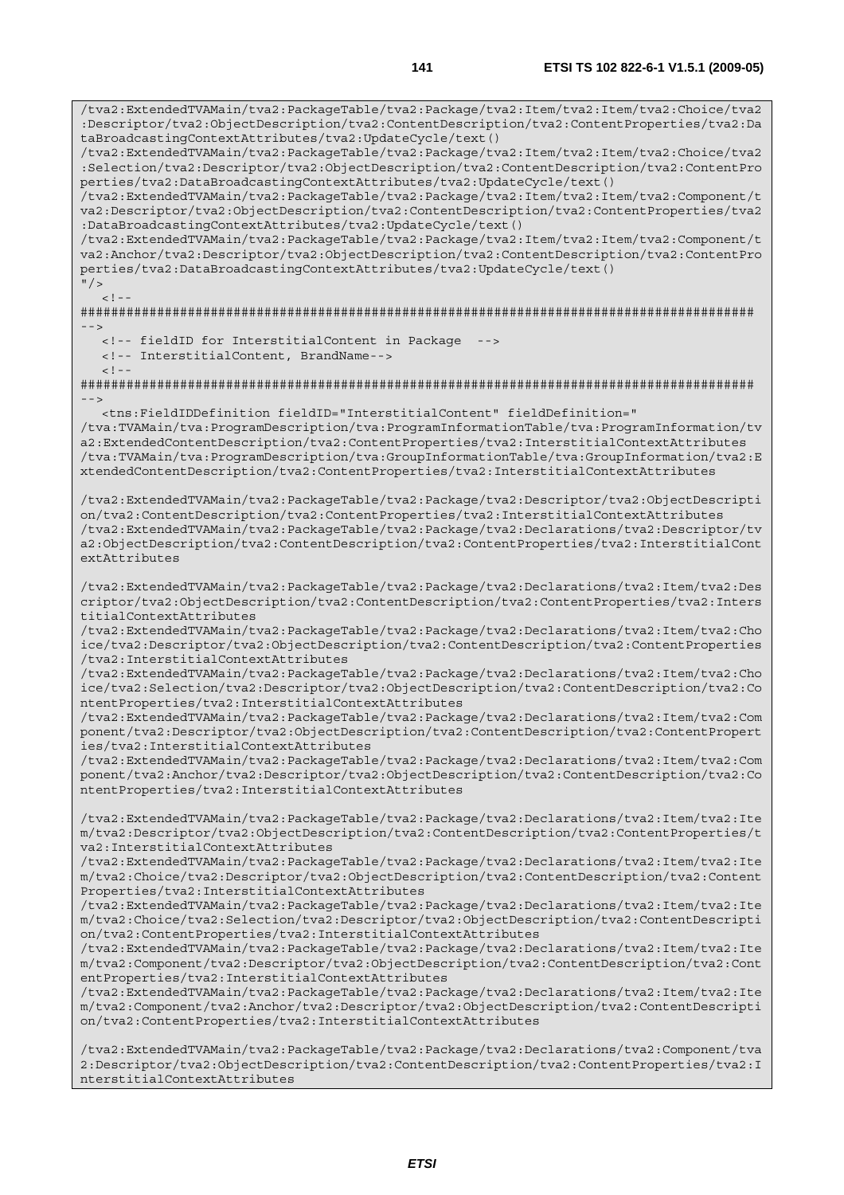```
/tva2:ExtendedTVAMain/tva2:PackageTable/tva2:Package/tva2:Item/tva2:Item/tva2:Choice/tva2
:Descriptor/tva2:ObjectDescription/tva2:ContentDescription/tva2:ContentProperties/tva2:Da
taBroadcastingContextAttributes/tva2:UpdateCycle/text()
/tva2:ExtendedTVAMain/tva2:PackageTable/tva2:Package/tva2:Item/tva2:Item/tva2:Choice/tva2
:Selection/tva2:Descriptor/tva2:ObjectDescription/tva2:ContentDescription/tva2:ContentPro
perties/tva2:DataBroadcastingContextAttributes/tva2:UpdateCycle/text()
/tva2:ExtendedTVAMain/tva2:PackageTable/tva2:Package/tva2:Item/tva2:Item/tva2:Component/t
va2:Descriptor/tva2:ObjectDescription/tva2:ContentDescription/tva2:ContentProperties/tva2
:DataBroadcastingContextAttributes/tva2:UpdateCycle/text()
/tva2:ExtendedTVAMain/tva2:PackageTable/tva2:Package/tva2:Item/tva2:Item/tva2:Component/t
va2:Anchor/tva2:Descriptor/tva2:ObjectDescription/tva2:ContentDescription/tva2:ContentPro
perties/tva2:DataBroadcastingContextAttributes/tva2:UpdateCycle/text()
"/>
   <!--
######################################################################################
-->
   <!-- fieldID for InterstitialContent in Package  -->
   <!-- InterstitialContent, BrandName-->
   <!--
######################################################################################
-->
   <tns:FieldIDDefinition fieldID="InterstitialContent" fieldDefinition="
/tva:TVAMain/tva:ProgramDescription/tva:ProgramInformationTable/tva:ProgramInformation/tv
a2:ExtendedContentDescription/tva2:ContentProperties/tva2:InterstitialContextAttributes
/tva:TVAMain/tva:ProgramDescription/tva:GroupInformationTable/tva:GroupInformation/tva2:E
xtendedContentDescription/tva2:ContentProperties/tva2:InterstitialContextAttributes

/tva2:ExtendedTVAMain/tva2:PackageTable/tva2:Package/tva2:Descriptor/tva2:ObjectDescripti
on/tva2:ContentDescription/tva2:ContentProperties/tva2:InterstitialContextAttributes
/tva2:ExtendedTVAMain/tva2:PackageTable/tva2:Package/tva2:Declarations/tva2:Descriptor/tv
a2:ObjectDescription/tva2:ContentDescription/tva2:ContentProperties/tva2:InterstitialCont
extAttributes

/tva2:ExtendedTVAMain/tva2:PackageTable/tva2:Package/tva2:Declarations/tva2:Item/tva2:Des
criptor/tva2:ObjectDescription/tva2:ContentDescription/tva2:ContentProperties/tva2:Inters
titialContextAttributes
/tva2:ExtendedTVAMain/tva2:PackageTable/tva2:Package/tva2:Declarations/tva2:Item/tva2:Cho
ice/tva2:Descriptor/tva2:ObjectDescription/tva2:ContentDescription/tva2:ContentProperties
/tva2:InterstitialContextAttributes
/tva2:ExtendedTVAMain/tva2:PackageTable/tva2:Package/tva2:Declarations/tva2:Item/tva2:Cho
ice/tva2:Selection/tva2:Descriptor/tva2:ObjectDescription/tva2:ContentDescription/tva2:Co
ntentProperties/tva2:InterstitialContextAttributes
/tva2:ExtendedTVAMain/tva2:PackageTable/tva2:Package/tva2:Declarations/tva2:Item/tva2:Com
ponent/tva2:Descriptor/tva2:ObjectDescription/tva2:ContentDescription/tva2:ContentPropert
ies/tva2:InterstitialContextAttributes
/tva2:ExtendedTVAMain/tva2:PackageTable/tva2:Package/tva2:Declarations/tva2:Item/tva2:Com
ponent/tva2:Anchor/tva2:Descriptor/tva2:ObjectDescription/tva2:ContentDescription/tva2:Co
ntentProperties/tva2:InterstitialContextAttributes

/tva2:ExtendedTVAMain/tva2:PackageTable/tva2:Package/tva2:Declarations/tva2:Item/tva2:Ite
m/tva2:Descriptor/tva2:ObjectDescription/tva2:ContentDescription/tva2:ContentProperties/t
va2:InterstitialContextAttributes
/tva2:ExtendedTVAMain/tva2:PackageTable/tva2:Package/tva2:Declarations/tva2:Item/tva2:Ite
m/tva2:Choice/tva2:Descriptor/tva2:ObjectDescription/tva2:ContentDescription/tva2:Content
Properties/tva2:InterstitialContextAttributes
/tva2:ExtendedTVAMain/tva2:PackageTable/tva2:Package/tva2:Declarations/tva2:Item/tva2:Ite
m/tva2:Choice/tva2:Selection/tva2:Descriptor/tva2:ObjectDescription/tva2:ContentDescripti
on/tva2:ContentProperties/tva2:InterstitialContextAttributes
/tva2:ExtendedTVAMain/tva2:PackageTable/tva2:Package/tva2:Declarations/tva2:Item/tva2:Ite
m/tva2:Component/tva2:Descriptor/tva2:ObjectDescription/tva2:ContentDescription/tva2:Cont
entProperties/tva2:InterstitialContextAttributes
/tva2:ExtendedTVAMain/tva2:PackageTable/tva2:Package/tva2:Declarations/tva2:Item/tva2:Ite
m/tva2:Component/tva2:Anchor/tva2:Descriptor/tva2:ObjectDescription/tva2:ContentDescripti
on/tva2:ContentProperties/tva2:InterstitialContextAttributes

/tva2:ExtendedTVAMain/tva2:PackageTable/tva2:Package/tva2:Declarations/tva2:Component/tva
2:Descriptor/tva2:ObjectDescription/tva2:ContentDescription/tva2:ContentProperties/tva2:I
nterstitialContextAttributes
```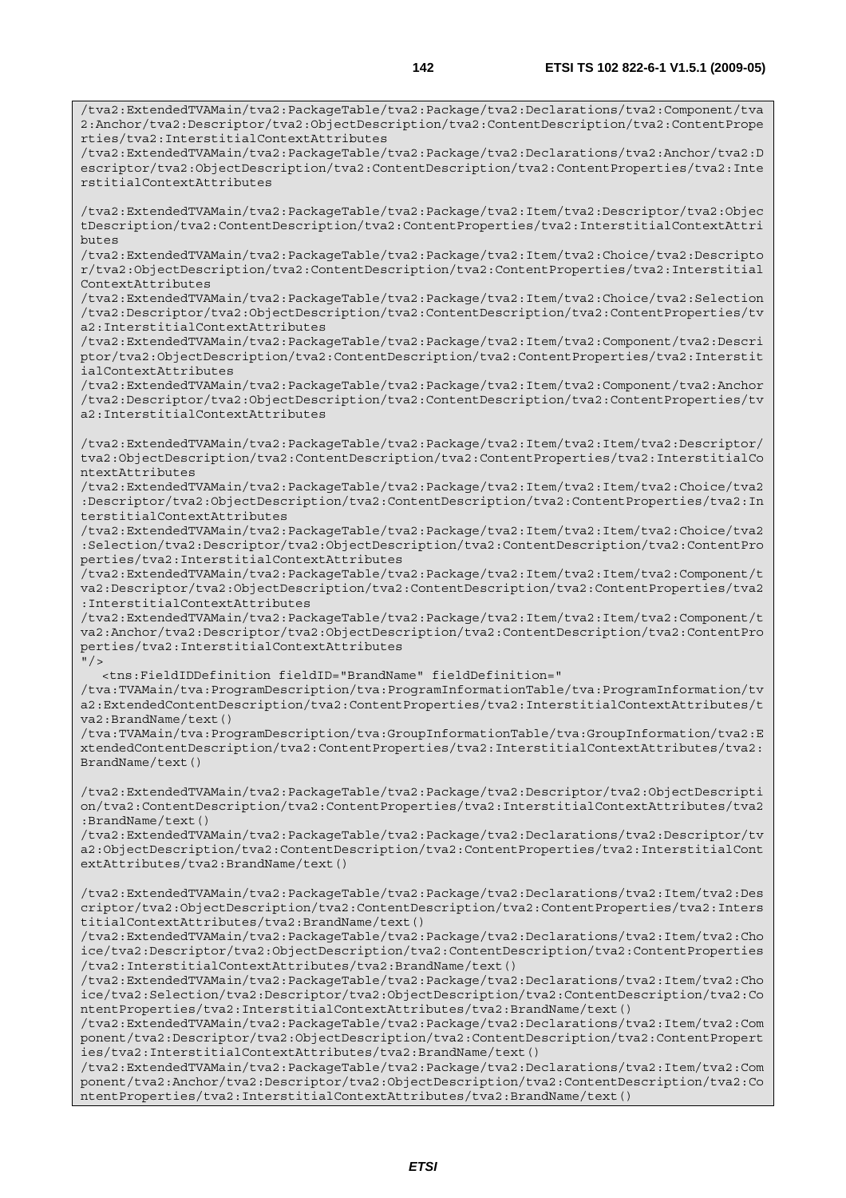```
/tva2:ExtendedTVAMain/tva2:PackageTable/tva2:Package/tva2:Declarations/tva2:Component/tva2:Anchor/tva2:Descriptor/tva2:ObjectDescription/tva2:ContentDescription/tva2:ContentProperties/tva2:InterstitialContextAttributes
/tva2:ExtendedTVAMain/tva2:PackageTable/tva2:Package/tva2:Declarations/tva2:Anchor/tva2:Descriptor/tva2:ObjectDescription/tva2:ContentDescription/tva2:ContentProperties/tva2:InterstitialContextAttributes

/tva2:ExtendedTVAMain/tva2:PackageTable/tva2:Package/tva2:Item/tva2:Descriptor/tva2:ObjectDescription/tva2:ContentDescription/tva2:ContentProperties/tva2:InterstitialContextAttributes
/tva2:ExtendedTVAMain/tva2:PackageTable/tva2:Package/tva2:Item/tva2:Choice/tva2:Descriptor/tva2:ObjectDescription/tva2:ContentDescription/tva2:ContentProperties/tva2:InterstitialContextAttributes
/tva2:ExtendedTVAMain/tva2:PackageTable/tva2:Package/tva2:Item/tva2:Choice/tva2:Selection/tva2:Descriptor/tva2:ObjectDescription/tva2:ContentDescription/tva2:ContentProperties/tva2:InterstitialContextAttributes
/tva2:ExtendedTVAMain/tva2:PackageTable/tva2:Package/tva2:Item/tva2:Component/tva2:Descriptor/tva2:ObjectDescription/tva2:ContentDescription/tva2:ContentProperties/tva2:InterstitialContextAttributes
/tva2:ExtendedTVAMain/tva2:PackageTable/tva2:Package/tva2:Item/tva2:Component/tva2:Anchor/tva2:Descriptor/tva2:ObjectDescription/tva2:ContentDescription/tva2:ContentProperties/tva2:InterstitialContextAttributes

/tva2:ExtendedTVAMain/tva2:PackageTable/tva2:Package/tva2:Item/tva2:Item/tva2:Descriptor/tva2:ObjectDescription/tva2:ContentDescription/tva2:ContentProperties/tva2:InterstitialContextAttributes
/tva2:ExtendedTVAMain/tva2:PackageTable/tva2:Package/tva2:Item/tva2:Item/tva2:Choice/tva2:Descriptor/tva2:ObjectDescription/tva2:ContentDescription/tva2:ContentProperties/tva2:InterstitialContextAttributes
/tva2:ExtendedTVAMain/tva2:PackageTable/tva2:Package/tva2:Item/tva2:Item/tva2:Choice/tva2:Selection/tva2:Descriptor/tva2:ObjectDescription/tva2:ContentDescription/tva2:ContentProperties/tva2:InterstitialContextAttributes
/tva2:ExtendedTVAMain/tva2:PackageTable/tva2:Package/tva2:Item/tva2:Item/tva2:Component/tva2:Descriptor/tva2:ObjectDescription/tva2:ContentDescription/tva2:ContentProperties/tva2:InterstitialContextAttributes
/tva2:ExtendedTVAMain/tva2:PackageTable/tva2:Package/tva2:Item/tva2:Item/tva2:Component/tva2:Anchor/tva2:Descriptor/tva2:ObjectDescription/tva2:ContentDescription/tva2:ContentProperties/tva2:InterstitialContextAttributes
"/>
   <tns:FieldIDDefinition fieldID="BrandName" fieldDefinition="
/tva:TVAMain/tva:ProgramDescription/tva:ProgramInformationTable/tva:ProgramInformation/tva2:ExtendedContentDescription/tva2:ContentProperties/tva2:InterstitialContextAttributes/tva2:BrandName/text()
/tva:TVAMain/tva:ProgramDescription/tva:GroupInformationTable/tva:GroupInformation/tva2:ExtendedContentDescription/tva2:ContentProperties/tva2:InterstitialContextAttributes/tva2:BrandName/text()

/tva2:ExtendedTVAMain/tva2:PackageTable/tva2:Package/tva2:Descriptor/tva2:ObjectDescription/tva2:ContentDescription/tva2:ContentProperties/tva2:InterstitialContextAttributes/tva2:BrandName/text()
/tva2:ExtendedTVAMain/tva2:PackageTable/tva2:Package/tva2:Declarations/tva2:Descriptor/tva2:ObjectDescription/tva2:ContentDescription/tva2:ContentProperties/tva2:InterstitialContextAttributes/tva2:BrandName/text()

/tva2:ExtendedTVAMain/tva2:PackageTable/tva2:Package/tva2:Declarations/tva2:Item/tva2:Descriptor/tva2:ObjectDescription/tva2:ContentDescription/tva2:ContentProperties/tva2:InterstitialContextAttributes/tva2:BrandName/text()
/tva2:ExtendedTVAMain/tva2:PackageTable/tva2:Package/tva2:Declarations/tva2:Item/tva2:Choice/tva2:Descriptor/tva2:ObjectDescription/tva2:ContentDescription/tva2:ContentProperties/tva2:InterstitialContextAttributes/tva2:BrandName/text()
/tva2:ExtendedTVAMain/tva2:PackageTable/tva2:Package/tva2:Declarations/tva2:Item/tva2:Choice/tva2:Selection/tva2:Descriptor/tva2:ObjectDescription/tva2:ContentDescription/tva2:ContentProperties/tva2:InterstitialContextAttributes/tva2:BrandName/text()
/tva2:ExtendedTVAMain/tva2:PackageTable/tva2:Package/tva2:Declarations/tva2:Item/tva2:Component/tva2:Descriptor/tva2:ObjectDescription/tva2:ContentDescription/tva2:ContentProperties/tva2:InterstitialContextAttributes/tva2:BrandName/text()
/tva2:ExtendedTVAMain/tva2:PackageTable/tva2:Package/tva2:Declarations/tva2:Item/tva2:Component/tva2:Anchor/tva2:Descriptor/tva2:ObjectDescription/tva2:ContentDescription/tva2:ContentProperties/tva2:InterstitialContextAttributes/tva2:BrandName/text()
```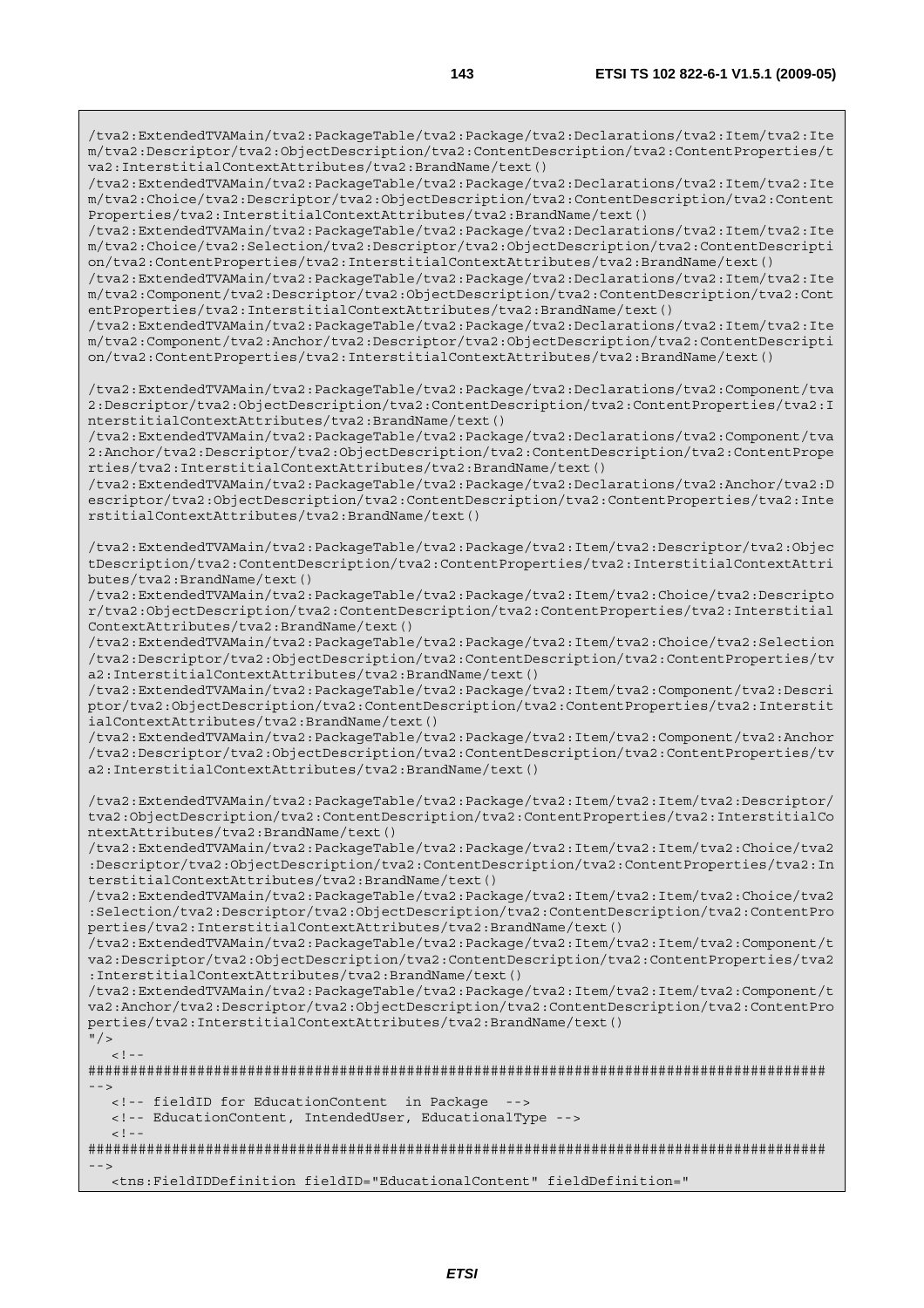```
/tva2:ExtendedTVAMain/tva2:PackageTable/tva2:Package/tva2:Declarations/tva2:Item/tva2:Item/tva2:Descriptor/tva2:ObjectDescription/tva2:ContentDescription/tva2:ContentProperties/tva2:InterstitialContextAttributes/tva2:BrandName/text()
/tva2:ExtendedTVAMain/tva2:PackageTable/tva2:Package/tva2:Declarations/tva2:Item/tva2:Item/tva2:Choice/tva2:Descriptor/tva2:ObjectDescription/tva2:ContentDescription/tva2:ContentProperties/tva2:InterstitialContextAttributes/tva2:BrandName/text()
/tva2:ExtendedTVAMain/tva2:PackageTable/tva2:Package/tva2:Declarations/tva2:Item/tva2:Item/tva2:Choice/tva2:Selection/tva2:Descriptor/tva2:ObjectDescription/tva2:ContentDescription/tva2:ContentProperties/tva2:InterstitialContextAttributes/tva2:BrandName/text()
/tva2:ExtendedTVAMain/tva2:PackageTable/tva2:Package/tva2:Declarations/tva2:Item/tva2:Item/tva2:Component/tva2:Descriptor/tva2:ObjectDescription/tva2:ContentDescription/tva2:ContentProperties/tva2:InterstitialContextAttributes/tva2:BrandName/text()
/tva2:ExtendedTVAMain/tva2:PackageTable/tva2:Package/tva2:Declarations/tva2:Item/tva2:Item/tva2:Component/tva2:Anchor/tva2:Descriptor/tva2:ObjectDescription/tva2:ContentDescription/tva2:ContentProperties/tva2:InterstitialContextAttributes/tva2:BrandName/text()

/tva2:ExtendedTVAMain/tva2:PackageTable/tva2:Package/tva2:Declarations/tva2:Component/tva2:Descriptor/tva2:ObjectDescription/tva2:ContentDescription/tva2:ContentProperties/tva2:InterstitialContextAttributes/tva2:BrandName/text()
/tva2:ExtendedTVAMain/tva2:PackageTable/tva2:Package/tva2:Declarations/tva2:Component/tva2:Anchor/tva2:Descriptor/tva2:ObjectDescription/tva2:ContentDescription/tva2:ContentProperties/tva2:InterstitialContextAttributes/tva2:BrandName/text()
/tva2:ExtendedTVAMain/tva2:PackageTable/tva2:Package/tva2:Declarations/tva2:Anchor/tva2:Descriptor/tva2:ObjectDescription/tva2:ContentDescription/tva2:ContentProperties/tva2:InterstitialContextAttributes/tva2:BrandName/text()

/tva2:ExtendedTVAMain/tva2:PackageTable/tva2:Package/tva2:Item/tva2:Descriptor/tva2:ObjectDescription/tva2:ContentDescription/tva2:ContentProperties/tva2:InterstitialContextAttributes/tva2:BrandName/text()
/tva2:ExtendedTVAMain/tva2:PackageTable/tva2:Package/tva2:Item/tva2:Choice/tva2:Descriptor/tva2:ObjectDescription/tva2:ContentDescription/tva2:ContentProperties/tva2:InterstitialContextAttributes/tva2:BrandName/text()
/tva2:ExtendedTVAMain/tva2:PackageTable/tva2:Package/tva2:Item/tva2:Choice/tva2:Selection/tva2:Descriptor/tva2:ObjectDescription/tva2:ContentDescription/tva2:ContentProperties/tva2:InterstitialContextAttributes/tva2:BrandName/text()
/tva2:ExtendedTVAMain/tva2:PackageTable/tva2:Package/tva2:Item/tva2:Component/tva2:Descriptor/tva2:ObjectDescription/tva2:ContentDescription/tva2:ContentProperties/tva2:InterstitialContextAttributes/tva2:BrandName/text()
/tva2:ExtendedTVAMain/tva2:PackageTable/tva2:Package/tva2:Item/tva2:Component/tva2:Anchor/tva2:Descriptor/tva2:ObjectDescription/tva2:ContentDescription/tva2:ContentProperties/tva2:InterstitialContextAttributes/tva2:BrandName/text()

/tva2:ExtendedTVAMain/tva2:PackageTable/tva2:Package/tva2:Item/tva2:Item/tva2:Descriptor/tva2:ObjectDescription/tva2:ContentDescription/tva2:ContentProperties/tva2:InterstitialContextAttributes/tva2:BrandName/text()
/tva2:ExtendedTVAMain/tva2:PackageTable/tva2:Package/tva2:Item/tva2:Item/tva2:Choice/tva2:Descriptor/tva2:ObjectDescription/tva2:ContentDescription/tva2:ContentProperties/tva2:InterstitialContextAttributes/tva2:BrandName/text()
/tva2:ExtendedTVAMain/tva2:PackageTable/tva2:Package/tva2:Item/tva2:Item/tva2:Choice/tva2:Selection/tva2:Descriptor/tva2:ObjectDescription/tva2:ContentDescription/tva2:ContentProperties/tva2:InterstitialContextAttributes/tva2:BrandName/text()
/tva2:ExtendedTVAMain/tva2:PackageTable/tva2:Package/tva2:Item/tva2:Item/tva2:Component/tva2:Descriptor/tva2:ObjectDescription/tva2:ContentDescription/tva2:ContentProperties/tva2:InterstitialContextAttributes/tva2:BrandName/text()
/tva2:ExtendedTVAMain/tva2:PackageTable/tva2:Package/tva2:Item/tva2:Item/tva2:Component/tva2:Anchor/tva2:Descriptor/tva2:ObjectDescription/tva2:ContentDescription/tva2:ContentProperties/tva2:InterstitialContextAttributes/tva2:BrandName/text()
"/>
   <!--
########################################################################################
-->
   <!-- fieldID for EducationContent  in Package  -->
   <!-- EducationContent, IntendedUser, EducationalType -->
   <!--
########################################################################################
-->
   <tns:FieldIDDefinition fieldID="EducationalContent" fieldDefinition="
```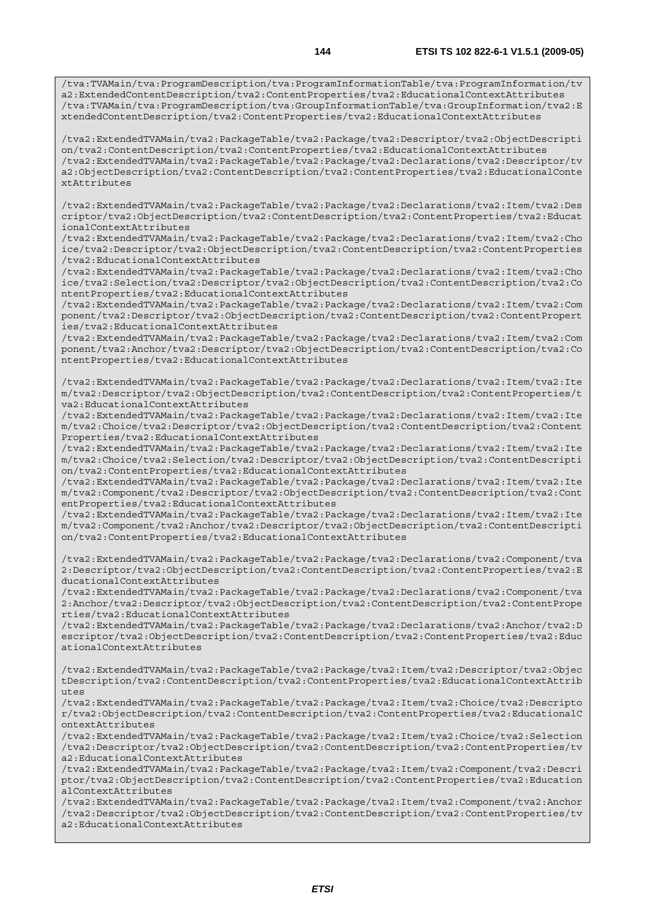```
/tva:TVAMain/tva:ProgramDescription/tva:ProgramInformationTable/tva:ProgramInformation/tva2:ExtendedContentDescription/tva2:ContentProperties/tva2:EducationalContextAttributes
/tva:TVAMain/tva:ProgramDescription/tva:GroupInformationTable/tva:GroupInformation/tva2:ExtendedContentDescription/tva2:ContentProperties/tva2:EducationalContextAttributes

/tva2:ExtendedTVAMain/tva2:PackageTable/tva2:Package/tva2:Descriptor/tva2:ObjectDescription/tva2:ContentDescription/tva2:ContentProperties/tva2:EducationalContextAttributes
/tva2:ExtendedTVAMain/tva2:PackageTable/tva2:Package/tva2:Declarations/tva2:Descriptor/tva2:ObjectDescription/tva2:ContentDescription/tva2:ContentProperties/tva2:EducationalContextAttributes

/tva2:ExtendedTVAMain/tva2:PackageTable/tva2:Package/tva2:Declarations/tva2:Item/tva2:Descriptor/tva2:ObjectDescription/tva2:ContentDescription/tva2:ContentProperties/tva2:EducationalContextAttributes
/tva2:ExtendedTVAMain/tva2:PackageTable/tva2:Package/tva2:Declarations/tva2:Item/tva2:Choice/tva2:Descriptor/tva2:ObjectDescription/tva2:ContentDescription/tva2:ContentProperties/tva2:EducationalContextAttributes
/tva2:ExtendedTVAMain/tva2:PackageTable/tva2:Package/tva2:Declarations/tva2:Item/tva2:Choice/tva2:Selection/tva2:Descriptor/tva2:ObjectDescription/tva2:ContentDescription/tva2:ContentProperties/tva2:EducationalContextAttributes
/tva2:ExtendedTVAMain/tva2:PackageTable/tva2:Package/tva2:Declarations/tva2:Item/tva2:Component/tva2:Descriptor/tva2:ObjectDescription/tva2:ContentDescription/tva2:ContentProperties/tva2:EducationalContextAttributes
/tva2:ExtendedTVAMain/tva2:PackageTable/tva2:Package/tva2:Declarations/tva2:Item/tva2:Component/tva2:Anchor/tva2:Descriptor/tva2:ObjectDescription/tva2:ContentDescription/tva2:ContentProperties/tva2:EducationalContextAttributes

/tva2:ExtendedTVAMain/tva2:PackageTable/tva2:Package/tva2:Declarations/tva2:Item/tva2:Item/tva2:Descriptor/tva2:ObjectDescription/tva2:ContentDescription/tva2:ContentProperties/tva2:EducationalContextAttributes
/tva2:ExtendedTVAMain/tva2:PackageTable/tva2:Package/tva2:Declarations/tva2:Item/tva2:Item/tva2:Choice/tva2:Descriptor/tva2:ObjectDescription/tva2:ContentDescription/tva2:ContentProperties/tva2:EducationalContextAttributes
/tva2:ExtendedTVAMain/tva2:PackageTable/tva2:Package/tva2:Declarations/tva2:Item/tva2:Item/tva2:Choice/tva2:Selection/tva2:Descriptor/tva2:ObjectDescription/tva2:ContentDescription/tva2:ContentProperties/tva2:EducationalContextAttributes
/tva2:ExtendedTVAMain/tva2:PackageTable/tva2:Package/tva2:Declarations/tva2:Item/tva2:Item/tva2:Component/tva2:Descriptor/tva2:ObjectDescription/tva2:ContentDescription/tva2:ContentProperties/tva2:EducationalContextAttributes
/tva2:ExtendedTVAMain/tva2:PackageTable/tva2:Package/tva2:Declarations/tva2:Item/tva2:Item/tva2:Component/tva2:Anchor/tva2:Descriptor/tva2:ObjectDescription/tva2:ContentDescription/tva2:ContentProperties/tva2:EducationalContextAttributes

/tva2:ExtendedTVAMain/tva2:PackageTable/tva2:Package/tva2:Declarations/tva2:Component/tva2:Descriptor/tva2:ObjectDescription/tva2:ContentDescription/tva2:ContentProperties/tva2:EducationalContextAttributes
/tva2:ExtendedTVAMain/tva2:PackageTable/tva2:Package/tva2:Declarations/tva2:Component/tva2:Anchor/tva2:Descriptor/tva2:ObjectDescription/tva2:ContentDescription/tva2:ContentProperties/tva2:EducationalContextAttributes
/tva2:ExtendedTVAMain/tva2:PackageTable/tva2:Package/tva2:Declarations/tva2:Anchor/tva2:Descriptor/tva2:ObjectDescription/tva2:ContentDescription/tva2:ContentProperties/tva2:EducationalContextAttributes

/tva2:ExtendedTVAMain/tva2:PackageTable/tva2:Package/tva2:Item/tva2:Descriptor/tva2:ObjectDescription/tva2:ContentDescription/tva2:ContentProperties/tva2:EducationalContextAttributes
/tva2:ExtendedTVAMain/tva2:PackageTable/tva2:Package/tva2:Item/tva2:Choice/tva2:Descriptor/tva2:ObjectDescription/tva2:ContentDescription/tva2:ContentProperties/tva2:EducationalContextAttributes
/tva2:ExtendedTVAMain/tva2:PackageTable/tva2:Package/tva2:Item/tva2:Choice/tva2:Selection/tva2:Descriptor/tva2:ObjectDescription/tva2:ContentDescription/tva2:ContentProperties/tva2:EducationalContextAttributes
/tva2:ExtendedTVAMain/tva2:PackageTable/tva2:Package/tva2:Item/tva2:Component/tva2:Descriptor/tva2:ObjectDescription/tva2:ContentDescription/tva2:ContentProperties/tva2:EducationalContextAttributes
/tva2:ExtendedTVAMain/tva2:PackageTable/tva2:Package/tva2:Item/tva2:Component/tva2:Anchor/tva2:Descriptor/tva2:ObjectDescription/tva2:ContentDescription/tva2:ContentProperties/tva2:EducationalContextAttributes
```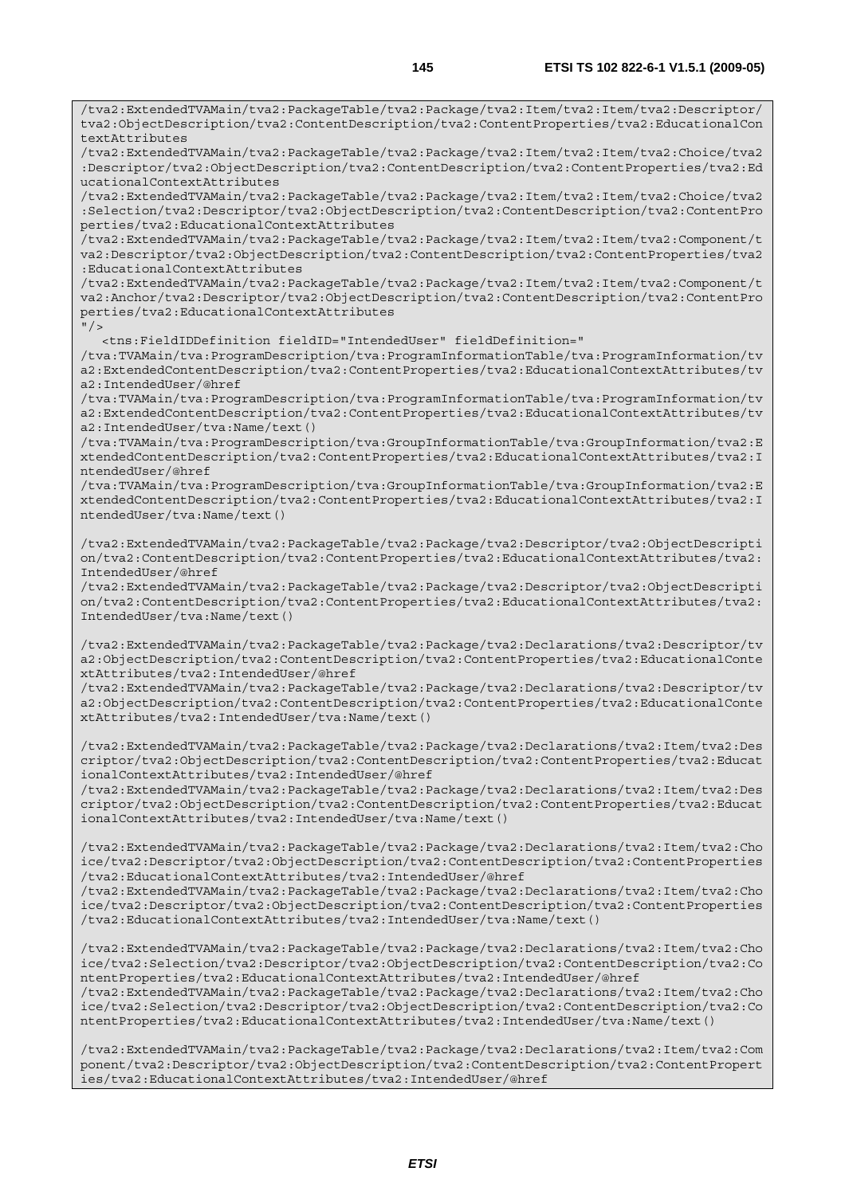```
/tva2:ExtendedTVAMain/tva2:PackageTable/tva2:Package/tva2:Item/tva2:Item/tva2:Descriptor/tva2:ObjectDescription/tva2:ContentDescription/tva2:ContentProperties/tva2:EducationalContextAttributes
/tva2:ExtendedTVAMain/tva2:PackageTable/tva2:Package/tva2:Item/tva2:Item/tva2:Choice/tva2:Descriptor/tva2:ObjectDescription/tva2:ContentDescription/tva2:ContentProperties/tva2:EducationalContextAttributes
/tva2:ExtendedTVAMain/tva2:PackageTable/tva2:Package/tva2:Item/tva2:Item/tva2:Choice/tva2:Selection/tva2:Descriptor/tva2:ObjectDescription/tva2:ContentDescription/tva2:ContentProperties/tva2:EducationalContextAttributes
/tva2:ExtendedTVAMain/tva2:PackageTable/tva2:Package/tva2:Item/tva2:Item/tva2:Component/tva2:Descriptor/tva2:ObjectDescription/tva2:ContentDescription/tva2:ContentProperties/tva2:EducationalContextAttributes
/tva2:ExtendedTVAMain/tva2:PackageTable/tva2:Package/tva2:Item/tva2:Item/tva2:Component/tva2:Anchor/tva2:Descriptor/tva2:ObjectDescription/tva2:ContentDescription/tva2:ContentProperties/tva2:EducationalContextAttributes
"/>
   <tns:FieldIDDefinition fieldID="IntendedUser" fieldDefinition="
/tva:TVAMain/tva:ProgramDescription/tva:ProgramInformationTable/tva:ProgramInformation/tva2:ExtendedContentDescription/tva2:ContentProperties/tva2:EducationalContextAttributes/tva2:IntendedUser/@href
/tva:TVAMain/tva:ProgramDescription/tva:ProgramInformationTable/tva:ProgramInformation/tva2:ExtendedContentDescription/tva2:ContentProperties/tva2:EducationalContextAttributes/tva2:IntendedUser/tva:Name/text()
/tva:TVAMain/tva:ProgramDescription/tva:GroupInformationTable/tva:GroupInformation/tva2:ExtendedContentDescription/tva2:ContentProperties/tva2:EducationalContextAttributes/tva2:IntendedUser/@href
/tva:TVAMain/tva:ProgramDescription/tva:GroupInformationTable/tva:GroupInformation/tva2:ExtendedContentDescription/tva2:ContentProperties/tva2:EducationalContextAttributes/tva2:IntendedUser/tva:Name/text()

/tva2:ExtendedTVAMain/tva2:PackageTable/tva2:Package/tva2:Descriptor/tva2:ObjectDescription/tva2:ContentDescription/tva2:ContentProperties/tva2:EducationalContextAttributes/tva2:IntendedUser/@href
/tva2:ExtendedTVAMain/tva2:PackageTable/tva2:Package/tva2:Descriptor/tva2:ObjectDescription/tva2:ContentDescription/tva2:ContentProperties/tva2:EducationalContextAttributes/tva2:IntendedUser/tva:Name/text()

/tva2:ExtendedTVAMain/tva2:PackageTable/tva2:Package/tva2:Declarations/tva2:Descriptor/tva2:ObjectDescription/tva2:ContentDescription/tva2:ContentProperties/tva2:EducationalContextAttributes/tva2:IntendedUser/@href
/tva2:ExtendedTVAMain/tva2:PackageTable/tva2:Package/tva2:Declarations/tva2:Descriptor/tva2:ObjectDescription/tva2:ContentDescription/tva2:ContentProperties/tva2:EducationalContextAttributes/tva2:IntendedUser/tva:Name/text()

/tva2:ExtendedTVAMain/tva2:PackageTable/tva2:Package/tva2:Declarations/tva2:Item/tva2:Descriptor/tva2:ObjectDescription/tva2:ContentDescription/tva2:ContentProperties/tva2:EducationalContextAttributes/tva2:IntendedUser/@href
/tva2:ExtendedTVAMain/tva2:PackageTable/tva2:Package/tva2:Declarations/tva2:Item/tva2:Descriptor/tva2:ObjectDescription/tva2:ContentDescription/tva2:ContentProperties/tva2:EducationalContextAttributes/tva2:IntendedUser/tva:Name/text()

/tva2:ExtendedTVAMain/tva2:PackageTable/tva2:Package/tva2:Declarations/tva2:Item/tva2:Choice/tva2:Descriptor/tva2:ObjectDescription/tva2:ContentDescription/tva2:ContentProperties/tva2:EducationalContextAttributes/tva2:IntendedUser/@href
/tva2:ExtendedTVAMain/tva2:PackageTable/tva2:Package/tva2:Declarations/tva2:Item/tva2:Choice/tva2:Descriptor/tva2:ObjectDescription/tva2:ContentDescription/tva2:ContentProperties/tva2:EducationalContextAttributes/tva2:IntendedUser/tva:Name/text()

/tva2:ExtendedTVAMain/tva2:PackageTable/tva2:Package/tva2:Declarations/tva2:Item/tva2:Choice/tva2:Selection/tva2:Descriptor/tva2:ObjectDescription/tva2:ContentDescription/tva2:ContentProperties/tva2:EducationalContextAttributes/tva2:IntendedUser/@href
/tva2:ExtendedTVAMain/tva2:PackageTable/tva2:Package/tva2:Declarations/tva2:Item/tva2:Choice/tva2:Selection/tva2:Descriptor/tva2:ObjectDescription/tva2:ContentDescription/tva2:ContentProperties/tva2:EducationalContextAttributes/tva2:IntendedUser/tva:Name/text()

/tva2:ExtendedTVAMain/tva2:PackageTable/tva2:Package/tva2:Declarations/tva2:Item/tva2:Component/tva2:Descriptor/tva2:ObjectDescription/tva2:ContentDescription/tva2:ContentProperties/tva2:EducationalContextAttributes/tva2:IntendedUser/@href
```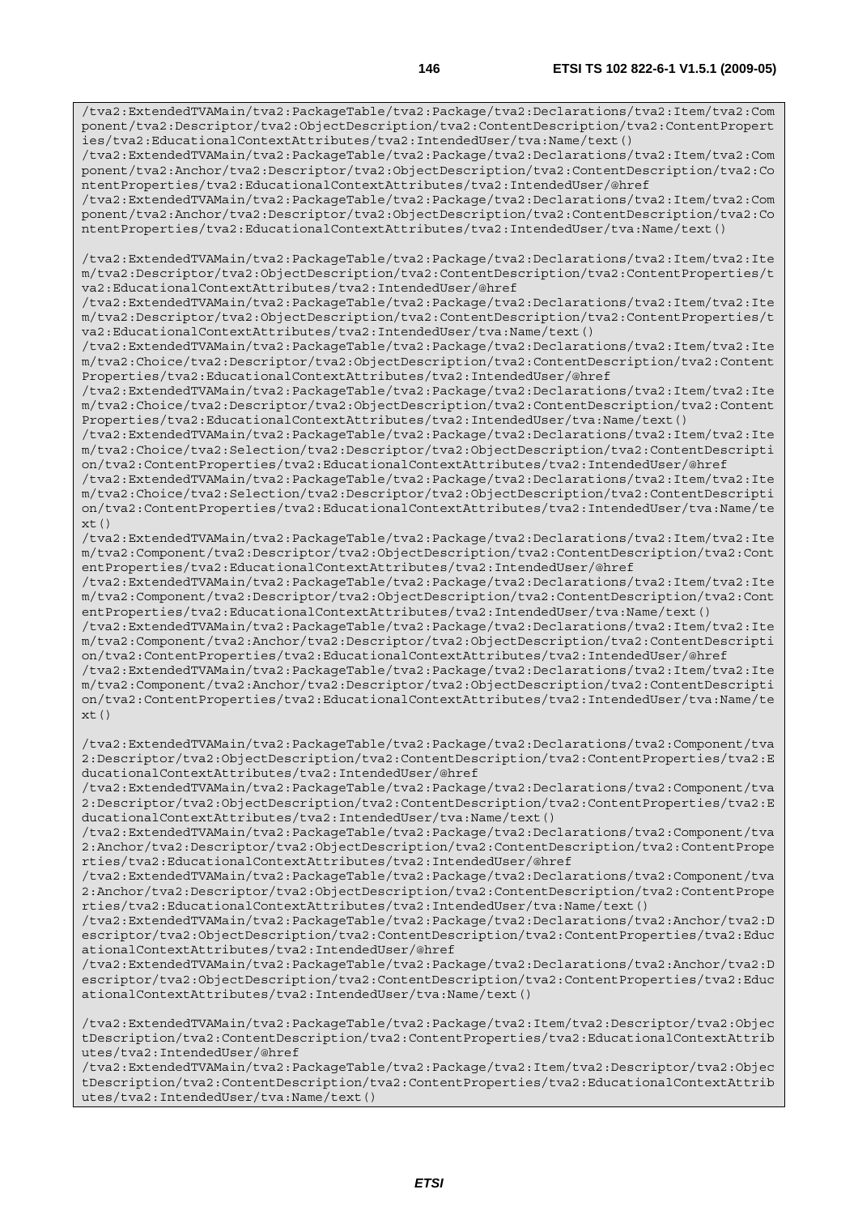```
/tva2:ExtendedTVAMain/tva2:PackageTable/tva2:Package/tva2:Declarations/tva2:Item/tva2:Component/tva2:Descriptor/tva2:ObjectDescription/tva2:ContentDescription/tva2:ContentProperties/tva2:EducationalContextAttributes/tva2:IntendedUser/tva:Name/text()
/tva2:ExtendedTVAMain/tva2:PackageTable/tva2:Package/tva2:Declarations/tva2:Item/tva2:Component/tva2:Anchor/tva2:Descriptor/tva2:ObjectDescription/tva2:ContentDescription/tva2:ContentProperties/tva2:EducationalContextAttributes/tva2:IntendedUser/@href
/tva2:ExtendedTVAMain/tva2:PackageTable/tva2:Package/tva2:Declarations/tva2:Item/tva2:Component/tva2:Anchor/tva2:Descriptor/tva2:ObjectDescription/tva2:ContentDescription/tva2:ContentProperties/tva2:EducationalContextAttributes/tva2:IntendedUser/tva:Name/text()

/tva2:ExtendedTVAMain/tva2:PackageTable/tva2:Package/tva2:Declarations/tva2:Item/tva2:Item/tva2:Descriptor/tva2:ObjectDescription/tva2:ContentDescription/tva2:ContentProperties/tva2:EducationalContextAttributes/tva2:IntendedUser/@href
/tva2:ExtendedTVAMain/tva2:PackageTable/tva2:Package/tva2:Declarations/tva2:Item/tva2:Item/tva2:Descriptor/tva2:ObjectDescription/tva2:ContentDescription/tva2:ContentProperties/tva2:EducationalContextAttributes/tva2:IntendedUser/tva:Name/text()
/tva2:ExtendedTVAMain/tva2:PackageTable/tva2:Package/tva2:Declarations/tva2:Item/tva2:Item/tva2:Choice/tva2:Descriptor/tva2:ObjectDescription/tva2:ContentDescription/tva2:ContentProperties/tva2:EducationalContextAttributes/tva2:IntendedUser/@href
/tva2:ExtendedTVAMain/tva2:PackageTable/tva2:Package/tva2:Declarations/tva2:Item/tva2:Item/tva2:Choice/tva2:Descriptor/tva2:ObjectDescription/tva2:ContentDescription/tva2:ContentProperties/tva2:EducationalContextAttributes/tva2:IntendedUser/tva:Name/text()
/tva2:ExtendedTVAMain/tva2:PackageTable/tva2:Package/tva2:Declarations/tva2:Item/tva2:Item/tva2:Choice/tva2:Selection/tva2:Descriptor/tva2:ObjectDescription/tva2:ContentDescription/tva2:ContentProperties/tva2:EducationalContextAttributes/tva2:IntendedUser/@href
/tva2:ExtendedTVAMain/tva2:PackageTable/tva2:Package/tva2:Declarations/tva2:Item/tva2:Item/tva2:Choice/tva2:Selection/tva2:Descriptor/tva2:ObjectDescription/tva2:ContentDescription/tva2:ContentProperties/tva2:EducationalContextAttributes/tva2:IntendedUser/tva:Name/text()
/tva2:ExtendedTVAMain/tva2:PackageTable/tva2:Package/tva2:Declarations/tva2:Item/tva2:Item/tva2:Component/tva2:Descriptor/tva2:ObjectDescription/tva2:ContentDescription/tva2:ContentProperties/tva2:EducationalContextAttributes/tva2:IntendedUser/@href
/tva2:ExtendedTVAMain/tva2:PackageTable/tva2:Package/tva2:Declarations/tva2:Item/tva2:Item/tva2:Component/tva2:Descriptor/tva2:ObjectDescription/tva2:ContentDescription/tva2:ContentProperties/tva2:EducationalContextAttributes/tva2:IntendedUser/tva:Name/text()
/tva2:ExtendedTVAMain/tva2:PackageTable/tva2:Package/tva2:Declarations/tva2:Item/tva2:Item/tva2:Component/tva2:Anchor/tva2:Descriptor/tva2:ObjectDescription/tva2:ContentDescription/tva2:ContentProperties/tva2:EducationalContextAttributes/tva2:IntendedUser/@href
/tva2:ExtendedTVAMain/tva2:PackageTable/tva2:Package/tva2:Declarations/tva2:Item/tva2:Item/tva2:Component/tva2:Anchor/tva2:Descriptor/tva2:ObjectDescription/tva2:ContentDescription/tva2:ContentProperties/tva2:EducationalContextAttributes/tva2:IntendedUser/tva:Name/text()

/tva2:ExtendedTVAMain/tva2:PackageTable/tva2:Package/tva2:Declarations/tva2:Component/tva2:Descriptor/tva2:ObjectDescription/tva2:ContentDescription/tva2:ContentProperties/tva2:EducationalContextAttributes/tva2:IntendedUser/@href
/tva2:ExtendedTVAMain/tva2:PackageTable/tva2:Package/tva2:Declarations/tva2:Component/tva2:Descriptor/tva2:ObjectDescription/tva2:ContentDescription/tva2:ContentProperties/tva2:EducationalContextAttributes/tva2:IntendedUser/tva:Name/text()
/tva2:ExtendedTVAMain/tva2:PackageTable/tva2:Package/tva2:Declarations/tva2:Component/tva2:Anchor/tva2:Descriptor/tva2:ObjectDescription/tva2:ContentDescription/tva2:ContentProperties/tva2:EducationalContextAttributes/tva2:IntendedUser/@href
/tva2:ExtendedTVAMain/tva2:PackageTable/tva2:Package/tva2:Declarations/tva2:Component/tva2:Anchor/tva2:Descriptor/tva2:ObjectDescription/tva2:ContentDescription/tva2:ContentProperties/tva2:EducationalContextAttributes/tva2:IntendedUser/tva:Name/text()
/tva2:ExtendedTVAMain/tva2:PackageTable/tva2:Package/tva2:Declarations/tva2:Anchor/tva2:Descriptor/tva2:ObjectDescription/tva2:ContentDescription/tva2:ContentProperties/tva2:EducationalContextAttributes/tva2:IntendedUser/@href
/tva2:ExtendedTVAMain/tva2:PackageTable/tva2:Package/tva2:Declarations/tva2:Anchor/tva2:Descriptor/tva2:ObjectDescription/tva2:ContentDescription/tva2:ContentProperties/tva2:EducationalContextAttributes/tva2:IntendedUser/tva:Name/text()

/tva2:ExtendedTVAMain/tva2:PackageTable/tva2:Package/tva2:Item/tva2:Descriptor/tva2:ObjectDescription/tva2:ContentDescription/tva2:ContentProperties/tva2:EducationalContextAttributes/tva2:IntendedUser/@href
/tva2:ExtendedTVAMain/tva2:PackageTable/tva2:Package/tva2:Item/tva2:Descriptor/tva2:ObjectDescription/tva2:ContentDescription/tva2:ContentProperties/tva2:EducationalContextAttributes/tva2:IntendedUser/tva:Name/text()
```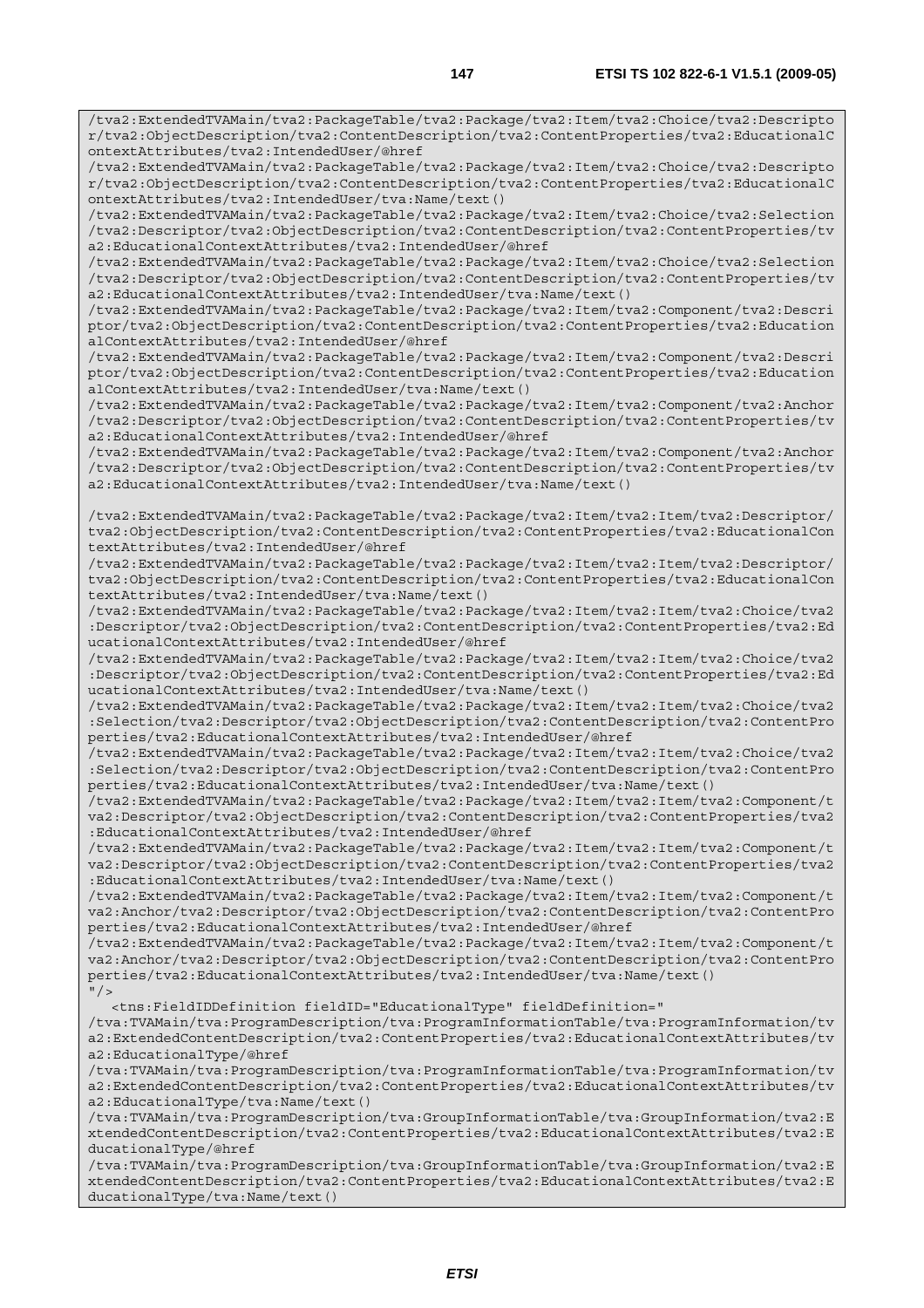```
/tva2:ExtendedTVAMain/tva2:PackageTable/tva2:Package/tva2:Item/tva2:Choice/tva2:Descripto
r/tva2:ObjectDescription/tva2:ContentDescription/tva2:ContentProperties/tva2:EducationalC
ontextAttributes/tva2:IntendedUser/@href
/tva2:ExtendedTVAMain/tva2:PackageTable/tva2:Package/tva2:Item/tva2:Choice/tva2:Descripto
r/tva2:ObjectDescription/tva2:ContentDescription/tva2:ContentProperties/tva2:EducationalC
ontextAttributes/tva2:IntendedUser/tva:Name/text()
/tva2:ExtendedTVAMain/tva2:PackageTable/tva2:Package/tva2:Item/tva2:Choice/tva2:Selection
/tva2:Descriptor/tva2:ObjectDescription/tva2:ContentDescription/tva2:ContentProperties/tv
a2:EducationalContextAttributes/tva2:IntendedUser/@href
/tva2:ExtendedTVAMain/tva2:PackageTable/tva2:Package/tva2:Item/tva2:Choice/tva2:Selection
/tva2:Descriptor/tva2:ObjectDescription/tva2:ContentDescription/tva2:ContentProperties/tv
a2:EducationalContextAttributes/tva2:IntendedUser/tva:Name/text()
/tva2:ExtendedTVAMain/tva2:PackageTable/tva2:Package/tva2:Item/tva2:Component/tva2:Descri
ptor/tva2:ObjectDescription/tva2:ContentDescription/tva2:ContentProperties/tva2:Education
alContextAttributes/tva2:IntendedUser/@href
/tva2:ExtendedTVAMain/tva2:PackageTable/tva2:Package/tva2:Item/tva2:Component/tva2:Descri
ptor/tva2:ObjectDescription/tva2:ContentDescription/tva2:ContentProperties/tva2:Education
alContextAttributes/tva2:IntendedUser/tva:Name/text()
/tva2:ExtendedTVAMain/tva2:PackageTable/tva2:Package/tva2:Item/tva2:Component/tva2:Anchor
/tva2:Descriptor/tva2:ObjectDescription/tva2:ContentDescription/tva2:ContentProperties/tv
a2:EducationalContextAttributes/tva2:IntendedUser/@href
/tva2:ExtendedTVAMain/tva2:PackageTable/tva2:Package/tva2:Item/tva2:Component/tva2:Anchor
/tva2:Descriptor/tva2:ObjectDescription/tva2:ContentDescription/tva2:ContentProperties/tv
a2:EducationalContextAttributes/tva2:IntendedUser/tva:Name/text()

/tva2:ExtendedTVAMain/tva2:PackageTable/tva2:Package/tva2:Item/tva2:Item/tva2:Descriptor/
tva2:ObjectDescription/tva2:ContentDescription/tva2:ContentProperties/tva2:EducationalCon
textAttributes/tva2:IntendedUser/@href
/tva2:ExtendedTVAMain/tva2:PackageTable/tva2:Package/tva2:Item/tva2:Item/tva2:Descriptor/
tva2:ObjectDescription/tva2:ContentDescription/tva2:ContentProperties/tva2:EducationalCon
textAttributes/tva2:IntendedUser/tva:Name/text()
/tva2:ExtendedTVAMain/tva2:PackageTable/tva2:Package/tva2:Item/tva2:Item/tva2:Choice/tva2
:Descriptor/tva2:ObjectDescription/tva2:ContentDescription/tva2:ContentProperties/tva2:Ed
ucationalContextAttributes/tva2:IntendedUser/@href
/tva2:ExtendedTVAMain/tva2:PackageTable/tva2:Package/tva2:Item/tva2:Item/tva2:Choice/tva2
:Descriptor/tva2:ObjectDescription/tva2:ContentDescription/tva2:ContentProperties/tva2:Ed
ucationalContextAttributes/tva2:IntendedUser/tva:Name/text()
/tva2:ExtendedTVAMain/tva2:PackageTable/tva2:Package/tva2:Item/tva2:Item/tva2:Choice/tva2
:Selection/tva2:Descriptor/tva2:ObjectDescription/tva2:ContentDescription/tva2:ContentPro
perties/tva2:EducationalContextAttributes/tva2:IntendedUser/@href
/tva2:ExtendedTVAMain/tva2:PackageTable/tva2:Package/tva2:Item/tva2:Item/tva2:Choice/tva2
:Selection/tva2:Descriptor/tva2:ObjectDescription/tva2:ContentDescription/tva2:ContentPro
perties/tva2:EducationalContextAttributes/tva2:IntendedUser/tva:Name/text()
/tva2:ExtendedTVAMain/tva2:PackageTable/tva2:Package/tva2:Item/tva2:Item/tva2:Component/t
va2:Descriptor/tva2:ObjectDescription/tva2:ContentDescription/tva2:ContentProperties/tva2
:EducationalContextAttributes/tva2:IntendedUser/@href
/tva2:ExtendedTVAMain/tva2:PackageTable/tva2:Package/tva2:Item/tva2:Item/tva2:Component/t
va2:Descriptor/tva2:ObjectDescription/tva2:ContentDescription/tva2:ContentProperties/tva2
:EducationalContextAttributes/tva2:IntendedUser/tva:Name/text()
/tva2:ExtendedTVAMain/tva2:PackageTable/tva2:Package/tva2:Item/tva2:Item/tva2:Component/t
va2:Anchor/tva2:Descriptor/tva2:ObjectDescription/tva2:ContentDescription/tva2:ContentPro
perties/tva2:EducationalContextAttributes/tva2:IntendedUser/@href
/tva2:ExtendedTVAMain/tva2:PackageTable/tva2:Package/tva2:Item/tva2:Item/tva2:Component/t
va2:Anchor/tva2:Descriptor/tva2:ObjectDescription/tva2:ContentDescription/tva2:ContentPro
perties/tva2:EducationalContextAttributes/tva2:IntendedUser/tva:Name/text()
"/>
   <tns:FieldIDDefinition fieldID="EducationalType" fieldDefinition="
/tva:TVAMain/tva:ProgramDescription/tva:ProgramInformationTable/tva:ProgramInformation/tv
a2:ExtendedContentDescription/tva2:ContentProperties/tva2:EducationalContextAttributes/tv
a2:EducationalType/@href
/tva:TVAMain/tva:ProgramDescription/tva:ProgramInformationTable/tva:ProgramInformation/tv
a2:ExtendedContentDescription/tva2:ContentProperties/tva2:EducationalContextAttributes/tv
a2:EducationalType/tva:Name/text()
/tva:TVAMain/tva:ProgramDescription/tva:GroupInformationTable/tva:GroupInformation/tva2:E
xtendedContentDescription/tva2:ContentProperties/tva2:EducationalContextAttributes/tva2:E
ducationalType/@href
/tva:TVAMain/tva:ProgramDescription/tva:GroupInformationTable/tva:GroupInformation/tva2:E
xtendedContentDescription/tva2:ContentProperties/tva2:EducationalContextAttributes/tva2:E
ducationalType/tva:Name/text()
```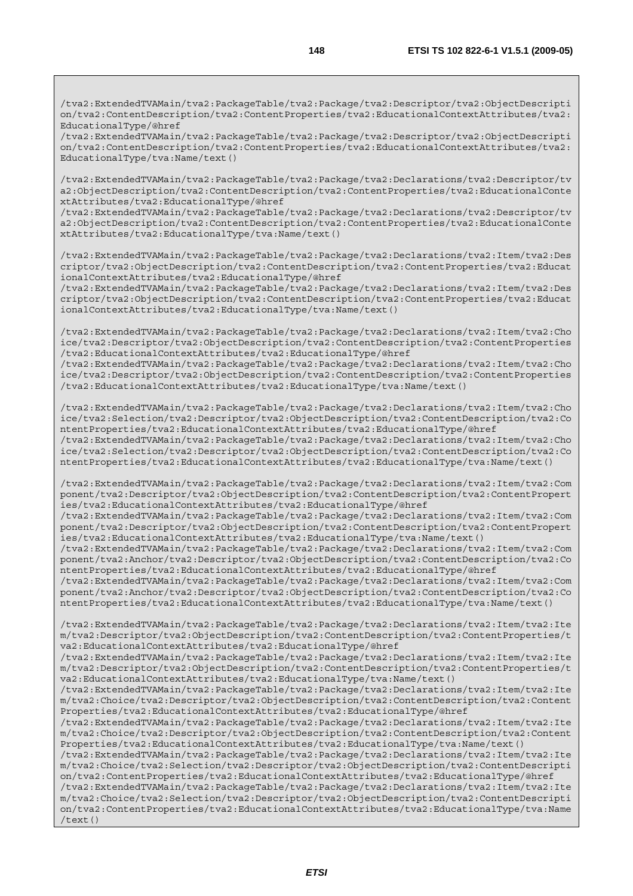```
/tva2:ExtendedTVAMain/tva2:PackageTable/tva2:Package/tva2:Descriptor/tva2:ObjectDescription/tva2:ContentDescription/tva2:ContentProperties/tva2:EducationalContextAttributes/tva2:EducationalType/@href
/tva2:ExtendedTVAMain/tva2:PackageTable/tva2:Package/tva2:Descriptor/tva2:ObjectDescription/tva2:ContentDescription/tva2:ContentProperties/tva2:EducationalContextAttributes/tva2:EducationalType/tva:Name/text()

/tva2:ExtendedTVAMain/tva2:PackageTable/tva2:Package/tva2:Declarations/tva2:Descriptor/tva2:ObjectDescription/tva2:ContentDescription/tva2:ContentProperties/tva2:EducationalContextAttributes/tva2:EducationalType/@href
/tva2:ExtendedTVAMain/tva2:PackageTable/tva2:Package/tva2:Declarations/tva2:Descriptor/tva2:ObjectDescription/tva2:ContentDescription/tva2:ContentProperties/tva2:EducationalContextAttributes/tva2:EducationalType/tva:Name/text()

/tva2:ExtendedTVAMain/tva2:PackageTable/tva2:Package/tva2:Declarations/tva2:Item/tva2:Descriptor/tva2:ObjectDescription/tva2:ContentDescription/tva2:ContentProperties/tva2:EducationalContextAttributes/tva2:EducationalType/@href
/tva2:ExtendedTVAMain/tva2:PackageTable/tva2:Package/tva2:Declarations/tva2:Item/tva2:Descriptor/tva2:ObjectDescription/tva2:ContentDescription/tva2:ContentProperties/tva2:EducationalContextAttributes/tva2:EducationalType/tva:Name/text()

/tva2:ExtendedTVAMain/tva2:PackageTable/tva2:Package/tva2:Declarations/tva2:Item/tva2:Choice/tva2:Descriptor/tva2:ObjectDescription/tva2:ContentDescription/tva2:ContentProperties/tva2:EducationalContextAttributes/tva2:EducationalType/@href
/tva2:ExtendedTVAMain/tva2:PackageTable/tva2:Package/tva2:Declarations/tva2:Item/tva2:Choice/tva2:Descriptor/tva2:ObjectDescription/tva2:ContentDescription/tva2:ContentProperties/tva2:EducationalContextAttributes/tva2:EducationalType/tva:Name/text()

/tva2:ExtendedTVAMain/tva2:PackageTable/tva2:Package/tva2:Declarations/tva2:Item/tva2:Choice/tva2:Selection/tva2:Descriptor/tva2:ObjectDescription/tva2:ContentDescription/tva2:ContentProperties/tva2:EducationalContextAttributes/tva2:EducationalType/@href
/tva2:ExtendedTVAMain/tva2:PackageTable/tva2:Package/tva2:Declarations/tva2:Item/tva2:Choice/tva2:Selection/tva2:Descriptor/tva2:ObjectDescription/tva2:ContentDescription/tva2:ContentProperties/tva2:EducationalContextAttributes/tva2:EducationalType/tva:Name/text()

/tva2:ExtendedTVAMain/tva2:PackageTable/tva2:Package/tva2:Declarations/tva2:Item/tva2:Component/tva2:Descriptor/tva2:ObjectDescription/tva2:ContentDescription/tva2:ContentProperties/tva2:EducationalContextAttributes/tva2:EducationalType/@href
/tva2:ExtendedTVAMain/tva2:PackageTable/tva2:Package/tva2:Declarations/tva2:Item/tva2:Component/tva2:Descriptor/tva2:ObjectDescription/tva2:ContentDescription/tva2:ContentProperties/tva2:EducationalContextAttributes/tva2:EducationalType/tva:Name/text()
/tva2:ExtendedTVAMain/tva2:PackageTable/tva2:Package/tva2:Declarations/tva2:Item/tva2:Component/tva2:Anchor/tva2:Descriptor/tva2:ObjectDescription/tva2:ContentDescription/tva2:ContentProperties/tva2:EducationalContextAttributes/tva2:EducationalType/@href
/tva2:ExtendedTVAMain/tva2:PackageTable/tva2:Package/tva2:Declarations/tva2:Item/tva2:Component/tva2:Anchor/tva2:Descriptor/tva2:ObjectDescription/tva2:ContentDescription/tva2:ContentProperties/tva2:EducationalContextAttributes/tva2:EducationalType/tva:Name/text()

/tva2:ExtendedTVAMain/tva2:PackageTable/tva2:Package/tva2:Declarations/tva2:Item/tva2:Item/tva2:Descriptor/tva2:ObjectDescription/tva2:ContentDescription/tva2:ContentProperties/tva2:EducationalContextAttributes/tva2:EducationalType/@href
/tva2:ExtendedTVAMain/tva2:PackageTable/tva2:Package/tva2:Declarations/tva2:Item/tva2:Item/tva2:Descriptor/tva2:ObjectDescription/tva2:ContentDescription/tva2:ContentProperties/tva2:EducationalContextAttributes/tva2:EducationalType/tva:Name/text()
/tva2:ExtendedTVAMain/tva2:PackageTable/tva2:Package/tva2:Declarations/tva2:Item/tva2:Item/tva2:Choice/tva2:Descriptor/tva2:ObjectDescription/tva2:ContentDescription/tva2:ContentProperties/tva2:EducationalContextAttributes/tva2:EducationalType/@href
/tva2:ExtendedTVAMain/tva2:PackageTable/tva2:Package/tva2:Declarations/tva2:Item/tva2:Item/tva2:Choice/tva2:Descriptor/tva2:ObjectDescription/tva2:ContentDescription/tva2:ContentProperties/tva2:EducationalContextAttributes/tva2:EducationalType/tva:Name/text()
/tva2:ExtendedTVAMain/tva2:PackageTable/tva2:Package/tva2:Declarations/tva2:Item/tva2:Item/tva2:Choice/tva2:Selection/tva2:Descriptor/tva2:ObjectDescription/tva2:ContentDescription/tva2:ContentProperties/tva2:EducationalContextAttributes/tva2:EducationalType/@href
/tva2:ExtendedTVAMain/tva2:PackageTable/tva2:Package/tva2:Declarations/tva2:Item/tva2:Item/tva2:Choice/tva2:Selection/tva2:Descriptor/tva2:ObjectDescription/tva2:ContentDescription/tva2:ContentProperties/tva2:EducationalContextAttributes/tva2:EducationalType/tva:Name/text()
```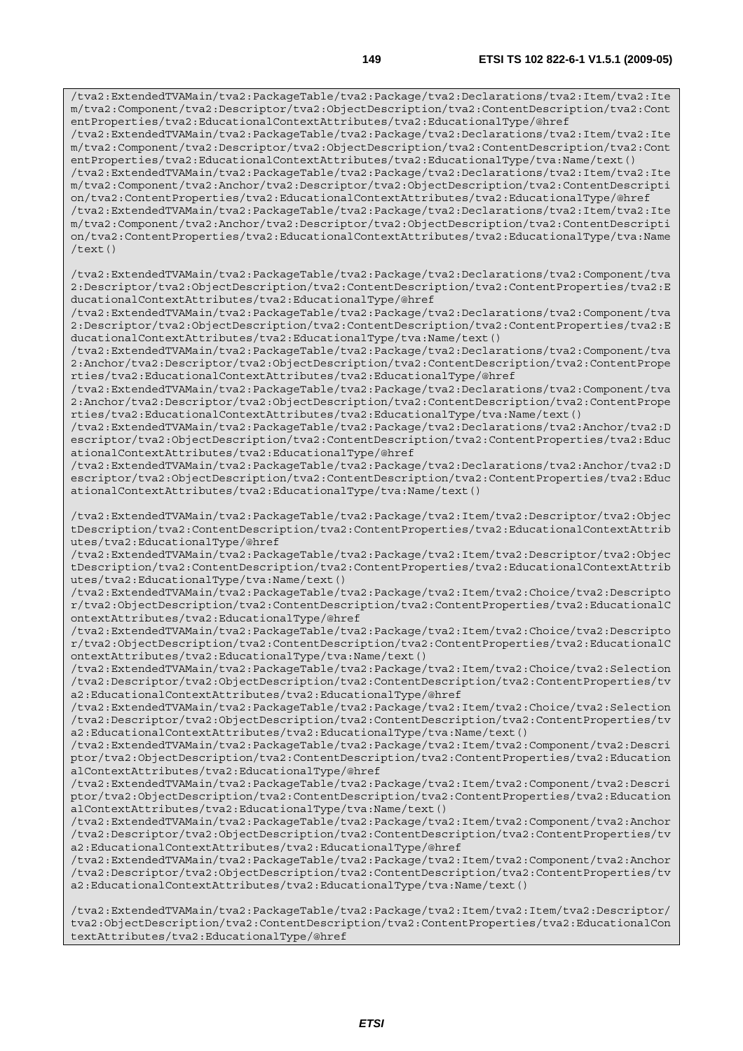```
/tva2:ExtendedTVAMain/tva2:PackageTable/tva2:Package/tva2:Declarations/tva2:Item/tva2:Item/tva2:Component/tva2:Descriptor/tva2:ObjectDescription/tva2:ContentDescription/tva2:ContentProperties/tva2:EducationalContextAttributes/tva2:EducationalType/@href
/tva2:ExtendedTVAMain/tva2:PackageTable/tva2:Package/tva2:Declarations/tva2:Item/tva2:Item/tva2:Component/tva2:Descriptor/tva2:ObjectDescription/tva2:ContentDescription/tva2:ContentProperties/tva2:EducationalContextAttributes/tva2:EducationalType/tva:Name/text()
/tva2:ExtendedTVAMain/tva2:PackageTable/tva2:Package/tva2:Declarations/tva2:Item/tva2:Item/tva2:Component/tva2:Anchor/tva2:Descriptor/tva2:ObjectDescription/tva2:ContentDescription/tva2:ContentProperties/tva2:EducationalContextAttributes/tva2:EducationalType/@href
/tva2:ExtendedTVAMain/tva2:PackageTable/tva2:Package/tva2:Declarations/tva2:Item/tva2:Item/tva2:Component/tva2:Anchor/tva2:Descriptor/tva2:ObjectDescription/tva2:ContentDescription/tva2:ContentProperties/tva2:EducationalContextAttributes/tva2:EducationalType/tva:Name/text()

/tva2:ExtendedTVAMain/tva2:PackageTable/tva2:Package/tva2:Declarations/tva2:Component/tva2:Descriptor/tva2:ObjectDescription/tva2:ContentDescription/tva2:ContentProperties/tva2:EducationalContextAttributes/tva2:EducationalType/@href
/tva2:ExtendedTVAMain/tva2:PackageTable/tva2:Package/tva2:Declarations/tva2:Component/tva2:Descriptor/tva2:ObjectDescription/tva2:ContentDescription/tva2:ContentProperties/tva2:EducationalContextAttributes/tva2:EducationalType/tva:Name/text()
/tva2:ExtendedTVAMain/tva2:PackageTable/tva2:Package/tva2:Declarations/tva2:Component/tva2:Anchor/tva2:Descriptor/tva2:ObjectDescription/tva2:ContentDescription/tva2:ContentProperties/tva2:EducationalContextAttributes/tva2:EducationalType/@href
/tva2:ExtendedTVAMain/tva2:PackageTable/tva2:Package/tva2:Declarations/tva2:Component/tva2:Anchor/tva2:Descriptor/tva2:ObjectDescription/tva2:ContentDescription/tva2:ContentProperties/tva2:EducationalContextAttributes/tva2:EducationalType/tva:Name/text()
/tva2:ExtendedTVAMain/tva2:PackageTable/tva2:Package/tva2:Declarations/tva2:Anchor/tva2:Descriptor/tva2:ObjectDescription/tva2:ContentDescription/tva2:ContentProperties/tva2:EducationalContextAttributes/tva2:EducationalType/@href
/tva2:ExtendedTVAMain/tva2:PackageTable/tva2:Package/tva2:Declarations/tva2:Anchor/tva2:Descriptor/tva2:ObjectDescription/tva2:ContentDescription/tva2:ContentProperties/tva2:EducationalContextAttributes/tva2:EducationalType/tva:Name/text()

/tva2:ExtendedTVAMain/tva2:PackageTable/tva2:Package/tva2:Item/tva2:Descriptor/tva2:ObjectDescription/tva2:ContentDescription/tva2:ContentProperties/tva2:EducationalContextAttributes/tva2:EducationalType/@href
/tva2:ExtendedTVAMain/tva2:PackageTable/tva2:Package/tva2:Item/tva2:Descriptor/tva2:ObjectDescription/tva2:ContentDescription/tva2:ContentProperties/tva2:EducationalContextAttributes/tva2:EducationalType/tva:Name/text()
/tva2:ExtendedTVAMain/tva2:PackageTable/tva2:Package/tva2:Item/tva2:Choice/tva2:Descriptor/tva2:ObjectDescription/tva2:ContentDescription/tva2:ContentProperties/tva2:EducationalContextAttributes/tva2:EducationalType/@href
/tva2:ExtendedTVAMain/tva2:PackageTable/tva2:Package/tva2:Item/tva2:Choice/tva2:Descriptor/tva2:ObjectDescription/tva2:ContentDescription/tva2:ContentProperties/tva2:EducationalContextAttributes/tva2:EducationalType/tva:Name/text()
/tva2:ExtendedTVAMain/tva2:PackageTable/tva2:Package/tva2:Item/tva2:Choice/tva2:Selection/tva2:Descriptor/tva2:ObjectDescription/tva2:ContentDescription/tva2:ContentProperties/tva2:EducationalContextAttributes/tva2:EducationalType/@href
/tva2:ExtendedTVAMain/tva2:PackageTable/tva2:Package/tva2:Item/tva2:Choice/tva2:Selection/tva2:Descriptor/tva2:ObjectDescription/tva2:ContentDescription/tva2:ContentProperties/tva2:EducationalContextAttributes/tva2:EducationalType/tva:Name/text()
/tva2:ExtendedTVAMain/tva2:PackageTable/tva2:Package/tva2:Item/tva2:Component/tva2:Descriptor/tva2:ObjectDescription/tva2:ContentDescription/tva2:ContentProperties/tva2:EducationalContextAttributes/tva2:EducationalType/@href
/tva2:ExtendedTVAMain/tva2:PackageTable/tva2:Package/tva2:Item/tva2:Component/tva2:Descriptor/tva2:ObjectDescription/tva2:ContentDescription/tva2:ContentProperties/tva2:EducationalContextAttributes/tva2:EducationalType/tva:Name/text()
/tva2:ExtendedTVAMain/tva2:PackageTable/tva2:Package/tva2:Item/tva2:Component/tva2:Anchor/tva2:Descriptor/tva2:ObjectDescription/tva2:ContentDescription/tva2:ContentProperties/tva2:EducationalContextAttributes/tva2:EducationalType/@href
/tva2:ExtendedTVAMain/tva2:PackageTable/tva2:Package/tva2:Item/tva2:Component/tva2:Anchor/tva2:Descriptor/tva2:ObjectDescription/tva2:ContentDescription/tva2:ContentProperties/tva2:EducationalContextAttributes/tva2:EducationalType/tva:Name/text()

/tva2:ExtendedTVAMain/tva2:PackageTable/tva2:Package/tva2:Item/tva2:Item/tva2:Descriptor/tva2:ObjectDescription/tva2:ContentDescription/tva2:ContentProperties/tva2:EducationalContextAttributes/tva2:EducationalType/@href
```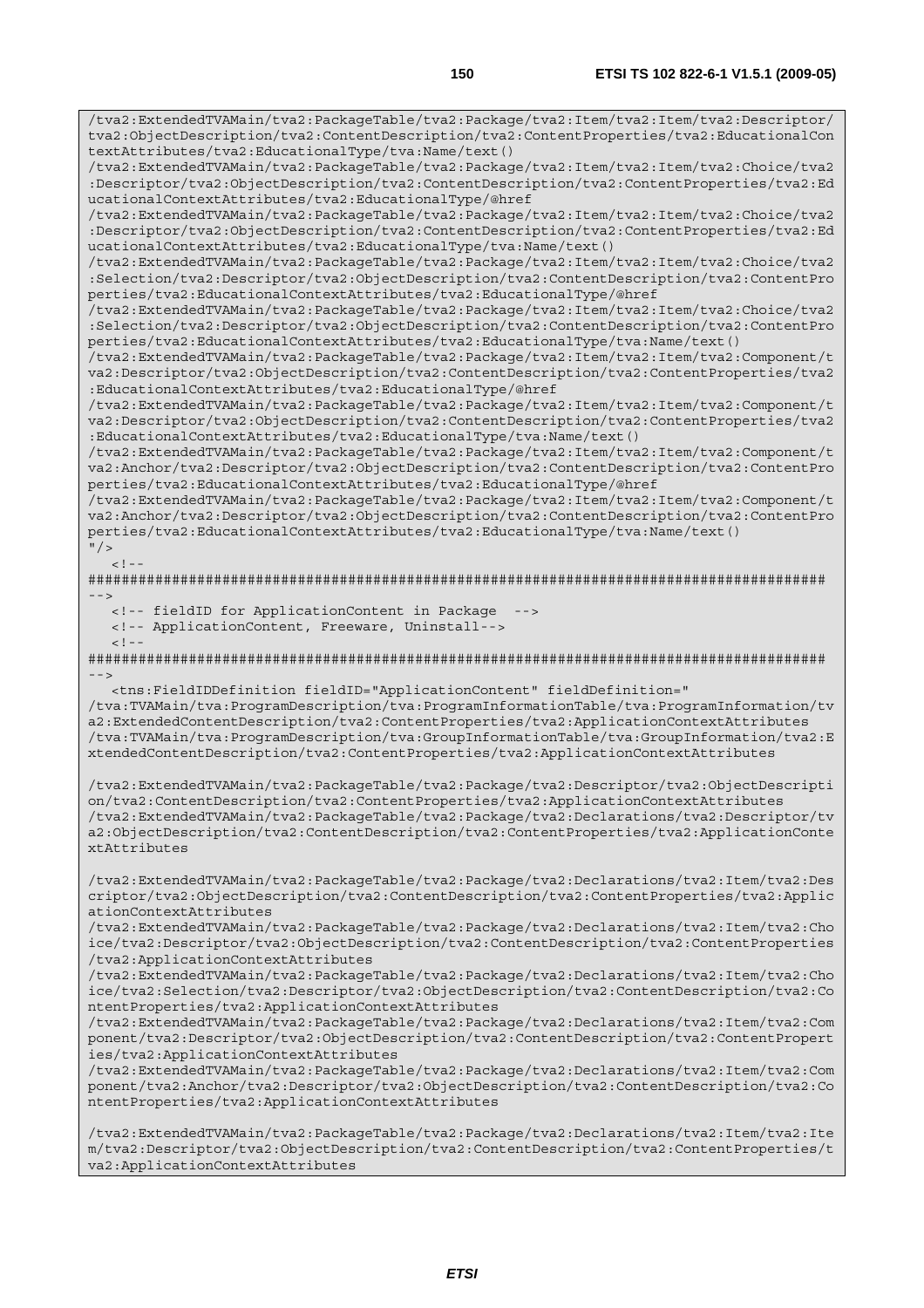```
/tva2:ExtendedTVAMain/tva2:PackageTable/tva2:Package/tva2:Item/tva2:Item/tva2:Descriptor/
tva2:ObjectDescription/tva2:ContentDescription/tva2:ContentProperties/tva2:EducationalCon
textAttributes/tva2:EducationalType/tva:Name/text()
/tva2:ExtendedTVAMain/tva2:PackageTable/tva2:Package/tva2:Item/tva2:Item/tva2:Choice/tva2
:Descriptor/tva2:ObjectDescription/tva2:ContentDescription/tva2:ContentProperties/tva2:Ed
ucationalContextAttributes/tva2:EducationalType/@href
/tva2:ExtendedTVAMain/tva2:PackageTable/tva2:Package/tva2:Item/tva2:Item/tva2:Choice/tva2
:Descriptor/tva2:ObjectDescription/tva2:ContentDescription/tva2:ContentProperties/tva2:Ed
ucationalContextAttributes/tva2:EducationalType/tva:Name/text()
/tva2:ExtendedTVAMain/tva2:PackageTable/tva2:Package/tva2:Item/tva2:Item/tva2:Choice/tva2
:Selection/tva2:Descriptor/tva2:ObjectDescription/tva2:ContentDescription/tva2:ContentPro
perties/tva2:EducationalContextAttributes/tva2:EducationalType/@href
/tva2:ExtendedTVAMain/tva2:PackageTable/tva2:Package/tva2:Item/tva2:Item/tva2:Choice/tva2
:Selection/tva2:Descriptor/tva2:ObjectDescription/tva2:ContentDescription/tva2:ContentPro
perties/tva2:EducationalContextAttributes/tva2:EducationalType/tva:Name/text()
/tva2:ExtendedTVAMain/tva2:PackageTable/tva2:Package/tva2:Item/tva2:Item/tva2:Component/t
va2:Descriptor/tva2:ObjectDescription/tva2:ContentDescription/tva2:ContentProperties/tva2
:EducationalContextAttributes/tva2:EducationalType/@href
/tva2:ExtendedTVAMain/tva2:PackageTable/tva2:Package/tva2:Item/tva2:Item/tva2:Component/t
va2:Descriptor/tva2:ObjectDescription/tva2:ContentDescription/tva2:ContentProperties/tva2
:EducationalContextAttributes/tva2:EducationalType/tva:Name/text()
/tva2:ExtendedTVAMain/tva2:PackageTable/tva2:Package/tva2:Item/tva2:Item/tva2:Component/t
va2:Anchor/tva2:Descriptor/tva2:ObjectDescription/tva2:ContentDescription/tva2:ContentPro
perties/tva2:EducationalContextAttributes/tva2:EducationalType/@href
/tva2:ExtendedTVAMain/tva2:PackageTable/tva2:Package/tva2:Item/tva2:Item/tva2:Component/t
va2:Anchor/tva2:Descriptor/tva2:ObjectDescription/tva2:ContentDescription/tva2:ContentPro
perties/tva2:EducationalContextAttributes/tva2:EducationalType/tva:Name/text()
"/>
   <!--
########################################################################################
-->
   <!-- fieldID for ApplicationContent in Package  -->
   <!-- ApplicationContent, Freeware, Uninstall-->
   <!--
########################################################################################
-->
   <tns:FieldIDDefinition fieldID="ApplicationContent" fieldDefinition="
/tva:TVAMain/tva:ProgramDescription/tva:ProgramInformationTable/tva:ProgramInformation/tv
a2:ExtendedContentDescription/tva2:ContentProperties/tva2:ApplicationContextAttributes
/tva:TVAMain/tva:ProgramDescription/tva:GroupInformationTable/tva:GroupInformation/tva2:E
xtendedContentDescription/tva2:ContentProperties/tva2:ApplicationContextAttributes

/tva2:ExtendedTVAMain/tva2:PackageTable/tva2:Package/tva2:Descriptor/tva2:ObjectDescripti
on/tva2:ContentDescription/tva2:ContentProperties/tva2:ApplicationContextAttributes
/tva2:ExtendedTVAMain/tva2:PackageTable/tva2:Package/tva2:Declarations/tva2:Descriptor/tv
a2:ObjectDescription/tva2:ContentDescription/tva2:ContentProperties/tva2:ApplicationConte
xtAttributes

/tva2:ExtendedTVAMain/tva2:PackageTable/tva2:Package/tva2:Declarations/tva2:Item/tva2:Des
criptor/tva2:ObjectDescription/tva2:ContentDescription/tva2:ContentProperties/tva2:Applic
ationContextAttributes
/tva2:ExtendedTVAMain/tva2:PackageTable/tva2:Package/tva2:Declarations/tva2:Item/tva2:Cho
ice/tva2:Descriptor/tva2:ObjectDescription/tva2:ContentDescription/tva2:ContentProperties
/tva2:ApplicationContextAttributes
/tva2:ExtendedTVAMain/tva2:PackageTable/tva2:Package/tva2:Declarations/tva2:Item/tva2:Cho
ice/tva2:Selection/tva2:Descriptor/tva2:ObjectDescription/tva2:ContentDescription/tva2:Co
ntentProperties/tva2:ApplicationContextAttributes
/tva2:ExtendedTVAMain/tva2:PackageTable/tva2:Package/tva2:Declarations/tva2:Item/tva2:Com
ponent/tva2:Descriptor/tva2:ObjectDescription/tva2:ContentDescription/tva2:ContentPropert
ies/tva2:ApplicationContextAttributes
/tva2:ExtendedTVAMain/tva2:PackageTable/tva2:Package/tva2:Declarations/tva2:Item/tva2:Com
ponent/tva2:Anchor/tva2:Descriptor/tva2:ObjectDescription/tva2:ContentDescription/tva2:Co
ntentProperties/tva2:ApplicationContextAttributes

/tva2:ExtendedTVAMain/tva2:PackageTable/tva2:Package/tva2:Declarations/tva2:Item/tva2:Ite
m/tva2:Descriptor/tva2:ObjectDescription/tva2:ContentDescription/tva2:ContentProperties/t
va2:ApplicationContextAttributes
```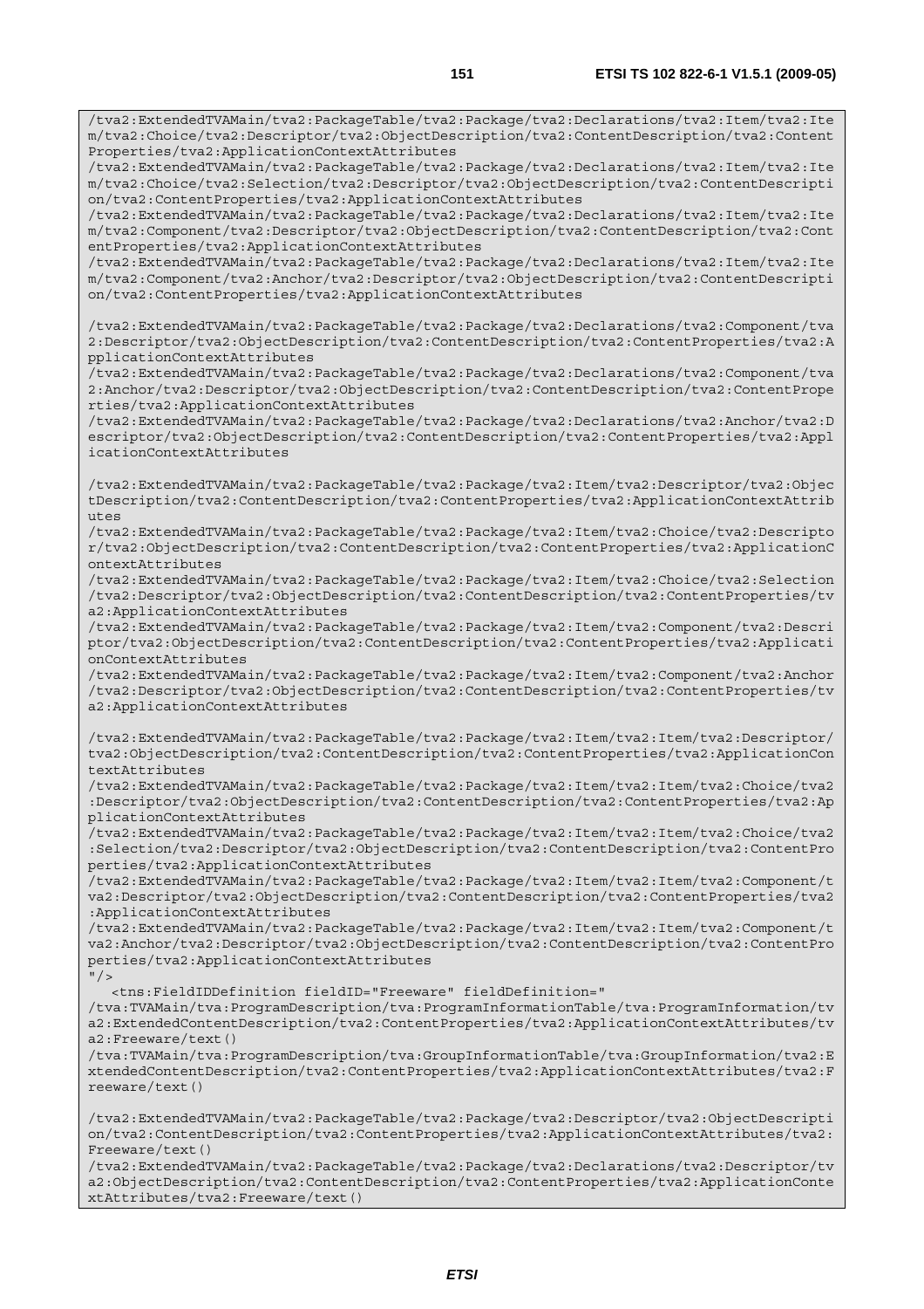```
/tva2:ExtendedTVAMain/tva2:PackageTable/tva2:Package/tva2:Declarations/tva2:Item/tva2:Item/tva2:Choice/tva2:Descriptor/tva2:ObjectDescription/tva2:ContentDescription/tva2:ContentProperties/tva2:ApplicationContextAttributes
/tva2:ExtendedTVAMain/tva2:PackageTable/tva2:Package/tva2:Declarations/tva2:Item/tva2:Item/tva2:Choice/tva2:Selection/tva2:Descriptor/tva2:ObjectDescription/tva2:ContentDescription/tva2:ContentProperties/tva2:ApplicationContextAttributes
/tva2:ExtendedTVAMain/tva2:PackageTable/tva2:Package/tva2:Declarations/tva2:Item/tva2:Item/tva2:Component/tva2:Descriptor/tva2:ObjectDescription/tva2:ContentDescription/tva2:ContentProperties/tva2:ApplicationContextAttributes
/tva2:ExtendedTVAMain/tva2:PackageTable/tva2:Package/tva2:Declarations/tva2:Item/tva2:Item/tva2:Component/tva2:Anchor/tva2:Descriptor/tva2:ObjectDescription/tva2:ContentDescription/tva2:ContentProperties/tva2:ApplicationContextAttributes

/tva2:ExtendedTVAMain/tva2:PackageTable/tva2:Package/tva2:Declarations/tva2:Component/tva2:Descriptor/tva2:ObjectDescription/tva2:ContentDescription/tva2:ContentProperties/tva2:ApplicationContextAttributes
/tva2:ExtendedTVAMain/tva2:PackageTable/tva2:Package/tva2:Declarations/tva2:Component/tva2:Anchor/tva2:Descriptor/tva2:ObjectDescription/tva2:ContentDescription/tva2:ContentProperties/tva2:ApplicationContextAttributes
/tva2:ExtendedTVAMain/tva2:PackageTable/tva2:Package/tva2:Declarations/tva2:Anchor/tva2:Descriptor/tva2:ObjectDescription/tva2:ContentDescription/tva2:ContentProperties/tva2:ApplicationContextAttributes

/tva2:ExtendedTVAMain/tva2:PackageTable/tva2:Package/tva2:Item/tva2:Descriptor/tva2:ObjectDescription/tva2:ContentDescription/tva2:ContentProperties/tva2:ApplicationContextAttributes
/tva2:ExtendedTVAMain/tva2:PackageTable/tva2:Package/tva2:Item/tva2:Choice/tva2:Descriptor/tva2:ObjectDescription/tva2:ContentDescription/tva2:ContentProperties/tva2:ApplicationContextAttributes
/tva2:ExtendedTVAMain/tva2:PackageTable/tva2:Package/tva2:Item/tva2:Choice/tva2:Selection/tva2:Descriptor/tva2:ObjectDescription/tva2:ContentDescription/tva2:ContentProperties/tva2:ApplicationContextAttributes
/tva2:ExtendedTVAMain/tva2:PackageTable/tva2:Package/tva2:Item/tva2:Component/tva2:Descriptor/tva2:ObjectDescription/tva2:ContentDescription/tva2:ContentProperties/tva2:ApplicationContextAttributes
/tva2:ExtendedTVAMain/tva2:PackageTable/tva2:Package/tva2:Item/tva2:Component/tva2:Anchor/tva2:Descriptor/tva2:ObjectDescription/tva2:ContentDescription/tva2:ContentProperties/tva2:ApplicationContextAttributes

/tva2:ExtendedTVAMain/tva2:PackageTable/tva2:Package/tva2:Item/tva2:Item/tva2:Descriptor/tva2:ObjectDescription/tva2:ContentDescription/tva2:ContentProperties/tva2:ApplicationContextAttributes
/tva2:ExtendedTVAMain/tva2:PackageTable/tva2:Package/tva2:Item/tva2:Item/tva2:Choice/tva2:Descriptor/tva2:ObjectDescription/tva2:ContentDescription/tva2:ContentProperties/tva2:ApplicationContextAttributes
/tva2:ExtendedTVAMain/tva2:PackageTable/tva2:Package/tva2:Item/tva2:Item/tva2:Choice/tva2:Selection/tva2:Descriptor/tva2:ObjectDescription/tva2:ContentDescription/tva2:ContentProperties/tva2:ApplicationContextAttributes
/tva2:ExtendedTVAMain/tva2:PackageTable/tva2:Package/tva2:Item/tva2:Item/tva2:Component/tva2:Descriptor/tva2:ObjectDescription/tva2:ContentDescription/tva2:ContentProperties/tva2:ApplicationContextAttributes
/tva2:ExtendedTVAMain/tva2:PackageTable/tva2:Package/tva2:Item/tva2:Item/tva2:Component/tva2:Anchor/tva2:Descriptor/tva2:ObjectDescription/tva2:ContentDescription/tva2:ContentProperties/tva2:ApplicationContextAttributes
"/>
   <tns:FieldIDDefinition fieldID="Freeware" fieldDefinition="
/tva:TVAMain/tva:ProgramDescription/tva:ProgramInformationTable/tva:ProgramInformation/tva2:ExtendedContentDescription/tva2:ContentProperties/tva2:ApplicationContextAttributes/tva2:Freeware/text()
/tva:TVAMain/tva:ProgramDescription/tva:GroupInformationTable/tva:GroupInformation/tva2:ExtendedContentDescription/tva2:ContentProperties/tva2:ApplicationContextAttributes/tva2:Freeware/text()

/tva2:ExtendedTVAMain/tva2:PackageTable/tva2:Package/tva2:Descriptor/tva2:ObjectDescription/tva2:ContentDescription/tva2:ContentProperties/tva2:ApplicationContextAttributes/tva2:Freeware/text()
/tva2:ExtendedTVAMain/tva2:PackageTable/tva2:Package/tva2:Declarations/tva2:Descriptor/tva2:ObjectDescription/tva2:ContentDescription/tva2:ContentProperties/tva2:ApplicationContextAttributes/tva2:Freeware/text()
```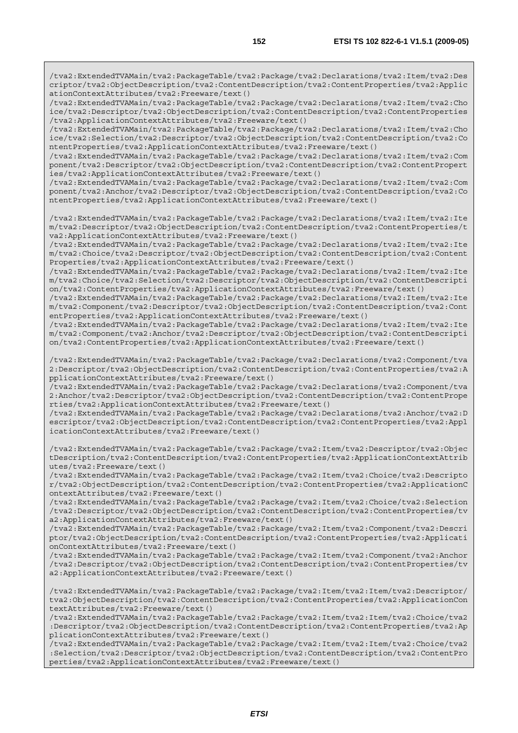```
/tva2:ExtendedTVAMain/tva2:PackageTable/tva2:Package/tva2:Declarations/tva2:Item/tva2:Descriptor/tva2:ObjectDescription/tva2:ContentDescription/tva2:ContentProperties/tva2:ApplicationContextAttributes/tva2:Freeware/text()
/tva2:ExtendedTVAMain/tva2:PackageTable/tva2:Package/tva2:Declarations/tva2:Item/tva2:Choice/tva2:Descriptor/tva2:ObjectDescription/tva2:ContentDescription/tva2:ContentProperties/tva2:ApplicationContextAttributes/tva2:Freeware/text()
/tva2:ExtendedTVAMain/tva2:PackageTable/tva2:Package/tva2:Declarations/tva2:Item/tva2:Choice/tva2:Selection/tva2:Descriptor/tva2:ObjectDescription/tva2:ContentDescription/tva2:ContentProperties/tva2:ApplicationContextAttributes/tva2:Freeware/text()
/tva2:ExtendedTVAMain/tva2:PackageTable/tva2:Package/tva2:Declarations/tva2:Item/tva2:Component/tva2:Descriptor/tva2:ObjectDescription/tva2:ContentDescription/tva2:ContentProperties/tva2:ApplicationContextAttributes/tva2:Freeware/text()
/tva2:ExtendedTVAMain/tva2:PackageTable/tva2:Package/tva2:Declarations/tva2:Item/tva2:Component/tva2:Anchor/tva2:Descriptor/tva2:ObjectDescription/tva2:ContentDescription/tva2:ContentProperties/tva2:ApplicationContextAttributes/tva2:Freeware/text()

/tva2:ExtendedTVAMain/tva2:PackageTable/tva2:Package/tva2:Declarations/tva2:Item/tva2:Item/tva2:Descriptor/tva2:ObjectDescription/tva2:ContentDescription/tva2:ContentProperties/tva2:ApplicationContextAttributes/tva2:Freeware/text()
/tva2:ExtendedTVAMain/tva2:PackageTable/tva2:Package/tva2:Declarations/tva2:Item/tva2:Item/tva2:Choice/tva2:Descriptor/tva2:ObjectDescription/tva2:ContentDescription/tva2:ContentProperties/tva2:ApplicationContextAttributes/tva2:Freeware/text()
/tva2:ExtendedTVAMain/tva2:PackageTable/tva2:Package/tva2:Declarations/tva2:Item/tva2:Item/tva2:Choice/tva2:Selection/tva2:Descriptor/tva2:ObjectDescription/tva2:ContentDescription/tva2:ContentProperties/tva2:ApplicationContextAttributes/tva2:Freeware/text()
/tva2:ExtendedTVAMain/tva2:PackageTable/tva2:Package/tva2:Declarations/tva2:Item/tva2:Item/tva2:Component/tva2:Descriptor/tva2:ObjectDescription/tva2:ContentDescription/tva2:ContentProperties/tva2:ApplicationContextAttributes/tva2:Freeware/text()
/tva2:ExtendedTVAMain/tva2:PackageTable/tva2:Package/tva2:Declarations/tva2:Item/tva2:Item/tva2:Component/tva2:Anchor/tva2:Descriptor/tva2:ObjectDescription/tva2:ContentDescription/tva2:ContentProperties/tva2:ApplicationContextAttributes/tva2:Freeware/text()

/tva2:ExtendedTVAMain/tva2:PackageTable/tva2:Package/tva2:Declarations/tva2:Component/tva2:Descriptor/tva2:ObjectDescription/tva2:ContentDescription/tva2:ContentProperties/tva2:ApplicationContextAttributes/tva2:Freeware/text()
/tva2:ExtendedTVAMain/tva2:PackageTable/tva2:Package/tva2:Declarations/tva2:Component/tva2:Anchor/tva2:Descriptor/tva2:ObjectDescription/tva2:ContentDescription/tva2:ContentProperties/tva2:ApplicationContextAttributes/tva2:Freeware/text()
/tva2:ExtendedTVAMain/tva2:PackageTable/tva2:Package/tva2:Declarations/tva2:Anchor/tva2:Descriptor/tva2:ObjectDescription/tva2:ContentDescription/tva2:ContentProperties/tva2:ApplicationContextAttributes/tva2:Freeware/text()

/tva2:ExtendedTVAMain/tva2:PackageTable/tva2:Package/tva2:Item/tva2:Descriptor/tva2:ObjectDescription/tva2:ContentDescription/tva2:ContentProperties/tva2:ApplicationContextAttributes/tva2:Freeware/text()
/tva2:ExtendedTVAMain/tva2:PackageTable/tva2:Package/tva2:Item/tva2:Choice/tva2:Descriptor/tva2:ObjectDescription/tva2:ContentDescription/tva2:ContentProperties/tva2:ApplicationContextAttributes/tva2:Freeware/text()
/tva2:ExtendedTVAMain/tva2:PackageTable/tva2:Package/tva2:Item/tva2:Choice/tva2:Selection/tva2:Descriptor/tva2:ObjectDescription/tva2:ContentDescription/tva2:ContentProperties/tva2:ApplicationContextAttributes/tva2:Freeware/text()
/tva2:ExtendedTVAMain/tva2:PackageTable/tva2:Package/tva2:Item/tva2:Component/tva2:Descriptor/tva2:ObjectDescription/tva2:ContentDescription/tva2:ContentProperties/tva2:ApplicationContextAttributes/tva2:Freeware/text()
/tva2:ExtendedTVAMain/tva2:PackageTable/tva2:Package/tva2:Item/tva2:Component/tva2:Anchor/tva2:Descriptor/tva2:ObjectDescription/tva2:ContentDescription/tva2:ContentProperties/tva2:ApplicationContextAttributes/tva2:Freeware/text()

/tva2:ExtendedTVAMain/tva2:PackageTable/tva2:Package/tva2:Item/tva2:Item/tva2:Descriptor/tva2:ObjectDescription/tva2:ContentDescription/tva2:ContentProperties/tva2:ApplicationContextAttributes/tva2:Freeware/text()
/tva2:ExtendedTVAMain/tva2:PackageTable/tva2:Package/tva2:Item/tva2:Item/tva2:Choice/tva2:Descriptor/tva2:ObjectDescription/tva2:ContentDescription/tva2:ContentProperties/tva2:ApplicationContextAttributes/tva2:Freeware/text()
/tva2:ExtendedTVAMain/tva2:PackageTable/tva2:Package/tva2:Item/tva2:Item/tva2:Choice/tva2:Selection/tva2:Descriptor/tva2:ObjectDescription/tva2:ContentDescription/tva2:ContentProperties/tva2:ApplicationContextAttributes/tva2:Freeware/text()
```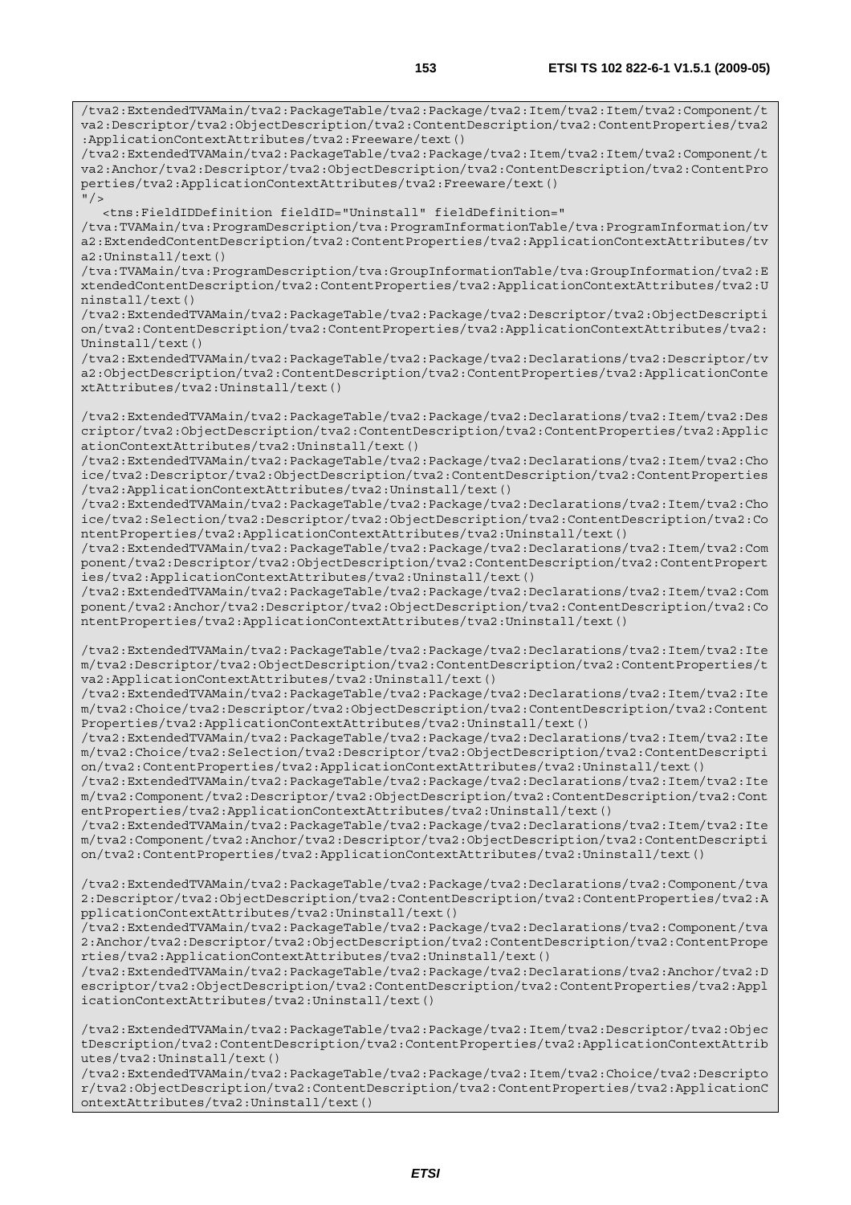```
/tva2:ExtendedTVAMain/tva2:PackageTable/tva2:Package/tva2:Item/tva2:Item/tva2:Component/t
va2:Descriptor/tva2:ObjectDescription/tva2:ContentDescription/tva2:ContentProperties/tva2
:ApplicationContextAttributes/tva2:Freeware/text()
/tva2:ExtendedTVAMain/tva2:PackageTable/tva2:Package/tva2:Item/tva2:Item/tva2:Component/t
va2:Anchor/tva2:Descriptor/tva2:ObjectDescription/tva2:ContentDescription/tva2:ContentPro
perties/tva2:ApplicationContextAttributes/tva2:Freeware/text()
"/>
   <tns:FieldIDDefinition fieldID="Uninstall" fieldDefinition="
/tva:TVAMain/tva:ProgramDescription/tva:ProgramInformationTable/tva:ProgramInformation/tv
a2:ExtendedContentDescription/tva2:ContentProperties/tva2:ApplicationContextAttributes/tv
a2:Uninstall/text()
/tva:TVAMain/tva:ProgramDescription/tva:GroupInformationTable/tva:GroupInformation/tva2:E
xtendedContentDescription/tva2:ContentProperties/tva2:ApplicationContextAttributes/tva2:U
ninstall/text()
/tva2:ExtendedTVAMain/tva2:PackageTable/tva2:Package/tva2:Descriptor/tva2:ObjectDescripti
on/tva2:ContentDescription/tva2:ContentProperties/tva2:ApplicationContextAttributes/tva2:
Uninstall/text()
/tva2:ExtendedTVAMain/tva2:PackageTable/tva2:Package/tva2:Declarations/tva2:Descriptor/tv
a2:ObjectDescription/tva2:ContentDescription/tva2:ContentProperties/tva2:ApplicationConte
xtAttributes/tva2:Uninstall/text()

/tva2:ExtendedTVAMain/tva2:PackageTable/tva2:Package/tva2:Declarations/tva2:Item/tva2:Des
criptor/tva2:ObjectDescription/tva2:ContentDescription/tva2:ContentProperties/tva2:Applic
ationContextAttributes/tva2:Uninstall/text()
/tva2:ExtendedTVAMain/tva2:PackageTable/tva2:Package/tva2:Declarations/tva2:Item/tva2:Cho
ice/tva2:Descriptor/tva2:ObjectDescription/tva2:ContentDescription/tva2:ContentProperties
/tva2:ApplicationContextAttributes/tva2:Uninstall/text()
/tva2:ExtendedTVAMain/tva2:PackageTable/tva2:Package/tva2:Declarations/tva2:Item/tva2:Cho
ice/tva2:Selection/tva2:Descriptor/tva2:ObjectDescription/tva2:ContentDescription/tva2:Co
ntentProperties/tva2:ApplicationContextAttributes/tva2:Uninstall/text()
/tva2:ExtendedTVAMain/tva2:PackageTable/tva2:Package/tva2:Declarations/tva2:Item/tva2:Com
ponent/tva2:Descriptor/tva2:ObjectDescription/tva2:ContentDescription/tva2:ContentPropert
ies/tva2:ApplicationContextAttributes/tva2:Uninstall/text()
/tva2:ExtendedTVAMain/tva2:PackageTable/tva2:Package/tva2:Declarations/tva2:Item/tva2:Com
ponent/tva2:Anchor/tva2:Descriptor/tva2:ObjectDescription/tva2:ContentDescription/tva2:Co
ntentProperties/tva2:ApplicationContextAttributes/tva2:Uninstall/text()

/tva2:ExtendedTVAMain/tva2:PackageTable/tva2:Package/tva2:Declarations/tva2:Item/tva2:Ite
m/tva2:Descriptor/tva2:ObjectDescription/tva2:ContentDescription/tva2:ContentProperties/t
va2:ApplicationContextAttributes/tva2:Uninstall/text()
/tva2:ExtendedTVAMain/tva2:PackageTable/tva2:Package/tva2:Declarations/tva2:Item/tva2:Ite
m/tva2:Choice/tva2:Descriptor/tva2:ObjectDescription/tva2:ContentDescription/tva2:Content
Properties/tva2:ApplicationContextAttributes/tva2:Uninstall/text()
/tva2:ExtendedTVAMain/tva2:PackageTable/tva2:Package/tva2:Declarations/tva2:Item/tva2:Ite
m/tva2:Choice/tva2:Selection/tva2:Descriptor/tva2:ObjectDescription/tva2:ContentDescripti
on/tva2:ContentProperties/tva2:ApplicationContextAttributes/tva2:Uninstall/text()
/tva2:ExtendedTVAMain/tva2:PackageTable/tva2:Package/tva2:Declarations/tva2:Item/tva2:Ite
m/tva2:Component/tva2:Descriptor/tva2:ObjectDescription/tva2:ContentDescription/tva2:Cont
entProperties/tva2:ApplicationContextAttributes/tva2:Uninstall/text()
/tva2:ExtendedTVAMain/tva2:PackageTable/tva2:Package/tva2:Declarations/tva2:Item/tva2:Ite
m/tva2:Component/tva2:Anchor/tva2:Descriptor/tva2:ObjectDescription/tva2:ContentDescripti
on/tva2:ContentProperties/tva2:ApplicationContextAttributes/tva2:Uninstall/text()

/tva2:ExtendedTVAMain/tva2:PackageTable/tva2:Package/tva2:Declarations/tva2:Component/tva
2:Descriptor/tva2:ObjectDescription/tva2:ContentDescription/tva2:ContentProperties/tva2:A
pplicationContextAttributes/tva2:Uninstall/text()
/tva2:ExtendedTVAMain/tva2:PackageTable/tva2:Package/tva2:Declarations/tva2:Component/tva
2:Anchor/tva2:Descriptor/tva2:ObjectDescription/tva2:ContentDescription/tva2:ContentPrope
rties/tva2:ApplicationContextAttributes/tva2:Uninstall/text()
/tva2:ExtendedTVAMain/tva2:PackageTable/tva2:Package/tva2:Declarations/tva2:Anchor/tva2:D
escriptor/tva2:ObjectDescription/tva2:ContentDescription/tva2:ContentProperties/tva2:Appl
icationContextAttributes/tva2:Uninstall/text()

/tva2:ExtendedTVAMain/tva2:PackageTable/tva2:Package/tva2:Item/tva2:Descriptor/tva2:Objec
tDescription/tva2:ContentDescription/tva2:ContentProperties/tva2:ApplicationContextAttrib
utes/tva2:Uninstall/text()
/tva2:ExtendedTVAMain/tva2:PackageTable/tva2:Package/tva2:Item/tva2:Choice/tva2:Descripto
r/tva2:ObjectDescription/tva2:ContentDescription/tva2:ContentProperties/tva2:ApplicationC
ontextAttributes/tva2:Uninstall/text()
```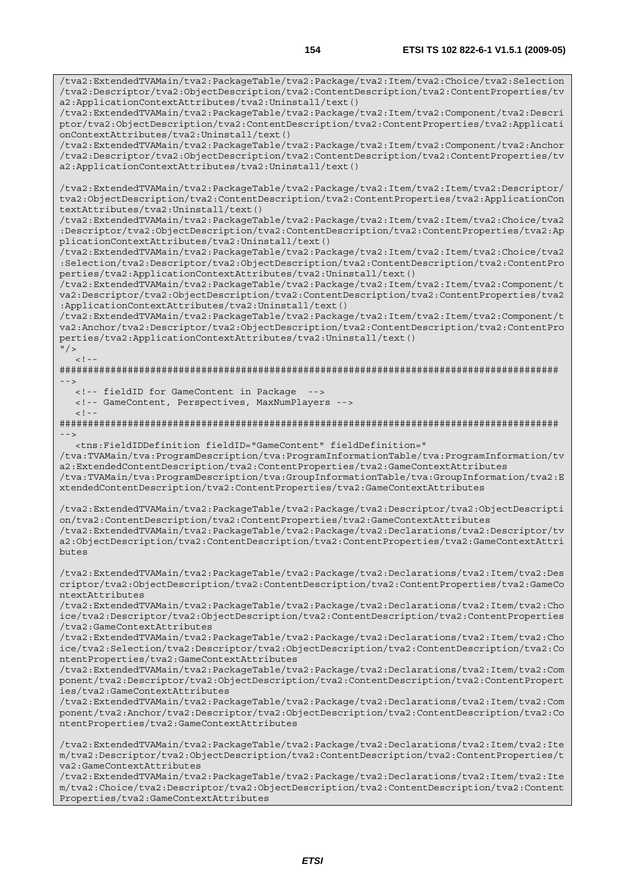```
/tva2:ExtendedTVAMain/tva2:PackageTable/tva2:Package/tva2:Item/tva2:Choice/tva2:Selection
/tva2:Descriptor/tva2:ObjectDescription/tva2:ContentDescription/tva2:ContentProperties/tv
a2:ApplicationContextAttributes/tva2:Uninstall/text()
/tva2:ExtendedTVAMain/tva2:PackageTable/tva2:Package/tva2:Item/tva2:Component/tva2:Descri
ptor/tva2:ObjectDescription/tva2:ContentDescription/tva2:ContentProperties/tva2:Applicati
onContextAttributes/tva2:Uninstall/text()
/tva2:ExtendedTVAMain/tva2:PackageTable/tva2:Package/tva2:Item/tva2:Component/tva2:Anchor
/tva2:Descriptor/tva2:ObjectDescription/tva2:ContentDescription/tva2:ContentProperties/tv
a2:ApplicationContextAttributes/tva2:Uninstall/text()

/tva2:ExtendedTVAMain/tva2:PackageTable/tva2:Package/tva2:Item/tva2:Item/tva2:Descriptor/
tva2:ObjectDescription/tva2:ContentDescription/tva2:ContentProperties/tva2:ApplicationCon
textAttributes/tva2:Uninstall/text()
/tva2:ExtendedTVAMain/tva2:PackageTable/tva2:Package/tva2:Item/tva2:Item/tva2:Choice/tva2
:Descriptor/tva2:ObjectDescription/tva2:ContentDescription/tva2:ContentProperties/tva2:Ap
plicationContextAttributes/tva2:Uninstall/text()
/tva2:ExtendedTVAMain/tva2:PackageTable/tva2:Package/tva2:Item/tva2:Item/tva2:Choice/tva2
:Selection/tva2:Descriptor/tva2:ObjectDescription/tva2:ContentDescription/tva2:ContentPro
perties/tva2:ApplicationContextAttributes/tva2:Uninstall/text()
/tva2:ExtendedTVAMain/tva2:PackageTable/tva2:Package/tva2:Item/tva2:Item/tva2:Component/t
va2:Descriptor/tva2:ObjectDescription/tva2:ContentDescription/tva2:ContentProperties/tva2
:ApplicationContextAttributes/tva2:Uninstall/text()
/tva2:ExtendedTVAMain/tva2:PackageTable/tva2:Package/tva2:Item/tva2:Item/tva2:Component/t
va2:Anchor/tva2:Descriptor/tva2:ObjectDescription/tva2:ContentDescription/tva2:ContentPro
perties/tva2:ApplicationContextAttributes/tva2:Uninstall/text()
"/>
   <!--
########################################################################################
-->
   <!-- fieldID for GameContent in Package  -->
   <!-- GameContent, Perspectives, MaxNumPlayers -->
   <!--
########################################################################################
-->
   <tns:FieldIDDefinition fieldID="GameContent" fieldDefinition="
/tva:TVAMain/tva:ProgramDescription/tva:ProgramInformationTable/tva:ProgramInformation/tv
a2:ExtendedContentDescription/tva2:ContentProperties/tva2:GameContextAttributes
/tva:TVAMain/tva:ProgramDescription/tva:GroupInformationTable/tva:GroupInformation/tva2:E
xtendedContentDescription/tva2:ContentProperties/tva2:GameContextAttributes

/tva2:ExtendedTVAMain/tva2:PackageTable/tva2:Package/tva2:Descriptor/tva2:ObjectDescripti
on/tva2:ContentDescription/tva2:ContentProperties/tva2:GameContextAttributes
/tva2:ExtendedTVAMain/tva2:PackageTable/tva2:Package/tva2:Declarations/tva2:Descriptor/tv
a2:ObjectDescription/tva2:ContentDescription/tva2:ContentProperties/tva2:GameContextAttri
butes

/tva2:ExtendedTVAMain/tva2:PackageTable/tva2:Package/tva2:Declarations/tva2:Item/tva2:Des
criptor/tva2:ObjectDescription/tva2:ContentDescription/tva2:ContentProperties/tva2:GameCo
ntextAttributes
/tva2:ExtendedTVAMain/tva2:PackageTable/tva2:Package/tva2:Declarations/tva2:Item/tva2:Cho
ice/tva2:Descriptor/tva2:ObjectDescription/tva2:ContentDescription/tva2:ContentProperties
/tva2:GameContextAttributes
/tva2:ExtendedTVAMain/tva2:PackageTable/tva2:Package/tva2:Declarations/tva2:Item/tva2:Cho
ice/tva2:Selection/tva2:Descriptor/tva2:ObjectDescription/tva2:ContentDescription/tva2:Co
ntentProperties/tva2:GameContextAttributes
/tva2:ExtendedTVAMain/tva2:PackageTable/tva2:Package/tva2:Declarations/tva2:Item/tva2:Com
ponent/tva2:Descriptor/tva2:ObjectDescription/tva2:ContentDescription/tva2:ContentPropert
ies/tva2:GameContextAttributes
/tva2:ExtendedTVAMain/tva2:PackageTable/tva2:Package/tva2:Declarations/tva2:Item/tva2:Com
ponent/tva2:Anchor/tva2:Descriptor/tva2:ObjectDescription/tva2:ContentDescription/tva2:Co
ntentProperties/tva2:GameContextAttributes

/tva2:ExtendedTVAMain/tva2:PackageTable/tva2:Package/tva2:Declarations/tva2:Item/tva2:Ite
m/tva2:Descriptor/tva2:ObjectDescription/tva2:ContentDescription/tva2:ContentProperties/t
va2:GameContextAttributes
/tva2:ExtendedTVAMain/tva2:PackageTable/tva2:Package/tva2:Declarations/tva2:Item/tva2:Ite
m/tva2:Choice/tva2:Descriptor/tva2:ObjectDescription/tva2:ContentDescription/tva2:Content
Properties/tva2:GameContextAttributes
```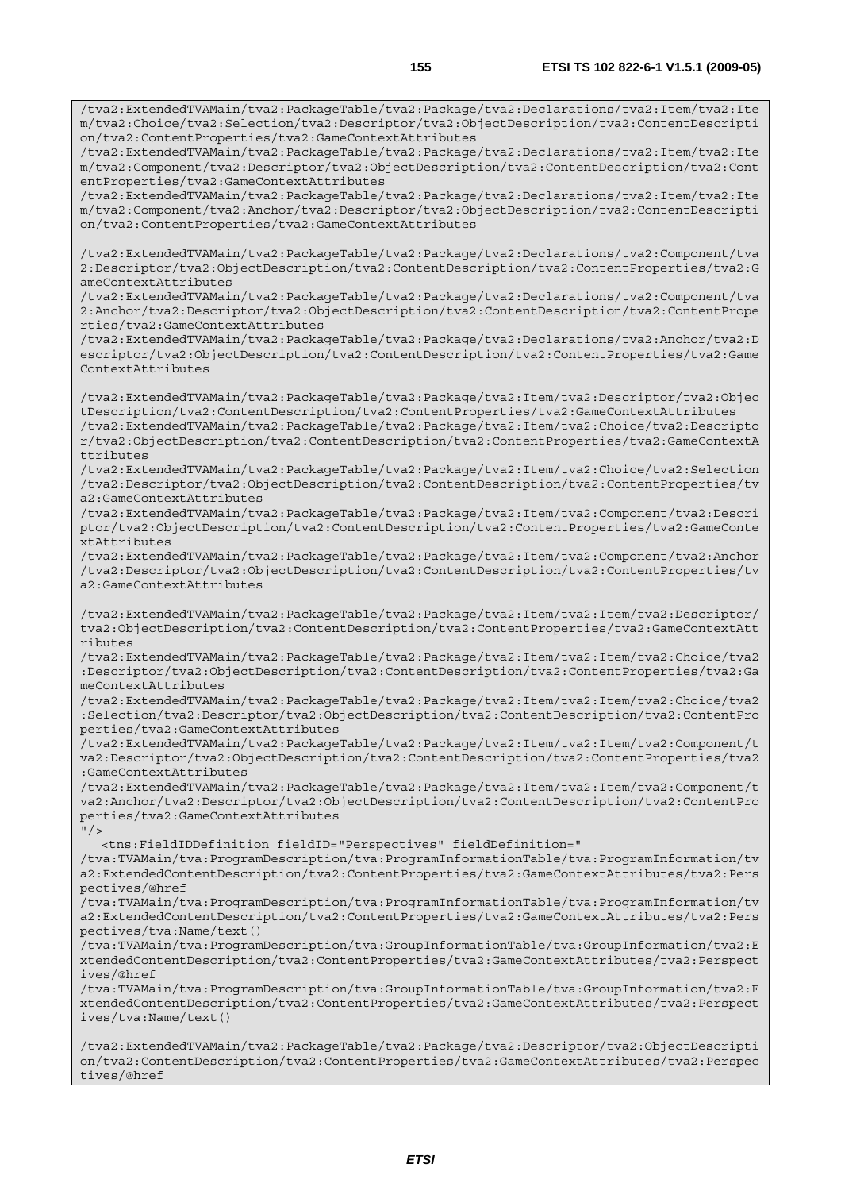```
/tva2:ExtendedTVAMain/tva2:PackageTable/tva2:Package/tva2:Declarations/tva2:Item/tva2:Item/tva2:Choice/tva2:Selection/tva2:Descriptor/tva2:ObjectDescription/tva2:ContentDescription/tva2:ContentProperties/tva2:GameContextAttributes
/tva2:ExtendedTVAMain/tva2:PackageTable/tva2:Package/tva2:Declarations/tva2:Item/tva2:Item/tva2:Component/tva2:Descriptor/tva2:ObjectDescription/tva2:ContentDescription/tva2:ContentProperties/tva2:GameContextAttributes
/tva2:ExtendedTVAMain/tva2:PackageTable/tva2:Package/tva2:Declarations/tva2:Item/tva2:Item/tva2:Component/tva2:Anchor/tva2:Descriptor/tva2:ObjectDescription/tva2:ContentDescription/tva2:ContentProperties/tva2:GameContextAttributes

/tva2:ExtendedTVAMain/tva2:PackageTable/tva2:Package/tva2:Declarations/tva2:Component/tva2:Descriptor/tva2:ObjectDescription/tva2:ContentDescription/tva2:ContentProperties/tva2:GameContextAttributes
/tva2:ExtendedTVAMain/tva2:PackageTable/tva2:Package/tva2:Declarations/tva2:Component/tva2:Anchor/tva2:Descriptor/tva2:ObjectDescription/tva2:ContentDescription/tva2:ContentProperties/tva2:GameContextAttributes
/tva2:ExtendedTVAMain/tva2:PackageTable/tva2:Package/tva2:Declarations/tva2:Anchor/tva2:Descriptor/tva2:ObjectDescription/tva2:ContentDescription/tva2:ContentProperties/tva2:GameContextAttributes

/tva2:ExtendedTVAMain/tva2:PackageTable/tva2:Package/tva2:Item/tva2:Descriptor/tva2:ObjectDescription/tva2:ContentDescription/tva2:ContentProperties/tva2:GameContextAttributes
/tva2:ExtendedTVAMain/tva2:PackageTable/tva2:Package/tva2:Item/tva2:Choice/tva2:Descriptor/tva2:ObjectDescription/tva2:ContentDescription/tva2:ContentProperties/tva2:GameContextAttributes
/tva2:ExtendedTVAMain/tva2:PackageTable/tva2:Package/tva2:Item/tva2:Choice/tva2:Selection/tva2:Descriptor/tva2:ObjectDescription/tva2:ContentDescription/tva2:ContentProperties/tva2:GameContextAttributes
/tva2:ExtendedTVAMain/tva2:PackageTable/tva2:Package/tva2:Item/tva2:Component/tva2:Descriptor/tva2:ObjectDescription/tva2:ContentDescription/tva2:ContentProperties/tva2:GameContextAttributes
/tva2:ExtendedTVAMain/tva2:PackageTable/tva2:Package/tva2:Item/tva2:Component/tva2:Anchor/tva2:Descriptor/tva2:ObjectDescription/tva2:ContentDescription/tva2:ContentProperties/tva2:GameContextAttributes

/tva2:ExtendedTVAMain/tva2:PackageTable/tva2:Package/tva2:Item/tva2:Item/tva2:Descriptor/tva2:ObjectDescription/tva2:ContentDescription/tva2:ContentProperties/tva2:GameContextAttributes
/tva2:ExtendedTVAMain/tva2:PackageTable/tva2:Package/tva2:Item/tva2:Item/tva2:Choice/tva2:Descriptor/tva2:ObjectDescription/tva2:ContentDescription/tva2:ContentProperties/tva2:GameContextAttributes
/tva2:ExtendedTVAMain/tva2:PackageTable/tva2:Package/tva2:Item/tva2:Item/tva2:Choice/tva2:Selection/tva2:Descriptor/tva2:ObjectDescription/tva2:ContentDescription/tva2:ContentProperties/tva2:GameContextAttributes
/tva2:ExtendedTVAMain/tva2:PackageTable/tva2:Package/tva2:Item/tva2:Item/tva2:Component/tva2:Descriptor/tva2:ObjectDescription/tva2:ContentDescription/tva2:ContentProperties/tva2:GameContextAttributes
/tva2:ExtendedTVAMain/tva2:PackageTable/tva2:Package/tva2:Item/tva2:Item/tva2:Component/tva2:Anchor/tva2:Descriptor/tva2:ObjectDescription/tva2:ContentDescription/tva2:ContentProperties/tva2:GameContextAttributes
"/>
   <tns:FieldIDDefinition fieldID="Perspectives" fieldDefinition="
/tva:TVAMain/tva:ProgramDescription/tva:ProgramInformationTable/tva:ProgramInformation/tva2:ExtendedContentDescription/tva2:ContentProperties/tva2:GameContextAttributes/tva2:Perspectives/@href
/tva:TVAMain/tva:ProgramDescription/tva:ProgramInformationTable/tva:ProgramInformation/tva2:ExtendedContentDescription/tva2:ContentProperties/tva2:GameContextAttributes/tva2:Perspectives/tva:Name/text()
/tva:TVAMain/tva:ProgramDescription/tva:GroupInformationTable/tva:GroupInformation/tva2:ExtendedContentDescription/tva2:ContentProperties/tva2:GameContextAttributes/tva2:Perspectives/@href
/tva:TVAMain/tva:ProgramDescription/tva:GroupInformationTable/tva:GroupInformation/tva2:ExtendedContentDescription/tva2:ContentProperties/tva2:GameContextAttributes/tva2:Perspectives/tva:Name/text()

/tva2:ExtendedTVAMain/tva2:PackageTable/tva2:Package/tva2:Descriptor/tva2:ObjectDescription/tva2:ContentDescription/tva2:ContentProperties/tva2:GameContextAttributes/tva2:Perspectives/@href
```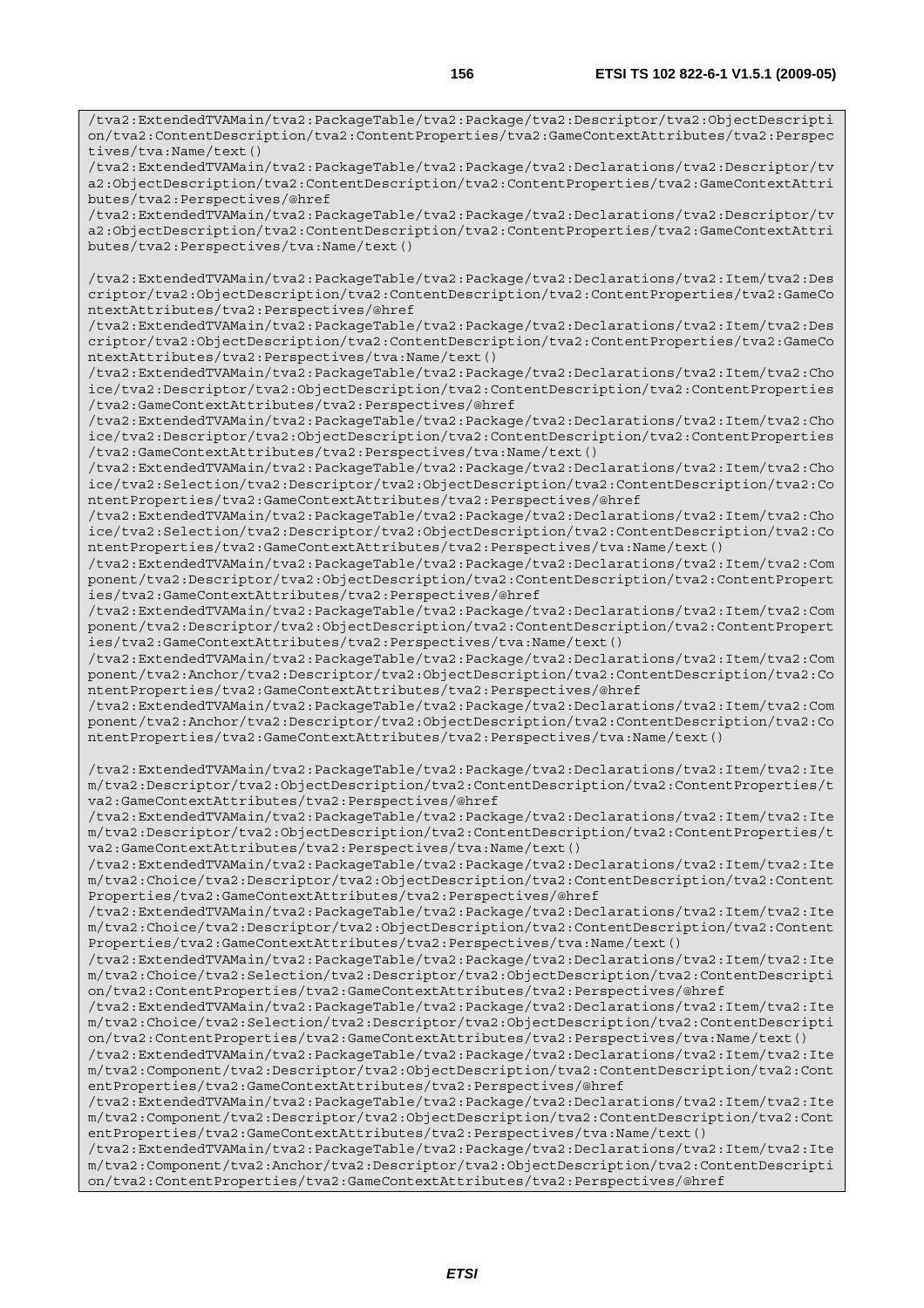```
/tva2:ExtendedTVAMain/tva2:PackageTable/tva2:Package/tva2:Descriptor/tva2:ObjectDescription/tva2:ContentDescription/tva2:ContentProperties/tva2:GameContextAttributes/tva2:Perspectives/tva:Name/text()
/tva2:ExtendedTVAMain/tva2:PackageTable/tva2:Package/tva2:Declarations/tva2:Descriptor/tva2:ObjectDescription/tva2:ContentDescription/tva2:ContentProperties/tva2:GameContextAttributes/tva2:Perspectives/@href
/tva2:ExtendedTVAMain/tva2:PackageTable/tva2:Package/tva2:Declarations/tva2:Descriptor/tva2:ObjectDescription/tva2:ContentDescription/tva2:ContentProperties/tva2:GameContextAttributes/tva2:Perspectives/tva:Name/text()

/tva2:ExtendedTVAMain/tva2:PackageTable/tva2:Package/tva2:Declarations/tva2:Item/tva2:Descriptor/tva2:ObjectDescription/tva2:ContentDescription/tva2:ContentProperties/tva2:GameContextAttributes/tva2:Perspectives/@href
/tva2:ExtendedTVAMain/tva2:PackageTable/tva2:Package/tva2:Declarations/tva2:Item/tva2:Descriptor/tva2:ObjectDescription/tva2:ContentDescription/tva2:ContentProperties/tva2:GameContextAttributes/tva2:Perspectives/tva:Name/text()
/tva2:ExtendedTVAMain/tva2:PackageTable/tva2:Package/tva2:Declarations/tva2:Item/tva2:Choice/tva2:Descriptor/tva2:ObjectDescription/tva2:ContentDescription/tva2:ContentProperties/tva2:GameContextAttributes/tva2:Perspectives/@href
/tva2:ExtendedTVAMain/tva2:PackageTable/tva2:Package/tva2:Declarations/tva2:Item/tva2:Choice/tva2:Descriptor/tva2:ObjectDescription/tva2:ContentDescription/tva2:ContentProperties/tva2:GameContextAttributes/tva2:Perspectives/tva:Name/text()
/tva2:ExtendedTVAMain/tva2:PackageTable/tva2:Package/tva2:Declarations/tva2:Item/tva2:Choice/tva2:Selection/tva2:Descriptor/tva2:ObjectDescription/tva2:ContentDescription/tva2:ContentProperties/tva2:GameContextAttributes/tva2:Perspectives/@href
/tva2:ExtendedTVAMain/tva2:PackageTable/tva2:Package/tva2:Declarations/tva2:Item/tva2:Choice/tva2:Selection/tva2:Descriptor/tva2:ObjectDescription/tva2:ContentDescription/tva2:ContentProperties/tva2:GameContextAttributes/tva2:Perspectives/tva:Name/text()
/tva2:ExtendedTVAMain/tva2:PackageTable/tva2:Package/tva2:Declarations/tva2:Item/tva2:Component/tva2:Descriptor/tva2:ObjectDescription/tva2:ContentDescription/tva2:ContentProperties/tva2:GameContextAttributes/tva2:Perspectives/@href
/tva2:ExtendedTVAMain/tva2:PackageTable/tva2:Package/tva2:Declarations/tva2:Item/tva2:Component/tva2:Descriptor/tva2:ObjectDescription/tva2:ContentDescription/tva2:ContentProperties/tva2:GameContextAttributes/tva2:Perspectives/tva:Name/text()
/tva2:ExtendedTVAMain/tva2:PackageTable/tva2:Package/tva2:Declarations/tva2:Item/tva2:Component/tva2:Anchor/tva2:Descriptor/tva2:ObjectDescription/tva2:ContentDescription/tva2:ContentProperties/tva2:GameContextAttributes/tva2:Perspectives/@href
/tva2:ExtendedTVAMain/tva2:PackageTable/tva2:Package/tva2:Declarations/tva2:Item/tva2:Component/tva2:Anchor/tva2:Descriptor/tva2:ObjectDescription/tva2:ContentDescription/tva2:ContentProperties/tva2:GameContextAttributes/tva2:Perspectives/tva:Name/text()

/tva2:ExtendedTVAMain/tva2:PackageTable/tva2:Package/tva2:Declarations/tva2:Item/tva2:Item/tva2:Descriptor/tva2:ObjectDescription/tva2:ContentDescription/tva2:ContentProperties/tva2:GameContextAttributes/tva2:Perspectives/@href
/tva2:ExtendedTVAMain/tva2:PackageTable/tva2:Package/tva2:Declarations/tva2:Item/tva2:Item/tva2:Descriptor/tva2:ObjectDescription/tva2:ContentDescription/tva2:ContentProperties/tva2:GameContextAttributes/tva2:Perspectives/tva:Name/text()
/tva2:ExtendedTVAMain/tva2:PackageTable/tva2:Package/tva2:Declarations/tva2:Item/tva2:Item/tva2:Choice/tva2:Descriptor/tva2:ObjectDescription/tva2:ContentDescription/tva2:ContentProperties/tva2:GameContextAttributes/tva2:Perspectives/@href
/tva2:ExtendedTVAMain/tva2:PackageTable/tva2:Package/tva2:Declarations/tva2:Item/tva2:Item/tva2:Choice/tva2:Descriptor/tva2:ObjectDescription/tva2:ContentDescription/tva2:ContentProperties/tva2:GameContextAttributes/tva2:Perspectives/tva:Name/text()
/tva2:ExtendedTVAMain/tva2:PackageTable/tva2:Package/tva2:Declarations/tva2:Item/tva2:Item/tva2:Choice/tva2:Selection/tva2:Descriptor/tva2:ObjectDescription/tva2:ContentDescription/tva2:ContentProperties/tva2:GameContextAttributes/tva2:Perspectives/@href
/tva2:ExtendedTVAMain/tva2:PackageTable/tva2:Package/tva2:Declarations/tva2:Item/tva2:Item/tva2:Choice/tva2:Selection/tva2:Descriptor/tva2:ObjectDescription/tva2:ContentDescription/tva2:ContentProperties/tva2:GameContextAttributes/tva2:Perspectives/tva:Name/text()
/tva2:ExtendedTVAMain/tva2:PackageTable/tva2:Package/tva2:Declarations/tva2:Item/tva2:Item/tva2:Component/tva2:Descriptor/tva2:ObjectDescription/tva2:ContentDescription/tva2:ContentProperties/tva2:GameContextAttributes/tva2:Perspectives/@href
/tva2:ExtendedTVAMain/tva2:PackageTable/tva2:Package/tva2:Declarations/tva2:Item/tva2:Item/tva2:Component/tva2:Descriptor/tva2:ObjectDescription/tva2:ContentDescription/tva2:ContentProperties/tva2:GameContextAttributes/tva2:Perspectives/tva:Name/text()
/tva2:ExtendedTVAMain/tva2:PackageTable/tva2:Package/tva2:Declarations/tva2:Item/tva2:Item/tva2:Component/tva2:Anchor/tva2:Descriptor/tva2:ObjectDescription/tva2:ContentDescription/tva2:ContentProperties/tva2:GameContextAttributes/tva2:Perspectives/@href
```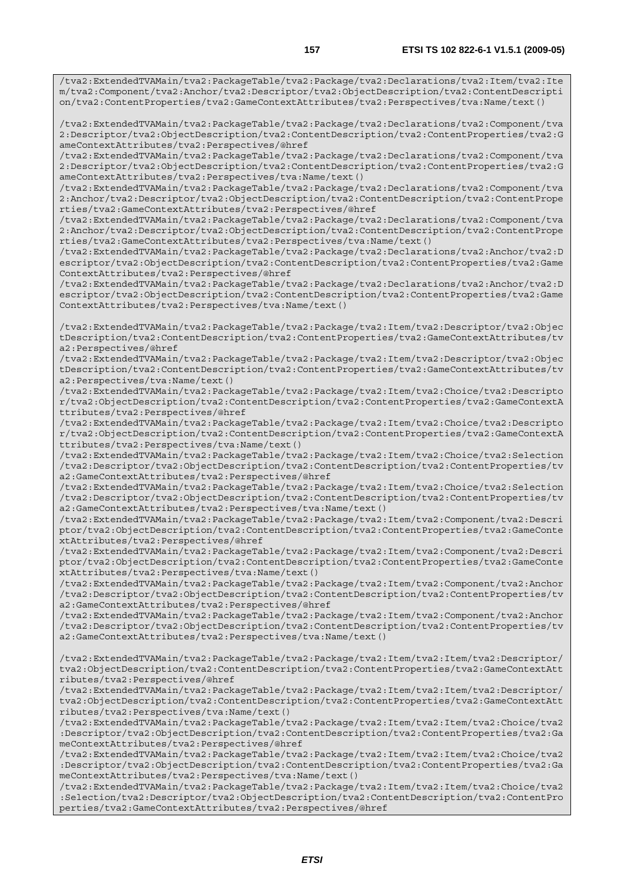```
/tva2:ExtendedTVAMain/tva2:PackageTable/tva2:Package/tva2:Declarations/tva2:Item/tva2:Item/tva2:Component/tva2:Anchor/tva2:Descriptor/tva2:ObjectDescription/tva2:ContentDescription/tva2:ContentProperties/tva2:GameContextAttributes/tva2:Perspectives/tva:Name/text()

/tva2:ExtendedTVAMain/tva2:PackageTable/tva2:Package/tva2:Declarations/tva2:Component/tva2:Descriptor/tva2:ObjectDescription/tva2:ContentDescription/tva2:ContentProperties/tva2:GameContextAttributes/tva2:Perspectives/@href
/tva2:ExtendedTVAMain/tva2:PackageTable/tva2:Package/tva2:Declarations/tva2:Component/tva2:Descriptor/tva2:ObjectDescription/tva2:ContentDescription/tva2:ContentProperties/tva2:GameContextAttributes/tva2:Perspectives/tva:Name/text()
/tva2:ExtendedTVAMain/tva2:PackageTable/tva2:Package/tva2:Declarations/tva2:Component/tva2:Anchor/tva2:Descriptor/tva2:ObjectDescription/tva2:ContentDescription/tva2:ContentProperties/tva2:GameContextAttributes/tva2:Perspectives/@href
/tva2:ExtendedTVAMain/tva2:PackageTable/tva2:Package/tva2:Declarations/tva2:Component/tva2:Anchor/tva2:Descriptor/tva2:ObjectDescription/tva2:ContentDescription/tva2:ContentProperties/tva2:GameContextAttributes/tva2:Perspectives/tva:Name/text()
/tva2:ExtendedTVAMain/tva2:PackageTable/tva2:Package/tva2:Declarations/tva2:Anchor/tva2:Descriptor/tva2:ObjectDescription/tva2:ContentDescription/tva2:ContentProperties/tva2:GameContextAttributes/tva2:Perspectives/@href
/tva2:ExtendedTVAMain/tva2:PackageTable/tva2:Package/tva2:Declarations/tva2:Anchor/tva2:Descriptor/tva2:ObjectDescription/tva2:ContentDescription/tva2:ContentProperties/tva2:GameContextAttributes/tva2:Perspectives/tva:Name/text()

/tva2:ExtendedTVAMain/tva2:PackageTable/tva2:Package/tva2:Item/tva2:Descriptor/tva2:ObjectDescription/tva2:ContentDescription/tva2:ContentProperties/tva2:GameContextAttributes/tva2:Perspectives/@href
/tva2:ExtendedTVAMain/tva2:PackageTable/tva2:Package/tva2:Item/tva2:Descriptor/tva2:ObjectDescription/tva2:ContentDescription/tva2:ContentProperties/tva2:GameContextAttributes/tva2:Perspectives/tva:Name/text()
/tva2:ExtendedTVAMain/tva2:PackageTable/tva2:Package/tva2:Item/tva2:Choice/tva2:Descriptor/tva2:ObjectDescription/tva2:ContentDescription/tva2:ContentProperties/tva2:GameContextAttributes/tva2:Perspectives/@href
/tva2:ExtendedTVAMain/tva2:PackageTable/tva2:Package/tva2:Item/tva2:Choice/tva2:Descriptor/tva2:ObjectDescription/tva2:ContentDescription/tva2:ContentProperties/tva2:GameContextAttributes/tva2:Perspectives/tva:Name/text()
/tva2:ExtendedTVAMain/tva2:PackageTable/tva2:Package/tva2:Item/tva2:Choice/tva2:Selection/tva2:Descriptor/tva2:ObjectDescription/tva2:ContentDescription/tva2:ContentProperties/tva2:GameContextAttributes/tva2:Perspectives/@href
/tva2:ExtendedTVAMain/tva2:PackageTable/tva2:Package/tva2:Item/tva2:Choice/tva2:Selection/tva2:Descriptor/tva2:ObjectDescription/tva2:ContentDescription/tva2:ContentProperties/tva2:GameContextAttributes/tva2:Perspectives/tva:Name/text()
/tva2:ExtendedTVAMain/tva2:PackageTable/tva2:Package/tva2:Item/tva2:Component/tva2:Descriptor/tva2:ObjectDescription/tva2:ContentDescription/tva2:ContentProperties/tva2:GameContextAttributes/tva2:Perspectives/@href
/tva2:ExtendedTVAMain/tva2:PackageTable/tva2:Package/tva2:Item/tva2:Component/tva2:Descriptor/tva2:ObjectDescription/tva2:ContentDescription/tva2:ContentProperties/tva2:GameContextAttributes/tva2:Perspectives/tva:Name/text()
/tva2:ExtendedTVAMain/tva2:PackageTable/tva2:Package/tva2:Item/tva2:Component/tva2:Anchor/tva2:Descriptor/tva2:ObjectDescription/tva2:ContentDescription/tva2:ContentProperties/tva2:GameContextAttributes/tva2:Perspectives/@href
/tva2:ExtendedTVAMain/tva2:PackageTable/tva2:Package/tva2:Item/tva2:Component/tva2:Anchor/tva2:Descriptor/tva2:ObjectDescription/tva2:ContentDescription/tva2:ContentProperties/tva2:GameContextAttributes/tva2:Perspectives/tva:Name/text()

/tva2:ExtendedTVAMain/tva2:PackageTable/tva2:Package/tva2:Item/tva2:Item/tva2:Descriptor/tva2:ObjectDescription/tva2:ContentDescription/tva2:ContentProperties/tva2:GameContextAttributes/tva2:Perspectives/@href
/tva2:ExtendedTVAMain/tva2:PackageTable/tva2:Package/tva2:Item/tva2:Item/tva2:Descriptor/tva2:ObjectDescription/tva2:ContentDescription/tva2:ContentProperties/tva2:GameContextAttributes/tva2:Perspectives/tva:Name/text()
/tva2:ExtendedTVAMain/tva2:PackageTable/tva2:Package/tva2:Item/tva2:Item/tva2:Choice/tva2:Descriptor/tva2:ObjectDescription/tva2:ContentDescription/tva2:ContentProperties/tva2:GameContextAttributes/tva2:Perspectives/@href
/tva2:ExtendedTVAMain/tva2:PackageTable/tva2:Package/tva2:Item/tva2:Item/tva2:Choice/tva2:Descriptor/tva2:ObjectDescription/tva2:ContentDescription/tva2:ContentProperties/tva2:GameContextAttributes/tva2:Perspectives/tva:Name/text()
/tva2:ExtendedTVAMain/tva2:PackageTable/tva2:Package/tva2:Item/tva2:Item/tva2:Choice/tva2:Selection/tva2:Descriptor/tva2:ObjectDescription/tva2:ContentDescription/tva2:ContentProperties/tva2:GameContextAttributes/tva2:Perspectives/@href
```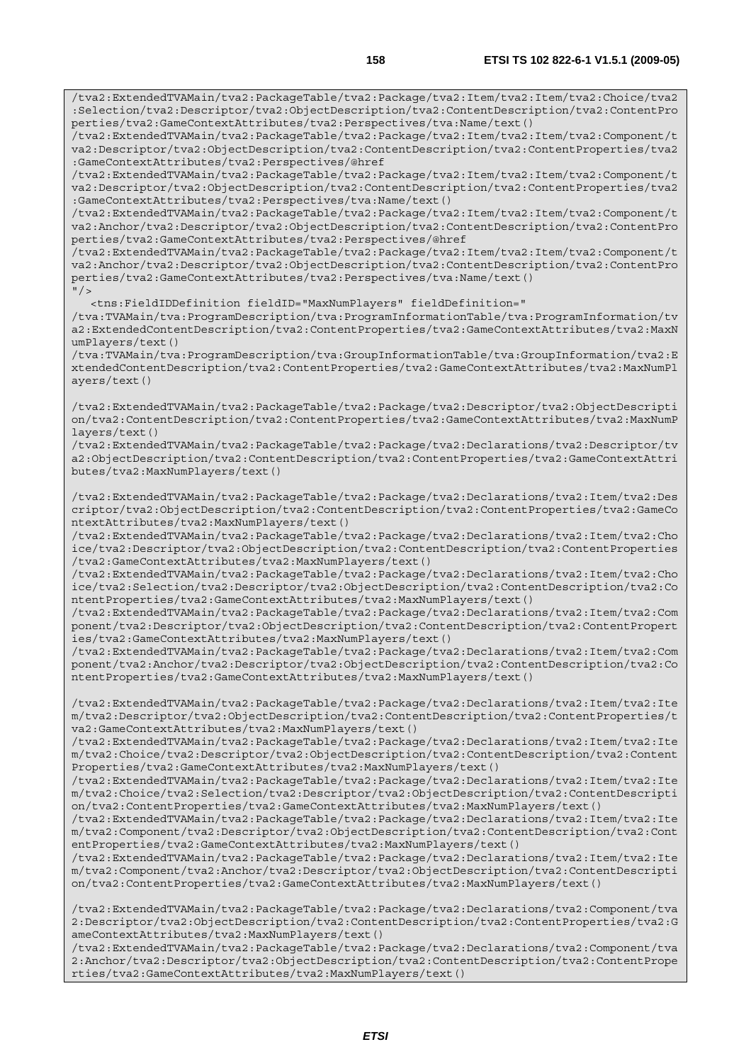```
/tva2:ExtendedTVAMain/tva2:PackageTable/tva2:Package/tva2:Item/tva2:Item/tva2:Choice/tva2:Selection/tva2:Descriptor/tva2:ObjectDescription/tva2:ContentDescription/tva2:ContentProperties/tva2:GameContextAttributes/tva2:Perspectives/tva:Name/text()
/tva2:ExtendedTVAMain/tva2:PackageTable/tva2:Package/tva2:Item/tva2:Item/tva2:Component/tva2:Descriptor/tva2:ObjectDescription/tva2:ContentDescription/tva2:ContentProperties/tva2:GameContextAttributes/tva2:Perspectives/@href
/tva2:ExtendedTVAMain/tva2:PackageTable/tva2:Package/tva2:Item/tva2:Item/tva2:Component/tva2:Descriptor/tva2:ObjectDescription/tva2:ContentDescription/tva2:ContentProperties/tva2:GameContextAttributes/tva2:Perspectives/tva:Name/text()
/tva2:ExtendedTVAMain/tva2:PackageTable/tva2:Package/tva2:Item/tva2:Item/tva2:Component/tva2:Anchor/tva2:Descriptor/tva2:ObjectDescription/tva2:ContentDescription/tva2:ContentProperties/tva2:GameContextAttributes/tva2:Perspectives/@href
/tva2:ExtendedTVAMain/tva2:PackageTable/tva2:Package/tva2:Item/tva2:Item/tva2:Component/tva2:Anchor/tva2:Descriptor/tva2:ObjectDescription/tva2:ContentDescription/tva2:ContentProperties/tva2:GameContextAttributes/tva2:Perspectives/tva:Name/text()
"/>
   <tns:FieldIDDefinition fieldID="MaxNumPlayers" fieldDefinition="
/tva:TVAMain/tva:ProgramDescription/tva:ProgramInformationTable/tva:ProgramInformation/tva2:ExtendedContentDescription/tva2:ContentProperties/tva2:GameContextAttributes/tva2:MaxNumPlayers/text()
/tva:TVAMain/tva:ProgramDescription/tva:GroupInformationTable/tva:GroupInformation/tva2:ExtendedContentDescription/tva2:ContentProperties/tva2:GameContextAttributes/tva2:MaxNumPlayers/text()

/tva2:ExtendedTVAMain/tva2:PackageTable/tva2:Package/tva2:Descriptor/tva2:ObjectDescription/tva2:ContentDescription/tva2:ContentProperties/tva2:GameContextAttributes/tva2:MaxNumPlayers/text()
/tva2:ExtendedTVAMain/tva2:PackageTable/tva2:Package/tva2:Declarations/tva2:Descriptor/tva2:ObjectDescription/tva2:ContentDescription/tva2:ContentProperties/tva2:GameContextAttributes/tva2:MaxNumPlayers/text()

/tva2:ExtendedTVAMain/tva2:PackageTable/tva2:Package/tva2:Declarations/tva2:Item/tva2:Descriptor/tva2:ObjectDescription/tva2:ContentDescription/tva2:ContentProperties/tva2:GameContextAttributes/tva2:MaxNumPlayers/text()
/tva2:ExtendedTVAMain/tva2:PackageTable/tva2:Package/tva2:Declarations/tva2:Item/tva2:Choice/tva2:Descriptor/tva2:ObjectDescription/tva2:ContentDescription/tva2:ContentProperties/tva2:GameContextAttributes/tva2:MaxNumPlayers/text()
/tva2:ExtendedTVAMain/tva2:PackageTable/tva2:Package/tva2:Declarations/tva2:Item/tva2:Choice/tva2:Selection/tva2:Descriptor/tva2:ObjectDescription/tva2:ContentDescription/tva2:ContentProperties/tva2:GameContextAttributes/tva2:MaxNumPlayers/text()
/tva2:ExtendedTVAMain/tva2:PackageTable/tva2:Package/tva2:Declarations/tva2:Item/tva2:Component/tva2:Descriptor/tva2:ObjectDescription/tva2:ContentDescription/tva2:ContentProperties/tva2:GameContextAttributes/tva2:MaxNumPlayers/text()
/tva2:ExtendedTVAMain/tva2:PackageTable/tva2:Package/tva2:Declarations/tva2:Item/tva2:Component/tva2:Anchor/tva2:Descriptor/tva2:ObjectDescription/tva2:ContentDescription/tva2:ContentProperties/tva2:GameContextAttributes/tva2:MaxNumPlayers/text()

/tva2:ExtendedTVAMain/tva2:PackageTable/tva2:Package/tva2:Declarations/tva2:Item/tva2:Item/tva2:Descriptor/tva2:ObjectDescription/tva2:ContentDescription/tva2:ContentProperties/tva2:GameContextAttributes/tva2:MaxNumPlayers/text()
/tva2:ExtendedTVAMain/tva2:PackageTable/tva2:Package/tva2:Declarations/tva2:Item/tva2:Item/tva2:Choice/tva2:Descriptor/tva2:ObjectDescription/tva2:ContentDescription/tva2:ContentProperties/tva2:GameContextAttributes/tva2:MaxNumPlayers/text()
/tva2:ExtendedTVAMain/tva2:PackageTable/tva2:Package/tva2:Declarations/tva2:Item/tva2:Item/tva2:Choice/tva2:Selection/tva2:Descriptor/tva2:ObjectDescription/tva2:ContentDescription/tva2:ContentProperties/tva2:GameContextAttributes/tva2:MaxNumPlayers/text()
/tva2:ExtendedTVAMain/tva2:PackageTable/tva2:Package/tva2:Declarations/tva2:Item/tva2:Item/tva2:Component/tva2:Descriptor/tva2:ObjectDescription/tva2:ContentDescription/tva2:ContentProperties/tva2:GameContextAttributes/tva2:MaxNumPlayers/text()
/tva2:ExtendedTVAMain/tva2:PackageTable/tva2:Package/tva2:Declarations/tva2:Item/tva2:Item/tva2:Component/tva2:Anchor/tva2:Descriptor/tva2:ObjectDescription/tva2:ContentDescription/tva2:ContentProperties/tva2:GameContextAttributes/tva2:MaxNumPlayers/text()

/tva2:ExtendedTVAMain/tva2:PackageTable/tva2:Package/tva2:Declarations/tva2:Component/tva2:Descriptor/tva2:ObjectDescription/tva2:ContentDescription/tva2:ContentProperties/tva2:GameContextAttributes/tva2:MaxNumPlayers/text()
/tva2:ExtendedTVAMain/tva2:PackageTable/tva2:Package/tva2:Declarations/tva2:Component/tva2:Anchor/tva2:Descriptor/tva2:ObjectDescription/tva2:ContentDescription/tva2:ContentProperties/tva2:GameContextAttributes/tva2:MaxNumPlayers/text()
```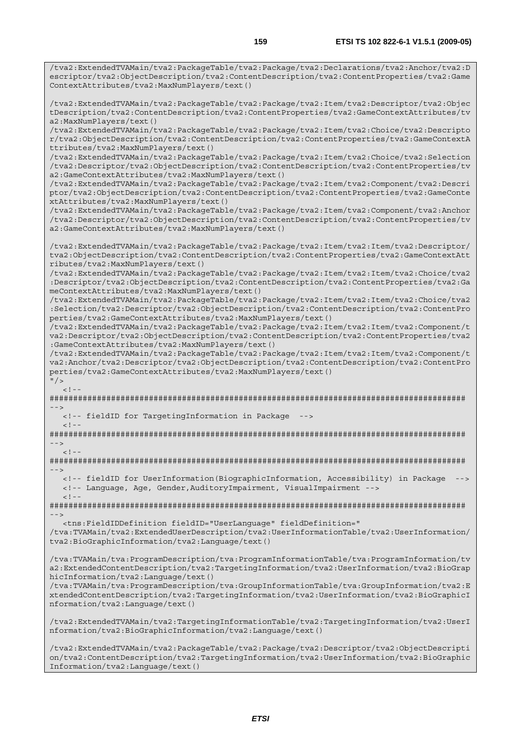```
/tva2:ExtendedTVAMain/tva2:PackageTable/tva2:Package/tva2:Declarations/tva2:Anchor/tva2:Descriptor/tva2:ObjectDescription/tva2:ContentDescription/tva2:ContentProperties/tva2:GameContextAttributes/tva2:MaxNumPlayers/text()

/tva2:ExtendedTVAMain/tva2:PackageTable/tva2:Package/tva2:Item/tva2:Descriptor/tva2:ObjectDescription/tva2:ContentDescription/tva2:ContentProperties/tva2:GameContextAttributes/tva2:MaxNumPlayers/text()
/tva2:ExtendedTVAMain/tva2:PackageTable/tva2:Package/tva2:Item/tva2:Choice/tva2:Descriptor/tva2:ObjectDescription/tva2:ContentDescription/tva2:ContentProperties/tva2:GameContextAttributes/tva2:MaxNumPlayers/text()
/tva2:ExtendedTVAMain/tva2:PackageTable/tva2:Package/tva2:Item/tva2:Choice/tva2:Selection/tva2:Descriptor/tva2:ObjectDescription/tva2:ContentDescription/tva2:ContentProperties/tva2:GameContextAttributes/tva2:MaxNumPlayers/text()
/tva2:ExtendedTVAMain/tva2:PackageTable/tva2:Package/tva2:Item/tva2:Component/tva2:Descriptor/tva2:ObjectDescription/tva2:ContentDescription/tva2:ContentProperties/tva2:GameContextAttributes/tva2:MaxNumPlayers/text()
/tva2:ExtendedTVAMain/tva2:PackageTable/tva2:Package/tva2:Item/tva2:Component/tva2:Anchor/tva2:Descriptor/tva2:ObjectDescription/tva2:ContentDescription/tva2:ContentProperties/tva2:GameContextAttributes/tva2:MaxNumPlayers/text()

/tva2:ExtendedTVAMain/tva2:PackageTable/tva2:Package/tva2:Item/tva2:Item/tva2:Descriptor/tva2:ObjectDescription/tva2:ContentDescription/tva2:ContentProperties/tva2:GameContextAttributes/tva2:MaxNumPlayers/text()
/tva2:ExtendedTVAMain/tva2:PackageTable/tva2:Package/tva2:Item/tva2:Item/tva2:Choice/tva2:Descriptor/tva2:ObjectDescription/tva2:ContentDescription/tva2:ContentProperties/tva2:GameContextAttributes/tva2:MaxNumPlayers/text()
/tva2:ExtendedTVAMain/tva2:PackageTable/tva2:Package/tva2:Item/tva2:Item/tva2:Choice/tva2:Selection/tva2:Descriptor/tva2:ObjectDescription/tva2:ContentDescription/tva2:ContentProperties/tva2:GameContextAttributes/tva2:MaxNumPlayers/text()
/tva2:ExtendedTVAMain/tva2:PackageTable/tva2:Package/tva2:Item/tva2:Item/tva2:Component/tva2:Descriptor/tva2:ObjectDescription/tva2:ContentDescription/tva2:ContentProperties/tva2:GameContextAttributes/tva2:MaxNumPlayers/text()
/tva2:ExtendedTVAMain/tva2:PackageTable/tva2:Package/tva2:Item/tva2:Item/tva2:Component/tva2:Anchor/tva2:Descriptor/tva2:ObjectDescription/tva2:ContentDescription/tva2:ContentProperties/tva2:GameContextAttributes/tva2:MaxNumPlayers/text()
"/>
   <!--
########################################################################################
-->
   <!-- fieldID for TargetingInformation in Package  -->
   <!--
########################################################################################
-->
   <!--
########################################################################################
-->
   <!-- fieldID for UserInformation(BiographicInformation, Accessibility) in Package  -->
   <!-- Language, Age, Gender,AuditoryImpairment, VisualImpairment -->
   <!--
########################################################################################
-->
   <tns:FieldIDDefinition fieldID="UserLanguage" fieldDefinition="
/tva:TVAMain/tva2:ExtendedUserDescription/tva2:UserInformationTable/tva2:UserInformation/tva2:BioGraphicInformation/tva2:Language/text()

/tva:TVAMain/tva:ProgramDescription/tva:ProgramInformationTable/tva:ProgramInformation/tva2:ExtendedContentDescription/tva2:TargetingInformation/tva2:UserInformation/tva2:BioGraphicInformation/tva2:Language/text()
/tva:TVAMain/tva:ProgramDescription/tva:GroupInformationTable/tva:GroupInformation/tva2:ExtendedContentDescription/tva2:TargetingInformation/tva2:UserInformation/tva2:BioGraphicInformation/tva2:Language/text()

/tva2:ExtendedTVAMain/tva2:TargetingInformationTable/tva2:TargetingInformation/tva2:UserInformation/tva2:BioGraphicInformation/tva2:Language/text()

/tva2:ExtendedTVAMain/tva2:PackageTable/tva2:Package/tva2:Descriptor/tva2:ObjectDescription/tva2:ContentDescription/tva2:TargetingInformation/tva2:UserInformation/tva2:BioGraphicInformation/tva2:Language/text()
```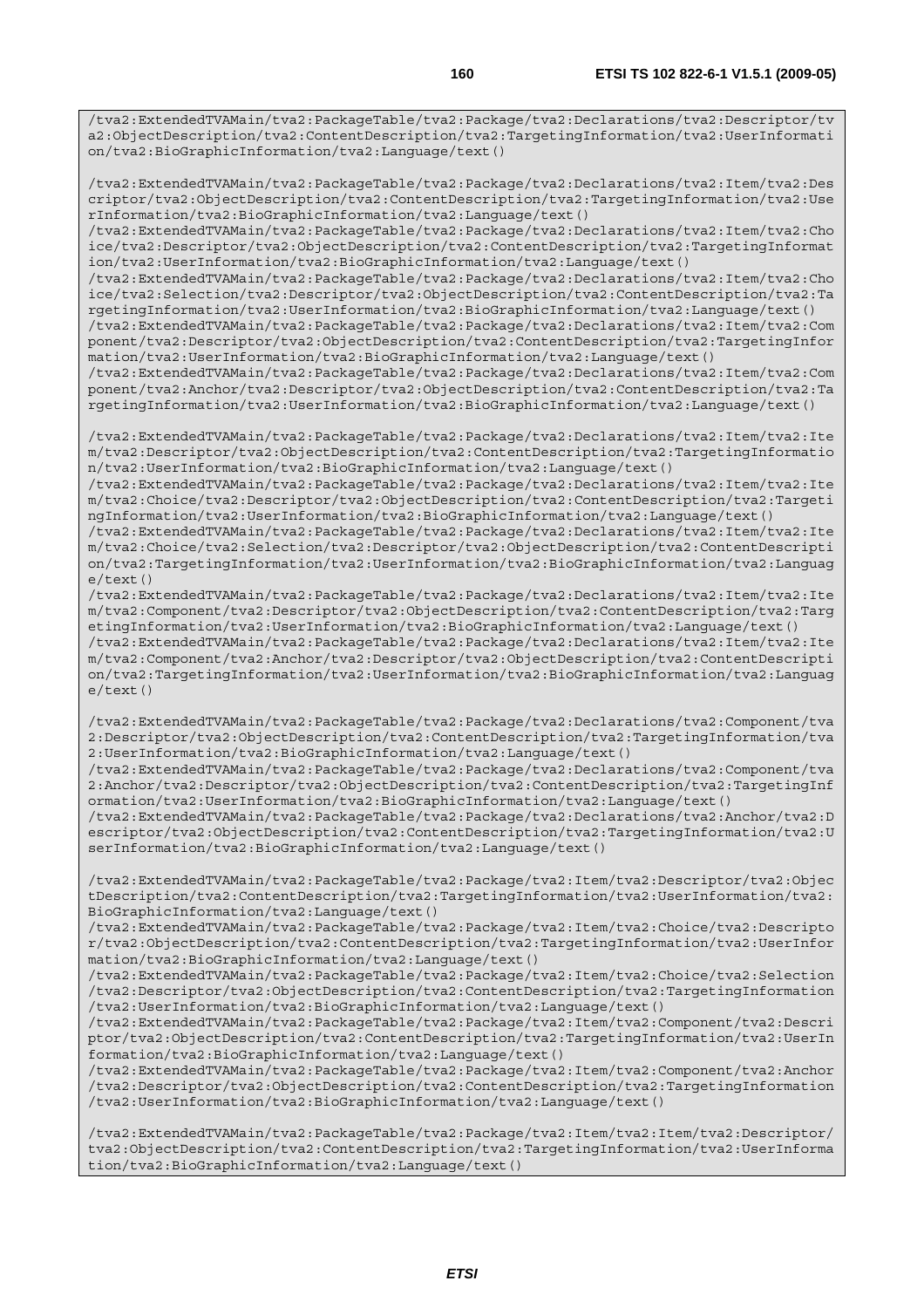```
/tva2:ExtendedTVAMain/tva2:PackageTable/tva2:Package/tva2:Declarations/tva2:Descriptor/tva2:ObjectDescription/tva2:ContentDescription/tva2:TargetingInformation/tva2:UserInformation/tva2:BioGraphicInformation/tva2:Language/text()

/tva2:ExtendedTVAMain/tva2:PackageTable/tva2:Package/tva2:Declarations/tva2:Item/tva2:Descriptor/tva2:ObjectDescription/tva2:ContentDescription/tva2:TargetingInformation/tva2:UserInformation/tva2:BioGraphicInformation/tva2:Language/text()
/tva2:ExtendedTVAMain/tva2:PackageTable/tva2:Package/tva2:Declarations/tva2:Item/tva2:Choice/tva2:Descriptor/tva2:ObjectDescription/tva2:ContentDescription/tva2:TargetingInformation/tva2:UserInformation/tva2:BioGraphicInformation/tva2:Language/text()
/tva2:ExtendedTVAMain/tva2:PackageTable/tva2:Package/tva2:Declarations/tva2:Item/tva2:Choice/tva2:Selection/tva2:Descriptor/tva2:ObjectDescription/tva2:ContentDescription/tva2:TargetingInformation/tva2:UserInformation/tva2:BioGraphicInformation/tva2:Language/text()
/tva2:ExtendedTVAMain/tva2:PackageTable/tva2:Package/tva2:Declarations/tva2:Item/tva2:Component/tva2:Descriptor/tva2:ObjectDescription/tva2:ContentDescription/tva2:TargetingInformation/tva2:UserInformation/tva2:BioGraphicInformation/tva2:Language/text()
/tva2:ExtendedTVAMain/tva2:PackageTable/tva2:Package/tva2:Declarations/tva2:Item/tva2:Component/tva2:Anchor/tva2:Descriptor/tva2:ObjectDescription/tva2:ContentDescription/tva2:TargetingInformation/tva2:UserInformation/tva2:BioGraphicInformation/tva2:Language/text()

/tva2:ExtendedTVAMain/tva2:PackageTable/tva2:Package/tva2:Declarations/tva2:Item/tva2:Item/tva2:Descriptor/tva2:ObjectDescription/tva2:ContentDescription/tva2:TargetingInformation/tva2:UserInformation/tva2:BioGraphicInformation/tva2:Language/text()
/tva2:ExtendedTVAMain/tva2:PackageTable/tva2:Package/tva2:Declarations/tva2:Item/tva2:Item/tva2:Choice/tva2:Descriptor/tva2:ObjectDescription/tva2:ContentDescription/tva2:TargetingInformation/tva2:UserInformation/tva2:BioGraphicInformation/tva2:Language/text()
/tva2:ExtendedTVAMain/tva2:PackageTable/tva2:Package/tva2:Declarations/tva2:Item/tva2:Item/tva2:Choice/tva2:Selection/tva2:Descriptor/tva2:ObjectDescription/tva2:ContentDescription/tva2:TargetingInformation/tva2:UserInformation/tva2:BioGraphicInformation/tva2:Language/text()
/tva2:ExtendedTVAMain/tva2:PackageTable/tva2:Package/tva2:Declarations/tva2:Item/tva2:Item/tva2:Component/tva2:Descriptor/tva2:ObjectDescription/tva2:ContentDescription/tva2:TargetingInformation/tva2:UserInformation/tva2:BioGraphicInformation/tva2:Language/text()
/tva2:ExtendedTVAMain/tva2:PackageTable/tva2:Package/tva2:Declarations/tva2:Item/tva2:Item/tva2:Component/tva2:Anchor/tva2:Descriptor/tva2:ObjectDescription/tva2:ContentDescription/tva2:TargetingInformation/tva2:UserInformation/tva2:BioGraphicInformation/tva2:Language/text()

/tva2:ExtendedTVAMain/tva2:PackageTable/tva2:Package/tva2:Declarations/tva2:Component/tva2:Descriptor/tva2:ObjectDescription/tva2:ContentDescription/tva2:TargetingInformation/tva2:UserInformation/tva2:BioGraphicInformation/tva2:Language/text()
/tva2:ExtendedTVAMain/tva2:PackageTable/tva2:Package/tva2:Declarations/tva2:Component/tva2:Anchor/tva2:Descriptor/tva2:ObjectDescription/tva2:ContentDescription/tva2:TargetingInformation/tva2:UserInformation/tva2:BioGraphicInformation/tva2:Language/text()
/tva2:ExtendedTVAMain/tva2:PackageTable/tva2:Package/tva2:Declarations/tva2:Anchor/tva2:Descriptor/tva2:ObjectDescription/tva2:ContentDescription/tva2:TargetingInformation/tva2:UserInformation/tva2:BioGraphicInformation/tva2:Language/text()

/tva2:ExtendedTVAMain/tva2:PackageTable/tva2:Package/tva2:Item/tva2:Descriptor/tva2:ObjectDescription/tva2:ContentDescription/tva2:TargetingInformation/tva2:UserInformation/tva2:BioGraphicInformation/tva2:Language/text()
/tva2:ExtendedTVAMain/tva2:PackageTable/tva2:Package/tva2:Item/tva2:Choice/tva2:Descriptor/tva2:ObjectDescription/tva2:ContentDescription/tva2:TargetingInformation/tva2:UserInformation/tva2:BioGraphicInformation/tva2:Language/text()
/tva2:ExtendedTVAMain/tva2:PackageTable/tva2:Package/tva2:Item/tva2:Choice/tva2:Selection/tva2:Descriptor/tva2:ObjectDescription/tva2:ContentDescription/tva2:TargetingInformation/tva2:UserInformation/tva2:BioGraphicInformation/tva2:Language/text()
/tva2:ExtendedTVAMain/tva2:PackageTable/tva2:Package/tva2:Item/tva2:Component/tva2:Descriptor/tva2:ObjectDescription/tva2:ContentDescription/tva2:TargetingInformation/tva2:UserInformation/tva2:BioGraphicInformation/tva2:Language/text()
/tva2:ExtendedTVAMain/tva2:PackageTable/tva2:Package/tva2:Item/tva2:Component/tva2:Anchor/tva2:Descriptor/tva2:ObjectDescription/tva2:ContentDescription/tva2:TargetingInformation/tva2:UserInformation/tva2:BioGraphicInformation/tva2:Language/text()

/tva2:ExtendedTVAMain/tva2:PackageTable/tva2:Package/tva2:Item/tva2:Item/tva2:Descriptor/tva2:ObjectDescription/tva2:ContentDescription/tva2:TargetingInformation/tva2:UserInformation/tva2:BioGraphicInformation/tva2:Language/text()
```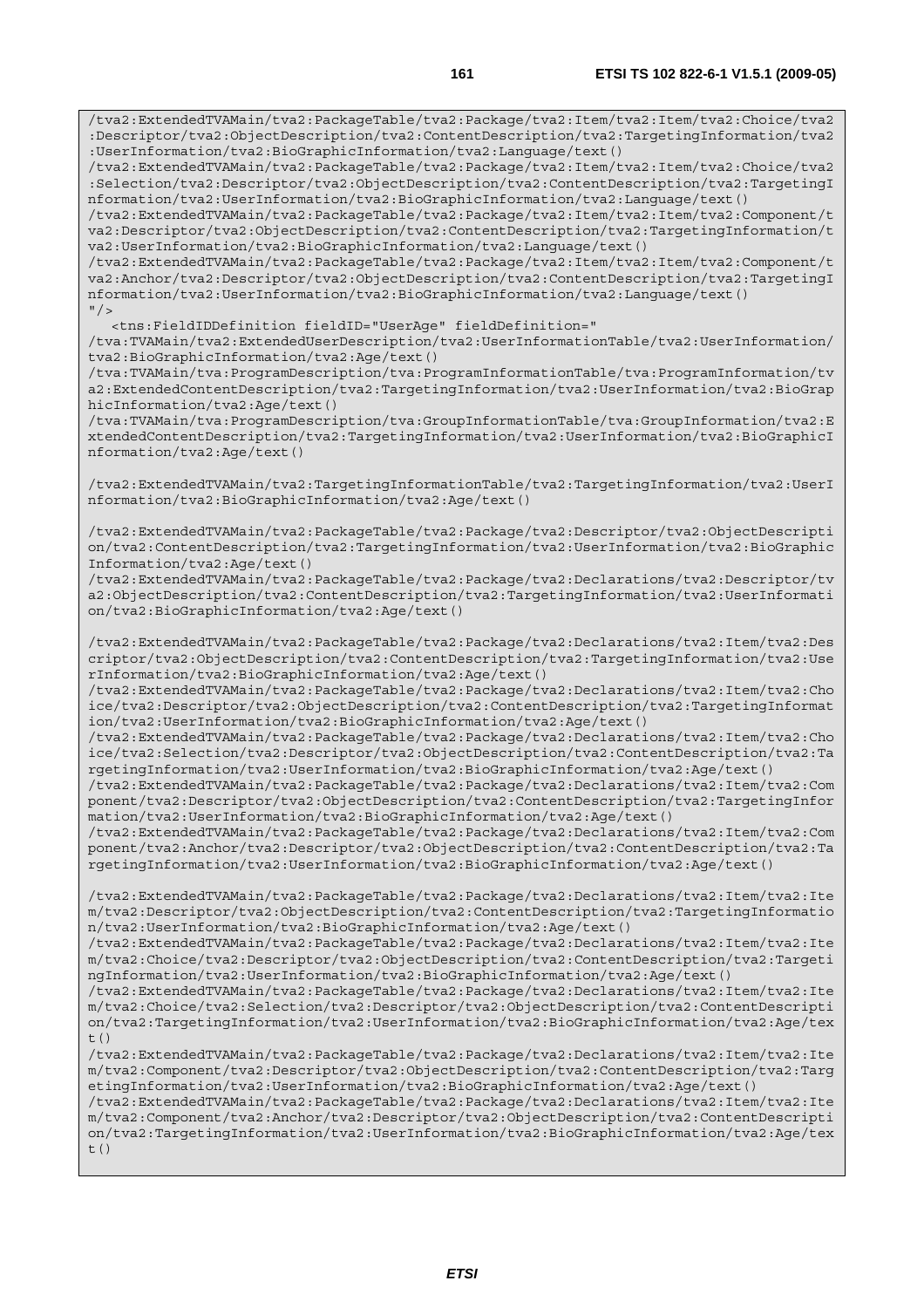```
/tva2:ExtendedTVAMain/tva2:PackageTable/tva2:Package/tva2:Item/tva2:Item/tva2:Choice/tva2
:Descriptor/tva2:ObjectDescription/tva2:ContentDescription/tva2:TargetingInformation/tva2
:UserInformation/tva2:BioGraphicInformation/tva2:Language/text()
/tva2:ExtendedTVAMain/tva2:PackageTable/tva2:Package/tva2:Item/tva2:Item/tva2:Choice/tva2
:Selection/tva2:Descriptor/tva2:ObjectDescription/tva2:ContentDescription/tva2:TargetingI
nformation/tva2:UserInformation/tva2:BioGraphicInformation/tva2:Language/text()
/tva2:ExtendedTVAMain/tva2:PackageTable/tva2:Package/tva2:Item/tva2:Item/tva2:Component/t
va2:Descriptor/tva2:ObjectDescription/tva2:ContentDescription/tva2:TargetingInformation/t
va2:UserInformation/tva2:BioGraphicInformation/tva2:Language/text()
/tva2:ExtendedTVAMain/tva2:PackageTable/tva2:Package/tva2:Item/tva2:Item/tva2:Component/t
va2:Anchor/tva2:Descriptor/tva2:ObjectDescription/tva2:ContentDescription/tva2:TargetingI
nformation/tva2:UserInformation/tva2:BioGraphicInformation/tva2:Language/text()
"/>
   <tns:FieldIDDefinition fieldID="UserAge" fieldDefinition="
/tva:TVAMain/tva2:ExtendedUserDescription/tva2:UserInformationTable/tva2:UserInformation/
tva2:BioGraphicInformation/tva2:Age/text()
/tva:TVAMain/tva:ProgramDescription/tva:ProgramInformationTable/tva:ProgramInformation/tv
a2:ExtendedContentDescription/tva2:TargetingInformation/tva2:UserInformation/tva2:BioGrap
hicInformation/tva2:Age/text()
/tva:TVAMain/tva:ProgramDescription/tva:GroupInformationTable/tva:GroupInformation/tva2:E
xtendedContentDescription/tva2:TargetingInformation/tva2:UserInformation/tva2:BioGraphicI
nformation/tva2:Age/text()

/tva2:ExtendedTVAMain/tva2:TargetingInformationTable/tva2:TargetingInformation/tva2:UserI
nformation/tva2:BioGraphicInformation/tva2:Age/text()

/tva2:ExtendedTVAMain/tva2:PackageTable/tva2:Package/tva2:Descriptor/tva2:ObjectDescripti
on/tva2:ContentDescription/tva2:TargetingInformation/tva2:UserInformation/tva2:BioGraphic
Information/tva2:Age/text()
/tva2:ExtendedTVAMain/tva2:PackageTable/tva2:Package/tva2:Declarations/tva2:Descriptor/tv
a2:ObjectDescription/tva2:ContentDescription/tva2:TargetingInformation/tva2:UserInformati
on/tva2:BioGraphicInformation/tva2:Age/text()

/tva2:ExtendedTVAMain/tva2:PackageTable/tva2:Package/tva2:Declarations/tva2:Item/tva2:Des
criptor/tva2:ObjectDescription/tva2:ContentDescription/tva2:TargetingInformation/tva2:Use
rInformation/tva2:BioGraphicInformation/tva2:Age/text()
/tva2:ExtendedTVAMain/tva2:PackageTable/tva2:Package/tva2:Declarations/tva2:Item/tva2:Cho
ice/tva2:Descriptor/tva2:ObjectDescription/tva2:ContentDescription/tva2:TargetingInformat
ion/tva2:UserInformation/tva2:BioGraphicInformation/tva2:Age/text()
/tva2:ExtendedTVAMain/tva2:PackageTable/tva2:Package/tva2:Declarations/tva2:Item/tva2:Cho
ice/tva2:Selection/tva2:Descriptor/tva2:ObjectDescription/tva2:ContentDescription/tva2:Ta
rgetingInformation/tva2:UserInformation/tva2:BioGraphicInformation/tva2:Age/text()
/tva2:ExtendedTVAMain/tva2:PackageTable/tva2:Package/tva2:Declarations/tva2:Item/tva2:Com
ponent/tva2:Descriptor/tva2:ObjectDescription/tva2:ContentDescription/tva2:TargetingInfor
mation/tva2:UserInformation/tva2:BioGraphicInformation/tva2:Age/text()
/tva2:ExtendedTVAMain/tva2:PackageTable/tva2:Package/tva2:Declarations/tva2:Item/tva2:Com
ponent/tva2:Anchor/tva2:Descriptor/tva2:ObjectDescription/tva2:ContentDescription/tva2:Ta
rgetingInformation/tva2:UserInformation/tva2:BioGraphicInformation/tva2:Age/text()

/tva2:ExtendedTVAMain/tva2:PackageTable/tva2:Package/tva2:Declarations/tva2:Item/tva2:Ite
m/tva2:Descriptor/tva2:ObjectDescription/tva2:ContentDescription/tva2:TargetingInformatio
n/tva2:UserInformation/tva2:BioGraphicInformation/tva2:Age/text()
/tva2:ExtendedTVAMain/tva2:PackageTable/tva2:Package/tva2:Declarations/tva2:Item/tva2:Ite
m/tva2:Choice/tva2:Descriptor/tva2:ObjectDescription/tva2:ContentDescription/tva2:Targeti
ngInformation/tva2:UserInformation/tva2:BioGraphicInformation/tva2:Age/text()
/tva2:ExtendedTVAMain/tva2:PackageTable/tva2:Package/tva2:Declarations/tva2:Item/tva2:Ite
m/tva2:Choice/tva2:Selection/tva2:Descriptor/tva2:ObjectDescription/tva2:ContentDescripti
on/tva2:TargetingInformation/tva2:UserInformation/tva2:BioGraphicInformation/tva2:Age/tex
t()
/tva2:ExtendedTVAMain/tva2:PackageTable/tva2:Package/tva2:Declarations/tva2:Item/tva2:Ite
m/tva2:Component/tva2:Descriptor/tva2:ObjectDescription/tva2:ContentDescription/tva2:Targ
etingInformation/tva2:UserInformation/tva2:BioGraphicInformation/tva2:Age/text()
/tva2:ExtendedTVAMain/tva2:PackageTable/tva2:Package/tva2:Declarations/tva2:Item/tva2:Ite
m/tva2:Component/tva2:Anchor/tva2:Descriptor/tva2:ObjectDescription/tva2:ContentDescripti
on/tva2:TargetingInformation/tva2:UserInformation/tva2:BioGraphicInformation/tva2:Age/tex
t()
```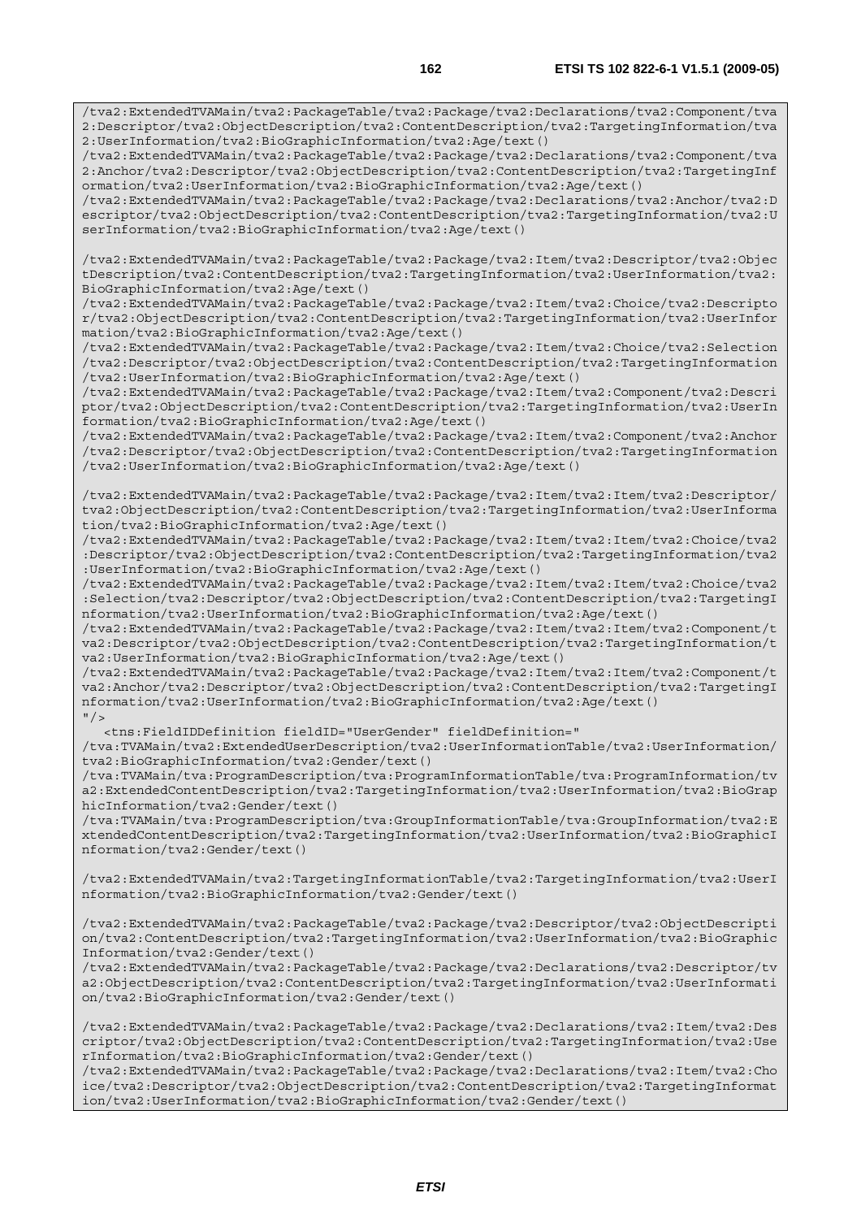```
/tva2:ExtendedTVAMain/tva2:PackageTable/tva2:Package/tva2:Declarations/tva2:Component/tva2:Descriptor/tva2:ObjectDescription/tva2:ContentDescription/tva2:TargetingInformation/tva2:UserInformation/tva2:BioGraphicInformation/tva2:Age/text()
/tva2:ExtendedTVAMain/tva2:PackageTable/tva2:Package/tva2:Declarations/tva2:Component/tva2:Anchor/tva2:Descriptor/tva2:ObjectDescription/tva2:ContentDescription/tva2:TargetingInformation/tva2:UserInformation/tva2:BioGraphicInformation/tva2:Age/text()
/tva2:ExtendedTVAMain/tva2:PackageTable/tva2:Package/tva2:Declarations/tva2:Anchor/tva2:Descriptor/tva2:ObjectDescription/tva2:ContentDescription/tva2:TargetingInformation/tva2:UserInformation/tva2:BioGraphicInformation/tva2:Age/text()

/tva2:ExtendedTVAMain/tva2:PackageTable/tva2:Package/tva2:Item/tva2:Descriptor/tva2:ObjectDescription/tva2:ContentDescription/tva2:TargetingInformation/tva2:UserInformation/tva2:BioGraphicInformation/tva2:Age/text()
/tva2:ExtendedTVAMain/tva2:PackageTable/tva2:Package/tva2:Item/tva2:Choice/tva2:Descriptor/tva2:ObjectDescription/tva2:ContentDescription/tva2:TargetingInformation/tva2:UserInformation/tva2:BioGraphicInformation/tva2:Age/text()
/tva2:ExtendedTVAMain/tva2:PackageTable/tva2:Package/tva2:Item/tva2:Choice/tva2:Selection/tva2:Descriptor/tva2:ObjectDescription/tva2:ContentDescription/tva2:TargetingInformation/tva2:UserInformation/tva2:BioGraphicInformation/tva2:Age/text()
/tva2:ExtendedTVAMain/tva2:PackageTable/tva2:Package/tva2:Item/tva2:Component/tva2:Descriptor/tva2:ObjectDescription/tva2:ContentDescription/tva2:TargetingInformation/tva2:UserInformation/tva2:BioGraphicInformation/tva2:Age/text()
/tva2:ExtendedTVAMain/tva2:PackageTable/tva2:Package/tva2:Item/tva2:Component/tva2:Anchor/tva2:Descriptor/tva2:ObjectDescription/tva2:ContentDescription/tva2:TargetingInformation/tva2:UserInformation/tva2:BioGraphicInformation/tva2:Age/text()

/tva2:ExtendedTVAMain/tva2:PackageTable/tva2:Package/tva2:Item/tva2:Item/tva2:Descriptor/tva2:ObjectDescription/tva2:ContentDescription/tva2:TargetingInformation/tva2:UserInformation/tva2:BioGraphicInformation/tva2:Age/text()
/tva2:ExtendedTVAMain/tva2:PackageTable/tva2:Package/tva2:Item/tva2:Item/tva2:Choice/tva2:Descriptor/tva2:ObjectDescription/tva2:ContentDescription/tva2:TargetingInformation/tva2:UserInformation/tva2:BioGraphicInformation/tva2:Age/text()
/tva2:ExtendedTVAMain/tva2:PackageTable/tva2:Package/tva2:Item/tva2:Item/tva2:Choice/tva2:Selection/tva2:Descriptor/tva2:ObjectDescription/tva2:ContentDescription/tva2:TargetingInformation/tva2:UserInformation/tva2:BioGraphicInformation/tva2:Age/text()
/tva2:ExtendedTVAMain/tva2:PackageTable/tva2:Package/tva2:Item/tva2:Item/tva2:Component/tva2:Descriptor/tva2:ObjectDescription/tva2:ContentDescription/tva2:TargetingInformation/tva2:UserInformation/tva2:BioGraphicInformation/tva2:Age/text()
/tva2:ExtendedTVAMain/tva2:PackageTable/tva2:Package/tva2:Item/tva2:Item/tva2:Component/tva2:Anchor/tva2:Descriptor/tva2:ObjectDescription/tva2:ContentDescription/tva2:TargetingInformation/tva2:UserInformation/tva2:BioGraphicInformation/tva2:Age/text()
"/>
   <tns:FieldIDDefinition fieldID="UserGender" fieldDefinition="
/tva:TVAMain/tva2:ExtendedUserDescription/tva2:UserInformationTable/tva2:UserInformation/tva2:BioGraphicInformation/tva2:Gender/text()
/tva:TVAMain/tva:ProgramDescription/tva:ProgramInformationTable/tva:ProgramInformation/tva2:ExtendedContentDescription/tva2:TargetingInformation/tva2:UserInformation/tva2:BioGraphicInformation/tva2:Gender/text()
/tva:TVAMain/tva:ProgramDescription/tva:GroupInformationTable/tva:GroupInformation/tva2:ExtendedContentDescription/tva2:TargetingInformation/tva2:UserInformation/tva2:BioGraphicInformation/tva2:Gender/text()

/tva2:ExtendedTVAMain/tva2:TargetingInformationTable/tva2:TargetingInformation/tva2:UserInformation/tva2:BioGraphicInformation/tva2:Gender/text()

/tva2:ExtendedTVAMain/tva2:PackageTable/tva2:Package/tva2:Descriptor/tva2:ObjectDescription/tva2:ContentDescription/tva2:TargetingInformation/tva2:UserInformation/tva2:BioGraphicInformation/tva2:Gender/text()
/tva2:ExtendedTVAMain/tva2:PackageTable/tva2:Package/tva2:Declarations/tva2:Descriptor/tva2:ObjectDescription/tva2:ContentDescription/tva2:TargetingInformation/tva2:UserInformation/tva2:BioGraphicInformation/tva2:Gender/text()

/tva2:ExtendedTVAMain/tva2:PackageTable/tva2:Package/tva2:Declarations/tva2:Item/tva2:Descriptor/tva2:ObjectDescription/tva2:ContentDescription/tva2:TargetingInformation/tva2:UserInformation/tva2:BioGraphicInformation/tva2:Gender/text()
/tva2:ExtendedTVAMain/tva2:PackageTable/tva2:Package/tva2:Declarations/tva2:Item/tva2:Choice/tva2:Descriptor/tva2:ObjectDescription/tva2:ContentDescription/tva2:TargetingInformation/tva2:UserInformation/tva2:BioGraphicInformation/tva2:Gender/text()
```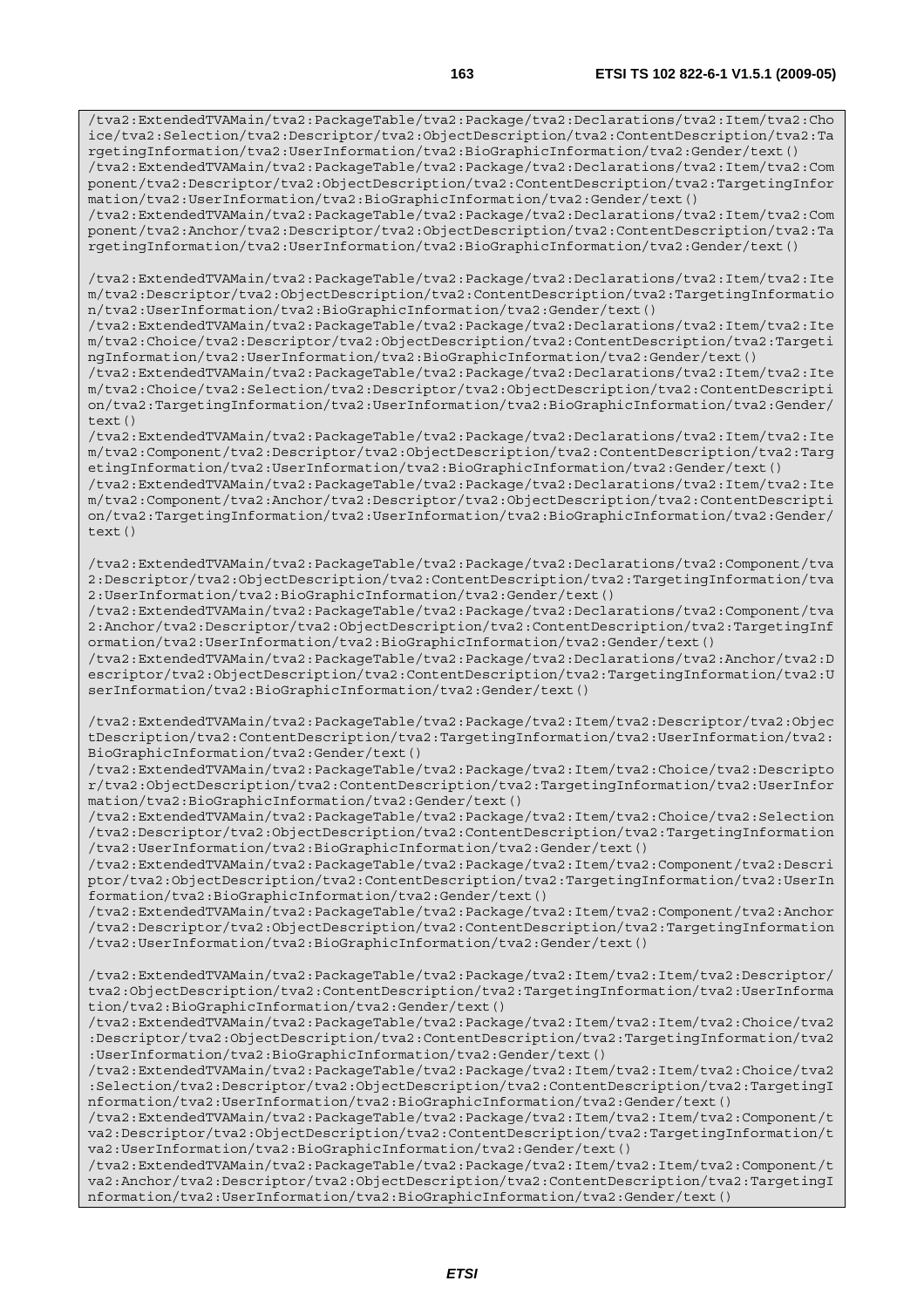```
/tva2:ExtendedTVAMain/tva2:PackageTable/tva2:Package/tva2:Declarations/tva2:Item/tva2:Choice/tva2:Selection/tva2:Descriptor/tva2:ObjectDescription/tva2:ContentDescription/tva2:TargetingInformation/tva2:UserInformation/tva2:BioGraphicInformation/tva2:Gender/text()
/tva2:ExtendedTVAMain/tva2:PackageTable/tva2:Package/tva2:Declarations/tva2:Item/tva2:Component/tva2:Descriptor/tva2:ObjectDescription/tva2:ContentDescription/tva2:TargetingInformation/tva2:UserInformation/tva2:BioGraphicInformation/tva2:Gender/text()
/tva2:ExtendedTVAMain/tva2:PackageTable/tva2:Package/tva2:Declarations/tva2:Item/tva2:Component/tva2:Anchor/tva2:Descriptor/tva2:ObjectDescription/tva2:ContentDescription/tva2:TargetingInformation/tva2:UserInformation/tva2:BioGraphicInformation/tva2:Gender/text()

/tva2:ExtendedTVAMain/tva2:PackageTable/tva2:Package/tva2:Declarations/tva2:Item/tva2:Item/tva2:Descriptor/tva2:ObjectDescription/tva2:ContentDescription/tva2:TargetingInformation/tva2:UserInformation/tva2:BioGraphicInformation/tva2:Gender/text()
/tva2:ExtendedTVAMain/tva2:PackageTable/tva2:Package/tva2:Declarations/tva2:Item/tva2:Item/tva2:Choice/tva2:Descriptor/tva2:ObjectDescription/tva2:ContentDescription/tva2:TargetingInformation/tva2:UserInformation/tva2:BioGraphicInformation/tva2:Gender/text()
/tva2:ExtendedTVAMain/tva2:PackageTable/tva2:Package/tva2:Declarations/tva2:Item/tva2:Item/tva2:Choice/tva2:Selection/tva2:Descriptor/tva2:ObjectDescription/tva2:ContentDescription/tva2:TargetingInformation/tva2:UserInformation/tva2:BioGraphicInformation/tva2:Gender/text()
/tva2:ExtendedTVAMain/tva2:PackageTable/tva2:Package/tva2:Declarations/tva2:Item/tva2:Item/tva2:Component/tva2:Descriptor/tva2:ObjectDescription/tva2:ContentDescription/tva2:TargetingInformation/tva2:UserInformation/tva2:BioGraphicInformation/tva2:Gender/text()
/tva2:ExtendedTVAMain/tva2:PackageTable/tva2:Package/tva2:Declarations/tva2:Item/tva2:Item/tva2:Component/tva2:Anchor/tva2:Descriptor/tva2:ObjectDescription/tva2:ContentDescription/tva2:TargetingInformation/tva2:UserInformation/tva2:BioGraphicInformation/tva2:Gender/text()

/tva2:ExtendedTVAMain/tva2:PackageTable/tva2:Package/tva2:Declarations/tva2:Component/tva2:Descriptor/tva2:ObjectDescription/tva2:ContentDescription/tva2:TargetingInformation/tva2:UserInformation/tva2:BioGraphicInformation/tva2:Gender/text()
/tva2:ExtendedTVAMain/tva2:PackageTable/tva2:Package/tva2:Declarations/tva2:Component/tva2:Anchor/tva2:Descriptor/tva2:ObjectDescription/tva2:ContentDescription/tva2:TargetingInformation/tva2:UserInformation/tva2:BioGraphicInformation/tva2:Gender/text()
/tva2:ExtendedTVAMain/tva2:PackageTable/tva2:Package/tva2:Declarations/tva2:Anchor/tva2:Descriptor/tva2:ObjectDescription/tva2:ContentDescription/tva2:TargetingInformation/tva2:UserInformation/tva2:BioGraphicInformation/tva2:Gender/text()

/tva2:ExtendedTVAMain/tva2:PackageTable/tva2:Package/tva2:Item/tva2:Descriptor/tva2:ObjectDescription/tva2:ContentDescription/tva2:TargetingInformation/tva2:UserInformation/tva2:BioGraphicInformation/tva2:Gender/text()
/tva2:ExtendedTVAMain/tva2:PackageTable/tva2:Package/tva2:Item/tva2:Choice/tva2:Descriptor/tva2:ObjectDescription/tva2:ContentDescription/tva2:TargetingInformation/tva2:UserInformation/tva2:BioGraphicInformation/tva2:Gender/text()
/tva2:ExtendedTVAMain/tva2:PackageTable/tva2:Package/tva2:Item/tva2:Choice/tva2:Selection/tva2:Descriptor/tva2:ObjectDescription/tva2:ContentDescription/tva2:TargetingInformation/tva2:UserInformation/tva2:BioGraphicInformation/tva2:Gender/text()
/tva2:ExtendedTVAMain/tva2:PackageTable/tva2:Package/tva2:Item/tva2:Component/tva2:Descriptor/tva2:ObjectDescription/tva2:ContentDescription/tva2:TargetingInformation/tva2:UserInformation/tva2:BioGraphicInformation/tva2:Gender/text()
/tva2:ExtendedTVAMain/tva2:PackageTable/tva2:Package/tva2:Item/tva2:Component/tva2:Anchor/tva2:Descriptor/tva2:ObjectDescription/tva2:ContentDescription/tva2:TargetingInformation/tva2:UserInformation/tva2:BioGraphicInformation/tva2:Gender/text()

/tva2:ExtendedTVAMain/tva2:PackageTable/tva2:Package/tva2:Item/tva2:Item/tva2:Descriptor/tva2:ObjectDescription/tva2:ContentDescription/tva2:TargetingInformation/tva2:UserInformation/tva2:BioGraphicInformation/tva2:Gender/text()
/tva2:ExtendedTVAMain/tva2:PackageTable/tva2:Package/tva2:Item/tva2:Item/tva2:Choice/tva2:Descriptor/tva2:ObjectDescription/tva2:ContentDescription/tva2:TargetingInformation/tva2:UserInformation/tva2:BioGraphicInformation/tva2:Gender/text()
/tva2:ExtendedTVAMain/tva2:PackageTable/tva2:Package/tva2:Item/tva2:Item/tva2:Choice/tva2:Selection/tva2:Descriptor/tva2:ObjectDescription/tva2:ContentDescription/tva2:TargetingInformation/tva2:UserInformation/tva2:BioGraphicInformation/tva2:Gender/text()
/tva2:ExtendedTVAMain/tva2:PackageTable/tva2:Package/tva2:Item/tva2:Item/tva2:Component/tva2:Descriptor/tva2:ObjectDescription/tva2:ContentDescription/tva2:TargetingInformation/tva2:UserInformation/tva2:BioGraphicInformation/tva2:Gender/text()
/tva2:ExtendedTVAMain/tva2:PackageTable/tva2:Package/tva2:Item/tva2:Item/tva2:Component/tva2:Anchor/tva2:Descriptor/tva2:ObjectDescription/tva2:ContentDescription/tva2:TargetingInformation/tva2:UserInformation/tva2:BioGraphicInformation/tva2:Gender/text()
```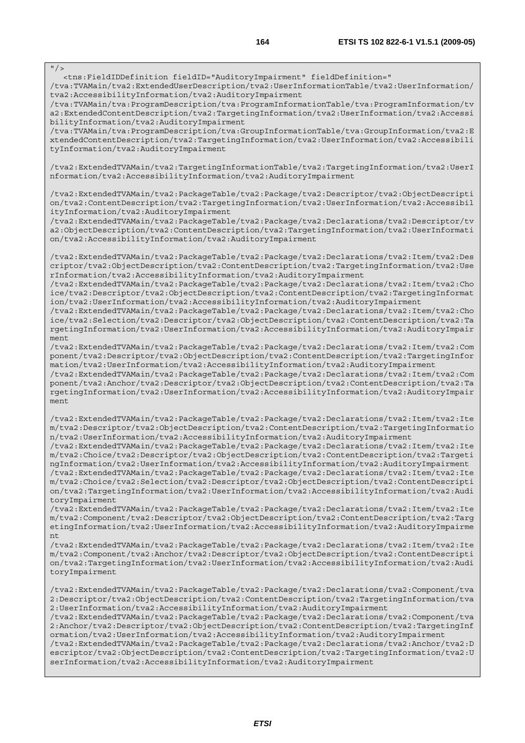```
"/>
   <tns:FieldIDDefinition fieldID="AuditoryImpairment" fieldDefinition="
/tva:TVAMain/tva2:ExtendedUserDescription/tva2:UserInformationTable/tva2:UserInformation/
tva2:AccessibilityInformation/tva2:AuditoryImpairment
/tva:TVAMain/tva:ProgramDescription/tva:ProgramInformationTable/tva:ProgramInformation/tv
a2:ExtendedContentDescription/tva2:TargetingInformation/tva2:UserInformation/tva2:Accessi
bilityInformation/tva2:AuditoryImpairment
/tva:TVAMain/tva:ProgramDescription/tva:GroupInformationTable/tva:GroupInformation/tva2:E
xtendedContentDescription/tva2:TargetingInformation/tva2:UserInformation/tva2:Accessibili
tyInformation/tva2:AuditoryImpairment

/tva2:ExtendedTVAMain/tva2:TargetingInformationTable/tva2:TargetingInformation/tva2:UserI
nformation/tva2:AccessibilityInformation/tva2:AuditoryImpairment

/tva2:ExtendedTVAMain/tva2:PackageTable/tva2:Package/tva2:Descriptor/tva2:ObjectDescripti
on/tva2:ContentDescription/tva2:TargetingInformation/tva2:UserInformation/tva2:Accessibil
ityInformation/tva2:AuditoryImpairment
/tva2:ExtendedTVAMain/tva2:PackageTable/tva2:Package/tva2:Declarations/tva2:Descriptor/tv
a2:ObjectDescription/tva2:ContentDescription/tva2:TargetingInformation/tva2:UserInformati
on/tva2:AccessibilityInformation/tva2:AuditoryImpairment

/tva2:ExtendedTVAMain/tva2:PackageTable/tva2:Package/tva2:Declarations/tva2:Item/tva2:Des
criptor/tva2:ObjectDescription/tva2:ContentDescription/tva2:TargetingInformation/tva2:Use
rInformation/tva2:AccessibilityInformation/tva2:AuditoryImpairment
/tva2:ExtendedTVAMain/tva2:PackageTable/tva2:Package/tva2:Declarations/tva2:Item/tva2:Cho
ice/tva2:Descriptor/tva2:ObjectDescription/tva2:ContentDescription/tva2:TargetingInformat
ion/tva2:UserInformation/tva2:AccessibilityInformation/tva2:AuditoryImpairment
/tva2:ExtendedTVAMain/tva2:PackageTable/tva2:Package/tva2:Declarations/tva2:Item/tva2:Cho
ice/tva2:Selection/tva2:Descriptor/tva2:ObjectDescription/tva2:ContentDescription/tva2:Ta
rgetingInformation/tva2:UserInformation/tva2:AccessibilityInformation/tva2:AuditoryImpair
ment
/tva2:ExtendedTVAMain/tva2:PackageTable/tva2:Package/tva2:Declarations/tva2:Item/tva2:Com
ponent/tva2:Descriptor/tva2:ObjectDescription/tva2:ContentDescription/tva2:TargetingInfor
mation/tva2:UserInformation/tva2:AccessibilityInformation/tva2:AuditoryImpairment
/tva2:ExtendedTVAMain/tva2:PackageTable/tva2:Package/tva2:Declarations/tva2:Item/tva2:Com
ponent/tva2:Anchor/tva2:Descriptor/tva2:ObjectDescription/tva2:ContentDescription/tva2:Ta
rgetingInformation/tva2:UserInformation/tva2:AccessibilityInformation/tva2:AuditoryImpair
ment

/tva2:ExtendedTVAMain/tva2:PackageTable/tva2:Package/tva2:Declarations/tva2:Item/tva2:Ite
m/tva2:Descriptor/tva2:ObjectDescription/tva2:ContentDescription/tva2:TargetingInformatio
n/tva2:UserInformation/tva2:AccessibilityInformation/tva2:AuditoryImpairment
/tva2:ExtendedTVAMain/tva2:PackageTable/tva2:Package/tva2:Declarations/tva2:Item/tva2:Ite
m/tva2:Choice/tva2:Descriptor/tva2:ObjectDescription/tva2:ContentDescription/tva2:Targeti
ngInformation/tva2:UserInformation/tva2:AccessibilityInformation/tva2:AuditoryImpairment
/tva2:ExtendedTVAMain/tva2:PackageTable/tva2:Package/tva2:Declarations/tva2:Item/tva2:Ite
m/tva2:Choice/tva2:Selection/tva2:Descriptor/tva2:ObjectDescription/tva2:ContentDescripti
on/tva2:TargetingInformation/tva2:UserInformation/tva2:AccessibilityInformation/tva2:Audi
toryImpairment
/tva2:ExtendedTVAMain/tva2:PackageTable/tva2:Package/tva2:Declarations/tva2:Item/tva2:Ite
m/tva2:Component/tva2:Descriptor/tva2:ObjectDescription/tva2:ContentDescription/tva2:Targ
etingInformation/tva2:UserInformation/tva2:AccessibilityInformation/tva2:AuditoryImpairme
nt
/tva2:ExtendedTVAMain/tva2:PackageTable/tva2:Package/tva2:Declarations/tva2:Item/tva2:Ite
m/tva2:Component/tva2:Anchor/tva2:Descriptor/tva2:ObjectDescription/tva2:ContentDescripti
on/tva2:TargetingInformation/tva2:UserInformation/tva2:AccessibilityInformation/tva2:Audi
toryImpairment

/tva2:ExtendedTVAMain/tva2:PackageTable/tva2:Package/tva2:Declarations/tva2:Component/tva
2:Descriptor/tva2:ObjectDescription/tva2:ContentDescription/tva2:TargetingInformation/tva
2:UserInformation/tva2:AccessibilityInformation/tva2:AuditoryImpairment
/tva2:ExtendedTVAMain/tva2:PackageTable/tva2:Package/tva2:Declarations/tva2:Component/tva
2:Anchor/tva2:Descriptor/tva2:ObjectDescription/tva2:ContentDescription/tva2:TargetingInf
ormation/tva2:UserInformation/tva2:AccessibilityInformation/tva2:AuditoryImpairment
/tva2:ExtendedTVAMain/tva2:PackageTable/tva2:Package/tva2:Declarations/tva2:Anchor/tva2:D
escriptor/tva2:ObjectDescription/tva2:ContentDescription/tva2:TargetingInformation/tva2:U
serInformation/tva2:AccessibilityInformation/tva2:AuditoryImpairment
```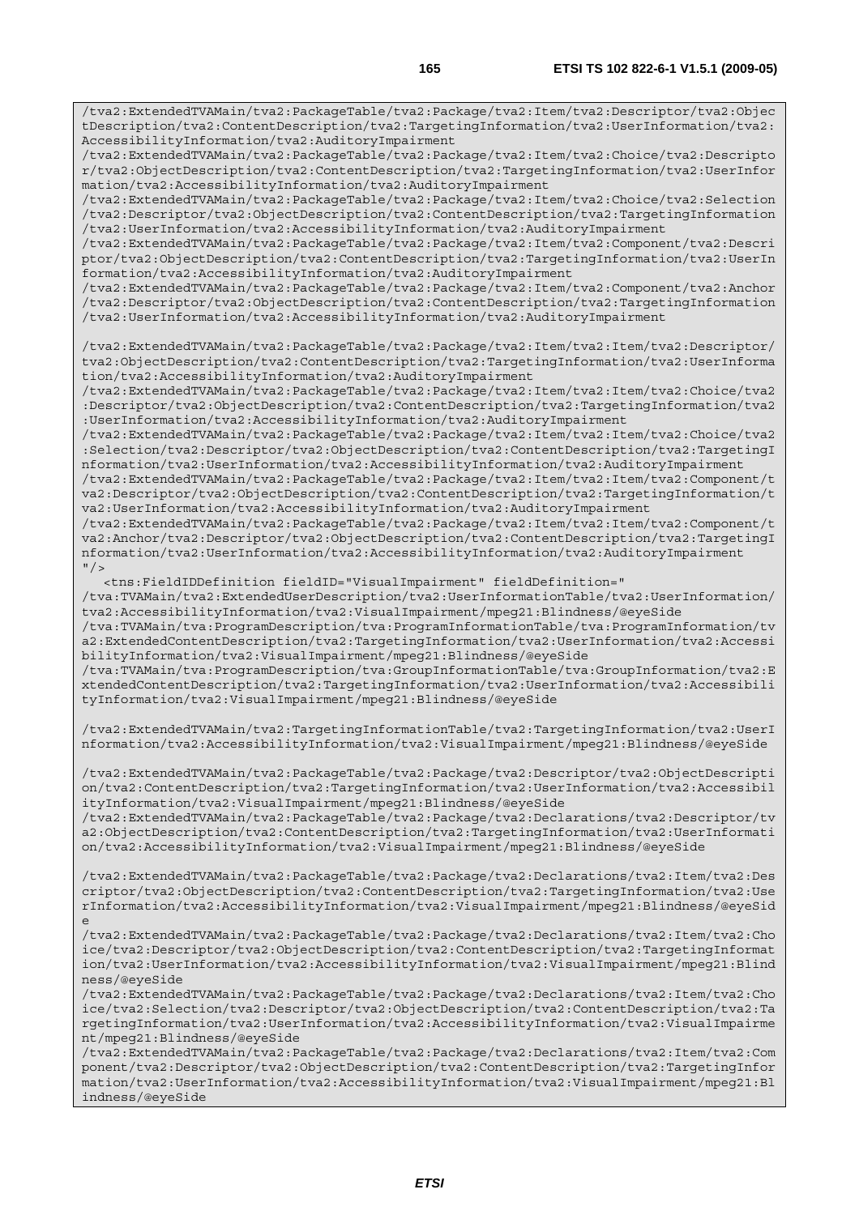```
/tva2:ExtendedTVAMain/tva2:PackageTable/tva2:Package/tva2:Item/tva2:Descriptor/tva2:ObjectDescription/tva2:ContentDescription/tva2:TargetingInformation/tva2:UserInformation/tva2:AccessibilityInformation/tva2:AuditoryImpairment
/tva2:ExtendedTVAMain/tva2:PackageTable/tva2:Package/tva2:Item/tva2:Choice/tva2:Descriptor/tva2:ObjectDescription/tva2:ContentDescription/tva2:TargetingInformation/tva2:UserInformation/tva2:AccessibilityInformation/tva2:AuditoryImpairment
/tva2:ExtendedTVAMain/tva2:PackageTable/tva2:Package/tva2:Item/tva2:Choice/tva2:Selection/tva2:Descriptor/tva2:ObjectDescription/tva2:ContentDescription/tva2:TargetingInformation/tva2:UserInformation/tva2:AccessibilityInformation/tva2:AuditoryImpairment
/tva2:ExtendedTVAMain/tva2:PackageTable/tva2:Package/tva2:Item/tva2:Component/tva2:Descriptor/tva2:ObjectDescription/tva2:ContentDescription/tva2:TargetingInformation/tva2:UserInformation/tva2:AccessibilityInformation/tva2:AuditoryImpairment
/tva2:ExtendedTVAMain/tva2:PackageTable/tva2:Package/tva2:Item/tva2:Component/tva2:Anchor/tva2:Descriptor/tva2:ObjectDescription/tva2:ContentDescription/tva2:TargetingInformation/tva2:UserInformation/tva2:AccessibilityInformation/tva2:AuditoryImpairment

/tva2:ExtendedTVAMain/tva2:PackageTable/tva2:Package/tva2:Item/tva2:Item/tva2:Descriptor/tva2:ObjectDescription/tva2:ContentDescription/tva2:TargetingInformation/tva2:UserInformation/tva2:AccessibilityInformation/tva2:AuditoryImpairment
/tva2:ExtendedTVAMain/tva2:PackageTable/tva2:Package/tva2:Item/tva2:Item/tva2:Choice/tva2:Descriptor/tva2:ObjectDescription/tva2:ContentDescription/tva2:TargetingInformation/tva2:UserInformation/tva2:AccessibilityInformation/tva2:AuditoryImpairment
/tva2:ExtendedTVAMain/tva2:PackageTable/tva2:Package/tva2:Item/tva2:Item/tva2:Choice/tva2:Selection/tva2:Descriptor/tva2:ObjectDescription/tva2:ContentDescription/tva2:TargetingInformation/tva2:UserInformation/tva2:AccessibilityInformation/tva2:AuditoryImpairment
/tva2:ExtendedTVAMain/tva2:PackageTable/tva2:Package/tva2:Item/tva2:Item/tva2:Component/tva2:Descriptor/tva2:ObjectDescription/tva2:ContentDescription/tva2:TargetingInformation/tva2:UserInformation/tva2:AccessibilityInformation/tva2:AuditoryImpairment
/tva2:ExtendedTVAMain/tva2:PackageTable/tva2:Package/tva2:Item/tva2:Item/tva2:Component/tva2:Anchor/tva2:Descriptor/tva2:ObjectDescription/tva2:ContentDescription/tva2:TargetingInformation/tva2:UserInformation/tva2:AccessibilityInformation/tva2:AuditoryImpairment
"/>
   <tns:FieldIDDefinition fieldID="VisualImpairment" fieldDefinition="
/tva:TVAMain/tva2:ExtendedUserDescription/tva2:UserInformationTable/tva2:UserInformation/tva2:AccessibilityInformation/tva2:VisualImpairment/mpeg21:Blindness/@eyeSide
/tva:TVAMain/tva:ProgramDescription/tva:ProgramInformationTable/tva:ProgramInformation/tva2:ExtendedContentDescription/tva2:TargetingInformation/tva2:UserInformation/tva2:AccessibilityInformation/tva2:VisualImpairment/mpeg21:Blindness/@eyeSide
/tva:TVAMain/tva:ProgramDescription/tva:GroupInformationTable/tva:GroupInformation/tva2:ExtendedContentDescription/tva2:TargetingInformation/tva2:UserInformation/tva2:AccessibilityInformation/tva2:VisualImpairment/mpeg21:Blindness/@eyeSide

/tva2:ExtendedTVAMain/tva2:TargetingInformationTable/tva2:TargetingInformation/tva2:UserInformation/tva2:AccessibilityInformation/tva2:VisualImpairment/mpeg21:Blindness/@eyeSide

/tva2:ExtendedTVAMain/tva2:PackageTable/tva2:Package/tva2:Descriptor/tva2:ObjectDescription/tva2:ContentDescription/tva2:TargetingInformation/tva2:UserInformation/tva2:AccessibilityInformation/tva2:VisualImpairment/mpeg21:Blindness/@eyeSide
/tva2:ExtendedTVAMain/tva2:PackageTable/tva2:Package/tva2:Declarations/tva2:Descriptor/tva2:ObjectDescription/tva2:ContentDescription/tva2:TargetingInformation/tva2:UserInformation/tva2:AccessibilityInformation/tva2:VisualImpairment/mpeg21:Blindness/@eyeSide

/tva2:ExtendedTVAMain/tva2:PackageTable/tva2:Package/tva2:Declarations/tva2:Item/tva2:Descriptor/tva2:ObjectDescription/tva2:ContentDescription/tva2:TargetingInformation/tva2:UserInformation/tva2:AccessibilityInformation/tva2:VisualImpairment/mpeg21:Blindness/@eyeSide
/tva2:ExtendedTVAMain/tva2:PackageTable/tva2:Package/tva2:Declarations/tva2:Item/tva2:Choice/tva2:Descriptor/tva2:ObjectDescription/tva2:ContentDescription/tva2:TargetingInformation/tva2:UserInformation/tva2:AccessibilityInformation/tva2:VisualImpairment/mpeg21:Blindness/@eyeSide
/tva2:ExtendedTVAMain/tva2:PackageTable/tva2:Package/tva2:Declarations/tva2:Item/tva2:Choice/tva2:Selection/tva2:Descriptor/tva2:ObjectDescription/tva2:ContentDescription/tva2:TargetingInformation/tva2:UserInformation/tva2:AccessibilityInformation/tva2:VisualImpairment/mpeg21:Blindness/@eyeSide
/tva2:ExtendedTVAMain/tva2:PackageTable/tva2:Package/tva2:Declarations/tva2:Item/tva2:Component/tva2:Descriptor/tva2:ObjectDescription/tva2:ContentDescription/tva2:TargetingInformation/tva2:UserInformation/tva2:AccessibilityInformation/tva2:VisualImpairment/mpeg21:Blindness/@eyeSide
```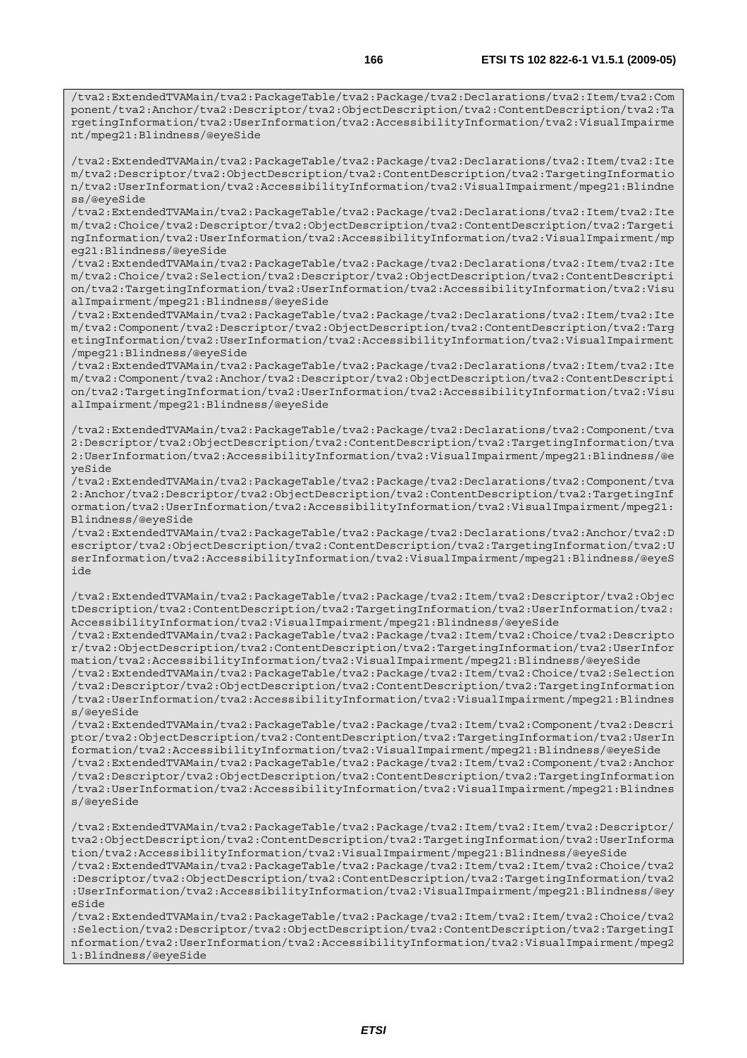```
/tva2:ExtendedTVAMain/tva2:PackageTable/tva2:Package/tva2:Declarations/tva2:Item/tva2:Component/tva2:Anchor/tva2:Descriptor/tva2:ObjectDescription/tva2:ContentDescription/tva2:TargetingInformation/tva2:UserInformation/tva2:AccessibilityInformation/tva2:VisualImpairment/mpeg21:Blindness/@eyeSide

/tva2:ExtendedTVAMain/tva2:PackageTable/tva2:Package/tva2:Declarations/tva2:Item/tva2:Item/tva2:Descriptor/tva2:ObjectDescription/tva2:ContentDescription/tva2:TargetingInformation/tva2:UserInformation/tva2:AccessibilityInformation/tva2:VisualImpairment/mpeg21:Blindness/@eyeSide
/tva2:ExtendedTVAMain/tva2:PackageTable/tva2:Package/tva2:Declarations/tva2:Item/tva2:Item/tva2:Choice/tva2:Descriptor/tva2:ObjectDescription/tva2:ContentDescription/tva2:TargetingInformation/tva2:UserInformation/tva2:AccessibilityInformation/tva2:VisualImpairment/mpeg21:Blindness/@eyeSide
/tva2:ExtendedTVAMain/tva2:PackageTable/tva2:Package/tva2:Declarations/tva2:Item/tva2:Item/tva2:Choice/tva2:Selection/tva2:Descriptor/tva2:ObjectDescription/tva2:ContentDescription/tva2:TargetingInformation/tva2:UserInformation/tva2:AccessibilityInformation/tva2:VisualImpairment/mpeg21:Blindness/@eyeSide
/tva2:ExtendedTVAMain/tva2:PackageTable/tva2:Package/tva2:Declarations/tva2:Item/tva2:Item/tva2:Component/tva2:Descriptor/tva2:ObjectDescription/tva2:ContentDescription/tva2:TargetingInformation/tva2:UserInformation/tva2:AccessibilityInformation/tva2:VisualImpairment/mpeg21:Blindness/@eyeSide
/tva2:ExtendedTVAMain/tva2:PackageTable/tva2:Package/tva2:Declarations/tva2:Item/tva2:Item/tva2:Component/tva2:Anchor/tva2:Descriptor/tva2:ObjectDescription/tva2:ContentDescription/tva2:TargetingInformation/tva2:UserInformation/tva2:AccessibilityInformation/tva2:VisualImpairment/mpeg21:Blindness/@eyeSide

/tva2:ExtendedTVAMain/tva2:PackageTable/tva2:Package/tva2:Declarations/tva2:Component/tva2:Descriptor/tva2:ObjectDescription/tva2:ContentDescription/tva2:TargetingInformation/tva2:UserInformation/tva2:AccessibilityInformation/tva2:VisualImpairment/mpeg21:Blindness/@eyeSide
/tva2:ExtendedTVAMain/tva2:PackageTable/tva2:Package/tva2:Declarations/tva2:Component/tva2:Anchor/tva2:Descriptor/tva2:ObjectDescription/tva2:ContentDescription/tva2:TargetingInformation/tva2:UserInformation/tva2:AccessibilityInformation/tva2:VisualImpairment/mpeg21:Blindness/@eyeSide
/tva2:ExtendedTVAMain/tva2:PackageTable/tva2:Package/tva2:Declarations/tva2:Anchor/tva2:Descriptor/tva2:ObjectDescription/tva2:ContentDescription/tva2:TargetingInformation/tva2:UserInformation/tva2:AccessibilityInformation/tva2:VisualImpairment/mpeg21:Blindness/@eyeSide

/tva2:ExtendedTVAMain/tva2:PackageTable/tva2:Package/tva2:Item/tva2:Descriptor/tva2:ObjectDescription/tva2:ContentDescription/tva2:TargetingInformation/tva2:UserInformation/tva2:AccessibilityInformation/tva2:VisualImpairment/mpeg21:Blindness/@eyeSide
/tva2:ExtendedTVAMain/tva2:PackageTable/tva2:Package/tva2:Item/tva2:Choice/tva2:Descriptor/tva2:ObjectDescription/tva2:ContentDescription/tva2:TargetingInformation/tva2:UserInformation/tva2:AccessibilityInformation/tva2:VisualImpairment/mpeg21:Blindness/@eyeSide
/tva2:ExtendedTVAMain/tva2:PackageTable/tva2:Package/tva2:Item/tva2:Choice/tva2:Selection/tva2:Descriptor/tva2:ObjectDescription/tva2:ContentDescription/tva2:TargetingInformation/tva2:UserInformation/tva2:AccessibilityInformation/tva2:VisualImpairment/mpeg21:Blindness/@eyeSide
/tva2:ExtendedTVAMain/tva2:PackageTable/tva2:Package/tva2:Item/tva2:Component/tva2:Descriptor/tva2:ObjectDescription/tva2:ContentDescription/tva2:TargetingInformation/tva2:UserInformation/tva2:AccessibilityInformation/tva2:VisualImpairment/mpeg21:Blindness/@eyeSide
/tva2:ExtendedTVAMain/tva2:PackageTable/tva2:Package/tva2:Item/tva2:Component/tva2:Anchor/tva2:Descriptor/tva2:ObjectDescription/tva2:ContentDescription/tva2:TargetingInformation/tva2:UserInformation/tva2:AccessibilityInformation/tva2:VisualImpairment/mpeg21:Blindness/@eyeSide

/tva2:ExtendedTVAMain/tva2:PackageTable/tva2:Package/tva2:Item/tva2:Item/tva2:Descriptor/tva2:ObjectDescription/tva2:ContentDescription/tva2:TargetingInformation/tva2:UserInformation/tva2:AccessibilityInformation/tva2:VisualImpairment/mpeg21:Blindness/@eyeSide
/tva2:ExtendedTVAMain/tva2:PackageTable/tva2:Package/tva2:Item/tva2:Item/tva2:Choice/tva2:Descriptor/tva2:ObjectDescription/tva2:ContentDescription/tva2:TargetingInformation/tva2:UserInformation/tva2:AccessibilityInformation/tva2:VisualImpairment/mpeg21:Blindness/@eyeSide
/tva2:ExtendedTVAMain/tva2:PackageTable/tva2:Package/tva2:Item/tva2:Item/tva2:Choice/tva2:Selection/tva2:Descriptor/tva2:ObjectDescription/tva2:ContentDescription/tva2:TargetingInformation/tva2:UserInformation/tva2:AccessibilityInformation/tva2:VisualImpairment/mpeg21:Blindness/@eyeSide
```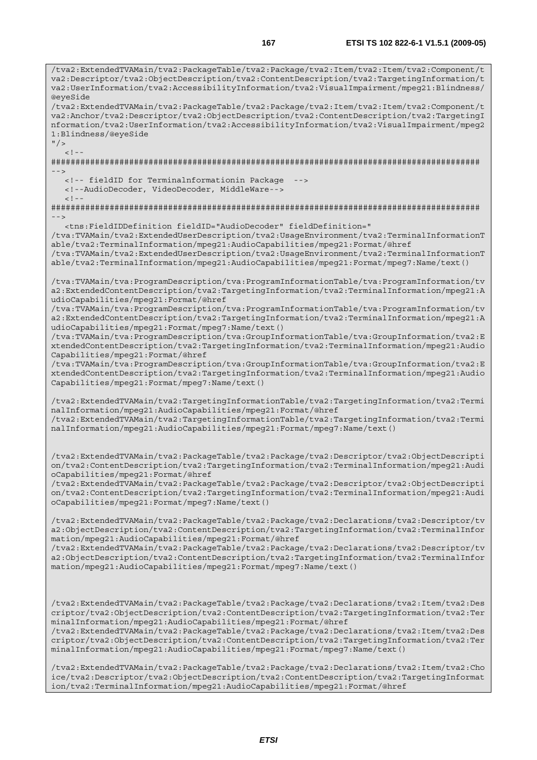```
/tva2:ExtendedTVAMain/tva2:PackageTable/tva2:Package/tva2:Item/tva2:Item/tva2:Component/t
va2:Descriptor/tva2:ObjectDescription/tva2:ContentDescription/tva2:TargetingInformation/t
va2:UserInformation/tva2:AccessibilityInformation/tva2:VisualImpairment/mpeg21:Blindness/
@eyeSide
/tva2:ExtendedTVAMain/tva2:PackageTable/tva2:Package/tva2:Item/tva2:Item/tva2:Component/t
va2:Anchor/tva2:Descriptor/tva2:ObjectDescription/tva2:ContentDescription/tva2:TargetingI
nformation/tva2:UserInformation/tva2:AccessibilityInformation/tva2:VisualImpairment/mpeg2
1:Blindness/@eyeSide
"/>
   <!--
########################################################################################
-->
   <!-- fieldID for Terminalinformationin Package  -->
   <!--AudioDecoder, VideoDecoder, MiddleWare-->
   <!--
########################################################################################
-->
   <tns:FieldIDDefinition fieldID="AudioDecoder" fieldDefinition="
/tva:TVAMain/tva2:ExtendedUserDescription/tva2:UsageEnvironment/tva2:TerminalInformationT
able/tva2:TerminalInformation/mpeg21:AudioCapabilities/mpeg21:Format/@href
/tva:TVAMain/tva2:ExtendedUserDescription/tva2:UsageEnvironment/tva2:TerminalInformationT
able/tva2:TerminalInformation/mpeg21:AudioCapabilities/mpeg21:Format/mpeg7:Name/text()

/tva:TVAMain/tva:ProgramDescription/tva:ProgramInformationTable/tva:ProgramInformation/tv
a2:ExtendedContentDescription/tva2:TargetingInformation/tva2:TerminalInformation/mpeg21:A
udioCapabilities/mpeg21:Format/@href
/tva:TVAMain/tva:ProgramDescription/tva:ProgramInformationTable/tva:ProgramInformation/tv
a2:ExtendedContentDescription/tva2:TargetingInformation/tva2:TerminalInformation/mpeg21:A
udioCapabilities/mpeg21:Format/mpeg7:Name/text()
/tva:TVAMain/tva:ProgramDescription/tva:GroupInformationTable/tva:GroupInformation/tva2:E
xtendedContentDescription/tva2:TargetingInformation/tva2:TerminalInformation/mpeg21:Audio
Capabilities/mpeg21:Format/@href
/tva:TVAMain/tva:ProgramDescription/tva:GroupInformationTable/tva:GroupInformation/tva2:E
xtendedContentDescription/tva2:TargetingInformation/tva2:TerminalInformation/mpeg21:Audio
Capabilities/mpeg21:Format/mpeg7:Name/text()

/tva2:ExtendedTVAMain/tva2:TargetingInformationTable/tva2:TargetingInformation/tva2:Termi
nalInformation/mpeg21:AudioCapabilities/mpeg21:Format/@href
/tva2:ExtendedTVAMain/tva2:TargetingInformationTable/tva2:TargetingInformation/tva2:Termi
nalInformation/mpeg21:AudioCapabilities/mpeg21:Format/mpeg7:Name/text()


/tva2:ExtendedTVAMain/tva2:PackageTable/tva2:Package/tva2:Descriptor/tva2:ObjectDescripti
on/tva2:ContentDescription/tva2:TargetingInformation/tva2:TerminalInformation/mpeg21:Audi
oCapabilities/mpeg21:Format/@href
/tva2:ExtendedTVAMain/tva2:PackageTable/tva2:Package/tva2:Descriptor/tva2:ObjectDescripti
on/tva2:ContentDescription/tva2:TargetingInformation/tva2:TerminalInformation/mpeg21:Audi
oCapabilities/mpeg21:Format/mpeg7:Name/text()

/tva2:ExtendedTVAMain/tva2:PackageTable/tva2:Package/tva2:Declarations/tva2:Descriptor/tv
a2:ObjectDescription/tva2:ContentDescription/tva2:TargetingInformation/tva2:TerminalInfor
mation/mpeg21:AudioCapabilities/mpeg21:Format/@href
/tva2:ExtendedTVAMain/tva2:PackageTable/tva2:Package/tva2:Declarations/tva2:Descriptor/tv
a2:ObjectDescription/tva2:ContentDescription/tva2:TargetingInformation/tva2:TerminalInfor
mation/mpeg21:AudioCapabilities/mpeg21:Format/mpeg7:Name/text()



/tva2:ExtendedTVAMain/tva2:PackageTable/tva2:Package/tva2:Declarations/tva2:Item/tva2:Des
criptor/tva2:ObjectDescription/tva2:ContentDescription/tva2:TargetingInformation/tva2:Ter
minalInformation/mpeg21:AudioCapabilities/mpeg21:Format/@href
/tva2:ExtendedTVAMain/tva2:PackageTable/tva2:Package/tva2:Declarations/tva2:Item/tva2:Des
criptor/tva2:ObjectDescription/tva2:ContentDescription/tva2:TargetingInformation/tva2:Ter
minalInformation/mpeg21:AudioCapabilities/mpeg21:Format/mpeg7:Name/text()

/tva2:ExtendedTVAMain/tva2:PackageTable/tva2:Package/tva2:Declarations/tva2:Item/tva2:Cho
ice/tva2:Descriptor/tva2:ObjectDescription/tva2:ContentDescription/tva2:TargetingInformat
ion/tva2:TerminalInformation/mpeg21:AudioCapabilities/mpeg21:Format/@href
```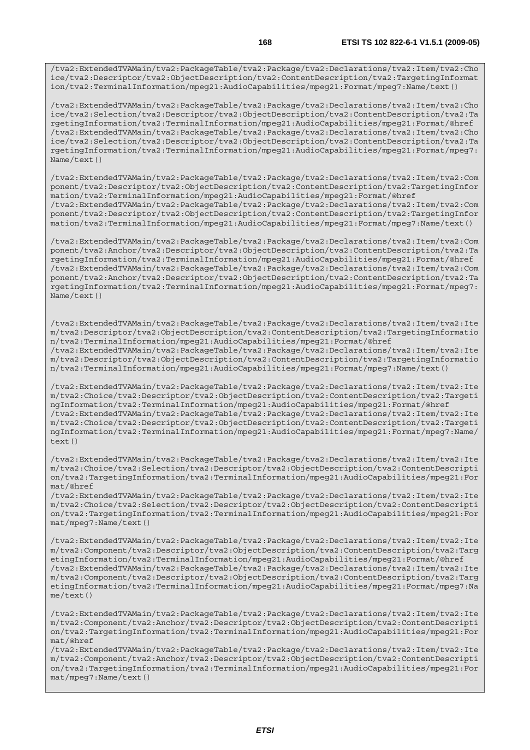```
/tva2:ExtendedTVAMain/tva2:PackageTable/tva2:Package/tva2:Declarations/tva2:Item/tva2:Choice/tva2:Descriptor/tva2:ObjectDescription/tva2:ContentDescription/tva2:TargetingInformation/tva2:TerminalInformation/mpeg21:AudioCapabilities/mpeg21:Format/mpeg7:Name/text()

/tva2:ExtendedTVAMain/tva2:PackageTable/tva2:Package/tva2:Declarations/tva2:Item/tva2:Choice/tva2:Selection/tva2:Descriptor/tva2:ObjectDescription/tva2:ContentDescription/tva2:TargetingInformation/tva2:TerminalInformation/mpeg21:AudioCapabilities/mpeg21:Format/@href
/tva2:ExtendedTVAMain/tva2:PackageTable/tva2:Package/tva2:Declarations/tva2:Item/tva2:Choice/tva2:Selection/tva2:Descriptor/tva2:ObjectDescription/tva2:ContentDescription/tva2:TargetingInformation/tva2:TerminalInformation/mpeg21:AudioCapabilities/mpeg21:Format/mpeg7:Name/text()

/tva2:ExtendedTVAMain/tva2:PackageTable/tva2:Package/tva2:Declarations/tva2:Item/tva2:Component/tva2:Descriptor/tva2:ObjectDescription/tva2:ContentDescription/tva2:TargetingInformation/tva2:TerminalInformation/mpeg21:AudioCapabilities/mpeg21:Format/@href
/tva2:ExtendedTVAMain/tva2:PackageTable/tva2:Package/tva2:Declarations/tva2:Item/tva2:Component/tva2:Descriptor/tva2:ObjectDescription/tva2:ContentDescription/tva2:TargetingInformation/tva2:TerminalInformation/mpeg21:AudioCapabilities/mpeg21:Format/mpeg7:Name/text()

/tva2:ExtendedTVAMain/tva2:PackageTable/tva2:Package/tva2:Declarations/tva2:Item/tva2:Component/tva2:Anchor/tva2:Descriptor/tva2:ObjectDescription/tva2:ContentDescription/tva2:TargetingInformation/tva2:TerminalInformation/mpeg21:AudioCapabilities/mpeg21:Format/@href
/tva2:ExtendedTVAMain/tva2:PackageTable/tva2:Package/tva2:Declarations/tva2:Item/tva2:Component/tva2:Anchor/tva2:Descriptor/tva2:ObjectDescription/tva2:ContentDescription/tva2:TargetingInformation/tva2:TerminalInformation/mpeg21:AudioCapabilities/mpeg21:Format/mpeg7:Name/text()


/tva2:ExtendedTVAMain/tva2:PackageTable/tva2:Package/tva2:Declarations/tva2:Item/tva2:Item/tva2:Descriptor/tva2:ObjectDescription/tva2:ContentDescription/tva2:TargetingInformation/tva2:TerminalInformation/mpeg21:AudioCapabilities/mpeg21:Format/@href
/tva2:ExtendedTVAMain/tva2:PackageTable/tva2:Package/tva2:Declarations/tva2:Item/tva2:Item/tva2:Descriptor/tva2:ObjectDescription/tva2:ContentDescription/tva2:TargetingInformation/tva2:TerminalInformation/mpeg21:AudioCapabilities/mpeg21:Format/mpeg7:Name/text()

/tva2:ExtendedTVAMain/tva2:PackageTable/tva2:Package/tva2:Declarations/tva2:Item/tva2:Item/tva2:Choice/tva2:Descriptor/tva2:ObjectDescription/tva2:ContentDescription/tva2:TargetingInformation/tva2:TerminalInformation/mpeg21:AudioCapabilities/mpeg21:Format/@href
/tva2:ExtendedTVAMain/tva2:PackageTable/tva2:Package/tva2:Declarations/tva2:Item/tva2:Item/tva2:Choice/tva2:Descriptor/tva2:ObjectDescription/tva2:ContentDescription/tva2:TargetingInformation/tva2:TerminalInformation/mpeg21:AudioCapabilities/mpeg21:Format/mpeg7:Name/text()

/tva2:ExtendedTVAMain/tva2:PackageTable/tva2:Package/tva2:Declarations/tva2:Item/tva2:Item/tva2:Choice/tva2:Selection/tva2:Descriptor/tva2:ObjectDescription/tva2:ContentDescription/tva2:TargetingInformation/tva2:TerminalInformation/mpeg21:AudioCapabilities/mpeg21:Format/@href
/tva2:ExtendedTVAMain/tva2:PackageTable/tva2:Package/tva2:Declarations/tva2:Item/tva2:Item/tva2:Choice/tva2:Selection/tva2:Descriptor/tva2:ObjectDescription/tva2:ContentDescription/tva2:TargetingInformation/tva2:TerminalInformation/mpeg21:AudioCapabilities/mpeg21:Format/mpeg7:Name/text()

/tva2:ExtendedTVAMain/tva2:PackageTable/tva2:Package/tva2:Declarations/tva2:Item/tva2:Item/tva2:Component/tva2:Descriptor/tva2:ObjectDescription/tva2:ContentDescription/tva2:TargetingInformation/tva2:TerminalInformation/mpeg21:AudioCapabilities/mpeg21:Format/@href
/tva2:ExtendedTVAMain/tva2:PackageTable/tva2:Package/tva2:Declarations/tva2:Item/tva2:Item/tva2:Component/tva2:Descriptor/tva2:ObjectDescription/tva2:ContentDescription/tva2:TargetingInformation/tva2:TerminalInformation/mpeg21:AudioCapabilities/mpeg21:Format/mpeg7:Name/text()

/tva2:ExtendedTVAMain/tva2:PackageTable/tva2:Package/tva2:Declarations/tva2:Item/tva2:Item/tva2:Component/tva2:Anchor/tva2:Descriptor/tva2:ObjectDescription/tva2:ContentDescription/tva2:TargetingInformation/tva2:TerminalInformation/mpeg21:AudioCapabilities/mpeg21:Format/@href
/tva2:ExtendedTVAMain/tva2:PackageTable/tva2:Package/tva2:Declarations/tva2:Item/tva2:Item/tva2:Component/tva2:Anchor/tva2:Descriptor/tva2:ObjectDescription/tva2:ContentDescription/tva2:TargetingInformation/tva2:TerminalInformation/mpeg21:AudioCapabilities/mpeg21:Format/mpeg7:Name/text()
```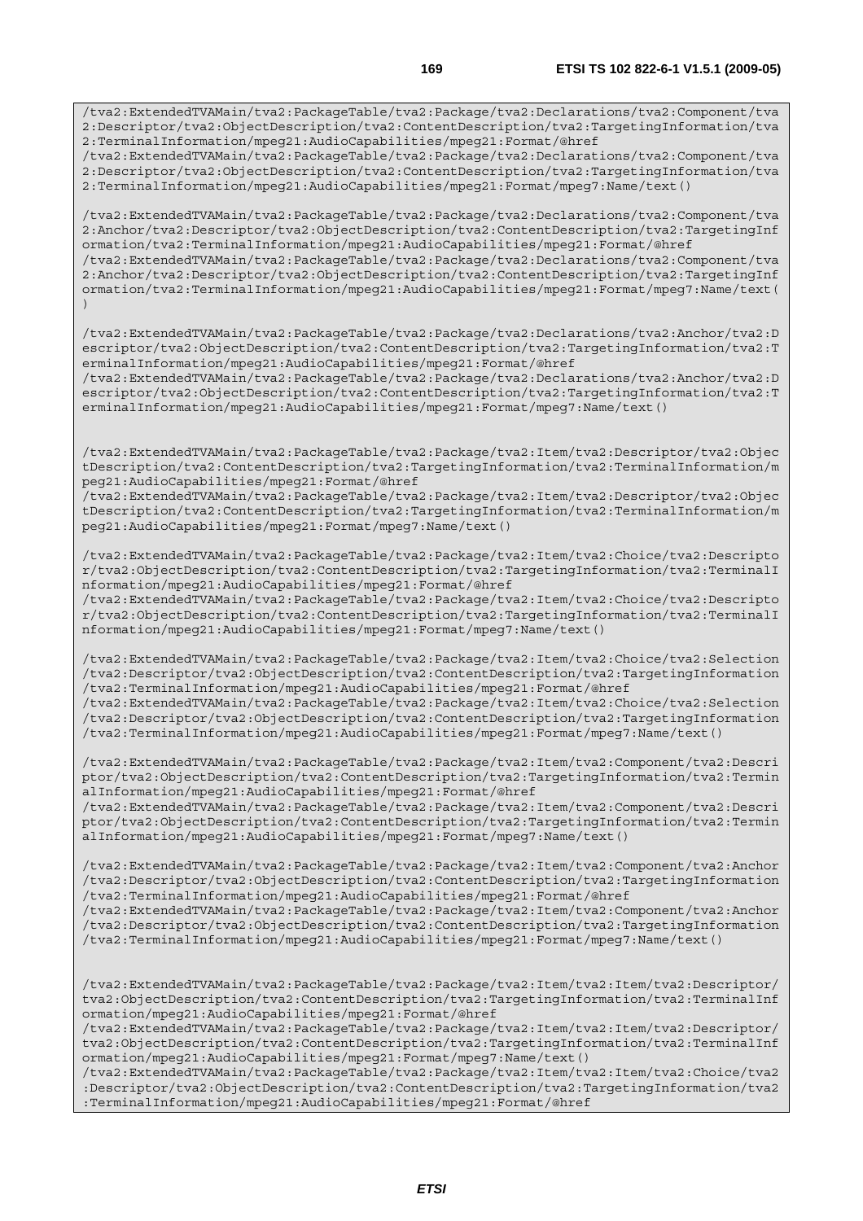```
/tva2:ExtendedTVAMain/tva2:PackageTable/tva2:Package/tva2:Declarations/tva2:Component/tva2:Descriptor/tva2:ObjectDescription/tva2:ContentDescription/tva2:TargetingInformation/tva2:TerminalInformation/mpeg21:AudioCapabilities/mpeg21:Format/@href
/tva2:ExtendedTVAMain/tva2:PackageTable/tva2:Package/tva2:Declarations/tva2:Component/tva2:Descriptor/tva2:ObjectDescription/tva2:ContentDescription/tva2:TargetingInformation/tva2:TerminalInformation/mpeg21:AudioCapabilities/mpeg21:Format/mpeg7:Name/text()

/tva2:ExtendedTVAMain/tva2:PackageTable/tva2:Package/tva2:Declarations/tva2:Component/tva2:Anchor/tva2:Descriptor/tva2:ObjectDescription/tva2:ContentDescription/tva2:TargetingInformation/tva2:TerminalInformation/mpeg21:AudioCapabilities/mpeg21:Format/@href
/tva2:ExtendedTVAMain/tva2:PackageTable/tva2:Package/tva2:Declarations/tva2:Component/tva2:Anchor/tva2:Descriptor/tva2:ObjectDescription/tva2:ContentDescription/tva2:TargetingInformation/tva2:TerminalInformation/mpeg21:AudioCapabilities/mpeg21:Format/mpeg7:Name/text()

/tva2:ExtendedTVAMain/tva2:PackageTable/tva2:Package/tva2:Declarations/tva2:Anchor/tva2:Descriptor/tva2:ObjectDescription/tva2:ContentDescription/tva2:TargetingInformation/tva2:TerminalInformation/mpeg21:AudioCapabilities/mpeg21:Format/@href
/tva2:ExtendedTVAMain/tva2:PackageTable/tva2:Package/tva2:Declarations/tva2:Anchor/tva2:Descriptor/tva2:ObjectDescription/tva2:ContentDescription/tva2:TargetingInformation/tva2:TerminalInformation/mpeg21:AudioCapabilities/mpeg21:Format/mpeg7:Name/text()


/tva2:ExtendedTVAMain/tva2:PackageTable/tva2:Package/tva2:Item/tva2:Descriptor/tva2:ObjectDescription/tva2:ContentDescription/tva2:TargetingInformation/tva2:TerminalInformation/mpeg21:AudioCapabilities/mpeg21:Format/@href
/tva2:ExtendedTVAMain/tva2:PackageTable/tva2:Package/tva2:Item/tva2:Descriptor/tva2:ObjectDescription/tva2:ContentDescription/tva2:TargetingInformation/tva2:TerminalInformation/mpeg21:AudioCapabilities/mpeg21:Format/mpeg7:Name/text()

/tva2:ExtendedTVAMain/tva2:PackageTable/tva2:Package/tva2:Item/tva2:Choice/tva2:Descriptor/tva2:ObjectDescription/tva2:ContentDescription/tva2:TargetingInformation/tva2:TerminalInformation/mpeg21:AudioCapabilities/mpeg21:Format/@href
/tva2:ExtendedTVAMain/tva2:PackageTable/tva2:Package/tva2:Item/tva2:Choice/tva2:Descriptor/tva2:ObjectDescription/tva2:ContentDescription/tva2:TargetingInformation/tva2:TerminalInformation/mpeg21:AudioCapabilities/mpeg21:Format/mpeg7:Name/text()

/tva2:ExtendedTVAMain/tva2:PackageTable/tva2:Package/tva2:Item/tva2:Choice/tva2:Selection/tva2:Descriptor/tva2:ObjectDescription/tva2:ContentDescription/tva2:TargetingInformation/tva2:TerminalInformation/mpeg21:AudioCapabilities/mpeg21:Format/@href
/tva2:ExtendedTVAMain/tva2:PackageTable/tva2:Package/tva2:Item/tva2:Choice/tva2:Selection/tva2:Descriptor/tva2:ObjectDescription/tva2:ContentDescription/tva2:TargetingInformation/tva2:TerminalInformation/mpeg21:AudioCapabilities/mpeg21:Format/mpeg7:Name/text()

/tva2:ExtendedTVAMain/tva2:PackageTable/tva2:Package/tva2:Item/tva2:Component/tva2:Descriptor/tva2:ObjectDescription/tva2:ContentDescription/tva2:TargetingInformation/tva2:TerminalInformation/mpeg21:AudioCapabilities/mpeg21:Format/@href
/tva2:ExtendedTVAMain/tva2:PackageTable/tva2:Package/tva2:Item/tva2:Component/tva2:Descriptor/tva2:ObjectDescription/tva2:ContentDescription/tva2:TargetingInformation/tva2:TerminalInformation/mpeg21:AudioCapabilities/mpeg21:Format/mpeg7:Name/text()

/tva2:ExtendedTVAMain/tva2:PackageTable/tva2:Package/tva2:Item/tva2:Component/tva2:Anchor/tva2:Descriptor/tva2:ObjectDescription/tva2:ContentDescription/tva2:TargetingInformation/tva2:TerminalInformation/mpeg21:AudioCapabilities/mpeg21:Format/@href
/tva2:ExtendedTVAMain/tva2:PackageTable/tva2:Package/tva2:Item/tva2:Component/tva2:Anchor/tva2:Descriptor/tva2:ObjectDescription/tva2:ContentDescription/tva2:TargetingInformation/tva2:TerminalInformation/mpeg21:AudioCapabilities/mpeg21:Format/mpeg7:Name/text()


/tva2:ExtendedTVAMain/tva2:PackageTable/tva2:Package/tva2:Item/tva2:Item/tva2:Descriptor/tva2:ObjectDescription/tva2:ContentDescription/tva2:TargetingInformation/tva2:TerminalInformation/mpeg21:AudioCapabilities/mpeg21:Format/@href
/tva2:ExtendedTVAMain/tva2:PackageTable/tva2:Package/tva2:Item/tva2:Item/tva2:Descriptor/tva2:ObjectDescription/tva2:ContentDescription/tva2:TargetingInformation/tva2:TerminalInformation/mpeg21:AudioCapabilities/mpeg21:Format/mpeg7:Name/text()
/tva2:ExtendedTVAMain/tva2:PackageTable/tva2:Package/tva2:Item/tva2:Item/tva2:Choice/tva2:Descriptor/tva2:ObjectDescription/tva2:ContentDescription/tva2:TargetingInformation/tva2:TerminalInformation/mpeg21:AudioCapabilities/mpeg21:Format/@href
```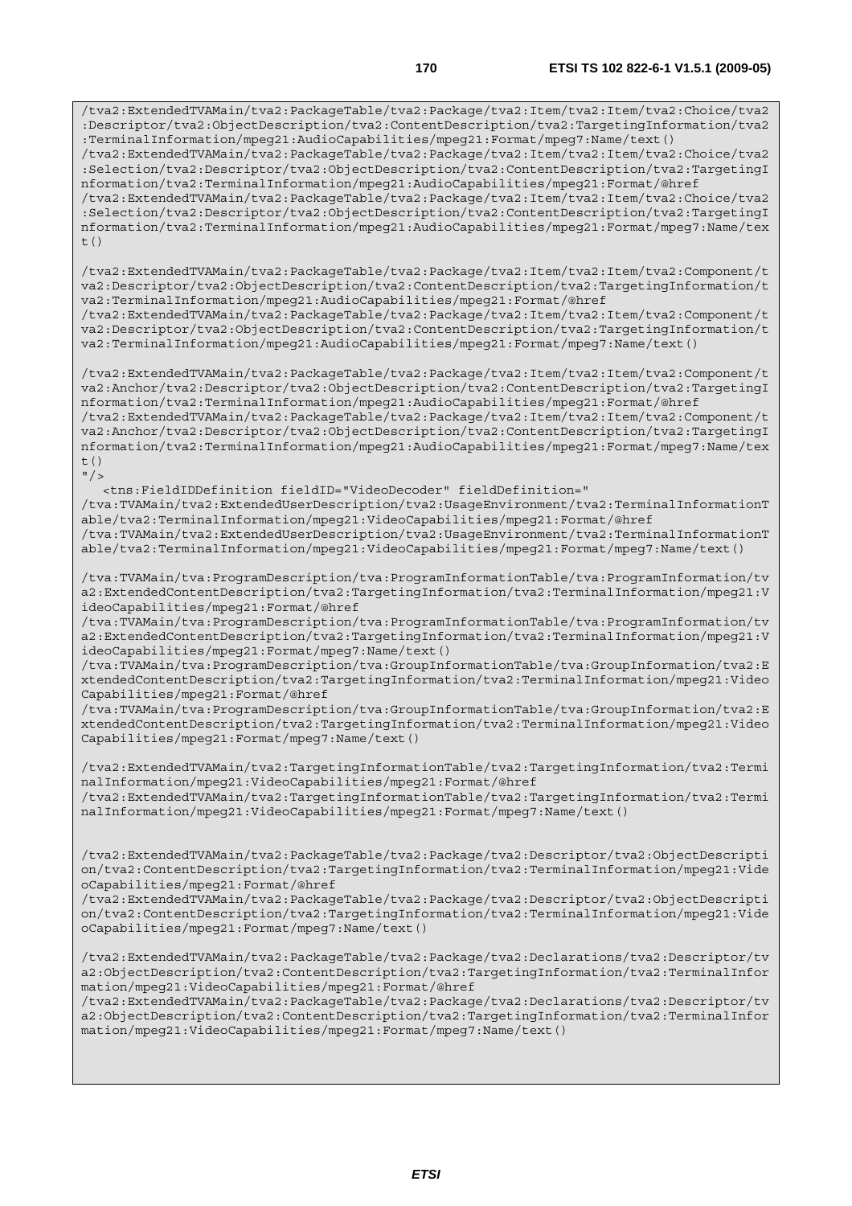```
/tva2:ExtendedTVAMain/tva2:PackageTable/tva2:Package/tva2:Item/tva2:Item/tva2:Choice/tva2
:Descriptor/tva2:ObjectDescription/tva2:ContentDescription/tva2:TargetingInformation/tva2
:TerminalInformation/mpeg21:AudioCapabilities/mpeg21:Format/mpeg7:Name/text()
/tva2:ExtendedTVAMain/tva2:PackageTable/tva2:Package/tva2:Item/tva2:Item/tva2:Choice/tva2
:Selection/tva2:Descriptor/tva2:ObjectDescription/tva2:ContentDescription/tva2:TargetingI
nformation/tva2:TerminalInformation/mpeg21:AudioCapabilities/mpeg21:Format/@href
/tva2:ExtendedTVAMain/tva2:PackageTable/tva2:Package/tva2:Item/tva2:Item/tva2:Choice/tva2
:Selection/tva2:Descriptor/tva2:ObjectDescription/tva2:ContentDescription/tva2:TargetingI
nformation/tva2:TerminalInformation/mpeg21:AudioCapabilities/mpeg21:Format/mpeg7:Name/tex
t()

/tva2:ExtendedTVAMain/tva2:PackageTable/tva2:Package/tva2:Item/tva2:Item/tva2:Component/t
va2:Descriptor/tva2:ObjectDescription/tva2:ContentDescription/tva2:TargetingInformation/t
va2:TerminalInformation/mpeg21:AudioCapabilities/mpeg21:Format/@href
/tva2:ExtendedTVAMain/tva2:PackageTable/tva2:Package/tva2:Item/tva2:Item/tva2:Component/t
va2:Descriptor/tva2:ObjectDescription/tva2:ContentDescription/tva2:TargetingInformation/t
va2:TerminalInformation/mpeg21:AudioCapabilities/mpeg21:Format/mpeg7:Name/text()

/tva2:ExtendedTVAMain/tva2:PackageTable/tva2:Package/tva2:Item/tva2:Item/tva2:Component/t
va2:Anchor/tva2:Descriptor/tva2:ObjectDescription/tva2:ContentDescription/tva2:TargetingI
nformation/tva2:TerminalInformation/mpeg21:AudioCapabilities/mpeg21:Format/@href
/tva2:ExtendedTVAMain/tva2:PackageTable/tva2:Package/tva2:Item/tva2:Item/tva2:Component/t
va2:Anchor/tva2:Descriptor/tva2:ObjectDescription/tva2:ContentDescription/tva2:TargetingI
nformation/tva2:TerminalInformation/mpeg21:AudioCapabilities/mpeg21:Format/mpeg7:Name/tex
t()
"/>
   <tns:FieldIDDefinition fieldID="VideoDecoder" fieldDefinition="
/tva:TVAMain/tva2:ExtendedUserDescription/tva2:UsageEnvironment/tva2:TerminalInformationT
able/tva2:TerminalInformation/mpeg21:VideoCapabilities/mpeg21:Format/@href
/tva:TVAMain/tva2:ExtendedUserDescription/tva2:UsageEnvironment/tva2:TerminalInformationT
able/tva2:TerminalInformation/mpeg21:VideoCapabilities/mpeg21:Format/mpeg7:Name/text()

/tva:TVAMain/tva:ProgramDescription/tva:ProgramInformationTable/tva:ProgramInformation/tv
a2:ExtendedContentDescription/tva2:TargetingInformation/tva2:TerminalInformation/mpeg21:V
ideoCapabilities/mpeg21:Format/@href
/tva:TVAMain/tva:ProgramDescription/tva:ProgramInformationTable/tva:ProgramInformation/tv
a2:ExtendedContentDescription/tva2:TargetingInformation/tva2:TerminalInformation/mpeg21:V
ideoCapabilities/mpeg21:Format/mpeg7:Name/text()
/tva:TVAMain/tva:ProgramDescription/tva:GroupInformationTable/tva:GroupInformation/tva2:E
xtendedContentDescription/tva2:TargetingInformation/tva2:TerminalInformation/mpeg21:Video
Capabilities/mpeg21:Format/@href
/tva:TVAMain/tva:ProgramDescription/tva:GroupInformationTable/tva:GroupInformation/tva2:E
xtendedContentDescription/tva2:TargetingInformation/tva2:TerminalInformation/mpeg21:Video
Capabilities/mpeg21:Format/mpeg7:Name/text()

/tva2:ExtendedTVAMain/tva2:TargetingInformationTable/tva2:TargetingInformation/tva2:Termi
nalInformation/mpeg21:VideoCapabilities/mpeg21:Format/@href
/tva2:ExtendedTVAMain/tva2:TargetingInformationTable/tva2:TargetingInformation/tva2:Termi
nalInformation/mpeg21:VideoCapabilities/mpeg21:Format/mpeg7:Name/text()


/tva2:ExtendedTVAMain/tva2:PackageTable/tva2:Package/tva2:Descriptor/tva2:ObjectDescripti
on/tva2:ContentDescription/tva2:TargetingInformation/tva2:TerminalInformation/mpeg21:Vide
oCapabilities/mpeg21:Format/@href
/tva2:ExtendedTVAMain/tva2:PackageTable/tva2:Package/tva2:Descriptor/tva2:ObjectDescripti
on/tva2:ContentDescription/tva2:TargetingInformation/tva2:TerminalInformation/mpeg21:Vide
oCapabilities/mpeg21:Format/mpeg7:Name/text()

/tva2:ExtendedTVAMain/tva2:PackageTable/tva2:Package/tva2:Declarations/tva2:Descriptor/tv
a2:ObjectDescription/tva2:ContentDescription/tva2:TargetingInformation/tva2:TerminalInfor
mation/mpeg21:VideoCapabilities/mpeg21:Format/@href
/tva2:ExtendedTVAMain/tva2:PackageTable/tva2:Package/tva2:Declarations/tva2:Descriptor/tv
a2:ObjectDescription/tva2:ContentDescription/tva2:TargetingInformation/tva2:TerminalInfor
mation/mpeg21:VideoCapabilities/mpeg21:Format/mpeg7:Name/text()
```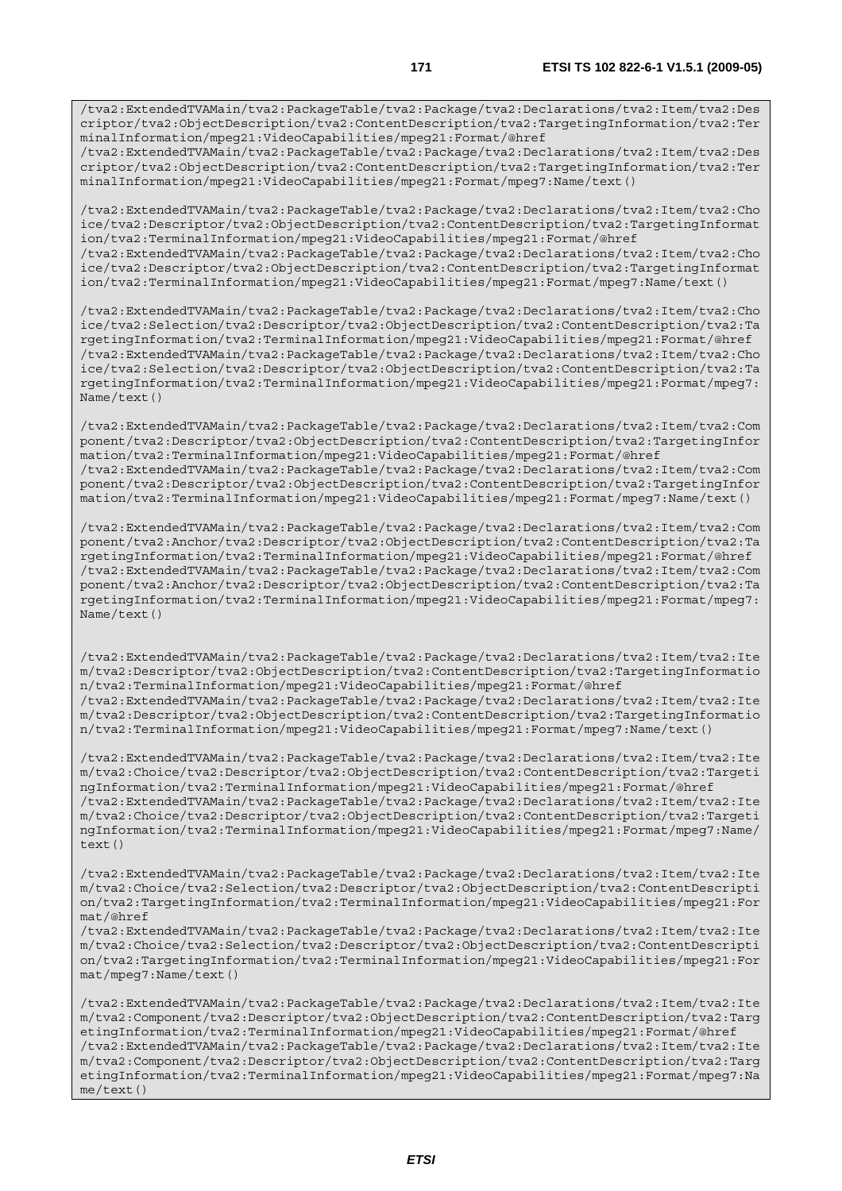```
/tva2:ExtendedTVAMain/tva2:PackageTable/tva2:Package/tva2:Declarations/tva2:Item/tva2:Descriptor/tva2:ObjectDescription/tva2:ContentDescription/tva2:TargetingInformation/tva2:TerminalInformation/mpeg21:VideoCapabilities/mpeg21:Format/@href
/tva2:ExtendedTVAMain/tva2:PackageTable/tva2:Package/tva2:Declarations/tva2:Item/tva2:Descriptor/tva2:ObjectDescription/tva2:ContentDescription/tva2:TargetingInformation/tva2:TerminalInformation/mpeg21:VideoCapabilities/mpeg21:Format/mpeg7:Name/text()

/tva2:ExtendedTVAMain/tva2:PackageTable/tva2:Package/tva2:Declarations/tva2:Item/tva2:Choice/tva2:Descriptor/tva2:ObjectDescription/tva2:ContentDescription/tva2:TargetingInformation/tva2:TerminalInformation/mpeg21:VideoCapabilities/mpeg21:Format/@href
/tva2:ExtendedTVAMain/tva2:PackageTable/tva2:Package/tva2:Declarations/tva2:Item/tva2:Choice/tva2:Descriptor/tva2:ObjectDescription/tva2:ContentDescription/tva2:TargetingInformation/tva2:TerminalInformation/mpeg21:VideoCapabilities/mpeg21:Format/mpeg7:Name/text()

/tva2:ExtendedTVAMain/tva2:PackageTable/tva2:Package/tva2:Declarations/tva2:Item/tva2:Choice/tva2:Selection/tva2:Descriptor/tva2:ObjectDescription/tva2:ContentDescription/tva2:TargetingInformation/tva2:TerminalInformation/mpeg21:VideoCapabilities/mpeg21:Format/@href
/tva2:ExtendedTVAMain/tva2:PackageTable/tva2:Package/tva2:Declarations/tva2:Item/tva2:Choice/tva2:Selection/tva2:Descriptor/tva2:ObjectDescription/tva2:ContentDescription/tva2:TargetingInformation/tva2:TerminalInformation/mpeg21:VideoCapabilities/mpeg21:Format/mpeg7:Name/text()

/tva2:ExtendedTVAMain/tva2:PackageTable/tva2:Package/tva2:Declarations/tva2:Item/tva2:Component/tva2:Descriptor/tva2:ObjectDescription/tva2:ContentDescription/tva2:TargetingInformation/tva2:TerminalInformation/mpeg21:VideoCapabilities/mpeg21:Format/@href
/tva2:ExtendedTVAMain/tva2:PackageTable/tva2:Package/tva2:Declarations/tva2:Item/tva2:Component/tva2:Descriptor/tva2:ObjectDescription/tva2:ContentDescription/tva2:TargetingInformation/tva2:TerminalInformation/mpeg21:VideoCapabilities/mpeg21:Format/mpeg7:Name/text()

/tva2:ExtendedTVAMain/tva2:PackageTable/tva2:Package/tva2:Declarations/tva2:Item/tva2:Component/tva2:Anchor/tva2:Descriptor/tva2:ObjectDescription/tva2:ContentDescription/tva2:TargetingInformation/tva2:TerminalInformation/mpeg21:VideoCapabilities/mpeg21:Format/@href
/tva2:ExtendedTVAMain/tva2:PackageTable/tva2:Package/tva2:Declarations/tva2:Item/tva2:Component/tva2:Anchor/tva2:Descriptor/tva2:ObjectDescription/tva2:ContentDescription/tva2:TargetingInformation/tva2:TerminalInformation/mpeg21:VideoCapabilities/mpeg21:Format/mpeg7:Name/text()


/tva2:ExtendedTVAMain/tva2:PackageTable/tva2:Package/tva2:Declarations/tva2:Item/tva2:Item/tva2:Descriptor/tva2:ObjectDescription/tva2:ContentDescription/tva2:TargetingInformation/tva2:TerminalInformation/mpeg21:VideoCapabilities/mpeg21:Format/@href
/tva2:ExtendedTVAMain/tva2:PackageTable/tva2:Package/tva2:Declarations/tva2:Item/tva2:Item/tva2:Descriptor/tva2:ObjectDescription/tva2:ContentDescription/tva2:TargetingInformation/tva2:TerminalInformation/mpeg21:VideoCapabilities/mpeg21:Format/mpeg7:Name/text()

/tva2:ExtendedTVAMain/tva2:PackageTable/tva2:Package/tva2:Declarations/tva2:Item/tva2:Item/tva2:Choice/tva2:Descriptor/tva2:ObjectDescription/tva2:ContentDescription/tva2:TargetingInformation/tva2:TerminalInformation/mpeg21:VideoCapabilities/mpeg21:Format/@href
/tva2:ExtendedTVAMain/tva2:PackageTable/tva2:Package/tva2:Declarations/tva2:Item/tva2:Item/tva2:Choice/tva2:Descriptor/tva2:ObjectDescription/tva2:ContentDescription/tva2:TargetingInformation/tva2:TerminalInformation/mpeg21:VideoCapabilities/mpeg21:Format/mpeg7:Name/text()

/tva2:ExtendedTVAMain/tva2:PackageTable/tva2:Package/tva2:Declarations/tva2:Item/tva2:Item/tva2:Choice/tva2:Selection/tva2:Descriptor/tva2:ObjectDescription/tva2:ContentDescription/tva2:TargetingInformation/tva2:TerminalInformation/mpeg21:VideoCapabilities/mpeg21:Format/@href
/tva2:ExtendedTVAMain/tva2:PackageTable/tva2:Package/tva2:Declarations/tva2:Item/tva2:Item/tva2:Choice/tva2:Selection/tva2:Descriptor/tva2:ObjectDescription/tva2:ContentDescription/tva2:TargetingInformation/tva2:TerminalInformation/mpeg21:VideoCapabilities/mpeg21:Format/mpeg7:Name/text()

/tva2:ExtendedTVAMain/tva2:PackageTable/tva2:Package/tva2:Declarations/tva2:Item/tva2:Item/tva2:Component/tva2:Descriptor/tva2:ObjectDescription/tva2:ContentDescription/tva2:TargetingInformation/tva2:TerminalInformation/mpeg21:VideoCapabilities/mpeg21:Format/@href
/tva2:ExtendedTVAMain/tva2:PackageTable/tva2:Package/tva2:Declarations/tva2:Item/tva2:Item/tva2:Component/tva2:Descriptor/tva2:ObjectDescription/tva2:ContentDescription/tva2:TargetingInformation/tva2:TerminalInformation/mpeg21:VideoCapabilities/mpeg21:Format/mpeg7:Name/text()
```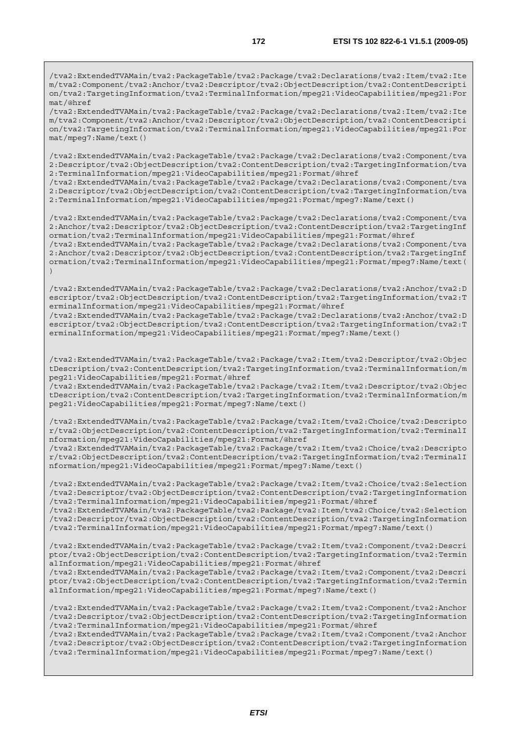```
/tva2:ExtendedTVAMain/tva2:PackageTable/tva2:Package/tva2:Declarations/tva2:Item/tva2:Item/tva2:Component/tva2:Anchor/tva2:Descriptor/tva2:ObjectDescription/tva2:ContentDescription/tva2:TargetingInformation/tva2:TerminalInformation/mpeg21:VideoCapabilities/mpeg21:Format/@href
/tva2:ExtendedTVAMain/tva2:PackageTable/tva2:Package/tva2:Declarations/tva2:Item/tva2:Item/tva2:Component/tva2:Anchor/tva2:Descriptor/tva2:ObjectDescription/tva2:ContentDescription/tva2:TargetingInformation/tva2:TerminalInformation/mpeg21:VideoCapabilities/mpeg21:Format/mpeg7:Name/text()

/tva2:ExtendedTVAMain/tva2:PackageTable/tva2:Package/tva2:Declarations/tva2:Component/tva2:Descriptor/tva2:ObjectDescription/tva2:ContentDescription/tva2:TargetingInformation/tva2:TerminalInformation/mpeg21:VideoCapabilities/mpeg21:Format/@href
/tva2:ExtendedTVAMain/tva2:PackageTable/tva2:Package/tva2:Declarations/tva2:Component/tva2:Descriptor/tva2:ObjectDescription/tva2:ContentDescription/tva2:TargetingInformation/tva2:TerminalInformation/mpeg21:VideoCapabilities/mpeg21:Format/mpeg7:Name/text()

/tva2:ExtendedTVAMain/tva2:PackageTable/tva2:Package/tva2:Declarations/tva2:Component/tva2:Anchor/tva2:Descriptor/tva2:ObjectDescription/tva2:ContentDescription/tva2:TargetingInformation/tva2:TerminalInformation/mpeg21:VideoCapabilities/mpeg21:Format/@href
/tva2:ExtendedTVAMain/tva2:PackageTable/tva2:Package/tva2:Declarations/tva2:Component/tva2:Anchor/tva2:Descriptor/tva2:ObjectDescription/tva2:ContentDescription/tva2:TargetingInformation/tva2:TerminalInformation/mpeg21:VideoCapabilities/mpeg21:Format/mpeg7:Name/text()

/tva2:ExtendedTVAMain/tva2:PackageTable/tva2:Package/tva2:Declarations/tva2:Anchor/tva2:Descriptor/tva2:ObjectDescription/tva2:ContentDescription/tva2:TargetingInformation/tva2:TerminalInformation/mpeg21:VideoCapabilities/mpeg21:Format/@href
/tva2:ExtendedTVAMain/tva2:PackageTable/tva2:Package/tva2:Declarations/tva2:Anchor/tva2:Descriptor/tva2:ObjectDescription/tva2:ContentDescription/tva2:TargetingInformation/tva2:TerminalInformation/mpeg21:VideoCapabilities/mpeg21:Format/mpeg7:Name/text()


/tva2:ExtendedTVAMain/tva2:PackageTable/tva2:Package/tva2:Item/tva2:Descriptor/tva2:ObjectDescription/tva2:ContentDescription/tva2:TargetingInformation/tva2:TerminalInformation/mpeg21:VideoCapabilities/mpeg21:Format/@href
/tva2:ExtendedTVAMain/tva2:PackageTable/tva2:Package/tva2:Item/tva2:Descriptor/tva2:ObjectDescription/tva2:ContentDescription/tva2:TargetingInformation/tva2:TerminalInformation/mpeg21:VideoCapabilities/mpeg21:Format/mpeg7:Name/text()

/tva2:ExtendedTVAMain/tva2:PackageTable/tva2:Package/tva2:Item/tva2:Choice/tva2:Descriptor/tva2:ObjectDescription/tva2:ContentDescription/tva2:TargetingInformation/tva2:TerminalInformation/mpeg21:VideoCapabilities/mpeg21:Format/@href
/tva2:ExtendedTVAMain/tva2:PackageTable/tva2:Package/tva2:Item/tva2:Choice/tva2:Descriptor/tva2:ObjectDescription/tva2:ContentDescription/tva2:TargetingInformation/tva2:TerminalInformation/mpeg21:VideoCapabilities/mpeg21:Format/mpeg7:Name/text()

/tva2:ExtendedTVAMain/tva2:PackageTable/tva2:Package/tva2:Item/tva2:Choice/tva2:Selection/tva2:Descriptor/tva2:ObjectDescription/tva2:ContentDescription/tva2:TargetingInformation/tva2:TerminalInformation/mpeg21:VideoCapabilities/mpeg21:Format/@href
/tva2:ExtendedTVAMain/tva2:PackageTable/tva2:Package/tva2:Item/tva2:Choice/tva2:Selection/tva2:Descriptor/tva2:ObjectDescription/tva2:ContentDescription/tva2:TargetingInformation/tva2:TerminalInformation/mpeg21:VideoCapabilities/mpeg21:Format/mpeg7:Name/text()

/tva2:ExtendedTVAMain/tva2:PackageTable/tva2:Package/tva2:Item/tva2:Component/tva2:Descriptor/tva2:ObjectDescription/tva2:ContentDescription/tva2:TargetingInformation/tva2:TerminalInformation/mpeg21:VideoCapabilities/mpeg21:Format/@href
/tva2:ExtendedTVAMain/tva2:PackageTable/tva2:Package/tva2:Item/tva2:Component/tva2:Descriptor/tva2:ObjectDescription/tva2:ContentDescription/tva2:TargetingInformation/tva2:TerminalInformation/mpeg21:VideoCapabilities/mpeg21:Format/mpeg7:Name/text()

/tva2:ExtendedTVAMain/tva2:PackageTable/tva2:Package/tva2:Item/tva2:Component/tva2:Anchor/tva2:Descriptor/tva2:ObjectDescription/tva2:ContentDescription/tva2:TargetingInformation/tva2:TerminalInformation/mpeg21:VideoCapabilities/mpeg21:Format/@href
/tva2:ExtendedTVAMain/tva2:PackageTable/tva2:Package/tva2:Item/tva2:Component/tva2:Anchor/tva2:Descriptor/tva2:ObjectDescription/tva2:ContentDescription/tva2:TargetingInformation/tva2:TerminalInformation/mpeg21:VideoCapabilities/mpeg21:Format/mpeg7:Name/text()
```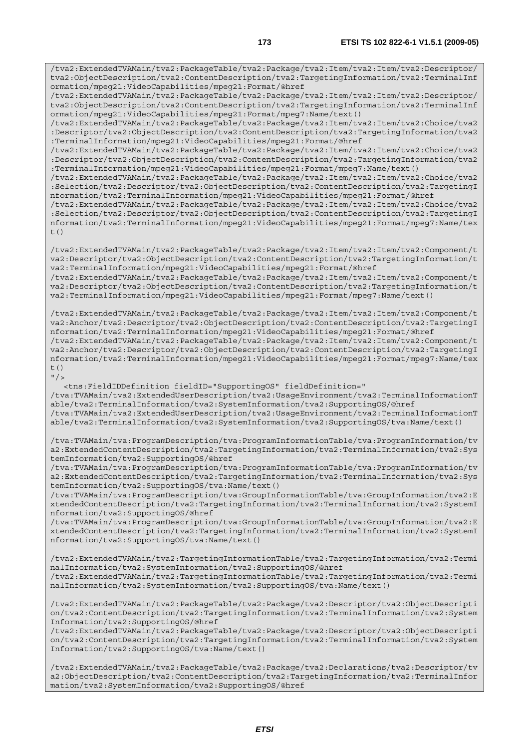```
/tva2:ExtendedTVAMain/tva2:PackageTable/tva2:Package/tva2:Item/tva2:Item/tva2:Descriptor/
tva2:ObjectDescription/tva2:ContentDescription/tva2:TargetingInformation/tva2:TerminalInf
ormation/mpeg21:VideoCapabilities/mpeg21:Format/@href
/tva2:ExtendedTVAMain/tva2:PackageTable/tva2:Package/tva2:Item/tva2:Item/tva2:Descriptor/
tva2:ObjectDescription/tva2:ContentDescription/tva2:TargetingInformation/tva2:TerminalInf
ormation/mpeg21:VideoCapabilities/mpeg21:Format/mpeg7:Name/text()
/tva2:ExtendedTVAMain/tva2:PackageTable/tva2:Package/tva2:Item/tva2:Item/tva2:Choice/tva2
:Descriptor/tva2:ObjectDescription/tva2:ContentDescription/tva2:TargetingInformation/tva2
:TerminalInformation/mpeg21:VideoCapabilities/mpeg21:Format/@href
/tva2:ExtendedTVAMain/tva2:PackageTable/tva2:Package/tva2:Item/tva2:Item/tva2:Choice/tva2
:Descriptor/tva2:ObjectDescription/tva2:ContentDescription/tva2:TargetingInformation/tva2
:TerminalInformation/mpeg21:VideoCapabilities/mpeg21:Format/mpeg7:Name/text()
/tva2:ExtendedTVAMain/tva2:PackageTable/tva2:Package/tva2:Item/tva2:Item/tva2:Choice/tva2
:Selection/tva2:Descriptor/tva2:ObjectDescription/tva2:ContentDescription/tva2:TargetingI
nformation/tva2:TerminalInformation/mpeg21:VideoCapabilities/mpeg21:Format/@href
/tva2:ExtendedTVAMain/tva2:PackageTable/tva2:Package/tva2:Item/tva2:Item/tva2:Choice/tva2
:Selection/tva2:Descriptor/tva2:ObjectDescription/tva2:ContentDescription/tva2:TargetingI
nformation/tva2:TerminalInformation/mpeg21:VideoCapabilities/mpeg21:Format/mpeg7:Name/tex
t()

/tva2:ExtendedTVAMain/tva2:PackageTable/tva2:Package/tva2:Item/tva2:Item/tva2:Component/t
va2:Descriptor/tva2:ObjectDescription/tva2:ContentDescription/tva2:TargetingInformation/t
va2:TerminalInformation/mpeg21:VideoCapabilities/mpeg21:Format/@href
/tva2:ExtendedTVAMain/tva2:PackageTable/tva2:Package/tva2:Item/tva2:Item/tva2:Component/t
va2:Descriptor/tva2:ObjectDescription/tva2:ContentDescription/tva2:TargetingInformation/t
va2:TerminalInformation/mpeg21:VideoCapabilities/mpeg21:Format/mpeg7:Name/text()

/tva2:ExtendedTVAMain/tva2:PackageTable/tva2:Package/tva2:Item/tva2:Item/tva2:Component/t
va2:Anchor/tva2:Descriptor/tva2:ObjectDescription/tva2:ContentDescription/tva2:TargetingI
nformation/tva2:TerminalInformation/mpeg21:VideoCapabilities/mpeg21:Format/@href
/tva2:ExtendedTVAMain/tva2:PackageTable/tva2:Package/tva2:Item/tva2:Item/tva2:Component/t
va2:Anchor/tva2:Descriptor/tva2:ObjectDescription/tva2:ContentDescription/tva2:TargetingI
nformation/tva2:TerminalInformation/mpeg21:VideoCapabilities/mpeg21:Format/mpeg7:Name/tex
t()
"/>
   <tns:FieldIDDefinition fieldID="SupportingOS" fieldDefinition="
/tva:TVAMain/tva2:ExtendedUserDescription/tva2:UsageEnvironment/tva2:TerminalInformationT
able/tva2:TerminalInformation/tva2:SystemInformation/tva2:SupportingOS/@href
/tva:TVAMain/tva2:ExtendedUserDescription/tva2:UsageEnvironment/tva2:TerminalInformationT
able/tva2:TerminalInformation/tva2:SystemInformation/tva2:SupportingOS/tva:Name/text()

/tva:TVAMain/tva:ProgramDescription/tva:ProgramInformationTable/tva:ProgramInformation/tv
a2:ExtendedContentDescription/tva2:TargetingInformation/tva2:TerminalInformation/tva2:Sys
temInformation/tva2:SupportingOS/@href
/tva:TVAMain/tva:ProgramDescription/tva:ProgramInformationTable/tva:ProgramInformation/tv
a2:ExtendedContentDescription/tva2:TargetingInformation/tva2:TerminalInformation/tva2:Sys
temInformation/tva2:SupportingOS/tva:Name/text()
/tva:TVAMain/tva:ProgramDescription/tva:GroupInformationTable/tva:GroupInformation/tva2:E
xtendedContentDescription/tva2:TargetingInformation/tva2:TerminalInformation/tva2:SystemI
nformation/tva2:SupportingOS/@href
/tva:TVAMain/tva:ProgramDescription/tva:GroupInformationTable/tva:GroupInformation/tva2:E
xtendedContentDescription/tva2:TargetingInformation/tva2:TerminalInformation/tva2:SystemI
nformation/tva2:SupportingOS/tva:Name/text()

/tva2:ExtendedTVAMain/tva2:TargetingInformationTable/tva2:TargetingInformation/tva2:Termi
nalInformation/tva2:SystemInformation/tva2:SupportingOS/@href
/tva2:ExtendedTVAMain/tva2:TargetingInformationTable/tva2:TargetingInformation/tva2:Termi
nalInformation/tva2:SystemInformation/tva2:SupportingOS/tva:Name/text()

/tva2:ExtendedTVAMain/tva2:PackageTable/tva2:Package/tva2:Descriptor/tva2:ObjectDescripti
on/tva2:ContentDescription/tva2:TargetingInformation/tva2:TerminalInformation/tva2:System
Information/tva2:SupportingOS/@href
/tva2:ExtendedTVAMain/tva2:PackageTable/tva2:Package/tva2:Descriptor/tva2:ObjectDescripti
on/tva2:ContentDescription/tva2:TargetingInformation/tva2:TerminalInformation/tva2:System
Information/tva2:SupportingOS/tva:Name/text()

/tva2:ExtendedTVAMain/tva2:PackageTable/tva2:Package/tva2:Declarations/tva2:Descriptor/tv
a2:ObjectDescription/tva2:ContentDescription/tva2:TargetingInformation/tva2:TerminalInfor
mation/tva2:SystemInformation/tva2:SupportingOS/@href
```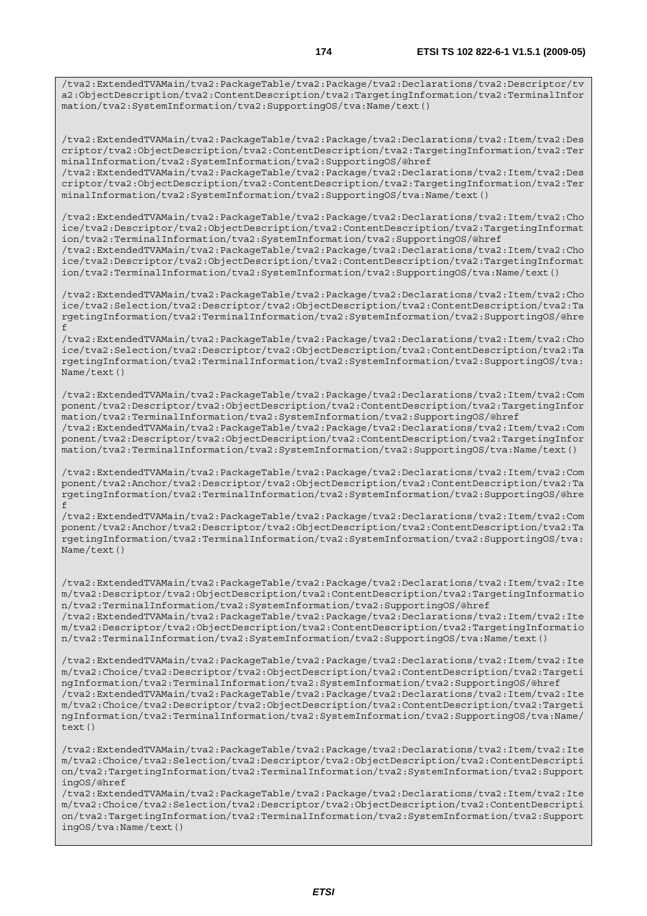```
/tva2:ExtendedTVAMain/tva2:PackageTable/tva2:Package/tva2:Declarations/tva2:Descriptor/tva2:ObjectDescription/tva2:ContentDescription/tva2:TargetingInformation/tva2:TerminalInformation/tva2:SystemInformation/tva2:SupportingOS/tva:Name/text()


/tva2:ExtendedTVAMain/tva2:PackageTable/tva2:Package/tva2:Declarations/tva2:Item/tva2:Descriptor/tva2:ObjectDescription/tva2:ContentDescription/tva2:TargetingInformation/tva2:TerminalInformation/tva2:SystemInformation/tva2:SupportingOS/@href
/tva2:ExtendedTVAMain/tva2:PackageTable/tva2:Package/tva2:Declarations/tva2:Item/tva2:Descriptor/tva2:ObjectDescription/tva2:ContentDescription/tva2:TargetingInformation/tva2:TerminalInformation/tva2:SystemInformation/tva2:SupportingOS/tva:Name/text()

/tva2:ExtendedTVAMain/tva2:PackageTable/tva2:Package/tva2:Declarations/tva2:Item/tva2:Choice/tva2:Descriptor/tva2:ObjectDescription/tva2:ContentDescription/tva2:TargetingInformation/tva2:TerminalInformation/tva2:SystemInformation/tva2:SupportingOS/@href
/tva2:ExtendedTVAMain/tva2:PackageTable/tva2:Package/tva2:Declarations/tva2:Item/tva2:Choice/tva2:Descriptor/tva2:ObjectDescription/tva2:ContentDescription/tva2:TargetingInformation/tva2:TerminalInformation/tva2:SystemInformation/tva2:SupportingOS/tva:Name/text()

/tva2:ExtendedTVAMain/tva2:PackageTable/tva2:Package/tva2:Declarations/tva2:Item/tva2:Choice/tva2:Selection/tva2:Descriptor/tva2:ObjectDescription/tva2:ContentDescription/tva2:TargetingInformation/tva2:TerminalInformation/tva2:SystemInformation/tva2:SupportingOS/@href
/tva2:ExtendedTVAMain/tva2:PackageTable/tva2:Package/tva2:Declarations/tva2:Item/tva2:Choice/tva2:Selection/tva2:Descriptor/tva2:ObjectDescription/tva2:ContentDescription/tva2:TargetingInformation/tva2:TerminalInformation/tva2:SystemInformation/tva2:SupportingOS/tva:Name/text()

/tva2:ExtendedTVAMain/tva2:PackageTable/tva2:Package/tva2:Declarations/tva2:Item/tva2:Component/tva2:Descriptor/tva2:ObjectDescription/tva2:ContentDescription/tva2:TargetingInformation/tva2:TerminalInformation/tva2:SystemInformation/tva2:SupportingOS/@href
/tva2:ExtendedTVAMain/tva2:PackageTable/tva2:Package/tva2:Declarations/tva2:Item/tva2:Component/tva2:Descriptor/tva2:ObjectDescription/tva2:ContentDescription/tva2:TargetingInformation/tva2:TerminalInformation/tva2:SystemInformation/tva2:SupportingOS/tva:Name/text()

/tva2:ExtendedTVAMain/tva2:PackageTable/tva2:Package/tva2:Declarations/tva2:Item/tva2:Component/tva2:Anchor/tva2:Descriptor/tva2:ObjectDescription/tva2:ContentDescription/tva2:TargetingInformation/tva2:TerminalInformation/tva2:SystemInformation/tva2:SupportingOS/@href
/tva2:ExtendedTVAMain/tva2:PackageTable/tva2:Package/tva2:Declarations/tva2:Item/tva2:Component/tva2:Anchor/tva2:Descriptor/tva2:ObjectDescription/tva2:ContentDescription/tva2:TargetingInformation/tva2:TerminalInformation/tva2:SystemInformation/tva2:SupportingOS/tva:Name/text()


/tva2:ExtendedTVAMain/tva2:PackageTable/tva2:Package/tva2:Declarations/tva2:Item/tva2:Item/tva2:Descriptor/tva2:ObjectDescription/tva2:ContentDescription/tva2:TargetingInformation/tva2:TerminalInformation/tva2:SystemInformation/tva2:SupportingOS/@href
/tva2:ExtendedTVAMain/tva2:PackageTable/tva2:Package/tva2:Declarations/tva2:Item/tva2:Item/tva2:Descriptor/tva2:ObjectDescription/tva2:ContentDescription/tva2:TargetingInformation/tva2:TerminalInformation/tva2:SystemInformation/tva2:SupportingOS/tva:Name/text()

/tva2:ExtendedTVAMain/tva2:PackageTable/tva2:Package/tva2:Declarations/tva2:Item/tva2:Item/tva2:Choice/tva2:Descriptor/tva2:ObjectDescription/tva2:ContentDescription/tva2:TargetingInformation/tva2:TerminalInformation/tva2:SystemInformation/tva2:SupportingOS/@href
/tva2:ExtendedTVAMain/tva2:PackageTable/tva2:Package/tva2:Declarations/tva2:Item/tva2:Item/tva2:Choice/tva2:Descriptor/tva2:ObjectDescription/tva2:ContentDescription/tva2:TargetingInformation/tva2:TerminalInformation/tva2:SystemInformation/tva2:SupportingOS/tva:Name/text()

/tva2:ExtendedTVAMain/tva2:PackageTable/tva2:Package/tva2:Declarations/tva2:Item/tva2:Item/tva2:Choice/tva2:Selection/tva2:Descriptor/tva2:ObjectDescription/tva2:ContentDescription/tva2:TargetingInformation/tva2:TerminalInformation/tva2:SystemInformation/tva2:SupportingOS/@href
/tva2:ExtendedTVAMain/tva2:PackageTable/tva2:Package/tva2:Declarations/tva2:Item/tva2:Item/tva2:Choice/tva2:Selection/tva2:Descriptor/tva2:ObjectDescription/tva2:ContentDescription/tva2:TargetingInformation/tva2:TerminalInformation/tva2:SystemInformation/tva2:SupportingOS/tva:Name/text()
```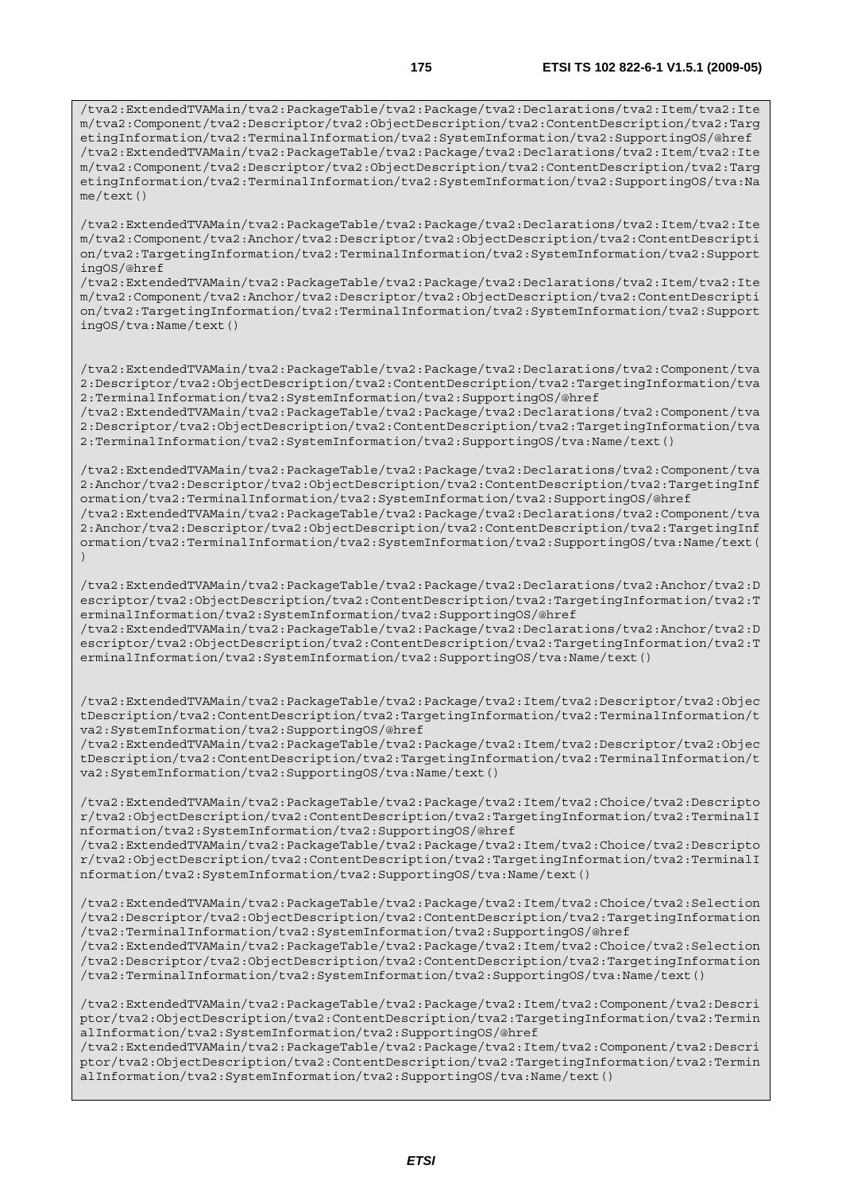```
/tva2:ExtendedTVAMain/tva2:PackageTable/tva2:Package/tva2:Declarations/tva2:Item/tva2:Item/tva2:Component/tva2:Descriptor/tva2:ObjectDescription/tva2:ContentDescription/tva2:TargetingInformation/tva2:TerminalInformation/tva2:SystemInformation/tva2:SupportingOS/@href
/tva2:ExtendedTVAMain/tva2:PackageTable/tva2:Package/tva2:Declarations/tva2:Item/tva2:Item/tva2:Component/tva2:Descriptor/tva2:ObjectDescription/tva2:ContentDescription/tva2:TargetingInformation/tva2:TerminalInformation/tva2:SystemInformation/tva2:SupportingOS/tva:Name/text()

/tva2:ExtendedTVAMain/tva2:PackageTable/tva2:Package/tva2:Declarations/tva2:Item/tva2:Item/tva2:Component/tva2:Anchor/tva2:Descriptor/tva2:ObjectDescription/tva2:ContentDescription/tva2:TargetingInformation/tva2:TerminalInformation/tva2:SystemInformation/tva2:SupportingOS/@href
/tva2:ExtendedTVAMain/tva2:PackageTable/tva2:Package/tva2:Declarations/tva2:Item/tva2:Item/tva2:Component/tva2:Anchor/tva2:Descriptor/tva2:ObjectDescription/tva2:ContentDescription/tva2:TargetingInformation/tva2:TerminalInformation/tva2:SystemInformation/tva2:SupportingOS/tva:Name/text()


/tva2:ExtendedTVAMain/tva2:PackageTable/tva2:Package/tva2:Declarations/tva2:Component/tva2:Descriptor/tva2:ObjectDescription/tva2:ContentDescription/tva2:TargetingInformation/tva2:TerminalInformation/tva2:SystemInformation/tva2:SupportingOS/@href
/tva2:ExtendedTVAMain/tva2:PackageTable/tva2:Package/tva2:Declarations/tva2:Component/tva2:Descriptor/tva2:ObjectDescription/tva2:ContentDescription/tva2:TargetingInformation/tva2:TerminalInformation/tva2:SystemInformation/tva2:SupportingOS/tva:Name/text()

/tva2:ExtendedTVAMain/tva2:PackageTable/tva2:Package/tva2:Declarations/tva2:Component/tva2:Anchor/tva2:Descriptor/tva2:ObjectDescription/tva2:ContentDescription/tva2:TargetingInformation/tva2:TerminalInformation/tva2:SystemInformation/tva2:SupportingOS/@href
/tva2:ExtendedTVAMain/tva2:PackageTable/tva2:Package/tva2:Declarations/tva2:Component/tva2:Anchor/tva2:Descriptor/tva2:ObjectDescription/tva2:ContentDescription/tva2:TargetingInformation/tva2:TerminalInformation/tva2:SystemInformation/tva2:SupportingOS/tva:Name/text()

/tva2:ExtendedTVAMain/tva2:PackageTable/tva2:Package/tva2:Declarations/tva2:Anchor/tva2:Descriptor/tva2:ObjectDescription/tva2:ContentDescription/tva2:TargetingInformation/tva2:TerminalInformation/tva2:SystemInformation/tva2:SupportingOS/@href
/tva2:ExtendedTVAMain/tva2:PackageTable/tva2:Package/tva2:Declarations/tva2:Anchor/tva2:Descriptor/tva2:ObjectDescription/tva2:ContentDescription/tva2:TargetingInformation/tva2:TerminalInformation/tva2:SystemInformation/tva2:SupportingOS/tva:Name/text()


/tva2:ExtendedTVAMain/tva2:PackageTable/tva2:Package/tva2:Item/tva2:Descriptor/tva2:ObjectDescription/tva2:ContentDescription/tva2:TargetingInformation/tva2:TerminalInformation/tva2:SystemInformation/tva2:SupportingOS/@href
/tva2:ExtendedTVAMain/tva2:PackageTable/tva2:Package/tva2:Item/tva2:Descriptor/tva2:ObjectDescription/tva2:ContentDescription/tva2:TargetingInformation/tva2:TerminalInformation/tva2:SystemInformation/tva2:SupportingOS/tva:Name/text()

/tva2:ExtendedTVAMain/tva2:PackageTable/tva2:Package/tva2:Item/tva2:Choice/tva2:Descriptor/tva2:ObjectDescription/tva2:ContentDescription/tva2:TargetingInformation/tva2:TerminalInformation/tva2:SystemInformation/tva2:SupportingOS/@href
/tva2:ExtendedTVAMain/tva2:PackageTable/tva2:Package/tva2:Item/tva2:Choice/tva2:Descriptor/tva2:ObjectDescription/tva2:ContentDescription/tva2:TargetingInformation/tva2:TerminalInformation/tva2:SystemInformation/tva2:SupportingOS/tva:Name/text()

/tva2:ExtendedTVAMain/tva2:PackageTable/tva2:Package/tva2:Item/tva2:Choice/tva2:Selection/tva2:Descriptor/tva2:ObjectDescription/tva2:ContentDescription/tva2:TargetingInformation/tva2:TerminalInformation/tva2:SystemInformation/tva2:SupportingOS/@href
/tva2:ExtendedTVAMain/tva2:PackageTable/tva2:Package/tva2:Item/tva2:Choice/tva2:Selection/tva2:Descriptor/tva2:ObjectDescription/tva2:ContentDescription/tva2:TargetingInformation/tva2:TerminalInformation/tva2:SystemInformation/tva2:SupportingOS/tva:Name/text()

/tva2:ExtendedTVAMain/tva2:PackageTable/tva2:Package/tva2:Item/tva2:Component/tva2:Descriptor/tva2:ObjectDescription/tva2:ContentDescription/tva2:TargetingInformation/tva2:TerminalInformation/tva2:SystemInformation/tva2:SupportingOS/@href
/tva2:ExtendedTVAMain/tva2:PackageTable/tva2:Package/tva2:Item/tva2:Component/tva2:Descriptor/tva2:ObjectDescription/tva2:ContentDescription/tva2:TargetingInformation/tva2:TerminalInformation/tva2:SystemInformation/tva2:SupportingOS/tva:Name/text()
```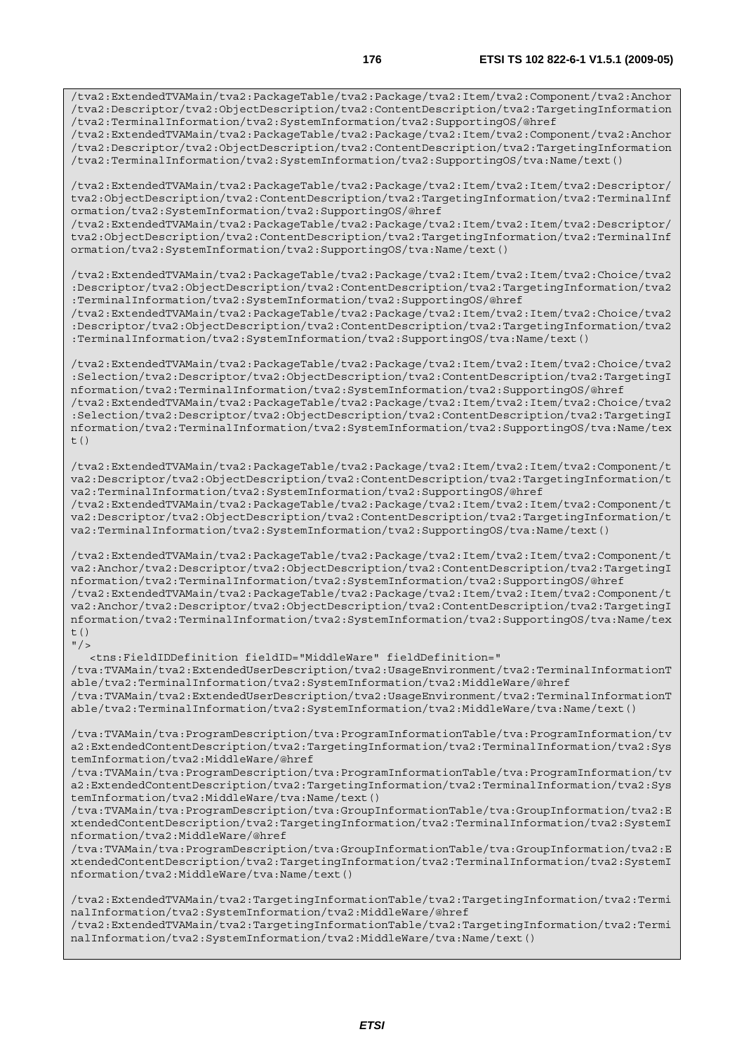```
/tva2:ExtendedTVAMain/tva2:PackageTable/tva2:Package/tva2:Item/tva2:Component/tva2:Anchor
/tva2:Descriptor/tva2:ObjectDescription/tva2:ContentDescription/tva2:TargetingInformation
/tva2:TerminalInformation/tva2:SystemInformation/tva2:SupportingOS/@href
/tva2:ExtendedTVAMain/tva2:PackageTable/tva2:Package/tva2:Item/tva2:Component/tva2:Anchor
/tva2:Descriptor/tva2:ObjectDescription/tva2:ContentDescription/tva2:TargetingInformation
/tva2:TerminalInformation/tva2:SystemInformation/tva2:SupportingOS/tva:Name/text()

/tva2:ExtendedTVAMain/tva2:PackageTable/tva2:Package/tva2:Item/tva2:Item/tva2:Descriptor/
tva2:ObjectDescription/tva2:ContentDescription/tva2:TargetingInformation/tva2:TerminalInf
ormation/tva2:SystemInformation/tva2:SupportingOS/@href
/tva2:ExtendedTVAMain/tva2:PackageTable/tva2:Package/tva2:Item/tva2:Item/tva2:Descriptor/
tva2:ObjectDescription/tva2:ContentDescription/tva2:TargetingInformation/tva2:TerminalInf
ormation/tva2:SystemInformation/tva2:SupportingOS/tva:Name/text()

/tva2:ExtendedTVAMain/tva2:PackageTable/tva2:Package/tva2:Item/tva2:Item/tva2:Choice/tva2
:Descriptor/tva2:ObjectDescription/tva2:ContentDescription/tva2:TargetingInformation/tva2
:TerminalInformation/tva2:SystemInformation/tva2:SupportingOS/@href
/tva2:ExtendedTVAMain/tva2:PackageTable/tva2:Package/tva2:Item/tva2:Item/tva2:Choice/tva2
:Descriptor/tva2:ObjectDescription/tva2:ContentDescription/tva2:TargetingInformation/tva2
:TerminalInformation/tva2:SystemInformation/tva2:SupportingOS/tva:Name/text()

/tva2:ExtendedTVAMain/tva2:PackageTable/tva2:Package/tva2:Item/tva2:Item/tva2:Choice/tva2
:Selection/tva2:Descriptor/tva2:ObjectDescription/tva2:ContentDescription/tva2:TargetingI
nformation/tva2:TerminalInformation/tva2:SystemInformation/tva2:SupportingOS/@href
/tva2:ExtendedTVAMain/tva2:PackageTable/tva2:Package/tva2:Item/tva2:Item/tva2:Choice/tva2
:Selection/tva2:Descriptor/tva2:ObjectDescription/tva2:ContentDescription/tva2:TargetingI
nformation/tva2:TerminalInformation/tva2:SystemInformation/tva2:SupportingOS/tva:Name/tex
t()

/tva2:ExtendedTVAMain/tva2:PackageTable/tva2:Package/tva2:Item/tva2:Item/tva2:Component/t
va2:Descriptor/tva2:ObjectDescription/tva2:ContentDescription/tva2:TargetingInformation/t
va2:TerminalInformation/tva2:SystemInformation/tva2:SupportingOS/@href
/tva2:ExtendedTVAMain/tva2:PackageTable/tva2:Package/tva2:Item/tva2:Item/tva2:Component/t
va2:Descriptor/tva2:ObjectDescription/tva2:ContentDescription/tva2:TargetingInformation/t
va2:TerminalInformation/tva2:SystemInformation/tva2:SupportingOS/tva:Name/text()

/tva2:ExtendedTVAMain/tva2:PackageTable/tva2:Package/tva2:Item/tva2:Item/tva2:Component/t
va2:Anchor/tva2:Descriptor/tva2:ObjectDescription/tva2:ContentDescription/tva2:TargetingI
nformation/tva2:TerminalInformation/tva2:SystemInformation/tva2:SupportingOS/@href
/tva2:ExtendedTVAMain/tva2:PackageTable/tva2:Package/tva2:Item/tva2:Item/tva2:Component/t
va2:Anchor/tva2:Descriptor/tva2:ObjectDescription/tva2:ContentDescription/tva2:TargetingI
nformation/tva2:TerminalInformation/tva2:SystemInformation/tva2:SupportingOS/tva:Name/tex
t()
"/>
   <tns:FieldIDDefinition fieldID="MiddleWare" fieldDefinition="
/tva:TVAMain/tva2:ExtendedUserDescription/tva2:UsageEnvironment/tva2:TerminalInformationT
able/tva2:TerminalInformation/tva2:SystemInformation/tva2:MiddleWare/@href
/tva:TVAMain/tva2:ExtendedUserDescription/tva2:UsageEnvironment/tva2:TerminalInformationT
able/tva2:TerminalInformation/tva2:SystemInformation/tva2:MiddleWare/tva:Name/text()

/tva:TVAMain/tva:ProgramDescription/tva:ProgramInformationTable/tva:ProgramInformation/tv
a2:ExtendedContentDescription/tva2:TargetingInformation/tva2:TerminalInformation/tva2:Sys
temInformation/tva2:MiddleWare/@href
/tva:TVAMain/tva:ProgramDescription/tva:ProgramInformationTable/tva:ProgramInformation/tv
a2:ExtendedContentDescription/tva2:TargetingInformation/tva2:TerminalInformation/tva2:Sys
temInformation/tva2:MiddleWare/tva:Name/text()
/tva:TVAMain/tva:ProgramDescription/tva:GroupInformationTable/tva:GroupInformation/tva2:E
xtendedContentDescription/tva2:TargetingInformation/tva2:TerminalInformation/tva2:SystemI
nformation/tva2:MiddleWare/@href
/tva:TVAMain/tva:ProgramDescription/tva:GroupInformationTable/tva:GroupInformation/tva2:E
xtendedContentDescription/tva2:TargetingInformation/tva2:TerminalInformation/tva2:SystemI
nformation/tva2:MiddleWare/tva:Name/text()

/tva2:ExtendedTVAMain/tva2:TargetingInformationTable/tva2:TargetingInformation/tva2:Termi
nalInformation/tva2:SystemInformation/tva2:MiddleWare/@href
/tva2:ExtendedTVAMain/tva2:TargetingInformationTable/tva2:TargetingInformation/tva2:Termi
nalInformation/tva2:SystemInformation/tva2:MiddleWare/tva:Name/text()
```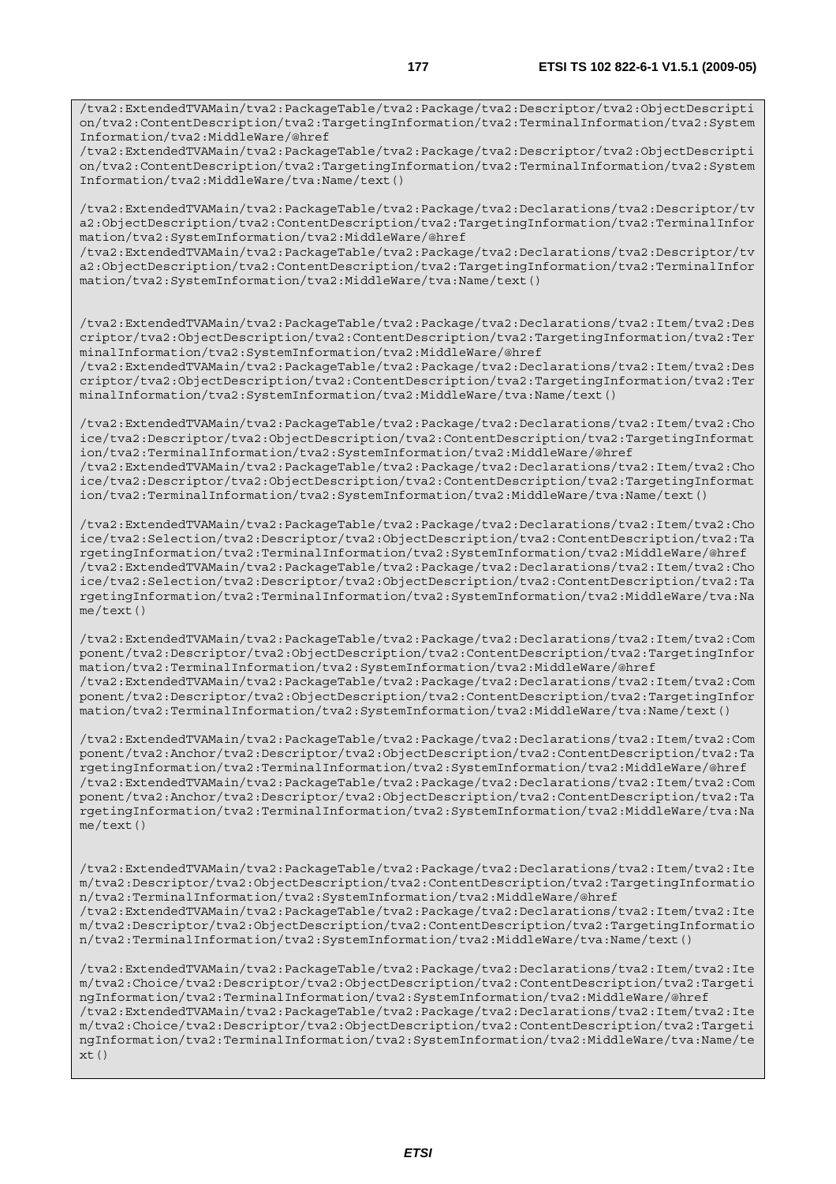```
/tva2:ExtendedTVAMain/tva2:PackageTable/tva2:Package/tva2:Descriptor/tva2:ObjectDescripti
on/tva2:ContentDescription/tva2:TargetingInformation/tva2:TerminalInformation/tva2:System
Information/tva2:MiddleWare/@href
/tva2:ExtendedTVAMain/tva2:PackageTable/tva2:Package/tva2:Descriptor/tva2:ObjectDescripti
on/tva2:ContentDescription/tva2:TargetingInformation/tva2:TerminalInformation/tva2:System
Information/tva2:MiddleWare/tva:Name/text()

/tva2:ExtendedTVAMain/tva2:PackageTable/tva2:Package/tva2:Declarations/tva2:Descriptor/tv
a2:ObjectDescription/tva2:ContentDescription/tva2:TargetingInformation/tva2:TerminalInfor
mation/tva2:SystemInformation/tva2:MiddleWare/@href
/tva2:ExtendedTVAMain/tva2:PackageTable/tva2:Package/tva2:Declarations/tva2:Descriptor/tv
a2:ObjectDescription/tva2:ContentDescription/tva2:TargetingInformation/tva2:TerminalInfor
mation/tva2:SystemInformation/tva2:MiddleWare/tva:Name/text()


/tva2:ExtendedTVAMain/tva2:PackageTable/tva2:Package/tva2:Declarations/tva2:Item/tva2:Des
criptor/tva2:ObjectDescription/tva2:ContentDescription/tva2:TargetingInformation/tva2:Ter
minalInformation/tva2:SystemInformation/tva2:MiddleWare/@href
/tva2:ExtendedTVAMain/tva2:PackageTable/tva2:Package/tva2:Declarations/tva2:Item/tva2:Des
criptor/tva2:ObjectDescription/tva2:ContentDescription/tva2:TargetingInformation/tva2:Ter
minalInformation/tva2:SystemInformation/tva2:MiddleWare/tva:Name/text()

/tva2:ExtendedTVAMain/tva2:PackageTable/tva2:Package/tva2:Declarations/tva2:Item/tva2:Cho
ice/tva2:Descriptor/tva2:ObjectDescription/tva2:ContentDescription/tva2:TargetingInformat
ion/tva2:TerminalInformation/tva2:SystemInformation/tva2:MiddleWare/@href
/tva2:ExtendedTVAMain/tva2:PackageTable/tva2:Package/tva2:Declarations/tva2:Item/tva2:Cho
ice/tva2:Descriptor/tva2:ObjectDescription/tva2:ContentDescription/tva2:TargetingInformat
ion/tva2:TerminalInformation/tva2:SystemInformation/tva2:MiddleWare/tva:Name/text()

/tva2:ExtendedTVAMain/tva2:PackageTable/tva2:Package/tva2:Declarations/tva2:Item/tva2:Cho
ice/tva2:Selection/tva2:Descriptor/tva2:ObjectDescription/tva2:ContentDescription/tva2:Ta
rgetingInformation/tva2:TerminalInformation/tva2:SystemInformation/tva2:MiddleWare/@href
/tva2:ExtendedTVAMain/tva2:PackageTable/tva2:Package/tva2:Declarations/tva2:Item/tva2:Cho
ice/tva2:Selection/tva2:Descriptor/tva2:ObjectDescription/tva2:ContentDescription/tva2:Ta
rgetingInformation/tva2:TerminalInformation/tva2:SystemInformation/tva2:MiddleWare/tva:Na
me/text()

/tva2:ExtendedTVAMain/tva2:PackageTable/tva2:Package/tva2:Declarations/tva2:Item/tva2:Com
ponent/tva2:Descriptor/tva2:ObjectDescription/tva2:ContentDescription/tva2:TargetingInfor
mation/tva2:TerminalInformation/tva2:SystemInformation/tva2:MiddleWare/@href
/tva2:ExtendedTVAMain/tva2:PackageTable/tva2:Package/tva2:Declarations/tva2:Item/tva2:Com
ponent/tva2:Descriptor/tva2:ObjectDescription/tva2:ContentDescription/tva2:TargetingInfor
mation/tva2:TerminalInformation/tva2:SystemInformation/tva2:MiddleWare/tva:Name/text()

/tva2:ExtendedTVAMain/tva2:PackageTable/tva2:Package/tva2:Declarations/tva2:Item/tva2:Com
ponent/tva2:Anchor/tva2:Descriptor/tva2:ObjectDescription/tva2:ContentDescription/tva2:Ta
rgetingInformation/tva2:TerminalInformation/tva2:SystemInformation/tva2:MiddleWare/@href
/tva2:ExtendedTVAMain/tva2:PackageTable/tva2:Package/tva2:Declarations/tva2:Item/tva2:Com
ponent/tva2:Anchor/tva2:Descriptor/tva2:ObjectDescription/tva2:ContentDescription/tva2:Ta
rgetingInformation/tva2:TerminalInformation/tva2:SystemInformation/tva2:MiddleWare/tva:Na
me/text()


/tva2:ExtendedTVAMain/tva2:PackageTable/tva2:Package/tva2:Declarations/tva2:Item/tva2:Ite
m/tva2:Descriptor/tva2:ObjectDescription/tva2:ContentDescription/tva2:TargetingInformatio
n/tva2:TerminalInformation/tva2:SystemInformation/tva2:MiddleWare/@href
/tva2:ExtendedTVAMain/tva2:PackageTable/tva2:Package/tva2:Declarations/tva2:Item/tva2:Ite
m/tva2:Descriptor/tva2:ObjectDescription/tva2:ContentDescription/tva2:TargetingInformatio
n/tva2:TerminalInformation/tva2:SystemInformation/tva2:MiddleWare/tva:Name/text()

/tva2:ExtendedTVAMain/tva2:PackageTable/tva2:Package/tva2:Declarations/tva2:Item/tva2:Ite
m/tva2:Choice/tva2:Descriptor/tva2:ObjectDescription/tva2:ContentDescription/tva2:Targeti
ngInformation/tva2:TerminalInformation/tva2:SystemInformation/tva2:MiddleWare/@href
/tva2:ExtendedTVAMain/tva2:PackageTable/tva2:Package/tva2:Declarations/tva2:Item/tva2:Ite
m/tva2:Choice/tva2:Descriptor/tva2:ObjectDescription/tva2:ContentDescription/tva2:Targeti
ngInformation/tva2:TerminalInformation/tva2:SystemInformation/tva2:MiddleWare/tva:Name/te
xt()
```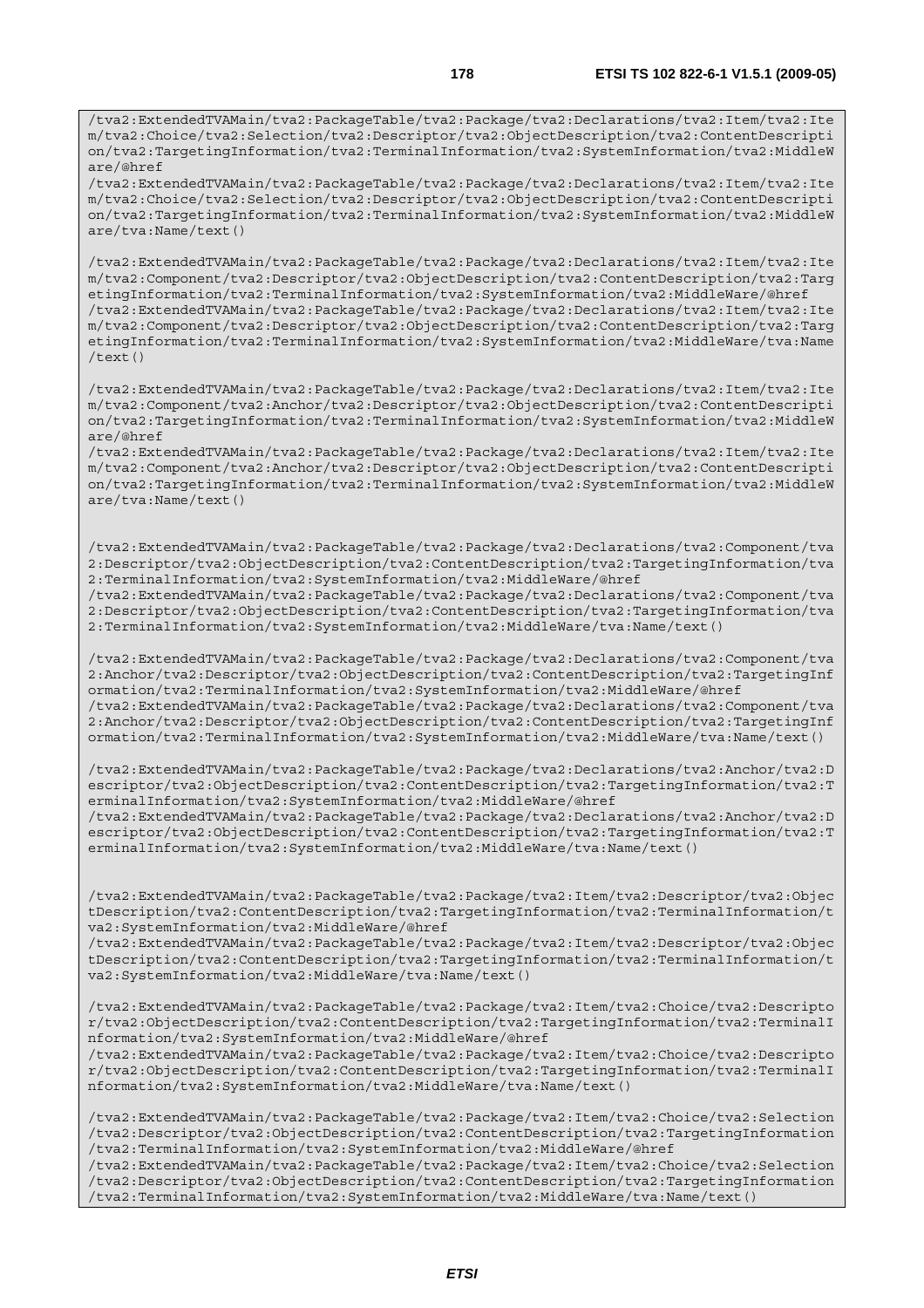```
/tva2:ExtendedTVAMain/tva2:PackageTable/tva2:Package/tva2:Declarations/tva2:Item/tva2:Item/tva2:Choice/tva2:Selection/tva2:Descriptor/tva2:ObjectDescription/tva2:ContentDescription/tva2:TargetingInformation/tva2:TerminalInformation/tva2:SystemInformation/tva2:MiddleWare/@href
/tva2:ExtendedTVAMain/tva2:PackageTable/tva2:Package/tva2:Declarations/tva2:Item/tva2:Item/tva2:Choice/tva2:Selection/tva2:Descriptor/tva2:ObjectDescription/tva2:ContentDescription/tva2:TargetingInformation/tva2:TerminalInformation/tva2:SystemInformation/tva2:MiddleWare/tva:Name/text()

/tva2:ExtendedTVAMain/tva2:PackageTable/tva2:Package/tva2:Declarations/tva2:Item/tva2:Item/tva2:Component/tva2:Descriptor/tva2:ObjectDescription/tva2:ContentDescription/tva2:TargetingInformation/tva2:TerminalInformation/tva2:SystemInformation/tva2:MiddleWare/@href
/tva2:ExtendedTVAMain/tva2:PackageTable/tva2:Package/tva2:Declarations/tva2:Item/tva2:Item/tva2:Component/tva2:Descriptor/tva2:ObjectDescription/tva2:ContentDescription/tva2:TargetingInformation/tva2:TerminalInformation/tva2:SystemInformation/tva2:MiddleWare/tva:Name/text()

/tva2:ExtendedTVAMain/tva2:PackageTable/tva2:Package/tva2:Declarations/tva2:Item/tva2:Item/tva2:Component/tva2:Anchor/tva2:Descriptor/tva2:ObjectDescription/tva2:ContentDescription/tva2:TargetingInformation/tva2:TerminalInformation/tva2:SystemInformation/tva2:MiddleWare/@href
/tva2:ExtendedTVAMain/tva2:PackageTable/tva2:Package/tva2:Declarations/tva2:Item/tva2:Item/tva2:Component/tva2:Anchor/tva2:Descriptor/tva2:ObjectDescription/tva2:ContentDescription/tva2:TargetingInformation/tva2:TerminalInformation/tva2:SystemInformation/tva2:MiddleWare/tva:Name/text()


/tva2:ExtendedTVAMain/tva2:PackageTable/tva2:Package/tva2:Declarations/tva2:Component/tva2:Descriptor/tva2:ObjectDescription/tva2:ContentDescription/tva2:TargetingInformation/tva2:TerminalInformation/tva2:SystemInformation/tva2:MiddleWare/@href
/tva2:ExtendedTVAMain/tva2:PackageTable/tva2:Package/tva2:Declarations/tva2:Component/tva2:Descriptor/tva2:ObjectDescription/tva2:ContentDescription/tva2:TargetingInformation/tva2:TerminalInformation/tva2:SystemInformation/tva2:MiddleWare/tva:Name/text()

/tva2:ExtendedTVAMain/tva2:PackageTable/tva2:Package/tva2:Declarations/tva2:Component/tva2:Anchor/tva2:Descriptor/tva2:ObjectDescription/tva2:ContentDescription/tva2:TargetingInformation/tva2:TerminalInformation/tva2:SystemInformation/tva2:MiddleWare/@href
/tva2:ExtendedTVAMain/tva2:PackageTable/tva2:Package/tva2:Declarations/tva2:Component/tva2:Anchor/tva2:Descriptor/tva2:ObjectDescription/tva2:ContentDescription/tva2:TargetingInformation/tva2:TerminalInformation/tva2:SystemInformation/tva2:MiddleWare/tva:Name/text()

/tva2:ExtendedTVAMain/tva2:PackageTable/tva2:Package/tva2:Declarations/tva2:Anchor/tva2:Descriptor/tva2:ObjectDescription/tva2:ContentDescription/tva2:TargetingInformation/tva2:TerminalInformation/tva2:SystemInformation/tva2:MiddleWare/@href
/tva2:ExtendedTVAMain/tva2:PackageTable/tva2:Package/tva2:Declarations/tva2:Anchor/tva2:Descriptor/tva2:ObjectDescription/tva2:ContentDescription/tva2:TargetingInformation/tva2:TerminalInformation/tva2:SystemInformation/tva2:MiddleWare/tva:Name/text()


/tva2:ExtendedTVAMain/tva2:PackageTable/tva2:Package/tva2:Item/tva2:Descriptor/tva2:ObjectDescription/tva2:ContentDescription/tva2:TargetingInformation/tva2:TerminalInformation/tva2:SystemInformation/tva2:MiddleWare/@href
/tva2:ExtendedTVAMain/tva2:PackageTable/tva2:Package/tva2:Item/tva2:Descriptor/tva2:ObjectDescription/tva2:ContentDescription/tva2:TargetingInformation/tva2:TerminalInformation/tva2:SystemInformation/tva2:MiddleWare/tva:Name/text()

/tva2:ExtendedTVAMain/tva2:PackageTable/tva2:Package/tva2:Item/tva2:Choice/tva2:Descriptor/tva2:ObjectDescription/tva2:ContentDescription/tva2:TargetingInformation/tva2:TerminalInformation/tva2:SystemInformation/tva2:MiddleWare/@href
/tva2:ExtendedTVAMain/tva2:PackageTable/tva2:Package/tva2:Item/tva2:Choice/tva2:Descriptor/tva2:ObjectDescription/tva2:ContentDescription/tva2:TargetingInformation/tva2:TerminalInformation/tva2:SystemInformation/tva2:MiddleWare/tva:Name/text()

/tva2:ExtendedTVAMain/tva2:PackageTable/tva2:Package/tva2:Item/tva2:Choice/tva2:Selection/tva2:Descriptor/tva2:ObjectDescription/tva2:ContentDescription/tva2:TargetingInformation/tva2:TerminalInformation/tva2:SystemInformation/tva2:MiddleWare/@href
/tva2:ExtendedTVAMain/tva2:PackageTable/tva2:Package/tva2:Item/tva2:Choice/tva2:Selection/tva2:Descriptor/tva2:ObjectDescription/tva2:ContentDescription/tva2:TargetingInformation/tva2:TerminalInformation/tva2:SystemInformation/tva2:MiddleWare/tva:Name/text()
```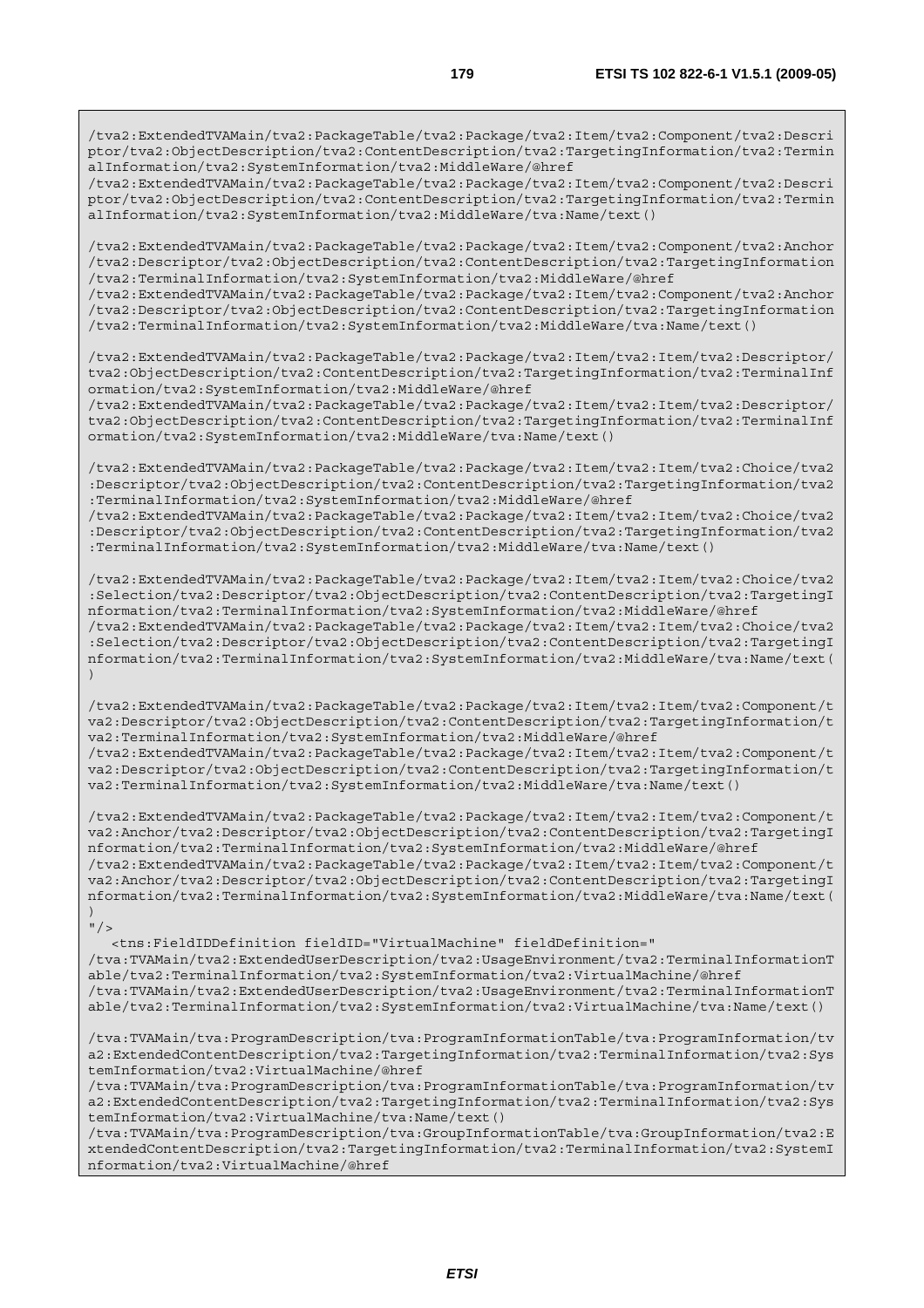```
/tva2:ExtendedTVAMain/tva2:PackageTable/tva2:Package/tva2:Item/tva2:Component/tva2:Descri
ptor/tva2:ObjectDescription/tva2:ContentDescription/tva2:TargetingInformation/tva2:Termin
alInformation/tva2:SystemInformation/tva2:MiddleWare/@href
/tva2:ExtendedTVAMain/tva2:PackageTable/tva2:Package/tva2:Item/tva2:Component/tva2:Descri
ptor/tva2:ObjectDescription/tva2:ContentDescription/tva2:TargetingInformation/tva2:Termin
alInformation/tva2:SystemInformation/tva2:MiddleWare/tva:Name/text()

/tva2:ExtendedTVAMain/tva2:PackageTable/tva2:Package/tva2:Item/tva2:Component/tva2:Anchor
/tva2:Descriptor/tva2:ObjectDescription/tva2:ContentDescription/tva2:TargetingInformation
/tva2:TerminalInformation/tva2:SystemInformation/tva2:MiddleWare/@href
/tva2:ExtendedTVAMain/tva2:PackageTable/tva2:Package/tva2:Item/tva2:Component/tva2:Anchor
/tva2:Descriptor/tva2:ObjectDescription/tva2:ContentDescription/tva2:TargetingInformation
/tva2:TerminalInformation/tva2:SystemInformation/tva2:MiddleWare/tva:Name/text()

/tva2:ExtendedTVAMain/tva2:PackageTable/tva2:Package/tva2:Item/tva2:Item/tva2:Descriptor/
tva2:ObjectDescription/tva2:ContentDescription/tva2:TargetingInformation/tva2:TerminalInf
ormation/tva2:SystemInformation/tva2:MiddleWare/@href
/tva2:ExtendedTVAMain/tva2:PackageTable/tva2:Package/tva2:Item/tva2:Item/tva2:Descriptor/
tva2:ObjectDescription/tva2:ContentDescription/tva2:TargetingInformation/tva2:TerminalInf
ormation/tva2:SystemInformation/tva2:MiddleWare/tva:Name/text()

/tva2:ExtendedTVAMain/tva2:PackageTable/tva2:Package/tva2:Item/tva2:Item/tva2:Choice/tva2
:Descriptor/tva2:ObjectDescription/tva2:ContentDescription/tva2:TargetingInformation/tva2
:TerminalInformation/tva2:SystemInformation/tva2:MiddleWare/@href
/tva2:ExtendedTVAMain/tva2:PackageTable/tva2:Package/tva2:Item/tva2:Item/tva2:Choice/tva2
:Descriptor/tva2:ObjectDescription/tva2:ContentDescription/tva2:TargetingInformation/tva2
:TerminalInformation/tva2:SystemInformation/tva2:MiddleWare/tva:Name/text()

/tva2:ExtendedTVAMain/tva2:PackageTable/tva2:Package/tva2:Item/tva2:Item/tva2:Choice/tva2
:Selection/tva2:Descriptor/tva2:ObjectDescription/tva2:ContentDescription/tva2:TargetingI
nformation/tva2:TerminalInformation/tva2:SystemInformation/tva2:MiddleWare/@href
/tva2:ExtendedTVAMain/tva2:PackageTable/tva2:Package/tva2:Item/tva2:Item/tva2:Choice/tva2
:Selection/tva2:Descriptor/tva2:ObjectDescription/tva2:ContentDescription/tva2:TargetingI
nformation/tva2:TerminalInformation/tva2:SystemInformation/tva2:MiddleWare/tva:Name/text(
)

/tva2:ExtendedTVAMain/tva2:PackageTable/tva2:Package/tva2:Item/tva2:Item/tva2:Component/t
va2:Descriptor/tva2:ObjectDescription/tva2:ContentDescription/tva2:TargetingInformation/t
va2:TerminalInformation/tva2:SystemInformation/tva2:MiddleWare/@href
/tva2:ExtendedTVAMain/tva2:PackageTable/tva2:Package/tva2:Item/tva2:Item/tva2:Component/t
va2:Descriptor/tva2:ObjectDescription/tva2:ContentDescription/tva2:TargetingInformation/t
va2:TerminalInformation/tva2:SystemInformation/tva2:MiddleWare/tva:Name/text()

/tva2:ExtendedTVAMain/tva2:PackageTable/tva2:Package/tva2:Item/tva2:Item/tva2:Component/t
va2:Anchor/tva2:Descriptor/tva2:ObjectDescription/tva2:ContentDescription/tva2:TargetingI
nformation/tva2:TerminalInformation/tva2:SystemInformation/tva2:MiddleWare/@href
/tva2:ExtendedTVAMain/tva2:PackageTable/tva2:Package/tva2:Item/tva2:Item/tva2:Component/t
va2:Anchor/tva2:Descriptor/tva2:ObjectDescription/tva2:ContentDescription/tva2:TargetingI
nformation/tva2:TerminalInformation/tva2:SystemInformation/tva2:MiddleWare/tva:Name/text(
)
"/>
   <tns:FieldIDDefinition fieldID="VirtualMachine" fieldDefinition="
/tva:TVAMain/tva2:ExtendedUserDescription/tva2:UsageEnvironment/tva2:TerminalInformationT
able/tva2:TerminalInformation/tva2:SystemInformation/tva2:VirtualMachine/@href
/tva:TVAMain/tva2:ExtendedUserDescription/tva2:UsageEnvironment/tva2:TerminalInformationT
able/tva2:TerminalInformation/tva2:SystemInformation/tva2:VirtualMachine/tva:Name/text()

/tva:TVAMain/tva:ProgramDescription/tva:ProgramInformationTable/tva:ProgramInformation/tv
a2:ExtendedContentDescription/tva2:TargetingInformation/tva2:TerminalInformation/tva2:Sys
temInformation/tva2:VirtualMachine/@href
/tva:TVAMain/tva:ProgramDescription/tva:ProgramInformationTable/tva:ProgramInformation/tv
a2:ExtendedContentDescription/tva2:TargetingInformation/tva2:TerminalInformation/tva2:Sys
temInformation/tva2:VirtualMachine/tva:Name/text()
/tva:TVAMain/tva:ProgramDescription/tva:GroupInformationTable/tva:GroupInformation/tva2:E
xtendedContentDescription/tva2:TargetingInformation/tva2:TerminalInformation/tva2:SystemI
nformation/tva2:VirtualMachine/@href
```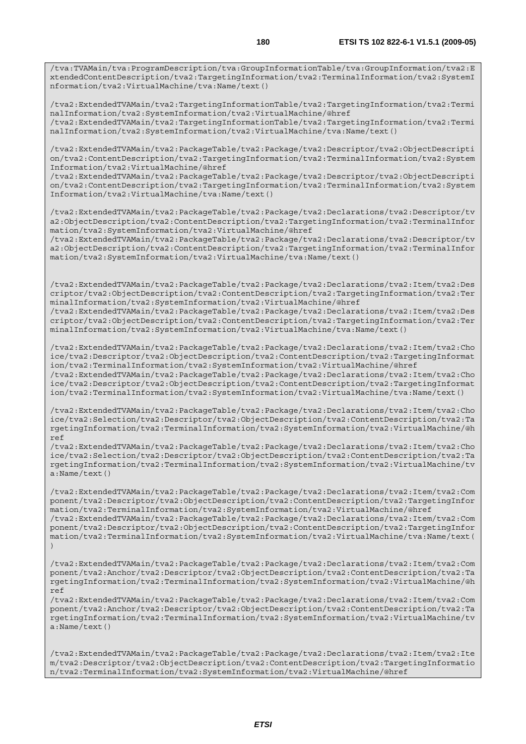```
/tva:TVAMain/tva:ProgramDescription/tva:GroupInformationTable/tva:GroupInformation/tva2:E
xtendedContentDescription/tva2:TargetingInformation/tva2:TerminalInformation/tva2:SystemI
nformation/tva2:VirtualMachine/tva:Name/text()

/tva2:ExtendedTVAMain/tva2:TargetingInformationTable/tva2:TargetingInformation/tva2:Termi
nalInformation/tva2:SystemInformation/tva2:VirtualMachine/@href
/tva2:ExtendedTVAMain/tva2:TargetingInformationTable/tva2:TargetingInformation/tva2:Termi
nalInformation/tva2:SystemInformation/tva2:VirtualMachine/tva:Name/text()

/tva2:ExtendedTVAMain/tva2:PackageTable/tva2:Package/tva2:Descriptor/tva2:ObjectDescripti
on/tva2:ContentDescription/tva2:TargetingInformation/tva2:TerminalInformation/tva2:System
Information/tva2:VirtualMachine/@href
/tva2:ExtendedTVAMain/tva2:PackageTable/tva2:Package/tva2:Descriptor/tva2:ObjectDescripti
on/tva2:ContentDescription/tva2:TargetingInformation/tva2:TerminalInformation/tva2:System
Information/tva2:VirtualMachine/tva:Name/text()

/tva2:ExtendedTVAMain/tva2:PackageTable/tva2:Package/tva2:Declarations/tva2:Descriptor/tv
a2:ObjectDescription/tva2:ContentDescription/tva2:TargetingInformation/tva2:TerminalInfor
mation/tva2:SystemInformation/tva2:VirtualMachine/@href
/tva2:ExtendedTVAMain/tva2:PackageTable/tva2:Package/tva2:Declarations/tva2:Descriptor/tv
a2:ObjectDescription/tva2:ContentDescription/tva2:TargetingInformation/tva2:TerminalInfor
mation/tva2:SystemInformation/tva2:VirtualMachine/tva:Name/text()


/tva2:ExtendedTVAMain/tva2:PackageTable/tva2:Package/tva2:Declarations/tva2:Item/tva2:Des
criptor/tva2:ObjectDescription/tva2:ContentDescription/tva2:TargetingInformation/tva2:Ter
minalInformation/tva2:SystemInformation/tva2:VirtualMachine/@href
/tva2:ExtendedTVAMain/tva2:PackageTable/tva2:Package/tva2:Declarations/tva2:Item/tva2:Des
criptor/tva2:ObjectDescription/tva2:ContentDescription/tva2:TargetingInformation/tva2:Ter
minalInformation/tva2:SystemInformation/tva2:VirtualMachine/tva:Name/text()

/tva2:ExtendedTVAMain/tva2:PackageTable/tva2:Package/tva2:Declarations/tva2:Item/tva2:Cho
ice/tva2:Descriptor/tva2:ObjectDescription/tva2:ContentDescription/tva2:TargetingInformat
ion/tva2:TerminalInformation/tva2:SystemInformation/tva2:VirtualMachine/@href
/tva2:ExtendedTVAMain/tva2:PackageTable/tva2:Package/tva2:Declarations/tva2:Item/tva2:Cho
ice/tva2:Descriptor/tva2:ObjectDescription/tva2:ContentDescription/tva2:TargetingInformat
ion/tva2:TerminalInformation/tva2:SystemInformation/tva2:VirtualMachine/tva:Name/text()

/tva2:ExtendedTVAMain/tva2:PackageTable/tva2:Package/tva2:Declarations/tva2:Item/tva2:Cho
ice/tva2:Selection/tva2:Descriptor/tva2:ObjectDescription/tva2:ContentDescription/tva2:Ta
rgetingInformation/tva2:TerminalInformation/tva2:SystemInformation/tva2:VirtualMachine/@h
ref
/tva2:ExtendedTVAMain/tva2:PackageTable/tva2:Package/tva2:Declarations/tva2:Item/tva2:Cho
ice/tva2:Selection/tva2:Descriptor/tva2:ObjectDescription/tva2:ContentDescription/tva2:Ta
rgetingInformation/tva2:TerminalInformation/tva2:SystemInformation/tva2:VirtualMachine/tv
a:Name/text()

/tva2:ExtendedTVAMain/tva2:PackageTable/tva2:Package/tva2:Declarations/tva2:Item/tva2:Com
ponent/tva2:Descriptor/tva2:ObjectDescription/tva2:ContentDescription/tva2:TargetingInfor
mation/tva2:TerminalInformation/tva2:SystemInformation/tva2:VirtualMachine/@href
/tva2:ExtendedTVAMain/tva2:PackageTable/tva2:Package/tva2:Declarations/tva2:Item/tva2:Com
ponent/tva2:Descriptor/tva2:ObjectDescription/tva2:ContentDescription/tva2:TargetingInfor
mation/tva2:TerminalInformation/tva2:SystemInformation/tva2:VirtualMachine/tva:Name/text(
)

/tva2:ExtendedTVAMain/tva2:PackageTable/tva2:Package/tva2:Declarations/tva2:Item/tva2:Com
ponent/tva2:Anchor/tva2:Descriptor/tva2:ObjectDescription/tva2:ContentDescription/tva2:Ta
rgetingInformation/tva2:TerminalInformation/tva2:SystemInformation/tva2:VirtualMachine/@h
ref
/tva2:ExtendedTVAMain/tva2:PackageTable/tva2:Package/tva2:Declarations/tva2:Item/tva2:Com
ponent/tva2:Anchor/tva2:Descriptor/tva2:ObjectDescription/tva2:ContentDescription/tva2:Ta
rgetingInformation/tva2:TerminalInformation/tva2:SystemInformation/tva2:VirtualMachine/tv
a:Name/text()


/tva2:ExtendedTVAMain/tva2:PackageTable/tva2:Package/tva2:Declarations/tva2:Item/tva2:Ite
m/tva2:Descriptor/tva2:ObjectDescription/tva2:ContentDescription/tva2:TargetingInformatio
n/tva2:TerminalInformation/tva2:SystemInformation/tva2:VirtualMachine/@href
```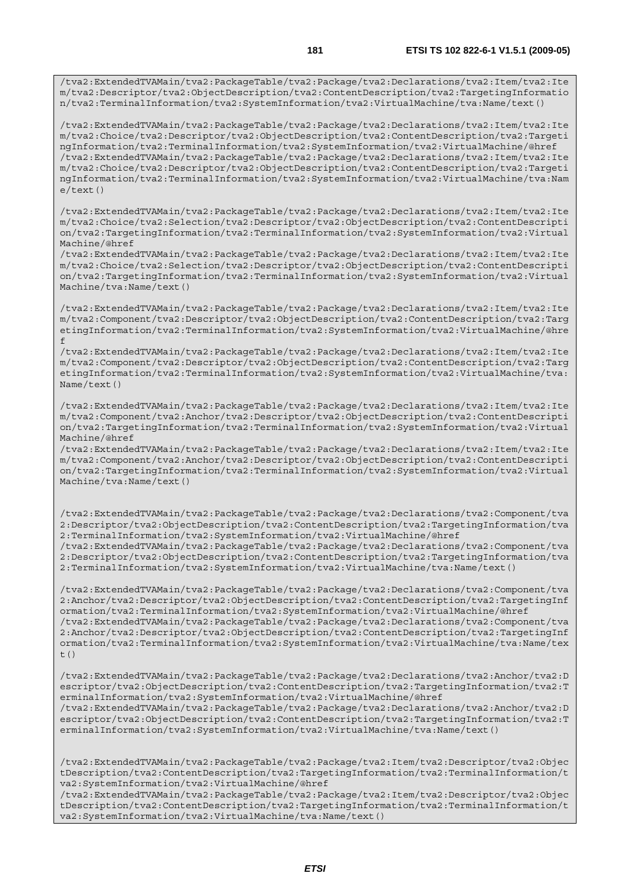```
/tva2:ExtendedTVAMain/tva2:PackageTable/tva2:Package/tva2:Declarations/tva2:Item/tva2:Item/tva2:Descriptor/tva2:ObjectDescription/tva2:ContentDescription/tva2:TargetingInformation/tva2:TerminalInformation/tva2:SystemInformation/tva2:VirtualMachine/tva:Name/text()

/tva2:ExtendedTVAMain/tva2:PackageTable/tva2:Package/tva2:Declarations/tva2:Item/tva2:Item/tva2:Choice/tva2:Descriptor/tva2:ObjectDescription/tva2:ContentDescription/tva2:TargetingInformation/tva2:TerminalInformation/tva2:SystemInformation/tva2:VirtualMachine/@href
/tva2:ExtendedTVAMain/tva2:PackageTable/tva2:Package/tva2:Declarations/tva2:Item/tva2:Item/tva2:Choice/tva2:Descriptor/tva2:ObjectDescription/tva2:ContentDescription/tva2:TargetingInformation/tva2:TerminalInformation/tva2:SystemInformation/tva2:VirtualMachine/tva:Name/text()

/tva2:ExtendedTVAMain/tva2:PackageTable/tva2:Package/tva2:Declarations/tva2:Item/tva2:Item/tva2:Choice/tva2:Selection/tva2:Descriptor/tva2:ObjectDescription/tva2:ContentDescription/tva2:TargetingInformation/tva2:TerminalInformation/tva2:SystemInformation/tva2:VirtualMachine/@href
/tva2:ExtendedTVAMain/tva2:PackageTable/tva2:Package/tva2:Declarations/tva2:Item/tva2:Item/tva2:Choice/tva2:Selection/tva2:Descriptor/tva2:ObjectDescription/tva2:ContentDescription/tva2:TargetingInformation/tva2:TerminalInformation/tva2:SystemInformation/tva2:VirtualMachine/tva:Name/text()

/tva2:ExtendedTVAMain/tva2:PackageTable/tva2:Package/tva2:Declarations/tva2:Item/tva2:Item/tva2:Component/tva2:Descriptor/tva2:ObjectDescription/tva2:ContentDescription/tva2:TargetingInformation/tva2:TerminalInformation/tva2:SystemInformation/tva2:VirtualMachine/@href
/tva2:ExtendedTVAMain/tva2:PackageTable/tva2:Package/tva2:Declarations/tva2:Item/tva2:Item/tva2:Component/tva2:Descriptor/tva2:ObjectDescription/tva2:ContentDescription/tva2:TargetingInformation/tva2:TerminalInformation/tva2:SystemInformation/tva2:VirtualMachine/tva:Name/text()

/tva2:ExtendedTVAMain/tva2:PackageTable/tva2:Package/tva2:Declarations/tva2:Item/tva2:Item/tva2:Component/tva2:Anchor/tva2:Descriptor/tva2:ObjectDescription/tva2:ContentDescription/tva2:TargetingInformation/tva2:TerminalInformation/tva2:SystemInformation/tva2:VirtualMachine/@href
/tva2:ExtendedTVAMain/tva2:PackageTable/tva2:Package/tva2:Declarations/tva2:Item/tva2:Item/tva2:Component/tva2:Anchor/tva2:Descriptor/tva2:ObjectDescription/tva2:ContentDescription/tva2:TargetingInformation/tva2:TerminalInformation/tva2:SystemInformation/tva2:VirtualMachine/tva:Name/text()


/tva2:ExtendedTVAMain/tva2:PackageTable/tva2:Package/tva2:Declarations/tva2:Component/tva2:Descriptor/tva2:ObjectDescription/tva2:ContentDescription/tva2:TargetingInformation/tva2:TerminalInformation/tva2:SystemInformation/tva2:VirtualMachine/@href
/tva2:ExtendedTVAMain/tva2:PackageTable/tva2:Package/tva2:Declarations/tva2:Component/tva2:Descriptor/tva2:ObjectDescription/tva2:ContentDescription/tva2:TargetingInformation/tva2:TerminalInformation/tva2:SystemInformation/tva2:VirtualMachine/tva:Name/text()

/tva2:ExtendedTVAMain/tva2:PackageTable/tva2:Package/tva2:Declarations/tva2:Component/tva2:Anchor/tva2:Descriptor/tva2:ObjectDescription/tva2:ContentDescription/tva2:TargetingInformation/tva2:TerminalInformation/tva2:SystemInformation/tva2:VirtualMachine/@href
/tva2:ExtendedTVAMain/tva2:PackageTable/tva2:Package/tva2:Declarations/tva2:Component/tva2:Anchor/tva2:Descriptor/tva2:ObjectDescription/tva2:ContentDescription/tva2:TargetingInformation/tva2:TerminalInformation/tva2:SystemInformation/tva2:VirtualMachine/tva:Name/text()

/tva2:ExtendedTVAMain/tva2:PackageTable/tva2:Package/tva2:Declarations/tva2:Anchor/tva2:Descriptor/tva2:ObjectDescription/tva2:ContentDescription/tva2:TargetingInformation/tva2:TerminalInformation/tva2:SystemInformation/tva2:VirtualMachine/@href
/tva2:ExtendedTVAMain/tva2:PackageTable/tva2:Package/tva2:Declarations/tva2:Anchor/tva2:Descriptor/tva2:ObjectDescription/tva2:ContentDescription/tva2:TargetingInformation/tva2:TerminalInformation/tva2:SystemInformation/tva2:VirtualMachine/tva:Name/text()


/tva2:ExtendedTVAMain/tva2:PackageTable/tva2:Package/tva2:Item/tva2:Descriptor/tva2:ObjectDescription/tva2:ContentDescription/tva2:TargetingInformation/tva2:TerminalInformation/tva2:SystemInformation/tva2:VirtualMachine/@href
/tva2:ExtendedTVAMain/tva2:PackageTable/tva2:Package/tva2:Item/tva2:Descriptor/tva2:ObjectDescription/tva2:ContentDescription/tva2:TargetingInformation/tva2:TerminalInformation/tva2:SystemInformation/tva2:VirtualMachine/tva:Name/text()
```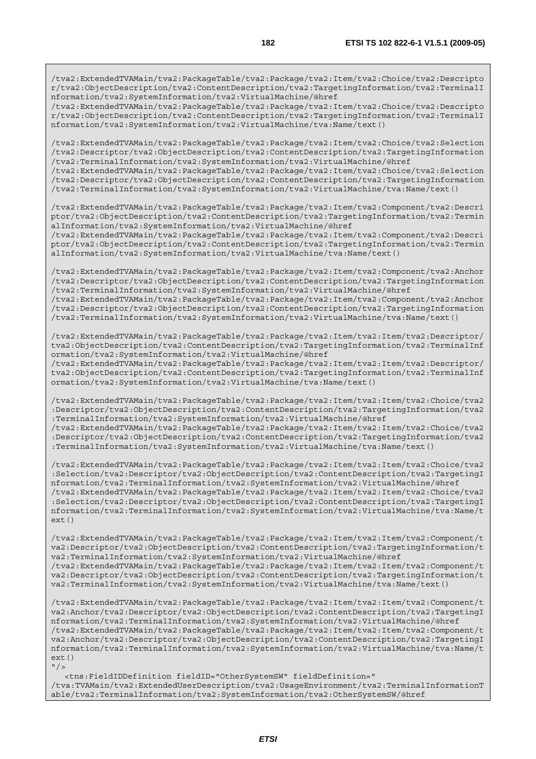```
/tva2:ExtendedTVAMain/tva2:PackageTable/tva2:Package/tva2:Item/tva2:Choice/tva2:Descripto
r/tva2:ObjectDescription/tva2:ContentDescription/tva2:TargetingInformation/tva2:TerminalI
nformation/tva2:SystemInformation/tva2:VirtualMachine/@href
/tva2:ExtendedTVAMain/tva2:PackageTable/tva2:Package/tva2:Item/tva2:Choice/tva2:Descripto
r/tva2:ObjectDescription/tva2:ContentDescription/tva2:TargetingInformation/tva2:TerminalI
nformation/tva2:SystemInformation/tva2:VirtualMachine/tva:Name/text()

/tva2:ExtendedTVAMain/tva2:PackageTable/tva2:Package/tva2:Item/tva2:Choice/tva2:Selection
/tva2:Descriptor/tva2:ObjectDescription/tva2:ContentDescription/tva2:TargetingInformation
/tva2:TerminalInformation/tva2:SystemInformation/tva2:VirtualMachine/@href
/tva2:ExtendedTVAMain/tva2:PackageTable/tva2:Package/tva2:Item/tva2:Choice/tva2:Selection
/tva2:Descriptor/tva2:ObjectDescription/tva2:ContentDescription/tva2:TargetingInformation
/tva2:TerminalInformation/tva2:SystemInformation/tva2:VirtualMachine/tva:Name/text()

/tva2:ExtendedTVAMain/tva2:PackageTable/tva2:Package/tva2:Item/tva2:Component/tva2:Descri
ptor/tva2:ObjectDescription/tva2:ContentDescription/tva2:TargetingInformation/tva2:Termin
alInformation/tva2:SystemInformation/tva2:VirtualMachine/@href
/tva2:ExtendedTVAMain/tva2:PackageTable/tva2:Package/tva2:Item/tva2:Component/tva2:Descri
ptor/tva2:ObjectDescription/tva2:ContentDescription/tva2:TargetingInformation/tva2:Termin
alInformation/tva2:SystemInformation/tva2:VirtualMachine/tva:Name/text()

/tva2:ExtendedTVAMain/tva2:PackageTable/tva2:Package/tva2:Item/tva2:Component/tva2:Anchor
/tva2:Descriptor/tva2:ObjectDescription/tva2:ContentDescription/tva2:TargetingInformation
/tva2:TerminalInformation/tva2:SystemInformation/tva2:VirtualMachine/@href
/tva2:ExtendedTVAMain/tva2:PackageTable/tva2:Package/tva2:Item/tva2:Component/tva2:Anchor
/tva2:Descriptor/tva2:ObjectDescription/tva2:ContentDescription/tva2:TargetingInformation
/tva2:TerminalInformation/tva2:SystemInformation/tva2:VirtualMachine/tva:Name/text()

/tva2:ExtendedTVAMain/tva2:PackageTable/tva2:Package/tva2:Item/tva2:Item/tva2:Descriptor/
tva2:ObjectDescription/tva2:ContentDescription/tva2:TargetingInformation/tva2:TerminalInf
ormation/tva2:SystemInformation/tva2:VirtualMachine/@href
/tva2:ExtendedTVAMain/tva2:PackageTable/tva2:Package/tva2:Item/tva2:Item/tva2:Descriptor/
tva2:ObjectDescription/tva2:ContentDescription/tva2:TargetingInformation/tva2:TerminalInf
ormation/tva2:SystemInformation/tva2:VirtualMachine/tva:Name/text()

/tva2:ExtendedTVAMain/tva2:PackageTable/tva2:Package/tva2:Item/tva2:Item/tva2:Choice/tva2
:Descriptor/tva2:ObjectDescription/tva2:ContentDescription/tva2:TargetingInformation/tva2
:TerminalInformation/tva2:SystemInformation/tva2:VirtualMachine/@href
/tva2:ExtendedTVAMain/tva2:PackageTable/tva2:Package/tva2:Item/tva2:Item/tva2:Choice/tva2
:Descriptor/tva2:ObjectDescription/tva2:ContentDescription/tva2:TargetingInformation/tva2
:TerminalInformation/tva2:SystemInformation/tva2:VirtualMachine/tva:Name/text()

/tva2:ExtendedTVAMain/tva2:PackageTable/tva2:Package/tva2:Item/tva2:Item/tva2:Choice/tva2
:Selection/tva2:Descriptor/tva2:ObjectDescription/tva2:ContentDescription/tva2:TargetingI
nformation/tva2:TerminalInformation/tva2:SystemInformation/tva2:VirtualMachine/@href
/tva2:ExtendedTVAMain/tva2:PackageTable/tva2:Package/tva2:Item/tva2:Item/tva2:Choice/tva2
:Selection/tva2:Descriptor/tva2:ObjectDescription/tva2:ContentDescription/tva2:TargetingI
nformation/tva2:TerminalInformation/tva2:SystemInformation/tva2:VirtualMachine/tva:Name/t
ext()

/tva2:ExtendedTVAMain/tva2:PackageTable/tva2:Package/tva2:Item/tva2:Item/tva2:Component/t
va2:Descriptor/tva2:ObjectDescription/tva2:ContentDescription/tva2:TargetingInformation/t
va2:TerminalInformation/tva2:SystemInformation/tva2:VirtualMachine/@href
/tva2:ExtendedTVAMain/tva2:PackageTable/tva2:Package/tva2:Item/tva2:Item/tva2:Component/t
va2:Descriptor/tva2:ObjectDescription/tva2:ContentDescription/tva2:TargetingInformation/t
va2:TerminalInformation/tva2:SystemInformation/tva2:VirtualMachine/tva:Name/text()

/tva2:ExtendedTVAMain/tva2:PackageTable/tva2:Package/tva2:Item/tva2:Item/tva2:Component/t
va2:Anchor/tva2:Descriptor/tva2:ObjectDescription/tva2:ContentDescription/tva2:TargetingI
nformation/tva2:TerminalInformation/tva2:SystemInformation/tva2:VirtualMachine/@href
/tva2:ExtendedTVAMain/tva2:PackageTable/tva2:Package/tva2:Item/tva2:Item/tva2:Component/t
va2:Anchor/tva2:Descriptor/tva2:ObjectDescription/tva2:ContentDescription/tva2:TargetingI
nformation/tva2:TerminalInformation/tva2:SystemInformation/tva2:VirtualMachine/tva:Name/t
ext()
"/>
   <tns:FieldIDDefinition fieldID="OtherSystemSW" fieldDefinition="
/tva:TVAMain/tva2:ExtendedUserDescription/tva2:UsageEnvironment/tva2:TerminalInformationT
able/tva2:TerminalInformation/tva2:SystemInformation/tva2:OtherSystemSW/@href
```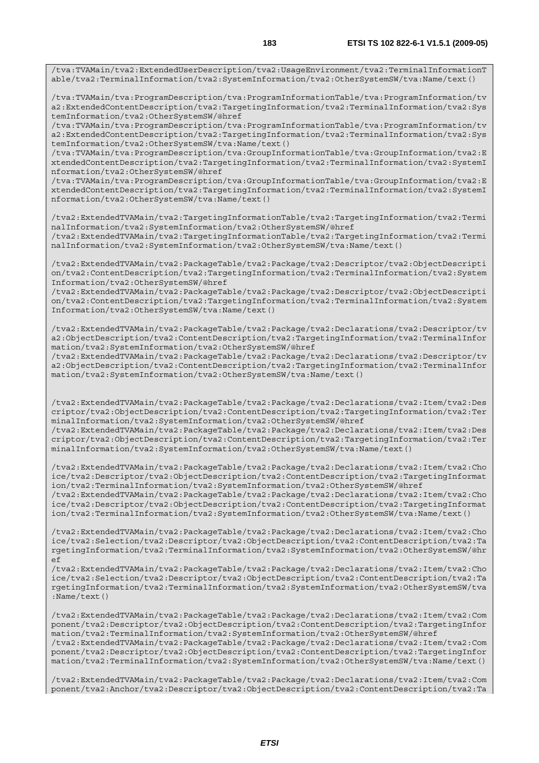```
/tva:TVAMain/tva2:ExtendedUserDescription/tva2:UsageEnvironment/tva2:TerminalInformationTable/tva2:TerminalInformation/tva2:SystemInformation/tva2:OtherSystemSW/tva:Name/text()

/tva:TVAMain/tva:ProgramDescription/tva:ProgramInformationTable/tva:ProgramInformation/tva2:ExtendedContentDescription/tva2:TargetingInformation/tva2:TerminalInformation/tva2:SystemInformation/tva2:OtherSystemSW/@href
/tva:TVAMain/tva:ProgramDescription/tva:ProgramInformationTable/tva:ProgramInformation/tva2:ExtendedContentDescription/tva2:TargetingInformation/tva2:TerminalInformation/tva2:SystemInformation/tva2:OtherSystemSW/tva:Name/text()
/tva:TVAMain/tva:ProgramDescription/tva:GroupInformationTable/tva:GroupInformation/tva2:ExtendedContentDescription/tva2:TargetingInformation/tva2:TerminalInformation/tva2:SystemInformation/tva2:OtherSystemSW/@href
/tva:TVAMain/tva:ProgramDescription/tva:GroupInformationTable/tva:GroupInformation/tva2:ExtendedContentDescription/tva2:TargetingInformation/tva2:TerminalInformation/tva2:SystemInformation/tva2:OtherSystemSW/tva:Name/text()

/tva2:ExtendedTVAMain/tva2:TargetingInformationTable/tva2:TargetingInformation/tva2:TerminalInformation/tva2:SystemInformation/tva2:OtherSystemSW/@href
/tva2:ExtendedTVAMain/tva2:TargetingInformationTable/tva2:TargetingInformation/tva2:TerminalInformation/tva2:SystemInformation/tva2:OtherSystemSW/tva:Name/text()

/tva2:ExtendedTVAMain/tva2:PackageTable/tva2:Package/tva2:Descriptor/tva2:ObjectDescription/tva2:ContentDescription/tva2:TargetingInformation/tva2:TerminalInformation/tva2:SystemInformation/tva2:OtherSystemSW/@href
/tva2:ExtendedTVAMain/tva2:PackageTable/tva2:Package/tva2:Descriptor/tva2:ObjectDescription/tva2:ContentDescription/tva2:TargetingInformation/tva2:TerminalInformation/tva2:SystemInformation/tva2:OtherSystemSW/tva:Name/text()

/tva2:ExtendedTVAMain/tva2:PackageTable/tva2:Package/tva2:Declarations/tva2:Descriptor/tva2:ObjectDescription/tva2:ContentDescription/tva2:TargetingInformation/tva2:TerminalInformation/tva2:SystemInformation/tva2:OtherSystemSW/@href
/tva2:ExtendedTVAMain/tva2:PackageTable/tva2:Package/tva2:Declarations/tva2:Descriptor/tva2:ObjectDescription/tva2:ContentDescription/tva2:TargetingInformation/tva2:TerminalInformation/tva2:SystemInformation/tva2:OtherSystemSW/tva:Name/text()


/tva2:ExtendedTVAMain/tva2:PackageTable/tva2:Package/tva2:Declarations/tva2:Item/tva2:Descriptor/tva2:ObjectDescription/tva2:ContentDescription/tva2:TargetingInformation/tva2:TerminalInformation/tva2:SystemInformation/tva2:OtherSystemSW/@href
/tva2:ExtendedTVAMain/tva2:PackageTable/tva2:Package/tva2:Declarations/tva2:Item/tva2:Descriptor/tva2:ObjectDescription/tva2:ContentDescription/tva2:TargetingInformation/tva2:TerminalInformation/tva2:SystemInformation/tva2:OtherSystemSW/tva:Name/text()

/tva2:ExtendedTVAMain/tva2:PackageTable/tva2:Package/tva2:Declarations/tva2:Item/tva2:Choice/tva2:Descriptor/tva2:ObjectDescription/tva2:ContentDescription/tva2:TargetingInformation/tva2:TerminalInformation/tva2:SystemInformation/tva2:OtherSystemSW/@href
/tva2:ExtendedTVAMain/tva2:PackageTable/tva2:Package/tva2:Declarations/tva2:Item/tva2:Choice/tva2:Descriptor/tva2:ObjectDescription/tva2:ContentDescription/tva2:TargetingInformation/tva2:TerminalInformation/tva2:SystemInformation/tva2:OtherSystemSW/tva:Name/text()

/tva2:ExtendedTVAMain/tva2:PackageTable/tva2:Package/tva2:Declarations/tva2:Item/tva2:Choice/tva2:Selection/tva2:Descriptor/tva2:ObjectDescription/tva2:ContentDescription/tva2:TargetingInformation/tva2:TerminalInformation/tva2:SystemInformation/tva2:OtherSystemSW/@href
/tva2:ExtendedTVAMain/tva2:PackageTable/tva2:Package/tva2:Declarations/tva2:Item/tva2:Choice/tva2:Selection/tva2:Descriptor/tva2:ObjectDescription/tva2:ContentDescription/tva2:TargetingInformation/tva2:TerminalInformation/tva2:SystemInformation/tva2:OtherSystemSW/tva:Name/text()

/tva2:ExtendedTVAMain/tva2:PackageTable/tva2:Package/tva2:Declarations/tva2:Item/tva2:Component/tva2:Descriptor/tva2:ObjectDescription/tva2:ContentDescription/tva2:TargetingInformation/tva2:TerminalInformation/tva2:SystemInformation/tva2:OtherSystemSW/@href
/tva2:ExtendedTVAMain/tva2:PackageTable/tva2:Package/tva2:Declarations/tva2:Item/tva2:Component/tva2:Descriptor/tva2:ObjectDescription/tva2:ContentDescription/tva2:TargetingInformation/tva2:TerminalInformation/tva2:SystemInformation/tva2:OtherSystemSW/tva:Name/text()

/tva2:ExtendedTVAMain/tva2:PackageTable/tva2:Package/tva2:Declarations/tva2:Item/tva2:Component/tva2:Anchor/tva2:Descriptor/tva2:ObjectDescription/tva2:ContentDescription/tva2:Ta
```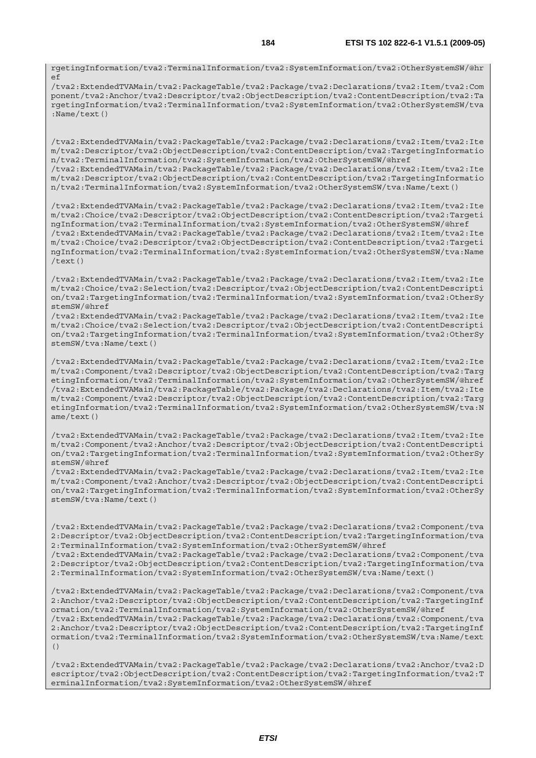```
rgetingInformation/tva2:TerminalInformation/tva2:SystemInformation/tva2:OtherSystemSW/@hr
ef
/tva2:ExtendedTVAMain/tva2:PackageTable/tva2:Package/tva2:Declarations/tva2:Item/tva2:Com
ponent/tva2:Anchor/tva2:Descriptor/tva2:ObjectDescription/tva2:ContentDescription/tva2:Ta
rgetingInformation/tva2:TerminalInformation/tva2:SystemInformation/tva2:OtherSystemSW/tva
:Name/text()


/tva2:ExtendedTVAMain/tva2:PackageTable/tva2:Package/tva2:Declarations/tva2:Item/tva2:Ite
m/tva2:Descriptor/tva2:ObjectDescription/tva2:ContentDescription/tva2:TargetingInformatio
n/tva2:TerminalInformation/tva2:SystemInformation/tva2:OtherSystemSW/@href
/tva2:ExtendedTVAMain/tva2:PackageTable/tva2:Package/tva2:Declarations/tva2:Item/tva2:Ite
m/tva2:Descriptor/tva2:ObjectDescription/tva2:ContentDescription/tva2:TargetingInformatio
n/tva2:TerminalInformation/tva2:SystemInformation/tva2:OtherSystemSW/tva:Name/text()

/tva2:ExtendedTVAMain/tva2:PackageTable/tva2:Package/tva2:Declarations/tva2:Item/tva2:Ite
m/tva2:Choice/tva2:Descriptor/tva2:ObjectDescription/tva2:ContentDescription/tva2:Targeti
ngInformation/tva2:TerminalInformation/tva2:SystemInformation/tva2:OtherSystemSW/@href
/tva2:ExtendedTVAMain/tva2:PackageTable/tva2:Package/tva2:Declarations/tva2:Item/tva2:Ite
m/tva2:Choice/tva2:Descriptor/tva2:ObjectDescription/tva2:ContentDescription/tva2:Targeti
ngInformation/tva2:TerminalInformation/tva2:SystemInformation/tva2:OtherSystemSW/tva:Name
/text()

/tva2:ExtendedTVAMain/tva2:PackageTable/tva2:Package/tva2:Declarations/tva2:Item/tva2:Ite
m/tva2:Choice/tva2:Selection/tva2:Descriptor/tva2:ObjectDescription/tva2:ContentDescripti
on/tva2:TargetingInformation/tva2:TerminalInformation/tva2:SystemInformation/tva2:OtherSy
stemSW/@href
/tva2:ExtendedTVAMain/tva2:PackageTable/tva2:Package/tva2:Declarations/tva2:Item/tva2:Ite
m/tva2:Choice/tva2:Selection/tva2:Descriptor/tva2:ObjectDescription/tva2:ContentDescripti
on/tva2:TargetingInformation/tva2:TerminalInformation/tva2:SystemInformation/tva2:OtherSy
stemSW/tva:Name/text()

/tva2:ExtendedTVAMain/tva2:PackageTable/tva2:Package/tva2:Declarations/tva2:Item/tva2:Ite
m/tva2:Component/tva2:Descriptor/tva2:ObjectDescription/tva2:ContentDescription/tva2:Targ
etingInformation/tva2:TerminalInformation/tva2:SystemInformation/tva2:OtherSystemSW/@href
/tva2:ExtendedTVAMain/tva2:PackageTable/tva2:Package/tva2:Declarations/tva2:Item/tva2:Ite
m/tva2:Component/tva2:Descriptor/tva2:ObjectDescription/tva2:ContentDescription/tva2:Targ
etingInformation/tva2:TerminalInformation/tva2:SystemInformation/tva2:OtherSystemSW/tva:N
ame/text()

/tva2:ExtendedTVAMain/tva2:PackageTable/tva2:Package/tva2:Declarations/tva2:Item/tva2:Ite
m/tva2:Component/tva2:Anchor/tva2:Descriptor/tva2:ObjectDescription/tva2:ContentDescripti
on/tva2:TargetingInformation/tva2:TerminalInformation/tva2:SystemInformation/tva2:OtherSy
stemSW/@href
/tva2:ExtendedTVAMain/tva2:PackageTable/tva2:Package/tva2:Declarations/tva2:Item/tva2:Ite
m/tva2:Component/tva2:Anchor/tva2:Descriptor/tva2:ObjectDescription/tva2:ContentDescripti
on/tva2:TargetingInformation/tva2:TerminalInformation/tva2:SystemInformation/tva2:OtherSy
stemSW/tva:Name/text()


/tva2:ExtendedTVAMain/tva2:PackageTable/tva2:Package/tva2:Declarations/tva2:Component/tva
2:Descriptor/tva2:ObjectDescription/tva2:ContentDescription/tva2:TargetingInformation/tva
2:TerminalInformation/tva2:SystemInformation/tva2:OtherSystemSW/@href
/tva2:ExtendedTVAMain/tva2:PackageTable/tva2:Package/tva2:Declarations/tva2:Component/tva
2:Descriptor/tva2:ObjectDescription/tva2:ContentDescription/tva2:TargetingInformation/tva
2:TerminalInformation/tva2:SystemInformation/tva2:OtherSystemSW/tva:Name/text()

/tva2:ExtendedTVAMain/tva2:PackageTable/tva2:Package/tva2:Declarations/tva2:Component/tva
2:Anchor/tva2:Descriptor/tva2:ObjectDescription/tva2:ContentDescription/tva2:TargetingInf
ormation/tva2:TerminalInformation/tva2:SystemInformation/tva2:OtherSystemSW/@href
/tva2:ExtendedTVAMain/tva2:PackageTable/tva2:Package/tva2:Declarations/tva2:Component/tva
2:Anchor/tva2:Descriptor/tva2:ObjectDescription/tva2:ContentDescription/tva2:TargetingInf
ormation/tva2:TerminalInformation/tva2:SystemInformation/tva2:OtherSystemSW/tva:Name/text
()

/tva2:ExtendedTVAMain/tva2:PackageTable/tva2:Package/tva2:Declarations/tva2:Anchor/tva2:D
escriptor/tva2:ObjectDescription/tva2:ContentDescription/tva2:TargetingInformation/tva2:T
erminalInformation/tva2:SystemInformation/tva2:OtherSystemSW/@href
```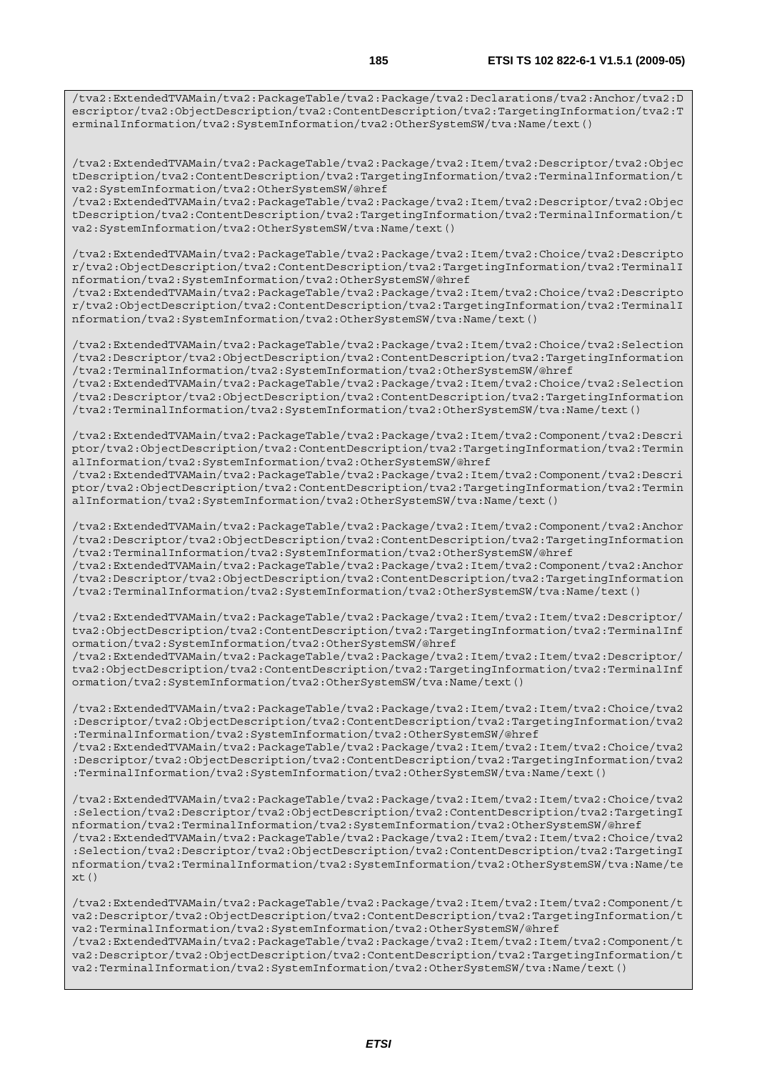```
/tva2:ExtendedTVAMain/tva2:PackageTable/tva2:Package/tva2:Declarations/tva2:Anchor/tva2:Descriptor/tva2:ObjectDescription/tva2:ContentDescription/tva2:TargetingInformation/tva2:TerminalInformation/tva2:SystemInformation/tva2:OtherSystemSW/tva:Name/text()


/tva2:ExtendedTVAMain/tva2:PackageTable/tva2:Package/tva2:Item/tva2:Descriptor/tva2:ObjectDescription/tva2:ContentDescription/tva2:TargetingInformation/tva2:TerminalInformation/tva2:SystemInformation/tva2:OtherSystemSW/@href
/tva2:ExtendedTVAMain/tva2:PackageTable/tva2:Package/tva2:Item/tva2:Descriptor/tva2:ObjectDescription/tva2:ContentDescription/tva2:TargetingInformation/tva2:TerminalInformation/tva2:SystemInformation/tva2:OtherSystemSW/tva:Name/text()

/tva2:ExtendedTVAMain/tva2:PackageTable/tva2:Package/tva2:Item/tva2:Choice/tva2:Descriptor/tva2:ObjectDescription/tva2:ContentDescription/tva2:TargetingInformation/tva2:TerminalInformation/tva2:SystemInformation/tva2:OtherSystemSW/@href
/tva2:ExtendedTVAMain/tva2:PackageTable/tva2:Package/tva2:Item/tva2:Choice/tva2:Descriptor/tva2:ObjectDescription/tva2:ContentDescription/tva2:TargetingInformation/tva2:TerminalInformation/tva2:SystemInformation/tva2:OtherSystemSW/tva:Name/text()

/tva2:ExtendedTVAMain/tva2:PackageTable/tva2:Package/tva2:Item/tva2:Choice/tva2:Selection/tva2:Descriptor/tva2:ObjectDescription/tva2:ContentDescription/tva2:TargetingInformation/tva2:TerminalInformation/tva2:SystemInformation/tva2:OtherSystemSW/@href
/tva2:ExtendedTVAMain/tva2:PackageTable/tva2:Package/tva2:Item/tva2:Choice/tva2:Selection/tva2:Descriptor/tva2:ObjectDescription/tva2:ContentDescription/tva2:TargetingInformation/tva2:TerminalInformation/tva2:SystemInformation/tva2:OtherSystemSW/tva:Name/text()

/tva2:ExtendedTVAMain/tva2:PackageTable/tva2:Package/tva2:Item/tva2:Component/tva2:Descriptor/tva2:ObjectDescription/tva2:ContentDescription/tva2:TargetingInformation/tva2:TerminalInformation/tva2:SystemInformation/tva2:OtherSystemSW/@href
/tva2:ExtendedTVAMain/tva2:PackageTable/tva2:Package/tva2:Item/tva2:Component/tva2:Descriptor/tva2:ObjectDescription/tva2:ContentDescription/tva2:TargetingInformation/tva2:TerminalInformation/tva2:SystemInformation/tva2:OtherSystemSW/tva:Name/text()

/tva2:ExtendedTVAMain/tva2:PackageTable/tva2:Package/tva2:Item/tva2:Component/tva2:Anchor/tva2:Descriptor/tva2:ObjectDescription/tva2:ContentDescription/tva2:TargetingInformation/tva2:TerminalInformation/tva2:SystemInformation/tva2:OtherSystemSW/@href
/tva2:ExtendedTVAMain/tva2:PackageTable/tva2:Package/tva2:Item/tva2:Component/tva2:Anchor/tva2:Descriptor/tva2:ObjectDescription/tva2:ContentDescription/tva2:TargetingInformation/tva2:TerminalInformation/tva2:SystemInformation/tva2:OtherSystemSW/tva:Name/text()

/tva2:ExtendedTVAMain/tva2:PackageTable/tva2:Package/tva2:Item/tva2:Item/tva2:Descriptor/tva2:ObjectDescription/tva2:ContentDescription/tva2:TargetingInformation/tva2:TerminalInformation/tva2:SystemInformation/tva2:OtherSystemSW/@href
/tva2:ExtendedTVAMain/tva2:PackageTable/tva2:Package/tva2:Item/tva2:Item/tva2:Descriptor/tva2:ObjectDescription/tva2:ContentDescription/tva2:TargetingInformation/tva2:TerminalInformation/tva2:SystemInformation/tva2:OtherSystemSW/tva:Name/text()

/tva2:ExtendedTVAMain/tva2:PackageTable/tva2:Package/tva2:Item/tva2:Item/tva2:Choice/tva2:Descriptor/tva2:ObjectDescription/tva2:ContentDescription/tva2:TargetingInformation/tva2:TerminalInformation/tva2:SystemInformation/tva2:OtherSystemSW/@href
/tva2:ExtendedTVAMain/tva2:PackageTable/tva2:Package/tva2:Item/tva2:Item/tva2:Choice/tva2:Descriptor/tva2:ObjectDescription/tva2:ContentDescription/tva2:TargetingInformation/tva2:TerminalInformation/tva2:SystemInformation/tva2:OtherSystemSW/tva:Name/text()

/tva2:ExtendedTVAMain/tva2:PackageTable/tva2:Package/tva2:Item/tva2:Item/tva2:Choice/tva2:Selection/tva2:Descriptor/tva2:ObjectDescription/tva2:ContentDescription/tva2:TargetingInformation/tva2:TerminalInformation/tva2:SystemInformation/tva2:OtherSystemSW/@href
/tva2:ExtendedTVAMain/tva2:PackageTable/tva2:Package/tva2:Item/tva2:Item/tva2:Choice/tva2:Selection/tva2:Descriptor/tva2:ObjectDescription/tva2:ContentDescription/tva2:TargetingInformation/tva2:TerminalInformation/tva2:SystemInformation/tva2:OtherSystemSW/tva:Name/text()

/tva2:ExtendedTVAMain/tva2:PackageTable/tva2:Package/tva2:Item/tva2:Item/tva2:Component/tva2:Descriptor/tva2:ObjectDescription/tva2:ContentDescription/tva2:TargetingInformation/tva2:TerminalInformation/tva2:SystemInformation/tva2:OtherSystemSW/@href
/tva2:ExtendedTVAMain/tva2:PackageTable/tva2:Package/tva2:Item/tva2:Item/tva2:Component/tva2:Descriptor/tva2:ObjectDescription/tva2:ContentDescription/tva2:TargetingInformation/tva2:TerminalInformation/tva2:SystemInformation/tva2:OtherSystemSW/tva:Name/text()
```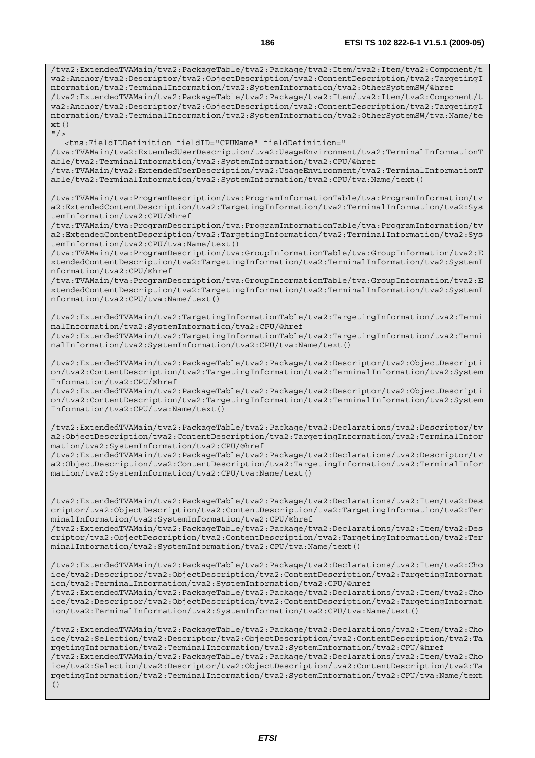```
/tva2:ExtendedTVAMain/tva2:PackageTable/tva2:Package/tva2:Item/tva2:Item/tva2:Component/t
va2:Anchor/tva2:Descriptor/tva2:ObjectDescription/tva2:ContentDescription/tva2:TargetingI
nformation/tva2:TerminalInformation/tva2:SystemInformation/tva2:OtherSystemSW/@href
/tva2:ExtendedTVAMain/tva2:PackageTable/tva2:Package/tva2:Item/tva2:Item/tva2:Component/t
va2:Anchor/tva2:Descriptor/tva2:ObjectDescription/tva2:ContentDescription/tva2:TargetingI
nformation/tva2:TerminalInformation/tva2:SystemInformation/tva2:OtherSystemSW/tva:Name/te
xt()
"/>
   <tns:FieldIDDefinition fieldID="CPUName" fieldDefinition="
/tva:TVAMain/tva2:ExtendedUserDescription/tva2:UsageEnvironment/tva2:TerminalInformationT
able/tva2:TerminalInformation/tva2:SystemInformation/tva2:CPU/@href
/tva:TVAMain/tva2:ExtendedUserDescription/tva2:UsageEnvironment/tva2:TerminalInformationT
able/tva2:TerminalInformation/tva2:SystemInformation/tva2:CPU/tva:Name/text()

/tva:TVAMain/tva:ProgramDescription/tva:ProgramInformationTable/tva:ProgramInformation/tv
a2:ExtendedContentDescription/tva2:TargetingInformation/tva2:TerminalInformation/tva2:Sys
temInformation/tva2:CPU/@href
/tva:TVAMain/tva:ProgramDescription/tva:ProgramInformationTable/tva:ProgramInformation/tv
a2:ExtendedContentDescription/tva2:TargetingInformation/tva2:TerminalInformation/tva2:Sys
temInformation/tva2:CPU/tva:Name/text()
/tva:TVAMain/tva:ProgramDescription/tva:GroupInformationTable/tva:GroupInformation/tva2:E
xtendedContentDescription/tva2:TargetingInformation/tva2:TerminalInformation/tva2:SystemI
nformation/tva2:CPU/@href
/tva:TVAMain/tva:ProgramDescription/tva:GroupInformationTable/tva:GroupInformation/tva2:E
xtendedContentDescription/tva2:TargetingInformation/tva2:TerminalInformation/tva2:SystemI
nformation/tva2:CPU/tva:Name/text()

/tva2:ExtendedTVAMain/tva2:TargetingInformationTable/tva2:TargetingInformation/tva2:Termi
nalInformation/tva2:SystemInformation/tva2:CPU/@href
/tva2:ExtendedTVAMain/tva2:TargetingInformationTable/tva2:TargetingInformation/tva2:Termi
nalInformation/tva2:SystemInformation/tva2:CPU/tva:Name/text()

/tva2:ExtendedTVAMain/tva2:PackageTable/tva2:Package/tva2:Descriptor/tva2:ObjectDescripti
on/tva2:ContentDescription/tva2:TargetingInformation/tva2:TerminalInformation/tva2:System
Information/tva2:CPU/@href
/tva2:ExtendedTVAMain/tva2:PackageTable/tva2:Package/tva2:Descriptor/tva2:ObjectDescripti
on/tva2:ContentDescription/tva2:TargetingInformation/tva2:TerminalInformation/tva2:System
Information/tva2:CPU/tva:Name/text()

/tva2:ExtendedTVAMain/tva2:PackageTable/tva2:Package/tva2:Declarations/tva2:Descriptor/tv
a2:ObjectDescription/tva2:ContentDescription/tva2:TargetingInformation/tva2:TerminalInfor
mation/tva2:SystemInformation/tva2:CPU/@href
/tva2:ExtendedTVAMain/tva2:PackageTable/tva2:Package/tva2:Declarations/tva2:Descriptor/tv
a2:ObjectDescription/tva2:ContentDescription/tva2:TargetingInformation/tva2:TerminalInfor
mation/tva2:SystemInformation/tva2:CPU/tva:Name/text()


/tva2:ExtendedTVAMain/tva2:PackageTable/tva2:Package/tva2:Declarations/tva2:Item/tva2:Des
criptor/tva2:ObjectDescription/tva2:ContentDescription/tva2:TargetingInformation/tva2:Ter
minalInformation/tva2:SystemInformation/tva2:CPU/@href
/tva2:ExtendedTVAMain/tva2:PackageTable/tva2:Package/tva2:Declarations/tva2:Item/tva2:Des
criptor/tva2:ObjectDescription/tva2:ContentDescription/tva2:TargetingInformation/tva2:Ter
minalInformation/tva2:SystemInformation/tva2:CPU/tva:Name/text()

/tva2:ExtendedTVAMain/tva2:PackageTable/tva2:Package/tva2:Declarations/tva2:Item/tva2:Cho
ice/tva2:Descriptor/tva2:ObjectDescription/tva2:ContentDescription/tva2:TargetingInformat
ion/tva2:TerminalInformation/tva2:SystemInformation/tva2:CPU/@href
/tva2:ExtendedTVAMain/tva2:PackageTable/tva2:Package/tva2:Declarations/tva2:Item/tva2:Cho
ice/tva2:Descriptor/tva2:ObjectDescription/tva2:ContentDescription/tva2:TargetingInformat
ion/tva2:TerminalInformation/tva2:SystemInformation/tva2:CPU/tva:Name/text()

/tva2:ExtendedTVAMain/tva2:PackageTable/tva2:Package/tva2:Declarations/tva2:Item/tva2:Cho
ice/tva2:Selection/tva2:Descriptor/tva2:ObjectDescription/tva2:ContentDescription/tva2:Ta
rgetingInformation/tva2:TerminalInformation/tva2:SystemInformation/tva2:CPU/@href
/tva2:ExtendedTVAMain/tva2:PackageTable/tva2:Package/tva2:Declarations/tva2:Item/tva2:Cho
ice/tva2:Selection/tva2:Descriptor/tva2:ObjectDescription/tva2:ContentDescription/tva2:Ta
rgetingInformation/tva2:TerminalInformation/tva2:SystemInformation/tva2:CPU/tva:Name/text
()
```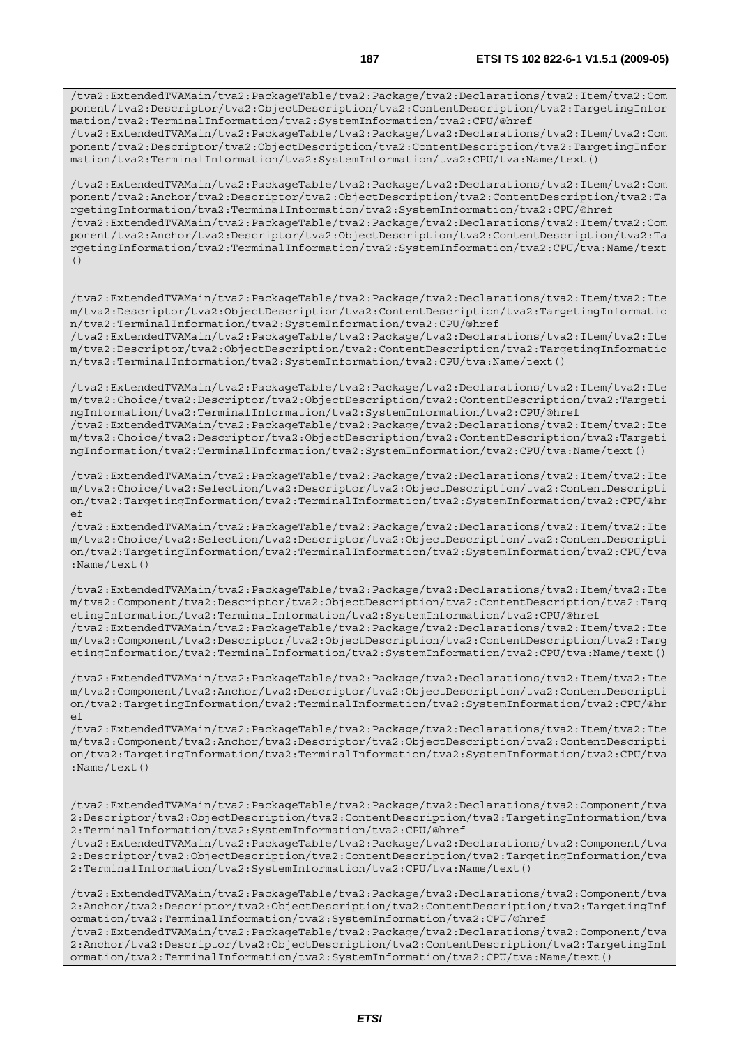```
/tva2:ExtendedTVAMain/tva2:PackageTable/tva2:Package/tva2:Declarations/tva2:Item/tva2:Component/tva2:Descriptor/tva2:ObjectDescription/tva2:ContentDescription/tva2:TargetingInformation/tva2:TerminalInformation/tva2:SystemInformation/tva2:CPU/@href
/tva2:ExtendedTVAMain/tva2:PackageTable/tva2:Package/tva2:Declarations/tva2:Item/tva2:Component/tva2:Descriptor/tva2:ObjectDescription/tva2:ContentDescription/tva2:TargetingInformation/tva2:TerminalInformation/tva2:SystemInformation/tva2:CPU/tva:Name/text()

/tva2:ExtendedTVAMain/tva2:PackageTable/tva2:Package/tva2:Declarations/tva2:Item/tva2:Component/tva2:Anchor/tva2:Descriptor/tva2:ObjectDescription/tva2:ContentDescription/tva2:TargetingInformation/tva2:TerminalInformation/tva2:SystemInformation/tva2:CPU/@href
/tva2:ExtendedTVAMain/tva2:PackageTable/tva2:Package/tva2:Declarations/tva2:Item/tva2:Component/tva2:Anchor/tva2:Descriptor/tva2:ObjectDescription/tva2:ContentDescription/tva2:TargetingInformation/tva2:TerminalInformation/tva2:SystemInformation/tva2:CPU/tva:Name/text()


/tva2:ExtendedTVAMain/tva2:PackageTable/tva2:Package/tva2:Declarations/tva2:Item/tva2:Item/tva2:Descriptor/tva2:ObjectDescription/tva2:ContentDescription/tva2:TargetingInformation/tva2:TerminalInformation/tva2:SystemInformation/tva2:CPU/@href
/tva2:ExtendedTVAMain/tva2:PackageTable/tva2:Package/tva2:Declarations/tva2:Item/tva2:Item/tva2:Descriptor/tva2:ObjectDescription/tva2:ContentDescription/tva2:TargetingInformation/tva2:TerminalInformation/tva2:SystemInformation/tva2:CPU/tva:Name/text()

/tva2:ExtendedTVAMain/tva2:PackageTable/tva2:Package/tva2:Declarations/tva2:Item/tva2:Item/tva2:Choice/tva2:Descriptor/tva2:ObjectDescription/tva2:ContentDescription/tva2:TargetingInformation/tva2:TerminalInformation/tva2:SystemInformation/tva2:CPU/@href
/tva2:ExtendedTVAMain/tva2:PackageTable/tva2:Package/tva2:Declarations/tva2:Item/tva2:Item/tva2:Choice/tva2:Descriptor/tva2:ObjectDescription/tva2:ContentDescription/tva2:TargetingInformation/tva2:TerminalInformation/tva2:SystemInformation/tva2:CPU/tva:Name/text()

/tva2:ExtendedTVAMain/tva2:PackageTable/tva2:Package/tva2:Declarations/tva2:Item/tva2:Item/tva2:Choice/tva2:Selection/tva2:Descriptor/tva2:ObjectDescription/tva2:ContentDescription/tva2:TargetingInformation/tva2:TerminalInformation/tva2:SystemInformation/tva2:CPU/@href
/tva2:ExtendedTVAMain/tva2:PackageTable/tva2:Package/tva2:Declarations/tva2:Item/tva2:Item/tva2:Choice/tva2:Selection/tva2:Descriptor/tva2:ObjectDescription/tva2:ContentDescription/tva2:TargetingInformation/tva2:TerminalInformation/tva2:SystemInformation/tva2:CPU/tva:Name/text()

/tva2:ExtendedTVAMain/tva2:PackageTable/tva2:Package/tva2:Declarations/tva2:Item/tva2:Item/tva2:Component/tva2:Descriptor/tva2:ObjectDescription/tva2:ContentDescription/tva2:TargetingInformation/tva2:TerminalInformation/tva2:SystemInformation/tva2:CPU/@href
/tva2:ExtendedTVAMain/tva2:PackageTable/tva2:Package/tva2:Declarations/tva2:Item/tva2:Item/tva2:Component/tva2:Descriptor/tva2:ObjectDescription/tva2:ContentDescription/tva2:TargetingInformation/tva2:TerminalInformation/tva2:SystemInformation/tva2:CPU/tva:Name/text()

/tva2:ExtendedTVAMain/tva2:PackageTable/tva2:Package/tva2:Declarations/tva2:Item/tva2:Item/tva2:Component/tva2:Anchor/tva2:Descriptor/tva2:ObjectDescription/tva2:ContentDescription/tva2:TargetingInformation/tva2:TerminalInformation/tva2:SystemInformation/tva2:CPU/@href
/tva2:ExtendedTVAMain/tva2:PackageTable/tva2:Package/tva2:Declarations/tva2:Item/tva2:Item/tva2:Component/tva2:Anchor/tva2:Descriptor/tva2:ObjectDescription/tva2:ContentDescription/tva2:TargetingInformation/tva2:TerminalInformation/tva2:SystemInformation/tva2:CPU/tva:Name/text()


/tva2:ExtendedTVAMain/tva2:PackageTable/tva2:Package/tva2:Declarations/tva2:Component/tva2:Descriptor/tva2:ObjectDescription/tva2:ContentDescription/tva2:TargetingInformation/tva2:TerminalInformation/tva2:SystemInformation/tva2:CPU/@href
/tva2:ExtendedTVAMain/tva2:PackageTable/tva2:Package/tva2:Declarations/tva2:Component/tva2:Descriptor/tva2:ObjectDescription/tva2:ContentDescription/tva2:TargetingInformation/tva2:TerminalInformation/tva2:SystemInformation/tva2:CPU/tva:Name/text()

/tva2:ExtendedTVAMain/tva2:PackageTable/tva2:Package/tva2:Declarations/tva2:Component/tva2:Anchor/tva2:Descriptor/tva2:ObjectDescription/tva2:ContentDescription/tva2:TargetingInformation/tva2:TerminalInformation/tva2:SystemInformation/tva2:CPU/@href
/tva2:ExtendedTVAMain/tva2:PackageTable/tva2:Package/tva2:Declarations/tva2:Component/tva2:Anchor/tva2:Descriptor/tva2:ObjectDescription/tva2:ContentDescription/tva2:TargetingInformation/tva2:TerminalInformation/tva2:SystemInformation/tva2:CPU/tva:Name/text()
```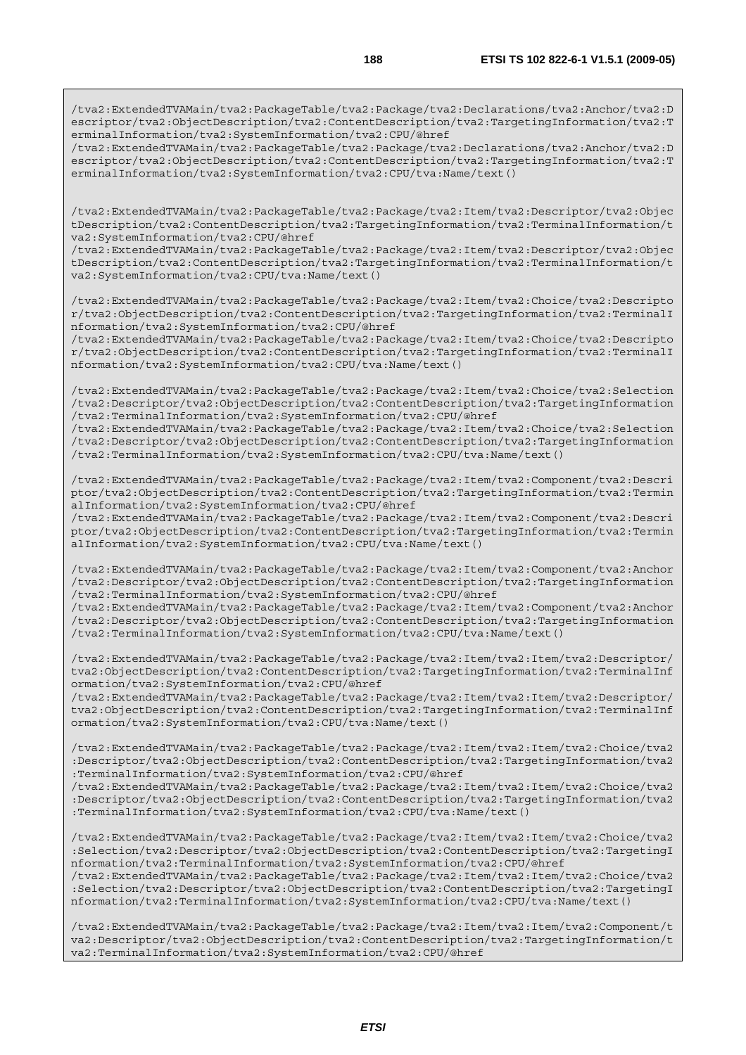```
/tva2:ExtendedTVAMain/tva2:PackageTable/tva2:Package/tva2:Declarations/tva2:Anchor/tva2:Descriptor/tva2:ObjectDescription/tva2:ContentDescription/tva2:TargetingInformation/tva2:TerminalInformation/tva2:SystemInformation/tva2:CPU/@href
/tva2:ExtendedTVAMain/tva2:PackageTable/tva2:Package/tva2:Declarations/tva2:Anchor/tva2:Descriptor/tva2:ObjectDescription/tva2:ContentDescription/tva2:TargetingInformation/tva2:TerminalInformation/tva2:SystemInformation/tva2:CPU/tva:Name/text()


/tva2:ExtendedTVAMain/tva2:PackageTable/tva2:Package/tva2:Item/tva2:Descriptor/tva2:ObjectDescription/tva2:ContentDescription/tva2:TargetingInformation/tva2:TerminalInformation/tva2:SystemInformation/tva2:CPU/@href
/tva2:ExtendedTVAMain/tva2:PackageTable/tva2:Package/tva2:Item/tva2:Descriptor/tva2:ObjectDescription/tva2:ContentDescription/tva2:TargetingInformation/tva2:TerminalInformation/tva2:SystemInformation/tva2:CPU/tva:Name/text()

/tva2:ExtendedTVAMain/tva2:PackageTable/tva2:Package/tva2:Item/tva2:Choice/tva2:Descriptor/tva2:ObjectDescription/tva2:ContentDescription/tva2:TargetingInformation/tva2:TerminalInformation/tva2:SystemInformation/tva2:CPU/@href
/tva2:ExtendedTVAMain/tva2:PackageTable/tva2:Package/tva2:Item/tva2:Choice/tva2:Descriptor/tva2:ObjectDescription/tva2:ContentDescription/tva2:TargetingInformation/tva2:TerminalInformation/tva2:SystemInformation/tva2:CPU/tva:Name/text()

/tva2:ExtendedTVAMain/tva2:PackageTable/tva2:Package/tva2:Item/tva2:Choice/tva2:Selection/tva2:Descriptor/tva2:ObjectDescription/tva2:ContentDescription/tva2:TargetingInformation/tva2:TerminalInformation/tva2:SystemInformation/tva2:CPU/@href
/tva2:ExtendedTVAMain/tva2:PackageTable/tva2:Package/tva2:Item/tva2:Choice/tva2:Selection/tva2:Descriptor/tva2:ObjectDescription/tva2:ContentDescription/tva2:TargetingInformation/tva2:TerminalInformation/tva2:SystemInformation/tva2:CPU/tva:Name/text()

/tva2:ExtendedTVAMain/tva2:PackageTable/tva2:Package/tva2:Item/tva2:Component/tva2:Descriptor/tva2:ObjectDescription/tva2:ContentDescription/tva2:TargetingInformation/tva2:TerminalInformation/tva2:SystemInformation/tva2:CPU/@href
/tva2:ExtendedTVAMain/tva2:PackageTable/tva2:Package/tva2:Item/tva2:Component/tva2:Descriptor/tva2:ObjectDescription/tva2:ContentDescription/tva2:TargetingInformation/tva2:TerminalInformation/tva2:SystemInformation/tva2:CPU/tva:Name/text()

/tva2:ExtendedTVAMain/tva2:PackageTable/tva2:Package/tva2:Item/tva2:Component/tva2:Anchor/tva2:Descriptor/tva2:ObjectDescription/tva2:ContentDescription/tva2:TargetingInformation/tva2:TerminalInformation/tva2:SystemInformation/tva2:CPU/@href
/tva2:ExtendedTVAMain/tva2:PackageTable/tva2:Package/tva2:Item/tva2:Component/tva2:Anchor/tva2:Descriptor/tva2:ObjectDescription/tva2:ContentDescription/tva2:TargetingInformation/tva2:TerminalInformation/tva2:SystemInformation/tva2:CPU/tva:Name/text()

/tva2:ExtendedTVAMain/tva2:PackageTable/tva2:Package/tva2:Item/tva2:Item/tva2:Descriptor/tva2:ObjectDescription/tva2:ContentDescription/tva2:TargetingInformation/tva2:TerminalInformation/tva2:SystemInformation/tva2:CPU/@href
/tva2:ExtendedTVAMain/tva2:PackageTable/tva2:Package/tva2:Item/tva2:Item/tva2:Descriptor/tva2:ObjectDescription/tva2:ContentDescription/tva2:TargetingInformation/tva2:TerminalInformation/tva2:SystemInformation/tva2:CPU/tva:Name/text()

/tva2:ExtendedTVAMain/tva2:PackageTable/tva2:Package/tva2:Item/tva2:Item/tva2:Choice/tva2:Descriptor/tva2:ObjectDescription/tva2:ContentDescription/tva2:TargetingInformation/tva2:TerminalInformation/tva2:SystemInformation/tva2:CPU/@href
/tva2:ExtendedTVAMain/tva2:PackageTable/tva2:Package/tva2:Item/tva2:Item/tva2:Choice/tva2:Descriptor/tva2:ObjectDescription/tva2:ContentDescription/tva2:TargetingInformation/tva2:TerminalInformation/tva2:SystemInformation/tva2:CPU/tva:Name/text()

/tva2:ExtendedTVAMain/tva2:PackageTable/tva2:Package/tva2:Item/tva2:Item/tva2:Choice/tva2:Selection/tva2:Descriptor/tva2:ObjectDescription/tva2:ContentDescription/tva2:TargetingInformation/tva2:TerminalInformation/tva2:SystemInformation/tva2:CPU/@href
/tva2:ExtendedTVAMain/tva2:PackageTable/tva2:Package/tva2:Item/tva2:Item/tva2:Choice/tva2:Selection/tva2:Descriptor/tva2:ObjectDescription/tva2:ContentDescription/tva2:TargetingInformation/tva2:TerminalInformation/tva2:SystemInformation/tva2:CPU/tva:Name/text()

/tva2:ExtendedTVAMain/tva2:PackageTable/tva2:Package/tva2:Item/tva2:Item/tva2:Component/tva2:Descriptor/tva2:ObjectDescription/tva2:ContentDescription/tva2:TargetingInformation/tva2:TerminalInformation/tva2:SystemInformation/tva2:CPU/@href
```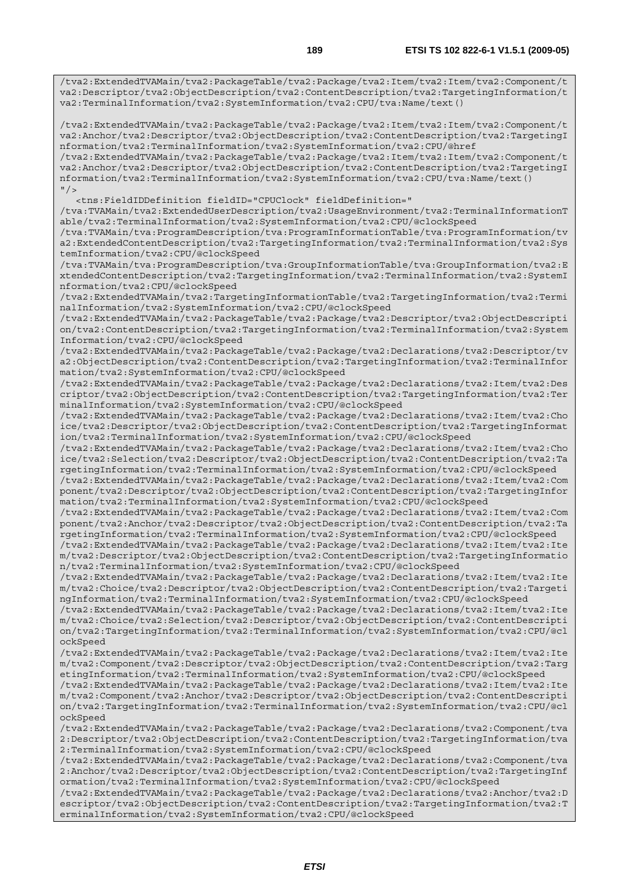```
/tva2:ExtendedTVAMain/tva2:PackageTable/tva2:Package/tva2:Item/tva2:Item/tva2:Component/t
va2:Descriptor/tva2:ObjectDescription/tva2:ContentDescription/tva2:TargetingInformation/t
va2:TerminalInformation/tva2:SystemInformation/tva2:CPU/tva:Name/text()

/tva2:ExtendedTVAMain/tva2:PackageTable/tva2:Package/tva2:Item/tva2:Item/tva2:Component/t
va2:Anchor/tva2:Descriptor/tva2:ObjectDescription/tva2:ContentDescription/tva2:TargetingI
nformation/tva2:TerminalInformation/tva2:SystemInformation/tva2:CPU/@href
/tva2:ExtendedTVAMain/tva2:PackageTable/tva2:Package/tva2:Item/tva2:Item/tva2:Component/t
va2:Anchor/tva2:Descriptor/tva2:ObjectDescription/tva2:ContentDescription/tva2:TargetingI
nformation/tva2:TerminalInformation/tva2:SystemInformation/tva2:CPU/tva:Name/text()
"/>
   <tns:FieldIDDefinition fieldID="CPUClock" fieldDefinition="
/tva:TVAMain/tva2:ExtendedUserDescription/tva2:UsageEnvironment/tva2:TerminalInformationT
able/tva2:TerminalInformation/tva2:SystemInformation/tva2:CPU/@clockSpeed
/tva:TVAMain/tva:ProgramDescription/tva:ProgramInformationTable/tva:ProgramInformation/tv
a2:ExtendedContentDescription/tva2:TargetingInformation/tva2:TerminalInformation/tva2:Sys
temInformation/tva2:CPU/@clockSpeed
/tva:TVAMain/tva:ProgramDescription/tva:GroupInformationTable/tva:GroupInformation/tva2:E
xtendedContentDescription/tva2:TargetingInformation/tva2:TerminalInformation/tva2:SystemI
nformation/tva2:CPU/@clockSpeed
/tva2:ExtendedTVAMain/tva2:TargetingInformationTable/tva2:TargetingInformation/tva2:Termi
nalInformation/tva2:SystemInformation/tva2:CPU/@clockSpeed
/tva2:ExtendedTVAMain/tva2:PackageTable/tva2:Package/tva2:Descriptor/tva2:ObjectDescripti
on/tva2:ContentDescription/tva2:TargetingInformation/tva2:TerminalInformation/tva2:System
Information/tva2:CPU/@clockSpeed
/tva2:ExtendedTVAMain/tva2:PackageTable/tva2:Package/tva2:Declarations/tva2:Descriptor/tv
a2:ObjectDescription/tva2:ContentDescription/tva2:TargetingInformation/tva2:TerminalInfor
mation/tva2:SystemInformation/tva2:CPU/@clockSpeed
/tva2:ExtendedTVAMain/tva2:PackageTable/tva2:Package/tva2:Declarations/tva2:Item/tva2:Des
criptor/tva2:ObjectDescription/tva2:ContentDescription/tva2:TargetingInformation/tva2:Ter
minalInformation/tva2:SystemInformation/tva2:CPU/@clockSpeed
/tva2:ExtendedTVAMain/tva2:PackageTable/tva2:Package/tva2:Declarations/tva2:Item/tva2:Cho
ice/tva2:Descriptor/tva2:ObjectDescription/tva2:ContentDescription/tva2:TargetingInformat
ion/tva2:TerminalInformation/tva2:SystemInformation/tva2:CPU/@clockSpeed
/tva2:ExtendedTVAMain/tva2:PackageTable/tva2:Package/tva2:Declarations/tva2:Item/tva2:Cho
ice/tva2:Selection/tva2:Descriptor/tva2:ObjectDescription/tva2:ContentDescription/tva2:Ta
rgetingInformation/tva2:TerminalInformation/tva2:SystemInformation/tva2:CPU/@clockSpeed
/tva2:ExtendedTVAMain/tva2:PackageTable/tva2:Package/tva2:Declarations/tva2:Item/tva2:Com
ponent/tva2:Descriptor/tva2:ObjectDescription/tva2:ContentDescription/tva2:TargetingInfor
mation/tva2:TerminalInformation/tva2:SystemInformation/tva2:CPU/@clockSpeed
/tva2:ExtendedTVAMain/tva2:PackageTable/tva2:Package/tva2:Declarations/tva2:Item/tva2:Com
ponent/tva2:Anchor/tva2:Descriptor/tva2:ObjectDescription/tva2:ContentDescription/tva2:Ta
rgetingInformation/tva2:TerminalInformation/tva2:SystemInformation/tva2:CPU/@clockSpeed
/tva2:ExtendedTVAMain/tva2:PackageTable/tva2:Package/tva2:Declarations/tva2:Item/tva2:Ite
m/tva2:Descriptor/tva2:ObjectDescription/tva2:ContentDescription/tva2:TargetingInformatio
n/tva2:TerminalInformation/tva2:SystemInformation/tva2:CPU/@clockSpeed
/tva2:ExtendedTVAMain/tva2:PackageTable/tva2:Package/tva2:Declarations/tva2:Item/tva2:Ite
m/tva2:Choice/tva2:Descriptor/tva2:ObjectDescription/tva2:ContentDescription/tva2:Targeti
ngInformation/tva2:TerminalInformation/tva2:SystemInformation/tva2:CPU/@clockSpeed
/tva2:ExtendedTVAMain/tva2:PackageTable/tva2:Package/tva2:Declarations/tva2:Item/tva2:Ite
m/tva2:Choice/tva2:Selection/tva2:Descriptor/tva2:ObjectDescription/tva2:ContentDescripti
on/tva2:TargetingInformation/tva2:TerminalInformation/tva2:SystemInformation/tva2:CPU/@cl
ockSpeed
/tva2:ExtendedTVAMain/tva2:PackageTable/tva2:Package/tva2:Declarations/tva2:Item/tva2:Ite
m/tva2:Component/tva2:Descriptor/tva2:ObjectDescription/tva2:ContentDescription/tva2:Targ
etingInformation/tva2:TerminalInformation/tva2:SystemInformation/tva2:CPU/@clockSpeed
/tva2:ExtendedTVAMain/tva2:PackageTable/tva2:Package/tva2:Declarations/tva2:Item/tva2:Ite
m/tva2:Component/tva2:Anchor/tva2:Descriptor/tva2:ObjectDescription/tva2:ContentDescripti
on/tva2:TargetingInformation/tva2:TerminalInformation/tva2:SystemInformation/tva2:CPU/@cl
ockSpeed
/tva2:ExtendedTVAMain/tva2:PackageTable/tva2:Package/tva2:Declarations/tva2:Component/tva
2:Descriptor/tva2:ObjectDescription/tva2:ContentDescription/tva2:TargetingInformation/tva
2:TerminalInformation/tva2:SystemInformation/tva2:CPU/@clockSpeed
/tva2:ExtendedTVAMain/tva2:PackageTable/tva2:Package/tva2:Declarations/tva2:Component/tva
2:Anchor/tva2:Descriptor/tva2:ObjectDescription/tva2:ContentDescription/tva2:TargetingInf
ormation/tva2:TerminalInformation/tva2:SystemInformation/tva2:CPU/@clockSpeed
/tva2:ExtendedTVAMain/tva2:PackageTable/tva2:Package/tva2:Declarations/tva2:Anchor/tva2:D
escriptor/tva2:ObjectDescription/tva2:ContentDescription/tva2:TargetingInformation/tva2:T
erminalInformation/tva2:SystemInformation/tva2:CPU/@clockSpeed
```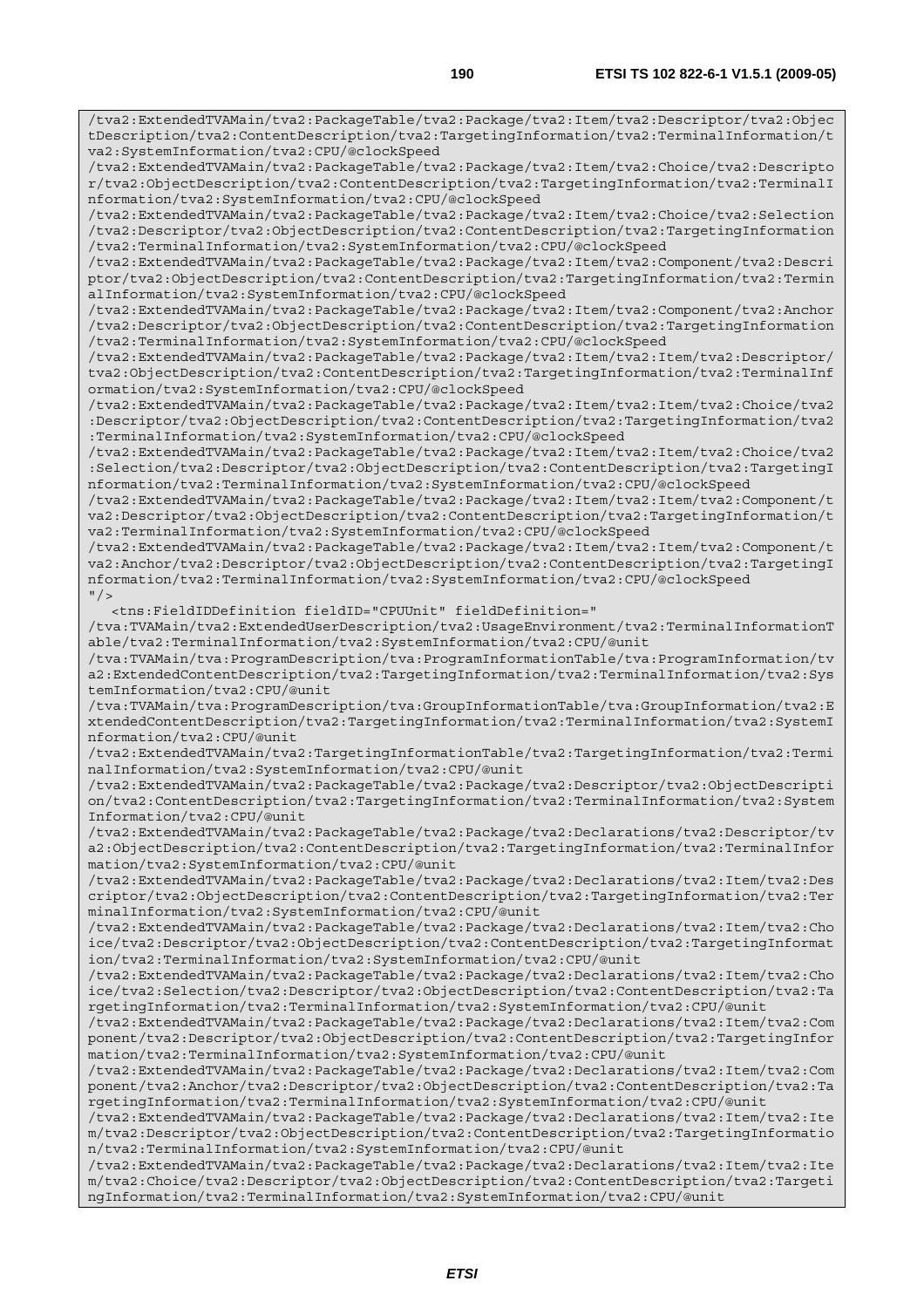```
/tva2:ExtendedTVAMain/tva2:PackageTable/tva2:Package/tva2:Item/tva2:Descriptor/tva2:ObjectDescription/tva2:ContentDescription/tva2:TargetingInformation/tva2:TerminalInformation/tva2:SystemInformation/tva2:CPU/@clockSpeed
/tva2:ExtendedTVAMain/tva2:PackageTable/tva2:Package/tva2:Item/tva2:Choice/tva2:Descriptor/tva2:ObjectDescription/tva2:ContentDescription/tva2:TargetingInformation/tva2:TerminalInformation/tva2:SystemInformation/tva2:CPU/@clockSpeed
/tva2:ExtendedTVAMain/tva2:PackageTable/tva2:Package/tva2:Item/tva2:Choice/tva2:Selection/tva2:Descriptor/tva2:ObjectDescription/tva2:ContentDescription/tva2:TargetingInformation/tva2:TerminalInformation/tva2:SystemInformation/tva2:CPU/@clockSpeed
/tva2:ExtendedTVAMain/tva2:PackageTable/tva2:Package/tva2:Item/tva2:Component/tva2:Descriptor/tva2:ObjectDescription/tva2:ContentDescription/tva2:TargetingInformation/tva2:TerminalInformation/tva2:SystemInformation/tva2:CPU/@clockSpeed
/tva2:ExtendedTVAMain/tva2:PackageTable/tva2:Package/tva2:Item/tva2:Component/tva2:Anchor/tva2:Descriptor/tva2:ObjectDescription/tva2:ContentDescription/tva2:TargetingInformation/tva2:TerminalInformation/tva2:SystemInformation/tva2:CPU/@clockSpeed
/tva2:ExtendedTVAMain/tva2:PackageTable/tva2:Package/tva2:Item/tva2:Item/tva2:Descriptor/tva2:ObjectDescription/tva2:ContentDescription/tva2:TargetingInformation/tva2:TerminalInformation/tva2:SystemInformation/tva2:CPU/@clockSpeed
/tva2:ExtendedTVAMain/tva2:PackageTable/tva2:Package/tva2:Item/tva2:Item/tva2:Choice/tva2:Descriptor/tva2:ObjectDescription/tva2:ContentDescription/tva2:TargetingInformation/tva2:TerminalInformation/tva2:SystemInformation/tva2:CPU/@clockSpeed
/tva2:ExtendedTVAMain/tva2:PackageTable/tva2:Package/tva2:Item/tva2:Item/tva2:Choice/tva2:Selection/tva2:Descriptor/tva2:ObjectDescription/tva2:ContentDescription/tva2:TargetingInformation/tva2:TerminalInformation/tva2:SystemInformation/tva2:CPU/@clockSpeed
/tva2:ExtendedTVAMain/tva2:PackageTable/tva2:Package/tva2:Item/tva2:Item/tva2:Component/tva2:Descriptor/tva2:ObjectDescription/tva2:ContentDescription/tva2:TargetingInformation/tva2:TerminalInformation/tva2:SystemInformation/tva2:CPU/@clockSpeed
/tva2:ExtendedTVAMain/tva2:PackageTable/tva2:Package/tva2:Item/tva2:Item/tva2:Component/tva2:Anchor/tva2:Descriptor/tva2:ObjectDescription/tva2:ContentDescription/tva2:TargetingInformation/tva2:TerminalInformation/tva2:SystemInformation/tva2:CPU/@clockSpeed
"/>
   <tns:FieldIDDefinition fieldID="CPUUnit" fieldDefinition="
/tva:TVAMain/tva2:ExtendedUserDescription/tva2:UsageEnvironment/tva2:TerminalInformationTable/tva2:TerminalInformation/tva2:SystemInformation/tva2:CPU/@unit
/tva:TVAMain/tva:ProgramDescription/tva:ProgramInformationTable/tva:ProgramInformation/tva2:ExtendedContentDescription/tva2:TargetingInformation/tva2:TerminalInformation/tva2:SystemInformation/tva2:CPU/@unit
/tva:TVAMain/tva:ProgramDescription/tva:GroupInformationTable/tva:GroupInformation/tva2:ExtendedContentDescription/tva2:TargetingInformation/tva2:TerminalInformation/tva2:SystemInformation/tva2:CPU/@unit
/tva2:ExtendedTVAMain/tva2:TargetingInformationTable/tva2:TargetingInformation/tva2:TerminalInformation/tva2:SystemInformation/tva2:CPU/@unit
/tva2:ExtendedTVAMain/tva2:PackageTable/tva2:Package/tva2:Descriptor/tva2:ObjectDescription/tva2:ContentDescription/tva2:TargetingInformation/tva2:TerminalInformation/tva2:SystemInformation/tva2:CPU/@unit
/tva2:ExtendedTVAMain/tva2:PackageTable/tva2:Package/tva2:Declarations/tva2:Descriptor/tva2:ObjectDescription/tva2:ContentDescription/tva2:TargetingInformation/tva2:TerminalInformation/tva2:SystemInformation/tva2:CPU/@unit
/tva2:ExtendedTVAMain/tva2:PackageTable/tva2:Package/tva2:Declarations/tva2:Item/tva2:Descriptor/tva2:ObjectDescription/tva2:ContentDescription/tva2:TargetingInformation/tva2:TerminalInformation/tva2:SystemInformation/tva2:CPU/@unit
/tva2:ExtendedTVAMain/tva2:PackageTable/tva2:Package/tva2:Declarations/tva2:Item/tva2:Choice/tva2:Descriptor/tva2:ObjectDescription/tva2:ContentDescription/tva2:TargetingInformation/tva2:TerminalInformation/tva2:SystemInformation/tva2:CPU/@unit
/tva2:ExtendedTVAMain/tva2:PackageTable/tva2:Package/tva2:Declarations/tva2:Item/tva2:Choice/tva2:Selection/tva2:Descriptor/tva2:ObjectDescription/tva2:ContentDescription/tva2:TargetingInformation/tva2:TerminalInformation/tva2:SystemInformation/tva2:CPU/@unit
/tva2:ExtendedTVAMain/tva2:PackageTable/tva2:Package/tva2:Declarations/tva2:Item/tva2:Component/tva2:Descriptor/tva2:ObjectDescription/tva2:ContentDescription/tva2:TargetingInformation/tva2:TerminalInformation/tva2:SystemInformation/tva2:CPU/@unit
/tva2:ExtendedTVAMain/tva2:PackageTable/tva2:Package/tva2:Declarations/tva2:Item/tva2:Component/tva2:Anchor/tva2:Descriptor/tva2:ObjectDescription/tva2:ContentDescription/tva2:TargetingInformation/tva2:TerminalInformation/tva2:SystemInformation/tva2:CPU/@unit
/tva2:ExtendedTVAMain/tva2:PackageTable/tva2:Package/tva2:Declarations/tva2:Item/tva2:Item/tva2:Descriptor/tva2:ObjectDescription/tva2:ContentDescription/tva2:TargetingInformation/tva2:TerminalInformation/tva2:SystemInformation/tva2:CPU/@unit
/tva2:ExtendedTVAMain/tva2:PackageTable/tva2:Package/tva2:Declarations/tva2:Item/tva2:Item/tva2:Choice/tva2:Descriptor/tva2:ObjectDescription/tva2:ContentDescription/tva2:TargetingInformation/tva2:TerminalInformation/tva2:SystemInformation/tva2:CPU/@unit
```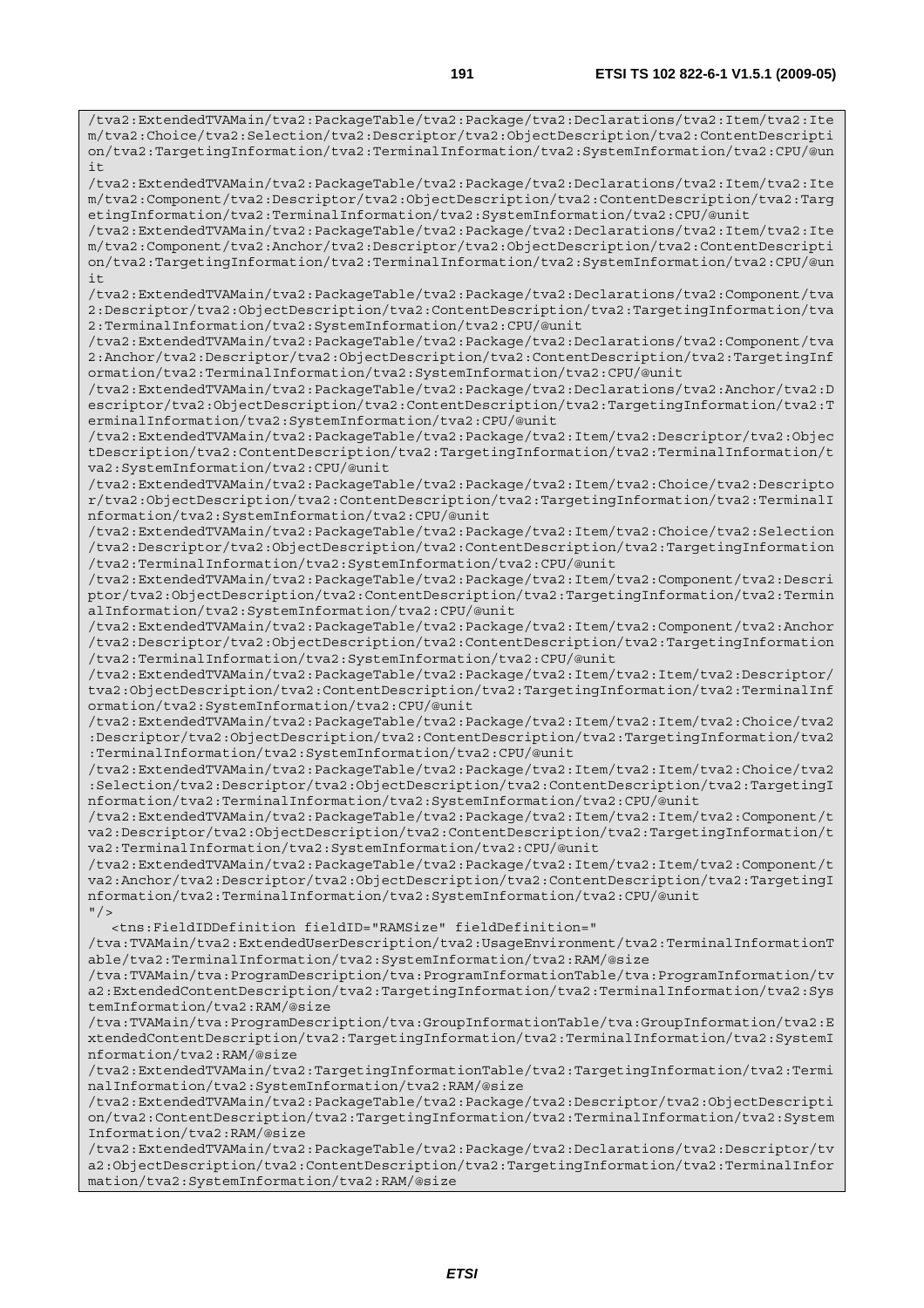```
/tva2:ExtendedTVAMain/tva2:PackageTable/tva2:Package/tva2:Declarations/tva2:Item/tva2:Item/tva2:Choice/tva2:Selection/tva2:Descriptor/tva2:ObjectDescription/tva2:ContentDescription/tva2:TargetingInformation/tva2:TerminalInformation/tva2:SystemInformation/tva2:CPU/@unit
/tva2:ExtendedTVAMain/tva2:PackageTable/tva2:Package/tva2:Declarations/tva2:Item/tva2:Item/tva2:Component/tva2:Descriptor/tva2:ObjectDescription/tva2:ContentDescription/tva2:TargetingInformation/tva2:TerminalInformation/tva2:SystemInformation/tva2:CPU/@unit
/tva2:ExtendedTVAMain/tva2:PackageTable/tva2:Package/tva2:Declarations/tva2:Item/tva2:Item/tva2:Component/tva2:Anchor/tva2:Descriptor/tva2:ObjectDescription/tva2:ContentDescription/tva2:TargetingInformation/tva2:TerminalInformation/tva2:SystemInformation/tva2:CPU/@unit
/tva2:ExtendedTVAMain/tva2:PackageTable/tva2:Package/tva2:Declarations/tva2:Component/tva2:Descriptor/tva2:ObjectDescription/tva2:ContentDescription/tva2:TargetingInformation/tva2:TerminalInformation/tva2:SystemInformation/tva2:CPU/@unit
/tva2:ExtendedTVAMain/tva2:PackageTable/tva2:Package/tva2:Declarations/tva2:Component/tva2:Anchor/tva2:Descriptor/tva2:ObjectDescription/tva2:ContentDescription/tva2:TargetingInformation/tva2:TerminalInformation/tva2:SystemInformation/tva2:CPU/@unit
/tva2:ExtendedTVAMain/tva2:PackageTable/tva2:Package/tva2:Declarations/tva2:Anchor/tva2:Descriptor/tva2:ObjectDescription/tva2:ContentDescription/tva2:TargetingInformation/tva2:TerminalInformation/tva2:SystemInformation/tva2:CPU/@unit
/tva2:ExtendedTVAMain/tva2:PackageTable/tva2:Package/tva2:Item/tva2:Descriptor/tva2:ObjectDescription/tva2:ContentDescription/tva2:TargetingInformation/tva2:TerminalInformation/tva2:SystemInformation/tva2:CPU/@unit
/tva2:ExtendedTVAMain/tva2:PackageTable/tva2:Package/tva2:Item/tva2:Choice/tva2:Descriptor/tva2:ObjectDescription/tva2:ContentDescription/tva2:TargetingInformation/tva2:TerminalInformation/tva2:SystemInformation/tva2:CPU/@unit
/tva2:ExtendedTVAMain/tva2:PackageTable/tva2:Package/tva2:Item/tva2:Choice/tva2:Selection/tva2:Descriptor/tva2:ObjectDescription/tva2:ContentDescription/tva2:TargetingInformation/tva2:TerminalInformation/tva2:SystemInformation/tva2:CPU/@unit
/tva2:ExtendedTVAMain/tva2:PackageTable/tva2:Package/tva2:Item/tva2:Component/tva2:Descriptor/tva2:ObjectDescription/tva2:ContentDescription/tva2:TargetingInformation/tva2:TerminalInformation/tva2:SystemInformation/tva2:CPU/@unit
/tva2:ExtendedTVAMain/tva2:PackageTable/tva2:Package/tva2:Item/tva2:Component/tva2:Anchor/tva2:Descriptor/tva2:ObjectDescription/tva2:ContentDescription/tva2:TargetingInformation/tva2:TerminalInformation/tva2:SystemInformation/tva2:CPU/@unit
/tva2:ExtendedTVAMain/tva2:PackageTable/tva2:Package/tva2:Item/tva2:Item/tva2:Descriptor/tva2:ObjectDescription/tva2:ContentDescription/tva2:TargetingInformation/tva2:TerminalInformation/tva2:SystemInformation/tva2:CPU/@unit
/tva2:ExtendedTVAMain/tva2:PackageTable/tva2:Package/tva2:Item/tva2:Item/tva2:Choice/tva2:Descriptor/tva2:ObjectDescription/tva2:ContentDescription/tva2:TargetingInformation/tva2:TerminalInformation/tva2:SystemInformation/tva2:CPU/@unit
/tva2:ExtendedTVAMain/tva2:PackageTable/tva2:Package/tva2:Item/tva2:Item/tva2:Choice/tva2:Selection/tva2:Descriptor/tva2:ObjectDescription/tva2:ContentDescription/tva2:TargetingInformation/tva2:TerminalInformation/tva2:SystemInformation/tva2:CPU/@unit
/tva2:ExtendedTVAMain/tva2:PackageTable/tva2:Package/tva2:Item/tva2:Item/tva2:Component/tva2:Descriptor/tva2:ObjectDescription/tva2:ContentDescription/tva2:TargetingInformation/tva2:TerminalInformation/tva2:SystemInformation/tva2:CPU/@unit
/tva2:ExtendedTVAMain/tva2:PackageTable/tva2:Package/tva2:Item/tva2:Item/tva2:Component/tva2:Anchor/tva2:Descriptor/tva2:ObjectDescription/tva2:ContentDescription/tva2:TargetingInformation/tva2:TerminalInformation/tva2:SystemInformation/tva2:CPU/@unit
"/>
   <tns:FieldIDDefinition fieldID="RAMSize" fieldDefinition="
/tva:TVAMain/tva2:ExtendedUserDescription/tva2:UsageEnvironment/tva2:TerminalInformationTable/tva2:TerminalInformation/tva2:SystemInformation/tva2:RAM/@size
/tva:TVAMain/tva:ProgramDescription/tva:ProgramInformationTable/tva:ProgramInformation/tva2:ExtendedContentDescription/tva2:TargetingInformation/tva2:TerminalInformation/tva2:SystemInformation/tva2:RAM/@size
/tva:TVAMain/tva:ProgramDescription/tva:GroupInformationTable/tva:GroupInformation/tva2:ExtendedContentDescription/tva2:TargetingInformation/tva2:TerminalInformation/tva2:SystemInformation/tva2:RAM/@size
/tva2:ExtendedTVAMain/tva2:TargetingInformationTable/tva2:TargetingInformation/tva2:TerminalInformation/tva2:SystemInformation/tva2:RAM/@size
/tva2:ExtendedTVAMain/tva2:PackageTable/tva2:Package/tva2:Descriptor/tva2:ObjectDescription/tva2:ContentDescription/tva2:TargetingInformation/tva2:TerminalInformation/tva2:SystemInformation/tva2:RAM/@size
/tva2:ExtendedTVAMain/tva2:PackageTable/tva2:Package/tva2:Declarations/tva2:Descriptor/tva2:ObjectDescription/tva2:ContentDescription/tva2:TargetingInformation/tva2:TerminalInformation/tva2:SystemInformation/tva2:RAM/@size
```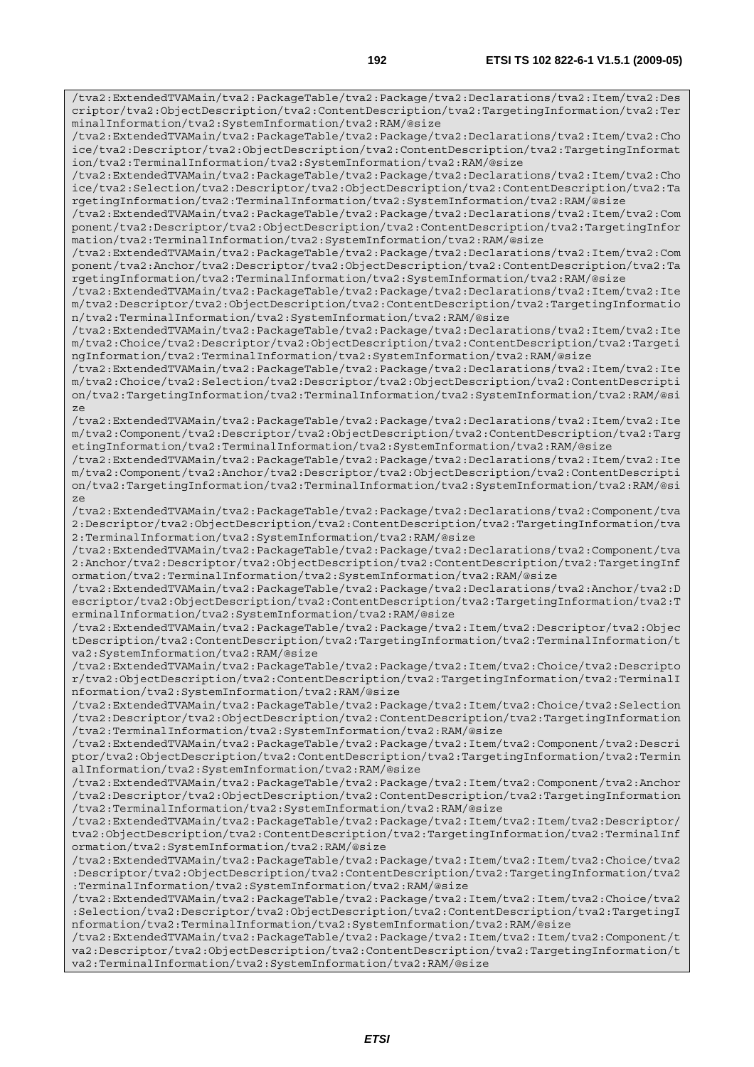```
/tva2:ExtendedTVAMain/tva2:PackageTable/tva2:Package/tva2:Declarations/tva2:Item/tva2:Descriptor/tva2:ObjectDescription/tva2:ContentDescription/tva2:TargetingInformation/tva2:TerminalInformation/tva2:SystemInformation/tva2:RAM/@size
/tva2:ExtendedTVAMain/tva2:PackageTable/tva2:Package/tva2:Declarations/tva2:Item/tva2:Choice/tva2:Descriptor/tva2:ObjectDescription/tva2:ContentDescription/tva2:TargetingInformation/tva2:TerminalInformation/tva2:SystemInformation/tva2:RAM/@size
/tva2:ExtendedTVAMain/tva2:PackageTable/tva2:Package/tva2:Declarations/tva2:Item/tva2:Choice/tva2:Selection/tva2:Descriptor/tva2:ObjectDescription/tva2:ContentDescription/tva2:TargetingInformation/tva2:TerminalInformation/tva2:SystemInformation/tva2:RAM/@size
/tva2:ExtendedTVAMain/tva2:PackageTable/tva2:Package/tva2:Declarations/tva2:Item/tva2:Component/tva2:Descriptor/tva2:ObjectDescription/tva2:ContentDescription/tva2:TargetingInformation/tva2:TerminalInformation/tva2:SystemInformation/tva2:RAM/@size
/tva2:ExtendedTVAMain/tva2:PackageTable/tva2:Package/tva2:Declarations/tva2:Item/tva2:Component/tva2:Anchor/tva2:Descriptor/tva2:ObjectDescription/tva2:ContentDescription/tva2:TargetingInformation/tva2:TerminalInformation/tva2:SystemInformation/tva2:RAM/@size
/tva2:ExtendedTVAMain/tva2:PackageTable/tva2:Package/tva2:Declarations/tva2:Item/tva2:Item/tva2:Descriptor/tva2:ObjectDescription/tva2:ContentDescription/tva2:TargetingInformation/tva2:TerminalInformation/tva2:SystemInformation/tva2:RAM/@size
/tva2:ExtendedTVAMain/tva2:PackageTable/tva2:Package/tva2:Declarations/tva2:Item/tva2:Item/tva2:Choice/tva2:Descriptor/tva2:ObjectDescription/tva2:ContentDescription/tva2:TargetingInformation/tva2:TerminalInformation/tva2:SystemInformation/tva2:RAM/@size
/tva2:ExtendedTVAMain/tva2:PackageTable/tva2:Package/tva2:Declarations/tva2:Item/tva2:Item/tva2:Choice/tva2:Selection/tva2:Descriptor/tva2:ObjectDescription/tva2:ContentDescription/tva2:TargetingInformation/tva2:TerminalInformation/tva2:SystemInformation/tva2:RAM/@size
/tva2:ExtendedTVAMain/tva2:PackageTable/tva2:Package/tva2:Declarations/tva2:Item/tva2:Item/tva2:Component/tva2:Descriptor/tva2:ObjectDescription/tva2:ContentDescription/tva2:TargetingInformation/tva2:TerminalInformation/tva2:SystemInformation/tva2:RAM/@size
/tva2:ExtendedTVAMain/tva2:PackageTable/tva2:Package/tva2:Declarations/tva2:Item/tva2:Item/tva2:Component/tva2:Anchor/tva2:Descriptor/tva2:ObjectDescription/tva2:ContentDescription/tva2:TargetingInformation/tva2:TerminalInformation/tva2:SystemInformation/tva2:RAM/@size
/tva2:ExtendedTVAMain/tva2:PackageTable/tva2:Package/tva2:Declarations/tva2:Component/tva2:Descriptor/tva2:ObjectDescription/tva2:ContentDescription/tva2:TargetingInformation/tva2:TerminalInformation/tva2:SystemInformation/tva2:RAM/@size
/tva2:ExtendedTVAMain/tva2:PackageTable/tva2:Package/tva2:Declarations/tva2:Component/tva2:Anchor/tva2:Descriptor/tva2:ObjectDescription/tva2:ContentDescription/tva2:TargetingInformation/tva2:TerminalInformation/tva2:SystemInformation/tva2:RAM/@size
/tva2:ExtendedTVAMain/tva2:PackageTable/tva2:Package/tva2:Declarations/tva2:Anchor/tva2:Descriptor/tva2:ObjectDescription/tva2:ContentDescription/tva2:TargetingInformation/tva2:TerminalInformation/tva2:SystemInformation/tva2:RAM/@size
/tva2:ExtendedTVAMain/tva2:PackageTable/tva2:Package/tva2:Item/tva2:Descriptor/tva2:ObjectDescription/tva2:ContentDescription/tva2:TargetingInformation/tva2:TerminalInformation/tva2:SystemInformation/tva2:RAM/@size
/tva2:ExtendedTVAMain/tva2:PackageTable/tva2:Package/tva2:Item/tva2:Choice/tva2:Descriptor/tva2:ObjectDescription/tva2:ContentDescription/tva2:TargetingInformation/tva2:TerminalInformation/tva2:SystemInformation/tva2:RAM/@size
/tva2:ExtendedTVAMain/tva2:PackageTable/tva2:Package/tva2:Item/tva2:Choice/tva2:Selection/tva2:Descriptor/tva2:ObjectDescription/tva2:ContentDescription/tva2:TargetingInformation/tva2:TerminalInformation/tva2:SystemInformation/tva2:RAM/@size
/tva2:ExtendedTVAMain/tva2:PackageTable/tva2:Package/tva2:Item/tva2:Component/tva2:Descriptor/tva2:ObjectDescription/tva2:ContentDescription/tva2:TargetingInformation/tva2:TerminalInformation/tva2:SystemInformation/tva2:RAM/@size
/tva2:ExtendedTVAMain/tva2:PackageTable/tva2:Package/tva2:Item/tva2:Component/tva2:Anchor/tva2:Descriptor/tva2:ObjectDescription/tva2:ContentDescription/tva2:TargetingInformation/tva2:TerminalInformation/tva2:SystemInformation/tva2:RAM/@size
/tva2:ExtendedTVAMain/tva2:PackageTable/tva2:Package/tva2:Item/tva2:Item/tva2:Descriptor/tva2:ObjectDescription/tva2:ContentDescription/tva2:TargetingInformation/tva2:TerminalInformation/tva2:SystemInformation/tva2:RAM/@size
/tva2:ExtendedTVAMain/tva2:PackageTable/tva2:Package/tva2:Item/tva2:Item/tva2:Choice/tva2:Descriptor/tva2:ObjectDescription/tva2:ContentDescription/tva2:TargetingInformation/tva2:TerminalInformation/tva2:SystemInformation/tva2:RAM/@size
/tva2:ExtendedTVAMain/tva2:PackageTable/tva2:Package/tva2:Item/tva2:Item/tva2:Choice/tva2:Selection/tva2:Descriptor/tva2:ObjectDescription/tva2:ContentDescription/tva2:TargetingInformation/tva2:TerminalInformation/tva2:SystemInformation/tva2:RAM/@size
/tva2:ExtendedTVAMain/tva2:PackageTable/tva2:Package/tva2:Item/tva2:Item/tva2:Component/tva2:Descriptor/tva2:ObjectDescription/tva2:ContentDescription/tva2:TargetingInformation/tva2:TerminalInformation/tva2:SystemInformation/tva2:RAM/@size
```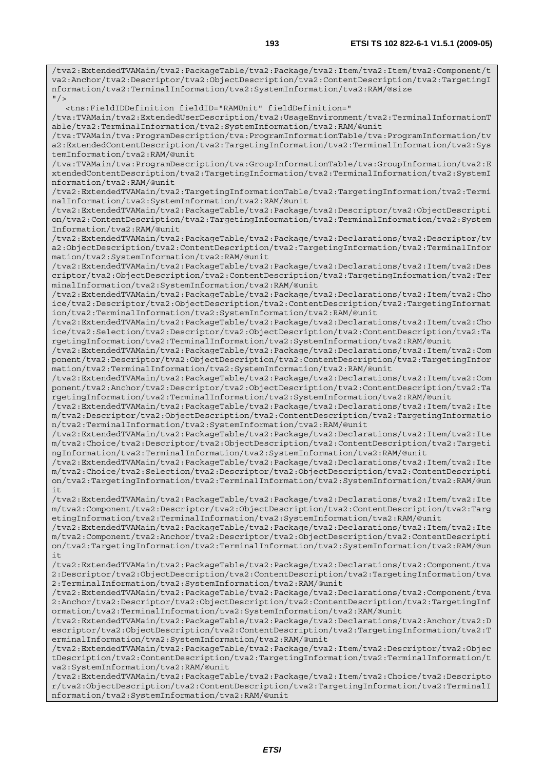```
/tva2:ExtendedTVAMain/tva2:PackageTable/tva2:Package/tva2:Item/tva2:Item/tva2:Component/t
va2:Anchor/tva2:Descriptor/tva2:ObjectDescription/tva2:ContentDescription/tva2:TargetingI
nformation/tva2:TerminalInformation/tva2:SystemInformation/tva2:RAM/@size
"/>
   <tns:FieldIDDefinition fieldID="RAMUnit" fieldDefinition="
/tva:TVAMain/tva2:ExtendedUserDescription/tva2:UsageEnvironment/tva2:TerminalInformationT
able/tva2:TerminalInformation/tva2:SystemInformation/tva2:RAM/@unit
/tva:TVAMain/tva:ProgramDescription/tva:ProgramInformationTable/tva:ProgramInformation/tv
a2:ExtendedContentDescription/tva2:TargetingInformation/tva2:TerminalInformation/tva2:Sys
temInformation/tva2:RAM/@unit
/tva:TVAMain/tva:ProgramDescription/tva:GroupInformationTable/tva:GroupInformation/tva2:E
xtendedContentDescription/tva2:TargetingInformation/tva2:TerminalInformation/tva2:SystemI
nformation/tva2:RAM/@unit
/tva2:ExtendedTVAMain/tva2:TargetingInformationTable/tva2:TargetingInformation/tva2:Termi
nalInformation/tva2:SystemInformation/tva2:RAM/@unit
/tva2:ExtendedTVAMain/tva2:PackageTable/tva2:Package/tva2:Descriptor/tva2:ObjectDescripti
on/tva2:ContentDescription/tva2:TargetingInformation/tva2:TerminalInformation/tva2:System
Information/tva2:RAM/@unit
/tva2:ExtendedTVAMain/tva2:PackageTable/tva2:Package/tva2:Declarations/tva2:Descriptor/tv
a2:ObjectDescription/tva2:ContentDescription/tva2:TargetingInformation/tva2:TerminalInfor
mation/tva2:SystemInformation/tva2:RAM/@unit
/tva2:ExtendedTVAMain/tva2:PackageTable/tva2:Package/tva2:Declarations/tva2:Item/tva2:Des
criptor/tva2:ObjectDescription/tva2:ContentDescription/tva2:TargetingInformation/tva2:Ter
minalInformation/tva2:SystemInformation/tva2:RAM/@unit
/tva2:ExtendedTVAMain/tva2:PackageTable/tva2:Package/tva2:Declarations/tva2:Item/tva2:Cho
ice/tva2:Descriptor/tva2:ObjectDescription/tva2:ContentDescription/tva2:TargetingInformat
ion/tva2:TerminalInformation/tva2:SystemInformation/tva2:RAM/@unit
/tva2:ExtendedTVAMain/tva2:PackageTable/tva2:Package/tva2:Declarations/tva2:Item/tva2:Cho
ice/tva2:Selection/tva2:Descriptor/tva2:ObjectDescription/tva2:ContentDescription/tva2:Ta
rgetingInformation/tva2:TerminalInformation/tva2:SystemInformation/tva2:RAM/@unit
/tva2:ExtendedTVAMain/tva2:PackageTable/tva2:Package/tva2:Declarations/tva2:Item/tva2:Com
ponent/tva2:Descriptor/tva2:ObjectDescription/tva2:ContentDescription/tva2:TargetingInfor
mation/tva2:TerminalInformation/tva2:SystemInformation/tva2:RAM/@unit
/tva2:ExtendedTVAMain/tva2:PackageTable/tva2:Package/tva2:Declarations/tva2:Item/tva2:Com
ponent/tva2:Anchor/tva2:Descriptor/tva2:ObjectDescription/tva2:ContentDescription/tva2:Ta
rgetingInformation/tva2:TerminalInformation/tva2:SystemInformation/tva2:RAM/@unit
/tva2:ExtendedTVAMain/tva2:PackageTable/tva2:Package/tva2:Declarations/tva2:Item/tva2:Ite
m/tva2:Descriptor/tva2:ObjectDescription/tva2:ContentDescription/tva2:TargetingInformatio
n/tva2:TerminalInformation/tva2:SystemInformation/tva2:RAM/@unit
/tva2:ExtendedTVAMain/tva2:PackageTable/tva2:Package/tva2:Declarations/tva2:Item/tva2:Ite
m/tva2:Choice/tva2:Descriptor/tva2:ObjectDescription/tva2:ContentDescription/tva2:Targeti
ngInformation/tva2:TerminalInformation/tva2:SystemInformation/tva2:RAM/@unit
/tva2:ExtendedTVAMain/tva2:PackageTable/tva2:Package/tva2:Declarations/tva2:Item/tva2:Ite
m/tva2:Choice/tva2:Selection/tva2:Descriptor/tva2:ObjectDescription/tva2:ContentDescripti
on/tva2:TargetingInformation/tva2:TerminalInformation/tva2:SystemInformation/tva2:RAM/@un
it
/tva2:ExtendedTVAMain/tva2:PackageTable/tva2:Package/tva2:Declarations/tva2:Item/tva2:Ite
m/tva2:Component/tva2:Descriptor/tva2:ObjectDescription/tva2:ContentDescription/tva2:Targ
etingInformation/tva2:TerminalInformation/tva2:SystemInformation/tva2:RAM/@unit
/tva2:ExtendedTVAMain/tva2:PackageTable/tva2:Package/tva2:Declarations/tva2:Item/tva2:Ite
m/tva2:Component/tva2:Anchor/tva2:Descriptor/tva2:ObjectDescription/tva2:ContentDescripti
on/tva2:TargetingInformation/tva2:TerminalInformation/tva2:SystemInformation/tva2:RAM/@un
it
/tva2:ExtendedTVAMain/tva2:PackageTable/tva2:Package/tva2:Declarations/tva2:Component/tva
2:Descriptor/tva2:ObjectDescription/tva2:ContentDescription/tva2:TargetingInformation/tva
2:TerminalInformation/tva2:SystemInformation/tva2:RAM/@unit
/tva2:ExtendedTVAMain/tva2:PackageTable/tva2:Package/tva2:Declarations/tva2:Component/tva
2:Anchor/tva2:Descriptor/tva2:ObjectDescription/tva2:ContentDescription/tva2:TargetingInf
ormation/tva2:TerminalInformation/tva2:SystemInformation/tva2:RAM/@unit
/tva2:ExtendedTVAMain/tva2:PackageTable/tva2:Package/tva2:Declarations/tva2:Anchor/tva2:D
escriptor/tva2:ObjectDescription/tva2:ContentDescription/tva2:TargetingInformation/tva2:T
erminalInformation/tva2:SystemInformation/tva2:RAM/@unit
/tva2:ExtendedTVAMain/tva2:PackageTable/tva2:Package/tva2:Item/tva2:Descriptor/tva2:Objec
tDescription/tva2:ContentDescription/tva2:TargetingInformation/tva2:TerminalInformation/t
va2:SystemInformation/tva2:RAM/@unit
/tva2:ExtendedTVAMain/tva2:PackageTable/tva2:Package/tva2:Item/tva2:Choice/tva2:Descripto
r/tva2:ObjectDescription/tva2:ContentDescription/tva2:TargetingInformation/tva2:TerminalI
nformation/tva2:SystemInformation/tva2:RAM/@unit
```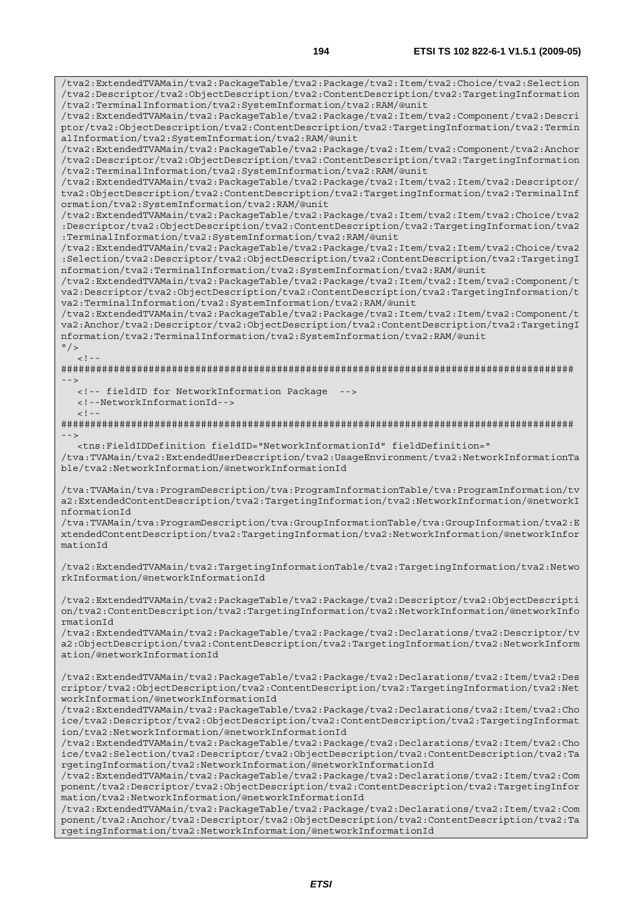```
/tva2:ExtendedTVAMain/tva2:PackageTable/tva2:Package/tva2:Item/tva2:Choice/tva2:Selection
/tva2:Descriptor/tva2:ObjectDescription/tva2:ContentDescription/tva2:TargetingInformation
/tva2:TerminalInformation/tva2:SystemInformation/tva2:RAM/@unit
/tva2:ExtendedTVAMain/tva2:PackageTable/tva2:Package/tva2:Item/tva2:Component/tva2:Descri
ptor/tva2:ObjectDescription/tva2:ContentDescription/tva2:TargetingInformation/tva2:Termin
alInformation/tva2:SystemInformation/tva2:RAM/@unit
/tva2:ExtendedTVAMain/tva2:PackageTable/tva2:Package/tva2:Item/tva2:Component/tva2:Anchor
/tva2:Descriptor/tva2:ObjectDescription/tva2:ContentDescription/tva2:TargetingInformation
/tva2:TerminalInformation/tva2:SystemInformation/tva2:RAM/@unit
/tva2:ExtendedTVAMain/tva2:PackageTable/tva2:Package/tva2:Item/tva2:Item/tva2:Descriptor/
tva2:ObjectDescription/tva2:ContentDescription/tva2:TargetingInformation/tva2:TerminalInf
ormation/tva2:SystemInformation/tva2:RAM/@unit
/tva2:ExtendedTVAMain/tva2:PackageTable/tva2:Package/tva2:Item/tva2:Item/tva2:Choice/tva2
:Descriptor/tva2:ObjectDescription/tva2:ContentDescription/tva2:TargetingInformation/tva2
:TerminalInformation/tva2:SystemInformation/tva2:RAM/@unit
/tva2:ExtendedTVAMain/tva2:PackageTable/tva2:Package/tva2:Item/tva2:Item/tva2:Choice/tva2
:Selection/tva2:Descriptor/tva2:ObjectDescription/tva2:ContentDescription/tva2:TargetingI
nformation/tva2:TerminalInformation/tva2:SystemInformation/tva2:RAM/@unit
/tva2:ExtendedTVAMain/tva2:PackageTable/tva2:Package/tva2:Item/tva2:Item/tva2:Component/t
va2:Descriptor/tva2:ObjectDescription/tva2:ContentDescription/tva2:TargetingInformation/t
va2:TerminalInformation/tva2:SystemInformation/tva2:RAM/@unit
/tva2:ExtendedTVAMain/tva2:PackageTable/tva2:Package/tva2:Item/tva2:Item/tva2:Component/t
va2:Anchor/tva2:Descriptor/tva2:ObjectDescription/tva2:ContentDescription/tva2:TargetingI
nformation/tva2:TerminalInformation/tva2:SystemInformation/tva2:RAM/@unit
"/>
   <!--
#######################################################################################
-->
   <!-- fieldID for NetworkInformation Package  -->
   <!--NetworkInformationId-->
   <!--
#######################################################################################
-->
   <tns:FieldIDDefinition fieldID="NetworkInformationId" fieldDefinition="
/tva:TVAMain/tva2:ExtendedUserDescription/tva2:UsageEnvironment/tva2:NetworkInformationTa
ble/tva2:NetworkInformation/@networkInformationId

/tva:TVAMain/tva:ProgramDescription/tva:ProgramInformationTable/tva:ProgramInformation/tv
a2:ExtendedContentDescription/tva2:TargetingInformation/tva2:NetworkInformation/@networkI
nformationId
/tva:TVAMain/tva:ProgramDescription/tva:GroupInformationTable/tva:GroupInformation/tva2:E
xtendedContentDescription/tva2:TargetingInformation/tva2:NetworkInformation/@networkInfor
mationId

/tva2:ExtendedTVAMain/tva2:TargetingInformationTable/tva2:TargetingInformation/tva2:Netwo
rkInformation/@networkInformationId

/tva2:ExtendedTVAMain/tva2:PackageTable/tva2:Package/tva2:Descriptor/tva2:ObjectDescripti
on/tva2:ContentDescription/tva2:TargetingInformation/tva2:NetworkInformation/@networkInfo
rmationId
/tva2:ExtendedTVAMain/tva2:PackageTable/tva2:Package/tva2:Declarations/tva2:Descriptor/tv
a2:ObjectDescription/tva2:ContentDescription/tva2:TargetingInformation/tva2:NetworkInform
ation/@networkInformationId

/tva2:ExtendedTVAMain/tva2:PackageTable/tva2:Package/tva2:Declarations/tva2:Item/tva2:Des
criptor/tva2:ObjectDescription/tva2:ContentDescription/tva2:TargetingInformation/tva2:Net
workInformation/@networkInformationId
/tva2:ExtendedTVAMain/tva2:PackageTable/tva2:Package/tva2:Declarations/tva2:Item/tva2:Cho
ice/tva2:Descriptor/tva2:ObjectDescription/tva2:ContentDescription/tva2:TargetingInformat
ion/tva2:NetworkInformation/@networkInformationId
/tva2:ExtendedTVAMain/tva2:PackageTable/tva2:Package/tva2:Declarations/tva2:Item/tva2:Cho
ice/tva2:Selection/tva2:Descriptor/tva2:ObjectDescription/tva2:ContentDescription/tva2:Ta
rgetingInformation/tva2:NetworkInformation/@networkInformationId
/tva2:ExtendedTVAMain/tva2:PackageTable/tva2:Package/tva2:Declarations/tva2:Item/tva2:Com
ponent/tva2:Descriptor/tva2:ObjectDescription/tva2:ContentDescription/tva2:TargetingInfor
mation/tva2:NetworkInformation/@networkInformationId
/tva2:ExtendedTVAMain/tva2:PackageTable/tva2:Package/tva2:Declarations/tva2:Item/tva2:Com
ponent/tva2:Anchor/tva2:Descriptor/tva2:ObjectDescription/tva2:ContentDescription/tva2:Ta
rgetingInformation/tva2:NetworkInformation/@networkInformationId
```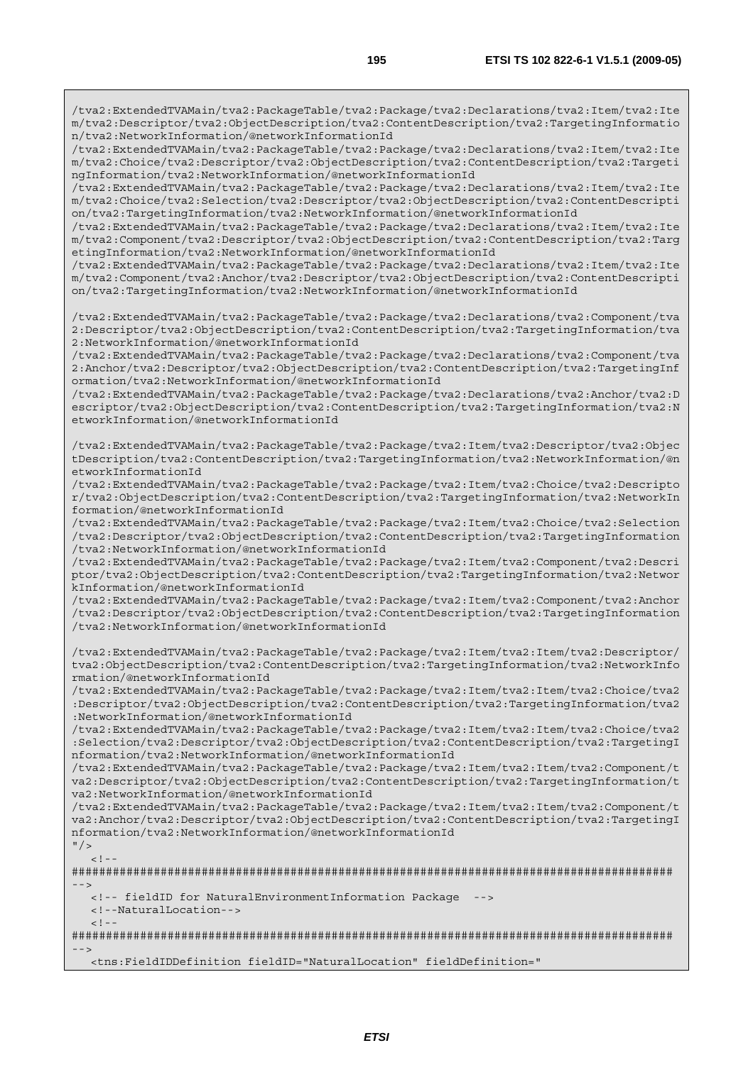```
/tva2:ExtendedTVAMain/tva2:PackageTable/tva2:Package/tva2:Declarations/tva2:Item/tva2:Ite
m/tva2:Descriptor/tva2:ObjectDescription/tva2:ContentDescription/tva2:TargetingInformatio
n/tva2:NetworkInformation/@networkInformationId
/tva2:ExtendedTVAMain/tva2:PackageTable/tva2:Package/tva2:Declarations/tva2:Item/tva2:Ite
m/tva2:Choice/tva2:Descriptor/tva2:ObjectDescription/tva2:ContentDescription/tva2:Targeti
ngInformation/tva2:NetworkInformation/@networkInformationId
/tva2:ExtendedTVAMain/tva2:PackageTable/tva2:Package/tva2:Declarations/tva2:Item/tva2:Ite
m/tva2:Choice/tva2:Selection/tva2:Descriptor/tva2:ObjectDescription/tva2:ContentDescripti
on/tva2:TargetingInformation/tva2:NetworkInformation/@networkInformationId
/tva2:ExtendedTVAMain/tva2:PackageTable/tva2:Package/tva2:Declarations/tva2:Item/tva2:Ite
m/tva2:Component/tva2:Descriptor/tva2:ObjectDescription/tva2:ContentDescription/tva2:Targ
etingInformation/tva2:NetworkInformation/@networkInformationId
/tva2:ExtendedTVAMain/tva2:PackageTable/tva2:Package/tva2:Declarations/tva2:Item/tva2:Ite
m/tva2:Component/tva2:Anchor/tva2:Descriptor/tva2:ObjectDescription/tva2:ContentDescripti
on/tva2:TargetingInformation/tva2:NetworkInformation/@networkInformationId

/tva2:ExtendedTVAMain/tva2:PackageTable/tva2:Package/tva2:Declarations/tva2:Component/tva
2:Descriptor/tva2:ObjectDescription/tva2:ContentDescription/tva2:TargetingInformation/tva
2:NetworkInformation/@networkInformationId
/tva2:ExtendedTVAMain/tva2:PackageTable/tva2:Package/tva2:Declarations/tva2:Component/tva
2:Anchor/tva2:Descriptor/tva2:ObjectDescription/tva2:ContentDescription/tva2:TargetingInf
ormation/tva2:NetworkInformation/@networkInformationId
/tva2:ExtendedTVAMain/tva2:PackageTable/tva2:Package/tva2:Declarations/tva2:Anchor/tva2:D
escriptor/tva2:ObjectDescription/tva2:ContentDescription/tva2:TargetingInformation/tva2:N
etworkInformation/@networkInformationId

/tva2:ExtendedTVAMain/tva2:PackageTable/tva2:Package/tva2:Item/tva2:Descriptor/tva2:Objec
tDescription/tva2:ContentDescription/tva2:TargetingInformation/tva2:NetworkInformation/@n
etworkInformationId
/tva2:ExtendedTVAMain/tva2:PackageTable/tva2:Package/tva2:Item/tva2:Choice/tva2:Descripto
r/tva2:ObjectDescription/tva2:ContentDescription/tva2:TargetingInformation/tva2:NetworkIn
formation/@networkInformationId
/tva2:ExtendedTVAMain/tva2:PackageTable/tva2:Package/tva2:Item/tva2:Choice/tva2:Selection
/tva2:Descriptor/tva2:ObjectDescription/tva2:ContentDescription/tva2:TargetingInformation
/tva2:NetworkInformation/@networkInformationId
/tva2:ExtendedTVAMain/tva2:PackageTable/tva2:Package/tva2:Item/tva2:Component/tva2:Descri
ptor/tva2:ObjectDescription/tva2:ContentDescription/tva2:TargetingInformation/tva2:Networ
kInformation/@networkInformationId
/tva2:ExtendedTVAMain/tva2:PackageTable/tva2:Package/tva2:Item/tva2:Component/tva2:Anchor
/tva2:Descriptor/tva2:ObjectDescription/tva2:ContentDescription/tva2:TargetingInformation
/tva2:NetworkInformation/@networkInformationId

/tva2:ExtendedTVAMain/tva2:PackageTable/tva2:Package/tva2:Item/tva2:Item/tva2:Descriptor/
tva2:ObjectDescription/tva2:ContentDescription/tva2:TargetingInformation/tva2:NetworkInfo
rmation/@networkInformationId
/tva2:ExtendedTVAMain/tva2:PackageTable/tva2:Package/tva2:Item/tva2:Item/tva2:Choice/tva2
:Descriptor/tva2:ObjectDescription/tva2:ContentDescription/tva2:TargetingInformation/tva2
:NetworkInformation/@networkInformationId
/tva2:ExtendedTVAMain/tva2:PackageTable/tva2:Package/tva2:Item/tva2:Item/tva2:Choice/tva2
:Selection/tva2:Descriptor/tva2:ObjectDescription/tva2:ContentDescription/tva2:TargetingI
nformation/tva2:NetworkInformation/@networkInformationId
/tva2:ExtendedTVAMain/tva2:PackageTable/tva2:Package/tva2:Item/tva2:Item/tva2:Component/t
va2:Descriptor/tva2:ObjectDescription/tva2:ContentDescription/tva2:TargetingInformation/t
va2:NetworkInformation/@networkInformationId
/tva2:ExtendedTVAMain/tva2:PackageTable/tva2:Package/tva2:Item/tva2:Item/tva2:Component/t
va2:Anchor/tva2:Descriptor/tva2:ObjectDescription/tva2:ContentDescription/tva2:TargetingI
nformation/tva2:NetworkInformation/@networkInformationId
"/>
   <!--
########################################################################################
-->
   <!-- fieldID for NaturalEnvironmentInformation Package  -->
   <!--NaturalLocation-->
   <!--
########################################################################################
-->
   <tns:FieldIDDefinition fieldID="NaturalLocation" fieldDefinition="
```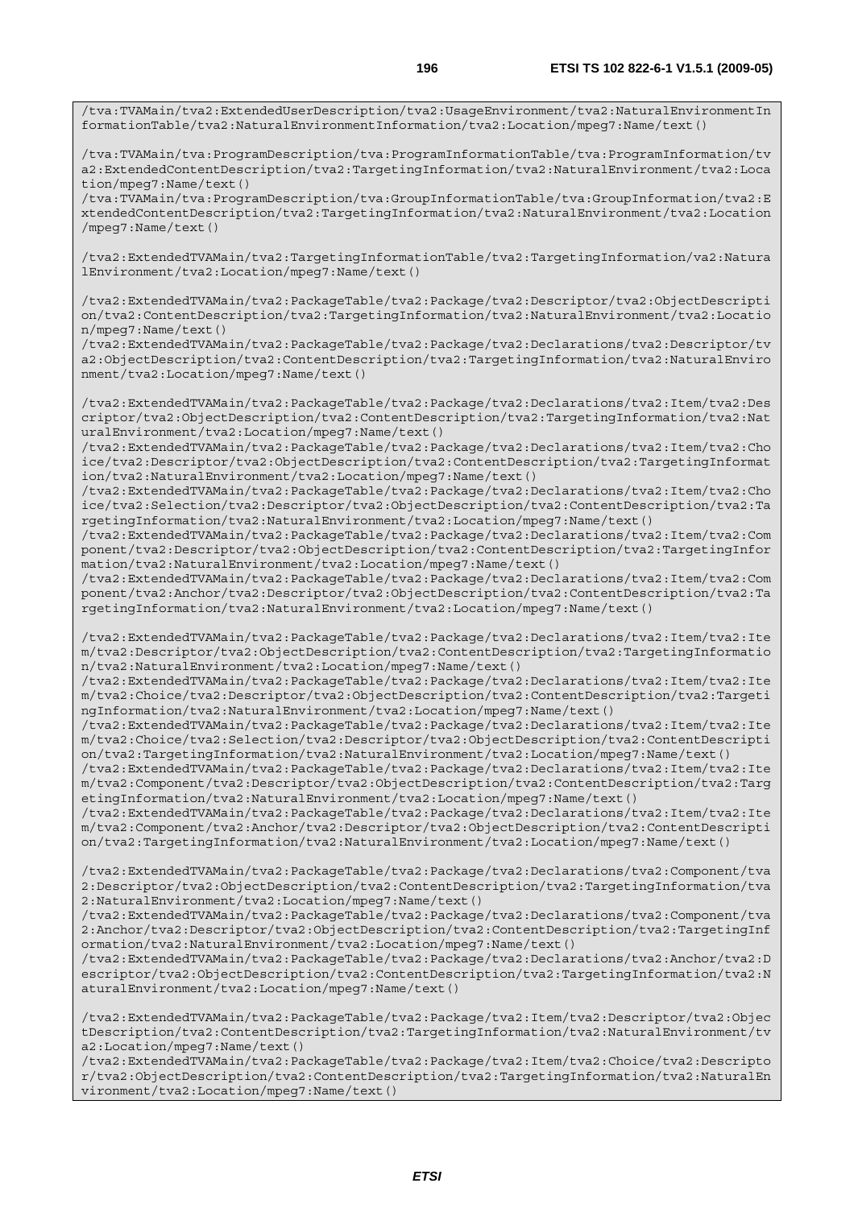```
/tva:TVAMain/tva2:ExtendedUserDescription/tva2:UsageEnvironment/tva2:NaturalEnvironmentInformationTable/tva2:NaturalEnvironmentInformation/tva2:Location/mpeg7:Name/text()

/tva:TVAMain/tva:ProgramDescription/tva:ProgramInformationTable/tva:ProgramInformation/tva2:ExtendedContentDescription/tva2:TargetingInformation/tva2:NaturalEnvironment/tva2:Location/mpeg7:Name/text()
/tva:TVAMain/tva:ProgramDescription/tva:GroupInformationTable/tva:GroupInformation/tva2:ExtendedContentDescription/tva2:TargetingInformation/tva2:NaturalEnvironment/tva2:Location/mpeg7:Name/text()

/tva2:ExtendedTVAMain/tva2:TargetingInformationTable/tva2:TargetingInformation/va2:NaturalEnvironment/tva2:Location/mpeg7:Name/text()

/tva2:ExtendedTVAMain/tva2:PackageTable/tva2:Package/tva2:Descriptor/tva2:ObjectDescription/tva2:ContentDescription/tva2:TargetingInformation/tva2:NaturalEnvironment/tva2:Location/mpeg7:Name/text()
/tva2:ExtendedTVAMain/tva2:PackageTable/tva2:Package/tva2:Declarations/tva2:Descriptor/tva2:ObjectDescription/tva2:ContentDescription/tva2:TargetingInformation/tva2:NaturalEnvironment/tva2:Location/mpeg7:Name/text()

/tva2:ExtendedTVAMain/tva2:PackageTable/tva2:Package/tva2:Declarations/tva2:Item/tva2:Descriptor/tva2:ObjectDescription/tva2:ContentDescription/tva2:TargetingInformation/tva2:NaturalEnvironment/tva2:Location/mpeg7:Name/text()
/tva2:ExtendedTVAMain/tva2:PackageTable/tva2:Package/tva2:Declarations/tva2:Item/tva2:Choice/tva2:Descriptor/tva2:ObjectDescription/tva2:ContentDescription/tva2:TargetingInformation/tva2:NaturalEnvironment/tva2:Location/mpeg7:Name/text()
/tva2:ExtendedTVAMain/tva2:PackageTable/tva2:Package/tva2:Declarations/tva2:Item/tva2:Choice/tva2:Selection/tva2:Descriptor/tva2:ObjectDescription/tva2:ContentDescription/tva2:TargetingInformation/tva2:NaturalEnvironment/tva2:Location/mpeg7:Name/text()
/tva2:ExtendedTVAMain/tva2:PackageTable/tva2:Package/tva2:Declarations/tva2:Item/tva2:Component/tva2:Descriptor/tva2:ObjectDescription/tva2:ContentDescription/tva2:TargetingInformation/tva2:NaturalEnvironment/tva2:Location/mpeg7:Name/text()
/tva2:ExtendedTVAMain/tva2:PackageTable/tva2:Package/tva2:Declarations/tva2:Item/tva2:Component/tva2:Anchor/tva2:Descriptor/tva2:ObjectDescription/tva2:ContentDescription/tva2:TargetingInformation/tva2:NaturalEnvironment/tva2:Location/mpeg7:Name/text()

/tva2:ExtendedTVAMain/tva2:PackageTable/tva2:Package/tva2:Declarations/tva2:Item/tva2:Item/tva2:Descriptor/tva2:ObjectDescription/tva2:ContentDescription/tva2:TargetingInformation/tva2:NaturalEnvironment/tva2:Location/mpeg7:Name/text()
/tva2:ExtendedTVAMain/tva2:PackageTable/tva2:Package/tva2:Declarations/tva2:Item/tva2:Item/tva2:Choice/tva2:Descriptor/tva2:ObjectDescription/tva2:ContentDescription/tva2:TargetingInformation/tva2:NaturalEnvironment/tva2:Location/mpeg7:Name/text()
/tva2:ExtendedTVAMain/tva2:PackageTable/tva2:Package/tva2:Declarations/tva2:Item/tva2:Item/tva2:Choice/tva2:Selection/tva2:Descriptor/tva2:ObjectDescription/tva2:ContentDescription/tva2:TargetingInformation/tva2:NaturalEnvironment/tva2:Location/mpeg7:Name/text()
/tva2:ExtendedTVAMain/tva2:PackageTable/tva2:Package/tva2:Declarations/tva2:Item/tva2:Item/tva2:Component/tva2:Descriptor/tva2:ObjectDescription/tva2:ContentDescription/tva2:TargetingInformation/tva2:NaturalEnvironment/tva2:Location/mpeg7:Name/text()
/tva2:ExtendedTVAMain/tva2:PackageTable/tva2:Package/tva2:Declarations/tva2:Item/tva2:Item/tva2:Component/tva2:Anchor/tva2:Descriptor/tva2:ObjectDescription/tva2:ContentDescription/tva2:TargetingInformation/tva2:NaturalEnvironment/tva2:Location/mpeg7:Name/text()

/tva2:ExtendedTVAMain/tva2:PackageTable/tva2:Package/tva2:Declarations/tva2:Component/tva2:Descriptor/tva2:ObjectDescription/tva2:ContentDescription/tva2:TargetingInformation/tva2:NaturalEnvironment/tva2:Location/mpeg7:Name/text()
/tva2:ExtendedTVAMain/tva2:PackageTable/tva2:Package/tva2:Declarations/tva2:Component/tva2:Anchor/tva2:Descriptor/tva2:ObjectDescription/tva2:ContentDescription/tva2:TargetingInformation/tva2:NaturalEnvironment/tva2:Location/mpeg7:Name/text()
/tva2:ExtendedTVAMain/tva2:PackageTable/tva2:Package/tva2:Declarations/tva2:Anchor/tva2:Descriptor/tva2:ObjectDescription/tva2:ContentDescription/tva2:TargetingInformation/tva2:NaturalEnvironment/tva2:Location/mpeg7:Name/text()

/tva2:ExtendedTVAMain/tva2:PackageTable/tva2:Package/tva2:Item/tva2:Descriptor/tva2:ObjectDescription/tva2:ContentDescription/tva2:TargetingInformation/tva2:NaturalEnvironment/tva2:Location/mpeg7:Name/text()
/tva2:ExtendedTVAMain/tva2:PackageTable/tva2:Package/tva2:Item/tva2:Choice/tva2:Descriptor/tva2:ObjectDescription/tva2:ContentDescription/tva2:TargetingInformation/tva2:NaturalEnvironment/tva2:Location/mpeg7:Name/text()
```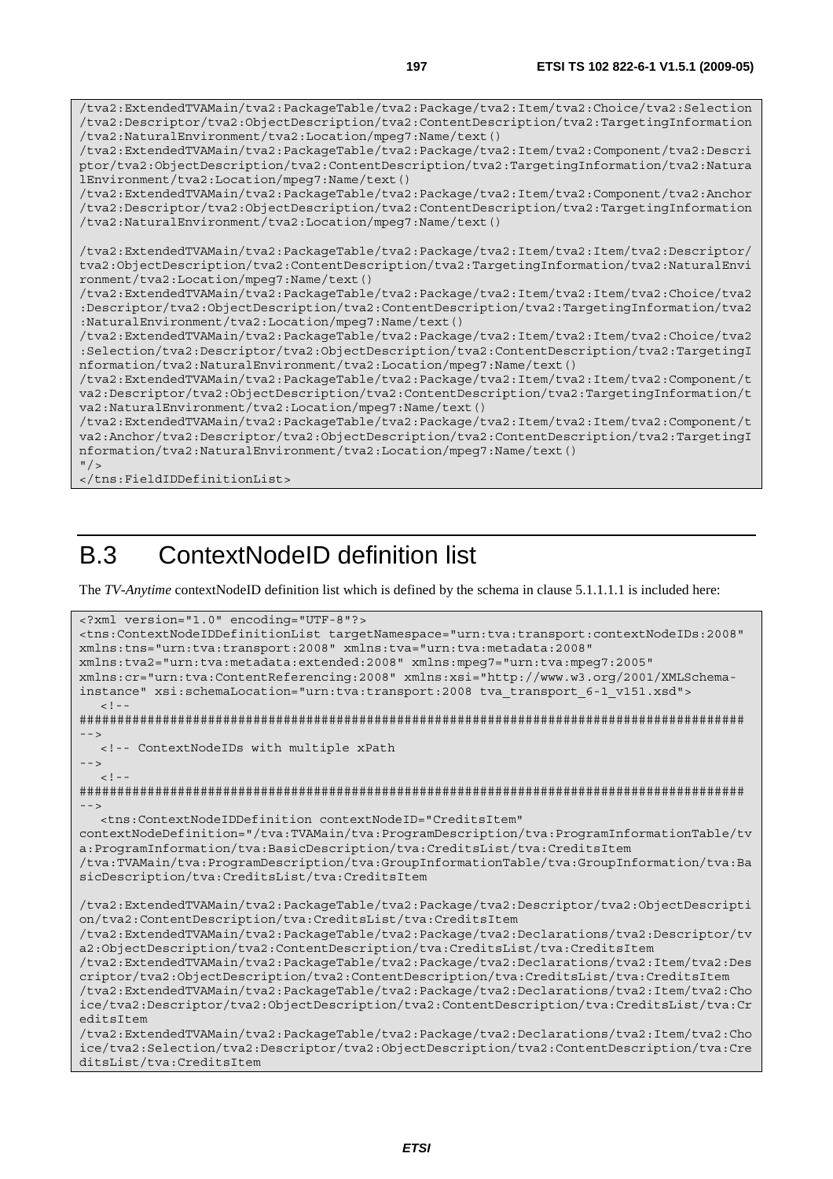```
/tva2:ExtendedTVAMain/tva2:PackageTable/tva2:Package/tva2:Item/tva2:Choice/tva2:Selection
/tva2:Descriptor/tva2:ObjectDescription/tva2:ContentDescription/tva2:TargetingInformation
/tva2:NaturalEnvironment/tva2:Location/mpeg7:Name/text()
/tva2:ExtendedTVAMain/tva2:PackageTable/tva2:Package/tva2:Item/tva2:Component/tva2:Descri
ptor/tva2:ObjectDescription/tva2:ContentDescription/tva2:TargetingInformation/tva2:Natura
lEnvironment/tva2:Location/mpeg7:Name/text()
/tva2:ExtendedTVAMain/tva2:PackageTable/tva2:Package/tva2:Item/tva2:Component/tva2:Anchor
/tva2:Descriptor/tva2:ObjectDescription/tva2:ContentDescription/tva2:TargetingInformation
/tva2:NaturalEnvironment/tva2:Location/mpeg7:Name/text()

/tva2:ExtendedTVAMain/tva2:PackageTable/tva2:Package/tva2:Item/tva2:Item/tva2:Descriptor/
tva2:ObjectDescription/tva2:ContentDescription/tva2:TargetingInformation/tva2:NaturalEnvi
ronment/tva2:Location/mpeg7:Name/text()
/tva2:ExtendedTVAMain/tva2:PackageTable/tva2:Package/tva2:Item/tva2:Item/tva2:Choice/tva2
:Descriptor/tva2:ObjectDescription/tva2:ContentDescription/tva2:TargetingInformation/tva2
:NaturalEnvironment/tva2:Location/mpeg7:Name/text()
/tva2:ExtendedTVAMain/tva2:PackageTable/tva2:Package/tva2:Item/tva2:Item/tva2:Choice/tva2
:Selection/tva2:Descriptor/tva2:ObjectDescription/tva2:ContentDescription/tva2:TargetingI
nformation/tva2:NaturalEnvironment/tva2:Location/mpeg7:Name/text()
/tva2:ExtendedTVAMain/tva2:PackageTable/tva2:Package/tva2:Item/tva2:Item/tva2:Component/t
va2:Descriptor/tva2:ObjectDescription/tva2:ContentDescription/tva2:TargetingInformation/t
va2:NaturalEnvironment/tva2:Location/mpeg7:Name/text()
/tva2:ExtendedTVAMain/tva2:PackageTable/tva2:Package/tva2:Item/tva2:Item/tva2:Component/t
va2:Anchor/tva2:Descriptor/tva2:ObjectDescription/tva2:ContentDescription/tva2:TargetingI
nformation/tva2:NaturalEnvironment/tva2:Location/mpeg7:Name/text()
"/>
</tns:FieldIDDefinitionList>
```

# B.3 ContextNodeID definition list

The *TV-Anytime* contextNodeID definition list which is defined by the schema in clause 5.1.1.1.1 is included here:

```
<?xml version="1.0" encoding="UTF-8"?>
<tns:ContextNodeIDDefinitionList targetNamespace="urn:tva:transport:contextNodeIDs:2008"
xmlns:tns="urn:tva:transport:2008" xmlns:tva="urn:tva:metadata:2008"
xmlns:tva2="urn:tva:metadata:extended:2008" xmlns:mpeg7="urn:tva:mpeg7:2005"
xmlns:cr="urn:tva:ContentReferencing:2008" xmlns:xsi="http://www.w3.org/2001/XMLSchema-
instance" xsi:schemaLocation="urn:tva:transport:2008 tva_transport_6-1_v151.xsd">
   <!--
#########################################################################################
-->
   <!-- ContextNodeIDs with multiple xPath
-->
   <!--
#########################################################################################
-->
   <tns:ContextNodeIDDefinition contextNodeID="CreditsItem"
contextNodeDefinition="/tva:TVAMain/tva:ProgramDescription/tva:ProgramInformationTable/tv
a:ProgramInformation/tva:BasicDescription/tva:CreditsList/tva:CreditsItem
/tva:TVAMain/tva:ProgramDescription/tva:GroupInformationTable/tva:GroupInformation/tva:Ba
sicDescription/tva:CreditsList/tva:CreditsItem

/tva2:ExtendedTVAMain/tva2:PackageTable/tva2:Package/tva2:Descriptor/tva2:ObjectDescripti
on/tva2:ContentDescription/tva:CreditsList/tva:CreditsItem
/tva2:ExtendedTVAMain/tva2:PackageTable/tva2:Package/tva2:Declarations/tva2:Descriptor/tv
a2:ObjectDescription/tva2:ContentDescription/tva:CreditsList/tva:CreditsItem
/tva2:ExtendedTVAMain/tva2:PackageTable/tva2:Package/tva2:Declarations/tva2:Item/tva2:Des
criptor/tva2:ObjectDescription/tva2:ContentDescription/tva:CreditsList/tva:CreditsItem
/tva2:ExtendedTVAMain/tva2:PackageTable/tva2:Package/tva2:Declarations/tva2:Item/tva2:Cho
ice/tva2:Descriptor/tva2:ObjectDescription/tva2:ContentDescription/tva:CreditsList/tva:Cr
editsItem
/tva2:ExtendedTVAMain/tva2:PackageTable/tva2:Package/tva2:Declarations/tva2:Item/tva2:Cho
ice/tva2:Selection/tva2:Descriptor/tva2:ObjectDescription/tva2:ContentDescription/tva:Cre
ditsList/tva:CreditsItem
```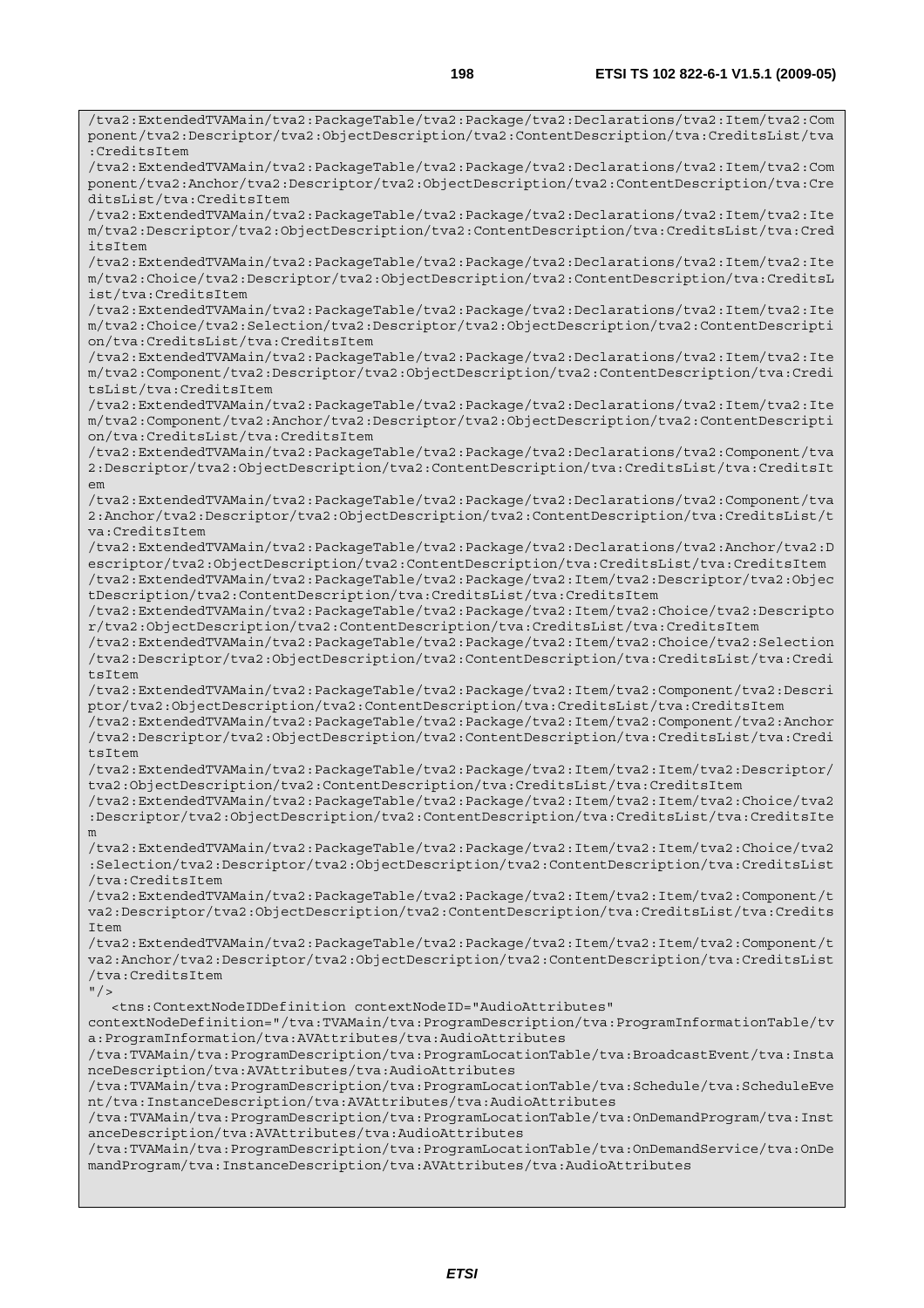```
/tva2:ExtendedTVAMain/tva2:PackageTable/tva2:Package/tva2:Declarations/tva2:Item/tva2:Component/tva2:Descriptor/tva2:ObjectDescription/tva2:ContentDescription/tva:CreditsList/tva:CreditsItem
/tva2:ExtendedTVAMain/tva2:PackageTable/tva2:Package/tva2:Declarations/tva2:Item/tva2:Component/tva2:Anchor/tva2:Descriptor/tva2:ObjectDescription/tva2:ContentDescription/tva:CreditsList/tva:CreditsItem
/tva2:ExtendedTVAMain/tva2:PackageTable/tva2:Package/tva2:Declarations/tva2:Item/tva2:Item/tva2:Descriptor/tva2:ObjectDescription/tva2:ContentDescription/tva:CreditsList/tva:CreditsItem
/tva2:ExtendedTVAMain/tva2:PackageTable/tva2:Package/tva2:Declarations/tva2:Item/tva2:Item/tva2:Choice/tva2:Descriptor/tva2:ObjectDescription/tva2:ContentDescription/tva:CreditsList/tva:CreditsItem
/tva2:ExtendedTVAMain/tva2:PackageTable/tva2:Package/tva2:Declarations/tva2:Item/tva2:Item/tva2:Choice/tva2:Selection/tva2:Descriptor/tva2:ObjectDescription/tva2:ContentDescription/tva:CreditsList/tva:CreditsItem
/tva2:ExtendedTVAMain/tva2:PackageTable/tva2:Package/tva2:Declarations/tva2:Item/tva2:Item/tva2:Component/tva2:Descriptor/tva2:ObjectDescription/tva2:ContentDescription/tva:CreditsList/tva:CreditsItem
/tva2:ExtendedTVAMain/tva2:PackageTable/tva2:Package/tva2:Declarations/tva2:Item/tva2:Item/tva2:Component/tva2:Anchor/tva2:Descriptor/tva2:ObjectDescription/tva2:ContentDescription/tva:CreditsList/tva:CreditsItem
/tva2:ExtendedTVAMain/tva2:PackageTable/tva2:Package/tva2:Declarations/tva2:Component/tva2:Descriptor/tva2:ObjectDescription/tva2:ContentDescription/tva:CreditsList/tva:CreditsItem
/tva2:ExtendedTVAMain/tva2:PackageTable/tva2:Package/tva2:Declarations/tva2:Component/tva2:Anchor/tva2:Descriptor/tva2:ObjectDescription/tva2:ContentDescription/tva:CreditsList/tva:CreditsItem
/tva2:ExtendedTVAMain/tva2:PackageTable/tva2:Package/tva2:Declarations/tva2:Anchor/tva2:Descriptor/tva2:ObjectDescription/tva2:ContentDescription/tva:CreditsList/tva:CreditsItem
/tva2:ExtendedTVAMain/tva2:PackageTable/tva2:Package/tva2:Item/tva2:Descriptor/tva2:ObjectDescription/tva2:ContentDescription/tva:CreditsList/tva:CreditsItem
/tva2:ExtendedTVAMain/tva2:PackageTable/tva2:Package/tva2:Item/tva2:Choice/tva2:Descriptor/tva2:ObjectDescription/tva2:ContentDescription/tva:CreditsList/tva:CreditsItem
/tva2:ExtendedTVAMain/tva2:PackageTable/tva2:Package/tva2:Item/tva2:Choice/tva2:Selection/tva2:Descriptor/tva2:ObjectDescription/tva2:ContentDescription/tva:CreditsList/tva:CreditsItem
/tva2:ExtendedTVAMain/tva2:PackageTable/tva2:Package/tva2:Item/tva2:Component/tva2:Descriptor/tva2:ObjectDescription/tva2:ContentDescription/tva:CreditsList/tva:CreditsItem
/tva2:ExtendedTVAMain/tva2:PackageTable/tva2:Package/tva2:Item/tva2:Component/tva2:Anchor/tva2:Descriptor/tva2:ObjectDescription/tva2:ContentDescription/tva:CreditsList/tva:CreditsItem
/tva2:ExtendedTVAMain/tva2:PackageTable/tva2:Package/tva2:Item/tva2:Item/tva2:Descriptor/tva2:ObjectDescription/tva2:ContentDescription/tva:CreditsList/tva:CreditsItem
/tva2:ExtendedTVAMain/tva2:PackageTable/tva2:Package/tva2:Item/tva2:Item/tva2:Choice/tva2:Descriptor/tva2:ObjectDescription/tva2:ContentDescription/tva:CreditsList/tva:CreditsItem
/tva2:ExtendedTVAMain/tva2:PackageTable/tva2:Package/tva2:Item/tva2:Item/tva2:Choice/tva2:Selection/tva2:Descriptor/tva2:ObjectDescription/tva2:ContentDescription/tva:CreditsList/tva:CreditsItem
/tva2:ExtendedTVAMain/tva2:PackageTable/tva2:Package/tva2:Item/tva2:Item/tva2:Component/tva2:Descriptor/tva2:ObjectDescription/tva2:ContentDescription/tva:CreditsList/tva:CreditsItem
/tva2:ExtendedTVAMain/tva2:PackageTable/tva2:Package/tva2:Item/tva2:Item/tva2:Component/tva2:Anchor/tva2:Descriptor/tva2:ObjectDescription/tva2:ContentDescription/tva:CreditsList/tva:CreditsItem
"/>
   <tns:ContextNodeIDDefinition contextNodeID="AudioAttributes"
contextNodeDefinition="/tva:TVAMain/tva:ProgramDescription/tva:ProgramInformationTable/tva:ProgramInformation/tva:AVAttributes/tva:AudioAttributes
/tva:TVAMain/tva:ProgramDescription/tva:ProgramLocationTable/tva:BroadcastEvent/tva:InstanceDescription/tva:AVAttributes/tva:AudioAttributes
/tva:TVAMain/tva:ProgramDescription/tva:ProgramLocationTable/tva:Schedule/tva:ScheduleEvent/tva:InstanceDescription/tva:AVAttributes/tva:AudioAttributes
/tva:TVAMain/tva:ProgramDescription/tva:ProgramLocationTable/tva:OnDemandProgram/tva:InstanceDescription/tva:AVAttributes/tva:AudioAttributes
/tva:TVAMain/tva:ProgramDescription/tva:ProgramLocationTable/tva:OnDemandService/tva:OnDemandProgram/tva:InstanceDescription/tva:AVAttributes/tva:AudioAttributes
```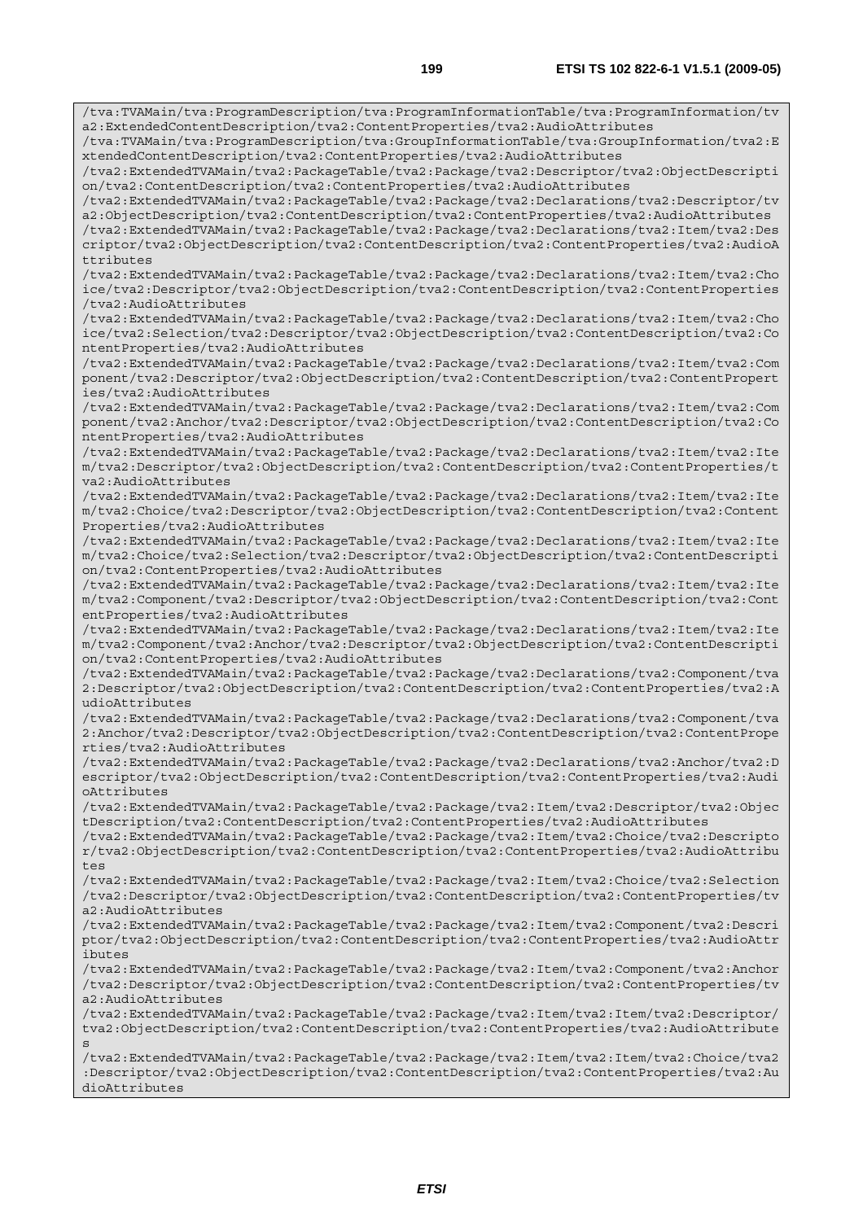```
/tva:TVAMain/tva:ProgramDescription/tva:ProgramInformationTable/tva:ProgramInformation/tva2:ExtendedContentDescription/tva2:ContentProperties/tva2:AudioAttributes
/tva:TVAMain/tva:ProgramDescription/tva:GroupInformationTable/tva:GroupInformation/tva2:ExtendedContentDescription/tva2:ContentProperties/tva2:AudioAttributes
/tva2:ExtendedTVAMain/tva2:PackageTable/tva2:Package/tva2:Descriptor/tva2:ObjectDescription/tva2:ContentDescription/tva2:ContentProperties/tva2:AudioAttributes
/tva2:ExtendedTVAMain/tva2:PackageTable/tva2:Package/tva2:Declarations/tva2:Descriptor/tva2:ObjectDescription/tva2:ContentDescription/tva2:ContentProperties/tva2:AudioAttributes
/tva2:ExtendedTVAMain/tva2:PackageTable/tva2:Package/tva2:Declarations/tva2:Item/tva2:Descriptor/tva2:ObjectDescription/tva2:ContentDescription/tva2:ContentProperties/tva2:AudioAttributes
/tva2:ExtendedTVAMain/tva2:PackageTable/tva2:Package/tva2:Declarations/tva2:Item/tva2:Choice/tva2:Descriptor/tva2:ObjectDescription/tva2:ContentDescription/tva2:ContentProperties/tva2:AudioAttributes
/tva2:ExtendedTVAMain/tva2:PackageTable/tva2:Package/tva2:Declarations/tva2:Item/tva2:Choice/tva2:Selection/tva2:Descriptor/tva2:ObjectDescription/tva2:ContentDescription/tva2:ContentProperties/tva2:AudioAttributes
/tva2:ExtendedTVAMain/tva2:PackageTable/tva2:Package/tva2:Declarations/tva2:Item/tva2:Component/tva2:Descriptor/tva2:ObjectDescription/tva2:ContentDescription/tva2:ContentProperties/tva2:AudioAttributes
/tva2:ExtendedTVAMain/tva2:PackageTable/tva2:Package/tva2:Declarations/tva2:Item/tva2:Component/tva2:Anchor/tva2:Descriptor/tva2:ObjectDescription/tva2:ContentDescription/tva2:ContentProperties/tva2:AudioAttributes
/tva2:ExtendedTVAMain/tva2:PackageTable/tva2:Package/tva2:Declarations/tva2:Item/tva2:Item/tva2:Descriptor/tva2:ObjectDescription/tva2:ContentDescription/tva2:ContentProperties/tva2:AudioAttributes
/tva2:ExtendedTVAMain/tva2:PackageTable/tva2:Package/tva2:Declarations/tva2:Item/tva2:Item/tva2:Choice/tva2:Descriptor/tva2:ObjectDescription/tva2:ContentDescription/tva2:ContentProperties/tva2:AudioAttributes
/tva2:ExtendedTVAMain/tva2:PackageTable/tva2:Package/tva2:Declarations/tva2:Item/tva2:Item/tva2:Choice/tva2:Selection/tva2:Descriptor/tva2:ObjectDescription/tva2:ContentDescription/tva2:ContentProperties/tva2:AudioAttributes
/tva2:ExtendedTVAMain/tva2:PackageTable/tva2:Package/tva2:Declarations/tva2:Item/tva2:Item/tva2:Component/tva2:Descriptor/tva2:ObjectDescription/tva2:ContentDescription/tva2:ContentProperties/tva2:AudioAttributes
/tva2:ExtendedTVAMain/tva2:PackageTable/tva2:Package/tva2:Declarations/tva2:Item/tva2:Item/tva2:Component/tva2:Anchor/tva2:Descriptor/tva2:ObjectDescription/tva2:ContentDescription/tva2:ContentProperties/tva2:AudioAttributes
/tva2:ExtendedTVAMain/tva2:PackageTable/tva2:Package/tva2:Declarations/tva2:Component/tva2:Descriptor/tva2:ObjectDescription/tva2:ContentDescription/tva2:ContentProperties/tva2:AudioAttributes
/tva2:ExtendedTVAMain/tva2:PackageTable/tva2:Package/tva2:Declarations/tva2:Component/tva2:Anchor/tva2:Descriptor/tva2:ObjectDescription/tva2:ContentDescription/tva2:ContentProperties/tva2:AudioAttributes
/tva2:ExtendedTVAMain/tva2:PackageTable/tva2:Package/tva2:Declarations/tva2:Anchor/tva2:Descriptor/tva2:ObjectDescription/tva2:ContentDescription/tva2:ContentProperties/tva2:AudioAttributes
/tva2:ExtendedTVAMain/tva2:PackageTable/tva2:Package/tva2:Item/tva2:Descriptor/tva2:ObjectDescription/tva2:ContentDescription/tva2:ContentProperties/tva2:AudioAttributes
/tva2:ExtendedTVAMain/tva2:PackageTable/tva2:Package/tva2:Item/tva2:Choice/tva2:Descriptor/tva2:ObjectDescription/tva2:ContentDescription/tva2:ContentProperties/tva2:AudioAttributes
/tva2:ExtendedTVAMain/tva2:PackageTable/tva2:Package/tva2:Item/tva2:Choice/tva2:Selection/tva2:Descriptor/tva2:ObjectDescription/tva2:ContentDescription/tva2:ContentProperties/tva2:AudioAttributes
/tva2:ExtendedTVAMain/tva2:PackageTable/tva2:Package/tva2:Item/tva2:Component/tva2:Descriptor/tva2:ObjectDescription/tva2:ContentDescription/tva2:ContentProperties/tva2:AudioAttributes
/tva2:ExtendedTVAMain/tva2:PackageTable/tva2:Package/tva2:Item/tva2:Component/tva2:Anchor/tva2:Descriptor/tva2:ObjectDescription/tva2:ContentDescription/tva2:ContentProperties/tva2:AudioAttributes
/tva2:ExtendedTVAMain/tva2:PackageTable/tva2:Package/tva2:Item/tva2:Item/tva2:Descriptor/tva2:ObjectDescription/tva2:ContentDescription/tva2:ContentProperties/tva2:AudioAttributes
/tva2:ExtendedTVAMain/tva2:PackageTable/tva2:Package/tva2:Item/tva2:Item/tva2:Choice/tva2:Descriptor/tva2:ObjectDescription/tva2:ContentDescription/tva2:ContentProperties/tva2:AudioAttributes
```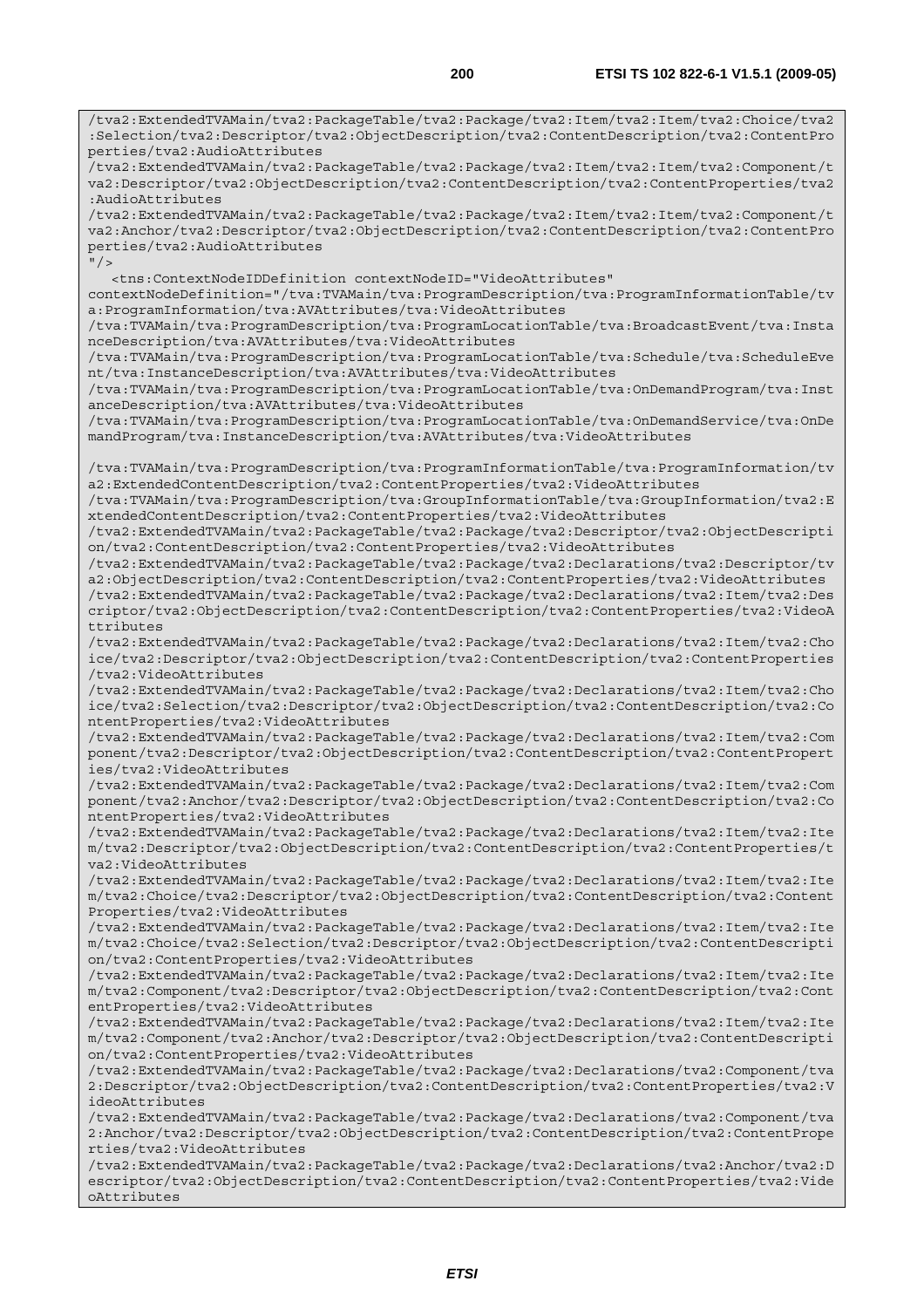```
/tva2:ExtendedTVAMain/tva2:PackageTable/tva2:Package/tva2:Item/tva2:Item/tva2:Choice/tva2
:Selection/tva2:Descriptor/tva2:ObjectDescription/tva2:ContentDescription/tva2:ContentPro
perties/tva2:AudioAttributes
/tva2:ExtendedTVAMain/tva2:PackageTable/tva2:Package/tva2:Item/tva2:Item/tva2:Component/t
va2:Descriptor/tva2:ObjectDescription/tva2:ContentDescription/tva2:ContentProperties/tva2
:AudioAttributes
/tva2:ExtendedTVAMain/tva2:PackageTable/tva2:Package/tva2:Item/tva2:Item/tva2:Component/t
va2:Anchor/tva2:Descriptor/tva2:ObjectDescription/tva2:ContentDescription/tva2:ContentPro
perties/tva2:AudioAttributes
"/>
   <tns:ContextNodeIDDefinition contextNodeID="VideoAttributes"
contextNodeDefinition="/tva:TVAMain/tva:ProgramDescription/tva:ProgramInformationTable/tv
a:ProgramInformation/tva:AVAttributes/tva:VideoAttributes
/tva:TVAMain/tva:ProgramDescription/tva:ProgramLocationTable/tva:BroadcastEvent/tva:Insta
nceDescription/tva:AVAttributes/tva:VideoAttributes
/tva:TVAMain/tva:ProgramDescription/tva:ProgramLocationTable/tva:Schedule/tva:ScheduleEve
nt/tva:InstanceDescription/tva:AVAttributes/tva:VideoAttributes
/tva:TVAMain/tva:ProgramDescription/tva:ProgramLocationTable/tva:OnDemandProgram/tva:Inst
anceDescription/tva:AVAttributes/tva:VideoAttributes
/tva:TVAMain/tva:ProgramDescription/tva:ProgramLocationTable/tva:OnDemandService/tva:OnDe
mandProgram/tva:InstanceDescription/tva:AVAttributes/tva:VideoAttributes

/tva:TVAMain/tva:ProgramDescription/tva:ProgramInformationTable/tva:ProgramInformation/tv
a2:ExtendedContentDescription/tva2:ContentProperties/tva2:VideoAttributes
/tva:TVAMain/tva:ProgramDescription/tva:GroupInformationTable/tva:GroupInformation/tva2:E
xtendedContentDescription/tva2:ContentProperties/tva2:VideoAttributes
/tva2:ExtendedTVAMain/tva2:PackageTable/tva2:Package/tva2:Descriptor/tva2:ObjectDescripti
on/tva2:ContentDescription/tva2:ContentProperties/tva2:VideoAttributes
/tva2:ExtendedTVAMain/tva2:PackageTable/tva2:Package/tva2:Declarations/tva2:Descriptor/tv
a2:ObjectDescription/tva2:ContentDescription/tva2:ContentProperties/tva2:VideoAttributes
/tva2:ExtendedTVAMain/tva2:PackageTable/tva2:Package/tva2:Declarations/tva2:Item/tva2:Des
criptor/tva2:ObjectDescription/tva2:ContentDescription/tva2:ContentProperties/tva2:VideoA
ttributes
/tva2:ExtendedTVAMain/tva2:PackageTable/tva2:Package/tva2:Declarations/tva2:Item/tva2:Cho
ice/tva2:Descriptor/tva2:ObjectDescription/tva2:ContentDescription/tva2:ContentProperties
/tva2:VideoAttributes
/tva2:ExtendedTVAMain/tva2:PackageTable/tva2:Package/tva2:Declarations/tva2:Item/tva2:Cho
ice/tva2:Selection/tva2:Descriptor/tva2:ObjectDescription/tva2:ContentDescription/tva2:Co
ntentProperties/tva2:VideoAttributes
/tva2:ExtendedTVAMain/tva2:PackageTable/tva2:Package/tva2:Declarations/tva2:Item/tva2:Com
ponent/tva2:Descriptor/tva2:ObjectDescription/tva2:ContentDescription/tva2:ContentPropert
ies/tva2:VideoAttributes
/tva2:ExtendedTVAMain/tva2:PackageTable/tva2:Package/tva2:Declarations/tva2:Item/tva2:Com
ponent/tva2:Anchor/tva2:Descriptor/tva2:ObjectDescription/tva2:ContentDescription/tva2:Co
ntentProperties/tva2:VideoAttributes
/tva2:ExtendedTVAMain/tva2:PackageTable/tva2:Package/tva2:Declarations/tva2:Item/tva2:Ite
m/tva2:Descriptor/tva2:ObjectDescription/tva2:ContentDescription/tva2:ContentProperties/t
va2:VideoAttributes
/tva2:ExtendedTVAMain/tva2:PackageTable/tva2:Package/tva2:Declarations/tva2:Item/tva2:Ite
m/tva2:Choice/tva2:Descriptor/tva2:ObjectDescription/tva2:ContentDescription/tva2:Content
Properties/tva2:VideoAttributes
/tva2:ExtendedTVAMain/tva2:PackageTable/tva2:Package/tva2:Declarations/tva2:Item/tva2:Ite
m/tva2:Choice/tva2:Selection/tva2:Descriptor/tva2:ObjectDescription/tva2:ContentDescripti
on/tva2:ContentProperties/tva2:VideoAttributes
/tva2:ExtendedTVAMain/tva2:PackageTable/tva2:Package/tva2:Declarations/tva2:Item/tva2:Ite
m/tva2:Component/tva2:Descriptor/tva2:ObjectDescription/tva2:ContentDescription/tva2:Cont
entProperties/tva2:VideoAttributes
/tva2:ExtendedTVAMain/tva2:PackageTable/tva2:Package/tva2:Declarations/tva2:Item/tva2:Ite
m/tva2:Component/tva2:Anchor/tva2:Descriptor/tva2:ObjectDescription/tva2:ContentDescripti
on/tva2:ContentProperties/tva2:VideoAttributes
/tva2:ExtendedTVAMain/tva2:PackageTable/tva2:Package/tva2:Declarations/tva2:Component/tva
2:Descriptor/tva2:ObjectDescription/tva2:ContentDescription/tva2:ContentProperties/tva2:V
ideoAttributes
/tva2:ExtendedTVAMain/tva2:PackageTable/tva2:Package/tva2:Declarations/tva2:Component/tva
2:Anchor/tva2:Descriptor/tva2:ObjectDescription/tva2:ContentDescription/tva2:ContentPrope
rties/tva2:VideoAttributes
/tva2:ExtendedTVAMain/tva2:PackageTable/tva2:Package/tva2:Declarations/tva2:Anchor/tva2:D
escriptor/tva2:ObjectDescription/tva2:ContentDescription/tva2:ContentProperties/tva2:Vide
oAttributes
```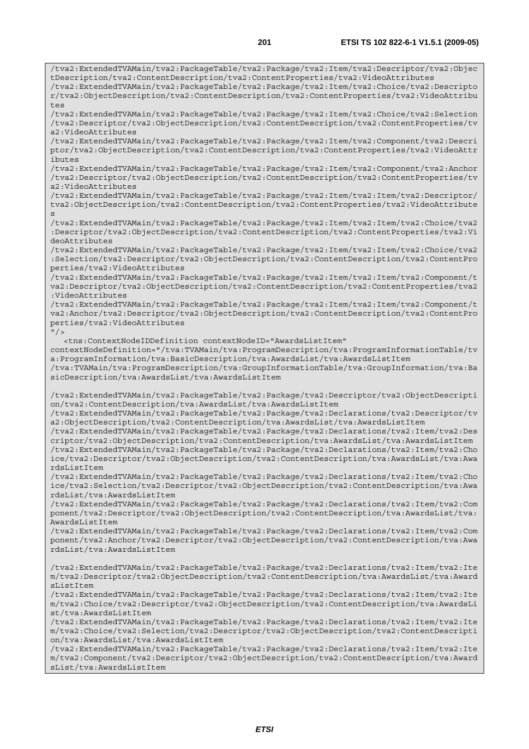```
/tva2:ExtendedTVAMain/tva2:PackageTable/tva2:Package/tva2:Item/tva2:Descriptor/tva2:Objec
tDescription/tva2:ContentDescription/tva2:ContentProperties/tva2:VideoAttributes
/tva2:ExtendedTVAMain/tva2:PackageTable/tva2:Package/tva2:Item/tva2:Choice/tva2:Descripto
r/tva2:ObjectDescription/tva2:ContentDescription/tva2:ContentProperties/tva2:VideoAttribu
tes
/tva2:ExtendedTVAMain/tva2:PackageTable/tva2:Package/tva2:Item/tva2:Choice/tva2:Selection
/tva2:Descriptor/tva2:ObjectDescription/tva2:ContentDescription/tva2:ContentProperties/tv
a2:VideoAttributes
/tva2:ExtendedTVAMain/tva2:PackageTable/tva2:Package/tva2:Item/tva2:Component/tva2:Descri
ptor/tva2:ObjectDescription/tva2:ContentDescription/tva2:ContentProperties/tva2:VideoAttr
ibutes
/tva2:ExtendedTVAMain/tva2:PackageTable/tva2:Package/tva2:Item/tva2:Component/tva2:Anchor
/tva2:Descriptor/tva2:ObjectDescription/tva2:ContentDescription/tva2:ContentProperties/tv
a2:VideoAttributes
/tva2:ExtendedTVAMain/tva2:PackageTable/tva2:Package/tva2:Item/tva2:Item/tva2:Descriptor/
tva2:ObjectDescription/tva2:ContentDescription/tva2:ContentProperties/tva2:VideoAttribute
s
/tva2:ExtendedTVAMain/tva2:PackageTable/tva2:Package/tva2:Item/tva2:Item/tva2:Choice/tva2
:Descriptor/tva2:ObjectDescription/tva2:ContentDescription/tva2:ContentProperties/tva2:Vi
deoAttributes
/tva2:ExtendedTVAMain/tva2:PackageTable/tva2:Package/tva2:Item/tva2:Item/tva2:Choice/tva2
:Selection/tva2:Descriptor/tva2:ObjectDescription/tva2:ContentDescription/tva2:ContentPro
perties/tva2:VideoAttributes
/tva2:ExtendedTVAMain/tva2:PackageTable/tva2:Package/tva2:Item/tva2:Item/tva2:Component/t
va2:Descriptor/tva2:ObjectDescription/tva2:ContentDescription/tva2:ContentProperties/tva2
:VideoAttributes
/tva2:ExtendedTVAMain/tva2:PackageTable/tva2:Package/tva2:Item/tva2:Item/tva2:Component/t
va2:Anchor/tva2:Descriptor/tva2:ObjectDescription/tva2:ContentDescription/tva2:ContentPro
perties/tva2:VideoAttributes
"/>
   <tns:ContextNodeIDDefinition contextNodeID="AwardsListItem"
contextNodeDefinition="/tva:TVAMain/tva:ProgramDescription/tva:ProgramInformationTable/tv
a:ProgramInformation/tva:BasicDescription/tva:AwardsList/tva:AwardsListItem
/tva:TVAMain/tva:ProgramDescription/tva:GroupInformationTable/tva:GroupInformation/tva:Ba
sicDescription/tva:AwardsList/tva:AwardsListItem

/tva2:ExtendedTVAMain/tva2:PackageTable/tva2:Package/tva2:Descriptor/tva2:ObjectDescripti
on/tva2:ContentDescription/tva:AwardsList/tva:AwardsListItem
/tva2:ExtendedTVAMain/tva2:PackageTable/tva2:Package/tva2:Declarations/tva2:Descriptor/tv
a2:ObjectDescription/tva2:ContentDescription/tva:AwardsList/tva:AwardsListItem
/tva2:ExtendedTVAMain/tva2:PackageTable/tva2:Package/tva2:Declarations/tva2:Item/tva2:Des
criptor/tva2:ObjectDescription/tva2:ContentDescription/tva:AwardsList/tva:AwardsListItem
/tva2:ExtendedTVAMain/tva2:PackageTable/tva2:Package/tva2:Declarations/tva2:Item/tva2:Cho
ice/tva2:Descriptor/tva2:ObjectDescription/tva2:ContentDescription/tva:AwardsList/tva:Awa
rdsListItem
/tva2:ExtendedTVAMain/tva2:PackageTable/tva2:Package/tva2:Declarations/tva2:Item/tva2:Cho
ice/tva2:Selection/tva2:Descriptor/tva2:ObjectDescription/tva2:ContentDescription/tva:Awa
rdsList/tva:AwardsListItem
/tva2:ExtendedTVAMain/tva2:PackageTable/tva2:Package/tva2:Declarations/tva2:Item/tva2:Com
ponent/tva2:Descriptor/tva2:ObjectDescription/tva2:ContentDescription/tva:AwardsList/tva:
AwardsListItem
/tva2:ExtendedTVAMain/tva2:PackageTable/tva2:Package/tva2:Declarations/tva2:Item/tva2:Com
ponent/tva2:Anchor/tva2:Descriptor/tva2:ObjectDescription/tva2:ContentDescription/tva:Awa
rdsList/tva:AwardsListItem

/tva2:ExtendedTVAMain/tva2:PackageTable/tva2:Package/tva2:Declarations/tva2:Item/tva2:Ite
m/tva2:Descriptor/tva2:ObjectDescription/tva2:ContentDescription/tva:AwardsList/tva:Award
sListItem
/tva2:ExtendedTVAMain/tva2:PackageTable/tva2:Package/tva2:Declarations/tva2:Item/tva2:Ite
m/tva2:Choice/tva2:Descriptor/tva2:ObjectDescription/tva2:ContentDescription/tva:AwardsLi
st/tva:AwardsListItem
/tva2:ExtendedTVAMain/tva2:PackageTable/tva2:Package/tva2:Declarations/tva2:Item/tva2:Ite
m/tva2:Choice/tva2:Selection/tva2:Descriptor/tva2:ObjectDescription/tva2:ContentDescripti
on/tva:AwardsList/tva:AwardsListItem
/tva2:ExtendedTVAMain/tva2:PackageTable/tva2:Package/tva2:Declarations/tva2:Item/tva2:Ite
m/tva2:Component/tva2:Descriptor/tva2:ObjectDescription/tva2:ContentDescription/tva:Award
sList/tva:AwardsListItem
```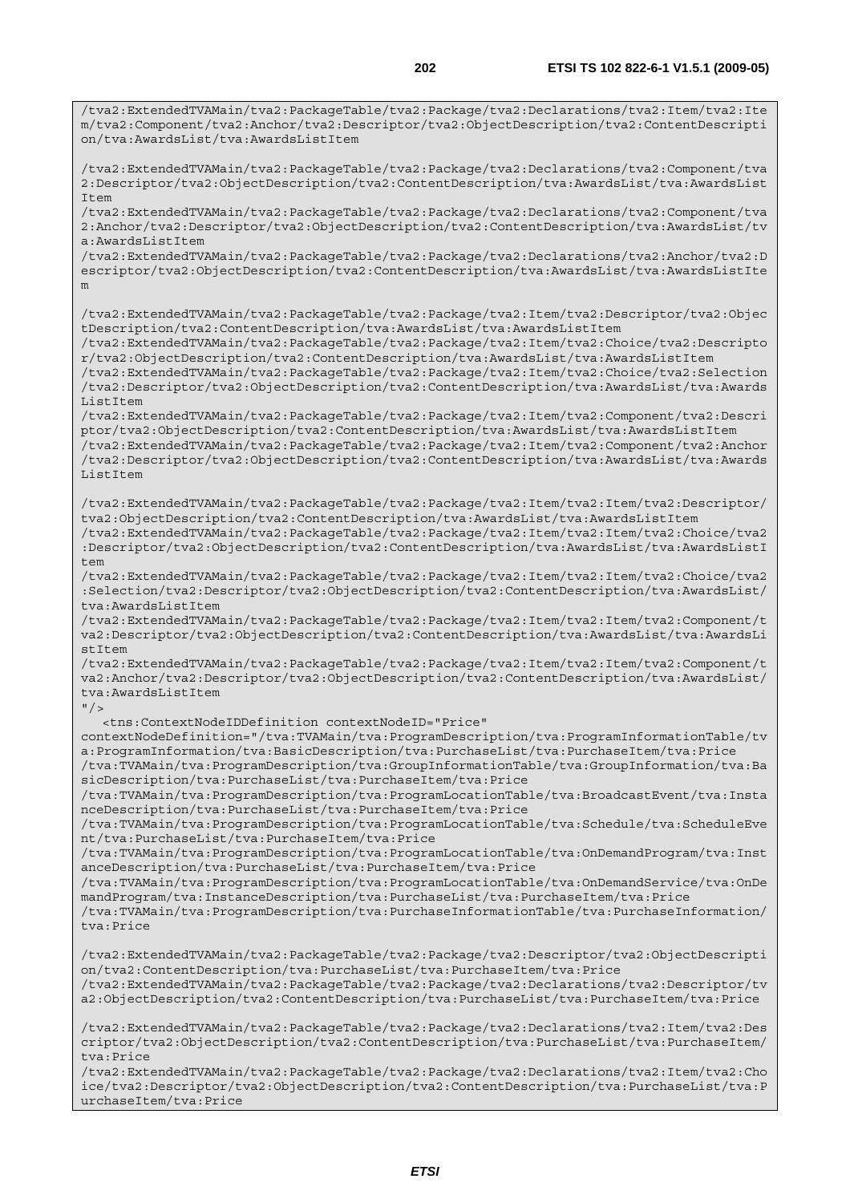```
/tva2:ExtendedTVAMain/tva2:PackageTable/tva2:Package/tva2:Declarations/tva2:Item/tva2:Item/tva2:Component/tva2:Anchor/tva2:Descriptor/tva2:ObjectDescription/tva2:ContentDescription/tva:AwardsList/tva:AwardsListItem

/tva2:ExtendedTVAMain/tva2:PackageTable/tva2:Package/tva2:Declarations/tva2:Component/tva2:Descriptor/tva2:ObjectDescription/tva2:ContentDescription/tva:AwardsList/tva:AwardsListItem
/tva2:ExtendedTVAMain/tva2:PackageTable/tva2:Package/tva2:Declarations/tva2:Component/tva2:Anchor/tva2:Descriptor/tva2:ObjectDescription/tva2:ContentDescription/tva:AwardsList/tva:AwardsListItem
/tva2:ExtendedTVAMain/tva2:PackageTable/tva2:Package/tva2:Declarations/tva2:Anchor/tva2:Descriptor/tva2:ObjectDescription/tva2:ContentDescription/tva:AwardsList/tva:AwardsListItem

/tva2:ExtendedTVAMain/tva2:PackageTable/tva2:Package/tva2:Item/tva2:Descriptor/tva2:ObjectDescription/tva2:ContentDescription/tva:AwardsList/tva:AwardsListItem
/tva2:ExtendedTVAMain/tva2:PackageTable/tva2:Package/tva2:Item/tva2:Choice/tva2:Descriptor/tva2:ObjectDescription/tva2:ContentDescription/tva:AwardsList/tva:AwardsListItem
/tva2:ExtendedTVAMain/tva2:PackageTable/tva2:Package/tva2:Item/tva2:Choice/tva2:Selection/tva2:Descriptor/tva2:ObjectDescription/tva2:ContentDescription/tva:AwardsList/tva:AwardsListItem
/tva2:ExtendedTVAMain/tva2:PackageTable/tva2:Package/tva2:Item/tva2:Component/tva2:Descriptor/tva2:ObjectDescription/tva2:ContentDescription/tva:AwardsList/tva:AwardsListItem
/tva2:ExtendedTVAMain/tva2:PackageTable/tva2:Package/tva2:Item/tva2:Component/tva2:Anchor/tva2:Descriptor/tva2:ObjectDescription/tva2:ContentDescription/tva:AwardsList/tva:AwardsListItem

/tva2:ExtendedTVAMain/tva2:PackageTable/tva2:Package/tva2:Item/tva2:Item/tva2:Descriptor/tva2:ObjectDescription/tva2:ContentDescription/tva:AwardsList/tva:AwardsListItem
/tva2:ExtendedTVAMain/tva2:PackageTable/tva2:Package/tva2:Item/tva2:Item/tva2:Choice/tva2:Descriptor/tva2:ObjectDescription/tva2:ContentDescription/tva:AwardsList/tva:AwardsListItem
/tva2:ExtendedTVAMain/tva2:PackageTable/tva2:Package/tva2:Item/tva2:Item/tva2:Choice/tva2:Selection/tva2:Descriptor/tva2:ObjectDescription/tva2:ContentDescription/tva:AwardsList/tva:AwardsListItem
/tva2:ExtendedTVAMain/tva2:PackageTable/tva2:Package/tva2:Item/tva2:Item/tva2:Component/tva2:Descriptor/tva2:ObjectDescription/tva2:ContentDescription/tva:AwardsList/tva:AwardsListItem
/tva2:ExtendedTVAMain/tva2:PackageTable/tva2:Package/tva2:Item/tva2:Item/tva2:Component/tva2:Anchor/tva2:Descriptor/tva2:ObjectDescription/tva2:ContentDescription/tva:AwardsList/tva:AwardsListItem
"/>
   <tns:ContextNodeIDDefinition contextNodeID="Price"
contextNodeDefinition="/tva:TVAMain/tva:ProgramDescription/tva:ProgramInformationTable/tva:ProgramInformation/tva:BasicDescription/tva:PurchaseList/tva:PurchaseItem/tva:Price
/tva:TVAMain/tva:ProgramDescription/tva:GroupInformationTable/tva:GroupInformation/tva:BasicDescription/tva:PurchaseList/tva:PurchaseItem/tva:Price
/tva:TVAMain/tva:ProgramDescription/tva:ProgramLocationTable/tva:BroadcastEvent/tva:InstanceDescription/tva:PurchaseList/tva:PurchaseItem/tva:Price
/tva:TVAMain/tva:ProgramDescription/tva:ProgramLocationTable/tva:Schedule/tva:ScheduleEvent/tva:PurchaseList/tva:PurchaseItem/tva:Price
/tva:TVAMain/tva:ProgramDescription/tva:ProgramLocationTable/tva:OnDemandProgram/tva:InstanceDescription/tva:PurchaseList/tva:PurchaseItem/tva:Price
/tva:TVAMain/tva:ProgramDescription/tva:ProgramLocationTable/tva:OnDemandService/tva:OnDemandProgram/tva:InstanceDescription/tva:PurchaseList/tva:PurchaseItem/tva:Price
/tva:TVAMain/tva:ProgramDescription/tva:PurchaseInformationTable/tva:PurchaseInformation/tva:Price

/tva2:ExtendedTVAMain/tva2:PackageTable/tva2:Package/tva2:Descriptor/tva2:ObjectDescription/tva2:ContentDescription/tva:PurchaseList/tva:PurchaseItem/tva:Price
/tva2:ExtendedTVAMain/tva2:PackageTable/tva2:Package/tva2:Declarations/tva2:Descriptor/tva2:ObjectDescription/tva2:ContentDescription/tva:PurchaseList/tva:PurchaseItem/tva:Price

/tva2:ExtendedTVAMain/tva2:PackageTable/tva2:Package/tva2:Declarations/tva2:Item/tva2:Descriptor/tva2:ObjectDescription/tva2:ContentDescription/tva:PurchaseList/tva:PurchaseItem/tva:Price
/tva2:ExtendedTVAMain/tva2:PackageTable/tva2:Package/tva2:Declarations/tva2:Item/tva2:Choice/tva2:Descriptor/tva2:ObjectDescription/tva2:ContentDescription/tva:PurchaseList/tva:PurchaseItem/tva:Price
```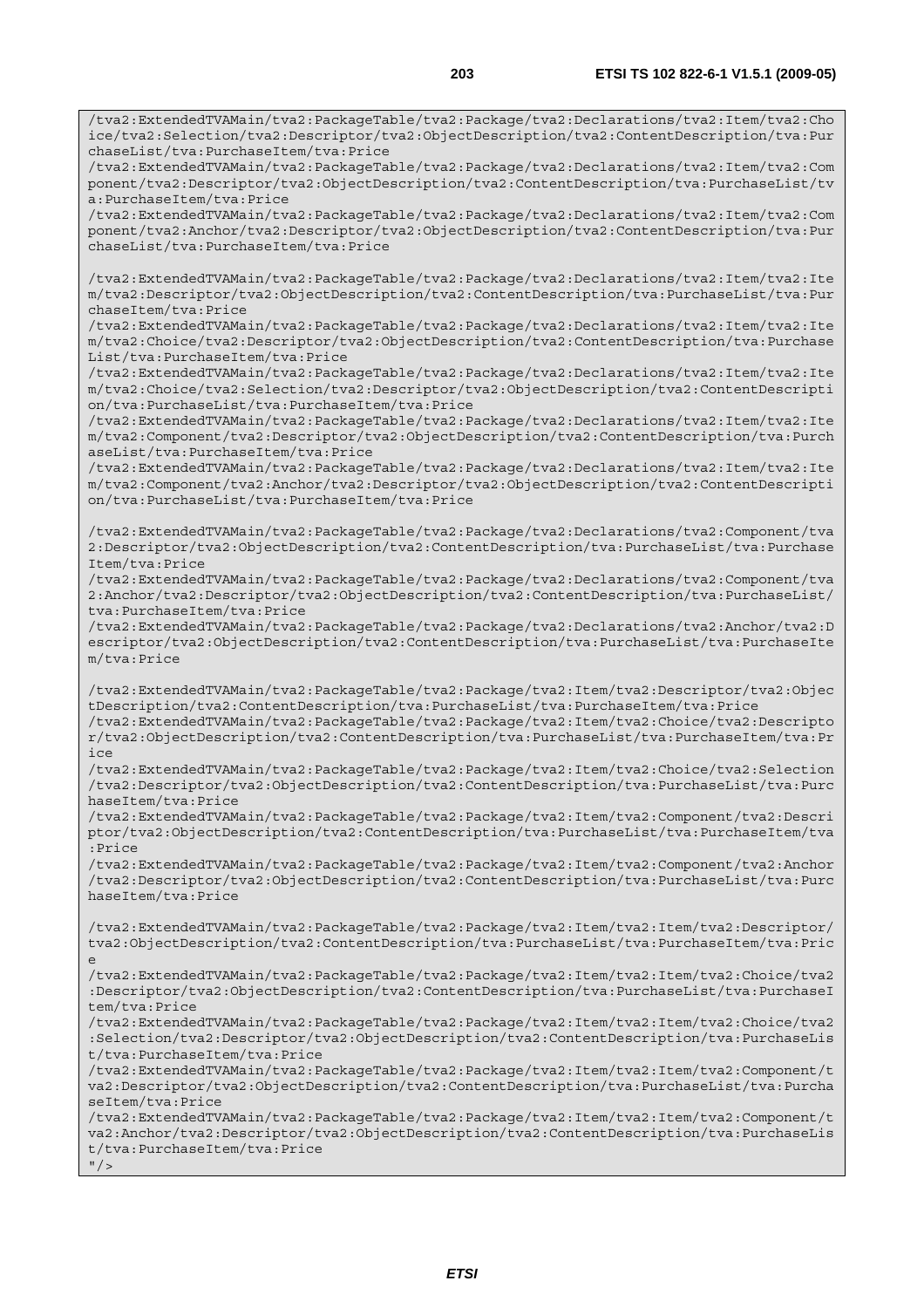```
/tva2:ExtendedTVAMain/tva2:PackageTable/tva2:Package/tva2:Declarations/tva2:Item/tva2:Choice/tva2:Selection/tva2:Descriptor/tva2:ObjectDescription/tva2:ContentDescription/tva:PurchaseList/tva:PurchaseItem/tva:Price
/tva2:ExtendedTVAMain/tva2:PackageTable/tva2:Package/tva2:Declarations/tva2:Item/tva2:Component/tva2:Descriptor/tva2:ObjectDescription/tva2:ContentDescription/tva:PurchaseList/tva:PurchaseItem/tva:Price
/tva2:ExtendedTVAMain/tva2:PackageTable/tva2:Package/tva2:Declarations/tva2:Item/tva2:Component/tva2:Anchor/tva2:Descriptor/tva2:ObjectDescription/tva2:ContentDescription/tva:PurchaseList/tva:PurchaseItem/tva:Price

/tva2:ExtendedTVAMain/tva2:PackageTable/tva2:Package/tva2:Declarations/tva2:Item/tva2:Item/tva2:Descriptor/tva2:ObjectDescription/tva2:ContentDescription/tva:PurchaseList/tva:PurchaseItem/tva:Price
/tva2:ExtendedTVAMain/tva2:PackageTable/tva2:Package/tva2:Declarations/tva2:Item/tva2:Item/tva2:Choice/tva2:Descriptor/tva2:ObjectDescription/tva2:ContentDescription/tva:PurchaseList/tva:PurchaseItem/tva:Price
/tva2:ExtendedTVAMain/tva2:PackageTable/tva2:Package/tva2:Declarations/tva2:Item/tva2:Item/tva2:Choice/tva2:Selection/tva2:Descriptor/tva2:ObjectDescription/tva2:ContentDescription/tva:PurchaseList/tva:PurchaseItem/tva:Price
/tva2:ExtendedTVAMain/tva2:PackageTable/tva2:Package/tva2:Declarations/tva2:Item/tva2:Item/tva2:Component/tva2:Descriptor/tva2:ObjectDescription/tva2:ContentDescription/tva:PurchaseList/tva:PurchaseItem/tva:Price
/tva2:ExtendedTVAMain/tva2:PackageTable/tva2:Package/tva2:Declarations/tva2:Item/tva2:Item/tva2:Component/tva2:Anchor/tva2:Descriptor/tva2:ObjectDescription/tva2:ContentDescription/tva:PurchaseList/tva:PurchaseItem/tva:Price

/tva2:ExtendedTVAMain/tva2:PackageTable/tva2:Package/tva2:Declarations/tva2:Component/tva2:Descriptor/tva2:ObjectDescription/tva2:ContentDescription/tva:PurchaseList/tva:PurchaseItem/tva:Price
/tva2:ExtendedTVAMain/tva2:PackageTable/tva2:Package/tva2:Declarations/tva2:Component/tva2:Anchor/tva2:Descriptor/tva2:ObjectDescription/tva2:ContentDescription/tva:PurchaseList/tva:PurchaseItem/tva:Price
/tva2:ExtendedTVAMain/tva2:PackageTable/tva2:Package/tva2:Declarations/tva2:Anchor/tva2:Descriptor/tva2:ObjectDescription/tva2:ContentDescription/tva:PurchaseList/tva:PurchaseItem/tva:Price

/tva2:ExtendedTVAMain/tva2:PackageTable/tva2:Package/tva2:Item/tva2:Descriptor/tva2:ObjectDescription/tva2:ContentDescription/tva:PurchaseList/tva:PurchaseItem/tva:Price
/tva2:ExtendedTVAMain/tva2:PackageTable/tva2:Package/tva2:Item/tva2:Choice/tva2:Descriptor/tva2:ObjectDescription/tva2:ContentDescription/tva:PurchaseList/tva:PurchaseItem/tva:Price
/tva2:ExtendedTVAMain/tva2:PackageTable/tva2:Package/tva2:Item/tva2:Choice/tva2:Selection/tva2:Descriptor/tva2:ObjectDescription/tva2:ContentDescription/tva:PurchaseList/tva:PurchaseItem/tva:Price
/tva2:ExtendedTVAMain/tva2:PackageTable/tva2:Package/tva2:Item/tva2:Component/tva2:Descriptor/tva2:ObjectDescription/tva2:ContentDescription/tva:PurchaseList/tva:PurchaseItem/tva:Price
/tva2:ExtendedTVAMain/tva2:PackageTable/tva2:Package/tva2:Item/tva2:Component/tva2:Anchor/tva2:Descriptor/tva2:ObjectDescription/tva2:ContentDescription/tva:PurchaseList/tva:PurchaseItem/tva:Price

/tva2:ExtendedTVAMain/tva2:PackageTable/tva2:Package/tva2:Item/tva2:Item/tva2:Descriptor/tva2:ObjectDescription/tva2:ContentDescription/tva:PurchaseList/tva:PurchaseItem/tva:Price
/tva2:ExtendedTVAMain/tva2:PackageTable/tva2:Package/tva2:Item/tva2:Item/tva2:Choice/tva2:Descriptor/tva2:ObjectDescription/tva2:ContentDescription/tva:PurchaseList/tva:PurchaseItem/tva:Price
/tva2:ExtendedTVAMain/tva2:PackageTable/tva2:Package/tva2:Item/tva2:Item/tva2:Choice/tva2:Selection/tva2:Descriptor/tva2:ObjectDescription/tva2:ContentDescription/tva:PurchaseList/tva:PurchaseItem/tva:Price
/tva2:ExtendedTVAMain/tva2:PackageTable/tva2:Package/tva2:Item/tva2:Item/tva2:Component/tva2:Descriptor/tva2:ObjectDescription/tva2:ContentDescription/tva:PurchaseList/tva:PurchaseItem/tva:Price
/tva2:ExtendedTVAMain/tva2:PackageTable/tva2:Package/tva2:Item/tva2:Item/tva2:Component/tva2:Anchor/tva2:Descriptor/tva2:ObjectDescription/tva2:ContentDescription/tva:PurchaseList/tva:PurchaseItem/tva:Price
"/>
```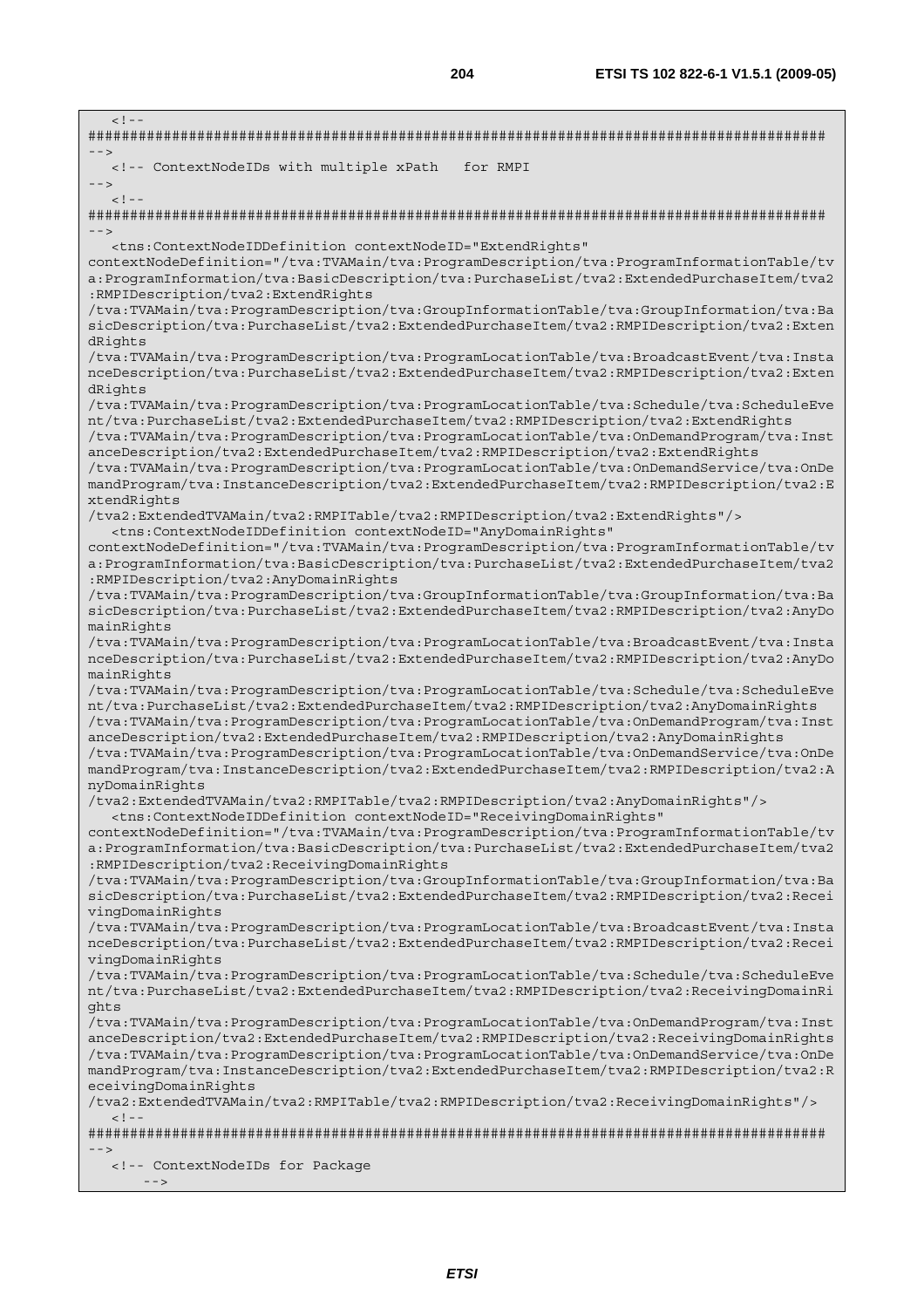```
<!--
#######################################################################################
-->
   <!-- ContextNodeIDs with multiple xPath   for RMPI
-->
   <!--
#######################################################################################
-->
   <tns:ContextNodeIDDefinition contextNodeID="ExtendRights"
contextNodeDefinition="/tva:TVAMain/tva:ProgramDescription/tva:ProgramInformationTable/tv
a:ProgramInformation/tva:BasicDescription/tva:PurchaseList/tva2:ExtendedPurchaseItem/tva2
:RMPIDescription/tva2:ExtendRights
/tva:TVAMain/tva:ProgramDescription/tva:GroupInformationTable/tva:GroupInformation/tva:Ba
sicDescription/tva:PurchaseList/tva2:ExtendedPurchaseItem/tva2:RMPIDescription/tva2:Exten
dRights
/tva:TVAMain/tva:ProgramDescription/tva:ProgramLocationTable/tva:BroadcastEvent/tva:Insta
nceDescription/tva:PurchaseList/tva2:ExtendedPurchaseItem/tva2:RMPIDescription/tva2:Exten
dRights
/tva:TVAMain/tva:ProgramDescription/tva:ProgramLocationTable/tva:Schedule/tva:ScheduleEve
nt/tva:PurchaseList/tva2:ExtendedPurchaseItem/tva2:RMPIDescription/tva2:ExtendRights
/tva:TVAMain/tva:ProgramDescription/tva:ProgramLocationTable/tva:OnDemandProgram/tva:Inst
anceDescription/tva2:ExtendedPurchaseItem/tva2:RMPIDescription/tva2:ExtendRights
/tva:TVAMain/tva:ProgramDescription/tva:ProgramLocationTable/tva:OnDemandService/tva:OnDe
mandProgram/tva:InstanceDescription/tva2:ExtendedPurchaseItem/tva2:RMPIDescription/tva2:E
xtendRights
/tva2:ExtendedTVAMain/tva2:RMPITable/tva2:RMPIDescription/tva2:ExtendRights"/>
   <tns:ContextNodeIDDefinition contextNodeID="AnyDomainRights"
contextNodeDefinition="/tva:TVAMain/tva:ProgramDescription/tva:ProgramInformationTable/tv
a:ProgramInformation/tva:BasicDescription/tva:PurchaseList/tva2:ExtendedPurchaseItem/tva2
:RMPIDescription/tva2:AnyDomainRights
/tva:TVAMain/tva:ProgramDescription/tva:GroupInformationTable/tva:GroupInformation/tva:Ba
sicDescription/tva:PurchaseList/tva2:ExtendedPurchaseItem/tva2:RMPIDescription/tva2:AnyDo
mainRights
/tva:TVAMain/tva:ProgramDescription/tva:ProgramLocationTable/tva:BroadcastEvent/tva:Insta
nceDescription/tva:PurchaseList/tva2:ExtendedPurchaseItem/tva2:RMPIDescription/tva2:AnyDo
mainRights
/tva:TVAMain/tva:ProgramDescription/tva:ProgramLocationTable/tva:Schedule/tva:ScheduleEve
nt/tva:PurchaseList/tva2:ExtendedPurchaseItem/tva2:RMPIDescription/tva2:AnyDomainRights
/tva:TVAMain/tva:ProgramDescription/tva:ProgramLocationTable/tva:OnDemandProgram/tva:Inst
anceDescription/tva2:ExtendedPurchaseItem/tva2:RMPIDescription/tva2:AnyDomainRights
/tva:TVAMain/tva:ProgramDescription/tva:ProgramLocationTable/tva:OnDemandService/tva:OnDe
mandProgram/tva:InstanceDescription/tva2:ExtendedPurchaseItem/tva2:RMPIDescription/tva2:A
nyDomainRights
/tva2:ExtendedTVAMain/tva2:RMPITable/tva2:RMPIDescription/tva2:AnyDomainRights"/>
   <tns:ContextNodeIDDefinition contextNodeID="ReceivingDomainRights"
contextNodeDefinition="/tva:TVAMain/tva:ProgramDescription/tva:ProgramInformationTable/tv
a:ProgramInformation/tva:BasicDescription/tva:PurchaseList/tva2:ExtendedPurchaseItem/tva2
:RMPIDescription/tva2:ReceivingDomainRights
/tva:TVAMain/tva:ProgramDescription/tva:GroupInformationTable/tva:GroupInformation/tva:Ba
sicDescription/tva:PurchaseList/tva2:ExtendedPurchaseItem/tva2:RMPIDescription/tva2:Recei
vingDomainRights
/tva:TVAMain/tva:ProgramDescription/tva:ProgramLocationTable/tva:BroadcastEvent/tva:Insta
nceDescription/tva:PurchaseList/tva2:ExtendedPurchaseItem/tva2:RMPIDescription/tva2:Recei
vingDomainRights
/tva:TVAMain/tva:ProgramDescription/tva:ProgramLocationTable/tva:Schedule/tva:ScheduleEve
nt/tva:PurchaseList/tva2:ExtendedPurchaseItem/tva2:RMPIDescription/tva2:ReceivingDomainRi
ghts
/tva:TVAMain/tva:ProgramDescription/tva:ProgramLocationTable/tva:OnDemandProgram/tva:Inst
anceDescription/tva2:ExtendedPurchaseItem/tva2:RMPIDescription/tva2:ReceivingDomainRights
/tva:TVAMain/tva:ProgramDescription/tva:ProgramLocationTable/tva:OnDemandService/tva:OnDe
mandProgram/tva:InstanceDescription/tva2:ExtendedPurchaseItem/tva2:RMPIDescription/tva2:R
eceivingDomainRights
/tva2:ExtendedTVAMain/tva2:RMPITable/tva2:RMPIDescription/tva2:ReceivingDomainRights"/>
   <!--
#######################################################################################
-->
   <!-- ContextNodeIDs for Package
      -->
```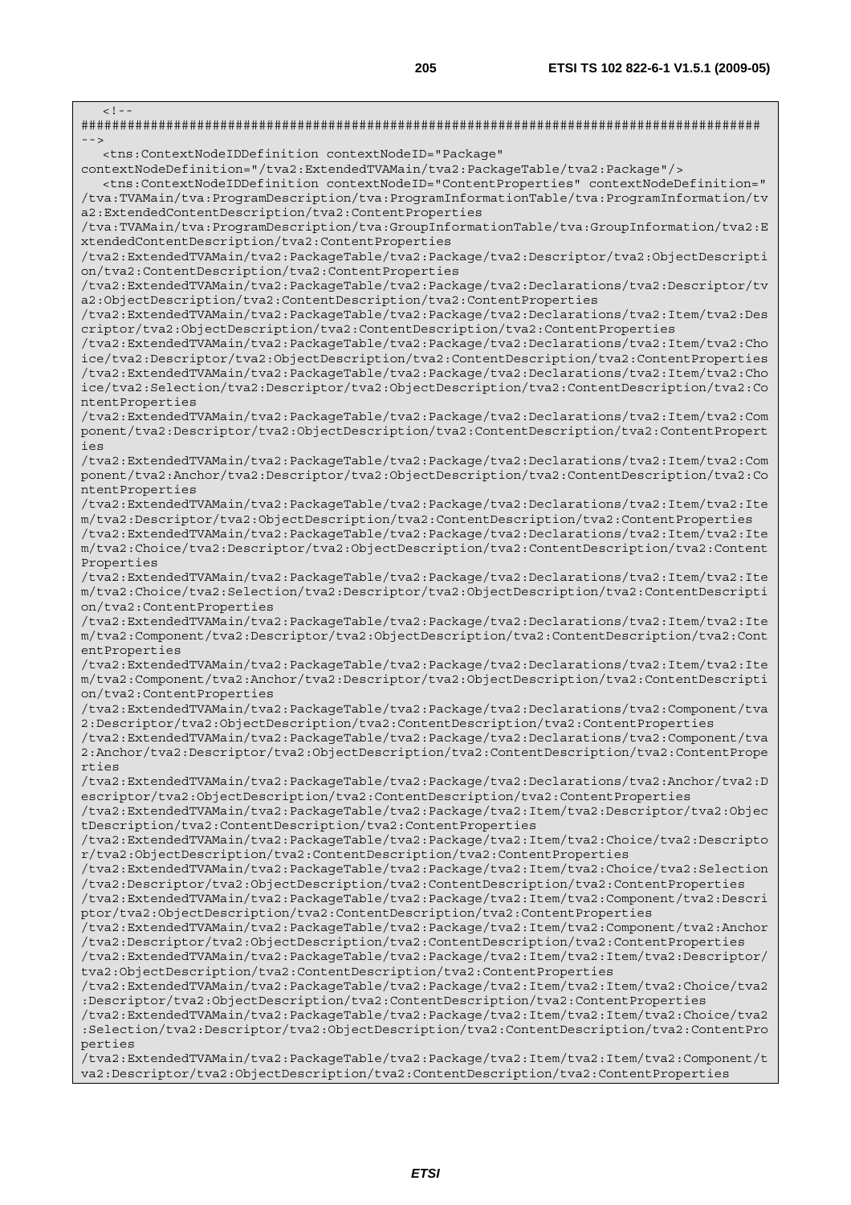```
<!--
########################################################################################
-->
   <tns:ContextNodeIDDefinition contextNodeID="Package"
contextNodeDefinition="/tva2:ExtendedTVAMain/tva2:PackageTable/tva2:Package"/>
   <tns:ContextNodeIDDefinition contextNodeID="ContentProperties" contextNodeDefinition="
/tva:TVAMain/tva:ProgramDescription/tva:ProgramInformationTable/tva:ProgramInformation/tv
a2:ExtendedContentDescription/tva2:ContentProperties
/tva:TVAMain/tva:ProgramDescription/tva:GroupInformationTable/tva:GroupInformation/tva2:E
xtendedContentDescription/tva2:ContentProperties
/tva2:ExtendedTVAMain/tva2:PackageTable/tva2:Package/tva2:Descriptor/tva2:ObjectDescripti
on/tva2:ContentDescription/tva2:ContentProperties
/tva2:ExtendedTVAMain/tva2:PackageTable/tva2:Package/tva2:Declarations/tva2:Descriptor/tv
a2:ObjectDescription/tva2:ContentDescription/tva2:ContentProperties
/tva2:ExtendedTVAMain/tva2:PackageTable/tva2:Package/tva2:Declarations/tva2:Item/tva2:Des
criptor/tva2:ObjectDescription/tva2:ContentDescription/tva2:ContentProperties
/tva2:ExtendedTVAMain/tva2:PackageTable/tva2:Package/tva2:Declarations/tva2:Item/tva2:Cho
ice/tva2:Descriptor/tva2:ObjectDescription/tva2:ContentDescription/tva2:ContentProperties
/tva2:ExtendedTVAMain/tva2:PackageTable/tva2:Package/tva2:Declarations/tva2:Item/tva2:Cho
ice/tva2:Selection/tva2:Descriptor/tva2:ObjectDescription/tva2:ContentDescription/tva2:Co
ntentProperties
/tva2:ExtendedTVAMain/tva2:PackageTable/tva2:Package/tva2:Declarations/tva2:Item/tva2:Com
ponent/tva2:Descriptor/tva2:ObjectDescription/tva2:ContentDescription/tva2:ContentPropert
ies
/tva2:ExtendedTVAMain/tva2:PackageTable/tva2:Package/tva2:Declarations/tva2:Item/tva2:Com
ponent/tva2:Anchor/tva2:Descriptor/tva2:ObjectDescription/tva2:ContentDescription/tva2:Co
ntentProperties
/tva2:ExtendedTVAMain/tva2:PackageTable/tva2:Package/tva2:Declarations/tva2:Item/tva2:Ite
m/tva2:Descriptor/tva2:ObjectDescription/tva2:ContentDescription/tva2:ContentProperties
/tva2:ExtendedTVAMain/tva2:PackageTable/tva2:Package/tva2:Declarations/tva2:Item/tva2:Ite
m/tva2:Choice/tva2:Descriptor/tva2:ObjectDescription/tva2:ContentDescription/tva2:Content
Properties
/tva2:ExtendedTVAMain/tva2:PackageTable/tva2:Package/tva2:Declarations/tva2:Item/tva2:Ite
m/tva2:Choice/tva2:Selection/tva2:Descriptor/tva2:ObjectDescription/tva2:ContentDescripti
on/tva2:ContentProperties
/tva2:ExtendedTVAMain/tva2:PackageTable/tva2:Package/tva2:Declarations/tva2:Item/tva2:Ite
m/tva2:Component/tva2:Descriptor/tva2:ObjectDescription/tva2:ContentDescription/tva2:Cont
entProperties
/tva2:ExtendedTVAMain/tva2:PackageTable/tva2:Package/tva2:Declarations/tva2:Item/tva2:Ite
m/tva2:Component/tva2:Anchor/tva2:Descriptor/tva2:ObjectDescription/tva2:ContentDescripti
on/tva2:ContentProperties
/tva2:ExtendedTVAMain/tva2:PackageTable/tva2:Package/tva2:Declarations/tva2:Component/tva
2:Descriptor/tva2:ObjectDescription/tva2:ContentDescription/tva2:ContentProperties
/tva2:ExtendedTVAMain/tva2:PackageTable/tva2:Package/tva2:Declarations/tva2:Component/tva
2:Anchor/tva2:Descriptor/tva2:ObjectDescription/tva2:ContentDescription/tva2:ContentPrope
rties
/tva2:ExtendedTVAMain/tva2:PackageTable/tva2:Package/tva2:Declarations/tva2:Anchor/tva2:D
escriptor/tva2:ObjectDescription/tva2:ContentDescription/tva2:ContentProperties
/tva2:ExtendedTVAMain/tva2:PackageTable/tva2:Package/tva2:Item/tva2:Descriptor/tva2:Objec
tDescription/tva2:ContentDescription/tva2:ContentProperties
/tva2:ExtendedTVAMain/tva2:PackageTable/tva2:Package/tva2:Item/tva2:Choice/tva2:Descripto
r/tva2:ObjectDescription/tva2:ContentDescription/tva2:ContentProperties
/tva2:ExtendedTVAMain/tva2:PackageTable/tva2:Package/tva2:Item/tva2:Choice/tva2:Selection
/tva2:Descriptor/tva2:ObjectDescription/tva2:ContentDescription/tva2:ContentProperties
/tva2:ExtendedTVAMain/tva2:PackageTable/tva2:Package/tva2:Item/tva2:Component/tva2:Descri
ptor/tva2:ObjectDescription/tva2:ContentDescription/tva2:ContentProperties
/tva2:ExtendedTVAMain/tva2:PackageTable/tva2:Package/tva2:Item/tva2:Component/tva2:Anchor
/tva2:Descriptor/tva2:ObjectDescription/tva2:ContentDescription/tva2:ContentProperties
/tva2:ExtendedTVAMain/tva2:PackageTable/tva2:Package/tva2:Item/tva2:Item/tva2:Descriptor/
tva2:ObjectDescription/tva2:ContentDescription/tva2:ContentProperties
/tva2:ExtendedTVAMain/tva2:PackageTable/tva2:Package/tva2:Item/tva2:Item/tva2:Choice/tva2
:Descriptor/tva2:ObjectDescription/tva2:ContentDescription/tva2:ContentProperties
/tva2:ExtendedTVAMain/tva2:PackageTable/tva2:Package/tva2:Item/tva2:Item/tva2:Choice/tva2
:Selection/tva2:Descriptor/tva2:ObjectDescription/tva2:ContentDescription/tva2:ContentPro
perties
/tva2:ExtendedTVAMain/tva2:PackageTable/tva2:Package/tva2:Item/tva2:Item/tva2:Component/t
va2:Descriptor/tva2:ObjectDescription/tva2:ContentDescription/tva2:ContentProperties
```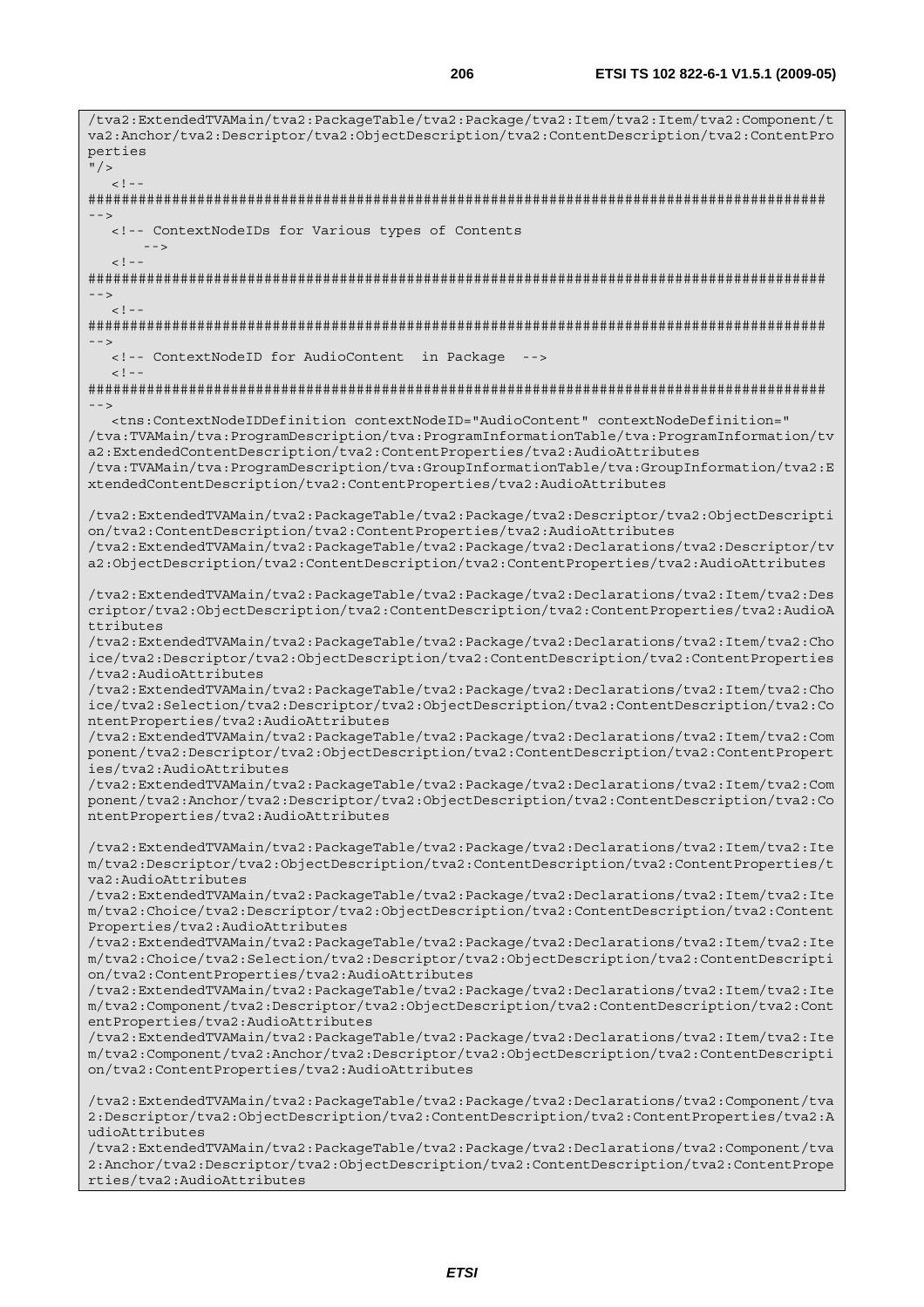```
/tva2:ExtendedTVAMain/tva2:PackageTable/tva2:Package/tva2:Item/tva2:Item/tva2:Component/t
va2:Anchor/tva2:Descriptor/tva2:ObjectDescription/tva2:ContentDescription/tva2:ContentPro
perties
"/>
   <!--
########################################################################################
-->
   <!-- ContextNodeIDs for Various types of Contents
       -->
   <!--
########################################################################################
-->
   <!--
########################################################################################
-->
   <!-- ContextNodeID for AudioContent  in Package  -->
   <!--
########################################################################################
-->
   <tns:ContextNodeIDDefinition contextNodeID="AudioContent" contextNodeDefinition="
/tva:TVAMain/tva:ProgramDescription/tva:ProgramInformationTable/tva:ProgramInformation/tv
a2:ExtendedContentDescription/tva2:ContentProperties/tva2:AudioAttributes
/tva:TVAMain/tva:ProgramDescription/tva:GroupInformationTable/tva:GroupInformation/tva2:E
xtendedContentDescription/tva2:ContentProperties/tva2:AudioAttributes

/tva2:ExtendedTVAMain/tva2:PackageTable/tva2:Package/tva2:Descriptor/tva2:ObjectDescripti
on/tva2:ContentDescription/tva2:ContentProperties/tva2:AudioAttributes
/tva2:ExtendedTVAMain/tva2:PackageTable/tva2:Package/tva2:Declarations/tva2:Descriptor/tv
a2:ObjectDescription/tva2:ContentDescription/tva2:ContentProperties/tva2:AudioAttributes

/tva2:ExtendedTVAMain/tva2:PackageTable/tva2:Package/tva2:Declarations/tva2:Item/tva2:Des
criptor/tva2:ObjectDescription/tva2:ContentDescription/tva2:ContentProperties/tva2:AudioA
ttributes
/tva2:ExtendedTVAMain/tva2:PackageTable/tva2:Package/tva2:Declarations/tva2:Item/tva2:Cho
ice/tva2:Descriptor/tva2:ObjectDescription/tva2:ContentDescription/tva2:ContentProperties
/tva2:AudioAttributes
/tva2:ExtendedTVAMain/tva2:PackageTable/tva2:Package/tva2:Declarations/tva2:Item/tva2:Cho
ice/tva2:Selection/tva2:Descriptor/tva2:ObjectDescription/tva2:ContentDescription/tva2:Co
ntentProperties/tva2:AudioAttributes
/tva2:ExtendedTVAMain/tva2:PackageTable/tva2:Package/tva2:Declarations/tva2:Item/tva2:Com
ponent/tva2:Descriptor/tva2:ObjectDescription/tva2:ContentDescription/tva2:ContentPropert
ies/tva2:AudioAttributes
/tva2:ExtendedTVAMain/tva2:PackageTable/tva2:Package/tva2:Declarations/tva2:Item/tva2:Com
ponent/tva2:Anchor/tva2:Descriptor/tva2:ObjectDescription/tva2:ContentDescription/tva2:Co
ntentProperties/tva2:AudioAttributes

/tva2:ExtendedTVAMain/tva2:PackageTable/tva2:Package/tva2:Declarations/tva2:Item/tva2:Ite
m/tva2:Descriptor/tva2:ObjectDescription/tva2:ContentDescription/tva2:ContentProperties/t
va2:AudioAttributes
/tva2:ExtendedTVAMain/tva2:PackageTable/tva2:Package/tva2:Declarations/tva2:Item/tva2:Ite
m/tva2:Choice/tva2:Descriptor/tva2:ObjectDescription/tva2:ContentDescription/tva2:Content
Properties/tva2:AudioAttributes
/tva2:ExtendedTVAMain/tva2:PackageTable/tva2:Package/tva2:Declarations/tva2:Item/tva2:Ite
m/tva2:Choice/tva2:Selection/tva2:Descriptor/tva2:ObjectDescription/tva2:ContentDescripti
on/tva2:ContentProperties/tva2:AudioAttributes
/tva2:ExtendedTVAMain/tva2:PackageTable/tva2:Package/tva2:Declarations/tva2:Item/tva2:Ite
m/tva2:Component/tva2:Descriptor/tva2:ObjectDescription/tva2:ContentDescription/tva2:Cont
entProperties/tva2:AudioAttributes
/tva2:ExtendedTVAMain/tva2:PackageTable/tva2:Package/tva2:Declarations/tva2:Item/tva2:Ite
m/tva2:Component/tva2:Anchor/tva2:Descriptor/tva2:ObjectDescription/tva2:ContentDescripti
on/tva2:ContentProperties/tva2:AudioAttributes

/tva2:ExtendedTVAMain/tva2:PackageTable/tva2:Package/tva2:Declarations/tva2:Component/tva
2:Descriptor/tva2:ObjectDescription/tva2:ContentDescription/tva2:ContentProperties/tva2:A
udioAttributes
/tva2:ExtendedTVAMain/tva2:PackageTable/tva2:Package/tva2:Declarations/tva2:Component/tva
2:Anchor/tva2:Descriptor/tva2:ObjectDescription/tva2:ContentDescription/tva2:ContentPrope
rties/tva2:AudioAttributes
```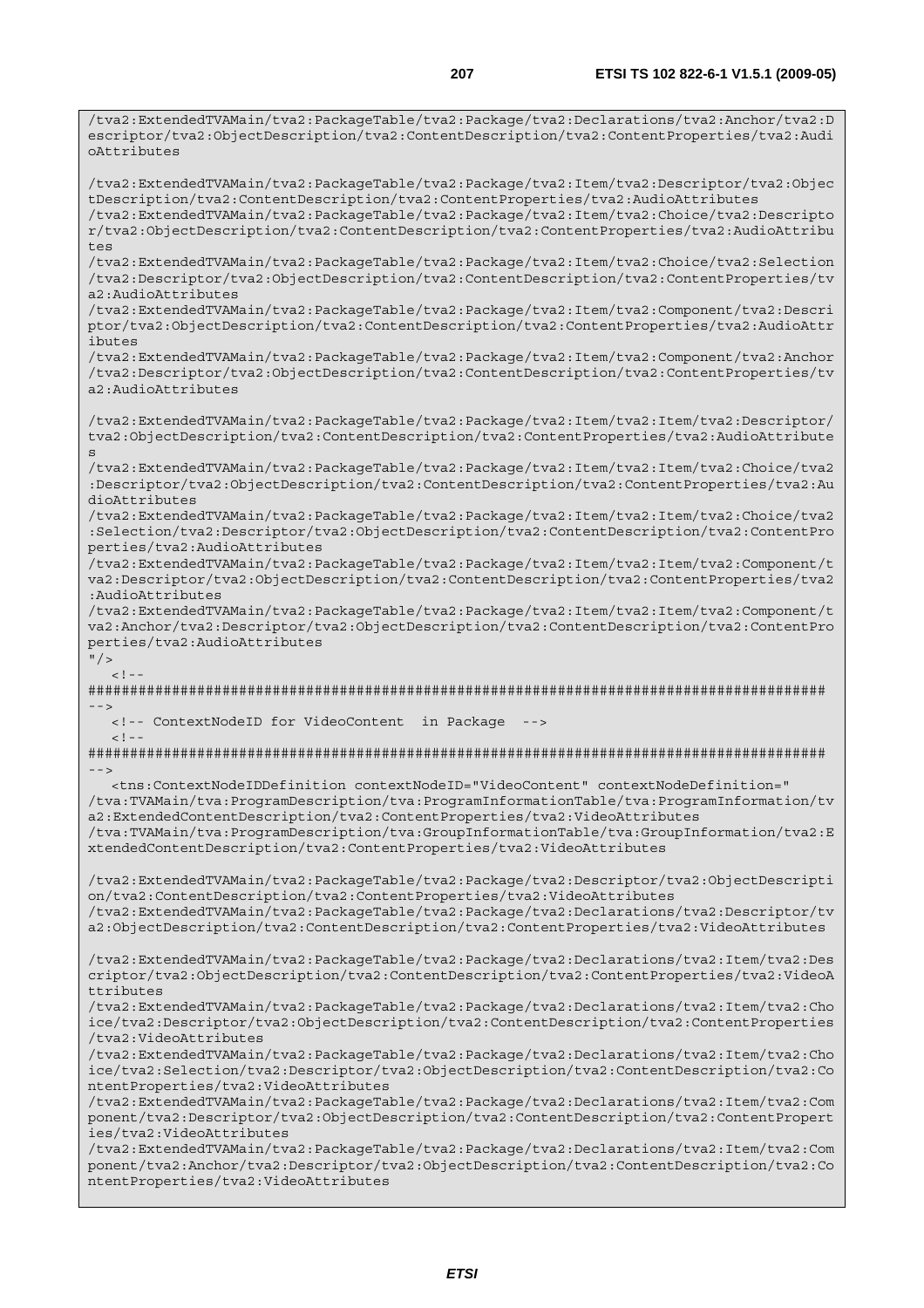```
/tva2:ExtendedTVAMain/tva2:PackageTable/tva2:Package/tva2:Declarations/tva2:Anchor/tva2:Descriptor/tva2:ObjectDescription/tva2:ContentDescription/tva2:ContentProperties/tva2:AudioAttributes

/tva2:ExtendedTVAMain/tva2:PackageTable/tva2:Package/tva2:Item/tva2:Descriptor/tva2:ObjectDescription/tva2:ContentDescription/tva2:ContentProperties/tva2:AudioAttributes
/tva2:ExtendedTVAMain/tva2:PackageTable/tva2:Package/tva2:Item/tva2:Choice/tva2:Descriptor/tva2:ObjectDescription/tva2:ContentDescription/tva2:ContentProperties/tva2:AudioAttributes
/tva2:ExtendedTVAMain/tva2:PackageTable/tva2:Package/tva2:Item/tva2:Choice/tva2:Selection/tva2:Descriptor/tva2:ObjectDescription/tva2:ContentDescription/tva2:ContentProperties/tva2:AudioAttributes
/tva2:ExtendedTVAMain/tva2:PackageTable/tva2:Package/tva2:Item/tva2:Component/tva2:Descriptor/tva2:ObjectDescription/tva2:ContentDescription/tva2:ContentProperties/tva2:AudioAttributes
/tva2:ExtendedTVAMain/tva2:PackageTable/tva2:Package/tva2:Item/tva2:Component/tva2:Anchor/tva2:Descriptor/tva2:ObjectDescription/tva2:ContentDescription/tva2:ContentProperties/tva2:AudioAttributes

/tva2:ExtendedTVAMain/tva2:PackageTable/tva2:Package/tva2:Item/tva2:Item/tva2:Descriptor/tva2:ObjectDescription/tva2:ContentDescription/tva2:ContentProperties/tva2:AudioAttributes
/tva2:ExtendedTVAMain/tva2:PackageTable/tva2:Package/tva2:Item/tva2:Item/tva2:Choice/tva2:Descriptor/tva2:ObjectDescription/tva2:ContentDescription/tva2:ContentProperties/tva2:AudioAttributes
/tva2:ExtendedTVAMain/tva2:PackageTable/tva2:Package/tva2:Item/tva2:Item/tva2:Choice/tva2:Selection/tva2:Descriptor/tva2:ObjectDescription/tva2:ContentDescription/tva2:ContentProperties/tva2:AudioAttributes
/tva2:ExtendedTVAMain/tva2:PackageTable/tva2:Package/tva2:Item/tva2:Item/tva2:Component/tva2:Descriptor/tva2:ObjectDescription/tva2:ContentDescription/tva2:ContentProperties/tva2:AudioAttributes
/tva2:ExtendedTVAMain/tva2:PackageTable/tva2:Package/tva2:Item/tva2:Item/tva2:Component/tva2:Anchor/tva2:Descriptor/tva2:ObjectDescription/tva2:ContentDescription/tva2:ContentProperties/tva2:AudioAttributes
"/>
   <!--
########################################################################################
-->
   <!-- ContextNodeID for VideoContent  in Package  -->
   <!--
########################################################################################
-->
   <tns:ContextNodeIDDefinition contextNodeID="VideoContent" contextNodeDefinition="
/tva:TVAMain/tva:ProgramDescription/tva:ProgramInformationTable/tva:ProgramInformation/tva2:ExtendedContentDescription/tva2:ContentProperties/tva2:VideoAttributes
/tva:TVAMain/tva:ProgramDescription/tva:GroupInformationTable/tva:GroupInformation/tva2:ExtendedContentDescription/tva2:ContentProperties/tva2:VideoAttributes

/tva2:ExtendedTVAMain/tva2:PackageTable/tva2:Package/tva2:Descriptor/tva2:ObjectDescription/tva2:ContentDescription/tva2:ContentProperties/tva2:VideoAttributes
/tva2:ExtendedTVAMain/tva2:PackageTable/tva2:Package/tva2:Declarations/tva2:Descriptor/tva2:ObjectDescription/tva2:ContentDescription/tva2:ContentProperties/tva2:VideoAttributes

/tva2:ExtendedTVAMain/tva2:PackageTable/tva2:Package/tva2:Declarations/tva2:Item/tva2:Descriptor/tva2:ObjectDescription/tva2:ContentDescription/tva2:ContentProperties/tva2:VideoAttributes
/tva2:ExtendedTVAMain/tva2:PackageTable/tva2:Package/tva2:Declarations/tva2:Item/tva2:Choice/tva2:Descriptor/tva2:ObjectDescription/tva2:ContentDescription/tva2:ContentProperties/tva2:VideoAttributes
/tva2:ExtendedTVAMain/tva2:PackageTable/tva2:Package/tva2:Declarations/tva2:Item/tva2:Choice/tva2:Selection/tva2:Descriptor/tva2:ObjectDescription/tva2:ContentDescription/tva2:ContentProperties/tva2:VideoAttributes
/tva2:ExtendedTVAMain/tva2:PackageTable/tva2:Package/tva2:Declarations/tva2:Item/tva2:Component/tva2:Descriptor/tva2:ObjectDescription/tva2:ContentDescription/tva2:ContentProperties/tva2:VideoAttributes
/tva2:ExtendedTVAMain/tva2:PackageTable/tva2:Package/tva2:Declarations/tva2:Item/tva2:Component/tva2:Anchor/tva2:Descriptor/tva2:ObjectDescription/tva2:ContentDescription/tva2:ContentProperties/tva2:VideoAttributes
```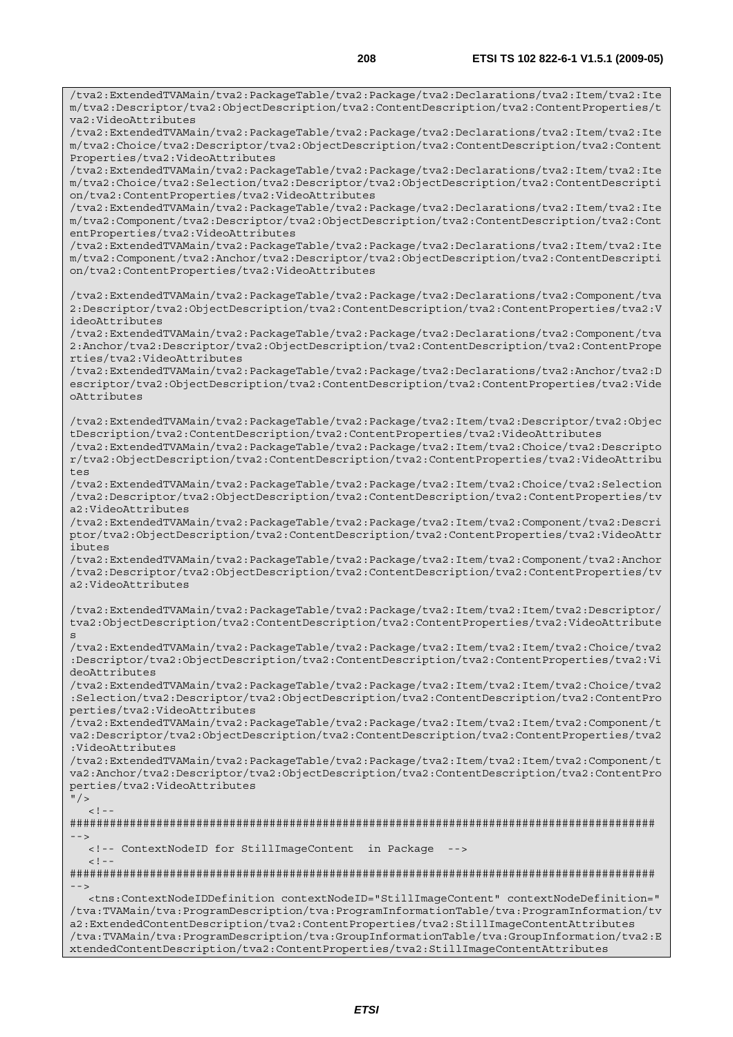```
/tva2:ExtendedTVAMain/tva2:PackageTable/tva2:Package/tva2:Declarations/tva2:Item/tva2:Item/tva2:Descriptor/tva2:ObjectDescription/tva2:ContentDescription/tva2:ContentProperties/tva2:VideoAttributes
/tva2:ExtendedTVAMain/tva2:PackageTable/tva2:Package/tva2:Declarations/tva2:Item/tva2:Item/tva2:Choice/tva2:Descriptor/tva2:ObjectDescription/tva2:ContentDescription/tva2:ContentProperties/tva2:VideoAttributes
/tva2:ExtendedTVAMain/tva2:PackageTable/tva2:Package/tva2:Declarations/tva2:Item/tva2:Item/tva2:Choice/tva2:Selection/tva2:Descriptor/tva2:ObjectDescription/tva2:ContentDescription/tva2:ContentProperties/tva2:VideoAttributes
/tva2:ExtendedTVAMain/tva2:PackageTable/tva2:Package/tva2:Declarations/tva2:Item/tva2:Item/tva2:Component/tva2:Descriptor/tva2:ObjectDescription/tva2:ContentDescription/tva2:ContentProperties/tva2:VideoAttributes
/tva2:ExtendedTVAMain/tva2:PackageTable/tva2:Package/tva2:Declarations/tva2:Item/tva2:Item/tva2:Component/tva2:Anchor/tva2:Descriptor/tva2:ObjectDescription/tva2:ContentDescription/tva2:ContentProperties/tva2:VideoAttributes

/tva2:ExtendedTVAMain/tva2:PackageTable/tva2:Package/tva2:Declarations/tva2:Component/tva2:Descriptor/tva2:ObjectDescription/tva2:ContentDescription/tva2:ContentProperties/tva2:VideoAttributes
/tva2:ExtendedTVAMain/tva2:PackageTable/tva2:Package/tva2:Declarations/tva2:Component/tva2:Anchor/tva2:Descriptor/tva2:ObjectDescription/tva2:ContentDescription/tva2:ContentProperties/tva2:VideoAttributes
/tva2:ExtendedTVAMain/tva2:PackageTable/tva2:Package/tva2:Declarations/tva2:Anchor/tva2:Descriptor/tva2:ObjectDescription/tva2:ContentDescription/tva2:ContentProperties/tva2:VideoAttributes

/tva2:ExtendedTVAMain/tva2:PackageTable/tva2:Package/tva2:Item/tva2:Descriptor/tva2:ObjectDescription/tva2:ContentDescription/tva2:ContentProperties/tva2:VideoAttributes
/tva2:ExtendedTVAMain/tva2:PackageTable/tva2:Package/tva2:Item/tva2:Choice/tva2:Descriptor/tva2:ObjectDescription/tva2:ContentDescription/tva2:ContentProperties/tva2:VideoAttributes
/tva2:ExtendedTVAMain/tva2:PackageTable/tva2:Package/tva2:Item/tva2:Choice/tva2:Selection/tva2:Descriptor/tva2:ObjectDescription/tva2:ContentDescription/tva2:ContentProperties/tva2:VideoAttributes
/tva2:ExtendedTVAMain/tva2:PackageTable/tva2:Package/tva2:Item/tva2:Component/tva2:Descriptor/tva2:ObjectDescription/tva2:ContentDescription/tva2:ContentProperties/tva2:VideoAttributes
/tva2:ExtendedTVAMain/tva2:PackageTable/tva2:Package/tva2:Item/tva2:Component/tva2:Anchor/tva2:Descriptor/tva2:ObjectDescription/tva2:ContentDescription/tva2:ContentProperties/tva2:VideoAttributes

/tva2:ExtendedTVAMain/tva2:PackageTable/tva2:Package/tva2:Item/tva2:Item/tva2:Descriptor/tva2:ObjectDescription/tva2:ContentDescription/tva2:ContentProperties/tva2:VideoAttributes
/tva2:ExtendedTVAMain/tva2:PackageTable/tva2:Package/tva2:Item/tva2:Item/tva2:Choice/tva2:Descriptor/tva2:ObjectDescription/tva2:ContentDescription/tva2:ContentProperties/tva2:VideoAttributes
/tva2:ExtendedTVAMain/tva2:PackageTable/tva2:Package/tva2:Item/tva2:Item/tva2:Choice/tva2:Selection/tva2:Descriptor/tva2:ObjectDescription/tva2:ContentDescription/tva2:ContentProperties/tva2:VideoAttributes
/tva2:ExtendedTVAMain/tva2:PackageTable/tva2:Package/tva2:Item/tva2:Item/tva2:Component/tva2:Descriptor/tva2:ObjectDescription/tva2:ContentDescription/tva2:ContentProperties/tva2:VideoAttributes
/tva2:ExtendedTVAMain/tva2:PackageTable/tva2:Package/tva2:Item/tva2:Item/tva2:Component/tva2:Anchor/tva2:Descriptor/tva2:ObjectDescription/tva2:ContentDescription/tva2:ContentProperties/tva2:VideoAttributes
"/>
   <!--
########################################################################################
-->
   <!-- ContextNodeID for StillImageContent  in Package  -->
   <!--
########################################################################################
-->
   <tns:ContextNodeIDDefinition contextNodeID="StillImageContent" contextNodeDefinition="
/tva:TVAMain/tva:ProgramDescription/tva:ProgramInformationTable/tva:ProgramInformation/tva2:ExtendedContentDescription/tva2:ContentProperties/tva2:StillImageContentAttributes
/tva:TVAMain/tva:ProgramDescription/tva:GroupInformationTable/tva:GroupInformation/tva2:ExtendedContentDescription/tva2:ContentProperties/tva2:StillImageContentAttributes
```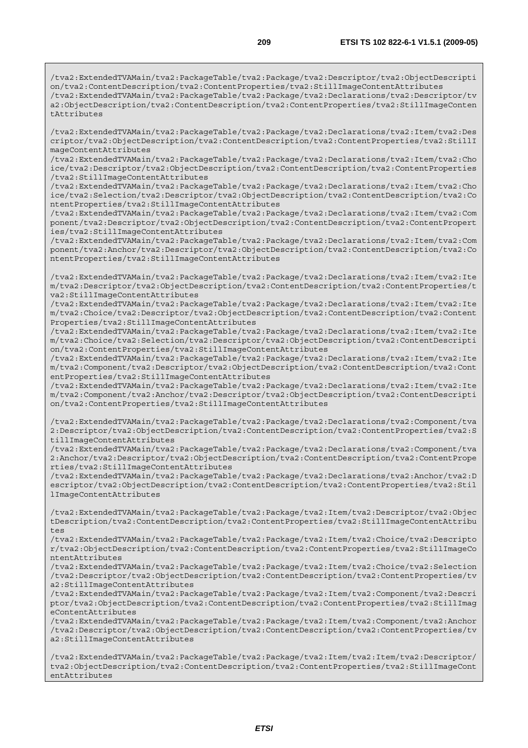```
/tva2:ExtendedTVAMain/tva2:PackageTable/tva2:Package/tva2:Descriptor/tva2:ObjectDescription/tva2:ContentDescription/tva2:ContentProperties/tva2:StillImageContentAttributes
/tva2:ExtendedTVAMain/tva2:PackageTable/tva2:Package/tva2:Declarations/tva2:Descriptor/tva2:ObjectDescription/tva2:ContentDescription/tva2:ContentProperties/tva2:StillImageContentAttributes

/tva2:ExtendedTVAMain/tva2:PackageTable/tva2:Package/tva2:Declarations/tva2:Item/tva2:Descriptor/tva2:ObjectDescription/tva2:ContentDescription/tva2:ContentProperties/tva2:StillImageContentAttributes
/tva2:ExtendedTVAMain/tva2:PackageTable/tva2:Package/tva2:Declarations/tva2:Item/tva2:Choice/tva2:Descriptor/tva2:ObjectDescription/tva2:ContentDescription/tva2:ContentProperties/tva2:StillImageContentAttributes
/tva2:ExtendedTVAMain/tva2:PackageTable/tva2:Package/tva2:Declarations/tva2:Item/tva2:Choice/tva2:Selection/tva2:Descriptor/tva2:ObjectDescription/tva2:ContentDescription/tva2:ContentProperties/tva2:StillImageContentAttributes
/tva2:ExtendedTVAMain/tva2:PackageTable/tva2:Package/tva2:Declarations/tva2:Item/tva2:Component/tva2:Descriptor/tva2:ObjectDescription/tva2:ContentDescription/tva2:ContentProperties/tva2:StillImageContentAttributes
/tva2:ExtendedTVAMain/tva2:PackageTable/tva2:Package/tva2:Declarations/tva2:Item/tva2:Component/tva2:Anchor/tva2:Descriptor/tva2:ObjectDescription/tva2:ContentDescription/tva2:ContentProperties/tva2:StillImageContentAttributes

/tva2:ExtendedTVAMain/tva2:PackageTable/tva2:Package/tva2:Declarations/tva2:Item/tva2:Item/tva2:Descriptor/tva2:ObjectDescription/tva2:ContentDescription/tva2:ContentProperties/tva2:StillImageContentAttributes
/tva2:ExtendedTVAMain/tva2:PackageTable/tva2:Package/tva2:Declarations/tva2:Item/tva2:Item/tva2:Choice/tva2:Descriptor/tva2:ObjectDescription/tva2:ContentDescription/tva2:ContentProperties/tva2:StillImageContentAttributes
/tva2:ExtendedTVAMain/tva2:PackageTable/tva2:Package/tva2:Declarations/tva2:Item/tva2:Item/tva2:Choice/tva2:Selection/tva2:Descriptor/tva2:ObjectDescription/tva2:ContentDescription/tva2:ContentProperties/tva2:StillImageContentAttributes
/tva2:ExtendedTVAMain/tva2:PackageTable/tva2:Package/tva2:Declarations/tva2:Item/tva2:Item/tva2:Component/tva2:Descriptor/tva2:ObjectDescription/tva2:ContentDescription/tva2:ContentProperties/tva2:StillImageContentAttributes
/tva2:ExtendedTVAMain/tva2:PackageTable/tva2:Package/tva2:Declarations/tva2:Item/tva2:Item/tva2:Component/tva2:Anchor/tva2:Descriptor/tva2:ObjectDescription/tva2:ContentDescription/tva2:ContentProperties/tva2:StillImageContentAttributes

/tva2:ExtendedTVAMain/tva2:PackageTable/tva2:Package/tva2:Declarations/tva2:Component/tva2:Descriptor/tva2:ObjectDescription/tva2:ContentDescription/tva2:ContentProperties/tva2:StillImageContentAttributes
/tva2:ExtendedTVAMain/tva2:PackageTable/tva2:Package/tva2:Declarations/tva2:Component/tva2:Anchor/tva2:Descriptor/tva2:ObjectDescription/tva2:ContentDescription/tva2:ContentProperties/tva2:StillImageContentAttributes
/tva2:ExtendedTVAMain/tva2:PackageTable/tva2:Package/tva2:Declarations/tva2:Anchor/tva2:Descriptor/tva2:ObjectDescription/tva2:ContentDescription/tva2:ContentProperties/tva2:StillImageContentAttributes

/tva2:ExtendedTVAMain/tva2:PackageTable/tva2:Package/tva2:Item/tva2:Descriptor/tva2:ObjectDescription/tva2:ContentDescription/tva2:ContentProperties/tva2:StillImageContentAttributes
/tva2:ExtendedTVAMain/tva2:PackageTable/tva2:Package/tva2:Item/tva2:Choice/tva2:Descriptor/tva2:ObjectDescription/tva2:ContentDescription/tva2:ContentProperties/tva2:StillImageContentAttributes
/tva2:ExtendedTVAMain/tva2:PackageTable/tva2:Package/tva2:Item/tva2:Choice/tva2:Selection/tva2:Descriptor/tva2:ObjectDescription/tva2:ContentDescription/tva2:ContentProperties/tva2:StillImageContentAttributes
/tva2:ExtendedTVAMain/tva2:PackageTable/tva2:Package/tva2:Item/tva2:Component/tva2:Descriptor/tva2:ObjectDescription/tva2:ContentDescription/tva2:ContentProperties/tva2:StillImageContentAttributes
/tva2:ExtendedTVAMain/tva2:PackageTable/tva2:Package/tva2:Item/tva2:Component/tva2:Anchor/tva2:Descriptor/tva2:ObjectDescription/tva2:ContentDescription/tva2:ContentProperties/tva2:StillImageContentAttributes

/tva2:ExtendedTVAMain/tva2:PackageTable/tva2:Package/tva2:Item/tva2:Item/tva2:Descriptor/tva2:ObjectDescription/tva2:ContentDescription/tva2:ContentProperties/tva2:StillImageContentAttributes
```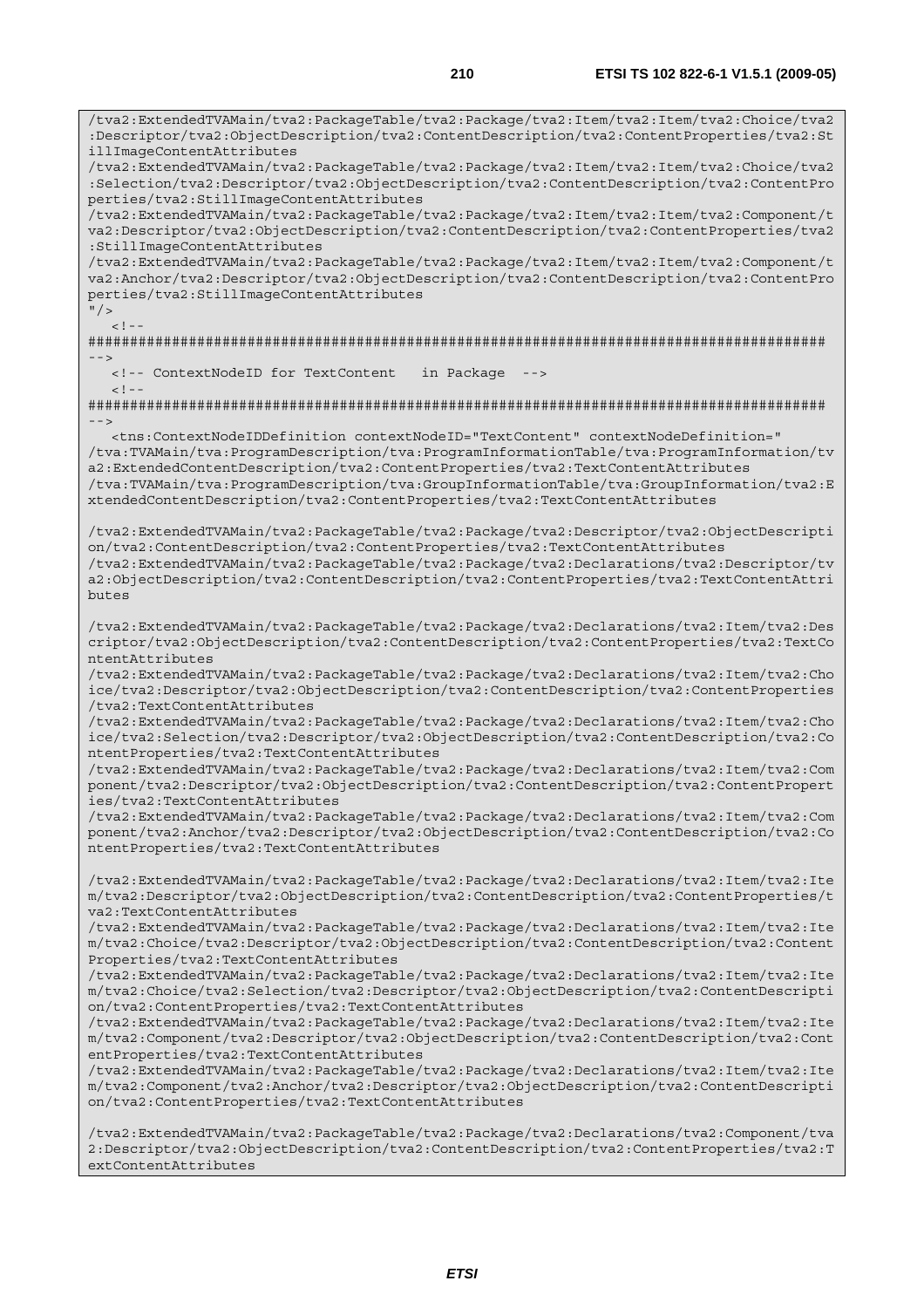```
/tva2:ExtendedTVAMain/tva2:PackageTable/tva2:Package/tva2:Item/tva2:Item/tva2:Choice/tva2:Descriptor/tva2:ObjectDescription/tva2:ContentDescription/tva2:ContentProperties/tva2:StillImageContentAttributes
/tva2:ExtendedTVAMain/tva2:PackageTable/tva2:Package/tva2:Item/tva2:Item/tva2:Choice/tva2:Selection/tva2:Descriptor/tva2:ObjectDescription/tva2:ContentDescription/tva2:ContentProperties/tva2:StillImageContentAttributes
/tva2:ExtendedTVAMain/tva2:PackageTable/tva2:Package/tva2:Item/tva2:Item/tva2:Component/tva2:Descriptor/tva2:ObjectDescription/tva2:ContentDescription/tva2:ContentProperties/tva2:StillImageContentAttributes
/tva2:ExtendedTVAMain/tva2:PackageTable/tva2:Package/tva2:Item/tva2:Item/tva2:Component/tva2:Anchor/tva2:Descriptor/tva2:ObjectDescription/tva2:ContentDescription/tva2:ContentProperties/tva2:StillImageContentAttributes
"/>
   <!--
########################################################################################
-->
   <!-- ContextNodeID for TextContent   in Package  -->
   <!--
########################################################################################
-->
   <tns:ContextNodeIDDefinition contextNodeID="TextContent" contextNodeDefinition="
/tva:TVAMain/tva:ProgramDescription/tva:ProgramInformationTable/tva:ProgramInformation/tva2:ExtendedContentDescription/tva2:ContentProperties/tva2:TextContentAttributes
/tva:TVAMain/tva:ProgramDescription/tva:GroupInformationTable/tva:GroupInformation/tva2:ExtendedContentDescription/tva2:ContentProperties/tva2:TextContentAttributes

/tva2:ExtendedTVAMain/tva2:PackageTable/tva2:Package/tva2:Descriptor/tva2:ObjectDescription/tva2:ContentDescription/tva2:ContentProperties/tva2:TextContentAttributes
/tva2:ExtendedTVAMain/tva2:PackageTable/tva2:Package/tva2:Declarations/tva2:Descriptor/tva2:ObjectDescription/tva2:ContentDescription/tva2:ContentProperties/tva2:TextContentAttributes

/tva2:ExtendedTVAMain/tva2:PackageTable/tva2:Package/tva2:Declarations/tva2:Item/tva2:Descriptor/tva2:ObjectDescription/tva2:ContentDescription/tva2:ContentProperties/tva2:TextContentAttributes
/tva2:ExtendedTVAMain/tva2:PackageTable/tva2:Package/tva2:Declarations/tva2:Item/tva2:Choice/tva2:Descriptor/tva2:ObjectDescription/tva2:ContentDescription/tva2:ContentProperties/tva2:TextContentAttributes
/tva2:ExtendedTVAMain/tva2:PackageTable/tva2:Package/tva2:Declarations/tva2:Item/tva2:Choice/tva2:Selection/tva2:Descriptor/tva2:ObjectDescription/tva2:ContentDescription/tva2:ContentProperties/tva2:TextContentAttributes
/tva2:ExtendedTVAMain/tva2:PackageTable/tva2:Package/tva2:Declarations/tva2:Item/tva2:Component/tva2:Descriptor/tva2:ObjectDescription/tva2:ContentDescription/tva2:ContentProperties/tva2:TextContentAttributes
/tva2:ExtendedTVAMain/tva2:PackageTable/tva2:Package/tva2:Declarations/tva2:Item/tva2:Component/tva2:Anchor/tva2:Descriptor/tva2:ObjectDescription/tva2:ContentDescription/tva2:ContentProperties/tva2:TextContentAttributes

/tva2:ExtendedTVAMain/tva2:PackageTable/tva2:Package/tva2:Declarations/tva2:Item/tva2:Item/tva2:Descriptor/tva2:ObjectDescription/tva2:ContentDescription/tva2:ContentProperties/tva2:TextContentAttributes
/tva2:ExtendedTVAMain/tva2:PackageTable/tva2:Package/tva2:Declarations/tva2:Item/tva2:Item/tva2:Choice/tva2:Descriptor/tva2:ObjectDescription/tva2:ContentDescription/tva2:ContentProperties/tva2:TextContentAttributes
/tva2:ExtendedTVAMain/tva2:PackageTable/tva2:Package/tva2:Declarations/tva2:Item/tva2:Item/tva2:Choice/tva2:Selection/tva2:Descriptor/tva2:ObjectDescription/tva2:ContentDescription/tva2:ContentProperties/tva2:TextContentAttributes
/tva2:ExtendedTVAMain/tva2:PackageTable/tva2:Package/tva2:Declarations/tva2:Item/tva2:Item/tva2:Component/tva2:Descriptor/tva2:ObjectDescription/tva2:ContentDescription/tva2:ContentProperties/tva2:TextContentAttributes
/tva2:ExtendedTVAMain/tva2:PackageTable/tva2:Package/tva2:Declarations/tva2:Item/tva2:Item/tva2:Component/tva2:Anchor/tva2:Descriptor/tva2:ObjectDescription/tva2:ContentDescription/tva2:ContentProperties/tva2:TextContentAttributes

/tva2:ExtendedTVAMain/tva2:PackageTable/tva2:Package/tva2:Declarations/tva2:Component/tva2:Descriptor/tva2:ObjectDescription/tva2:ContentDescription/tva2:ContentProperties/tva2:TextContentAttributes
```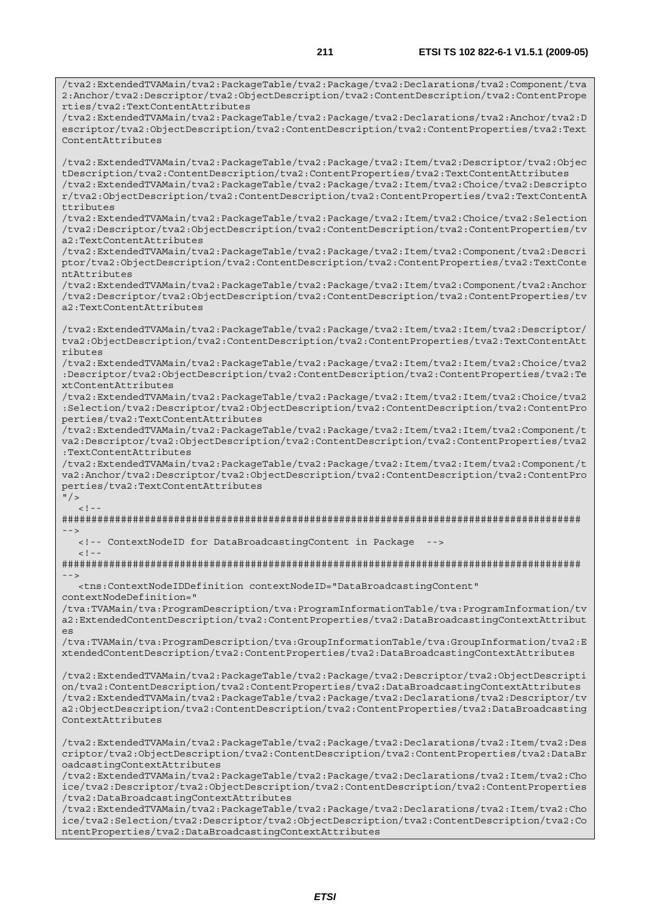```
/tva2:ExtendedTVAMain/tva2:PackageTable/tva2:Package/tva2:Declarations/tva2:Component/tva
2:Anchor/tva2:Descriptor/tva2:ObjectDescription/tva2:ContentDescription/tva2:ContentPrope
rties/tva2:TextContentAttributes
/tva2:ExtendedTVAMain/tva2:PackageTable/tva2:Package/tva2:Declarations/tva2:Anchor/tva2:D
escriptor/tva2:ObjectDescription/tva2:ContentDescription/tva2:ContentProperties/tva2:Text
ContentAttributes

/tva2:ExtendedTVAMain/tva2:PackageTable/tva2:Package/tva2:Item/tva2:Descriptor/tva2:Objec
tDescription/tva2:ContentDescription/tva2:ContentProperties/tva2:TextContentAttributes
/tva2:ExtendedTVAMain/tva2:PackageTable/tva2:Package/tva2:Item/tva2:Choice/tva2:Descripto
r/tva2:ObjectDescription/tva2:ContentDescription/tva2:ContentProperties/tva2:TextContentA
ttributes
/tva2:ExtendedTVAMain/tva2:PackageTable/tva2:Package/tva2:Item/tva2:Choice/tva2:Selection
/tva2:Descriptor/tva2:ObjectDescription/tva2:ContentDescription/tva2:ContentProperties/tv
a2:TextContentAttributes
/tva2:ExtendedTVAMain/tva2:PackageTable/tva2:Package/tva2:Item/tva2:Component/tva2:Descri
ptor/tva2:ObjectDescription/tva2:ContentDescription/tva2:ContentProperties/tva2:TextConte
ntAttributes
/tva2:ExtendedTVAMain/tva2:PackageTable/tva2:Package/tva2:Item/tva2:Component/tva2:Anchor
/tva2:Descriptor/tva2:ObjectDescription/tva2:ContentDescription/tva2:ContentProperties/tv
a2:TextContentAttributes

/tva2:ExtendedTVAMain/tva2:PackageTable/tva2:Package/tva2:Item/tva2:Item/tva2:Descriptor/
tva2:ObjectDescription/tva2:ContentDescription/tva2:ContentProperties/tva2:TextContentAtt
ributes
/tva2:ExtendedTVAMain/tva2:PackageTable/tva2:Package/tva2:Item/tva2:Item/tva2:Choice/tva2
:Descriptor/tva2:ObjectDescription/tva2:ContentDescription/tva2:ContentProperties/tva2:Te
xtContentAttributes
/tva2:ExtendedTVAMain/tva2:PackageTable/tva2:Package/tva2:Item/tva2:Item/tva2:Choice/tva2
:Selection/tva2:Descriptor/tva2:ObjectDescription/tva2:ContentDescription/tva2:ContentPro
perties/tva2:TextContentAttributes
/tva2:ExtendedTVAMain/tva2:PackageTable/tva2:Package/tva2:Item/tva2:Item/tva2:Component/t
va2:Descriptor/tva2:ObjectDescription/tva2:ContentDescription/tva2:ContentProperties/tva2
:TextContentAttributes
/tva2:ExtendedTVAMain/tva2:PackageTable/tva2:Package/tva2:Item/tva2:Item/tva2:Component/t
va2:Anchor/tva2:Descriptor/tva2:ObjectDescription/tva2:ContentDescription/tva2:ContentPro
perties/tva2:TextContentAttributes
"/>
   <!--
########################################################################################
-->
   <!-- ContextNodeID for DataBroadcastingContent in Package  -->
   <!--
########################################################################################
-->
   <tns:ContextNodeIDDefinition contextNodeID="DataBroadcastingContent"
contextNodeDefinition="
/tva:TVAMain/tva:ProgramDescription/tva:ProgramInformationTable/tva:ProgramInformation/tv
a2:ExtendedContentDescription/tva2:ContentProperties/tva2:DataBroadcastingContextAttribut
es
/tva:TVAMain/tva:ProgramDescription/tva:GroupInformationTable/tva:GroupInformation/tva2:E
xtendedContentDescription/tva2:ContentProperties/tva2:DataBroadcastingContextAttributes

/tva2:ExtendedTVAMain/tva2:PackageTable/tva2:Package/tva2:Descriptor/tva2:ObjectDescripti
on/tva2:ContentDescription/tva2:ContentProperties/tva2:DataBroadcastingContextAttributes
/tva2:ExtendedTVAMain/tva2:PackageTable/tva2:Package/tva2:Declarations/tva2:Descriptor/tv
a2:ObjectDescription/tva2:ContentDescription/tva2:ContentProperties/tva2:DataBroadcasting
ContextAttributes

/tva2:ExtendedTVAMain/tva2:PackageTable/tva2:Package/tva2:Declarations/tva2:Item/tva2:Des
criptor/tva2:ObjectDescription/tva2:ContentDescription/tva2:ContentProperties/tva2:DataBr
oadcastingContextAttributes
/tva2:ExtendedTVAMain/tva2:PackageTable/tva2:Package/tva2:Declarations/tva2:Item/tva2:Cho
ice/tva2:Descriptor/tva2:ObjectDescription/tva2:ContentDescription/tva2:ContentProperties
/tva2:DataBroadcastingContextAttributes
/tva2:ExtendedTVAMain/tva2:PackageTable/tva2:Package/tva2:Declarations/tva2:Item/tva2:Cho
ice/tva2:Selection/tva2:Descriptor/tva2:ObjectDescription/tva2:ContentDescription/tva2:Co
ntentProperties/tva2:DataBroadcastingContextAttributes
```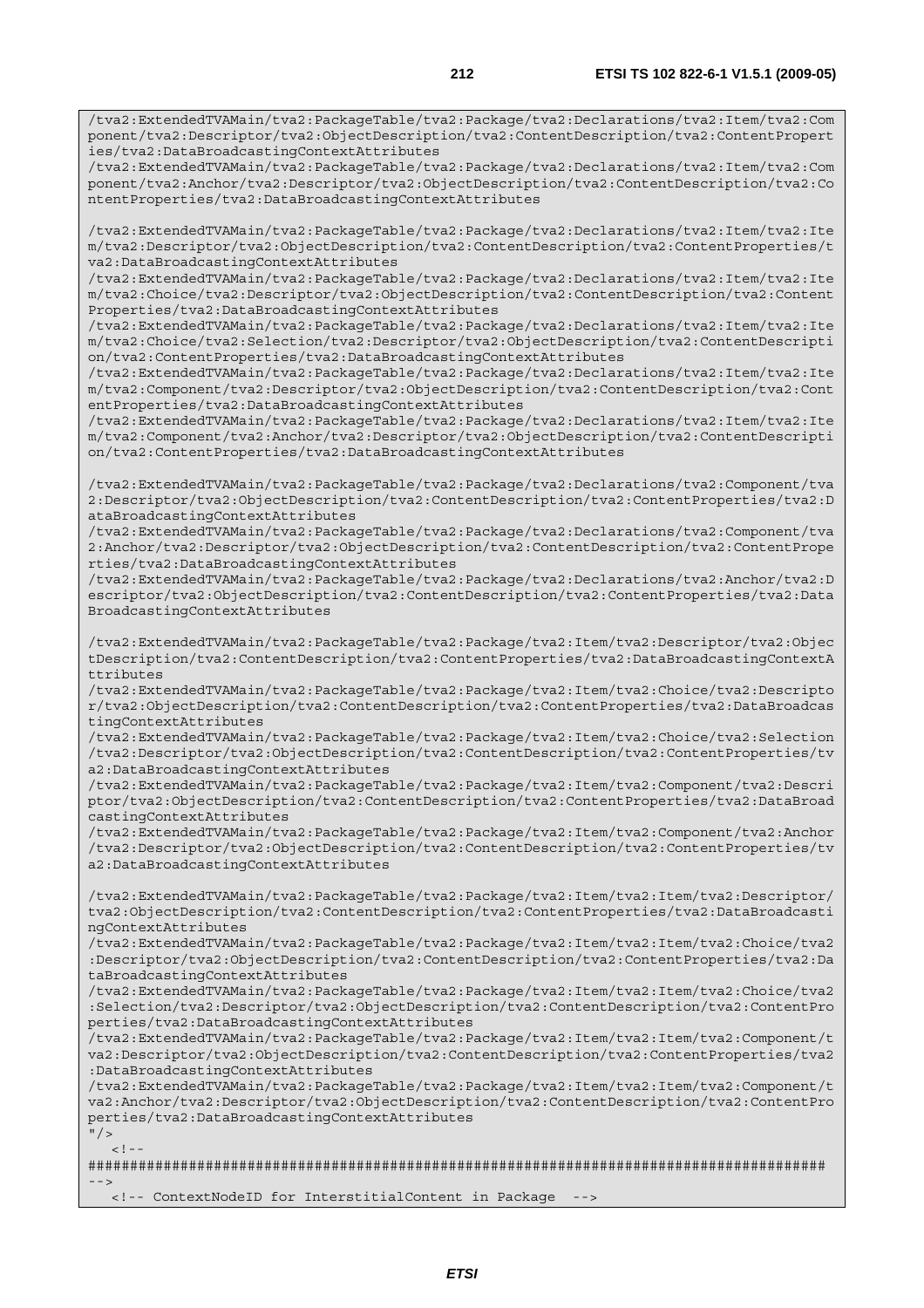```
/tva2:ExtendedTVAMain/tva2:PackageTable/tva2:Package/tva2:Declarations/tva2:Item/tva2:Com
ponent/tva2:Descriptor/tva2:ObjectDescription/tva2:ContentDescription/tva2:ContentPropert
ies/tva2:DataBroadcastingContextAttributes
/tva2:ExtendedTVAMain/tva2:PackageTable/tva2:Package/tva2:Declarations/tva2:Item/tva2:Com
ponent/tva2:Anchor/tva2:Descriptor/tva2:ObjectDescription/tva2:ContentDescription/tva2:Co
ntentProperties/tva2:DataBroadcastingContextAttributes

/tva2:ExtendedTVAMain/tva2:PackageTable/tva2:Package/tva2:Declarations/tva2:Item/tva2:Ite
m/tva2:Descriptor/tva2:ObjectDescription/tva2:ContentDescription/tva2:ContentProperties/t
va2:DataBroadcastingContextAttributes
/tva2:ExtendedTVAMain/tva2:PackageTable/tva2:Package/tva2:Declarations/tva2:Item/tva2:Ite
m/tva2:Choice/tva2:Descriptor/tva2:ObjectDescription/tva2:ContentDescription/tva2:Content
Properties/tva2:DataBroadcastingContextAttributes
/tva2:ExtendedTVAMain/tva2:PackageTable/tva2:Package/tva2:Declarations/tva2:Item/tva2:Ite
m/tva2:Choice/tva2:Selection/tva2:Descriptor/tva2:ObjectDescription/tva2:ContentDescripti
on/tva2:ContentProperties/tva2:DataBroadcastingContextAttributes
/tva2:ExtendedTVAMain/tva2:PackageTable/tva2:Package/tva2:Declarations/tva2:Item/tva2:Ite
m/tva2:Component/tva2:Descriptor/tva2:ObjectDescription/tva2:ContentDescription/tva2:Cont
entProperties/tva2:DataBroadcastingContextAttributes
/tva2:ExtendedTVAMain/tva2:PackageTable/tva2:Package/tva2:Declarations/tva2:Item/tva2:Ite
m/tva2:Component/tva2:Anchor/tva2:Descriptor/tva2:ObjectDescription/tva2:ContentDescripti
on/tva2:ContentProperties/tva2:DataBroadcastingContextAttributes

/tva2:ExtendedTVAMain/tva2:PackageTable/tva2:Package/tva2:Declarations/tva2:Component/tva
2:Descriptor/tva2:ObjectDescription/tva2:ContentDescription/tva2:ContentProperties/tva2:D
ataBroadcastingContextAttributes
/tva2:ExtendedTVAMain/tva2:PackageTable/tva2:Package/tva2:Declarations/tva2:Component/tva
2:Anchor/tva2:Descriptor/tva2:ObjectDescription/tva2:ContentDescription/tva2:ContentPrope
rties/tva2:DataBroadcastingContextAttributes
/tva2:ExtendedTVAMain/tva2:PackageTable/tva2:Package/tva2:Declarations/tva2:Anchor/tva2:D
escriptor/tva2:ObjectDescription/tva2:ContentDescription/tva2:ContentProperties/tva2:Data
BroadcastingContextAttributes

/tva2:ExtendedTVAMain/tva2:PackageTable/tva2:Package/tva2:Item/tva2:Descriptor/tva2:Objec
tDescription/tva2:ContentDescription/tva2:ContentProperties/tva2:DataBroadcastingContextA
ttributes
/tva2:ExtendedTVAMain/tva2:PackageTable/tva2:Package/tva2:Item/tva2:Choice/tva2:Descripto
r/tva2:ObjectDescription/tva2:ContentDescription/tva2:ContentProperties/tva2:DataBroadcas
tingContextAttributes
/tva2:ExtendedTVAMain/tva2:PackageTable/tva2:Package/tva2:Item/tva2:Choice/tva2:Selection
/tva2:Descriptor/tva2:ObjectDescription/tva2:ContentDescription/tva2:ContentProperties/tv
a2:DataBroadcastingContextAttributes
/tva2:ExtendedTVAMain/tva2:PackageTable/tva2:Package/tva2:Item/tva2:Component/tva2:Descri
ptor/tva2:ObjectDescription/tva2:ContentDescription/tva2:ContentProperties/tva2:DataBroad
castingContextAttributes
/tva2:ExtendedTVAMain/tva2:PackageTable/tva2:Package/tva2:Item/tva2:Component/tva2:Anchor
/tva2:Descriptor/tva2:ObjectDescription/tva2:ContentDescription/tva2:ContentProperties/tv
a2:DataBroadcastingContextAttributes

/tva2:ExtendedTVAMain/tva2:PackageTable/tva2:Package/tva2:Item/tva2:Item/tva2:Descriptor/
tva2:ObjectDescription/tva2:ContentDescription/tva2:ContentProperties/tva2:DataBroadcasti
ngContextAttributes
/tva2:ExtendedTVAMain/tva2:PackageTable/tva2:Package/tva2:Item/tva2:Item/tva2:Choice/tva2
:Descriptor/tva2:ObjectDescription/tva2:ContentDescription/tva2:ContentProperties/tva2:Da
taBroadcastingContextAttributes
/tva2:ExtendedTVAMain/tva2:PackageTable/tva2:Package/tva2:Item/tva2:Item/tva2:Choice/tva2
:Selection/tva2:Descriptor/tva2:ObjectDescription/tva2:ContentDescription/tva2:ContentPro
perties/tva2:DataBroadcastingContextAttributes
/tva2:ExtendedTVAMain/tva2:PackageTable/tva2:Package/tva2:Item/tva2:Item/tva2:Component/t
va2:Descriptor/tva2:ObjectDescription/tva2:ContentDescription/tva2:ContentProperties/tva2
:DataBroadcastingContextAttributes
/tva2:ExtendedTVAMain/tva2:PackageTable/tva2:Package/tva2:Item/tva2:Item/tva2:Component/t
va2:Anchor/tva2:Descriptor/tva2:ObjectDescription/tva2:ContentDescription/tva2:ContentPro
perties/tva2:DataBroadcastingContextAttributes
"/>
   <!--
######################################################################################
-->
   <!-- ContextNodeID for InterstitialContent in Package  -->
```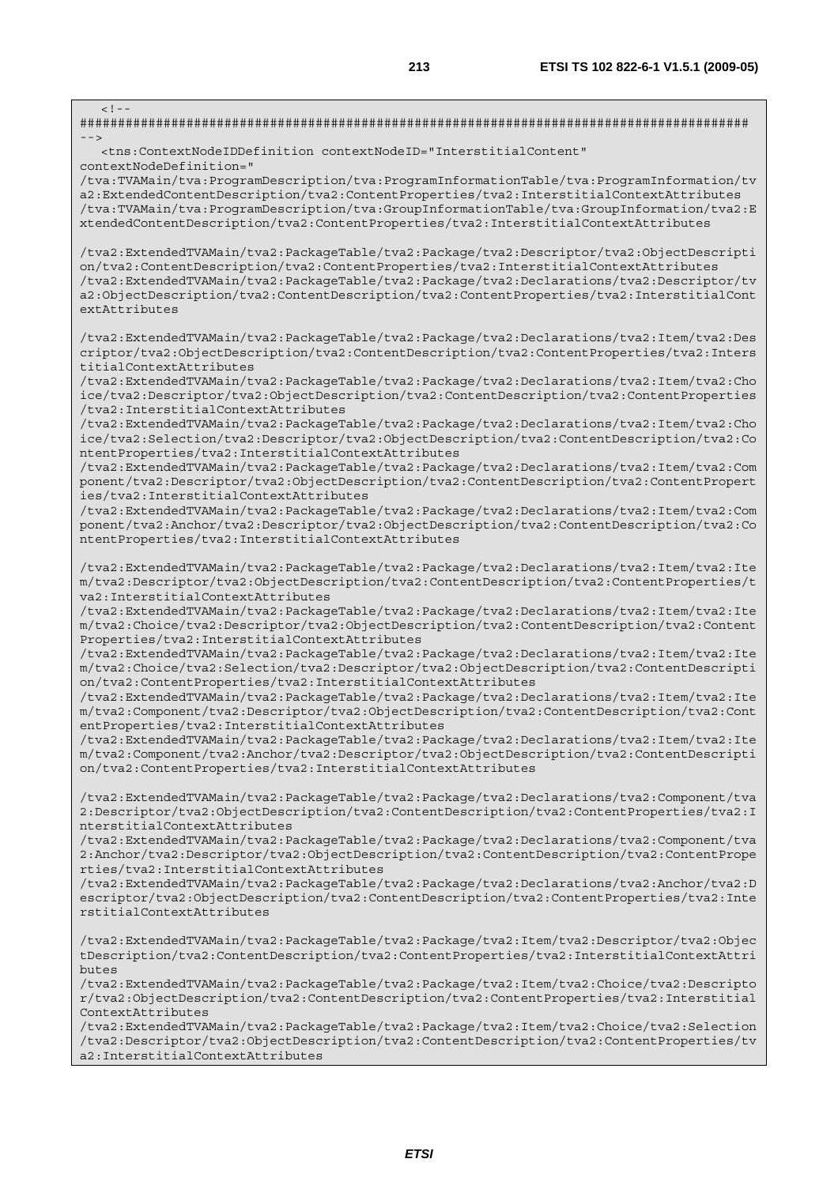```
<!--
########################################################################################
-->
   <tns:ContextNodeIDDefinition contextNodeID="InterstitialContent"
contextNodeDefinition="
/tva:TVAMain/tva:ProgramDescription/tva:ProgramInformationTable/tva:ProgramInformation/tva2:ExtendedContentDescription/tva2:ContentProperties/tva2:InterstitialContextAttributes
/tva:TVAMain/tva:ProgramDescription/tva:GroupInformationTable/tva:GroupInformation/tva2:ExtendedContentDescription/tva2:ContentProperties/tva2:InterstitialContextAttributes

/tva2:ExtendedTVAMain/tva2:PackageTable/tva2:Package/tva2:Descriptor/tva2:ObjectDescription/tva2:ContentDescription/tva2:ContentProperties/tva2:InterstitialContextAttributes
/tva2:ExtendedTVAMain/tva2:PackageTable/tva2:Package/tva2:Declarations/tva2:Descriptor/tva2:ObjectDescription/tva2:ContentDescription/tva2:ContentProperties/tva2:InterstitialContextAttributes

/tva2:ExtendedTVAMain/tva2:PackageTable/tva2:Package/tva2:Declarations/tva2:Item/tva2:Descriptor/tva2:ObjectDescription/tva2:ContentDescription/tva2:ContentProperties/tva2:InterstitialContextAttributes
/tva2:ExtendedTVAMain/tva2:PackageTable/tva2:Package/tva2:Declarations/tva2:Item/tva2:Choice/tva2:Descriptor/tva2:ObjectDescription/tva2:ContentDescription/tva2:ContentProperties/tva2:InterstitialContextAttributes
/tva2:ExtendedTVAMain/tva2:PackageTable/tva2:Package/tva2:Declarations/tva2:Item/tva2:Choice/tva2:Selection/tva2:Descriptor/tva2:ObjectDescription/tva2:ContentDescription/tva2:ContentProperties/tva2:InterstitialContextAttributes
/tva2:ExtendedTVAMain/tva2:PackageTable/tva2:Package/tva2:Declarations/tva2:Item/tva2:Component/tva2:Descriptor/tva2:ObjectDescription/tva2:ContentDescription/tva2:ContentProperties/tva2:InterstitialContextAttributes
/tva2:ExtendedTVAMain/tva2:PackageTable/tva2:Package/tva2:Declarations/tva2:Item/tva2:Component/tva2:Anchor/tva2:Descriptor/tva2:ObjectDescription/tva2:ContentDescription/tva2:ContentProperties/tva2:InterstitialContextAttributes

/tva2:ExtendedTVAMain/tva2:PackageTable/tva2:Package/tva2:Declarations/tva2:Item/tva2:Item/tva2:Descriptor/tva2:ObjectDescription/tva2:ContentDescription/tva2:ContentProperties/tva2:InterstitialContextAttributes
/tva2:ExtendedTVAMain/tva2:PackageTable/tva2:Package/tva2:Declarations/tva2:Item/tva2:Item/tva2:Choice/tva2:Descriptor/tva2:ObjectDescription/tva2:ContentDescription/tva2:ContentProperties/tva2:InterstitialContextAttributes
/tva2:ExtendedTVAMain/tva2:PackageTable/tva2:Package/tva2:Declarations/tva2:Item/tva2:Item/tva2:Choice/tva2:Selection/tva2:Descriptor/tva2:ObjectDescription/tva2:ContentDescription/tva2:ContentProperties/tva2:InterstitialContextAttributes
/tva2:ExtendedTVAMain/tva2:PackageTable/tva2:Package/tva2:Declarations/tva2:Item/tva2:Item/tva2:Component/tva2:Descriptor/tva2:ObjectDescription/tva2:ContentDescription/tva2:ContentProperties/tva2:InterstitialContextAttributes
/tva2:ExtendedTVAMain/tva2:PackageTable/tva2:Package/tva2:Declarations/tva2:Item/tva2:Item/tva2:Component/tva2:Anchor/tva2:Descriptor/tva2:ObjectDescription/tva2:ContentDescription/tva2:ContentProperties/tva2:InterstitialContextAttributes

/tva2:ExtendedTVAMain/tva2:PackageTable/tva2:Package/tva2:Declarations/tva2:Component/tva2:Descriptor/tva2:ObjectDescription/tva2:ContentDescription/tva2:ContentProperties/tva2:InterstitialContextAttributes
/tva2:ExtendedTVAMain/tva2:PackageTable/tva2:Package/tva2:Declarations/tva2:Component/tva2:Anchor/tva2:Descriptor/tva2:ObjectDescription/tva2:ContentDescription/tva2:ContentProperties/tva2:InterstitialContextAttributes
/tva2:ExtendedTVAMain/tva2:PackageTable/tva2:Package/tva2:Declarations/tva2:Anchor/tva2:Descriptor/tva2:ObjectDescription/tva2:ContentDescription/tva2:ContentProperties/tva2:InterstitialContextAttributes

/tva2:ExtendedTVAMain/tva2:PackageTable/tva2:Package/tva2:Item/tva2:Descriptor/tva2:ObjectDescription/tva2:ContentDescription/tva2:ContentProperties/tva2:InterstitialContextAttributes
/tva2:ExtendedTVAMain/tva2:PackageTable/tva2:Package/tva2:Item/tva2:Choice/tva2:Descriptor/tva2:ObjectDescription/tva2:ContentDescription/tva2:ContentProperties/tva2:InterstitialContextAttributes
/tva2:ExtendedTVAMain/tva2:PackageTable/tva2:Package/tva2:Item/tva2:Choice/tva2:Selection/tva2:Descriptor/tva2:ObjectDescription/tva2:ContentDescription/tva2:ContentProperties/tva2:InterstitialContextAttributes
```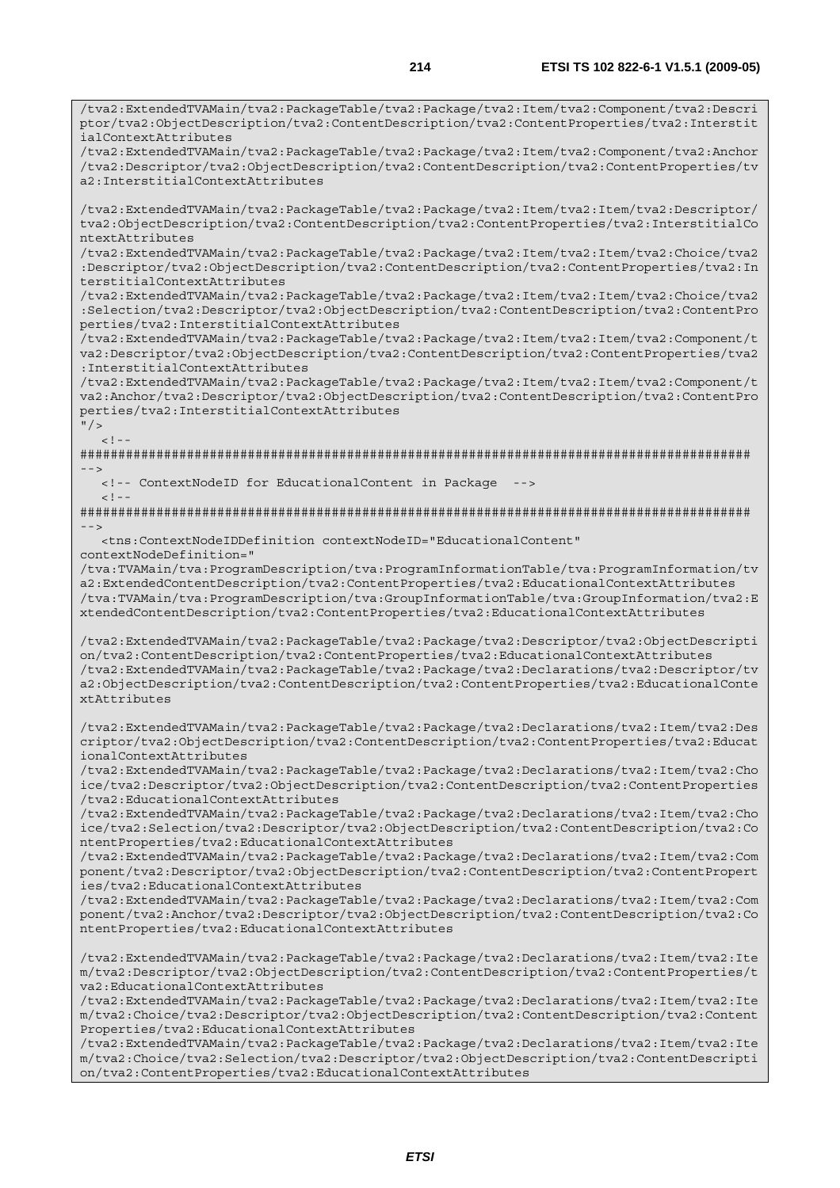```
/tva2:ExtendedTVAMain/tva2:PackageTable/tva2:Package/tva2:Item/tva2:Component/tva2:Descriptor/tva2:ObjectDescription/tva2:ContentDescription/tva2:ContentProperties/tva2:InterstitialContextAttributes
/tva2:ExtendedTVAMain/tva2:PackageTable/tva2:Package/tva2:Item/tva2:Component/tva2:Anchor/tva2:Descriptor/tva2:ObjectDescription/tva2:ContentDescription/tva2:ContentProperties/tva2:InterstitialContextAttributes

/tva2:ExtendedTVAMain/tva2:PackageTable/tva2:Package/tva2:Item/tva2:Item/tva2:Descriptor/tva2:ObjectDescription/tva2:ContentDescription/tva2:ContentProperties/tva2:InterstitialContextAttributes
/tva2:ExtendedTVAMain/tva2:PackageTable/tva2:Package/tva2:Item/tva2:Item/tva2:Choice/tva2:Descriptor/tva2:ObjectDescription/tva2:ContentDescription/tva2:ContentProperties/tva2:InterstitialContextAttributes
/tva2:ExtendedTVAMain/tva2:PackageTable/tva2:Package/tva2:Item/tva2:Item/tva2:Choice/tva2:Selection/tva2:Descriptor/tva2:ObjectDescription/tva2:ContentDescription/tva2:ContentProperties/tva2:InterstitialContextAttributes
/tva2:ExtendedTVAMain/tva2:PackageTable/tva2:Package/tva2:Item/tva2:Item/tva2:Component/tva2:Descriptor/tva2:ObjectDescription/tva2:ContentDescription/tva2:ContentProperties/tva2:InterstitialContextAttributes
/tva2:ExtendedTVAMain/tva2:PackageTable/tva2:Package/tva2:Item/tva2:Item/tva2:Component/tva2:Anchor/tva2:Descriptor/tva2:ObjectDescription/tva2:ContentDescription/tva2:ContentProperties/tva2:InterstitialContextAttributes
"/>
   <!--
########################################################################################
-->
   <!-- ContextNodeID for EducationalContent in Package  -->
   <!--
########################################################################################
-->
   <tns:ContextNodeIDDefinition contextNodeID="EducationalContent"
contextNodeDefinition="
/tva:TVAMain/tva:ProgramDescription/tva:ProgramInformationTable/tva:ProgramInformation/tva2:ExtendedContentDescription/tva2:ContentProperties/tva2:EducationalContextAttributes
/tva:TVAMain/tva:ProgramDescription/tva:GroupInformationTable/tva:GroupInformation/tva2:ExtendedContentDescription/tva2:ContentProperties/tva2:EducationalContextAttributes

/tva2:ExtendedTVAMain/tva2:PackageTable/tva2:Package/tva2:Descriptor/tva2:ObjectDescription/tva2:ContentDescription/tva2:ContentProperties/tva2:EducationalContextAttributes
/tva2:ExtendedTVAMain/tva2:PackageTable/tva2:Package/tva2:Declarations/tva2:Descriptor/tva2:ObjectDescription/tva2:ContentDescription/tva2:ContentProperties/tva2:EducationalContextAttributes

/tva2:ExtendedTVAMain/tva2:PackageTable/tva2:Package/tva2:Declarations/tva2:Item/tva2:Descriptor/tva2:ObjectDescription/tva2:ContentDescription/tva2:ContentProperties/tva2:EducationalContextAttributes
/tva2:ExtendedTVAMain/tva2:PackageTable/tva2:Package/tva2:Declarations/tva2:Item/tva2:Choice/tva2:Descriptor/tva2:ObjectDescription/tva2:ContentDescription/tva2:ContentProperties/tva2:EducationalContextAttributes
/tva2:ExtendedTVAMain/tva2:PackageTable/tva2:Package/tva2:Declarations/tva2:Item/tva2:Choice/tva2:Selection/tva2:Descriptor/tva2:ObjectDescription/tva2:ContentDescription/tva2:ContentProperties/tva2:EducationalContextAttributes
/tva2:ExtendedTVAMain/tva2:PackageTable/tva2:Package/tva2:Declarations/tva2:Item/tva2:Component/tva2:Descriptor/tva2:ObjectDescription/tva2:ContentDescription/tva2:ContentProperties/tva2:EducationalContextAttributes
/tva2:ExtendedTVAMain/tva2:PackageTable/tva2:Package/tva2:Declarations/tva2:Item/tva2:Component/tva2:Anchor/tva2:Descriptor/tva2:ObjectDescription/tva2:ContentDescription/tva2:ContentProperties/tva2:EducationalContextAttributes

/tva2:ExtendedTVAMain/tva2:PackageTable/tva2:Package/tva2:Declarations/tva2:Item/tva2:Item/tva2:Descriptor/tva2:ObjectDescription/tva2:ContentDescription/tva2:ContentProperties/tva2:EducationalContextAttributes
/tva2:ExtendedTVAMain/tva2:PackageTable/tva2:Package/tva2:Declarations/tva2:Item/tva2:Item/tva2:Choice/tva2:Descriptor/tva2:ObjectDescription/tva2:ContentDescription/tva2:ContentProperties/tva2:EducationalContextAttributes
/tva2:ExtendedTVAMain/tva2:PackageTable/tva2:Package/tva2:Declarations/tva2:Item/tva2:Item/tva2:Choice/tva2:Selection/tva2:Descriptor/tva2:ObjectDescription/tva2:ContentDescription/tva2:ContentProperties/tva2:EducationalContextAttributes
```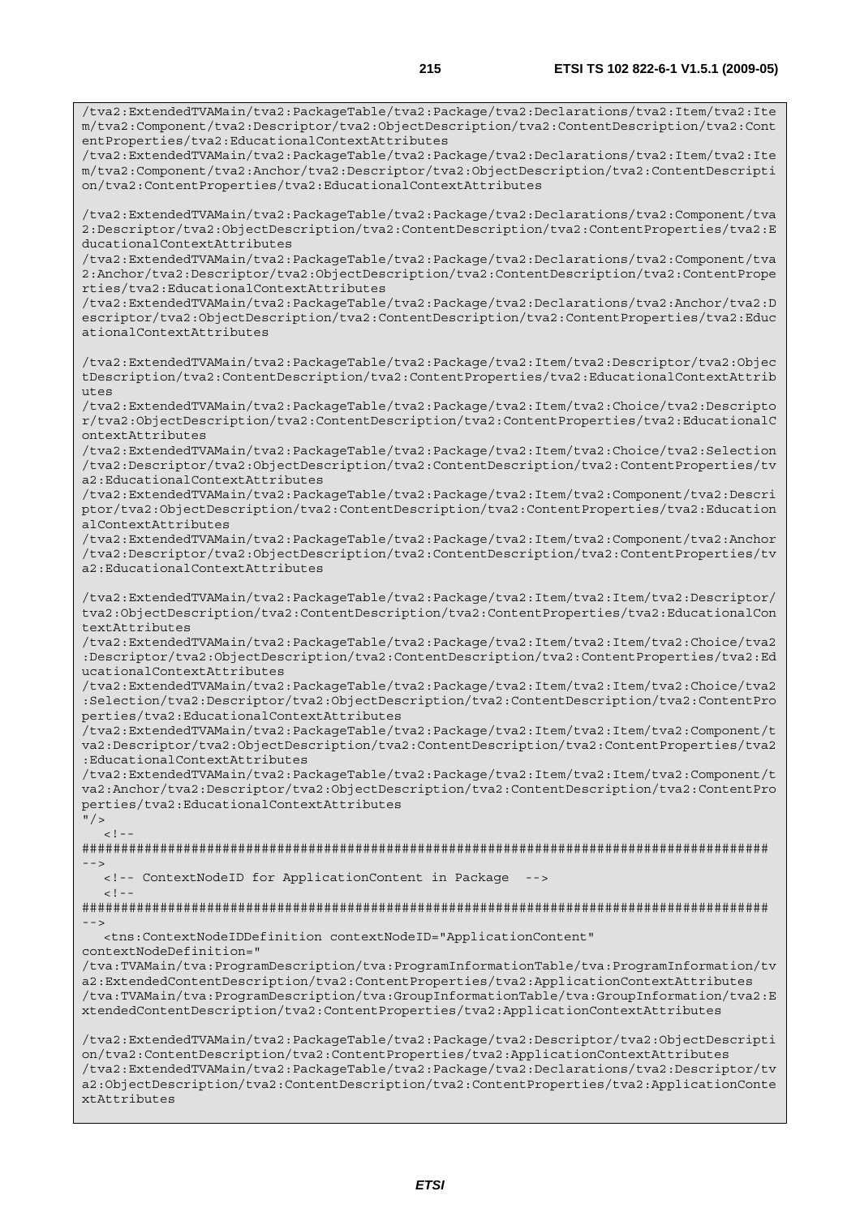```
/tva2:ExtendedTVAMain/tva2:PackageTable/tva2:Package/tva2:Declarations/tva2:Item/tva2:Item/tva2:Component/tva2:Descriptor/tva2:ObjectDescription/tva2:ContentDescription/tva2:ContentProperties/tva2:EducationalContextAttributes
/tva2:ExtendedTVAMain/tva2:PackageTable/tva2:Package/tva2:Declarations/tva2:Item/tva2:Item/tva2:Component/tva2:Anchor/tva2:Descriptor/tva2:ObjectDescription/tva2:ContentDescription/tva2:ContentProperties/tva2:EducationalContextAttributes

/tva2:ExtendedTVAMain/tva2:PackageTable/tva2:Package/tva2:Declarations/tva2:Component/tva2:Descriptor/tva2:ObjectDescription/tva2:ContentDescription/tva2:ContentProperties/tva2:EducationalContextAttributes
/tva2:ExtendedTVAMain/tva2:PackageTable/tva2:Package/tva2:Declarations/tva2:Component/tva2:Anchor/tva2:Descriptor/tva2:ObjectDescription/tva2:ContentDescription/tva2:ContentProperties/tva2:EducationalContextAttributes
/tva2:ExtendedTVAMain/tva2:PackageTable/tva2:Package/tva2:Declarations/tva2:Anchor/tva2:Descriptor/tva2:ObjectDescription/tva2:ContentDescription/tva2:ContentProperties/tva2:EducationalContextAttributes

/tva2:ExtendedTVAMain/tva2:PackageTable/tva2:Package/tva2:Item/tva2:Descriptor/tva2:ObjectDescription/tva2:ContentDescription/tva2:ContentProperties/tva2:EducationalContextAttributes
/tva2:ExtendedTVAMain/tva2:PackageTable/tva2:Package/tva2:Item/tva2:Choice/tva2:Descriptor/tva2:ObjectDescription/tva2:ContentDescription/tva2:ContentProperties/tva2:EducationalContextAttributes
/tva2:ExtendedTVAMain/tva2:PackageTable/tva2:Package/tva2:Item/tva2:Choice/tva2:Selection/tva2:Descriptor/tva2:ObjectDescription/tva2:ContentDescription/tva2:ContentProperties/tva2:EducationalContextAttributes
/tva2:ExtendedTVAMain/tva2:PackageTable/tva2:Package/tva2:Item/tva2:Component/tva2:Descriptor/tva2:ObjectDescription/tva2:ContentDescription/tva2:ContentProperties/tva2:EducationalContextAttributes
/tva2:ExtendedTVAMain/tva2:PackageTable/tva2:Package/tva2:Item/tva2:Component/tva2:Anchor/tva2:Descriptor/tva2:ObjectDescription/tva2:ContentDescription/tva2:ContentProperties/tva2:EducationalContextAttributes

/tva2:ExtendedTVAMain/tva2:PackageTable/tva2:Package/tva2:Item/tva2:Item/tva2:Descriptor/tva2:ObjectDescription/tva2:ContentDescription/tva2:ContentProperties/tva2:EducationalContextAttributes
/tva2:ExtendedTVAMain/tva2:PackageTable/tva2:Package/tva2:Item/tva2:Item/tva2:Choice/tva2:Descriptor/tva2:ObjectDescription/tva2:ContentDescription/tva2:ContentProperties/tva2:EducationalContextAttributes
/tva2:ExtendedTVAMain/tva2:PackageTable/tva2:Package/tva2:Item/tva2:Item/tva2:Choice/tva2:Selection/tva2:Descriptor/tva2:ObjectDescription/tva2:ContentDescription/tva2:ContentProperties/tva2:EducationalContextAttributes
/tva2:ExtendedTVAMain/tva2:PackageTable/tva2:Package/tva2:Item/tva2:Item/tva2:Component/tva2:Descriptor/tva2:ObjectDescription/tva2:ContentDescription/tva2:ContentProperties/tva2:EducationalContextAttributes
/tva2:ExtendedTVAMain/tva2:PackageTable/tva2:Package/tva2:Item/tva2:Item/tva2:Component/tva2:Anchor/tva2:Descriptor/tva2:ObjectDescription/tva2:ContentDescription/tva2:ContentProperties/tva2:EducationalContextAttributes
"/>
   <!--
########################################################################################
-->
   <!-- ContextNodeID for ApplicationContent in Package  -->
   <!--
########################################################################################
-->
   <tns:ContextNodeIDDefinition contextNodeID="ApplicationContent"
contextNodeDefinition="
/tva:TVAMain/tva:ProgramDescription/tva:ProgramInformationTable/tva:ProgramInformation/tva2:ExtendedContentDescription/tva2:ContentProperties/tva2:ApplicationContextAttributes
/tva:TVAMain/tva:ProgramDescription/tva:GroupInformationTable/tva:GroupInformation/tva2:ExtendedContentDescription/tva2:ContentProperties/tva2:ApplicationContextAttributes

/tva2:ExtendedTVAMain/tva2:PackageTable/tva2:Package/tva2:Descriptor/tva2:ObjectDescription/tva2:ContentDescription/tva2:ContentProperties/tva2:ApplicationContextAttributes
/tva2:ExtendedTVAMain/tva2:PackageTable/tva2:Package/tva2:Declarations/tva2:Descriptor/tva2:ObjectDescription/tva2:ContentDescription/tva2:ContentProperties/tva2:ApplicationContextAttributes
```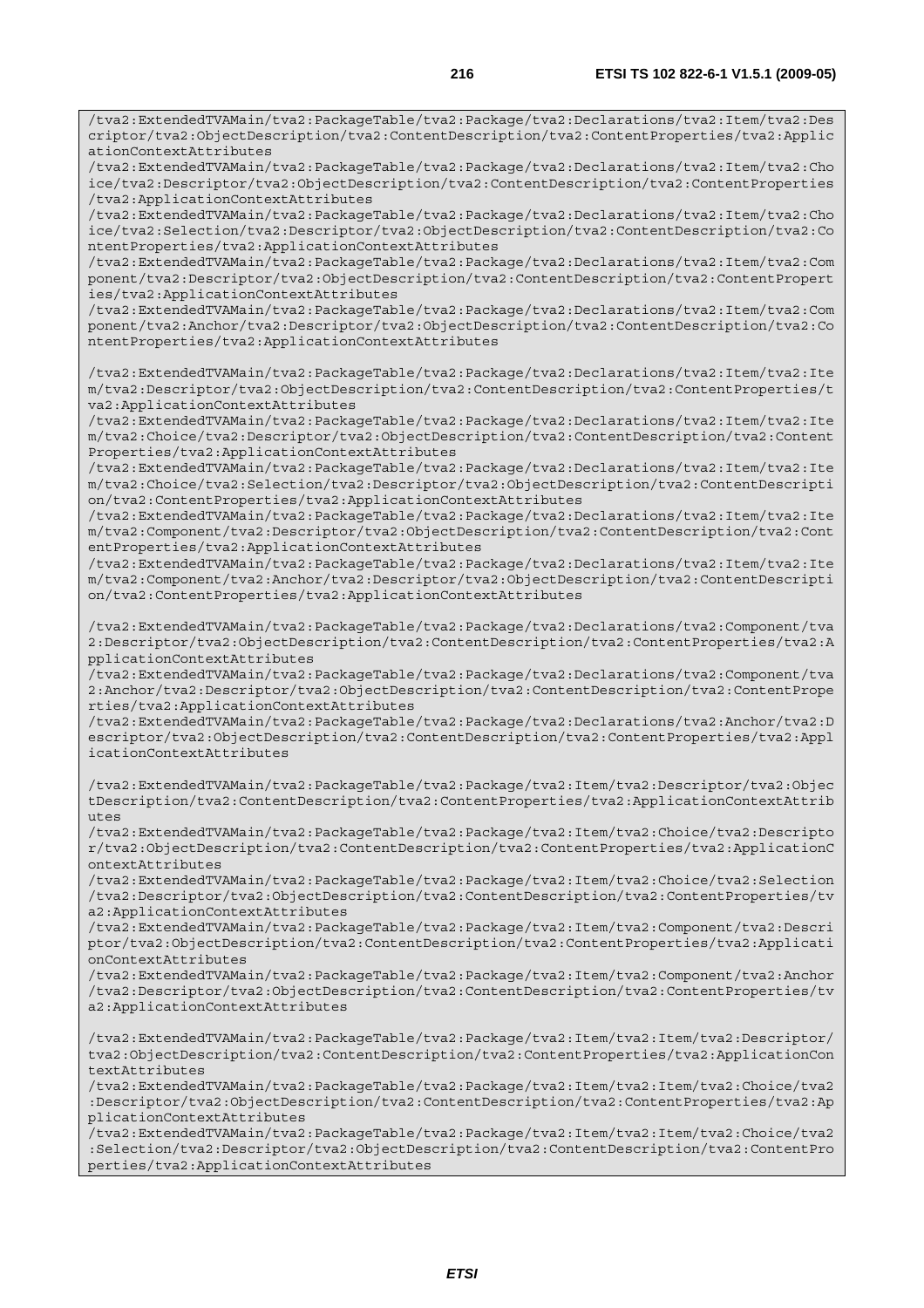```
/tva2:ExtendedTVAMain/tva2:PackageTable/tva2:Package/tva2:Declarations/tva2:Item/tva2:Descriptor/tva2:ObjectDescription/tva2:ContentDescription/tva2:ContentProperties/tva2:ApplicationContextAttributes
/tva2:ExtendedTVAMain/tva2:PackageTable/tva2:Package/tva2:Declarations/tva2:Item/tva2:Choice/tva2:Descriptor/tva2:ObjectDescription/tva2:ContentDescription/tva2:ContentProperties/tva2:ApplicationContextAttributes
/tva2:ExtendedTVAMain/tva2:PackageTable/tva2:Package/tva2:Declarations/tva2:Item/tva2:Choice/tva2:Selection/tva2:Descriptor/tva2:ObjectDescription/tva2:ContentDescription/tva2:ContentProperties/tva2:ApplicationContextAttributes
/tva2:ExtendedTVAMain/tva2:PackageTable/tva2:Package/tva2:Declarations/tva2:Item/tva2:Component/tva2:Descriptor/tva2:ObjectDescription/tva2:ContentDescription/tva2:ContentProperties/tva2:ApplicationContextAttributes
/tva2:ExtendedTVAMain/tva2:PackageTable/tva2:Package/tva2:Declarations/tva2:Item/tva2:Component/tva2:Anchor/tva2:Descriptor/tva2:ObjectDescription/tva2:ContentDescription/tva2:ContentProperties/tva2:ApplicationContextAttributes

/tva2:ExtendedTVAMain/tva2:PackageTable/tva2:Package/tva2:Declarations/tva2:Item/tva2:Item/tva2:Descriptor/tva2:ObjectDescription/tva2:ContentDescription/tva2:ContentProperties/tva2:ApplicationContextAttributes
/tva2:ExtendedTVAMain/tva2:PackageTable/tva2:Package/tva2:Declarations/tva2:Item/tva2:Item/tva2:Choice/tva2:Descriptor/tva2:ObjectDescription/tva2:ContentDescription/tva2:ContentProperties/tva2:ApplicationContextAttributes
/tva2:ExtendedTVAMain/tva2:PackageTable/tva2:Package/tva2:Declarations/tva2:Item/tva2:Item/tva2:Choice/tva2:Selection/tva2:Descriptor/tva2:ObjectDescription/tva2:ContentDescription/tva2:ContentProperties/tva2:ApplicationContextAttributes
/tva2:ExtendedTVAMain/tva2:PackageTable/tva2:Package/tva2:Declarations/tva2:Item/tva2:Item/tva2:Component/tva2:Descriptor/tva2:ObjectDescription/tva2:ContentDescription/tva2:ContentProperties/tva2:ApplicationContextAttributes
/tva2:ExtendedTVAMain/tva2:PackageTable/tva2:Package/tva2:Declarations/tva2:Item/tva2:Item/tva2:Component/tva2:Anchor/tva2:Descriptor/tva2:ObjectDescription/tva2:ContentDescription/tva2:ContentProperties/tva2:ApplicationContextAttributes

/tva2:ExtendedTVAMain/tva2:PackageTable/tva2:Package/tva2:Declarations/tva2:Component/tva2:Descriptor/tva2:ObjectDescription/tva2:ContentDescription/tva2:ContentProperties/tva2:ApplicationContextAttributes
/tva2:ExtendedTVAMain/tva2:PackageTable/tva2:Package/tva2:Declarations/tva2:Component/tva2:Anchor/tva2:Descriptor/tva2:ObjectDescription/tva2:ContentDescription/tva2:ContentProperties/tva2:ApplicationContextAttributes
/tva2:ExtendedTVAMain/tva2:PackageTable/tva2:Package/tva2:Declarations/tva2:Anchor/tva2:Descriptor/tva2:ObjectDescription/tva2:ContentDescription/tva2:ContentProperties/tva2:ApplicationContextAttributes

/tva2:ExtendedTVAMain/tva2:PackageTable/tva2:Package/tva2:Item/tva2:Descriptor/tva2:ObjectDescription/tva2:ContentDescription/tva2:ContentProperties/tva2:ApplicationContextAttributes
/tva2:ExtendedTVAMain/tva2:PackageTable/tva2:Package/tva2:Item/tva2:Choice/tva2:Descriptor/tva2:ObjectDescription/tva2:ContentDescription/tva2:ContentProperties/tva2:ApplicationContextAttributes
/tva2:ExtendedTVAMain/tva2:PackageTable/tva2:Package/tva2:Item/tva2:Choice/tva2:Selection/tva2:Descriptor/tva2:ObjectDescription/tva2:ContentDescription/tva2:ContentProperties/tva2:ApplicationContextAttributes
/tva2:ExtendedTVAMain/tva2:PackageTable/tva2:Package/tva2:Item/tva2:Component/tva2:Descriptor/tva2:ObjectDescription/tva2:ContentDescription/tva2:ContentProperties/tva2:ApplicationContextAttributes
/tva2:ExtendedTVAMain/tva2:PackageTable/tva2:Package/tva2:Item/tva2:Component/tva2:Anchor/tva2:Descriptor/tva2:ObjectDescription/tva2:ContentDescription/tva2:ContentProperties/tva2:ApplicationContextAttributes

/tva2:ExtendedTVAMain/tva2:PackageTable/tva2:Package/tva2:Item/tva2:Item/tva2:Descriptor/tva2:ObjectDescription/tva2:ContentDescription/tva2:ContentProperties/tva2:ApplicationContextAttributes
/tva2:ExtendedTVAMain/tva2:PackageTable/tva2:Package/tva2:Item/tva2:Item/tva2:Choice/tva2:Descriptor/tva2:ObjectDescription/tva2:ContentDescription/tva2:ContentProperties/tva2:ApplicationContextAttributes
/tva2:ExtendedTVAMain/tva2:PackageTable/tva2:Package/tva2:Item/tva2:Item/tva2:Choice/tva2:Selection/tva2:Descriptor/tva2:ObjectDescription/tva2:ContentDescription/tva2:ContentProperties/tva2:ApplicationContextAttributes
```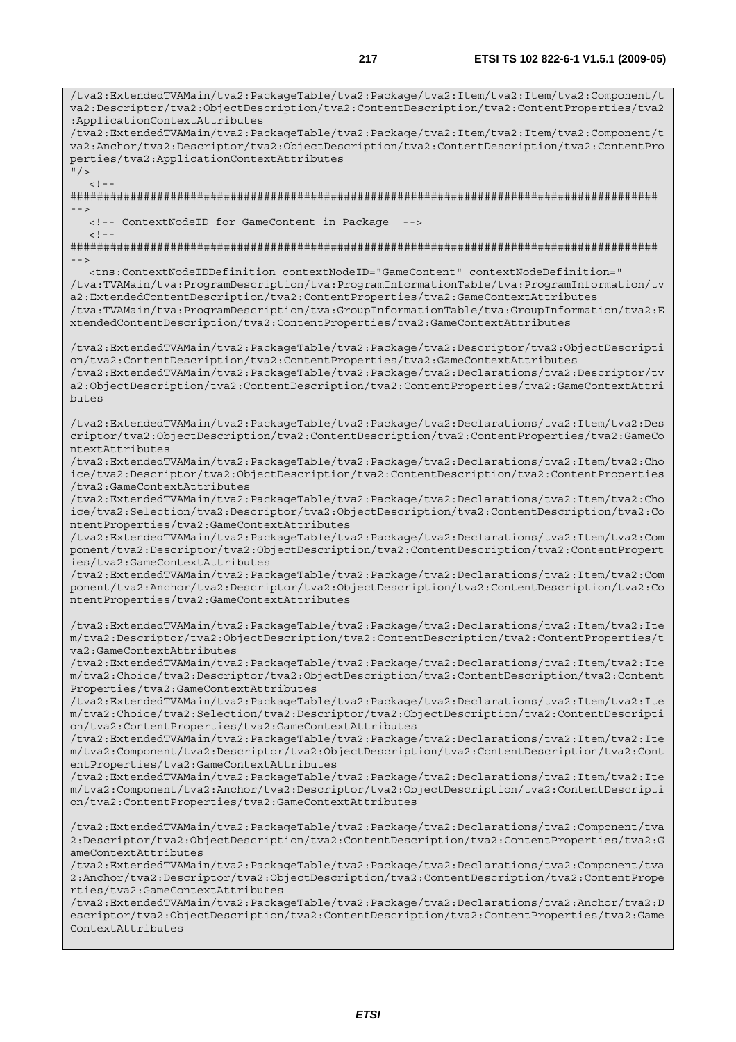```
/tva2:ExtendedTVAMain/tva2:PackageTable/tva2:Package/tva2:Item/tva2:Item/tva2:Component/tva2:Descriptor/tva2:ObjectDescription/tva2:ContentDescription/tva2:ContentProperties/tva2:ApplicationContextAttributes
/tva2:ExtendedTVAMain/tva2:PackageTable/tva2:Package/tva2:Item/tva2:Item/tva2:Component/tva2:Anchor/tva2:Descriptor/tva2:ObjectDescription/tva2:ContentDescription/tva2:ContentProperties/tva2:ApplicationContextAttributes
"/>
   <!--
########################################################################################
-->
   <!-- ContextNodeID for GameContent in Package  -->
   <!--
########################################################################################
-->
   <tns:ContextNodeIDDefinition contextNodeID="GameContent" contextNodeDefinition="
/tva:TVAMain/tva:ProgramDescription/tva:ProgramInformationTable/tva:ProgramInformation/tva2:ExtendedContentDescription/tva2:ContentProperties/tva2:GameContextAttributes
/tva:TVAMain/tva:ProgramDescription/tva:GroupInformationTable/tva:GroupInformation/tva2:ExtendedContentDescription/tva2:ContentProperties/tva2:GameContextAttributes

/tva2:ExtendedTVAMain/tva2:PackageTable/tva2:Package/tva2:Descriptor/tva2:ObjectDescription/tva2:ContentDescription/tva2:ContentProperties/tva2:GameContextAttributes
/tva2:ExtendedTVAMain/tva2:PackageTable/tva2:Package/tva2:Declarations/tva2:Descriptor/tva2:ObjectDescription/tva2:ContentDescription/tva2:ContentProperties/tva2:GameContextAttributes

/tva2:ExtendedTVAMain/tva2:PackageTable/tva2:Package/tva2:Declarations/tva2:Item/tva2:Descriptor/tva2:ObjectDescription/tva2:ContentDescription/tva2:ContentProperties/tva2:GameContextAttributes
/tva2:ExtendedTVAMain/tva2:PackageTable/tva2:Package/tva2:Declarations/tva2:Item/tva2:Choice/tva2:Descriptor/tva2:ObjectDescription/tva2:ContentDescription/tva2:ContentProperties/tva2:GameContextAttributes
/tva2:ExtendedTVAMain/tva2:PackageTable/tva2:Package/tva2:Declarations/tva2:Item/tva2:Choice/tva2:Selection/tva2:Descriptor/tva2:ObjectDescription/tva2:ContentDescription/tva2:ContentProperties/tva2:GameContextAttributes
/tva2:ExtendedTVAMain/tva2:PackageTable/tva2:Package/tva2:Declarations/tva2:Item/tva2:Component/tva2:Descriptor/tva2:ObjectDescription/tva2:ContentDescription/tva2:ContentProperties/tva2:GameContextAttributes
/tva2:ExtendedTVAMain/tva2:PackageTable/tva2:Package/tva2:Declarations/tva2:Item/tva2:Component/tva2:Anchor/tva2:Descriptor/tva2:ObjectDescription/tva2:ContentDescription/tva2:ContentProperties/tva2:GameContextAttributes

/tva2:ExtendedTVAMain/tva2:PackageTable/tva2:Package/tva2:Declarations/tva2:Item/tva2:Item/tva2:Descriptor/tva2:ObjectDescription/tva2:ContentDescription/tva2:ContentProperties/tva2:GameContextAttributes
/tva2:ExtendedTVAMain/tva2:PackageTable/tva2:Package/tva2:Declarations/tva2:Item/tva2:Item/tva2:Choice/tva2:Descriptor/tva2:ObjectDescription/tva2:ContentDescription/tva2:ContentProperties/tva2:GameContextAttributes
/tva2:ExtendedTVAMain/tva2:PackageTable/tva2:Package/tva2:Declarations/tva2:Item/tva2:Item/tva2:Choice/tva2:Selection/tva2:Descriptor/tva2:ObjectDescription/tva2:ContentDescription/tva2:ContentProperties/tva2:GameContextAttributes
/tva2:ExtendedTVAMain/tva2:PackageTable/tva2:Package/tva2:Declarations/tva2:Item/tva2:Item/tva2:Component/tva2:Descriptor/tva2:ObjectDescription/tva2:ContentDescription/tva2:ContentProperties/tva2:GameContextAttributes
/tva2:ExtendedTVAMain/tva2:PackageTable/tva2:Package/tva2:Declarations/tva2:Item/tva2:Item/tva2:Component/tva2:Anchor/tva2:Descriptor/tva2:ObjectDescription/tva2:ContentDescription/tva2:ContentProperties/tva2:GameContextAttributes

/tva2:ExtendedTVAMain/tva2:PackageTable/tva2:Package/tva2:Declarations/tva2:Component/tva2:Descriptor/tva2:ObjectDescription/tva2:ContentDescription/tva2:ContentProperties/tva2:GameContextAttributes
/tva2:ExtendedTVAMain/tva2:PackageTable/tva2:Package/tva2:Declarations/tva2:Component/tva2:Anchor/tva2:Descriptor/tva2:ObjectDescription/tva2:ContentDescription/tva2:ContentProperties/tva2:GameContextAttributes
/tva2:ExtendedTVAMain/tva2:PackageTable/tva2:Package/tva2:Declarations/tva2:Anchor/tva2:Descriptor/tva2:ObjectDescription/tva2:ContentDescription/tva2:ContentProperties/tva2:GameContextAttributes
```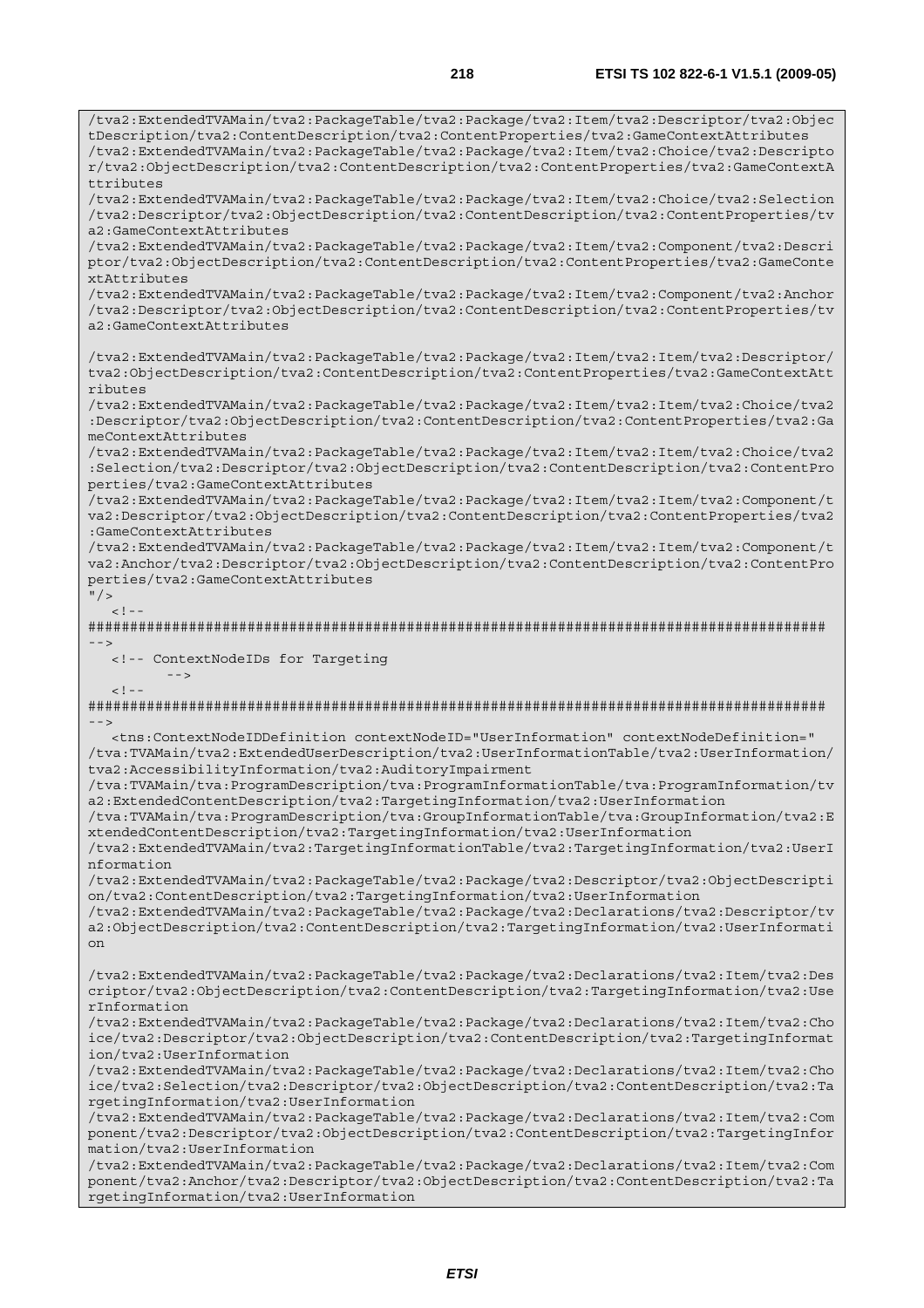```
/tva2:ExtendedTVAMain/tva2:PackageTable/tva2:Package/tva2:Item/tva2:Descriptor/tva2:ObjectDescription/tva2:ContentDescription/tva2:ContentProperties/tva2:GameContextAttributes
/tva2:ExtendedTVAMain/tva2:PackageTable/tva2:Package/tva2:Item/tva2:Choice/tva2:Descriptor/tva2:ObjectDescription/tva2:ContentDescription/tva2:ContentProperties/tva2:GameContextAttributes
/tva2:ExtendedTVAMain/tva2:PackageTable/tva2:Package/tva2:Item/tva2:Choice/tva2:Selection/tva2:Descriptor/tva2:ObjectDescription/tva2:ContentDescription/tva2:ContentProperties/tva2:GameContextAttributes
/tva2:ExtendedTVAMain/tva2:PackageTable/tva2:Package/tva2:Item/tva2:Component/tva2:Descriptor/tva2:ObjectDescription/tva2:ContentDescription/tva2:ContentProperties/tva2:GameContextAttributes
/tva2:ExtendedTVAMain/tva2:PackageTable/tva2:Package/tva2:Item/tva2:Component/tva2:Anchor/tva2:Descriptor/tva2:ObjectDescription/tva2:ContentDescription/tva2:ContentProperties/tva2:GameContextAttributes

/tva2:ExtendedTVAMain/tva2:PackageTable/tva2:Package/tva2:Item/tva2:Item/tva2:Descriptor/tva2:ObjectDescription/tva2:ContentDescription/tva2:ContentProperties/tva2:GameContextAttributes
/tva2:ExtendedTVAMain/tva2:PackageTable/tva2:Package/tva2:Item/tva2:Item/tva2:Choice/tva2:Descriptor/tva2:ObjectDescription/tva2:ContentDescription/tva2:ContentProperties/tva2:GameContextAttributes
/tva2:ExtendedTVAMain/tva2:PackageTable/tva2:Package/tva2:Item/tva2:Item/tva2:Choice/tva2:Selection/tva2:Descriptor/tva2:ObjectDescription/tva2:ContentDescription/tva2:ContentProperties/tva2:GameContextAttributes
/tva2:ExtendedTVAMain/tva2:PackageTable/tva2:Package/tva2:Item/tva2:Item/tva2:Component/tva2:Descriptor/tva2:ObjectDescription/tva2:ContentDescription/tva2:ContentProperties/tva2:GameContextAttributes
/tva2:ExtendedTVAMain/tva2:PackageTable/tva2:Package/tva2:Item/tva2:Item/tva2:Component/tva2:Anchor/tva2:Descriptor/tva2:ObjectDescription/tva2:ContentDescription/tva2:ContentProperties/tva2:GameContextAttributes
"/>
   <!--
########################################################################################
-->
   <!-- ContextNodeIDs for Targeting
        -->
   <!--
########################################################################################
-->
   <tns:ContextNodeIDDefinition contextNodeID="UserInformation" contextNodeDefinition="
/tva:TVAMain/tva2:ExtendedUserDescription/tva2:UserInformationTable/tva2:UserInformation/tva2:AccessibilityInformation/tva2:AuditoryImpairment
/tva:TVAMain/tva:ProgramDescription/tva:ProgramInformationTable/tva:ProgramInformation/tva2:ExtendedContentDescription/tva2:TargetingInformation/tva2:UserInformation
/tva:TVAMain/tva:ProgramDescription/tva:GroupInformationTable/tva:GroupInformation/tva2:ExtendedContentDescription/tva2:TargetingInformation/tva2:UserInformation
/tva2:ExtendedTVAMain/tva2:TargetingInformationTable/tva2:TargetingInformation/tva2:UserInformation
/tva2:ExtendedTVAMain/tva2:PackageTable/tva2:Package/tva2:Descriptor/tva2:ObjectDescription/tva2:ContentDescription/tva2:TargetingInformation/tva2:UserInformation
/tva2:ExtendedTVAMain/tva2:PackageTable/tva2:Package/tva2:Declarations/tva2:Descriptor/tva2:ObjectDescription/tva2:ContentDescription/tva2:TargetingInformation/tva2:UserInformation

/tva2:ExtendedTVAMain/tva2:PackageTable/tva2:Package/tva2:Declarations/tva2:Item/tva2:Descriptor/tva2:ObjectDescription/tva2:ContentDescription/tva2:TargetingInformation/tva2:UserInformation
/tva2:ExtendedTVAMain/tva2:PackageTable/tva2:Package/tva2:Declarations/tva2:Item/tva2:Choice/tva2:Descriptor/tva2:ObjectDescription/tva2:ContentDescription/tva2:TargetingInformation/tva2:UserInformation
/tva2:ExtendedTVAMain/tva2:PackageTable/tva2:Package/tva2:Declarations/tva2:Item/tva2:Choice/tva2:Selection/tva2:Descriptor/tva2:ObjectDescription/tva2:ContentDescription/tva2:TargetingInformation/tva2:UserInformation
/tva2:ExtendedTVAMain/tva2:PackageTable/tva2:Package/tva2:Declarations/tva2:Item/tva2:Component/tva2:Descriptor/tva2:ObjectDescription/tva2:ContentDescription/tva2:TargetingInformation/tva2:UserInformation
/tva2:ExtendedTVAMain/tva2:PackageTable/tva2:Package/tva2:Declarations/tva2:Item/tva2:Component/tva2:Anchor/tva2:Descriptor/tva2:ObjectDescription/tva2:ContentDescription/tva2:TargetingInformation/tva2:UserInformation
```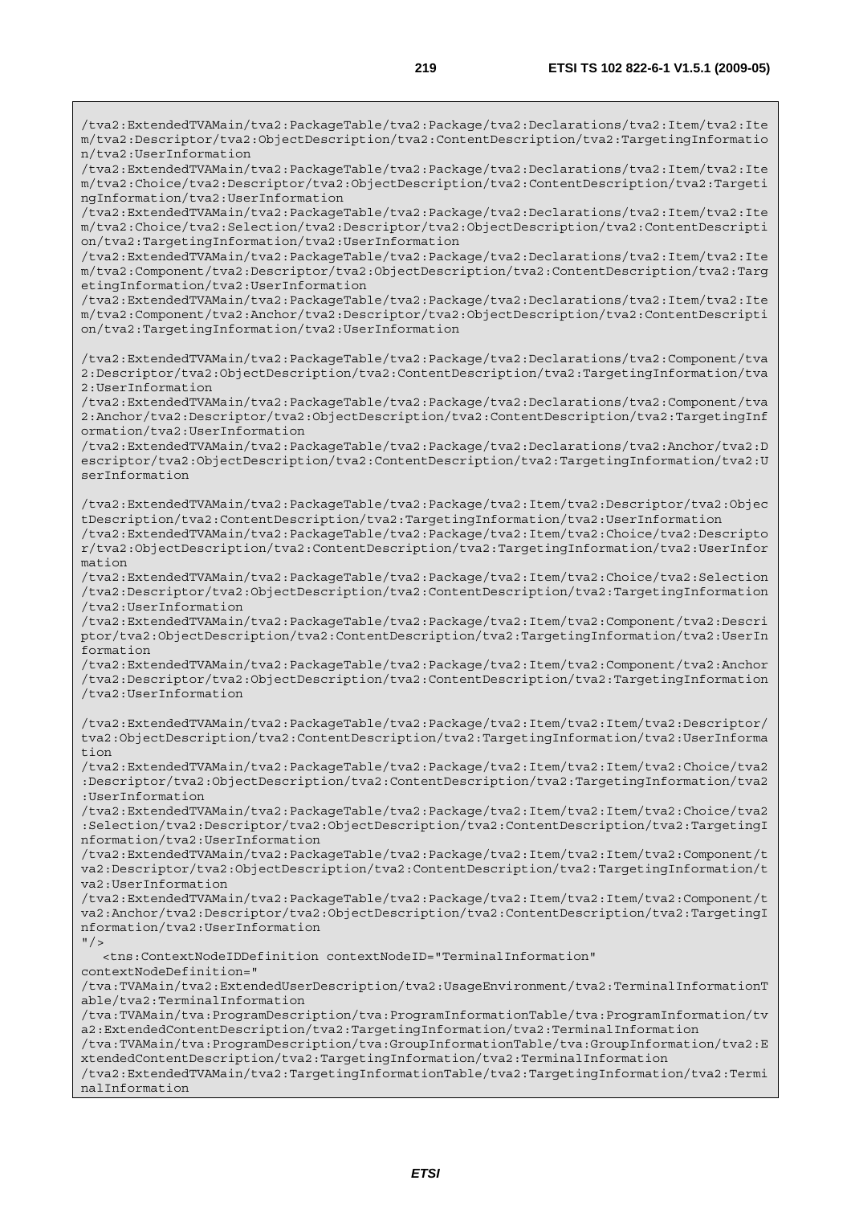```
/tva2:ExtendedTVAMain/tva2:PackageTable/tva2:Package/tva2:Declarations/tva2:Item/tva2:Item/tva2:Descriptor/tva2:ObjectDescription/tva2:ContentDescription/tva2:TargetingInformation/tva2:UserInformation
/tva2:ExtendedTVAMain/tva2:PackageTable/tva2:Package/tva2:Declarations/tva2:Item/tva2:Item/tva2:Choice/tva2:Descriptor/tva2:ObjectDescription/tva2:ContentDescription/tva2:TargetingInformation/tva2:UserInformation
/tva2:ExtendedTVAMain/tva2:PackageTable/tva2:Package/tva2:Declarations/tva2:Item/tva2:Item/tva2:Choice/tva2:Selection/tva2:Descriptor/tva2:ObjectDescription/tva2:ContentDescription/tva2:TargetingInformation/tva2:UserInformation
/tva2:ExtendedTVAMain/tva2:PackageTable/tva2:Package/tva2:Declarations/tva2:Item/tva2:Item/tva2:Component/tva2:Descriptor/tva2:ObjectDescription/tva2:ContentDescription/tva2:TargetingInformation/tva2:UserInformation
/tva2:ExtendedTVAMain/tva2:PackageTable/tva2:Package/tva2:Declarations/tva2:Item/tva2:Item/tva2:Component/tva2:Anchor/tva2:Descriptor/tva2:ObjectDescription/tva2:ContentDescription/tva2:TargetingInformation/tva2:UserInformation

/tva2:ExtendedTVAMain/tva2:PackageTable/tva2:Package/tva2:Declarations/tva2:Component/tva2:Descriptor/tva2:ObjectDescription/tva2:ContentDescription/tva2:TargetingInformation/tva2:UserInformation
/tva2:ExtendedTVAMain/tva2:PackageTable/tva2:Package/tva2:Declarations/tva2:Component/tva2:Anchor/tva2:Descriptor/tva2:ObjectDescription/tva2:ContentDescription/tva2:TargetingInformation/tva2:UserInformation
/tva2:ExtendedTVAMain/tva2:PackageTable/tva2:Package/tva2:Declarations/tva2:Anchor/tva2:Descriptor/tva2:ObjectDescription/tva2:ContentDescription/tva2:TargetingInformation/tva2:UserInformation

/tva2:ExtendedTVAMain/tva2:PackageTable/tva2:Package/tva2:Item/tva2:Descriptor/tva2:ObjectDescription/tva2:ContentDescription/tva2:TargetingInformation/tva2:UserInformation
/tva2:ExtendedTVAMain/tva2:PackageTable/tva2:Package/tva2:Item/tva2:Choice/tva2:Descriptor/tva2:ObjectDescription/tva2:ContentDescription/tva2:TargetingInformation/tva2:UserInformation
/tva2:ExtendedTVAMain/tva2:PackageTable/tva2:Package/tva2:Item/tva2:Choice/tva2:Selection/tva2:Descriptor/tva2:ObjectDescription/tva2:ContentDescription/tva2:TargetingInformation/tva2:UserInformation
/tva2:ExtendedTVAMain/tva2:PackageTable/tva2:Package/tva2:Item/tva2:Component/tva2:Descriptor/tva2:ObjectDescription/tva2:ContentDescription/tva2:TargetingInformation/tva2:UserInformation
/tva2:ExtendedTVAMain/tva2:PackageTable/tva2:Package/tva2:Item/tva2:Component/tva2:Anchor/tva2:Descriptor/tva2:ObjectDescription/tva2:ContentDescription/tva2:TargetingInformation/tva2:UserInformation

/tva2:ExtendedTVAMain/tva2:PackageTable/tva2:Package/tva2:Item/tva2:Item/tva2:Descriptor/tva2:ObjectDescription/tva2:ContentDescription/tva2:TargetingInformation/tva2:UserInformation
/tva2:ExtendedTVAMain/tva2:PackageTable/tva2:Package/tva2:Item/tva2:Item/tva2:Choice/tva2:Descriptor/tva2:ObjectDescription/tva2:ContentDescription/tva2:TargetingInformation/tva2:UserInformation
/tva2:ExtendedTVAMain/tva2:PackageTable/tva2:Package/tva2:Item/tva2:Item/tva2:Choice/tva2:Selection/tva2:Descriptor/tva2:ObjectDescription/tva2:ContentDescription/tva2:TargetingInformation/tva2:UserInformation
/tva2:ExtendedTVAMain/tva2:PackageTable/tva2:Package/tva2:Item/tva2:Item/tva2:Component/tva2:Descriptor/tva2:ObjectDescription/tva2:ContentDescription/tva2:TargetingInformation/tva2:UserInformation
/tva2:ExtendedTVAMain/tva2:PackageTable/tva2:Package/tva2:Item/tva2:Item/tva2:Component/tva2:Anchor/tva2:Descriptor/tva2:ObjectDescription/tva2:ContentDescription/tva2:TargetingInformation/tva2:UserInformation
"/>
   <tns:ContextNodeIDDefinition contextNodeID="TerminalInformation"
contextNodeDefinition="
/tva:TVAMain/tva2:ExtendedUserDescription/tva2:UsageEnvironment/tva2:TerminalInformationTable/tva2:TerminalInformation
/tva:TVAMain/tva:ProgramDescription/tva:ProgramInformationTable/tva:ProgramInformation/tva2:ExtendedContentDescription/tva2:TargetingInformation/tva2:TerminalInformation
/tva:TVAMain/tva:ProgramDescription/tva:GroupInformationTable/tva:GroupInformation/tva2:ExtendedContentDescription/tva2:TargetingInformation/tva2:TerminalInformation
/tva2:ExtendedTVAMain/tva2:TargetingInformationTable/tva2:TargetingInformation/tva2:TerminalInformation
```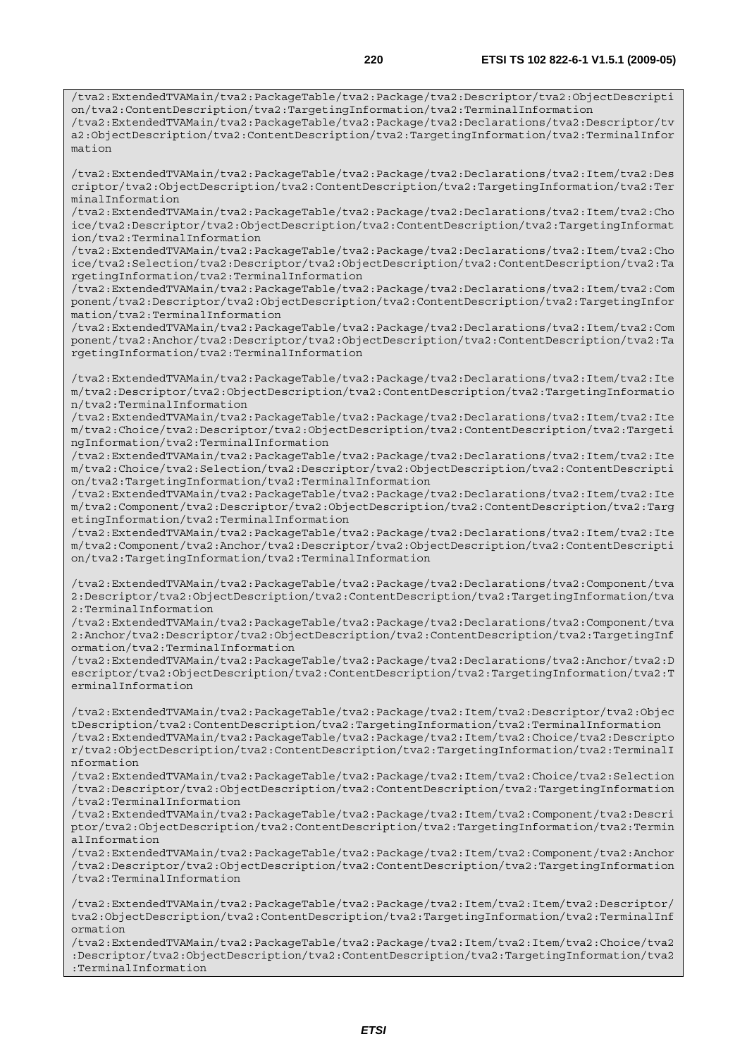```
/tva2:ExtendedTVAMain/tva2:PackageTable/tva2:Package/tva2:Descriptor/tva2:ObjectDescription/tva2:ContentDescription/tva2:TargetingInformation/tva2:TerminalInformation
/tva2:ExtendedTVAMain/tva2:PackageTable/tva2:Package/tva2:Declarations/tva2:Descriptor/tva2:ObjectDescription/tva2:ContentDescription/tva2:TargetingInformation/tva2:TerminalInformation

/tva2:ExtendedTVAMain/tva2:PackageTable/tva2:Package/tva2:Declarations/tva2:Item/tva2:Descriptor/tva2:ObjectDescription/tva2:ContentDescription/tva2:TargetingInformation/tva2:TerminalInformation
/tva2:ExtendedTVAMain/tva2:PackageTable/tva2:Package/tva2:Declarations/tva2:Item/tva2:Choice/tva2:Descriptor/tva2:ObjectDescription/tva2:ContentDescription/tva2:TargetingInformation/tva2:TerminalInformation
/tva2:ExtendedTVAMain/tva2:PackageTable/tva2:Package/tva2:Declarations/tva2:Item/tva2:Choice/tva2:Selection/tva2:Descriptor/tva2:ObjectDescription/tva2:ContentDescription/tva2:TargetingInformation/tva2:TerminalInformation
/tva2:ExtendedTVAMain/tva2:PackageTable/tva2:Package/tva2:Declarations/tva2:Item/tva2:Component/tva2:Descriptor/tva2:ObjectDescription/tva2:ContentDescription/tva2:TargetingInformation/tva2:TerminalInformation
/tva2:ExtendedTVAMain/tva2:PackageTable/tva2:Package/tva2:Declarations/tva2:Item/tva2:Component/tva2:Anchor/tva2:Descriptor/tva2:ObjectDescription/tva2:ContentDescription/tva2:TargetingInformation/tva2:TerminalInformation

/tva2:ExtendedTVAMain/tva2:PackageTable/tva2:Package/tva2:Declarations/tva2:Item/tva2:Item/tva2:Descriptor/tva2:ObjectDescription/tva2:ContentDescription/tva2:TargetingInformation/tva2:TerminalInformation
/tva2:ExtendedTVAMain/tva2:PackageTable/tva2:Package/tva2:Declarations/tva2:Item/tva2:Item/tva2:Choice/tva2:Descriptor/tva2:ObjectDescription/tva2:ContentDescription/tva2:TargetingInformation/tva2:TerminalInformation
/tva2:ExtendedTVAMain/tva2:PackageTable/tva2:Package/tva2:Declarations/tva2:Item/tva2:Item/tva2:Choice/tva2:Selection/tva2:Descriptor/tva2:ObjectDescription/tva2:ContentDescription/tva2:TargetingInformation/tva2:TerminalInformation
/tva2:ExtendedTVAMain/tva2:PackageTable/tva2:Package/tva2:Declarations/tva2:Item/tva2:Item/tva2:Component/tva2:Descriptor/tva2:ObjectDescription/tva2:ContentDescription/tva2:TargetingInformation/tva2:TerminalInformation
/tva2:ExtendedTVAMain/tva2:PackageTable/tva2:Package/tva2:Declarations/tva2:Item/tva2:Item/tva2:Component/tva2:Anchor/tva2:Descriptor/tva2:ObjectDescription/tva2:ContentDescription/tva2:TargetingInformation/tva2:TerminalInformation

/tva2:ExtendedTVAMain/tva2:PackageTable/tva2:Package/tva2:Declarations/tva2:Component/tva2:Descriptor/tva2:ObjectDescription/tva2:ContentDescription/tva2:TargetingInformation/tva2:TerminalInformation
/tva2:ExtendedTVAMain/tva2:PackageTable/tva2:Package/tva2:Declarations/tva2:Component/tva2:Anchor/tva2:Descriptor/tva2:ObjectDescription/tva2:ContentDescription/tva2:TargetingInformation/tva2:TerminalInformation
/tva2:ExtendedTVAMain/tva2:PackageTable/tva2:Package/tva2:Declarations/tva2:Anchor/tva2:Descriptor/tva2:ObjectDescription/tva2:ContentDescription/tva2:TargetingInformation/tva2:TerminalInformation

/tva2:ExtendedTVAMain/tva2:PackageTable/tva2:Package/tva2:Item/tva2:Descriptor/tva2:ObjectDescription/tva2:ContentDescription/tva2:TargetingInformation/tva2:TerminalInformation
/tva2:ExtendedTVAMain/tva2:PackageTable/tva2:Package/tva2:Item/tva2:Choice/tva2:Descriptor/tva2:ObjectDescription/tva2:ContentDescription/tva2:TargetingInformation/tva2:TerminalInformation
/tva2:ExtendedTVAMain/tva2:PackageTable/tva2:Package/tva2:Item/tva2:Choice/tva2:Selection/tva2:Descriptor/tva2:ObjectDescription/tva2:ContentDescription/tva2:TargetingInformation/tva2:TerminalInformation
/tva2:ExtendedTVAMain/tva2:PackageTable/tva2:Package/tva2:Item/tva2:Component/tva2:Descriptor/tva2:ObjectDescription/tva2:ContentDescription/tva2:TargetingInformation/tva2:TerminalInformation
/tva2:ExtendedTVAMain/tva2:PackageTable/tva2:Package/tva2:Item/tva2:Component/tva2:Anchor/tva2:Descriptor/tva2:ObjectDescription/tva2:ContentDescription/tva2:TargetingInformation/tva2:TerminalInformation

/tva2:ExtendedTVAMain/tva2:PackageTable/tva2:Package/tva2:Item/tva2:Item/tva2:Descriptor/tva2:ObjectDescription/tva2:ContentDescription/tva2:TargetingInformation/tva2:TerminalInformation
/tva2:ExtendedTVAMain/tva2:PackageTable/tva2:Package/tva2:Item/tva2:Item/tva2:Choice/tva2:Descriptor/tva2:ObjectDescription/tva2:ContentDescription/tva2:TargetingInformation/tva2:TerminalInformation
```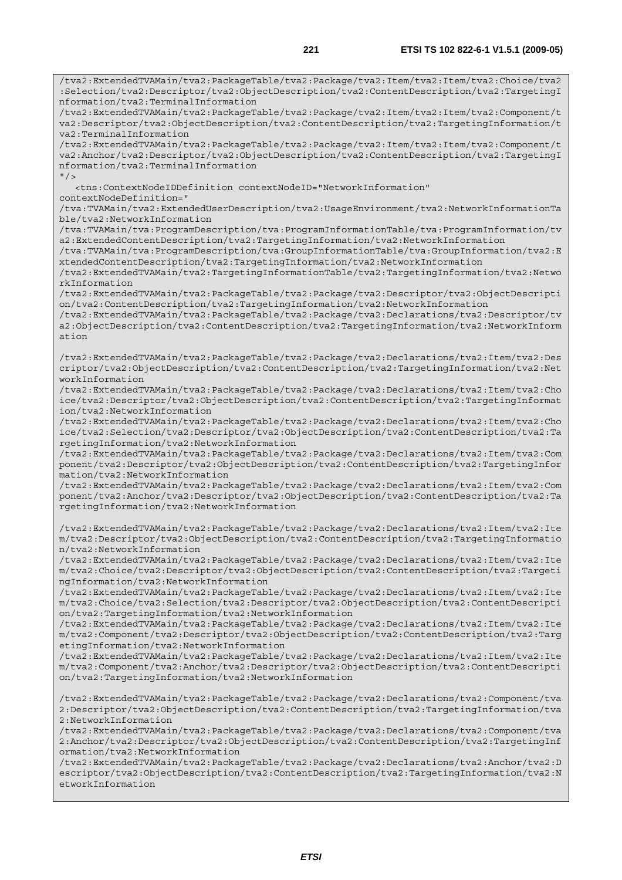```
/tva2:ExtendedTVAMain/tva2:PackageTable/tva2:Package/tva2:Item/tva2:Item/tva2:Choice/tva2:Selection/tva2:Descriptor/tva2:ObjectDescription/tva2:ContentDescription/tva2:TargetingInformation/tva2:TerminalInformation
/tva2:ExtendedTVAMain/tva2:PackageTable/tva2:Package/tva2:Item/tva2:Item/tva2:Component/tva2:Descriptor/tva2:ObjectDescription/tva2:ContentDescription/tva2:TargetingInformation/tva2:TerminalInformation
/tva2:ExtendedTVAMain/tva2:PackageTable/tva2:Package/tva2:Item/tva2:Item/tva2:Component/tva2:Anchor/tva2:Descriptor/tva2:ObjectDescription/tva2:ContentDescription/tva2:TargetingInformation/tva2:TerminalInformation
"/>
   <tns:ContextNodeIDDefinition contextNodeID="NetworkInformation"
contextNodeDefinition="
/tva:TVAMain/tva2:ExtendedUserDescription/tva2:UsageEnvironment/tva2:NetworkInformationTable/tva2:NetworkInformation
/tva:TVAMain/tva:ProgramDescription/tva:ProgramInformationTable/tva:ProgramInformation/tva2:ExtendedContentDescription/tva2:TargetingInformation/tva2:NetworkInformation
/tva:TVAMain/tva:ProgramDescription/tva:GroupInformationTable/tva:GroupInformation/tva2:ExtendedContentDescription/tva2:TargetingInformation/tva2:NetworkInformation
/tva2:ExtendedTVAMain/tva2:TargetingInformationTable/tva2:TargetingInformation/tva2:NetworkInformation
/tva2:ExtendedTVAMain/tva2:PackageTable/tva2:Package/tva2:Descriptor/tva2:ObjectDescription/tva2:ContentDescription/tva2:TargetingInformation/tva2:NetworkInformation
/tva2:ExtendedTVAMain/tva2:PackageTable/tva2:Package/tva2:Declarations/tva2:Descriptor/tva2:ObjectDescription/tva2:ContentDescription/tva2:TargetingInformation/tva2:NetworkInformation

/tva2:ExtendedTVAMain/tva2:PackageTable/tva2:Package/tva2:Declarations/tva2:Item/tva2:Descriptor/tva2:ObjectDescription/tva2:ContentDescription/tva2:TargetingInformation/tva2:NetworkInformation
/tva2:ExtendedTVAMain/tva2:PackageTable/tva2:Package/tva2:Declarations/tva2:Item/tva2:Choice/tva2:Descriptor/tva2:ObjectDescription/tva2:ContentDescription/tva2:TargetingInformation/tva2:NetworkInformation
/tva2:ExtendedTVAMain/tva2:PackageTable/tva2:Package/tva2:Declarations/tva2:Item/tva2:Choice/tva2:Selection/tva2:Descriptor/tva2:ObjectDescription/tva2:ContentDescription/tva2:TargetingInformation/tva2:NetworkInformation
/tva2:ExtendedTVAMain/tva2:PackageTable/tva2:Package/tva2:Declarations/tva2:Item/tva2:Component/tva2:Descriptor/tva2:ObjectDescription/tva2:ContentDescription/tva2:TargetingInformation/tva2:NetworkInformation
/tva2:ExtendedTVAMain/tva2:PackageTable/tva2:Package/tva2:Declarations/tva2:Item/tva2:Component/tva2:Anchor/tva2:Descriptor/tva2:ObjectDescription/tva2:ContentDescription/tva2:TargetingInformation/tva2:NetworkInformation

/tva2:ExtendedTVAMain/tva2:PackageTable/tva2:Package/tva2:Declarations/tva2:Item/tva2:Item/tva2:Descriptor/tva2:ObjectDescription/tva2:ContentDescription/tva2:TargetingInformation/tva2:NetworkInformation
/tva2:ExtendedTVAMain/tva2:PackageTable/tva2:Package/tva2:Declarations/tva2:Item/tva2:Item/tva2:Choice/tva2:Descriptor/tva2:ObjectDescription/tva2:ContentDescription/tva2:TargetingInformation/tva2:NetworkInformation
/tva2:ExtendedTVAMain/tva2:PackageTable/tva2:Package/tva2:Declarations/tva2:Item/tva2:Item/tva2:Choice/tva2:Selection/tva2:Descriptor/tva2:ObjectDescription/tva2:ContentDescription/tva2:TargetingInformation/tva2:NetworkInformation
/tva2:ExtendedTVAMain/tva2:PackageTable/tva2:Package/tva2:Declarations/tva2:Item/tva2:Item/tva2:Component/tva2:Descriptor/tva2:ObjectDescription/tva2:ContentDescription/tva2:TargetingInformation/tva2:NetworkInformation
/tva2:ExtendedTVAMain/tva2:PackageTable/tva2:Package/tva2:Declarations/tva2:Item/tva2:Item/tva2:Component/tva2:Anchor/tva2:Descriptor/tva2:ObjectDescription/tva2:ContentDescription/tva2:TargetingInformation/tva2:NetworkInformation

/tva2:ExtendedTVAMain/tva2:PackageTable/tva2:Package/tva2:Declarations/tva2:Component/tva2:Descriptor/tva2:ObjectDescription/tva2:ContentDescription/tva2:TargetingInformation/tva2:NetworkInformation
/tva2:ExtendedTVAMain/tva2:PackageTable/tva2:Package/tva2:Declarations/tva2:Component/tva2:Anchor/tva2:Descriptor/tva2:ObjectDescription/tva2:ContentDescription/tva2:TargetingInformation/tva2:NetworkInformation
/tva2:ExtendedTVAMain/tva2:PackageTable/tva2:Package/tva2:Declarations/tva2:Anchor/tva2:Descriptor/tva2:ObjectDescription/tva2:ContentDescription/tva2:TargetingInformation/tva2:NetworkInformation
```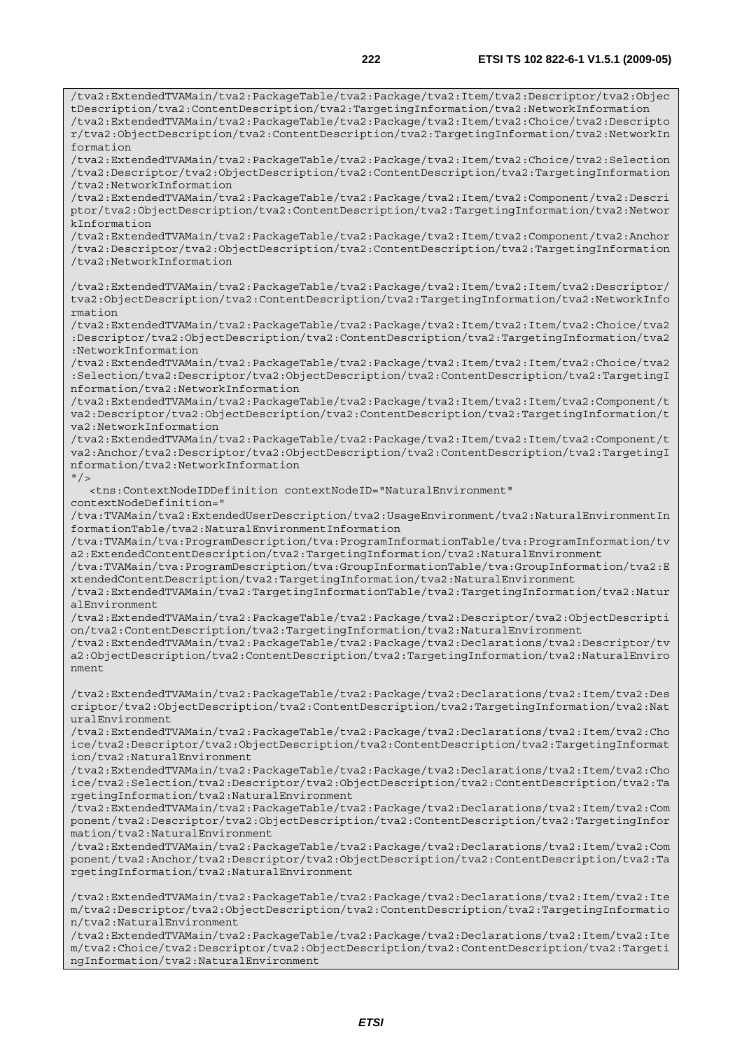```
/tva2:ExtendedTVAMain/tva2:PackageTable/tva2:Package/tva2:Item/tva2:Descriptor/tva2:ObjectDescription/tva2:ContentDescription/tva2:TargetingInformation/tva2:NetworkInformation
/tva2:ExtendedTVAMain/tva2:PackageTable/tva2:Package/tva2:Item/tva2:Choice/tva2:Descriptor/tva2:ObjectDescription/tva2:ContentDescription/tva2:TargetingInformation/tva2:NetworkInformation
/tva2:ExtendedTVAMain/tva2:PackageTable/tva2:Package/tva2:Item/tva2:Choice/tva2:Selection/tva2:Descriptor/tva2:ObjectDescription/tva2:ContentDescription/tva2:TargetingInformation/tva2:NetworkInformation
/tva2:ExtendedTVAMain/tva2:PackageTable/tva2:Package/tva2:Item/tva2:Component/tva2:Descriptor/tva2:ObjectDescription/tva2:ContentDescription/tva2:TargetingInformation/tva2:NetworkInformation
/tva2:ExtendedTVAMain/tva2:PackageTable/tva2:Package/tva2:Item/tva2:Component/tva2:Anchor/tva2:Descriptor/tva2:ObjectDescription/tva2:ContentDescription/tva2:TargetingInformation/tva2:NetworkInformation

/tva2:ExtendedTVAMain/tva2:PackageTable/tva2:Package/tva2:Item/tva2:Item/tva2:Descriptor/tva2:ObjectDescription/tva2:ContentDescription/tva2:TargetingInformation/tva2:NetworkInformation
/tva2:ExtendedTVAMain/tva2:PackageTable/tva2:Package/tva2:Item/tva2:Item/tva2:Choice/tva2:Descriptor/tva2:ObjectDescription/tva2:ContentDescription/tva2:TargetingInformation/tva2:NetworkInformation
/tva2:ExtendedTVAMain/tva2:PackageTable/tva2:Package/tva2:Item/tva2:Item/tva2:Choice/tva2:Selection/tva2:Descriptor/tva2:ObjectDescription/tva2:ContentDescription/tva2:TargetingInformation/tva2:NetworkInformation
/tva2:ExtendedTVAMain/tva2:PackageTable/tva2:Package/tva2:Item/tva2:Item/tva2:Component/tva2:Descriptor/tva2:ObjectDescription/tva2:ContentDescription/tva2:TargetingInformation/tva2:NetworkInformation
/tva2:ExtendedTVAMain/tva2:PackageTable/tva2:Package/tva2:Item/tva2:Item/tva2:Component/tva2:Anchor/tva2:Descriptor/tva2:ObjectDescription/tva2:ContentDescription/tva2:TargetingInformation/tva2:NetworkInformation
"/>
   <tns:ContextNodeIDDefinition contextNodeID="NaturalEnvironment"
contextNodeDefinition="
/tva:TVAMain/tva2:ExtendedUserDescription/tva2:UsageEnvironment/tva2:NaturalEnvironmentInformationTable/tva2:NaturalEnvironmentInformation
/tva:TVAMain/tva:ProgramDescription/tva:ProgramInformationTable/tva:ProgramInformation/tva2:ExtendedContentDescription/tva2:TargetingInformation/tva2:NaturalEnvironment
/tva:TVAMain/tva:ProgramDescription/tva:GroupInformationTable/tva:GroupInformation/tva2:ExtendedContentDescription/tva2:TargetingInformation/tva2:NaturalEnvironment
/tva2:ExtendedTVAMain/tva2:TargetingInformationTable/tva2:TargetingInformation/tva2:NaturalEnvironment
/tva2:ExtendedTVAMain/tva2:PackageTable/tva2:Package/tva2:Descriptor/tva2:ObjectDescription/tva2:ContentDescription/tva2:TargetingInformation/tva2:NaturalEnvironment
/tva2:ExtendedTVAMain/tva2:PackageTable/tva2:Package/tva2:Declarations/tva2:Descriptor/tva2:ObjectDescription/tva2:ContentDescription/tva2:TargetingInformation/tva2:NaturalEnvironment

/tva2:ExtendedTVAMain/tva2:PackageTable/tva2:Package/tva2:Declarations/tva2:Item/tva2:Descriptor/tva2:ObjectDescription/tva2:ContentDescription/tva2:TargetingInformation/tva2:NaturalEnvironment
/tva2:ExtendedTVAMain/tva2:PackageTable/tva2:Package/tva2:Declarations/tva2:Item/tva2:Choice/tva2:Descriptor/tva2:ObjectDescription/tva2:ContentDescription/tva2:TargetingInformation/tva2:NaturalEnvironment
/tva2:ExtendedTVAMain/tva2:PackageTable/tva2:Package/tva2:Declarations/tva2:Item/tva2:Choice/tva2:Selection/tva2:Descriptor/tva2:ObjectDescription/tva2:ContentDescription/tva2:TargetingInformation/tva2:NaturalEnvironment
/tva2:ExtendedTVAMain/tva2:PackageTable/tva2:Package/tva2:Declarations/tva2:Item/tva2:Component/tva2:Descriptor/tva2:ObjectDescription/tva2:ContentDescription/tva2:TargetingInformation/tva2:NaturalEnvironment
/tva2:ExtendedTVAMain/tva2:PackageTable/tva2:Package/tva2:Declarations/tva2:Item/tva2:Component/tva2:Anchor/tva2:Descriptor/tva2:ObjectDescription/tva2:ContentDescription/tva2:TargetingInformation/tva2:NaturalEnvironment

/tva2:ExtendedTVAMain/tva2:PackageTable/tva2:Package/tva2:Declarations/tva2:Item/tva2:Item/tva2:Descriptor/tva2:ObjectDescription/tva2:ContentDescription/tva2:TargetingInformation/tva2:NaturalEnvironment
/tva2:ExtendedTVAMain/tva2:PackageTable/tva2:Package/tva2:Declarations/tva2:Item/tva2:Item/tva2:Choice/tva2:Descriptor/tva2:ObjectDescription/tva2:ContentDescription/tva2:TargetingInformation/tva2:NaturalEnvironment
```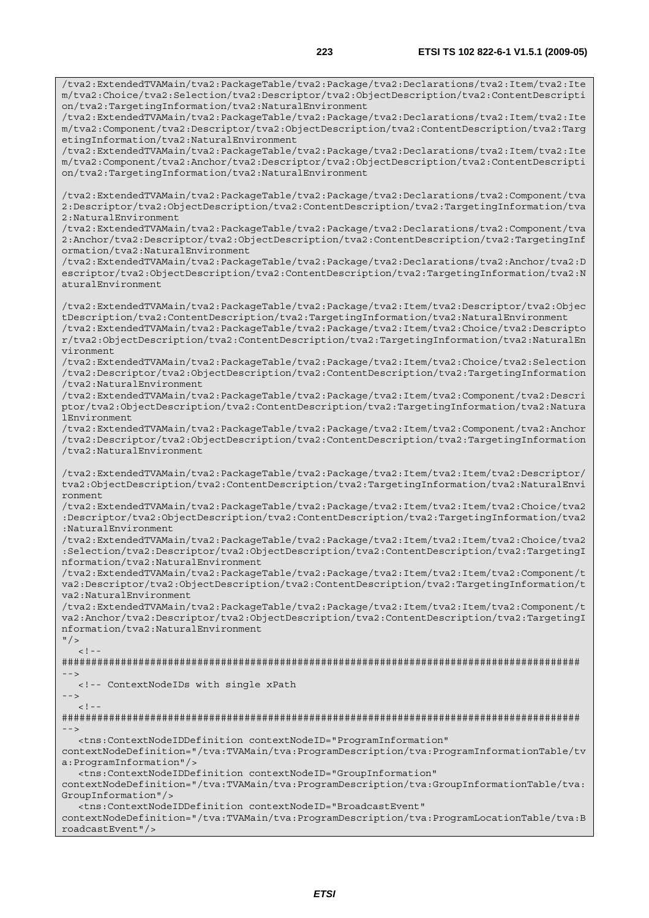```
/tva2:ExtendedTVAMain/tva2:PackageTable/tva2:Package/tva2:Declarations/tva2:Item/tva2:Item/tva2:Choice/tva2:Selection/tva2:Descriptor/tva2:ObjectDescription/tva2:ContentDescription/tva2:TargetingInformation/tva2:NaturalEnvironment
/tva2:ExtendedTVAMain/tva2:PackageTable/tva2:Package/tva2:Declarations/tva2:Item/tva2:Item/tva2:Component/tva2:Descriptor/tva2:ObjectDescription/tva2:ContentDescription/tva2:TargetingInformation/tva2:NaturalEnvironment
/tva2:ExtendedTVAMain/tva2:PackageTable/tva2:Package/tva2:Declarations/tva2:Item/tva2:Item/tva2:Component/tva2:Anchor/tva2:Descriptor/tva2:ObjectDescription/tva2:ContentDescription/tva2:TargetingInformation/tva2:NaturalEnvironment

/tva2:ExtendedTVAMain/tva2:PackageTable/tva2:Package/tva2:Declarations/tva2:Component/tva2:Descriptor/tva2:ObjectDescription/tva2:ContentDescription/tva2:TargetingInformation/tva2:NaturalEnvironment
/tva2:ExtendedTVAMain/tva2:PackageTable/tva2:Package/tva2:Declarations/tva2:Component/tva2:Anchor/tva2:Descriptor/tva2:ObjectDescription/tva2:ContentDescription/tva2:TargetingInformation/tva2:NaturalEnvironment
/tva2:ExtendedTVAMain/tva2:PackageTable/tva2:Package/tva2:Declarations/tva2:Anchor/tva2:Descriptor/tva2:ObjectDescription/tva2:ContentDescription/tva2:TargetingInformation/tva2:NaturalEnvironment

/tva2:ExtendedTVAMain/tva2:PackageTable/tva2:Package/tva2:Item/tva2:Descriptor/tva2:ObjectDescription/tva2:ContentDescription/tva2:TargetingInformation/tva2:NaturalEnvironment
/tva2:ExtendedTVAMain/tva2:PackageTable/tva2:Package/tva2:Item/tva2:Choice/tva2:Descriptor/tva2:ObjectDescription/tva2:ContentDescription/tva2:TargetingInformation/tva2:NaturalEnvironment
/tva2:ExtendedTVAMain/tva2:PackageTable/tva2:Package/tva2:Item/tva2:Choice/tva2:Selection/tva2:Descriptor/tva2:ObjectDescription/tva2:ContentDescription/tva2:TargetingInformation/tva2:NaturalEnvironment
/tva2:ExtendedTVAMain/tva2:PackageTable/tva2:Package/tva2:Item/tva2:Component/tva2:Descriptor/tva2:ObjectDescription/tva2:ContentDescription/tva2:TargetingInformation/tva2:NaturalEnvironment
/tva2:ExtendedTVAMain/tva2:PackageTable/tva2:Package/tva2:Item/tva2:Component/tva2:Anchor/tva2:Descriptor/tva2:ObjectDescription/tva2:ContentDescription/tva2:TargetingInformation/tva2:NaturalEnvironment

/tva2:ExtendedTVAMain/tva2:PackageTable/tva2:Package/tva2:Item/tva2:Item/tva2:Descriptor/tva2:ObjectDescription/tva2:ContentDescription/tva2:TargetingInformation/tva2:NaturalEnvironment
/tva2:ExtendedTVAMain/tva2:PackageTable/tva2:Package/tva2:Item/tva2:Item/tva2:Choice/tva2:Descriptor/tva2:ObjectDescription/tva2:ContentDescription/tva2:TargetingInformation/tva2:NaturalEnvironment
/tva2:ExtendedTVAMain/tva2:PackageTable/tva2:Package/tva2:Item/tva2:Item/tva2:Choice/tva2:Selection/tva2:Descriptor/tva2:ObjectDescription/tva2:ContentDescription/tva2:TargetingInformation/tva2:NaturalEnvironment
/tva2:ExtendedTVAMain/tva2:PackageTable/tva2:Package/tva2:Item/tva2:Item/tva2:Component/tva2:Descriptor/tva2:ObjectDescription/tva2:ContentDescription/tva2:TargetingInformation/tva2:NaturalEnvironment
/tva2:ExtendedTVAMain/tva2:PackageTable/tva2:Package/tva2:Item/tva2:Item/tva2:Component/tva2:Anchor/tva2:Descriptor/tva2:ObjectDescription/tva2:ContentDescription/tva2:TargetingInformation/tva2:NaturalEnvironment
"/>
   <!--
########################################################################################
-->
   <!-- ContextNodeIDs with single xPath
-->
   <!--
########################################################################################
-->
   <tns:ContextNodeIDDefinition contextNodeID="ProgramInformation"
contextNodeDefinition="/tva:TVAMain/tva:ProgramDescription/tva:ProgramInformationTable/tva:ProgramInformation"/>
   <tns:ContextNodeIDDefinition contextNodeID="GroupInformation"
contextNodeDefinition="/tva:TVAMain/tva:ProgramDescription/tva:GroupInformationTable/tva:GroupInformation"/>
   <tns:ContextNodeIDDefinition contextNodeID="BroadcastEvent"
contextNodeDefinition="/tva:TVAMain/tva:ProgramDescription/tva:ProgramLocationTable/tva:BroadcastEvent"/>
```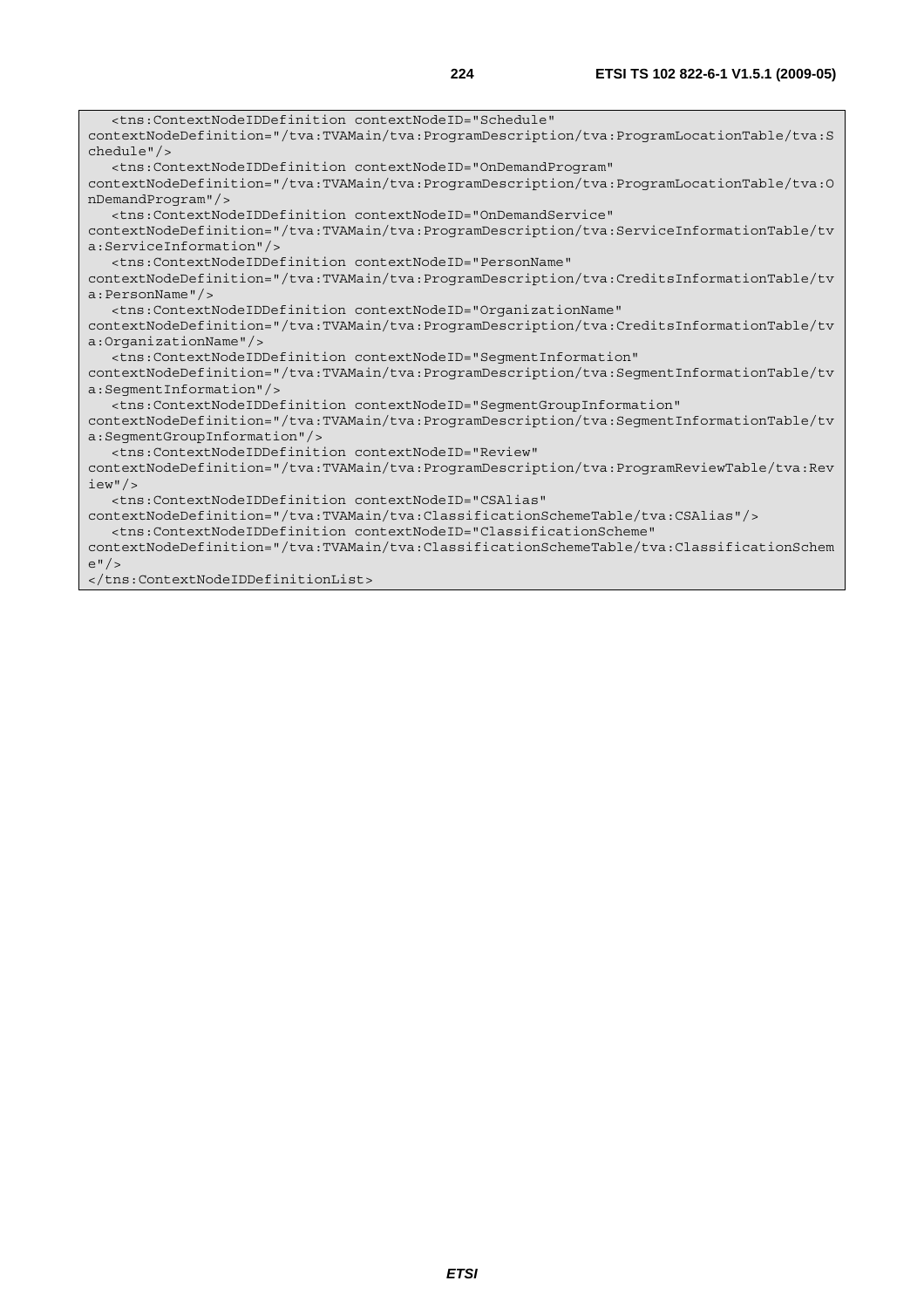```
   <tns:ContextNodeIDDefinition contextNodeID="Schedule"
contextNodeDefinition="/tva:TVAMain/tva:ProgramDescription/tva:ProgramLocationTable/tva:S
chedule"/>
   <tns:ContextNodeIDDefinition contextNodeID="OnDemandProgram"
contextNodeDefinition="/tva:TVAMain/tva:ProgramDescription/tva:ProgramLocationTable/tva:O
nDemandProgram"/>
   <tns:ContextNodeIDDefinition contextNodeID="OnDemandService"
contextNodeDefinition="/tva:TVAMain/tva:ProgramDescription/tva:ServiceInformationTable/tv
a:ServiceInformation"/>
   <tns:ContextNodeIDDefinition contextNodeID="PersonName"
contextNodeDefinition="/tva:TVAMain/tva:ProgramDescription/tva:CreditsInformationTable/tv
a:PersonName"/>
   <tns:ContextNodeIDDefinition contextNodeID="OrganizationName"
contextNodeDefinition="/tva:TVAMain/tva:ProgramDescription/tva:CreditsInformationTable/tv
a:OrganizationName"/>
   <tns:ContextNodeIDDefinition contextNodeID="SegmentInformation"
contextNodeDefinition="/tva:TVAMain/tva:ProgramDescription/tva:SegmentInformationTable/tv
a:SegmentInformation"/>
   <tns:ContextNodeIDDefinition contextNodeID="SegmentGroupInformation"
contextNodeDefinition="/tva:TVAMain/tva:ProgramDescription/tva:SegmentInformationTable/tv
a:SegmentGroupInformation"/>
   <tns:ContextNodeIDDefinition contextNodeID="Review"
contextNodeDefinition="/tva:TVAMain/tva:ProgramDescription/tva:ProgramReviewTable/tva:Rev
iew"/>
   <tns:ContextNodeIDDefinition contextNodeID="CSAlias"
contextNodeDefinition="/tva:TVAMain/tva:ClassificationSchemeTable/tva:CSAlias"/>
   <tns:ContextNodeIDDefinition contextNodeID="ClassificationScheme"
contextNodeDefinition="/tva:TVAMain/tva:ClassificationSchemeTable/tva:ClassificationSchem
e"/>
</tns:ContextNodeIDDefinitionList>
```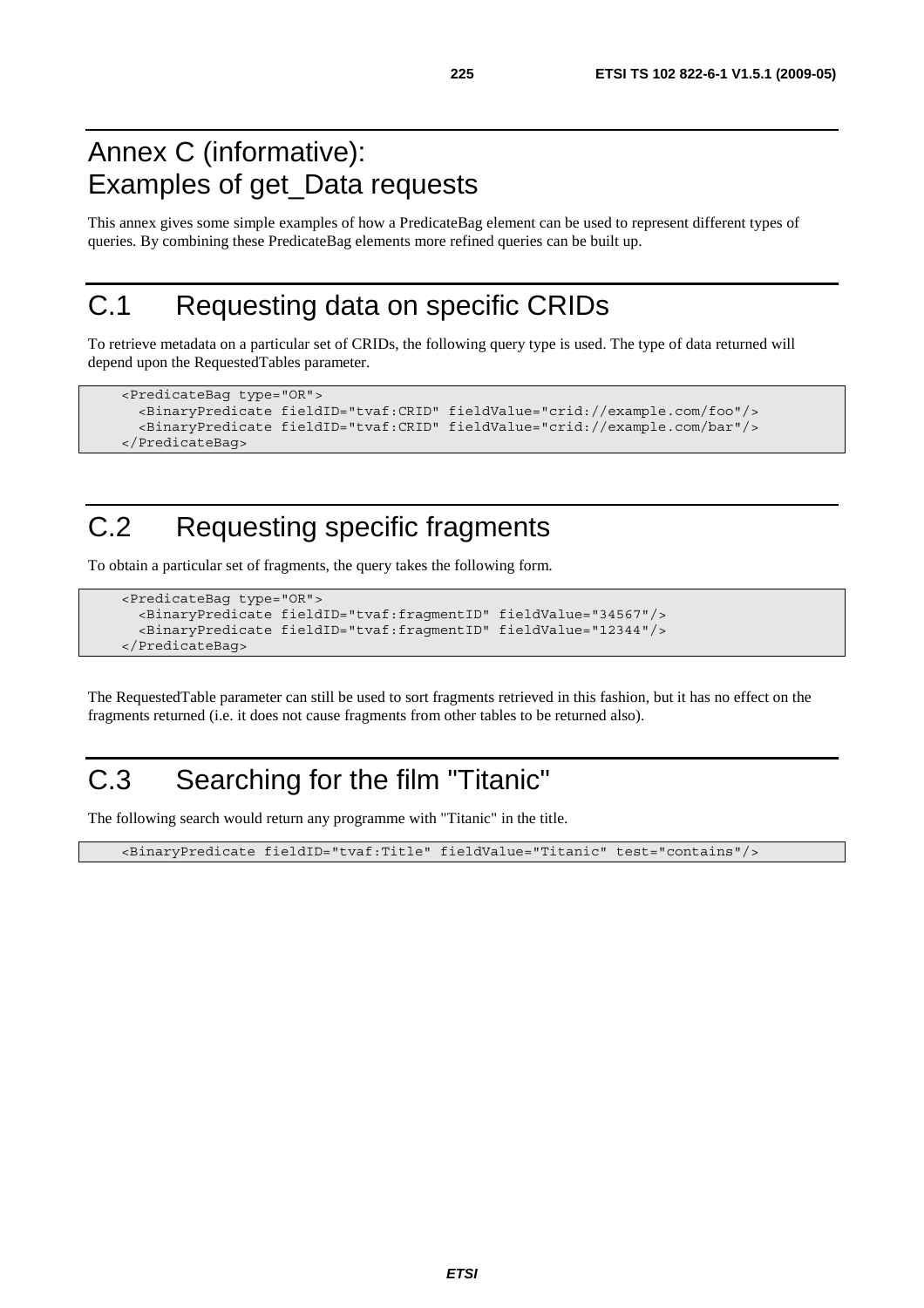# Annex C (informative): Examples of get_Data requests

This annex gives some simple examples of how a PredicateBag element can be used to represent different types of queries. By combining these PredicateBag elements more refined queries can be built up.

# C.1 Requesting data on specific CRIDs

To retrieve metadata on a particular set of CRIDs, the following query type is used. The type of data returned will depend upon the RequestedTables parameter.

```
<PredicateBag type="OR">
  <BinaryPredicate fieldID="tvaf:CRID" fieldValue="crid://example.com/foo"/>
  <BinaryPredicate fieldID="tvaf:CRID" fieldValue="crid://example.com/bar"/>
</PredicateBag>
```

# C.2 Requesting specific fragments

To obtain a particular set of fragments, the query takes the following form.

```
<PredicateBag type="OR">
  <BinaryPredicate fieldID="tvaf:fragmentID" fieldValue="34567"/>
  <BinaryPredicate fieldID="tvaf:fragmentID" fieldValue="12344"/>
</PredicateBag>
```

The RequestedTable parameter can still be used to sort fragments retrieved in this fashion, but it has no effect on the fragments returned (i.e. it does not cause fragments from other tables to be returned also).

# C.3 Searching for the film "Titanic"

The following search would return any programme with "Titanic" in the title.

```
<BinaryPredicate fieldID="tvaf:Title" fieldValue="Titanic" test="contains"/>
```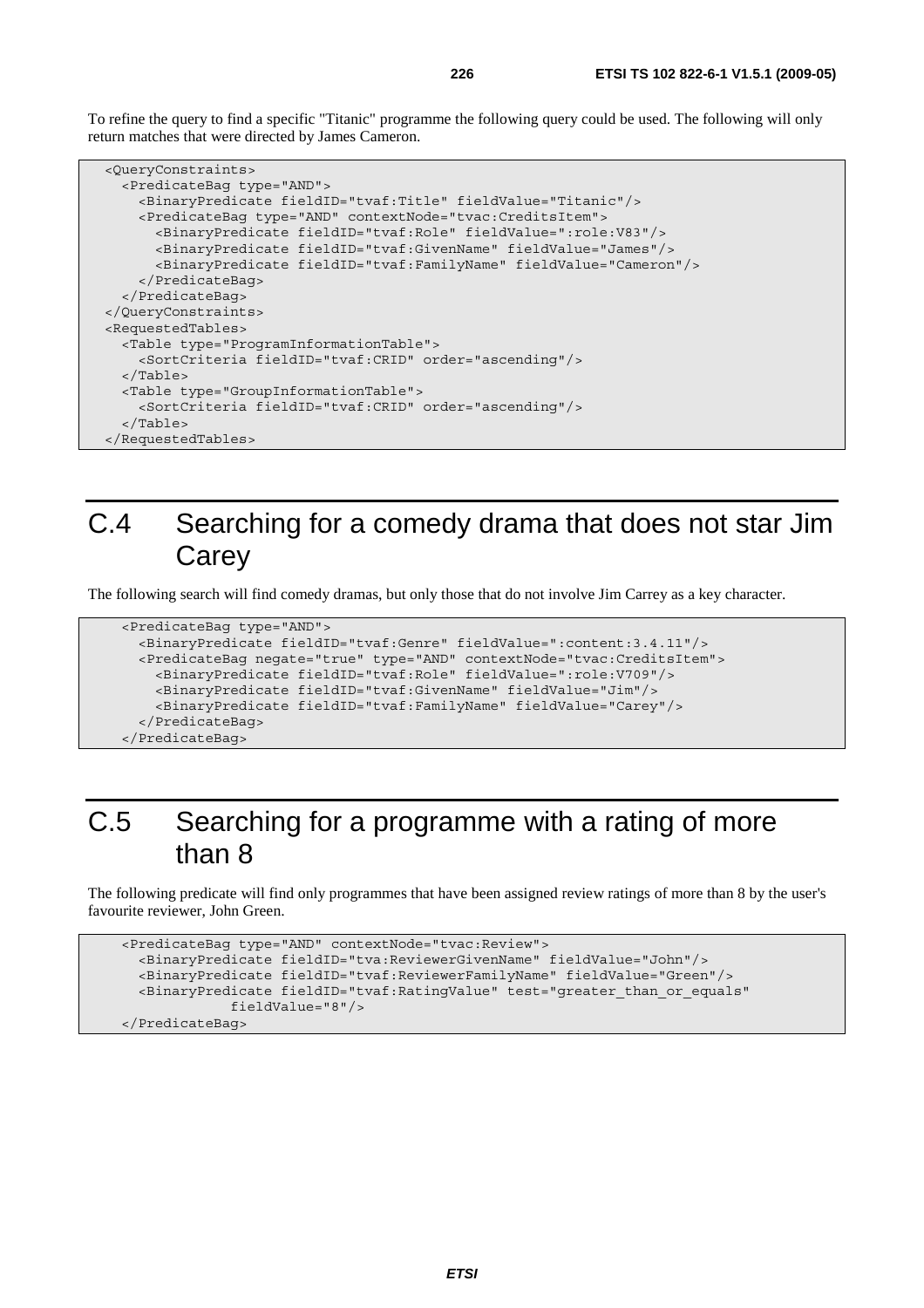To refine the query to find a specific "Titanic" programme the following query could be used. The following will only return matches that were directed by James Cameron.

```
<QueryConstraints>
  <PredicateBag type="AND">
    <BinaryPredicate fieldID="tvaf:Title" fieldValue="Titanic"/>
    <PredicateBag type="AND" contextNode="tvac:CreditsItem">
      <BinaryPredicate fieldID="tvaf:Role" fieldValue=":role:V83"/>
      <BinaryPredicate fieldID="tvaf:GivenName" fieldValue="James"/>
      <BinaryPredicate fieldID="tvaf:FamilyName" fieldValue="Cameron"/>
    </PredicateBag>
  </PredicateBag>
</QueryConstraints>
<RequestedTables>
  <Table type="ProgramInformationTable">
    <SortCriteria fieldID="tvaf:CRID" order="ascending"/>
  </Table>
  <Table type="GroupInformationTable">
    <SortCriteria fieldID="tvaf:CRID" order="ascending"/>
  </Table>
</RequestedTables>
```

# C.4 Searching for a comedy drama that does not star Jim Carey

The following search will find comedy dramas, but only those that do not involve Jim Carrey as a key character.

```
<PredicateBag type="AND">
  <BinaryPredicate fieldID="tvaf:Genre" fieldValue=":content:3.4.11"/>
  <PredicateBag negate="true" type="AND" contextNode="tvac:CreditsItem">
    <BinaryPredicate fieldID="tvaf:Role" fieldValue=":role:V709"/>
    <BinaryPredicate fieldID="tvaf:GivenName" fieldValue="Jim"/>
    <BinaryPredicate fieldID="tvaf:FamilyName" fieldValue="Carey"/>
  </PredicateBag>
</PredicateBag>
```

# C.5 Searching for a programme with a rating of more than 8

The following predicate will find only programmes that have been assigned review ratings of more than 8 by the user's favourite reviewer, John Green.

```
<PredicateBag type="AND" contextNode="tvac:Review">
  <BinaryPredicate fieldID="tva:ReviewerGivenName" fieldValue="John"/>
  <BinaryPredicate fieldID="tvaf:ReviewerFamilyName" fieldValue="Green"/>
  <BinaryPredicate fieldID="tvaf:RatingValue" test="greater_than_or_equals"
            fieldValue="8"/>
</PredicateBag>
```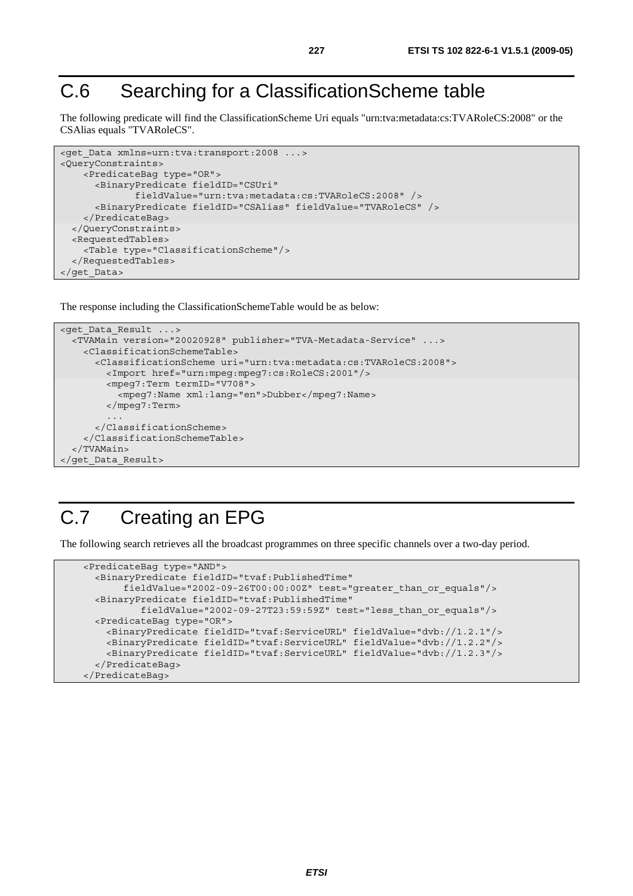# C.6 Searching for a ClassificationScheme table

The following predicate will find the ClassificationScheme Uri equals "urn:tva:metadata:cs:TVARoleCS:2008" or the CSAlias equals "TVARoleCS".

```
<get_Data xmlns=urn:tva:transport:2008 ...>
<QueryConstraints>
    <PredicateBag type="OR">
      <BinaryPredicate fieldID="CSUri"
             fieldValue="urn:tva:metadata:cs:TVARoleCS:2008" />
      <BinaryPredicate fieldID="CSAlias" fieldValue="TVARoleCS" />
    </PredicateBag>
  </QueryConstraints>
  <RequestedTables>
    <Table type="ClassificationScheme"/>
  </RequestedTables>
</get_Data>
```

The response including the ClassificationSchemeTable would be as below:

```
<get_Data_Result ...>
  <TVAMain version="20020928" publisher="TVA-Metadata-Service" ...>
    <ClassificationSchemeTable>
      <ClassificationScheme uri="urn:tva:metadata:cs:TVARoleCS:2008">
        <Import href="urn:mpeg:mpeg7:cs:RoleCS:2001"/>
        <mpeg7:Term termID="V708">
          <mpeg7:Name xml:lang="en">Dubber</mpeg7:Name>
        </mpeg7:Term>
        ...
      </ClassificationScheme>
    </ClassificationSchemeTable>
  </TVAMain>
</get_Data_Result>
```

# C.7 Creating an EPG

The following search retrieves all the broadcast programmes on three specific channels over a two-day period.

```
    <PredicateBag type="AND">
      <BinaryPredicate fieldID="tvaf:PublishedTime"
           fieldValue="2002-09-26T00:00:00Z" test="greater_than_or_equals"/>
      <BinaryPredicate fieldID="tvaf:PublishedTime"
             fieldValue="2002-09-27T23:59:59Z" test="less_than_or_equals"/>
      <PredicateBag type="OR">
        <BinaryPredicate fieldID="tvaf:ServiceURL" fieldValue="dvb://1.2.1"/>
        <BinaryPredicate fieldID="tvaf:ServiceURL" fieldValue="dvb://1.2.2"/>
        <BinaryPredicate fieldID="tvaf:ServiceURL" fieldValue="dvb://1.2.3"/>
      </PredicateBag>
    </PredicateBag>
```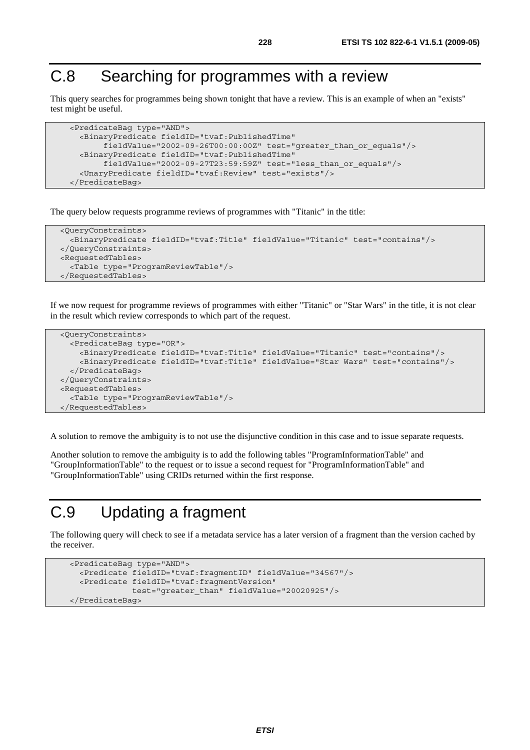# C.8 Searching for programmes with a review

This query searches for programmes being shown tonight that have a review. This is an example of when an "exists" test might be useful.

```
<PredicateBag type="AND">
  <BinaryPredicate fieldID="tvaf:PublishedTime"
       fieldValue="2002-09-26T00:00:00Z" test="greater_than_or_equals"/>
  <BinaryPredicate fieldID="tvaf:PublishedTime"
       fieldValue="2002-09-27T23:59:59Z" test="less_than_or_equals"/>
  <UnaryPredicate fieldID="tvaf:Review" test="exists"/>
</PredicateBag>
```

The query below requests programme reviews of programmes with "Titanic" in the title:

```
<QueryConstraints>
  <BinaryPredicate fieldID="tvaf:Title" fieldValue="Titanic" test="contains"/>
</QueryConstraints>
<RequestedTables>
  <Table type="ProgramReviewTable"/>
</RequestedTables>
```

If we now request for programme reviews of programmes with either "Titanic" or "Star Wars" in the title, it is not clear in the result which review corresponds to which part of the request.

```
<QueryConstraints>
  <PredicateBag type="OR">
    <BinaryPredicate fieldID="tvaf:Title" fieldValue="Titanic" test="contains"/>
    <BinaryPredicate fieldID="tvaf:Title" fieldValue="Star Wars" test="contains"/>
  </PredicateBag>
</QueryConstraints>
<RequestedTables>
  <Table type="ProgramReviewTable"/>
</RequestedTables>
```

A solution to remove the ambiguity is to not use the disjunctive condition in this case and to issue separate requests.

Another solution to remove the ambiguity is to add the following tables "ProgramInformationTable" and "GroupInformationTable" to the request or to issue a second request for "ProgramInformationTable" and "GroupInformationTable" using CRIDs returned within the first response.

# C.9 Updating a fragment

The following query will check to see if a metadata service has a later version of a fragment than the version cached by the receiver.

```
<PredicateBag type="AND">
  <Predicate fieldID="tvaf:fragmentID" fieldValue="34567"/>
  <Predicate fieldID="tvaf:fragmentVersion"
           test="greater_than" fieldValue="20020925"/>
</PredicateBag>
```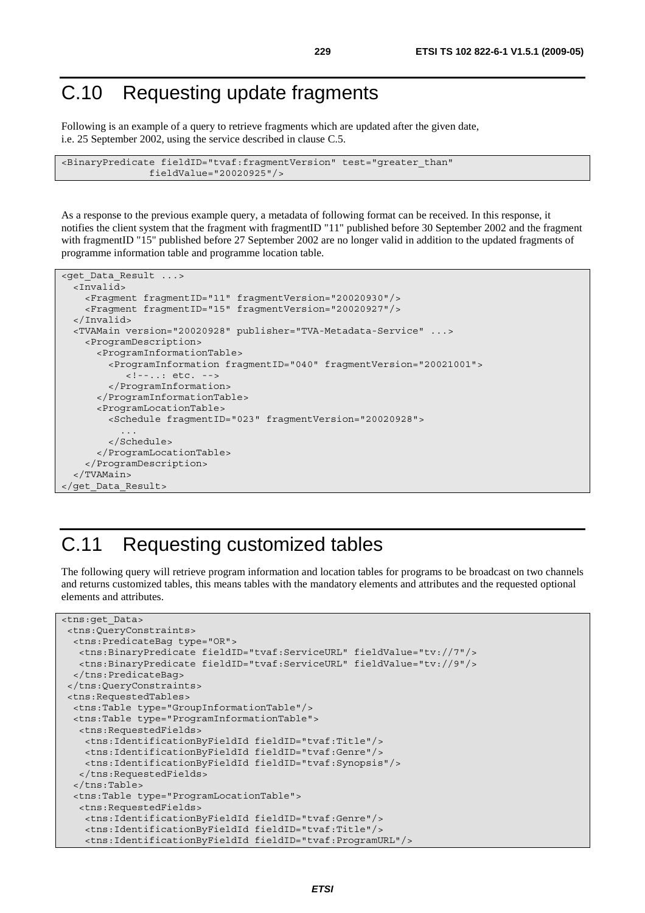# C.10 Requesting update fragments

Following is an example of a query to retrieve fragments which are updated after the given date, i.e. 25 September 2002, using the service described in clause C.5.

```
<BinaryPredicate fieldID="tvaf:fragmentVersion" test="greater_than"
                fieldValue="20020925"/>
```

As a response to the previous example query, a metadata of following format can be received. In this response, it notifies the client system that the fragment with fragmentID "11" published before 30 September 2002 and the fragment with fragmentID "15" published before 27 September 2002 are no longer valid in addition to the updated fragments of programme information table and programme location table.

```
<get_Data_Result ...>
  <Invalid>
    <Fragment fragmentID="11" fragmentVersion="20020930"/>
    <Fragment fragmentID="15" fragmentVersion="20020927"/>
  </Invalid>
  <TVAMain version="20020928" publisher="TVA-Metadata-Service" ...>
    <ProgramDescription>
      <ProgramInformationTable>
        <ProgramInformation fragmentID="040" fragmentVersion="20021001">
           <!--..: etc. -->
        </ProgramInformation>
      </ProgramInformationTable>
      <ProgramLocationTable>
        <Schedule fragmentID="023" fragmentVersion="20020928">
          ...
        </Schedule>
      </ProgramLocationTable>
    </ProgramDescription>
  </TVAMain>
</get_Data_Result>
```

# C.11 Requesting customized tables

The following query will retrieve program information and location tables for programs to be broadcast on two channels and returns customized tables, this means tables with the mandatory elements and attributes and the requested optional elements and attributes.

```
<tns:get_Data>
 <tns:QueryConstraints>
  <tns:PredicateBag type="OR">
   <tns:BinaryPredicate fieldID="tvaf:ServiceURL" fieldValue="tv://7"/>
   <tns:BinaryPredicate fieldID="tvaf:ServiceURL" fieldValue="tv://9"/>
  </tns:PredicateBag>
 </tns:QueryConstraints>
 <tns:RequestedTables>
  <tns:Table type="GroupInformationTable"/>
  <tns:Table type="ProgramInformationTable">
   <tns:RequestedFields>
    <tns:IdentificationByFieldId fieldID="tvaf:Title"/>
    <tns:IdentificationByFieldId fieldID="tvaf:Genre"/>
    <tns:IdentificationByFieldId fieldID="tvaf:Synopsis"/>
   </tns:RequestedFields>
  </tns:Table>
  <tns:Table type="ProgramLocationTable">
   <tns:RequestedFields>
    <tns:IdentificationByFieldId fieldID="tvaf:Genre"/>
    <tns:IdentificationByFieldId fieldID="tvaf:Title"/>
    <tns:IdentificationByFieldId fieldID="tvaf:ProgramURL"/>
```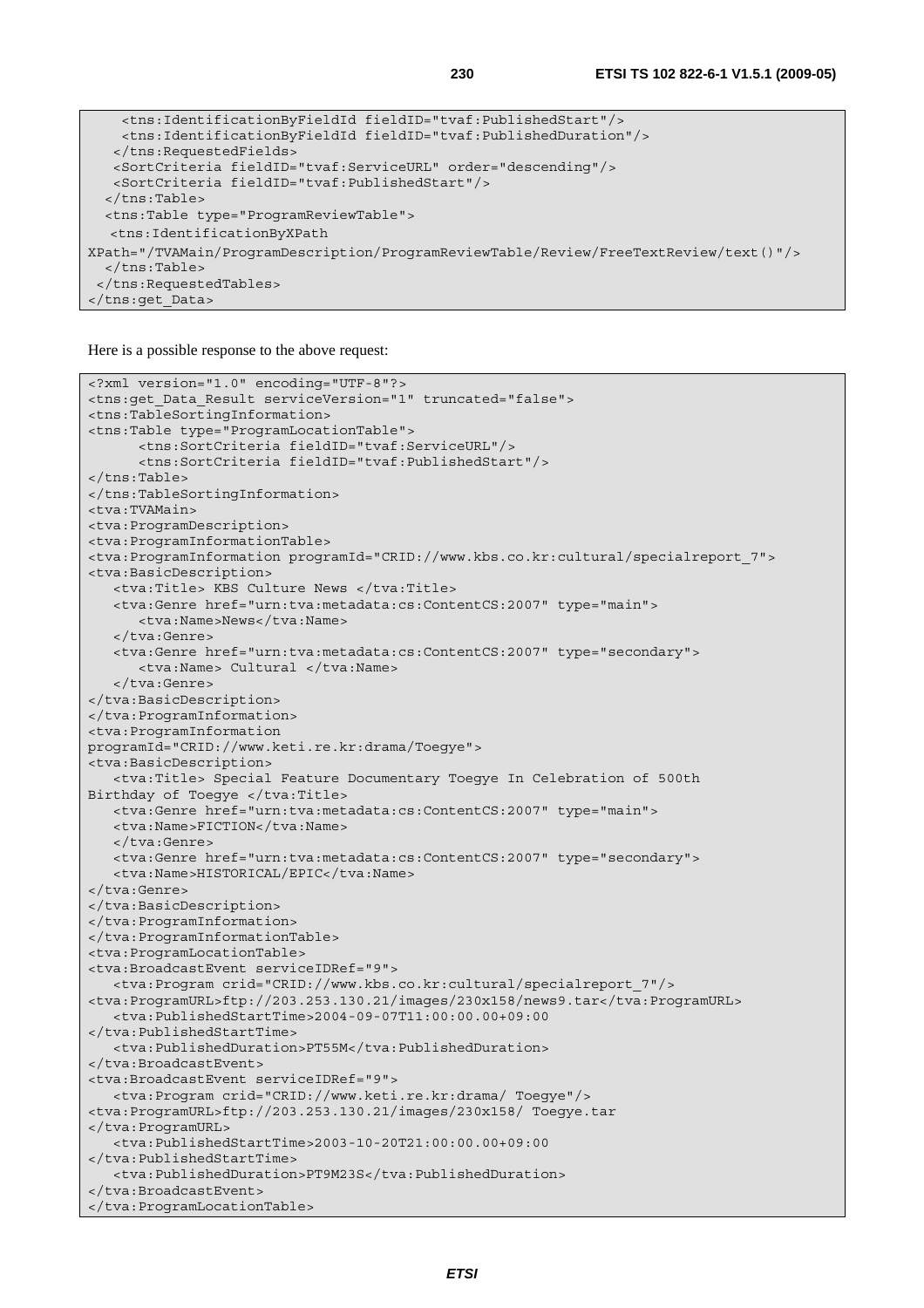```
    <tns:IdentificationByFieldId fieldID="tvaf:PublishedStart"/>
    <tns:IdentificationByFieldId fieldID="tvaf:PublishedDuration"/>
   </tns:RequestedFields>
   <SortCriteria fieldID="tvaf:ServiceURL" order="descending"/>
   <SortCriteria fieldID="tvaf:PublishedStart"/>
  </tns:Table>
  <tns:Table type="ProgramReviewTable">
   <tns:IdentificationByXPath 
XPath="/TVAMain/ProgramDescription/ProgramReviewTable/Review/FreeTextReview/text()"/>
  </tns:Table>
 </tns:RequestedTables>
</tns:get_Data>
```

Here is a possible response to the above request:

```
<?xml version="1.0" encoding="UTF-8"?>
<tns:get_Data_Result serviceVersion="1" truncated="false">
<tns:TableSortingInformation>
<tns:Table type="ProgramLocationTable">
      <tns:SortCriteria fieldID="tvaf:ServiceURL"/>
      <tns:SortCriteria fieldID="tvaf:PublishedStart"/>
</tns:Table>
</tns:TableSortingInformation>
<tva:TVAMain>
<tva:ProgramDescription>
<tva:ProgramInformationTable>
<tva:ProgramInformation programId="CRID://www.kbs.co.kr:cultural/specialreport_7">
<tva:BasicDescription>
   <tva:Title> KBS Culture News </tva:Title>
   <tva:Genre href="urn:tva:metadata:cs:ContentCS:2007" type="main">
      <tva:Name>News</tva:Name>
   </tva:Genre>
   <tva:Genre href="urn:tva:metadata:cs:ContentCS:2007" type="secondary">
      <tva:Name> Cultural </tva:Name>
   </tva:Genre>
</tva:BasicDescription>
</tva:ProgramInformation>
<tva:ProgramInformation 
programId="CRID://www.keti.re.kr:drama/Toegye">
<tva:BasicDescription>
   <tva:Title> Special Feature Documentary Toegye In Celebration of 500th 
Birthday of Toegye </tva:Title>
   <tva:Genre href="urn:tva:metadata:cs:ContentCS:2007" type="main">
   <tva:Name>FICTION</tva:Name>
   </tva:Genre>
   <tva:Genre href="urn:tva:metadata:cs:ContentCS:2007" type="secondary">
   <tva:Name>HISTORICAL/EPIC</tva:Name>
</tva:Genre>
</tva:BasicDescription>
</tva:ProgramInformation>
</tva:ProgramInformationTable>
<tva:ProgramLocationTable>
<tva:BroadcastEvent serviceIDRef="9">
   <tva:Program crid="CRID://www.kbs.co.kr:cultural/specialreport_7"/>
<tva:ProgramURL>ftp://203.253.130.21/images/230x158/news9.tar</tva:ProgramURL>
   <tva:PublishedStartTime>2004-09-07T11:00:00.00+09:00
</tva:PublishedStartTime>
   <tva:PublishedDuration>PT55M</tva:PublishedDuration>
</tva:BroadcastEvent>
<tva:BroadcastEvent serviceIDRef="9">
   <tva:Program crid="CRID://www.keti.re.kr:drama/ Toegye"/>
<tva:ProgramURL>ftp://203.253.130.21/images/230x158/ Toegye.tar
</tva:ProgramURL>
   <tva:PublishedStartTime>2003-10-20T21:00:00.00+09:00
</tva:PublishedStartTime>
   <tva:PublishedDuration>PT9M23S</tva:PublishedDuration>
</tva:BroadcastEvent>
</tva:ProgramLocationTable>
```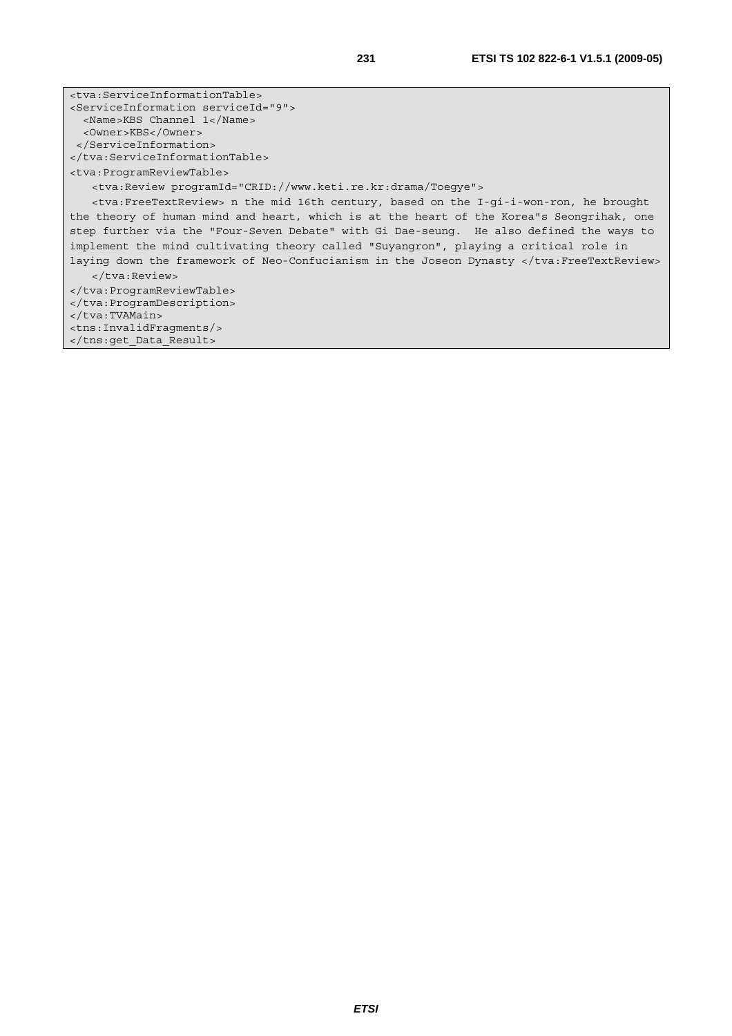```
<tva:ServiceInformationTable>
<ServiceInformation serviceId="9">
  <Name>KBS Channel 1</Name>
  <Owner>KBS</Owner>
 </ServiceInformation>
</tva:ServiceInformationTable>
<tva:ProgramReviewTable>
   <tva:Review programId="CRID://www.keti.re.kr:drama/Toegye">
   <tva:FreeTextReview> n the mid 16th century, based on the I-gi-i-won-ron, he brought
the theory of human mind and heart, which is at the heart of the Korea"s Seongrihak, one
step further via the "Four-Seven Debate" with Gi Dae-seung.  He also defined the ways to
implement the mind cultivating theory called "Suyangron", playing a critical role in
laying down the framework of Neo-Confucianism in the Joseon Dynasty </tva:FreeTextReview>
   </tva:Review>
</tva:ProgramReviewTable>
</tva:ProgramDescription>
</tva:TVAMain>
<tns:InvalidFragments/>
</tns:get_Data_Result>
```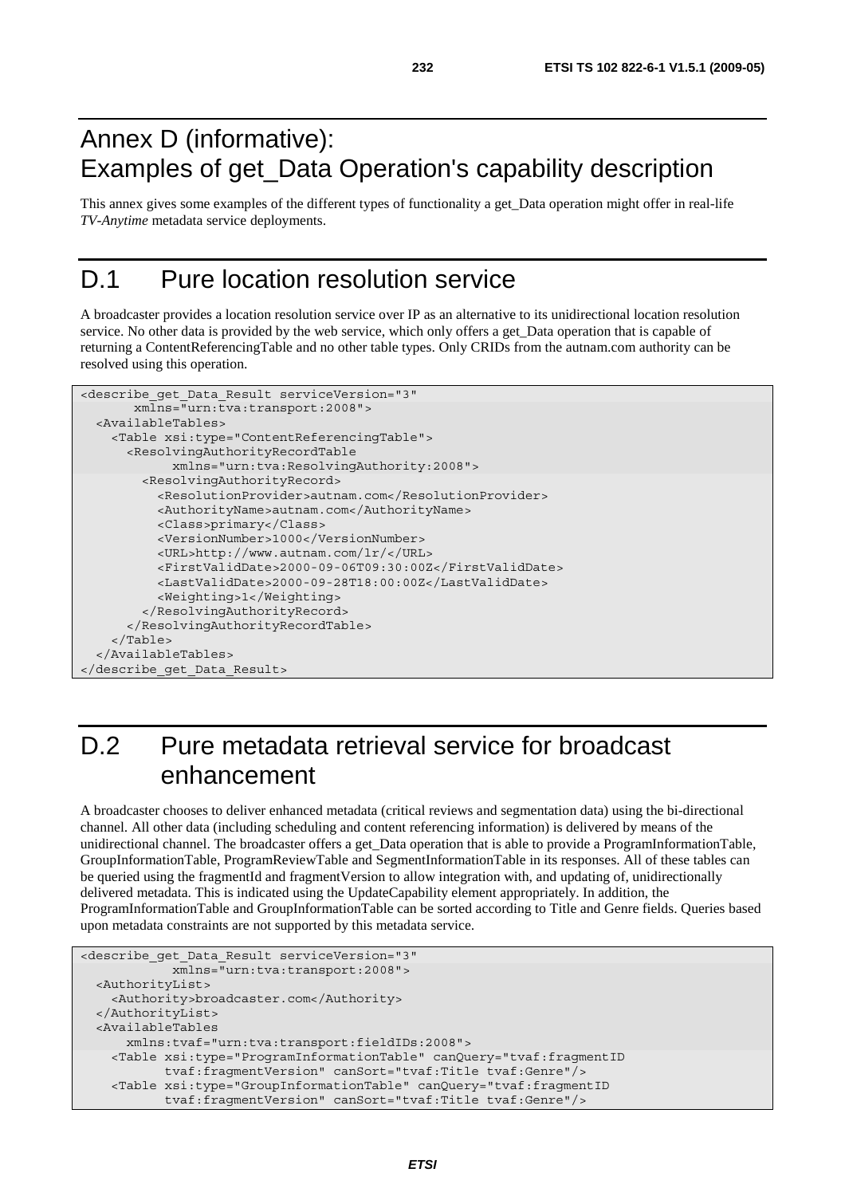# Annex D (informative): Examples of get_Data Operation's capability description

This annex gives some examples of the different types of functionality a get_Data operation might offer in real-life *TV-Anytime* metadata service deployments.

# D.1 Pure location resolution service

A broadcaster provides a location resolution service over IP as an alternative to its unidirectional location resolution service. No other data is provided by the web service, which only offers a get_Data operation that is capable of returning a ContentReferencingTable and no other table types. Only CRIDs from the autnam.com authority can be resolved using this operation.

```
<describe_get_Data_Result serviceVersion="3"
       xmlns="urn:tva:transport:2008">
  <AvailableTables>
    <Table xsi:type="ContentReferencingTable">
      <ResolvingAuthorityRecordTable
            xmlns="urn:tva:ResolvingAuthority:2008">
        <ResolvingAuthorityRecord>
          <ResolutionProvider>autnam.com</ResolutionProvider>
          <AuthorityName>autnam.com</AuthorityName>
          <Class>primary</Class>
          <VersionNumber>1000</VersionNumber>
          <URL>http://www.autnam.com/lr/</URL>
          <FirstValidDate>2000-09-06T09:30:00Z</FirstValidDate>
          <LastValidDate>2000-09-28T18:00:00Z</LastValidDate>
          <Weighting>1</Weighting>
        </ResolvingAuthorityRecord>
      </ResolvingAuthorityRecordTable>
    </Table>
  </AvailableTables>
</describe_get_Data_Result>
```

# D.2 Pure metadata retrieval service for broadcast enhancement

A broadcaster chooses to deliver enhanced metadata (critical reviews and segmentation data) using the bi-directional channel. All other data (including scheduling and content referencing information) is delivered by means of the unidirectional channel. The broadcaster offers a get_Data operation that is able to provide a ProgramInformationTable, GroupInformationTable, ProgramReviewTable and SegmentInformationTable in its responses. All of these tables can be queried using the fragmentId and fragmentVersion to allow integration with, and updating of, unidirectionally delivered metadata. This is indicated using the UpdateCapability element appropriately. In addition, the ProgramInformationTable and GroupInformationTable can be sorted according to Title and Genre fields. Queries based upon metadata constraints are not supported by this metadata service.

```
<describe_get_Data_Result serviceVersion="3"
            xmlns="urn:tva:transport:2008">
  <AuthorityList>
    <Authority>broadcaster.com</Authority>
  </AuthorityList>
  <AvailableTables
      xmlns:tvaf="urn:tva:transport:fieldIDs:2008">
    <Table xsi:type="ProgramInformationTable" canQuery="tvaf:fragmentID
           tvaf:fragmentVersion" canSort="tvaf:Title tvaf:Genre"/>
    <Table xsi:type="GroupInformationTable" canQuery="tvaf:fragmentID
           tvaf:fragmentVersion" canSort="tvaf:Title tvaf:Genre"/>
```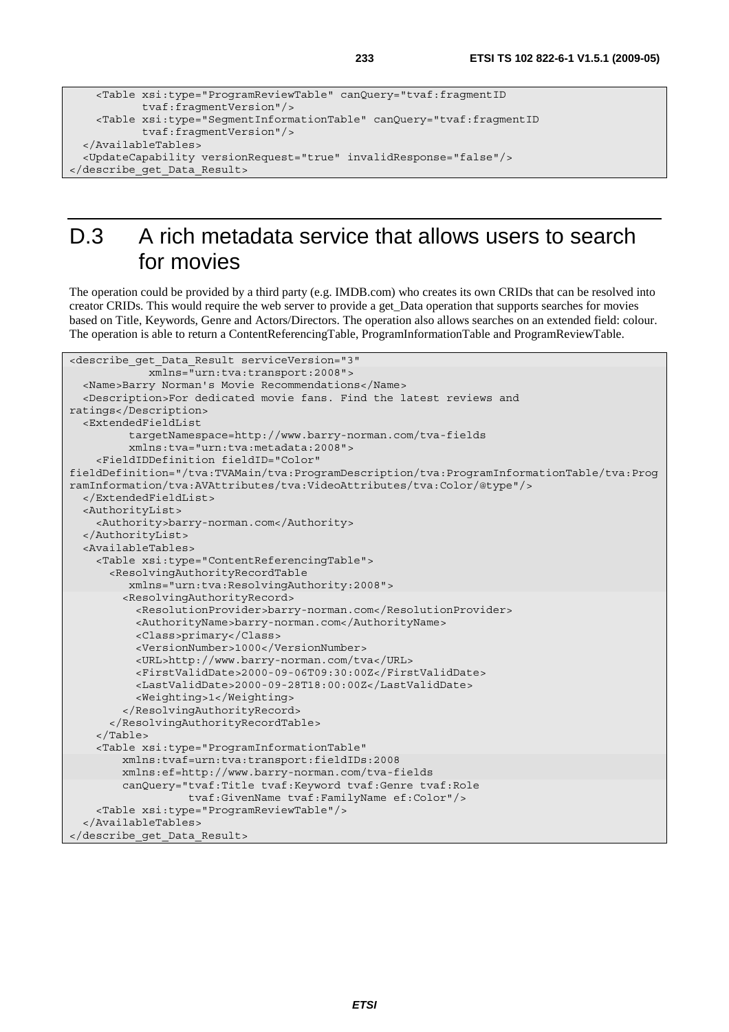```
    <Table xsi:type="ProgramReviewTable" canQuery="tvaf:fragmentID
           tvaf:fragmentVersion"/>
    <Table xsi:type="SegmentInformationTable" canQuery="tvaf:fragmentID
           tvaf:fragmentVersion"/>
  </AvailableTables>
  <UpdateCapability versionRequest="true" invalidResponse="false"/>
</describe_get_Data_Result>
```

# D.3 A rich metadata service that allows users to search for movies

The operation could be provided by a third party (e.g. IMDB.com) who creates its own CRIDs that can be resolved into creator CRIDs. This would require the web server to provide a get_Data operation that supports searches for movies based on Title, Keywords, Genre and Actors/Directors. The operation also allows searches on an extended field: colour. The operation is able to return a ContentReferencingTable, ProgramInformationTable and ProgramReviewTable.

```
<describe_get_Data_Result serviceVersion="3"
            xmlns="urn:tva:transport:2008">
  <Name>Barry Norman's Movie Recommendations</Name>
  <Description>For dedicated movie fans. Find the latest reviews and
ratings</Description>
  <ExtendedFieldList
         targetNamespace=http://www.barry-norman.com/tva-fields
         xmlns:tva="urn:tva:metadata:2008">
    <FieldIDDefinition fieldID="Color"
fieldDefinition="/tva:TVAMain/tva:ProgramDescription/tva:ProgramInformationTable/tva:Prog
ramInformation/tva:AVAttributes/tva:VideoAttributes/tva:Color/@type"/>
  </ExtendedFieldList>
  <AuthorityList>
    <Authority>barry-norman.com</Authority>
  </AuthorityList>
  <AvailableTables>
    <Table xsi:type="ContentReferencingTable">
      <ResolvingAuthorityRecordTable
         xmlns="urn:tva:ResolvingAuthority:2008">
        <ResolvingAuthorityRecord>
          <ResolutionProvider>barry-norman.com</ResolutionProvider>
          <AuthorityName>barry-norman.com</AuthorityName>
          <Class>primary</Class>
          <VersionNumber>1000</VersionNumber>
          <URL>http://www.barry-norman.com/tva</URL>
          <FirstValidDate>2000-09-06T09:30:00Z</FirstValidDate>
          <LastValidDate>2000-09-28T18:00:00Z</LastValidDate>
          <Weighting>1</Weighting>
        </ResolvingAuthorityRecord>
      </ResolvingAuthorityRecordTable>
    </Table>
    <Table xsi:type="ProgramInformationTable"
        xmlns:tvaf=urn:tva:transport:fieldIDs:2008
        xmlns:ef=http://www.barry-norman.com/tva-fields
        canQuery="tvaf:Title tvaf:Keyword tvaf:Genre tvaf:Role
                  tvaf:GivenName tvaf:FamilyName ef:Color"/>
    <Table xsi:type="ProgramReviewTable"/>
  </AvailableTables>
</describe_get_Data_Result>
```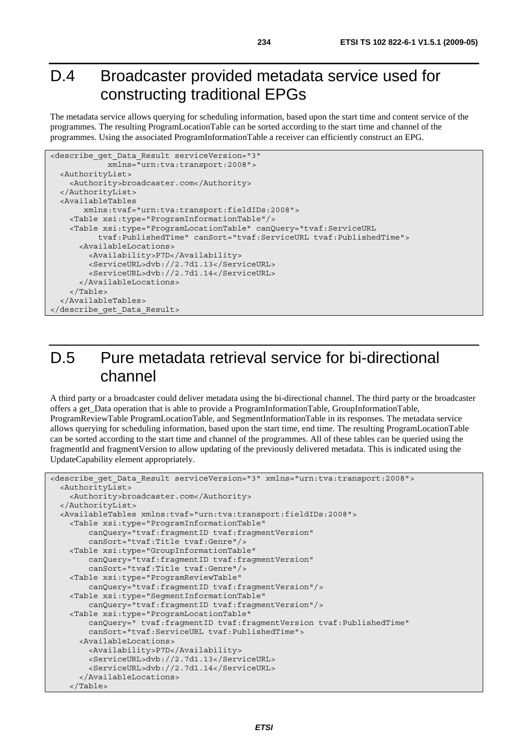# D.4 Broadcaster provided metadata service used for constructing traditional EPGs

The metadata service allows querying for scheduling information, based upon the start time and content service of the programmes. The resulting ProgramLocationTable can be sorted according to the start time and channel of the programmes. Using the associated ProgramInformationTable a receiver can efficiently construct an EPG.

```
<describe_get_Data_Result serviceVersion="3"
            xmlns="urn:tva:transport:2008">
  <AuthorityList>
    <Authority>broadcaster.com</Authority>
  </AuthorityList>
  <AvailableTables
       xmlns:tvaf="urn:tva:transport:fieldIDs:2008">
    <Table xsi:type="ProgramInformationTable"/>
    <Table xsi:type="ProgramLocationTable" canQuery="tvaf:ServiceURL
          tvaf:PublishedTime" canSort="tvaf:ServiceURL tvaf:PublishedTime">
      <AvailableLocations>
        <Availability>P7D</Availability>
        <ServiceURL>dvb://2.7d1.13</ServiceURL>
        <ServiceURL>dvb://2.7d1.14</ServiceURL>
      </AvailableLocations>
    </Table>
  </AvailableTables>
</describe_get_Data_Result>
```

# D.5 Pure metadata retrieval service for bi-directional channel

A third party or a broadcaster could deliver metadata using the bi-directional channel. The third party or the broadcaster offers a get_Data operation that is able to provide a ProgramInformationTable, GroupInformationTable, ProgramReviewTable ProgramLocationTable, and SegmentInformationTable in its responses. The metadata service allows querying for scheduling information, based upon the start time, end time. The resulting ProgramLocationTable can be sorted according to the start time and channel of the programmes. All of these tables can be queried using the fragmentId and fragmentVersion to allow updating of the previously delivered metadata. This is indicated using the UpdateCapability element appropriately.

```
<describe_get_Data_Result serviceVersion="3" xmlns="urn:tva:transport:2008">
  <AuthorityList>
    <Authority>broadcaster.com</Authority>
  </AuthorityList>
  <AvailableTables xmlns:tvaf="urn:tva:transport:fieldIDs:2008">
    <Table xsi:type="ProgramInformationTable"
        canQuery="tvaf:fragmentID tvaf:fragmentVersion"
        canSort="tvaf:Title tvaf:Genre"/>
    <Table xsi:type="GroupInformationTable"
        canQuery="tvaf:fragmentID tvaf:fragmentVersion"
        canSort="tvaf:Title tvaf:Genre"/>
    <Table xsi:type="ProgramReviewTable"
        canQuery="tvaf:fragmentID tvaf:fragmentVersion"/>
    <Table xsi:type="SegmentInformationTable"
        canQuery="tvaf:fragmentID tvaf:fragmentVersion"/>
    <Table xsi:type="ProgramLocationTable"
        canQuery=" tvaf:fragmentID tvaf:fragmentVersion tvaf:PublishedTime"
        canSort="tvaf:ServiceURL tvaf:PublishedTime">
      <AvailableLocations>
        <Availability>P7D</Availability>
        <ServiceURL>dvb://2.7d1.13</ServiceURL>
        <ServiceURL>dvb://2.7d1.14</ServiceURL>
      </AvailableLocations>
    </Table>
```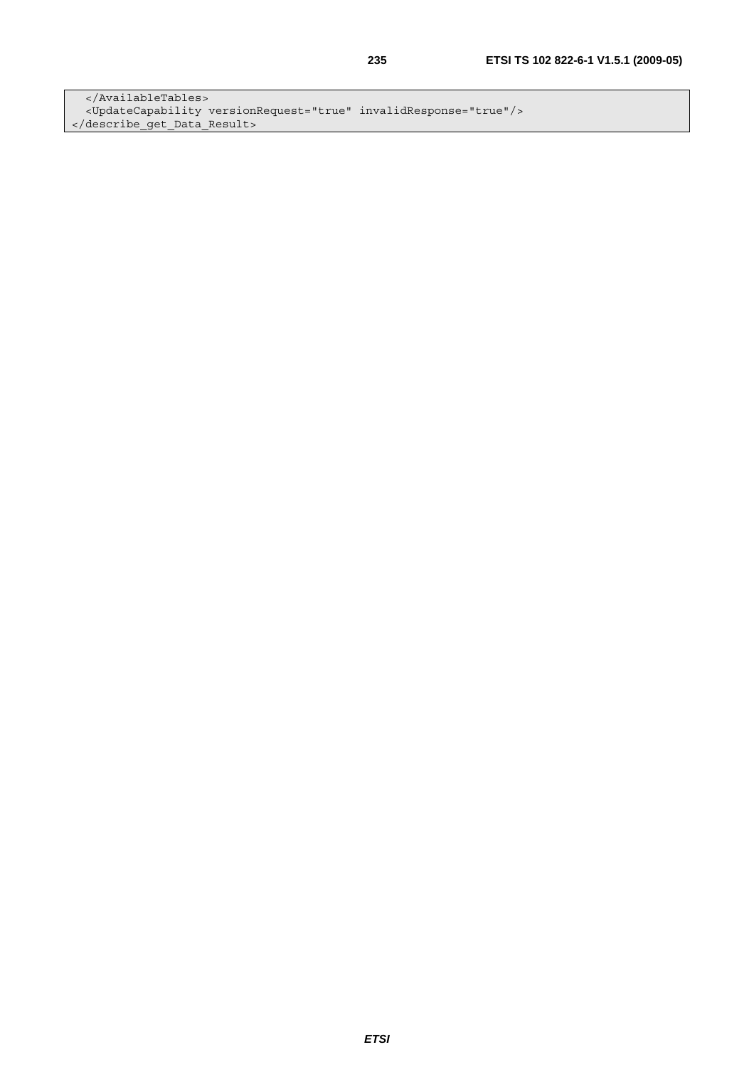```
  </AvailableTables>
  <UpdateCapability versionRequest="true" invalidResponse="true"/>
</describe_get_Data_Result>
```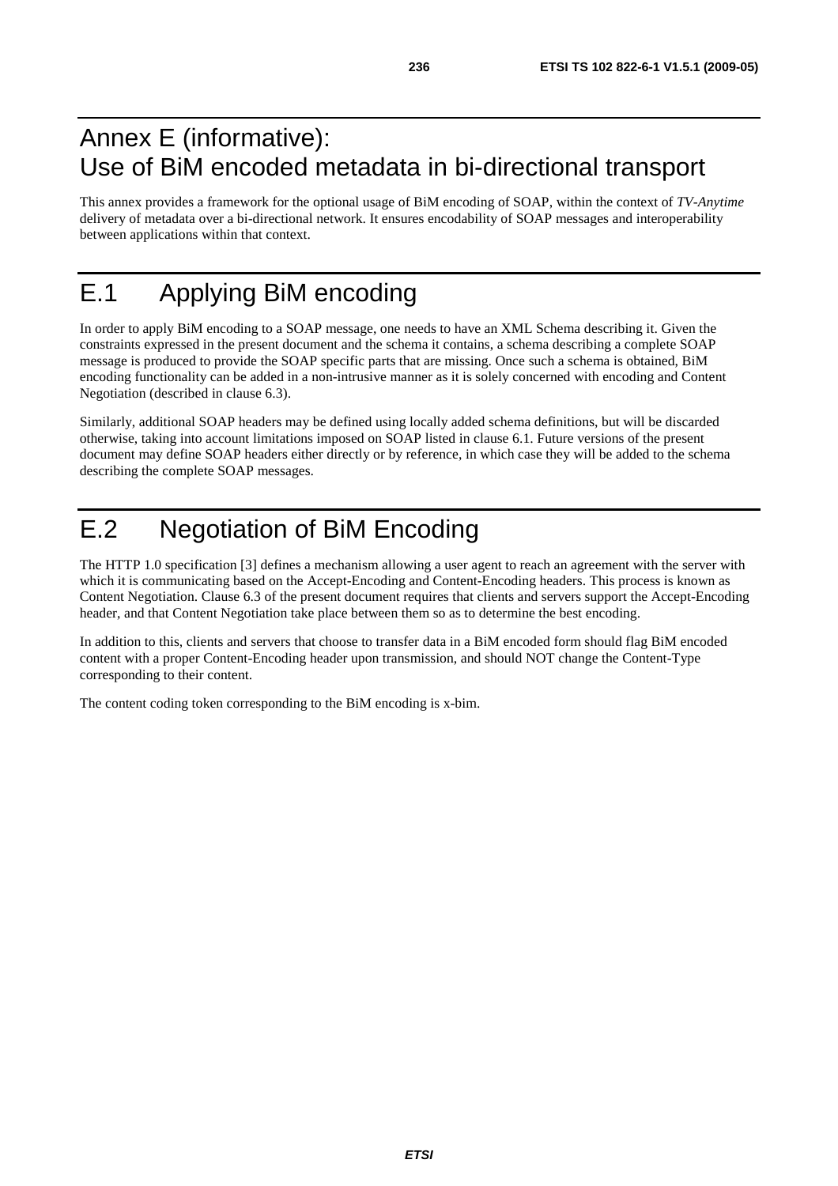# Annex E (informative): Use of BiM encoded metadata in bi-directional transport

This annex provides a framework for the optional usage of BiM encoding of SOAP, within the context of *TV-Anytime* delivery of metadata over a bi-directional network. It ensures encodability of SOAP messages and interoperability between applications within that context.

# E.1 Applying BiM encoding

In order to apply BiM encoding to a SOAP message, one needs to have an XML Schema describing it. Given the constraints expressed in the present document and the schema it contains, a schema describing a complete SOAP message is produced to provide the SOAP specific parts that are missing. Once such a schema is obtained, BiM encoding functionality can be added in a non-intrusive manner as it is solely concerned with encoding and Content Negotiation (described in clause 6.3).

Similarly, additional SOAP headers may be defined using locally added schema definitions, but will be discarded otherwise, taking into account limitations imposed on SOAP listed in clause 6.1. Future versions of the present document may define SOAP headers either directly or by reference, in which case they will be added to the schema describing the complete SOAP messages.

# E.2 Negotiation of BiM Encoding

The HTTP 1.0 specification [3] defines a mechanism allowing a user agent to reach an agreement with the server with which it is communicating based on the Accept-Encoding and Content-Encoding headers. This process is known as Content Negotiation. Clause 6.3 of the present document requires that clients and servers support the Accept-Encoding header, and that Content Negotiation take place between them so as to determine the best encoding.

In addition to this, clients and servers that choose to transfer data in a BiM encoded form should flag BiM encoded content with a proper Content-Encoding header upon transmission, and should NOT change the Content-Type corresponding to their content.

The content coding token corresponding to the BiM encoding is x-bim.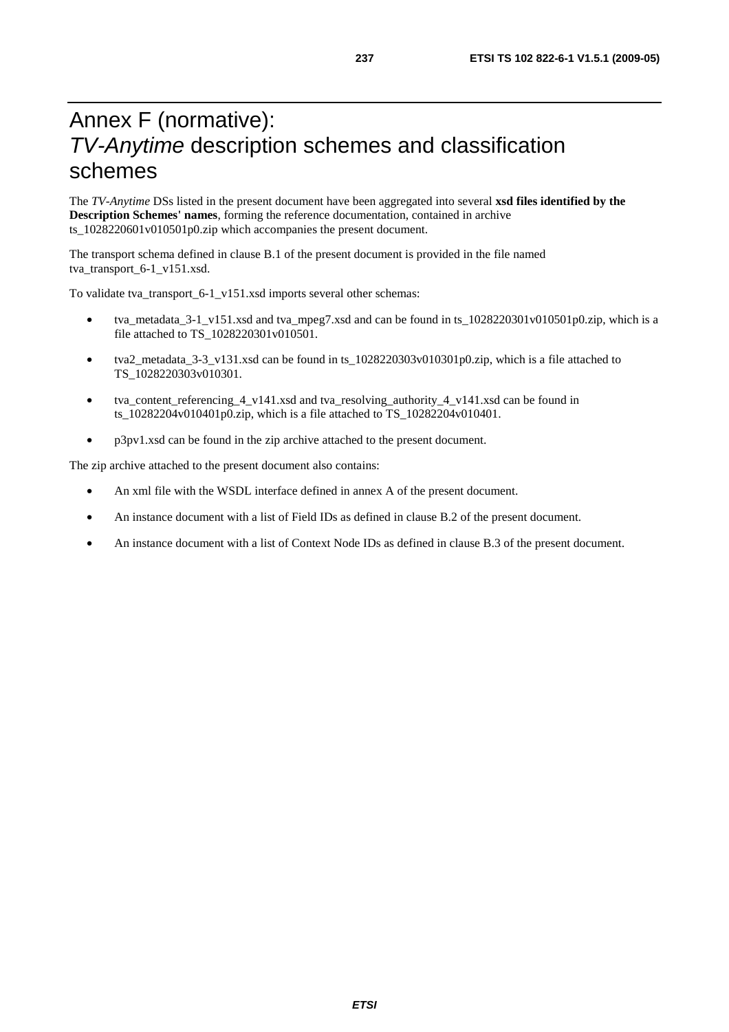# Annex F (normative): *TV-Anytime* description schemes and classification schemes

The *TV-Anytime* DSs listed in the present document have been aggregated into several **xsd files identified by the Description Schemes' names**, forming the reference documentation, contained in archive ts_1028220601v010501p0.zip which accompanies the present document.

The transport schema defined in clause B.1 of the present document is provided in the file named tva_transport_6-1_v151.xsd.

To validate tva_transport_6-1_v151.xsd imports several other schemas:

- tva_metadata_3-1_v151.xsd and tva_mpeg7.xsd and can be found in ts_1028220301v010501p0.zip, which is a file attached to TS_1028220301v010501.
- tva2_metadata_3-3_v131.xsd can be found in ts_1028220303v010301p0.zip, which is a file attached to TS_1028220303v010301.
- tva_content_referencing_4_v141.xsd and tva_resolving_authority_4_v141.xsd can be found in ts_10282204v010401p0.zip, which is a file attached to TS_10282204v010401.
- p3pv1.xsd can be found in the zip archive attached to the present document.

The zip archive attached to the present document also contains:

- An xml file with the WSDL interface defined in annex A of the present document.
- An instance document with a list of Field IDs as defined in clause B.2 of the present document.
- An instance document with a list of Context Node IDs as defined in clause B.3 of the present document.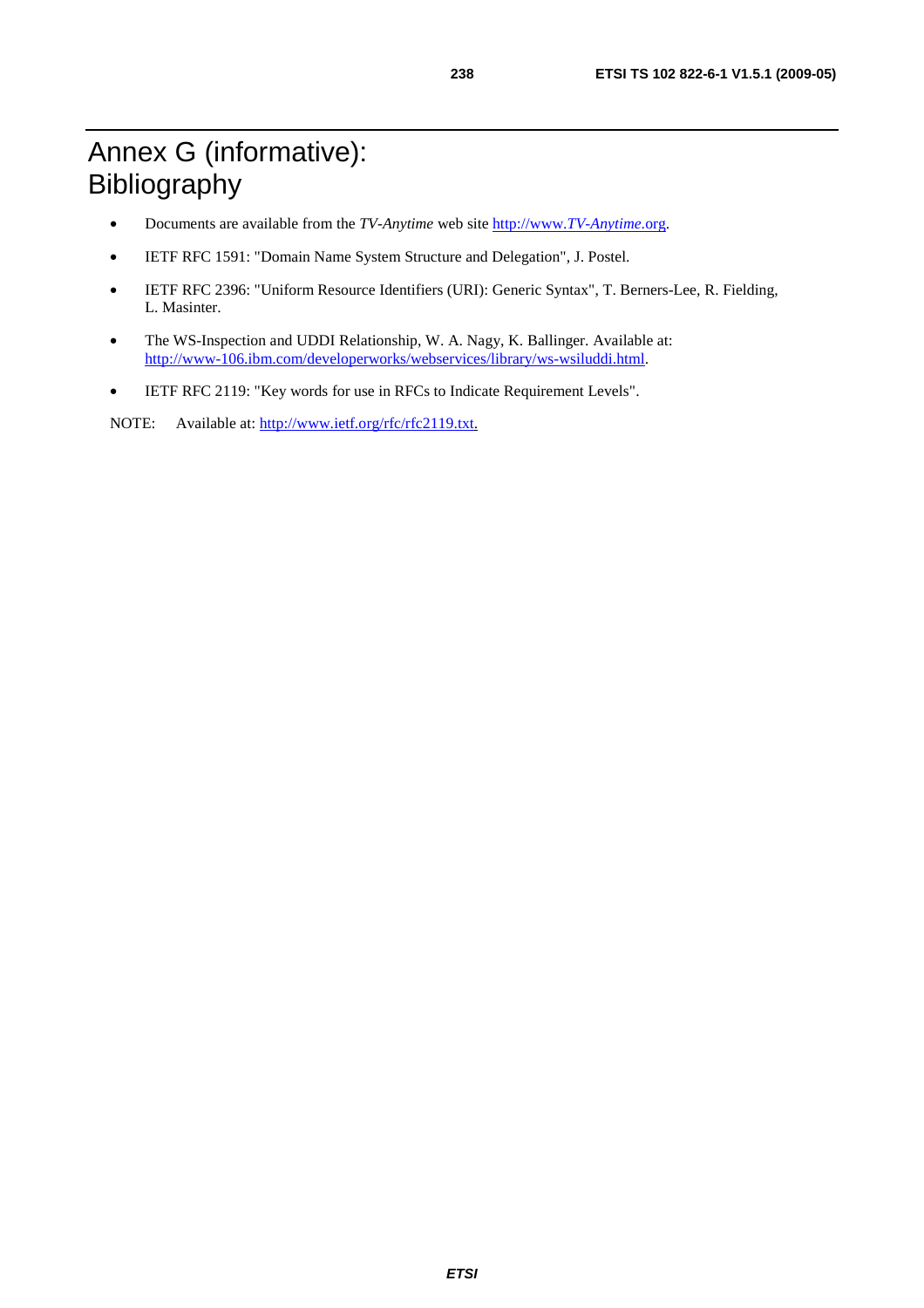# Annex G (informative): Bibliography

- Documents are available from the *TV-Anytime* web site http://www.*TV-Anytime*.org.
- IETF RFC 1591: "Domain Name System Structure and Delegation", J. Postel.
- IETF RFC 2396: "Uniform Resource Identifiers (URI): Generic Syntax", T. Berners-Lee, R. Fielding, L. Masinter.
- The WS-Inspection and UDDI Relationship, W. A. Nagy, K. Ballinger. Available at: http://www-106.ibm.com/developerworks/webservices/library/ws-wsiluddi.html.
- IETF RFC 2119: "Key words for use in RFCs to Indicate Requirement Levels".

NOTE: Available at: http://www.ietf.org/rfc/rfc2119.txt.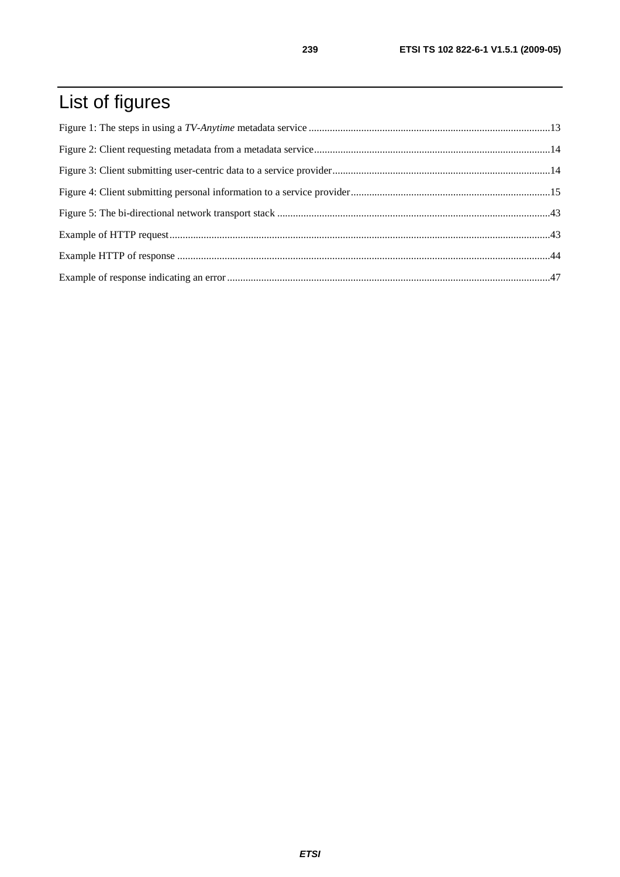# List of figures

Figure 1: The steps in using a *TV-Anytime* metadata service ............................................................................................13

Figure 2: Client requesting metadata from a metadata service...........................................................................................14

Figure 3: Client submitting user-centric data to a service provider...................................................................................14

Figure 4: Client submitting personal information to a service provider............................................................................15

Figure 5: The bi-directional network transport stack ........................................................................................................43

Example of HTTP request..................................................................................................................................................43

Example HTTP of response ...............................................................................................................................................44

Example of response indicating an error ...........................................................................................................................47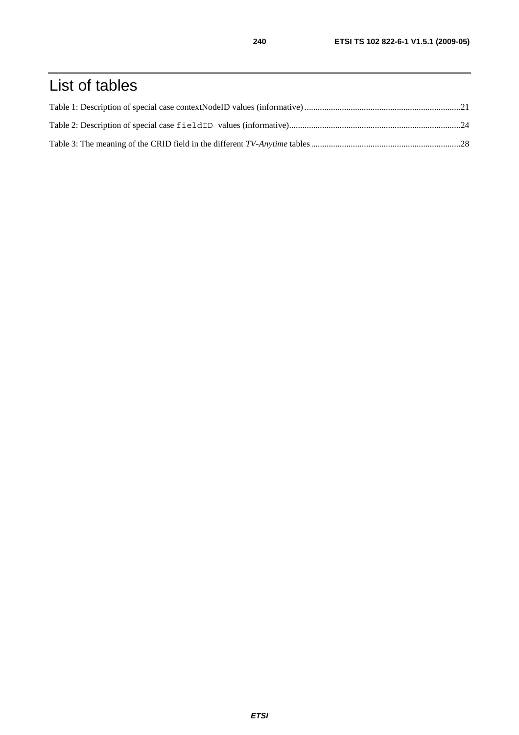# List of tables

Table 1: Description of special case contextNodeID values (informative) .......................................................................21

Table 2: Description of special case `fieldID` values (informative).............................................................................24

Table 3: The meaning of the CRID field in the different *TV-Anytime* tables ....................................................................28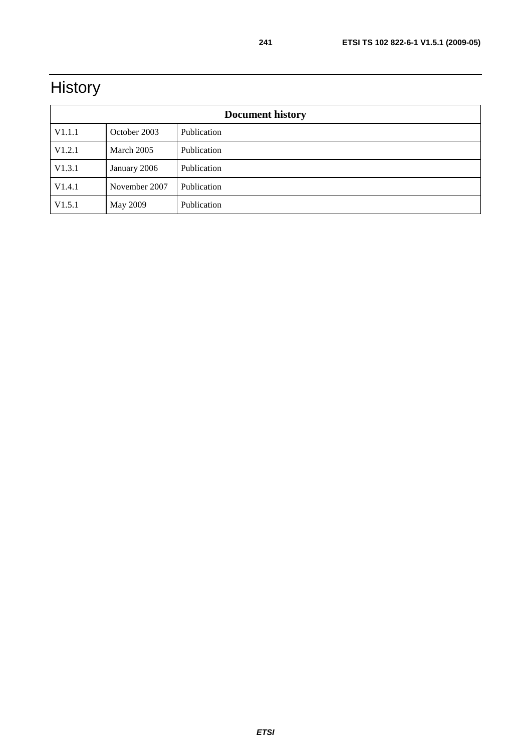# History

| Document history | | |
|---|---|---|
| V1.1.1 | October 2003 | Publication |
| V1.2.1 | March 2005 | Publication |
| V1.3.1 | January 2006 | Publication |
| V1.4.1 | November 2007 | Publication |
| V1.5.1 | May 2009 | Publication |